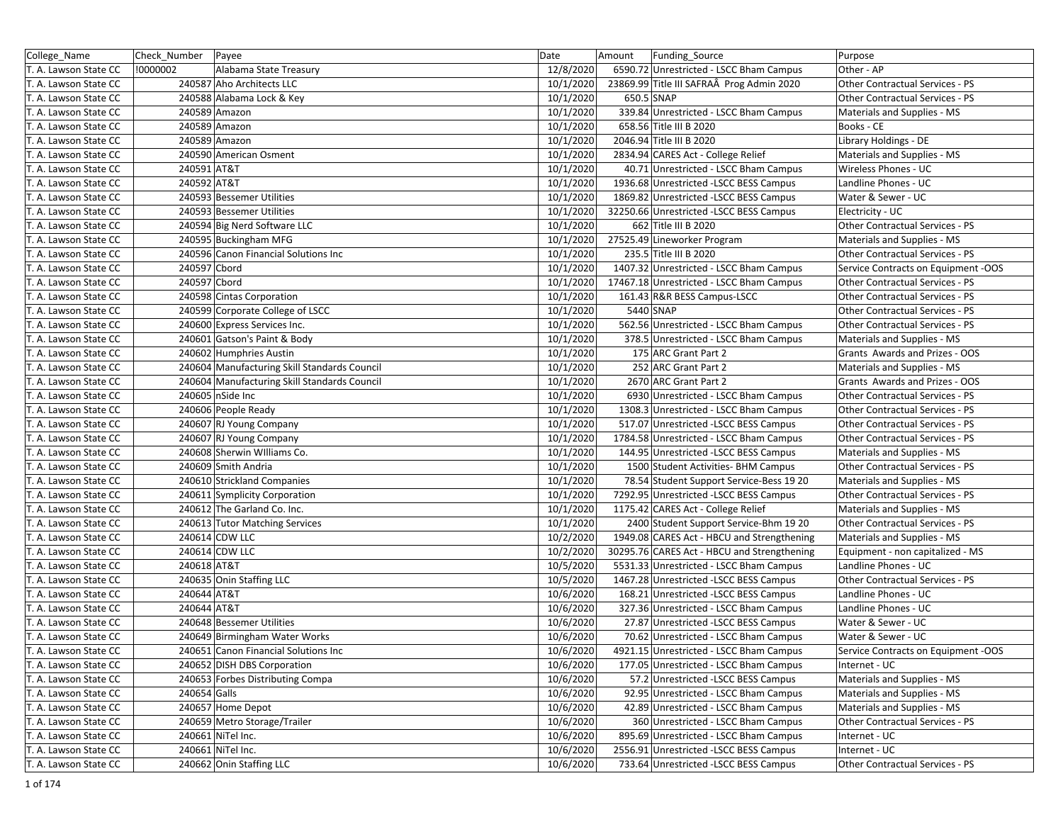| College_Name | Check_Number | Payee | Date | Amount | Funding_Source | Purpose |
|---|---|---|---|---|---|---|
| T. A. Lawson State CC | !0000002 | Alabama State Treasury | 12/8/2020 | 6590.72 | Unrestricted - LSCC Bham Campus | Other - AP |
| T. A. Lawson State CC | 240587 | Aho Architects LLC | 10/1/2020 | 23869.99 | Title III SAFRAÂ Prog Admin 2020 | Other Contractual Services - PS |
| T. A. Lawson State CC | 240588 | Alabama Lock & Key | 10/1/2020 | 650.5 | SNAP | Other Contractual Services - PS |
| T. A. Lawson State CC | 240589 | Amazon | 10/1/2020 | 339.84 | Unrestricted - LSCC Bham Campus | Materials and Supplies - MS |
| T. A. Lawson State CC | 240589 | Amazon | 10/1/2020 | 658.56 | Title III B 2020 | Books - CE |
| T. A. Lawson State CC | 240589 | Amazon | 10/1/2020 | 2046.94 | Title III B 2020 | Library Holdings - DE |
| T. A. Lawson State CC | 240590 | American Osment | 10/1/2020 | 2834.94 | CARES Act - College Relief | Materials and Supplies - MS |
| T. A. Lawson State CC | 240591 | AT&T | 10/1/2020 | 40.71 | Unrestricted - LSCC Bham Campus | Wireless Phones - UC |
| T. A. Lawson State CC | 240592 | AT&T | 10/1/2020 | 1936.68 | Unrestricted -LSCC BESS Campus | Landline Phones - UC |
| T. A. Lawson State CC | 240593 | Bessemer Utilities | 10/1/2020 | 1869.82 | Unrestricted -LSCC BESS Campus | Water & Sewer - UC |
| T. A. Lawson State CC | 240593 | Bessemer Utilities | 10/1/2020 | 32250.66 | Unrestricted -LSCC BESS Campus | Electricity - UC |
| T. A. Lawson State CC | 240594 | Big Nerd Software LLC | 10/1/2020 | 662 | Title III B 2020 | Other Contractual Services - PS |
| T. A. Lawson State CC | 240595 | Buckingham MFG | 10/1/2020 | 27525.49 | Lineworker Program | Materials and Supplies - MS |
| T. A. Lawson State CC | 240596 | Canon Financial Solutions Inc | 10/1/2020 | 235.5 | Title III B 2020 | Other Contractual Services - PS |
| T. A. Lawson State CC | 240597 | Cbord | 10/1/2020 | 1407.32 | Unrestricted - LSCC Bham Campus | Service Contracts on Equipment -OOS |
| T. A. Lawson State CC | 240597 | Cbord | 10/1/2020 | 17467.18 | Unrestricted - LSCC Bham Campus | Other Contractual Services - PS |
| T. A. Lawson State CC | 240598 | Cintas Corporation | 10/1/2020 | 161.43 | R&R BESS Campus-LSCC | Other Contractual Services - PS |
| T. A. Lawson State CC | 240599 | Corporate College of LSCC | 10/1/2020 | 5440 | SNAP | Other Contractual Services - PS |
| T. A. Lawson State CC | 240600 | Express Services Inc. | 10/1/2020 | 562.56 | Unrestricted - LSCC Bham Campus | Other Contractual Services - PS |
| T. A. Lawson State CC | 240601 | Gatson's Paint & Body | 10/1/2020 | 378.5 | Unrestricted - LSCC Bham Campus | Materials and Supplies - MS |
| T. A. Lawson State CC | 240602 | Humphries Austin | 10/1/2020 | 175 | ARC Grant Part 2 | Grants Awards and Prizes - OOS |
| T. A. Lawson State CC | 240604 | Manufacturing Skill Standards Council | 10/1/2020 | 252 | ARC Grant Part 2 | Materials and Supplies - MS |
| T. A. Lawson State CC | 240604 | Manufacturing Skill Standards Council | 10/1/2020 | 2670 | ARC Grant Part 2 | Grants Awards and Prizes - OOS |
| T. A. Lawson State CC | 240605 | nSide Inc | 10/1/2020 | 6930 | Unrestricted - LSCC Bham Campus | Other Contractual Services - PS |
| T. A. Lawson State CC | 240606 | People Ready | 10/1/2020 | 1308.3 | Unrestricted - LSCC Bham Campus | Other Contractual Services - PS |
| T. A. Lawson State CC | 240607 | RJ Young Company | 10/1/2020 | 517.07 | Unrestricted -LSCC BESS Campus | Other Contractual Services - PS |
| T. A. Lawson State CC | 240607 | RJ Young Company | 10/1/2020 | 1784.58 | Unrestricted - LSCC Bham Campus | Other Contractual Services - PS |
| T. A. Lawson State CC | 240608 | Sherwin WIlliams Co. | 10/1/2020 | 144.95 | Unrestricted -LSCC BESS Campus | Materials and Supplies - MS |
| T. A. Lawson State CC | 240609 | Smith Andria | 10/1/2020 | 1500 | Student Activities- BHM Campus | Other Contractual Services - PS |
| T. A. Lawson State CC | 240610 | Strickland Companies | 10/1/2020 | 78.54 | Student Support Service-Bess 19 20 | Materials and Supplies - MS |
| T. A. Lawson State CC | 240611 | Symplicity Corporation | 10/1/2020 | 7292.95 | Unrestricted -LSCC BESS Campus | Other Contractual Services - PS |
| T. A. Lawson State CC | 240612 | The Garland Co. Inc. | 10/1/2020 | 1175.42 | CARES Act - College Relief | Materials and Supplies - MS |
| T. A. Lawson State CC | 240613 | Tutor Matching Services | 10/1/2020 | 2400 | Student Support Service-Bhm 19 20 | Other Contractual Services - PS |
| T. A. Lawson State CC | 240614 | CDW LLC | 10/2/2020 | 1949.08 | CARES Act - HBCU and Strengthening | Materials and Supplies - MS |
| T. A. Lawson State CC | 240614 | CDW LLC | 10/2/2020 | 30295.76 | CARES Act - HBCU and Strengthening | Equipment - non capitalized - MS |
| T. A. Lawson State CC | 240618 | AT&T | 10/5/2020 | 5531.33 | Unrestricted - LSCC Bham Campus | Landline Phones - UC |
| T. A. Lawson State CC | 240635 | Onin Staffing LLC | 10/5/2020 | 1467.28 | Unrestricted -LSCC BESS Campus | Other Contractual Services - PS |
| T. A. Lawson State CC | 240644 | AT&T | 10/6/2020 | 168.21 | Unrestricted -LSCC BESS Campus | Landline Phones - UC |
| T. A. Lawson State CC | 240644 | AT&T | 10/6/2020 | 327.36 | Unrestricted - LSCC Bham Campus | Landline Phones - UC |
| T. A. Lawson State CC | 240648 | Bessemer Utilities | 10/6/2020 | 27.87 | Unrestricted -LSCC BESS Campus | Water & Sewer - UC |
| T. A. Lawson State CC | 240649 | Birmingham Water Works | 10/6/2020 | 70.62 | Unrestricted - LSCC Bham Campus | Water & Sewer - UC |
| T. A. Lawson State CC | 240651 | Canon Financial Solutions Inc | 10/6/2020 | 4921.15 | Unrestricted - LSCC Bham Campus | Service Contracts on Equipment -OOS |
| T. A. Lawson State CC | 240652 | DISH DBS Corporation | 10/6/2020 | 177.05 | Unrestricted - LSCC Bham Campus | Internet - UC |
| T. A. Lawson State CC | 240653 | Forbes Distributing Compa | 10/6/2020 | 57.2 | Unrestricted -LSCC BESS Campus | Materials and Supplies - MS |
| T. A. Lawson State CC | 240654 | Galls | 10/6/2020 | 92.95 | Unrestricted - LSCC Bham Campus | Materials and Supplies - MS |
| T. A. Lawson State CC | 240657 | Home Depot | 10/6/2020 | 42.89 | Unrestricted - LSCC Bham Campus | Materials and Supplies - MS |
| T. A. Lawson State CC | 240659 | Metro Storage/Trailer | 10/6/2020 | 360 | Unrestricted - LSCC Bham Campus | Other Contractual Services - PS |
| T. A. Lawson State CC | 240661 | NiTel Inc. | 10/6/2020 | 895.69 | Unrestricted - LSCC Bham Campus | Internet - UC |
| T. A. Lawson State CC | 240661 | NiTel Inc. | 10/6/2020 | 2556.91 | Unrestricted -LSCC BESS Campus | Internet - UC |
| T. A. Lawson State CC | 240662 | Onin Staffing LLC | 10/6/2020 | 733.64 | Unrestricted -LSCC BESS Campus | Other Contractual Services - PS |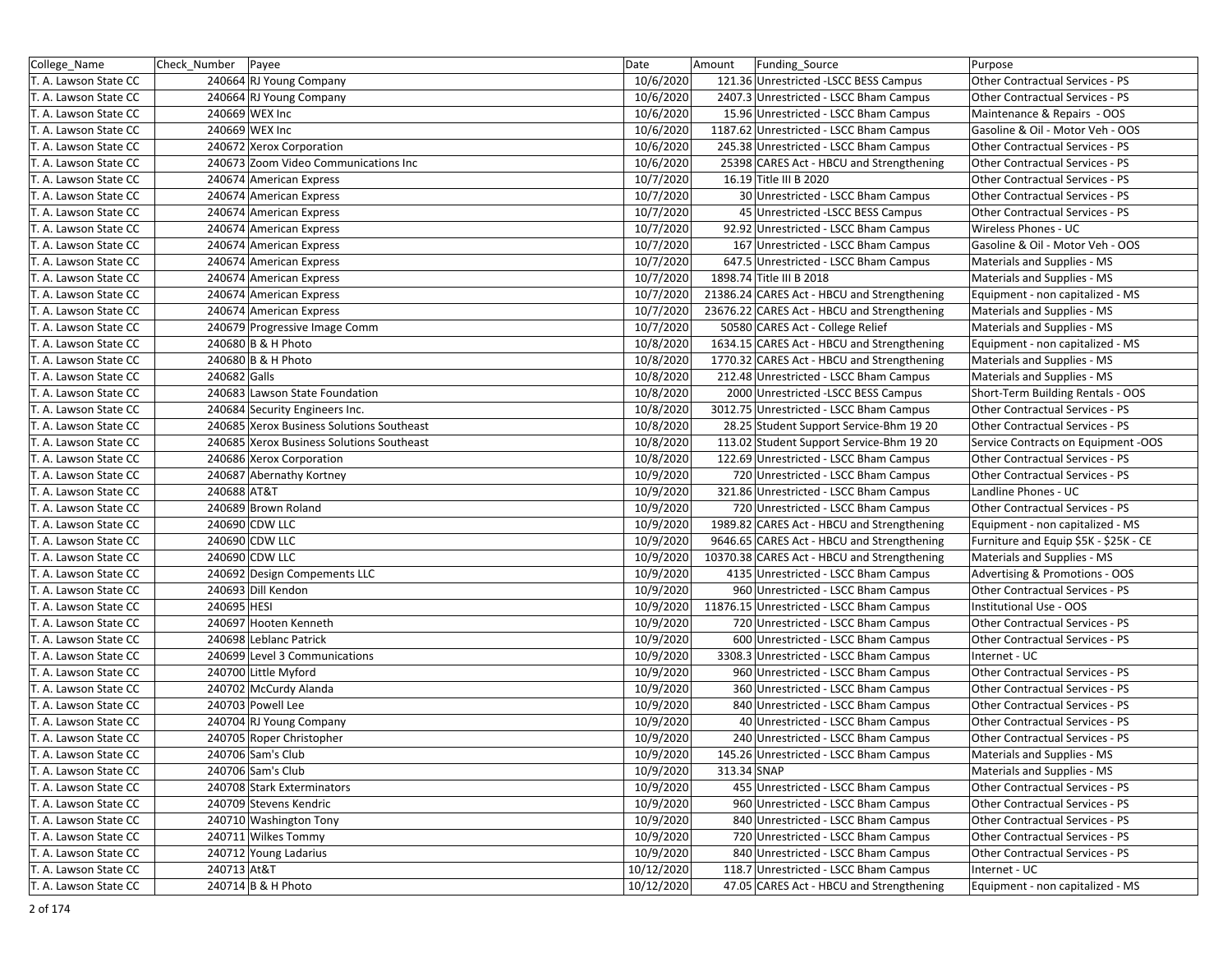| College_Name | Check_Number | Payee | Date | Amount | Funding_Source | Purpose |
|---|---|---|---|---|---|---|
| T. A. Lawson State CC | 240664 | RJ Young Company | 10/6/2020 | 121.36 | Unrestricted -LSCC BESS Campus | Other Contractual Services - PS |
| T. A. Lawson State CC | 240664 | RJ Young Company | 10/6/2020 | 2407.3 | Unrestricted - LSCC Bham Campus | Other Contractual Services - PS |
| T. A. Lawson State CC | 240669 | WEX Inc | 10/6/2020 | 15.96 | Unrestricted - LSCC Bham Campus | Maintenance & Repairs - OOS |
| T. A. Lawson State CC | 240669 | WEX Inc | 10/6/2020 | 1187.62 | Unrestricted - LSCC Bham Campus | Gasoline & Oil - Motor Veh - OOS |
| T. A. Lawson State CC | 240672 | Xerox Corporation | 10/6/2020 | 245.38 | Unrestricted - LSCC Bham Campus | Other Contractual Services - PS |
| T. A. Lawson State CC | 240673 | Zoom Video Communications Inc | 10/6/2020 | 25398 | CARES Act - HBCU and Strengthening | Other Contractual Services - PS |
| T. A. Lawson State CC | 240674 | American Express | 10/7/2020 | 16.19 | Title III B 2020 | Other Contractual Services - PS |
| T. A. Lawson State CC | 240674 | American Express | 10/7/2020 | 30 | Unrestricted - LSCC Bham Campus | Other Contractual Services - PS |
| T. A. Lawson State CC | 240674 | American Express | 10/7/2020 | 45 | Unrestricted -LSCC BESS Campus | Other Contractual Services - PS |
| T. A. Lawson State CC | 240674 | American Express | 10/7/2020 | 92.92 | Unrestricted - LSCC Bham Campus | Wireless Phones - UC |
| T. A. Lawson State CC | 240674 | American Express | 10/7/2020 | 167 | Unrestricted - LSCC Bham Campus | Gasoline & Oil - Motor Veh - OOS |
| T. A. Lawson State CC | 240674 | American Express | 10/7/2020 | 647.5 | Unrestricted - LSCC Bham Campus | Materials and Supplies - MS |
| T. A. Lawson State CC | 240674 | American Express | 10/7/2020 | 1898.74 | Title III B 2018 | Materials and Supplies - MS |
| T. A. Lawson State CC | 240674 | American Express | 10/7/2020 | 21386.24 | CARES Act - HBCU and Strengthening | Equipment - non capitalized - MS |
| T. A. Lawson State CC | 240674 | American Express | 10/7/2020 | 23676.22 | CARES Act - HBCU and Strengthening | Materials and Supplies - MS |
| T. A. Lawson State CC | 240679 | Progressive Image Comm | 10/7/2020 | 50580 | CARES Act - College Relief | Materials and Supplies - MS |
| T. A. Lawson State CC | 240680 | B & H Photo | 10/8/2020 | 1634.15 | CARES Act - HBCU and Strengthening | Equipment - non capitalized - MS |
| T. A. Lawson State CC | 240680 | B & H Photo | 10/8/2020 | 1770.32 | CARES Act - HBCU and Strengthening | Materials and Supplies - MS |
| T. A. Lawson State CC | 240682 | Galls | 10/8/2020 | 212.48 | Unrestricted - LSCC Bham Campus | Materials and Supplies - MS |
| T. A. Lawson State CC | 240683 | Lawson State Foundation | 10/8/2020 | 2000 | Unrestricted -LSCC BESS Campus | Short-Term Building Rentals - OOS |
| T. A. Lawson State CC | 240684 | Security Engineers Inc. | 10/8/2020 | 3012.75 | Unrestricted - LSCC Bham Campus | Other Contractual Services - PS |
| T. A. Lawson State CC | 240685 | Xerox Business Solutions Southeast | 10/8/2020 | 28.25 | Student Support Service-Bhm 19 20 | Other Contractual Services - PS |
| T. A. Lawson State CC | 240685 | Xerox Business Solutions Southeast | 10/8/2020 | 113.02 | Student Support Service-Bhm 19 20 | Service Contracts on Equipment -OOS |
| T. A. Lawson State CC | 240686 | Xerox Corporation | 10/8/2020 | 122.69 | Unrestricted - LSCC Bham Campus | Other Contractual Services - PS |
| T. A. Lawson State CC | 240687 | Abernathy Kortney | 10/9/2020 | 720 | Unrestricted - LSCC Bham Campus | Other Contractual Services - PS |
| T. A. Lawson State CC | 240688 | AT&T | 10/9/2020 | 321.86 | Unrestricted - LSCC Bham Campus | Landline Phones - UC |
| T. A. Lawson State CC | 240689 | Brown Roland | 10/9/2020 | 720 | Unrestricted - LSCC Bham Campus | Other Contractual Services - PS |
| T. A. Lawson State CC | 240690 | CDW LLC | 10/9/2020 | 1989.82 | CARES Act - HBCU and Strengthening | Equipment - non capitalized - MS |
| T. A. Lawson State CC | 240690 | CDW LLC | 10/9/2020 | 9646.65 | CARES Act - HBCU and Strengthening | Furniture and Equip $5K - $25K - CE |
| T. A. Lawson State CC | 240690 | CDW LLC | 10/9/2020 | 10370.38 | CARES Act - HBCU and Strengthening | Materials and Supplies - MS |
| T. A. Lawson State CC | 240692 | Design Compements LLC | 10/9/2020 | 4135 | Unrestricted - LSCC Bham Campus | Advertising & Promotions - OOS |
| T. A. Lawson State CC | 240693 | Dill Kendon | 10/9/2020 | 960 | Unrestricted - LSCC Bham Campus | Other Contractual Services - PS |
| T. A. Lawson State CC | 240695 | HESI | 10/9/2020 | 11876.15 | Unrestricted - LSCC Bham Campus | Institutional Use - OOS |
| T. A. Lawson State CC | 240697 | Hooten Kenneth | 10/9/2020 | 720 | Unrestricted - LSCC Bham Campus | Other Contractual Services - PS |
| T. A. Lawson State CC | 240698 | Leblanc Patrick | 10/9/2020 | 600 | Unrestricted - LSCC Bham Campus | Other Contractual Services - PS |
| T. A. Lawson State CC | 240699 | Level 3 Communications | 10/9/2020 | 3308.3 | Unrestricted - LSCC Bham Campus | Internet - UC |
| T. A. Lawson State CC | 240700 | Little Myford | 10/9/2020 | 960 | Unrestricted - LSCC Bham Campus | Other Contractual Services - PS |
| T. A. Lawson State CC | 240702 | McCurdy Alanda | 10/9/2020 | 360 | Unrestricted - LSCC Bham Campus | Other Contractual Services - PS |
| T. A. Lawson State CC | 240703 | Powell Lee | 10/9/2020 | 840 | Unrestricted - LSCC Bham Campus | Other Contractual Services - PS |
| T. A. Lawson State CC | 240704 | RJ Young Company | 10/9/2020 | 40 | Unrestricted - LSCC Bham Campus | Other Contractual Services - PS |
| T. A. Lawson State CC | 240705 | Roper Christopher | 10/9/2020 | 240 | Unrestricted - LSCC Bham Campus | Other Contractual Services - PS |
| T. A. Lawson State CC | 240706 | Sam's Club | 10/9/2020 | 145.26 | Unrestricted - LSCC Bham Campus | Materials and Supplies - MS |
| T. A. Lawson State CC | 240706 | Sam's Club | 10/9/2020 | 313.34 | SNAP | Materials and Supplies - MS |
| T. A. Lawson State CC | 240708 | Stark Exterminators | 10/9/2020 | 455 | Unrestricted - LSCC Bham Campus | Other Contractual Services - PS |
| T. A. Lawson State CC | 240709 | Stevens Kendric | 10/9/2020 | 960 | Unrestricted - LSCC Bham Campus | Other Contractual Services - PS |
| T. A. Lawson State CC | 240710 | Washington Tony | 10/9/2020 | 840 | Unrestricted - LSCC Bham Campus | Other Contractual Services - PS |
| T. A. Lawson State CC | 240711 | Wilkes Tommy | 10/9/2020 | 720 | Unrestricted - LSCC Bham Campus | Other Contractual Services - PS |
| T. A. Lawson State CC | 240712 | Young Ladarius | 10/9/2020 | 840 | Unrestricted - LSCC Bham Campus | Other Contractual Services - PS |
| T. A. Lawson State CC | 240713 | At&T | 10/12/2020 | 118.7 | Unrestricted - LSCC Bham Campus | Internet - UC |
| T. A. Lawson State CC | 240714 | B & H Photo | 10/12/2020 | 47.05 | CARES Act - HBCU and Strengthening | Equipment - non capitalized - MS |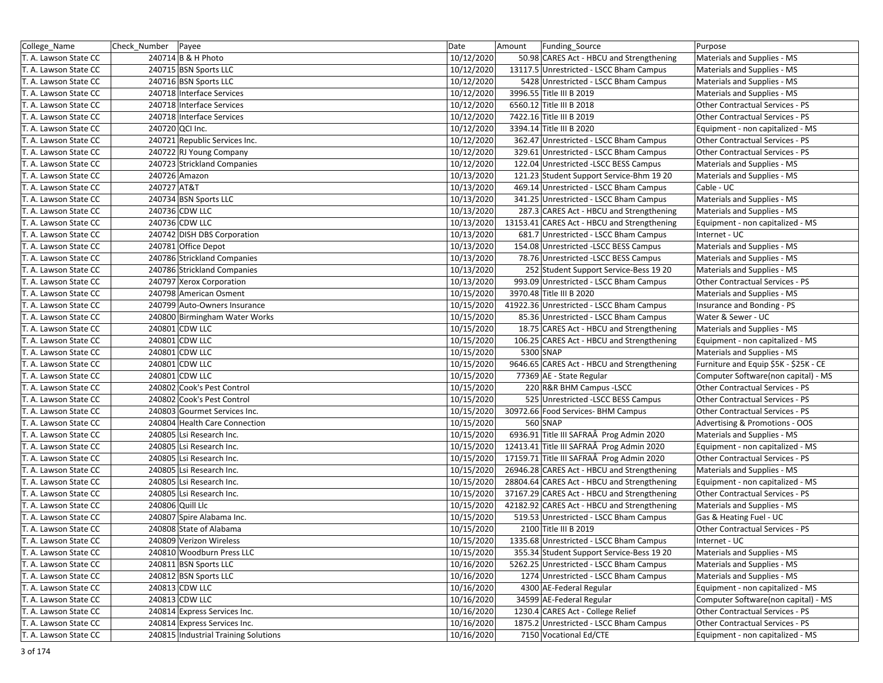| College_Name | Check_Number | Payee | Date | Amount | Funding_Source | Purpose |
|---|---|---|---|---|---|---|
| T. A. Lawson State CC | 240714 | B & H Photo | 10/12/2020 | 50.98 | CARES Act - HBCU and Strengthening | Materials and Supplies - MS |
| T. A. Lawson State CC | 240715 | BSN Sports LLC | 10/12/2020 | 13117.5 | Unrestricted - LSCC Bham Campus | Materials and Supplies - MS |
| T. A. Lawson State CC | 240716 | BSN Sports LLC | 10/12/2020 | 5428 | Unrestricted - LSCC Bham Campus | Materials and Supplies - MS |
| T. A. Lawson State CC | 240718 | Interface Services | 10/12/2020 | 3996.55 | Title III B 2019 | Materials and Supplies - MS |
| T. A. Lawson State CC | 240718 | Interface Services | 10/12/2020 | 6560.12 | Title III B 2018 | Other Contractual Services - PS |
| T. A. Lawson State CC | 240718 | Interface Services | 10/12/2020 | 7422.16 | Title III B 2019 | Other Contractual Services - PS |
| T. A. Lawson State CC | 240720 | QCI Inc. | 10/12/2020 | 3394.14 | Title III B 2020 | Equipment - non capitalized - MS |
| T. A. Lawson State CC | 240721 | Republic Services Inc. | 10/12/2020 | 362.47 | Unrestricted - LSCC Bham Campus | Other Contractual Services - PS |
| T. A. Lawson State CC | 240722 | RJ Young Company | 10/12/2020 | 329.61 | Unrestricted - LSCC Bham Campus | Other Contractual Services - PS |
| T. A. Lawson State CC | 240723 | Strickland Companies | 10/12/2020 | 122.04 | Unrestricted -LSCC BESS Campus | Materials and Supplies - MS |
| T. A. Lawson State CC | 240726 | Amazon | 10/13/2020 | 121.23 | Student Support Service-Bhm 19 20 | Materials and Supplies - MS |
| T. A. Lawson State CC | 240727 | AT&T | 10/13/2020 | 469.14 | Unrestricted - LSCC Bham Campus | Cable - UC |
| T. A. Lawson State CC | 240734 | BSN Sports LLC | 10/13/2020 | 341.25 | Unrestricted - LSCC Bham Campus | Materials and Supplies - MS |
| T. A. Lawson State CC | 240736 | CDW LLC | 10/13/2020 | 287.3 | CARES Act - HBCU and Strengthening | Materials and Supplies - MS |
| T. A. Lawson State CC | 240736 | CDW LLC | 10/13/2020 | 13153.41 | CARES Act - HBCU and Strengthening | Equipment - non capitalized - MS |
| T. A. Lawson State CC | 240742 | DISH DBS Corporation | 10/13/2020 | 681.7 | Unrestricted - LSCC Bham Campus | Internet - UC |
| T. A. Lawson State CC | 240781 | Office Depot | 10/13/2020 | 154.08 | Unrestricted -LSCC BESS Campus | Materials and Supplies - MS |
| T. A. Lawson State CC | 240786 | Strickland Companies | 10/13/2020 | 78.76 | Unrestricted -LSCC BESS Campus | Materials and Supplies - MS |
| T. A. Lawson State CC | 240786 | Strickland Companies | 10/13/2020 | 252 | Student Support Service-Bess 19 20 | Materials and Supplies - MS |
| T. A. Lawson State CC | 240797 | Xerox Corporation | 10/13/2020 | 993.09 | Unrestricted - LSCC Bham Campus | Other Contractual Services - PS |
| T. A. Lawson State CC | 240798 | American Osment | 10/15/2020 | 3970.48 | Title III B 2020 | Materials and Supplies - MS |
| T. A. Lawson State CC | 240799 | Auto-Owners Insurance | 10/15/2020 | 41922.36 | Unrestricted - LSCC Bham Campus | Insurance and Bonding - PS |
| T. A. Lawson State CC | 240800 | Birmingham Water Works | 10/15/2020 | 85.36 | Unrestricted - LSCC Bham Campus | Water & Sewer - UC |
| T. A. Lawson State CC | 240801 | CDW LLC | 10/15/2020 | 18.75 | CARES Act - HBCU and Strengthening | Materials and Supplies - MS |
| T. A. Lawson State CC | 240801 | CDW LLC | 10/15/2020 | 106.25 | CARES Act - HBCU and Strengthening | Equipment - non capitalized - MS |
| T. A. Lawson State CC | 240801 | CDW LLC | 10/15/2020 | 5300 | SNAP | Materials and Supplies - MS |
| T. A. Lawson State CC | 240801 | CDW LLC | 10/15/2020 | 9646.65 | CARES Act - HBCU and Strengthening | Furniture and Equip $5K - $25K - CE |
| T. A. Lawson State CC | 240801 | CDW LLC | 10/15/2020 | 77369 | AE - State Regular | Computer Software(non capital) - MS |
| T. A. Lawson State CC | 240802 | Cook's Pest Control | 10/15/2020 | 220 | R&R BHM Campus -LSCC | Other Contractual Services - PS |
| T. A. Lawson State CC | 240802 | Cook's Pest Control | 10/15/2020 | 525 | Unrestricted -LSCC BESS Campus | Other Contractual Services - PS |
| T. A. Lawson State CC | 240803 | Gourmet Services Inc. | 10/15/2020 | 30972.66 | Food Services- BHM Campus | Other Contractual Services - PS |
| T. A. Lawson State CC | 240804 | Health Care Connection | 10/15/2020 | 560 | SNAP | Advertising & Promotions - OOS |
| T. A. Lawson State CC | 240805 | Lsi Research Inc. | 10/15/2020 | 6936.91 | Title III SAFRAÂ  Prog Admin 2020 | Materials and Supplies - MS |
| T. A. Lawson State CC | 240805 | Lsi Research Inc. | 10/15/2020 | 12413.41 | Title III SAFRAÂ  Prog Admin 2020 | Equipment - non capitalized - MS |
| T. A. Lawson State CC | 240805 | Lsi Research Inc. | 10/15/2020 | 17159.71 | Title III SAFRAÂ  Prog Admin 2020 | Other Contractual Services - PS |
| T. A. Lawson State CC | 240805 | Lsi Research Inc. | 10/15/2020 | 26946.28 | CARES Act - HBCU and Strengthening | Materials and Supplies - MS |
| T. A. Lawson State CC | 240805 | Lsi Research Inc. | 10/15/2020 | 28804.64 | CARES Act - HBCU and Strengthening | Equipment - non capitalized - MS |
| T. A. Lawson State CC | 240805 | Lsi Research Inc. | 10/15/2020 | 37167.29 | CARES Act - HBCU and Strengthening | Other Contractual Services - PS |
| T. A. Lawson State CC | 240806 | Quill Llc | 10/15/2020 | 42182.92 | CARES Act - HBCU and Strengthening | Materials and Supplies - MS |
| T. A. Lawson State CC | 240807 | Spire Alabama Inc. | 10/15/2020 | 519.53 | Unrestricted - LSCC Bham Campus | Gas & Heating Fuel - UC |
| T. A. Lawson State CC | 240808 | State of Alabama | 10/15/2020 | 2100 | Title III B 2019 | Other Contractual Services - PS |
| T. A. Lawson State CC | 240809 | Verizon Wireless | 10/15/2020 | 1335.68 | Unrestricted - LSCC Bham Campus | Internet - UC |
| T. A. Lawson State CC | 240810 | Woodburn Press LLC | 10/15/2020 | 355.34 | Student Support Service-Bess 19 20 | Materials and Supplies - MS |
| T. A. Lawson State CC | 240811 | BSN Sports LLC | 10/16/2020 | 5262.25 | Unrestricted - LSCC Bham Campus | Materials and Supplies - MS |
| T. A. Lawson State CC | 240812 | BSN Sports LLC | 10/16/2020 | 1274 | Unrestricted - LSCC Bham Campus | Materials and Supplies - MS |
| T. A. Lawson State CC | 240813 | CDW LLC | 10/16/2020 | 4300 | AE-Federal Regular | Equipment - non capitalized - MS |
| T. A. Lawson State CC | 240813 | CDW LLC | 10/16/2020 | 34599 | AE-Federal Regular | Computer Software(non capital) - MS |
| T. A. Lawson State CC | 240814 | Express Services Inc. | 10/16/2020 | 1230.4 | CARES Act - College Relief | Other Contractual Services - PS |
| T. A. Lawson State CC | 240814 | Express Services Inc. | 10/16/2020 | 1875.2 | Unrestricted - LSCC Bham Campus | Other Contractual Services - PS |
| T. A. Lawson State CC | 240815 | Industrial Training Solutions | 10/16/2020 | 7150 | Vocational Ed/CTE | Equipment - non capitalized - MS |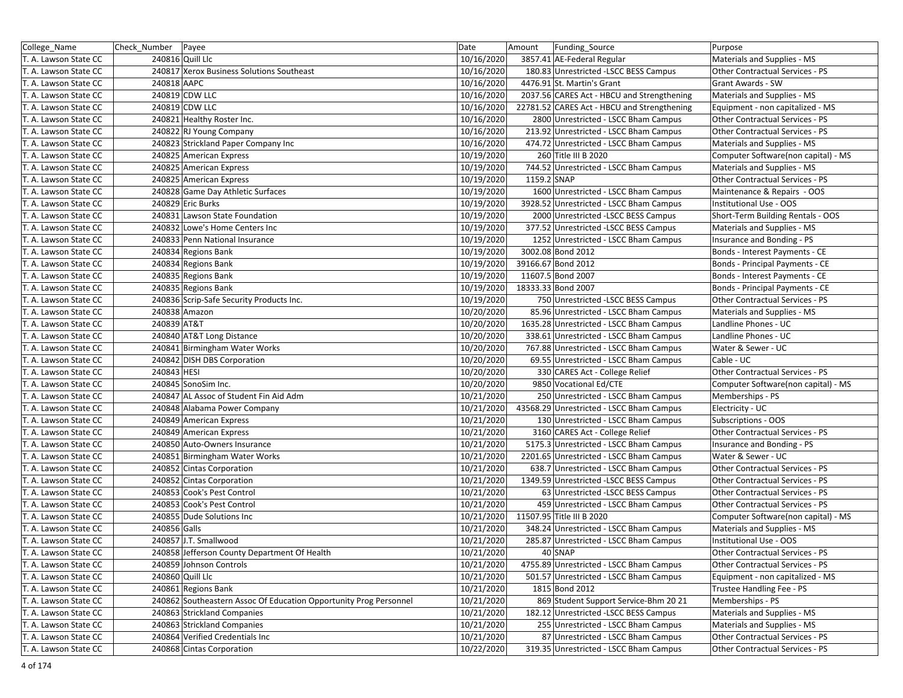| College_Name | Check_Number | Payee | Date | Amount | Funding_Source | Purpose |
|---|---|---|---|---|---|---|
| T. A. Lawson State CC | 240816 | Quill Llc | 10/16/2020 | 3857.41 | AE-Federal Regular | Materials and Supplies - MS |
| T. A. Lawson State CC | 240817 | Xerox Business Solutions Southeast | 10/16/2020 | 180.83 | Unrestricted -LSCC BESS Campus | Other Contractual Services - PS |
| T. A. Lawson State CC | 240818 | AAPC | 10/16/2020 | 4476.91 | St. Martin's Grant | Grant Awards - SW |
| T. A. Lawson State CC | 240819 | CDW LLC | 10/16/2020 | 2037.56 | CARES Act - HBCU and Strengthening | Materials and Supplies - MS |
| T. A. Lawson State CC | 240819 | CDW LLC | 10/16/2020 | 22781.52 | CARES Act - HBCU and Strengthening | Equipment - non capitalized - MS |
| T. A. Lawson State CC | 240821 | Healthy Roster Inc. | 10/16/2020 | 2800 | Unrestricted - LSCC Bham Campus | Other Contractual Services - PS |
| T. A. Lawson State CC | 240822 | RJ Young Company | 10/16/2020 | 213.92 | Unrestricted - LSCC Bham Campus | Other Contractual Services - PS |
| T. A. Lawson State CC | 240823 | Strickland Paper Company Inc | 10/16/2020 | 474.72 | Unrestricted - LSCC Bham Campus | Materials and Supplies - MS |
| T. A. Lawson State CC | 240825 | American Express | 10/19/2020 | 260 | Title III B 2020 | Computer Software(non capital) - MS |
| T. A. Lawson State CC | 240825 | American Express | 10/19/2020 | 744.52 | Unrestricted - LSCC Bham Campus | Materials and Supplies - MS |
| T. A. Lawson State CC | 240825 | American Express | 10/19/2020 | 1159.2 | SNAP | Other Contractual Services - PS |
| T. A. Lawson State CC | 240828 | Game Day Athletic Surfaces | 10/19/2020 | 1600 | Unrestricted - LSCC Bham Campus | Maintenance & Repairs - OOS |
| T. A. Lawson State CC | 240829 | Eric Burks | 10/19/2020 | 3928.52 | Unrestricted - LSCC Bham Campus | Institutional Use - OOS |
| T. A. Lawson State CC | 240831 | Lawson State Foundation | 10/19/2020 | 2000 | Unrestricted -LSCC BESS Campus | Short-Term Building Rentals - OOS |
| T. A. Lawson State CC | 240832 | Lowe's Home Centers Inc | 10/19/2020 | 377.52 | Unrestricted -LSCC BESS Campus | Materials and Supplies - MS |
| T. A. Lawson State CC | 240833 | Penn National Insurance | 10/19/2020 | 1252 | Unrestricted - LSCC Bham Campus | Insurance and Bonding - PS |
| T. A. Lawson State CC | 240834 | Regions Bank | 10/19/2020 | 3002.08 | Bond 2012 | Bonds - Interest Payments - CE |
| T. A. Lawson State CC | 240834 | Regions Bank | 10/19/2020 | 39166.67 | Bond 2012 | Bonds - Principal Payments - CE |
| T. A. Lawson State CC | 240835 | Regions Bank | 10/19/2020 | 11607.5 | Bond 2007 | Bonds - Interest Payments - CE |
| T. A. Lawson State CC | 240835 | Regions Bank | 10/19/2020 | 18333.33 | Bond 2007 | Bonds - Principal Payments - CE |
| T. A. Lawson State CC | 240836 | Scrip-Safe Security Products Inc. | 10/19/2020 | 750 | Unrestricted -LSCC BESS Campus | Other Contractual Services - PS |
| T. A. Lawson State CC | 240838 | Amazon | 10/20/2020 | 85.96 | Unrestricted - LSCC Bham Campus | Materials and Supplies - MS |
| T. A. Lawson State CC | 240839 | AT&T | 10/20/2020 | 1635.28 | Unrestricted - LSCC Bham Campus | Landline Phones - UC |
| T. A. Lawson State CC | 240840 | AT&T Long Distance | 10/20/2020 | 338.61 | Unrestricted - LSCC Bham Campus | Landline Phones - UC |
| T. A. Lawson State CC | 240841 | Birmingham Water Works | 10/20/2020 | 767.88 | Unrestricted - LSCC Bham Campus | Water & Sewer - UC |
| T. A. Lawson State CC | 240842 | DISH DBS Corporation | 10/20/2020 | 69.55 | Unrestricted - LSCC Bham Campus | Cable - UC |
| T. A. Lawson State CC | 240843 | HESI | 10/20/2020 | 330 | CARES Act - College Relief | Other Contractual Services - PS |
| T. A. Lawson State CC | 240845 | SonoSim Inc. | 10/20/2020 | 9850 | Vocational Ed/CTE | Computer Software(non capital) - MS |
| T. A. Lawson State CC | 240847 | AL Assoc of Student Fin Aid Adm | 10/21/2020 | 250 | Unrestricted - LSCC Bham Campus | Memberships - PS |
| T. A. Lawson State CC | 240848 | Alabama Power Company | 10/21/2020 | 43568.29 | Unrestricted - LSCC Bham Campus | Electricity - UC |
| T. A. Lawson State CC | 240849 | American Express | 10/21/2020 | 130 | Unrestricted - LSCC Bham Campus | Subscriptions - OOS |
| T. A. Lawson State CC | 240849 | American Express | 10/21/2020 | 3160 | CARES Act - College Relief | Other Contractual Services - PS |
| T. A. Lawson State CC | 240850 | Auto-Owners Insurance | 10/21/2020 | 5175.3 | Unrestricted - LSCC Bham Campus | Insurance and Bonding - PS |
| T. A. Lawson State CC | 240851 | Birmingham Water Works | 10/21/2020 | 2201.65 | Unrestricted - LSCC Bham Campus | Water & Sewer - UC |
| T. A. Lawson State CC | 240852 | Cintas Corporation | 10/21/2020 | 638.7 | Unrestricted - LSCC Bham Campus | Other Contractual Services - PS |
| T. A. Lawson State CC | 240852 | Cintas Corporation | 10/21/2020 | 1349.59 | Unrestricted -LSCC BESS Campus | Other Contractual Services - PS |
| T. A. Lawson State CC | 240853 | Cook's Pest Control | 10/21/2020 | 63 | Unrestricted -LSCC BESS Campus | Other Contractual Services - PS |
| T. A. Lawson State CC | 240853 | Cook's Pest Control | 10/21/2020 | 459 | Unrestricted - LSCC Bham Campus | Other Contractual Services - PS |
| T. A. Lawson State CC | 240855 | Dude Solutions Inc | 10/21/2020 | 11507.95 | Title III B 2020 | Computer Software(non capital) - MS |
| T. A. Lawson State CC | 240856 | Galls | 10/21/2020 | 348.24 | Unrestricted - LSCC Bham Campus | Materials and Supplies - MS |
| T. A. Lawson State CC | 240857 | J.T. Smallwood | 10/21/2020 | 285.87 | Unrestricted - LSCC Bham Campus | Institutional Use - OOS |
| T. A. Lawson State CC | 240858 | Jefferson County Department Of Health | 10/21/2020 | 40 | SNAP | Other Contractual Services - PS |
| T. A. Lawson State CC | 240859 | Johnson Controls | 10/21/2020 | 4755.89 | Unrestricted - LSCC Bham Campus | Other Contractual Services - PS |
| T. A. Lawson State CC | 240860 | Quill Llc | 10/21/2020 | 501.57 | Unrestricted - LSCC Bham Campus | Equipment - non capitalized - MS |
| T. A. Lawson State CC | 240861 | Regions Bank | 10/21/2020 | 1815 | Bond 2012 | Trustee Handling Fee - PS |
| T. A. Lawson State CC | 240862 | Southeastern Assoc Of Education Opportunity Prog Personnel | 10/21/2020 | 869 | Student Support Service-Bhm 20 21 | Memberships - PS |
| T. A. Lawson State CC | 240863 | Strickland Companies | 10/21/2020 | 182.12 | Unrestricted -LSCC BESS Campus | Materials and Supplies - MS |
| T. A. Lawson State CC | 240863 | Strickland Companies | 10/21/2020 | 255 | Unrestricted - LSCC Bham Campus | Materials and Supplies - MS |
| T. A. Lawson State CC | 240864 | Verified Credentials Inc | 10/21/2020 | 87 | Unrestricted - LSCC Bham Campus | Other Contractual Services - PS |
| T. A. Lawson State CC | 240868 | Cintas Corporation | 10/22/2020 | 319.35 | Unrestricted - LSCC Bham Campus | Other Contractual Services - PS |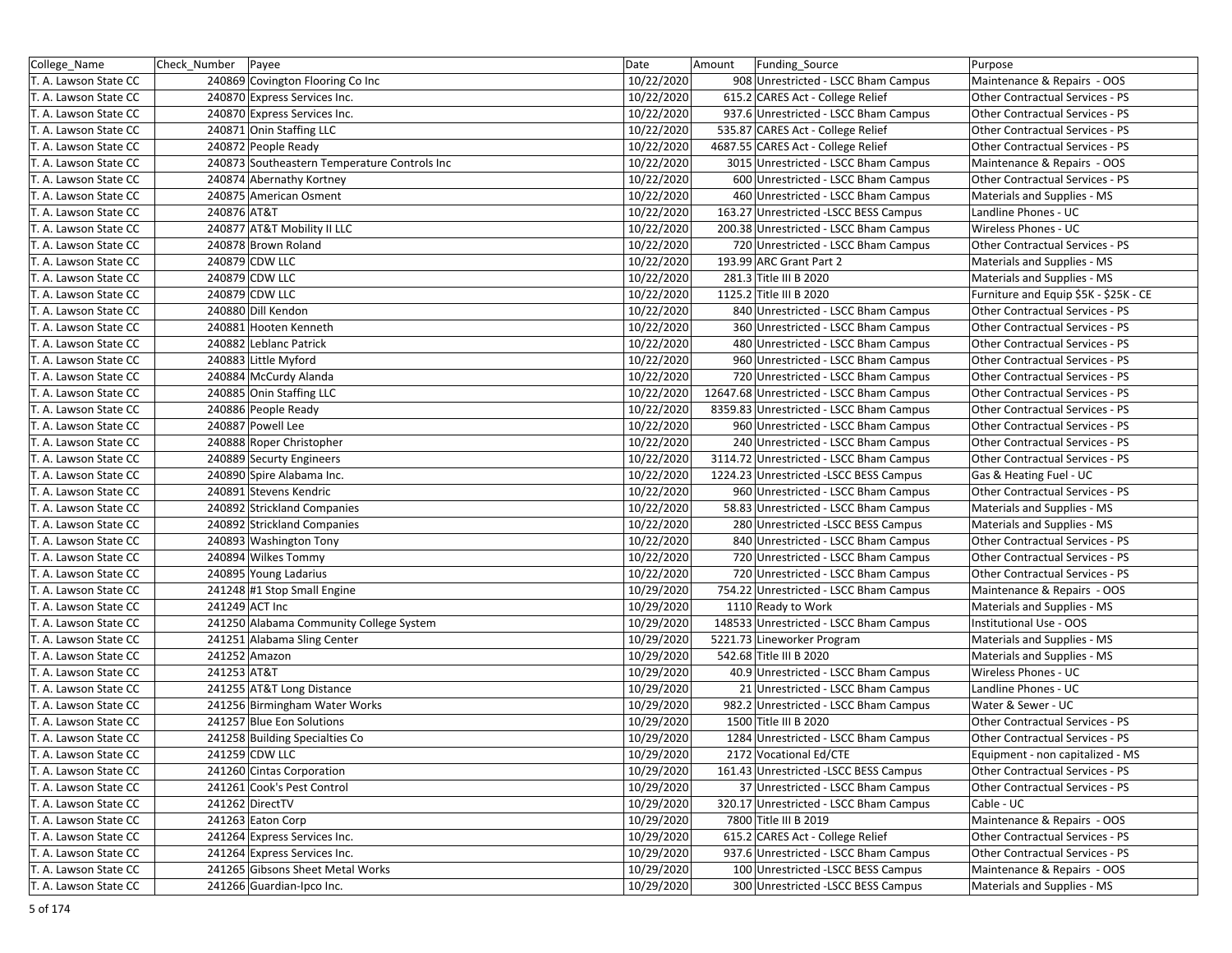| College_Name | Check_Number | Payee | Date | Amount | Funding_Source | Purpose |
|---|---|---|---|---|---|---|
| T. A. Lawson State CC | 240869 | Covington Flooring Co Inc | 10/22/2020 | 908 | Unrestricted - LSCC Bham Campus | Maintenance & Repairs - OOS |
| T. A. Lawson State CC | 240870 | Express Services Inc. | 10/22/2020 | 615.2 | CARES Act - College Relief | Other Contractual Services - PS |
| T. A. Lawson State CC | 240870 | Express Services Inc. | 10/22/2020 | 937.6 | Unrestricted - LSCC Bham Campus | Other Contractual Services - PS |
| T. A. Lawson State CC | 240871 | Onin Staffing LLC | 10/22/2020 | 535.87 | CARES Act - College Relief | Other Contractual Services - PS |
| T. A. Lawson State CC | 240872 | People Ready | 10/22/2020 | 4687.55 | CARES Act - College Relief | Other Contractual Services - PS |
| T. A. Lawson State CC | 240873 | Southeastern Temperature Controls Inc | 10/22/2020 | 3015 | Unrestricted - LSCC Bham Campus | Maintenance & Repairs - OOS |
| T. A. Lawson State CC | 240874 | Abernathy Kortney | 10/22/2020 | 600 | Unrestricted - LSCC Bham Campus | Other Contractual Services - PS |
| T. A. Lawson State CC | 240875 | American Osment | 10/22/2020 | 460 | Unrestricted - LSCC Bham Campus | Materials and Supplies - MS |
| T. A. Lawson State CC | 240876 | AT&T | 10/22/2020 | 163.27 | Unrestricted -LSCC BESS Campus | Landline Phones - UC |
| T. A. Lawson State CC | 240877 | AT&T Mobility II LLC | 10/22/2020 | 200.38 | Unrestricted - LSCC Bham Campus | Wireless Phones - UC |
| T. A. Lawson State CC | 240878 | Brown Roland | 10/22/2020 | 720 | Unrestricted - LSCC Bham Campus | Other Contractual Services - PS |
| T. A. Lawson State CC | 240879 | CDW LLC | 10/22/2020 | 193.99 | ARC Grant Part 2 | Materials and Supplies - MS |
| T. A. Lawson State CC | 240879 | CDW LLC | 10/22/2020 | 281.3 | Title III B 2020 | Materials and Supplies - MS |
| T. A. Lawson State CC | 240879 | CDW LLC | 10/22/2020 | 1125.2 | Title III B 2020 | Furniture and Equip $5K - $25K - CE |
| T. A. Lawson State CC | 240880 | Dill Kendon | 10/22/2020 | 840 | Unrestricted - LSCC Bham Campus | Other Contractual Services - PS |
| T. A. Lawson State CC | 240881 | Hooten Kenneth | 10/22/2020 | 360 | Unrestricted - LSCC Bham Campus | Other Contractual Services - PS |
| T. A. Lawson State CC | 240882 | Leblanc Patrick | 10/22/2020 | 480 | Unrestricted - LSCC Bham Campus | Other Contractual Services - PS |
| T. A. Lawson State CC | 240883 | Little Myford | 10/22/2020 | 960 | Unrestricted - LSCC Bham Campus | Other Contractual Services - PS |
| T. A. Lawson State CC | 240884 | McCurdy Alanda | 10/22/2020 | 720 | Unrestricted - LSCC Bham Campus | Other Contractual Services - PS |
| T. A. Lawson State CC | 240885 | Onin Staffing LLC | 10/22/2020 | 12647.68 | Unrestricted - LSCC Bham Campus | Other Contractual Services - PS |
| T. A. Lawson State CC | 240886 | People Ready | 10/22/2020 | 8359.83 | Unrestricted - LSCC Bham Campus | Other Contractual Services - PS |
| T. A. Lawson State CC | 240887 | Powell Lee | 10/22/2020 | 960 | Unrestricted - LSCC Bham Campus | Other Contractual Services - PS |
| T. A. Lawson State CC | 240888 | Roper Christopher | 10/22/2020 | 240 | Unrestricted - LSCC Bham Campus | Other Contractual Services - PS |
| T. A. Lawson State CC | 240889 | Securty Engineers | 10/22/2020 | 3114.72 | Unrestricted - LSCC Bham Campus | Other Contractual Services - PS |
| T. A. Lawson State CC | 240890 | Spire Alabama Inc. | 10/22/2020 | 1224.23 | Unrestricted -LSCC BESS Campus | Gas & Heating Fuel - UC |
| T. A. Lawson State CC | 240891 | Stevens Kendric | 10/22/2020 | 960 | Unrestricted - LSCC Bham Campus | Other Contractual Services - PS |
| T. A. Lawson State CC | 240892 | Strickland Companies | 10/22/2020 | 58.83 | Unrestricted - LSCC Bham Campus | Materials and Supplies - MS |
| T. A. Lawson State CC | 240892 | Strickland Companies | 10/22/2020 | 280 | Unrestricted -LSCC BESS Campus | Materials and Supplies - MS |
| T. A. Lawson State CC | 240893 | Washington Tony | 10/22/2020 | 840 | Unrestricted - LSCC Bham Campus | Other Contractual Services - PS |
| T. A. Lawson State CC | 240894 | Wilkes Tommy | 10/22/2020 | 720 | Unrestricted - LSCC Bham Campus | Other Contractual Services - PS |
| T. A. Lawson State CC | 240895 | Young Ladarius | 10/22/2020 | 720 | Unrestricted - LSCC Bham Campus | Other Contractual Services - PS |
| T. A. Lawson State CC | 241248 | #1 Stop Small Engine | 10/29/2020 | 754.22 | Unrestricted - LSCC Bham Campus | Maintenance & Repairs - OOS |
| T. A. Lawson State CC | 241249 | ACT Inc | 10/29/2020 | 1110 | Ready to Work | Materials and Supplies - MS |
| T. A. Lawson State CC | 241250 | Alabama Community College System | 10/29/2020 | 148533 | Unrestricted - LSCC Bham Campus | Institutional Use - OOS |
| T. A. Lawson State CC | 241251 | Alabama Sling Center | 10/29/2020 | 5221.73 | Lineworker Program | Materials and Supplies - MS |
| T. A. Lawson State CC | 241252 | Amazon | 10/29/2020 | 542.68 | Title III B 2020 | Materials and Supplies - MS |
| T. A. Lawson State CC | 241253 | AT&T | 10/29/2020 | 40.9 | Unrestricted - LSCC Bham Campus | Wireless Phones - UC |
| T. A. Lawson State CC | 241255 | AT&T Long Distance | 10/29/2020 | 21 | Unrestricted - LSCC Bham Campus | Landline Phones - UC |
| T. A. Lawson State CC | 241256 | Birmingham Water Works | 10/29/2020 | 982.2 | Unrestricted - LSCC Bham Campus | Water & Sewer - UC |
| T. A. Lawson State CC | 241257 | Blue Eon Solutions | 10/29/2020 | 1500 | Title III B 2020 | Other Contractual Services - PS |
| T. A. Lawson State CC | 241258 | Building Specialties Co | 10/29/2020 | 1284 | Unrestricted - LSCC Bham Campus | Other Contractual Services - PS |
| T. A. Lawson State CC | 241259 | CDW LLC | 10/29/2020 | 2172 | Vocational Ed/CTE | Equipment - non capitalized - MS |
| T. A. Lawson State CC | 241260 | Cintas Corporation | 10/29/2020 | 161.43 | Unrestricted -LSCC BESS Campus | Other Contractual Services - PS |
| T. A. Lawson State CC | 241261 | Cook's Pest Control | 10/29/2020 | 37 | Unrestricted - LSCC Bham Campus | Other Contractual Services - PS |
| T. A. Lawson State CC | 241262 | DirectTV | 10/29/2020 | 320.17 | Unrestricted - LSCC Bham Campus | Cable - UC |
| T. A. Lawson State CC | 241263 | Eaton Corp | 10/29/2020 | 7800 | Title III B 2019 | Maintenance & Repairs - OOS |
| T. A. Lawson State CC | 241264 | Express Services Inc. | 10/29/2020 | 615.2 | CARES Act - College Relief | Other Contractual Services - PS |
| T. A. Lawson State CC | 241264 | Express Services Inc. | 10/29/2020 | 937.6 | Unrestricted - LSCC Bham Campus | Other Contractual Services - PS |
| T. A. Lawson State CC | 241265 | Gibsons Sheet Metal Works | 10/29/2020 | 100 | Unrestricted -LSCC BESS Campus | Maintenance & Repairs - OOS |
| T. A. Lawson State CC | 241266 | Guardian-Ipco Inc. | 10/29/2020 | 300 | Unrestricted -LSCC BESS Campus | Materials and Supplies - MS |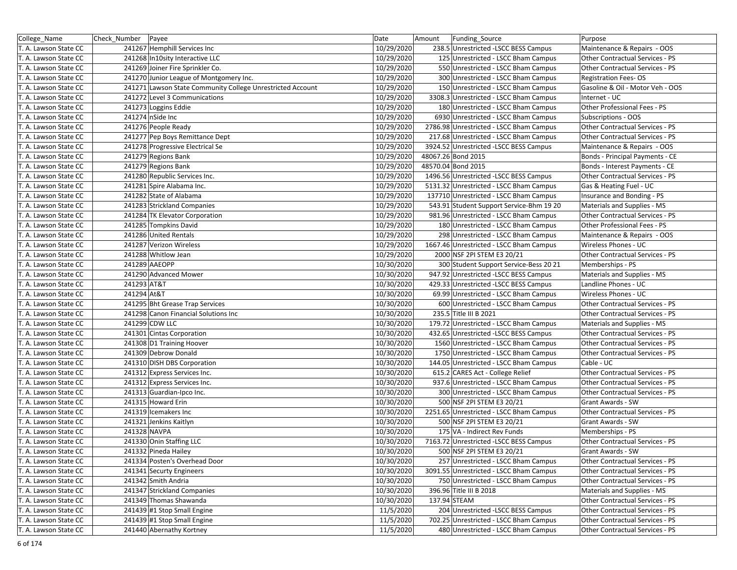| College_Name | Check_Number | Payee | Date | Amount | Funding_Source | Purpose |
|---|---|---|---|---|---|---|
| T. A. Lawson State CC | 241267 | Hemphill Services Inc | 10/29/2020 | 238.5 | Unrestricted -LSCC BESS Campus | Maintenance & Repairs - OOS |
| T. A. Lawson State CC | 241268 | In10sity Interactive LLC | 10/29/2020 | 125 | Unrestricted - LSCC Bham Campus | Other Contractual Services - PS |
| T. A. Lawson State CC | 241269 | Joiner Fire Sprinkler Co. | 10/29/2020 | 550 | Unrestricted - LSCC Bham Campus | Other Contractual Services - PS |
| T. A. Lawson State CC | 241270 | Junior League of Montgomery Inc. | 10/29/2020 | 300 | Unrestricted - LSCC Bham Campus | Registration Fees- OS |
| T. A. Lawson State CC | 241271 | Lawson State Community College Unrestricted Account | 10/29/2020 | 150 | Unrestricted - LSCC Bham Campus | Gasoline & Oil - Motor Veh - OOS |
| T. A. Lawson State CC | 241272 | Level 3 Communications | 10/29/2020 | 3308.3 | Unrestricted - LSCC Bham Campus | Internet - UC |
| T. A. Lawson State CC | 241273 | Loggins Eddie | 10/29/2020 | 180 | Unrestricted - LSCC Bham Campus | Other Professional Fees - PS |
| T. A. Lawson State CC | 241274 | nSide Inc | 10/29/2020 | 6930 | Unrestricted - LSCC Bham Campus | Subscriptions - OOS |
| T. A. Lawson State CC | 241276 | People Ready | 10/29/2020 | 2786.98 | Unrestricted - LSCC Bham Campus | Other Contractual Services - PS |
| T. A. Lawson State CC | 241277 | Pep Boys Remittance Dept | 10/29/2020 | 217.68 | Unrestricted - LSCC Bham Campus | Other Contractual Services - PS |
| T. A. Lawson State CC | 241278 | Progressive Electrical Se | 10/29/2020 | 3924.52 | Unrestricted -LSCC BESS Campus | Maintenance & Repairs - OOS |
| T. A. Lawson State CC | 241279 | Regions Bank | 10/29/2020 | 48067.26 | Bond 2015 | Bonds - Principal Payments - CE |
| T. A. Lawson State CC | 241279 | Regions Bank | 10/29/2020 | 48570.04 | Bond 2015 | Bonds - Interest Payments - CE |
| T. A. Lawson State CC | 241280 | Republic Services Inc. | 10/29/2020 | 1496.56 | Unrestricted -LSCC BESS Campus | Other Contractual Services - PS |
| T. A. Lawson State CC | 241281 | Spire Alabama Inc. | 10/29/2020 | 5131.32 | Unrestricted - LSCC Bham Campus | Gas & Heating Fuel - UC |
| T. A. Lawson State CC | 241282 | State of Alabama | 10/29/2020 | 137710 | Unrestricted - LSCC Bham Campus | Insurance and Bonding - PS |
| T. A. Lawson State CC | 241283 | Strickland Companies | 10/29/2020 | 543.91 | Student Support Service-Bhm 19 20 | Materials and Supplies - MS |
| T. A. Lawson State CC | 241284 | TK Elevator Corporation | 10/29/2020 | 981.96 | Unrestricted - LSCC Bham Campus | Other Contractual Services - PS |
| T. A. Lawson State CC | 241285 | Tompkins David | 10/29/2020 | 180 | Unrestricted - LSCC Bham Campus | Other Professional Fees - PS |
| T. A. Lawson State CC | 241286 | United Rentals | 10/29/2020 | 298 | Unrestricted - LSCC Bham Campus | Maintenance & Repairs - OOS |
| T. A. Lawson State CC | 241287 | Verizon Wireless | 10/29/2020 | 1667.46 | Unrestricted - LSCC Bham Campus | Wireless Phones - UC |
| T. A. Lawson State CC | 241288 | Whitlow Jean | 10/29/2020 | 2000 | NSF 2PI STEM E3 20/21 | Other Contractual Services - PS |
| T. A. Lawson State CC | 241289 | AAEOPP | 10/30/2020 | 300 | Student Support Service-Bess 20 21 | Memberships - PS |
| T. A. Lawson State CC | 241290 | Advanced Mower | 10/30/2020 | 947.92 | Unrestricted -LSCC BESS Campus | Materials and Supplies - MS |
| T. A. Lawson State CC | 241293 | AT&T | 10/30/2020 | 429.33 | Unrestricted -LSCC BESS Campus | Landline Phones - UC |
| T. A. Lawson State CC | 241294 | At&T | 10/30/2020 | 69.99 | Unrestricted - LSCC Bham Campus | Wireless Phones - UC |
| T. A. Lawson State CC | 241295 | Bht Grease Trap Services | 10/30/2020 | 600 | Unrestricted - LSCC Bham Campus | Other Contractual Services - PS |
| T. A. Lawson State CC | 241298 | Canon Financial Solutions Inc | 10/30/2020 | 235.5 | Title III B 2021 | Other Contractual Services - PS |
| T. A. Lawson State CC | 241299 | CDW LLC | 10/30/2020 | 179.72 | Unrestricted - LSCC Bham Campus | Materials and Supplies - MS |
| T. A. Lawson State CC | 241301 | Cintas Corporation | 10/30/2020 | 432.65 | Unrestricted -LSCC BESS Campus | Other Contractual Services - PS |
| T. A. Lawson State CC | 241308 | D1 Training Hoover | 10/30/2020 | 1560 | Unrestricted - LSCC Bham Campus | Other Contractual Services - PS |
| T. A. Lawson State CC | 241309 | Debrow Donald | 10/30/2020 | 1750 | Unrestricted - LSCC Bham Campus | Other Contractual Services - PS |
| T. A. Lawson State CC | 241310 | DISH DBS Corporation | 10/30/2020 | 144.05 | Unrestricted - LSCC Bham Campus | Cable - UC |
| T. A. Lawson State CC | 241312 | Express Services Inc. | 10/30/2020 | 615.2 | CARES Act - College Relief | Other Contractual Services - PS |
| T. A. Lawson State CC | 241312 | Express Services Inc. | 10/30/2020 | 937.6 | Unrestricted - LSCC Bham Campus | Other Contractual Services - PS |
| T. A. Lawson State CC | 241313 | Guardian-Ipco Inc. | 10/30/2020 | 300 | Unrestricted - LSCC Bham Campus | Other Contractual Services - PS |
| T. A. Lawson State CC | 241315 | Howard Erin | 10/30/2020 | 500 | NSF 2PI STEM E3 20/21 | Grant Awards - SW |
| T. A. Lawson State CC | 241319 | Icemakers Inc | 10/30/2020 | 2251.65 | Unrestricted - LSCC Bham Campus | Other Contractual Services - PS |
| T. A. Lawson State CC | 241321 | Jenkins Kaitlyn | 10/30/2020 | 500 | NSF 2PI STEM E3 20/21 | Grant Awards - SW |
| T. A. Lawson State CC | 241328 | NAVPA | 10/30/2020 | 175 | VA - Indirect Rev Funds | Memberships - PS |
| T. A. Lawson State CC | 241330 | Onin Staffing LLC | 10/30/2020 | 7163.72 | Unrestricted -LSCC BESS Campus | Other Contractual Services - PS |
| T. A. Lawson State CC | 241332 | Pineda Hailey | 10/30/2020 | 500 | NSF 2PI STEM E3 20/21 | Grant Awards - SW |
| T. A. Lawson State CC | 241334 | Posten's Overhead Door | 10/30/2020 | 257 | Unrestricted - LSCC Bham Campus | Other Contractual Services - PS |
| T. A. Lawson State CC | 241341 | Securty Engineers | 10/30/2020 | 3091.55 | Unrestricted - LSCC Bham Campus | Other Contractual Services - PS |
| T. A. Lawson State CC | 241342 | Smith Andria | 10/30/2020 | 750 | Unrestricted - LSCC Bham Campus | Other Contractual Services - PS |
| T. A. Lawson State CC | 241347 | Strickland Companies | 10/30/2020 | 396.96 | Title III B 2018 | Materials and Supplies - MS |
| T. A. Lawson State CC | 241349 | Thomas Shawanda | 10/30/2020 | 137.94 | STEAM | Other Contractual Services - PS |
| T. A. Lawson State CC | 241439 | #1 Stop Small Engine | 11/5/2020 | 204 | Unrestricted -LSCC BESS Campus | Other Contractual Services - PS |
| T. A. Lawson State CC | 241439 | #1 Stop Small Engine | 11/5/2020 | 702.25 | Unrestricted - LSCC Bham Campus | Other Contractual Services - PS |
| T. A. Lawson State CC | 241440 | Abernathy Kortney | 11/5/2020 | 480 | Unrestricted - LSCC Bham Campus | Other Contractual Services - PS |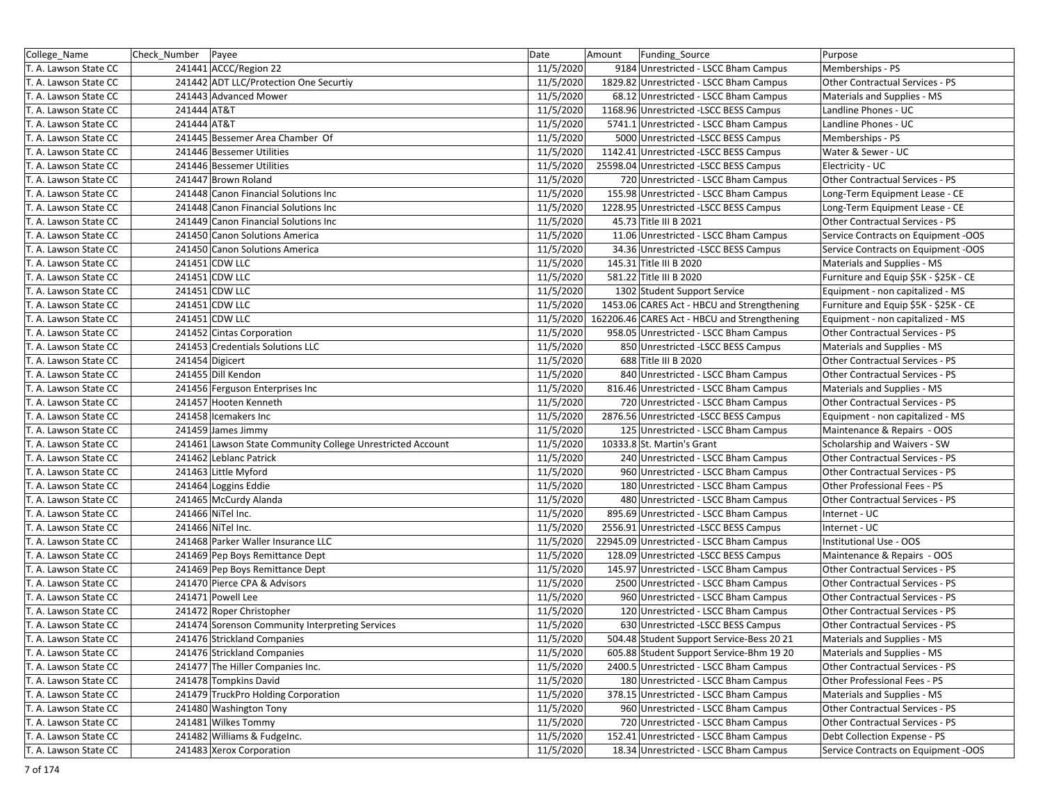| College_Name | Check_Number | Payee | Date | Amount | Funding_Source | Purpose |
|---|---|---|---|---|---|---|
| T. A. Lawson State CC | 241441 | ACCC/Region 22 | 11/5/2020 | 9184 | Unrestricted - LSCC Bham Campus | Memberships - PS |
| T. A. Lawson State CC | 241442 | ADT LLC/Protection One Securtiy | 11/5/2020 | 1829.82 | Unrestricted - LSCC Bham Campus | Other Contractual Services - PS |
| T. A. Lawson State CC | 241443 | Advanced Mower | 11/5/2020 | 68.12 | Unrestricted - LSCC Bham Campus | Materials and Supplies - MS |
| T. A. Lawson State CC | 241444 | AT&T | 11/5/2020 | 1168.96 | Unrestricted -LSCC BESS Campus | Landline Phones - UC |
| T. A. Lawson State CC | 241444 | AT&T | 11/5/2020 | 5741.1 | Unrestricted - LSCC Bham Campus | Landline Phones - UC |
| T. A. Lawson State CC | 241445 | Bessemer Area Chamber Of | 11/5/2020 | 5000 | Unrestricted -LSCC BESS Campus | Memberships - PS |
| T. A. Lawson State CC | 241446 | Bessemer Utilities | 11/5/2020 | 1142.41 | Unrestricted -LSCC BESS Campus | Water & Sewer - UC |
| T. A. Lawson State CC | 241446 | Bessemer Utilities | 11/5/2020 | 25598.04 | Unrestricted -LSCC BESS Campus | Electricity - UC |
| T. A. Lawson State CC | 241447 | Brown Roland | 11/5/2020 | 720 | Unrestricted - LSCC Bham Campus | Other Contractual Services - PS |
| T. A. Lawson State CC | 241448 | Canon Financial Solutions Inc | 11/5/2020 | 155.98 | Unrestricted - LSCC Bham Campus | Long-Term Equipment Lease - CE |
| T. A. Lawson State CC | 241448 | Canon Financial Solutions Inc | 11/5/2020 | 1228.95 | Unrestricted -LSCC BESS Campus | Long-Term Equipment Lease - CE |
| T. A. Lawson State CC | 241449 | Canon Financial Solutions Inc | 11/5/2020 | 45.73 | Title III B 2021 | Other Contractual Services - PS |
| T. A. Lawson State CC | 241450 | Canon Solutions America | 11/5/2020 | 11.06 | Unrestricted - LSCC Bham Campus | Service Contracts on Equipment -OOS |
| T. A. Lawson State CC | 241450 | Canon Solutions America | 11/5/2020 | 34.36 | Unrestricted -LSCC BESS Campus | Service Contracts on Equipment -OOS |
| T. A. Lawson State CC | 241451 | CDW LLC | 11/5/2020 | 145.31 | Title III B 2020 | Materials and Supplies - MS |
| T. A. Lawson State CC | 241451 | CDW LLC | 11/5/2020 | 581.22 | Title III B 2020 | Furniture and Equip $5K - $25K - CE |
| T. A. Lawson State CC | 241451 | CDW LLC | 11/5/2020 | 1302 | Student Support Service | Equipment - non capitalized - MS |
| T. A. Lawson State CC | 241451 | CDW LLC | 11/5/2020 | 1453.06 | CARES Act - HBCU and Strengthening | Furniture and Equip $5K - $25K - CE |
| T. A. Lawson State CC | 241451 | CDW LLC | 11/5/2020 | 162206.46 | CARES Act - HBCU and Strengthening | Equipment - non capitalized - MS |
| T. A. Lawson State CC | 241452 | Cintas Corporation | 11/5/2020 | 958.05 | Unrestricted - LSCC Bham Campus | Other Contractual Services - PS |
| T. A. Lawson State CC | 241453 | Credentials Solutions LLC | 11/5/2020 | 850 | Unrestricted -LSCC BESS Campus | Materials and Supplies - MS |
| T. A. Lawson State CC | 241454 | Digicert | 11/5/2020 | 688 | Title III B 2020 | Other Contractual Services - PS |
| T. A. Lawson State CC | 241455 | Dill Kendon | 11/5/2020 | 840 | Unrestricted - LSCC Bham Campus | Other Contractual Services - PS |
| T. A. Lawson State CC | 241456 | Ferguson Enterprises Inc | 11/5/2020 | 816.46 | Unrestricted - LSCC Bham Campus | Materials and Supplies - MS |
| T. A. Lawson State CC | 241457 | Hooten Kenneth | 11/5/2020 | 720 | Unrestricted - LSCC Bham Campus | Other Contractual Services - PS |
| T. A. Lawson State CC | 241458 | Icemakers Inc | 11/5/2020 | 2876.56 | Unrestricted -LSCC BESS Campus | Equipment - non capitalized - MS |
| T. A. Lawson State CC | 241459 | James Jimmy | 11/5/2020 | 125 | Unrestricted - LSCC Bham Campus | Maintenance & Repairs - OOS |
| T. A. Lawson State CC | 241461 | Lawson State Community College Unrestricted Account | 11/5/2020 | 10333.8 | St. Martin's Grant | Scholarship and Waivers - SW |
| T. A. Lawson State CC | 241462 | Leblanc Patrick | 11/5/2020 | 240 | Unrestricted - LSCC Bham Campus | Other Contractual Services - PS |
| T. A. Lawson State CC | 241463 | Little Myford | 11/5/2020 | 960 | Unrestricted - LSCC Bham Campus | Other Contractual Services - PS |
| T. A. Lawson State CC | 241464 | Loggins Eddie | 11/5/2020 | 180 | Unrestricted - LSCC Bham Campus | Other Professional Fees - PS |
| T. A. Lawson State CC | 241465 | McCurdy Alanda | 11/5/2020 | 480 | Unrestricted - LSCC Bham Campus | Other Contractual Services - PS |
| T. A. Lawson State CC | 241466 | NiTel Inc. | 11/5/2020 | 895.69 | Unrestricted - LSCC Bham Campus | Internet - UC |
| T. A. Lawson State CC | 241466 | NiTel Inc. | 11/5/2020 | 2556.91 | Unrestricted -LSCC BESS Campus | Internet - UC |
| T. A. Lawson State CC | 241468 | Parker Waller Insurance LLC | 11/5/2020 | 22945.09 | Unrestricted - LSCC Bham Campus | Institutional Use - OOS |
| T. A. Lawson State CC | 241469 | Pep Boys Remittance Dept | 11/5/2020 | 128.09 | Unrestricted -LSCC BESS Campus | Maintenance & Repairs - OOS |
| T. A. Lawson State CC | 241469 | Pep Boys Remittance Dept | 11/5/2020 | 145.97 | Unrestricted - LSCC Bham Campus | Other Contractual Services - PS |
| T. A. Lawson State CC | 241470 | Pierce CPA & Advisors | 11/5/2020 | 2500 | Unrestricted - LSCC Bham Campus | Other Contractual Services - PS |
| T. A. Lawson State CC | 241471 | Powell Lee | 11/5/2020 | 960 | Unrestricted - LSCC Bham Campus | Other Contractual Services - PS |
| T. A. Lawson State CC | 241472 | Roper Christopher | 11/5/2020 | 120 | Unrestricted - LSCC Bham Campus | Other Contractual Services - PS |
| T. A. Lawson State CC | 241474 | Sorenson Community Interpreting Services | 11/5/2020 | 630 | Unrestricted -LSCC BESS Campus | Other Contractual Services - PS |
| T. A. Lawson State CC | 241476 | Strickland Companies | 11/5/2020 | 504.48 | Student Support Service-Bess 20 21 | Materials and Supplies - MS |
| T. A. Lawson State CC | 241476 | Strickland Companies | 11/5/2020 | 605.88 | Student Support Service-Bhm 19 20 | Materials and Supplies - MS |
| T. A. Lawson State CC | 241477 | The Hiller Companies Inc. | 11/5/2020 | 2400.5 | Unrestricted - LSCC Bham Campus | Other Contractual Services - PS |
| T. A. Lawson State CC | 241478 | Tompkins David | 11/5/2020 | 180 | Unrestricted - LSCC Bham Campus | Other Professional Fees - PS |
| T. A. Lawson State CC | 241479 | TruckPro Holding Corporation | 11/5/2020 | 378.15 | Unrestricted - LSCC Bham Campus | Materials and Supplies - MS |
| T. A. Lawson State CC | 241480 | Washington Tony | 11/5/2020 | 960 | Unrestricted - LSCC Bham Campus | Other Contractual Services - PS |
| T. A. Lawson State CC | 241481 | Wilkes Tommy | 11/5/2020 | 720 | Unrestricted - LSCC Bham Campus | Other Contractual Services - PS |
| T. A. Lawson State CC | 241482 | Williams & FudgeInc. | 11/5/2020 | 152.41 | Unrestricted - LSCC Bham Campus | Debt Collection Expense - PS |
| T. A. Lawson State CC | 241483 | Xerox Corporation | 11/5/2020 | 18.34 | Unrestricted - LSCC Bham Campus | Service Contracts on Equipment -OOS |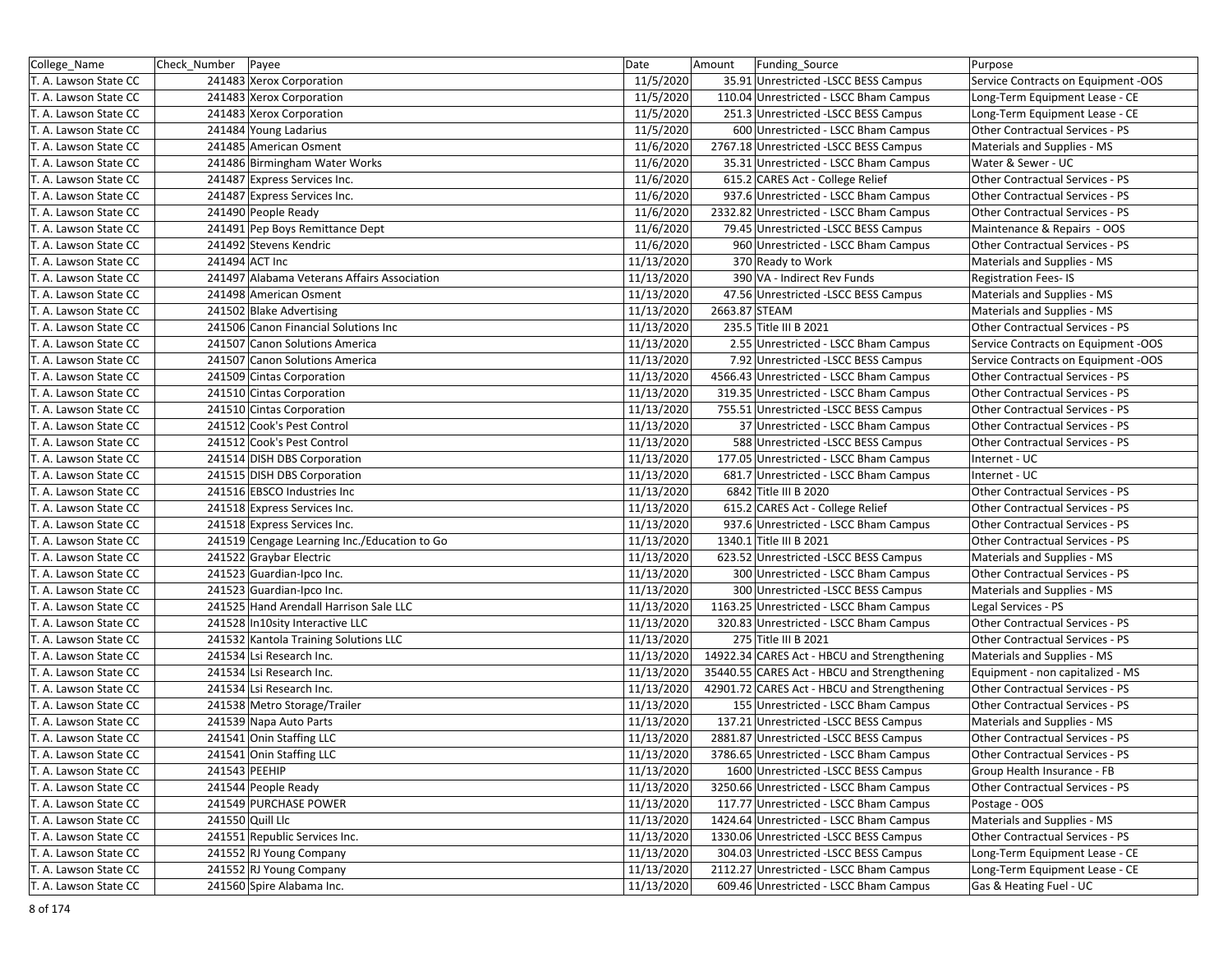| College_Name | Check_Number | Payee | Date | Amount | Funding_Source | Purpose |
|---|---|---|---|---|---|---|
| T. A. Lawson State CC | 241483 | Xerox Corporation | 11/5/2020 | 35.91 | Unrestricted -LSCC BESS Campus | Service Contracts on Equipment -OOS |
| T. A. Lawson State CC | 241483 | Xerox Corporation | 11/5/2020 | 110.04 | Unrestricted - LSCC Bham Campus | Long-Term Equipment Lease - CE |
| T. A. Lawson State CC | 241483 | Xerox Corporation | 11/5/2020 | 251.3 | Unrestricted -LSCC BESS Campus | Long-Term Equipment Lease - CE |
| T. A. Lawson State CC | 241484 | Young Ladarius | 11/5/2020 | 600 | Unrestricted - LSCC Bham Campus | Other Contractual Services - PS |
| T. A. Lawson State CC | 241485 | American Osment | 11/6/2020 | 2767.18 | Unrestricted -LSCC BESS Campus | Materials and Supplies - MS |
| T. A. Lawson State CC | 241486 | Birmingham Water Works | 11/6/2020 | 35.31 | Unrestricted - LSCC Bham Campus | Water & Sewer - UC |
| T. A. Lawson State CC | 241487 | Express Services Inc. | 11/6/2020 | 615.2 | CARES Act - College Relief | Other Contractual Services - PS |
| T. A. Lawson State CC | 241487 | Express Services Inc. | 11/6/2020 | 937.6 | Unrestricted - LSCC Bham Campus | Other Contractual Services - PS |
| T. A. Lawson State CC | 241490 | People Ready | 11/6/2020 | 2332.82 | Unrestricted - LSCC Bham Campus | Other Contractual Services - PS |
| T. A. Lawson State CC | 241491 | Pep Boys Remittance Dept | 11/6/2020 | 79.45 | Unrestricted -LSCC BESS Campus | Maintenance & Repairs - OOS |
| T. A. Lawson State CC | 241492 | Stevens Kendric | 11/6/2020 | 960 | Unrestricted - LSCC Bham Campus | Other Contractual Services - PS |
| T. A. Lawson State CC | 241494 | ACT Inc | 11/13/2020 | 370 | Ready to Work | Materials and Supplies - MS |
| T. A. Lawson State CC | 241497 | Alabama Veterans Affairs Association | 11/13/2020 | 390 | VA - Indirect Rev Funds | Registration Fees- IS |
| T. A. Lawson State CC | 241498 | American Osment | 11/13/2020 | 47.56 | Unrestricted -LSCC BESS Campus | Materials and Supplies - MS |
| T. A. Lawson State CC | 241502 | Blake Advertising | 11/13/2020 | 2663.87 | STEAM | Materials and Supplies - MS |
| T. A. Lawson State CC | 241506 | Canon Financial Solutions Inc | 11/13/2020 | 235.5 | Title III B 2021 | Other Contractual Services - PS |
| T. A. Lawson State CC | 241507 | Canon Solutions America | 11/13/2020 | 2.55 | Unrestricted - LSCC Bham Campus | Service Contracts on Equipment -OOS |
| T. A. Lawson State CC | 241507 | Canon Solutions America | 11/13/2020 | 7.92 | Unrestricted -LSCC BESS Campus | Service Contracts on Equipment -OOS |
| T. A. Lawson State CC | 241509 | Cintas Corporation | 11/13/2020 | 4566.43 | Unrestricted - LSCC Bham Campus | Other Contractual Services - PS |
| T. A. Lawson State CC | 241510 | Cintas Corporation | 11/13/2020 | 319.35 | Unrestricted - LSCC Bham Campus | Other Contractual Services - PS |
| T. A. Lawson State CC | 241510 | Cintas Corporation | 11/13/2020 | 755.51 | Unrestricted -LSCC BESS Campus | Other Contractual Services - PS |
| T. A. Lawson State CC | 241512 | Cook's Pest Control | 11/13/2020 | 37 | Unrestricted - LSCC Bham Campus | Other Contractual Services - PS |
| T. A. Lawson State CC | 241512 | Cook's Pest Control | 11/13/2020 | 588 | Unrestricted -LSCC BESS Campus | Other Contractual Services - PS |
| T. A. Lawson State CC | 241514 | DISH DBS Corporation | 11/13/2020 | 177.05 | Unrestricted - LSCC Bham Campus | Internet - UC |
| T. A. Lawson State CC | 241515 | DISH DBS Corporation | 11/13/2020 | 681.7 | Unrestricted - LSCC Bham Campus | Internet - UC |
| T. A. Lawson State CC | 241516 | EBSCO Industries Inc | 11/13/2020 | 6842 | Title III B 2020 | Other Contractual Services - PS |
| T. A. Lawson State CC | 241518 | Express Services Inc. | 11/13/2020 | 615.2 | CARES Act - College Relief | Other Contractual Services - PS |
| T. A. Lawson State CC | 241518 | Express Services Inc. | 11/13/2020 | 937.6 | Unrestricted - LSCC Bham Campus | Other Contractual Services - PS |
| T. A. Lawson State CC | 241519 | Cengage Learning Inc./Education to Go | 11/13/2020 | 1340.1 | Title III B 2021 | Other Contractual Services - PS |
| T. A. Lawson State CC | 241522 | Graybar Electric | 11/13/2020 | 623.52 | Unrestricted -LSCC BESS Campus | Materials and Supplies - MS |
| T. A. Lawson State CC | 241523 | Guardian-Ipco Inc. | 11/13/2020 | 300 | Unrestricted - LSCC Bham Campus | Other Contractual Services - PS |
| T. A. Lawson State CC | 241523 | Guardian-Ipco Inc. | 11/13/2020 | 300 | Unrestricted -LSCC BESS Campus | Materials and Supplies - MS |
| T. A. Lawson State CC | 241525 | Hand Arendall Harrison Sale LLC | 11/13/2020 | 1163.25 | Unrestricted - LSCC Bham Campus | Legal Services - PS |
| T. A. Lawson State CC | 241528 | In10sity Interactive LLC | 11/13/2020 | 320.83 | Unrestricted - LSCC Bham Campus | Other Contractual Services - PS |
| T. A. Lawson State CC | 241532 | Kantola Training Solutions LLC | 11/13/2020 | 275 | Title III B 2021 | Other Contractual Services - PS |
| T. A. Lawson State CC | 241534 | Lsi Research Inc. | 11/13/2020 | 14922.34 | CARES Act - HBCU and Strengthening | Materials and Supplies - MS |
| T. A. Lawson State CC | 241534 | Lsi Research Inc. | 11/13/2020 | 35440.55 | CARES Act - HBCU and Strengthening | Equipment - non capitalized - MS |
| T. A. Lawson State CC | 241534 | Lsi Research Inc. | 11/13/2020 | 42901.72 | CARES Act - HBCU and Strengthening | Other Contractual Services - PS |
| T. A. Lawson State CC | 241538 | Metro Storage/Trailer | 11/13/2020 | 155 | Unrestricted - LSCC Bham Campus | Other Contractual Services - PS |
| T. A. Lawson State CC | 241539 | Napa Auto Parts | 11/13/2020 | 137.21 | Unrestricted -LSCC BESS Campus | Materials and Supplies - MS |
| T. A. Lawson State CC | 241541 | Onin Staffing LLC | 11/13/2020 | 2881.87 | Unrestricted -LSCC BESS Campus | Other Contractual Services - PS |
| T. A. Lawson State CC | 241541 | Onin Staffing LLC | 11/13/2020 | 3786.65 | Unrestricted - LSCC Bham Campus | Other Contractual Services - PS |
| T. A. Lawson State CC | 241543 | PEEHIP | 11/13/2020 | 1600 | Unrestricted -LSCC BESS Campus | Group Health Insurance - FB |
| T. A. Lawson State CC | 241544 | People Ready | 11/13/2020 | 3250.66 | Unrestricted - LSCC Bham Campus | Other Contractual Services - PS |
| T. A. Lawson State CC | 241549 | PURCHASE POWER | 11/13/2020 | 117.77 | Unrestricted - LSCC Bham Campus | Postage - OOS |
| T. A. Lawson State CC | 241550 | Quill Llc | 11/13/2020 | 1424.64 | Unrestricted - LSCC Bham Campus | Materials and Supplies - MS |
| T. A. Lawson State CC | 241551 | Republic Services Inc. | 11/13/2020 | 1330.06 | Unrestricted -LSCC BESS Campus | Other Contractual Services - PS |
| T. A. Lawson State CC | 241552 | RJ Young Company | 11/13/2020 | 304.03 | Unrestricted -LSCC BESS Campus | Long-Term Equipment Lease - CE |
| T. A. Lawson State CC | 241552 | RJ Young Company | 11/13/2020 | 2112.27 | Unrestricted - LSCC Bham Campus | Long-Term Equipment Lease - CE |
| T. A. Lawson State CC | 241560 | Spire Alabama Inc. | 11/13/2020 | 609.46 | Unrestricted - LSCC Bham Campus | Gas & Heating Fuel - UC |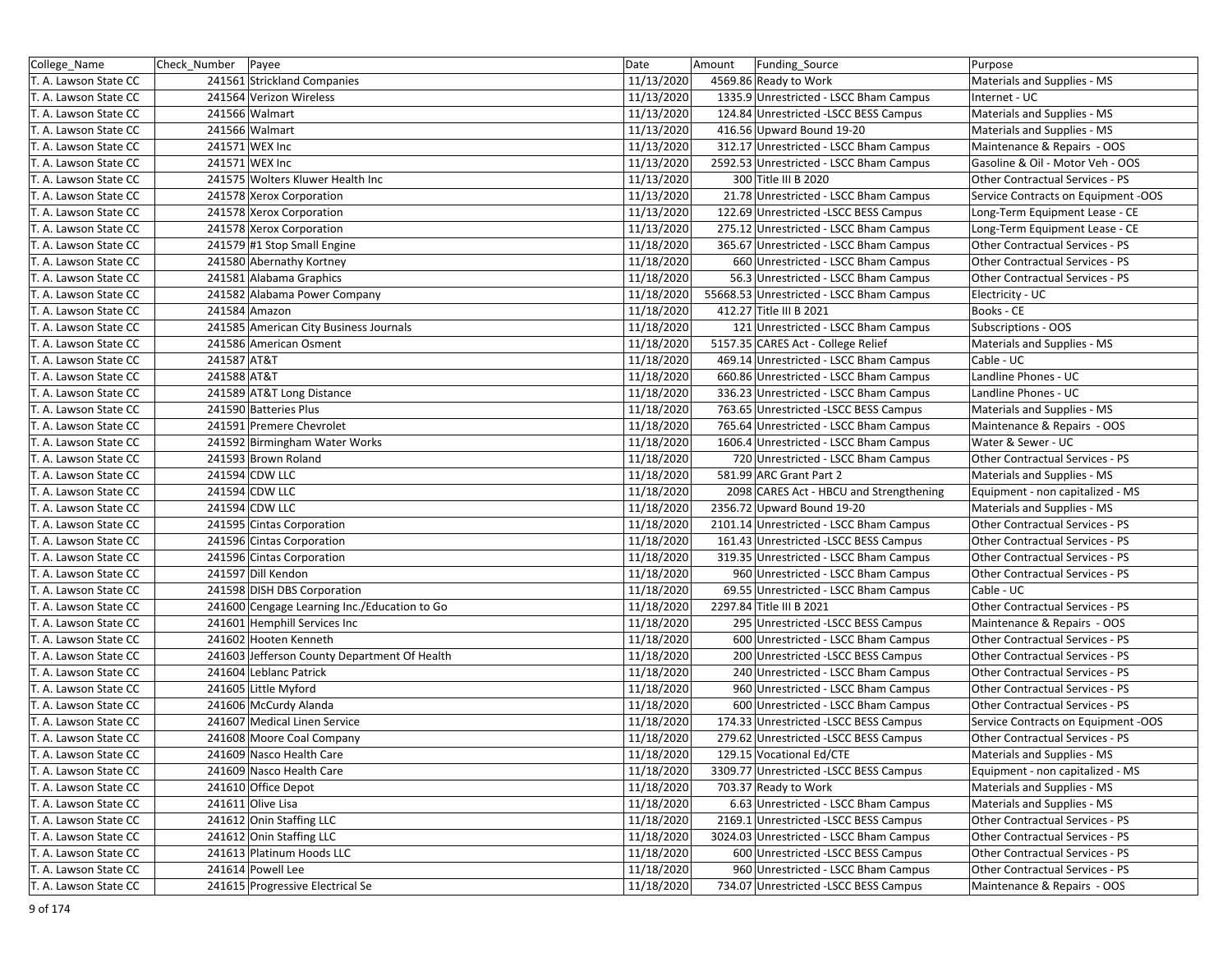| College_Name | Check_Number | Payee | Date | Amount | Funding_Source | Purpose |
|---|---|---|---|---|---|---|
| T. A. Lawson State CC | 241561 | Strickland Companies | 11/13/2020 | 4569.86 | Ready to Work | Materials and Supplies - MS |
| T. A. Lawson State CC | 241564 | Verizon Wireless | 11/13/2020 | 1335.9 | Unrestricted - LSCC Bham Campus | Internet - UC |
| T. A. Lawson State CC | 241566 | Walmart | 11/13/2020 | 124.84 | Unrestricted -LSCC BESS Campus | Materials and Supplies - MS |
| T. A. Lawson State CC | 241566 | Walmart | 11/13/2020 | 416.56 | Upward Bound 19-20 | Materials and Supplies - MS |
| T. A. Lawson State CC | 241571 | WEX Inc | 11/13/2020 | 312.17 | Unrestricted - LSCC Bham Campus | Maintenance & Repairs - OOS |
| T. A. Lawson State CC | 241571 | WEX Inc | 11/13/2020 | 2592.53 | Unrestricted - LSCC Bham Campus | Gasoline & Oil - Motor Veh - OOS |
| T. A. Lawson State CC | 241575 | Wolters Kluwer Health Inc | 11/13/2020 | 300 | Title III B 2020 | Other Contractual Services - PS |
| T. A. Lawson State CC | 241578 | Xerox Corporation | 11/13/2020 | 21.78 | Unrestricted - LSCC Bham Campus | Service Contracts on Equipment -OOS |
| T. A. Lawson State CC | 241578 | Xerox Corporation | 11/13/2020 | 122.69 | Unrestricted -LSCC BESS Campus | Long-Term Equipment Lease - CE |
| T. A. Lawson State CC | 241578 | Xerox Corporation | 11/13/2020 | 275.12 | Unrestricted - LSCC Bham Campus | Long-Term Equipment Lease - CE |
| T. A. Lawson State CC | 241579 | #1 Stop Small Engine | 11/18/2020 | 365.67 | Unrestricted - LSCC Bham Campus | Other Contractual Services - PS |
| T. A. Lawson State CC | 241580 | Abernathy Kortney | 11/18/2020 | 660 | Unrestricted - LSCC Bham Campus | Other Contractual Services - PS |
| T. A. Lawson State CC | 241581 | Alabama Graphics | 11/18/2020 | 56.3 | Unrestricted - LSCC Bham Campus | Other Contractual Services - PS |
| T. A. Lawson State CC | 241582 | Alabama Power Company | 11/18/2020 | 55668.53 | Unrestricted - LSCC Bham Campus | Electricity - UC |
| T. A. Lawson State CC | 241584 | Amazon | 11/18/2020 | 412.27 | Title III B 2021 | Books - CE |
| T. A. Lawson State CC | 241585 | American City Business Journals | 11/18/2020 | 121 | Unrestricted - LSCC Bham Campus | Subscriptions - OOS |
| T. A. Lawson State CC | 241586 | American Osment | 11/18/2020 | 5157.35 | CARES Act - College Relief | Materials and Supplies - MS |
| T. A. Lawson State CC | 241587 | AT&T | 11/18/2020 | 469.14 | Unrestricted - LSCC Bham Campus | Cable - UC |
| T. A. Lawson State CC | 241588 | AT&T | 11/18/2020 | 660.86 | Unrestricted - LSCC Bham Campus | Landline Phones - UC |
| T. A. Lawson State CC | 241589 | AT&T Long Distance | 11/18/2020 | 336.23 | Unrestricted - LSCC Bham Campus | Landline Phones - UC |
| T. A. Lawson State CC | 241590 | Batteries Plus | 11/18/2020 | 763.65 | Unrestricted -LSCC BESS Campus | Materials and Supplies - MS |
| T. A. Lawson State CC | 241591 | Premere Chevrolet | 11/18/2020 | 765.64 | Unrestricted - LSCC Bham Campus | Maintenance & Repairs - OOS |
| T. A. Lawson State CC | 241592 | Birmingham Water Works | 11/18/2020 | 1606.4 | Unrestricted - LSCC Bham Campus | Water & Sewer - UC |
| T. A. Lawson State CC | 241593 | Brown Roland | 11/18/2020 | 720 | Unrestricted - LSCC Bham Campus | Other Contractual Services - PS |
| T. A. Lawson State CC | 241594 | CDW LLC | 11/18/2020 | 581.99 | ARC Grant Part 2 | Materials and Supplies - MS |
| T. A. Lawson State CC | 241594 | CDW LLC | 11/18/2020 | 2098 | CARES Act - HBCU and Strengthening | Equipment - non capitalized - MS |
| T. A. Lawson State CC | 241594 | CDW LLC | 11/18/2020 | 2356.72 | Upward Bound 19-20 | Materials and Supplies - MS |
| T. A. Lawson State CC | 241595 | Cintas Corporation | 11/18/2020 | 2101.14 | Unrestricted - LSCC Bham Campus | Other Contractual Services - PS |
| T. A. Lawson State CC | 241596 | Cintas Corporation | 11/18/2020 | 161.43 | Unrestricted -LSCC BESS Campus | Other Contractual Services - PS |
| T. A. Lawson State CC | 241596 | Cintas Corporation | 11/18/2020 | 319.35 | Unrestricted - LSCC Bham Campus | Other Contractual Services - PS |
| T. A. Lawson State CC | 241597 | Dill Kendon | 11/18/2020 | 960 | Unrestricted - LSCC Bham Campus | Other Contractual Services - PS |
| T. A. Lawson State CC | 241598 | DISH DBS Corporation | 11/18/2020 | 69.55 | Unrestricted - LSCC Bham Campus | Cable - UC |
| T. A. Lawson State CC | 241600 | Cengage Learning Inc./Education to Go | 11/18/2020 | 2297.84 | Title III B 2021 | Other Contractual Services - PS |
| T. A. Lawson State CC | 241601 | Hemphill Services Inc | 11/18/2020 | 295 | Unrestricted -LSCC BESS Campus | Maintenance & Repairs - OOS |
| T. A. Lawson State CC | 241602 | Hooten Kenneth | 11/18/2020 | 600 | Unrestricted - LSCC Bham Campus | Other Contractual Services - PS |
| T. A. Lawson State CC | 241603 | Jefferson County Department Of Health | 11/18/2020 | 200 | Unrestricted -LSCC BESS Campus | Other Contractual Services - PS |
| T. A. Lawson State CC | 241604 | Leblanc Patrick | 11/18/2020 | 240 | Unrestricted - LSCC Bham Campus | Other Contractual Services - PS |
| T. A. Lawson State CC | 241605 | Little Myford | 11/18/2020 | 960 | Unrestricted - LSCC Bham Campus | Other Contractual Services - PS |
| T. A. Lawson State CC | 241606 | McCurdy Alanda | 11/18/2020 | 600 | Unrestricted - LSCC Bham Campus | Other Contractual Services - PS |
| T. A. Lawson State CC | 241607 | Medical Linen Service | 11/18/2020 | 174.33 | Unrestricted -LSCC BESS Campus | Service Contracts on Equipment -OOS |
| T. A. Lawson State CC | 241608 | Moore Coal Company | 11/18/2020 | 279.62 | Unrestricted -LSCC BESS Campus | Other Contractual Services - PS |
| T. A. Lawson State CC | 241609 | Nasco Health Care | 11/18/2020 | 129.15 | Vocational Ed/CTE | Materials and Supplies - MS |
| T. A. Lawson State CC | 241609 | Nasco Health Care | 11/18/2020 | 3309.77 | Unrestricted -LSCC BESS Campus | Equipment - non capitalized - MS |
| T. A. Lawson State CC | 241610 | Office Depot | 11/18/2020 | 703.37 | Ready to Work | Materials and Supplies - MS |
| T. A. Lawson State CC | 241611 | Olive Lisa | 11/18/2020 | 6.63 | Unrestricted - LSCC Bham Campus | Materials and Supplies - MS |
| T. A. Lawson State CC | 241612 | Onin Staffing LLC | 11/18/2020 | 2169.1 | Unrestricted -LSCC BESS Campus | Other Contractual Services - PS |
| T. A. Lawson State CC | 241612 | Onin Staffing LLC | 11/18/2020 | 3024.03 | Unrestricted - LSCC Bham Campus | Other Contractual Services - PS |
| T. A. Lawson State CC | 241613 | Platinum Hoods LLC | 11/18/2020 | 600 | Unrestricted -LSCC BESS Campus | Other Contractual Services - PS |
| T. A. Lawson State CC | 241614 | Powell Lee | 11/18/2020 | 960 | Unrestricted - LSCC Bham Campus | Other Contractual Services - PS |
| T. A. Lawson State CC | 241615 | Progressive Electrical Se | 11/18/2020 | 734.07 | Unrestricted -LSCC BESS Campus | Maintenance & Repairs - OOS |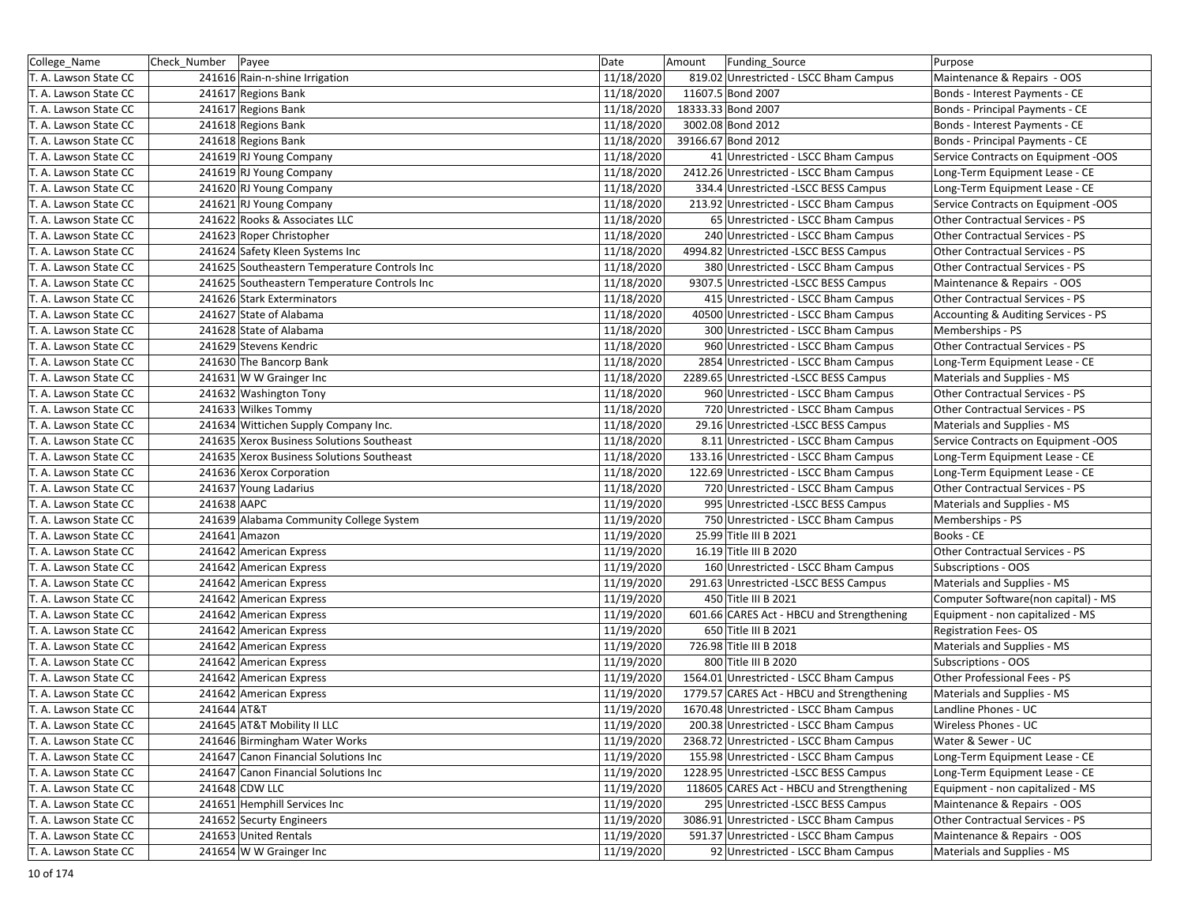| College_Name | Check_Number | Payee | Date | Amount | Funding_Source | Purpose |
|---|---|---|---|---|---|---|
| T. A. Lawson State CC | 241616 | Rain-n-shine Irrigation | 11/18/2020 | 819.02 | Unrestricted - LSCC Bham Campus | Maintenance & Repairs - OOS |
| T. A. Lawson State CC | 241617 | Regions Bank | 11/18/2020 | 11607.5 | Bond 2007 | Bonds - Interest Payments - CE |
| T. A. Lawson State CC | 241617 | Regions Bank | 11/18/2020 | 18333.33 | Bond 2007 | Bonds - Principal Payments - CE |
| T. A. Lawson State CC | 241618 | Regions Bank | 11/18/2020 | 3002.08 | Bond 2012 | Bonds - Interest Payments - CE |
| T. A. Lawson State CC | 241618 | Regions Bank | 11/18/2020 | 39166.67 | Bond 2012 | Bonds - Principal Payments - CE |
| T. A. Lawson State CC | 241619 | RJ Young Company | 11/18/2020 | 41 | Unrestricted - LSCC Bham Campus | Service Contracts on Equipment -OOS |
| T. A. Lawson State CC | 241619 | RJ Young Company | 11/18/2020 | 2412.26 | Unrestricted - LSCC Bham Campus | Long-Term Equipment Lease - CE |
| T. A. Lawson State CC | 241620 | RJ Young Company | 11/18/2020 | 334.4 | Unrestricted -LSCC BESS Campus | Long-Term Equipment Lease - CE |
| T. A. Lawson State CC | 241621 | RJ Young Company | 11/18/2020 | 213.92 | Unrestricted - LSCC Bham Campus | Service Contracts on Equipment -OOS |
| T. A. Lawson State CC | 241622 | Rooks & Associates LLC | 11/18/2020 | 65 | Unrestricted - LSCC Bham Campus | Other Contractual Services - PS |
| T. A. Lawson State CC | 241623 | Roper Christopher | 11/18/2020 | 240 | Unrestricted - LSCC Bham Campus | Other Contractual Services - PS |
| T. A. Lawson State CC | 241624 | Safety Kleen Systems Inc | 11/18/2020 | 4994.82 | Unrestricted -LSCC BESS Campus | Other Contractual Services - PS |
| T. A. Lawson State CC | 241625 | Southeastern Temperature Controls Inc | 11/18/2020 | 380 | Unrestricted - LSCC Bham Campus | Other Contractual Services - PS |
| T. A. Lawson State CC | 241625 | Southeastern Temperature Controls Inc | 11/18/2020 | 9307.5 | Unrestricted -LSCC BESS Campus | Maintenance & Repairs - OOS |
| T. A. Lawson State CC | 241626 | Stark Exterminators | 11/18/2020 | 415 | Unrestricted - LSCC Bham Campus | Other Contractual Services - PS |
| T. A. Lawson State CC | 241627 | State of Alabama | 11/18/2020 | 40500 | Unrestricted - LSCC Bham Campus | Accounting & Auditing Services - PS |
| T. A. Lawson State CC | 241628 | State of Alabama | 11/18/2020 | 300 | Unrestricted - LSCC Bham Campus | Memberships - PS |
| T. A. Lawson State CC | 241629 | Stevens Kendric | 11/18/2020 | 960 | Unrestricted - LSCC Bham Campus | Other Contractual Services - PS |
| T. A. Lawson State CC | 241630 | The Bancorp Bank | 11/18/2020 | 2854 | Unrestricted - LSCC Bham Campus | Long-Term Equipment Lease - CE |
| T. A. Lawson State CC | 241631 | W W Grainger Inc | 11/18/2020 | 2289.65 | Unrestricted -LSCC BESS Campus | Materials and Supplies - MS |
| T. A. Lawson State CC | 241632 | Washington Tony | 11/18/2020 | 960 | Unrestricted - LSCC Bham Campus | Other Contractual Services - PS |
| T. A. Lawson State CC | 241633 | Wilkes Tommy | 11/18/2020 | 720 | Unrestricted - LSCC Bham Campus | Other Contractual Services - PS |
| T. A. Lawson State CC | 241634 | Wittichen Supply Company Inc. | 11/18/2020 | 29.16 | Unrestricted -LSCC BESS Campus | Materials and Supplies - MS |
| T. A. Lawson State CC | 241635 | Xerox Business Solutions Southeast | 11/18/2020 | 8.11 | Unrestricted - LSCC Bham Campus | Service Contracts on Equipment -OOS |
| T. A. Lawson State CC | 241635 | Xerox Business Solutions Southeast | 11/18/2020 | 133.16 | Unrestricted - LSCC Bham Campus | Long-Term Equipment Lease - CE |
| T. A. Lawson State CC | 241636 | Xerox Corporation | 11/18/2020 | 122.69 | Unrestricted - LSCC Bham Campus | Long-Term Equipment Lease - CE |
| T. A. Lawson State CC | 241637 | Young Ladarius | 11/18/2020 | 720 | Unrestricted - LSCC Bham Campus | Other Contractual Services - PS |
| T. A. Lawson State CC | 241638 | AAPC | 11/19/2020 | 995 | Unrestricted -LSCC BESS Campus | Materials and Supplies - MS |
| T. A. Lawson State CC | 241639 | Alabama Community College System | 11/19/2020 | 750 | Unrestricted - LSCC Bham Campus | Memberships - PS |
| T. A. Lawson State CC | 241641 | Amazon | 11/19/2020 | 25.99 | Title III B 2021 | Books - CE |
| T. A. Lawson State CC | 241642 | American Express | 11/19/2020 | 16.19 | Title III B 2020 | Other Contractual Services - PS |
| T. A. Lawson State CC | 241642 | American Express | 11/19/2020 | 160 | Unrestricted - LSCC Bham Campus | Subscriptions - OOS |
| T. A. Lawson State CC | 241642 | American Express | 11/19/2020 | 291.63 | Unrestricted -LSCC BESS Campus | Materials and Supplies - MS |
| T. A. Lawson State CC | 241642 | American Express | 11/19/2020 | 450 | Title III B 2021 | Computer Software(non capital) - MS |
| T. A. Lawson State CC | 241642 | American Express | 11/19/2020 | 601.66 | CARES Act - HBCU and Strengthening | Equipment - non capitalized - MS |
| T. A. Lawson State CC | 241642 | American Express | 11/19/2020 | 650 | Title III B 2021 | Registration Fees- OS |
| T. A. Lawson State CC | 241642 | American Express | 11/19/2020 | 726.98 | Title III B 2018 | Materials and Supplies - MS |
| T. A. Lawson State CC | 241642 | American Express | 11/19/2020 | 800 | Title III B 2020 | Subscriptions - OOS |
| T. A. Lawson State CC | 241642 | American Express | 11/19/2020 | 1564.01 | Unrestricted - LSCC Bham Campus | Other Professional Fees - PS |
| T. A. Lawson State CC | 241642 | American Express | 11/19/2020 | 1779.57 | CARES Act - HBCU and Strengthening | Materials and Supplies - MS |
| T. A. Lawson State CC | 241644 | AT&T | 11/19/2020 | 1670.48 | Unrestricted - LSCC Bham Campus | Landline Phones - UC |
| T. A. Lawson State CC | 241645 | AT&T Mobility II LLC | 11/19/2020 | 200.38 | Unrestricted - LSCC Bham Campus | Wireless Phones - UC |
| T. A. Lawson State CC | 241646 | Birmingham Water Works | 11/19/2020 | 2368.72 | Unrestricted - LSCC Bham Campus | Water & Sewer - UC |
| T. A. Lawson State CC | 241647 | Canon Financial Solutions Inc | 11/19/2020 | 155.98 | Unrestricted - LSCC Bham Campus | Long-Term Equipment Lease - CE |
| T. A. Lawson State CC | 241647 | Canon Financial Solutions Inc | 11/19/2020 | 1228.95 | Unrestricted -LSCC BESS Campus | Long-Term Equipment Lease - CE |
| T. A. Lawson State CC | 241648 | CDW LLC | 11/19/2020 | 118605 | CARES Act - HBCU and Strengthening | Equipment - non capitalized - MS |
| T. A. Lawson State CC | 241651 | Hemphill Services Inc | 11/19/2020 | 295 | Unrestricted -LSCC BESS Campus | Maintenance & Repairs - OOS |
| T. A. Lawson State CC | 241652 | Securty Engineers | 11/19/2020 | 3086.91 | Unrestricted - LSCC Bham Campus | Other Contractual Services - PS |
| T. A. Lawson State CC | 241653 | United Rentals | 11/19/2020 | 591.37 | Unrestricted - LSCC Bham Campus | Maintenance & Repairs - OOS |
| T. A. Lawson State CC | 241654 | W W Grainger Inc | 11/19/2020 | 92 | Unrestricted - LSCC Bham Campus | Materials and Supplies - MS |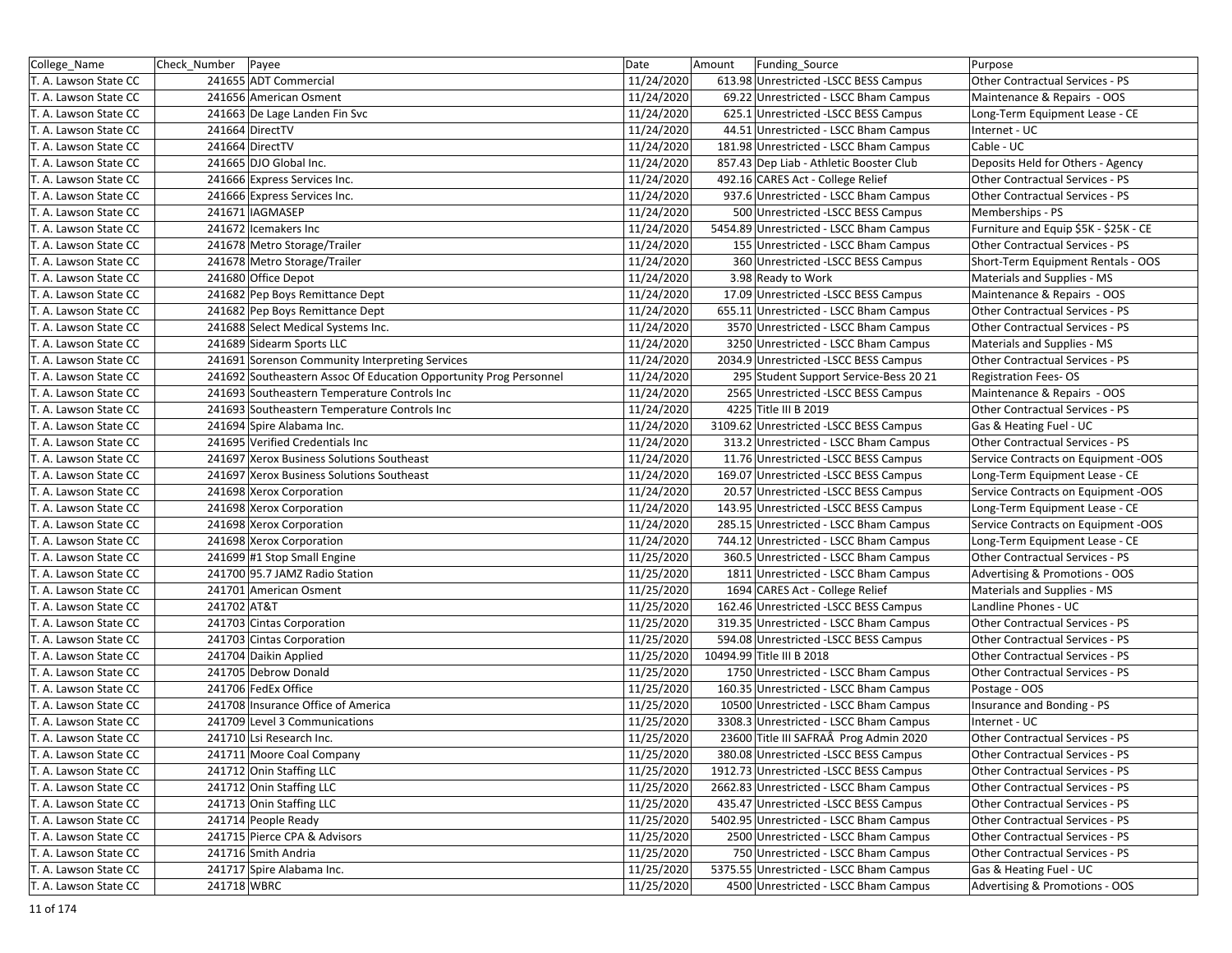| College_Name | Check_Number | Payee | Date | Amount | Funding_Source | Purpose |
|---|---|---|---|---|---|---|
| T. A. Lawson State CC | 241655 | ADT Commercial | 11/24/2020 | 613.98 | Unrestricted -LSCC BESS Campus | Other Contractual Services - PS |
| T. A. Lawson State CC | 241656 | American Osment | 11/24/2020 | 69.22 | Unrestricted - LSCC Bham Campus | Maintenance & Repairs - OOS |
| T. A. Lawson State CC | 241663 | De Lage Landen Fin Svc | 11/24/2020 | 625.1 | Unrestricted -LSCC BESS Campus | Long-Term Equipment Lease - CE |
| T. A. Lawson State CC | 241664 | DirectTV | 11/24/2020 | 44.51 | Unrestricted - LSCC Bham Campus | Internet - UC |
| T. A. Lawson State CC | 241664 | DirectTV | 11/24/2020 | 181.98 | Unrestricted - LSCC Bham Campus | Cable - UC |
| T. A. Lawson State CC | 241665 | DJO Global Inc. | 11/24/2020 | 857.43 | Dep Liab - Athletic Booster Club | Deposits Held for Others - Agency |
| T. A. Lawson State CC | 241666 | Express Services Inc. | 11/24/2020 | 492.16 | CARES Act - College Relief | Other Contractual Services - PS |
| T. A. Lawson State CC | 241666 | Express Services Inc. | 11/24/2020 | 937.6 | Unrestricted - LSCC Bham Campus | Other Contractual Services - PS |
| T. A. Lawson State CC | 241671 | IAGMASEP | 11/24/2020 | 500 | Unrestricted -LSCC BESS Campus | Memberships - PS |
| T. A. Lawson State CC | 241672 | Icemakers Inc | 11/24/2020 | 5454.89 | Unrestricted - LSCC Bham Campus | Furniture and Equip $5K - $25K - CE |
| T. A. Lawson State CC | 241678 | Metro Storage/Trailer | 11/24/2020 | 155 | Unrestricted - LSCC Bham Campus | Other Contractual Services - PS |
| T. A. Lawson State CC | 241678 | Metro Storage/Trailer | 11/24/2020 | 360 | Unrestricted -LSCC BESS Campus | Short-Term Equipment Rentals - OOS |
| T. A. Lawson State CC | 241680 | Office Depot | 11/24/2020 | 3.98 | Ready to Work | Materials and Supplies - MS |
| T. A. Lawson State CC | 241682 | Pep Boys Remittance Dept | 11/24/2020 | 17.09 | Unrestricted -LSCC BESS Campus | Maintenance & Repairs - OOS |
| T. A. Lawson State CC | 241682 | Pep Boys Remittance Dept | 11/24/2020 | 655.11 | Unrestricted - LSCC Bham Campus | Other Contractual Services - PS |
| T. A. Lawson State CC | 241688 | Select Medical Systems Inc. | 11/24/2020 | 3570 | Unrestricted - LSCC Bham Campus | Other Contractual Services - PS |
| T. A. Lawson State CC | 241689 | Sidearm Sports LLC | 11/24/2020 | 3250 | Unrestricted - LSCC Bham Campus | Materials and Supplies - MS |
| T. A. Lawson State CC | 241691 | Sorenson Community Interpreting Services | 11/24/2020 | 2034.9 | Unrestricted -LSCC BESS Campus | Other Contractual Services - PS |
| T. A. Lawson State CC | 241692 | Southeastern Assoc Of Education Opportunity Prog Personnel | 11/24/2020 | 295 | Student Support Service-Bess 20 21 | Registration Fees- OS |
| T. A. Lawson State CC | 241693 | Southeastern Temperature Controls Inc | 11/24/2020 | 2565 | Unrestricted -LSCC BESS Campus | Maintenance & Repairs - OOS |
| T. A. Lawson State CC | 241693 | Southeastern Temperature Controls Inc | 11/24/2020 | 4225 | Title III B 2019 | Other Contractual Services - PS |
| T. A. Lawson State CC | 241694 | Spire Alabama Inc. | 11/24/2020 | 3109.62 | Unrestricted -LSCC BESS Campus | Gas & Heating Fuel - UC |
| T. A. Lawson State CC | 241695 | Verified Credentials Inc | 11/24/2020 | 313.2 | Unrestricted - LSCC Bham Campus | Other Contractual Services - PS |
| T. A. Lawson State CC | 241697 | Xerox Business Solutions Southeast | 11/24/2020 | 11.76 | Unrestricted -LSCC BESS Campus | Service Contracts on Equipment -OOS |
| T. A. Lawson State CC | 241697 | Xerox Business Solutions Southeast | 11/24/2020 | 169.07 | Unrestricted -LSCC BESS Campus | Long-Term Equipment Lease - CE |
| T. A. Lawson State CC | 241698 | Xerox Corporation | 11/24/2020 | 20.57 | Unrestricted -LSCC BESS Campus | Service Contracts on Equipment -OOS |
| T. A. Lawson State CC | 241698 | Xerox Corporation | 11/24/2020 | 143.95 | Unrestricted -LSCC BESS Campus | Long-Term Equipment Lease - CE |
| T. A. Lawson State CC | 241698 | Xerox Corporation | 11/24/2020 | 285.15 | Unrestricted - LSCC Bham Campus | Service Contracts on Equipment -OOS |
| T. A. Lawson State CC | 241698 | Xerox Corporation | 11/24/2020 | 744.12 | Unrestricted - LSCC Bham Campus | Long-Term Equipment Lease - CE |
| T. A. Lawson State CC | 241699 | #1 Stop Small Engine | 11/25/2020 | 360.5 | Unrestricted - LSCC Bham Campus | Other Contractual Services - PS |
| T. A. Lawson State CC | 241700 | 95.7 JAMZ Radio Station | 11/25/2020 | 1811 | Unrestricted - LSCC Bham Campus | Advertising & Promotions - OOS |
| T. A. Lawson State CC | 241701 | American Osment | 11/25/2020 | 1694 | CARES Act - College Relief | Materials and Supplies - MS |
| T. A. Lawson State CC | 241702 | AT&T | 11/25/2020 | 162.46 | Unrestricted -LSCC BESS Campus | Landline Phones - UC |
| T. A. Lawson State CC | 241703 | Cintas Corporation | 11/25/2020 | 319.35 | Unrestricted - LSCC Bham Campus | Other Contractual Services - PS |
| T. A. Lawson State CC | 241703 | Cintas Corporation | 11/25/2020 | 594.08 | Unrestricted -LSCC BESS Campus | Other Contractual Services - PS |
| T. A. Lawson State CC | 241704 | Daikin Applied | 11/25/2020 | 10494.99 | Title III B 2018 | Other Contractual Services - PS |
| T. A. Lawson State CC | 241705 | Debrow Donald | 11/25/2020 | 1750 | Unrestricted - LSCC Bham Campus | Other Contractual Services - PS |
| T. A. Lawson State CC | 241706 | FedEx Office | 11/25/2020 | 160.35 | Unrestricted - LSCC Bham Campus | Postage - OOS |
| T. A. Lawson State CC | 241708 | Insurance Office of America | 11/25/2020 | 10500 | Unrestricted - LSCC Bham Campus | Insurance and Bonding - PS |
| T. A. Lawson State CC | 241709 | Level 3 Communications | 11/25/2020 | 3308.3 | Unrestricted - LSCC Bham Campus | Internet - UC |
| T. A. Lawson State CC | 241710 | Lsi Research Inc. | 11/25/2020 | 23600 | Title III SAFRAÂ Prog Admin 2020 | Other Contractual Services - PS |
| T. A. Lawson State CC | 241711 | Moore Coal Company | 11/25/2020 | 380.08 | Unrestricted -LSCC BESS Campus | Other Contractual Services - PS |
| T. A. Lawson State CC | 241712 | Onin Staffing LLC | 11/25/2020 | 1912.73 | Unrestricted -LSCC BESS Campus | Other Contractual Services - PS |
| T. A. Lawson State CC | 241712 | Onin Staffing LLC | 11/25/2020 | 2662.83 | Unrestricted - LSCC Bham Campus | Other Contractual Services - PS |
| T. A. Lawson State CC | 241713 | Onin Staffing LLC | 11/25/2020 | 435.47 | Unrestricted -LSCC BESS Campus | Other Contractual Services - PS |
| T. A. Lawson State CC | 241714 | People Ready | 11/25/2020 | 5402.95 | Unrestricted - LSCC Bham Campus | Other Contractual Services - PS |
| T. A. Lawson State CC | 241715 | Pierce CPA & Advisors | 11/25/2020 | 2500 | Unrestricted - LSCC Bham Campus | Other Contractual Services - PS |
| T. A. Lawson State CC | 241716 | Smith Andria | 11/25/2020 | 750 | Unrestricted - LSCC Bham Campus | Other Contractual Services - PS |
| T. A. Lawson State CC | 241717 | Spire Alabama Inc. | 11/25/2020 | 5375.55 | Unrestricted - LSCC Bham Campus | Gas & Heating Fuel - UC |
| T. A. Lawson State CC | 241718 | WBRC | 11/25/2020 | 4500 | Unrestricted - LSCC Bham Campus | Advertising & Promotions - OOS |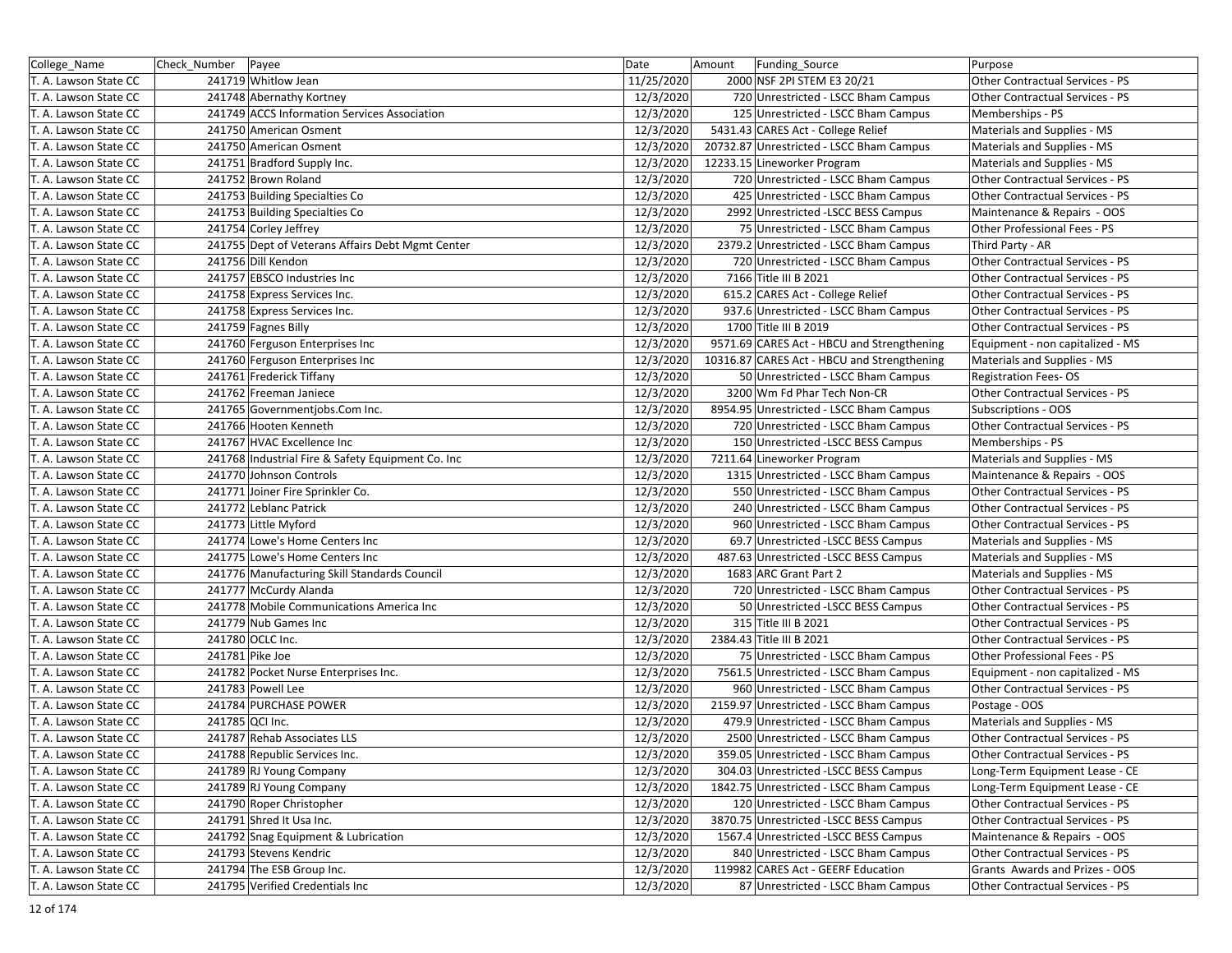| College_Name | Check_Number | Payee | Date | Amount | Funding_Source | Purpose |
|---|---|---|---|---|---|---|
| T. A. Lawson State CC | 241719 | Whitlow Jean | 11/25/2020 | 2000 | NSF 2PI STEM E3 20/21 | Other Contractual Services - PS |
| T. A. Lawson State CC | 241748 | Abernathy Kortney | 12/3/2020 | 720 | Unrestricted - LSCC Bham Campus | Other Contractual Services - PS |
| T. A. Lawson State CC | 241749 | ACCS Information Services Association | 12/3/2020 | 125 | Unrestricted - LSCC Bham Campus | Memberships - PS |
| T. A. Lawson State CC | 241750 | American Osment | 12/3/2020 | 5431.43 | CARES Act - College Relief | Materials and Supplies - MS |
| T. A. Lawson State CC | 241750 | American Osment | 12/3/2020 | 20732.87 | Unrestricted - LSCC Bham Campus | Materials and Supplies - MS |
| T. A. Lawson State CC | 241751 | Bradford Supply Inc. | 12/3/2020 | 12233.15 | Lineworker Program | Materials and Supplies - MS |
| T. A. Lawson State CC | 241752 | Brown Roland | 12/3/2020 | 720 | Unrestricted - LSCC Bham Campus | Other Contractual Services - PS |
| T. A. Lawson State CC | 241753 | Building Specialties Co | 12/3/2020 | 425 | Unrestricted - LSCC Bham Campus | Other Contractual Services - PS |
| T. A. Lawson State CC | 241753 | Building Specialties Co | 12/3/2020 | 2992 | Unrestricted -LSCC BESS Campus | Maintenance & Repairs - OOS |
| T. A. Lawson State CC | 241754 | Corley Jeffrey | 12/3/2020 | 75 | Unrestricted - LSCC Bham Campus | Other Professional Fees - PS |
| T. A. Lawson State CC | 241755 | Dept of Veterans Affairs Debt Mgmt Center | 12/3/2020 | 2379.2 | Unrestricted - LSCC Bham Campus | Third Party - AR |
| T. A. Lawson State CC | 241756 | Dill Kendon | 12/3/2020 | 720 | Unrestricted - LSCC Bham Campus | Other Contractual Services - PS |
| T. A. Lawson State CC | 241757 | EBSCO Industries Inc | 12/3/2020 | 7166 | Title III B 2021 | Other Contractual Services - PS |
| T. A. Lawson State CC | 241758 | Express Services Inc. | 12/3/2020 | 615.2 | CARES Act - College Relief | Other Contractual Services - PS |
| T. A. Lawson State CC | 241758 | Express Services Inc. | 12/3/2020 | 937.6 | Unrestricted - LSCC Bham Campus | Other Contractual Services - PS |
| T. A. Lawson State CC | 241759 | Fagnes Billy | 12/3/2020 | 1700 | Title III B 2019 | Other Contractual Services - PS |
| T. A. Lawson State CC | 241760 | Ferguson Enterprises Inc | 12/3/2020 | 9571.69 | CARES Act - HBCU and Strengthening | Equipment - non capitalized - MS |
| T. A. Lawson State CC | 241760 | Ferguson Enterprises Inc | 12/3/2020 | 10316.87 | CARES Act - HBCU and Strengthening | Materials and Supplies - MS |
| T. A. Lawson State CC | 241761 | Frederick Tiffany | 12/3/2020 | 50 | Unrestricted - LSCC Bham Campus | Registration Fees- OS |
| T. A. Lawson State CC | 241762 | Freeman Janiece | 12/3/2020 | 3200 | Wm Fd Phar Tech Non-CR | Other Contractual Services - PS |
| T. A. Lawson State CC | 241765 | Governmentjobs.Com Inc. | 12/3/2020 | 8954.95 | Unrestricted - LSCC Bham Campus | Subscriptions - OOS |
| T. A. Lawson State CC | 241766 | Hooten Kenneth | 12/3/2020 | 720 | Unrestricted - LSCC Bham Campus | Other Contractual Services - PS |
| T. A. Lawson State CC | 241767 | HVAC Excellence Inc | 12/3/2020 | 150 | Unrestricted -LSCC BESS Campus | Memberships - PS |
| T. A. Lawson State CC | 241768 | Industrial Fire & Safety Equipment Co. Inc | 12/3/2020 | 7211.64 | Lineworker Program | Materials and Supplies - MS |
| T. A. Lawson State CC | 241770 | Johnson Controls | 12/3/2020 | 1315 | Unrestricted - LSCC Bham Campus | Maintenance & Repairs - OOS |
| T. A. Lawson State CC | 241771 | Joiner Fire Sprinkler Co. | 12/3/2020 | 550 | Unrestricted - LSCC Bham Campus | Other Contractual Services - PS |
| T. A. Lawson State CC | 241772 | Leblanc Patrick | 12/3/2020 | 240 | Unrestricted - LSCC Bham Campus | Other Contractual Services - PS |
| T. A. Lawson State CC | 241773 | Little Myford | 12/3/2020 | 960 | Unrestricted - LSCC Bham Campus | Other Contractual Services - PS |
| T. A. Lawson State CC | 241774 | Lowe's Home Centers Inc | 12/3/2020 | 69.7 | Unrestricted -LSCC BESS Campus | Materials and Supplies - MS |
| T. A. Lawson State CC | 241775 | Lowe's Home Centers Inc | 12/3/2020 | 487.63 | Unrestricted -LSCC BESS Campus | Materials and Supplies - MS |
| T. A. Lawson State CC | 241776 | Manufacturing Skill Standards Council | 12/3/2020 | 1683 | ARC Grant Part 2 | Materials and Supplies - MS |
| T. A. Lawson State CC | 241777 | McCurdy Alanda | 12/3/2020 | 720 | Unrestricted - LSCC Bham Campus | Other Contractual Services - PS |
| T. A. Lawson State CC | 241778 | Mobile Communications America Inc | 12/3/2020 | 50 | Unrestricted -LSCC BESS Campus | Other Contractual Services - PS |
| T. A. Lawson State CC | 241779 | Nub Games Inc | 12/3/2020 | 315 | Title III B 2021 | Other Contractual Services - PS |
| T. A. Lawson State CC | 241780 | OCLC Inc. | 12/3/2020 | 2384.43 | Title III B 2021 | Other Contractual Services - PS |
| T. A. Lawson State CC | 241781 | Pike Joe | 12/3/2020 | 75 | Unrestricted - LSCC Bham Campus | Other Professional Fees - PS |
| T. A. Lawson State CC | 241782 | Pocket Nurse Enterprises Inc. | 12/3/2020 | 7561.5 | Unrestricted - LSCC Bham Campus | Equipment - non capitalized - MS |
| T. A. Lawson State CC | 241783 | Powell Lee | 12/3/2020 | 960 | Unrestricted - LSCC Bham Campus | Other Contractual Services - PS |
| T. A. Lawson State CC | 241784 | PURCHASE POWER | 12/3/2020 | 2159.97 | Unrestricted - LSCC Bham Campus | Postage - OOS |
| T. A. Lawson State CC | 241785 | QCI Inc. | 12/3/2020 | 479.9 | Unrestricted - LSCC Bham Campus | Materials and Supplies - MS |
| T. A. Lawson State CC | 241787 | Rehab Associates LLS | 12/3/2020 | 2500 | Unrestricted - LSCC Bham Campus | Other Contractual Services - PS |
| T. A. Lawson State CC | 241788 | Republic Services Inc. | 12/3/2020 | 359.05 | Unrestricted - LSCC Bham Campus | Other Contractual Services - PS |
| T. A. Lawson State CC | 241789 | RJ Young Company | 12/3/2020 | 304.03 | Unrestricted -LSCC BESS Campus | Long-Term Equipment Lease - CE |
| T. A. Lawson State CC | 241789 | RJ Young Company | 12/3/2020 | 1842.75 | Unrestricted - LSCC Bham Campus | Long-Term Equipment Lease - CE |
| T. A. Lawson State CC | 241790 | Roper Christopher | 12/3/2020 | 120 | Unrestricted - LSCC Bham Campus | Other Contractual Services - PS |
| T. A. Lawson State CC | 241791 | Shred It Usa Inc. | 12/3/2020 | 3870.75 | Unrestricted -LSCC BESS Campus | Other Contractual Services - PS |
| T. A. Lawson State CC | 241792 | Snag Equipment & Lubrication | 12/3/2020 | 1567.4 | Unrestricted -LSCC BESS Campus | Maintenance & Repairs - OOS |
| T. A. Lawson State CC | 241793 | Stevens Kendric | 12/3/2020 | 840 | Unrestricted - LSCC Bham Campus | Other Contractual Services - PS |
| T. A. Lawson State CC | 241794 | The ESB Group Inc. | 12/3/2020 | 119982 | CARES Act - GEERF Education | Grants Awards and Prizes - OOS |
| T. A. Lawson State CC | 241795 | Verified Credentials Inc | 12/3/2020 | 87 | Unrestricted - LSCC Bham Campus | Other Contractual Services - PS |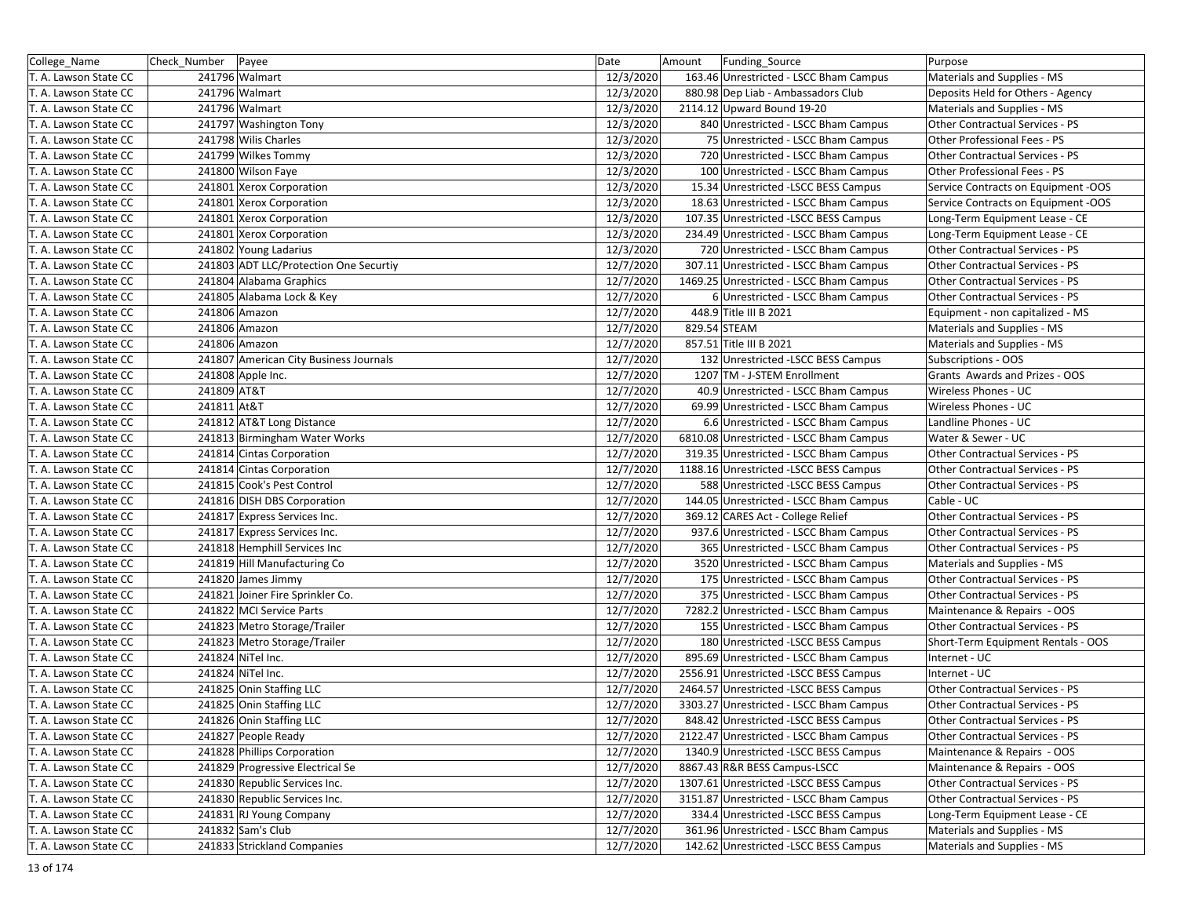| College_Name | Check_Number | Payee | Date | Amount | Funding_Source | Purpose |
|---|---|---|---|---|---|---|
| T. A. Lawson State CC | 241796 | Walmart | 12/3/2020 | 163.46 | Unrestricted - LSCC Bham Campus | Materials and Supplies - MS |
| T. A. Lawson State CC | 241796 | Walmart | 12/3/2020 | 880.98 | Dep Liab - Ambassadors Club | Deposits Held for Others - Agency |
| T. A. Lawson State CC | 241796 | Walmart | 12/3/2020 | 2114.12 | Upward Bound 19-20 | Materials and Supplies - MS |
| T. A. Lawson State CC | 241797 | Washington Tony | 12/3/2020 | 840 | Unrestricted - LSCC Bham Campus | Other Contractual Services - PS |
| T. A. Lawson State CC | 241798 | Wilis Charles | 12/3/2020 | 75 | Unrestricted - LSCC Bham Campus | Other Professional Fees - PS |
| T. A. Lawson State CC | 241799 | Wilkes Tommy | 12/3/2020 | 720 | Unrestricted - LSCC Bham Campus | Other Contractual Services - PS |
| T. A. Lawson State CC | 241800 | Wilson Faye | 12/3/2020 | 100 | Unrestricted - LSCC Bham Campus | Other Professional Fees - PS |
| T. A. Lawson State CC | 241801 | Xerox Corporation | 12/3/2020 | 15.34 | Unrestricted -LSCC BESS Campus | Service Contracts on Equipment -OOS |
| T. A. Lawson State CC | 241801 | Xerox Corporation | 12/3/2020 | 18.63 | Unrestricted - LSCC Bham Campus | Service Contracts on Equipment -OOS |
| T. A. Lawson State CC | 241801 | Xerox Corporation | 12/3/2020 | 107.35 | Unrestricted -LSCC BESS Campus | Long-Term Equipment Lease - CE |
| T. A. Lawson State CC | 241801 | Xerox Corporation | 12/3/2020 | 234.49 | Unrestricted - LSCC Bham Campus | Long-Term Equipment Lease - CE |
| T. A. Lawson State CC | 241802 | Young Ladarius | 12/3/2020 | 720 | Unrestricted - LSCC Bham Campus | Other Contractual Services - PS |
| T. A. Lawson State CC | 241803 | ADT LLC/Protection One Securtiy | 12/7/2020 | 307.11 | Unrestricted - LSCC Bham Campus | Other Contractual Services - PS |
| T. A. Lawson State CC | 241804 | Alabama Graphics | 12/7/2020 | 1469.25 | Unrestricted - LSCC Bham Campus | Other Contractual Services - PS |
| T. A. Lawson State CC | 241805 | Alabama Lock & Key | 12/7/2020 | 6 | Unrestricted - LSCC Bham Campus | Other Contractual Services - PS |
| T. A. Lawson State CC | 241806 | Amazon | 12/7/2020 | 448.9 | Title III B 2021 | Equipment - non capitalized - MS |
| T. A. Lawson State CC | 241806 | Amazon | 12/7/2020 | 829.54 | STEAM | Materials and Supplies - MS |
| T. A. Lawson State CC | 241806 | Amazon | 12/7/2020 | 857.51 | Title III B 2021 | Materials and Supplies - MS |
| T. A. Lawson State CC | 241807 | American City Business Journals | 12/7/2020 | 132 | Unrestricted -LSCC BESS Campus | Subscriptions - OOS |
| T. A. Lawson State CC | 241808 | Apple Inc. | 12/7/2020 | 1207 | TM - J-STEM Enrollment | Grants Awards and Prizes - OOS |
| T. A. Lawson State CC | 241809 | AT&T | 12/7/2020 | 40.9 | Unrestricted - LSCC Bham Campus | Wireless Phones - UC |
| T. A. Lawson State CC | 241811 | At&T | 12/7/2020 | 69.99 | Unrestricted - LSCC Bham Campus | Wireless Phones - UC |
| T. A. Lawson State CC | 241812 | AT&T Long Distance | 12/7/2020 | 6.6 | Unrestricted - LSCC Bham Campus | Landline Phones - UC |
| T. A. Lawson State CC | 241813 | Birmingham Water Works | 12/7/2020 | 6810.08 | Unrestricted - LSCC Bham Campus | Water & Sewer - UC |
| T. A. Lawson State CC | 241814 | Cintas Corporation | 12/7/2020 | 319.35 | Unrestricted - LSCC Bham Campus | Other Contractual Services - PS |
| T. A. Lawson State CC | 241814 | Cintas Corporation | 12/7/2020 | 1188.16 | Unrestricted -LSCC BESS Campus | Other Contractual Services - PS |
| T. A. Lawson State CC | 241815 | Cook's Pest Control | 12/7/2020 | 588 | Unrestricted -LSCC BESS Campus | Other Contractual Services - PS |
| T. A. Lawson State CC | 241816 | DISH DBS Corporation | 12/7/2020 | 144.05 | Unrestricted - LSCC Bham Campus | Cable - UC |
| T. A. Lawson State CC | 241817 | Express Services Inc. | 12/7/2020 | 369.12 | CARES Act - College Relief | Other Contractual Services - PS |
| T. A. Lawson State CC | 241817 | Express Services Inc. | 12/7/2020 | 937.6 | Unrestricted - LSCC Bham Campus | Other Contractual Services - PS |
| T. A. Lawson State CC | 241818 | Hemphill Services Inc | 12/7/2020 | 365 | Unrestricted - LSCC Bham Campus | Other Contractual Services - PS |
| T. A. Lawson State CC | 241819 | Hill Manufacturing Co | 12/7/2020 | 3520 | Unrestricted - LSCC Bham Campus | Materials and Supplies - MS |
| T. A. Lawson State CC | 241820 | James Jimmy | 12/7/2020 | 175 | Unrestricted - LSCC Bham Campus | Other Contractual Services - PS |
| T. A. Lawson State CC | 241821 | Joiner Fire Sprinkler Co. | 12/7/2020 | 375 | Unrestricted - LSCC Bham Campus | Other Contractual Services - PS |
| T. A. Lawson State CC | 241822 | MCI Service Parts | 12/7/2020 | 7282.2 | Unrestricted - LSCC Bham Campus | Maintenance & Repairs - OOS |
| T. A. Lawson State CC | 241823 | Metro Storage/Trailer | 12/7/2020 | 155 | Unrestricted - LSCC Bham Campus | Other Contractual Services - PS |
| T. A. Lawson State CC | 241823 | Metro Storage/Trailer | 12/7/2020 | 180 | Unrestricted -LSCC BESS Campus | Short-Term Equipment Rentals - OOS |
| T. A. Lawson State CC | 241824 | NiTel Inc. | 12/7/2020 | 895.69 | Unrestricted - LSCC Bham Campus | Internet - UC |
| T. A. Lawson State CC | 241824 | NiTel Inc. | 12/7/2020 | 2556.91 | Unrestricted -LSCC BESS Campus | Internet - UC |
| T. A. Lawson State CC | 241825 | Onin Staffing LLC | 12/7/2020 | 2464.57 | Unrestricted -LSCC BESS Campus | Other Contractual Services - PS |
| T. A. Lawson State CC | 241825 | Onin Staffing LLC | 12/7/2020 | 3303.27 | Unrestricted - LSCC Bham Campus | Other Contractual Services - PS |
| T. A. Lawson State CC | 241826 | Onin Staffing LLC | 12/7/2020 | 848.42 | Unrestricted -LSCC BESS Campus | Other Contractual Services - PS |
| T. A. Lawson State CC | 241827 | People Ready | 12/7/2020 | 2122.47 | Unrestricted - LSCC Bham Campus | Other Contractual Services - PS |
| T. A. Lawson State CC | 241828 | Phillips Corporation | 12/7/2020 | 1340.9 | Unrestricted -LSCC BESS Campus | Maintenance & Repairs - OOS |
| T. A. Lawson State CC | 241829 | Progressive Electrical Se | 12/7/2020 | 8867.43 | R&R BESS Campus-LSCC | Maintenance & Repairs - OOS |
| T. A. Lawson State CC | 241830 | Republic Services Inc. | 12/7/2020 | 1307.61 | Unrestricted -LSCC BESS Campus | Other Contractual Services - PS |
| T. A. Lawson State CC | 241830 | Republic Services Inc. | 12/7/2020 | 3151.87 | Unrestricted - LSCC Bham Campus | Other Contractual Services - PS |
| T. A. Lawson State CC | 241831 | RJ Young Company | 12/7/2020 | 334.4 | Unrestricted -LSCC BESS Campus | Long-Term Equipment Lease - CE |
| T. A. Lawson State CC | 241832 | Sam's Club | 12/7/2020 | 361.96 | Unrestricted - LSCC Bham Campus | Materials and Supplies - MS |
| T. A. Lawson State CC | 241833 | Strickland Companies | 12/7/2020 | 142.62 | Unrestricted -LSCC BESS Campus | Materials and Supplies - MS |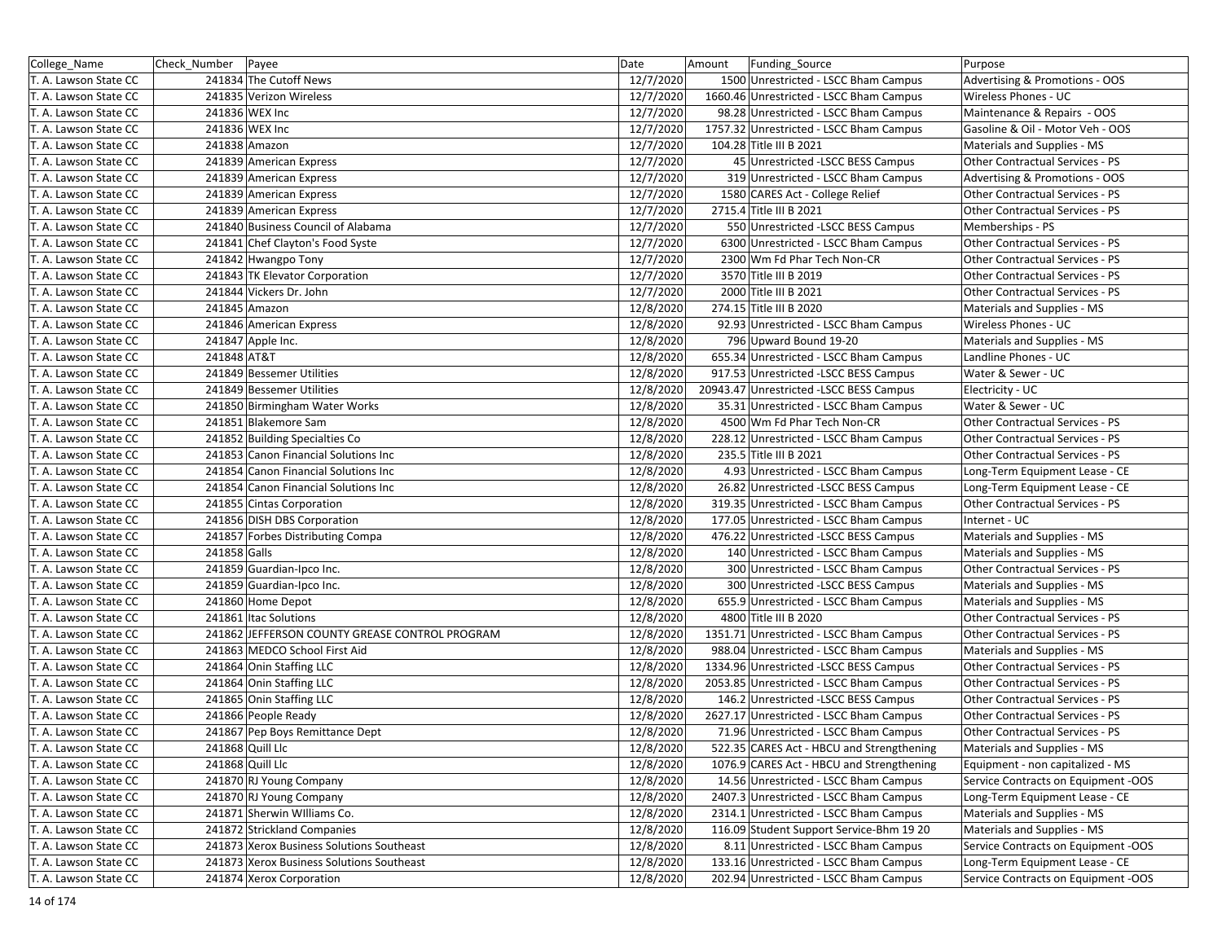| College_Name | Check_Number | Payee | Date | Amount | Funding_Source | Purpose |
|---|---|---|---|---|---|---|
| T. A. Lawson State CC | 241834 | The Cutoff News | 12/7/2020 | 1500 | Unrestricted - LSCC Bham Campus | Advertising & Promotions - OOS |
| T. A. Lawson State CC | 241835 | Verizon Wireless | 12/7/2020 | 1660.46 | Unrestricted - LSCC Bham Campus | Wireless Phones - UC |
| T. A. Lawson State CC | 241836 | WEX Inc | 12/7/2020 | 98.28 | Unrestricted - LSCC Bham Campus | Maintenance & Repairs - OOS |
| T. A. Lawson State CC | 241836 | WEX Inc | 12/7/2020 | 1757.32 | Unrestricted - LSCC Bham Campus | Gasoline & Oil - Motor Veh - OOS |
| T. A. Lawson State CC | 241838 | Amazon | 12/7/2020 | 104.28 | Title III B 2021 | Materials and Supplies - MS |
| T. A. Lawson State CC | 241839 | American Express | 12/7/2020 | 45 | Unrestricted -LSCC BESS Campus | Other Contractual Services - PS |
| T. A. Lawson State CC | 241839 | American Express | 12/7/2020 | 319 | Unrestricted - LSCC Bham Campus | Advertising & Promotions - OOS |
| T. A. Lawson State CC | 241839 | American Express | 12/7/2020 | 1580 | CARES Act - College Relief | Other Contractual Services - PS |
| T. A. Lawson State CC | 241839 | American Express | 12/7/2020 | 2715.4 | Title III B 2021 | Other Contractual Services - PS |
| T. A. Lawson State CC | 241840 | Business Council of Alabama | 12/7/2020 | 550 | Unrestricted -LSCC BESS Campus | Memberships - PS |
| T. A. Lawson State CC | 241841 | Chef Clayton's Food Syste | 12/7/2020 | 6300 | Unrestricted - LSCC Bham Campus | Other Contractual Services - PS |
| T. A. Lawson State CC | 241842 | Hwangpo Tony | 12/7/2020 | 2300 | Wm Fd Phar Tech Non-CR | Other Contractual Services - PS |
| T. A. Lawson State CC | 241843 | TK Elevator Corporation | 12/7/2020 | 3570 | Title III B 2019 | Other Contractual Services - PS |
| T. A. Lawson State CC | 241844 | Vickers Dr. John | 12/7/2020 | 2000 | Title III B 2021 | Other Contractual Services - PS |
| T. A. Lawson State CC | 241845 | Amazon | 12/8/2020 | 274.15 | Title III B 2020 | Materials and Supplies - MS |
| T. A. Lawson State CC | 241846 | American Express | 12/8/2020 | 92.93 | Unrestricted - LSCC Bham Campus | Wireless Phones - UC |
| T. A. Lawson State CC | 241847 | Apple Inc. | 12/8/2020 | 796 | Upward Bound 19-20 | Materials and Supplies - MS |
| T. A. Lawson State CC | 241848 | AT&T | 12/8/2020 | 655.34 | Unrestricted - LSCC Bham Campus | Landline Phones - UC |
| T. A. Lawson State CC | 241849 | Bessemer Utilities | 12/8/2020 | 917.53 | Unrestricted -LSCC BESS Campus | Water & Sewer - UC |
| T. A. Lawson State CC | 241849 | Bessemer Utilities | 12/8/2020 | 20943.47 | Unrestricted -LSCC BESS Campus | Electricity - UC |
| T. A. Lawson State CC | 241850 | Birmingham Water Works | 12/8/2020 | 35.31 | Unrestricted - LSCC Bham Campus | Water & Sewer - UC |
| T. A. Lawson State CC | 241851 | Blakemore Sam | 12/8/2020 | 4500 | Wm Fd Phar Tech Non-CR | Other Contractual Services - PS |
| T. A. Lawson State CC | 241852 | Building Specialties Co | 12/8/2020 | 228.12 | Unrestricted - LSCC Bham Campus | Other Contractual Services - PS |
| T. A. Lawson State CC | 241853 | Canon Financial Solutions Inc | 12/8/2020 | 235.5 | Title III B 2021 | Other Contractual Services - PS |
| T. A. Lawson State CC | 241854 | Canon Financial Solutions Inc | 12/8/2020 | 4.93 | Unrestricted - LSCC Bham Campus | Long-Term Equipment Lease - CE |
| T. A. Lawson State CC | 241854 | Canon Financial Solutions Inc | 12/8/2020 | 26.82 | Unrestricted -LSCC BESS Campus | Long-Term Equipment Lease - CE |
| T. A. Lawson State CC | 241855 | Cintas Corporation | 12/8/2020 | 319.35 | Unrestricted - LSCC Bham Campus | Other Contractual Services - PS |
| T. A. Lawson State CC | 241856 | DISH DBS Corporation | 12/8/2020 | 177.05 | Unrestricted - LSCC Bham Campus | Internet - UC |
| T. A. Lawson State CC | 241857 | Forbes Distributing Compa | 12/8/2020 | 476.22 | Unrestricted -LSCC BESS Campus | Materials and Supplies - MS |
| T. A. Lawson State CC | 241858 | Galls | 12/8/2020 | 140 | Unrestricted - LSCC Bham Campus | Materials and Supplies - MS |
| T. A. Lawson State CC | 241859 | Guardian-Ipco Inc. | 12/8/2020 | 300 | Unrestricted - LSCC Bham Campus | Other Contractual Services - PS |
| T. A. Lawson State CC | 241859 | Guardian-Ipco Inc. | 12/8/2020 | 300 | Unrestricted -LSCC BESS Campus | Materials and Supplies - MS |
| T. A. Lawson State CC | 241860 | Home Depot | 12/8/2020 | 655.9 | Unrestricted - LSCC Bham Campus | Materials and Supplies - MS |
| T. A. Lawson State CC | 241861 | Itac Solutions | 12/8/2020 | 4800 | Title III B 2020 | Other Contractual Services - PS |
| T. A. Lawson State CC | 241862 | JEFFERSON COUNTY GREASE CONTROL PROGRAM | 12/8/2020 | 1351.71 | Unrestricted - LSCC Bham Campus | Other Contractual Services - PS |
| T. A. Lawson State CC | 241863 | MEDCO School First Aid | 12/8/2020 | 988.04 | Unrestricted - LSCC Bham Campus | Materials and Supplies - MS |
| T. A. Lawson State CC | 241864 | Onin Staffing LLC | 12/8/2020 | 1334.96 | Unrestricted -LSCC BESS Campus | Other Contractual Services - PS |
| T. A. Lawson State CC | 241864 | Onin Staffing LLC | 12/8/2020 | 2053.85 | Unrestricted - LSCC Bham Campus | Other Contractual Services - PS |
| T. A. Lawson State CC | 241865 | Onin Staffing LLC | 12/8/2020 | 146.2 | Unrestricted -LSCC BESS Campus | Other Contractual Services - PS |
| T. A. Lawson State CC | 241866 | People Ready | 12/8/2020 | 2627.17 | Unrestricted - LSCC Bham Campus | Other Contractual Services - PS |
| T. A. Lawson State CC | 241867 | Pep Boys Remittance Dept | 12/8/2020 | 71.96 | Unrestricted - LSCC Bham Campus | Other Contractual Services - PS |
| T. A. Lawson State CC | 241868 | Quill Llc | 12/8/2020 | 522.35 | CARES Act - HBCU and Strengthening | Materials and Supplies - MS |
| T. A. Lawson State CC | 241868 | Quill Llc | 12/8/2020 | 1076.9 | CARES Act - HBCU and Strengthening | Equipment - non capitalized - MS |
| T. A. Lawson State CC | 241870 | RJ Young Company | 12/8/2020 | 14.56 | Unrestricted - LSCC Bham Campus | Service Contracts on Equipment -OOS |
| T. A. Lawson State CC | 241870 | RJ Young Company | 12/8/2020 | 2407.3 | Unrestricted - LSCC Bham Campus | Long-Term Equipment Lease - CE |
| T. A. Lawson State CC | 241871 | Sherwin WIlliams Co. | 12/8/2020 | 2314.1 | Unrestricted - LSCC Bham Campus | Materials and Supplies - MS |
| T. A. Lawson State CC | 241872 | Strickland Companies | 12/8/2020 | 116.09 | Student Support Service-Bhm 19 20 | Materials and Supplies - MS |
| T. A. Lawson State CC | 241873 | Xerox Business Solutions Southeast | 12/8/2020 | 8.11 | Unrestricted - LSCC Bham Campus | Service Contracts on Equipment -OOS |
| T. A. Lawson State CC | 241873 | Xerox Business Solutions Southeast | 12/8/2020 | 133.16 | Unrestricted - LSCC Bham Campus | Long-Term Equipment Lease - CE |
| T. A. Lawson State CC | 241874 | Xerox Corporation | 12/8/2020 | 202.94 | Unrestricted - LSCC Bham Campus | Service Contracts on Equipment -OOS |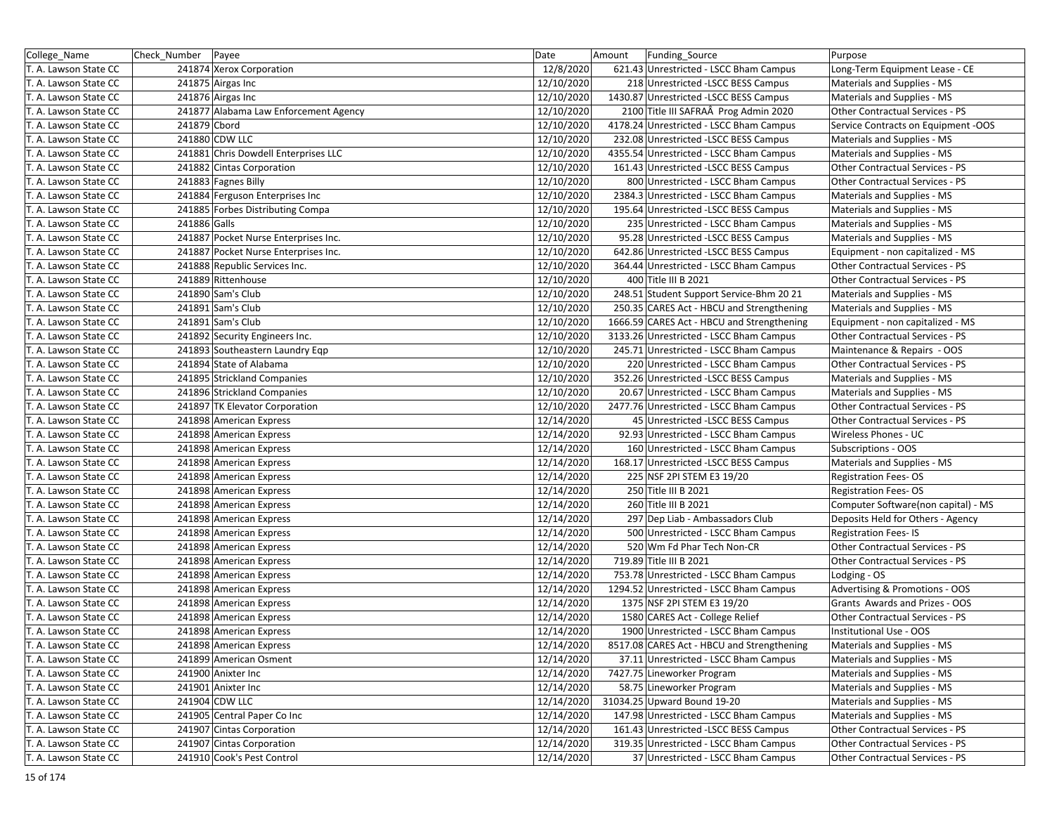| College_Name | Check_Number | Payee | Date | Amount | Funding_Source | Purpose |
|---|---|---|---|---|---|---|
| T. A. Lawson State CC | 241874 | Xerox Corporation | 12/8/2020 | 621.43 | Unrestricted - LSCC Bham Campus | Long-Term Equipment Lease - CE |
| T. A. Lawson State CC | 241875 | Airgas Inc | 12/10/2020 | 218 | Unrestricted -LSCC BESS Campus | Materials and Supplies - MS |
| T. A. Lawson State CC | 241876 | Airgas Inc | 12/10/2020 | 1430.87 | Unrestricted -LSCC BESS Campus | Materials and Supplies - MS |
| T. A. Lawson State CC | 241877 | Alabama Law Enforcement Agency | 12/10/2020 | 2100 | Title III SAFRAÂ  Prog Admin 2020 | Other Contractual Services - PS |
| T. A. Lawson State CC | 241879 | Cbord | 12/10/2020 | 4178.24 | Unrestricted - LSCC Bham Campus | Service Contracts on Equipment -OOS |
| T. A. Lawson State CC | 241880 | CDW LLC | 12/10/2020 | 232.08 | Unrestricted -LSCC BESS Campus | Materials and Supplies - MS |
| T. A. Lawson State CC | 241881 | Chris Dowdell Enterprises LLC | 12/10/2020 | 4355.54 | Unrestricted - LSCC Bham Campus | Materials and Supplies - MS |
| T. A. Lawson State CC | 241882 | Cintas Corporation | 12/10/2020 | 161.43 | Unrestricted -LSCC BESS Campus | Other Contractual Services - PS |
| T. A. Lawson State CC | 241883 | Fagnes Billy | 12/10/2020 | 800 | Unrestricted - LSCC Bham Campus | Other Contractual Services - PS |
| T. A. Lawson State CC | 241884 | Ferguson Enterprises Inc | 12/10/2020 | 2384.3 | Unrestricted - LSCC Bham Campus | Materials and Supplies - MS |
| T. A. Lawson State CC | 241885 | Forbes Distributing Compa | 12/10/2020 | 195.64 | Unrestricted -LSCC BESS Campus | Materials and Supplies - MS |
| T. A. Lawson State CC | 241886 | Galls | 12/10/2020 | 235 | Unrestricted - LSCC Bham Campus | Materials and Supplies - MS |
| T. A. Lawson State CC | 241887 | Pocket Nurse Enterprises Inc. | 12/10/2020 | 95.28 | Unrestricted -LSCC BESS Campus | Materials and Supplies - MS |
| T. A. Lawson State CC | 241887 | Pocket Nurse Enterprises Inc. | 12/10/2020 | 642.86 | Unrestricted -LSCC BESS Campus | Equipment - non capitalized - MS |
| T. A. Lawson State CC | 241888 | Republic Services Inc. | 12/10/2020 | 364.44 | Unrestricted - LSCC Bham Campus | Other Contractual Services - PS |
| T. A. Lawson State CC | 241889 | Rittenhouse | 12/10/2020 | 400 | Title III B 2021 | Other Contractual Services - PS |
| T. A. Lawson State CC | 241890 | Sam's Club | 12/10/2020 | 248.51 | Student Support Service-Bhm 20 21 | Materials and Supplies - MS |
| T. A. Lawson State CC | 241891 | Sam's Club | 12/10/2020 | 250.35 | CARES Act - HBCU and Strengthening | Materials and Supplies - MS |
| T. A. Lawson State CC | 241891 | Sam's Club | 12/10/2020 | 1666.59 | CARES Act - HBCU and Strengthening | Equipment - non capitalized - MS |
| T. A. Lawson State CC | 241892 | Security Engineers Inc. | 12/10/2020 | 3133.26 | Unrestricted - LSCC Bham Campus | Other Contractual Services - PS |
| T. A. Lawson State CC | 241893 | Southeastern Laundry Eqp | 12/10/2020 | 245.71 | Unrestricted - LSCC Bham Campus | Maintenance & Repairs - OOS |
| T. A. Lawson State CC | 241894 | State of Alabama | 12/10/2020 | 220 | Unrestricted - LSCC Bham Campus | Other Contractual Services - PS |
| T. A. Lawson State CC | 241895 | Strickland Companies | 12/10/2020 | 352.26 | Unrestricted -LSCC BESS Campus | Materials and Supplies - MS |
| T. A. Lawson State CC | 241896 | Strickland Companies | 12/10/2020 | 20.67 | Unrestricted - LSCC Bham Campus | Materials and Supplies - MS |
| T. A. Lawson State CC | 241897 | TK Elevator Corporation | 12/10/2020 | 2477.76 | Unrestricted - LSCC Bham Campus | Other Contractual Services - PS |
| T. A. Lawson State CC | 241898 | American Express | 12/14/2020 | 45 | Unrestricted -LSCC BESS Campus | Other Contractual Services - PS |
| T. A. Lawson State CC | 241898 | American Express | 12/14/2020 | 92.93 | Unrestricted - LSCC Bham Campus | Wireless Phones - UC |
| T. A. Lawson State CC | 241898 | American Express | 12/14/2020 | 160 | Unrestricted - LSCC Bham Campus | Subscriptions - OOS |
| T. A. Lawson State CC | 241898 | American Express | 12/14/2020 | 168.17 | Unrestricted -LSCC BESS Campus | Materials and Supplies - MS |
| T. A. Lawson State CC | 241898 | American Express | 12/14/2020 | 225 | NSF 2PI STEM E3 19/20 | Registration Fees- OS |
| T. A. Lawson State CC | 241898 | American Express | 12/14/2020 | 250 | Title III B 2021 | Registration Fees- OS |
| T. A. Lawson State CC | 241898 | American Express | 12/14/2020 | 260 | Title III B 2021 | Computer Software(non capital) - MS |
| T. A. Lawson State CC | 241898 | American Express | 12/14/2020 | 297 | Dep Liab - Ambassadors Club | Deposits Held for Others - Agency |
| T. A. Lawson State CC | 241898 | American Express | 12/14/2020 | 500 | Unrestricted - LSCC Bham Campus | Registration Fees- IS |
| T. A. Lawson State CC | 241898 | American Express | 12/14/2020 | 520 | Wm Fd Phar Tech Non-CR | Other Contractual Services - PS |
| T. A. Lawson State CC | 241898 | American Express | 12/14/2020 | 719.89 | Title III B 2021 | Other Contractual Services - PS |
| T. A. Lawson State CC | 241898 | American Express | 12/14/2020 | 753.78 | Unrestricted - LSCC Bham Campus | Lodging - OS |
| T. A. Lawson State CC | 241898 | American Express | 12/14/2020 | 1294.52 | Unrestricted - LSCC Bham Campus | Advertising & Promotions - OOS |
| T. A. Lawson State CC | 241898 | American Express | 12/14/2020 | 1375 | NSF 2PI STEM E3 19/20 | Grants Awards and Prizes - OOS |
| T. A. Lawson State CC | 241898 | American Express | 12/14/2020 | 1580 | CARES Act - College Relief | Other Contractual Services - PS |
| T. A. Lawson State CC | 241898 | American Express | 12/14/2020 | 1900 | Unrestricted - LSCC Bham Campus | Institutional Use - OOS |
| T. A. Lawson State CC | 241898 | American Express | 12/14/2020 | 8517.08 | CARES Act - HBCU and Strengthening | Materials and Supplies - MS |
| T. A. Lawson State CC | 241899 | American Osment | 12/14/2020 | 37.11 | Unrestricted - LSCC Bham Campus | Materials and Supplies - MS |
| T. A. Lawson State CC | 241900 | Anixter Inc | 12/14/2020 | 7427.75 | Lineworker Program | Materials and Supplies - MS |
| T. A. Lawson State CC | 241901 | Anixter Inc | 12/14/2020 | 58.75 | Lineworker Program | Materials and Supplies - MS |
| T. A. Lawson State CC | 241904 | CDW LLC | 12/14/2020 | 31034.25 | Upward Bound 19-20 | Materials and Supplies - MS |
| T. A. Lawson State CC | 241905 | Central Paper Co Inc | 12/14/2020 | 147.98 | Unrestricted - LSCC Bham Campus | Materials and Supplies - MS |
| T. A. Lawson State CC | 241907 | Cintas Corporation | 12/14/2020 | 161.43 | Unrestricted -LSCC BESS Campus | Other Contractual Services - PS |
| T. A. Lawson State CC | 241907 | Cintas Corporation | 12/14/2020 | 319.35 | Unrestricted - LSCC Bham Campus | Other Contractual Services - PS |
| T. A. Lawson State CC | 241910 | Cook's Pest Control | 12/14/2020 | 37 | Unrestricted - LSCC Bham Campus | Other Contractual Services - PS |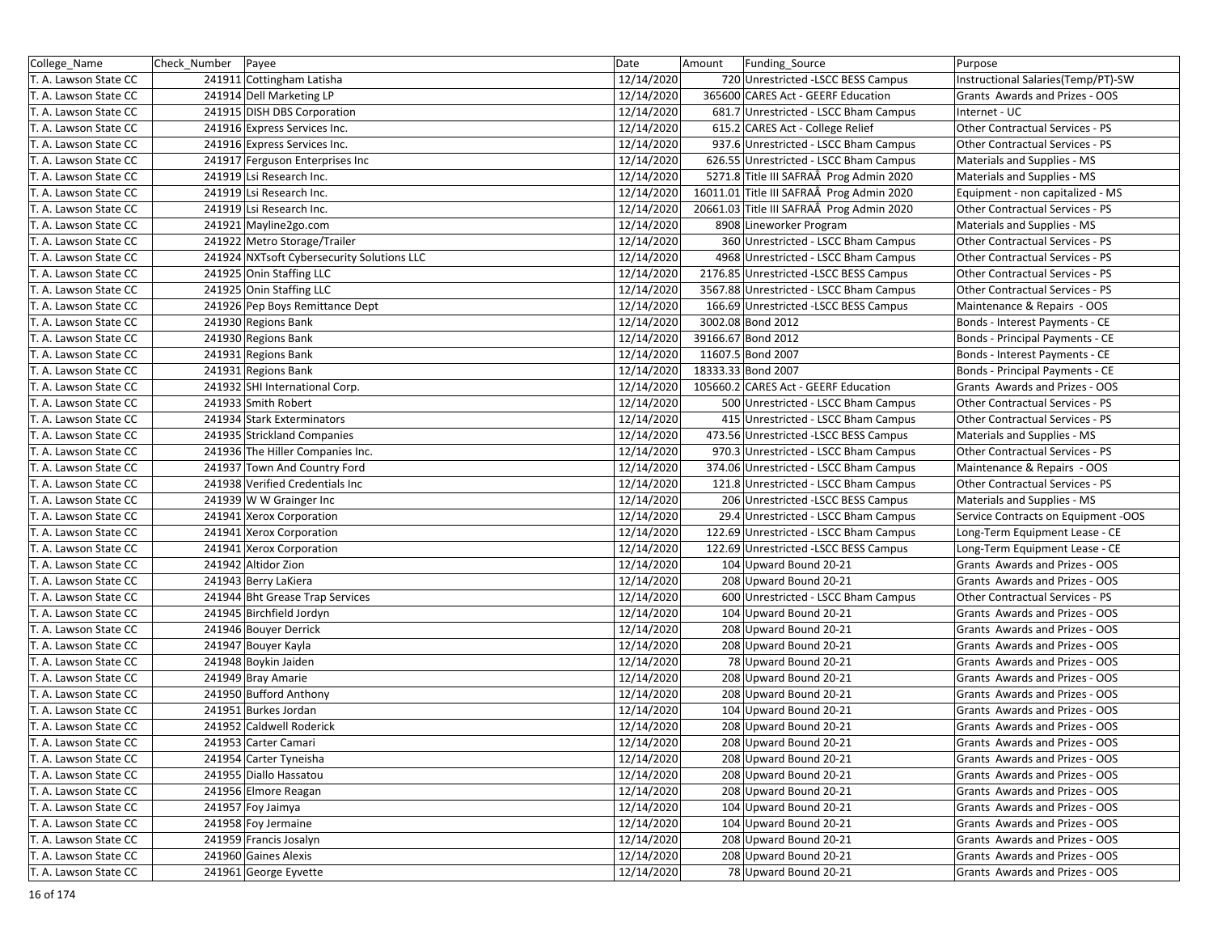| College_Name | Check_Number | Payee | Date | Amount | Funding_Source | Purpose |
|---|---|---|---|---|---|---|
| T. A. Lawson State CC | 241911 | Cottingham Latisha | 12/14/2020 | 720 | Unrestricted -LSCC BESS Campus | Instructional Salaries(Temp/PT)-SW |
| T. A. Lawson State CC | 241914 | Dell Marketing LP | 12/14/2020 | 365600 | CARES Act - GEERF Education | Grants Awards and Prizes - OOS |
| T. A. Lawson State CC | 241915 | DISH DBS Corporation | 12/14/2020 | 681.7 | Unrestricted - LSCC Bham Campus | Internet - UC |
| T. A. Lawson State CC | 241916 | Express Services Inc. | 12/14/2020 | 615.2 | CARES Act - College Relief | Other Contractual Services - PS |
| T. A. Lawson State CC | 241916 | Express Services Inc. | 12/14/2020 | 937.6 | Unrestricted - LSCC Bham Campus | Other Contractual Services - PS |
| T. A. Lawson State CC | 241917 | Ferguson Enterprises Inc | 12/14/2020 | 626.55 | Unrestricted - LSCC Bham Campus | Materials and Supplies - MS |
| T. A. Lawson State CC | 241919 | Lsi Research Inc. | 12/14/2020 | 5271.8 | Title III SAFRAÂ Prog Admin 2020 | Materials and Supplies - MS |
| T. A. Lawson State CC | 241919 | Lsi Research Inc. | 12/14/2020 | 16011.01 | Title III SAFRAÂ Prog Admin 2020 | Equipment - non capitalized - MS |
| T. A. Lawson State CC | 241919 | Lsi Research Inc. | 12/14/2020 | 20661.03 | Title III SAFRAÂ Prog Admin 2020 | Other Contractual Services - PS |
| T. A. Lawson State CC | 241921 | Mayline2go.com | 12/14/2020 | 8908 | Lineworker Program | Materials and Supplies - MS |
| T. A. Lawson State CC | 241922 | Metro Storage/Trailer | 12/14/2020 | 360 | Unrestricted - LSCC Bham Campus | Other Contractual Services - PS |
| T. A. Lawson State CC | 241924 | NXTsoft Cybersecurity Solutions LLC | 12/14/2020 | 4968 | Unrestricted - LSCC Bham Campus | Other Contractual Services - PS |
| T. A. Lawson State CC | 241925 | Onin Staffing LLC | 12/14/2020 | 2176.85 | Unrestricted -LSCC BESS Campus | Other Contractual Services - PS |
| T. A. Lawson State CC | 241925 | Onin Staffing LLC | 12/14/2020 | 3567.88 | Unrestricted - LSCC Bham Campus | Other Contractual Services - PS |
| T. A. Lawson State CC | 241926 | Pep Boys Remittance Dept | 12/14/2020 | 166.69 | Unrestricted -LSCC BESS Campus | Maintenance & Repairs - OOS |
| T. A. Lawson State CC | 241930 | Regions Bank | 12/14/2020 | 3002.08 | Bond 2012 | Bonds - Interest Payments - CE |
| T. A. Lawson State CC | 241930 | Regions Bank | 12/14/2020 | 39166.67 | Bond 2012 | Bonds - Principal Payments - CE |
| T. A. Lawson State CC | 241931 | Regions Bank | 12/14/2020 | 11607.5 | Bond 2007 | Bonds - Interest Payments - CE |
| T. A. Lawson State CC | 241931 | Regions Bank | 12/14/2020 | 18333.33 | Bond 2007 | Bonds - Principal Payments - CE |
| T. A. Lawson State CC | 241932 | SHI International Corp. | 12/14/2020 | 105660.2 | CARES Act - GEERF Education | Grants Awards and Prizes - OOS |
| T. A. Lawson State CC | 241933 | Smith Robert | 12/14/2020 | 500 | Unrestricted - LSCC Bham Campus | Other Contractual Services - PS |
| T. A. Lawson State CC | 241934 | Stark Exterminators | 12/14/2020 | 415 | Unrestricted - LSCC Bham Campus | Other Contractual Services - PS |
| T. A. Lawson State CC | 241935 | Strickland Companies | 12/14/2020 | 473.56 | Unrestricted -LSCC BESS Campus | Materials and Supplies - MS |
| T. A. Lawson State CC | 241936 | The Hiller Companies Inc. | 12/14/2020 | 970.3 | Unrestricted - LSCC Bham Campus | Other Contractual Services - PS |
| T. A. Lawson State CC | 241937 | Town And Country Ford | 12/14/2020 | 374.06 | Unrestricted - LSCC Bham Campus | Maintenance & Repairs - OOS |
| T. A. Lawson State CC | 241938 | Verified Credentials Inc | 12/14/2020 | 121.8 | Unrestricted - LSCC Bham Campus | Other Contractual Services - PS |
| T. A. Lawson State CC | 241939 | W W Grainger Inc | 12/14/2020 | 206 | Unrestricted -LSCC BESS Campus | Materials and Supplies - MS |
| T. A. Lawson State CC | 241941 | Xerox Corporation | 12/14/2020 | 29.4 | Unrestricted - LSCC Bham Campus | Service Contracts on Equipment -OOS |
| T. A. Lawson State CC | 241941 | Xerox Corporation | 12/14/2020 | 122.69 | Unrestricted - LSCC Bham Campus | Long-Term Equipment Lease - CE |
| T. A. Lawson State CC | 241941 | Xerox Corporation | 12/14/2020 | 122.69 | Unrestricted -LSCC BESS Campus | Long-Term Equipment Lease - CE |
| T. A. Lawson State CC | 241942 | Altidor Zion | 12/14/2020 | 104 | Upward Bound 20-21 | Grants Awards and Prizes - OOS |
| T. A. Lawson State CC | 241943 | Berry LaKiera | 12/14/2020 | 208 | Upward Bound 20-21 | Grants Awards and Prizes - OOS |
| T. A. Lawson State CC | 241944 | Bht Grease Trap Services | 12/14/2020 | 600 | Unrestricted - LSCC Bham Campus | Other Contractual Services - PS |
| T. A. Lawson State CC | 241945 | Birchfield Jordyn | 12/14/2020 | 104 | Upward Bound 20-21 | Grants Awards and Prizes - OOS |
| T. A. Lawson State CC | 241946 | Bouyer Derrick | 12/14/2020 | 208 | Upward Bound 20-21 | Grants Awards and Prizes - OOS |
| T. A. Lawson State CC | 241947 | Bouyer Kayla | 12/14/2020 | 208 | Upward Bound 20-21 | Grants Awards and Prizes - OOS |
| T. A. Lawson State CC | 241948 | Boykin Jaiden | 12/14/2020 | 78 | Upward Bound 20-21 | Grants Awards and Prizes - OOS |
| T. A. Lawson State CC | 241949 | Bray Amarie | 12/14/2020 | 208 | Upward Bound 20-21 | Grants Awards and Prizes - OOS |
| T. A. Lawson State CC | 241950 | Bufford Anthony | 12/14/2020 | 208 | Upward Bound 20-21 | Grants Awards and Prizes - OOS |
| T. A. Lawson State CC | 241951 | Burkes Jordan | 12/14/2020 | 104 | Upward Bound 20-21 | Grants Awards and Prizes - OOS |
| T. A. Lawson State CC | 241952 | Caldwell Roderick | 12/14/2020 | 208 | Upward Bound 20-21 | Grants Awards and Prizes - OOS |
| T. A. Lawson State CC | 241953 | Carter Camari | 12/14/2020 | 208 | Upward Bound 20-21 | Grants Awards and Prizes - OOS |
| T. A. Lawson State CC | 241954 | Carter Tyneisha | 12/14/2020 | 208 | Upward Bound 20-21 | Grants Awards and Prizes - OOS |
| T. A. Lawson State CC | 241955 | Diallo Hassatou | 12/14/2020 | 208 | Upward Bound 20-21 | Grants Awards and Prizes - OOS |
| T. A. Lawson State CC | 241956 | Elmore Reagan | 12/14/2020 | 208 | Upward Bound 20-21 | Grants Awards and Prizes - OOS |
| T. A. Lawson State CC | 241957 | Foy Jaimya | 12/14/2020 | 104 | Upward Bound 20-21 | Grants Awards and Prizes - OOS |
| T. A. Lawson State CC | 241958 | Foy Jermaine | 12/14/2020 | 104 | Upward Bound 20-21 | Grants Awards and Prizes - OOS |
| T. A. Lawson State CC | 241959 | Francis Josalyn | 12/14/2020 | 208 | Upward Bound 20-21 | Grants Awards and Prizes - OOS |
| T. A. Lawson State CC | 241960 | Gaines Alexis | 12/14/2020 | 208 | Upward Bound 20-21 | Grants Awards and Prizes - OOS |
| T. A. Lawson State CC | 241961 | George Eyvette | 12/14/2020 | 78 | Upward Bound 20-21 | Grants Awards and Prizes - OOS |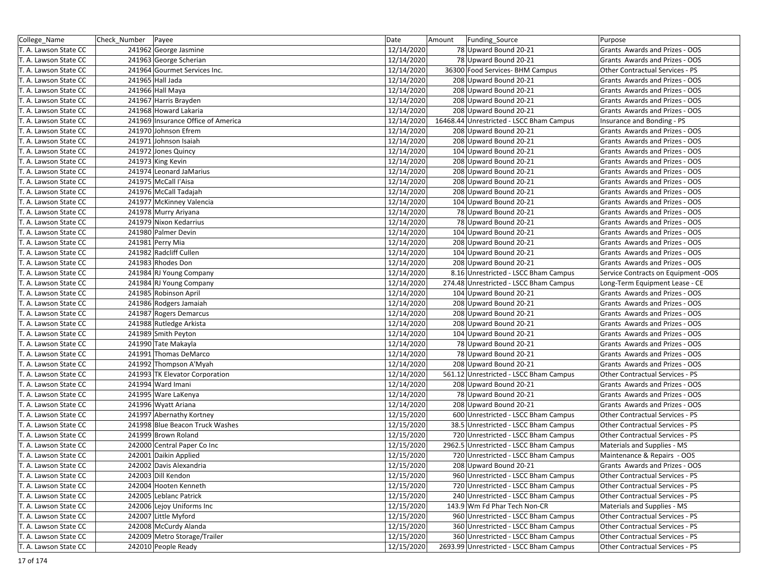| College_Name | Check_Number | Payee | Date | Amount | Funding_Source | Purpose |
|---|---|---|---|---|---|---|
| T. A. Lawson State CC | 241962 | George Jasmine | 12/14/2020 | 78 | Upward Bound 20-21 | Grants Awards and Prizes - OOS |
| T. A. Lawson State CC | 241963 | George Scherian | 12/14/2020 | 78 | Upward Bound 20-21 | Grants Awards and Prizes - OOS |
| T. A. Lawson State CC | 241964 | Gourmet Services Inc. | 12/14/2020 | 36300 | Food Services- BHM Campus | Other Contractual Services - PS |
| T. A. Lawson State CC | 241965 | Hall Jada | 12/14/2020 | 208 | Upward Bound 20-21 | Grants Awards and Prizes - OOS |
| T. A. Lawson State CC | 241966 | Hall Maya | 12/14/2020 | 208 | Upward Bound 20-21 | Grants Awards and Prizes - OOS |
| T. A. Lawson State CC | 241967 | Harris Brayden | 12/14/2020 | 208 | Upward Bound 20-21 | Grants Awards and Prizes - OOS |
| T. A. Lawson State CC | 241968 | Howard Lakaria | 12/14/2020 | 208 | Upward Bound 20-21 | Grants Awards and Prizes - OOS |
| T. A. Lawson State CC | 241969 | Insurance Office of America | 12/14/2020 | 16468.44 | Unrestricted - LSCC Bham Campus | Insurance and Bonding - PS |
| T. A. Lawson State CC | 241970 | Johnson Efrem | 12/14/2020 | 208 | Upward Bound 20-21 | Grants Awards and Prizes - OOS |
| T. A. Lawson State CC | 241971 | Johnson Isaiah | 12/14/2020 | 208 | Upward Bound 20-21 | Grants Awards and Prizes - OOS |
| T. A. Lawson State CC | 241972 | Jones Quincy | 12/14/2020 | 104 | Upward Bound 20-21 | Grants Awards and Prizes - OOS |
| T. A. Lawson State CC | 241973 | King Kevin | 12/14/2020 | 208 | Upward Bound 20-21 | Grants Awards and Prizes - OOS |
| T. A. Lawson State CC | 241974 | Leonard JaMarius | 12/14/2020 | 208 | Upward Bound 20-21 | Grants Awards and Prizes - OOS |
| T. A. Lawson State CC | 241975 | McCall I'Aisa | 12/14/2020 | 208 | Upward Bound 20-21 | Grants Awards and Prizes - OOS |
| T. A. Lawson State CC | 241976 | McCall Tadajah | 12/14/2020 | 208 | Upward Bound 20-21 | Grants Awards and Prizes - OOS |
| T. A. Lawson State CC | 241977 | McKinney Valencia | 12/14/2020 | 104 | Upward Bound 20-21 | Grants Awards and Prizes - OOS |
| T. A. Lawson State CC | 241978 | Murry Ariyana | 12/14/2020 | 78 | Upward Bound 20-21 | Grants Awards and Prizes - OOS |
| T. A. Lawson State CC | 241979 | Nixon Kedarrius | 12/14/2020 | 78 | Upward Bound 20-21 | Grants Awards and Prizes - OOS |
| T. A. Lawson State CC | 241980 | Palmer Devin | 12/14/2020 | 104 | Upward Bound 20-21 | Grants Awards and Prizes - OOS |
| T. A. Lawson State CC | 241981 | Perry Mia | 12/14/2020 | 208 | Upward Bound 20-21 | Grants Awards and Prizes - OOS |
| T. A. Lawson State CC | 241982 | Radcliff Cullen | 12/14/2020 | 104 | Upward Bound 20-21 | Grants Awards and Prizes - OOS |
| T. A. Lawson State CC | 241983 | Rhodes Don | 12/14/2020 | 208 | Upward Bound 20-21 | Grants Awards and Prizes - OOS |
| T. A. Lawson State CC | 241984 | RJ Young Company | 12/14/2020 | 8.16 | Unrestricted - LSCC Bham Campus | Service Contracts on Equipment -OOS |
| T. A. Lawson State CC | 241984 | RJ Young Company | 12/14/2020 | 274.48 | Unrestricted - LSCC Bham Campus | Long-Term Equipment Lease - CE |
| T. A. Lawson State CC | 241985 | Robinson April | 12/14/2020 | 104 | Upward Bound 20-21 | Grants Awards and Prizes - OOS |
| T. A. Lawson State CC | 241986 | Rodgers Jamaiah | 12/14/2020 | 208 | Upward Bound 20-21 | Grants Awards and Prizes - OOS |
| T. A. Lawson State CC | 241987 | Rogers Demarcus | 12/14/2020 | 208 | Upward Bound 20-21 | Grants Awards and Prizes - OOS |
| T. A. Lawson State CC | 241988 | Rutledge Arkista | 12/14/2020 | 208 | Upward Bound 20-21 | Grants Awards and Prizes - OOS |
| T. A. Lawson State CC | 241989 | Smith Peyton | 12/14/2020 | 104 | Upward Bound 20-21 | Grants Awards and Prizes - OOS |
| T. A. Lawson State CC | 241990 | Tate Makayla | 12/14/2020 | 78 | Upward Bound 20-21 | Grants Awards and Prizes - OOS |
| T. A. Lawson State CC | 241991 | Thomas DeMarco | 12/14/2020 | 78 | Upward Bound 20-21 | Grants Awards and Prizes - OOS |
| T. A. Lawson State CC | 241992 | Thompson A'Myah | 12/14/2020 | 208 | Upward Bound 20-21 | Grants Awards and Prizes - OOS |
| T. A. Lawson State CC | 241993 | TK Elevator Corporation | 12/14/2020 | 561.12 | Unrestricted - LSCC Bham Campus | Other Contractual Services - PS |
| T. A. Lawson State CC | 241994 | Ward Imani | 12/14/2020 | 208 | Upward Bound 20-21 | Grants Awards and Prizes - OOS |
| T. A. Lawson State CC | 241995 | Ware LaKenya | 12/14/2020 | 78 | Upward Bound 20-21 | Grants Awards and Prizes - OOS |
| T. A. Lawson State CC | 241996 | Wyatt Ariana | 12/14/2020 | 208 | Upward Bound 20-21 | Grants Awards and Prizes - OOS |
| T. A. Lawson State CC | 241997 | Abernathy Kortney | 12/15/2020 | 600 | Unrestricted - LSCC Bham Campus | Other Contractual Services - PS |
| T. A. Lawson State CC | 241998 | Blue Beacon Truck Washes | 12/15/2020 | 38.5 | Unrestricted - LSCC Bham Campus | Other Contractual Services - PS |
| T. A. Lawson State CC | 241999 | Brown Roland | 12/15/2020 | 720 | Unrestricted - LSCC Bham Campus | Other Contractual Services - PS |
| T. A. Lawson State CC | 242000 | Central Paper Co Inc | 12/15/2020 | 2962.5 | Unrestricted - LSCC Bham Campus | Materials and Supplies - MS |
| T. A. Lawson State CC | 242001 | Daikin Applied | 12/15/2020 | 720 | Unrestricted - LSCC Bham Campus | Maintenance & Repairs - OOS |
| T. A. Lawson State CC | 242002 | Davis Alexandria | 12/15/2020 | 208 | Upward Bound 20-21 | Grants Awards and Prizes - OOS |
| T. A. Lawson State CC | 242003 | Dill Kendon | 12/15/2020 | 960 | Unrestricted - LSCC Bham Campus | Other Contractual Services - PS |
| T. A. Lawson State CC | 242004 | Hooten Kenneth | 12/15/2020 | 720 | Unrestricted - LSCC Bham Campus | Other Contractual Services - PS |
| T. A. Lawson State CC | 242005 | Leblanc Patrick | 12/15/2020 | 240 | Unrestricted - LSCC Bham Campus | Other Contractual Services - PS |
| T. A. Lawson State CC | 242006 | Lejoy Uniforms Inc | 12/15/2020 | 143.9 | Wm Fd Phar Tech Non-CR | Materials and Supplies - MS |
| T. A. Lawson State CC | 242007 | Little Myford | 12/15/2020 | 960 | Unrestricted - LSCC Bham Campus | Other Contractual Services - PS |
| T. A. Lawson State CC | 242008 | McCurdy Alanda | 12/15/2020 | 360 | Unrestricted - LSCC Bham Campus | Other Contractual Services - PS |
| T. A. Lawson State CC | 242009 | Metro Storage/Trailer | 12/15/2020 | 360 | Unrestricted - LSCC Bham Campus | Other Contractual Services - PS |
| T. A. Lawson State CC | 242010 | People Ready | 12/15/2020 | 2693.99 | Unrestricted - LSCC Bham Campus | Other Contractual Services - PS |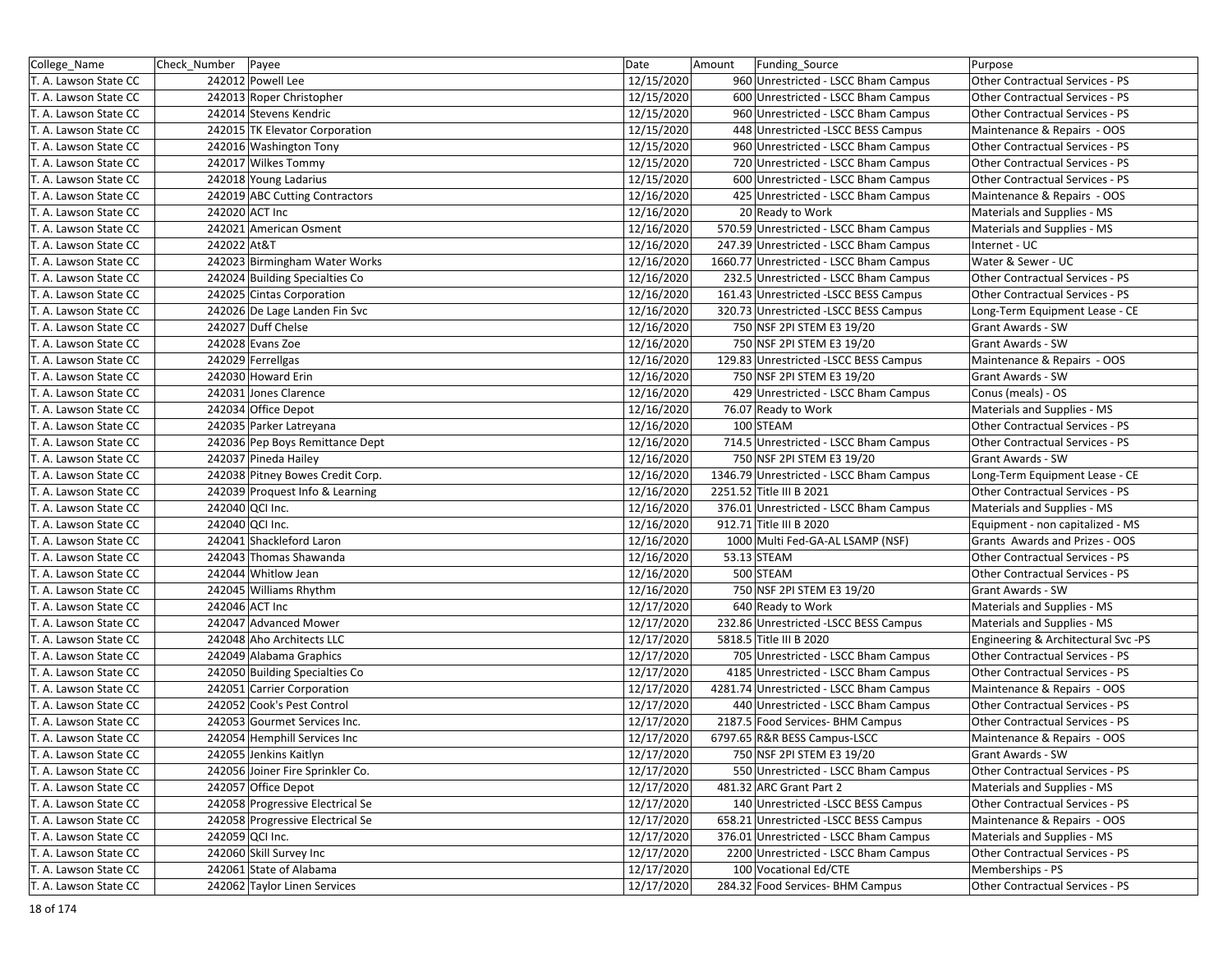| College_Name | Check_Number | Payee | Date | Amount | Funding_Source | Purpose |
|---|---|---|---|---|---|---|
| T. A. Lawson State CC | 242012 | Powell Lee | 12/15/2020 | 960 | Unrestricted - LSCC Bham Campus | Other Contractual Services - PS |
| T. A. Lawson State CC | 242013 | Roper Christopher | 12/15/2020 | 600 | Unrestricted - LSCC Bham Campus | Other Contractual Services - PS |
| T. A. Lawson State CC | 242014 | Stevens Kendric | 12/15/2020 | 960 | Unrestricted - LSCC Bham Campus | Other Contractual Services - PS |
| T. A. Lawson State CC | 242015 | TK Elevator Corporation | 12/15/2020 | 448 | Unrestricted -LSCC BESS Campus | Maintenance & Repairs - OOS |
| T. A. Lawson State CC | 242016 | Washington Tony | 12/15/2020 | 960 | Unrestricted - LSCC Bham Campus | Other Contractual Services - PS |
| T. A. Lawson State CC | 242017 | Wilkes Tommy | 12/15/2020 | 720 | Unrestricted - LSCC Bham Campus | Other Contractual Services - PS |
| T. A. Lawson State CC | 242018 | Young Ladarius | 12/15/2020 | 600 | Unrestricted - LSCC Bham Campus | Other Contractual Services - PS |
| T. A. Lawson State CC | 242019 | ABC Cutting Contractors | 12/16/2020 | 425 | Unrestricted - LSCC Bham Campus | Maintenance & Repairs - OOS |
| T. A. Lawson State CC | 242020 | ACT Inc | 12/16/2020 | 20 | Ready to Work | Materials and Supplies - MS |
| T. A. Lawson State CC | 242021 | American Osment | 12/16/2020 | 570.59 | Unrestricted - LSCC Bham Campus | Materials and Supplies - MS |
| T. A. Lawson State CC | 242022 | At&T | 12/16/2020 | 247.39 | Unrestricted - LSCC Bham Campus | Internet - UC |
| T. A. Lawson State CC | 242023 | Birmingham Water Works | 12/16/2020 | 1660.77 | Unrestricted - LSCC Bham Campus | Water & Sewer - UC |
| T. A. Lawson State CC | 242024 | Building Specialties Co | 12/16/2020 | 232.5 | Unrestricted - LSCC Bham Campus | Other Contractual Services - PS |
| T. A. Lawson State CC | 242025 | Cintas Corporation | 12/16/2020 | 161.43 | Unrestricted -LSCC BESS Campus | Other Contractual Services - PS |
| T. A. Lawson State CC | 242026 | De Lage Landen Fin Svc | 12/16/2020 | 320.73 | Unrestricted -LSCC BESS Campus | Long-Term Equipment Lease - CE |
| T. A. Lawson State CC | 242027 | Duff Chelse | 12/16/2020 | 750 | NSF 2PI STEM E3 19/20 | Grant Awards - SW |
| T. A. Lawson State CC | 242028 | Evans Zoe | 12/16/2020 | 750 | NSF 2PI STEM E3 19/20 | Grant Awards - SW |
| T. A. Lawson State CC | 242029 | Ferrellgas | 12/16/2020 | 129.83 | Unrestricted -LSCC BESS Campus | Maintenance & Repairs - OOS |
| T. A. Lawson State CC | 242030 | Howard Erin | 12/16/2020 | 750 | NSF 2PI STEM E3 19/20 | Grant Awards - SW |
| T. A. Lawson State CC | 242031 | Jones Clarence | 12/16/2020 | 429 | Unrestricted - LSCC Bham Campus | Conus (meals) - OS |
| T. A. Lawson State CC | 242034 | Office Depot | 12/16/2020 | 76.07 | Ready to Work | Materials and Supplies - MS |
| T. A. Lawson State CC | 242035 | Parker Latreyana | 12/16/2020 | 100 | STEAM | Other Contractual Services - PS |
| T. A. Lawson State CC | 242036 | Pep Boys Remittance Dept | 12/16/2020 | 714.5 | Unrestricted - LSCC Bham Campus | Other Contractual Services - PS |
| T. A. Lawson State CC | 242037 | Pineda Hailey | 12/16/2020 | 750 | NSF 2PI STEM E3 19/20 | Grant Awards - SW |
| T. A. Lawson State CC | 242038 | Pitney Bowes Credit Corp. | 12/16/2020 | 1346.79 | Unrestricted - LSCC Bham Campus | Long-Term Equipment Lease - CE |
| T. A. Lawson State CC | 242039 | Proquest Info & Learning | 12/16/2020 | 2251.52 | Title III B 2021 | Other Contractual Services - PS |
| T. A. Lawson State CC | 242040 | QCI Inc. | 12/16/2020 | 376.01 | Unrestricted - LSCC Bham Campus | Materials and Supplies - MS |
| T. A. Lawson State CC | 242040 | QCI Inc. | 12/16/2020 | 912.71 | Title III B 2020 | Equipment - non capitalized - MS |
| T. A. Lawson State CC | 242041 | Shackleford Laron | 12/16/2020 | 1000 | Multi Fed-GA-AL LSAMP (NSF) | Grants Awards and Prizes - OOS |
| T. A. Lawson State CC | 242043 | Thomas Shawanda | 12/16/2020 | 53.13 | STEAM | Other Contractual Services - PS |
| T. A. Lawson State CC | 242044 | Whitlow Jean | 12/16/2020 | 500 | STEAM | Other Contractual Services - PS |
| T. A. Lawson State CC | 242045 | Williams Rhythm | 12/16/2020 | 750 | NSF 2PI STEM E3 19/20 | Grant Awards - SW |
| T. A. Lawson State CC | 242046 | ACT Inc | 12/17/2020 | 640 | Ready to Work | Materials and Supplies - MS |
| T. A. Lawson State CC | 242047 | Advanced Mower | 12/17/2020 | 232.86 | Unrestricted -LSCC BESS Campus | Materials and Supplies - MS |
| T. A. Lawson State CC | 242048 | Aho Architects LLC | 12/17/2020 | 5818.5 | Title III B 2020 | Engineering & Architectural Svc -PS |
| T. A. Lawson State CC | 242049 | Alabama Graphics | 12/17/2020 | 705 | Unrestricted - LSCC Bham Campus | Other Contractual Services - PS |
| T. A. Lawson State CC | 242050 | Building Specialties Co | 12/17/2020 | 4185 | Unrestricted - LSCC Bham Campus | Other Contractual Services - PS |
| T. A. Lawson State CC | 242051 | Carrier Corporation | 12/17/2020 | 4281.74 | Unrestricted - LSCC Bham Campus | Maintenance & Repairs - OOS |
| T. A. Lawson State CC | 242052 | Cook's Pest Control | 12/17/2020 | 440 | Unrestricted - LSCC Bham Campus | Other Contractual Services - PS |
| T. A. Lawson State CC | 242053 | Gourmet Services Inc. | 12/17/2020 | 2187.5 | Food Services- BHM Campus | Other Contractual Services - PS |
| T. A. Lawson State CC | 242054 | Hemphill Services Inc | 12/17/2020 | 6797.65 | R&R BESS Campus-LSCC | Maintenance & Repairs - OOS |
| T. A. Lawson State CC | 242055 | Jenkins Kaitlyn | 12/17/2020 | 750 | NSF 2PI STEM E3 19/20 | Grant Awards - SW |
| T. A. Lawson State CC | 242056 | Joiner Fire Sprinkler Co. | 12/17/2020 | 550 | Unrestricted - LSCC Bham Campus | Other Contractual Services - PS |
| T. A. Lawson State CC | 242057 | Office Depot | 12/17/2020 | 481.32 | ARC Grant Part 2 | Materials and Supplies - MS |
| T. A. Lawson State CC | 242058 | Progressive Electrical Se | 12/17/2020 | 140 | Unrestricted -LSCC BESS Campus | Other Contractual Services - PS |
| T. A. Lawson State CC | 242058 | Progressive Electrical Se | 12/17/2020 | 658.21 | Unrestricted -LSCC BESS Campus | Maintenance & Repairs - OOS |
| T. A. Lawson State CC | 242059 | QCI Inc. | 12/17/2020 | 376.01 | Unrestricted - LSCC Bham Campus | Materials and Supplies - MS |
| T. A. Lawson State CC | 242060 | Skill Survey Inc | 12/17/2020 | 2200 | Unrestricted - LSCC Bham Campus | Other Contractual Services - PS |
| T. A. Lawson State CC | 242061 | State of Alabama | 12/17/2020 | 100 | Vocational Ed/CTE | Memberships - PS |
| T. A. Lawson State CC | 242062 | Taylor Linen Services | 12/17/2020 | 284.32 | Food Services- BHM Campus | Other Contractual Services - PS |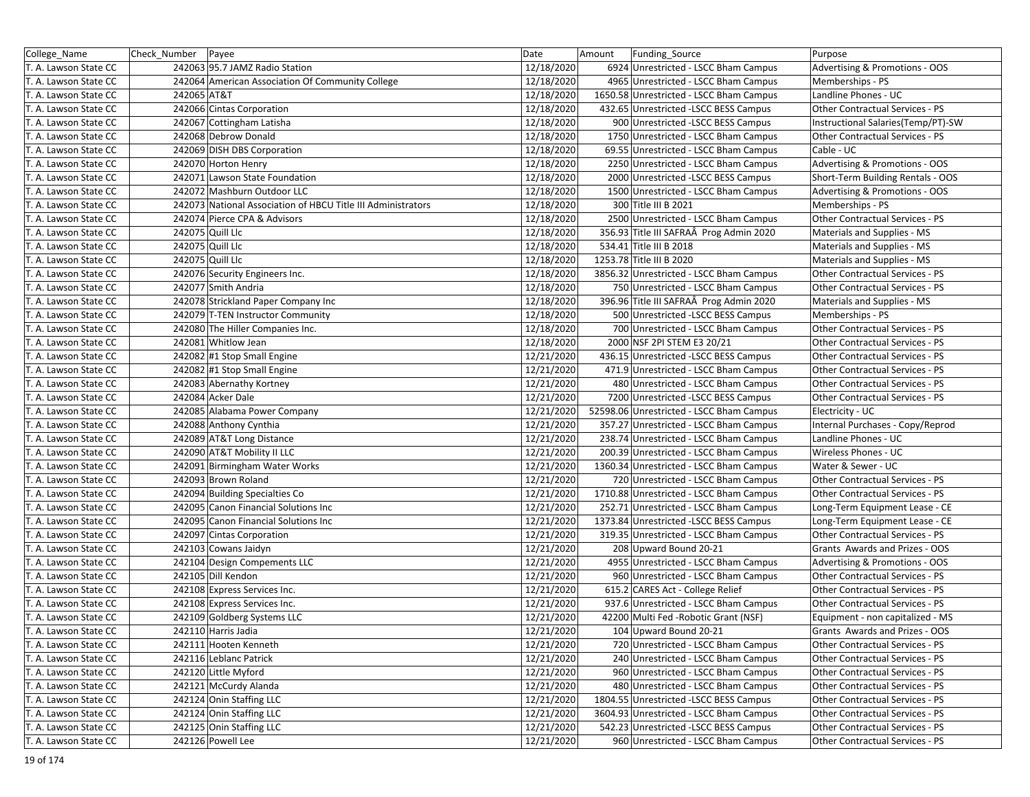| College_Name | Check_Number | Payee | Date | Amount | Funding_Source | Purpose |
|---|---|---|---|---|---|---|
| T. A. Lawson State CC | 242063 | 95.7 JAMZ Radio Station | 12/18/2020 | 6924 | Unrestricted - LSCC Bham Campus | Advertising & Promotions - OOS |
| T. A. Lawson State CC | 242064 | American Association Of Community College | 12/18/2020 | 4965 | Unrestricted - LSCC Bham Campus | Memberships - PS |
| T. A. Lawson State CC | 242065 | AT&T | 12/18/2020 | 1650.58 | Unrestricted - LSCC Bham Campus | Landline Phones - UC |
| T. A. Lawson State CC | 242066 | Cintas Corporation | 12/18/2020 | 432.65 | Unrestricted -LSCC BESS Campus | Other Contractual Services - PS |
| T. A. Lawson State CC | 242067 | Cottingham Latisha | 12/18/2020 | 900 | Unrestricted -LSCC BESS Campus | Instructional Salaries(Temp/PT)-SW |
| T. A. Lawson State CC | 242068 | Debrow Donald | 12/18/2020 | 1750 | Unrestricted - LSCC Bham Campus | Other Contractual Services - PS |
| T. A. Lawson State CC | 242069 | DISH DBS Corporation | 12/18/2020 | 69.55 | Unrestricted - LSCC Bham Campus | Cable - UC |
| T. A. Lawson State CC | 242070 | Horton Henry | 12/18/2020 | 2250 | Unrestricted - LSCC Bham Campus | Advertising & Promotions - OOS |
| T. A. Lawson State CC | 242071 | Lawson State Foundation | 12/18/2020 | 2000 | Unrestricted -LSCC BESS Campus | Short-Term Building Rentals - OOS |
| T. A. Lawson State CC | 242072 | Mashburn Outdoor LLC | 12/18/2020 | 1500 | Unrestricted - LSCC Bham Campus | Advertising & Promotions - OOS |
| T. A. Lawson State CC | 242073 | National Association of HBCU Title III Administrators | 12/18/2020 | 300 | Title III B 2021 | Memberships - PS |
| T. A. Lawson State CC | 242074 | Pierce CPA & Advisors | 12/18/2020 | 2500 | Unrestricted - LSCC Bham Campus | Other Contractual Services - PS |
| T. A. Lawson State CC | 242075 | Quill Llc | 12/18/2020 | 356.93 | Title III SAFRAÂ Prog Admin 2020 | Materials and Supplies - MS |
| T. A. Lawson State CC | 242075 | Quill Llc | 12/18/2020 | 534.41 | Title III B 2018 | Materials and Supplies - MS |
| T. A. Lawson State CC | 242075 | Quill Llc | 12/18/2020 | 1253.78 | Title III B 2020 | Materials and Supplies - MS |
| T. A. Lawson State CC | 242076 | Security Engineers Inc. | 12/18/2020 | 3856.32 | Unrestricted - LSCC Bham Campus | Other Contractual Services - PS |
| T. A. Lawson State CC | 242077 | Smith Andria | 12/18/2020 | 750 | Unrestricted - LSCC Bham Campus | Other Contractual Services - PS |
| T. A. Lawson State CC | 242078 | Strickland Paper Company Inc | 12/18/2020 | 396.96 | Title III SAFRAÂ Prog Admin 2020 | Materials and Supplies - MS |
| T. A. Lawson State CC | 242079 | T-TEN Instructor Community | 12/18/2020 | 500 | Unrestricted -LSCC BESS Campus | Memberships - PS |
| T. A. Lawson State CC | 242080 | The Hiller Companies Inc. | 12/18/2020 | 700 | Unrestricted - LSCC Bham Campus | Other Contractual Services - PS |
| T. A. Lawson State CC | 242081 | Whitlow Jean | 12/18/2020 | 2000 | NSF 2PI STEM E3 20/21 | Other Contractual Services - PS |
| T. A. Lawson State CC | 242082 | #1 Stop Small Engine | 12/21/2020 | 436.15 | Unrestricted -LSCC BESS Campus | Other Contractual Services - PS |
| T. A. Lawson State CC | 242082 | #1 Stop Small Engine | 12/21/2020 | 471.9 | Unrestricted - LSCC Bham Campus | Other Contractual Services - PS |
| T. A. Lawson State CC | 242083 | Abernathy Kortney | 12/21/2020 | 480 | Unrestricted - LSCC Bham Campus | Other Contractual Services - PS |
| T. A. Lawson State CC | 242084 | Acker Dale | 12/21/2020 | 7200 | Unrestricted -LSCC BESS Campus | Other Contractual Services - PS |
| T. A. Lawson State CC | 242085 | Alabama Power Company | 12/21/2020 | 52598.06 | Unrestricted - LSCC Bham Campus | Electricity - UC |
| T. A. Lawson State CC | 242088 | Anthony Cynthia | 12/21/2020 | 357.27 | Unrestricted - LSCC Bham Campus | Internal Purchases - Copy/Reprod |
| T. A. Lawson State CC | 242089 | AT&T Long Distance | 12/21/2020 | 238.74 | Unrestricted - LSCC Bham Campus | Landline Phones - UC |
| T. A. Lawson State CC | 242090 | AT&T Mobility II LLC | 12/21/2020 | 200.39 | Unrestricted - LSCC Bham Campus | Wireless Phones - UC |
| T. A. Lawson State CC | 242091 | Birmingham Water Works | 12/21/2020 | 1360.34 | Unrestricted - LSCC Bham Campus | Water & Sewer - UC |
| T. A. Lawson State CC | 242093 | Brown Roland | 12/21/2020 | 720 | Unrestricted - LSCC Bham Campus | Other Contractual Services - PS |
| T. A. Lawson State CC | 242094 | Building Specialties Co | 12/21/2020 | 1710.88 | Unrestricted - LSCC Bham Campus | Other Contractual Services - PS |
| T. A. Lawson State CC | 242095 | Canon Financial Solutions Inc | 12/21/2020 | 252.71 | Unrestricted - LSCC Bham Campus | Long-Term Equipment Lease - CE |
| T. A. Lawson State CC | 242095 | Canon Financial Solutions Inc | 12/21/2020 | 1373.84 | Unrestricted -LSCC BESS Campus | Long-Term Equipment Lease - CE |
| T. A. Lawson State CC | 242097 | Cintas Corporation | 12/21/2020 | 319.35 | Unrestricted - LSCC Bham Campus | Other Contractual Services - PS |
| T. A. Lawson State CC | 242103 | Cowans Jaidyn | 12/21/2020 | 208 | Upward Bound 20-21 | Grants Awards and Prizes - OOS |
| T. A. Lawson State CC | 242104 | Design Compements LLC | 12/21/2020 | 4955 | Unrestricted - LSCC Bham Campus | Advertising & Promotions - OOS |
| T. A. Lawson State CC | 242105 | Dill Kendon | 12/21/2020 | 960 | Unrestricted - LSCC Bham Campus | Other Contractual Services - PS |
| T. A. Lawson State CC | 242108 | Express Services Inc. | 12/21/2020 | 615.2 | CARES Act - College Relief | Other Contractual Services - PS |
| T. A. Lawson State CC | 242108 | Express Services Inc. | 12/21/2020 | 937.6 | Unrestricted - LSCC Bham Campus | Other Contractual Services - PS |
| T. A. Lawson State CC | 242109 | Goldberg Systems LLC | 12/21/2020 | 42200 | Multi Fed -Robotic Grant (NSF) | Equipment - non capitalized - MS |
| T. A. Lawson State CC | 242110 | Harris Jadia | 12/21/2020 | 104 | Upward Bound 20-21 | Grants Awards and Prizes - OOS |
| T. A. Lawson State CC | 242111 | Hooten Kenneth | 12/21/2020 | 720 | Unrestricted - LSCC Bham Campus | Other Contractual Services - PS |
| T. A. Lawson State CC | 242116 | Leblanc Patrick | 12/21/2020 | 240 | Unrestricted - LSCC Bham Campus | Other Contractual Services - PS |
| T. A. Lawson State CC | 242120 | Little Myford | 12/21/2020 | 960 | Unrestricted - LSCC Bham Campus | Other Contractual Services - PS |
| T. A. Lawson State CC | 242121 | McCurdy Alanda | 12/21/2020 | 480 | Unrestricted - LSCC Bham Campus | Other Contractual Services - PS |
| T. A. Lawson State CC | 242124 | Onin Staffing LLC | 12/21/2020 | 1804.55 | Unrestricted -LSCC BESS Campus | Other Contractual Services - PS |
| T. A. Lawson State CC | 242124 | Onin Staffing LLC | 12/21/2020 | 3604.93 | Unrestricted - LSCC Bham Campus | Other Contractual Services - PS |
| T. A. Lawson State CC | 242125 | Onin Staffing LLC | 12/21/2020 | 542.23 | Unrestricted -LSCC BESS Campus | Other Contractual Services - PS |
| T. A. Lawson State CC | 242126 | Powell Lee | 12/21/2020 | 960 | Unrestricted - LSCC Bham Campus | Other Contractual Services - PS |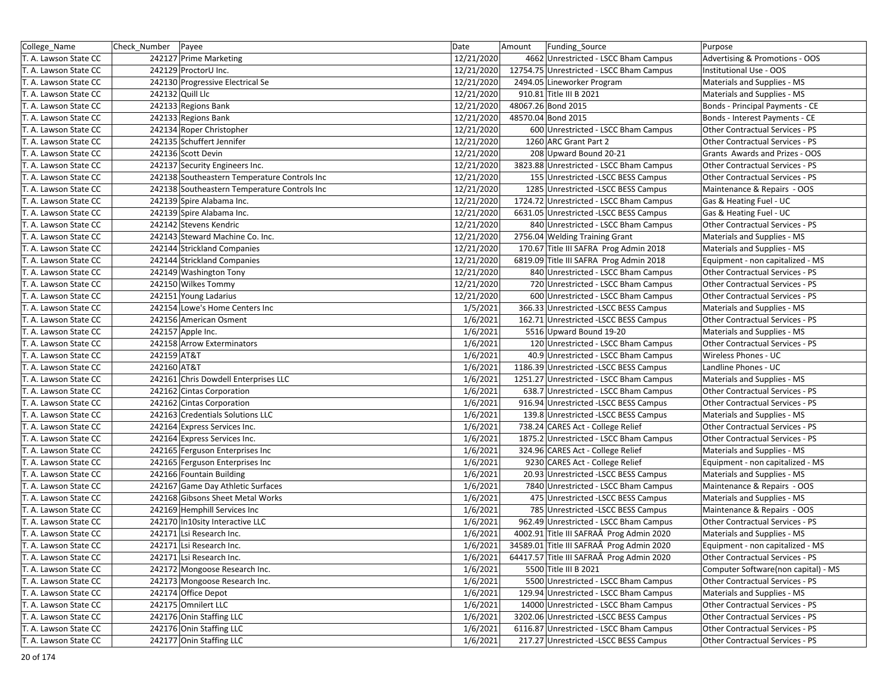| College_Name | Check_Number | Payee | Date | Amount | Funding_Source | Purpose |
|---|---|---|---|---|---|---|
| T. A. Lawson State CC | 242127 | Prime Marketing | 12/21/2020 | 4662 | Unrestricted - LSCC Bham Campus | Advertising & Promotions - OOS |
| T. A. Lawson State CC | 242129 | ProctorU Inc. | 12/21/2020 | 12754.75 | Unrestricted - LSCC Bham Campus | Institutional Use - OOS |
| T. A. Lawson State CC | 242130 | Progressive Electrical Se | 12/21/2020 | 2494.05 | Lineworker Program | Materials and Supplies - MS |
| T. A. Lawson State CC | 242132 | Quill Llc | 12/21/2020 | 910.81 | Title III B 2021 | Materials and Supplies - MS |
| T. A. Lawson State CC | 242133 | Regions Bank | 12/21/2020 | 48067.26 | Bond 2015 | Bonds - Principal Payments - CE |
| T. A. Lawson State CC | 242133 | Regions Bank | 12/21/2020 | 48570.04 | Bond 2015 | Bonds - Interest Payments - CE |
| T. A. Lawson State CC | 242134 | Roper Christopher | 12/21/2020 | 600 | Unrestricted - LSCC Bham Campus | Other Contractual Services - PS |
| T. A. Lawson State CC | 242135 | Schuffert Jennifer | 12/21/2020 | 1260 | ARC Grant Part 2 | Other Contractual Services - PS |
| T. A. Lawson State CC | 242136 | Scott Devin | 12/21/2020 | 208 | Upward Bound 20-21 | Grants Awards and Prizes - OOS |
| T. A. Lawson State CC | 242137 | Security Engineers Inc. | 12/21/2020 | 3823.88 | Unrestricted - LSCC Bham Campus | Other Contractual Services - PS |
| T. A. Lawson State CC | 242138 | Southeastern Temperature Controls Inc | 12/21/2020 | 155 | Unrestricted -LSCC BESS Campus | Other Contractual Services - PS |
| T. A. Lawson State CC | 242138 | Southeastern Temperature Controls Inc | 12/21/2020 | 1285 | Unrestricted -LSCC BESS Campus | Maintenance & Repairs - OOS |
| T. A. Lawson State CC | 242139 | Spire Alabama Inc. | 12/21/2020 | 1724.72 | Unrestricted - LSCC Bham Campus | Gas & Heating Fuel - UC |
| T. A. Lawson State CC | 242139 | Spire Alabama Inc. | 12/21/2020 | 6631.05 | Unrestricted -LSCC BESS Campus | Gas & Heating Fuel - UC |
| T. A. Lawson State CC | 242142 | Stevens Kendric | 12/21/2020 | 840 | Unrestricted - LSCC Bham Campus | Other Contractual Services - PS |
| T. A. Lawson State CC | 242143 | Steward Machine Co. Inc. | 12/21/2020 | 2756.04 | Welding Training Grant | Materials and Supplies - MS |
| T. A. Lawson State CC | 242144 | Strickland Companies | 12/21/2020 | 170.67 | Title III SAFRA Prog Admin 2018 | Materials and Supplies - MS |
| T. A. Lawson State CC | 242144 | Strickland Companies | 12/21/2020 | 6819.09 | Title III SAFRA Prog Admin 2018 | Equipment - non capitalized - MS |
| T. A. Lawson State CC | 242149 | Washington Tony | 12/21/2020 | 840 | Unrestricted - LSCC Bham Campus | Other Contractual Services - PS |
| T. A. Lawson State CC | 242150 | Wilkes Tommy | 12/21/2020 | 720 | Unrestricted - LSCC Bham Campus | Other Contractual Services - PS |
| T. A. Lawson State CC | 242151 | Young Ladarius | 12/21/2020 | 600 | Unrestricted - LSCC Bham Campus | Other Contractual Services - PS |
| T. A. Lawson State CC | 242154 | Lowe's Home Centers Inc | 1/5/2021 | 366.33 | Unrestricted -LSCC BESS Campus | Materials and Supplies - MS |
| T. A. Lawson State CC | 242156 | American Osment | 1/6/2021 | 162.71 | Unrestricted -LSCC BESS Campus | Other Contractual Services - PS |
| T. A. Lawson State CC | 242157 | Apple Inc. | 1/6/2021 | 5516 | Upward Bound 19-20 | Materials and Supplies - MS |
| T. A. Lawson State CC | 242158 | Arrow Exterminators | 1/6/2021 | 120 | Unrestricted - LSCC Bham Campus | Other Contractual Services - PS |
| T. A. Lawson State CC | 242159 | AT&T | 1/6/2021 | 40.9 | Unrestricted - LSCC Bham Campus | Wireless Phones - UC |
| T. A. Lawson State CC | 242160 | AT&T | 1/6/2021 | 1186.39 | Unrestricted -LSCC BESS Campus | Landline Phones - UC |
| T. A. Lawson State CC | 242161 | Chris Dowdell Enterprises LLC | 1/6/2021 | 1251.27 | Unrestricted - LSCC Bham Campus | Materials and Supplies - MS |
| T. A. Lawson State CC | 242162 | Cintas Corporation | 1/6/2021 | 638.7 | Unrestricted - LSCC Bham Campus | Other Contractual Services - PS |
| T. A. Lawson State CC | 242162 | Cintas Corporation | 1/6/2021 | 916.94 | Unrestricted -LSCC BESS Campus | Other Contractual Services - PS |
| T. A. Lawson State CC | 242163 | Credentials Solutions LLC | 1/6/2021 | 139.8 | Unrestricted -LSCC BESS Campus | Materials and Supplies - MS |
| T. A. Lawson State CC | 242164 | Express Services Inc. | 1/6/2021 | 738.24 | CARES Act - College Relief | Other Contractual Services - PS |
| T. A. Lawson State CC | 242164 | Express Services Inc. | 1/6/2021 | 1875.2 | Unrestricted - LSCC Bham Campus | Other Contractual Services - PS |
| T. A. Lawson State CC | 242165 | Ferguson Enterprises Inc | 1/6/2021 | 324.96 | CARES Act - College Relief | Materials and Supplies - MS |
| T. A. Lawson State CC | 242165 | Ferguson Enterprises Inc | 1/6/2021 | 9230 | CARES Act - College Relief | Equipment - non capitalized - MS |
| T. A. Lawson State CC | 242166 | Fountain Building | 1/6/2021 | 20.93 | Unrestricted -LSCC BESS Campus | Materials and Supplies - MS |
| T. A. Lawson State CC | 242167 | Game Day Athletic Surfaces | 1/6/2021 | 7840 | Unrestricted - LSCC Bham Campus | Maintenance & Repairs - OOS |
| T. A. Lawson State CC | 242168 | Gibsons Sheet Metal Works | 1/6/2021 | 475 | Unrestricted -LSCC BESS Campus | Materials and Supplies - MS |
| T. A. Lawson State CC | 242169 | Hemphill Services Inc | 1/6/2021 | 785 | Unrestricted -LSCC BESS Campus | Maintenance & Repairs - OOS |
| T. A. Lawson State CC | 242170 | In10sity Interactive LLC | 1/6/2021 | 962.49 | Unrestricted - LSCC Bham Campus | Other Contractual Services - PS |
| T. A. Lawson State CC | 242171 | Lsi Research Inc. | 1/6/2021 | 4002.91 | Title III SAFRAÂ Prog Admin 2020 | Materials and Supplies - MS |
| T. A. Lawson State CC | 242171 | Lsi Research Inc. | 1/6/2021 | 34589.01 | Title III SAFRAÂ Prog Admin 2020 | Equipment - non capitalized - MS |
| T. A. Lawson State CC | 242171 | Lsi Research Inc. | 1/6/2021 | 64417.57 | Title III SAFRAÂ Prog Admin 2020 | Other Contractual Services - PS |
| T. A. Lawson State CC | 242172 | Mongoose Research Inc. | 1/6/2021 | 5500 | Title III B 2021 | Computer Software(non capital) - MS |
| T. A. Lawson State CC | 242173 | Mongoose Research Inc. | 1/6/2021 | 5500 | Unrestricted - LSCC Bham Campus | Other Contractual Services - PS |
| T. A. Lawson State CC | 242174 | Office Depot | 1/6/2021 | 129.94 | Unrestricted - LSCC Bham Campus | Materials and Supplies - MS |
| T. A. Lawson State CC | 242175 | Omnilert LLC | 1/6/2021 | 14000 | Unrestricted - LSCC Bham Campus | Other Contractual Services - PS |
| T. A. Lawson State CC | 242176 | Onin Staffing LLC | 1/6/2021 | 3202.06 | Unrestricted -LSCC BESS Campus | Other Contractual Services - PS |
| T. A. Lawson State CC | 242176 | Onin Staffing LLC | 1/6/2021 | 6116.87 | Unrestricted - LSCC Bham Campus | Other Contractual Services - PS |
| T. A. Lawson State CC | 242177 | Onin Staffing LLC | 1/6/2021 | 217.27 | Unrestricted -LSCC BESS Campus | Other Contractual Services - PS |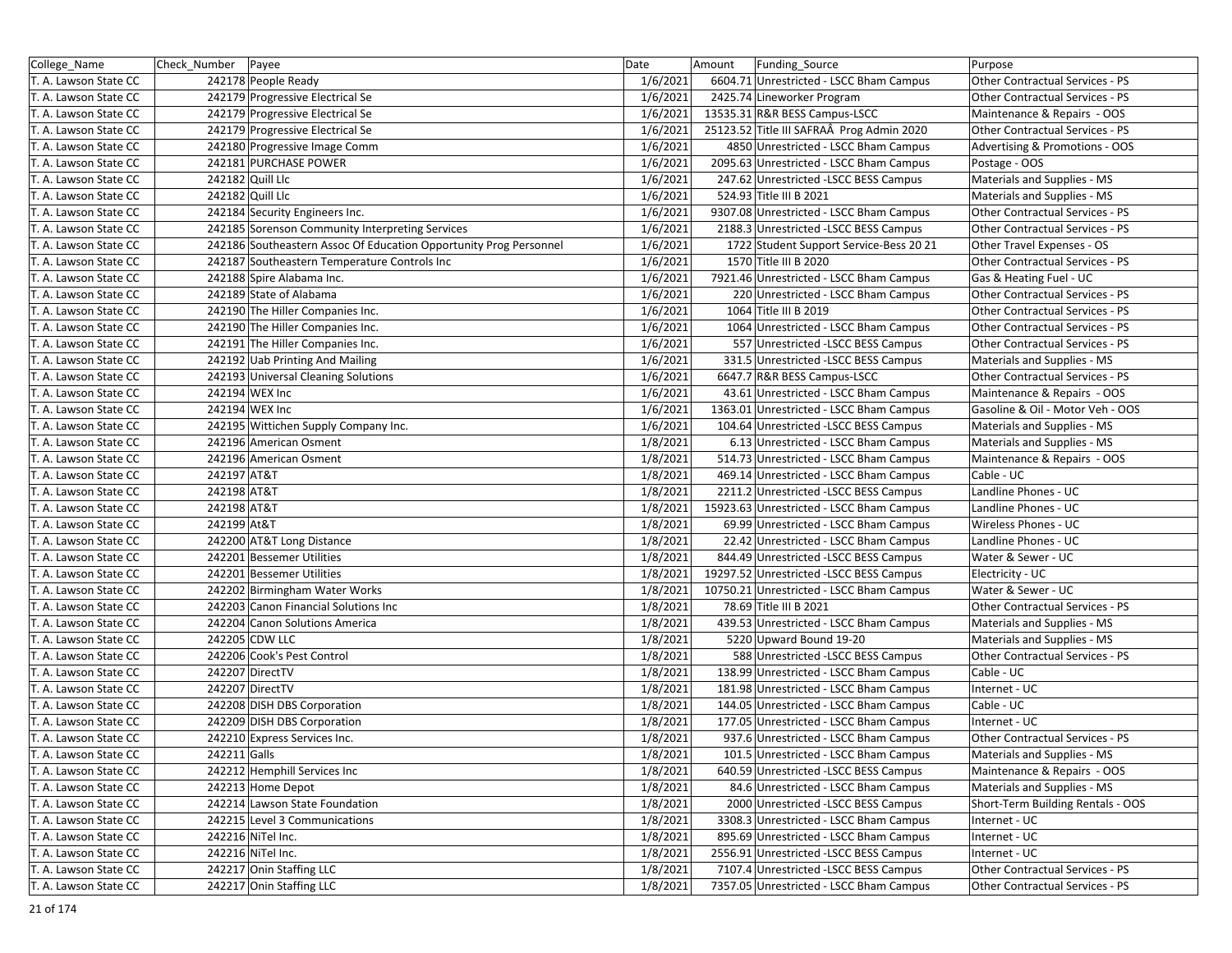| College_Name | Check_Number | Payee | Date | Amount | Funding_Source | Purpose |
|---|---|---|---|---|---|---|
| T. A. Lawson State CC | 242178 | People Ready | 1/6/2021 | 6604.71 | Unrestricted - LSCC Bham Campus | Other Contractual Services - PS |
| T. A. Lawson State CC | 242179 | Progressive Electrical Se | 1/6/2021 | 2425.74 | Lineworker Program | Other Contractual Services - PS |
| T. A. Lawson State CC | 242179 | Progressive Electrical Se | 1/6/2021 | 13535.31 | R&R BESS Campus-LSCC | Maintenance & Repairs - OOS |
| T. A. Lawson State CC | 242179 | Progressive Electrical Se | 1/6/2021 | 25123.52 | Title III SAFRAÂ Prog Admin 2020 | Other Contractual Services - PS |
| T. A. Lawson State CC | 242180 | Progressive Image Comm | 1/6/2021 | 4850 | Unrestricted - LSCC Bham Campus | Advertising & Promotions - OOS |
| T. A. Lawson State CC | 242181 | PURCHASE POWER | 1/6/2021 | 2095.63 | Unrestricted - LSCC Bham Campus | Postage - OOS |
| T. A. Lawson State CC | 242182 | Quill Llc | 1/6/2021 | 247.62 | Unrestricted -LSCC BESS Campus | Materials and Supplies - MS |
| T. A. Lawson State CC | 242182 | Quill Llc | 1/6/2021 | 524.93 | Title III B 2021 | Materials and Supplies - MS |
| T. A. Lawson State CC | 242184 | Security Engineers Inc. | 1/6/2021 | 9307.08 | Unrestricted - LSCC Bham Campus | Other Contractual Services - PS |
| T. A. Lawson State CC | 242185 | Sorenson Community Interpreting Services | 1/6/2021 | 2188.3 | Unrestricted -LSCC BESS Campus | Other Contractual Services - PS |
| T. A. Lawson State CC | 242186 | Southeastern Assoc Of Education Opportunity Prog Personnel | 1/6/2021 | 1722 | Student Support Service-Bess 20 21 | Other Travel Expenses - OS |
| T. A. Lawson State CC | 242187 | Southeastern Temperature Controls Inc | 1/6/2021 | 1570 | Title III B 2020 | Other Contractual Services - PS |
| T. A. Lawson State CC | 242188 | Spire Alabama Inc. | 1/6/2021 | 7921.46 | Unrestricted - LSCC Bham Campus | Gas & Heating Fuel - UC |
| T. A. Lawson State CC | 242189 | State of Alabama | 1/6/2021 | 220 | Unrestricted - LSCC Bham Campus | Other Contractual Services - PS |
| T. A. Lawson State CC | 242190 | The Hiller Companies Inc. | 1/6/2021 | 1064 | Title III B 2019 | Other Contractual Services - PS |
| T. A. Lawson State CC | 242190 | The Hiller Companies Inc. | 1/6/2021 | 1064 | Unrestricted - LSCC Bham Campus | Other Contractual Services - PS |
| T. A. Lawson State CC | 242191 | The Hiller Companies Inc. | 1/6/2021 | 557 | Unrestricted -LSCC BESS Campus | Other Contractual Services - PS |
| T. A. Lawson State CC | 242192 | Uab Printing And Mailing | 1/6/2021 | 331.5 | Unrestricted -LSCC BESS Campus | Materials and Supplies - MS |
| T. A. Lawson State CC | 242193 | Universal Cleaning Solutions | 1/6/2021 | 6647.7 | R&R BESS Campus-LSCC | Other Contractual Services - PS |
| T. A. Lawson State CC | 242194 | WEX Inc | 1/6/2021 | 43.61 | Unrestricted - LSCC Bham Campus | Maintenance & Repairs - OOS |
| T. A. Lawson State CC | 242194 | WEX Inc | 1/6/2021 | 1363.01 | Unrestricted - LSCC Bham Campus | Gasoline & Oil - Motor Veh - OOS |
| T. A. Lawson State CC | 242195 | Wittichen Supply Company Inc. | 1/6/2021 | 104.64 | Unrestricted -LSCC BESS Campus | Materials and Supplies - MS |
| T. A. Lawson State CC | 242196 | American Osment | 1/8/2021 | 6.13 | Unrestricted - LSCC Bham Campus | Materials and Supplies - MS |
| T. A. Lawson State CC | 242196 | American Osment | 1/8/2021 | 514.73 | Unrestricted - LSCC Bham Campus | Maintenance & Repairs - OOS |
| T. A. Lawson State CC | 242197 | AT&T | 1/8/2021 | 469.14 | Unrestricted - LSCC Bham Campus | Cable - UC |
| T. A. Lawson State CC | 242198 | AT&T | 1/8/2021 | 2211.2 | Unrestricted -LSCC BESS Campus | Landline Phones - UC |
| T. A. Lawson State CC | 242198 | AT&T | 1/8/2021 | 15923.63 | Unrestricted - LSCC Bham Campus | Landline Phones - UC |
| T. A. Lawson State CC | 242199 | At&T | 1/8/2021 | 69.99 | Unrestricted - LSCC Bham Campus | Wireless Phones - UC |
| T. A. Lawson State CC | 242200 | AT&T Long Distance | 1/8/2021 | 22.42 | Unrestricted - LSCC Bham Campus | Landline Phones - UC |
| T. A. Lawson State CC | 242201 | Bessemer Utilities | 1/8/2021 | 844.49 | Unrestricted -LSCC BESS Campus | Water & Sewer - UC |
| T. A. Lawson State CC | 242201 | Bessemer Utilities | 1/8/2021 | 19297.52 | Unrestricted -LSCC BESS Campus | Electricity - UC |
| T. A. Lawson State CC | 242202 | Birmingham Water Works | 1/8/2021 | 10750.21 | Unrestricted - LSCC Bham Campus | Water & Sewer - UC |
| T. A. Lawson State CC | 242203 | Canon Financial Solutions Inc | 1/8/2021 | 78.69 | Title III B 2021 | Other Contractual Services - PS |
| T. A. Lawson State CC | 242204 | Canon Solutions America | 1/8/2021 | 439.53 | Unrestricted - LSCC Bham Campus | Materials and Supplies - MS |
| T. A. Lawson State CC | 242205 | CDW LLC | 1/8/2021 | 5220 | Upward Bound 19-20 | Materials and Supplies - MS |
| T. A. Lawson State CC | 242206 | Cook's Pest Control | 1/8/2021 | 588 | Unrestricted -LSCC BESS Campus | Other Contractual Services - PS |
| T. A. Lawson State CC | 242207 | DirectTV | 1/8/2021 | 138.99 | Unrestricted - LSCC Bham Campus | Cable - UC |
| T. A. Lawson State CC | 242207 | DirectTV | 1/8/2021 | 181.98 | Unrestricted - LSCC Bham Campus | Internet - UC |
| T. A. Lawson State CC | 242208 | DISH DBS Corporation | 1/8/2021 | 144.05 | Unrestricted - LSCC Bham Campus | Cable - UC |
| T. A. Lawson State CC | 242209 | DISH DBS Corporation | 1/8/2021 | 177.05 | Unrestricted - LSCC Bham Campus | Internet - UC |
| T. A. Lawson State CC | 242210 | Express Services Inc. | 1/8/2021 | 937.6 | Unrestricted - LSCC Bham Campus | Other Contractual Services - PS |
| T. A. Lawson State CC | 242211 | Galls | 1/8/2021 | 101.5 | Unrestricted - LSCC Bham Campus | Materials and Supplies - MS |
| T. A. Lawson State CC | 242212 | Hemphill Services Inc | 1/8/2021 | 640.59 | Unrestricted -LSCC BESS Campus | Maintenance & Repairs - OOS |
| T. A. Lawson State CC | 242213 | Home Depot | 1/8/2021 | 84.6 | Unrestricted - LSCC Bham Campus | Materials and Supplies - MS |
| T. A. Lawson State CC | 242214 | Lawson State Foundation | 1/8/2021 | 2000 | Unrestricted -LSCC BESS Campus | Short-Term Building Rentals - OOS |
| T. A. Lawson State CC | 242215 | Level 3 Communications | 1/8/2021 | 3308.3 | Unrestricted - LSCC Bham Campus | Internet - UC |
| T. A. Lawson State CC | 242216 | NiTel Inc. | 1/8/2021 | 895.69 | Unrestricted - LSCC Bham Campus | Internet - UC |
| T. A. Lawson State CC | 242216 | NiTel Inc. | 1/8/2021 | 2556.91 | Unrestricted -LSCC BESS Campus | Internet - UC |
| T. A. Lawson State CC | 242217 | Onin Staffing LLC | 1/8/2021 | 7107.4 | Unrestricted -LSCC BESS Campus | Other Contractual Services - PS |
| T. A. Lawson State CC | 242217 | Onin Staffing LLC | 1/8/2021 | 7357.05 | Unrestricted - LSCC Bham Campus | Other Contractual Services - PS |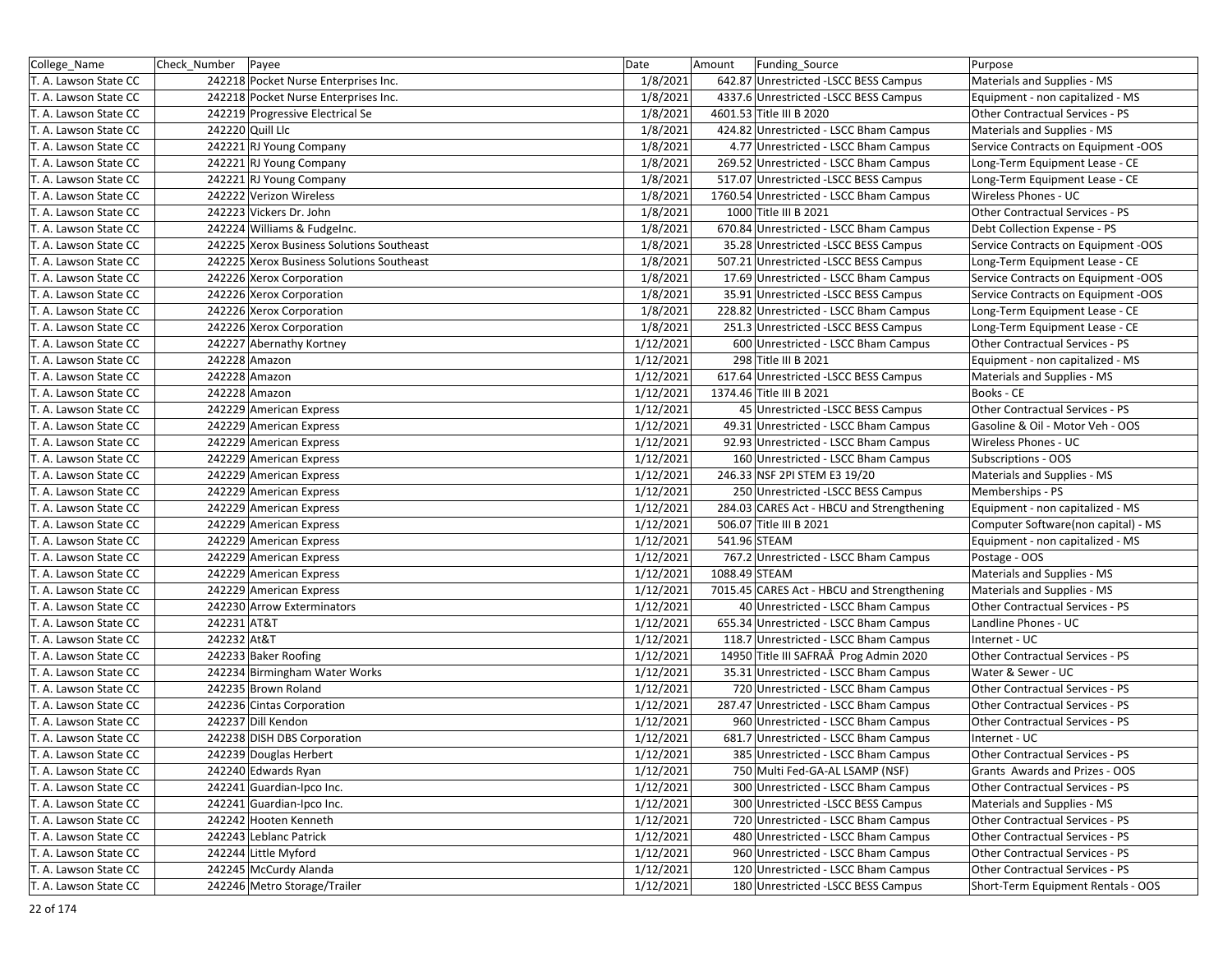| College_Name | Check_Number | Payee | Date | Amount | Funding_Source | Purpose |
|---|---|---|---|---|---|---|
| T. A. Lawson State CC | 242218 | Pocket Nurse Enterprises Inc. | 1/8/2021 | 642.87 | Unrestricted -LSCC BESS Campus | Materials and Supplies - MS |
| T. A. Lawson State CC | 242218 | Pocket Nurse Enterprises Inc. | 1/8/2021 | 4337.6 | Unrestricted -LSCC BESS Campus | Equipment - non capitalized - MS |
| T. A. Lawson State CC | 242219 | Progressive Electrical Se | 1/8/2021 | 4601.53 | Title III B 2020 | Other Contractual Services - PS |
| T. A. Lawson State CC | 242220 | Quill Llc | 1/8/2021 | 424.82 | Unrestricted - LSCC Bham Campus | Materials and Supplies - MS |
| T. A. Lawson State CC | 242221 | RJ Young Company | 1/8/2021 | 4.77 | Unrestricted - LSCC Bham Campus | Service Contracts on Equipment -OOS |
| T. A. Lawson State CC | 242221 | RJ Young Company | 1/8/2021 | 269.52 | Unrestricted - LSCC Bham Campus | Long-Term Equipment Lease - CE |
| T. A. Lawson State CC | 242221 | RJ Young Company | 1/8/2021 | 517.07 | Unrestricted -LSCC BESS Campus | Long-Term Equipment Lease - CE |
| T. A. Lawson State CC | 242222 | Verizon Wireless | 1/8/2021 | 1760.54 | Unrestricted - LSCC Bham Campus | Wireless Phones - UC |
| T. A. Lawson State CC | 242223 | Vickers Dr. John | 1/8/2021 | 1000 | Title III B 2021 | Other Contractual Services - PS |
| T. A. Lawson State CC | 242224 | Williams & FudgeInc. | 1/8/2021 | 670.84 | Unrestricted - LSCC Bham Campus | Debt Collection Expense - PS |
| T. A. Lawson State CC | 242225 | Xerox Business Solutions Southeast | 1/8/2021 | 35.28 | Unrestricted -LSCC BESS Campus | Service Contracts on Equipment -OOS |
| T. A. Lawson State CC | 242225 | Xerox Business Solutions Southeast | 1/8/2021 | 507.21 | Unrestricted -LSCC BESS Campus | Long-Term Equipment Lease - CE |
| T. A. Lawson State CC | 242226 | Xerox Corporation | 1/8/2021 | 17.69 | Unrestricted - LSCC Bham Campus | Service Contracts on Equipment -OOS |
| T. A. Lawson State CC | 242226 | Xerox Corporation | 1/8/2021 | 35.91 | Unrestricted -LSCC BESS Campus | Service Contracts on Equipment -OOS |
| T. A. Lawson State CC | 242226 | Xerox Corporation | 1/8/2021 | 228.82 | Unrestricted - LSCC Bham Campus | Long-Term Equipment Lease - CE |
| T. A. Lawson State CC | 242226 | Xerox Corporation | 1/8/2021 | 251.3 | Unrestricted -LSCC BESS Campus | Long-Term Equipment Lease - CE |
| T. A. Lawson State CC | 242227 | Abernathy Kortney | 1/12/2021 | 600 | Unrestricted - LSCC Bham Campus | Other Contractual Services - PS |
| T. A. Lawson State CC | 242228 | Amazon | 1/12/2021 | 298 | Title III B 2021 | Equipment - non capitalized - MS |
| T. A. Lawson State CC | 242228 | Amazon | 1/12/2021 | 617.64 | Unrestricted -LSCC BESS Campus | Materials and Supplies - MS |
| T. A. Lawson State CC | 242228 | Amazon | 1/12/2021 | 1374.46 | Title III B 2021 | Books - CE |
| T. A. Lawson State CC | 242229 | American Express | 1/12/2021 | 45 | Unrestricted -LSCC BESS Campus | Other Contractual Services - PS |
| T. A. Lawson State CC | 242229 | American Express | 1/12/2021 | 49.31 | Unrestricted - LSCC Bham Campus | Gasoline & Oil - Motor Veh - OOS |
| T. A. Lawson State CC | 242229 | American Express | 1/12/2021 | 92.93 | Unrestricted - LSCC Bham Campus | Wireless Phones - UC |
| T. A. Lawson State CC | 242229 | American Express | 1/12/2021 | 160 | Unrestricted - LSCC Bham Campus | Subscriptions - OOS |
| T. A. Lawson State CC | 242229 | American Express | 1/12/2021 | 246.33 | NSF 2PI STEM E3 19/20 | Materials and Supplies - MS |
| T. A. Lawson State CC | 242229 | American Express | 1/12/2021 | 250 | Unrestricted -LSCC BESS Campus | Memberships - PS |
| T. A. Lawson State CC | 242229 | American Express | 1/12/2021 | 284.03 | CARES Act - HBCU and Strengthening | Equipment - non capitalized - MS |
| T. A. Lawson State CC | 242229 | American Express | 1/12/2021 | 506.07 | Title III B 2021 | Computer Software(non capital) - MS |
| T. A. Lawson State CC | 242229 | American Express | 1/12/2021 | 541.96 | STEAM | Equipment - non capitalized - MS |
| T. A. Lawson State CC | 242229 | American Express | 1/12/2021 | 767.2 | Unrestricted - LSCC Bham Campus | Postage - OOS |
| T. A. Lawson State CC | 242229 | American Express | 1/12/2021 | 1088.49 | STEAM | Materials and Supplies - MS |
| T. A. Lawson State CC | 242229 | American Express | 1/12/2021 | 7015.45 | CARES Act - HBCU and Strengthening | Materials and Supplies - MS |
| T. A. Lawson State CC | 242230 | Arrow Exterminators | 1/12/2021 | 40 | Unrestricted - LSCC Bham Campus | Other Contractual Services - PS |
| T. A. Lawson State CC | 242231 | AT&T | 1/12/2021 | 655.34 | Unrestricted - LSCC Bham Campus | Landline Phones - UC |
| T. A. Lawson State CC | 242232 | At&T | 1/12/2021 | 118.7 | Unrestricted - LSCC Bham Campus | Internet - UC |
| T. A. Lawson State CC | 242233 | Baker Roofing | 1/12/2021 | 14950 | Title III SAFRAÂ Prog Admin 2020 | Other Contractual Services - PS |
| T. A. Lawson State CC | 242234 | Birmingham Water Works | 1/12/2021 | 35.31 | Unrestricted - LSCC Bham Campus | Water & Sewer - UC |
| T. A. Lawson State CC | 242235 | Brown Roland | 1/12/2021 | 720 | Unrestricted - LSCC Bham Campus | Other Contractual Services - PS |
| T. A. Lawson State CC | 242236 | Cintas Corporation | 1/12/2021 | 287.47 | Unrestricted - LSCC Bham Campus | Other Contractual Services - PS |
| T. A. Lawson State CC | 242237 | Dill Kendon | 1/12/2021 | 960 | Unrestricted - LSCC Bham Campus | Other Contractual Services - PS |
| T. A. Lawson State CC | 242238 | DISH DBS Corporation | 1/12/2021 | 681.7 | Unrestricted - LSCC Bham Campus | Internet - UC |
| T. A. Lawson State CC | 242239 | Douglas Herbert | 1/12/2021 | 385 | Unrestricted - LSCC Bham Campus | Other Contractual Services - PS |
| T. A. Lawson State CC | 242240 | Edwards Ryan | 1/12/2021 | 750 | Multi Fed-GA-AL LSAMP (NSF) | Grants Awards and Prizes - OOS |
| T. A. Lawson State CC | 242241 | Guardian-Ipco Inc. | 1/12/2021 | 300 | Unrestricted - LSCC Bham Campus | Other Contractual Services - PS |
| T. A. Lawson State CC | 242241 | Guardian-Ipco Inc. | 1/12/2021 | 300 | Unrestricted -LSCC BESS Campus | Materials and Supplies - MS |
| T. A. Lawson State CC | 242242 | Hooten Kenneth | 1/12/2021 | 720 | Unrestricted - LSCC Bham Campus | Other Contractual Services - PS |
| T. A. Lawson State CC | 242243 | Leblanc Patrick | 1/12/2021 | 480 | Unrestricted - LSCC Bham Campus | Other Contractual Services - PS |
| T. A. Lawson State CC | 242244 | Little Myford | 1/12/2021 | 960 | Unrestricted - LSCC Bham Campus | Other Contractual Services - PS |
| T. A. Lawson State CC | 242245 | McCurdy Alanda | 1/12/2021 | 120 | Unrestricted - LSCC Bham Campus | Other Contractual Services - PS |
| T. A. Lawson State CC | 242246 | Metro Storage/Trailer | 1/12/2021 | 180 | Unrestricted -LSCC BESS Campus | Short-Term Equipment Rentals - OOS |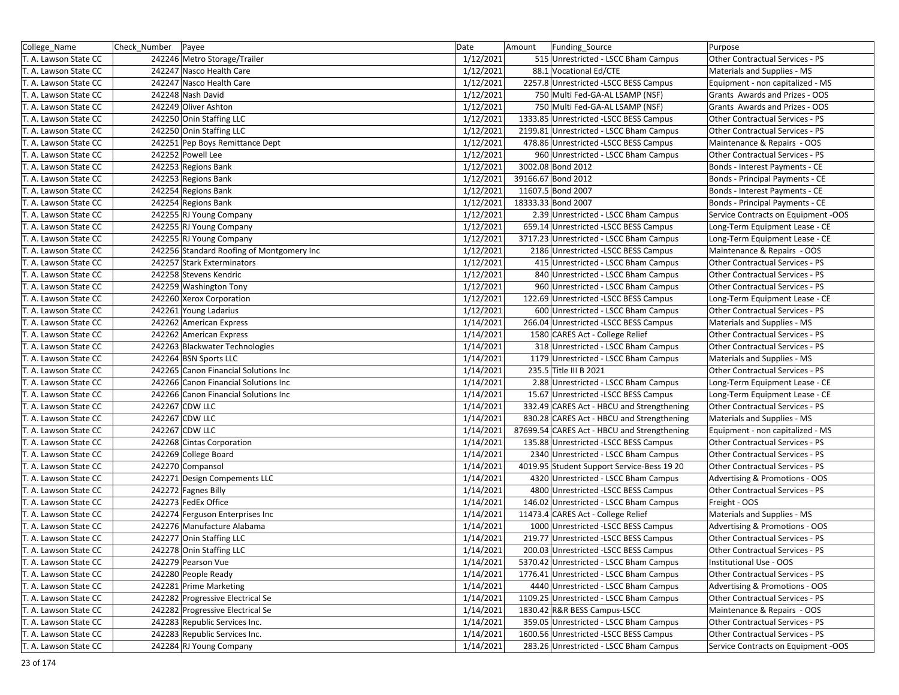| College_Name | Check_Number | Payee | Date | Amount | Funding_Source | Purpose |
|---|---|---|---|---|---|---|
| T. A. Lawson State CC | 242246 | Metro Storage/Trailer | 1/12/2021 | 515 | Unrestricted - LSCC Bham Campus | Other Contractual Services - PS |
| T. A. Lawson State CC | 242247 | Nasco Health Care | 1/12/2021 | 88.1 | Vocational Ed/CTE | Materials and Supplies - MS |
| T. A. Lawson State CC | 242247 | Nasco Health Care | 1/12/2021 | 2257.8 | Unrestricted -LSCC BESS Campus | Equipment - non capitalized - MS |
| T. A. Lawson State CC | 242248 | Nash David | 1/12/2021 | 750 | Multi Fed-GA-AL LSAMP (NSF) | Grants Awards and Prizes - OOS |
| T. A. Lawson State CC | 242249 | Oliver Ashton | 1/12/2021 | 750 | Multi Fed-GA-AL LSAMP (NSF) | Grants Awards and Prizes - OOS |
| T. A. Lawson State CC | 242250 | Onin Staffing LLC | 1/12/2021 | 1333.85 | Unrestricted -LSCC BESS Campus | Other Contractual Services - PS |
| T. A. Lawson State CC | 242250 | Onin Staffing LLC | 1/12/2021 | 2199.81 | Unrestricted - LSCC Bham Campus | Other Contractual Services - PS |
| T. A. Lawson State CC | 242251 | Pep Boys Remittance Dept | 1/12/2021 | 478.86 | Unrestricted -LSCC BESS Campus | Maintenance & Repairs - OOS |
| T. A. Lawson State CC | 242252 | Powell Lee | 1/12/2021 | 960 | Unrestricted - LSCC Bham Campus | Other Contractual Services - PS |
| T. A. Lawson State CC | 242253 | Regions Bank | 1/12/2021 | 3002.08 | Bond 2012 | Bonds - Interest Payments - CE |
| T. A. Lawson State CC | 242253 | Regions Bank | 1/12/2021 | 39166.67 | Bond 2012 | Bonds - Principal Payments - CE |
| T. A. Lawson State CC | 242254 | Regions Bank | 1/12/2021 | 11607.5 | Bond 2007 | Bonds - Interest Payments - CE |
| T. A. Lawson State CC | 242254 | Regions Bank | 1/12/2021 | 18333.33 | Bond 2007 | Bonds - Principal Payments - CE |
| T. A. Lawson State CC | 242255 | RJ Young Company | 1/12/2021 | 2.39 | Unrestricted - LSCC Bham Campus | Service Contracts on Equipment -OOS |
| T. A. Lawson State CC | 242255 | RJ Young Company | 1/12/2021 | 659.14 | Unrestricted -LSCC BESS Campus | Long-Term Equipment Lease - CE |
| T. A. Lawson State CC | 242255 | RJ Young Company | 1/12/2021 | 3717.23 | Unrestricted - LSCC Bham Campus | Long-Term Equipment Lease - CE |
| T. A. Lawson State CC | 242256 | Standard Roofing of Montgomery Inc | 1/12/2021 | 2186 | Unrestricted -LSCC BESS Campus | Maintenance & Repairs - OOS |
| T. A. Lawson State CC | 242257 | Stark Exterminators | 1/12/2021 | 415 | Unrestricted - LSCC Bham Campus | Other Contractual Services - PS |
| T. A. Lawson State CC | 242258 | Stevens Kendric | 1/12/2021 | 840 | Unrestricted - LSCC Bham Campus | Other Contractual Services - PS |
| T. A. Lawson State CC | 242259 | Washington Tony | 1/12/2021 | 960 | Unrestricted - LSCC Bham Campus | Other Contractual Services - PS |
| T. A. Lawson State CC | 242260 | Xerox Corporation | 1/12/2021 | 122.69 | Unrestricted -LSCC BESS Campus | Long-Term Equipment Lease - CE |
| T. A. Lawson State CC | 242261 | Young Ladarius | 1/12/2021 | 600 | Unrestricted - LSCC Bham Campus | Other Contractual Services - PS |
| T. A. Lawson State CC | 242262 | American Express | 1/14/2021 | 266.04 | Unrestricted -LSCC BESS Campus | Materials and Supplies - MS |
| T. A. Lawson State CC | 242262 | American Express | 1/14/2021 | 1580 | CARES Act - College Relief | Other Contractual Services - PS |
| T. A. Lawson State CC | 242263 | Blackwater Technologies | 1/14/2021 | 318 | Unrestricted - LSCC Bham Campus | Other Contractual Services - PS |
| T. A. Lawson State CC | 242264 | BSN Sports LLC | 1/14/2021 | 1179 | Unrestricted - LSCC Bham Campus | Materials and Supplies - MS |
| T. A. Lawson State CC | 242265 | Canon Financial Solutions Inc | 1/14/2021 | 235.5 | Title III B 2021 | Other Contractual Services - PS |
| T. A. Lawson State CC | 242266 | Canon Financial Solutions Inc | 1/14/2021 | 2.88 | Unrestricted - LSCC Bham Campus | Long-Term Equipment Lease - CE |
| T. A. Lawson State CC | 242266 | Canon Financial Solutions Inc | 1/14/2021 | 15.67 | Unrestricted -LSCC BESS Campus | Long-Term Equipment Lease - CE |
| T. A. Lawson State CC | 242267 | CDW LLC | 1/14/2021 | 332.49 | CARES Act - HBCU and Strengthening | Other Contractual Services - PS |
| T. A. Lawson State CC | 242267 | CDW LLC | 1/14/2021 | 830.28 | CARES Act - HBCU and Strengthening | Materials and Supplies - MS |
| T. A. Lawson State CC | 242267 | CDW LLC | 1/14/2021 | 87699.54 | CARES Act - HBCU and Strengthening | Equipment - non capitalized - MS |
| T. A. Lawson State CC | 242268 | Cintas Corporation | 1/14/2021 | 135.88 | Unrestricted -LSCC BESS Campus | Other Contractual Services - PS |
| T. A. Lawson State CC | 242269 | College Board | 1/14/2021 | 2340 | Unrestricted - LSCC Bham Campus | Other Contractual Services - PS |
| T. A. Lawson State CC | 242270 | Compansol | 1/14/2021 | 4019.95 | Student Support Service-Bess 19 20 | Other Contractual Services - PS |
| T. A. Lawson State CC | 242271 | Design Compements LLC | 1/14/2021 | 4320 | Unrestricted - LSCC Bham Campus | Advertising & Promotions - OOS |
| T. A. Lawson State CC | 242272 | Fagnes Billy | 1/14/2021 | 4800 | Unrestricted -LSCC BESS Campus | Other Contractual Services - PS |
| T. A. Lawson State CC | 242273 | FedEx Office | 1/14/2021 | 146.02 | Unrestricted - LSCC Bham Campus | Freight - OOS |
| T. A. Lawson State CC | 242274 | Ferguson Enterprises Inc | 1/14/2021 | 11473.4 | CARES Act - College Relief | Materials and Supplies - MS |
| T. A. Lawson State CC | 242276 | Manufacture Alabama | 1/14/2021 | 1000 | Unrestricted -LSCC BESS Campus | Advertising & Promotions - OOS |
| T. A. Lawson State CC | 242277 | Onin Staffing LLC | 1/14/2021 | 219.77 | Unrestricted -LSCC BESS Campus | Other Contractual Services - PS |
| T. A. Lawson State CC | 242278 | Onin Staffing LLC | 1/14/2021 | 200.03 | Unrestricted -LSCC BESS Campus | Other Contractual Services - PS |
| T. A. Lawson State CC | 242279 | Pearson Vue | 1/14/2021 | 5370.42 | Unrestricted - LSCC Bham Campus | Institutional Use - OOS |
| T. A. Lawson State CC | 242280 | People Ready | 1/14/2021 | 1776.41 | Unrestricted - LSCC Bham Campus | Other Contractual Services - PS |
| T. A. Lawson State CC | 242281 | Prime Marketing | 1/14/2021 | 4440 | Unrestricted - LSCC Bham Campus | Advertising & Promotions - OOS |
| T. A. Lawson State CC | 242282 | Progressive Electrical Se | 1/14/2021 | 1109.25 | Unrestricted - LSCC Bham Campus | Other Contractual Services - PS |
| T. A. Lawson State CC | 242282 | Progressive Electrical Se | 1/14/2021 | 1830.42 | R&R BESS Campus-LSCC | Maintenance & Repairs - OOS |
| T. A. Lawson State CC | 242283 | Republic Services Inc. | 1/14/2021 | 359.05 | Unrestricted - LSCC Bham Campus | Other Contractual Services - PS |
| T. A. Lawson State CC | 242283 | Republic Services Inc. | 1/14/2021 | 1600.56 | Unrestricted -LSCC BESS Campus | Other Contractual Services - PS |
| T. A. Lawson State CC | 242284 | RJ Young Company | 1/14/2021 | 283.26 | Unrestricted - LSCC Bham Campus | Service Contracts on Equipment -OOS |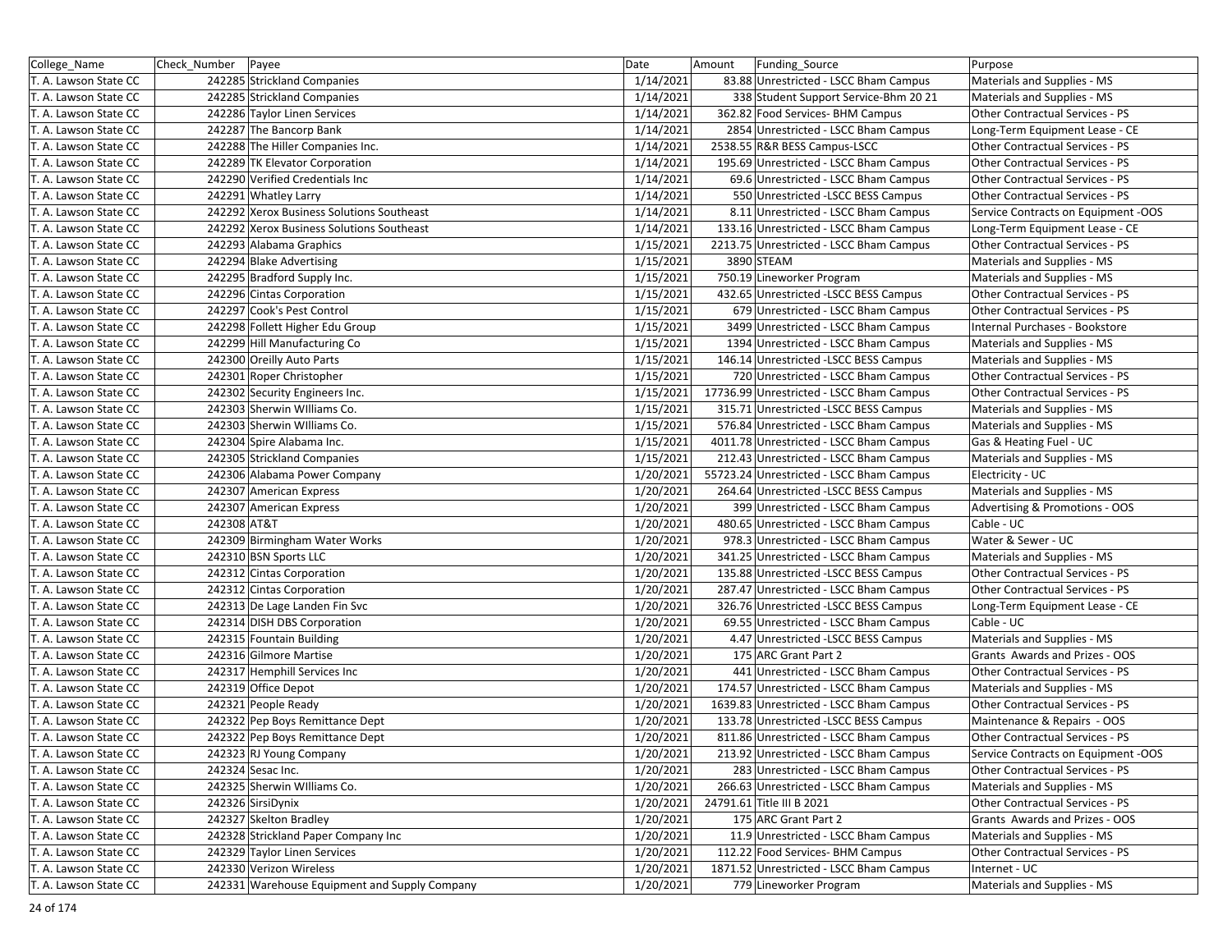| College_Name | Check_Number | Payee | Date | Amount | Funding_Source | Purpose |
|---|---|---|---|---|---|---|
| T. A. Lawson State CC | 242285 | Strickland Companies | 1/14/2021 | 83.88 | Unrestricted - LSCC Bham Campus | Materials and Supplies - MS |
| T. A. Lawson State CC | 242285 | Strickland Companies | 1/14/2021 | 338 | Student Support Service-Bhm 20 21 | Materials and Supplies - MS |
| T. A. Lawson State CC | 242286 | Taylor Linen Services | 1/14/2021 | 362.82 | Food Services- BHM Campus | Other Contractual Services - PS |
| T. A. Lawson State CC | 242287 | The Bancorp Bank | 1/14/2021 | 2854 | Unrestricted - LSCC Bham Campus | Long-Term Equipment Lease - CE |
| T. A. Lawson State CC | 242288 | The Hiller Companies Inc. | 1/14/2021 | 2538.55 | R&R BESS Campus-LSCC | Other Contractual Services - PS |
| T. A. Lawson State CC | 242289 | TK Elevator Corporation | 1/14/2021 | 195.69 | Unrestricted - LSCC Bham Campus | Other Contractual Services - PS |
| T. A. Lawson State CC | 242290 | Verified Credentials Inc | 1/14/2021 | 69.6 | Unrestricted - LSCC Bham Campus | Other Contractual Services - PS |
| T. A. Lawson State CC | 242291 | Whatley Larry | 1/14/2021 | 550 | Unrestricted -LSCC BESS Campus | Other Contractual Services - PS |
| T. A. Lawson State CC | 242292 | Xerox Business Solutions Southeast | 1/14/2021 | 8.11 | Unrestricted - LSCC Bham Campus | Service Contracts on Equipment -OOS |
| T. A. Lawson State CC | 242292 | Xerox Business Solutions Southeast | 1/14/2021 | 133.16 | Unrestricted - LSCC Bham Campus | Long-Term Equipment Lease - CE |
| T. A. Lawson State CC | 242293 | Alabama Graphics | 1/15/2021 | 2213.75 | Unrestricted - LSCC Bham Campus | Other Contractual Services - PS |
| T. A. Lawson State CC | 242294 | Blake Advertising | 1/15/2021 | 3890 | STEAM | Materials and Supplies - MS |
| T. A. Lawson State CC | 242295 | Bradford Supply Inc. | 1/15/2021 | 750.19 | Lineworker Program | Materials and Supplies - MS |
| T. A. Lawson State CC | 242296 | Cintas Corporation | 1/15/2021 | 432.65 | Unrestricted -LSCC BESS Campus | Other Contractual Services - PS |
| T. A. Lawson State CC | 242297 | Cook's Pest Control | 1/15/2021 | 679 | Unrestricted - LSCC Bham Campus | Other Contractual Services - PS |
| T. A. Lawson State CC | 242298 | Follett Higher Edu Group | 1/15/2021 | 3499 | Unrestricted - LSCC Bham Campus | Internal Purchases - Bookstore |
| T. A. Lawson State CC | 242299 | Hill Manufacturing Co | 1/15/2021 | 1394 | Unrestricted - LSCC Bham Campus | Materials and Supplies - MS |
| T. A. Lawson State CC | 242300 | Oreilly Auto Parts | 1/15/2021 | 146.14 | Unrestricted -LSCC BESS Campus | Materials and Supplies - MS |
| T. A. Lawson State CC | 242301 | Roper Christopher | 1/15/2021 | 720 | Unrestricted - LSCC Bham Campus | Other Contractual Services - PS |
| T. A. Lawson State CC | 242302 | Security Engineers Inc. | 1/15/2021 | 17736.99 | Unrestricted - LSCC Bham Campus | Other Contractual Services - PS |
| T. A. Lawson State CC | 242303 | Sherwin WIlliams Co. | 1/15/2021 | 315.71 | Unrestricted -LSCC BESS Campus | Materials and Supplies - MS |
| T. A. Lawson State CC | 242303 | Sherwin WIlliams Co. | 1/15/2021 | 576.84 | Unrestricted - LSCC Bham Campus | Materials and Supplies - MS |
| T. A. Lawson State CC | 242304 | Spire Alabama Inc. | 1/15/2021 | 4011.78 | Unrestricted - LSCC Bham Campus | Gas & Heating Fuel - UC |
| T. A. Lawson State CC | 242305 | Strickland Companies | 1/15/2021 | 212.43 | Unrestricted - LSCC Bham Campus | Materials and Supplies - MS |
| T. A. Lawson State CC | 242306 | Alabama Power Company | 1/20/2021 | 55723.24 | Unrestricted - LSCC Bham Campus | Electricity - UC |
| T. A. Lawson State CC | 242307 | American Express | 1/20/2021 | 264.64 | Unrestricted -LSCC BESS Campus | Materials and Supplies - MS |
| T. A. Lawson State CC | 242307 | American Express | 1/20/2021 | 399 | Unrestricted - LSCC Bham Campus | Advertising & Promotions - OOS |
| T. A. Lawson State CC | 242308 | AT&T | 1/20/2021 | 480.65 | Unrestricted - LSCC Bham Campus | Cable - UC |
| T. A. Lawson State CC | 242309 | Birmingham Water Works | 1/20/2021 | 978.3 | Unrestricted - LSCC Bham Campus | Water & Sewer - UC |
| T. A. Lawson State CC | 242310 | BSN Sports LLC | 1/20/2021 | 341.25 | Unrestricted - LSCC Bham Campus | Materials and Supplies - MS |
| T. A. Lawson State CC | 242312 | Cintas Corporation | 1/20/2021 | 135.88 | Unrestricted -LSCC BESS Campus | Other Contractual Services - PS |
| T. A. Lawson State CC | 242312 | Cintas Corporation | 1/20/2021 | 287.47 | Unrestricted - LSCC Bham Campus | Other Contractual Services - PS |
| T. A. Lawson State CC | 242313 | De Lage Landen Fin Svc | 1/20/2021 | 326.76 | Unrestricted -LSCC BESS Campus | Long-Term Equipment Lease - CE |
| T. A. Lawson State CC | 242314 | DISH DBS Corporation | 1/20/2021 | 69.55 | Unrestricted - LSCC Bham Campus | Cable - UC |
| T. A. Lawson State CC | 242315 | Fountain Building | 1/20/2021 | 4.47 | Unrestricted -LSCC BESS Campus | Materials and Supplies - MS |
| T. A. Lawson State CC | 242316 | Gilmore Martise | 1/20/2021 | 175 | ARC Grant Part 2 | Grants Awards and Prizes - OOS |
| T. A. Lawson State CC | 242317 | Hemphill Services Inc | 1/20/2021 | 441 | Unrestricted - LSCC Bham Campus | Other Contractual Services - PS |
| T. A. Lawson State CC | 242319 | Office Depot | 1/20/2021 | 174.57 | Unrestricted - LSCC Bham Campus | Materials and Supplies - MS |
| T. A. Lawson State CC | 242321 | People Ready | 1/20/2021 | 1639.83 | Unrestricted - LSCC Bham Campus | Other Contractual Services - PS |
| T. A. Lawson State CC | 242322 | Pep Boys Remittance Dept | 1/20/2021 | 133.78 | Unrestricted -LSCC BESS Campus | Maintenance & Repairs - OOS |
| T. A. Lawson State CC | 242322 | Pep Boys Remittance Dept | 1/20/2021 | 811.86 | Unrestricted - LSCC Bham Campus | Other Contractual Services - PS |
| T. A. Lawson State CC | 242323 | RJ Young Company | 1/20/2021 | 213.92 | Unrestricted - LSCC Bham Campus | Service Contracts on Equipment -OOS |
| T. A. Lawson State CC | 242324 | Sesac Inc. | 1/20/2021 | 283 | Unrestricted - LSCC Bham Campus | Other Contractual Services - PS |
| T. A. Lawson State CC | 242325 | Sherwin WIlliams Co. | 1/20/2021 | 266.63 | Unrestricted - LSCC Bham Campus | Materials and Supplies - MS |
| T. A. Lawson State CC | 242326 | SirsiDynix | 1/20/2021 | 24791.61 | Title III B 2021 | Other Contractual Services - PS |
| T. A. Lawson State CC | 242327 | Skelton Bradley | 1/20/2021 | 175 | ARC Grant Part 2 | Grants Awards and Prizes - OOS |
| T. A. Lawson State CC | 242328 | Strickland Paper Company Inc | 1/20/2021 | 11.9 | Unrestricted - LSCC Bham Campus | Materials and Supplies - MS |
| T. A. Lawson State CC | 242329 | Taylor Linen Services | 1/20/2021 | 112.22 | Food Services- BHM Campus | Other Contractual Services - PS |
| T. A. Lawson State CC | 242330 | Verizon Wireless | 1/20/2021 | 1871.52 | Unrestricted - LSCC Bham Campus | Internet - UC |
| T. A. Lawson State CC | 242331 | Warehouse Equipment and Supply Company | 1/20/2021 | 779 | Lineworker Program | Materials and Supplies - MS |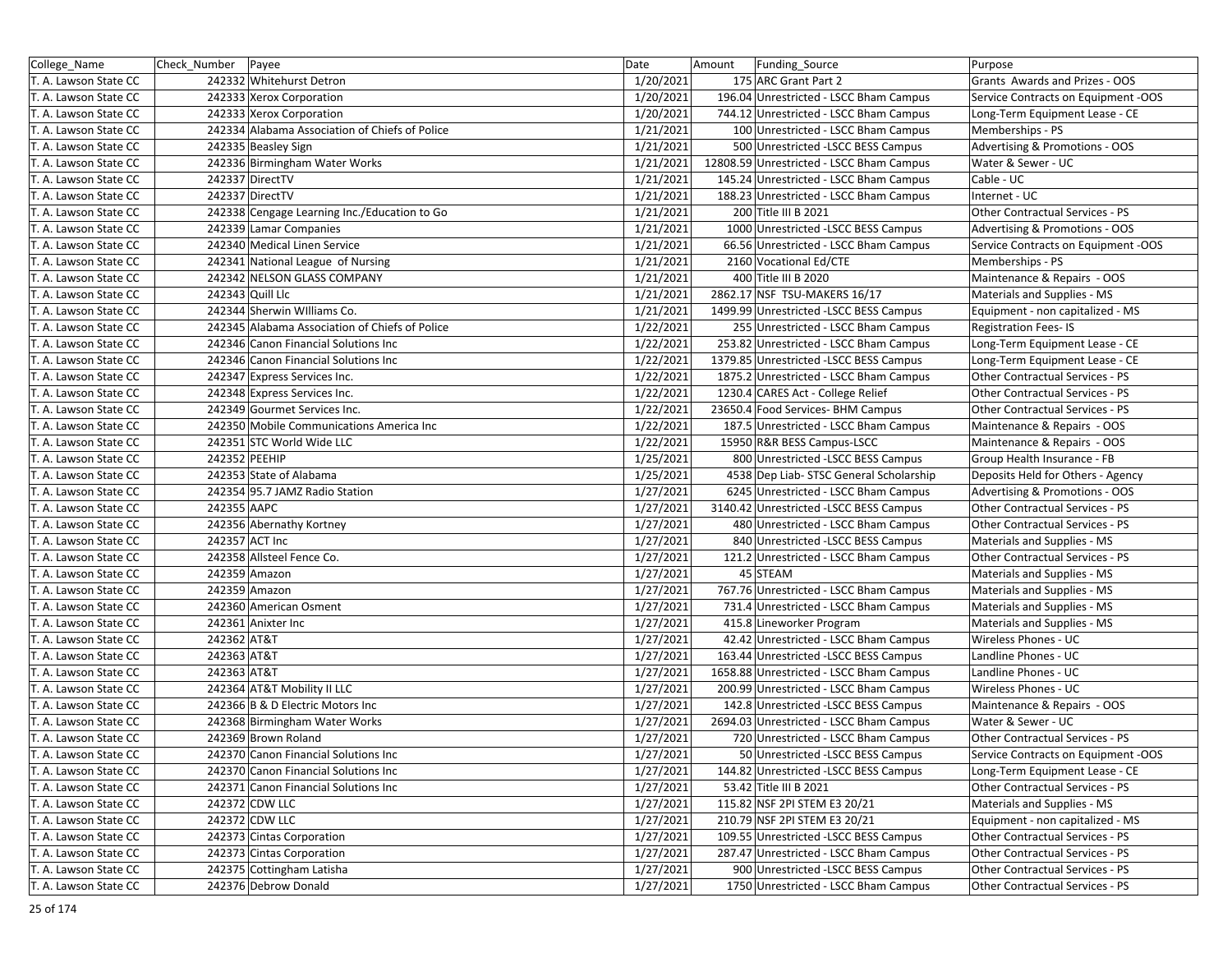| College_Name | Check_Number | Payee | Date | Amount | Funding_Source | Purpose |
|---|---|---|---|---|---|---|
| T. A. Lawson State CC | 242332 | Whitehurst Detron | 1/20/2021 | 175 | ARC Grant Part 2 | Grants Awards and Prizes - OOS |
| T. A. Lawson State CC | 242333 | Xerox Corporation | 1/20/2021 | 196.04 | Unrestricted - LSCC Bham Campus | Service Contracts on Equipment -OOS |
| T. A. Lawson State CC | 242333 | Xerox Corporation | 1/20/2021 | 744.12 | Unrestricted - LSCC Bham Campus | Long-Term Equipment Lease - CE |
| T. A. Lawson State CC | 242334 | Alabama Association of Chiefs of Police | 1/21/2021 | 100 | Unrestricted - LSCC Bham Campus | Memberships - PS |
| T. A. Lawson State CC | 242335 | Beasley Sign | 1/21/2021 | 500 | Unrestricted -LSCC BESS Campus | Advertising & Promotions - OOS |
| T. A. Lawson State CC | 242336 | Birmingham Water Works | 1/21/2021 | 12808.59 | Unrestricted - LSCC Bham Campus | Water & Sewer - UC |
| T. A. Lawson State CC | 242337 | DirectTV | 1/21/2021 | 145.24 | Unrestricted - LSCC Bham Campus | Cable - UC |
| T. A. Lawson State CC | 242337 | DirectTV | 1/21/2021 | 188.23 | Unrestricted - LSCC Bham Campus | Internet - UC |
| T. A. Lawson State CC | 242338 | Cengage Learning Inc./Education to Go | 1/21/2021 | 200 | Title III B 2021 | Other Contractual Services - PS |
| T. A. Lawson State CC | 242339 | Lamar Companies | 1/21/2021 | 1000 | Unrestricted -LSCC BESS Campus | Advertising & Promotions - OOS |
| T. A. Lawson State CC | 242340 | Medical Linen Service | 1/21/2021 | 66.56 | Unrestricted - LSCC Bham Campus | Service Contracts on Equipment -OOS |
| T. A. Lawson State CC | 242341 | National League of Nursing | 1/21/2021 | 2160 | Vocational Ed/CTE | Memberships - PS |
| T. A. Lawson State CC | 242342 | NELSON GLASS COMPANY | 1/21/2021 | 400 | Title III B 2020 | Maintenance & Repairs - OOS |
| T. A. Lawson State CC | 242343 | Quill Llc | 1/21/2021 | 2862.17 | NSF TSU-MAKERS 16/17 | Materials and Supplies - MS |
| T. A. Lawson State CC | 242344 | Sherwin WIlliams Co. | 1/21/2021 | 1499.99 | Unrestricted -LSCC BESS Campus | Equipment - non capitalized - MS |
| T. A. Lawson State CC | 242345 | Alabama Association of Chiefs of Police | 1/22/2021 | 255 | Unrestricted - LSCC Bham Campus | Registration Fees- IS |
| T. A. Lawson State CC | 242346 | Canon Financial Solutions Inc | 1/22/2021 | 253.82 | Unrestricted - LSCC Bham Campus | Long-Term Equipment Lease - CE |
| T. A. Lawson State CC | 242346 | Canon Financial Solutions Inc | 1/22/2021 | 1379.85 | Unrestricted -LSCC BESS Campus | Long-Term Equipment Lease - CE |
| T. A. Lawson State CC | 242347 | Express Services Inc. | 1/22/2021 | 1875.2 | Unrestricted - LSCC Bham Campus | Other Contractual Services - PS |
| T. A. Lawson State CC | 242348 | Express Services Inc. | 1/22/2021 | 1230.4 | CARES Act - College Relief | Other Contractual Services - PS |
| T. A. Lawson State CC | 242349 | Gourmet Services Inc. | 1/22/2021 | 23650.4 | Food Services- BHM Campus | Other Contractual Services - PS |
| T. A. Lawson State CC | 242350 | Mobile Communications America Inc | 1/22/2021 | 187.5 | Unrestricted - LSCC Bham Campus | Maintenance & Repairs - OOS |
| T. A. Lawson State CC | 242351 | STC World Wide LLC | 1/22/2021 | 15950 | R&R BESS Campus-LSCC | Maintenance & Repairs - OOS |
| T. A. Lawson State CC | 242352 | PEEHIP | 1/25/2021 | 800 | Unrestricted -LSCC BESS Campus | Group Health Insurance - FB |
| T. A. Lawson State CC | 242353 | State of Alabama | 1/25/2021 | 4538 | Dep Liab- STSC General Scholarship | Deposits Held for Others - Agency |
| T. A. Lawson State CC | 242354 | 95.7 JAMZ Radio Station | 1/27/2021 | 6245 | Unrestricted - LSCC Bham Campus | Advertising & Promotions - OOS |
| T. A. Lawson State CC | 242355 | AAPC | 1/27/2021 | 3140.42 | Unrestricted -LSCC BESS Campus | Other Contractual Services - PS |
| T. A. Lawson State CC | 242356 | Abernathy Kortney | 1/27/2021 | 480 | Unrestricted - LSCC Bham Campus | Other Contractual Services - PS |
| T. A. Lawson State CC | 242357 | ACT Inc | 1/27/2021 | 840 | Unrestricted -LSCC BESS Campus | Materials and Supplies - MS |
| T. A. Lawson State CC | 242358 | Allsteel Fence Co. | 1/27/2021 | 121.2 | Unrestricted - LSCC Bham Campus | Other Contractual Services - PS |
| T. A. Lawson State CC | 242359 | Amazon | 1/27/2021 | 45 | STEAM | Materials and Supplies - MS |
| T. A. Lawson State CC | 242359 | Amazon | 1/27/2021 | 767.76 | Unrestricted - LSCC Bham Campus | Materials and Supplies - MS |
| T. A. Lawson State CC | 242360 | American Osment | 1/27/2021 | 731.4 | Unrestricted - LSCC Bham Campus | Materials and Supplies - MS |
| T. A. Lawson State CC | 242361 | Anixter Inc | 1/27/2021 | 415.8 | Lineworker Program | Materials and Supplies - MS |
| T. A. Lawson State CC | 242362 | AT&T | 1/27/2021 | 42.42 | Unrestricted - LSCC Bham Campus | Wireless Phones - UC |
| T. A. Lawson State CC | 242363 | AT&T | 1/27/2021 | 163.44 | Unrestricted -LSCC BESS Campus | Landline Phones - UC |
| T. A. Lawson State CC | 242363 | AT&T | 1/27/2021 | 1658.88 | Unrestricted - LSCC Bham Campus | Landline Phones - UC |
| T. A. Lawson State CC | 242364 | AT&T Mobility II LLC | 1/27/2021 | 200.99 | Unrestricted - LSCC Bham Campus | Wireless Phones - UC |
| T. A. Lawson State CC | 242366 | B & D Electric Motors Inc | 1/27/2021 | 142.8 | Unrestricted -LSCC BESS Campus | Maintenance & Repairs - OOS |
| T. A. Lawson State CC | 242368 | Birmingham Water Works | 1/27/2021 | 2694.03 | Unrestricted - LSCC Bham Campus | Water & Sewer - UC |
| T. A. Lawson State CC | 242369 | Brown Roland | 1/27/2021 | 720 | Unrestricted - LSCC Bham Campus | Other Contractual Services - PS |
| T. A. Lawson State CC | 242370 | Canon Financial Solutions Inc | 1/27/2021 | 50 | Unrestricted -LSCC BESS Campus | Service Contracts on Equipment -OOS |
| T. A. Lawson State CC | 242370 | Canon Financial Solutions Inc | 1/27/2021 | 144.82 | Unrestricted -LSCC BESS Campus | Long-Term Equipment Lease - CE |
| T. A. Lawson State CC | 242371 | Canon Financial Solutions Inc | 1/27/2021 | 53.42 | Title III B 2021 | Other Contractual Services - PS |
| T. A. Lawson State CC | 242372 | CDW LLC | 1/27/2021 | 115.82 | NSF 2PI STEM E3 20/21 | Materials and Supplies - MS |
| T. A. Lawson State CC | 242372 | CDW LLC | 1/27/2021 | 210.79 | NSF 2PI STEM E3 20/21 | Equipment - non capitalized - MS |
| T. A. Lawson State CC | 242373 | Cintas Corporation | 1/27/2021 | 109.55 | Unrestricted -LSCC BESS Campus | Other Contractual Services - PS |
| T. A. Lawson State CC | 242373 | Cintas Corporation | 1/27/2021 | 287.47 | Unrestricted - LSCC Bham Campus | Other Contractual Services - PS |
| T. A. Lawson State CC | 242375 | Cottingham Latisha | 1/27/2021 | 900 | Unrestricted -LSCC BESS Campus | Other Contractual Services - PS |
| T. A. Lawson State CC | 242376 | Debrow Donald | 1/27/2021 | 1750 | Unrestricted - LSCC Bham Campus | Other Contractual Services - PS |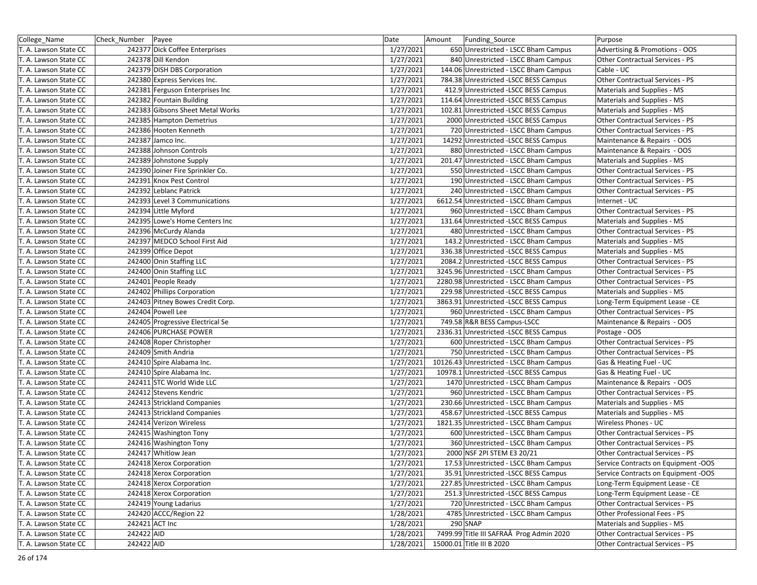| College_Name | Check_Number | Payee | Date | Amount | Funding_Source | Purpose |
|---|---|---|---|---|---|---|
| T. A. Lawson State CC | 242377 | Dick Coffee Enterprises | 1/27/2021 | 650 | Unrestricted - LSCC Bham Campus | Advertising & Promotions - OOS |
| T. A. Lawson State CC | 242378 | Dill Kendon | 1/27/2021 | 840 | Unrestricted - LSCC Bham Campus | Other Contractual Services - PS |
| T. A. Lawson State CC | 242379 | DISH DBS Corporation | 1/27/2021 | 144.06 | Unrestricted - LSCC Bham Campus | Cable - UC |
| T. A. Lawson State CC | 242380 | Express Services Inc. | 1/27/2021 | 784.38 | Unrestricted -LSCC BESS Campus | Other Contractual Services - PS |
| T. A. Lawson State CC | 242381 | Ferguson Enterprises Inc | 1/27/2021 | 412.9 | Unrestricted -LSCC BESS Campus | Materials and Supplies - MS |
| T. A. Lawson State CC | 242382 | Fountain Building | 1/27/2021 | 114.64 | Unrestricted -LSCC BESS Campus | Materials and Supplies - MS |
| T. A. Lawson State CC | 242383 | Gibsons Sheet Metal Works | 1/27/2021 | 102.81 | Unrestricted -LSCC BESS Campus | Materials and Supplies - MS |
| T. A. Lawson State CC | 242385 | Hampton Demetrius | 1/27/2021 | 2000 | Unrestricted -LSCC BESS Campus | Other Contractual Services - PS |
| T. A. Lawson State CC | 242386 | Hooten Kenneth | 1/27/2021 | 720 | Unrestricted - LSCC Bham Campus | Other Contractual Services - PS |
| T. A. Lawson State CC | 242387 | Jamco Inc. | 1/27/2021 | 14292 | Unrestricted -LSCC BESS Campus | Maintenance & Repairs - OOS |
| T. A. Lawson State CC | 242388 | Johnson Controls | 1/27/2021 | 880 | Unrestricted - LSCC Bham Campus | Maintenance & Repairs - OOS |
| T. A. Lawson State CC | 242389 | Johnstone Supply | 1/27/2021 | 201.47 | Unrestricted - LSCC Bham Campus | Materials and Supplies - MS |
| T. A. Lawson State CC | 242390 | Joiner Fire Sprinkler Co. | 1/27/2021 | 550 | Unrestricted - LSCC Bham Campus | Other Contractual Services - PS |
| T. A. Lawson State CC | 242391 | Knox Pest Control | 1/27/2021 | 190 | Unrestricted - LSCC Bham Campus | Other Contractual Services - PS |
| T. A. Lawson State CC | 242392 | Leblanc Patrick | 1/27/2021 | 240 | Unrestricted - LSCC Bham Campus | Other Contractual Services - PS |
| T. A. Lawson State CC | 242393 | Level 3 Communications | 1/27/2021 | 6612.54 | Unrestricted - LSCC Bham Campus | Internet - UC |
| T. A. Lawson State CC | 242394 | Little Myford | 1/27/2021 | 960 | Unrestricted - LSCC Bham Campus | Other Contractual Services - PS |
| T. A. Lawson State CC | 242395 | Lowe's Home Centers Inc | 1/27/2021 | 131.64 | Unrestricted -LSCC BESS Campus | Materials and Supplies - MS |
| T. A. Lawson State CC | 242396 | McCurdy Alanda | 1/27/2021 | 480 | Unrestricted - LSCC Bham Campus | Other Contractual Services - PS |
| T. A. Lawson State CC | 242397 | MEDCO School First Aid | 1/27/2021 | 143.2 | Unrestricted - LSCC Bham Campus | Materials and Supplies - MS |
| T. A. Lawson State CC | 242399 | Office Depot | 1/27/2021 | 336.38 | Unrestricted -LSCC BESS Campus | Materials and Supplies - MS |
| T. A. Lawson State CC | 242400 | Onin Staffing LLC | 1/27/2021 | 2084.2 | Unrestricted -LSCC BESS Campus | Other Contractual Services - PS |
| T. A. Lawson State CC | 242400 | Onin Staffing LLC | 1/27/2021 | 3245.96 | Unrestricted - LSCC Bham Campus | Other Contractual Services - PS |
| T. A. Lawson State CC | 242401 | People Ready | 1/27/2021 | 2280.98 | Unrestricted - LSCC Bham Campus | Other Contractual Services - PS |
| T. A. Lawson State CC | 242402 | Phillips Corporation | 1/27/2021 | 229.98 | Unrestricted -LSCC BESS Campus | Materials and Supplies - MS |
| T. A. Lawson State CC | 242403 | Pitney Bowes Credit Corp. | 1/27/2021 | 3863.91 | Unrestricted -LSCC BESS Campus | Long-Term Equipment Lease - CE |
| T. A. Lawson State CC | 242404 | Powell Lee | 1/27/2021 | 960 | Unrestricted - LSCC Bham Campus | Other Contractual Services - PS |
| T. A. Lawson State CC | 242405 | Progressive Electrical Se | 1/27/2021 | 749.58 | R&R BESS Campus-LSCC | Maintenance & Repairs - OOS |
| T. A. Lawson State CC | 242406 | PURCHASE POWER | 1/27/2021 | 2336.31 | Unrestricted -LSCC BESS Campus | Postage - OOS |
| T. A. Lawson State CC | 242408 | Roper Christopher | 1/27/2021 | 600 | Unrestricted - LSCC Bham Campus | Other Contractual Services - PS |
| T. A. Lawson State CC | 242409 | Smith Andria | 1/27/2021 | 750 | Unrestricted - LSCC Bham Campus | Other Contractual Services - PS |
| T. A. Lawson State CC | 242410 | Spire Alabama Inc. | 1/27/2021 | 10126.43 | Unrestricted - LSCC Bham Campus | Gas & Heating Fuel - UC |
| T. A. Lawson State CC | 242410 | Spire Alabama Inc. | 1/27/2021 | 10978.1 | Unrestricted -LSCC BESS Campus | Gas & Heating Fuel - UC |
| T. A. Lawson State CC | 242411 | STC World Wide LLC | 1/27/2021 | 1470 | Unrestricted - LSCC Bham Campus | Maintenance & Repairs - OOS |
| T. A. Lawson State CC | 242412 | Stevens Kendric | 1/27/2021 | 960 | Unrestricted - LSCC Bham Campus | Other Contractual Services - PS |
| T. A. Lawson State CC | 242413 | Strickland Companies | 1/27/2021 | 230.66 | Unrestricted - LSCC Bham Campus | Materials and Supplies - MS |
| T. A. Lawson State CC | 242413 | Strickland Companies | 1/27/2021 | 458.67 | Unrestricted -LSCC BESS Campus | Materials and Supplies - MS |
| T. A. Lawson State CC | 242414 | Verizon Wireless | 1/27/2021 | 1821.35 | Unrestricted - LSCC Bham Campus | Wireless Phones - UC |
| T. A. Lawson State CC | 242415 | Washington Tony | 1/27/2021 | 600 | Unrestricted - LSCC Bham Campus | Other Contractual Services - PS |
| T. A. Lawson State CC | 242416 | Washington Tony | 1/27/2021 | 360 | Unrestricted - LSCC Bham Campus | Other Contractual Services - PS |
| T. A. Lawson State CC | 242417 | Whitlow Jean | 1/27/2021 | 2000 | NSF 2PI STEM E3 20/21 | Other Contractual Services - PS |
| T. A. Lawson State CC | 242418 | Xerox Corporation | 1/27/2021 | 17.53 | Unrestricted - LSCC Bham Campus | Service Contracts on Equipment -OOS |
| T. A. Lawson State CC | 242418 | Xerox Corporation | 1/27/2021 | 35.91 | Unrestricted -LSCC BESS Campus | Service Contracts on Equipment -OOS |
| T. A. Lawson State CC | 242418 | Xerox Corporation | 1/27/2021 | 227.85 | Unrestricted - LSCC Bham Campus | Long-Term Equipment Lease - CE |
| T. A. Lawson State CC | 242418 | Xerox Corporation | 1/27/2021 | 251.3 | Unrestricted -LSCC BESS Campus | Long-Term Equipment Lease - CE |
| T. A. Lawson State CC | 242419 | Young Ladarius | 1/27/2021 | 720 | Unrestricted - LSCC Bham Campus | Other Contractual Services - PS |
| T. A. Lawson State CC | 242420 | ACCC/Region 22 | 1/28/2021 | 4785 | Unrestricted - LSCC Bham Campus | Other Professional Fees - PS |
| T. A. Lawson State CC | 242421 | ACT Inc | 1/28/2021 | 290 | SNAP | Materials and Supplies - MS |
| T. A. Lawson State CC | 242422 | AID | 1/28/2021 | 7499.99 | Title III SAFRAÂ Prog Admin 2020 | Other Contractual Services - PS |
| T. A. Lawson State CC | 242422 | AID | 1/28/2021 | 15000.01 | Title III B 2020 | Other Contractual Services - PS |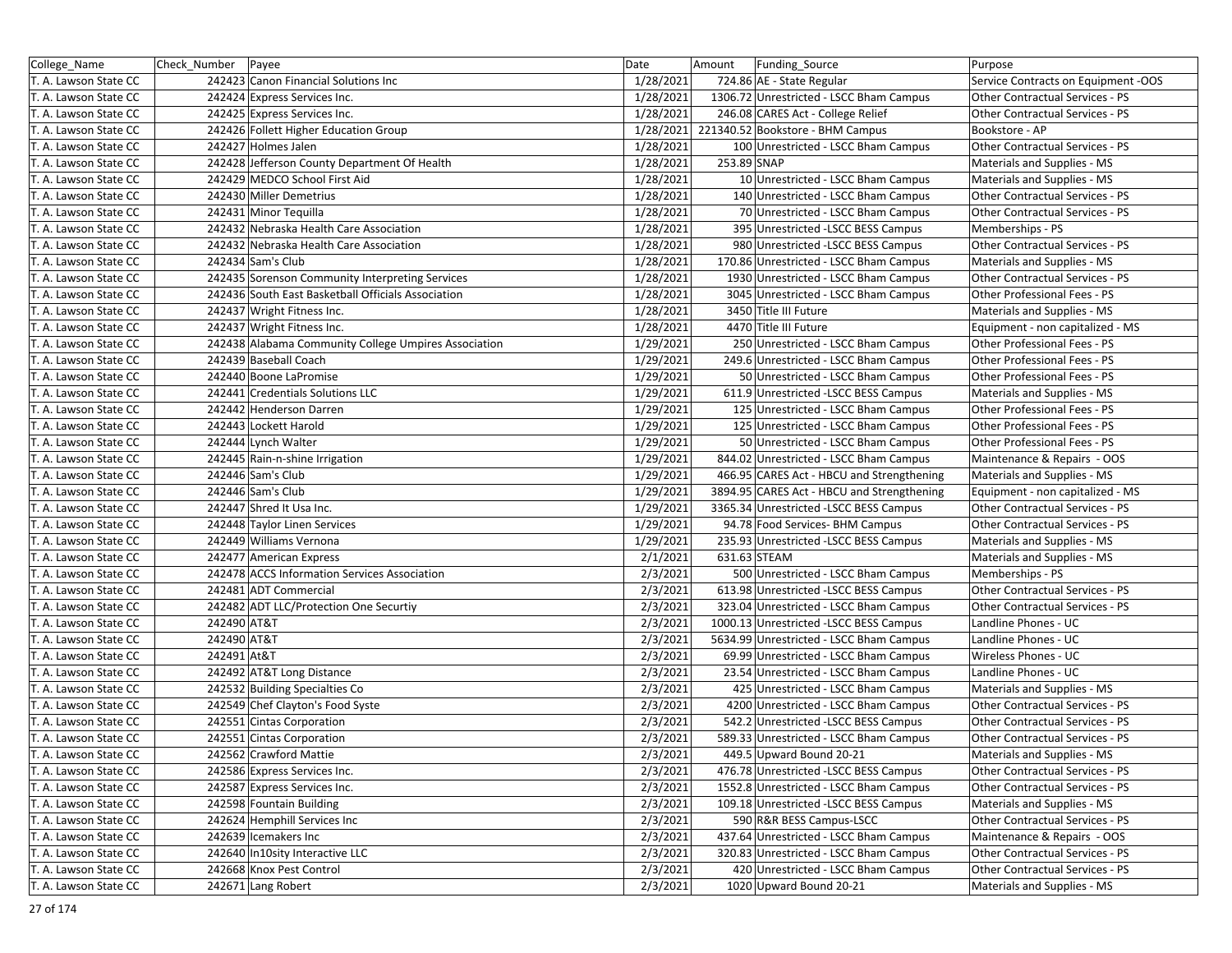| College_Name | Check_Number | Payee | Date | Amount | Funding_Source | Purpose |
|---|---|---|---|---|---|---|
| T. A. Lawson State CC | 242423 | Canon Financial Solutions Inc | 1/28/2021 | 724.86 | AE - State Regular | Service Contracts on Equipment -OOS |
| T. A. Lawson State CC | 242424 | Express Services Inc. | 1/28/2021 | 1306.72 | Unrestricted - LSCC Bham Campus | Other Contractual Services - PS |
| T. A. Lawson State CC | 242425 | Express Services Inc. | 1/28/2021 | 246.08 | CARES Act - College Relief | Other Contractual Services - PS |
| T. A. Lawson State CC | 242426 | Follett Higher Education Group | 1/28/2021 | 221340.52 | Bookstore - BHM Campus | Bookstore - AP |
| T. A. Lawson State CC | 242427 | Holmes Jalen | 1/28/2021 | 100 | Unrestricted - LSCC Bham Campus | Other Contractual Services - PS |
| T. A. Lawson State CC | 242428 | Jefferson County Department Of Health | 1/28/2021 | 253.89 | SNAP | Materials and Supplies - MS |
| T. A. Lawson State CC | 242429 | MEDCO School First Aid | 1/28/2021 | 10 | Unrestricted - LSCC Bham Campus | Materials and Supplies - MS |
| T. A. Lawson State CC | 242430 | Miller Demetrius | 1/28/2021 | 140 | Unrestricted - LSCC Bham Campus | Other Contractual Services - PS |
| T. A. Lawson State CC | 242431 | Minor Tequilla | 1/28/2021 | 70 | Unrestricted - LSCC Bham Campus | Other Contractual Services - PS |
| T. A. Lawson State CC | 242432 | Nebraska Health Care Association | 1/28/2021 | 395 | Unrestricted -LSCC BESS Campus | Memberships - PS |
| T. A. Lawson State CC | 242432 | Nebraska Health Care Association | 1/28/2021 | 980 | Unrestricted -LSCC BESS Campus | Other Contractual Services - PS |
| T. A. Lawson State CC | 242434 | Sam's Club | 1/28/2021 | 170.86 | Unrestricted - LSCC Bham Campus | Materials and Supplies - MS |
| T. A. Lawson State CC | 242435 | Sorenson Community Interpreting Services | 1/28/2021 | 1930 | Unrestricted - LSCC Bham Campus | Other Contractual Services - PS |
| T. A. Lawson State CC | 242436 | South East Basketball Officials Association | 1/28/2021 | 3045 | Unrestricted - LSCC Bham Campus | Other Professional Fees - PS |
| T. A. Lawson State CC | 242437 | Wright Fitness Inc. | 1/28/2021 | 3450 | Title III Future | Materials and Supplies - MS |
| T. A. Lawson State CC | 242437 | Wright Fitness Inc. | 1/28/2021 | 4470 | Title III Future | Equipment - non capitalized - MS |
| T. A. Lawson State CC | 242438 | Alabama Community College Umpires Association | 1/29/2021 | 250 | Unrestricted - LSCC Bham Campus | Other Professional Fees - PS |
| T. A. Lawson State CC | 242439 | Baseball Coach | 1/29/2021 | 249.6 | Unrestricted - LSCC Bham Campus | Other Professional Fees - PS |
| T. A. Lawson State CC | 242440 | Boone LaPromise | 1/29/2021 | 50 | Unrestricted - LSCC Bham Campus | Other Professional Fees - PS |
| T. A. Lawson State CC | 242441 | Credentials Solutions LLC | 1/29/2021 | 611.9 | Unrestricted -LSCC BESS Campus | Materials and Supplies - MS |
| T. A. Lawson State CC | 242442 | Henderson Darren | 1/29/2021 | 125 | Unrestricted - LSCC Bham Campus | Other Professional Fees - PS |
| T. A. Lawson State CC | 242443 | Lockett Harold | 1/29/2021 | 125 | Unrestricted - LSCC Bham Campus | Other Professional Fees - PS |
| T. A. Lawson State CC | 242444 | Lynch Walter | 1/29/2021 | 50 | Unrestricted - LSCC Bham Campus | Other Professional Fees - PS |
| T. A. Lawson State CC | 242445 | Rain-n-shine Irrigation | 1/29/2021 | 844.02 | Unrestricted - LSCC Bham Campus | Maintenance & Repairs - OOS |
| T. A. Lawson State CC | 242446 | Sam's Club | 1/29/2021 | 466.95 | CARES Act - HBCU and Strengthening | Materials and Supplies - MS |
| T. A. Lawson State CC | 242446 | Sam's Club | 1/29/2021 | 3894.95 | CARES Act - HBCU and Strengthening | Equipment - non capitalized - MS |
| T. A. Lawson State CC | 242447 | Shred It Usa Inc. | 1/29/2021 | 3365.34 | Unrestricted -LSCC BESS Campus | Other Contractual Services - PS |
| T. A. Lawson State CC | 242448 | Taylor Linen Services | 1/29/2021 | 94.78 | Food Services- BHM Campus | Other Contractual Services - PS |
| T. A. Lawson State CC | 242449 | Williams Vernona | 1/29/2021 | 235.93 | Unrestricted -LSCC BESS Campus | Materials and Supplies - MS |
| T. A. Lawson State CC | 242477 | American Express | 2/1/2021 | 631.63 | STEAM | Materials and Supplies - MS |
| T. A. Lawson State CC | 242478 | ACCS Information Services Association | 2/3/2021 | 500 | Unrestricted - LSCC Bham Campus | Memberships - PS |
| T. A. Lawson State CC | 242481 | ADT Commercial | 2/3/2021 | 613.98 | Unrestricted -LSCC BESS Campus | Other Contractual Services - PS |
| T. A. Lawson State CC | 242482 | ADT LLC/Protection One Securtiy | 2/3/2021 | 323.04 | Unrestricted - LSCC Bham Campus | Other Contractual Services - PS |
| T. A. Lawson State CC | 242490 | AT&T | 2/3/2021 | 1000.13 | Unrestricted -LSCC BESS Campus | Landline Phones - UC |
| T. A. Lawson State CC | 242490 | AT&T | 2/3/2021 | 5634.99 | Unrestricted - LSCC Bham Campus | Landline Phones - UC |
| T. A. Lawson State CC | 242491 | At&T | 2/3/2021 | 69.99 | Unrestricted - LSCC Bham Campus | Wireless Phones - UC |
| T. A. Lawson State CC | 242492 | AT&T Long Distance | 2/3/2021 | 23.54 | Unrestricted - LSCC Bham Campus | Landline Phones - UC |
| T. A. Lawson State CC | 242532 | Building Specialties Co | 2/3/2021 | 425 | Unrestricted - LSCC Bham Campus | Materials and Supplies - MS |
| T. A. Lawson State CC | 242549 | Chef Clayton's Food Syste | 2/3/2021 | 4200 | Unrestricted - LSCC Bham Campus | Other Contractual Services - PS |
| T. A. Lawson State CC | 242551 | Cintas Corporation | 2/3/2021 | 542.2 | Unrestricted -LSCC BESS Campus | Other Contractual Services - PS |
| T. A. Lawson State CC | 242551 | Cintas Corporation | 2/3/2021 | 589.33 | Unrestricted - LSCC Bham Campus | Other Contractual Services - PS |
| T. A. Lawson State CC | 242562 | Crawford Mattie | 2/3/2021 | 449.5 | Upward Bound 20-21 | Materials and Supplies - MS |
| T. A. Lawson State CC | 242586 | Express Services Inc. | 2/3/2021 | 476.78 | Unrestricted -LSCC BESS Campus | Other Contractual Services - PS |
| T. A. Lawson State CC | 242587 | Express Services Inc. | 2/3/2021 | 1552.8 | Unrestricted - LSCC Bham Campus | Other Contractual Services - PS |
| T. A. Lawson State CC | 242598 | Fountain Building | 2/3/2021 | 109.18 | Unrestricted -LSCC BESS Campus | Materials and Supplies - MS |
| T. A. Lawson State CC | 242624 | Hemphill Services Inc | 2/3/2021 | 590 | R&R BESS Campus-LSCC | Other Contractual Services - PS |
| T. A. Lawson State CC | 242639 | Icemakers Inc | 2/3/2021 | 437.64 | Unrestricted - LSCC Bham Campus | Maintenance & Repairs - OOS |
| T. A. Lawson State CC | 242640 | In10sity Interactive LLC | 2/3/2021 | 320.83 | Unrestricted - LSCC Bham Campus | Other Contractual Services - PS |
| T. A. Lawson State CC | 242668 | Knox Pest Control | 2/3/2021 | 420 | Unrestricted - LSCC Bham Campus | Other Contractual Services - PS |
| T. A. Lawson State CC | 242671 | Lang Robert | 2/3/2021 | 1020 | Upward Bound 20-21 | Materials and Supplies - MS |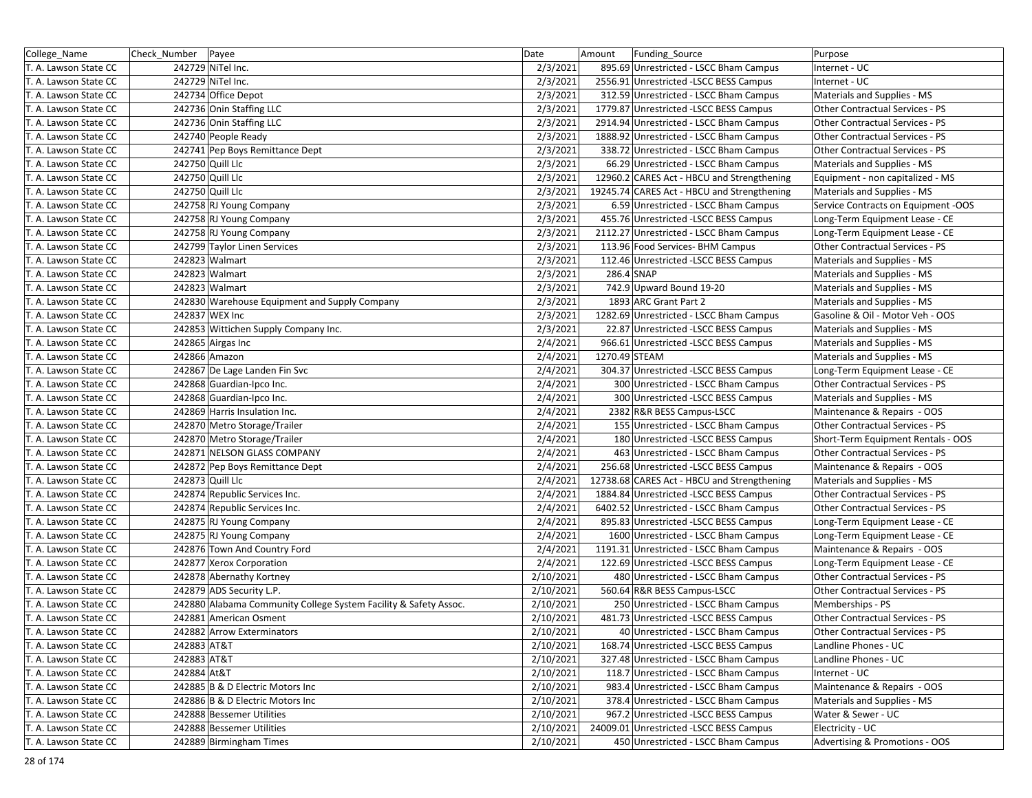| College_Name | Check_Number | Payee | Date | Amount | Funding_Source | Purpose |
|---|---|---|---|---|---|---|
| T. A. Lawson State CC | 242729 | NiTel Inc. | 2/3/2021 | 895.69 | Unrestricted - LSCC Bham Campus | Internet - UC |
| T. A. Lawson State CC | 242729 | NiTel Inc. | 2/3/2021 | 2556.91 | Unrestricted -LSCC BESS Campus | Internet - UC |
| T. A. Lawson State CC | 242734 | Office Depot | 2/3/2021 | 312.59 | Unrestricted - LSCC Bham Campus | Materials and Supplies - MS |
| T. A. Lawson State CC | 242736 | Onin Staffing LLC | 2/3/2021 | 1779.87 | Unrestricted -LSCC BESS Campus | Other Contractual Services - PS |
| T. A. Lawson State CC | 242736 | Onin Staffing LLC | 2/3/2021 | 2914.94 | Unrestricted - LSCC Bham Campus | Other Contractual Services - PS |
| T. A. Lawson State CC | 242740 | People Ready | 2/3/2021 | 1888.92 | Unrestricted - LSCC Bham Campus | Other Contractual Services - PS |
| T. A. Lawson State CC | 242741 | Pep Boys Remittance Dept | 2/3/2021 | 338.72 | Unrestricted - LSCC Bham Campus | Other Contractual Services - PS |
| T. A. Lawson State CC | 242750 | Quill Llc | 2/3/2021 | 66.29 | Unrestricted - LSCC Bham Campus | Materials and Supplies - MS |
| T. A. Lawson State CC | 242750 | Quill Llc | 2/3/2021 | 12960.2 | CARES Act - HBCU and Strengthening | Equipment - non capitalized - MS |
| T. A. Lawson State CC | 242750 | Quill Llc | 2/3/2021 | 19245.74 | CARES Act - HBCU and Strengthening | Materials and Supplies - MS |
| T. A. Lawson State CC | 242758 | RJ Young Company | 2/3/2021 | 6.59 | Unrestricted - LSCC Bham Campus | Service Contracts on Equipment -OOS |
| T. A. Lawson State CC | 242758 | RJ Young Company | 2/3/2021 | 455.76 | Unrestricted -LSCC BESS Campus | Long-Term Equipment Lease - CE |
| T. A. Lawson State CC | 242758 | RJ Young Company | 2/3/2021 | 2112.27 | Unrestricted - LSCC Bham Campus | Long-Term Equipment Lease - CE |
| T. A. Lawson State CC | 242799 | Taylor Linen Services | 2/3/2021 | 113.96 | Food Services- BHM Campus | Other Contractual Services - PS |
| T. A. Lawson State CC | 242823 | Walmart | 2/3/2021 | 112.46 | Unrestricted -LSCC BESS Campus | Materials and Supplies - MS |
| T. A. Lawson State CC | 242823 | Walmart | 2/3/2021 | 286.4 | SNAP | Materials and Supplies - MS |
| T. A. Lawson State CC | 242823 | Walmart | 2/3/2021 | 742.9 | Upward Bound 19-20 | Materials and Supplies - MS |
| T. A. Lawson State CC | 242830 | Warehouse Equipment and Supply Company | 2/3/2021 | 1893 | ARC Grant Part 2 | Materials and Supplies - MS |
| T. A. Lawson State CC | 242837 | WEX Inc | 2/3/2021 | 1282.69 | Unrestricted - LSCC Bham Campus | Gasoline & Oil - Motor Veh - OOS |
| T. A. Lawson State CC | 242853 | Wittichen Supply Company Inc. | 2/3/2021 | 22.87 | Unrestricted -LSCC BESS Campus | Materials and Supplies - MS |
| T. A. Lawson State CC | 242865 | Airgas Inc | 2/4/2021 | 966.61 | Unrestricted -LSCC BESS Campus | Materials and Supplies - MS |
| T. A. Lawson State CC | 242866 | Amazon | 2/4/2021 | 1270.49 | STEAM | Materials and Supplies - MS |
| T. A. Lawson State CC | 242867 | De Lage Landen Fin Svc | 2/4/2021 | 304.37 | Unrestricted -LSCC BESS Campus | Long-Term Equipment Lease - CE |
| T. A. Lawson State CC | 242868 | Guardian-Ipco Inc. | 2/4/2021 | 300 | Unrestricted - LSCC Bham Campus | Other Contractual Services - PS |
| T. A. Lawson State CC | 242868 | Guardian-Ipco Inc. | 2/4/2021 | 300 | Unrestricted -LSCC BESS Campus | Materials and Supplies - MS |
| T. A. Lawson State CC | 242869 | Harris Insulation Inc. | 2/4/2021 | 2382 | R&R BESS Campus-LSCC | Maintenance & Repairs - OOS |
| T. A. Lawson State CC | 242870 | Metro Storage/Trailer | 2/4/2021 | 155 | Unrestricted - LSCC Bham Campus | Other Contractual Services - PS |
| T. A. Lawson State CC | 242870 | Metro Storage/Trailer | 2/4/2021 | 180 | Unrestricted -LSCC BESS Campus | Short-Term Equipment Rentals - OOS |
| T. A. Lawson State CC | 242871 | NELSON GLASS COMPANY | 2/4/2021 | 463 | Unrestricted - LSCC Bham Campus | Other Contractual Services - PS |
| T. A. Lawson State CC | 242872 | Pep Boys Remittance Dept | 2/4/2021 | 256.68 | Unrestricted -LSCC BESS Campus | Maintenance & Repairs - OOS |
| T. A. Lawson State CC | 242873 | Quill Llc | 2/4/2021 | 12738.68 | CARES Act - HBCU and Strengthening | Materials and Supplies - MS |
| T. A. Lawson State CC | 242874 | Republic Services Inc. | 2/4/2021 | 1884.84 | Unrestricted -LSCC BESS Campus | Other Contractual Services - PS |
| T. A. Lawson State CC | 242874 | Republic Services Inc. | 2/4/2021 | 6402.52 | Unrestricted - LSCC Bham Campus | Other Contractual Services - PS |
| T. A. Lawson State CC | 242875 | RJ Young Company | 2/4/2021 | 895.83 | Unrestricted -LSCC BESS Campus | Long-Term Equipment Lease - CE |
| T. A. Lawson State CC | 242875 | RJ Young Company | 2/4/2021 | 1600 | Unrestricted - LSCC Bham Campus | Long-Term Equipment Lease - CE |
| T. A. Lawson State CC | 242876 | Town And Country Ford | 2/4/2021 | 1191.31 | Unrestricted - LSCC Bham Campus | Maintenance & Repairs - OOS |
| T. A. Lawson State CC | 242877 | Xerox Corporation | 2/4/2021 | 122.69 | Unrestricted -LSCC BESS Campus | Long-Term Equipment Lease - CE |
| T. A. Lawson State CC | 242878 | Abernathy Kortney | 2/10/2021 | 480 | Unrestricted - LSCC Bham Campus | Other Contractual Services - PS |
| T. A. Lawson State CC | 242879 | ADS Security L.P. | 2/10/2021 | 560.64 | R&R BESS Campus-LSCC | Other Contractual Services - PS |
| T. A. Lawson State CC | 242880 | Alabama Community College System Facility & Safety Assoc. | 2/10/2021 | 250 | Unrestricted - LSCC Bham Campus | Memberships - PS |
| T. A. Lawson State CC | 242881 | American Osment | 2/10/2021 | 481.73 | Unrestricted -LSCC BESS Campus | Other Contractual Services - PS |
| T. A. Lawson State CC | 242882 | Arrow Exterminators | 2/10/2021 | 40 | Unrestricted - LSCC Bham Campus | Other Contractual Services - PS |
| T. A. Lawson State CC | 242883 | AT&T | 2/10/2021 | 168.74 | Unrestricted -LSCC BESS Campus | Landline Phones - UC |
| T. A. Lawson State CC | 242883 | AT&T | 2/10/2021 | 327.48 | Unrestricted - LSCC Bham Campus | Landline Phones - UC |
| T. A. Lawson State CC | 242884 | At&T | 2/10/2021 | 118.7 | Unrestricted - LSCC Bham Campus | Internet - UC |
| T. A. Lawson State CC | 242885 | B & D Electric Motors Inc | 2/10/2021 | 983.4 | Unrestricted - LSCC Bham Campus | Maintenance & Repairs - OOS |
| T. A. Lawson State CC | 242886 | B & D Electric Motors Inc | 2/10/2021 | 378.4 | Unrestricted - LSCC Bham Campus | Materials and Supplies - MS |
| T. A. Lawson State CC | 242888 | Bessemer Utilities | 2/10/2021 | 967.2 | Unrestricted -LSCC BESS Campus | Water & Sewer - UC |
| T. A. Lawson State CC | 242888 | Bessemer Utilities | 2/10/2021 | 24009.01 | Unrestricted -LSCC BESS Campus | Electricity - UC |
| T. A. Lawson State CC | 242889 | Birmingham Times | 2/10/2021 | 450 | Unrestricted - LSCC Bham Campus | Advertising & Promotions - OOS |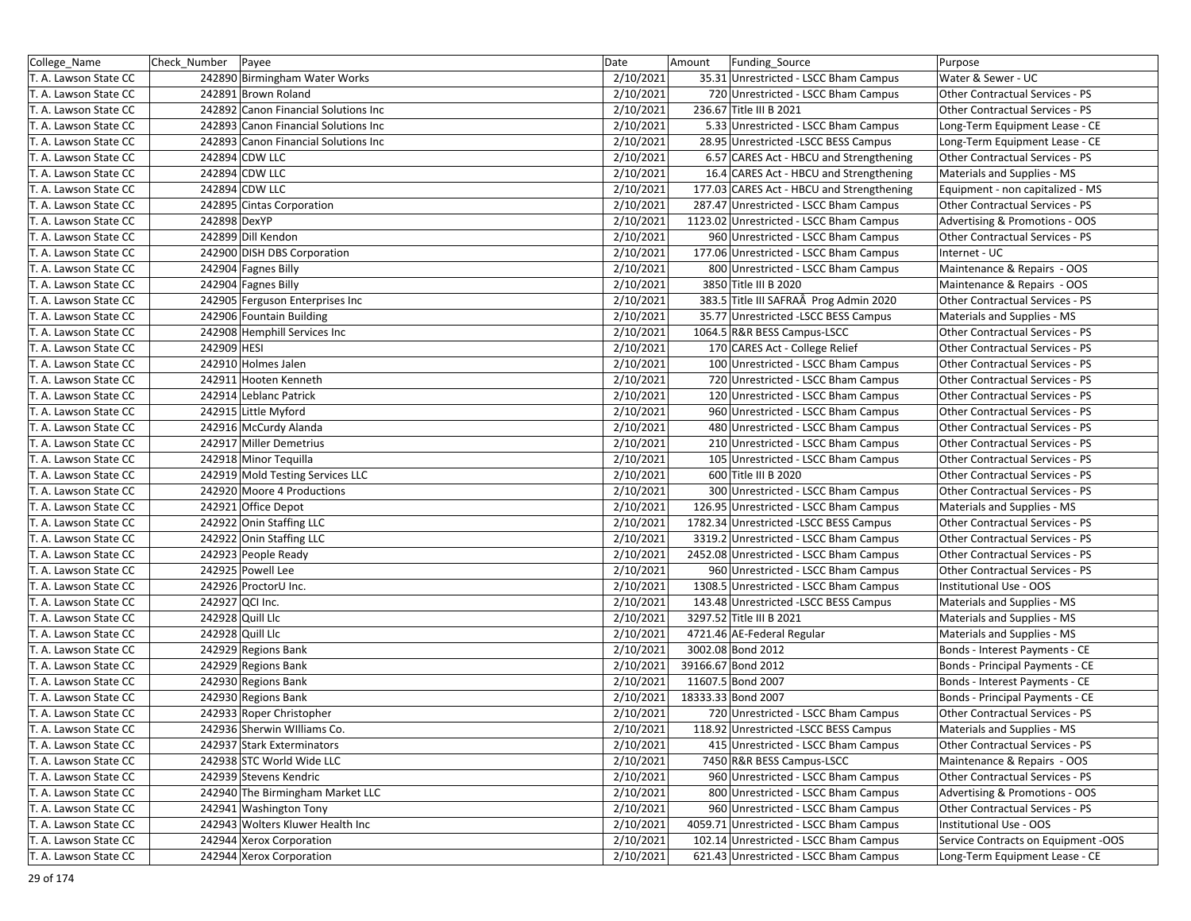| College_Name | Check_Number | Payee | Date | Amount | Funding_Source | Purpose |
|---|---|---|---|---|---|---|
| T. A. Lawson State CC | 242890 | Birmingham Water Works | 2/10/2021 | 35.31 | Unrestricted - LSCC Bham Campus | Water & Sewer - UC |
| T. A. Lawson State CC | 242891 | Brown Roland | 2/10/2021 | 720 | Unrestricted - LSCC Bham Campus | Other Contractual Services - PS |
| T. A. Lawson State CC | 242892 | Canon Financial Solutions Inc | 2/10/2021 | 236.67 | Title III B 2021 | Other Contractual Services - PS |
| T. A. Lawson State CC | 242893 | Canon Financial Solutions Inc | 2/10/2021 | 5.33 | Unrestricted - LSCC Bham Campus | Long-Term Equipment Lease - CE |
| T. A. Lawson State CC | 242893 | Canon Financial Solutions Inc | 2/10/2021 | 28.95 | Unrestricted -LSCC BESS Campus | Long-Term Equipment Lease - CE |
| T. A. Lawson State CC | 242894 | CDW LLC | 2/10/2021 | 6.57 | CARES Act - HBCU and Strengthening | Other Contractual Services - PS |
| T. A. Lawson State CC | 242894 | CDW LLC | 2/10/2021 | 16.4 | CARES Act - HBCU and Strengthening | Materials and Supplies - MS |
| T. A. Lawson State CC | 242894 | CDW LLC | 2/10/2021 | 177.03 | CARES Act - HBCU and Strengthening | Equipment - non capitalized - MS |
| T. A. Lawson State CC | 242895 | Cintas Corporation | 2/10/2021 | 287.47 | Unrestricted - LSCC Bham Campus | Other Contractual Services - PS |
| T. A. Lawson State CC | 242898 | DexYP | 2/10/2021 | 1123.02 | Unrestricted - LSCC Bham Campus | Advertising & Promotions - OOS |
| T. A. Lawson State CC | 242899 | Dill Kendon | 2/10/2021 | 960 | Unrestricted - LSCC Bham Campus | Other Contractual Services - PS |
| T. A. Lawson State CC | 242900 | DISH DBS Corporation | 2/10/2021 | 177.06 | Unrestricted - LSCC Bham Campus | Internet - UC |
| T. A. Lawson State CC | 242904 | Fagnes Billy | 2/10/2021 | 800 | Unrestricted - LSCC Bham Campus | Maintenance & Repairs - OOS |
| T. A. Lawson State CC | 242904 | Fagnes Billy | 2/10/2021 | 3850 | Title III B 2020 | Maintenance & Repairs - OOS |
| T. A. Lawson State CC | 242905 | Ferguson Enterprises Inc | 2/10/2021 | 383.5 | Title III SAFRAÂ Prog Admin 2020 | Other Contractual Services - PS |
| T. A. Lawson State CC | 242906 | Fountain Building | 2/10/2021 | 35.77 | Unrestricted -LSCC BESS Campus | Materials and Supplies - MS |
| T. A. Lawson State CC | 242908 | Hemphill Services Inc | 2/10/2021 | 1064.5 | R&R BESS Campus-LSCC | Other Contractual Services - PS |
| T. A. Lawson State CC | 242909 | HESI | 2/10/2021 | 170 | CARES Act - College Relief | Other Contractual Services - PS |
| T. A. Lawson State CC | 242910 | Holmes Jalen | 2/10/2021 | 100 | Unrestricted - LSCC Bham Campus | Other Contractual Services - PS |
| T. A. Lawson State CC | 242911 | Hooten Kenneth | 2/10/2021 | 720 | Unrestricted - LSCC Bham Campus | Other Contractual Services - PS |
| T. A. Lawson State CC | 242914 | Leblanc Patrick | 2/10/2021 | 120 | Unrestricted - LSCC Bham Campus | Other Contractual Services - PS |
| T. A. Lawson State CC | 242915 | Little Myford | 2/10/2021 | 960 | Unrestricted - LSCC Bham Campus | Other Contractual Services - PS |
| T. A. Lawson State CC | 242916 | McCurdy Alanda | 2/10/2021 | 480 | Unrestricted - LSCC Bham Campus | Other Contractual Services - PS |
| T. A. Lawson State CC | 242917 | Miller Demetrius | 2/10/2021 | 210 | Unrestricted - LSCC Bham Campus | Other Contractual Services - PS |
| T. A. Lawson State CC | 242918 | Minor Tequilla | 2/10/2021 | 105 | Unrestricted - LSCC Bham Campus | Other Contractual Services - PS |
| T. A. Lawson State CC | 242919 | Mold Testing Services LLC | 2/10/2021 | 600 | Title III B 2020 | Other Contractual Services - PS |
| T. A. Lawson State CC | 242920 | Moore 4 Productions | 2/10/2021 | 300 | Unrestricted - LSCC Bham Campus | Other Contractual Services - PS |
| T. A. Lawson State CC | 242921 | Office Depot | 2/10/2021 | 126.95 | Unrestricted - LSCC Bham Campus | Materials and Supplies - MS |
| T. A. Lawson State CC | 242922 | Onin Staffing LLC | 2/10/2021 | 1782.34 | Unrestricted -LSCC BESS Campus | Other Contractual Services - PS |
| T. A. Lawson State CC | 242922 | Onin Staffing LLC | 2/10/2021 | 3319.2 | Unrestricted - LSCC Bham Campus | Other Contractual Services - PS |
| T. A. Lawson State CC | 242923 | People Ready | 2/10/2021 | 2452.08 | Unrestricted - LSCC Bham Campus | Other Contractual Services - PS |
| T. A. Lawson State CC | 242925 | Powell Lee | 2/10/2021 | 960 | Unrestricted - LSCC Bham Campus | Other Contractual Services - PS |
| T. A. Lawson State CC | 242926 | ProctorU Inc. | 2/10/2021 | 1308.5 | Unrestricted - LSCC Bham Campus | Institutional Use - OOS |
| T. A. Lawson State CC | 242927 | QCI Inc. | 2/10/2021 | 143.48 | Unrestricted -LSCC BESS Campus | Materials and Supplies - MS |
| T. A. Lawson State CC | 242928 | Quill Llc | 2/10/2021 | 3297.52 | Title III B 2021 | Materials and Supplies - MS |
| T. A. Lawson State CC | 242928 | Quill Llc | 2/10/2021 | 4721.46 | AE-Federal Regular | Materials and Supplies - MS |
| T. A. Lawson State CC | 242929 | Regions Bank | 2/10/2021 | 3002.08 | Bond 2012 | Bonds - Interest Payments - CE |
| T. A. Lawson State CC | 242929 | Regions Bank | 2/10/2021 | 39166.67 | Bond 2012 | Bonds - Principal Payments - CE |
| T. A. Lawson State CC | 242930 | Regions Bank | 2/10/2021 | 11607.5 | Bond 2007 | Bonds - Interest Payments - CE |
| T. A. Lawson State CC | 242930 | Regions Bank | 2/10/2021 | 18333.33 | Bond 2007 | Bonds - Principal Payments - CE |
| T. A. Lawson State CC | 242933 | Roper Christopher | 2/10/2021 | 720 | Unrestricted - LSCC Bham Campus | Other Contractual Services - PS |
| T. A. Lawson State CC | 242936 | Sherwin WIlliams Co. | 2/10/2021 | 118.92 | Unrestricted -LSCC BESS Campus | Materials and Supplies - MS |
| T. A. Lawson State CC | 242937 | Stark Exterminators | 2/10/2021 | 415 | Unrestricted - LSCC Bham Campus | Other Contractual Services - PS |
| T. A. Lawson State CC | 242938 | STC World Wide LLC | 2/10/2021 | 7450 | R&R BESS Campus-LSCC | Maintenance & Repairs - OOS |
| T. A. Lawson State CC | 242939 | Stevens Kendric | 2/10/2021 | 960 | Unrestricted - LSCC Bham Campus | Other Contractual Services - PS |
| T. A. Lawson State CC | 242940 | The Birmingham Market LLC | 2/10/2021 | 800 | Unrestricted - LSCC Bham Campus | Advertising & Promotions - OOS |
| T. A. Lawson State CC | 242941 | Washington Tony | 2/10/2021 | 960 | Unrestricted - LSCC Bham Campus | Other Contractual Services - PS |
| T. A. Lawson State CC | 242943 | Wolters Kluwer Health Inc | 2/10/2021 | 4059.71 | Unrestricted - LSCC Bham Campus | Institutional Use - OOS |
| T. A. Lawson State CC | 242944 | Xerox Corporation | 2/10/2021 | 102.14 | Unrestricted - LSCC Bham Campus | Service Contracts on Equipment -OOS |
| T. A. Lawson State CC | 242944 | Xerox Corporation | 2/10/2021 | 621.43 | Unrestricted - LSCC Bham Campus | Long-Term Equipment Lease - CE |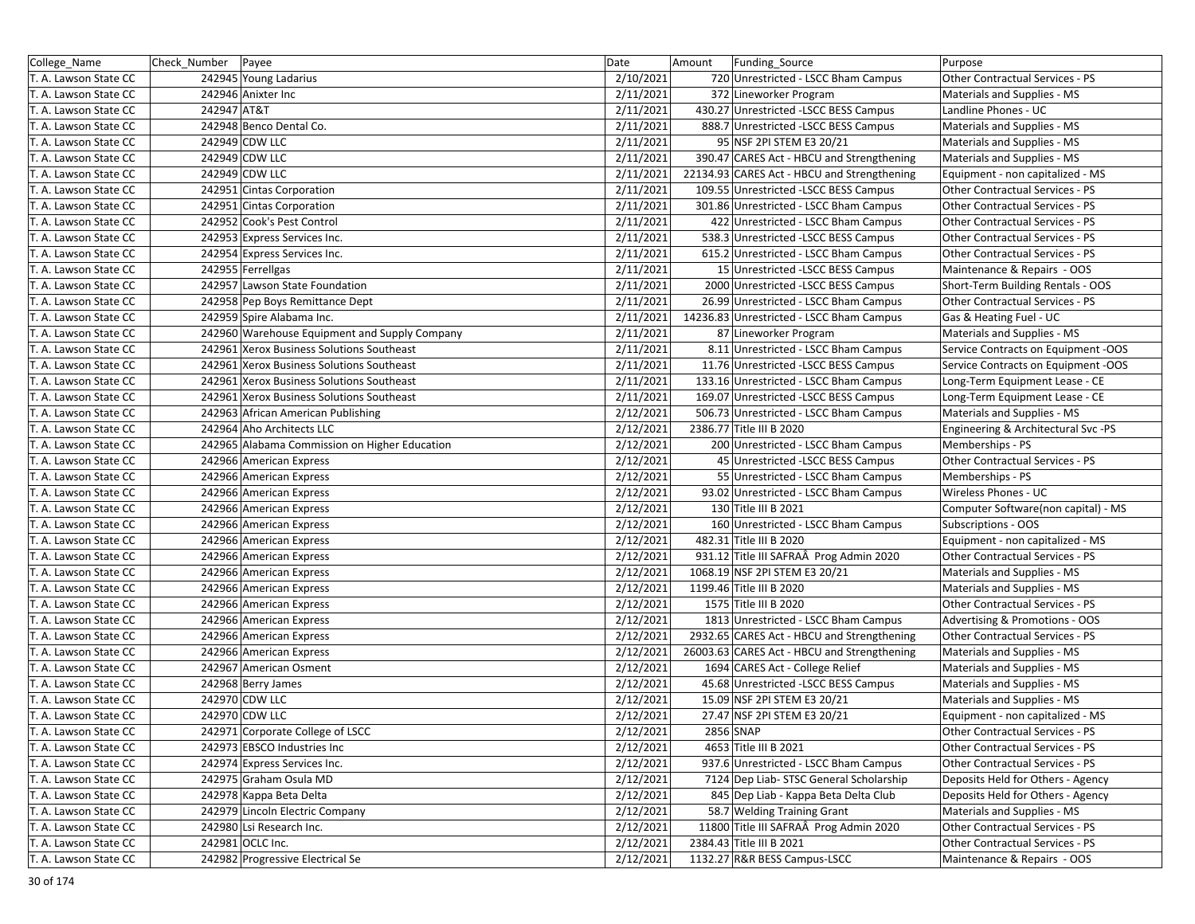| College_Name | Check_Number | Payee | Date | Amount | Funding_Source | Purpose |
|---|---|---|---|---|---|---|
| T. A. Lawson State CC | 242945 | Young Ladarius | 2/10/2021 | 720 | Unrestricted - LSCC Bham Campus | Other Contractual Services - PS |
| T. A. Lawson State CC | 242946 | Anixter Inc | 2/11/2021 | 372 | Lineworker Program | Materials and Supplies - MS |
| T. A. Lawson State CC | 242947 | AT&T | 2/11/2021 | 430.27 | Unrestricted -LSCC BESS Campus | Landline Phones - UC |
| T. A. Lawson State CC | 242948 | Benco Dental Co. | 2/11/2021 | 888.7 | Unrestricted -LSCC BESS Campus | Materials and Supplies - MS |
| T. A. Lawson State CC | 242949 | CDW LLC | 2/11/2021 | 95 | NSF 2PI STEM E3 20/21 | Materials and Supplies - MS |
| T. A. Lawson State CC | 242949 | CDW LLC | 2/11/2021 | 390.47 | CARES Act - HBCU and Strengthening | Materials and Supplies - MS |
| T. A. Lawson State CC | 242949 | CDW LLC | 2/11/2021 | 22134.93 | CARES Act - HBCU and Strengthening | Equipment - non capitalized - MS |
| T. A. Lawson State CC | 242951 | Cintas Corporation | 2/11/2021 | 109.55 | Unrestricted -LSCC BESS Campus | Other Contractual Services - PS |
| T. A. Lawson State CC | 242951 | Cintas Corporation | 2/11/2021 | 301.86 | Unrestricted - LSCC Bham Campus | Other Contractual Services - PS |
| T. A. Lawson State CC | 242952 | Cook's Pest Control | 2/11/2021 | 422 | Unrestricted - LSCC Bham Campus | Other Contractual Services - PS |
| T. A. Lawson State CC | 242953 | Express Services Inc. | 2/11/2021 | 538.3 | Unrestricted -LSCC BESS Campus | Other Contractual Services - PS |
| T. A. Lawson State CC | 242954 | Express Services Inc. | 2/11/2021 | 615.2 | Unrestricted - LSCC Bham Campus | Other Contractual Services - PS |
| T. A. Lawson State CC | 242955 | Ferrellgas | 2/11/2021 | 15 | Unrestricted -LSCC BESS Campus | Maintenance & Repairs - OOS |
| T. A. Lawson State CC | 242957 | Lawson State Foundation | 2/11/2021 | 2000 | Unrestricted -LSCC BESS Campus | Short-Term Building Rentals - OOS |
| T. A. Lawson State CC | 242958 | Pep Boys Remittance Dept | 2/11/2021 | 26.99 | Unrestricted - LSCC Bham Campus | Other Contractual Services - PS |
| T. A. Lawson State CC | 242959 | Spire Alabama Inc. | 2/11/2021 | 14236.83 | Unrestricted - LSCC Bham Campus | Gas & Heating Fuel - UC |
| T. A. Lawson State CC | 242960 | Warehouse Equipment and Supply Company | 2/11/2021 | 87 | Lineworker Program | Materials and Supplies - MS |
| T. A. Lawson State CC | 242961 | Xerox Business Solutions Southeast | 2/11/2021 | 8.11 | Unrestricted - LSCC Bham Campus | Service Contracts on Equipment -OOS |
| T. A. Lawson State CC | 242961 | Xerox Business Solutions Southeast | 2/11/2021 | 11.76 | Unrestricted -LSCC BESS Campus | Service Contracts on Equipment -OOS |
| T. A. Lawson State CC | 242961 | Xerox Business Solutions Southeast | 2/11/2021 | 133.16 | Unrestricted - LSCC Bham Campus | Long-Term Equipment Lease - CE |
| T. A. Lawson State CC | 242961 | Xerox Business Solutions Southeast | 2/11/2021 | 169.07 | Unrestricted -LSCC BESS Campus | Long-Term Equipment Lease - CE |
| T. A. Lawson State CC | 242963 | African American Publishing | 2/12/2021 | 506.73 | Unrestricted - LSCC Bham Campus | Materials and Supplies - MS |
| T. A. Lawson State CC | 242964 | Aho Architects LLC | 2/12/2021 | 2386.77 | Title III B 2020 | Engineering & Architectural Svc -PS |
| T. A. Lawson State CC | 242965 | Alabama Commission on Higher Education | 2/12/2021 | 200 | Unrestricted - LSCC Bham Campus | Memberships - PS |
| T. A. Lawson State CC | 242966 | American Express | 2/12/2021 | 45 | Unrestricted -LSCC BESS Campus | Other Contractual Services - PS |
| T. A. Lawson State CC | 242966 | American Express | 2/12/2021 | 55 | Unrestricted - LSCC Bham Campus | Memberships - PS |
| T. A. Lawson State CC | 242966 | American Express | 2/12/2021 | 93.02 | Unrestricted - LSCC Bham Campus | Wireless Phones - UC |
| T. A. Lawson State CC | 242966 | American Express | 2/12/2021 | 130 | Title III B 2021 | Computer Software(non capital) - MS |
| T. A. Lawson State CC | 242966 | American Express | 2/12/2021 | 160 | Unrestricted - LSCC Bham Campus | Subscriptions - OOS |
| T. A. Lawson State CC | 242966 | American Express | 2/12/2021 | 482.31 | Title III B 2020 | Equipment - non capitalized - MS |
| T. A. Lawson State CC | 242966 | American Express | 2/12/2021 | 931.12 | Title III SAFRAÂ Prog Admin 2020 | Other Contractual Services - PS |
| T. A. Lawson State CC | 242966 | American Express | 2/12/2021 | 1068.19 | NSF 2PI STEM E3 20/21 | Materials and Supplies - MS |
| T. A. Lawson State CC | 242966 | American Express | 2/12/2021 | 1199.46 | Title III B 2020 | Materials and Supplies - MS |
| T. A. Lawson State CC | 242966 | American Express | 2/12/2021 | 1575 | Title III B 2020 | Other Contractual Services - PS |
| T. A. Lawson State CC | 242966 | American Express | 2/12/2021 | 1813 | Unrestricted - LSCC Bham Campus | Advertising & Promotions - OOS |
| T. A. Lawson State CC | 242966 | American Express | 2/12/2021 | 2932.65 | CARES Act - HBCU and Strengthening | Other Contractual Services - PS |
| T. A. Lawson State CC | 242966 | American Express | 2/12/2021 | 26003.63 | CARES Act - HBCU and Strengthening | Materials and Supplies - MS |
| T. A. Lawson State CC | 242967 | American Osment | 2/12/2021 | 1694 | CARES Act - College Relief | Materials and Supplies - MS |
| T. A. Lawson State CC | 242968 | Berry James | 2/12/2021 | 45.68 | Unrestricted -LSCC BESS Campus | Materials and Supplies - MS |
| T. A. Lawson State CC | 242970 | CDW LLC | 2/12/2021 | 15.09 | NSF 2PI STEM E3 20/21 | Materials and Supplies - MS |
| T. A. Lawson State CC | 242970 | CDW LLC | 2/12/2021 | 27.47 | NSF 2PI STEM E3 20/21 | Equipment - non capitalized - MS |
| T. A. Lawson State CC | 242971 | Corporate College of LSCC | 2/12/2021 | 2856 | SNAP | Other Contractual Services - PS |
| T. A. Lawson State CC | 242973 | EBSCO Industries Inc | 2/12/2021 | 4653 | Title III B 2021 | Other Contractual Services - PS |
| T. A. Lawson State CC | 242974 | Express Services Inc. | 2/12/2021 | 937.6 | Unrestricted - LSCC Bham Campus | Other Contractual Services - PS |
| T. A. Lawson State CC | 242975 | Graham Osula MD | 2/12/2021 | 7124 | Dep Liab- STSC General Scholarship | Deposits Held for Others - Agency |
| T. A. Lawson State CC | 242978 | Kappa Beta Delta | 2/12/2021 | 845 | Dep Liab - Kappa Beta Delta Club | Deposits Held for Others - Agency |
| T. A. Lawson State CC | 242979 | Lincoln Electric Company | 2/12/2021 | 58.7 | Welding Training Grant | Materials and Supplies - MS |
| T. A. Lawson State CC | 242980 | Lsi Research Inc. | 2/12/2021 | 11800 | Title III SAFRAÂ Prog Admin 2020 | Other Contractual Services - PS |
| T. A. Lawson State CC | 242981 | OCLC Inc. | 2/12/2021 | 2384.43 | Title III B 2021 | Other Contractual Services - PS |
| T. A. Lawson State CC | 242982 | Progressive Electrical Se | 2/12/2021 | 1132.27 | R&R BESS Campus-LSCC | Maintenance & Repairs - OOS |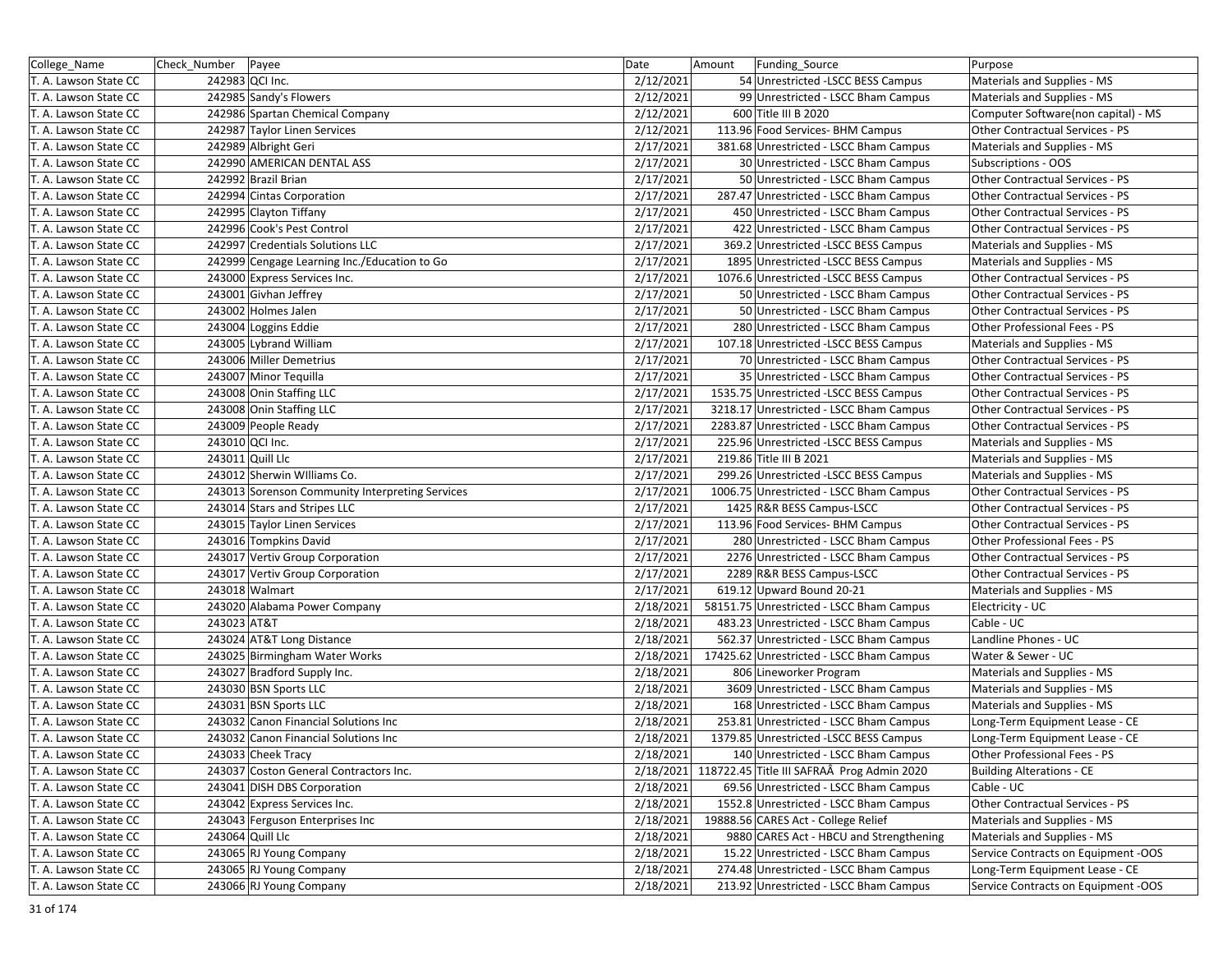| College_Name | Check_Number | Payee | Date | Amount | Funding_Source | Purpose |
|---|---|---|---|---|---|---|
| T. A. Lawson State CC | 242983 | QCI Inc. | 2/12/2021 | 54 | Unrestricted -LSCC BESS Campus | Materials and Supplies - MS |
| T. A. Lawson State CC | 242985 | Sandy's Flowers | 2/12/2021 | 99 | Unrestricted - LSCC Bham Campus | Materials and Supplies - MS |
| T. A. Lawson State CC | 242986 | Spartan Chemical Company | 2/12/2021 | 600 | Title III B 2020 | Computer Software(non capital) - MS |
| T. A. Lawson State CC | 242987 | Taylor Linen Services | 2/12/2021 | 113.96 | Food Services- BHM Campus | Other Contractual Services - PS |
| T. A. Lawson State CC | 242989 | Albright Geri | 2/17/2021 | 381.68 | Unrestricted - LSCC Bham Campus | Materials and Supplies - MS |
| T. A. Lawson State CC | 242990 | AMERICAN DENTAL ASS | 2/17/2021 | 30 | Unrestricted - LSCC Bham Campus | Subscriptions - OOS |
| T. A. Lawson State CC | 242992 | Brazil Brian | 2/17/2021 | 50 | Unrestricted - LSCC Bham Campus | Other Contractual Services - PS |
| T. A. Lawson State CC | 242994 | Cintas Corporation | 2/17/2021 | 287.47 | Unrestricted - LSCC Bham Campus | Other Contractual Services - PS |
| T. A. Lawson State CC | 242995 | Clayton Tiffany | 2/17/2021 | 450 | Unrestricted - LSCC Bham Campus | Other Contractual Services - PS |
| T. A. Lawson State CC | 242996 | Cook's Pest Control | 2/17/2021 | 422 | Unrestricted - LSCC Bham Campus | Other Contractual Services - PS |
| T. A. Lawson State CC | 242997 | Credentials Solutions LLC | 2/17/2021 | 369.2 | Unrestricted -LSCC BESS Campus | Materials and Supplies - MS |
| T. A. Lawson State CC | 242999 | Cengage Learning Inc./Education to Go | 2/17/2021 | 1895 | Unrestricted -LSCC BESS Campus | Materials and Supplies - MS |
| T. A. Lawson State CC | 243000 | Express Services Inc. | 2/17/2021 | 1076.6 | Unrestricted -LSCC BESS Campus | Other Contractual Services - PS |
| T. A. Lawson State CC | 243001 | Givhan Jeffrey | 2/17/2021 | 50 | Unrestricted - LSCC Bham Campus | Other Contractual Services - PS |
| T. A. Lawson State CC | 243002 | Holmes Jalen | 2/17/2021 | 50 | Unrestricted - LSCC Bham Campus | Other Contractual Services - PS |
| T. A. Lawson State CC | 243004 | Loggins Eddie | 2/17/2021 | 280 | Unrestricted - LSCC Bham Campus | Other Professional Fees - PS |
| T. A. Lawson State CC | 243005 | Lybrand William | 2/17/2021 | 107.18 | Unrestricted -LSCC BESS Campus | Materials and Supplies - MS |
| T. A. Lawson State CC | 243006 | Miller Demetrius | 2/17/2021 | 70 | Unrestricted - LSCC Bham Campus | Other Contractual Services - PS |
| T. A. Lawson State CC | 243007 | Minor Tequilla | 2/17/2021 | 35 | Unrestricted - LSCC Bham Campus | Other Contractual Services - PS |
| T. A. Lawson State CC | 243008 | Onin Staffing LLC | 2/17/2021 | 1535.75 | Unrestricted -LSCC BESS Campus | Other Contractual Services - PS |
| T. A. Lawson State CC | 243008 | Onin Staffing LLC | 2/17/2021 | 3218.17 | Unrestricted - LSCC Bham Campus | Other Contractual Services - PS |
| T. A. Lawson State CC | 243009 | People Ready | 2/17/2021 | 2283.87 | Unrestricted - LSCC Bham Campus | Other Contractual Services - PS |
| T. A. Lawson State CC | 243010 | QCI Inc. | 2/17/2021 | 225.96 | Unrestricted -LSCC BESS Campus | Materials and Supplies - MS |
| T. A. Lawson State CC | 243011 | Quill Llc | 2/17/2021 | 219.86 | Title III B 2021 | Materials and Supplies - MS |
| T. A. Lawson State CC | 243012 | Sherwin WIlliams Co. | 2/17/2021 | 299.26 | Unrestricted -LSCC BESS Campus | Materials and Supplies - MS |
| T. A. Lawson State CC | 243013 | Sorenson Community Interpreting Services | 2/17/2021 | 1006.75 | Unrestricted - LSCC Bham Campus | Other Contractual Services - PS |
| T. A. Lawson State CC | 243014 | Stars and Stripes LLC | 2/17/2021 | 1425 | R&R BESS Campus-LSCC | Other Contractual Services - PS |
| T. A. Lawson State CC | 243015 | Taylor Linen Services | 2/17/2021 | 113.96 | Food Services- BHM Campus | Other Contractual Services - PS |
| T. A. Lawson State CC | 243016 | Tompkins David | 2/17/2021 | 280 | Unrestricted - LSCC Bham Campus | Other Professional Fees - PS |
| T. A. Lawson State CC | 243017 | Vertiv Group Corporation | 2/17/2021 | 2276 | Unrestricted - LSCC Bham Campus | Other Contractual Services - PS |
| T. A. Lawson State CC | 243017 | Vertiv Group Corporation | 2/17/2021 | 2289 | R&R BESS Campus-LSCC | Other Contractual Services - PS |
| T. A. Lawson State CC | 243018 | Walmart | 2/17/2021 | 619.12 | Upward Bound 20-21 | Materials and Supplies - MS |
| T. A. Lawson State CC | 243020 | Alabama Power Company | 2/18/2021 | 58151.75 | Unrestricted - LSCC Bham Campus | Electricity - UC |
| T. A. Lawson State CC | 243023 | AT&T | 2/18/2021 | 483.23 | Unrestricted - LSCC Bham Campus | Cable - UC |
| T. A. Lawson State CC | 243024 | AT&T Long Distance | 2/18/2021 | 562.37 | Unrestricted - LSCC Bham Campus | Landline Phones - UC |
| T. A. Lawson State CC | 243025 | Birmingham Water Works | 2/18/2021 | 17425.62 | Unrestricted - LSCC Bham Campus | Water & Sewer - UC |
| T. A. Lawson State CC | 243027 | Bradford Supply Inc. | 2/18/2021 | 806 | Lineworker Program | Materials and Supplies - MS |
| T. A. Lawson State CC | 243030 | BSN Sports LLC | 2/18/2021 | 3609 | Unrestricted - LSCC Bham Campus | Materials and Supplies - MS |
| T. A. Lawson State CC | 243031 | BSN Sports LLC | 2/18/2021 | 168 | Unrestricted - LSCC Bham Campus | Materials and Supplies - MS |
| T. A. Lawson State CC | 243032 | Canon Financial Solutions Inc | 2/18/2021 | 253.81 | Unrestricted - LSCC Bham Campus | Long-Term Equipment Lease - CE |
| T. A. Lawson State CC | 243032 | Canon Financial Solutions Inc | 2/18/2021 | 1379.85 | Unrestricted -LSCC BESS Campus | Long-Term Equipment Lease - CE |
| T. A. Lawson State CC | 243033 | Cheek Tracy | 2/18/2021 | 140 | Unrestricted - LSCC Bham Campus | Other Professional Fees - PS |
| T. A. Lawson State CC | 243037 | Coston General Contractors Inc. | 2/18/2021 | 118722.45 | Title III SAFRAÂ Prog Admin 2020 | Building Alterations - CE |
| T. A. Lawson State CC | 243041 | DISH DBS Corporation | 2/18/2021 | 69.56 | Unrestricted - LSCC Bham Campus | Cable - UC |
| T. A. Lawson State CC | 243042 | Express Services Inc. | 2/18/2021 | 1552.8 | Unrestricted - LSCC Bham Campus | Other Contractual Services - PS |
| T. A. Lawson State CC | 243043 | Ferguson Enterprises Inc | 2/18/2021 | 19888.56 | CARES Act - College Relief | Materials and Supplies - MS |
| T. A. Lawson State CC | 243064 | Quill Llc | 2/18/2021 | 9880 | CARES Act - HBCU and Strengthening | Materials and Supplies - MS |
| T. A. Lawson State CC | 243065 | RJ Young Company | 2/18/2021 | 15.22 | Unrestricted - LSCC Bham Campus | Service Contracts on Equipment -OOS |
| T. A. Lawson State CC | 243065 | RJ Young Company | 2/18/2021 | 274.48 | Unrestricted - LSCC Bham Campus | Long-Term Equipment Lease - CE |
| T. A. Lawson State CC | 243066 | RJ Young Company | 2/18/2021 | 213.92 | Unrestricted - LSCC Bham Campus | Service Contracts on Equipment -OOS |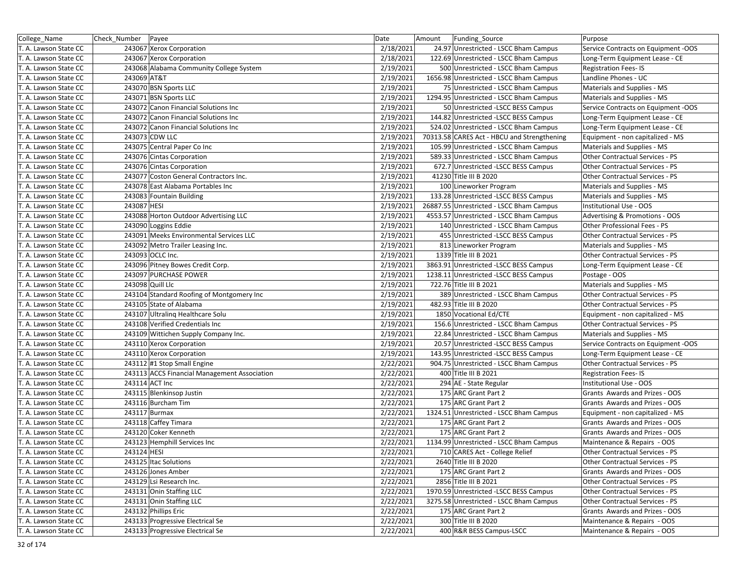| College_Name | Check_Number | Payee | Date | Amount | Funding_Source | Purpose |
|---|---|---|---|---|---|---|
| T. A. Lawson State CC | 243067 | Xerox Corporation | 2/18/2021 | 24.97 | Unrestricted - LSCC Bham Campus | Service Contracts on Equipment -OOS |
| T. A. Lawson State CC | 243067 | Xerox Corporation | 2/18/2021 | 122.69 | Unrestricted - LSCC Bham Campus | Long-Term Equipment Lease - CE |
| T. A. Lawson State CC | 243068 | Alabama Community College System | 2/19/2021 | 500 | Unrestricted - LSCC Bham Campus | Registration Fees- IS |
| T. A. Lawson State CC | 243069 | AT&T | 2/19/2021 | 1656.98 | Unrestricted - LSCC Bham Campus | Landline Phones - UC |
| T. A. Lawson State CC | 243070 | BSN Sports LLC | 2/19/2021 | 75 | Unrestricted - LSCC Bham Campus | Materials and Supplies - MS |
| T. A. Lawson State CC | 243071 | BSN Sports LLC | 2/19/2021 | 1294.95 | Unrestricted - LSCC Bham Campus | Materials and Supplies - MS |
| T. A. Lawson State CC | 243072 | Canon Financial Solutions Inc | 2/19/2021 | 50 | Unrestricted -LSCC BESS Campus | Service Contracts on Equipment -OOS |
| T. A. Lawson State CC | 243072 | Canon Financial Solutions Inc | 2/19/2021 | 144.82 | Unrestricted -LSCC BESS Campus | Long-Term Equipment Lease - CE |
| T. A. Lawson State CC | 243072 | Canon Financial Solutions Inc | 2/19/2021 | 524.02 | Unrestricted - LSCC Bham Campus | Long-Term Equipment Lease - CE |
| T. A. Lawson State CC | 243073 | CDW LLC | 2/19/2021 | 70313.58 | CARES Act - HBCU and Strengthening | Equipment - non capitalized - MS |
| T. A. Lawson State CC | 243075 | Central Paper Co Inc | 2/19/2021 | 105.99 | Unrestricted - LSCC Bham Campus | Materials and Supplies - MS |
| T. A. Lawson State CC | 243076 | Cintas Corporation | 2/19/2021 | 589.33 | Unrestricted - LSCC Bham Campus | Other Contractual Services - PS |
| T. A. Lawson State CC | 243076 | Cintas Corporation | 2/19/2021 | 672.7 | Unrestricted -LSCC BESS Campus | Other Contractual Services - PS |
| T. A. Lawson State CC | 243077 | Coston General Contractors Inc. | 2/19/2021 | 41230 | Title III B 2020 | Other Contractual Services - PS |
| T. A. Lawson State CC | 243078 | East Alabama Portables Inc | 2/19/2021 | 100 | Lineworker Program | Materials and Supplies - MS |
| T. A. Lawson State CC | 243083 | Fountain Building | 2/19/2021 | 133.28 | Unrestricted -LSCC BESS Campus | Materials and Supplies - MS |
| T. A. Lawson State CC | 243087 | HESI | 2/19/2021 | 26887.55 | Unrestricted - LSCC Bham Campus | Institutional Use - OOS |
| T. A. Lawson State CC | 243088 | Horton Outdoor Advertising LLC | 2/19/2021 | 4553.57 | Unrestricted - LSCC Bham Campus | Advertising & Promotions - OOS |
| T. A. Lawson State CC | 243090 | Loggins Eddie | 2/19/2021 | 140 | Unrestricted - LSCC Bham Campus | Other Professional Fees - PS |
| T. A. Lawson State CC | 243091 | Meeks Environmental Services LLC | 2/19/2021 | 455 | Unrestricted -LSCC BESS Campus | Other Contractual Services - PS |
| T. A. Lawson State CC | 243092 | Metro Trailer Leasing Inc. | 2/19/2021 | 813 | Lineworker Program | Materials and Supplies - MS |
| T. A. Lawson State CC | 243093 | OCLC Inc. | 2/19/2021 | 1339 | Title III B 2021 | Other Contractual Services - PS |
| T. A. Lawson State CC | 243096 | Pitney Bowes Credit Corp. | 2/19/2021 | 3863.91 | Unrestricted -LSCC BESS Campus | Long-Term Equipment Lease - CE |
| T. A. Lawson State CC | 243097 | PURCHASE POWER | 2/19/2021 | 1238.11 | Unrestricted -LSCC BESS Campus | Postage - OOS |
| T. A. Lawson State CC | 243098 | Quill Llc | 2/19/2021 | 722.76 | Title III B 2021 | Materials and Supplies - MS |
| T. A. Lawson State CC | 243104 | Standard Roofing of Montgomery Inc | 2/19/2021 | 389 | Unrestricted - LSCC Bham Campus | Other Contractual Services - PS |
| T. A. Lawson State CC | 243105 | State of Alabama | 2/19/2021 | 482.93 | Title III B 2020 | Other Contractual Services - PS |
| T. A. Lawson State CC | 243107 | Ultralinq Healthcare Solu | 2/19/2021 | 1850 | Vocational Ed/CTE | Equipment - non capitalized - MS |
| T. A. Lawson State CC | 243108 | Verified Credentials Inc | 2/19/2021 | 156.6 | Unrestricted - LSCC Bham Campus | Other Contractual Services - PS |
| T. A. Lawson State CC | 243109 | Wittichen Supply Company Inc. | 2/19/2021 | 22.84 | Unrestricted - LSCC Bham Campus | Materials and Supplies - MS |
| T. A. Lawson State CC | 243110 | Xerox Corporation | 2/19/2021 | 20.57 | Unrestricted -LSCC BESS Campus | Service Contracts on Equipment -OOS |
| T. A. Lawson State CC | 243110 | Xerox Corporation | 2/19/2021 | 143.95 | Unrestricted -LSCC BESS Campus | Long-Term Equipment Lease - CE |
| T. A. Lawson State CC | 243112 | #1 Stop Small Engine | 2/22/2021 | 904.75 | Unrestricted - LSCC Bham Campus | Other Contractual Services - PS |
| T. A. Lawson State CC | 243113 | ACCS Financial Management Association | 2/22/2021 | 400 | Title III B 2021 | Registration Fees- IS |
| T. A. Lawson State CC | 243114 | ACT Inc | 2/22/2021 | 294 | AE - State Regular | Institutional Use - OOS |
| T. A. Lawson State CC | 243115 | Blenkinsop Justin | 2/22/2021 | 175 | ARC Grant Part 2 | Grants Awards and Prizes - OOS |
| T. A. Lawson State CC | 243116 | Burcham Tim | 2/22/2021 | 175 | ARC Grant Part 2 | Grants Awards and Prizes - OOS |
| T. A. Lawson State CC | 243117 | Burmax | 2/22/2021 | 1324.51 | Unrestricted - LSCC Bham Campus | Equipment - non capitalized - MS |
| T. A. Lawson State CC | 243118 | Caffey Timara | 2/22/2021 | 175 | ARC Grant Part 2 | Grants Awards and Prizes - OOS |
| T. A. Lawson State CC | 243120 | Coker Kenneth | 2/22/2021 | 175 | ARC Grant Part 2 | Grants Awards and Prizes - OOS |
| T. A. Lawson State CC | 243123 | Hemphill Services Inc | 2/22/2021 | 1134.99 | Unrestricted - LSCC Bham Campus | Maintenance & Repairs - OOS |
| T. A. Lawson State CC | 243124 | HESI | 2/22/2021 | 710 | CARES Act - College Relief | Other Contractual Services - PS |
| T. A. Lawson State CC | 243125 | Itac Solutions | 2/22/2021 | 2640 | Title III B 2020 | Other Contractual Services - PS |
| T. A. Lawson State CC | 243126 | Jones Amber | 2/22/2021 | 175 | ARC Grant Part 2 | Grants Awards and Prizes - OOS |
| T. A. Lawson State CC | 243129 | Lsi Research Inc. | 2/22/2021 | 2856 | Title III B 2021 | Other Contractual Services - PS |
| T. A. Lawson State CC | 243131 | Onin Staffing LLC | 2/22/2021 | 1970.59 | Unrestricted -LSCC BESS Campus | Other Contractual Services - PS |
| T. A. Lawson State CC | 243131 | Onin Staffing LLC | 2/22/2021 | 3275.58 | Unrestricted - LSCC Bham Campus | Other Contractual Services - PS |
| T. A. Lawson State CC | 243132 | Phillips Eric | 2/22/2021 | 175 | ARC Grant Part 2 | Grants Awards and Prizes - OOS |
| T. A. Lawson State CC | 243133 | Progressive Electrical Se | 2/22/2021 | 300 | Title III B 2020 | Maintenance & Repairs - OOS |
| T. A. Lawson State CC | 243133 | Progressive Electrical Se | 2/22/2021 | 400 | R&R BESS Campus-LSCC | Maintenance & Repairs - OOS |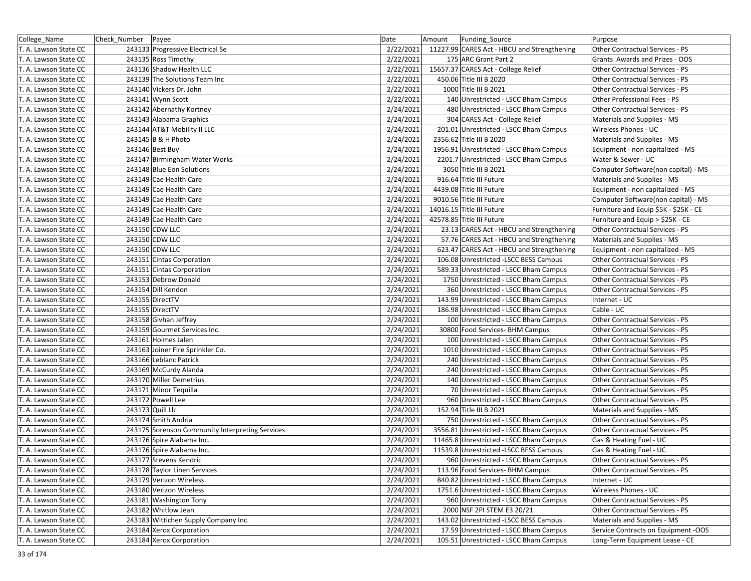| College_Name | Check_Number | Payee | Date | Amount | Funding_Source | Purpose |
|---|---|---|---|---|---|---|
| T. A. Lawson State CC | 243133 | Progressive Electrical Se | 2/22/2021 | 11227.99 | CARES Act - HBCU and Strengthening | Other Contractual Services - PS |
| T. A. Lawson State CC | 243135 | Ross Timothy | 2/22/2021 | 175 | ARC Grant Part 2 | Grants Awards and Prizes - OOS |
| T. A. Lawson State CC | 243136 | Shadow Health LLC | 2/22/2021 | 15657.37 | CARES Act - College Relief | Other Contractual Services - PS |
| T. A. Lawson State CC | 243139 | The Solutions Team Inc | 2/22/2021 | 450.06 | Title III B 2020 | Other Contractual Services - PS |
| T. A. Lawson State CC | 243140 | Vickers Dr. John | 2/22/2021 | 1000 | Title III B 2021 | Other Contractual Services - PS |
| T. A. Lawson State CC | 243141 | Wynn Scott | 2/22/2021 | 140 | Unrestricted - LSCC Bham Campus | Other Professional Fees - PS |
| T. A. Lawson State CC | 243142 | Abernathy Kortney | 2/24/2021 | 480 | Unrestricted - LSCC Bham Campus | Other Contractual Services - PS |
| T. A. Lawson State CC | 243143 | Alabama Graphics | 2/24/2021 | 304 | CARES Act - College Relief | Materials and Supplies - MS |
| T. A. Lawson State CC | 243144 | AT&T Mobility II LLC | 2/24/2021 | 201.01 | Unrestricted - LSCC Bham Campus | Wireless Phones - UC |
| T. A. Lawson State CC | 243145 | B & H Photo | 2/24/2021 | 2356.62 | Title III B 2020 | Materials and Supplies - MS |
| T. A. Lawson State CC | 243146 | Best Buy | 2/24/2021 | 1956.91 | Unrestricted - LSCC Bham Campus | Equipment - non capitalized - MS |
| T. A. Lawson State CC | 243147 | Birmingham Water Works | 2/24/2021 | 2201.7 | Unrestricted - LSCC Bham Campus | Water & Sewer - UC |
| T. A. Lawson State CC | 243148 | Blue Eon Solutions | 2/24/2021 | 3050 | Title III B 2021 | Computer Software(non capital) - MS |
| T. A. Lawson State CC | 243149 | Cae Health Care | 2/24/2021 | 916.64 | Title III Future | Materials and Supplies - MS |
| T. A. Lawson State CC | 243149 | Cae Health Care | 2/24/2021 | 4439.08 | Title III Future | Equipment - non capitalized - MS |
| T. A. Lawson State CC | 243149 | Cae Health Care | 2/24/2021 | 9010.56 | Title III Future | Computer Software(non capital) - MS |
| T. A. Lawson State CC | 243149 | Cae Health Care | 2/24/2021 | 14016.15 | Title III Future | Furniture and Equip $5K - $25K - CE |
| T. A. Lawson State CC | 243149 | Cae Health Care | 2/24/2021 | 42578.85 | Title III Future | Furniture and Equip > $25K - CE |
| T. A. Lawson State CC | 243150 | CDW LLC | 2/24/2021 | 23.13 | CARES Act - HBCU and Strengthening | Other Contractual Services - PS |
| T. A. Lawson State CC | 243150 | CDW LLC | 2/24/2021 | 57.76 | CARES Act - HBCU and Strengthening | Materials and Supplies - MS |
| T. A. Lawson State CC | 243150 | CDW LLC | 2/24/2021 | 623.47 | CARES Act - HBCU and Strengthening | Equipment - non capitalized - MS |
| T. A. Lawson State CC | 243151 | Cintas Corporation | 2/24/2021 | 106.08 | Unrestricted -LSCC BESS Campus | Other Contractual Services - PS |
| T. A. Lawson State CC | 243151 | Cintas Corporation | 2/24/2021 | 589.33 | Unrestricted - LSCC Bham Campus | Other Contractual Services - PS |
| T. A. Lawson State CC | 243153 | Debrow Donald | 2/24/2021 | 1750 | Unrestricted - LSCC Bham Campus | Other Contractual Services - PS |
| T. A. Lawson State CC | 243154 | Dill Kendon | 2/24/2021 | 360 | Unrestricted - LSCC Bham Campus | Other Contractual Services - PS |
| T. A. Lawson State CC | 243155 | DirectTV | 2/24/2021 | 143.99 | Unrestricted - LSCC Bham Campus | Internet - UC |
| T. A. Lawson State CC | 243155 | DirectTV | 2/24/2021 | 186.98 | Unrestricted - LSCC Bham Campus | Cable - UC |
| T. A. Lawson State CC | 243158 | Givhan Jeffrey | 2/24/2021 | 100 | Unrestricted - LSCC Bham Campus | Other Contractual Services - PS |
| T. A. Lawson State CC | 243159 | Gourmet Services Inc. | 2/24/2021 | 30800 | Food Services- BHM Campus | Other Contractual Services - PS |
| T. A. Lawson State CC | 243161 | Holmes Jalen | 2/24/2021 | 100 | Unrestricted - LSCC Bham Campus | Other Contractual Services - PS |
| T. A. Lawson State CC | 243163 | Joiner Fire Sprinkler Co. | 2/24/2021 | 1010 | Unrestricted - LSCC Bham Campus | Other Contractual Services - PS |
| T. A. Lawson State CC | 243166 | Leblanc Patrick | 2/24/2021 | 240 | Unrestricted - LSCC Bham Campus | Other Contractual Services - PS |
| T. A. Lawson State CC | 243169 | McCurdy Alanda | 2/24/2021 | 240 | Unrestricted - LSCC Bham Campus | Other Contractual Services - PS |
| T. A. Lawson State CC | 243170 | Miller Demetrius | 2/24/2021 | 140 | Unrestricted - LSCC Bham Campus | Other Contractual Services - PS |
| T. A. Lawson State CC | 243171 | Minor Tequilla | 2/24/2021 | 70 | Unrestricted - LSCC Bham Campus | Other Contractual Services - PS |
| T. A. Lawson State CC | 243172 | Powell Lee | 2/24/2021 | 960 | Unrestricted - LSCC Bham Campus | Other Contractual Services - PS |
| T. A. Lawson State CC | 243173 | Quill Llc | 2/24/2021 | 152.94 | Title III B 2021 | Materials and Supplies - MS |
| T. A. Lawson State CC | 243174 | Smith Andria | 2/24/2021 | 750 | Unrestricted - LSCC Bham Campus | Other Contractual Services - PS |
| T. A. Lawson State CC | 243175 | Sorenson Community Interpreting Services | 2/24/2021 | 3556.81 | Unrestricted - LSCC Bham Campus | Other Contractual Services - PS |
| T. A. Lawson State CC | 243176 | Spire Alabama Inc. | 2/24/2021 | 11465.8 | Unrestricted - LSCC Bham Campus | Gas & Heating Fuel - UC |
| T. A. Lawson State CC | 243176 | Spire Alabama Inc. | 2/24/2021 | 11539.8 | Unrestricted -LSCC BESS Campus | Gas & Heating Fuel - UC |
| T. A. Lawson State CC | 243177 | Stevens Kendric | 2/24/2021 | 960 | Unrestricted - LSCC Bham Campus | Other Contractual Services - PS |
| T. A. Lawson State CC | 243178 | Taylor Linen Services | 2/24/2021 | 113.96 | Food Services- BHM Campus | Other Contractual Services - PS |
| T. A. Lawson State CC | 243179 | Verizon Wireless | 2/24/2021 | 840.82 | Unrestricted - LSCC Bham Campus | Internet - UC |
| T. A. Lawson State CC | 243180 | Verizon Wireless | 2/24/2021 | 1751.6 | Unrestricted - LSCC Bham Campus | Wireless Phones - UC |
| T. A. Lawson State CC | 243181 | Washington Tony | 2/24/2021 | 960 | Unrestricted - LSCC Bham Campus | Other Contractual Services - PS |
| T. A. Lawson State CC | 243182 | Whitlow Jean | 2/24/2021 | 2000 | NSF 2PI STEM E3 20/21 | Other Contractual Services - PS |
| T. A. Lawson State CC | 243183 | Wittichen Supply Company Inc. | 2/24/2021 | 143.02 | Unrestricted -LSCC BESS Campus | Materials and Supplies - MS |
| T. A. Lawson State CC | 243184 | Xerox Corporation | 2/24/2021 | 17.59 | Unrestricted - LSCC Bham Campus | Service Contracts on Equipment -OOS |
| T. A. Lawson State CC | 243184 | Xerox Corporation | 2/24/2021 | 105.51 | Unrestricted - LSCC Bham Campus | Long-Term Equipment Lease - CE |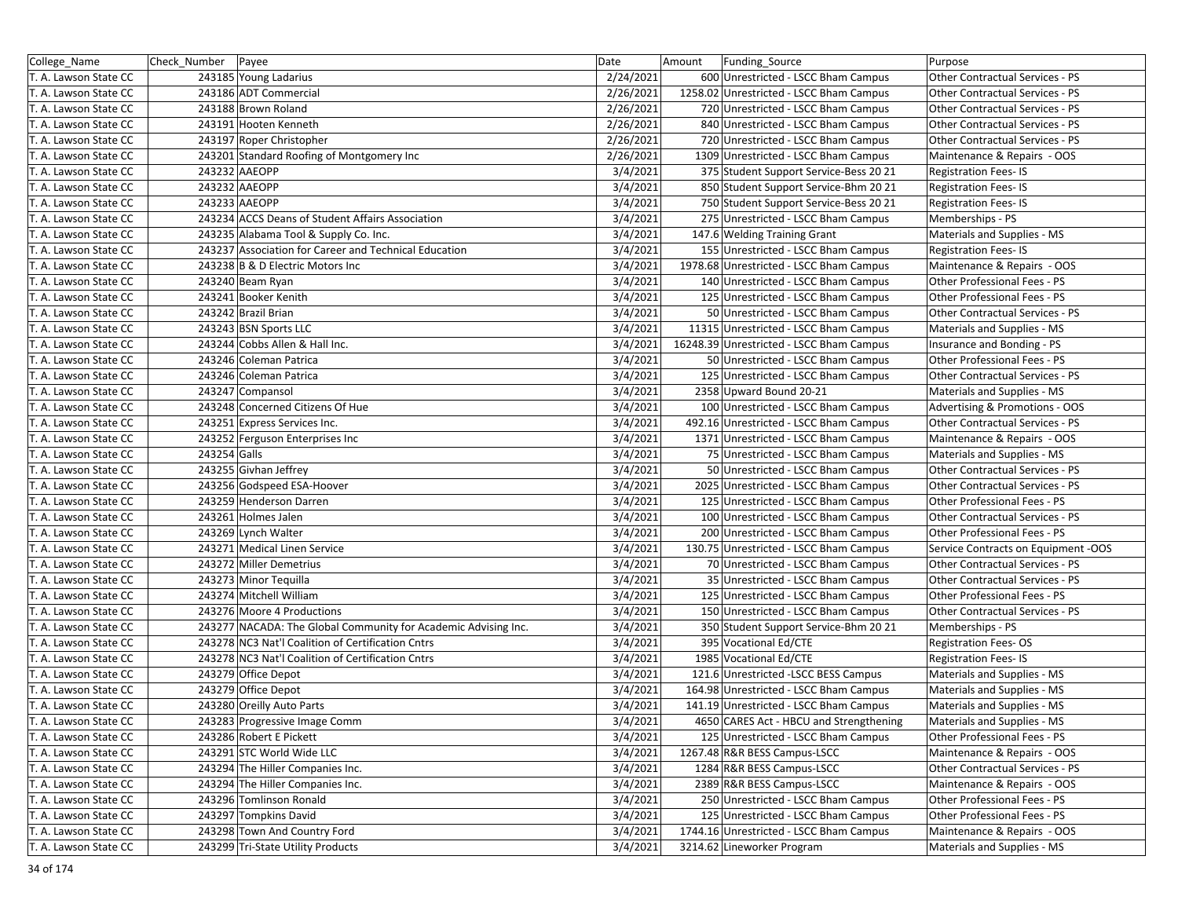| College_Name | Check_Number | Payee | Date | Amount | Funding_Source | Purpose |
|---|---|---|---|---|---|---|
| T. A. Lawson State CC | 243185 | Young Ladarius | 2/24/2021 | 600 | Unrestricted - LSCC Bham Campus | Other Contractual Services - PS |
| T. A. Lawson State CC | 243186 | ADT Commercial | 2/26/2021 | 1258.02 | Unrestricted - LSCC Bham Campus | Other Contractual Services - PS |
| T. A. Lawson State CC | 243188 | Brown Roland | 2/26/2021 | 720 | Unrestricted - LSCC Bham Campus | Other Contractual Services - PS |
| T. A. Lawson State CC | 243191 | Hooten Kenneth | 2/26/2021 | 840 | Unrestricted - LSCC Bham Campus | Other Contractual Services - PS |
| T. A. Lawson State CC | 243197 | Roper Christopher | 2/26/2021 | 720 | Unrestricted - LSCC Bham Campus | Other Contractual Services - PS |
| T. A. Lawson State CC | 243201 | Standard Roofing of Montgomery Inc | 2/26/2021 | 1309 | Unrestricted - LSCC Bham Campus | Maintenance & Repairs - OOS |
| T. A. Lawson State CC | 243232 | AAEOPP | 3/4/2021 | 375 | Student Support Service-Bess 20 21 | Registration Fees- IS |
| T. A. Lawson State CC | 243232 | AAEOPP | 3/4/2021 | 850 | Student Support Service-Bhm 20 21 | Registration Fees- IS |
| T. A. Lawson State CC | 243233 | AAEOPP | 3/4/2021 | 750 | Student Support Service-Bess 20 21 | Registration Fees- IS |
| T. A. Lawson State CC | 243234 | ACCS Deans of Student Affairs Association | 3/4/2021 | 275 | Unrestricted - LSCC Bham Campus | Memberships - PS |
| T. A. Lawson State CC | 243235 | Alabama Tool & Supply Co. Inc. | 3/4/2021 | 147.6 | Welding Training Grant | Materials and Supplies - MS |
| T. A. Lawson State CC | 243237 | Association for Career and Technical Education | 3/4/2021 | 155 | Unrestricted - LSCC Bham Campus | Registration Fees- IS |
| T. A. Lawson State CC | 243238 | B & D Electric Motors Inc | 3/4/2021 | 1978.68 | Unrestricted - LSCC Bham Campus | Maintenance & Repairs - OOS |
| T. A. Lawson State CC | 243240 | Beam Ryan | 3/4/2021 | 140 | Unrestricted - LSCC Bham Campus | Other Professional Fees - PS |
| T. A. Lawson State CC | 243241 | Booker Kenith | 3/4/2021 | 125 | Unrestricted - LSCC Bham Campus | Other Professional Fees - PS |
| T. A. Lawson State CC | 243242 | Brazil Brian | 3/4/2021 | 50 | Unrestricted - LSCC Bham Campus | Other Contractual Services - PS |
| T. A. Lawson State CC | 243243 | BSN Sports LLC | 3/4/2021 | 11315 | Unrestricted - LSCC Bham Campus | Materials and Supplies - MS |
| T. A. Lawson State CC | 243244 | Cobbs Allen & Hall Inc. | 3/4/2021 | 16248.39 | Unrestricted - LSCC Bham Campus | Insurance and Bonding - PS |
| T. A. Lawson State CC | 243246 | Coleman Patrica | 3/4/2021 | 50 | Unrestricted - LSCC Bham Campus | Other Professional Fees - PS |
| T. A. Lawson State CC | 243246 | Coleman Patrica | 3/4/2021 | 125 | Unrestricted - LSCC Bham Campus | Other Contractual Services - PS |
| T. A. Lawson State CC | 243247 | Compansol | 3/4/2021 | 2358 | Upward Bound 20-21 | Materials and Supplies - MS |
| T. A. Lawson State CC | 243248 | Concerned Citizens Of Hue | 3/4/2021 | 100 | Unrestricted - LSCC Bham Campus | Advertising & Promotions - OOS |
| T. A. Lawson State CC | 243251 | Express Services Inc. | 3/4/2021 | 492.16 | Unrestricted - LSCC Bham Campus | Other Contractual Services - PS |
| T. A. Lawson State CC | 243252 | Ferguson Enterprises Inc | 3/4/2021 | 1371 | Unrestricted - LSCC Bham Campus | Maintenance & Repairs - OOS |
| T. A. Lawson State CC | 243254 | Galls | 3/4/2021 | 75 | Unrestricted - LSCC Bham Campus | Materials and Supplies - MS |
| T. A. Lawson State CC | 243255 | Givhan Jeffrey | 3/4/2021 | 50 | Unrestricted - LSCC Bham Campus | Other Contractual Services - PS |
| T. A. Lawson State CC | 243256 | Godspeed ESA-Hoover | 3/4/2021 | 2025 | Unrestricted - LSCC Bham Campus | Other Contractual Services - PS |
| T. A. Lawson State CC | 243259 | Henderson Darren | 3/4/2021 | 125 | Unrestricted - LSCC Bham Campus | Other Professional Fees - PS |
| T. A. Lawson State CC | 243261 | Holmes Jalen | 3/4/2021 | 100 | Unrestricted - LSCC Bham Campus | Other Contractual Services - PS |
| T. A. Lawson State CC | 243269 | Lynch Walter | 3/4/2021 | 200 | Unrestricted - LSCC Bham Campus | Other Professional Fees - PS |
| T. A. Lawson State CC | 243271 | Medical Linen Service | 3/4/2021 | 130.75 | Unrestricted - LSCC Bham Campus | Service Contracts on Equipment -OOS |
| T. A. Lawson State CC | 243272 | Miller Demetrius | 3/4/2021 | 70 | Unrestricted - LSCC Bham Campus | Other Contractual Services - PS |
| T. A. Lawson State CC | 243273 | Minor Tequilla | 3/4/2021 | 35 | Unrestricted - LSCC Bham Campus | Other Contractual Services - PS |
| T. A. Lawson State CC | 243274 | Mitchell William | 3/4/2021 | 125 | Unrestricted - LSCC Bham Campus | Other Professional Fees - PS |
| T. A. Lawson State CC | 243276 | Moore 4 Productions | 3/4/2021 | 150 | Unrestricted - LSCC Bham Campus | Other Contractual Services - PS |
| T. A. Lawson State CC | 243277 | NACADA: The Global Community for Academic Advising Inc. | 3/4/2021 | 350 | Student Support Service-Bhm 20 21 | Memberships - PS |
| T. A. Lawson State CC | 243278 | NC3 Nat'l Coalition of Certification Cntrs | 3/4/2021 | 395 | Vocational Ed/CTE | Registration Fees- OS |
| T. A. Lawson State CC | 243278 | NC3 Nat'l Coalition of Certification Cntrs | 3/4/2021 | 1985 | Vocational Ed/CTE | Registration Fees- IS |
| T. A. Lawson State CC | 243279 | Office Depot | 3/4/2021 | 121.6 | Unrestricted -LSCC BESS Campus | Materials and Supplies - MS |
| T. A. Lawson State CC | 243279 | Office Depot | 3/4/2021 | 164.98 | Unrestricted - LSCC Bham Campus | Materials and Supplies - MS |
| T. A. Lawson State CC | 243280 | Oreilly Auto Parts | 3/4/2021 | 141.19 | Unrestricted - LSCC Bham Campus | Materials and Supplies - MS |
| T. A. Lawson State CC | 243283 | Progressive Image Comm | 3/4/2021 | 4650 | CARES Act - HBCU and Strengthening | Materials and Supplies - MS |
| T. A. Lawson State CC | 243286 | Robert E Pickett | 3/4/2021 | 125 | Unrestricted - LSCC Bham Campus | Other Professional Fees - PS |
| T. A. Lawson State CC | 243291 | STC World Wide LLC | 3/4/2021 | 1267.48 | R&R BESS Campus-LSCC | Maintenance & Repairs - OOS |
| T. A. Lawson State CC | 243294 | The Hiller Companies Inc. | 3/4/2021 | 1284 | R&R BESS Campus-LSCC | Other Contractual Services - PS |
| T. A. Lawson State CC | 243294 | The Hiller Companies Inc. | 3/4/2021 | 2389 | R&R BESS Campus-LSCC | Maintenance & Repairs - OOS |
| T. A. Lawson State CC | 243296 | Tomlinson Ronald | 3/4/2021 | 250 | Unrestricted - LSCC Bham Campus | Other Professional Fees - PS |
| T. A. Lawson State CC | 243297 | Tompkins David | 3/4/2021 | 125 | Unrestricted - LSCC Bham Campus | Other Professional Fees - PS |
| T. A. Lawson State CC | 243298 | Town And Country Ford | 3/4/2021 | 1744.16 | Unrestricted - LSCC Bham Campus | Maintenance & Repairs - OOS |
| T. A. Lawson State CC | 243299 | Tri-State Utility Products | 3/4/2021 | 3214.62 | Lineworker Program | Materials and Supplies - MS |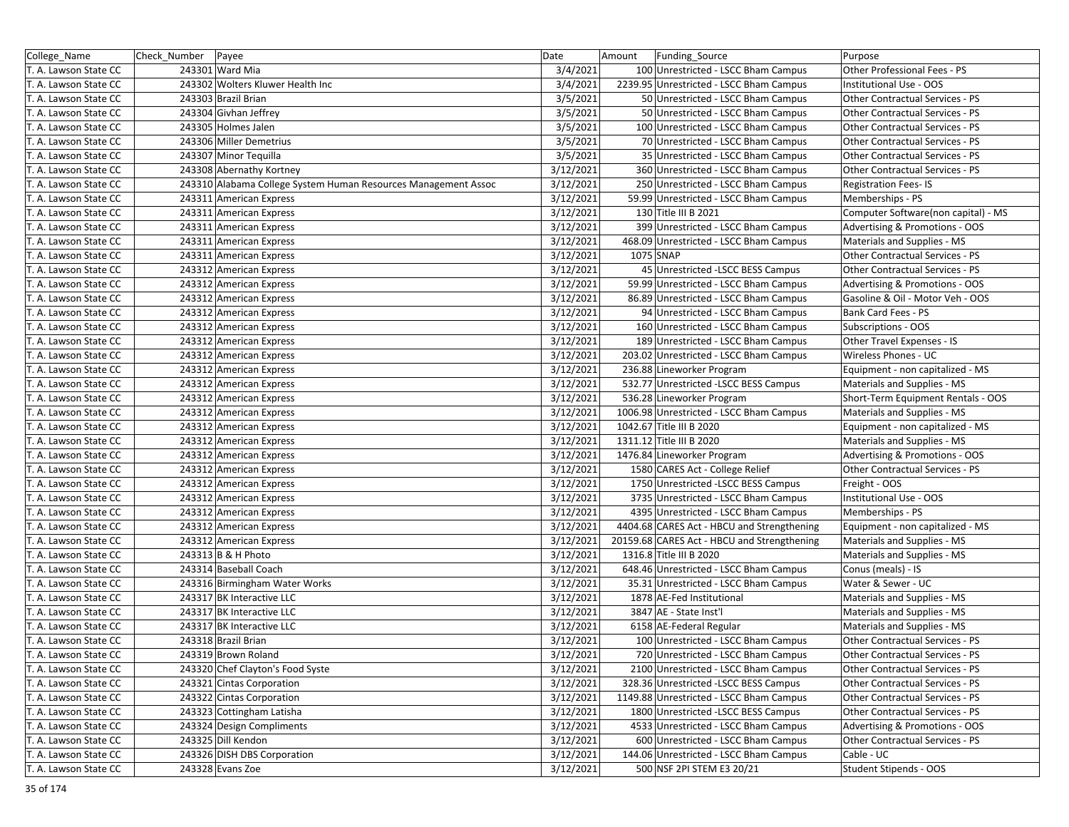| College_Name | Check_Number | Payee | Date | Amount | Funding_Source | Purpose |
|---|---|---|---|---|---|---|
| T. A. Lawson State CC | 243301 | Ward Mia | 3/4/2021 | 100 | Unrestricted - LSCC Bham Campus | Other Professional Fees - PS |
| T. A. Lawson State CC | 243302 | Wolters Kluwer Health Inc | 3/4/2021 | 2239.95 | Unrestricted - LSCC Bham Campus | Institutional Use - OOS |
| T. A. Lawson State CC | 243303 | Brazil Brian | 3/5/2021 | 50 | Unrestricted - LSCC Bham Campus | Other Contractual Services - PS |
| T. A. Lawson State CC | 243304 | Givhan Jeffrey | 3/5/2021 | 50 | Unrestricted - LSCC Bham Campus | Other Contractual Services - PS |
| T. A. Lawson State CC | 243305 | Holmes Jalen | 3/5/2021 | 100 | Unrestricted - LSCC Bham Campus | Other Contractual Services - PS |
| T. A. Lawson State CC | 243306 | Miller Demetrius | 3/5/2021 | 70 | Unrestricted - LSCC Bham Campus | Other Contractual Services - PS |
| T. A. Lawson State CC | 243307 | Minor Tequilla | 3/5/2021 | 35 | Unrestricted - LSCC Bham Campus | Other Contractual Services - PS |
| T. A. Lawson State CC | 243308 | Abernathy Kortney | 3/12/2021 | 360 | Unrestricted - LSCC Bham Campus | Other Contractual Services - PS |
| T. A. Lawson State CC | 243310 | Alabama College System Human Resources Management Assoc | 3/12/2021 | 250 | Unrestricted - LSCC Bham Campus | Registration Fees- IS |
| T. A. Lawson State CC | 243311 | American Express | 3/12/2021 | 59.99 | Unrestricted - LSCC Bham Campus | Memberships - PS |
| T. A. Lawson State CC | 243311 | American Express | 3/12/2021 | 130 | Title III B 2021 | Computer Software(non capital) - MS |
| T. A. Lawson State CC | 243311 | American Express | 3/12/2021 | 399 | Unrestricted - LSCC Bham Campus | Advertising & Promotions - OOS |
| T. A. Lawson State CC | 243311 | American Express | 3/12/2021 | 468.09 | Unrestricted - LSCC Bham Campus | Materials and Supplies - MS |
| T. A. Lawson State CC | 243311 | American Express | 3/12/2021 | 1075 | SNAP | Other Contractual Services - PS |
| T. A. Lawson State CC | 243312 | American Express | 3/12/2021 | 45 | Unrestricted -LSCC BESS Campus | Other Contractual Services - PS |
| T. A. Lawson State CC | 243312 | American Express | 3/12/2021 | 59.99 | Unrestricted - LSCC Bham Campus | Advertising & Promotions - OOS |
| T. A. Lawson State CC | 243312 | American Express | 3/12/2021 | 86.89 | Unrestricted - LSCC Bham Campus | Gasoline & Oil - Motor Veh - OOS |
| T. A. Lawson State CC | 243312 | American Express | 3/12/2021 | 94 | Unrestricted - LSCC Bham Campus | Bank Card Fees - PS |
| T. A. Lawson State CC | 243312 | American Express | 3/12/2021 | 160 | Unrestricted - LSCC Bham Campus | Subscriptions - OOS |
| T. A. Lawson State CC | 243312 | American Express | 3/12/2021 | 189 | Unrestricted - LSCC Bham Campus | Other Travel Expenses - IS |
| T. A. Lawson State CC | 243312 | American Express | 3/12/2021 | 203.02 | Unrestricted - LSCC Bham Campus | Wireless Phones - UC |
| T. A. Lawson State CC | 243312 | American Express | 3/12/2021 | 236.88 | Lineworker Program | Equipment - non capitalized - MS |
| T. A. Lawson State CC | 243312 | American Express | 3/12/2021 | 532.77 | Unrestricted -LSCC BESS Campus | Materials and Supplies - MS |
| T. A. Lawson State CC | 243312 | American Express | 3/12/2021 | 536.28 | Lineworker Program | Short-Term Equipment Rentals - OOS |
| T. A. Lawson State CC | 243312 | American Express | 3/12/2021 | 1006.98 | Unrestricted - LSCC Bham Campus | Materials and Supplies - MS |
| T. A. Lawson State CC | 243312 | American Express | 3/12/2021 | 1042.67 | Title III B 2020 | Equipment - non capitalized - MS |
| T. A. Lawson State CC | 243312 | American Express | 3/12/2021 | 1311.12 | Title III B 2020 | Materials and Supplies - MS |
| T. A. Lawson State CC | 243312 | American Express | 3/12/2021 | 1476.84 | Lineworker Program | Advertising & Promotions - OOS |
| T. A. Lawson State CC | 243312 | American Express | 3/12/2021 | 1580 | CARES Act - College Relief | Other Contractual Services - PS |
| T. A. Lawson State CC | 243312 | American Express | 3/12/2021 | 1750 | Unrestricted -LSCC BESS Campus | Freight - OOS |
| T. A. Lawson State CC | 243312 | American Express | 3/12/2021 | 3735 | Unrestricted - LSCC Bham Campus | Institutional Use - OOS |
| T. A. Lawson State CC | 243312 | American Express | 3/12/2021 | 4395 | Unrestricted - LSCC Bham Campus | Memberships - PS |
| T. A. Lawson State CC | 243312 | American Express | 3/12/2021 | 4404.68 | CARES Act - HBCU and Strengthening | Equipment - non capitalized - MS |
| T. A. Lawson State CC | 243312 | American Express | 3/12/2021 | 20159.68 | CARES Act - HBCU and Strengthening | Materials and Supplies - MS |
| T. A. Lawson State CC | 243313 | B & H Photo | 3/12/2021 | 1316.8 | Title III B 2020 | Materials and Supplies - MS |
| T. A. Lawson State CC | 243314 | Baseball Coach | 3/12/2021 | 648.46 | Unrestricted - LSCC Bham Campus | Conus (meals) - IS |
| T. A. Lawson State CC | 243316 | Birmingham Water Works | 3/12/2021 | 35.31 | Unrestricted - LSCC Bham Campus | Water & Sewer - UC |
| T. A. Lawson State CC | 243317 | BK Interactive LLC | 3/12/2021 | 1878 | AE-Fed Institutional | Materials and Supplies - MS |
| T. A. Lawson State CC | 243317 | BK Interactive LLC | 3/12/2021 | 3847 | AE - State Inst'l | Materials and Supplies - MS |
| T. A. Lawson State CC | 243317 | BK Interactive LLC | 3/12/2021 | 6158 | AE-Federal Regular | Materials and Supplies - MS |
| T. A. Lawson State CC | 243318 | Brazil Brian | 3/12/2021 | 100 | Unrestricted - LSCC Bham Campus | Other Contractual Services - PS |
| T. A. Lawson State CC | 243319 | Brown Roland | 3/12/2021 | 720 | Unrestricted - LSCC Bham Campus | Other Contractual Services - PS |
| T. A. Lawson State CC | 243320 | Chef Clayton's Food Syste | 3/12/2021 | 2100 | Unrestricted - LSCC Bham Campus | Other Contractual Services - PS |
| T. A. Lawson State CC | 243321 | Cintas Corporation | 3/12/2021 | 328.36 | Unrestricted -LSCC BESS Campus | Other Contractual Services - PS |
| T. A. Lawson State CC | 243322 | Cintas Corporation | 3/12/2021 | 1149.88 | Unrestricted - LSCC Bham Campus | Other Contractual Services - PS |
| T. A. Lawson State CC | 243323 | Cottingham Latisha | 3/12/2021 | 1800 | Unrestricted -LSCC BESS Campus | Other Contractual Services - PS |
| T. A. Lawson State CC | 243324 | Design Compliments | 3/12/2021 | 4533 | Unrestricted - LSCC Bham Campus | Advertising & Promotions - OOS |
| T. A. Lawson State CC | 243325 | Dill Kendon | 3/12/2021 | 600 | Unrestricted - LSCC Bham Campus | Other Contractual Services - PS |
| T. A. Lawson State CC | 243326 | DISH DBS Corporation | 3/12/2021 | 144.06 | Unrestricted - LSCC Bham Campus | Cable - UC |
| T. A. Lawson State CC | 243328 | Evans Zoe | 3/12/2021 | 500 | NSF 2PI STEM E3 20/21 | Student Stipends - OOS |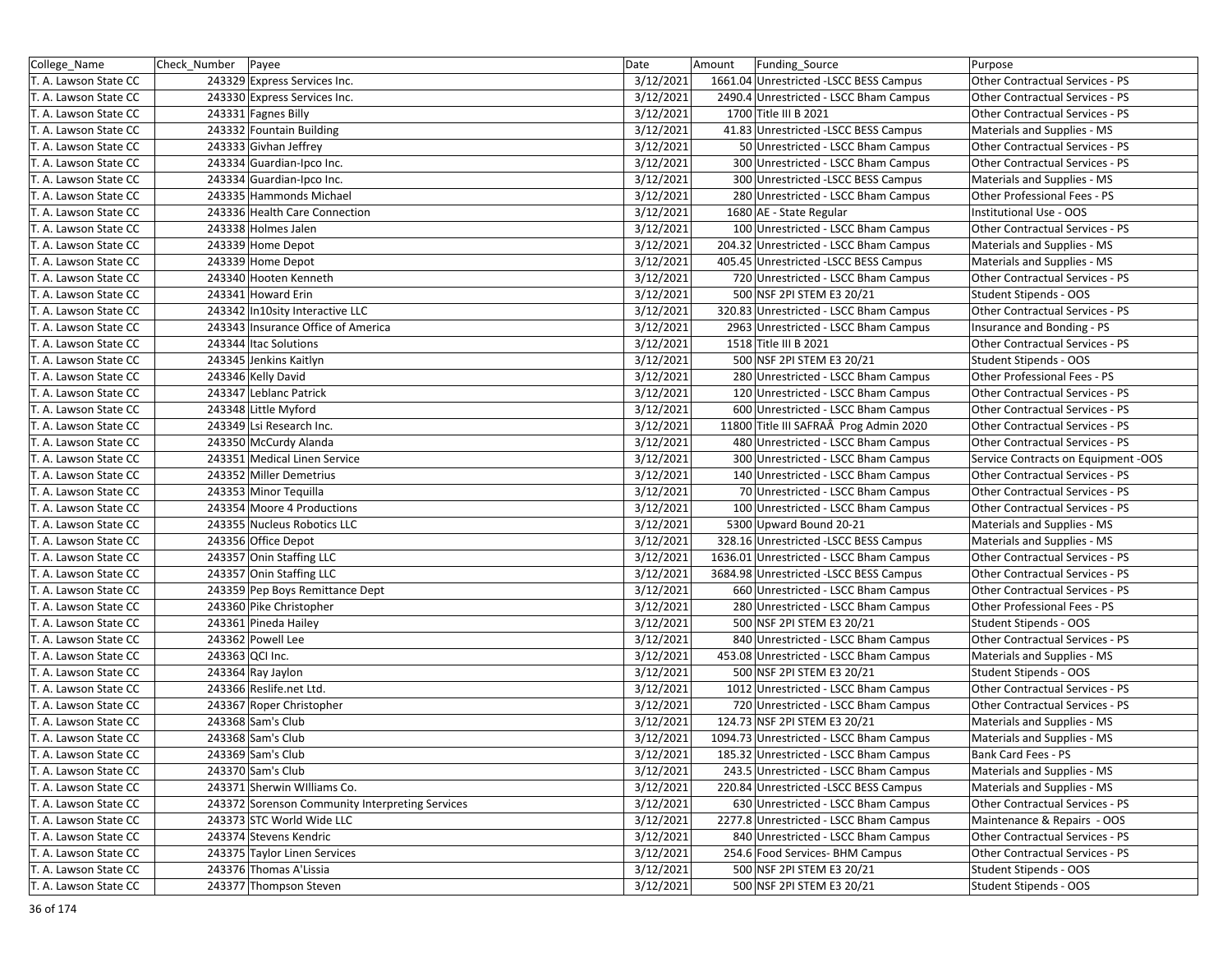| College_Name | Check_Number | Payee | Date | Amount | Funding_Source | Purpose |
|---|---|---|---|---|---|---|
| T. A. Lawson State CC | 243329 | Express Services Inc. | 3/12/2021 | 1661.04 | Unrestricted -LSCC BESS Campus | Other Contractual Services - PS |
| T. A. Lawson State CC | 243330 | Express Services Inc. | 3/12/2021 | 2490.4 | Unrestricted - LSCC Bham Campus | Other Contractual Services - PS |
| T. A. Lawson State CC | 243331 | Fagnes Billy | 3/12/2021 | 1700 | Title III B 2021 | Other Contractual Services - PS |
| T. A. Lawson State CC | 243332 | Fountain Building | 3/12/2021 | 41.83 | Unrestricted -LSCC BESS Campus | Materials and Supplies - MS |
| T. A. Lawson State CC | 243333 | Givhan Jeffrey | 3/12/2021 | 50 | Unrestricted - LSCC Bham Campus | Other Contractual Services - PS |
| T. A. Lawson State CC | 243334 | Guardian-Ipco Inc. | 3/12/2021 | 300 | Unrestricted - LSCC Bham Campus | Other Contractual Services - PS |
| T. A. Lawson State CC | 243334 | Guardian-Ipco Inc. | 3/12/2021 | 300 | Unrestricted -LSCC BESS Campus | Materials and Supplies - MS |
| T. A. Lawson State CC | 243335 | Hammonds Michael | 3/12/2021 | 280 | Unrestricted - LSCC Bham Campus | Other Professional Fees - PS |
| T. A. Lawson State CC | 243336 | Health Care Connection | 3/12/2021 | 1680 | AE - State Regular | Institutional Use - OOS |
| T. A. Lawson State CC | 243338 | Holmes Jalen | 3/12/2021 | 100 | Unrestricted - LSCC Bham Campus | Other Contractual Services - PS |
| T. A. Lawson State CC | 243339 | Home Depot | 3/12/2021 | 204.32 | Unrestricted - LSCC Bham Campus | Materials and Supplies - MS |
| T. A. Lawson State CC | 243339 | Home Depot | 3/12/2021 | 405.45 | Unrestricted -LSCC BESS Campus | Materials and Supplies - MS |
| T. A. Lawson State CC | 243340 | Hooten Kenneth | 3/12/2021 | 720 | Unrestricted - LSCC Bham Campus | Other Contractual Services - PS |
| T. A. Lawson State CC | 243341 | Howard Erin | 3/12/2021 | 500 | NSF 2PI STEM E3 20/21 | Student Stipends - OOS |
| T. A. Lawson State CC | 243342 | In10sity Interactive LLC | 3/12/2021 | 320.83 | Unrestricted - LSCC Bham Campus | Other Contractual Services - PS |
| T. A. Lawson State CC | 243343 | Insurance Office of America | 3/12/2021 | 2963 | Unrestricted - LSCC Bham Campus | Insurance and Bonding - PS |
| T. A. Lawson State CC | 243344 | Itac Solutions | 3/12/2021 | 1518 | Title III B 2021 | Other Contractual Services - PS |
| T. A. Lawson State CC | 243345 | Jenkins Kaitlyn | 3/12/2021 | 500 | NSF 2PI STEM E3 20/21 | Student Stipends - OOS |
| T. A. Lawson State CC | 243346 | Kelly David | 3/12/2021 | 280 | Unrestricted - LSCC Bham Campus | Other Professional Fees - PS |
| T. A. Lawson State CC | 243347 | Leblanc Patrick | 3/12/2021 | 120 | Unrestricted - LSCC Bham Campus | Other Contractual Services - PS |
| T. A. Lawson State CC | 243348 | Little Myford | 3/12/2021 | 600 | Unrestricted - LSCC Bham Campus | Other Contractual Services - PS |
| T. A. Lawson State CC | 243349 | Lsi Research Inc. | 3/12/2021 | 11800 | Title III SAFRAÂ Prog Admin 2020 | Other Contractual Services - PS |
| T. A. Lawson State CC | 243350 | McCurdy Alanda | 3/12/2021 | 480 | Unrestricted - LSCC Bham Campus | Other Contractual Services - PS |
| T. A. Lawson State CC | 243351 | Medical Linen Service | 3/12/2021 | 300 | Unrestricted - LSCC Bham Campus | Service Contracts on Equipment -OOS |
| T. A. Lawson State CC | 243352 | Miller Demetrius | 3/12/2021 | 140 | Unrestricted - LSCC Bham Campus | Other Contractual Services - PS |
| T. A. Lawson State CC | 243353 | Minor Tequilla | 3/12/2021 | 70 | Unrestricted - LSCC Bham Campus | Other Contractual Services - PS |
| T. A. Lawson State CC | 243354 | Moore 4 Productions | 3/12/2021 | 100 | Unrestricted - LSCC Bham Campus | Other Contractual Services - PS |
| T. A. Lawson State CC | 243355 | Nucleus Robotics LLC | 3/12/2021 | 5300 | Upward Bound 20-21 | Materials and Supplies - MS |
| T. A. Lawson State CC | 243356 | Office Depot | 3/12/2021 | 328.16 | Unrestricted -LSCC BESS Campus | Materials and Supplies - MS |
| T. A. Lawson State CC | 243357 | Onin Staffing LLC | 3/12/2021 | 1636.01 | Unrestricted - LSCC Bham Campus | Other Contractual Services - PS |
| T. A. Lawson State CC | 243357 | Onin Staffing LLC | 3/12/2021 | 3684.98 | Unrestricted -LSCC BESS Campus | Other Contractual Services - PS |
| T. A. Lawson State CC | 243359 | Pep Boys Remittance Dept | 3/12/2021 | 660 | Unrestricted - LSCC Bham Campus | Other Contractual Services - PS |
| T. A. Lawson State CC | 243360 | Pike Christopher | 3/12/2021 | 280 | Unrestricted - LSCC Bham Campus | Other Professional Fees - PS |
| T. A. Lawson State CC | 243361 | Pineda Hailey | 3/12/2021 | 500 | NSF 2PI STEM E3 20/21 | Student Stipends - OOS |
| T. A. Lawson State CC | 243362 | Powell Lee | 3/12/2021 | 840 | Unrestricted - LSCC Bham Campus | Other Contractual Services - PS |
| T. A. Lawson State CC | 243363 | QCI Inc. | 3/12/2021 | 453.08 | Unrestricted - LSCC Bham Campus | Materials and Supplies - MS |
| T. A. Lawson State CC | 243364 | Ray Jaylon | 3/12/2021 | 500 | NSF 2PI STEM E3 20/21 | Student Stipends - OOS |
| T. A. Lawson State CC | 243366 | Reslife.net Ltd. | 3/12/2021 | 1012 | Unrestricted - LSCC Bham Campus | Other Contractual Services - PS |
| T. A. Lawson State CC | 243367 | Roper Christopher | 3/12/2021 | 720 | Unrestricted - LSCC Bham Campus | Other Contractual Services - PS |
| T. A. Lawson State CC | 243368 | Sam's Club | 3/12/2021 | 124.73 | NSF 2PI STEM E3 20/21 | Materials and Supplies - MS |
| T. A. Lawson State CC | 243368 | Sam's Club | 3/12/2021 | 1094.73 | Unrestricted - LSCC Bham Campus | Materials and Supplies - MS |
| T. A. Lawson State CC | 243369 | Sam's Club | 3/12/2021 | 185.32 | Unrestricted - LSCC Bham Campus | Bank Card Fees - PS |
| T. A. Lawson State CC | 243370 | Sam's Club | 3/12/2021 | 243.5 | Unrestricted - LSCC Bham Campus | Materials and Supplies - MS |
| T. A. Lawson State CC | 243371 | Sherwin WIlliams Co. | 3/12/2021 | 220.84 | Unrestricted -LSCC BESS Campus | Materials and Supplies - MS |
| T. A. Lawson State CC | 243372 | Sorenson Community Interpreting Services | 3/12/2021 | 630 | Unrestricted - LSCC Bham Campus | Other Contractual Services - PS |
| T. A. Lawson State CC | 243373 | STC World Wide LLC | 3/12/2021 | 2277.8 | Unrestricted - LSCC Bham Campus | Maintenance & Repairs - OOS |
| T. A. Lawson State CC | 243374 | Stevens Kendric | 3/12/2021 | 840 | Unrestricted - LSCC Bham Campus | Other Contractual Services - PS |
| T. A. Lawson State CC | 243375 | Taylor Linen Services | 3/12/2021 | 254.6 | Food Services- BHM Campus | Other Contractual Services - PS |
| T. A. Lawson State CC | 243376 | Thomas A'Lissia | 3/12/2021 | 500 | NSF 2PI STEM E3 20/21 | Student Stipends - OOS |
| T. A. Lawson State CC | 243377 | Thompson Steven | 3/12/2021 | 500 | NSF 2PI STEM E3 20/21 | Student Stipends - OOS |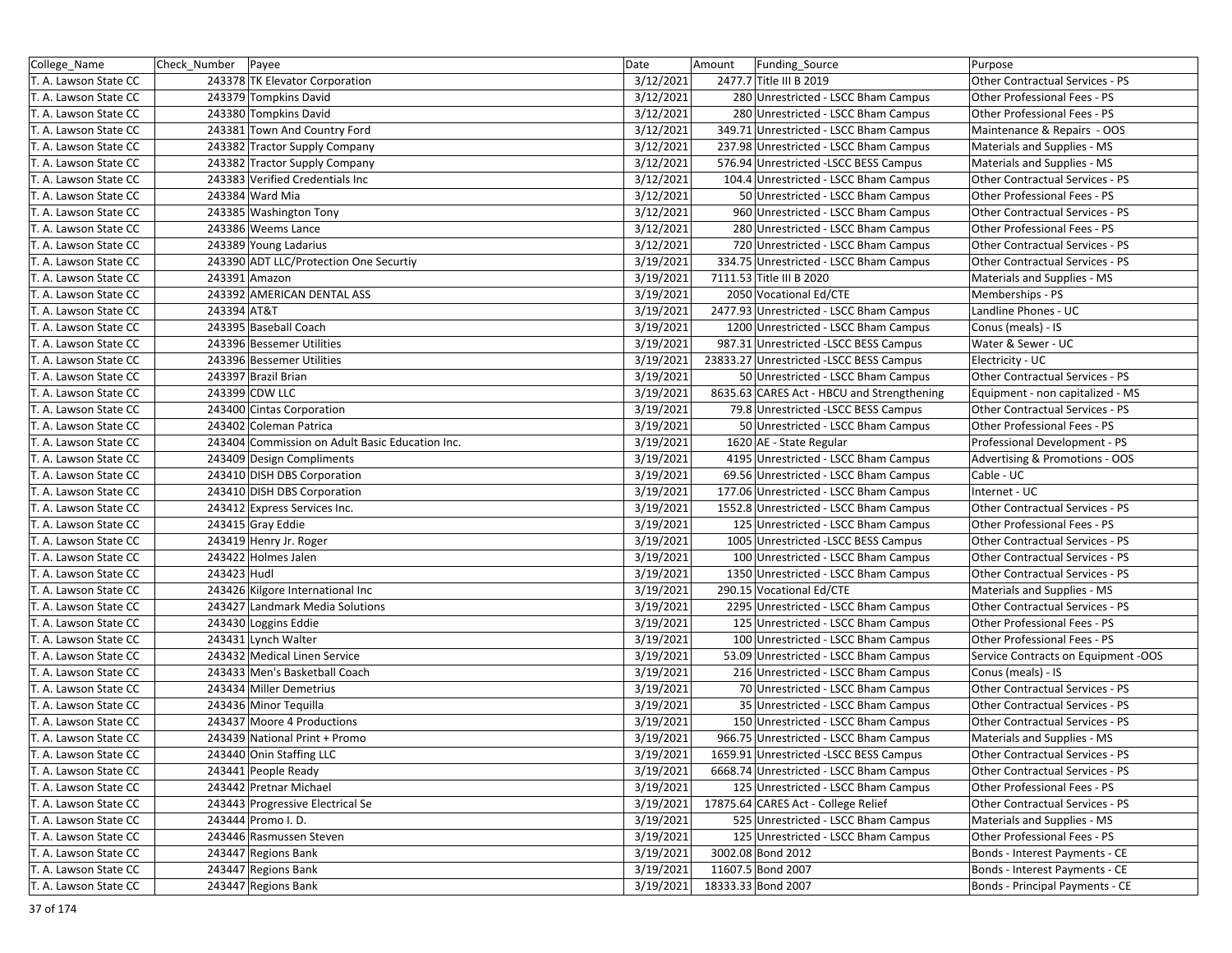| College_Name | Check_Number | Payee | Date | Amount | Funding_Source | Purpose |
|---|---|---|---|---|---|---|
| T. A. Lawson State CC | 243378 | TK Elevator Corporation | 3/12/2021 | 2477.7 | Title III B 2019 | Other Contractual Services - PS |
| T. A. Lawson State CC | 243379 | Tompkins David | 3/12/2021 | 280 | Unrestricted - LSCC Bham Campus | Other Professional Fees - PS |
| T. A. Lawson State CC | 243380 | Tompkins David | 3/12/2021 | 280 | Unrestricted - LSCC Bham Campus | Other Professional Fees - PS |
| T. A. Lawson State CC | 243381 | Town And Country Ford | 3/12/2021 | 349.71 | Unrestricted - LSCC Bham Campus | Maintenance & Repairs - OOS |
| T. A. Lawson State CC | 243382 | Tractor Supply Company | 3/12/2021 | 237.98 | Unrestricted - LSCC Bham Campus | Materials and Supplies - MS |
| T. A. Lawson State CC | 243382 | Tractor Supply Company | 3/12/2021 | 576.94 | Unrestricted -LSCC BESS Campus | Materials and Supplies - MS |
| T. A. Lawson State CC | 243383 | Verified Credentials Inc | 3/12/2021 | 104.4 | Unrestricted - LSCC Bham Campus | Other Contractual Services - PS |
| T. A. Lawson State CC | 243384 | Ward Mia | 3/12/2021 | 50 | Unrestricted - LSCC Bham Campus | Other Professional Fees - PS |
| T. A. Lawson State CC | 243385 | Washington Tony | 3/12/2021 | 960 | Unrestricted - LSCC Bham Campus | Other Contractual Services - PS |
| T. A. Lawson State CC | 243386 | Weems Lance | 3/12/2021 | 280 | Unrestricted - LSCC Bham Campus | Other Professional Fees - PS |
| T. A. Lawson State CC | 243389 | Young Ladarius | 3/12/2021 | 720 | Unrestricted - LSCC Bham Campus | Other Contractual Services - PS |
| T. A. Lawson State CC | 243390 | ADT LLC/Protection One Securtiy | 3/19/2021 | 334.75 | Unrestricted - LSCC Bham Campus | Other Contractual Services - PS |
| T. A. Lawson State CC | 243391 | Amazon | 3/19/2021 | 7111.53 | Title III B 2020 | Materials and Supplies - MS |
| T. A. Lawson State CC | 243392 | AMERICAN DENTAL ASS | 3/19/2021 | 2050 | Vocational Ed/CTE | Memberships - PS |
| T. A. Lawson State CC | 243394 | AT&T | 3/19/2021 | 2477.93 | Unrestricted - LSCC Bham Campus | Landline Phones - UC |
| T. A. Lawson State CC | 243395 | Baseball Coach | 3/19/2021 | 1200 | Unrestricted - LSCC Bham Campus | Conus (meals) - IS |
| T. A. Lawson State CC | 243396 | Bessemer Utilities | 3/19/2021 | 987.31 | Unrestricted -LSCC BESS Campus | Water & Sewer - UC |
| T. A. Lawson State CC | 243396 | Bessemer Utilities | 3/19/2021 | 23833.27 | Unrestricted -LSCC BESS Campus | Electricity - UC |
| T. A. Lawson State CC | 243397 | Brazil Brian | 3/19/2021 | 50 | Unrestricted - LSCC Bham Campus | Other Contractual Services - PS |
| T. A. Lawson State CC | 243399 | CDW LLC | 3/19/2021 | 8635.63 | CARES Act - HBCU and Strengthening | Equipment - non capitalized - MS |
| T. A. Lawson State CC | 243400 | Cintas Corporation | 3/19/2021 | 79.8 | Unrestricted -LSCC BESS Campus | Other Contractual Services - PS |
| T. A. Lawson State CC | 243402 | Coleman Patrica | 3/19/2021 | 50 | Unrestricted - LSCC Bham Campus | Other Professional Fees - PS |
| T. A. Lawson State CC | 243404 | Commission on Adult Basic Education Inc. | 3/19/2021 | 1620 | AE - State Regular | Professional Development - PS |
| T. A. Lawson State CC | 243409 | Design Compliments | 3/19/2021 | 4195 | Unrestricted - LSCC Bham Campus | Advertising & Promotions - OOS |
| T. A. Lawson State CC | 243410 | DISH DBS Corporation | 3/19/2021 | 69.56 | Unrestricted - LSCC Bham Campus | Cable - UC |
| T. A. Lawson State CC | 243410 | DISH DBS Corporation | 3/19/2021 | 177.06 | Unrestricted - LSCC Bham Campus | Internet - UC |
| T. A. Lawson State CC | 243412 | Express Services Inc. | 3/19/2021 | 1552.8 | Unrestricted - LSCC Bham Campus | Other Contractual Services - PS |
| T. A. Lawson State CC | 243415 | Gray Eddie | 3/19/2021 | 125 | Unrestricted - LSCC Bham Campus | Other Professional Fees - PS |
| T. A. Lawson State CC | 243419 | Henry Jr. Roger | 3/19/2021 | 1005 | Unrestricted -LSCC BESS Campus | Other Contractual Services - PS |
| T. A. Lawson State CC | 243422 | Holmes Jalen | 3/19/2021 | 100 | Unrestricted - LSCC Bham Campus | Other Contractual Services - PS |
| T. A. Lawson State CC | 243423 | Hudl | 3/19/2021 | 1350 | Unrestricted - LSCC Bham Campus | Other Contractual Services - PS |
| T. A. Lawson State CC | 243426 | Kilgore International Inc | 3/19/2021 | 290.15 | Vocational Ed/CTE | Materials and Supplies - MS |
| T. A. Lawson State CC | 243427 | Landmark Media Solutions | 3/19/2021 | 2295 | Unrestricted - LSCC Bham Campus | Other Contractual Services - PS |
| T. A. Lawson State CC | 243430 | Loggins Eddie | 3/19/2021 | 125 | Unrestricted - LSCC Bham Campus | Other Professional Fees - PS |
| T. A. Lawson State CC | 243431 | Lynch Walter | 3/19/2021 | 100 | Unrestricted - LSCC Bham Campus | Other Professional Fees - PS |
| T. A. Lawson State CC | 243432 | Medical Linen Service | 3/19/2021 | 53.09 | Unrestricted - LSCC Bham Campus | Service Contracts on Equipment -OOS |
| T. A. Lawson State CC | 243433 | Men's Basketball Coach | 3/19/2021 | 216 | Unrestricted - LSCC Bham Campus | Conus (meals) - IS |
| T. A. Lawson State CC | 243434 | Miller Demetrius | 3/19/2021 | 70 | Unrestricted - LSCC Bham Campus | Other Contractual Services - PS |
| T. A. Lawson State CC | 243436 | Minor Tequilla | 3/19/2021 | 35 | Unrestricted - LSCC Bham Campus | Other Contractual Services - PS |
| T. A. Lawson State CC | 243437 | Moore 4 Productions | 3/19/2021 | 150 | Unrestricted - LSCC Bham Campus | Other Contractual Services - PS |
| T. A. Lawson State CC | 243439 | National Print + Promo | 3/19/2021 | 966.75 | Unrestricted - LSCC Bham Campus | Materials and Supplies - MS |
| T. A. Lawson State CC | 243440 | Onin Staffing LLC | 3/19/2021 | 1659.91 | Unrestricted -LSCC BESS Campus | Other Contractual Services - PS |
| T. A. Lawson State CC | 243441 | People Ready | 3/19/2021 | 6668.74 | Unrestricted - LSCC Bham Campus | Other Contractual Services - PS |
| T. A. Lawson State CC | 243442 | Pretnar Michael | 3/19/2021 | 125 | Unrestricted - LSCC Bham Campus | Other Professional Fees - PS |
| T. A. Lawson State CC | 243443 | Progressive Electrical Se | 3/19/2021 | 17875.64 | CARES Act - College Relief | Other Contractual Services - PS |
| T. A. Lawson State CC | 243444 | Promo I. D. | 3/19/2021 | 525 | Unrestricted - LSCC Bham Campus | Materials and Supplies - MS |
| T. A. Lawson State CC | 243446 | Rasmussen Steven | 3/19/2021 | 125 | Unrestricted - LSCC Bham Campus | Other Professional Fees - PS |
| T. A. Lawson State CC | 243447 | Regions Bank | 3/19/2021 | 3002.08 | Bond 2012 | Bonds - Interest Payments - CE |
| T. A. Lawson State CC | 243447 | Regions Bank | 3/19/2021 | 11607.5 | Bond 2007 | Bonds - Interest Payments - CE |
| T. A. Lawson State CC | 243447 | Regions Bank | 3/19/2021 | 18333.33 | Bond 2007 | Bonds - Principal Payments - CE |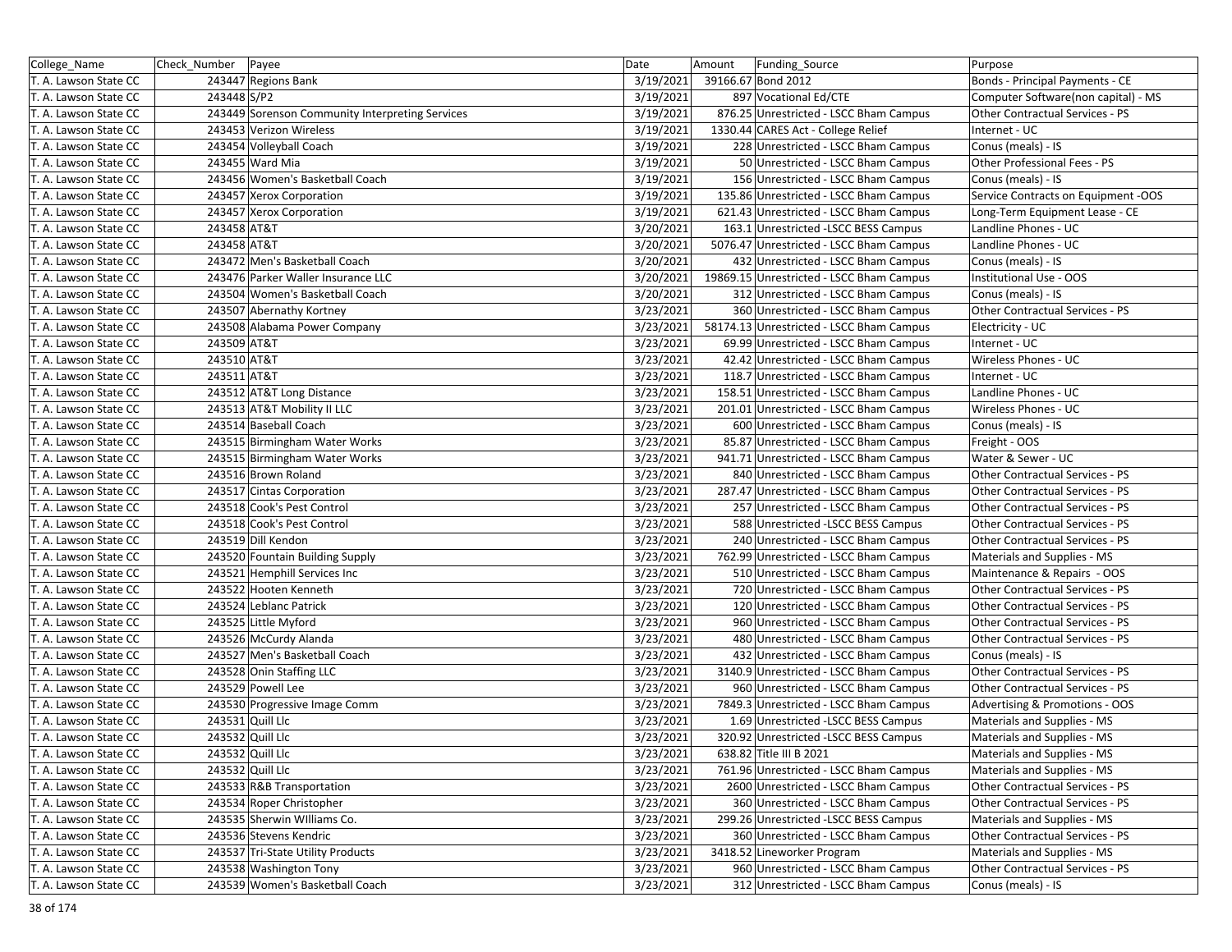| College_Name | Check_Number | Payee | Date | Amount | Funding_Source | Purpose |
|---|---|---|---|---|---|---|
| T. A. Lawson State CC | 243447 | Regions Bank | 3/19/2021 | 39166.67 | Bond 2012 | Bonds - Principal Payments - CE |
| T. A. Lawson State CC | 243448 | S/P2 | 3/19/2021 | 897 | Vocational Ed/CTE | Computer Software(non capital) - MS |
| T. A. Lawson State CC | 243449 | Sorenson Community Interpreting Services | 3/19/2021 | 876.25 | Unrestricted - LSCC Bham Campus | Other Contractual Services - PS |
| T. A. Lawson State CC | 243453 | Verizon Wireless | 3/19/2021 | 1330.44 | CARES Act - College Relief | Internet - UC |
| T. A. Lawson State CC | 243454 | Volleyball Coach | 3/19/2021 | 228 | Unrestricted - LSCC Bham Campus | Conus (meals) - IS |
| T. A. Lawson State CC | 243455 | Ward Mia | 3/19/2021 | 50 | Unrestricted - LSCC Bham Campus | Other Professional Fees - PS |
| T. A. Lawson State CC | 243456 | Women's Basketball Coach | 3/19/2021 | 156 | Unrestricted - LSCC Bham Campus | Conus (meals) - IS |
| T. A. Lawson State CC | 243457 | Xerox Corporation | 3/19/2021 | 135.86 | Unrestricted - LSCC Bham Campus | Service Contracts on Equipment -OOS |
| T. A. Lawson State CC | 243457 | Xerox Corporation | 3/19/2021 | 621.43 | Unrestricted - LSCC Bham Campus | Long-Term Equipment Lease - CE |
| T. A. Lawson State CC | 243458 | AT&T | 3/20/2021 | 163.1 | Unrestricted -LSCC BESS Campus | Landline Phones - UC |
| T. A. Lawson State CC | 243458 | AT&T | 3/20/2021 | 5076.47 | Unrestricted - LSCC Bham Campus | Landline Phones - UC |
| T. A. Lawson State CC | 243472 | Men's Basketball Coach | 3/20/2021 | 432 | Unrestricted - LSCC Bham Campus | Conus (meals) - IS |
| T. A. Lawson State CC | 243476 | Parker Waller Insurance LLC | 3/20/2021 | 19869.15 | Unrestricted - LSCC Bham Campus | Institutional Use - OOS |
| T. A. Lawson State CC | 243504 | Women's Basketball Coach | 3/20/2021 | 312 | Unrestricted - LSCC Bham Campus | Conus (meals) - IS |
| T. A. Lawson State CC | 243507 | Abernathy Kortney | 3/23/2021 | 360 | Unrestricted - LSCC Bham Campus | Other Contractual Services - PS |
| T. A. Lawson State CC | 243508 | Alabama Power Company | 3/23/2021 | 58174.13 | Unrestricted - LSCC Bham Campus | Electricity - UC |
| T. A. Lawson State CC | 243509 | AT&T | 3/23/2021 | 69.99 | Unrestricted - LSCC Bham Campus | Internet - UC |
| T. A. Lawson State CC | 243510 | AT&T | 3/23/2021 | 42.42 | Unrestricted - LSCC Bham Campus | Wireless Phones - UC |
| T. A. Lawson State CC | 243511 | AT&T | 3/23/2021 | 118.7 | Unrestricted - LSCC Bham Campus | Internet - UC |
| T. A. Lawson State CC | 243512 | AT&T Long Distance | 3/23/2021 | 158.51 | Unrestricted - LSCC Bham Campus | Landline Phones - UC |
| T. A. Lawson State CC | 243513 | AT&T Mobility II LLC | 3/23/2021 | 201.01 | Unrestricted - LSCC Bham Campus | Wireless Phones - UC |
| T. A. Lawson State CC | 243514 | Baseball Coach | 3/23/2021 | 600 | Unrestricted - LSCC Bham Campus | Conus (meals) - IS |
| T. A. Lawson State CC | 243515 | Birmingham Water Works | 3/23/2021 | 85.87 | Unrestricted - LSCC Bham Campus | Freight - OOS |
| T. A. Lawson State CC | 243515 | Birmingham Water Works | 3/23/2021 | 941.71 | Unrestricted - LSCC Bham Campus | Water & Sewer - UC |
| T. A. Lawson State CC | 243516 | Brown Roland | 3/23/2021 | 840 | Unrestricted - LSCC Bham Campus | Other Contractual Services - PS |
| T. A. Lawson State CC | 243517 | Cintas Corporation | 3/23/2021 | 287.47 | Unrestricted - LSCC Bham Campus | Other Contractual Services - PS |
| T. A. Lawson State CC | 243518 | Cook's Pest Control | 3/23/2021 | 257 | Unrestricted - LSCC Bham Campus | Other Contractual Services - PS |
| T. A. Lawson State CC | 243518 | Cook's Pest Control | 3/23/2021 | 588 | Unrestricted -LSCC BESS Campus | Other Contractual Services - PS |
| T. A. Lawson State CC | 243519 | Dill Kendon | 3/23/2021 | 240 | Unrestricted - LSCC Bham Campus | Other Contractual Services - PS |
| T. A. Lawson State CC | 243520 | Fountain Building Supply | 3/23/2021 | 762.99 | Unrestricted - LSCC Bham Campus | Materials and Supplies - MS |
| T. A. Lawson State CC | 243521 | Hemphill Services Inc | 3/23/2021 | 510 | Unrestricted - LSCC Bham Campus | Maintenance & Repairs - OOS |
| T. A. Lawson State CC | 243522 | Hooten Kenneth | 3/23/2021 | 720 | Unrestricted - LSCC Bham Campus | Other Contractual Services - PS |
| T. A. Lawson State CC | 243524 | Leblanc Patrick | 3/23/2021 | 120 | Unrestricted - LSCC Bham Campus | Other Contractual Services - PS |
| T. A. Lawson State CC | 243525 | Little Myford | 3/23/2021 | 960 | Unrestricted - LSCC Bham Campus | Other Contractual Services - PS |
| T. A. Lawson State CC | 243526 | McCurdy Alanda | 3/23/2021 | 480 | Unrestricted - LSCC Bham Campus | Other Contractual Services - PS |
| T. A. Lawson State CC | 243527 | Men's Basketball Coach | 3/23/2021 | 432 | Unrestricted - LSCC Bham Campus | Conus (meals) - IS |
| T. A. Lawson State CC | 243528 | Onin Staffing LLC | 3/23/2021 | 3140.9 | Unrestricted - LSCC Bham Campus | Other Contractual Services - PS |
| T. A. Lawson State CC | 243529 | Powell Lee | 3/23/2021 | 960 | Unrestricted - LSCC Bham Campus | Other Contractual Services - PS |
| T. A. Lawson State CC | 243530 | Progressive Image Comm | 3/23/2021 | 7849.3 | Unrestricted - LSCC Bham Campus | Advertising & Promotions - OOS |
| T. A. Lawson State CC | 243531 | Quill Llc | 3/23/2021 | 1.69 | Unrestricted -LSCC BESS Campus | Materials and Supplies - MS |
| T. A. Lawson State CC | 243532 | Quill Llc | 3/23/2021 | 320.92 | Unrestricted -LSCC BESS Campus | Materials and Supplies - MS |
| T. A. Lawson State CC | 243532 | Quill Llc | 3/23/2021 | 638.82 | Title III B 2021 | Materials and Supplies - MS |
| T. A. Lawson State CC | 243532 | Quill Llc | 3/23/2021 | 761.96 | Unrestricted - LSCC Bham Campus | Materials and Supplies - MS |
| T. A. Lawson State CC | 243533 | R&B Transportation | 3/23/2021 | 2600 | Unrestricted - LSCC Bham Campus | Other Contractual Services - PS |
| T. A. Lawson State CC | 243534 | Roper Christopher | 3/23/2021 | 360 | Unrestricted - LSCC Bham Campus | Other Contractual Services - PS |
| T. A. Lawson State CC | 243535 | Sherwin WIlliams Co. | 3/23/2021 | 299.26 | Unrestricted -LSCC BESS Campus | Materials and Supplies - MS |
| T. A. Lawson State CC | 243536 | Stevens Kendric | 3/23/2021 | 360 | Unrestricted - LSCC Bham Campus | Other Contractual Services - PS |
| T. A. Lawson State CC | 243537 | Tri-State Utility Products | 3/23/2021 | 3418.52 | Lineworker Program | Materials and Supplies - MS |
| T. A. Lawson State CC | 243538 | Washington Tony | 3/23/2021 | 960 | Unrestricted - LSCC Bham Campus | Other Contractual Services - PS |
| T. A. Lawson State CC | 243539 | Women's Basketball Coach | 3/23/2021 | 312 | Unrestricted - LSCC Bham Campus | Conus (meals) - IS |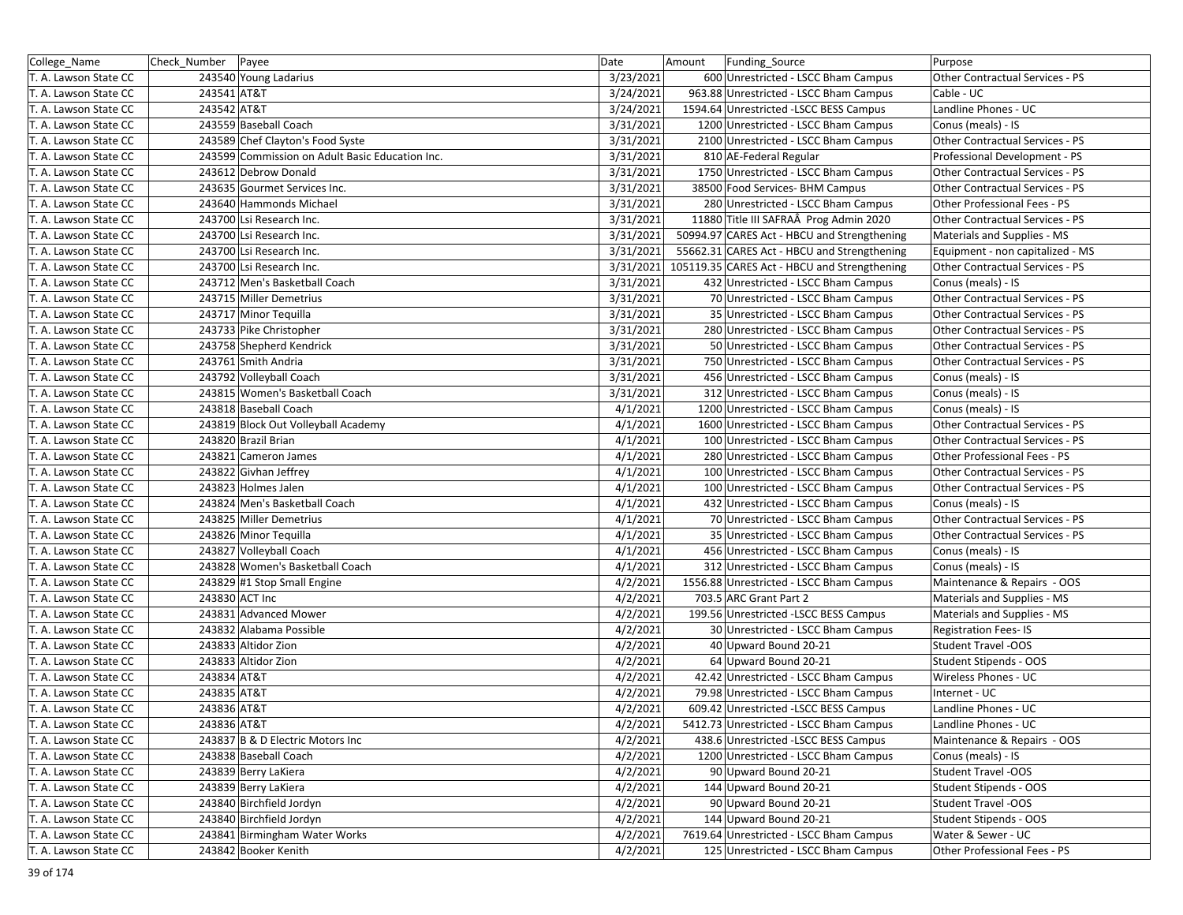| College_Name | Check_Number | Payee | Date | Amount | Funding_Source | Purpose |
|---|---|---|---|---|---|---|
| T. A. Lawson State CC | 243540 | Young Ladarius | 3/23/2021 | 600 | Unrestricted - LSCC Bham Campus | Other Contractual Services - PS |
| T. A. Lawson State CC | 243541 | AT&T | 3/24/2021 | 963.88 | Unrestricted - LSCC Bham Campus | Cable - UC |
| T. A. Lawson State CC | 243542 | AT&T | 3/24/2021 | 1594.64 | Unrestricted -LSCC BESS Campus | Landline Phones - UC |
| T. A. Lawson State CC | 243559 | Baseball Coach | 3/31/2021 | 1200 | Unrestricted - LSCC Bham Campus | Conus (meals) - IS |
| T. A. Lawson State CC | 243589 | Chef Clayton's Food Syste | 3/31/2021 | 2100 | Unrestricted - LSCC Bham Campus | Other Contractual Services - PS |
| T. A. Lawson State CC | 243599 | Commission on Adult Basic Education Inc. | 3/31/2021 | 810 | AE-Federal Regular | Professional Development - PS |
| T. A. Lawson State CC | 243612 | Debrow Donald | 3/31/2021 | 1750 | Unrestricted - LSCC Bham Campus | Other Contractual Services - PS |
| T. A. Lawson State CC | 243635 | Gourmet Services Inc. | 3/31/2021 | 38500 | Food Services- BHM Campus | Other Contractual Services - PS |
| T. A. Lawson State CC | 243640 | Hammonds Michael | 3/31/2021 | 280 | Unrestricted - LSCC Bham Campus | Other Professional Fees - PS |
| T. A. Lawson State CC | 243700 | Lsi Research Inc. | 3/31/2021 | 11880 | Title III SAFRAÂ Prog Admin 2020 | Other Contractual Services - PS |
| T. A. Lawson State CC | 243700 | Lsi Research Inc. | 3/31/2021 | 50994.97 | CARES Act - HBCU and Strengthening | Materials and Supplies - MS |
| T. A. Lawson State CC | 243700 | Lsi Research Inc. | 3/31/2021 | 55662.31 | CARES Act - HBCU and Strengthening | Equipment - non capitalized - MS |
| T. A. Lawson State CC | 243700 | Lsi Research Inc. | 3/31/2021 | 105119.35 | CARES Act - HBCU and Strengthening | Other Contractual Services - PS |
| T. A. Lawson State CC | 243712 | Men's Basketball Coach | 3/31/2021 | 432 | Unrestricted - LSCC Bham Campus | Conus (meals) - IS |
| T. A. Lawson State CC | 243715 | Miller Demetrius | 3/31/2021 | 70 | Unrestricted - LSCC Bham Campus | Other Contractual Services - PS |
| T. A. Lawson State CC | 243717 | Minor Tequilla | 3/31/2021 | 35 | Unrestricted - LSCC Bham Campus | Other Contractual Services - PS |
| T. A. Lawson State CC | 243733 | Pike Christopher | 3/31/2021 | 280 | Unrestricted - LSCC Bham Campus | Other Contractual Services - PS |
| T. A. Lawson State CC | 243758 | Shepherd Kendrick | 3/31/2021 | 50 | Unrestricted - LSCC Bham Campus | Other Contractual Services - PS |
| T. A. Lawson State CC | 243761 | Smith Andria | 3/31/2021 | 750 | Unrestricted - LSCC Bham Campus | Other Contractual Services - PS |
| T. A. Lawson State CC | 243792 | Volleyball Coach | 3/31/2021 | 456 | Unrestricted - LSCC Bham Campus | Conus (meals) - IS |
| T. A. Lawson State CC | 243815 | Women's Basketball Coach | 3/31/2021 | 312 | Unrestricted - LSCC Bham Campus | Conus (meals) - IS |
| T. A. Lawson State CC | 243818 | Baseball Coach | 4/1/2021 | 1200 | Unrestricted - LSCC Bham Campus | Conus (meals) - IS |
| T. A. Lawson State CC | 243819 | Block Out Volleyball Academy | 4/1/2021 | 1600 | Unrestricted - LSCC Bham Campus | Other Contractual Services - PS |
| T. A. Lawson State CC | 243820 | Brazil Brian | 4/1/2021 | 100 | Unrestricted - LSCC Bham Campus | Other Contractual Services - PS |
| T. A. Lawson State CC | 243821 | Cameron James | 4/1/2021 | 280 | Unrestricted - LSCC Bham Campus | Other Professional Fees - PS |
| T. A. Lawson State CC | 243822 | Givhan Jeffrey | 4/1/2021 | 100 | Unrestricted - LSCC Bham Campus | Other Contractual Services - PS |
| T. A. Lawson State CC | 243823 | Holmes Jalen | 4/1/2021 | 100 | Unrestricted - LSCC Bham Campus | Other Contractual Services - PS |
| T. A. Lawson State CC | 243824 | Men's Basketball Coach | 4/1/2021 | 432 | Unrestricted - LSCC Bham Campus | Conus (meals) - IS |
| T. A. Lawson State CC | 243825 | Miller Demetrius | 4/1/2021 | 70 | Unrestricted - LSCC Bham Campus | Other Contractual Services - PS |
| T. A. Lawson State CC | 243826 | Minor Tequilla | 4/1/2021 | 35 | Unrestricted - LSCC Bham Campus | Other Contractual Services - PS |
| T. A. Lawson State CC | 243827 | Volleyball Coach | 4/1/2021 | 456 | Unrestricted - LSCC Bham Campus | Conus (meals) - IS |
| T. A. Lawson State CC | 243828 | Women's Basketball Coach | 4/1/2021 | 312 | Unrestricted - LSCC Bham Campus | Conus (meals) - IS |
| T. A. Lawson State CC | 243829 | #1 Stop Small Engine | 4/2/2021 | 1556.88 | Unrestricted - LSCC Bham Campus | Maintenance & Repairs - OOS |
| T. A. Lawson State CC | 243830 | ACT Inc | 4/2/2021 | 703.5 | ARC Grant Part 2 | Materials and Supplies - MS |
| T. A. Lawson State CC | 243831 | Advanced Mower | 4/2/2021 | 199.56 | Unrestricted -LSCC BESS Campus | Materials and Supplies - MS |
| T. A. Lawson State CC | 243832 | Alabama Possible | 4/2/2021 | 30 | Unrestricted - LSCC Bham Campus | Registration Fees- IS |
| T. A. Lawson State CC | 243833 | Altidor Zion | 4/2/2021 | 40 | Upward Bound 20-21 | Student Travel -OOS |
| T. A. Lawson State CC | 243833 | Altidor Zion | 4/2/2021 | 64 | Upward Bound 20-21 | Student Stipends - OOS |
| T. A. Lawson State CC | 243834 | AT&T | 4/2/2021 | 42.42 | Unrestricted - LSCC Bham Campus | Wireless Phones - UC |
| T. A. Lawson State CC | 243835 | AT&T | 4/2/2021 | 79.98 | Unrestricted - LSCC Bham Campus | Internet - UC |
| T. A. Lawson State CC | 243836 | AT&T | 4/2/2021 | 609.42 | Unrestricted -LSCC BESS Campus | Landline Phones - UC |
| T. A. Lawson State CC | 243836 | AT&T | 4/2/2021 | 5412.73 | Unrestricted - LSCC Bham Campus | Landline Phones - UC |
| T. A. Lawson State CC | 243837 | B & D Electric Motors Inc | 4/2/2021 | 438.6 | Unrestricted -LSCC BESS Campus | Maintenance & Repairs - OOS |
| T. A. Lawson State CC | 243838 | Baseball Coach | 4/2/2021 | 1200 | Unrestricted - LSCC Bham Campus | Conus (meals) - IS |
| T. A. Lawson State CC | 243839 | Berry LaKiera | 4/2/2021 | 90 | Upward Bound 20-21 | Student Travel -OOS |
| T. A. Lawson State CC | 243839 | Berry LaKiera | 4/2/2021 | 144 | Upward Bound 20-21 | Student Stipends - OOS |
| T. A. Lawson State CC | 243840 | Birchfield Jordyn | 4/2/2021 | 90 | Upward Bound 20-21 | Student Travel -OOS |
| T. A. Lawson State CC | 243840 | Birchfield Jordyn | 4/2/2021 | 144 | Upward Bound 20-21 | Student Stipends - OOS |
| T. A. Lawson State CC | 243841 | Birmingham Water Works | 4/2/2021 | 7619.64 | Unrestricted - LSCC Bham Campus | Water & Sewer - UC |
| T. A. Lawson State CC | 243842 | Booker Kenith | 4/2/2021 | 125 | Unrestricted - LSCC Bham Campus | Other Professional Fees - PS |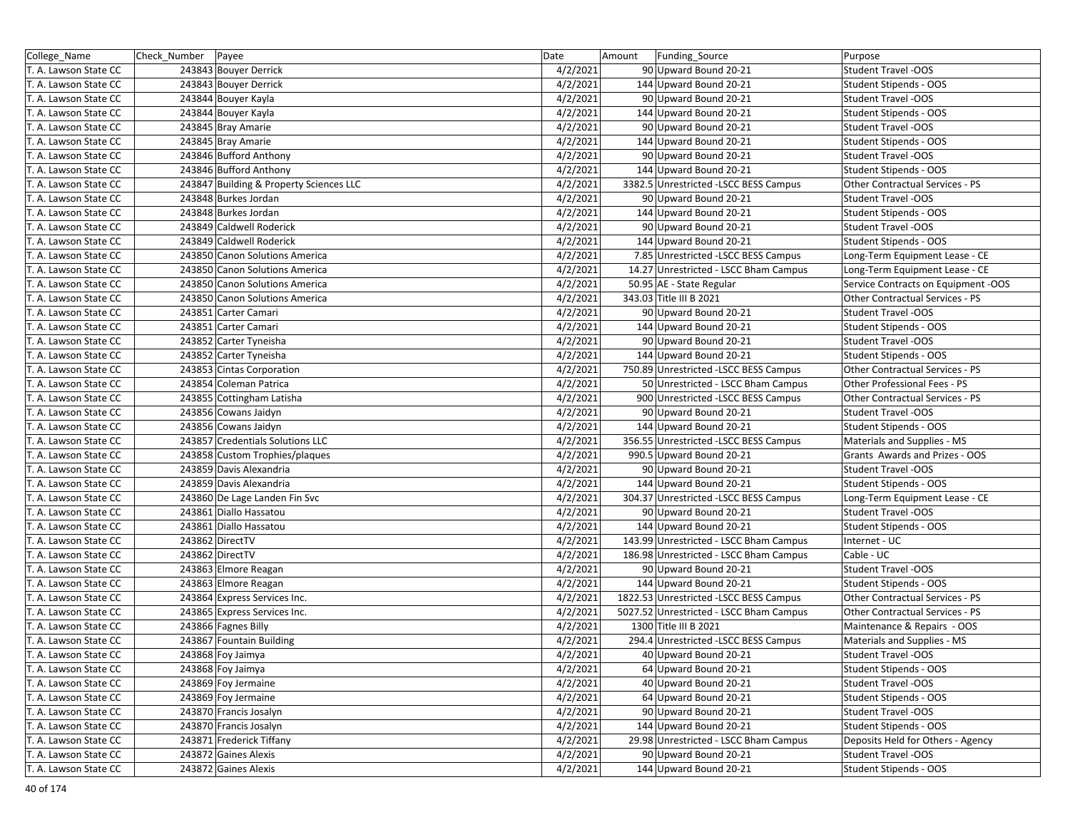| College_Name | Check_Number | Payee | Date | Amount | Funding_Source | Purpose |
|---|---|---|---|---|---|---|
| T. A. Lawson State CC | 243843 | Bouyer Derrick | 4/2/2021 | 90 | Upward Bound 20-21 | Student Travel -OOS |
| T. A. Lawson State CC | 243843 | Bouyer Derrick | 4/2/2021 | 144 | Upward Bound 20-21 | Student Stipends - OOS |
| T. A. Lawson State CC | 243844 | Bouyer Kayla | 4/2/2021 | 90 | Upward Bound 20-21 | Student Travel -OOS |
| T. A. Lawson State CC | 243844 | Bouyer Kayla | 4/2/2021 | 144 | Upward Bound 20-21 | Student Stipends - OOS |
| T. A. Lawson State CC | 243845 | Bray Amarie | 4/2/2021 | 90 | Upward Bound 20-21 | Student Travel -OOS |
| T. A. Lawson State CC | 243845 | Bray Amarie | 4/2/2021 | 144 | Upward Bound 20-21 | Student Stipends - OOS |
| T. A. Lawson State CC | 243846 | Bufford Anthony | 4/2/2021 | 90 | Upward Bound 20-21 | Student Travel -OOS |
| T. A. Lawson State CC | 243846 | Bufford Anthony | 4/2/2021 | 144 | Upward Bound 20-21 | Student Stipends - OOS |
| T. A. Lawson State CC | 243847 | Building & Property Sciences LLC | 4/2/2021 | 3382.5 | Unrestricted -LSCC BESS Campus | Other Contractual Services - PS |
| T. A. Lawson State CC | 243848 | Burkes Jordan | 4/2/2021 | 90 | Upward Bound 20-21 | Student Travel -OOS |
| T. A. Lawson State CC | 243848 | Burkes Jordan | 4/2/2021 | 144 | Upward Bound 20-21 | Student Stipends - OOS |
| T. A. Lawson State CC | 243849 | Caldwell Roderick | 4/2/2021 | 90 | Upward Bound 20-21 | Student Travel -OOS |
| T. A. Lawson State CC | 243849 | Caldwell Roderick | 4/2/2021 | 144 | Upward Bound 20-21 | Student Stipends - OOS |
| T. A. Lawson State CC | 243850 | Canon Solutions America | 4/2/2021 | 7.85 | Unrestricted -LSCC BESS Campus | Long-Term Equipment Lease - CE |
| T. A. Lawson State CC | 243850 | Canon Solutions America | 4/2/2021 | 14.27 | Unrestricted - LSCC Bham Campus | Long-Term Equipment Lease - CE |
| T. A. Lawson State CC | 243850 | Canon Solutions America | 4/2/2021 | 50.95 | AE - State Regular | Service Contracts on Equipment -OOS |
| T. A. Lawson State CC | 243850 | Canon Solutions America | 4/2/2021 | 343.03 | Title III B 2021 | Other Contractual Services - PS |
| T. A. Lawson State CC | 243851 | Carter Camari | 4/2/2021 | 90 | Upward Bound 20-21 | Student Travel -OOS |
| T. A. Lawson State CC | 243851 | Carter Camari | 4/2/2021 | 144 | Upward Bound 20-21 | Student Stipends - OOS |
| T. A. Lawson State CC | 243852 | Carter Tyneisha | 4/2/2021 | 90 | Upward Bound 20-21 | Student Travel -OOS |
| T. A. Lawson State CC | 243852 | Carter Tyneisha | 4/2/2021 | 144 | Upward Bound 20-21 | Student Stipends - OOS |
| T. A. Lawson State CC | 243853 | Cintas Corporation | 4/2/2021 | 750.89 | Unrestricted -LSCC BESS Campus | Other Contractual Services - PS |
| T. A. Lawson State CC | 243854 | Coleman Patrica | 4/2/2021 | 50 | Unrestricted - LSCC Bham Campus | Other Professional Fees - PS |
| T. A. Lawson State CC | 243855 | Cottingham Latisha | 4/2/2021 | 900 | Unrestricted -LSCC BESS Campus | Other Contractual Services - PS |
| T. A. Lawson State CC | 243856 | Cowans Jaidyn | 4/2/2021 | 90 | Upward Bound 20-21 | Student Travel -OOS |
| T. A. Lawson State CC | 243856 | Cowans Jaidyn | 4/2/2021 | 144 | Upward Bound 20-21 | Student Stipends - OOS |
| T. A. Lawson State CC | 243857 | Credentials Solutions LLC | 4/2/2021 | 356.55 | Unrestricted -LSCC BESS Campus | Materials and Supplies - MS |
| T. A. Lawson State CC | 243858 | Custom Trophies/plaques | 4/2/2021 | 990.5 | Upward Bound 20-21 | Grants Awards and Prizes - OOS |
| T. A. Lawson State CC | 243859 | Davis Alexandria | 4/2/2021 | 90 | Upward Bound 20-21 | Student Travel -OOS |
| T. A. Lawson State CC | 243859 | Davis Alexandria | 4/2/2021 | 144 | Upward Bound 20-21 | Student Stipends - OOS |
| T. A. Lawson State CC | 243860 | De Lage Landen Fin Svc | 4/2/2021 | 304.37 | Unrestricted -LSCC BESS Campus | Long-Term Equipment Lease - CE |
| T. A. Lawson State CC | 243861 | Diallo Hassatou | 4/2/2021 | 90 | Upward Bound 20-21 | Student Travel -OOS |
| T. A. Lawson State CC | 243861 | Diallo Hassatou | 4/2/2021 | 144 | Upward Bound 20-21 | Student Stipends - OOS |
| T. A. Lawson State CC | 243862 | DirectTV | 4/2/2021 | 143.99 | Unrestricted - LSCC Bham Campus | Internet - UC |
| T. A. Lawson State CC | 243862 | DirectTV | 4/2/2021 | 186.98 | Unrestricted - LSCC Bham Campus | Cable - UC |
| T. A. Lawson State CC | 243863 | Elmore Reagan | 4/2/2021 | 90 | Upward Bound 20-21 | Student Travel -OOS |
| T. A. Lawson State CC | 243863 | Elmore Reagan | 4/2/2021 | 144 | Upward Bound 20-21 | Student Stipends - OOS |
| T. A. Lawson State CC | 243864 | Express Services Inc. | 4/2/2021 | 1822.53 | Unrestricted -LSCC BESS Campus | Other Contractual Services - PS |
| T. A. Lawson State CC | 243865 | Express Services Inc. | 4/2/2021 | 5027.52 | Unrestricted - LSCC Bham Campus | Other Contractual Services - PS |
| T. A. Lawson State CC | 243866 | Fagnes Billy | 4/2/2021 | 1300 | Title III B 2021 | Maintenance & Repairs - OOS |
| T. A. Lawson State CC | 243867 | Fountain Building | 4/2/2021 | 294.4 | Unrestricted -LSCC BESS Campus | Materials and Supplies - MS |
| T. A. Lawson State CC | 243868 | Foy Jaimya | 4/2/2021 | 40 | Upward Bound 20-21 | Student Travel -OOS |
| T. A. Lawson State CC | 243868 | Foy Jaimya | 4/2/2021 | 64 | Upward Bound 20-21 | Student Stipends - OOS |
| T. A. Lawson State CC | 243869 | Foy Jermaine | 4/2/2021 | 40 | Upward Bound 20-21 | Student Travel -OOS |
| T. A. Lawson State CC | 243869 | Foy Jermaine | 4/2/2021 | 64 | Upward Bound 20-21 | Student Stipends - OOS |
| T. A. Lawson State CC | 243870 | Francis Josalyn | 4/2/2021 | 90 | Upward Bound 20-21 | Student Travel -OOS |
| T. A. Lawson State CC | 243870 | Francis Josalyn | 4/2/2021 | 144 | Upward Bound 20-21 | Student Stipends - OOS |
| T. A. Lawson State CC | 243871 | Frederick Tiffany | 4/2/2021 | 29.98 | Unrestricted - LSCC Bham Campus | Deposits Held for Others - Agency |
| T. A. Lawson State CC | 243872 | Gaines Alexis | 4/2/2021 | 90 | Upward Bound 20-21 | Student Travel -OOS |
| T. A. Lawson State CC | 243872 | Gaines Alexis | 4/2/2021 | 144 | Upward Bound 20-21 | Student Stipends - OOS |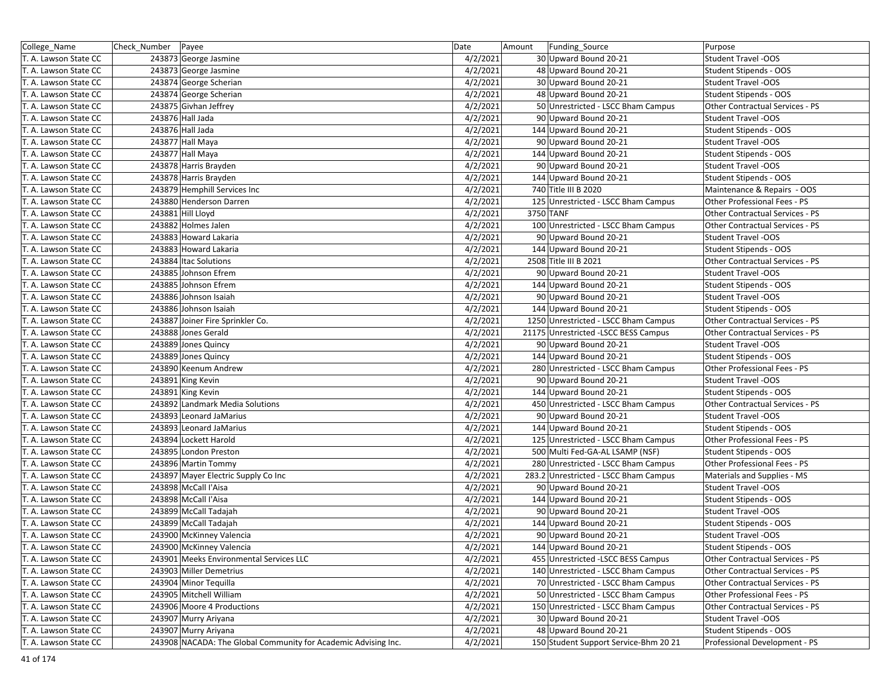| College_Name | Check_Number | Payee | Date | Amount | Funding_Source | Purpose |
|---|---|---|---|---|---|---|
| T. A. Lawson State CC | 243873 | George Jasmine | 4/2/2021 | 30 | Upward Bound 20-21 | Student Travel -OOS |
| T. A. Lawson State CC | 243873 | George Jasmine | 4/2/2021 | 48 | Upward Bound 20-21 | Student Stipends - OOS |
| T. A. Lawson State CC | 243874 | George Scherian | 4/2/2021 | 30 | Upward Bound 20-21 | Student Travel -OOS |
| T. A. Lawson State CC | 243874 | George Scherian | 4/2/2021 | 48 | Upward Bound 20-21 | Student Stipends - OOS |
| T. A. Lawson State CC | 243875 | Givhan Jeffrey | 4/2/2021 | 50 | Unrestricted - LSCC Bham Campus | Other Contractual Services - PS |
| T. A. Lawson State CC | 243876 | Hall Jada | 4/2/2021 | 90 | Upward Bound 20-21 | Student Travel -OOS |
| T. A. Lawson State CC | 243876 | Hall Jada | 4/2/2021 | 144 | Upward Bound 20-21 | Student Stipends - OOS |
| T. A. Lawson State CC | 243877 | Hall Maya | 4/2/2021 | 90 | Upward Bound 20-21 | Student Travel -OOS |
| T. A. Lawson State CC | 243877 | Hall Maya | 4/2/2021 | 144 | Upward Bound 20-21 | Student Stipends - OOS |
| T. A. Lawson State CC | 243878 | Harris Brayden | 4/2/2021 | 90 | Upward Bound 20-21 | Student Travel -OOS |
| T. A. Lawson State CC | 243878 | Harris Brayden | 4/2/2021 | 144 | Upward Bound 20-21 | Student Stipends - OOS |
| T. A. Lawson State CC | 243879 | Hemphill Services Inc | 4/2/2021 | 740 | Title III B 2020 | Maintenance & Repairs - OOS |
| T. A. Lawson State CC | 243880 | Henderson Darren | 4/2/2021 | 125 | Unrestricted - LSCC Bham Campus | Other Professional Fees - PS |
| T. A. Lawson State CC | 243881 | Hill Lloyd | 4/2/2021 | 3750 | TANF | Other Contractual Services - PS |
| T. A. Lawson State CC | 243882 | Holmes Jalen | 4/2/2021 | 100 | Unrestricted - LSCC Bham Campus | Other Contractual Services - PS |
| T. A. Lawson State CC | 243883 | Howard Lakaria | 4/2/2021 | 90 | Upward Bound 20-21 | Student Travel -OOS |
| T. A. Lawson State CC | 243883 | Howard Lakaria | 4/2/2021 | 144 | Upward Bound 20-21 | Student Stipends - OOS |
| T. A. Lawson State CC | 243884 | Itac Solutions | 4/2/2021 | 2508 | Title III B 2021 | Other Contractual Services - PS |
| T. A. Lawson State CC | 243885 | Johnson Efrem | 4/2/2021 | 90 | Upward Bound 20-21 | Student Travel -OOS |
| T. A. Lawson State CC | 243885 | Johnson Efrem | 4/2/2021 | 144 | Upward Bound 20-21 | Student Stipends - OOS |
| T. A. Lawson State CC | 243886 | Johnson Isaiah | 4/2/2021 | 90 | Upward Bound 20-21 | Student Travel -OOS |
| T. A. Lawson State CC | 243886 | Johnson Isaiah | 4/2/2021 | 144 | Upward Bound 20-21 | Student Stipends - OOS |
| T. A. Lawson State CC | 243887 | Joiner Fire Sprinkler Co. | 4/2/2021 | 1250 | Unrestricted - LSCC Bham Campus | Other Contractual Services - PS |
| T. A. Lawson State CC | 243888 | Jones Gerald | 4/2/2021 | 21175 | Unrestricted -LSCC BESS Campus | Other Contractual Services - PS |
| T. A. Lawson State CC | 243889 | Jones Quincy | 4/2/2021 | 90 | Upward Bound 20-21 | Student Travel -OOS |
| T. A. Lawson State CC | 243889 | Jones Quincy | 4/2/2021 | 144 | Upward Bound 20-21 | Student Stipends - OOS |
| T. A. Lawson State CC | 243890 | Keenum Andrew | 4/2/2021 | 280 | Unrestricted - LSCC Bham Campus | Other Professional Fees - PS |
| T. A. Lawson State CC | 243891 | King Kevin | 4/2/2021 | 90 | Upward Bound 20-21 | Student Travel -OOS |
| T. A. Lawson State CC | 243891 | King Kevin | 4/2/2021 | 144 | Upward Bound 20-21 | Student Stipends - OOS |
| T. A. Lawson State CC | 243892 | Landmark Media Solutions | 4/2/2021 | 450 | Unrestricted - LSCC Bham Campus | Other Contractual Services - PS |
| T. A. Lawson State CC | 243893 | Leonard JaMarius | 4/2/2021 | 90 | Upward Bound 20-21 | Student Travel -OOS |
| T. A. Lawson State CC | 243893 | Leonard JaMarius | 4/2/2021 | 144 | Upward Bound 20-21 | Student Stipends - OOS |
| T. A. Lawson State CC | 243894 | Lockett Harold | 4/2/2021 | 125 | Unrestricted - LSCC Bham Campus | Other Professional Fees - PS |
| T. A. Lawson State CC | 243895 | London Preston | 4/2/2021 | 500 | Multi Fed-GA-AL LSAMP (NSF) | Student Stipends - OOS |
| T. A. Lawson State CC | 243896 | Martin Tommy | 4/2/2021 | 280 | Unrestricted - LSCC Bham Campus | Other Professional Fees - PS |
| T. A. Lawson State CC | 243897 | Mayer Electric Supply Co Inc | 4/2/2021 | 283.2 | Unrestricted - LSCC Bham Campus | Materials and Supplies - MS |
| T. A. Lawson State CC | 243898 | McCall I'Aisa | 4/2/2021 | 90 | Upward Bound 20-21 | Student Travel -OOS |
| T. A. Lawson State CC | 243898 | McCall I'Aisa | 4/2/2021 | 144 | Upward Bound 20-21 | Student Stipends - OOS |
| T. A. Lawson State CC | 243899 | McCall Tadajah | 4/2/2021 | 90 | Upward Bound 20-21 | Student Travel -OOS |
| T. A. Lawson State CC | 243899 | McCall Tadajah | 4/2/2021 | 144 | Upward Bound 20-21 | Student Stipends - OOS |
| T. A. Lawson State CC | 243900 | McKinney Valencia | 4/2/2021 | 90 | Upward Bound 20-21 | Student Travel -OOS |
| T. A. Lawson State CC | 243900 | McKinney Valencia | 4/2/2021 | 144 | Upward Bound 20-21 | Student Stipends - OOS |
| T. A. Lawson State CC | 243901 | Meeks Environmental Services LLC | 4/2/2021 | 455 | Unrestricted -LSCC BESS Campus | Other Contractual Services - PS |
| T. A. Lawson State CC | 243903 | Miller Demetrius | 4/2/2021 | 140 | Unrestricted - LSCC Bham Campus | Other Contractual Services - PS |
| T. A. Lawson State CC | 243904 | Minor Tequilla | 4/2/2021 | 70 | Unrestricted - LSCC Bham Campus | Other Contractual Services - PS |
| T. A. Lawson State CC | 243905 | Mitchell William | 4/2/2021 | 50 | Unrestricted - LSCC Bham Campus | Other Professional Fees - PS |
| T. A. Lawson State CC | 243906 | Moore 4 Productions | 4/2/2021 | 150 | Unrestricted - LSCC Bham Campus | Other Contractual Services - PS |
| T. A. Lawson State CC | 243907 | Murry Ariyana | 4/2/2021 | 30 | Upward Bound 20-21 | Student Travel -OOS |
| T. A. Lawson State CC | 243907 | Murry Ariyana | 4/2/2021 | 48 | Upward Bound 20-21 | Student Stipends - OOS |
| T. A. Lawson State CC | 243908 | NACADA: The Global Community for Academic Advising Inc. | 4/2/2021 | 150 | Student Support Service-Bhm 20 21 | Professional Development - PS |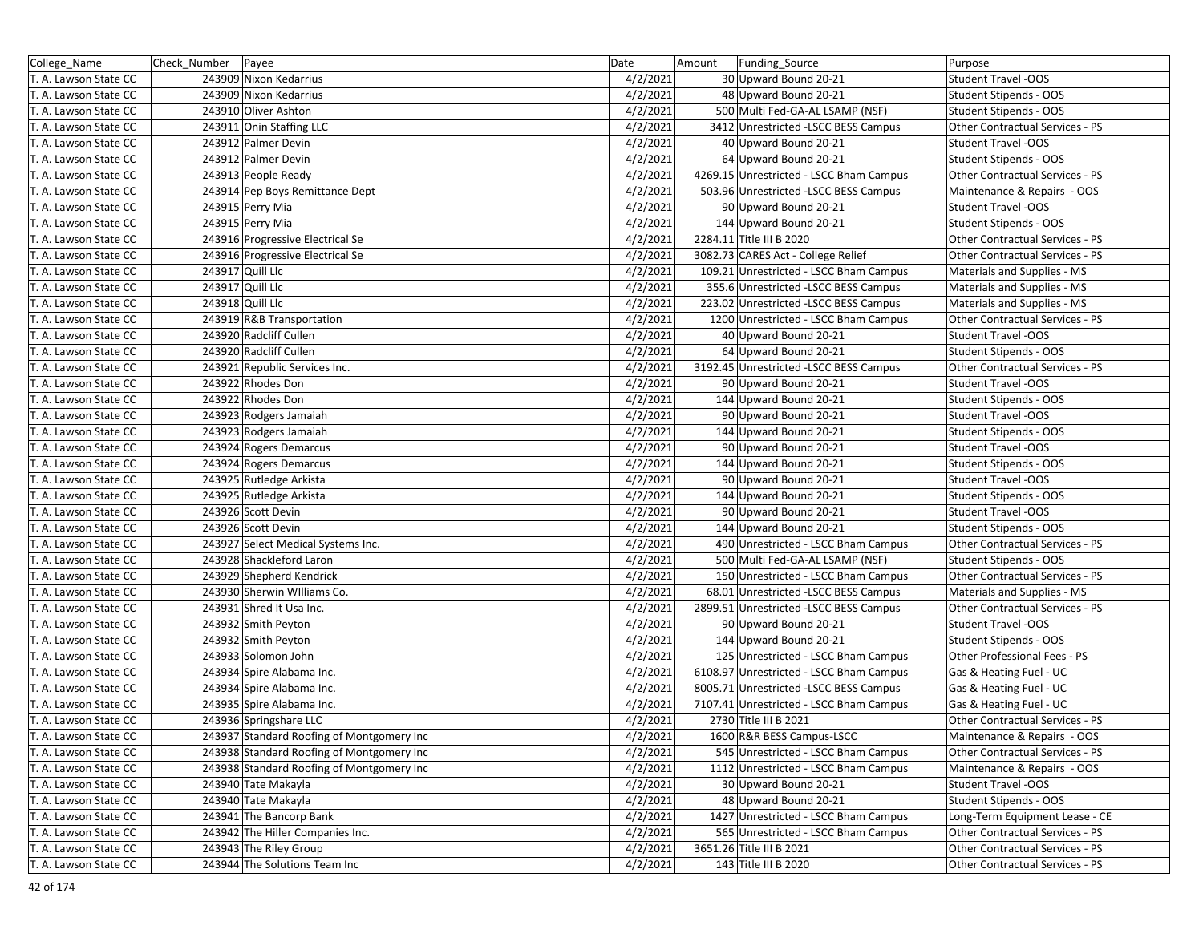| College_Name | Check_Number | Payee | Date | Amount | Funding_Source | Purpose |
|---|---|---|---|---|---|---|
| T. A. Lawson State CC | 243909 | Nixon Kedarrius | 4/2/2021 | 30 | Upward Bound 20-21 | Student Travel -OOS |
| T. A. Lawson State CC | 243909 | Nixon Kedarrius | 4/2/2021 | 48 | Upward Bound 20-21 | Student Stipends - OOS |
| T. A. Lawson State CC | 243910 | Oliver Ashton | 4/2/2021 | 500 | Multi Fed-GA-AL LSAMP (NSF) | Student Stipends - OOS |
| T. A. Lawson State CC | 243911 | Onin Staffing LLC | 4/2/2021 | 3412 | Unrestricted -LSCC BESS Campus | Other Contractual Services - PS |
| T. A. Lawson State CC | 243912 | Palmer Devin | 4/2/2021 | 40 | Upward Bound 20-21 | Student Travel -OOS |
| T. A. Lawson State CC | 243912 | Palmer Devin | 4/2/2021 | 64 | Upward Bound 20-21 | Student Stipends - OOS |
| T. A. Lawson State CC | 243913 | People Ready | 4/2/2021 | 4269.15 | Unrestricted - LSCC Bham Campus | Other Contractual Services - PS |
| T. A. Lawson State CC | 243914 | Pep Boys Remittance Dept | 4/2/2021 | 503.96 | Unrestricted -LSCC BESS Campus | Maintenance & Repairs - OOS |
| T. A. Lawson State CC | 243915 | Perry Mia | 4/2/2021 | 90 | Upward Bound 20-21 | Student Travel -OOS |
| T. A. Lawson State CC | 243915 | Perry Mia | 4/2/2021 | 144 | Upward Bound 20-21 | Student Stipends - OOS |
| T. A. Lawson State CC | 243916 | Progressive Electrical Se | 4/2/2021 | 2284.11 | Title III B 2020 | Other Contractual Services - PS |
| T. A. Lawson State CC | 243916 | Progressive Electrical Se | 4/2/2021 | 3082.73 | CARES Act - College Relief | Other Contractual Services - PS |
| T. A. Lawson State CC | 243917 | Quill Llc | 4/2/2021 | 109.21 | Unrestricted - LSCC Bham Campus | Materials and Supplies - MS |
| T. A. Lawson State CC | 243917 | Quill Llc | 4/2/2021 | 355.6 | Unrestricted -LSCC BESS Campus | Materials and Supplies - MS |
| T. A. Lawson State CC | 243918 | Quill Llc | 4/2/2021 | 223.02 | Unrestricted -LSCC BESS Campus | Materials and Supplies - MS |
| T. A. Lawson State CC | 243919 | R&B Transportation | 4/2/2021 | 1200 | Unrestricted - LSCC Bham Campus | Other Contractual Services - PS |
| T. A. Lawson State CC | 243920 | Radcliff Cullen | 4/2/2021 | 40 | Upward Bound 20-21 | Student Travel -OOS |
| T. A. Lawson State CC | 243920 | Radcliff Cullen | 4/2/2021 | 64 | Upward Bound 20-21 | Student Stipends - OOS |
| T. A. Lawson State CC | 243921 | Republic Services Inc. | 4/2/2021 | 3192.45 | Unrestricted -LSCC BESS Campus | Other Contractual Services - PS |
| T. A. Lawson State CC | 243922 | Rhodes Don | 4/2/2021 | 90 | Upward Bound 20-21 | Student Travel -OOS |
| T. A. Lawson State CC | 243922 | Rhodes Don | 4/2/2021 | 144 | Upward Bound 20-21 | Student Stipends - OOS |
| T. A. Lawson State CC | 243923 | Rodgers Jamaiah | 4/2/2021 | 90 | Upward Bound 20-21 | Student Travel -OOS |
| T. A. Lawson State CC | 243923 | Rodgers Jamaiah | 4/2/2021 | 144 | Upward Bound 20-21 | Student Stipends - OOS |
| T. A. Lawson State CC | 243924 | Rogers Demarcus | 4/2/2021 | 90 | Upward Bound 20-21 | Student Travel -OOS |
| T. A. Lawson State CC | 243924 | Rogers Demarcus | 4/2/2021 | 144 | Upward Bound 20-21 | Student Stipends - OOS |
| T. A. Lawson State CC | 243925 | Rutledge Arkista | 4/2/2021 | 90 | Upward Bound 20-21 | Student Travel -OOS |
| T. A. Lawson State CC | 243925 | Rutledge Arkista | 4/2/2021 | 144 | Upward Bound 20-21 | Student Stipends - OOS |
| T. A. Lawson State CC | 243926 | Scott Devin | 4/2/2021 | 90 | Upward Bound 20-21 | Student Travel -OOS |
| T. A. Lawson State CC | 243926 | Scott Devin | 4/2/2021 | 144 | Upward Bound 20-21 | Student Stipends - OOS |
| T. A. Lawson State CC | 243927 | Select Medical Systems Inc. | 4/2/2021 | 490 | Unrestricted - LSCC Bham Campus | Other Contractual Services - PS |
| T. A. Lawson State CC | 243928 | Shackleford Laron | 4/2/2021 | 500 | Multi Fed-GA-AL LSAMP (NSF) | Student Stipends - OOS |
| T. A. Lawson State CC | 243929 | Shepherd Kendrick | 4/2/2021 | 150 | Unrestricted - LSCC Bham Campus | Other Contractual Services - PS |
| T. A. Lawson State CC | 243930 | Sherwin WIlliams Co. | 4/2/2021 | 68.01 | Unrestricted -LSCC BESS Campus | Materials and Supplies - MS |
| T. A. Lawson State CC | 243931 | Shred It Usa Inc. | 4/2/2021 | 2899.51 | Unrestricted -LSCC BESS Campus | Other Contractual Services - PS |
| T. A. Lawson State CC | 243932 | Smith Peyton | 4/2/2021 | 90 | Upward Bound 20-21 | Student Travel -OOS |
| T. A. Lawson State CC | 243932 | Smith Peyton | 4/2/2021 | 144 | Upward Bound 20-21 | Student Stipends - OOS |
| T. A. Lawson State CC | 243933 | Solomon John | 4/2/2021 | 125 | Unrestricted - LSCC Bham Campus | Other Professional Fees - PS |
| T. A. Lawson State CC | 243934 | Spire Alabama Inc. | 4/2/2021 | 6108.97 | Unrestricted - LSCC Bham Campus | Gas & Heating Fuel - UC |
| T. A. Lawson State CC | 243934 | Spire Alabama Inc. | 4/2/2021 | 8005.71 | Unrestricted -LSCC BESS Campus | Gas & Heating Fuel - UC |
| T. A. Lawson State CC | 243935 | Spire Alabama Inc. | 4/2/2021 | 7107.41 | Unrestricted - LSCC Bham Campus | Gas & Heating Fuel - UC |
| T. A. Lawson State CC | 243936 | Springshare LLC | 4/2/2021 | 2730 | Title III B 2021 | Other Contractual Services - PS |
| T. A. Lawson State CC | 243937 | Standard Roofing of Montgomery Inc | 4/2/2021 | 1600 | R&R BESS Campus-LSCC | Maintenance & Repairs - OOS |
| T. A. Lawson State CC | 243938 | Standard Roofing of Montgomery Inc | 4/2/2021 | 545 | Unrestricted - LSCC Bham Campus | Other Contractual Services - PS |
| T. A. Lawson State CC | 243938 | Standard Roofing of Montgomery Inc | 4/2/2021 | 1112 | Unrestricted - LSCC Bham Campus | Maintenance & Repairs - OOS |
| T. A. Lawson State CC | 243940 | Tate Makayla | 4/2/2021 | 30 | Upward Bound 20-21 | Student Travel -OOS |
| T. A. Lawson State CC | 243940 | Tate Makayla | 4/2/2021 | 48 | Upward Bound 20-21 | Student Stipends - OOS |
| T. A. Lawson State CC | 243941 | The Bancorp Bank | 4/2/2021 | 1427 | Unrestricted - LSCC Bham Campus | Long-Term Equipment Lease - CE |
| T. A. Lawson State CC | 243942 | The Hiller Companies Inc. | 4/2/2021 | 565 | Unrestricted - LSCC Bham Campus | Other Contractual Services - PS |
| T. A. Lawson State CC | 243943 | The Riley Group | 4/2/2021 | 3651.26 | Title III B 2021 | Other Contractual Services - PS |
| T. A. Lawson State CC | 243944 | The Solutions Team Inc | 4/2/2021 | 143 | Title III B 2020 | Other Contractual Services - PS |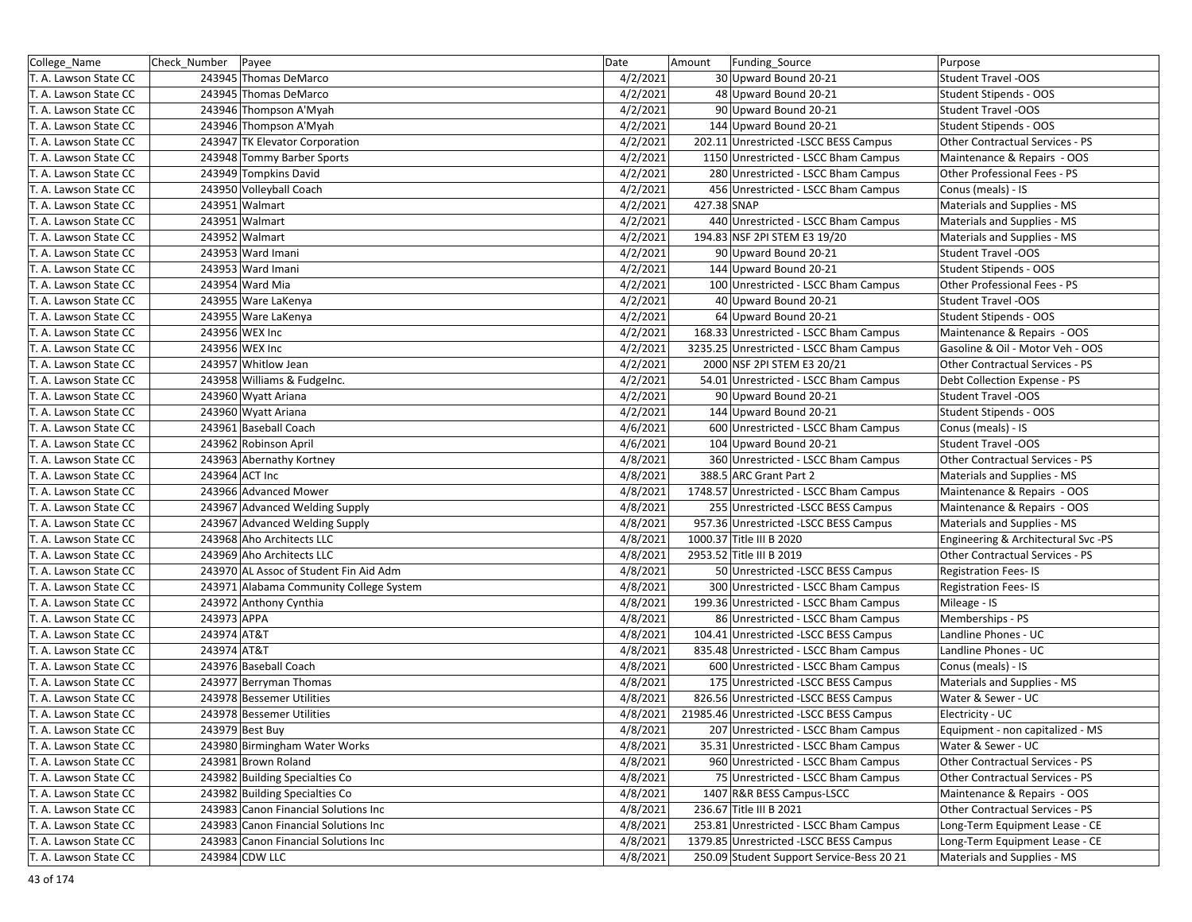| College_Name | Check_Number | Payee | Date | Amount | Funding_Source | Purpose |
|---|---|---|---|---|---|---|
| T. A. Lawson State CC | 243945 | Thomas DeMarco | 4/2/2021 | 30 | Upward Bound 20-21 | Student Travel -OOS |
| T. A. Lawson State CC | 243945 | Thomas DeMarco | 4/2/2021 | 48 | Upward Bound 20-21 | Student Stipends - OOS |
| T. A. Lawson State CC | 243946 | Thompson A'Myah | 4/2/2021 | 90 | Upward Bound 20-21 | Student Travel -OOS |
| T. A. Lawson State CC | 243946 | Thompson A'Myah | 4/2/2021 | 144 | Upward Bound 20-21 | Student Stipends - OOS |
| T. A. Lawson State CC | 243947 | TK Elevator Corporation | 4/2/2021 | 202.11 | Unrestricted -LSCC BESS Campus | Other Contractual Services - PS |
| T. A. Lawson State CC | 243948 | Tommy Barber Sports | 4/2/2021 | 1150 | Unrestricted - LSCC Bham Campus | Maintenance & Repairs - OOS |
| T. A. Lawson State CC | 243949 | Tompkins David | 4/2/2021 | 280 | Unrestricted - LSCC Bham Campus | Other Professional Fees - PS |
| T. A. Lawson State CC | 243950 | Volleyball Coach | 4/2/2021 | 456 | Unrestricted - LSCC Bham Campus | Conus (meals) - IS |
| T. A. Lawson State CC | 243951 | Walmart | 4/2/2021 | 427.38 | SNAP | Materials and Supplies - MS |
| T. A. Lawson State CC | 243951 | Walmart | 4/2/2021 | 440 | Unrestricted - LSCC Bham Campus | Materials and Supplies - MS |
| T. A. Lawson State CC | 243952 | Walmart | 4/2/2021 | 194.83 | NSF 2PI STEM E3 19/20 | Materials and Supplies - MS |
| T. A. Lawson State CC | 243953 | Ward Imani | 4/2/2021 | 90 | Upward Bound 20-21 | Student Travel -OOS |
| T. A. Lawson State CC | 243953 | Ward Imani | 4/2/2021 | 144 | Upward Bound 20-21 | Student Stipends - OOS |
| T. A. Lawson State CC | 243954 | Ward Mia | 4/2/2021 | 100 | Unrestricted - LSCC Bham Campus | Other Professional Fees - PS |
| T. A. Lawson State CC | 243955 | Ware LaKenya | 4/2/2021 | 40 | Upward Bound 20-21 | Student Travel -OOS |
| T. A. Lawson State CC | 243955 | Ware LaKenya | 4/2/2021 | 64 | Upward Bound 20-21 | Student Stipends - OOS |
| T. A. Lawson State CC | 243956 | WEX Inc | 4/2/2021 | 168.33 | Unrestricted - LSCC Bham Campus | Maintenance & Repairs - OOS |
| T. A. Lawson State CC | 243956 | WEX Inc | 4/2/2021 | 3235.25 | Unrestricted - LSCC Bham Campus | Gasoline & Oil - Motor Veh - OOS |
| T. A. Lawson State CC | 243957 | Whitlow Jean | 4/2/2021 | 2000 | NSF 2PI STEM E3 20/21 | Other Contractual Services - PS |
| T. A. Lawson State CC | 243958 | Williams & FudgeInc. | 4/2/2021 | 54.01 | Unrestricted - LSCC Bham Campus | Debt Collection Expense - PS |
| T. A. Lawson State CC | 243960 | Wyatt Ariana | 4/2/2021 | 90 | Upward Bound 20-21 | Student Travel -OOS |
| T. A. Lawson State CC | 243960 | Wyatt Ariana | 4/2/2021 | 144 | Upward Bound 20-21 | Student Stipends - OOS |
| T. A. Lawson State CC | 243961 | Baseball Coach | 4/6/2021 | 600 | Unrestricted - LSCC Bham Campus | Conus (meals) - IS |
| T. A. Lawson State CC | 243962 | Robinson April | 4/6/2021 | 104 | Upward Bound 20-21 | Student Travel -OOS |
| T. A. Lawson State CC | 243963 | Abernathy Kortney | 4/8/2021 | 360 | Unrestricted - LSCC Bham Campus | Other Contractual Services - PS |
| T. A. Lawson State CC | 243964 | ACT Inc | 4/8/2021 | 388.5 | ARC Grant Part 2 | Materials and Supplies - MS |
| T. A. Lawson State CC | 243966 | Advanced Mower | 4/8/2021 | 1748.57 | Unrestricted - LSCC Bham Campus | Maintenance & Repairs - OOS |
| T. A. Lawson State CC | 243967 | Advanced Welding Supply | 4/8/2021 | 255 | Unrestricted -LSCC BESS Campus | Maintenance & Repairs - OOS |
| T. A. Lawson State CC | 243967 | Advanced Welding Supply | 4/8/2021 | 957.36 | Unrestricted -LSCC BESS Campus | Materials and Supplies - MS |
| T. A. Lawson State CC | 243968 | Aho Architects LLC | 4/8/2021 | 1000.37 | Title III B 2020 | Engineering & Architectural Svc -PS |
| T. A. Lawson State CC | 243969 | Aho Architects LLC | 4/8/2021 | 2953.52 | Title III B 2019 | Other Contractual Services - PS |
| T. A. Lawson State CC | 243970 | AL Assoc of Student Fin Aid Adm | 4/8/2021 | 50 | Unrestricted -LSCC BESS Campus | Registration Fees- IS |
| T. A. Lawson State CC | 243971 | Alabama Community College System | 4/8/2021 | 300 | Unrestricted - LSCC Bham Campus | Registration Fees- IS |
| T. A. Lawson State CC | 243972 | Anthony Cynthia | 4/8/2021 | 199.36 | Unrestricted - LSCC Bham Campus | Mileage - IS |
| T. A. Lawson State CC | 243973 | APPA | 4/8/2021 | 86 | Unrestricted - LSCC Bham Campus | Memberships - PS |
| T. A. Lawson State CC | 243974 | AT&T | 4/8/2021 | 104.41 | Unrestricted -LSCC BESS Campus | Landline Phones - UC |
| T. A. Lawson State CC | 243974 | AT&T | 4/8/2021 | 835.48 | Unrestricted - LSCC Bham Campus | Landline Phones - UC |
| T. A. Lawson State CC | 243976 | Baseball Coach | 4/8/2021 | 600 | Unrestricted - LSCC Bham Campus | Conus (meals) - IS |
| T. A. Lawson State CC | 243977 | Berryman Thomas | 4/8/2021 | 175 | Unrestricted -LSCC BESS Campus | Materials and Supplies - MS |
| T. A. Lawson State CC | 243978 | Bessemer Utilities | 4/8/2021 | 826.56 | Unrestricted -LSCC BESS Campus | Water & Sewer - UC |
| T. A. Lawson State CC | 243978 | Bessemer Utilities | 4/8/2021 | 21985.46 | Unrestricted -LSCC BESS Campus | Electricity - UC |
| T. A. Lawson State CC | 243979 | Best Buy | 4/8/2021 | 207 | Unrestricted - LSCC Bham Campus | Equipment - non capitalized - MS |
| T. A. Lawson State CC | 243980 | Birmingham Water Works | 4/8/2021 | 35.31 | Unrestricted - LSCC Bham Campus | Water & Sewer - UC |
| T. A. Lawson State CC | 243981 | Brown Roland | 4/8/2021 | 960 | Unrestricted - LSCC Bham Campus | Other Contractual Services - PS |
| T. A. Lawson State CC | 243982 | Building Specialties Co | 4/8/2021 | 75 | Unrestricted - LSCC Bham Campus | Other Contractual Services - PS |
| T. A. Lawson State CC | 243982 | Building Specialties Co | 4/8/2021 | 1407 | R&R BESS Campus-LSCC | Maintenance & Repairs - OOS |
| T. A. Lawson State CC | 243983 | Canon Financial Solutions Inc | 4/8/2021 | 236.67 | Title III B 2021 | Other Contractual Services - PS |
| T. A. Lawson State CC | 243983 | Canon Financial Solutions Inc | 4/8/2021 | 253.81 | Unrestricted - LSCC Bham Campus | Long-Term Equipment Lease - CE |
| T. A. Lawson State CC | 243983 | Canon Financial Solutions Inc | 4/8/2021 | 1379.85 | Unrestricted -LSCC BESS Campus | Long-Term Equipment Lease - CE |
| T. A. Lawson State CC | 243984 | CDW LLC | 4/8/2021 | 250.09 | Student Support Service-Bess 20 21 | Materials and Supplies - MS |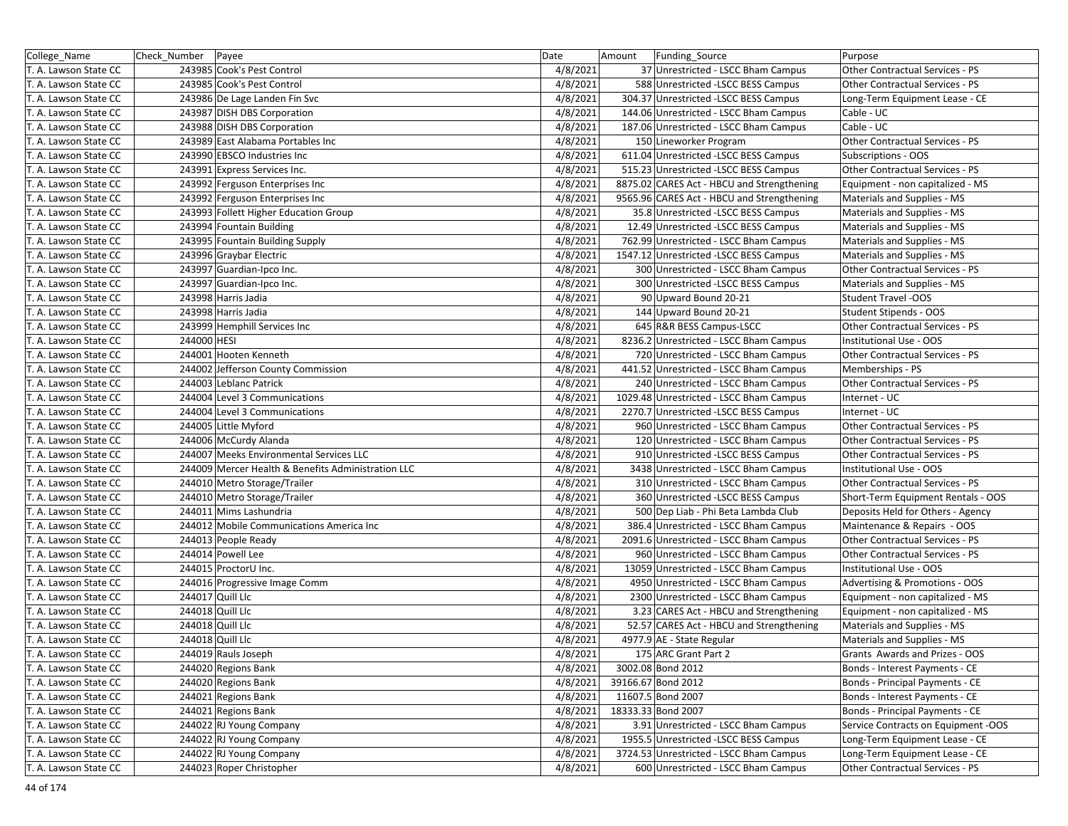| College_Name | Check_Number | Payee | Date | Amount | Funding_Source | Purpose |
|---|---|---|---|---|---|---|
| T. A. Lawson State CC | 243985 | Cook's Pest Control | 4/8/2021 | 37 | Unrestricted - LSCC Bham Campus | Other Contractual Services - PS |
| T. A. Lawson State CC | 243985 | Cook's Pest Control | 4/8/2021 | 588 | Unrestricted -LSCC BESS Campus | Other Contractual Services - PS |
| T. A. Lawson State CC | 243986 | De Lage Landen Fin Svc | 4/8/2021 | 304.37 | Unrestricted -LSCC BESS Campus | Long-Term Equipment Lease - CE |
| T. A. Lawson State CC | 243987 | DISH DBS Corporation | 4/8/2021 | 144.06 | Unrestricted - LSCC Bham Campus | Cable - UC |
| T. A. Lawson State CC | 243988 | DISH DBS Corporation | 4/8/2021 | 187.06 | Unrestricted - LSCC Bham Campus | Cable - UC |
| T. A. Lawson State CC | 243989 | East Alabama Portables Inc | 4/8/2021 | 150 | Lineworker Program | Other Contractual Services - PS |
| T. A. Lawson State CC | 243990 | EBSCO Industries Inc | 4/8/2021 | 611.04 | Unrestricted -LSCC BESS Campus | Subscriptions - OOS |
| T. A. Lawson State CC | 243991 | Express Services Inc. | 4/8/2021 | 515.23 | Unrestricted -LSCC BESS Campus | Other Contractual Services - PS |
| T. A. Lawson State CC | 243992 | Ferguson Enterprises Inc | 4/8/2021 | 8875.02 | CARES Act - HBCU and Strengthening | Equipment - non capitalized - MS |
| T. A. Lawson State CC | 243992 | Ferguson Enterprises Inc | 4/8/2021 | 9565.96 | CARES Act - HBCU and Strengthening | Materials and Supplies - MS |
| T. A. Lawson State CC | 243993 | Follett Higher Education Group | 4/8/2021 | 35.8 | Unrestricted -LSCC BESS Campus | Materials and Supplies - MS |
| T. A. Lawson State CC | 243994 | Fountain Building | 4/8/2021 | 12.49 | Unrestricted -LSCC BESS Campus | Materials and Supplies - MS |
| T. A. Lawson State CC | 243995 | Fountain Building Supply | 4/8/2021 | 762.99 | Unrestricted - LSCC Bham Campus | Materials and Supplies - MS |
| T. A. Lawson State CC | 243996 | Graybar Electric | 4/8/2021 | 1547.12 | Unrestricted -LSCC BESS Campus | Materials and Supplies - MS |
| T. A. Lawson State CC | 243997 | Guardian-Ipco Inc. | 4/8/2021 | 300 | Unrestricted - LSCC Bham Campus | Other Contractual Services - PS |
| T. A. Lawson State CC | 243997 | Guardian-Ipco Inc. | 4/8/2021 | 300 | Unrestricted -LSCC BESS Campus | Materials and Supplies - MS |
| T. A. Lawson State CC | 243998 | Harris Jadia | 4/8/2021 | 90 | Upward Bound 20-21 | Student Travel -OOS |
| T. A. Lawson State CC | 243998 | Harris Jadia | 4/8/2021 | 144 | Upward Bound 20-21 | Student Stipends - OOS |
| T. A. Lawson State CC | 243999 | Hemphill Services Inc | 4/8/2021 | 645 | R&R BESS Campus-LSCC | Other Contractual Services - PS |
| T. A. Lawson State CC | 244000 | HESI | 4/8/2021 | 8236.2 | Unrestricted - LSCC Bham Campus | Institutional Use - OOS |
| T. A. Lawson State CC | 244001 | Hooten Kenneth | 4/8/2021 | 720 | Unrestricted - LSCC Bham Campus | Other Contractual Services - PS |
| T. A. Lawson State CC | 244002 | Jefferson County Commission | 4/8/2021 | 441.52 | Unrestricted - LSCC Bham Campus | Memberships - PS |
| T. A. Lawson State CC | 244003 | Leblanc Patrick | 4/8/2021 | 240 | Unrestricted - LSCC Bham Campus | Other Contractual Services - PS |
| T. A. Lawson State CC | 244004 | Level 3 Communications | 4/8/2021 | 1029.48 | Unrestricted - LSCC Bham Campus | Internet - UC |
| T. A. Lawson State CC | 244004 | Level 3 Communications | 4/8/2021 | 2270.7 | Unrestricted -LSCC BESS Campus | Internet - UC |
| T. A. Lawson State CC | 244005 | Little Myford | 4/8/2021 | 960 | Unrestricted - LSCC Bham Campus | Other Contractual Services - PS |
| T. A. Lawson State CC | 244006 | McCurdy Alanda | 4/8/2021 | 120 | Unrestricted - LSCC Bham Campus | Other Contractual Services - PS |
| T. A. Lawson State CC | 244007 | Meeks Environmental Services LLC | 4/8/2021 | 910 | Unrestricted -LSCC BESS Campus | Other Contractual Services - PS |
| T. A. Lawson State CC | 244009 | Mercer Health & Benefits Administration LLC | 4/8/2021 | 3438 | Unrestricted - LSCC Bham Campus | Institutional Use - OOS |
| T. A. Lawson State CC | 244010 | Metro Storage/Trailer | 4/8/2021 | 310 | Unrestricted - LSCC Bham Campus | Other Contractual Services - PS |
| T. A. Lawson State CC | 244010 | Metro Storage/Trailer | 4/8/2021 | 360 | Unrestricted -LSCC BESS Campus | Short-Term Equipment Rentals - OOS |
| T. A. Lawson State CC | 244011 | Mims Lashundria | 4/8/2021 | 500 | Dep Liab - Phi Beta Lambda Club | Deposits Held for Others - Agency |
| T. A. Lawson State CC | 244012 | Mobile Communications America Inc | 4/8/2021 | 386.4 | Unrestricted - LSCC Bham Campus | Maintenance & Repairs - OOS |
| T. A. Lawson State CC | 244013 | People Ready | 4/8/2021 | 2091.6 | Unrestricted - LSCC Bham Campus | Other Contractual Services - PS |
| T. A. Lawson State CC | 244014 | Powell Lee | 4/8/2021 | 960 | Unrestricted - LSCC Bham Campus | Other Contractual Services - PS |
| T. A. Lawson State CC | 244015 | ProctorU Inc. | 4/8/2021 | 13059 | Unrestricted - LSCC Bham Campus | Institutional Use - OOS |
| T. A. Lawson State CC | 244016 | Progressive Image Comm | 4/8/2021 | 4950 | Unrestricted - LSCC Bham Campus | Advertising & Promotions - OOS |
| T. A. Lawson State CC | 244017 | Quill Llc | 4/8/2021 | 2300 | Unrestricted - LSCC Bham Campus | Equipment - non capitalized - MS |
| T. A. Lawson State CC | 244018 | Quill Llc | 4/8/2021 | 3.23 | CARES Act - HBCU and Strengthening | Equipment - non capitalized - MS |
| T. A. Lawson State CC | 244018 | Quill Llc | 4/8/2021 | 52.57 | CARES Act - HBCU and Strengthening | Materials and Supplies - MS |
| T. A. Lawson State CC | 244018 | Quill Llc | 4/8/2021 | 4977.9 | AE - State Regular | Materials and Supplies - MS |
| T. A. Lawson State CC | 244019 | Rauls Joseph | 4/8/2021 | 175 | ARC Grant Part 2 | Grants Awards and Prizes - OOS |
| T. A. Lawson State CC | 244020 | Regions Bank | 4/8/2021 | 3002.08 | Bond 2012 | Bonds - Interest Payments - CE |
| T. A. Lawson State CC | 244020 | Regions Bank | 4/8/2021 | 39166.67 | Bond 2012 | Bonds - Principal Payments - CE |
| T. A. Lawson State CC | 244021 | Regions Bank | 4/8/2021 | 11607.5 | Bond 2007 | Bonds - Interest Payments - CE |
| T. A. Lawson State CC | 244021 | Regions Bank | 4/8/2021 | 18333.33 | Bond 2007 | Bonds - Principal Payments - CE |
| T. A. Lawson State CC | 244022 | RJ Young Company | 4/8/2021 | 3.91 | Unrestricted - LSCC Bham Campus | Service Contracts on Equipment -OOS |
| T. A. Lawson State CC | 244022 | RJ Young Company | 4/8/2021 | 1955.5 | Unrestricted -LSCC BESS Campus | Long-Term Equipment Lease - CE |
| T. A. Lawson State CC | 244022 | RJ Young Company | 4/8/2021 | 3724.53 | Unrestricted - LSCC Bham Campus | Long-Term Equipment Lease - CE |
| T. A. Lawson State CC | 244023 | Roper Christopher | 4/8/2021 | 600 | Unrestricted - LSCC Bham Campus | Other Contractual Services - PS |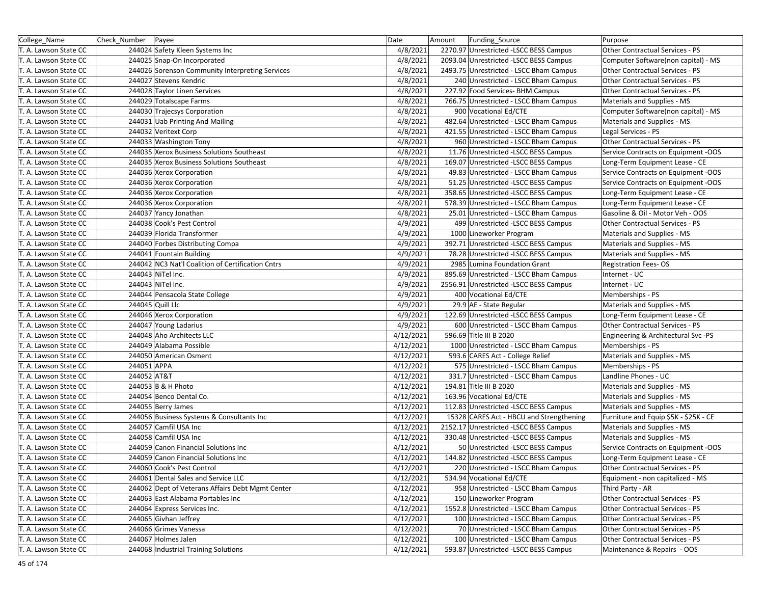| College_Name | Check_Number | Payee | Date | Amount | Funding_Source | Purpose |
|---|---|---|---|---|---|---|
| T. A. Lawson State CC | 244024 | Safety Kleen Systems Inc | 4/8/2021 | 2270.97 | Unrestricted -LSCC BESS Campus | Other Contractual Services - PS |
| T. A. Lawson State CC | 244025 | Snap-On Incorporated | 4/8/2021 | 2093.04 | Unrestricted -LSCC BESS Campus | Computer Software(non capital) - MS |
| T. A. Lawson State CC | 244026 | Sorenson Community Interpreting Services | 4/8/2021 | 2493.75 | Unrestricted - LSCC Bham Campus | Other Contractual Services - PS |
| T. A. Lawson State CC | 244027 | Stevens Kendric | 4/8/2021 | 240 | Unrestricted - LSCC Bham Campus | Other Contractual Services - PS |
| T. A. Lawson State CC | 244028 | Taylor Linen Services | 4/8/2021 | 227.92 | Food Services- BHM Campus | Other Contractual Services - PS |
| T. A. Lawson State CC | 244029 | Totalscape Farms | 4/8/2021 | 766.75 | Unrestricted - LSCC Bham Campus | Materials and Supplies - MS |
| T. A. Lawson State CC | 244030 | Trajecsys Corporation | 4/8/2021 | 900 | Vocational Ed/CTE | Computer Software(non capital) - MS |
| T. A. Lawson State CC | 244031 | Uab Printing And Mailing | 4/8/2021 | 482.64 | Unrestricted - LSCC Bham Campus | Materials and Supplies - MS |
| T. A. Lawson State CC | 244032 | Veritext Corp | 4/8/2021 | 421.55 | Unrestricted - LSCC Bham Campus | Legal Services - PS |
| T. A. Lawson State CC | 244033 | Washington Tony | 4/8/2021 | 960 | Unrestricted - LSCC Bham Campus | Other Contractual Services - PS |
| T. A. Lawson State CC | 244035 | Xerox Business Solutions Southeast | 4/8/2021 | 11.76 | Unrestricted -LSCC BESS Campus | Service Contracts on Equipment -OOS |
| T. A. Lawson State CC | 244035 | Xerox Business Solutions Southeast | 4/8/2021 | 169.07 | Unrestricted -LSCC BESS Campus | Long-Term Equipment Lease - CE |
| T. A. Lawson State CC | 244036 | Xerox Corporation | 4/8/2021 | 49.83 | Unrestricted - LSCC Bham Campus | Service Contracts on Equipment -OOS |
| T. A. Lawson State CC | 244036 | Xerox Corporation | 4/8/2021 | 51.25 | Unrestricted -LSCC BESS Campus | Service Contracts on Equipment -OOS |
| T. A. Lawson State CC | 244036 | Xerox Corporation | 4/8/2021 | 358.65 | Unrestricted -LSCC BESS Campus | Long-Term Equipment Lease - CE |
| T. A. Lawson State CC | 244036 | Xerox Corporation | 4/8/2021 | 578.39 | Unrestricted - LSCC Bham Campus | Long-Term Equipment Lease - CE |
| T. A. Lawson State CC | 244037 | Yancy Jonathan | 4/8/2021 | 25.01 | Unrestricted - LSCC Bham Campus | Gasoline & Oil - Motor Veh - OOS |
| T. A. Lawson State CC | 244038 | Cook's Pest Control | 4/9/2021 | 499 | Unrestricted -LSCC BESS Campus | Other Contractual Services - PS |
| T. A. Lawson State CC | 244039 | Florida Transformer | 4/9/2021 | 1000 | Lineworker Program | Materials and Supplies - MS |
| T. A. Lawson State CC | 244040 | Forbes Distributing Compa | 4/9/2021 | 392.71 | Unrestricted -LSCC BESS Campus | Materials and Supplies - MS |
| T. A. Lawson State CC | 244041 | Fountain Building | 4/9/2021 | 78.28 | Unrestricted -LSCC BESS Campus | Materials and Supplies - MS |
| T. A. Lawson State CC | 244042 | NC3 Nat'l Coalition of Certification Cntrs | 4/9/2021 | 2985 | Lumina Foundation Grant | Registration Fees- OS |
| T. A. Lawson State CC | 244043 | NiTel Inc. | 4/9/2021 | 895.69 | Unrestricted - LSCC Bham Campus | Internet - UC |
| T. A. Lawson State CC | 244043 | NiTel Inc. | 4/9/2021 | 2556.91 | Unrestricted -LSCC BESS Campus | Internet - UC |
| T. A. Lawson State CC | 244044 | Pensacola State College | 4/9/2021 | 400 | Vocational Ed/CTE | Memberships - PS |
| T. A. Lawson State CC | 244045 | Quill Llc | 4/9/2021 | 29.9 | AE - State Regular | Materials and Supplies - MS |
| T. A. Lawson State CC | 244046 | Xerox Corporation | 4/9/2021 | 122.69 | Unrestricted -LSCC BESS Campus | Long-Term Equipment Lease - CE |
| T. A. Lawson State CC | 244047 | Young Ladarius | 4/9/2021 | 600 | Unrestricted - LSCC Bham Campus | Other Contractual Services - PS |
| T. A. Lawson State CC | 244048 | Aho Architects LLC | 4/12/2021 | 596.69 | Title III B 2020 | Engineering & Architectural Svc -PS |
| T. A. Lawson State CC | 244049 | Alabama Possible | 4/12/2021 | 1000 | Unrestricted - LSCC Bham Campus | Memberships - PS |
| T. A. Lawson State CC | 244050 | American Osment | 4/12/2021 | 593.6 | CARES Act - College Relief | Materials and Supplies - MS |
| T. A. Lawson State CC | 244051 | APPA | 4/12/2021 | 575 | Unrestricted - LSCC Bham Campus | Memberships - PS |
| T. A. Lawson State CC | 244052 | AT&T | 4/12/2021 | 331.7 | Unrestricted - LSCC Bham Campus | Landline Phones - UC |
| T. A. Lawson State CC | 244053 | B & H Photo | 4/12/2021 | 194.81 | Title III B 2020 | Materials and Supplies - MS |
| T. A. Lawson State CC | 244054 | Benco Dental Co. | 4/12/2021 | 163.96 | Vocational Ed/CTE | Materials and Supplies - MS |
| T. A. Lawson State CC | 244055 | Berry James | 4/12/2021 | 112.83 | Unrestricted -LSCC BESS Campus | Materials and Supplies - MS |
| T. A. Lawson State CC | 244056 | Business Systems & Consultants Inc | 4/12/2021 | 15328 | CARES Act - HBCU and Strengthening | Furniture and Equip $5K - $25K - CE |
| T. A. Lawson State CC | 244057 | Camfil USA Inc | 4/12/2021 | 2152.17 | Unrestricted -LSCC BESS Campus | Materials and Supplies - MS |
| T. A. Lawson State CC | 244058 | Camfil USA Inc | 4/12/2021 | 330.48 | Unrestricted -LSCC BESS Campus | Materials and Supplies - MS |
| T. A. Lawson State CC | 244059 | Canon Financial Solutions Inc | 4/12/2021 | 50 | Unrestricted -LSCC BESS Campus | Service Contracts on Equipment -OOS |
| T. A. Lawson State CC | 244059 | Canon Financial Solutions Inc | 4/12/2021 | 144.82 | Unrestricted -LSCC BESS Campus | Long-Term Equipment Lease - CE |
| T. A. Lawson State CC | 244060 | Cook's Pest Control | 4/12/2021 | 220 | Unrestricted - LSCC Bham Campus | Other Contractual Services - PS |
| T. A. Lawson State CC | 244061 | Dental Sales and Service LLC | 4/12/2021 | 534.94 | Vocational Ed/CTE | Equipment - non capitalized - MS |
| T. A. Lawson State CC | 244062 | Dept of Veterans Affairs Debt Mgmt Center | 4/12/2021 | 958 | Unrestricted - LSCC Bham Campus | Third Party - AR |
| T. A. Lawson State CC | 244063 | East Alabama Portables Inc | 4/12/2021 | 150 | Lineworker Program | Other Contractual Services - PS |
| T. A. Lawson State CC | 244064 | Express Services Inc. | 4/12/2021 | 1552.8 | Unrestricted - LSCC Bham Campus | Other Contractual Services - PS |
| T. A. Lawson State CC | 244065 | Givhan Jeffrey | 4/12/2021 | 100 | Unrestricted - LSCC Bham Campus | Other Contractual Services - PS |
| T. A. Lawson State CC | 244066 | Grimes Vanessa | 4/12/2021 | 70 | Unrestricted - LSCC Bham Campus | Other Contractual Services - PS |
| T. A. Lawson State CC | 244067 | Holmes Jalen | 4/12/2021 | 100 | Unrestricted - LSCC Bham Campus | Other Contractual Services - PS |
| T. A. Lawson State CC | 244068 | Industrial Training Solutions | 4/12/2021 | 593.87 | Unrestricted -LSCC BESS Campus | Maintenance & Repairs - OOS |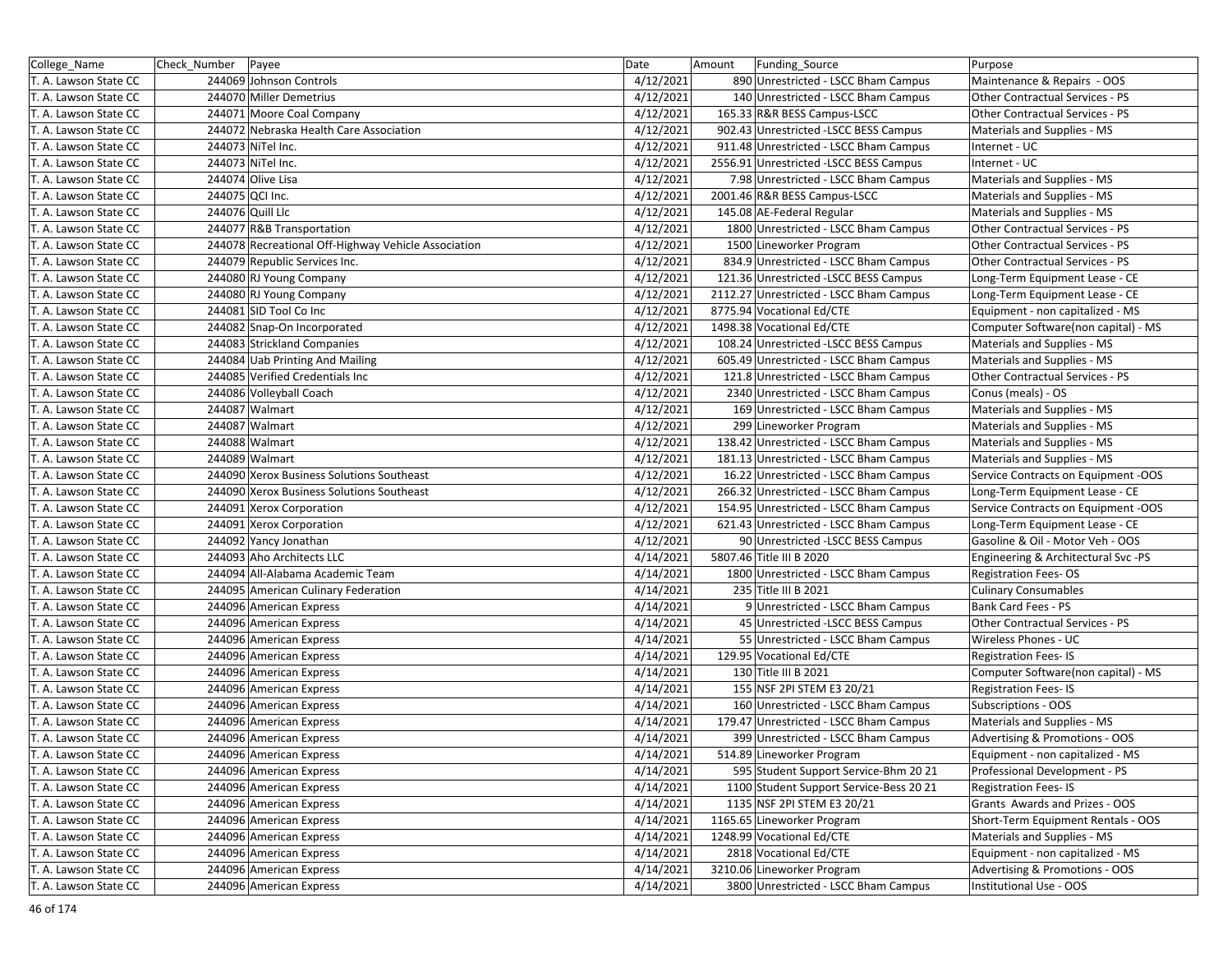| College_Name | Check_Number | Payee | Date | Amount | Funding_Source | Purpose |
|---|---|---|---|---|---|---|
| T. A. Lawson State CC | 244069 | Johnson Controls | 4/12/2021 | 890 | Unrestricted - LSCC Bham Campus | Maintenance & Repairs - OOS |
| T. A. Lawson State CC | 244070 | Miller Demetrius | 4/12/2021 | 140 | Unrestricted - LSCC Bham Campus | Other Contractual Services - PS |
| T. A. Lawson State CC | 244071 | Moore Coal Company | 4/12/2021 | 165.33 | R&R BESS Campus-LSCC | Other Contractual Services - PS |
| T. A. Lawson State CC | 244072 | Nebraska Health Care Association | 4/12/2021 | 902.43 | Unrestricted -LSCC BESS Campus | Materials and Supplies - MS |
| T. A. Lawson State CC | 244073 | NiTel Inc. | 4/12/2021 | 911.48 | Unrestricted - LSCC Bham Campus | Internet - UC |
| T. A. Lawson State CC | 244073 | NiTel Inc. | 4/12/2021 | 2556.91 | Unrestricted -LSCC BESS Campus | Internet - UC |
| T. A. Lawson State CC | 244074 | Olive Lisa | 4/12/2021 | 7.98 | Unrestricted - LSCC Bham Campus | Materials and Supplies - MS |
| T. A. Lawson State CC | 244075 | QCI Inc. | 4/12/2021 | 2001.46 | R&R BESS Campus-LSCC | Materials and Supplies - MS |
| T. A. Lawson State CC | 244076 | Quill Llc | 4/12/2021 | 145.08 | AE-Federal Regular | Materials and Supplies - MS |
| T. A. Lawson State CC | 244077 | R&B Transportation | 4/12/2021 | 1800 | Unrestricted - LSCC Bham Campus | Other Contractual Services - PS |
| T. A. Lawson State CC | 244078 | Recreational Off-Highway Vehicle Association | 4/12/2021 | 1500 | Lineworker Program | Other Contractual Services - PS |
| T. A. Lawson State CC | 244079 | Republic Services Inc. | 4/12/2021 | 834.9 | Unrestricted - LSCC Bham Campus | Other Contractual Services - PS |
| T. A. Lawson State CC | 244080 | RJ Young Company | 4/12/2021 | 121.36 | Unrestricted -LSCC BESS Campus | Long-Term Equipment Lease - CE |
| T. A. Lawson State CC | 244080 | RJ Young Company | 4/12/2021 | 2112.27 | Unrestricted - LSCC Bham Campus | Long-Term Equipment Lease - CE |
| T. A. Lawson State CC | 244081 | SID Tool Co Inc | 4/12/2021 | 8775.94 | Vocational Ed/CTE | Equipment - non capitalized - MS |
| T. A. Lawson State CC | 244082 | Snap-On Incorporated | 4/12/2021 | 1498.38 | Vocational Ed/CTE | Computer Software(non capital) - MS |
| T. A. Lawson State CC | 244083 | Strickland Companies | 4/12/2021 | 108.24 | Unrestricted -LSCC BESS Campus | Materials and Supplies - MS |
| T. A. Lawson State CC | 244084 | Uab Printing And Mailing | 4/12/2021 | 605.49 | Unrestricted - LSCC Bham Campus | Materials and Supplies - MS |
| T. A. Lawson State CC | 244085 | Verified Credentials Inc | 4/12/2021 | 121.8 | Unrestricted - LSCC Bham Campus | Other Contractual Services - PS |
| T. A. Lawson State CC | 244086 | Volleyball Coach | 4/12/2021 | 2340 | Unrestricted - LSCC Bham Campus | Conus (meals) - OS |
| T. A. Lawson State CC | 244087 | Walmart | 4/12/2021 | 169 | Unrestricted - LSCC Bham Campus | Materials and Supplies - MS |
| T. A. Lawson State CC | 244087 | Walmart | 4/12/2021 | 299 | Lineworker Program | Materials and Supplies - MS |
| T. A. Lawson State CC | 244088 | Walmart | 4/12/2021 | 138.42 | Unrestricted - LSCC Bham Campus | Materials and Supplies - MS |
| T. A. Lawson State CC | 244089 | Walmart | 4/12/2021 | 181.13 | Unrestricted - LSCC Bham Campus | Materials and Supplies - MS |
| T. A. Lawson State CC | 244090 | Xerox Business Solutions Southeast | 4/12/2021 | 16.22 | Unrestricted - LSCC Bham Campus | Service Contracts on Equipment -OOS |
| T. A. Lawson State CC | 244090 | Xerox Business Solutions Southeast | 4/12/2021 | 266.32 | Unrestricted - LSCC Bham Campus | Long-Term Equipment Lease - CE |
| T. A. Lawson State CC | 244091 | Xerox Corporation | 4/12/2021 | 154.95 | Unrestricted - LSCC Bham Campus | Service Contracts on Equipment -OOS |
| T. A. Lawson State CC | 244091 | Xerox Corporation | 4/12/2021 | 621.43 | Unrestricted - LSCC Bham Campus | Long-Term Equipment Lease - CE |
| T. A. Lawson State CC | 244092 | Yancy Jonathan | 4/12/2021 | 90 | Unrestricted -LSCC BESS Campus | Gasoline & Oil - Motor Veh - OOS |
| T. A. Lawson State CC | 244093 | Aho Architects LLC | 4/14/2021 | 5807.46 | Title III B 2020 | Engineering & Architectural Svc -PS |
| T. A. Lawson State CC | 244094 | All-Alabama Academic Team | 4/14/2021 | 1800 | Unrestricted - LSCC Bham Campus | Registration Fees- OS |
| T. A. Lawson State CC | 244095 | American Culinary Federation | 4/14/2021 | 235 | Title III B 2021 | Culinary Consumables |
| T. A. Lawson State CC | 244096 | American Express | 4/14/2021 | 9 | Unrestricted - LSCC Bham Campus | Bank Card Fees - PS |
| T. A. Lawson State CC | 244096 | American Express | 4/14/2021 | 45 | Unrestricted -LSCC BESS Campus | Other Contractual Services - PS |
| T. A. Lawson State CC | 244096 | American Express | 4/14/2021 | 55 | Unrestricted - LSCC Bham Campus | Wireless Phones - UC |
| T. A. Lawson State CC | 244096 | American Express | 4/14/2021 | 129.95 | Vocational Ed/CTE | Registration Fees- IS |
| T. A. Lawson State CC | 244096 | American Express | 4/14/2021 | 130 | Title III B 2021 | Computer Software(non capital) - MS |
| T. A. Lawson State CC | 244096 | American Express | 4/14/2021 | 155 | NSF 2PI STEM E3 20/21 | Registration Fees- IS |
| T. A. Lawson State CC | 244096 | American Express | 4/14/2021 | 160 | Unrestricted - LSCC Bham Campus | Subscriptions - OOS |
| T. A. Lawson State CC | 244096 | American Express | 4/14/2021 | 179.47 | Unrestricted - LSCC Bham Campus | Materials and Supplies - MS |
| T. A. Lawson State CC | 244096 | American Express | 4/14/2021 | 399 | Unrestricted - LSCC Bham Campus | Advertising & Promotions - OOS |
| T. A. Lawson State CC | 244096 | American Express | 4/14/2021 | 514.89 | Lineworker Program | Equipment - non capitalized - MS |
| T. A. Lawson State CC | 244096 | American Express | 4/14/2021 | 595 | Student Support Service-Bhm 20 21 | Professional Development - PS |
| T. A. Lawson State CC | 244096 | American Express | 4/14/2021 | 1100 | Student Support Service-Bess 20 21 | Registration Fees- IS |
| T. A. Lawson State CC | 244096 | American Express | 4/14/2021 | 1135 | NSF 2PI STEM E3 20/21 | Grants Awards and Prizes - OOS |
| T. A. Lawson State CC | 244096 | American Express | 4/14/2021 | 1165.65 | Lineworker Program | Short-Term Equipment Rentals - OOS |
| T. A. Lawson State CC | 244096 | American Express | 4/14/2021 | 1248.99 | Vocational Ed/CTE | Materials and Supplies - MS |
| T. A. Lawson State CC | 244096 | American Express | 4/14/2021 | 2818 | Vocational Ed/CTE | Equipment - non capitalized - MS |
| T. A. Lawson State CC | 244096 | American Express | 4/14/2021 | 3210.06 | Lineworker Program | Advertising & Promotions - OOS |
| T. A. Lawson State CC | 244096 | American Express | 4/14/2021 | 3800 | Unrestricted - LSCC Bham Campus | Institutional Use - OOS |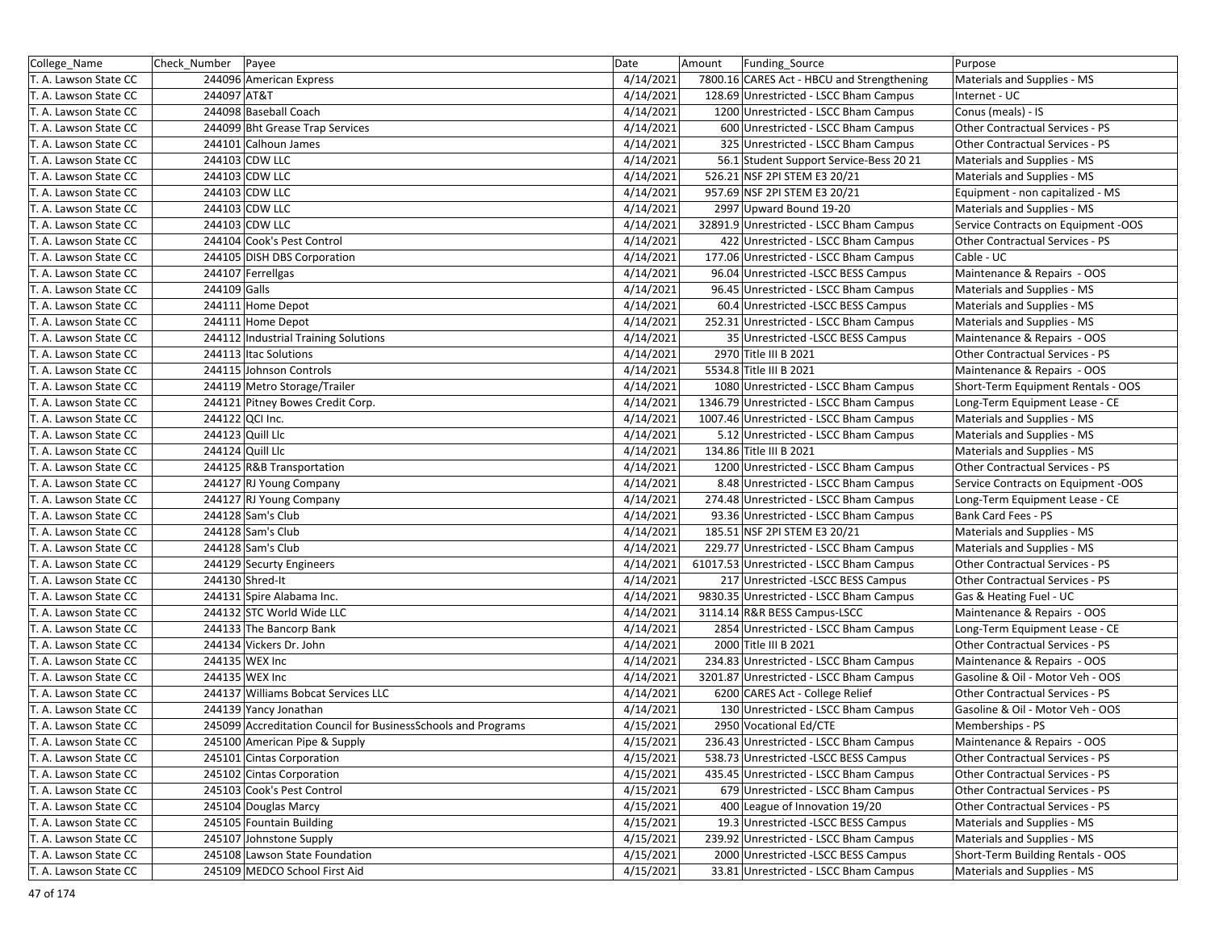| College_Name | Check_Number | Payee | Date | Amount | Funding_Source | Purpose |
|---|---|---|---|---|---|---|
| T. A. Lawson State CC | 244096 | American Express | 4/14/2021 | 7800.16 | CARES Act - HBCU and Strengthening | Materials and Supplies - MS |
| T. A. Lawson State CC | 244097 | AT&T | 4/14/2021 | 128.69 | Unrestricted - LSCC Bham Campus | Internet - UC |
| T. A. Lawson State CC | 244098 | Baseball Coach | 4/14/2021 | 1200 | Unrestricted - LSCC Bham Campus | Conus (meals) - IS |
| T. A. Lawson State CC | 244099 | Bht Grease Trap Services | 4/14/2021 | 600 | Unrestricted - LSCC Bham Campus | Other Contractual Services - PS |
| T. A. Lawson State CC | 244101 | Calhoun James | 4/14/2021 | 325 | Unrestricted - LSCC Bham Campus | Other Contractual Services - PS |
| T. A. Lawson State CC | 244103 | CDW LLC | 4/14/2021 | 56.1 | Student Support Service-Bess 20 21 | Materials and Supplies - MS |
| T. A. Lawson State CC | 244103 | CDW LLC | 4/14/2021 | 526.21 | NSF 2PI STEM E3 20/21 | Materials and Supplies - MS |
| T. A. Lawson State CC | 244103 | CDW LLC | 4/14/2021 | 957.69 | NSF 2PI STEM E3 20/21 | Equipment - non capitalized - MS |
| T. A. Lawson State CC | 244103 | CDW LLC | 4/14/2021 | 2997 | Upward Bound 19-20 | Materials and Supplies - MS |
| T. A. Lawson State CC | 244103 | CDW LLC | 4/14/2021 | 32891.9 | Unrestricted - LSCC Bham Campus | Service Contracts on Equipment -OOS |
| T. A. Lawson State CC | 244104 | Cook's Pest Control | 4/14/2021 | 422 | Unrestricted - LSCC Bham Campus | Other Contractual Services - PS |
| T. A. Lawson State CC | 244105 | DISH DBS Corporation | 4/14/2021 | 177.06 | Unrestricted - LSCC Bham Campus | Cable - UC |
| T. A. Lawson State CC | 244107 | Ferrellgas | 4/14/2021 | 96.04 | Unrestricted -LSCC BESS Campus | Maintenance & Repairs - OOS |
| T. A. Lawson State CC | 244109 | Galls | 4/14/2021 | 96.45 | Unrestricted - LSCC Bham Campus | Materials and Supplies - MS |
| T. A. Lawson State CC | 244111 | Home Depot | 4/14/2021 | 60.4 | Unrestricted -LSCC BESS Campus | Materials and Supplies - MS |
| T. A. Lawson State CC | 244111 | Home Depot | 4/14/2021 | 252.31 | Unrestricted - LSCC Bham Campus | Materials and Supplies - MS |
| T. A. Lawson State CC | 244112 | Industrial Training Solutions | 4/14/2021 | 35 | Unrestricted -LSCC BESS Campus | Maintenance & Repairs - OOS |
| T. A. Lawson State CC | 244113 | Itac Solutions | 4/14/2021 | 2970 | Title III B 2021 | Other Contractual Services - PS |
| T. A. Lawson State CC | 244115 | Johnson Controls | 4/14/2021 | 5534.8 | Title III B 2021 | Maintenance & Repairs - OOS |
| T. A. Lawson State CC | 244119 | Metro Storage/Trailer | 4/14/2021 | 1080 | Unrestricted - LSCC Bham Campus | Short-Term Equipment Rentals - OOS |
| T. A. Lawson State CC | 244121 | Pitney Bowes Credit Corp. | 4/14/2021 | 1346.79 | Unrestricted - LSCC Bham Campus | Long-Term Equipment Lease - CE |
| T. A. Lawson State CC | 244122 | QCI Inc. | 4/14/2021 | 1007.46 | Unrestricted - LSCC Bham Campus | Materials and Supplies - MS |
| T. A. Lawson State CC | 244123 | Quill Llc | 4/14/2021 | 5.12 | Unrestricted - LSCC Bham Campus | Materials and Supplies - MS |
| T. A. Lawson State CC | 244124 | Quill Llc | 4/14/2021 | 134.86 | Title III B 2021 | Materials and Supplies - MS |
| T. A. Lawson State CC | 244125 | R&B Transportation | 4/14/2021 | 1200 | Unrestricted - LSCC Bham Campus | Other Contractual Services - PS |
| T. A. Lawson State CC | 244127 | RJ Young Company | 4/14/2021 | 8.48 | Unrestricted - LSCC Bham Campus | Service Contracts on Equipment -OOS |
| T. A. Lawson State CC | 244127 | RJ Young Company | 4/14/2021 | 274.48 | Unrestricted - LSCC Bham Campus | Long-Term Equipment Lease - CE |
| T. A. Lawson State CC | 244128 | Sam's Club | 4/14/2021 | 93.36 | Unrestricted - LSCC Bham Campus | Bank Card Fees - PS |
| T. A. Lawson State CC | 244128 | Sam's Club | 4/14/2021 | 185.51 | NSF 2PI STEM E3 20/21 | Materials and Supplies - MS |
| T. A. Lawson State CC | 244128 | Sam's Club | 4/14/2021 | 229.77 | Unrestricted - LSCC Bham Campus | Materials and Supplies - MS |
| T. A. Lawson State CC | 244129 | Securty Engineers | 4/14/2021 | 61017.53 | Unrestricted - LSCC Bham Campus | Other Contractual Services - PS |
| T. A. Lawson State CC | 244130 | Shred-It | 4/14/2021 | 217 | Unrestricted -LSCC BESS Campus | Other Contractual Services - PS |
| T. A. Lawson State CC | 244131 | Spire Alabama Inc. | 4/14/2021 | 9830.35 | Unrestricted - LSCC Bham Campus | Gas & Heating Fuel - UC |
| T. A. Lawson State CC | 244132 | STC World Wide LLC | 4/14/2021 | 3114.14 | R&R BESS Campus-LSCC | Maintenance & Repairs - OOS |
| T. A. Lawson State CC | 244133 | The Bancorp Bank | 4/14/2021 | 2854 | Unrestricted - LSCC Bham Campus | Long-Term Equipment Lease - CE |
| T. A. Lawson State CC | 244134 | Vickers Dr. John | 4/14/2021 | 2000 | Title III B 2021 | Other Contractual Services - PS |
| T. A. Lawson State CC | 244135 | WEX Inc | 4/14/2021 | 234.83 | Unrestricted - LSCC Bham Campus | Maintenance & Repairs - OOS |
| T. A. Lawson State CC | 244135 | WEX Inc | 4/14/2021 | 3201.87 | Unrestricted - LSCC Bham Campus | Gasoline & Oil - Motor Veh - OOS |
| T. A. Lawson State CC | 244137 | Williams Bobcat Services LLC | 4/14/2021 | 6200 | CARES Act - College Relief | Other Contractual Services - PS |
| T. A. Lawson State CC | 244139 | Yancy Jonathan | 4/14/2021 | 130 | Unrestricted - LSCC Bham Campus | Gasoline & Oil - Motor Veh - OOS |
| T. A. Lawson State CC | 245099 | Accreditation Council for BusinessSchools and Programs | 4/15/2021 | 2950 | Vocational Ed/CTE | Memberships - PS |
| T. A. Lawson State CC | 245100 | American Pipe & Supply | 4/15/2021 | 236.43 | Unrestricted - LSCC Bham Campus | Maintenance & Repairs - OOS |
| T. A. Lawson State CC | 245101 | Cintas Corporation | 4/15/2021 | 538.73 | Unrestricted -LSCC BESS Campus | Other Contractual Services - PS |
| T. A. Lawson State CC | 245102 | Cintas Corporation | 4/15/2021 | 435.45 | Unrestricted - LSCC Bham Campus | Other Contractual Services - PS |
| T. A. Lawson State CC | 245103 | Cook's Pest Control | 4/15/2021 | 679 | Unrestricted - LSCC Bham Campus | Other Contractual Services - PS |
| T. A. Lawson State CC | 245104 | Douglas Marcy | 4/15/2021 | 400 | League of Innovation 19/20 | Other Contractual Services - PS |
| T. A. Lawson State CC | 245105 | Fountain Building | 4/15/2021 | 19.3 | Unrestricted -LSCC BESS Campus | Materials and Supplies - MS |
| T. A. Lawson State CC | 245107 | Johnstone Supply | 4/15/2021 | 239.92 | Unrestricted - LSCC Bham Campus | Materials and Supplies - MS |
| T. A. Lawson State CC | 245108 | Lawson State Foundation | 4/15/2021 | 2000 | Unrestricted -LSCC BESS Campus | Short-Term Building Rentals - OOS |
| T. A. Lawson State CC | 245109 | MEDCO School First Aid | 4/15/2021 | 33.81 | Unrestricted - LSCC Bham Campus | Materials and Supplies - MS |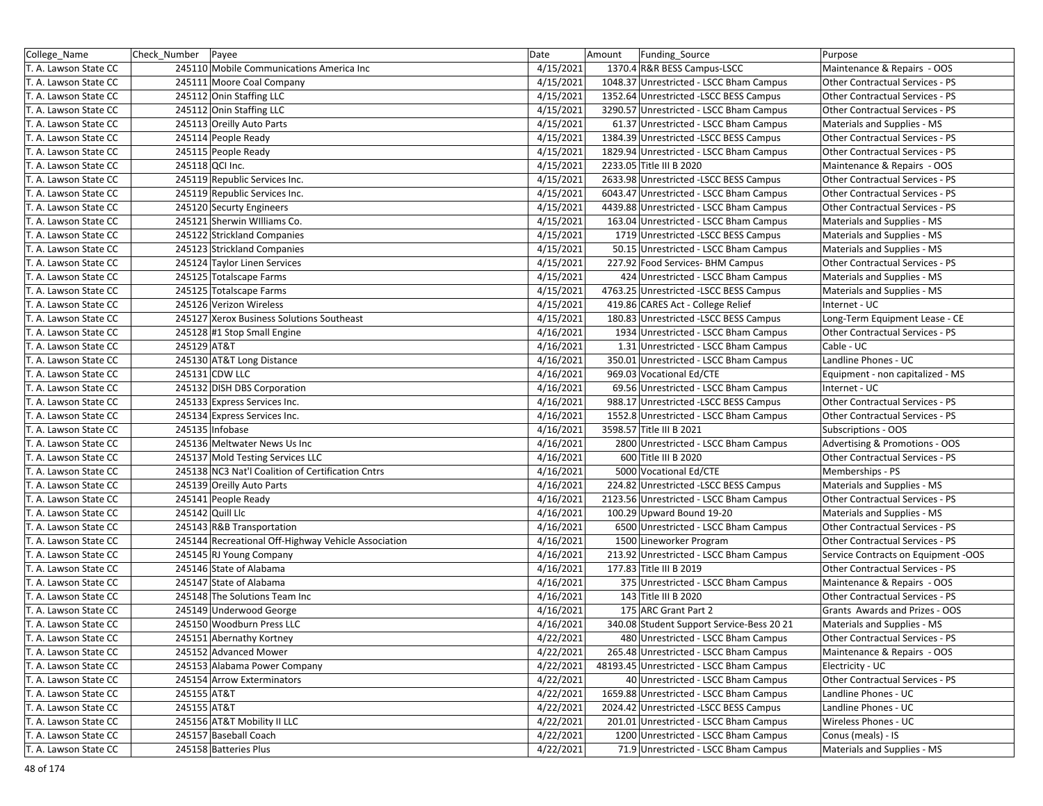| College_Name | Check_Number | Payee | Date | Amount | Funding_Source | Purpose |
|---|---|---|---|---|---|---|
| T. A. Lawson State CC | 245110 | Mobile Communications America Inc | 4/15/2021 | 1370.4 | R&R BESS Campus-LSCC | Maintenance & Repairs - OOS |
| T. A. Lawson State CC | 245111 | Moore Coal Company | 4/15/2021 | 1048.37 | Unrestricted - LSCC Bham Campus | Other Contractual Services - PS |
| T. A. Lawson State CC | 245112 | Onin Staffing LLC | 4/15/2021 | 1352.64 | Unrestricted -LSCC BESS Campus | Other Contractual Services - PS |
| T. A. Lawson State CC | 245112 | Onin Staffing LLC | 4/15/2021 | 3290.57 | Unrestricted - LSCC Bham Campus | Other Contractual Services - PS |
| T. A. Lawson State CC | 245113 | Oreilly Auto Parts | 4/15/2021 | 61.37 | Unrestricted - LSCC Bham Campus | Materials and Supplies - MS |
| T. A. Lawson State CC | 245114 | People Ready | 4/15/2021 | 1384.39 | Unrestricted -LSCC BESS Campus | Other Contractual Services - PS |
| T. A. Lawson State CC | 245115 | People Ready | 4/15/2021 | 1829.94 | Unrestricted - LSCC Bham Campus | Other Contractual Services - PS |
| T. A. Lawson State CC | 245118 | QCI Inc. | 4/15/2021 | 2233.05 | Title III B 2020 | Maintenance & Repairs - OOS |
| T. A. Lawson State CC | 245119 | Republic Services Inc. | 4/15/2021 | 2633.98 | Unrestricted -LSCC BESS Campus | Other Contractual Services - PS |
| T. A. Lawson State CC | 245119 | Republic Services Inc. | 4/15/2021 | 6043.47 | Unrestricted - LSCC Bham Campus | Other Contractual Services - PS |
| T. A. Lawson State CC | 245120 | Securty Engineers | 4/15/2021 | 4439.88 | Unrestricted - LSCC Bham Campus | Other Contractual Services - PS |
| T. A. Lawson State CC | 245121 | Sherwin WIlliams Co. | 4/15/2021 | 163.04 | Unrestricted - LSCC Bham Campus | Materials and Supplies - MS |
| T. A. Lawson State CC | 245122 | Strickland Companies | 4/15/2021 | 1719 | Unrestricted -LSCC BESS Campus | Materials and Supplies - MS |
| T. A. Lawson State CC | 245123 | Strickland Companies | 4/15/2021 | 50.15 | Unrestricted - LSCC Bham Campus | Materials and Supplies - MS |
| T. A. Lawson State CC | 245124 | Taylor Linen Services | 4/15/2021 | 227.92 | Food Services- BHM Campus | Other Contractual Services - PS |
| T. A. Lawson State CC | 245125 | Totalscape Farms | 4/15/2021 | 424 | Unrestricted - LSCC Bham Campus | Materials and Supplies - MS |
| T. A. Lawson State CC | 245125 | Totalscape Farms | 4/15/2021 | 4763.25 | Unrestricted -LSCC BESS Campus | Materials and Supplies - MS |
| T. A. Lawson State CC | 245126 | Verizon Wireless | 4/15/2021 | 419.86 | CARES Act - College Relief | Internet - UC |
| T. A. Lawson State CC | 245127 | Xerox Business Solutions Southeast | 4/15/2021 | 180.83 | Unrestricted -LSCC BESS Campus | Long-Term Equipment Lease - CE |
| T. A. Lawson State CC | 245128 | #1 Stop Small Engine | 4/16/2021 | 1934 | Unrestricted - LSCC Bham Campus | Other Contractual Services - PS |
| T. A. Lawson State CC | 245129 | AT&T | 4/16/2021 | 1.31 | Unrestricted - LSCC Bham Campus | Cable - UC |
| T. A. Lawson State CC | 245130 | AT&T Long Distance | 4/16/2021 | 350.01 | Unrestricted - LSCC Bham Campus | Landline Phones - UC |
| T. A. Lawson State CC | 245131 | CDW LLC | 4/16/2021 | 969.03 | Vocational Ed/CTE | Equipment - non capitalized - MS |
| T. A. Lawson State CC | 245132 | DISH DBS Corporation | 4/16/2021 | 69.56 | Unrestricted - LSCC Bham Campus | Internet - UC |
| T. A. Lawson State CC | 245133 | Express Services Inc. | 4/16/2021 | 988.17 | Unrestricted -LSCC BESS Campus | Other Contractual Services - PS |
| T. A. Lawson State CC | 245134 | Express Services Inc. | 4/16/2021 | 1552.8 | Unrestricted - LSCC Bham Campus | Other Contractual Services - PS |
| T. A. Lawson State CC | 245135 | Infobase | 4/16/2021 | 3598.57 | Title III B 2021 | Subscriptions - OOS |
| T. A. Lawson State CC | 245136 | Meltwater News Us Inc | 4/16/2021 | 2800 | Unrestricted - LSCC Bham Campus | Advertising & Promotions - OOS |
| T. A. Lawson State CC | 245137 | Mold Testing Services LLC | 4/16/2021 | 600 | Title III B 2020 | Other Contractual Services - PS |
| T. A. Lawson State CC | 245138 | NC3 Nat'l Coalition of Certification Cntrs | 4/16/2021 | 5000 | Vocational Ed/CTE | Memberships - PS |
| T. A. Lawson State CC | 245139 | Oreilly Auto Parts | 4/16/2021 | 224.82 | Unrestricted -LSCC BESS Campus | Materials and Supplies - MS |
| T. A. Lawson State CC | 245141 | People Ready | 4/16/2021 | 2123.56 | Unrestricted - LSCC Bham Campus | Other Contractual Services - PS |
| T. A. Lawson State CC | 245142 | Quill Llc | 4/16/2021 | 100.29 | Upward Bound 19-20 | Materials and Supplies - MS |
| T. A. Lawson State CC | 245143 | R&B Transportation | 4/16/2021 | 6500 | Unrestricted - LSCC Bham Campus | Other Contractual Services - PS |
| T. A. Lawson State CC | 245144 | Recreational Off-Highway Vehicle Association | 4/16/2021 | 1500 | Lineworker Program | Other Contractual Services - PS |
| T. A. Lawson State CC | 245145 | RJ Young Company | 4/16/2021 | 213.92 | Unrestricted - LSCC Bham Campus | Service Contracts on Equipment -OOS |
| T. A. Lawson State CC | 245146 | State of Alabama | 4/16/2021 | 177.83 | Title III B 2019 | Other Contractual Services - PS |
| T. A. Lawson State CC | 245147 | State of Alabama | 4/16/2021 | 375 | Unrestricted - LSCC Bham Campus | Maintenance & Repairs - OOS |
| T. A. Lawson State CC | 245148 | The Solutions Team Inc | 4/16/2021 | 143 | Title III B 2020 | Other Contractual Services - PS |
| T. A. Lawson State CC | 245149 | Underwood George | 4/16/2021 | 175 | ARC Grant Part 2 | Grants Awards and Prizes - OOS |
| T. A. Lawson State CC | 245150 | Woodburn Press LLC | 4/16/2021 | 340.08 | Student Support Service-Bess 20 21 | Materials and Supplies - MS |
| T. A. Lawson State CC | 245151 | Abernathy Kortney | 4/22/2021 | 480 | Unrestricted - LSCC Bham Campus | Other Contractual Services - PS |
| T. A. Lawson State CC | 245152 | Advanced Mower | 4/22/2021 | 265.48 | Unrestricted - LSCC Bham Campus | Maintenance & Repairs - OOS |
| T. A. Lawson State CC | 245153 | Alabama Power Company | 4/22/2021 | 48193.45 | Unrestricted - LSCC Bham Campus | Electricity - UC |
| T. A. Lawson State CC | 245154 | Arrow Exterminators | 4/22/2021 | 40 | Unrestricted - LSCC Bham Campus | Other Contractual Services - PS |
| T. A. Lawson State CC | 245155 | AT&T | 4/22/2021 | 1659.88 | Unrestricted - LSCC Bham Campus | Landline Phones - UC |
| T. A. Lawson State CC | 245155 | AT&T | 4/22/2021 | 2024.42 | Unrestricted -LSCC BESS Campus | Landline Phones - UC |
| T. A. Lawson State CC | 245156 | AT&T Mobility II LLC | 4/22/2021 | 201.01 | Unrestricted - LSCC Bham Campus | Wireless Phones - UC |
| T. A. Lawson State CC | 245157 | Baseball Coach | 4/22/2021 | 1200 | Unrestricted - LSCC Bham Campus | Conus (meals) - IS |
| T. A. Lawson State CC | 245158 | Batteries Plus | 4/22/2021 | 71.9 | Unrestricted - LSCC Bham Campus | Materials and Supplies - MS |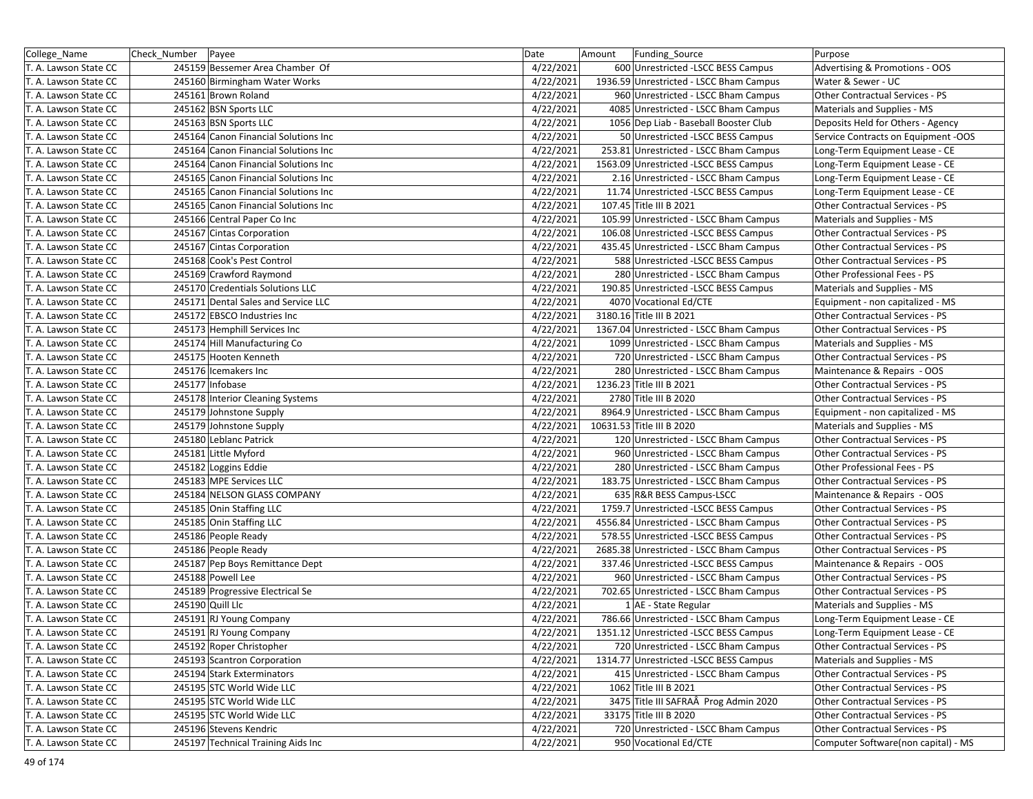| College_Name | Check_Number | Payee | Date | Amount | Funding_Source | Purpose |
|---|---|---|---|---|---|---|
| T. A. Lawson State CC | 245159 | Bessemer Area Chamber Of | 4/22/2021 | 600 | Unrestricted -LSCC BESS Campus | Advertising & Promotions - OOS |
| T. A. Lawson State CC | 245160 | Birmingham Water Works | 4/22/2021 | 1936.59 | Unrestricted - LSCC Bham Campus | Water & Sewer - UC |
| T. A. Lawson State CC | 245161 | Brown Roland | 4/22/2021 | 960 | Unrestricted - LSCC Bham Campus | Other Contractual Services - PS |
| T. A. Lawson State CC | 245162 | BSN Sports LLC | 4/22/2021 | 4085 | Unrestricted - LSCC Bham Campus | Materials and Supplies - MS |
| T. A. Lawson State CC | 245163 | BSN Sports LLC | 4/22/2021 | 1056 | Dep Liab - Baseball Booster Club | Deposits Held for Others - Agency |
| T. A. Lawson State CC | 245164 | Canon Financial Solutions Inc | 4/22/2021 | 50 | Unrestricted -LSCC BESS Campus | Service Contracts on Equipment -OOS |
| T. A. Lawson State CC | 245164 | Canon Financial Solutions Inc | 4/22/2021 | 253.81 | Unrestricted - LSCC Bham Campus | Long-Term Equipment Lease - CE |
| T. A. Lawson State CC | 245164 | Canon Financial Solutions Inc | 4/22/2021 | 1563.09 | Unrestricted -LSCC BESS Campus | Long-Term Equipment Lease - CE |
| T. A. Lawson State CC | 245165 | Canon Financial Solutions Inc | 4/22/2021 | 2.16 | Unrestricted - LSCC Bham Campus | Long-Term Equipment Lease - CE |
| T. A. Lawson State CC | 245165 | Canon Financial Solutions Inc | 4/22/2021 | 11.74 | Unrestricted -LSCC BESS Campus | Long-Term Equipment Lease - CE |
| T. A. Lawson State CC | 245165 | Canon Financial Solutions Inc | 4/22/2021 | 107.45 | Title III B 2021 | Other Contractual Services - PS |
| T. A. Lawson State CC | 245166 | Central Paper Co Inc | 4/22/2021 | 105.99 | Unrestricted - LSCC Bham Campus | Materials and Supplies - MS |
| T. A. Lawson State CC | 245167 | Cintas Corporation | 4/22/2021 | 106.08 | Unrestricted -LSCC BESS Campus | Other Contractual Services - PS |
| T. A. Lawson State CC | 245167 | Cintas Corporation | 4/22/2021 | 435.45 | Unrestricted - LSCC Bham Campus | Other Contractual Services - PS |
| T. A. Lawson State CC | 245168 | Cook's Pest Control | 4/22/2021 | 588 | Unrestricted -LSCC BESS Campus | Other Contractual Services - PS |
| T. A. Lawson State CC | 245169 | Crawford Raymond | 4/22/2021 | 280 | Unrestricted - LSCC Bham Campus | Other Professional Fees - PS |
| T. A. Lawson State CC | 245170 | Credentials Solutions LLC | 4/22/2021 | 190.85 | Unrestricted -LSCC BESS Campus | Materials and Supplies - MS |
| T. A. Lawson State CC | 245171 | Dental Sales and Service LLC | 4/22/2021 | 4070 | Vocational Ed/CTE | Equipment - non capitalized - MS |
| T. A. Lawson State CC | 245172 | EBSCO Industries Inc | 4/22/2021 | 3180.16 | Title III B 2021 | Other Contractual Services - PS |
| T. A. Lawson State CC | 245173 | Hemphill Services Inc | 4/22/2021 | 1367.04 | Unrestricted - LSCC Bham Campus | Other Contractual Services - PS |
| T. A. Lawson State CC | 245174 | Hill Manufacturing Co | 4/22/2021 | 1099 | Unrestricted - LSCC Bham Campus | Materials and Supplies - MS |
| T. A. Lawson State CC | 245175 | Hooten Kenneth | 4/22/2021 | 720 | Unrestricted - LSCC Bham Campus | Other Contractual Services - PS |
| T. A. Lawson State CC | 245176 | Icemakers Inc | 4/22/2021 | 280 | Unrestricted - LSCC Bham Campus | Maintenance & Repairs - OOS |
| T. A. Lawson State CC | 245177 | Infobase | 4/22/2021 | 1236.23 | Title III B 2021 | Other Contractual Services - PS |
| T. A. Lawson State CC | 245178 | Interior Cleaning Systems | 4/22/2021 | 2780 | Title III B 2020 | Other Contractual Services - PS |
| T. A. Lawson State CC | 245179 | Johnstone Supply | 4/22/2021 | 8964.9 | Unrestricted - LSCC Bham Campus | Equipment - non capitalized - MS |
| T. A. Lawson State CC | 245179 | Johnstone Supply | 4/22/2021 | 10631.53 | Title III B 2020 | Materials and Supplies - MS |
| T. A. Lawson State CC | 245180 | Leblanc Patrick | 4/22/2021 | 120 | Unrestricted - LSCC Bham Campus | Other Contractual Services - PS |
| T. A. Lawson State CC | 245181 | Little Myford | 4/22/2021 | 960 | Unrestricted - LSCC Bham Campus | Other Contractual Services - PS |
| T. A. Lawson State CC | 245182 | Loggins Eddie | 4/22/2021 | 280 | Unrestricted - LSCC Bham Campus | Other Professional Fees - PS |
| T. A. Lawson State CC | 245183 | MPE Services LLC | 4/22/2021 | 183.75 | Unrestricted - LSCC Bham Campus | Other Contractual Services - PS |
| T. A. Lawson State CC | 245184 | NELSON GLASS COMPANY | 4/22/2021 | 635 | R&R BESS Campus-LSCC | Maintenance & Repairs - OOS |
| T. A. Lawson State CC | 245185 | Onin Staffing LLC | 4/22/2021 | 1759.7 | Unrestricted -LSCC BESS Campus | Other Contractual Services - PS |
| T. A. Lawson State CC | 245185 | Onin Staffing LLC | 4/22/2021 | 4556.84 | Unrestricted - LSCC Bham Campus | Other Contractual Services - PS |
| T. A. Lawson State CC | 245186 | People Ready | 4/22/2021 | 578.55 | Unrestricted -LSCC BESS Campus | Other Contractual Services - PS |
| T. A. Lawson State CC | 245186 | People Ready | 4/22/2021 | 2685.38 | Unrestricted - LSCC Bham Campus | Other Contractual Services - PS |
| T. A. Lawson State CC | 245187 | Pep Boys Remittance Dept | 4/22/2021 | 337.46 | Unrestricted -LSCC BESS Campus | Maintenance & Repairs - OOS |
| T. A. Lawson State CC | 245188 | Powell Lee | 4/22/2021 | 960 | Unrestricted - LSCC Bham Campus | Other Contractual Services - PS |
| T. A. Lawson State CC | 245189 | Progressive Electrical Se | 4/22/2021 | 702.65 | Unrestricted - LSCC Bham Campus | Other Contractual Services - PS |
| T. A. Lawson State CC | 245190 | Quill Llc | 4/22/2021 | 1 | AE - State Regular | Materials and Supplies - MS |
| T. A. Lawson State CC | 245191 | RJ Young Company | 4/22/2021 | 786.66 | Unrestricted - LSCC Bham Campus | Long-Term Equipment Lease - CE |
| T. A. Lawson State CC | 245191 | RJ Young Company | 4/22/2021 | 1351.12 | Unrestricted -LSCC BESS Campus | Long-Term Equipment Lease - CE |
| T. A. Lawson State CC | 245192 | Roper Christopher | 4/22/2021 | 720 | Unrestricted - LSCC Bham Campus | Other Contractual Services - PS |
| T. A. Lawson State CC | 245193 | Scantron Corporation | 4/22/2021 | 1314.77 | Unrestricted -LSCC BESS Campus | Materials and Supplies - MS |
| T. A. Lawson State CC | 245194 | Stark Exterminators | 4/22/2021 | 415 | Unrestricted - LSCC Bham Campus | Other Contractual Services - PS |
| T. A. Lawson State CC | 245195 | STC World Wide LLC | 4/22/2021 | 1062 | Title III B 2021 | Other Contractual Services - PS |
| T. A. Lawson State CC | 245195 | STC World Wide LLC | 4/22/2021 | 3475 | Title III SAFRAÂ Prog Admin 2020 | Other Contractual Services - PS |
| T. A. Lawson State CC | 245195 | STC World Wide LLC | 4/22/2021 | 33175 | Title III B 2020 | Other Contractual Services - PS |
| T. A. Lawson State CC | 245196 | Stevens Kendric | 4/22/2021 | 720 | Unrestricted - LSCC Bham Campus | Other Contractual Services - PS |
| T. A. Lawson State CC | 245197 | Technical Training Aids Inc | 4/22/2021 | 950 | Vocational Ed/CTE | Computer Software(non capital) - MS |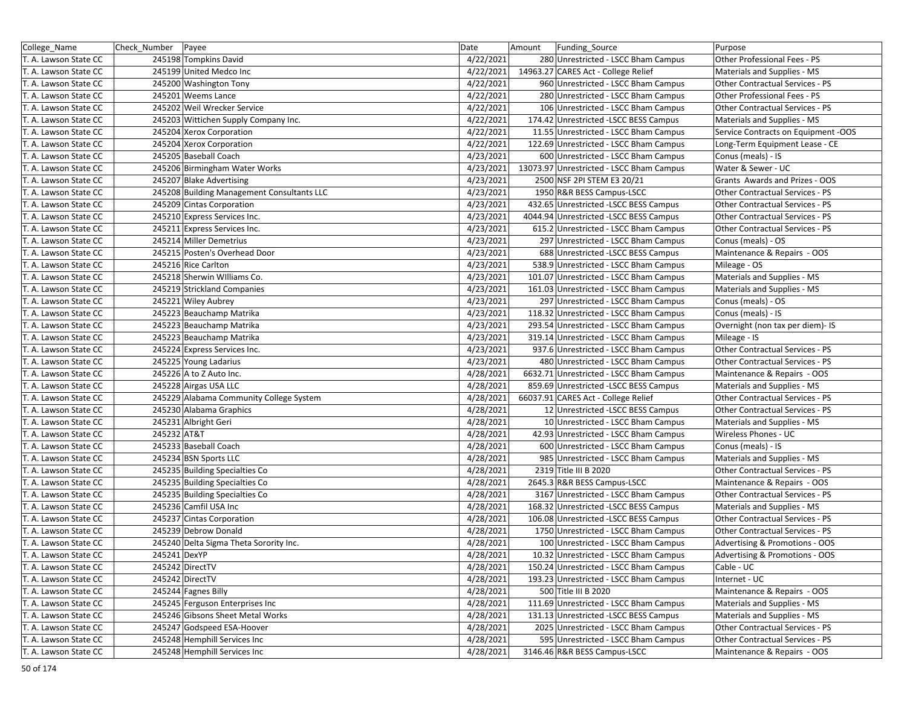| College_Name | Check_Number | Payee | Date | Amount | Funding_Source | Purpose |
|---|---|---|---|---|---|---|
| T. A. Lawson State CC | 245198 | Tompkins David | 4/22/2021 | 280 | Unrestricted - LSCC Bham Campus | Other Professional Fees - PS |
| T. A. Lawson State CC | 245199 | United Medco Inc | 4/22/2021 | 14963.27 | CARES Act - College Relief | Materials and Supplies - MS |
| T. A. Lawson State CC | 245200 | Washington Tony | 4/22/2021 | 960 | Unrestricted - LSCC Bham Campus | Other Contractual Services - PS |
| T. A. Lawson State CC | 245201 | Weems Lance | 4/22/2021 | 280 | Unrestricted - LSCC Bham Campus | Other Professional Fees - PS |
| T. A. Lawson State CC | 245202 | Weil Wrecker Service | 4/22/2021 | 106 | Unrestricted - LSCC Bham Campus | Other Contractual Services - PS |
| T. A. Lawson State CC | 245203 | Wittichen Supply Company Inc. | 4/22/2021 | 174.42 | Unrestricted -LSCC BESS Campus | Materials and Supplies - MS |
| T. A. Lawson State CC | 245204 | Xerox Corporation | 4/22/2021 | 11.55 | Unrestricted - LSCC Bham Campus | Service Contracts on Equipment -OOS |
| T. A. Lawson State CC | 245204 | Xerox Corporation | 4/22/2021 | 122.69 | Unrestricted - LSCC Bham Campus | Long-Term Equipment Lease - CE |
| T. A. Lawson State CC | 245205 | Baseball Coach | 4/23/2021 | 600 | Unrestricted - LSCC Bham Campus | Conus (meals) - IS |
| T. A. Lawson State CC | 245206 | Birmingham Water Works | 4/23/2021 | 13073.97 | Unrestricted - LSCC Bham Campus | Water & Sewer - UC |
| T. A. Lawson State CC | 245207 | Blake Advertising | 4/23/2021 | 2500 | NSF 2PI STEM E3 20/21 | Grants Awards and Prizes - OOS |
| T. A. Lawson State CC | 245208 | Building Management Consultants LLC | 4/23/2021 | 1950 | R&R BESS Campus-LSCC | Other Contractual Services - PS |
| T. A. Lawson State CC | 245209 | Cintas Corporation | 4/23/2021 | 432.65 | Unrestricted -LSCC BESS Campus | Other Contractual Services - PS |
| T. A. Lawson State CC | 245210 | Express Services Inc. | 4/23/2021 | 4044.94 | Unrestricted -LSCC BESS Campus | Other Contractual Services - PS |
| T. A. Lawson State CC | 245211 | Express Services Inc. | 4/23/2021 | 615.2 | Unrestricted - LSCC Bham Campus | Other Contractual Services - PS |
| T. A. Lawson State CC | 245214 | Miller Demetrius | 4/23/2021 | 297 | Unrestricted - LSCC Bham Campus | Conus (meals) - OS |
| T. A. Lawson State CC | 245215 | Posten's Overhead Door | 4/23/2021 | 688 | Unrestricted -LSCC BESS Campus | Maintenance & Repairs - OOS |
| T. A. Lawson State CC | 245216 | Rice Carlton | 4/23/2021 | 538.9 | Unrestricted - LSCC Bham Campus | Mileage - OS |
| T. A. Lawson State CC | 245218 | Sherwin WIlliams Co. | 4/23/2021 | 101.07 | Unrestricted - LSCC Bham Campus | Materials and Supplies - MS |
| T. A. Lawson State CC | 245219 | Strickland Companies | 4/23/2021 | 161.03 | Unrestricted - LSCC Bham Campus | Materials and Supplies - MS |
| T. A. Lawson State CC | 245221 | Wiley Aubrey | 4/23/2021 | 297 | Unrestricted - LSCC Bham Campus | Conus (meals) - OS |
| T. A. Lawson State CC | 245223 | Beauchamp Matrika | 4/23/2021 | 118.32 | Unrestricted - LSCC Bham Campus | Conus (meals) - IS |
| T. A. Lawson State CC | 245223 | Beauchamp Matrika | 4/23/2021 | 293.54 | Unrestricted - LSCC Bham Campus | Overnight (non tax per diem)- IS |
| T. A. Lawson State CC | 245223 | Beauchamp Matrika | 4/23/2021 | 319.14 | Unrestricted - LSCC Bham Campus | Mileage - IS |
| T. A. Lawson State CC | 245224 | Express Services Inc. | 4/23/2021 | 937.6 | Unrestricted - LSCC Bham Campus | Other Contractual Services - PS |
| T. A. Lawson State CC | 245225 | Young Ladarius | 4/23/2021 | 480 | Unrestricted - LSCC Bham Campus | Other Contractual Services - PS |
| T. A. Lawson State CC | 245226 | A to Z Auto Inc. | 4/28/2021 | 6632.71 | Unrestricted - LSCC Bham Campus | Maintenance & Repairs - OOS |
| T. A. Lawson State CC | 245228 | Airgas USA LLC | 4/28/2021 | 859.69 | Unrestricted -LSCC BESS Campus | Materials and Supplies - MS |
| T. A. Lawson State CC | 245229 | Alabama Community College System | 4/28/2021 | 66037.91 | CARES Act - College Relief | Other Contractual Services - PS |
| T. A. Lawson State CC | 245230 | Alabama Graphics | 4/28/2021 | 12 | Unrestricted -LSCC BESS Campus | Other Contractual Services - PS |
| T. A. Lawson State CC | 245231 | Albright Geri | 4/28/2021 | 10 | Unrestricted - LSCC Bham Campus | Materials and Supplies - MS |
| T. A. Lawson State CC | 245232 | AT&T | 4/28/2021 | 42.93 | Unrestricted - LSCC Bham Campus | Wireless Phones - UC |
| T. A. Lawson State CC | 245233 | Baseball Coach | 4/28/2021 | 600 | Unrestricted - LSCC Bham Campus | Conus (meals) - IS |
| T. A. Lawson State CC | 245234 | BSN Sports LLC | 4/28/2021 | 985 | Unrestricted - LSCC Bham Campus | Materials and Supplies - MS |
| T. A. Lawson State CC | 245235 | Building Specialties Co | 4/28/2021 | 2319 | Title III B 2020 | Other Contractual Services - PS |
| T. A. Lawson State CC | 245235 | Building Specialties Co | 4/28/2021 | 2645.3 | R&R BESS Campus-LSCC | Maintenance & Repairs - OOS |
| T. A. Lawson State CC | 245235 | Building Specialties Co | 4/28/2021 | 3167 | Unrestricted - LSCC Bham Campus | Other Contractual Services - PS |
| T. A. Lawson State CC | 245236 | Camfil USA Inc | 4/28/2021 | 168.32 | Unrestricted -LSCC BESS Campus | Materials and Supplies - MS |
| T. A. Lawson State CC | 245237 | Cintas Corporation | 4/28/2021 | 106.08 | Unrestricted -LSCC BESS Campus | Other Contractual Services - PS |
| T. A. Lawson State CC | 245239 | Debrow Donald | 4/28/2021 | 1750 | Unrestricted - LSCC Bham Campus | Other Contractual Services - PS |
| T. A. Lawson State CC | 245240 | Delta Sigma Theta Sorority Inc. | 4/28/2021 | 100 | Unrestricted - LSCC Bham Campus | Advertising & Promotions - OOS |
| T. A. Lawson State CC | 245241 | DexYP | 4/28/2021 | 10.32 | Unrestricted - LSCC Bham Campus | Advertising & Promotions - OOS |
| T. A. Lawson State CC | 245242 | DirectTV | 4/28/2021 | 150.24 | Unrestricted - LSCC Bham Campus | Cable - UC |
| T. A. Lawson State CC | 245242 | DirectTV | 4/28/2021 | 193.23 | Unrestricted - LSCC Bham Campus | Internet - UC |
| T. A. Lawson State CC | 245244 | Fagnes Billy | 4/28/2021 | 500 | Title III B 2020 | Maintenance & Repairs - OOS |
| T. A. Lawson State CC | 245245 | Ferguson Enterprises Inc | 4/28/2021 | 111.69 | Unrestricted - LSCC Bham Campus | Materials and Supplies - MS |
| T. A. Lawson State CC | 245246 | Gibsons Sheet Metal Works | 4/28/2021 | 131.13 | Unrestricted -LSCC BESS Campus | Materials and Supplies - MS |
| T. A. Lawson State CC | 245247 | Godspeed ESA-Hoover | 4/28/2021 | 2025 | Unrestricted - LSCC Bham Campus | Other Contractual Services - PS |
| T. A. Lawson State CC | 245248 | Hemphill Services Inc | 4/28/2021 | 595 | Unrestricted - LSCC Bham Campus | Other Contractual Services - PS |
| T. A. Lawson State CC | 245248 | Hemphill Services Inc | 4/28/2021 | 3146.46 | R&R BESS Campus-LSCC | Maintenance & Repairs - OOS |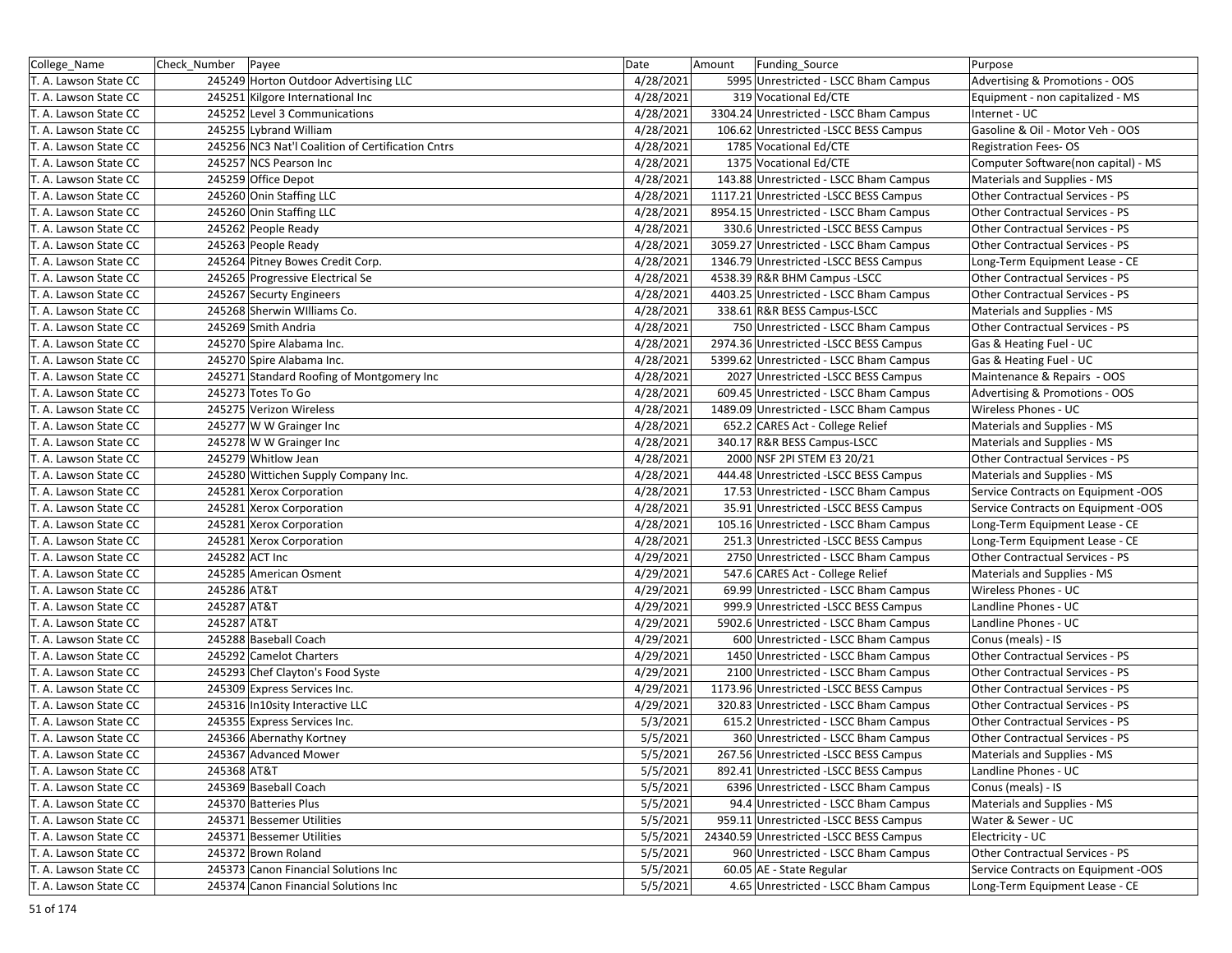| College_Name | Check_Number | Payee | Date | Amount | Funding_Source | Purpose |
|---|---|---|---|---|---|---|
| T. A. Lawson State CC | 245249 | Horton Outdoor Advertising LLC | 4/28/2021 | 5995 | Unrestricted - LSCC Bham Campus | Advertising & Promotions - OOS |
| T. A. Lawson State CC | 245251 | Kilgore International Inc | 4/28/2021 | 319 | Vocational Ed/CTE | Equipment - non capitalized - MS |
| T. A. Lawson State CC | 245252 | Level 3 Communications | 4/28/2021 | 3304.24 | Unrestricted - LSCC Bham Campus | Internet - UC |
| T. A. Lawson State CC | 245255 | Lybrand William | 4/28/2021 | 106.62 | Unrestricted -LSCC BESS Campus | Gasoline & Oil - Motor Veh - OOS |
| T. A. Lawson State CC | 245256 | NC3 Nat'l Coalition of Certification Cntrs | 4/28/2021 | 1785 | Vocational Ed/CTE | Registration Fees- OS |
| T. A. Lawson State CC | 245257 | NCS Pearson Inc | 4/28/2021 | 1375 | Vocational Ed/CTE | Computer Software(non capital) - MS |
| T. A. Lawson State CC | 245259 | Office Depot | 4/28/2021 | 143.88 | Unrestricted - LSCC Bham Campus | Materials and Supplies - MS |
| T. A. Lawson State CC | 245260 | Onin Staffing LLC | 4/28/2021 | 1117.21 | Unrestricted -LSCC BESS Campus | Other Contractual Services - PS |
| T. A. Lawson State CC | 245260 | Onin Staffing LLC | 4/28/2021 | 8954.15 | Unrestricted - LSCC Bham Campus | Other Contractual Services - PS |
| T. A. Lawson State CC | 245262 | People Ready | 4/28/2021 | 330.6 | Unrestricted -LSCC BESS Campus | Other Contractual Services - PS |
| T. A. Lawson State CC | 245263 | People Ready | 4/28/2021 | 3059.27 | Unrestricted - LSCC Bham Campus | Other Contractual Services - PS |
| T. A. Lawson State CC | 245264 | Pitney Bowes Credit Corp. | 4/28/2021 | 1346.79 | Unrestricted -LSCC BESS Campus | Long-Term Equipment Lease - CE |
| T. A. Lawson State CC | 245265 | Progressive Electrical Se | 4/28/2021 | 4538.39 | R&R BHM Campus -LSCC | Other Contractual Services - PS |
| T. A. Lawson State CC | 245267 | Securty Engineers | 4/28/2021 | 4403.25 | Unrestricted - LSCC Bham Campus | Other Contractual Services - PS |
| T. A. Lawson State CC | 245268 | Sherwin WIlliams Co. | 4/28/2021 | 338.61 | R&R BESS Campus-LSCC | Materials and Supplies - MS |
| T. A. Lawson State CC | 245269 | Smith Andria | 4/28/2021 | 750 | Unrestricted - LSCC Bham Campus | Other Contractual Services - PS |
| T. A. Lawson State CC | 245270 | Spire Alabama Inc. | 4/28/2021 | 2974.36 | Unrestricted -LSCC BESS Campus | Gas & Heating Fuel - UC |
| T. A. Lawson State CC | 245270 | Spire Alabama Inc. | 4/28/2021 | 5399.62 | Unrestricted - LSCC Bham Campus | Gas & Heating Fuel - UC |
| T. A. Lawson State CC | 245271 | Standard Roofing of Montgomery Inc | 4/28/2021 | 2027 | Unrestricted -LSCC BESS Campus | Maintenance & Repairs - OOS |
| T. A. Lawson State CC | 245273 | Totes To Go | 4/28/2021 | 609.45 | Unrestricted - LSCC Bham Campus | Advertising & Promotions - OOS |
| T. A. Lawson State CC | 245275 | Verizon Wireless | 4/28/2021 | 1489.09 | Unrestricted - LSCC Bham Campus | Wireless Phones - UC |
| T. A. Lawson State CC | 245277 | W W Grainger Inc | 4/28/2021 | 652.2 | CARES Act - College Relief | Materials and Supplies - MS |
| T. A. Lawson State CC | 245278 | W W Grainger Inc | 4/28/2021 | 340.17 | R&R BESS Campus-LSCC | Materials and Supplies - MS |
| T. A. Lawson State CC | 245279 | Whitlow Jean | 4/28/2021 | 2000 | NSF 2PI STEM E3 20/21 | Other Contractual Services - PS |
| T. A. Lawson State CC | 245280 | Wittichen Supply Company Inc. | 4/28/2021 | 444.48 | Unrestricted -LSCC BESS Campus | Materials and Supplies - MS |
| T. A. Lawson State CC | 245281 | Xerox Corporation | 4/28/2021 | 17.53 | Unrestricted - LSCC Bham Campus | Service Contracts on Equipment -OOS |
| T. A. Lawson State CC | 245281 | Xerox Corporation | 4/28/2021 | 35.91 | Unrestricted -LSCC BESS Campus | Service Contracts on Equipment -OOS |
| T. A. Lawson State CC | 245281 | Xerox Corporation | 4/28/2021 | 105.16 | Unrestricted - LSCC Bham Campus | Long-Term Equipment Lease - CE |
| T. A. Lawson State CC | 245281 | Xerox Corporation | 4/28/2021 | 251.3 | Unrestricted -LSCC BESS Campus | Long-Term Equipment Lease - CE |
| T. A. Lawson State CC | 245282 | ACT Inc | 4/29/2021 | 2750 | Unrestricted - LSCC Bham Campus | Other Contractual Services - PS |
| T. A. Lawson State CC | 245285 | American Osment | 4/29/2021 | 547.6 | CARES Act - College Relief | Materials and Supplies - MS |
| T. A. Lawson State CC | 245286 | AT&T | 4/29/2021 | 69.99 | Unrestricted - LSCC Bham Campus | Wireless Phones - UC |
| T. A. Lawson State CC | 245287 | AT&T | 4/29/2021 | 999.9 | Unrestricted -LSCC BESS Campus | Landline Phones - UC |
| T. A. Lawson State CC | 245287 | AT&T | 4/29/2021 | 5902.6 | Unrestricted - LSCC Bham Campus | Landline Phones - UC |
| T. A. Lawson State CC | 245288 | Baseball Coach | 4/29/2021 | 600 | Unrestricted - LSCC Bham Campus | Conus (meals) - IS |
| T. A. Lawson State CC | 245292 | Camelot Charters | 4/29/2021 | 1450 | Unrestricted - LSCC Bham Campus | Other Contractual Services - PS |
| T. A. Lawson State CC | 245293 | Chef Clayton's Food Syste | 4/29/2021 | 2100 | Unrestricted - LSCC Bham Campus | Other Contractual Services - PS |
| T. A. Lawson State CC | 245309 | Express Services Inc. | 4/29/2021 | 1173.96 | Unrestricted -LSCC BESS Campus | Other Contractual Services - PS |
| T. A. Lawson State CC | 245316 | In10sity Interactive LLC | 4/29/2021 | 320.83 | Unrestricted - LSCC Bham Campus | Other Contractual Services - PS |
| T. A. Lawson State CC | 245355 | Express Services Inc. | 5/3/2021 | 615.2 | Unrestricted - LSCC Bham Campus | Other Contractual Services - PS |
| T. A. Lawson State CC | 245366 | Abernathy Kortney | 5/5/2021 | 360 | Unrestricted - LSCC Bham Campus | Other Contractual Services - PS |
| T. A. Lawson State CC | 245367 | Advanced Mower | 5/5/2021 | 267.56 | Unrestricted -LSCC BESS Campus | Materials and Supplies - MS |
| T. A. Lawson State CC | 245368 | AT&T | 5/5/2021 | 892.41 | Unrestricted -LSCC BESS Campus | Landline Phones - UC |
| T. A. Lawson State CC | 245369 | Baseball Coach | 5/5/2021 | 6396 | Unrestricted - LSCC Bham Campus | Conus (meals) - IS |
| T. A. Lawson State CC | 245370 | Batteries Plus | 5/5/2021 | 94.4 | Unrestricted - LSCC Bham Campus | Materials and Supplies - MS |
| T. A. Lawson State CC | 245371 | Bessemer Utilities | 5/5/2021 | 959.11 | Unrestricted -LSCC BESS Campus | Water & Sewer - UC |
| T. A. Lawson State CC | 245371 | Bessemer Utilities | 5/5/2021 | 24340.59 | Unrestricted -LSCC BESS Campus | Electricity - UC |
| T. A. Lawson State CC | 245372 | Brown Roland | 5/5/2021 | 960 | Unrestricted - LSCC Bham Campus | Other Contractual Services - PS |
| T. A. Lawson State CC | 245373 | Canon Financial Solutions Inc | 5/5/2021 | 60.05 | AE - State Regular | Service Contracts on Equipment -OOS |
| T. A. Lawson State CC | 245374 | Canon Financial Solutions Inc | 5/5/2021 | 4.65 | Unrestricted - LSCC Bham Campus | Long-Term Equipment Lease - CE |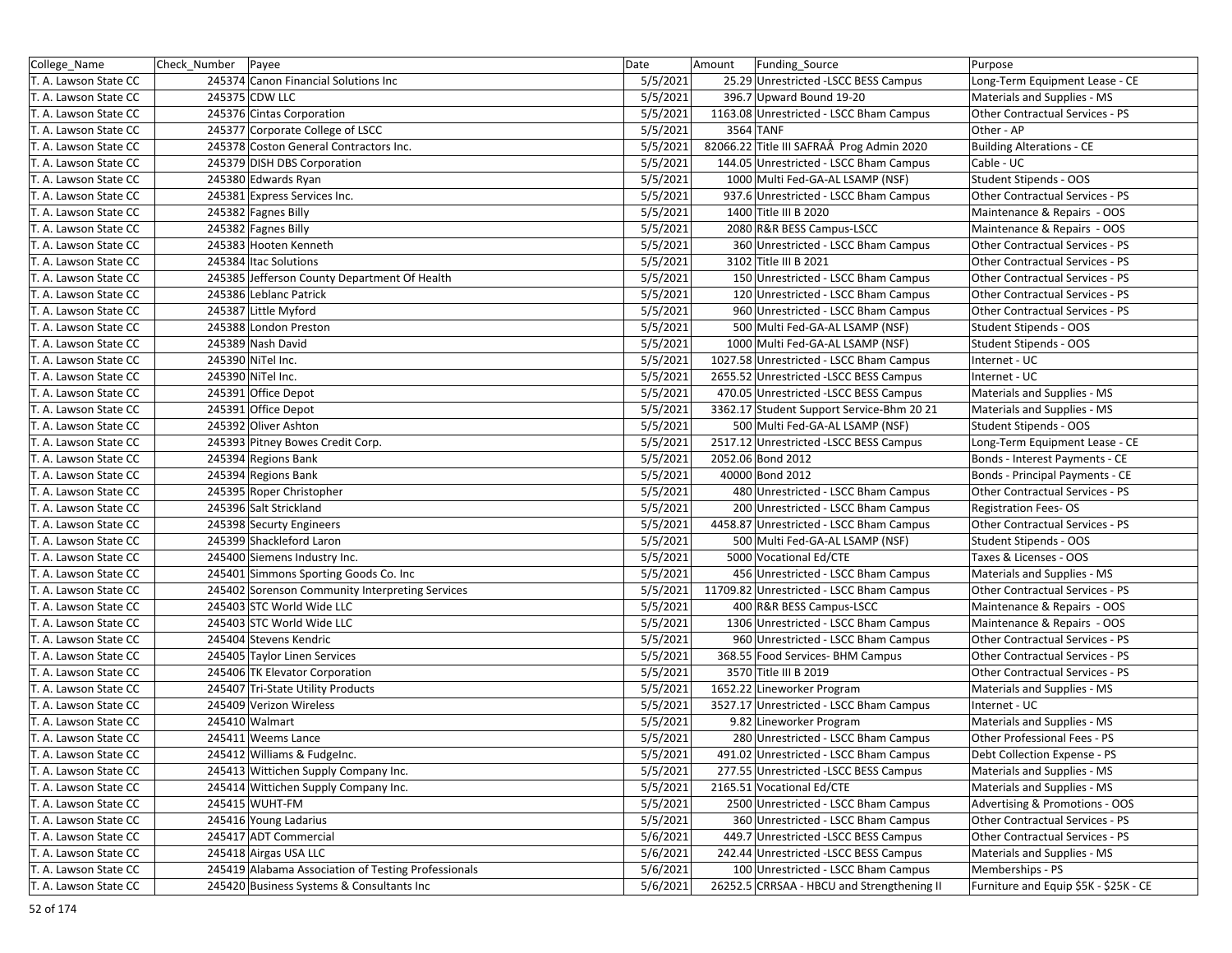| College_Name | Check_Number | Payee | Date | Amount | Funding_Source | Purpose |
|---|---|---|---|---|---|---|
| T. A. Lawson State CC | 245374 | Canon Financial Solutions Inc | 5/5/2021 | 25.29 | Unrestricted -LSCC BESS Campus | Long-Term Equipment Lease - CE |
| T. A. Lawson State CC | 245375 | CDW LLC | 5/5/2021 | 396.7 | Upward Bound 19-20 | Materials and Supplies - MS |
| T. A. Lawson State CC | 245376 | Cintas Corporation | 5/5/2021 | 1163.08 | Unrestricted - LSCC Bham Campus | Other Contractual Services - PS |
| T. A. Lawson State CC | 245377 | Corporate College of LSCC | 5/5/2021 | 3564 | TANF | Other - AP |
| T. A. Lawson State CC | 245378 | Coston General Contractors Inc. | 5/5/2021 | 82066.22 | Title III SAFRAÂ Prog Admin 2020 | Building Alterations - CE |
| T. A. Lawson State CC | 245379 | DISH DBS Corporation | 5/5/2021 | 144.05 | Unrestricted - LSCC Bham Campus | Cable - UC |
| T. A. Lawson State CC | 245380 | Edwards Ryan | 5/5/2021 | 1000 | Multi Fed-GA-AL LSAMP (NSF) | Student Stipends - OOS |
| T. A. Lawson State CC | 245381 | Express Services Inc. | 5/5/2021 | 937.6 | Unrestricted - LSCC Bham Campus | Other Contractual Services - PS |
| T. A. Lawson State CC | 245382 | Fagnes Billy | 5/5/2021 | 1400 | Title III B 2020 | Maintenance & Repairs - OOS |
| T. A. Lawson State CC | 245382 | Fagnes Billy | 5/5/2021 | 2080 | R&R BESS Campus-LSCC | Maintenance & Repairs - OOS |
| T. A. Lawson State CC | 245383 | Hooten Kenneth | 5/5/2021 | 360 | Unrestricted - LSCC Bham Campus | Other Contractual Services - PS |
| T. A. Lawson State CC | 245384 | Itac Solutions | 5/5/2021 | 3102 | Title III B 2021 | Other Contractual Services - PS |
| T. A. Lawson State CC | 245385 | Jefferson County Department Of Health | 5/5/2021 | 150 | Unrestricted - LSCC Bham Campus | Other Contractual Services - PS |
| T. A. Lawson State CC | 245386 | Leblanc Patrick | 5/5/2021 | 120 | Unrestricted - LSCC Bham Campus | Other Contractual Services - PS |
| T. A. Lawson State CC | 245387 | Little Myford | 5/5/2021 | 960 | Unrestricted - LSCC Bham Campus | Other Contractual Services - PS |
| T. A. Lawson State CC | 245388 | London Preston | 5/5/2021 | 500 | Multi Fed-GA-AL LSAMP (NSF) | Student Stipends - OOS |
| T. A. Lawson State CC | 245389 | Nash David | 5/5/2021 | 1000 | Multi Fed-GA-AL LSAMP (NSF) | Student Stipends - OOS |
| T. A. Lawson State CC | 245390 | NiTel Inc. | 5/5/2021 | 1027.58 | Unrestricted - LSCC Bham Campus | Internet - UC |
| T. A. Lawson State CC | 245390 | NiTel Inc. | 5/5/2021 | 2655.52 | Unrestricted -LSCC BESS Campus | Internet - UC |
| T. A. Lawson State CC | 245391 | Office Depot | 5/5/2021 | 470.05 | Unrestricted -LSCC BESS Campus | Materials and Supplies - MS |
| T. A. Lawson State CC | 245391 | Office Depot | 5/5/2021 | 3362.17 | Student Support Service-Bhm 20 21 | Materials and Supplies - MS |
| T. A. Lawson State CC | 245392 | Oliver Ashton | 5/5/2021 | 500 | Multi Fed-GA-AL LSAMP (NSF) | Student Stipends - OOS |
| T. A. Lawson State CC | 245393 | Pitney Bowes Credit Corp. | 5/5/2021 | 2517.12 | Unrestricted -LSCC BESS Campus | Long-Term Equipment Lease - CE |
| T. A. Lawson State CC | 245394 | Regions Bank | 5/5/2021 | 2052.06 | Bond 2012 | Bonds - Interest Payments - CE |
| T. A. Lawson State CC | 245394 | Regions Bank | 5/5/2021 | 40000 | Bond 2012 | Bonds - Principal Payments - CE |
| T. A. Lawson State CC | 245395 | Roper Christopher | 5/5/2021 | 480 | Unrestricted - LSCC Bham Campus | Other Contractual Services - PS |
| T. A. Lawson State CC | 245396 | Salt Strickland | 5/5/2021 | 200 | Unrestricted - LSCC Bham Campus | Registration Fees- OS |
| T. A. Lawson State CC | 245398 | Securty Engineers | 5/5/2021 | 4458.87 | Unrestricted - LSCC Bham Campus | Other Contractual Services - PS |
| T. A. Lawson State CC | 245399 | Shackleford Laron | 5/5/2021 | 500 | Multi Fed-GA-AL LSAMP (NSF) | Student Stipends - OOS |
| T. A. Lawson State CC | 245400 | Siemens Industry Inc. | 5/5/2021 | 5000 | Vocational Ed/CTE | Taxes & Licenses - OOS |
| T. A. Lawson State CC | 245401 | Simmons Sporting Goods Co. Inc | 5/5/2021 | 456 | Unrestricted - LSCC Bham Campus | Materials and Supplies - MS |
| T. A. Lawson State CC | 245402 | Sorenson Community Interpreting Services | 5/5/2021 | 11709.82 | Unrestricted - LSCC Bham Campus | Other Contractual Services - PS |
| T. A. Lawson State CC | 245403 | STC World Wide LLC | 5/5/2021 | 400 | R&R BESS Campus-LSCC | Maintenance & Repairs - OOS |
| T. A. Lawson State CC | 245403 | STC World Wide LLC | 5/5/2021 | 1306 | Unrestricted - LSCC Bham Campus | Maintenance & Repairs - OOS |
| T. A. Lawson State CC | 245404 | Stevens Kendric | 5/5/2021 | 960 | Unrestricted - LSCC Bham Campus | Other Contractual Services - PS |
| T. A. Lawson State CC | 245405 | Taylor Linen Services | 5/5/2021 | 368.55 | Food Services- BHM Campus | Other Contractual Services - PS |
| T. A. Lawson State CC | 245406 | TK Elevator Corporation | 5/5/2021 | 3570 | Title III B 2019 | Other Contractual Services - PS |
| T. A. Lawson State CC | 245407 | Tri-State Utility Products | 5/5/2021 | 1652.22 | Lineworker Program | Materials and Supplies - MS |
| T. A. Lawson State CC | 245409 | Verizon Wireless | 5/5/2021 | 3527.17 | Unrestricted - LSCC Bham Campus | Internet - UC |
| T. A. Lawson State CC | 245410 | Walmart | 5/5/2021 | 9.82 | Lineworker Program | Materials and Supplies - MS |
| T. A. Lawson State CC | 245411 | Weems Lance | 5/5/2021 | 280 | Unrestricted - LSCC Bham Campus | Other Professional Fees - PS |
| T. A. Lawson State CC | 245412 | Williams & FudgeInc. | 5/5/2021 | 491.02 | Unrestricted - LSCC Bham Campus | Debt Collection Expense - PS |
| T. A. Lawson State CC | 245413 | Wittichen Supply Company Inc. | 5/5/2021 | 277.55 | Unrestricted -LSCC BESS Campus | Materials and Supplies - MS |
| T. A. Lawson State CC | 245414 | Wittichen Supply Company Inc. | 5/5/2021 | 2165.51 | Vocational Ed/CTE | Materials and Supplies - MS |
| T. A. Lawson State CC | 245415 | WUHT-FM | 5/5/2021 | 2500 | Unrestricted - LSCC Bham Campus | Advertising & Promotions - OOS |
| T. A. Lawson State CC | 245416 | Young Ladarius | 5/5/2021 | 360 | Unrestricted - LSCC Bham Campus | Other Contractual Services - PS |
| T. A. Lawson State CC | 245417 | ADT Commercial | 5/6/2021 | 449.7 | Unrestricted -LSCC BESS Campus | Other Contractual Services - PS |
| T. A. Lawson State CC | 245418 | Airgas USA LLC | 5/6/2021 | 242.44 | Unrestricted -LSCC BESS Campus | Materials and Supplies - MS |
| T. A. Lawson State CC | 245419 | Alabama Association of Testing Professionals | 5/6/2021 | 100 | Unrestricted - LSCC Bham Campus | Memberships - PS |
| T. A. Lawson State CC | 245420 | Business Systems & Consultants Inc | 5/6/2021 | 26252.5 | CRRSAA - HBCU and Strengthening II | Furniture and Equip $5K - $25K - CE |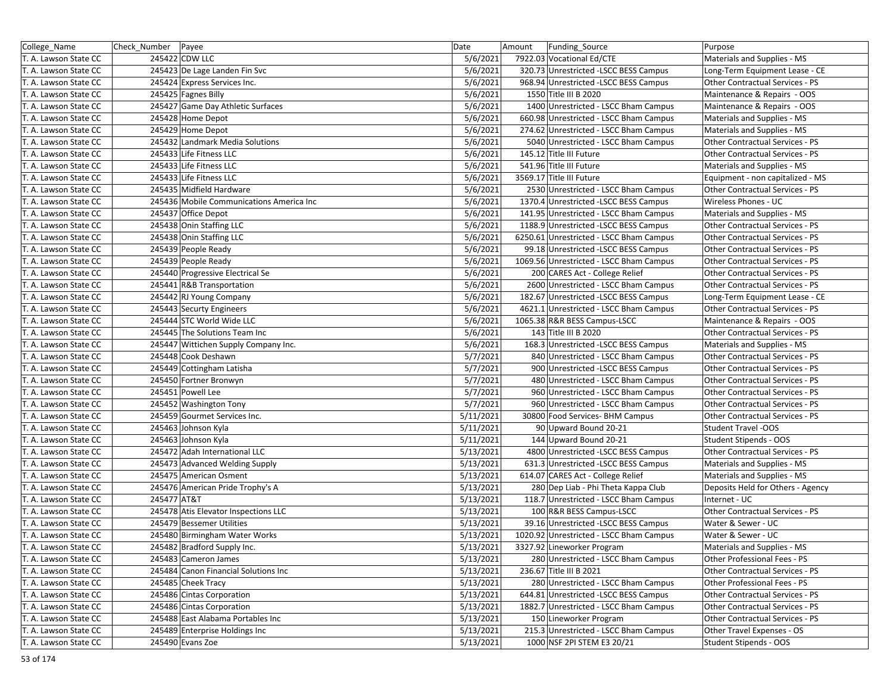| College_Name | Check_Number | Payee | Date | Amount | Funding_Source | Purpose |
|---|---|---|---|---|---|---|
| T. A. Lawson State CC | 245422 | CDW LLC | 5/6/2021 | 7922.03 | Vocational Ed/CTE | Materials and Supplies - MS |
| T. A. Lawson State CC | 245423 | De Lage Landen Fin Svc | 5/6/2021 | 320.73 | Unrestricted -LSCC BESS Campus | Long-Term Equipment Lease - CE |
| T. A. Lawson State CC | 245424 | Express Services Inc. | 5/6/2021 | 968.94 | Unrestricted -LSCC BESS Campus | Other Contractual Services - PS |
| T. A. Lawson State CC | 245425 | Fagnes Billy | 5/6/2021 | 1550 | Title III B 2020 | Maintenance & Repairs - OOS |
| T. A. Lawson State CC | 245427 | Game Day Athletic Surfaces | 5/6/2021 | 1400 | Unrestricted - LSCC Bham Campus | Maintenance & Repairs - OOS |
| T. A. Lawson State CC | 245428 | Home Depot | 5/6/2021 | 660.98 | Unrestricted - LSCC Bham Campus | Materials and Supplies - MS |
| T. A. Lawson State CC | 245429 | Home Depot | 5/6/2021 | 274.62 | Unrestricted - LSCC Bham Campus | Materials and Supplies - MS |
| T. A. Lawson State CC | 245432 | Landmark Media Solutions | 5/6/2021 | 5040 | Unrestricted - LSCC Bham Campus | Other Contractual Services - PS |
| T. A. Lawson State CC | 245433 | Life Fitness LLC | 5/6/2021 | 145.12 | Title III Future | Other Contractual Services - PS |
| T. A. Lawson State CC | 245433 | Life Fitness LLC | 5/6/2021 | 541.96 | Title III Future | Materials and Supplies - MS |
| T. A. Lawson State CC | 245433 | Life Fitness LLC | 5/6/2021 | 3569.17 | Title III Future | Equipment - non capitalized - MS |
| T. A. Lawson State CC | 245435 | Midfield Hardware | 5/6/2021 | 2530 | Unrestricted - LSCC Bham Campus | Other Contractual Services - PS |
| T. A. Lawson State CC | 245436 | Mobile Communications America Inc | 5/6/2021 | 1370.4 | Unrestricted -LSCC BESS Campus | Wireless Phones - UC |
| T. A. Lawson State CC | 245437 | Office Depot | 5/6/2021 | 141.95 | Unrestricted - LSCC Bham Campus | Materials and Supplies - MS |
| T. A. Lawson State CC | 245438 | Onin Staffing LLC | 5/6/2021 | 1188.9 | Unrestricted -LSCC BESS Campus | Other Contractual Services - PS |
| T. A. Lawson State CC | 245438 | Onin Staffing LLC | 5/6/2021 | 6250.61 | Unrestricted - LSCC Bham Campus | Other Contractual Services - PS |
| T. A. Lawson State CC | 245439 | People Ready | 5/6/2021 | 99.18 | Unrestricted -LSCC BESS Campus | Other Contractual Services - PS |
| T. A. Lawson State CC | 245439 | People Ready | 5/6/2021 | 1069.56 | Unrestricted - LSCC Bham Campus | Other Contractual Services - PS |
| T. A. Lawson State CC | 245440 | Progressive Electrical Se | 5/6/2021 | 200 | CARES Act - College Relief | Other Contractual Services - PS |
| T. A. Lawson State CC | 245441 | R&B Transportation | 5/6/2021 | 2600 | Unrestricted - LSCC Bham Campus | Other Contractual Services - PS |
| T. A. Lawson State CC | 245442 | RJ Young Company | 5/6/2021 | 182.67 | Unrestricted -LSCC BESS Campus | Long-Term Equipment Lease - CE |
| T. A. Lawson State CC | 245443 | Securty Engineers | 5/6/2021 | 4621.1 | Unrestricted - LSCC Bham Campus | Other Contractual Services - PS |
| T. A. Lawson State CC | 245444 | STC World Wide LLC | 5/6/2021 | 1065.38 | R&R BESS Campus-LSCC | Maintenance & Repairs - OOS |
| T. A. Lawson State CC | 245445 | The Solutions Team Inc | 5/6/2021 | 143 | Title III B 2020 | Other Contractual Services - PS |
| T. A. Lawson State CC | 245447 | Wittichen Supply Company Inc. | 5/6/2021 | 168.3 | Unrestricted -LSCC BESS Campus | Materials and Supplies - MS |
| T. A. Lawson State CC | 245448 | Cook Deshawn | 5/7/2021 | 840 | Unrestricted - LSCC Bham Campus | Other Contractual Services - PS |
| T. A. Lawson State CC | 245449 | Cottingham Latisha | 5/7/2021 | 900 | Unrestricted -LSCC BESS Campus | Other Contractual Services - PS |
| T. A. Lawson State CC | 245450 | Fortner Bronwyn | 5/7/2021 | 480 | Unrestricted - LSCC Bham Campus | Other Contractual Services - PS |
| T. A. Lawson State CC | 245451 | Powell Lee | 5/7/2021 | 960 | Unrestricted - LSCC Bham Campus | Other Contractual Services - PS |
| T. A. Lawson State CC | 245452 | Washington Tony | 5/7/2021 | 960 | Unrestricted - LSCC Bham Campus | Other Contractual Services - PS |
| T. A. Lawson State CC | 245459 | Gourmet Services Inc. | 5/11/2021 | 30800 | Food Services- BHM Campus | Other Contractual Services - PS |
| T. A. Lawson State CC | 245463 | Johnson Kyla | 5/11/2021 | 90 | Upward Bound 20-21 | Student Travel -OOS |
| T. A. Lawson State CC | 245463 | Johnson Kyla | 5/11/2021 | 144 | Upward Bound 20-21 | Student Stipends - OOS |
| T. A. Lawson State CC | 245472 | Adah International LLC | 5/13/2021 | 4800 | Unrestricted -LSCC BESS Campus | Other Contractual Services - PS |
| T. A. Lawson State CC | 245473 | Advanced Welding Supply | 5/13/2021 | 631.3 | Unrestricted -LSCC BESS Campus | Materials and Supplies - MS |
| T. A. Lawson State CC | 245475 | American Osment | 5/13/2021 | 614.07 | CARES Act - College Relief | Materials and Supplies - MS |
| T. A. Lawson State CC | 245476 | American Pride Trophy's A | 5/13/2021 | 280 | Dep Liab - Phi Theta Kappa Club | Deposits Held for Others - Agency |
| T. A. Lawson State CC | 245477 | AT&T | 5/13/2021 | 118.7 | Unrestricted - LSCC Bham Campus | Internet - UC |
| T. A. Lawson State CC | 245478 | Atis Elevator Inspections LLC | 5/13/2021 | 100 | R&R BESS Campus-LSCC | Other Contractual Services - PS |
| T. A. Lawson State CC | 245479 | Bessemer Utilities | 5/13/2021 | 39.16 | Unrestricted -LSCC BESS Campus | Water & Sewer - UC |
| T. A. Lawson State CC | 245480 | Birmingham Water Works | 5/13/2021 | 1020.92 | Unrestricted - LSCC Bham Campus | Water & Sewer - UC |
| T. A. Lawson State CC | 245482 | Bradford Supply Inc. | 5/13/2021 | 3327.92 | Lineworker Program | Materials and Supplies - MS |
| T. A. Lawson State CC | 245483 | Cameron James | 5/13/2021 | 280 | Unrestricted - LSCC Bham Campus | Other Professional Fees - PS |
| T. A. Lawson State CC | 245484 | Canon Financial Solutions Inc | 5/13/2021 | 236.67 | Title III B 2021 | Other Contractual Services - PS |
| T. A. Lawson State CC | 245485 | Cheek Tracy | 5/13/2021 | 280 | Unrestricted - LSCC Bham Campus | Other Professional Fees - PS |
| T. A. Lawson State CC | 245486 | Cintas Corporation | 5/13/2021 | 644.81 | Unrestricted -LSCC BESS Campus | Other Contractual Services - PS |
| T. A. Lawson State CC | 245486 | Cintas Corporation | 5/13/2021 | 1882.7 | Unrestricted - LSCC Bham Campus | Other Contractual Services - PS |
| T. A. Lawson State CC | 245488 | East Alabama Portables Inc | 5/13/2021 | 150 | Lineworker Program | Other Contractual Services - PS |
| T. A. Lawson State CC | 245489 | Enterprise Holdings Inc | 5/13/2021 | 215.3 | Unrestricted - LSCC Bham Campus | Other Travel Expenses - OS |
| T. A. Lawson State CC | 245490 | Evans Zoe | 5/13/2021 | 1000 | NSF 2PI STEM E3 20/21 | Student Stipends - OOS |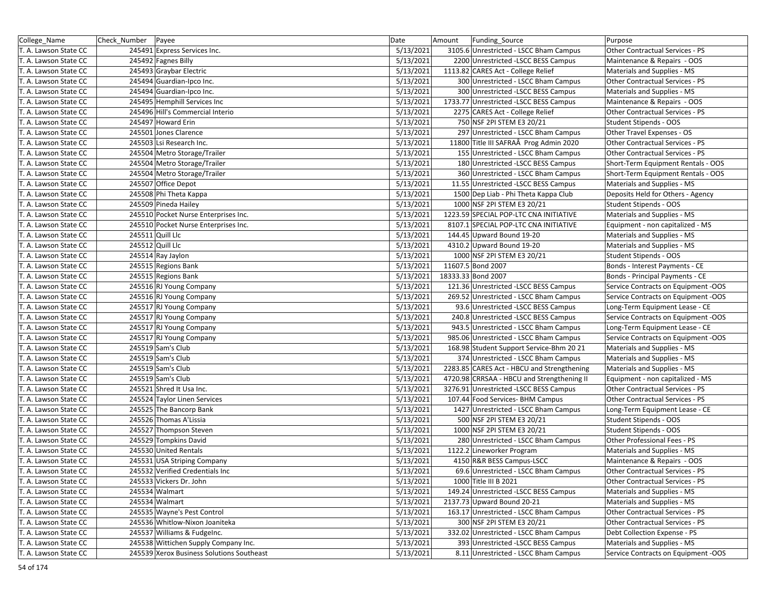| College_Name | Check_Number | Payee | Date | Amount | Funding_Source | Purpose |
|---|---|---|---|---|---|---|
| T. A. Lawson State CC | 245491 | Express Services Inc. | 5/13/2021 | 3105.6 | Unrestricted - LSCC Bham Campus | Other Contractual Services - PS |
| T. A. Lawson State CC | 245492 | Fagnes Billy | 5/13/2021 | 2200 | Unrestricted -LSCC BESS Campus | Maintenance & Repairs - OOS |
| T. A. Lawson State CC | 245493 | Graybar Electric | 5/13/2021 | 1113.82 | CARES Act - College Relief | Materials and Supplies - MS |
| T. A. Lawson State CC | 245494 | Guardian-Ipco Inc. | 5/13/2021 | 300 | Unrestricted - LSCC Bham Campus | Other Contractual Services - PS |
| T. A. Lawson State CC | 245494 | Guardian-Ipco Inc. | 5/13/2021 | 300 | Unrestricted -LSCC BESS Campus | Materials and Supplies - MS |
| T. A. Lawson State CC | 245495 | Hemphill Services Inc | 5/13/2021 | 1733.77 | Unrestricted -LSCC BESS Campus | Maintenance & Repairs - OOS |
| T. A. Lawson State CC | 245496 | Hill's Commercial Interio | 5/13/2021 | 2275 | CARES Act - College Relief | Other Contractual Services - PS |
| T. A. Lawson State CC | 245497 | Howard Erin | 5/13/2021 | 750 | NSF 2PI STEM E3 20/21 | Student Stipends - OOS |
| T. A. Lawson State CC | 245501 | Jones Clarence | 5/13/2021 | 297 | Unrestricted - LSCC Bham Campus | Other Travel Expenses - OS |
| T. A. Lawson State CC | 245503 | Lsi Research Inc. | 5/13/2021 | 11800 | Title III SAFRAÂ Prog Admin 2020 | Other Contractual Services - PS |
| T. A. Lawson State CC | 245504 | Metro Storage/Trailer | 5/13/2021 | 155 | Unrestricted - LSCC Bham Campus | Other Contractual Services - PS |
| T. A. Lawson State CC | 245504 | Metro Storage/Trailer | 5/13/2021 | 180 | Unrestricted -LSCC BESS Campus | Short-Term Equipment Rentals - OOS |
| T. A. Lawson State CC | 245504 | Metro Storage/Trailer | 5/13/2021 | 360 | Unrestricted - LSCC Bham Campus | Short-Term Equipment Rentals - OOS |
| T. A. Lawson State CC | 245507 | Office Depot | 5/13/2021 | 11.55 | Unrestricted -LSCC BESS Campus | Materials and Supplies - MS |
| T. A. Lawson State CC | 245508 | Phi Theta Kappa | 5/13/2021 | 1500 | Dep Liab - Phi Theta Kappa Club | Deposits Held for Others - Agency |
| T. A. Lawson State CC | 245509 | Pineda Hailey | 5/13/2021 | 1000 | NSF 2PI STEM E3 20/21 | Student Stipends - OOS |
| T. A. Lawson State CC | 245510 | Pocket Nurse Enterprises Inc. | 5/13/2021 | 1223.59 | SPECIAL POP-LTC CNA INITIATIVE | Materials and Supplies - MS |
| T. A. Lawson State CC | 245510 | Pocket Nurse Enterprises Inc. | 5/13/2021 | 8107.1 | SPECIAL POP-LTC CNA INITIATIVE | Equipment - non capitalized - MS |
| T. A. Lawson State CC | 245511 | Quill Llc | 5/13/2021 | 144.45 | Upward Bound 19-20 | Materials and Supplies - MS |
| T. A. Lawson State CC | 245512 | Quill Llc | 5/13/2021 | 4310.2 | Upward Bound 19-20 | Materials and Supplies - MS |
| T. A. Lawson State CC | 245514 | Ray Jaylon | 5/13/2021 | 1000 | NSF 2PI STEM E3 20/21 | Student Stipends - OOS |
| T. A. Lawson State CC | 245515 | Regions Bank | 5/13/2021 | 11607.5 | Bond 2007 | Bonds - Interest Payments - CE |
| T. A. Lawson State CC | 245515 | Regions Bank | 5/13/2021 | 18333.33 | Bond 2007 | Bonds - Principal Payments - CE |
| T. A. Lawson State CC | 245516 | RJ Young Company | 5/13/2021 | 121.36 | Unrestricted -LSCC BESS Campus | Service Contracts on Equipment -OOS |
| T. A. Lawson State CC | 245516 | RJ Young Company | 5/13/2021 | 269.52 | Unrestricted - LSCC Bham Campus | Service Contracts on Equipment -OOS |
| T. A. Lawson State CC | 245517 | RJ Young Company | 5/13/2021 | 93.6 | Unrestricted -LSCC BESS Campus | Long-Term Equipment Lease - CE |
| T. A. Lawson State CC | 245517 | RJ Young Company | 5/13/2021 | 240.8 | Unrestricted -LSCC BESS Campus | Service Contracts on Equipment -OOS |
| T. A. Lawson State CC | 245517 | RJ Young Company | 5/13/2021 | 943.5 | Unrestricted - LSCC Bham Campus | Long-Term Equipment Lease - CE |
| T. A. Lawson State CC | 245517 | RJ Young Company | 5/13/2021 | 985.06 | Unrestricted - LSCC Bham Campus | Service Contracts on Equipment -OOS |
| T. A. Lawson State CC | 245519 | Sam's Club | 5/13/2021 | 168.98 | Student Support Service-Bhm 20 21 | Materials and Supplies - MS |
| T. A. Lawson State CC | 245519 | Sam's Club | 5/13/2021 | 374 | Unrestricted - LSCC Bham Campus | Materials and Supplies - MS |
| T. A. Lawson State CC | 245519 | Sam's Club | 5/13/2021 | 2283.85 | CARES Act - HBCU and Strengthening | Materials and Supplies - MS |
| T. A. Lawson State CC | 245519 | Sam's Club | 5/13/2021 | 4720.98 | CRRSAA - HBCU and Strengthening II | Equipment - non capitalized - MS |
| T. A. Lawson State CC | 245521 | Shred It Usa Inc. | 5/13/2021 | 3276.91 | Unrestricted -LSCC BESS Campus | Other Contractual Services - PS |
| T. A. Lawson State CC | 245524 | Taylor Linen Services | 5/13/2021 | 107.44 | Food Services- BHM Campus | Other Contractual Services - PS |
| T. A. Lawson State CC | 245525 | The Bancorp Bank | 5/13/2021 | 1427 | Unrestricted - LSCC Bham Campus | Long-Term Equipment Lease - CE |
| T. A. Lawson State CC | 245526 | Thomas A'Lissia | 5/13/2021 | 500 | NSF 2PI STEM E3 20/21 | Student Stipends - OOS |
| T. A. Lawson State CC | 245527 | Thompson Steven | 5/13/2021 | 1000 | NSF 2PI STEM E3 20/21 | Student Stipends - OOS |
| T. A. Lawson State CC | 245529 | Tompkins David | 5/13/2021 | 280 | Unrestricted - LSCC Bham Campus | Other Professional Fees - PS |
| T. A. Lawson State CC | 245530 | United Rentals | 5/13/2021 | 1122.2 | Lineworker Program | Materials and Supplies - MS |
| T. A. Lawson State CC | 245531 | USA Striping Company | 5/13/2021 | 4150 | R&R BESS Campus-LSCC | Maintenance & Repairs - OOS |
| T. A. Lawson State CC | 245532 | Verified Credentials Inc | 5/13/2021 | 69.6 | Unrestricted - LSCC Bham Campus | Other Contractual Services - PS |
| T. A. Lawson State CC | 245533 | Vickers Dr. John | 5/13/2021 | 1000 | Title III B 2021 | Other Contractual Services - PS |
| T. A. Lawson State CC | 245534 | Walmart | 5/13/2021 | 149.24 | Unrestricted -LSCC BESS Campus | Materials and Supplies - MS |
| T. A. Lawson State CC | 245534 | Walmart | 5/13/2021 | 2137.73 | Upward Bound 20-21 | Materials and Supplies - MS |
| T. A. Lawson State CC | 245535 | Wayne's Pest Control | 5/13/2021 | 163.17 | Unrestricted - LSCC Bham Campus | Other Contractual Services - PS |
| T. A. Lawson State CC | 245536 | Whitlow-Nixon Joaniteka | 5/13/2021 | 300 | NSF 2PI STEM E3 20/21 | Other Contractual Services - PS |
| T. A. Lawson State CC | 245537 | Williams & FudgeInc. | 5/13/2021 | 332.02 | Unrestricted - LSCC Bham Campus | Debt Collection Expense - PS |
| T. A. Lawson State CC | 245538 | Wittichen Supply Company Inc. | 5/13/2021 | 393 | Unrestricted -LSCC BESS Campus | Materials and Supplies - MS |
| T. A. Lawson State CC | 245539 | Xerox Business Solutions Southeast | 5/13/2021 | 8.11 | Unrestricted - LSCC Bham Campus | Service Contracts on Equipment -OOS |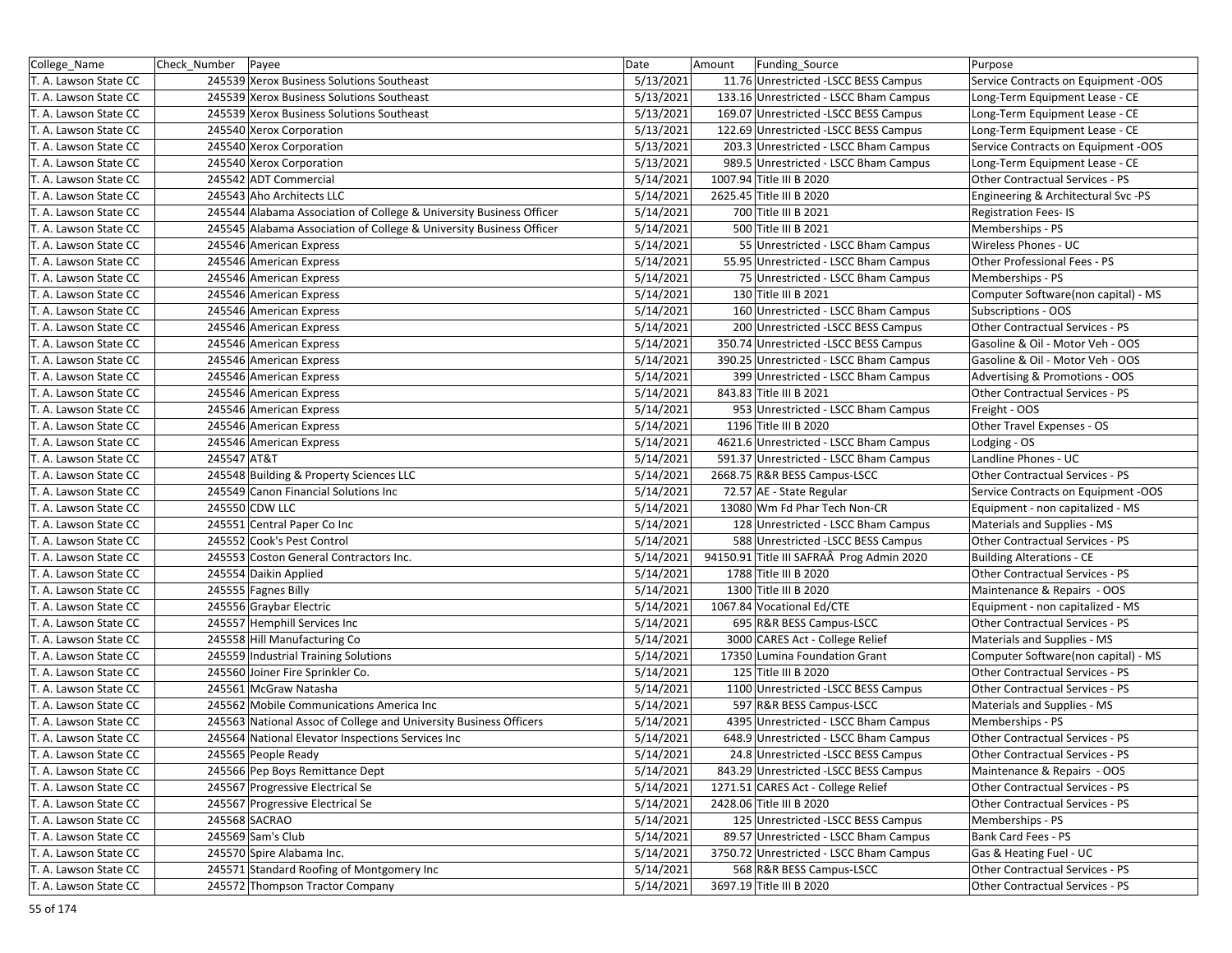| College_Name | Check_Number | Payee | Date | Amount | Funding_Source | Purpose |
|---|---|---|---|---|---|---|
| T. A. Lawson State CC | 245539 | Xerox Business Solutions Southeast | 5/13/2021 | 11.76 | Unrestricted -LSCC BESS Campus | Service Contracts on Equipment -OOS |
| T. A. Lawson State CC | 245539 | Xerox Business Solutions Southeast | 5/13/2021 | 133.16 | Unrestricted - LSCC Bham Campus | Long-Term Equipment Lease - CE |
| T. A. Lawson State CC | 245539 | Xerox Business Solutions Southeast | 5/13/2021 | 169.07 | Unrestricted -LSCC BESS Campus | Long-Term Equipment Lease - CE |
| T. A. Lawson State CC | 245540 | Xerox Corporation | 5/13/2021 | 122.69 | Unrestricted -LSCC BESS Campus | Long-Term Equipment Lease - CE |
| T. A. Lawson State CC | 245540 | Xerox Corporation | 5/13/2021 | 203.3 | Unrestricted - LSCC Bham Campus | Service Contracts on Equipment -OOS |
| T. A. Lawson State CC | 245540 | Xerox Corporation | 5/13/2021 | 989.5 | Unrestricted - LSCC Bham Campus | Long-Term Equipment Lease - CE |
| T. A. Lawson State CC | 245542 | ADT Commercial | 5/14/2021 | 1007.94 | Title III B 2020 | Other Contractual Services - PS |
| T. A. Lawson State CC | 245543 | Aho Architects LLC | 5/14/2021 | 2625.45 | Title III B 2020 | Engineering & Architectural Svc -PS |
| T. A. Lawson State CC | 245544 | Alabama Association of College & University Business Officer | 5/14/2021 | 700 | Title III B 2021 | Registration Fees- IS |
| T. A. Lawson State CC | 245545 | Alabama Association of College & University Business Officer | 5/14/2021 | 500 | Title III B 2021 | Memberships - PS |
| T. A. Lawson State CC | 245546 | American Express | 5/14/2021 | 55 | Unrestricted - LSCC Bham Campus | Wireless Phones - UC |
| T. A. Lawson State CC | 245546 | American Express | 5/14/2021 | 55.95 | Unrestricted - LSCC Bham Campus | Other Professional Fees - PS |
| T. A. Lawson State CC | 245546 | American Express | 5/14/2021 | 75 | Unrestricted - LSCC Bham Campus | Memberships - PS |
| T. A. Lawson State CC | 245546 | American Express | 5/14/2021 | 130 | Title III B 2021 | Computer Software(non capital) - MS |
| T. A. Lawson State CC | 245546 | American Express | 5/14/2021 | 160 | Unrestricted - LSCC Bham Campus | Subscriptions - OOS |
| T. A. Lawson State CC | 245546 | American Express | 5/14/2021 | 200 | Unrestricted -LSCC BESS Campus | Other Contractual Services - PS |
| T. A. Lawson State CC | 245546 | American Express | 5/14/2021 | 350.74 | Unrestricted -LSCC BESS Campus | Gasoline & Oil - Motor Veh - OOS |
| T. A. Lawson State CC | 245546 | American Express | 5/14/2021 | 390.25 | Unrestricted - LSCC Bham Campus | Gasoline & Oil - Motor Veh - OOS |
| T. A. Lawson State CC | 245546 | American Express | 5/14/2021 | 399 | Unrestricted - LSCC Bham Campus | Advertising & Promotions - OOS |
| T. A. Lawson State CC | 245546 | American Express | 5/14/2021 | 843.83 | Title III B 2021 | Other Contractual Services - PS |
| T. A. Lawson State CC | 245546 | American Express | 5/14/2021 | 953 | Unrestricted - LSCC Bham Campus | Freight - OOS |
| T. A. Lawson State CC | 245546 | American Express | 5/14/2021 | 1196 | Title III B 2020 | Other Travel Expenses - OS |
| T. A. Lawson State CC | 245546 | American Express | 5/14/2021 | 4621.6 | Unrestricted - LSCC Bham Campus | Lodging - OS |
| T. A. Lawson State CC | 245547 | AT&T | 5/14/2021 | 591.37 | Unrestricted - LSCC Bham Campus | Landline Phones - UC |
| T. A. Lawson State CC | 245548 | Building & Property Sciences LLC | 5/14/2021 | 2668.75 | R&R BESS Campus-LSCC | Other Contractual Services - PS |
| T. A. Lawson State CC | 245549 | Canon Financial Solutions Inc | 5/14/2021 | 72.57 | AE - State Regular | Service Contracts on Equipment -OOS |
| T. A. Lawson State CC | 245550 | CDW LLC | 5/14/2021 | 13080 | Wm Fd Phar Tech Non-CR | Equipment - non capitalized - MS |
| T. A. Lawson State CC | 245551 | Central Paper Co Inc | 5/14/2021 | 128 | Unrestricted - LSCC Bham Campus | Materials and Supplies - MS |
| T. A. Lawson State CC | 245552 | Cook's Pest Control | 5/14/2021 | 588 | Unrestricted -LSCC BESS Campus | Other Contractual Services - PS |
| T. A. Lawson State CC | 245553 | Coston General Contractors Inc. | 5/14/2021 | 94150.91 | Title III SAFRAÂ Prog Admin 2020 | Building Alterations - CE |
| T. A. Lawson State CC | 245554 | Daikin Applied | 5/14/2021 | 1788 | Title III B 2020 | Other Contractual Services - PS |
| T. A. Lawson State CC | 245555 | Fagnes Billy | 5/14/2021 | 1300 | Title III B 2020 | Maintenance & Repairs - OOS |
| T. A. Lawson State CC | 245556 | Graybar Electric | 5/14/2021 | 1067.84 | Vocational Ed/CTE | Equipment - non capitalized - MS |
| T. A. Lawson State CC | 245557 | Hemphill Services Inc | 5/14/2021 | 695 | R&R BESS Campus-LSCC | Other Contractual Services - PS |
| T. A. Lawson State CC | 245558 | Hill Manufacturing Co | 5/14/2021 | 3000 | CARES Act - College Relief | Materials and Supplies - MS |
| T. A. Lawson State CC | 245559 | Industrial Training Solutions | 5/14/2021 | 17350 | Lumina Foundation Grant | Computer Software(non capital) - MS |
| T. A. Lawson State CC | 245560 | Joiner Fire Sprinkler Co. | 5/14/2021 | 125 | Title III B 2020 | Other Contractual Services - PS |
| T. A. Lawson State CC | 245561 | McGraw Natasha | 5/14/2021 | 1100 | Unrestricted -LSCC BESS Campus | Other Contractual Services - PS |
| T. A. Lawson State CC | 245562 | Mobile Communications America Inc | 5/14/2021 | 597 | R&R BESS Campus-LSCC | Materials and Supplies - MS |
| T. A. Lawson State CC | 245563 | National Assoc of College and University Business Officers | 5/14/2021 | 4395 | Unrestricted - LSCC Bham Campus | Memberships - PS |
| T. A. Lawson State CC | 245564 | National Elevator Inspections Services Inc | 5/14/2021 | 648.9 | Unrestricted - LSCC Bham Campus | Other Contractual Services - PS |
| T. A. Lawson State CC | 245565 | People Ready | 5/14/2021 | 24.8 | Unrestricted -LSCC BESS Campus | Other Contractual Services - PS |
| T. A. Lawson State CC | 245566 | Pep Boys Remittance Dept | 5/14/2021 | 843.29 | Unrestricted -LSCC BESS Campus | Maintenance & Repairs - OOS |
| T. A. Lawson State CC | 245567 | Progressive Electrical Se | 5/14/2021 | 1271.51 | CARES Act - College Relief | Other Contractual Services - PS |
| T. A. Lawson State CC | 245567 | Progressive Electrical Se | 5/14/2021 | 2428.06 | Title III B 2020 | Other Contractual Services - PS |
| T. A. Lawson State CC | 245568 | SACRAO | 5/14/2021 | 125 | Unrestricted -LSCC BESS Campus | Memberships - PS |
| T. A. Lawson State CC | 245569 | Sam's Club | 5/14/2021 | 89.57 | Unrestricted - LSCC Bham Campus | Bank Card Fees - PS |
| T. A. Lawson State CC | 245570 | Spire Alabama Inc. | 5/14/2021 | 3750.72 | Unrestricted - LSCC Bham Campus | Gas & Heating Fuel - UC |
| T. A. Lawson State CC | 245571 | Standard Roofing of Montgomery Inc | 5/14/2021 | 568 | R&R BESS Campus-LSCC | Other Contractual Services - PS |
| T. A. Lawson State CC | 245572 | Thompson Tractor Company | 5/14/2021 | 3697.19 | Title III B 2020 | Other Contractual Services - PS |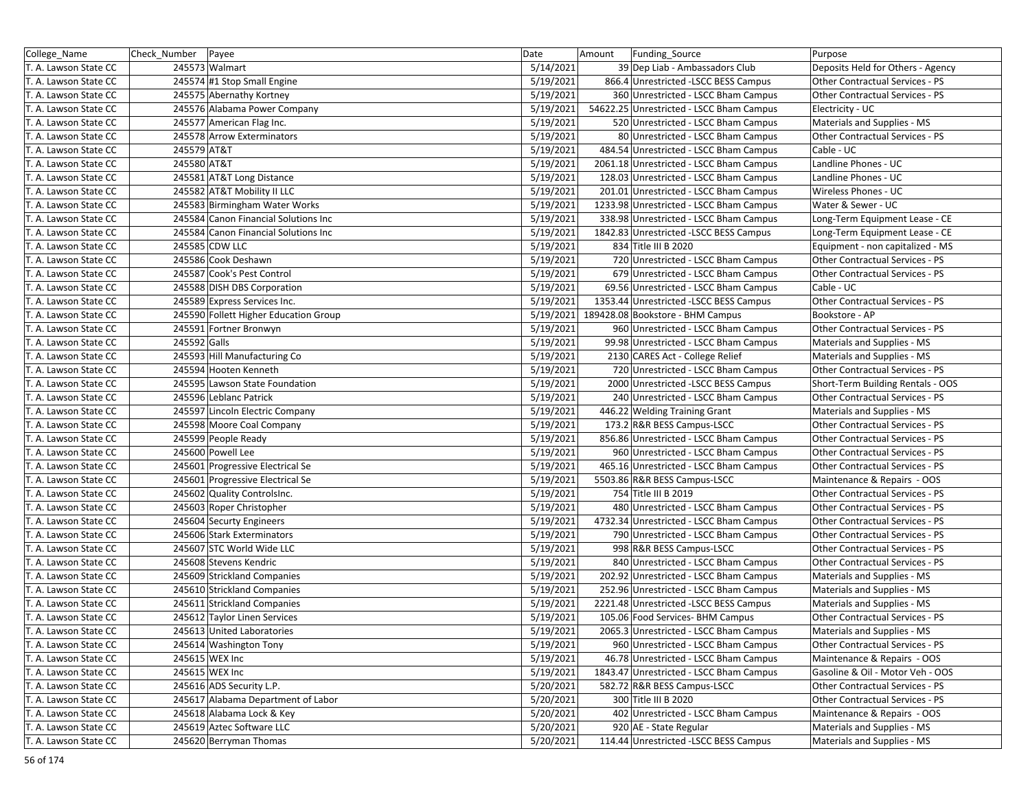| College_Name | Check_Number | Payee | Date | Amount | Funding_Source | Purpose |
|---|---|---|---|---|---|---|
| T. A. Lawson State CC | 245573 | Walmart | 5/14/2021 | 39 | Dep Liab - Ambassadors Club | Deposits Held for Others - Agency |
| T. A. Lawson State CC | 245574 | #1 Stop Small Engine | 5/19/2021 | 866.4 | Unrestricted -LSCC BESS Campus | Other Contractual Services - PS |
| T. A. Lawson State CC | 245575 | Abernathy Kortney | 5/19/2021 | 360 | Unrestricted - LSCC Bham Campus | Other Contractual Services - PS |
| T. A. Lawson State CC | 245576 | Alabama Power Company | 5/19/2021 | 54622.25 | Unrestricted - LSCC Bham Campus | Electricity - UC |
| T. A. Lawson State CC | 245577 | American Flag Inc. | 5/19/2021 | 520 | Unrestricted - LSCC Bham Campus | Materials and Supplies - MS |
| T. A. Lawson State CC | 245578 | Arrow Exterminators | 5/19/2021 | 80 | Unrestricted - LSCC Bham Campus | Other Contractual Services - PS |
| T. A. Lawson State CC | 245579 | AT&T | 5/19/2021 | 484.54 | Unrestricted - LSCC Bham Campus | Cable - UC |
| T. A. Lawson State CC | 245580 | AT&T | 5/19/2021 | 2061.18 | Unrestricted - LSCC Bham Campus | Landline Phones - UC |
| T. A. Lawson State CC | 245581 | AT&T Long Distance | 5/19/2021 | 128.03 | Unrestricted - LSCC Bham Campus | Landline Phones - UC |
| T. A. Lawson State CC | 245582 | AT&T Mobility II LLC | 5/19/2021 | 201.01 | Unrestricted - LSCC Bham Campus | Wireless Phones - UC |
| T. A. Lawson State CC | 245583 | Birmingham Water Works | 5/19/2021 | 1233.98 | Unrestricted - LSCC Bham Campus | Water & Sewer - UC |
| T. A. Lawson State CC | 245584 | Canon Financial Solutions Inc | 5/19/2021 | 338.98 | Unrestricted - LSCC Bham Campus | Long-Term Equipment Lease - CE |
| T. A. Lawson State CC | 245584 | Canon Financial Solutions Inc | 5/19/2021 | 1842.83 | Unrestricted -LSCC BESS Campus | Long-Term Equipment Lease - CE |
| T. A. Lawson State CC | 245585 | CDW LLC | 5/19/2021 | 834 | Title III B 2020 | Equipment - non capitalized - MS |
| T. A. Lawson State CC | 245586 | Cook Deshawn | 5/19/2021 | 720 | Unrestricted - LSCC Bham Campus | Other Contractual Services - PS |
| T. A. Lawson State CC | 245587 | Cook's Pest Control | 5/19/2021 | 679 | Unrestricted - LSCC Bham Campus | Other Contractual Services - PS |
| T. A. Lawson State CC | 245588 | DISH DBS Corporation | 5/19/2021 | 69.56 | Unrestricted - LSCC Bham Campus | Cable - UC |
| T. A. Lawson State CC | 245589 | Express Services Inc. | 5/19/2021 | 1353.44 | Unrestricted -LSCC BESS Campus | Other Contractual Services - PS |
| T. A. Lawson State CC | 245590 | Follett Higher Education Group | 5/19/2021 | 189428.08 | Bookstore - BHM Campus | Bookstore - AP |
| T. A. Lawson State CC | 245591 | Fortner Bronwyn | 5/19/2021 | 960 | Unrestricted - LSCC Bham Campus | Other Contractual Services - PS |
| T. A. Lawson State CC | 245592 | Galls | 5/19/2021 | 99.98 | Unrestricted - LSCC Bham Campus | Materials and Supplies - MS |
| T. A. Lawson State CC | 245593 | Hill Manufacturing Co | 5/19/2021 | 2130 | CARES Act - College Relief | Materials and Supplies - MS |
| T. A. Lawson State CC | 245594 | Hooten Kenneth | 5/19/2021 | 720 | Unrestricted - LSCC Bham Campus | Other Contractual Services - PS |
| T. A. Lawson State CC | 245595 | Lawson State Foundation | 5/19/2021 | 2000 | Unrestricted -LSCC BESS Campus | Short-Term Building Rentals - OOS |
| T. A. Lawson State CC | 245596 | Leblanc Patrick | 5/19/2021 | 240 | Unrestricted - LSCC Bham Campus | Other Contractual Services - PS |
| T. A. Lawson State CC | 245597 | Lincoln Electric Company | 5/19/2021 | 446.22 | Welding Training Grant | Materials and Supplies - MS |
| T. A. Lawson State CC | 245598 | Moore Coal Company | 5/19/2021 | 173.2 | R&R BESS Campus-LSCC | Other Contractual Services - PS |
| T. A. Lawson State CC | 245599 | People Ready | 5/19/2021 | 856.86 | Unrestricted - LSCC Bham Campus | Other Contractual Services - PS |
| T. A. Lawson State CC | 245600 | Powell Lee | 5/19/2021 | 960 | Unrestricted - LSCC Bham Campus | Other Contractual Services - PS |
| T. A. Lawson State CC | 245601 | Progressive Electrical Se | 5/19/2021 | 465.16 | Unrestricted - LSCC Bham Campus | Other Contractual Services - PS |
| T. A. Lawson State CC | 245601 | Progressive Electrical Se | 5/19/2021 | 5503.86 | R&R BESS Campus-LSCC | Maintenance & Repairs - OOS |
| T. A. Lawson State CC | 245602 | Quality ControlsInc. | 5/19/2021 | 754 | Title III B 2019 | Other Contractual Services - PS |
| T. A. Lawson State CC | 245603 | Roper Christopher | 5/19/2021 | 480 | Unrestricted - LSCC Bham Campus | Other Contractual Services - PS |
| T. A. Lawson State CC | 245604 | Securty Engineers | 5/19/2021 | 4732.34 | Unrestricted - LSCC Bham Campus | Other Contractual Services - PS |
| T. A. Lawson State CC | 245606 | Stark Exterminators | 5/19/2021 | 790 | Unrestricted - LSCC Bham Campus | Other Contractual Services - PS |
| T. A. Lawson State CC | 245607 | STC World Wide LLC | 5/19/2021 | 998 | R&R BESS Campus-LSCC | Other Contractual Services - PS |
| T. A. Lawson State CC | 245608 | Stevens Kendric | 5/19/2021 | 840 | Unrestricted - LSCC Bham Campus | Other Contractual Services - PS |
| T. A. Lawson State CC | 245609 | Strickland Companies | 5/19/2021 | 202.92 | Unrestricted - LSCC Bham Campus | Materials and Supplies - MS |
| T. A. Lawson State CC | 245610 | Strickland Companies | 5/19/2021 | 252.96 | Unrestricted - LSCC Bham Campus | Materials and Supplies - MS |
| T. A. Lawson State CC | 245611 | Strickland Companies | 5/19/2021 | 2221.48 | Unrestricted -LSCC BESS Campus | Materials and Supplies - MS |
| T. A. Lawson State CC | 245612 | Taylor Linen Services | 5/19/2021 | 105.06 | Food Services- BHM Campus | Other Contractual Services - PS |
| T. A. Lawson State CC | 245613 | United Laboratories | 5/19/2021 | 2065.3 | Unrestricted - LSCC Bham Campus | Materials and Supplies - MS |
| T. A. Lawson State CC | 245614 | Washington Tony | 5/19/2021 | 960 | Unrestricted - LSCC Bham Campus | Other Contractual Services - PS |
| T. A. Lawson State CC | 245615 | WEX Inc | 5/19/2021 | 46.78 | Unrestricted - LSCC Bham Campus | Maintenance & Repairs - OOS |
| T. A. Lawson State CC | 245615 | WEX Inc | 5/19/2021 | 1843.47 | Unrestricted - LSCC Bham Campus | Gasoline & Oil - Motor Veh - OOS |
| T. A. Lawson State CC | 245616 | ADS Security L.P. | 5/20/2021 | 582.72 | R&R BESS Campus-LSCC | Other Contractual Services - PS |
| T. A. Lawson State CC | 245617 | Alabama Department of Labor | 5/20/2021 | 300 | Title III B 2020 | Other Contractual Services - PS |
| T. A. Lawson State CC | 245618 | Alabama Lock & Key | 5/20/2021 | 402 | Unrestricted - LSCC Bham Campus | Maintenance & Repairs - OOS |
| T. A. Lawson State CC | 245619 | Aztec Software LLC | 5/20/2021 | 920 | AE - State Regular | Materials and Supplies - MS |
| T. A. Lawson State CC | 245620 | Berryman Thomas | 5/20/2021 | 114.44 | Unrestricted -LSCC BESS Campus | Materials and Supplies - MS |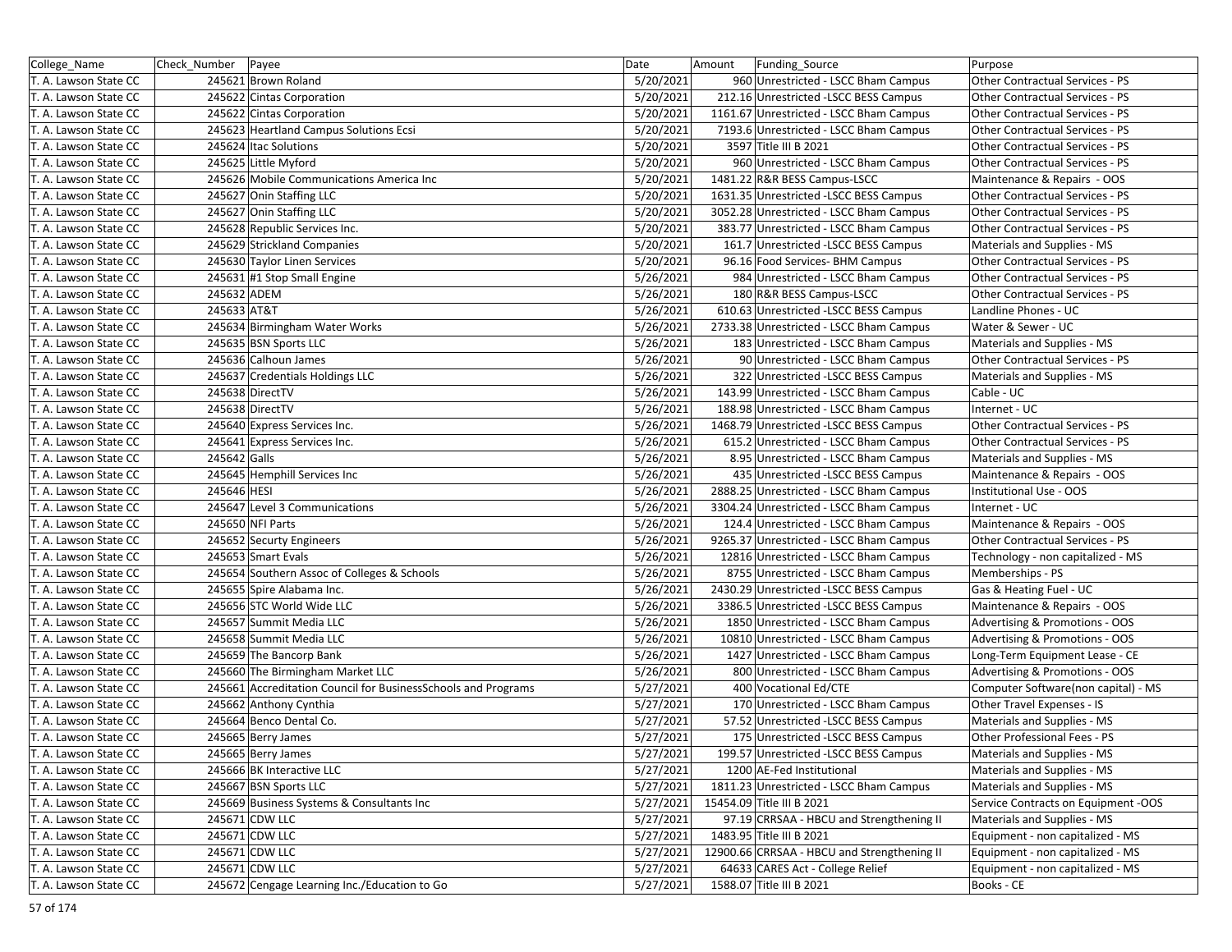| College_Name | Check_Number | Payee | Date | Amount | Funding_Source | Purpose |
|---|---|---|---|---|---|---|
| T. A. Lawson State CC | 245621 | Brown Roland | 5/20/2021 | 960 | Unrestricted - LSCC Bham Campus | Other Contractual Services - PS |
| T. A. Lawson State CC | 245622 | Cintas Corporation | 5/20/2021 | 212.16 | Unrestricted -LSCC BESS Campus | Other Contractual Services - PS |
| T. A. Lawson State CC | 245622 | Cintas Corporation | 5/20/2021 | 1161.67 | Unrestricted - LSCC Bham Campus | Other Contractual Services - PS |
| T. A. Lawson State CC | 245623 | Heartland Campus Solutions Ecsi | 5/20/2021 | 7193.6 | Unrestricted - LSCC Bham Campus | Other Contractual Services - PS |
| T. A. Lawson State CC | 245624 | Itac Solutions | 5/20/2021 | 3597 | Title III B 2021 | Other Contractual Services - PS |
| T. A. Lawson State CC | 245625 | Little Myford | 5/20/2021 | 960 | Unrestricted - LSCC Bham Campus | Other Contractual Services - PS |
| T. A. Lawson State CC | 245626 | Mobile Communications America Inc | 5/20/2021 | 1481.22 | R&R BESS Campus-LSCC | Maintenance & Repairs - OOS |
| T. A. Lawson State CC | 245627 | Onin Staffing LLC | 5/20/2021 | 1631.35 | Unrestricted -LSCC BESS Campus | Other Contractual Services - PS |
| T. A. Lawson State CC | 245627 | Onin Staffing LLC | 5/20/2021 | 3052.28 | Unrestricted - LSCC Bham Campus | Other Contractual Services - PS |
| T. A. Lawson State CC | 245628 | Republic Services Inc. | 5/20/2021 | 383.77 | Unrestricted - LSCC Bham Campus | Other Contractual Services - PS |
| T. A. Lawson State CC | 245629 | Strickland Companies | 5/20/2021 | 161.7 | Unrestricted -LSCC BESS Campus | Materials and Supplies - MS |
| T. A. Lawson State CC | 245630 | Taylor Linen Services | 5/20/2021 | 96.16 | Food Services- BHM Campus | Other Contractual Services - PS |
| T. A. Lawson State CC | 245631 | #1 Stop Small Engine | 5/26/2021 | 984 | Unrestricted - LSCC Bham Campus | Other Contractual Services - PS |
| T. A. Lawson State CC | 245632 | ADEM | 5/26/2021 | 180 | R&R BESS Campus-LSCC | Other Contractual Services - PS |
| T. A. Lawson State CC | 245633 | AT&T | 5/26/2021 | 610.63 | Unrestricted -LSCC BESS Campus | Landline Phones - UC |
| T. A. Lawson State CC | 245634 | Birmingham Water Works | 5/26/2021 | 2733.38 | Unrestricted - LSCC Bham Campus | Water & Sewer - UC |
| T. A. Lawson State CC | 245635 | BSN Sports LLC | 5/26/2021 | 183 | Unrestricted - LSCC Bham Campus | Materials and Supplies - MS |
| T. A. Lawson State CC | 245636 | Calhoun James | 5/26/2021 | 90 | Unrestricted - LSCC Bham Campus | Other Contractual Services - PS |
| T. A. Lawson State CC | 245637 | Credentials Holdings LLC | 5/26/2021 | 322 | Unrestricted -LSCC BESS Campus | Materials and Supplies - MS |
| T. A. Lawson State CC | 245638 | DirectTV | 5/26/2021 | 143.99 | Unrestricted - LSCC Bham Campus | Cable - UC |
| T. A. Lawson State CC | 245638 | DirectTV | 5/26/2021 | 188.98 | Unrestricted - LSCC Bham Campus | Internet - UC |
| T. A. Lawson State CC | 245640 | Express Services Inc. | 5/26/2021 | 1468.79 | Unrestricted -LSCC BESS Campus | Other Contractual Services - PS |
| T. A. Lawson State CC | 245641 | Express Services Inc. | 5/26/2021 | 615.2 | Unrestricted - LSCC Bham Campus | Other Contractual Services - PS |
| T. A. Lawson State CC | 245642 | Galls | 5/26/2021 | 8.95 | Unrestricted - LSCC Bham Campus | Materials and Supplies - MS |
| T. A. Lawson State CC | 245645 | Hemphill Services Inc | 5/26/2021 | 435 | Unrestricted -LSCC BESS Campus | Maintenance & Repairs - OOS |
| T. A. Lawson State CC | 245646 | HESI | 5/26/2021 | 2888.25 | Unrestricted - LSCC Bham Campus | Institutional Use - OOS |
| T. A. Lawson State CC | 245647 | Level 3 Communications | 5/26/2021 | 3304.24 | Unrestricted - LSCC Bham Campus | Internet - UC |
| T. A. Lawson State CC | 245650 | NFI Parts | 5/26/2021 | 124.4 | Unrestricted - LSCC Bham Campus | Maintenance & Repairs - OOS |
| T. A. Lawson State CC | 245652 | Securty Engineers | 5/26/2021 | 9265.37 | Unrestricted - LSCC Bham Campus | Other Contractual Services - PS |
| T. A. Lawson State CC | 245653 | Smart Evals | 5/26/2021 | 12816 | Unrestricted - LSCC Bham Campus | Technology - non capitalized - MS |
| T. A. Lawson State CC | 245654 | Southern Assoc of Colleges & Schools | 5/26/2021 | 8755 | Unrestricted - LSCC Bham Campus | Memberships - PS |
| T. A. Lawson State CC | 245655 | Spire Alabama Inc. | 5/26/2021 | 2430.29 | Unrestricted -LSCC BESS Campus | Gas & Heating Fuel - UC |
| T. A. Lawson State CC | 245656 | STC World Wide LLC | 5/26/2021 | 3386.5 | Unrestricted -LSCC BESS Campus | Maintenance & Repairs - OOS |
| T. A. Lawson State CC | 245657 | Summit Media LLC | 5/26/2021 | 1850 | Unrestricted - LSCC Bham Campus | Advertising & Promotions - OOS |
| T. A. Lawson State CC | 245658 | Summit Media LLC | 5/26/2021 | 10810 | Unrestricted - LSCC Bham Campus | Advertising & Promotions - OOS |
| T. A. Lawson State CC | 245659 | The Bancorp Bank | 5/26/2021 | 1427 | Unrestricted - LSCC Bham Campus | Long-Term Equipment Lease - CE |
| T. A. Lawson State CC | 245660 | The Birmingham Market LLC | 5/26/2021 | 800 | Unrestricted - LSCC Bham Campus | Advertising & Promotions - OOS |
| T. A. Lawson State CC | 245661 | Accreditation Council for BusinessSchools and Programs | 5/27/2021 | 400 | Vocational Ed/CTE | Computer Software(non capital) - MS |
| T. A. Lawson State CC | 245662 | Anthony Cynthia | 5/27/2021 | 170 | Unrestricted - LSCC Bham Campus | Other Travel Expenses - IS |
| T. A. Lawson State CC | 245664 | Benco Dental Co. | 5/27/2021 | 57.52 | Unrestricted -LSCC BESS Campus | Materials and Supplies - MS |
| T. A. Lawson State CC | 245665 | Berry James | 5/27/2021 | 175 | Unrestricted -LSCC BESS Campus | Other Professional Fees - PS |
| T. A. Lawson State CC | 245665 | Berry James | 5/27/2021 | 199.57 | Unrestricted -LSCC BESS Campus | Materials and Supplies - MS |
| T. A. Lawson State CC | 245666 | BK Interactive LLC | 5/27/2021 | 1200 | AE-Fed Institutional | Materials and Supplies - MS |
| T. A. Lawson State CC | 245667 | BSN Sports LLC | 5/27/2021 | 1811.23 | Unrestricted - LSCC Bham Campus | Materials and Supplies - MS |
| T. A. Lawson State CC | 245669 | Business Systems & Consultants Inc | 5/27/2021 | 15454.09 | Title III B 2021 | Service Contracts on Equipment -OOS |
| T. A. Lawson State CC | 245671 | CDW LLC | 5/27/2021 | 97.19 | CRRSAA - HBCU and Strengthening II | Materials and Supplies - MS |
| T. A. Lawson State CC | 245671 | CDW LLC | 5/27/2021 | 1483.95 | Title III B 2021 | Equipment - non capitalized - MS |
| T. A. Lawson State CC | 245671 | CDW LLC | 5/27/2021 | 12900.66 | CRRSAA - HBCU and Strengthening II | Equipment - non capitalized - MS |
| T. A. Lawson State CC | 245671 | CDW LLC | 5/27/2021 | 64633 | CARES Act - College Relief | Equipment - non capitalized - MS |
| T. A. Lawson State CC | 245672 | Cengage Learning Inc./Education to Go | 5/27/2021 | 1588.07 | Title III B 2021 | Books - CE |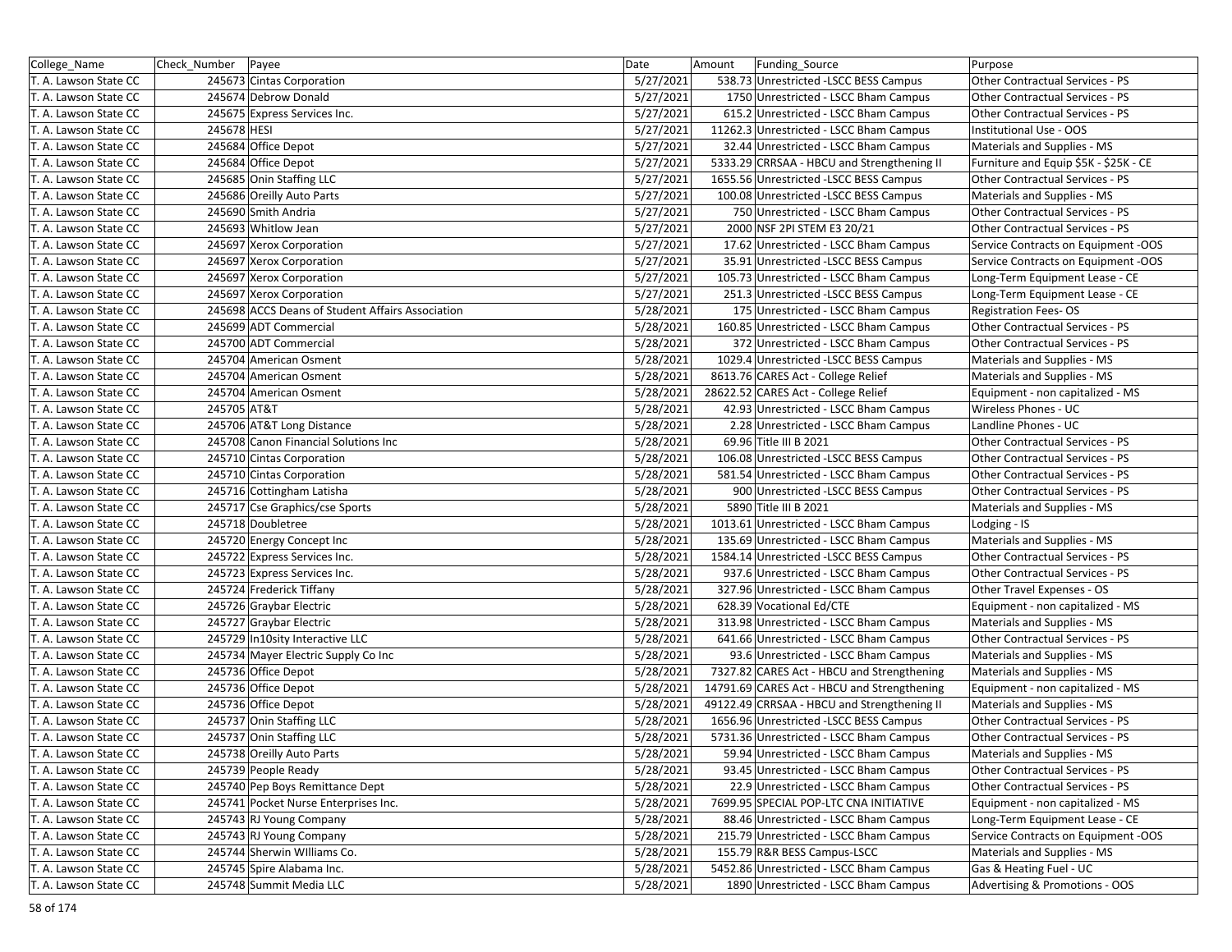| College_Name | Check_Number | Payee | Date | Amount | Funding_Source | Purpose |
|---|---|---|---|---|---|---|
| T. A. Lawson State CC | 245673 | Cintas Corporation | 5/27/2021 | 538.73 | Unrestricted -LSCC BESS Campus | Other Contractual Services - PS |
| T. A. Lawson State CC | 245674 | Debrow Donald | 5/27/2021 | 1750 | Unrestricted - LSCC Bham Campus | Other Contractual Services - PS |
| T. A. Lawson State CC | 245675 | Express Services Inc. | 5/27/2021 | 615.2 | Unrestricted - LSCC Bham Campus | Other Contractual Services - PS |
| T. A. Lawson State CC | 245678 | HESI | 5/27/2021 | 11262.3 | Unrestricted - LSCC Bham Campus | Institutional Use - OOS |
| T. A. Lawson State CC | 245684 | Office Depot | 5/27/2021 | 32.44 | Unrestricted - LSCC Bham Campus | Materials and Supplies - MS |
| T. A. Lawson State CC | 245684 | Office Depot | 5/27/2021 | 5333.29 | CRRSAA - HBCU and Strengthening II | Furniture and Equip $5K - $25K - CE |
| T. A. Lawson State CC | 245685 | Onin Staffing LLC | 5/27/2021 | 1655.56 | Unrestricted -LSCC BESS Campus | Other Contractual Services - PS |
| T. A. Lawson State CC | 245686 | Oreilly Auto Parts | 5/27/2021 | 100.08 | Unrestricted -LSCC BESS Campus | Materials and Supplies - MS |
| T. A. Lawson State CC | 245690 | Smith Andria | 5/27/2021 | 750 | Unrestricted - LSCC Bham Campus | Other Contractual Services - PS |
| T. A. Lawson State CC | 245693 | Whitlow Jean | 5/27/2021 | 2000 | NSF 2PI STEM E3 20/21 | Other Contractual Services - PS |
| T. A. Lawson State CC | 245697 | Xerox Corporation | 5/27/2021 | 17.62 | Unrestricted - LSCC Bham Campus | Service Contracts on Equipment -OOS |
| T. A. Lawson State CC | 245697 | Xerox Corporation | 5/27/2021 | 35.91 | Unrestricted -LSCC BESS Campus | Service Contracts on Equipment -OOS |
| T. A. Lawson State CC | 245697 | Xerox Corporation | 5/27/2021 | 105.73 | Unrestricted - LSCC Bham Campus | Long-Term Equipment Lease - CE |
| T. A. Lawson State CC | 245697 | Xerox Corporation | 5/27/2021 | 251.3 | Unrestricted -LSCC BESS Campus | Long-Term Equipment Lease - CE |
| T. A. Lawson State CC | 245698 | ACCS Deans of Student Affairs Association | 5/28/2021 | 175 | Unrestricted - LSCC Bham Campus | Registration Fees- OS |
| T. A. Lawson State CC | 245699 | ADT Commercial | 5/28/2021 | 160.85 | Unrestricted - LSCC Bham Campus | Other Contractual Services - PS |
| T. A. Lawson State CC | 245700 | ADT Commercial | 5/28/2021 | 372 | Unrestricted - LSCC Bham Campus | Other Contractual Services - PS |
| T. A. Lawson State CC | 245704 | American Osment | 5/28/2021 | 1029.4 | Unrestricted -LSCC BESS Campus | Materials and Supplies - MS |
| T. A. Lawson State CC | 245704 | American Osment | 5/28/2021 | 8613.76 | CARES Act - College Relief | Materials and Supplies - MS |
| T. A. Lawson State CC | 245704 | American Osment | 5/28/2021 | 28622.52 | CARES Act - College Relief | Equipment - non capitalized - MS |
| T. A. Lawson State CC | 245705 | AT&T | 5/28/2021 | 42.93 | Unrestricted - LSCC Bham Campus | Wireless Phones - UC |
| T. A. Lawson State CC | 245706 | AT&T Long Distance | 5/28/2021 | 2.28 | Unrestricted - LSCC Bham Campus | Landline Phones - UC |
| T. A. Lawson State CC | 245708 | Canon Financial Solutions Inc | 5/28/2021 | 69.96 | Title III B 2021 | Other Contractual Services - PS |
| T. A. Lawson State CC | 245710 | Cintas Corporation | 5/28/2021 | 106.08 | Unrestricted -LSCC BESS Campus | Other Contractual Services - PS |
| T. A. Lawson State CC | 245710 | Cintas Corporation | 5/28/2021 | 581.54 | Unrestricted - LSCC Bham Campus | Other Contractual Services - PS |
| T. A. Lawson State CC | 245716 | Cottingham Latisha | 5/28/2021 | 900 | Unrestricted -LSCC BESS Campus | Other Contractual Services - PS |
| T. A. Lawson State CC | 245717 | Cse Graphics/cse Sports | 5/28/2021 | 5890 | Title III B 2021 | Materials and Supplies - MS |
| T. A. Lawson State CC | 245718 | Doubletree | 5/28/2021 | 1013.61 | Unrestricted - LSCC Bham Campus | Lodging - IS |
| T. A. Lawson State CC | 245720 | Energy Concept Inc | 5/28/2021 | 135.69 | Unrestricted - LSCC Bham Campus | Materials and Supplies - MS |
| T. A. Lawson State CC | 245722 | Express Services Inc. | 5/28/2021 | 1584.14 | Unrestricted -LSCC BESS Campus | Other Contractual Services - PS |
| T. A. Lawson State CC | 245723 | Express Services Inc. | 5/28/2021 | 937.6 | Unrestricted - LSCC Bham Campus | Other Contractual Services - PS |
| T. A. Lawson State CC | 245724 | Frederick Tiffany | 5/28/2021 | 327.96 | Unrestricted - LSCC Bham Campus | Other Travel Expenses - OS |
| T. A. Lawson State CC | 245726 | Graybar Electric | 5/28/2021 | 628.39 | Vocational Ed/CTE | Equipment - non capitalized - MS |
| T. A. Lawson State CC | 245727 | Graybar Electric | 5/28/2021 | 313.98 | Unrestricted - LSCC Bham Campus | Materials and Supplies - MS |
| T. A. Lawson State CC | 245729 | In10sity Interactive LLC | 5/28/2021 | 641.66 | Unrestricted - LSCC Bham Campus | Other Contractual Services - PS |
| T. A. Lawson State CC | 245734 | Mayer Electric Supply Co Inc | 5/28/2021 | 93.6 | Unrestricted - LSCC Bham Campus | Materials and Supplies - MS |
| T. A. Lawson State CC | 245736 | Office Depot | 5/28/2021 | 7327.82 | CARES Act - HBCU and Strengthening | Materials and Supplies - MS |
| T. A. Lawson State CC | 245736 | Office Depot | 5/28/2021 | 14791.69 | CARES Act - HBCU and Strengthening | Equipment - non capitalized - MS |
| T. A. Lawson State CC | 245736 | Office Depot | 5/28/2021 | 49122.49 | CRRSAA - HBCU and Strengthening II | Materials and Supplies - MS |
| T. A. Lawson State CC | 245737 | Onin Staffing LLC | 5/28/2021 | 1656.96 | Unrestricted -LSCC BESS Campus | Other Contractual Services - PS |
| T. A. Lawson State CC | 245737 | Onin Staffing LLC | 5/28/2021 | 5731.36 | Unrestricted - LSCC Bham Campus | Other Contractual Services - PS |
| T. A. Lawson State CC | 245738 | Oreilly Auto Parts | 5/28/2021 | 59.94 | Unrestricted - LSCC Bham Campus | Materials and Supplies - MS |
| T. A. Lawson State CC | 245739 | People Ready | 5/28/2021 | 93.45 | Unrestricted - LSCC Bham Campus | Other Contractual Services - PS |
| T. A. Lawson State CC | 245740 | Pep Boys Remittance Dept | 5/28/2021 | 22.9 | Unrestricted - LSCC Bham Campus | Other Contractual Services - PS |
| T. A. Lawson State CC | 245741 | Pocket Nurse Enterprises Inc. | 5/28/2021 | 7699.95 | SPECIAL POP-LTC CNA INITIATIVE | Equipment - non capitalized - MS |
| T. A. Lawson State CC | 245743 | RJ Young Company | 5/28/2021 | 88.46 | Unrestricted - LSCC Bham Campus | Long-Term Equipment Lease - CE |
| T. A. Lawson State CC | 245743 | RJ Young Company | 5/28/2021 | 215.79 | Unrestricted - LSCC Bham Campus | Service Contracts on Equipment -OOS |
| T. A. Lawson State CC | 245744 | Sherwin WIlliams Co. | 5/28/2021 | 155.79 | R&R BESS Campus-LSCC | Materials and Supplies - MS |
| T. A. Lawson State CC | 245745 | Spire Alabama Inc. | 5/28/2021 | 5452.86 | Unrestricted - LSCC Bham Campus | Gas & Heating Fuel - UC |
| T. A. Lawson State CC | 245748 | Summit Media LLC | 5/28/2021 | 1890 | Unrestricted - LSCC Bham Campus | Advertising & Promotions - OOS |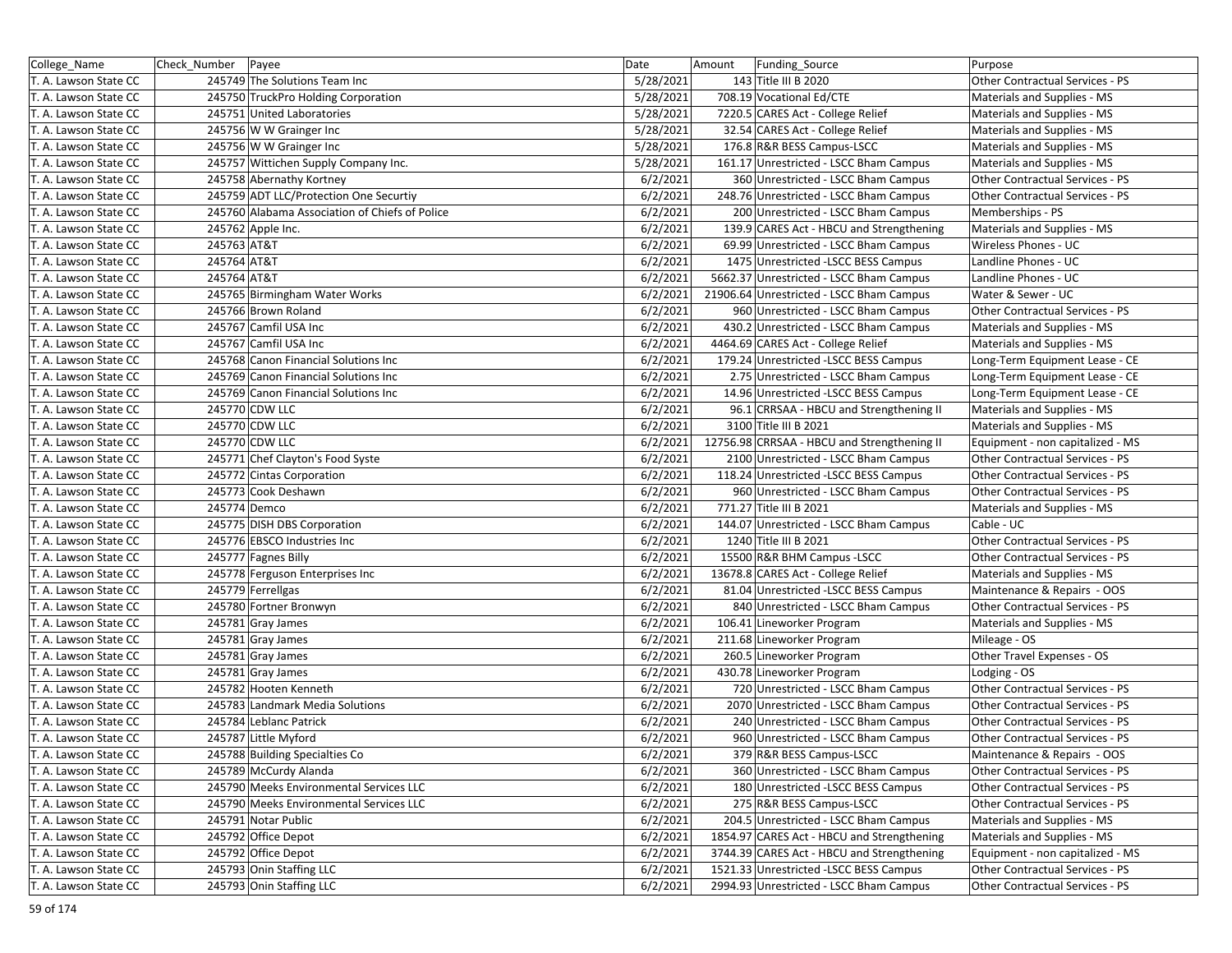| College_Name | Check_Number | Payee | Date | Amount | Funding_Source | Purpose |
|---|---|---|---|---|---|---|
| T. A. Lawson State CC | 245749 | The Solutions Team Inc | 5/28/2021 | 143 | Title III B 2020 | Other Contractual Services - PS |
| T. A. Lawson State CC | 245750 | TruckPro Holding Corporation | 5/28/2021 | 708.19 | Vocational Ed/CTE | Materials and Supplies - MS |
| T. A. Lawson State CC | 245751 | United Laboratories | 5/28/2021 | 7220.5 | CARES Act - College Relief | Materials and Supplies - MS |
| T. A. Lawson State CC | 245756 | W W Grainger Inc | 5/28/2021 | 32.54 | CARES Act - College Relief | Materials and Supplies - MS |
| T. A. Lawson State CC | 245756 | W W Grainger Inc | 5/28/2021 | 176.8 | R&R BESS Campus-LSCC | Materials and Supplies - MS |
| T. A. Lawson State CC | 245757 | Wittichen Supply Company Inc. | 5/28/2021 | 161.17 | Unrestricted - LSCC Bham Campus | Materials and Supplies - MS |
| T. A. Lawson State CC | 245758 | Abernathy Kortney | 6/2/2021 | 360 | Unrestricted - LSCC Bham Campus | Other Contractual Services - PS |
| T. A. Lawson State CC | 245759 | ADT LLC/Protection One Securtiy | 6/2/2021 | 248.76 | Unrestricted - LSCC Bham Campus | Other Contractual Services - PS |
| T. A. Lawson State CC | 245760 | Alabama Association of Chiefs of Police | 6/2/2021 | 200 | Unrestricted - LSCC Bham Campus | Memberships - PS |
| T. A. Lawson State CC | 245762 | Apple Inc. | 6/2/2021 | 139.9 | CARES Act - HBCU and Strengthening | Materials and Supplies - MS |
| T. A. Lawson State CC | 245763 | AT&T | 6/2/2021 | 69.99 | Unrestricted - LSCC Bham Campus | Wireless Phones - UC |
| T. A. Lawson State CC | 245764 | AT&T | 6/2/2021 | 1475 | Unrestricted -LSCC BESS Campus | Landline Phones - UC |
| T. A. Lawson State CC | 245764 | AT&T | 6/2/2021 | 5662.37 | Unrestricted - LSCC Bham Campus | Landline Phones - UC |
| T. A. Lawson State CC | 245765 | Birmingham Water Works | 6/2/2021 | 21906.64 | Unrestricted - LSCC Bham Campus | Water & Sewer - UC |
| T. A. Lawson State CC | 245766 | Brown Roland | 6/2/2021 | 960 | Unrestricted - LSCC Bham Campus | Other Contractual Services - PS |
| T. A. Lawson State CC | 245767 | Camfil USA Inc | 6/2/2021 | 430.2 | Unrestricted - LSCC Bham Campus | Materials and Supplies - MS |
| T. A. Lawson State CC | 245767 | Camfil USA Inc | 6/2/2021 | 4464.69 | CARES Act - College Relief | Materials and Supplies - MS |
| T. A. Lawson State CC | 245768 | Canon Financial Solutions Inc | 6/2/2021 | 179.24 | Unrestricted -LSCC BESS Campus | Long-Term Equipment Lease - CE |
| T. A. Lawson State CC | 245769 | Canon Financial Solutions Inc | 6/2/2021 | 2.75 | Unrestricted - LSCC Bham Campus | Long-Term Equipment Lease - CE |
| T. A. Lawson State CC | 245769 | Canon Financial Solutions Inc | 6/2/2021 | 14.96 | Unrestricted -LSCC BESS Campus | Long-Term Equipment Lease - CE |
| T. A. Lawson State CC | 245770 | CDW LLC | 6/2/2021 | 96.1 | CRRSAA - HBCU and Strengthening II | Materials and Supplies - MS |
| T. A. Lawson State CC | 245770 | CDW LLC | 6/2/2021 | 3100 | Title III B 2021 | Materials and Supplies - MS |
| T. A. Lawson State CC | 245770 | CDW LLC | 6/2/2021 | 12756.98 | CRRSAA - HBCU and Strengthening II | Equipment - non capitalized - MS |
| T. A. Lawson State CC | 245771 | Chef Clayton's Food Syste | 6/2/2021 | 2100 | Unrestricted - LSCC Bham Campus | Other Contractual Services - PS |
| T. A. Lawson State CC | 245772 | Cintas Corporation | 6/2/2021 | 118.24 | Unrestricted -LSCC BESS Campus | Other Contractual Services - PS |
| T. A. Lawson State CC | 245773 | Cook Deshawn | 6/2/2021 | 960 | Unrestricted - LSCC Bham Campus | Other Contractual Services - PS |
| T. A. Lawson State CC | 245774 | Demco | 6/2/2021 | 771.27 | Title III B 2021 | Materials and Supplies - MS |
| T. A. Lawson State CC | 245775 | DISH DBS Corporation | 6/2/2021 | 144.07 | Unrestricted - LSCC Bham Campus | Cable - UC |
| T. A. Lawson State CC | 245776 | EBSCO Industries Inc | 6/2/2021 | 1240 | Title III B 2021 | Other Contractual Services - PS |
| T. A. Lawson State CC | 245777 | Fagnes Billy | 6/2/2021 | 15500 | R&R BHM Campus -LSCC | Other Contractual Services - PS |
| T. A. Lawson State CC | 245778 | Ferguson Enterprises Inc | 6/2/2021 | 13678.8 | CARES Act - College Relief | Materials and Supplies - MS |
| T. A. Lawson State CC | 245779 | Ferrellgas | 6/2/2021 | 81.04 | Unrestricted -LSCC BESS Campus | Maintenance & Repairs - OOS |
| T. A. Lawson State CC | 245780 | Fortner Bronwyn | 6/2/2021 | 840 | Unrestricted - LSCC Bham Campus | Other Contractual Services - PS |
| T. A. Lawson State CC | 245781 | Gray James | 6/2/2021 | 106.41 | Lineworker Program | Materials and Supplies - MS |
| T. A. Lawson State CC | 245781 | Gray James | 6/2/2021 | 211.68 | Lineworker Program | Mileage - OS |
| T. A. Lawson State CC | 245781 | Gray James | 6/2/2021 | 260.5 | Lineworker Program | Other Travel Expenses - OS |
| T. A. Lawson State CC | 245781 | Gray James | 6/2/2021 | 430.78 | Lineworker Program | Lodging - OS |
| T. A. Lawson State CC | 245782 | Hooten Kenneth | 6/2/2021 | 720 | Unrestricted - LSCC Bham Campus | Other Contractual Services - PS |
| T. A. Lawson State CC | 245783 | Landmark Media Solutions | 6/2/2021 | 2070 | Unrestricted - LSCC Bham Campus | Other Contractual Services - PS |
| T. A. Lawson State CC | 245784 | Leblanc Patrick | 6/2/2021 | 240 | Unrestricted - LSCC Bham Campus | Other Contractual Services - PS |
| T. A. Lawson State CC | 245787 | Little Myford | 6/2/2021 | 960 | Unrestricted - LSCC Bham Campus | Other Contractual Services - PS |
| T. A. Lawson State CC | 245788 | Building Specialties Co | 6/2/2021 | 379 | R&R BESS Campus-LSCC | Maintenance & Repairs - OOS |
| T. A. Lawson State CC | 245789 | McCurdy Alanda | 6/2/2021 | 360 | Unrestricted - LSCC Bham Campus | Other Contractual Services - PS |
| T. A. Lawson State CC | 245790 | Meeks Environmental Services LLC | 6/2/2021 | 180 | Unrestricted -LSCC BESS Campus | Other Contractual Services - PS |
| T. A. Lawson State CC | 245790 | Meeks Environmental Services LLC | 6/2/2021 | 275 | R&R BESS Campus-LSCC | Other Contractual Services - PS |
| T. A. Lawson State CC | 245791 | Notar Public | 6/2/2021 | 204.5 | Unrestricted - LSCC Bham Campus | Materials and Supplies - MS |
| T. A. Lawson State CC | 245792 | Office Depot | 6/2/2021 | 1854.97 | CARES Act - HBCU and Strengthening | Materials and Supplies - MS |
| T. A. Lawson State CC | 245792 | Office Depot | 6/2/2021 | 3744.39 | CARES Act - HBCU and Strengthening | Equipment - non capitalized - MS |
| T. A. Lawson State CC | 245793 | Onin Staffing LLC | 6/2/2021 | 1521.33 | Unrestricted -LSCC BESS Campus | Other Contractual Services - PS |
| T. A. Lawson State CC | 245793 | Onin Staffing LLC | 6/2/2021 | 2994.93 | Unrestricted - LSCC Bham Campus | Other Contractual Services - PS |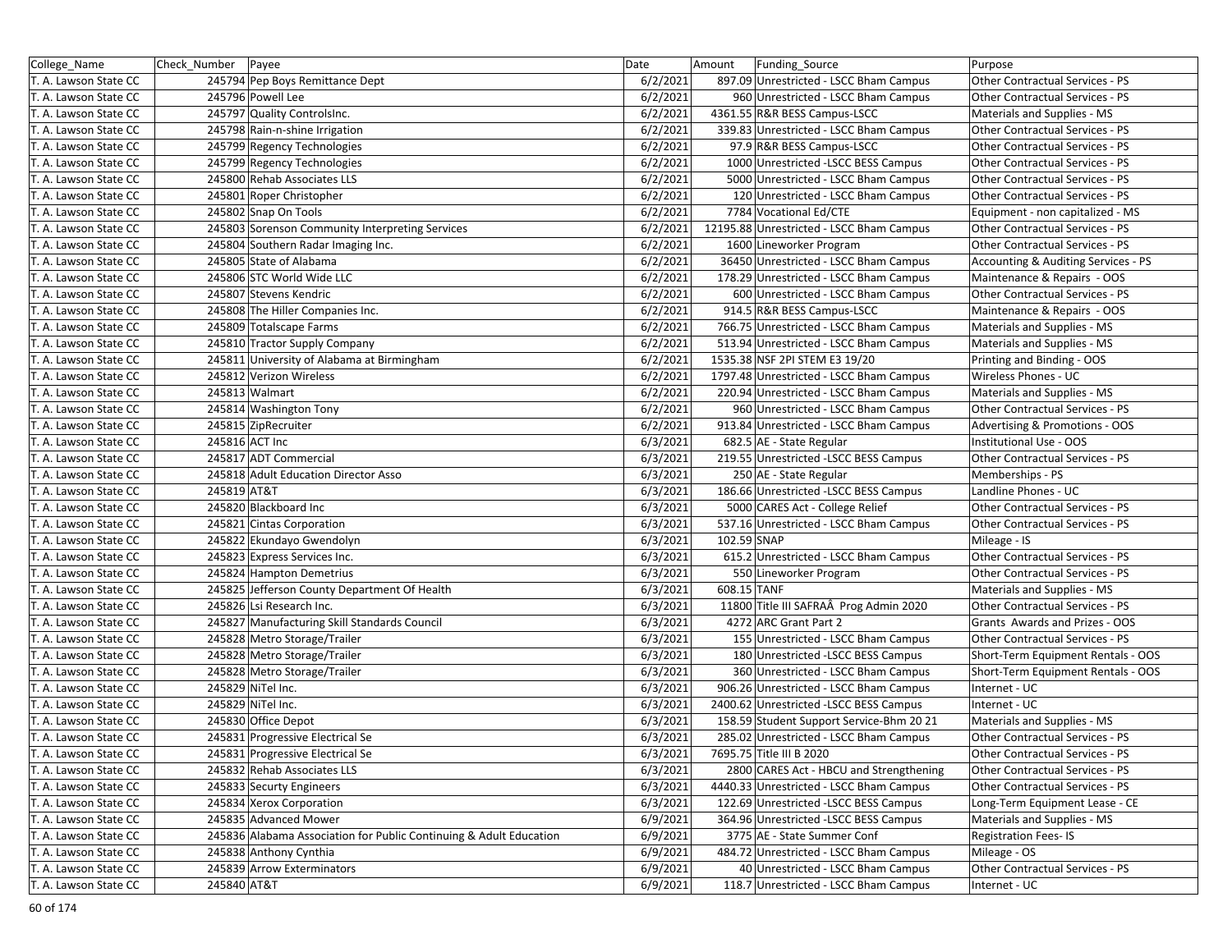| College_Name | Check_Number | Payee | Date | Amount | Funding_Source | Purpose |
|---|---|---|---|---|---|---|
| T. A. Lawson State CC | 245794 | Pep Boys Remittance Dept | 6/2/2021 | 897.09 | Unrestricted - LSCC Bham Campus | Other Contractual Services - PS |
| T. A. Lawson State CC | 245796 | Powell Lee | 6/2/2021 | 960 | Unrestricted - LSCC Bham Campus | Other Contractual Services - PS |
| T. A. Lawson State CC | 245797 | Quality ControlsInc. | 6/2/2021 | 4361.55 | R&R BESS Campus-LSCC | Materials and Supplies - MS |
| T. A. Lawson State CC | 245798 | Rain-n-shine Irrigation | 6/2/2021 | 339.83 | Unrestricted - LSCC Bham Campus | Other Contractual Services - PS |
| T. A. Lawson State CC | 245799 | Regency Technologies | 6/2/2021 | 97.9 | R&R BESS Campus-LSCC | Other Contractual Services - PS |
| T. A. Lawson State CC | 245799 | Regency Technologies | 6/2/2021 | 1000 | Unrestricted -LSCC BESS Campus | Other Contractual Services - PS |
| T. A. Lawson State CC | 245800 | Rehab Associates LLS | 6/2/2021 | 5000 | Unrestricted - LSCC Bham Campus | Other Contractual Services - PS |
| T. A. Lawson State CC | 245801 | Roper Christopher | 6/2/2021 | 120 | Unrestricted - LSCC Bham Campus | Other Contractual Services - PS |
| T. A. Lawson State CC | 245802 | Snap On Tools | 6/2/2021 | 7784 | Vocational Ed/CTE | Equipment - non capitalized - MS |
| T. A. Lawson State CC | 245803 | Sorenson Community Interpreting Services | 6/2/2021 | 12195.88 | Unrestricted - LSCC Bham Campus | Other Contractual Services - PS |
| T. A. Lawson State CC | 245804 | Southern Radar Imaging Inc. | 6/2/2021 | 1600 | Lineworker Program | Other Contractual Services - PS |
| T. A. Lawson State CC | 245805 | State of Alabama | 6/2/2021 | 36450 | Unrestricted - LSCC Bham Campus | Accounting & Auditing Services - PS |
| T. A. Lawson State CC | 245806 | STC World Wide LLC | 6/2/2021 | 178.29 | Unrestricted - LSCC Bham Campus | Maintenance & Repairs - OOS |
| T. A. Lawson State CC | 245807 | Stevens Kendric | 6/2/2021 | 600 | Unrestricted - LSCC Bham Campus | Other Contractual Services - PS |
| T. A. Lawson State CC | 245808 | The Hiller Companies Inc. | 6/2/2021 | 914.5 | R&R BESS Campus-LSCC | Maintenance & Repairs - OOS |
| T. A. Lawson State CC | 245809 | Totalscape Farms | 6/2/2021 | 766.75 | Unrestricted - LSCC Bham Campus | Materials and Supplies - MS |
| T. A. Lawson State CC | 245810 | Tractor Supply Company | 6/2/2021 | 513.94 | Unrestricted - LSCC Bham Campus | Materials and Supplies - MS |
| T. A. Lawson State CC | 245811 | University of Alabama at Birmingham | 6/2/2021 | 1535.38 | NSF 2PI STEM E3 19/20 | Printing and Binding - OOS |
| T. A. Lawson State CC | 245812 | Verizon Wireless | 6/2/2021 | 1797.48 | Unrestricted - LSCC Bham Campus | Wireless Phones - UC |
| T. A. Lawson State CC | 245813 | Walmart | 6/2/2021 | 220.94 | Unrestricted - LSCC Bham Campus | Materials and Supplies - MS |
| T. A. Lawson State CC | 245814 | Washington Tony | 6/2/2021 | 960 | Unrestricted - LSCC Bham Campus | Other Contractual Services - PS |
| T. A. Lawson State CC | 245815 | ZipRecruiter | 6/2/2021 | 913.84 | Unrestricted - LSCC Bham Campus | Advertising & Promotions - OOS |
| T. A. Lawson State CC | 245816 | ACT Inc | 6/3/2021 | 682.5 | AE - State Regular | Institutional Use - OOS |
| T. A. Lawson State CC | 245817 | ADT Commercial | 6/3/2021 | 219.55 | Unrestricted -LSCC BESS Campus | Other Contractual Services - PS |
| T. A. Lawson State CC | 245818 | Adult Education Director Asso | 6/3/2021 | 250 | AE - State Regular | Memberships - PS |
| T. A. Lawson State CC | 245819 | AT&T | 6/3/2021 | 186.66 | Unrestricted -LSCC BESS Campus | Landline Phones - UC |
| T. A. Lawson State CC | 245820 | Blackboard Inc | 6/3/2021 | 5000 | CARES Act - College Relief | Other Contractual Services - PS |
| T. A. Lawson State CC | 245821 | Cintas Corporation | 6/3/2021 | 537.16 | Unrestricted - LSCC Bham Campus | Other Contractual Services - PS |
| T. A. Lawson State CC | 245822 | Ekundayo Gwendolyn | 6/3/2021 | 102.59 | SNAP | Mileage - IS |
| T. A. Lawson State CC | 245823 | Express Services Inc. | 6/3/2021 | 615.2 | Unrestricted - LSCC Bham Campus | Other Contractual Services - PS |
| T. A. Lawson State CC | 245824 | Hampton Demetrius | 6/3/2021 | 550 | Lineworker Program | Other Contractual Services - PS |
| T. A. Lawson State CC | 245825 | Jefferson County Department Of Health | 6/3/2021 | 608.15 | TANF | Materials and Supplies - MS |
| T. A. Lawson State CC | 245826 | Lsi Research Inc. | 6/3/2021 | 11800 | Title III SAFRAÂ Prog Admin 2020 | Other Contractual Services - PS |
| T. A. Lawson State CC | 245827 | Manufacturing Skill Standards Council | 6/3/2021 | 4272 | ARC Grant Part 2 | Grants Awards and Prizes - OOS |
| T. A. Lawson State CC | 245828 | Metro Storage/Trailer | 6/3/2021 | 155 | Unrestricted - LSCC Bham Campus | Other Contractual Services - PS |
| T. A. Lawson State CC | 245828 | Metro Storage/Trailer | 6/3/2021 | 180 | Unrestricted -LSCC BESS Campus | Short-Term Equipment Rentals - OOS |
| T. A. Lawson State CC | 245828 | Metro Storage/Trailer | 6/3/2021 | 360 | Unrestricted - LSCC Bham Campus | Short-Term Equipment Rentals - OOS |
| T. A. Lawson State CC | 245829 | NiTel Inc. | 6/3/2021 | 906.26 | Unrestricted - LSCC Bham Campus | Internet - UC |
| T. A. Lawson State CC | 245829 | NiTel Inc. | 6/3/2021 | 2400.62 | Unrestricted -LSCC BESS Campus | Internet - UC |
| T. A. Lawson State CC | 245830 | Office Depot | 6/3/2021 | 158.59 | Student Support Service-Bhm 20 21 | Materials and Supplies - MS |
| T. A. Lawson State CC | 245831 | Progressive Electrical Se | 6/3/2021 | 285.02 | Unrestricted - LSCC Bham Campus | Other Contractual Services - PS |
| T. A. Lawson State CC | 245831 | Progressive Electrical Se | 6/3/2021 | 7695.75 | Title III B 2020 | Other Contractual Services - PS |
| T. A. Lawson State CC | 245832 | Rehab Associates LLS | 6/3/2021 | 2800 | CARES Act - HBCU and Strengthening | Other Contractual Services - PS |
| T. A. Lawson State CC | 245833 | Securty Engineers | 6/3/2021 | 4440.33 | Unrestricted - LSCC Bham Campus | Other Contractual Services - PS |
| T. A. Lawson State CC | 245834 | Xerox Corporation | 6/3/2021 | 122.69 | Unrestricted -LSCC BESS Campus | Long-Term Equipment Lease - CE |
| T. A. Lawson State CC | 245835 | Advanced Mower | 6/9/2021 | 364.96 | Unrestricted -LSCC BESS Campus | Materials and Supplies - MS |
| T. A. Lawson State CC | 245836 | Alabama Association for Public Continuing & Adult Education | 6/9/2021 | 3775 | AE - State Summer Conf | Registration Fees- IS |
| T. A. Lawson State CC | 245838 | Anthony Cynthia | 6/9/2021 | 484.72 | Unrestricted - LSCC Bham Campus | Mileage - OS |
| T. A. Lawson State CC | 245839 | Arrow Exterminators | 6/9/2021 | 40 | Unrestricted - LSCC Bham Campus | Other Contractual Services - PS |
| T. A. Lawson State CC | 245840 | AT&T | 6/9/2021 | 118.7 | Unrestricted - LSCC Bham Campus | Internet - UC |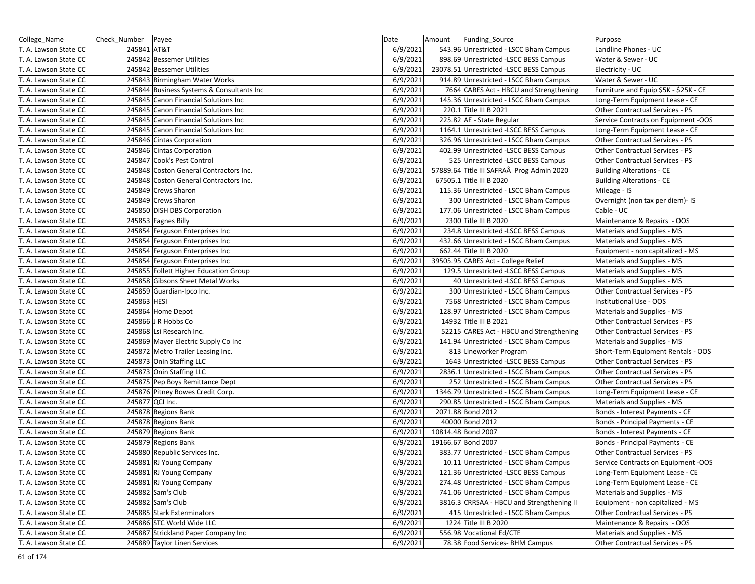| College_Name | Check_Number | Payee | Date | Amount | Funding_Source | Purpose |
|---|---|---|---|---|---|---|
| T. A. Lawson State CC | 245841 | AT&T | 6/9/2021 | 543.96 | Unrestricted - LSCC Bham Campus | Landline Phones - UC |
| T. A. Lawson State CC | 245842 | Bessemer Utilities | 6/9/2021 | 898.69 | Unrestricted -LSCC BESS Campus | Water & Sewer - UC |
| T. A. Lawson State CC | 245842 | Bessemer Utilities | 6/9/2021 | 23078.51 | Unrestricted -LSCC BESS Campus | Electricity - UC |
| T. A. Lawson State CC | 245843 | Birmingham Water Works | 6/9/2021 | 914.89 | Unrestricted - LSCC Bham Campus | Water & Sewer - UC |
| T. A. Lawson State CC | 245844 | Business Systems & Consultants Inc | 6/9/2021 | 7664 | CARES Act - HBCU and Strengthening | Furniture and Equip $5K - $25K - CE |
| T. A. Lawson State CC | 245845 | Canon Financial Solutions Inc | 6/9/2021 | 145.36 | Unrestricted - LSCC Bham Campus | Long-Term Equipment Lease - CE |
| T. A. Lawson State CC | 245845 | Canon Financial Solutions Inc | 6/9/2021 | 220.1 | Title III B 2021 | Other Contractual Services - PS |
| T. A. Lawson State CC | 245845 | Canon Financial Solutions Inc | 6/9/2021 | 225.82 | AE - State Regular | Service Contracts on Equipment -OOS |
| T. A. Lawson State CC | 245845 | Canon Financial Solutions Inc | 6/9/2021 | 1164.1 | Unrestricted -LSCC BESS Campus | Long-Term Equipment Lease - CE |
| T. A. Lawson State CC | 245846 | Cintas Corporation | 6/9/2021 | 326.96 | Unrestricted - LSCC Bham Campus | Other Contractual Services - PS |
| T. A. Lawson State CC | 245846 | Cintas Corporation | 6/9/2021 | 402.99 | Unrestricted -LSCC BESS Campus | Other Contractual Services - PS |
| T. A. Lawson State CC | 245847 | Cook's Pest Control | 6/9/2021 | 525 | Unrestricted -LSCC BESS Campus | Other Contractual Services - PS |
| T. A. Lawson State CC | 245848 | Coston General Contractors Inc. | 6/9/2021 | 57889.64 | Title III SAFRAÂ Prog Admin 2020 | Building Alterations - CE |
| T. A. Lawson State CC | 245848 | Coston General Contractors Inc. | 6/9/2021 | 67505.1 | Title III B 2020 | Building Alterations - CE |
| T. A. Lawson State CC | 245849 | Crews Sharon | 6/9/2021 | 115.36 | Unrestricted - LSCC Bham Campus | Mileage - IS |
| T. A. Lawson State CC | 245849 | Crews Sharon | 6/9/2021 | 300 | Unrestricted - LSCC Bham Campus | Overnight (non tax per diem)- IS |
| T. A. Lawson State CC | 245850 | DISH DBS Corporation | 6/9/2021 | 177.06 | Unrestricted - LSCC Bham Campus | Cable - UC |
| T. A. Lawson State CC | 245853 | Fagnes Billy | 6/9/2021 | 2300 | Title III B 2020 | Maintenance & Repairs - OOS |
| T. A. Lawson State CC | 245854 | Ferguson Enterprises Inc | 6/9/2021 | 234.8 | Unrestricted -LSCC BESS Campus | Materials and Supplies - MS |
| T. A. Lawson State CC | 245854 | Ferguson Enterprises Inc | 6/9/2021 | 432.66 | Unrestricted - LSCC Bham Campus | Materials and Supplies - MS |
| T. A. Lawson State CC | 245854 | Ferguson Enterprises Inc | 6/9/2021 | 662.44 | Title III B 2020 | Equipment - non capitalized - MS |
| T. A. Lawson State CC | 245854 | Ferguson Enterprises Inc | 6/9/2021 | 39505.95 | CARES Act - College Relief | Materials and Supplies - MS |
| T. A. Lawson State CC | 245855 | Follett Higher Education Group | 6/9/2021 | 129.5 | Unrestricted -LSCC BESS Campus | Materials and Supplies - MS |
| T. A. Lawson State CC | 245858 | Gibsons Sheet Metal Works | 6/9/2021 | 40 | Unrestricted -LSCC BESS Campus | Materials and Supplies - MS |
| T. A. Lawson State CC | 245859 | Guardian-Ipco Inc. | 6/9/2021 | 300 | Unrestricted - LSCC Bham Campus | Other Contractual Services - PS |
| T. A. Lawson State CC | 245863 | HESI | 6/9/2021 | 7568 | Unrestricted - LSCC Bham Campus | Institutional Use - OOS |
| T. A. Lawson State CC | 245864 | Home Depot | 6/9/2021 | 128.97 | Unrestricted - LSCC Bham Campus | Materials and Supplies - MS |
| T. A. Lawson State CC | 245866 | J R Hobbs Co | 6/9/2021 | 14932 | Title III B 2021 | Other Contractual Services - PS |
| T. A. Lawson State CC | 245868 | Lsi Research Inc. | 6/9/2021 | 52215 | CARES Act - HBCU and Strengthening | Other Contractual Services - PS |
| T. A. Lawson State CC | 245869 | Mayer Electric Supply Co Inc | 6/9/2021 | 141.94 | Unrestricted - LSCC Bham Campus | Materials and Supplies - MS |
| T. A. Lawson State CC | 245872 | Metro Trailer Leasing Inc. | 6/9/2021 | 813 | Lineworker Program | Short-Term Equipment Rentals - OOS |
| T. A. Lawson State CC | 245873 | Onin Staffing LLC | 6/9/2021 | 1643 | Unrestricted -LSCC BESS Campus | Other Contractual Services - PS |
| T. A. Lawson State CC | 245873 | Onin Staffing LLC | 6/9/2021 | 2836.1 | Unrestricted - LSCC Bham Campus | Other Contractual Services - PS |
| T. A. Lawson State CC | 245875 | Pep Boys Remittance Dept | 6/9/2021 | 252 | Unrestricted - LSCC Bham Campus | Other Contractual Services - PS |
| T. A. Lawson State CC | 245876 | Pitney Bowes Credit Corp. | 6/9/2021 | 1346.79 | Unrestricted - LSCC Bham Campus | Long-Term Equipment Lease - CE |
| T. A. Lawson State CC | 245877 | QCI Inc. | 6/9/2021 | 290.85 | Unrestricted - LSCC Bham Campus | Materials and Supplies - MS |
| T. A. Lawson State CC | 245878 | Regions Bank | 6/9/2021 | 2071.88 | Bond 2012 | Bonds - Interest Payments - CE |
| T. A. Lawson State CC | 245878 | Regions Bank | 6/9/2021 | 40000 | Bond 2012 | Bonds - Principal Payments - CE |
| T. A. Lawson State CC | 245879 | Regions Bank | 6/9/2021 | 10814.48 | Bond 2007 | Bonds - Interest Payments - CE |
| T. A. Lawson State CC | 245879 | Regions Bank | 6/9/2021 | 19166.67 | Bond 2007 | Bonds - Principal Payments - CE |
| T. A. Lawson State CC | 245880 | Republic Services Inc. | 6/9/2021 | 383.77 | Unrestricted - LSCC Bham Campus | Other Contractual Services - PS |
| T. A. Lawson State CC | 245881 | RJ Young Company | 6/9/2021 | 10.11 | Unrestricted - LSCC Bham Campus | Service Contracts on Equipment -OOS |
| T. A. Lawson State CC | 245881 | RJ Young Company | 6/9/2021 | 121.36 | Unrestricted -LSCC BESS Campus | Long-Term Equipment Lease - CE |
| T. A. Lawson State CC | 245881 | RJ Young Company | 6/9/2021 | 274.48 | Unrestricted - LSCC Bham Campus | Long-Term Equipment Lease - CE |
| T. A. Lawson State CC | 245882 | Sam's Club | 6/9/2021 | 741.06 | Unrestricted - LSCC Bham Campus | Materials and Supplies - MS |
| T. A. Lawson State CC | 245882 | Sam's Club | 6/9/2021 | 3816.3 | CRRSAA - HBCU and Strengthening II | Equipment - non capitalized - MS |
| T. A. Lawson State CC | 245885 | Stark Exterminators | 6/9/2021 | 415 | Unrestricted - LSCC Bham Campus | Other Contractual Services - PS |
| T. A. Lawson State CC | 245886 | STC World Wide LLC | 6/9/2021 | 1224 | Title III B 2020 | Maintenance & Repairs - OOS |
| T. A. Lawson State CC | 245887 | Strickland Paper Company Inc | 6/9/2021 | 556.98 | Vocational Ed/CTE | Materials and Supplies - MS |
| T. A. Lawson State CC | 245889 | Taylor Linen Services | 6/9/2021 | 78.38 | Food Services- BHM Campus | Other Contractual Services - PS |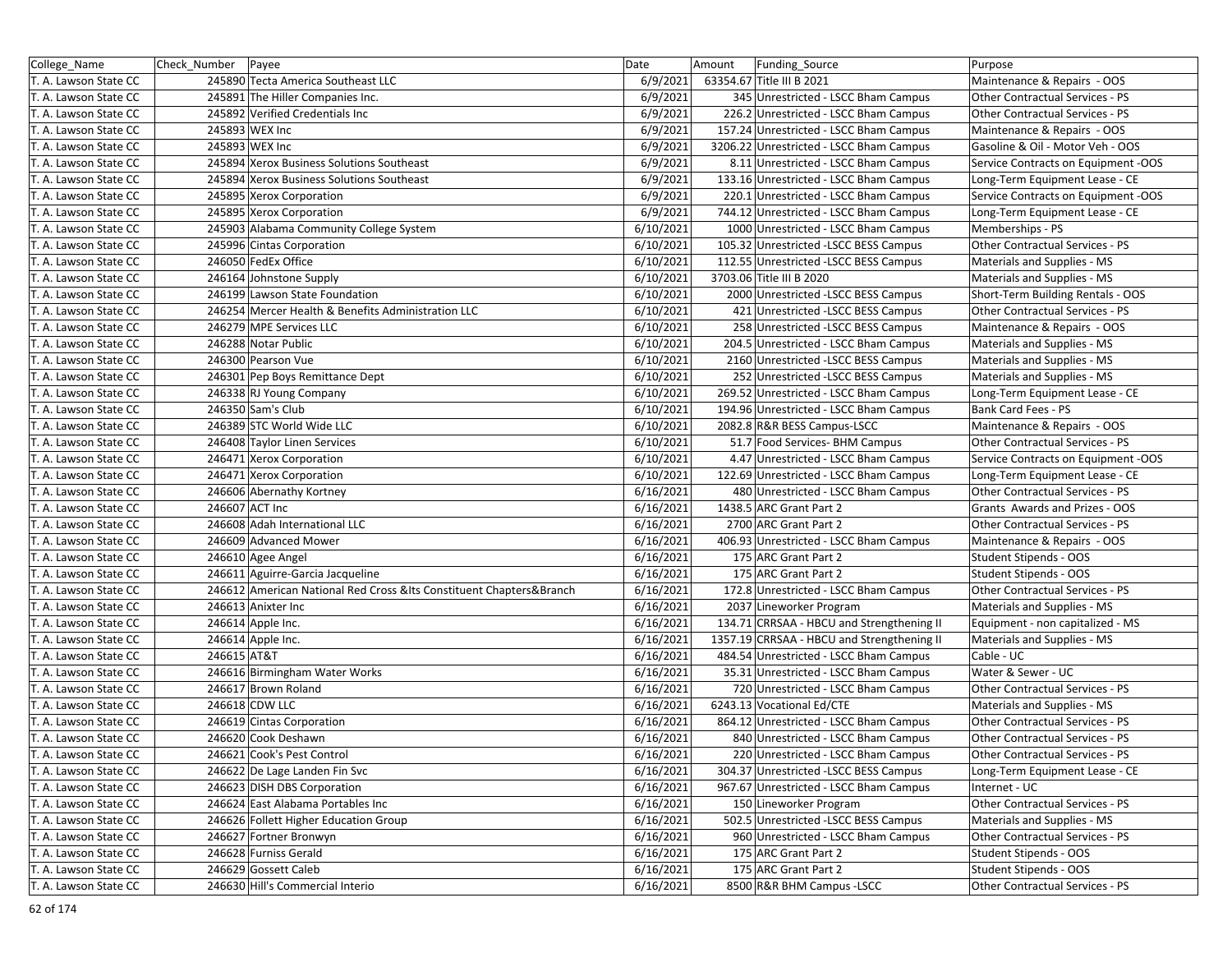| College_Name | Check_Number | Payee | Date | Amount | Funding_Source | Purpose |
|---|---|---|---|---|---|---|
| T. A. Lawson State CC | 245890 | Tecta America Southeast LLC | 6/9/2021 | 63354.67 | Title III B 2021 | Maintenance & Repairs - OOS |
| T. A. Lawson State CC | 245891 | The Hiller Companies Inc. | 6/9/2021 | 345 | Unrestricted - LSCC Bham Campus | Other Contractual Services - PS |
| T. A. Lawson State CC | 245892 | Verified Credentials Inc | 6/9/2021 | 226.2 | Unrestricted - LSCC Bham Campus | Other Contractual Services - PS |
| T. A. Lawson State CC | 245893 | WEX Inc | 6/9/2021 | 157.24 | Unrestricted - LSCC Bham Campus | Maintenance & Repairs - OOS |
| T. A. Lawson State CC | 245893 | WEX Inc | 6/9/2021 | 3206.22 | Unrestricted - LSCC Bham Campus | Gasoline & Oil - Motor Veh - OOS |
| T. A. Lawson State CC | 245894 | Xerox Business Solutions Southeast | 6/9/2021 | 8.11 | Unrestricted - LSCC Bham Campus | Service Contracts on Equipment -OOS |
| T. A. Lawson State CC | 245894 | Xerox Business Solutions Southeast | 6/9/2021 | 133.16 | Unrestricted - LSCC Bham Campus | Long-Term Equipment Lease - CE |
| T. A. Lawson State CC | 245895 | Xerox Corporation | 6/9/2021 | 220.1 | Unrestricted - LSCC Bham Campus | Service Contracts on Equipment -OOS |
| T. A. Lawson State CC | 245895 | Xerox Corporation | 6/9/2021 | 744.12 | Unrestricted - LSCC Bham Campus | Long-Term Equipment Lease - CE |
| T. A. Lawson State CC | 245903 | Alabama Community College System | 6/10/2021 | 1000 | Unrestricted - LSCC Bham Campus | Memberships - PS |
| T. A. Lawson State CC | 245996 | Cintas Corporation | 6/10/2021 | 105.32 | Unrestricted -LSCC BESS Campus | Other Contractual Services - PS |
| T. A. Lawson State CC | 246050 | FedEx Office | 6/10/2021 | 112.55 | Unrestricted -LSCC BESS Campus | Materials and Supplies - MS |
| T. A. Lawson State CC | 246164 | Johnstone Supply | 6/10/2021 | 3703.06 | Title III B 2020 | Materials and Supplies - MS |
| T. A. Lawson State CC | 246199 | Lawson State Foundation | 6/10/2021 | 2000 | Unrestricted -LSCC BESS Campus | Short-Term Building Rentals - OOS |
| T. A. Lawson State CC | 246254 | Mercer Health & Benefits Administration LLC | 6/10/2021 | 421 | Unrestricted -LSCC BESS Campus | Other Contractual Services - PS |
| T. A. Lawson State CC | 246279 | MPE Services LLC | 6/10/2021 | 258 | Unrestricted -LSCC BESS Campus | Maintenance & Repairs - OOS |
| T. A. Lawson State CC | 246288 | Notar Public | 6/10/2021 | 204.5 | Unrestricted - LSCC Bham Campus | Materials and Supplies - MS |
| T. A. Lawson State CC | 246300 | Pearson Vue | 6/10/2021 | 2160 | Unrestricted -LSCC BESS Campus | Materials and Supplies - MS |
| T. A. Lawson State CC | 246301 | Pep Boys Remittance Dept | 6/10/2021 | 252 | Unrestricted -LSCC BESS Campus | Materials and Supplies - MS |
| T. A. Lawson State CC | 246338 | RJ Young Company | 6/10/2021 | 269.52 | Unrestricted - LSCC Bham Campus | Long-Term Equipment Lease - CE |
| T. A. Lawson State CC | 246350 | Sam's Club | 6/10/2021 | 194.96 | Unrestricted - LSCC Bham Campus | Bank Card Fees - PS |
| T. A. Lawson State CC | 246389 | STC World Wide LLC | 6/10/2021 | 2082.8 | R&R BESS Campus-LSCC | Maintenance & Repairs - OOS |
| T. A. Lawson State CC | 246408 | Taylor Linen Services | 6/10/2021 | 51.7 | Food Services- BHM Campus | Other Contractual Services - PS |
| T. A. Lawson State CC | 246471 | Xerox Corporation | 6/10/2021 | 4.47 | Unrestricted - LSCC Bham Campus | Service Contracts on Equipment -OOS |
| T. A. Lawson State CC | 246471 | Xerox Corporation | 6/10/2021 | 122.69 | Unrestricted - LSCC Bham Campus | Long-Term Equipment Lease - CE |
| T. A. Lawson State CC | 246606 | Abernathy Kortney | 6/16/2021 | 480 | Unrestricted - LSCC Bham Campus | Other Contractual Services - PS |
| T. A. Lawson State CC | 246607 | ACT Inc | 6/16/2021 | 1438.5 | ARC Grant Part 2 | Grants Awards and Prizes - OOS |
| T. A. Lawson State CC | 246608 | Adah International LLC | 6/16/2021 | 2700 | ARC Grant Part 2 | Other Contractual Services - PS |
| T. A. Lawson State CC | 246609 | Advanced Mower | 6/16/2021 | 406.93 | Unrestricted - LSCC Bham Campus | Maintenance & Repairs - OOS |
| T. A. Lawson State CC | 246610 | Agee Angel | 6/16/2021 | 175 | ARC Grant Part 2 | Student Stipends - OOS |
| T. A. Lawson State CC | 246611 | Aguirre-Garcia Jacqueline | 6/16/2021 | 175 | ARC Grant Part 2 | Student Stipends - OOS |
| T. A. Lawson State CC | 246612 | American National Red Cross &Its Constituent Chapters&Branch | 6/16/2021 | 172.8 | Unrestricted - LSCC Bham Campus | Other Contractual Services - PS |
| T. A. Lawson State CC | 246613 | Anixter Inc | 6/16/2021 | 2037 | Lineworker Program | Materials and Supplies - MS |
| T. A. Lawson State CC | 246614 | Apple Inc. | 6/16/2021 | 134.71 | CRRSAA - HBCU and Strengthening II | Equipment - non capitalized - MS |
| T. A. Lawson State CC | 246614 | Apple Inc. | 6/16/2021 | 1357.19 | CRRSAA - HBCU and Strengthening II | Materials and Supplies - MS |
| T. A. Lawson State CC | 246615 | AT&T | 6/16/2021 | 484.54 | Unrestricted - LSCC Bham Campus | Cable - UC |
| T. A. Lawson State CC | 246616 | Birmingham Water Works | 6/16/2021 | 35.31 | Unrestricted - LSCC Bham Campus | Water & Sewer - UC |
| T. A. Lawson State CC | 246617 | Brown Roland | 6/16/2021 | 720 | Unrestricted - LSCC Bham Campus | Other Contractual Services - PS |
| T. A. Lawson State CC | 246618 | CDW LLC | 6/16/2021 | 6243.13 | Vocational Ed/CTE | Materials and Supplies - MS |
| T. A. Lawson State CC | 246619 | Cintas Corporation | 6/16/2021 | 864.12 | Unrestricted - LSCC Bham Campus | Other Contractual Services - PS |
| T. A. Lawson State CC | 246620 | Cook Deshawn | 6/16/2021 | 840 | Unrestricted - LSCC Bham Campus | Other Contractual Services - PS |
| T. A. Lawson State CC | 246621 | Cook's Pest Control | 6/16/2021 | 220 | Unrestricted - LSCC Bham Campus | Other Contractual Services - PS |
| T. A. Lawson State CC | 246622 | De Lage Landen Fin Svc | 6/16/2021 | 304.37 | Unrestricted -LSCC BESS Campus | Long-Term Equipment Lease - CE |
| T. A. Lawson State CC | 246623 | DISH DBS Corporation | 6/16/2021 | 967.67 | Unrestricted - LSCC Bham Campus | Internet - UC |
| T. A. Lawson State CC | 246624 | East Alabama Portables Inc | 6/16/2021 | 150 | Lineworker Program | Other Contractual Services - PS |
| T. A. Lawson State CC | 246626 | Follett Higher Education Group | 6/16/2021 | 502.5 | Unrestricted -LSCC BESS Campus | Materials and Supplies - MS |
| T. A. Lawson State CC | 246627 | Fortner Bronwyn | 6/16/2021 | 960 | Unrestricted - LSCC Bham Campus | Other Contractual Services - PS |
| T. A. Lawson State CC | 246628 | Furniss Gerald | 6/16/2021 | 175 | ARC Grant Part 2 | Student Stipends - OOS |
| T. A. Lawson State CC | 246629 | Gossett Caleb | 6/16/2021 | 175 | ARC Grant Part 2 | Student Stipends - OOS |
| T. A. Lawson State CC | 246630 | Hill's Commercial Interio | 6/16/2021 | 8500 | R&R BHM Campus -LSCC | Other Contractual Services - PS |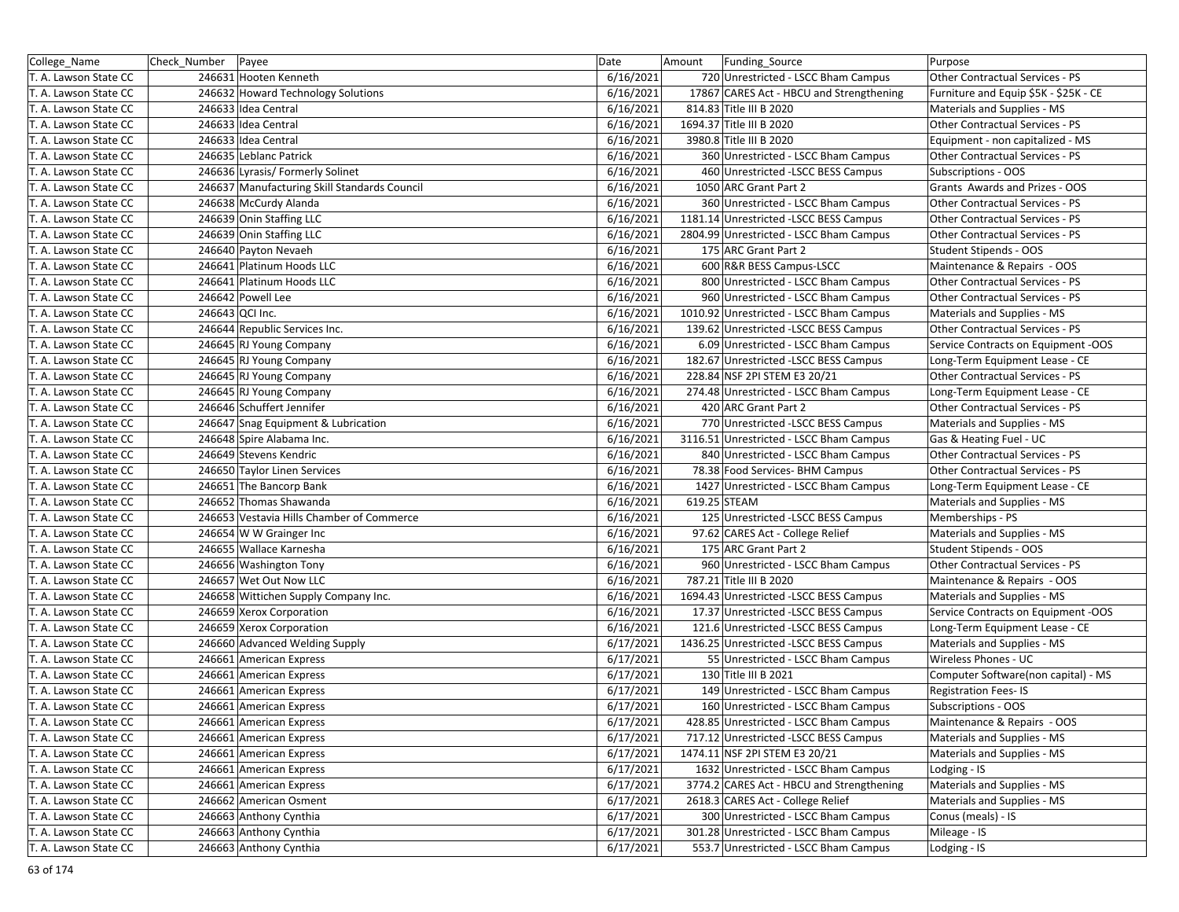| College_Name | Check_Number | Payee | Date | Amount | Funding_Source | Purpose |
|---|---|---|---|---|---|---|
| T. A. Lawson State CC | 246631 | Hooten Kenneth | 6/16/2021 | 720 | Unrestricted - LSCC Bham Campus | Other Contractual Services - PS |
| T. A. Lawson State CC | 246632 | Howard Technology Solutions | 6/16/2021 | 17867 | CARES Act - HBCU and Strengthening | Furniture and Equip $5K - $25K - CE |
| T. A. Lawson State CC | 246633 | Idea Central | 6/16/2021 | 814.83 | Title III B 2020 | Materials and Supplies - MS |
| T. A. Lawson State CC | 246633 | Idea Central | 6/16/2021 | 1694.37 | Title III B 2020 | Other Contractual Services - PS |
| T. A. Lawson State CC | 246633 | Idea Central | 6/16/2021 | 3980.8 | Title III B 2020 | Equipment - non capitalized - MS |
| T. A. Lawson State CC | 246635 | Leblanc Patrick | 6/16/2021 | 360 | Unrestricted - LSCC Bham Campus | Other Contractual Services - PS |
| T. A. Lawson State CC | 246636 | Lyrasis/ Formerly Solinet | 6/16/2021 | 460 | Unrestricted -LSCC BESS Campus | Subscriptions - OOS |
| T. A. Lawson State CC | 246637 | Manufacturing Skill Standards Council | 6/16/2021 | 1050 | ARC Grant Part 2 | Grants Awards and Prizes - OOS |
| T. A. Lawson State CC | 246638 | McCurdy Alanda | 6/16/2021 | 360 | Unrestricted - LSCC Bham Campus | Other Contractual Services - PS |
| T. A. Lawson State CC | 246639 | Onin Staffing LLC | 6/16/2021 | 1181.14 | Unrestricted -LSCC BESS Campus | Other Contractual Services - PS |
| T. A. Lawson State CC | 246639 | Onin Staffing LLC | 6/16/2021 | 2804.99 | Unrestricted - LSCC Bham Campus | Other Contractual Services - PS |
| T. A. Lawson State CC | 246640 | Payton Nevaeh | 6/16/2021 | 175 | ARC Grant Part 2 | Student Stipends - OOS |
| T. A. Lawson State CC | 246641 | Platinum Hoods LLC | 6/16/2021 | 600 | R&R BESS Campus-LSCC | Maintenance & Repairs - OOS |
| T. A. Lawson State CC | 246641 | Platinum Hoods LLC | 6/16/2021 | 800 | Unrestricted - LSCC Bham Campus | Other Contractual Services - PS |
| T. A. Lawson State CC | 246642 | Powell Lee | 6/16/2021 | 960 | Unrestricted - LSCC Bham Campus | Other Contractual Services - PS |
| T. A. Lawson State CC | 246643 | QCI Inc. | 6/16/2021 | 1010.92 | Unrestricted - LSCC Bham Campus | Materials and Supplies - MS |
| T. A. Lawson State CC | 246644 | Republic Services Inc. | 6/16/2021 | 139.62 | Unrestricted -LSCC BESS Campus | Other Contractual Services - PS |
| T. A. Lawson State CC | 246645 | RJ Young Company | 6/16/2021 | 6.09 | Unrestricted - LSCC Bham Campus | Service Contracts on Equipment -OOS |
| T. A. Lawson State CC | 246645 | RJ Young Company | 6/16/2021 | 182.67 | Unrestricted -LSCC BESS Campus | Long-Term Equipment Lease - CE |
| T. A. Lawson State CC | 246645 | RJ Young Company | 6/16/2021 | 228.84 | NSF 2PI STEM E3 20/21 | Other Contractual Services - PS |
| T. A. Lawson State CC | 246645 | RJ Young Company | 6/16/2021 | 274.48 | Unrestricted - LSCC Bham Campus | Long-Term Equipment Lease - CE |
| T. A. Lawson State CC | 246646 | Schuffert Jennifer | 6/16/2021 | 420 | ARC Grant Part 2 | Other Contractual Services - PS |
| T. A. Lawson State CC | 246647 | Snag Equipment & Lubrication | 6/16/2021 | 770 | Unrestricted -LSCC BESS Campus | Materials and Supplies - MS |
| T. A. Lawson State CC | 246648 | Spire Alabama Inc. | 6/16/2021 | 3116.51 | Unrestricted - LSCC Bham Campus | Gas & Heating Fuel - UC |
| T. A. Lawson State CC | 246649 | Stevens Kendric | 6/16/2021 | 840 | Unrestricted - LSCC Bham Campus | Other Contractual Services - PS |
| T. A. Lawson State CC | 246650 | Taylor Linen Services | 6/16/2021 | 78.38 | Food Services- BHM Campus | Other Contractual Services - PS |
| T. A. Lawson State CC | 246651 | The Bancorp Bank | 6/16/2021 | 1427 | Unrestricted - LSCC Bham Campus | Long-Term Equipment Lease - CE |
| T. A. Lawson State CC | 246652 | Thomas Shawanda | 6/16/2021 | 619.25 | STEAM | Materials and Supplies - MS |
| T. A. Lawson State CC | 246653 | Vestavia Hills Chamber of Commerce | 6/16/2021 | 125 | Unrestricted -LSCC BESS Campus | Memberships - PS |
| T. A. Lawson State CC | 246654 | W W Grainger Inc | 6/16/2021 | 97.62 | CARES Act - College Relief | Materials and Supplies - MS |
| T. A. Lawson State CC | 246655 | Wallace Karnesha | 6/16/2021 | 175 | ARC Grant Part 2 | Student Stipends - OOS |
| T. A. Lawson State CC | 246656 | Washington Tony | 6/16/2021 | 960 | Unrestricted - LSCC Bham Campus | Other Contractual Services - PS |
| T. A. Lawson State CC | 246657 | Wet Out Now LLC | 6/16/2021 | 787.21 | Title III B 2020 | Maintenance & Repairs - OOS |
| T. A. Lawson State CC | 246658 | Wittichen Supply Company Inc. | 6/16/2021 | 1694.43 | Unrestricted -LSCC BESS Campus | Materials and Supplies - MS |
| T. A. Lawson State CC | 246659 | Xerox Corporation | 6/16/2021 | 17.37 | Unrestricted -LSCC BESS Campus | Service Contracts on Equipment -OOS |
| T. A. Lawson State CC | 246659 | Xerox Corporation | 6/16/2021 | 121.6 | Unrestricted -LSCC BESS Campus | Long-Term Equipment Lease - CE |
| T. A. Lawson State CC | 246660 | Advanced Welding Supply | 6/17/2021 | 1436.25 | Unrestricted -LSCC BESS Campus | Materials and Supplies - MS |
| T. A. Lawson State CC | 246661 | American Express | 6/17/2021 | 55 | Unrestricted - LSCC Bham Campus | Wireless Phones - UC |
| T. A. Lawson State CC | 246661 | American Express | 6/17/2021 | 130 | Title III B 2021 | Computer Software(non capital) - MS |
| T. A. Lawson State CC | 246661 | American Express | 6/17/2021 | 149 | Unrestricted - LSCC Bham Campus | Registration Fees- IS |
| T. A. Lawson State CC | 246661 | American Express | 6/17/2021 | 160 | Unrestricted - LSCC Bham Campus | Subscriptions - OOS |
| T. A. Lawson State CC | 246661 | American Express | 6/17/2021 | 428.85 | Unrestricted - LSCC Bham Campus | Maintenance & Repairs - OOS |
| T. A. Lawson State CC | 246661 | American Express | 6/17/2021 | 717.12 | Unrestricted -LSCC BESS Campus | Materials and Supplies - MS |
| T. A. Lawson State CC | 246661 | American Express | 6/17/2021 | 1474.11 | NSF 2PI STEM E3 20/21 | Materials and Supplies - MS |
| T. A. Lawson State CC | 246661 | American Express | 6/17/2021 | 1632 | Unrestricted - LSCC Bham Campus | Lodging - IS |
| T. A. Lawson State CC | 246661 | American Express | 6/17/2021 | 3774.2 | CARES Act - HBCU and Strengthening | Materials and Supplies - MS |
| T. A. Lawson State CC | 246662 | American Osment | 6/17/2021 | 2618.3 | CARES Act - College Relief | Materials and Supplies - MS |
| T. A. Lawson State CC | 246663 | Anthony Cynthia | 6/17/2021 | 300 | Unrestricted - LSCC Bham Campus | Conus (meals) - IS |
| T. A. Lawson State CC | 246663 | Anthony Cynthia | 6/17/2021 | 301.28 | Unrestricted - LSCC Bham Campus | Mileage - IS |
| T. A. Lawson State CC | 246663 | Anthony Cynthia | 6/17/2021 | 553.7 | Unrestricted - LSCC Bham Campus | Lodging - IS |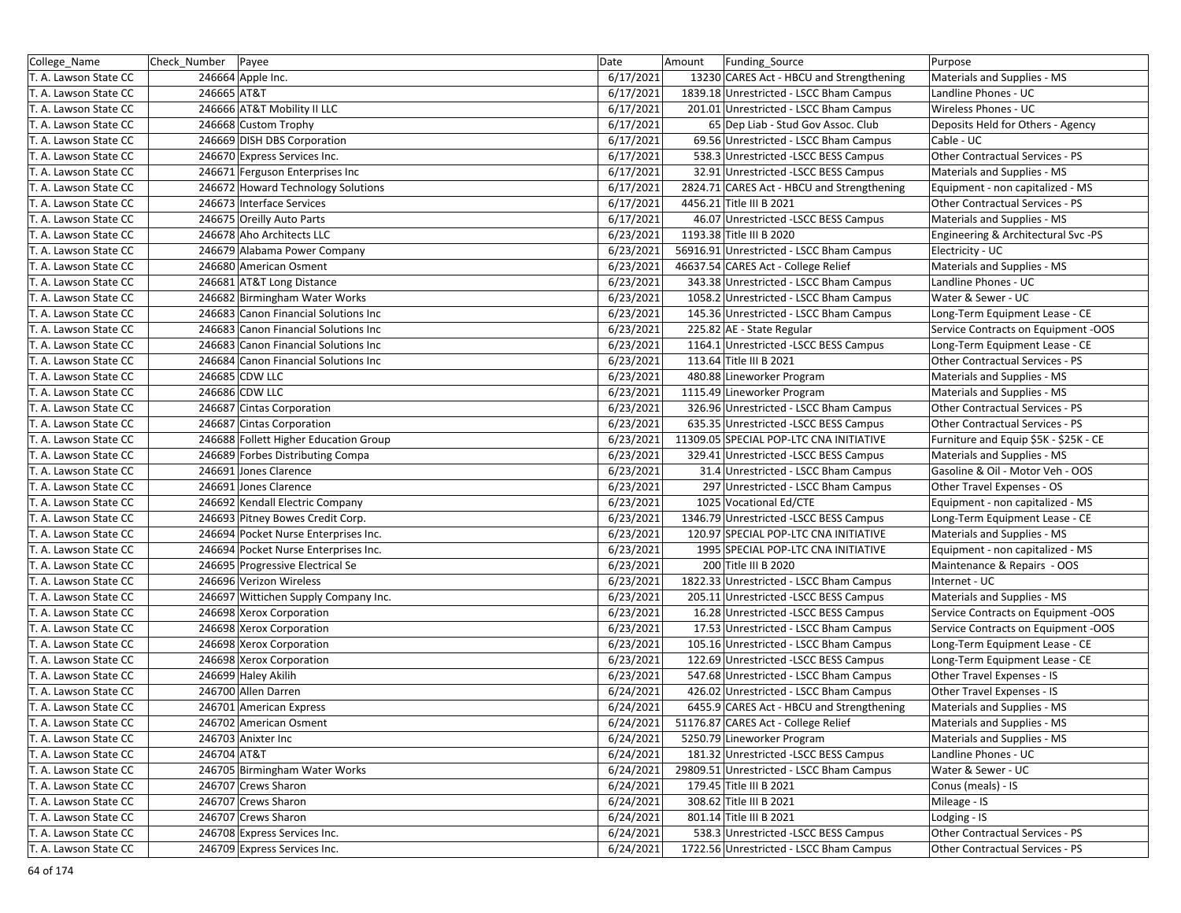| College_Name | Check_Number | Payee | Date | Amount | Funding_Source | Purpose |
|---|---|---|---|---|---|---|
| T. A. Lawson State CC | 246664 | Apple Inc. | 6/17/2021 | 13230 | CARES Act - HBCU and Strengthening | Materials and Supplies - MS |
| T. A. Lawson State CC | 246665 | AT&T | 6/17/2021 | 1839.18 | Unrestricted - LSCC Bham Campus | Landline Phones - UC |
| T. A. Lawson State CC | 246666 | AT&T Mobility II LLC | 6/17/2021 | 201.01 | Unrestricted - LSCC Bham Campus | Wireless Phones - UC |
| T. A. Lawson State CC | 246668 | Custom Trophy | 6/17/2021 | 65 | Dep Liab - Stud Gov Assoc. Club | Deposits Held for Others - Agency |
| T. A. Lawson State CC | 246669 | DISH DBS Corporation | 6/17/2021 | 69.56 | Unrestricted - LSCC Bham Campus | Cable - UC |
| T. A. Lawson State CC | 246670 | Express Services Inc. | 6/17/2021 | 538.3 | Unrestricted -LSCC BESS Campus | Other Contractual Services - PS |
| T. A. Lawson State CC | 246671 | Ferguson Enterprises Inc | 6/17/2021 | 32.91 | Unrestricted -LSCC BESS Campus | Materials and Supplies - MS |
| T. A. Lawson State CC | 246672 | Howard Technology Solutions | 6/17/2021 | 2824.71 | CARES Act - HBCU and Strengthening | Equipment - non capitalized - MS |
| T. A. Lawson State CC | 246673 | Interface Services | 6/17/2021 | 4456.21 | Title III B 2021 | Other Contractual Services - PS |
| T. A. Lawson State CC | 246675 | Oreilly Auto Parts | 6/17/2021 | 46.07 | Unrestricted -LSCC BESS Campus | Materials and Supplies - MS |
| T. A. Lawson State CC | 246678 | Aho Architects LLC | 6/23/2021 | 1193.38 | Title III B 2020 | Engineering & Architectural Svc -PS |
| T. A. Lawson State CC | 246679 | Alabama Power Company | 6/23/2021 | 56916.91 | Unrestricted - LSCC Bham Campus | Electricity - UC |
| T. A. Lawson State CC | 246680 | American Osment | 6/23/2021 | 46637.54 | CARES Act - College Relief | Materials and Supplies - MS |
| T. A. Lawson State CC | 246681 | AT&T Long Distance | 6/23/2021 | 343.38 | Unrestricted - LSCC Bham Campus | Landline Phones - UC |
| T. A. Lawson State CC | 246682 | Birmingham Water Works | 6/23/2021 | 1058.2 | Unrestricted - LSCC Bham Campus | Water & Sewer - UC |
| T. A. Lawson State CC | 246683 | Canon Financial Solutions Inc | 6/23/2021 | 145.36 | Unrestricted - LSCC Bham Campus | Long-Term Equipment Lease - CE |
| T. A. Lawson State CC | 246683 | Canon Financial Solutions Inc | 6/23/2021 | 225.82 | AE - State Regular | Service Contracts on Equipment -OOS |
| T. A. Lawson State CC | 246683 | Canon Financial Solutions Inc | 6/23/2021 | 1164.1 | Unrestricted -LSCC BESS Campus | Long-Term Equipment Lease - CE |
| T. A. Lawson State CC | 246684 | Canon Financial Solutions Inc | 6/23/2021 | 113.64 | Title III B 2021 | Other Contractual Services - PS |
| T. A. Lawson State CC | 246685 | CDW LLC | 6/23/2021 | 480.88 | Lineworker Program | Materials and Supplies - MS |
| T. A. Lawson State CC | 246686 | CDW LLC | 6/23/2021 | 1115.49 | Lineworker Program | Materials and Supplies - MS |
| T. A. Lawson State CC | 246687 | Cintas Corporation | 6/23/2021 | 326.96 | Unrestricted - LSCC Bham Campus | Other Contractual Services - PS |
| T. A. Lawson State CC | 246687 | Cintas Corporation | 6/23/2021 | 635.35 | Unrestricted -LSCC BESS Campus | Other Contractual Services - PS |
| T. A. Lawson State CC | 246688 | Follett Higher Education Group | 6/23/2021 | 11309.05 | SPECIAL POP-LTC CNA INITIATIVE | Furniture and Equip $5K - $25K - CE |
| T. A. Lawson State CC | 246689 | Forbes Distributing Compa | 6/23/2021 | 329.41 | Unrestricted -LSCC BESS Campus | Materials and Supplies - MS |
| T. A. Lawson State CC | 246691 | Jones Clarence | 6/23/2021 | 31.4 | Unrestricted - LSCC Bham Campus | Gasoline & Oil - Motor Veh - OOS |
| T. A. Lawson State CC | 246691 | Jones Clarence | 6/23/2021 | 297 | Unrestricted - LSCC Bham Campus | Other Travel Expenses - OS |
| T. A. Lawson State CC | 246692 | Kendall Electric Company | 6/23/2021 | 1025 | Vocational Ed/CTE | Equipment - non capitalized - MS |
| T. A. Lawson State CC | 246693 | Pitney Bowes Credit Corp. | 6/23/2021 | 1346.79 | Unrestricted -LSCC BESS Campus | Long-Term Equipment Lease - CE |
| T. A. Lawson State CC | 246694 | Pocket Nurse Enterprises Inc. | 6/23/2021 | 120.97 | SPECIAL POP-LTC CNA INITIATIVE | Materials and Supplies - MS |
| T. A. Lawson State CC | 246694 | Pocket Nurse Enterprises Inc. | 6/23/2021 | 1995 | SPECIAL POP-LTC CNA INITIATIVE | Equipment - non capitalized - MS |
| T. A. Lawson State CC | 246695 | Progressive Electrical Se | 6/23/2021 | 200 | Title III B 2020 | Maintenance & Repairs - OOS |
| T. A. Lawson State CC | 246696 | Verizon Wireless | 6/23/2021 | 1822.33 | Unrestricted - LSCC Bham Campus | Internet - UC |
| T. A. Lawson State CC | 246697 | Wittichen Supply Company Inc. | 6/23/2021 | 205.11 | Unrestricted -LSCC BESS Campus | Materials and Supplies - MS |
| T. A. Lawson State CC | 246698 | Xerox Corporation | 6/23/2021 | 16.28 | Unrestricted -LSCC BESS Campus | Service Contracts on Equipment -OOS |
| T. A. Lawson State CC | 246698 | Xerox Corporation | 6/23/2021 | 17.53 | Unrestricted - LSCC Bham Campus | Service Contracts on Equipment -OOS |
| T. A. Lawson State CC | 246698 | Xerox Corporation | 6/23/2021 | 105.16 | Unrestricted - LSCC Bham Campus | Long-Term Equipment Lease - CE |
| T. A. Lawson State CC | 246698 | Xerox Corporation | 6/23/2021 | 122.69 | Unrestricted -LSCC BESS Campus | Long-Term Equipment Lease - CE |
| T. A. Lawson State CC | 246699 | Haley Akilih | 6/23/2021 | 547.68 | Unrestricted - LSCC Bham Campus | Other Travel Expenses - IS |
| T. A. Lawson State CC | 246700 | Allen Darren | 6/24/2021 | 426.02 | Unrestricted - LSCC Bham Campus | Other Travel Expenses - IS |
| T. A. Lawson State CC | 246701 | American Express | 6/24/2021 | 6455.9 | CARES Act - HBCU and Strengthening | Materials and Supplies - MS |
| T. A. Lawson State CC | 246702 | American Osment | 6/24/2021 | 51176.87 | CARES Act - College Relief | Materials and Supplies - MS |
| T. A. Lawson State CC | 246703 | Anixter Inc | 6/24/2021 | 5250.79 | Lineworker Program | Materials and Supplies - MS |
| T. A. Lawson State CC | 246704 | AT&T | 6/24/2021 | 181.32 | Unrestricted -LSCC BESS Campus | Landline Phones - UC |
| T. A. Lawson State CC | 246705 | Birmingham Water Works | 6/24/2021 | 29809.51 | Unrestricted - LSCC Bham Campus | Water & Sewer - UC |
| T. A. Lawson State CC | 246707 | Crews Sharon | 6/24/2021 | 179.45 | Title III B 2021 | Conus (meals) - IS |
| T. A. Lawson State CC | 246707 | Crews Sharon | 6/24/2021 | 308.62 | Title III B 2021 | Mileage - IS |
| T. A. Lawson State CC | 246707 | Crews Sharon | 6/24/2021 | 801.14 | Title III B 2021 | Lodging - IS |
| T. A. Lawson State CC | 246708 | Express Services Inc. | 6/24/2021 | 538.3 | Unrestricted -LSCC BESS Campus | Other Contractual Services - PS |
| T. A. Lawson State CC | 246709 | Express Services Inc. | 6/24/2021 | 1722.56 | Unrestricted - LSCC Bham Campus | Other Contractual Services - PS |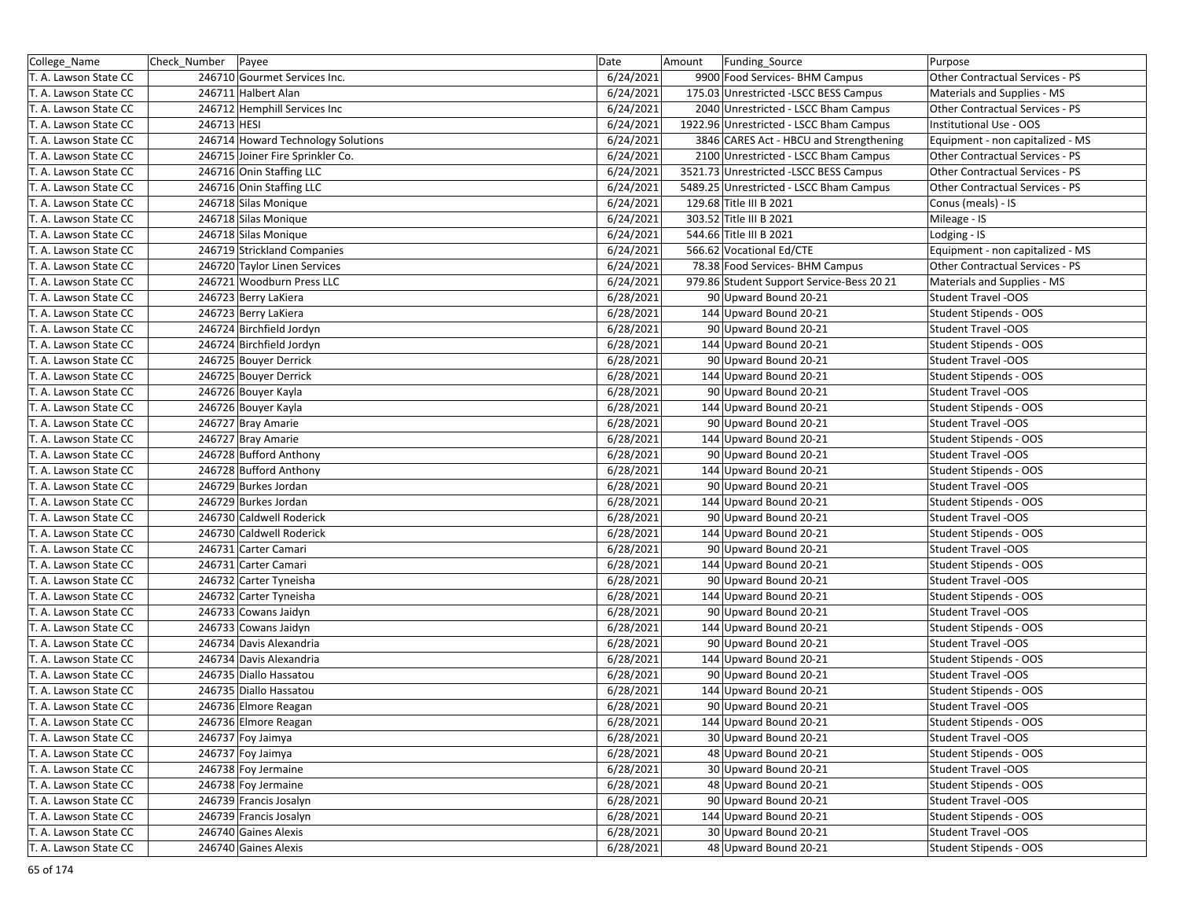| College_Name | Check_Number | Payee | Date | Amount | Funding_Source | Purpose |
|---|---|---|---|---|---|---|
| T. A. Lawson State CC | 246710 | Gourmet Services Inc. | 6/24/2021 | 9900 | Food Services- BHM Campus | Other Contractual Services - PS |
| T. A. Lawson State CC | 246711 | Halbert Alan | 6/24/2021 | 175.03 | Unrestricted -LSCC BESS Campus | Materials and Supplies - MS |
| T. A. Lawson State CC | 246712 | Hemphill Services Inc | 6/24/2021 | 2040 | Unrestricted - LSCC Bham Campus | Other Contractual Services - PS |
| T. A. Lawson State CC | 246713 | HESI | 6/24/2021 | 1922.96 | Unrestricted - LSCC Bham Campus | Institutional Use - OOS |
| T. A. Lawson State CC | 246714 | Howard Technology Solutions | 6/24/2021 | 3846 | CARES Act - HBCU and Strengthening | Equipment - non capitalized - MS |
| T. A. Lawson State CC | 246715 | Joiner Fire Sprinkler Co. | 6/24/2021 | 2100 | Unrestricted - LSCC Bham Campus | Other Contractual Services - PS |
| T. A. Lawson State CC | 246716 | Onin Staffing LLC | 6/24/2021 | 3521.73 | Unrestricted -LSCC BESS Campus | Other Contractual Services - PS |
| T. A. Lawson State CC | 246716 | Onin Staffing LLC | 6/24/2021 | 5489.25 | Unrestricted - LSCC Bham Campus | Other Contractual Services - PS |
| T. A. Lawson State CC | 246718 | Silas Monique | 6/24/2021 | 129.68 | Title III B 2021 | Conus (meals) - IS |
| T. A. Lawson State CC | 246718 | Silas Monique | 6/24/2021 | 303.52 | Title III B 2021 | Mileage - IS |
| T. A. Lawson State CC | 246718 | Silas Monique | 6/24/2021 | 544.66 | Title III B 2021 | Lodging - IS |
| T. A. Lawson State CC | 246719 | Strickland Companies | 6/24/2021 | 566.62 | Vocational Ed/CTE | Equipment - non capitalized - MS |
| T. A. Lawson State CC | 246720 | Taylor Linen Services | 6/24/2021 | 78.38 | Food Services- BHM Campus | Other Contractual Services - PS |
| T. A. Lawson State CC | 246721 | Woodburn Press LLC | 6/24/2021 | 979.86 | Student Support Service-Bess 20 21 | Materials and Supplies - MS |
| T. A. Lawson State CC | 246723 | Berry LaKiera | 6/28/2021 | 90 | Upward Bound 20-21 | Student Travel -OOS |
| T. A. Lawson State CC | 246723 | Berry LaKiera | 6/28/2021 | 144 | Upward Bound 20-21 | Student Stipends - OOS |
| T. A. Lawson State CC | 246724 | Birchfield Jordyn | 6/28/2021 | 90 | Upward Bound 20-21 | Student Travel -OOS |
| T. A. Lawson State CC | 246724 | Birchfield Jordyn | 6/28/2021 | 144 | Upward Bound 20-21 | Student Stipends - OOS |
| T. A. Lawson State CC | 246725 | Bouyer Derrick | 6/28/2021 | 90 | Upward Bound 20-21 | Student Travel -OOS |
| T. A. Lawson State CC | 246725 | Bouyer Derrick | 6/28/2021 | 144 | Upward Bound 20-21 | Student Stipends - OOS |
| T. A. Lawson State CC | 246726 | Bouyer Kayla | 6/28/2021 | 90 | Upward Bound 20-21 | Student Travel -OOS |
| T. A. Lawson State CC | 246726 | Bouyer Kayla | 6/28/2021 | 144 | Upward Bound 20-21 | Student Stipends - OOS |
| T. A. Lawson State CC | 246727 | Bray Amarie | 6/28/2021 | 90 | Upward Bound 20-21 | Student Travel -OOS |
| T. A. Lawson State CC | 246727 | Bray Amarie | 6/28/2021 | 144 | Upward Bound 20-21 | Student Stipends - OOS |
| T. A. Lawson State CC | 246728 | Bufford Anthony | 6/28/2021 | 90 | Upward Bound 20-21 | Student Travel -OOS |
| T. A. Lawson State CC | 246728 | Bufford Anthony | 6/28/2021 | 144 | Upward Bound 20-21 | Student Stipends - OOS |
| T. A. Lawson State CC | 246729 | Burkes Jordan | 6/28/2021 | 90 | Upward Bound 20-21 | Student Travel -OOS |
| T. A. Lawson State CC | 246729 | Burkes Jordan | 6/28/2021 | 144 | Upward Bound 20-21 | Student Stipends - OOS |
| T. A. Lawson State CC | 246730 | Caldwell Roderick | 6/28/2021 | 90 | Upward Bound 20-21 | Student Travel -OOS |
| T. A. Lawson State CC | 246730 | Caldwell Roderick | 6/28/2021 | 144 | Upward Bound 20-21 | Student Stipends - OOS |
| T. A. Lawson State CC | 246731 | Carter Camari | 6/28/2021 | 90 | Upward Bound 20-21 | Student Travel -OOS |
| T. A. Lawson State CC | 246731 | Carter Camari | 6/28/2021 | 144 | Upward Bound 20-21 | Student Stipends - OOS |
| T. A. Lawson State CC | 246732 | Carter Tyneisha | 6/28/2021 | 90 | Upward Bound 20-21 | Student Travel -OOS |
| T. A. Lawson State CC | 246732 | Carter Tyneisha | 6/28/2021 | 144 | Upward Bound 20-21 | Student Stipends - OOS |
| T. A. Lawson State CC | 246733 | Cowans Jaidyn | 6/28/2021 | 90 | Upward Bound 20-21 | Student Travel -OOS |
| T. A. Lawson State CC | 246733 | Cowans Jaidyn | 6/28/2021 | 144 | Upward Bound 20-21 | Student Stipends - OOS |
| T. A. Lawson State CC | 246734 | Davis Alexandria | 6/28/2021 | 90 | Upward Bound 20-21 | Student Travel -OOS |
| T. A. Lawson State CC | 246734 | Davis Alexandria | 6/28/2021 | 144 | Upward Bound 20-21 | Student Stipends - OOS |
| T. A. Lawson State CC | 246735 | Diallo Hassatou | 6/28/2021 | 90 | Upward Bound 20-21 | Student Travel -OOS |
| T. A. Lawson State CC | 246735 | Diallo Hassatou | 6/28/2021 | 144 | Upward Bound 20-21 | Student Stipends - OOS |
| T. A. Lawson State CC | 246736 | Elmore Reagan | 6/28/2021 | 90 | Upward Bound 20-21 | Student Travel -OOS |
| T. A. Lawson State CC | 246736 | Elmore Reagan | 6/28/2021 | 144 | Upward Bound 20-21 | Student Stipends - OOS |
| T. A. Lawson State CC | 246737 | Foy Jaimya | 6/28/2021 | 30 | Upward Bound 20-21 | Student Travel -OOS |
| T. A. Lawson State CC | 246737 | Foy Jaimya | 6/28/2021 | 48 | Upward Bound 20-21 | Student Stipends - OOS |
| T. A. Lawson State CC | 246738 | Foy Jermaine | 6/28/2021 | 30 | Upward Bound 20-21 | Student Travel -OOS |
| T. A. Lawson State CC | 246738 | Foy Jermaine | 6/28/2021 | 48 | Upward Bound 20-21 | Student Stipends - OOS |
| T. A. Lawson State CC | 246739 | Francis Josalyn | 6/28/2021 | 90 | Upward Bound 20-21 | Student Travel -OOS |
| T. A. Lawson State CC | 246739 | Francis Josalyn | 6/28/2021 | 144 | Upward Bound 20-21 | Student Stipends - OOS |
| T. A. Lawson State CC | 246740 | Gaines Alexis | 6/28/2021 | 30 | Upward Bound 20-21 | Student Travel -OOS |
| T. A. Lawson State CC | 246740 | Gaines Alexis | 6/28/2021 | 48 | Upward Bound 20-21 | Student Stipends - OOS |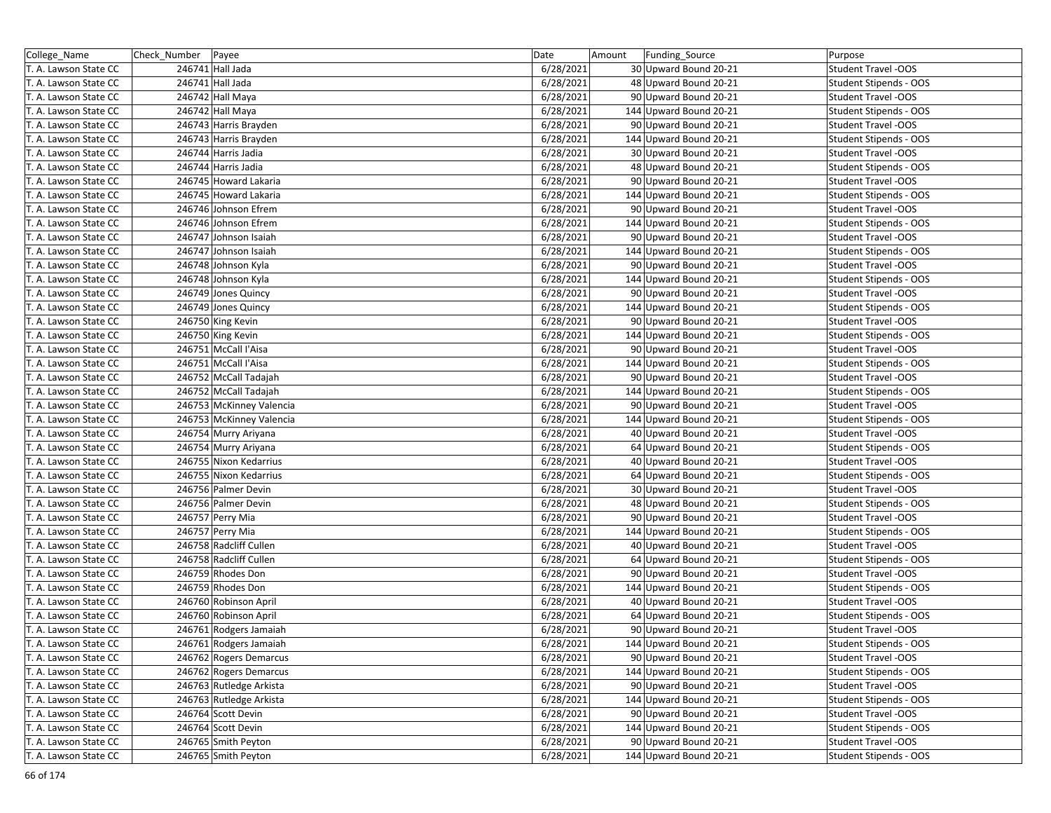| College_Name | Check_Number | Payee | Date | Amount | Funding_Source | Purpose |
|---|---|---|---|---|---|---|
| T. A. Lawson State CC | 246741 | Hall Jada | 6/28/2021 | 30 | Upward Bound 20-21 | Student Travel -OOS |
| T. A. Lawson State CC | 246741 | Hall Jada | 6/28/2021 | 48 | Upward Bound 20-21 | Student Stipends - OOS |
| T. A. Lawson State CC | 246742 | Hall Maya | 6/28/2021 | 90 | Upward Bound 20-21 | Student Travel -OOS |
| T. A. Lawson State CC | 246742 | Hall Maya | 6/28/2021 | 144 | Upward Bound 20-21 | Student Stipends - OOS |
| T. A. Lawson State CC | 246743 | Harris Brayden | 6/28/2021 | 90 | Upward Bound 20-21 | Student Travel -OOS |
| T. A. Lawson State CC | 246743 | Harris Brayden | 6/28/2021 | 144 | Upward Bound 20-21 | Student Stipends - OOS |
| T. A. Lawson State CC | 246744 | Harris Jadia | 6/28/2021 | 30 | Upward Bound 20-21 | Student Travel -OOS |
| T. A. Lawson State CC | 246744 | Harris Jadia | 6/28/2021 | 48 | Upward Bound 20-21 | Student Stipends - OOS |
| T. A. Lawson State CC | 246745 | Howard Lakaria | 6/28/2021 | 90 | Upward Bound 20-21 | Student Travel -OOS |
| T. A. Lawson State CC | 246745 | Howard Lakaria | 6/28/2021 | 144 | Upward Bound 20-21 | Student Stipends - OOS |
| T. A. Lawson State CC | 246746 | Johnson Efrem | 6/28/2021 | 90 | Upward Bound 20-21 | Student Travel -OOS |
| T. A. Lawson State CC | 246746 | Johnson Efrem | 6/28/2021 | 144 | Upward Bound 20-21 | Student Stipends - OOS |
| T. A. Lawson State CC | 246747 | Johnson Isaiah | 6/28/2021 | 90 | Upward Bound 20-21 | Student Travel -OOS |
| T. A. Lawson State CC | 246747 | Johnson Isaiah | 6/28/2021 | 144 | Upward Bound 20-21 | Student Stipends - OOS |
| T. A. Lawson State CC | 246748 | Johnson Kyla | 6/28/2021 | 90 | Upward Bound 20-21 | Student Travel -OOS |
| T. A. Lawson State CC | 246748 | Johnson Kyla | 6/28/2021 | 144 | Upward Bound 20-21 | Student Stipends - OOS |
| T. A. Lawson State CC | 246749 | Jones Quincy | 6/28/2021 | 90 | Upward Bound 20-21 | Student Travel -OOS |
| T. A. Lawson State CC | 246749 | Jones Quincy | 6/28/2021 | 144 | Upward Bound 20-21 | Student Stipends - OOS |
| T. A. Lawson State CC | 246750 | King Kevin | 6/28/2021 | 90 | Upward Bound 20-21 | Student Travel -OOS |
| T. A. Lawson State CC | 246750 | King Kevin | 6/28/2021 | 144 | Upward Bound 20-21 | Student Stipends - OOS |
| T. A. Lawson State CC | 246751 | McCall I'Aisa | 6/28/2021 | 90 | Upward Bound 20-21 | Student Travel -OOS |
| T. A. Lawson State CC | 246751 | McCall I'Aisa | 6/28/2021 | 144 | Upward Bound 20-21 | Student Stipends - OOS |
| T. A. Lawson State CC | 246752 | McCall Tadajah | 6/28/2021 | 90 | Upward Bound 20-21 | Student Travel -OOS |
| T. A. Lawson State CC | 246752 | McCall Tadajah | 6/28/2021 | 144 | Upward Bound 20-21 | Student Stipends - OOS |
| T. A. Lawson State CC | 246753 | McKinney Valencia | 6/28/2021 | 90 | Upward Bound 20-21 | Student Travel -OOS |
| T. A. Lawson State CC | 246753 | McKinney Valencia | 6/28/2021 | 144 | Upward Bound 20-21 | Student Stipends - OOS |
| T. A. Lawson State CC | 246754 | Murry Ariyana | 6/28/2021 | 40 | Upward Bound 20-21 | Student Travel -OOS |
| T. A. Lawson State CC | 246754 | Murry Ariyana | 6/28/2021 | 64 | Upward Bound 20-21 | Student Stipends - OOS |
| T. A. Lawson State CC | 246755 | Nixon Kedarrius | 6/28/2021 | 40 | Upward Bound 20-21 | Student Travel -OOS |
| T. A. Lawson State CC | 246755 | Nixon Kedarrius | 6/28/2021 | 64 | Upward Bound 20-21 | Student Stipends - OOS |
| T. A. Lawson State CC | 246756 | Palmer Devin | 6/28/2021 | 30 | Upward Bound 20-21 | Student Travel -OOS |
| T. A. Lawson State CC | 246756 | Palmer Devin | 6/28/2021 | 48 | Upward Bound 20-21 | Student Stipends - OOS |
| T. A. Lawson State CC | 246757 | Perry Mia | 6/28/2021 | 90 | Upward Bound 20-21 | Student Travel -OOS |
| T. A. Lawson State CC | 246757 | Perry Mia | 6/28/2021 | 144 | Upward Bound 20-21 | Student Stipends - OOS |
| T. A. Lawson State CC | 246758 | Radcliff Cullen | 6/28/2021 | 40 | Upward Bound 20-21 | Student Travel -OOS |
| T. A. Lawson State CC | 246758 | Radcliff Cullen | 6/28/2021 | 64 | Upward Bound 20-21 | Student Stipends - OOS |
| T. A. Lawson State CC | 246759 | Rhodes Don | 6/28/2021 | 90 | Upward Bound 20-21 | Student Travel -OOS |
| T. A. Lawson State CC | 246759 | Rhodes Don | 6/28/2021 | 144 | Upward Bound 20-21 | Student Stipends - OOS |
| T. A. Lawson State CC | 246760 | Robinson April | 6/28/2021 | 40 | Upward Bound 20-21 | Student Travel -OOS |
| T. A. Lawson State CC | 246760 | Robinson April | 6/28/2021 | 64 | Upward Bound 20-21 | Student Stipends - OOS |
| T. A. Lawson State CC | 246761 | Rodgers Jamaiah | 6/28/2021 | 90 | Upward Bound 20-21 | Student Travel -OOS |
| T. A. Lawson State CC | 246761 | Rodgers Jamaiah | 6/28/2021 | 144 | Upward Bound 20-21 | Student Stipends - OOS |
| T. A. Lawson State CC | 246762 | Rogers Demarcus | 6/28/2021 | 90 | Upward Bound 20-21 | Student Travel -OOS |
| T. A. Lawson State CC | 246762 | Rogers Demarcus | 6/28/2021 | 144 | Upward Bound 20-21 | Student Stipends - OOS |
| T. A. Lawson State CC | 246763 | Rutledge Arkista | 6/28/2021 | 90 | Upward Bound 20-21 | Student Travel -OOS |
| T. A. Lawson State CC | 246763 | Rutledge Arkista | 6/28/2021 | 144 | Upward Bound 20-21 | Student Stipends - OOS |
| T. A. Lawson State CC | 246764 | Scott Devin | 6/28/2021 | 90 | Upward Bound 20-21 | Student Travel -OOS |
| T. A. Lawson State CC | 246764 | Scott Devin | 6/28/2021 | 144 | Upward Bound 20-21 | Student Stipends - OOS |
| T. A. Lawson State CC | 246765 | Smith Peyton | 6/28/2021 | 90 | Upward Bound 20-21 | Student Travel -OOS |
| T. A. Lawson State CC | 246765 | Smith Peyton | 6/28/2021 | 144 | Upward Bound 20-21 | Student Stipends - OOS |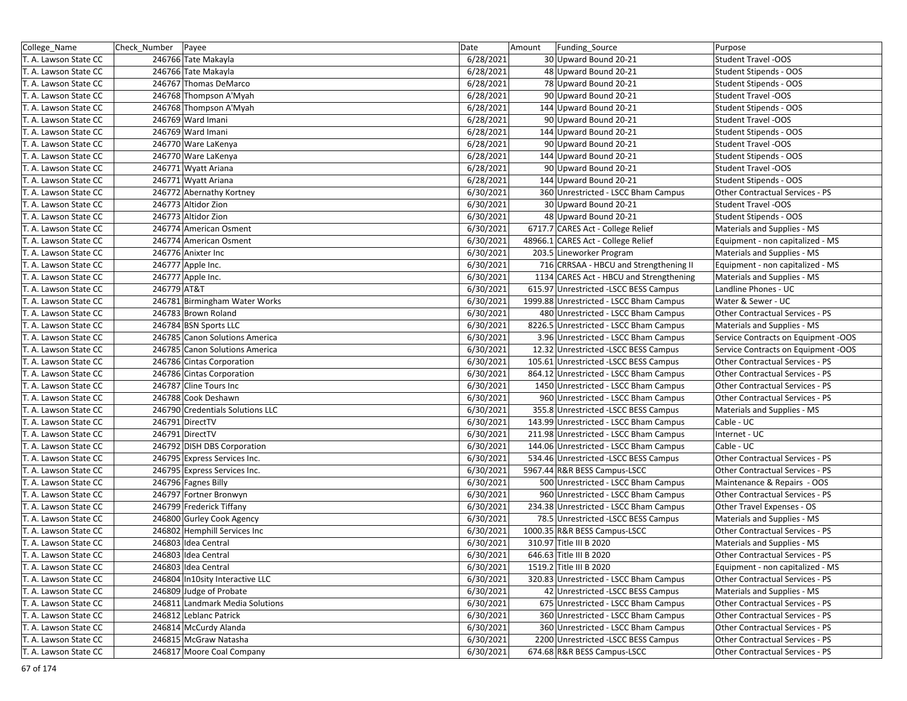| College_Name | Check_Number | Payee | Date | Amount | Funding_Source | Purpose |
|---|---|---|---|---|---|---|
| T. A. Lawson State CC | 246766 | Tate Makayla | 6/28/2021 | 30 | Upward Bound 20-21 | Student Travel -OOS |
| T. A. Lawson State CC | 246766 | Tate Makayla | 6/28/2021 | 48 | Upward Bound 20-21 | Student Stipends - OOS |
| T. A. Lawson State CC | 246767 | Thomas DeMarco | 6/28/2021 | 78 | Upward Bound 20-21 | Student Stipends - OOS |
| T. A. Lawson State CC | 246768 | Thompson A'Myah | 6/28/2021 | 90 | Upward Bound 20-21 | Student Travel -OOS |
| T. A. Lawson State CC | 246768 | Thompson A'Myah | 6/28/2021 | 144 | Upward Bound 20-21 | Student Stipends - OOS |
| T. A. Lawson State CC | 246769 | Ward Imani | 6/28/2021 | 90 | Upward Bound 20-21 | Student Travel -OOS |
| T. A. Lawson State CC | 246769 | Ward Imani | 6/28/2021 | 144 | Upward Bound 20-21 | Student Stipends - OOS |
| T. A. Lawson State CC | 246770 | Ware LaKenya | 6/28/2021 | 90 | Upward Bound 20-21 | Student Travel -OOS |
| T. A. Lawson State CC | 246770 | Ware LaKenya | 6/28/2021 | 144 | Upward Bound 20-21 | Student Stipends - OOS |
| T. A. Lawson State CC | 246771 | Wyatt Ariana | 6/28/2021 | 90 | Upward Bound 20-21 | Student Travel -OOS |
| T. A. Lawson State CC | 246771 | Wyatt Ariana | 6/28/2021 | 144 | Upward Bound 20-21 | Student Stipends - OOS |
| T. A. Lawson State CC | 246772 | Abernathy Kortney | 6/30/2021 | 360 | Unrestricted - LSCC Bham Campus | Other Contractual Services - PS |
| T. A. Lawson State CC | 246773 | Altidor Zion | 6/30/2021 | 30 | Upward Bound 20-21 | Student Travel -OOS |
| T. A. Lawson State CC | 246773 | Altidor Zion | 6/30/2021 | 48 | Upward Bound 20-21 | Student Stipends - OOS |
| T. A. Lawson State CC | 246774 | American Osment | 6/30/2021 | 6717.7 | CARES Act - College Relief | Materials and Supplies - MS |
| T. A. Lawson State CC | 246774 | American Osment | 6/30/2021 | 48966.1 | CARES Act - College Relief | Equipment - non capitalized - MS |
| T. A. Lawson State CC | 246776 | Anixter Inc | 6/30/2021 | 203.5 | Lineworker Program | Materials and Supplies - MS |
| T. A. Lawson State CC | 246777 | Apple Inc. | 6/30/2021 | 716 | CRRSAA - HBCU and Strengthening II | Equipment - non capitalized - MS |
| T. A. Lawson State CC | 246777 | Apple Inc. | 6/30/2021 | 1134 | CARES Act - HBCU and Strengthening | Materials and Supplies - MS |
| T. A. Lawson State CC | 246779 | AT&T | 6/30/2021 | 615.97 | Unrestricted -LSCC BESS Campus | Landline Phones - UC |
| T. A. Lawson State CC | 246781 | Birmingham Water Works | 6/30/2021 | 1999.88 | Unrestricted - LSCC Bham Campus | Water & Sewer - UC |
| T. A. Lawson State CC | 246783 | Brown Roland | 6/30/2021 | 480 | Unrestricted - LSCC Bham Campus | Other Contractual Services - PS |
| T. A. Lawson State CC | 246784 | BSN Sports LLC | 6/30/2021 | 8226.5 | Unrestricted - LSCC Bham Campus | Materials and Supplies - MS |
| T. A. Lawson State CC | 246785 | Canon Solutions America | 6/30/2021 | 3.96 | Unrestricted - LSCC Bham Campus | Service Contracts on Equipment -OOS |
| T. A. Lawson State CC | 246785 | Canon Solutions America | 6/30/2021 | 12.32 | Unrestricted -LSCC BESS Campus | Service Contracts on Equipment -OOS |
| T. A. Lawson State CC | 246786 | Cintas Corporation | 6/30/2021 | 105.61 | Unrestricted -LSCC BESS Campus | Other Contractual Services - PS |
| T. A. Lawson State CC | 246786 | Cintas Corporation | 6/30/2021 | 864.12 | Unrestricted - LSCC Bham Campus | Other Contractual Services - PS |
| T. A. Lawson State CC | 246787 | Cline Tours Inc | 6/30/2021 | 1450 | Unrestricted - LSCC Bham Campus | Other Contractual Services - PS |
| T. A. Lawson State CC | 246788 | Cook Deshawn | 6/30/2021 | 960 | Unrestricted - LSCC Bham Campus | Other Contractual Services - PS |
| T. A. Lawson State CC | 246790 | Credentials Solutions LLC | 6/30/2021 | 355.8 | Unrestricted -LSCC BESS Campus | Materials and Supplies - MS |
| T. A. Lawson State CC | 246791 | DirectTV | 6/30/2021 | 143.99 | Unrestricted - LSCC Bham Campus | Cable - UC |
| T. A. Lawson State CC | 246791 | DirectTV | 6/30/2021 | 211.98 | Unrestricted - LSCC Bham Campus | Internet - UC |
| T. A. Lawson State CC | 246792 | DISH DBS Corporation | 6/30/2021 | 144.06 | Unrestricted - LSCC Bham Campus | Cable - UC |
| T. A. Lawson State CC | 246795 | Express Services Inc. | 6/30/2021 | 534.46 | Unrestricted -LSCC BESS Campus | Other Contractual Services - PS |
| T. A. Lawson State CC | 246795 | Express Services Inc. | 6/30/2021 | 5967.44 | R&R BESS Campus-LSCC | Other Contractual Services - PS |
| T. A. Lawson State CC | 246796 | Fagnes Billy | 6/30/2021 | 500 | Unrestricted - LSCC Bham Campus | Maintenance & Repairs - OOS |
| T. A. Lawson State CC | 246797 | Fortner Bronwyn | 6/30/2021 | 960 | Unrestricted - LSCC Bham Campus | Other Contractual Services - PS |
| T. A. Lawson State CC | 246799 | Frederick Tiffany | 6/30/2021 | 234.38 | Unrestricted - LSCC Bham Campus | Other Travel Expenses - OS |
| T. A. Lawson State CC | 246800 | Gurley Cook Agency | 6/30/2021 | 78.5 | Unrestricted -LSCC BESS Campus | Materials and Supplies - MS |
| T. A. Lawson State CC | 246802 | Hemphill Services Inc | 6/30/2021 | 1000.35 | R&R BESS Campus-LSCC | Other Contractual Services - PS |
| T. A. Lawson State CC | 246803 | Idea Central | 6/30/2021 | 310.97 | Title III B 2020 | Materials and Supplies - MS |
| T. A. Lawson State CC | 246803 | Idea Central | 6/30/2021 | 646.63 | Title III B 2020 | Other Contractual Services - PS |
| T. A. Lawson State CC | 246803 | Idea Central | 6/30/2021 | 1519.2 | Title III B 2020 | Equipment - non capitalized - MS |
| T. A. Lawson State CC | 246804 | In10sity Interactive LLC | 6/30/2021 | 320.83 | Unrestricted - LSCC Bham Campus | Other Contractual Services - PS |
| T. A. Lawson State CC | 246809 | Judge of Probate | 6/30/2021 | 42 | Unrestricted -LSCC BESS Campus | Materials and Supplies - MS |
| T. A. Lawson State CC | 246811 | Landmark Media Solutions | 6/30/2021 | 675 | Unrestricted - LSCC Bham Campus | Other Contractual Services - PS |
| T. A. Lawson State CC | 246812 | Leblanc Patrick | 6/30/2021 | 360 | Unrestricted - LSCC Bham Campus | Other Contractual Services - PS |
| T. A. Lawson State CC | 246814 | McCurdy Alanda | 6/30/2021 | 360 | Unrestricted - LSCC Bham Campus | Other Contractual Services - PS |
| T. A. Lawson State CC | 246815 | McGraw Natasha | 6/30/2021 | 2200 | Unrestricted -LSCC BESS Campus | Other Contractual Services - PS |
| T. A. Lawson State CC | 246817 | Moore Coal Company | 6/30/2021 | 674.68 | R&R BESS Campus-LSCC | Other Contractual Services - PS |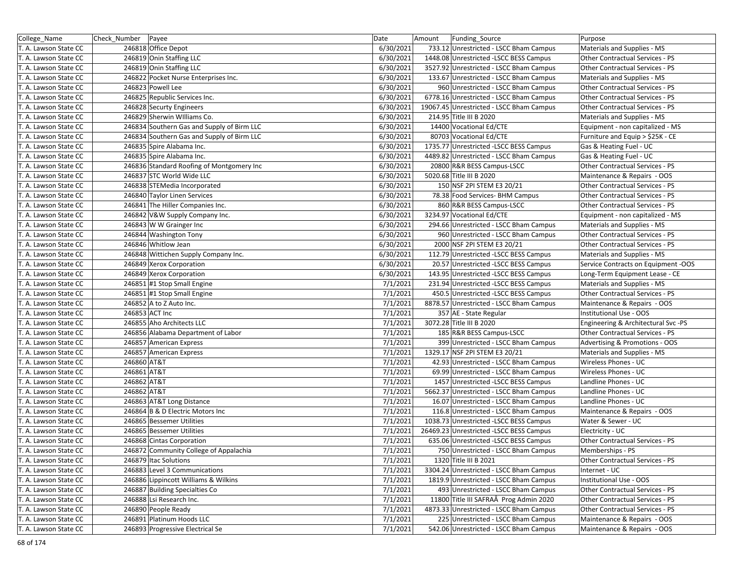| College_Name | Check_Number | Payee | Date | Amount | Funding_Source | Purpose |
|---|---|---|---|---|---|---|
| T. A. Lawson State CC | 246818 | Office Depot | 6/30/2021 | 733.12 | Unrestricted - LSCC Bham Campus | Materials and Supplies - MS |
| T. A. Lawson State CC | 246819 | Onin Staffing LLC | 6/30/2021 | 1448.08 | Unrestricted -LSCC BESS Campus | Other Contractual Services - PS |
| T. A. Lawson State CC | 246819 | Onin Staffing LLC | 6/30/2021 | 3527.92 | Unrestricted - LSCC Bham Campus | Other Contractual Services - PS |
| T. A. Lawson State CC | 246822 | Pocket Nurse Enterprises Inc. | 6/30/2021 | 133.67 | Unrestricted - LSCC Bham Campus | Materials and Supplies - MS |
| T. A. Lawson State CC | 246823 | Powell Lee | 6/30/2021 | 960 | Unrestricted - LSCC Bham Campus | Other Contractual Services - PS |
| T. A. Lawson State CC | 246825 | Republic Services Inc. | 6/30/2021 | 6778.16 | Unrestricted - LSCC Bham Campus | Other Contractual Services - PS |
| T. A. Lawson State CC | 246828 | Securty Engineers | 6/30/2021 | 19067.45 | Unrestricted - LSCC Bham Campus | Other Contractual Services - PS |
| T. A. Lawson State CC | 246829 | Sherwin WIlliams Co. | 6/30/2021 | 214.95 | Title III B 2020 | Materials and Supplies - MS |
| T. A. Lawson State CC | 246834 | Southern Gas and Supply of Birm LLC | 6/30/2021 | 14400 | Vocational Ed/CTE | Equipment - non capitalized - MS |
| T. A. Lawson State CC | 246834 | Southern Gas and Supply of Birm LLC | 6/30/2021 | 80703 | Vocational Ed/CTE | Furniture and Equip > $25K - CE |
| T. A. Lawson State CC | 246835 | Spire Alabama Inc. | 6/30/2021 | 1735.77 | Unrestricted -LSCC BESS Campus | Gas & Heating Fuel - UC |
| T. A. Lawson State CC | 246835 | Spire Alabama Inc. | 6/30/2021 | 4489.82 | Unrestricted - LSCC Bham Campus | Gas & Heating Fuel - UC |
| T. A. Lawson State CC | 246836 | Standard Roofing of Montgomery Inc | 6/30/2021 | 20800 | R&R BESS Campus-LSCC | Other Contractual Services - PS |
| T. A. Lawson State CC | 246837 | STC World Wide LLC | 6/30/2021 | 5020.68 | Title III B 2020 | Maintenance & Repairs - OOS |
| T. A. Lawson State CC | 246838 | STEMedia Incorporated | 6/30/2021 | 150 | NSF 2PI STEM E3 20/21 | Other Contractual Services - PS |
| T. A. Lawson State CC | 246840 | Taylor Linen Services | 6/30/2021 | 78.38 | Food Services- BHM Campus | Other Contractual Services - PS |
| T. A. Lawson State CC | 246841 | The Hiller Companies Inc. | 6/30/2021 | 860 | R&R BESS Campus-LSCC | Other Contractual Services - PS |
| T. A. Lawson State CC | 246842 | V&W Supply Company Inc. | 6/30/2021 | 3234.97 | Vocational Ed/CTE | Equipment - non capitalized - MS |
| T. A. Lawson State CC | 246843 | W W Grainger Inc | 6/30/2021 | 294.66 | Unrestricted - LSCC Bham Campus | Materials and Supplies - MS |
| T. A. Lawson State CC | 246844 | Washington Tony | 6/30/2021 | 960 | Unrestricted - LSCC Bham Campus | Other Contractual Services - PS |
| T. A. Lawson State CC | 246846 | Whitlow Jean | 6/30/2021 | 2000 | NSF 2PI STEM E3 20/21 | Other Contractual Services - PS |
| T. A. Lawson State CC | 246848 | Wittichen Supply Company Inc. | 6/30/2021 | 112.79 | Unrestricted -LSCC BESS Campus | Materials and Supplies - MS |
| T. A. Lawson State CC | 246849 | Xerox Corporation | 6/30/2021 | 20.57 | Unrestricted -LSCC BESS Campus | Service Contracts on Equipment -OOS |
| T. A. Lawson State CC | 246849 | Xerox Corporation | 6/30/2021 | 143.95 | Unrestricted -LSCC BESS Campus | Long-Term Equipment Lease - CE |
| T. A. Lawson State CC | 246851 | #1 Stop Small Engine | 7/1/2021 | 231.94 | Unrestricted -LSCC BESS Campus | Materials and Supplies - MS |
| T. A. Lawson State CC | 246851 | #1 Stop Small Engine | 7/1/2021 | 450.5 | Unrestricted -LSCC BESS Campus | Other Contractual Services - PS |
| T. A. Lawson State CC | 246852 | A to Z Auto Inc. | 7/1/2021 | 8878.57 | Unrestricted - LSCC Bham Campus | Maintenance & Repairs - OOS |
| T. A. Lawson State CC | 246853 | ACT Inc | 7/1/2021 | 357 | AE - State Regular | Institutional Use - OOS |
| T. A. Lawson State CC | 246855 | Aho Architects LLC | 7/1/2021 | 3072.28 | Title III B 2020 | Engineering & Architectural Svc -PS |
| T. A. Lawson State CC | 246856 | Alabama Department of Labor | 7/1/2021 | 185 | R&R BESS Campus-LSCC | Other Contractual Services - PS |
| T. A. Lawson State CC | 246857 | American Express | 7/1/2021 | 399 | Unrestricted - LSCC Bham Campus | Advertising & Promotions - OOS |
| T. A. Lawson State CC | 246857 | American Express | 7/1/2021 | 1329.17 | NSF 2PI STEM E3 20/21 | Materials and Supplies - MS |
| T. A. Lawson State CC | 246860 | AT&T | 7/1/2021 | 42.93 | Unrestricted - LSCC Bham Campus | Wireless Phones - UC |
| T. A. Lawson State CC | 246861 | AT&T | 7/1/2021 | 69.99 | Unrestricted - LSCC Bham Campus | Wireless Phones - UC |
| T. A. Lawson State CC | 246862 | AT&T | 7/1/2021 | 1457 | Unrestricted -LSCC BESS Campus | Landline Phones - UC |
| T. A. Lawson State CC | 246862 | AT&T | 7/1/2021 | 5662.37 | Unrestricted - LSCC Bham Campus | Landline Phones - UC |
| T. A. Lawson State CC | 246863 | AT&T Long Distance | 7/1/2021 | 16.07 | Unrestricted - LSCC Bham Campus | Landline Phones - UC |
| T. A. Lawson State CC | 246864 | B & D Electric Motors Inc | 7/1/2021 | 116.8 | Unrestricted - LSCC Bham Campus | Maintenance & Repairs - OOS |
| T. A. Lawson State CC | 246865 | Bessemer Utilities | 7/1/2021 | 1038.73 | Unrestricted -LSCC BESS Campus | Water & Sewer - UC |
| T. A. Lawson State CC | 246865 | Bessemer Utilities | 7/1/2021 | 26469.23 | Unrestricted -LSCC BESS Campus | Electricity - UC |
| T. A. Lawson State CC | 246868 | Cintas Corporation | 7/1/2021 | 635.06 | Unrestricted -LSCC BESS Campus | Other Contractual Services - PS |
| T. A. Lawson State CC | 246872 | Community College of Appalachia | 7/1/2021 | 750 | Unrestricted - LSCC Bham Campus | Memberships - PS |
| T. A. Lawson State CC | 246879 | Itac Solutions | 7/1/2021 | 1320 | Title III B 2021 | Other Contractual Services - PS |
| T. A. Lawson State CC | 246883 | Level 3 Communications | 7/1/2021 | 3304.24 | Unrestricted - LSCC Bham Campus | Internet - UC |
| T. A. Lawson State CC | 246886 | Lippincott Williams & Wilkins | 7/1/2021 | 1819.9 | Unrestricted - LSCC Bham Campus | Institutional Use - OOS |
| T. A. Lawson State CC | 246887 | Building Specialties Co | 7/1/2021 | 493 | Unrestricted - LSCC Bham Campus | Other Contractual Services - PS |
| T. A. Lawson State CC | 246888 | Lsi Research Inc. | 7/1/2021 | 11800 | Title III SAFRAÂ Prog Admin 2020 | Other Contractual Services - PS |
| T. A. Lawson State CC | 246890 | People Ready | 7/1/2021 | 4873.33 | Unrestricted - LSCC Bham Campus | Other Contractual Services - PS |
| T. A. Lawson State CC | 246891 | Platinum Hoods LLC | 7/1/2021 | 225 | Unrestricted - LSCC Bham Campus | Maintenance & Repairs - OOS |
| T. A. Lawson State CC | 246893 | Progressive Electrical Se | 7/1/2021 | 542.06 | Unrestricted - LSCC Bham Campus | Maintenance & Repairs - OOS |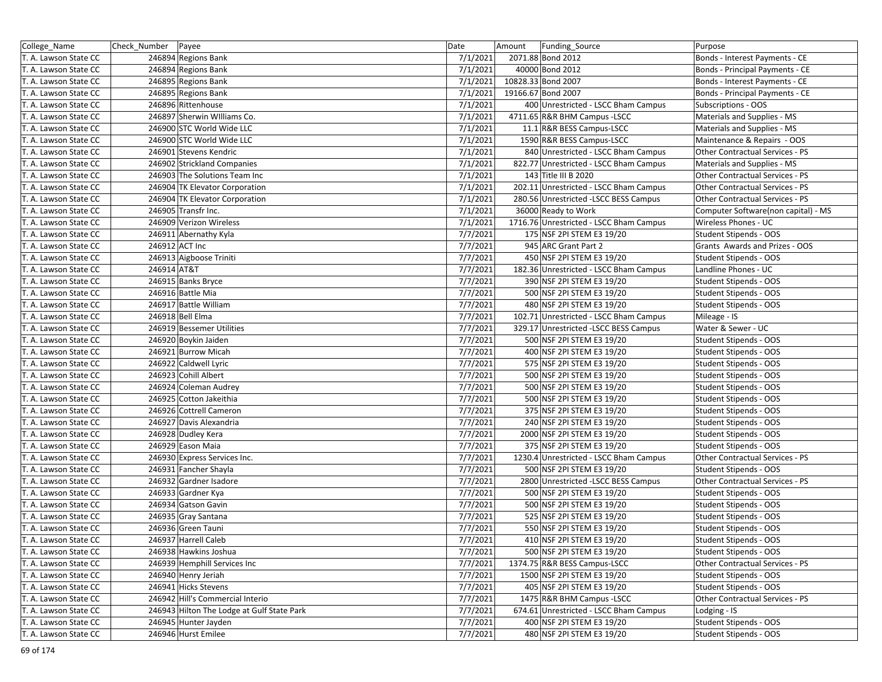| College_Name | Check_Number | Payee | Date | Amount | Funding_Source | Purpose |
|---|---|---|---|---|---|---|
| T. A. Lawson State CC | 246894 | Regions Bank | 7/1/2021 | 2071.88 | Bond 2012 | Bonds - Interest Payments - CE |
| T. A. Lawson State CC | 246894 | Regions Bank | 7/1/2021 | 40000 | Bond 2012 | Bonds - Principal Payments - CE |
| T. A. Lawson State CC | 246895 | Regions Bank | 7/1/2021 | 10828.33 | Bond 2007 | Bonds - Interest Payments - CE |
| T. A. Lawson State CC | 246895 | Regions Bank | 7/1/2021 | 19166.67 | Bond 2007 | Bonds - Principal Payments - CE |
| T. A. Lawson State CC | 246896 | Rittenhouse | 7/1/2021 | 400 | Unrestricted - LSCC Bham Campus | Subscriptions - OOS |
| T. A. Lawson State CC | 246897 | Sherwin WIlliams Co. | 7/1/2021 | 4711.65 | R&R BHM Campus -LSCC | Materials and Supplies - MS |
| T. A. Lawson State CC | 246900 | STC World Wide LLC | 7/1/2021 | 11.1 | R&R BESS Campus-LSCC | Materials and Supplies - MS |
| T. A. Lawson State CC | 246900 | STC World Wide LLC | 7/1/2021 | 1590 | R&R BESS Campus-LSCC | Maintenance & Repairs - OOS |
| T. A. Lawson State CC | 246901 | Stevens Kendric | 7/1/2021 | 840 | Unrestricted - LSCC Bham Campus | Other Contractual Services - PS |
| T. A. Lawson State CC | 246902 | Strickland Companies | 7/1/2021 | 822.77 | Unrestricted - LSCC Bham Campus | Materials and Supplies - MS |
| T. A. Lawson State CC | 246903 | The Solutions Team Inc | 7/1/2021 | 143 | Title III B 2020 | Other Contractual Services - PS |
| T. A. Lawson State CC | 246904 | TK Elevator Corporation | 7/1/2021 | 202.11 | Unrestricted - LSCC Bham Campus | Other Contractual Services - PS |
| T. A. Lawson State CC | 246904 | TK Elevator Corporation | 7/1/2021 | 280.56 | Unrestricted -LSCC BESS Campus | Other Contractual Services - PS |
| T. A. Lawson State CC | 246905 | Transfr Inc. | 7/1/2021 | 36000 | Ready to Work | Computer Software(non capital) - MS |
| T. A. Lawson State CC | 246909 | Verizon Wireless | 7/1/2021 | 1716.76 | Unrestricted - LSCC Bham Campus | Wireless Phones - UC |
| T. A. Lawson State CC | 246911 | Abernathy Kyla | 7/7/2021 | 175 | NSF 2PI STEM E3 19/20 | Student Stipends - OOS |
| T. A. Lawson State CC | 246912 | ACT Inc | 7/7/2021 | 945 | ARC Grant Part 2 | Grants Awards and Prizes - OOS |
| T. A. Lawson State CC | 246913 | Aigboose Triniti | 7/7/2021 | 450 | NSF 2PI STEM E3 19/20 | Student Stipends - OOS |
| T. A. Lawson State CC | 246914 | AT&T | 7/7/2021 | 182.36 | Unrestricted - LSCC Bham Campus | Landline Phones - UC |
| T. A. Lawson State CC | 246915 | Banks Bryce | 7/7/2021 | 390 | NSF 2PI STEM E3 19/20 | Student Stipends - OOS |
| T. A. Lawson State CC | 246916 | Battle Mia | 7/7/2021 | 500 | NSF 2PI STEM E3 19/20 | Student Stipends - OOS |
| T. A. Lawson State CC | 246917 | Battle William | 7/7/2021 | 480 | NSF 2PI STEM E3 19/20 | Student Stipends - OOS |
| T. A. Lawson State CC | 246918 | Bell Elma | 7/7/2021 | 102.71 | Unrestricted - LSCC Bham Campus | Mileage - IS |
| T. A. Lawson State CC | 246919 | Bessemer Utilities | 7/7/2021 | 329.17 | Unrestricted -LSCC BESS Campus | Water & Sewer - UC |
| T. A. Lawson State CC | 246920 | Boykin Jaiden | 7/7/2021 | 500 | NSF 2PI STEM E3 19/20 | Student Stipends - OOS |
| T. A. Lawson State CC | 246921 | Burrow Micah | 7/7/2021 | 400 | NSF 2PI STEM E3 19/20 | Student Stipends - OOS |
| T. A. Lawson State CC | 246922 | Caldwell Lyric | 7/7/2021 | 575 | NSF 2PI STEM E3 19/20 | Student Stipends - OOS |
| T. A. Lawson State CC | 246923 | Cohill Albert | 7/7/2021 | 500 | NSF 2PI STEM E3 19/20 | Student Stipends - OOS |
| T. A. Lawson State CC | 246924 | Coleman Audrey | 7/7/2021 | 500 | NSF 2PI STEM E3 19/20 | Student Stipends - OOS |
| T. A. Lawson State CC | 246925 | Cotton Jakeithia | 7/7/2021 | 500 | NSF 2PI STEM E3 19/20 | Student Stipends - OOS |
| T. A. Lawson State CC | 246926 | Cottrell Cameron | 7/7/2021 | 375 | NSF 2PI STEM E3 19/20 | Student Stipends - OOS |
| T. A. Lawson State CC | 246927 | Davis Alexandria | 7/7/2021 | 240 | NSF 2PI STEM E3 19/20 | Student Stipends - OOS |
| T. A. Lawson State CC | 246928 | Dudley Kera | 7/7/2021 | 2000 | NSF 2PI STEM E3 19/20 | Student Stipends - OOS |
| T. A. Lawson State CC | 246929 | Eason Maia | 7/7/2021 | 375 | NSF 2PI STEM E3 19/20 | Student Stipends - OOS |
| T. A. Lawson State CC | 246930 | Express Services Inc. | 7/7/2021 | 1230.4 | Unrestricted - LSCC Bham Campus | Other Contractual Services - PS |
| T. A. Lawson State CC | 246931 | Fancher Shayla | 7/7/2021 | 500 | NSF 2PI STEM E3 19/20 | Student Stipends - OOS |
| T. A. Lawson State CC | 246932 | Gardner Isadore | 7/7/2021 | 2800 | Unrestricted -LSCC BESS Campus | Other Contractual Services - PS |
| T. A. Lawson State CC | 246933 | Gardner Kya | 7/7/2021 | 500 | NSF 2PI STEM E3 19/20 | Student Stipends - OOS |
| T. A. Lawson State CC | 246934 | Gatson Gavin | 7/7/2021 | 500 | NSF 2PI STEM E3 19/20 | Student Stipends - OOS |
| T. A. Lawson State CC | 246935 | Gray Santana | 7/7/2021 | 525 | NSF 2PI STEM E3 19/20 | Student Stipends - OOS |
| T. A. Lawson State CC | 246936 | Green Tauni | 7/7/2021 | 550 | NSF 2PI STEM E3 19/20 | Student Stipends - OOS |
| T. A. Lawson State CC | 246937 | Harrell Caleb | 7/7/2021 | 410 | NSF 2PI STEM E3 19/20 | Student Stipends - OOS |
| T. A. Lawson State CC | 246938 | Hawkins Joshua | 7/7/2021 | 500 | NSF 2PI STEM E3 19/20 | Student Stipends - OOS |
| T. A. Lawson State CC | 246939 | Hemphill Services Inc | 7/7/2021 | 1374.75 | R&R BESS Campus-LSCC | Other Contractual Services - PS |
| T. A. Lawson State CC | 246940 | Henry Jeriah | 7/7/2021 | 1500 | NSF 2PI STEM E3 19/20 | Student Stipends - OOS |
| T. A. Lawson State CC | 246941 | Hicks Stevens | 7/7/2021 | 405 | NSF 2PI STEM E3 19/20 | Student Stipends - OOS |
| T. A. Lawson State CC | 246942 | Hill's Commercial Interio | 7/7/2021 | 1475 | R&R BHM Campus -LSCC | Other Contractual Services - PS |
| T. A. Lawson State CC | 246943 | Hilton The Lodge at Gulf State Park | 7/7/2021 | 674.61 | Unrestricted - LSCC Bham Campus | Lodging - IS |
| T. A. Lawson State CC | 246945 | Hunter Jayden | 7/7/2021 | 400 | NSF 2PI STEM E3 19/20 | Student Stipends - OOS |
| T. A. Lawson State CC | 246946 | Hurst Emilee | 7/7/2021 | 480 | NSF 2PI STEM E3 19/20 | Student Stipends - OOS |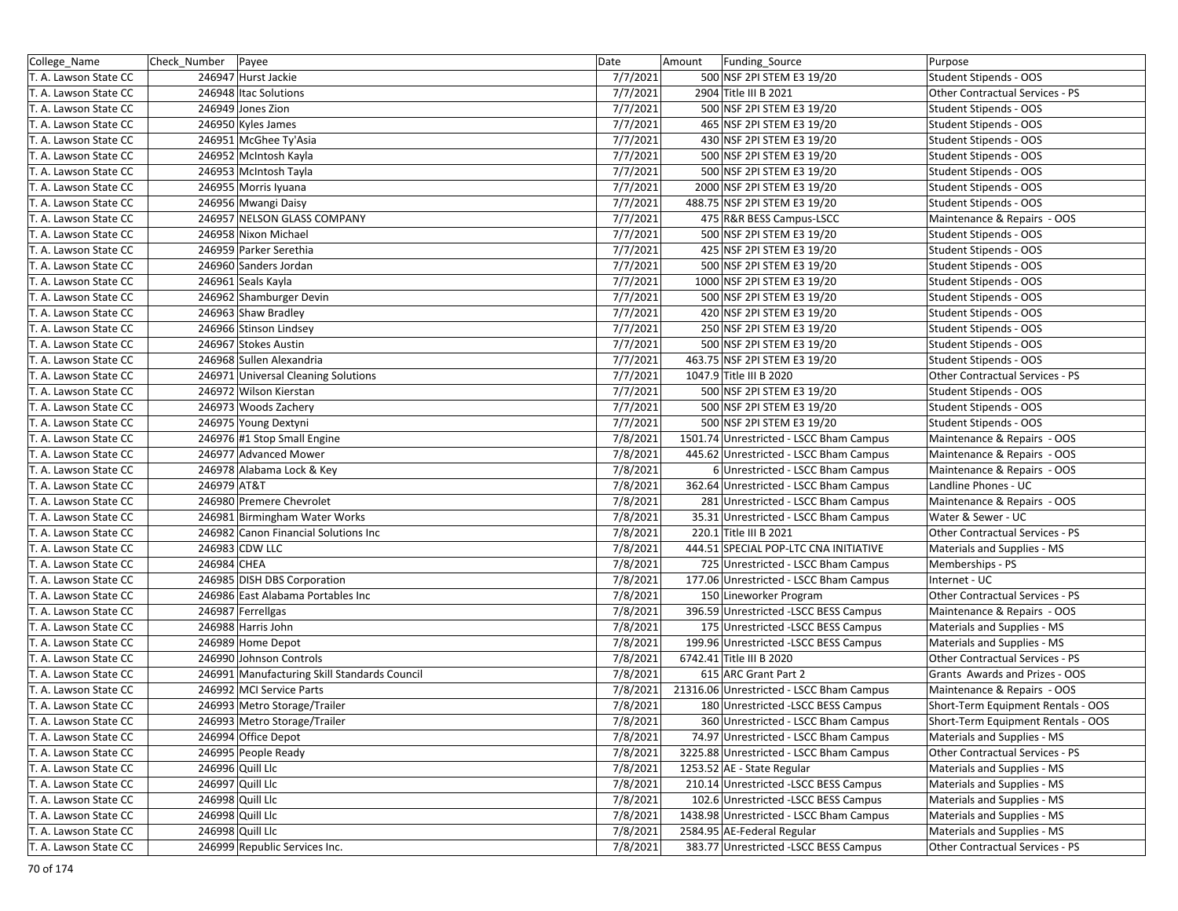| College_Name | Check_Number | Payee | Date | Amount | Funding_Source | Purpose |
|---|---|---|---|---|---|---|
| T. A. Lawson State CC | 246947 | Hurst Jackie | 7/7/2021 | 500 | NSF 2PI STEM E3 19/20 | Student Stipends - OOS |
| T. A. Lawson State CC | 246948 | Itac Solutions | 7/7/2021 | 2904 | Title III B 2021 | Other Contractual Services - PS |
| T. A. Lawson State CC | 246949 | Jones Zion | 7/7/2021 | 500 | NSF 2PI STEM E3 19/20 | Student Stipends - OOS |
| T. A. Lawson State CC | 246950 | Kyles James | 7/7/2021 | 465 | NSF 2PI STEM E3 19/20 | Student Stipends - OOS |
| T. A. Lawson State CC | 246951 | McGhee Ty'Asia | 7/7/2021 | 430 | NSF 2PI STEM E3 19/20 | Student Stipends - OOS |
| T. A. Lawson State CC | 246952 | McIntosh Kayla | 7/7/2021 | 500 | NSF 2PI STEM E3 19/20 | Student Stipends - OOS |
| T. A. Lawson State CC | 246953 | McIntosh Tayla | 7/7/2021 | 500 | NSF 2PI STEM E3 19/20 | Student Stipends - OOS |
| T. A. Lawson State CC | 246955 | Morris Iyuana | 7/7/2021 | 2000 | NSF 2PI STEM E3 19/20 | Student Stipends - OOS |
| T. A. Lawson State CC | 246956 | Mwangi Daisy | 7/7/2021 | 488.75 | NSF 2PI STEM E3 19/20 | Student Stipends - OOS |
| T. A. Lawson State CC | 246957 | NELSON GLASS COMPANY | 7/7/2021 | 475 | R&R BESS Campus-LSCC | Maintenance & Repairs - OOS |
| T. A. Lawson State CC | 246958 | Nixon Michael | 7/7/2021 | 500 | NSF 2PI STEM E3 19/20 | Student Stipends - OOS |
| T. A. Lawson State CC | 246959 | Parker Serethia | 7/7/2021 | 425 | NSF 2PI STEM E3 19/20 | Student Stipends - OOS |
| T. A. Lawson State CC | 246960 | Sanders Jordan | 7/7/2021 | 500 | NSF 2PI STEM E3 19/20 | Student Stipends - OOS |
| T. A. Lawson State CC | 246961 | Seals Kayla | 7/7/2021 | 1000 | NSF 2PI STEM E3 19/20 | Student Stipends - OOS |
| T. A. Lawson State CC | 246962 | Shamburger Devin | 7/7/2021 | 500 | NSF 2PI STEM E3 19/20 | Student Stipends - OOS |
| T. A. Lawson State CC | 246963 | Shaw Bradley | 7/7/2021 | 420 | NSF 2PI STEM E3 19/20 | Student Stipends - OOS |
| T. A. Lawson State CC | 246966 | Stinson Lindsey | 7/7/2021 | 250 | NSF 2PI STEM E3 19/20 | Student Stipends - OOS |
| T. A. Lawson State CC | 246967 | Stokes Austin | 7/7/2021 | 500 | NSF 2PI STEM E3 19/20 | Student Stipends - OOS |
| T. A. Lawson State CC | 246968 | Sullen Alexandria | 7/7/2021 | 463.75 | NSF 2PI STEM E3 19/20 | Student Stipends - OOS |
| T. A. Lawson State CC | 246971 | Universal Cleaning Solutions | 7/7/2021 | 1047.9 | Title III B 2020 | Other Contractual Services - PS |
| T. A. Lawson State CC | 246972 | Wilson Kierstan | 7/7/2021 | 500 | NSF 2PI STEM E3 19/20 | Student Stipends - OOS |
| T. A. Lawson State CC | 246973 | Woods Zachery | 7/7/2021 | 500 | NSF 2PI STEM E3 19/20 | Student Stipends - OOS |
| T. A. Lawson State CC | 246975 | Young Dextyni | 7/7/2021 | 500 | NSF 2PI STEM E3 19/20 | Student Stipends - OOS |
| T. A. Lawson State CC | 246976 | #1 Stop Small Engine | 7/8/2021 | 1501.74 | Unrestricted - LSCC Bham Campus | Maintenance & Repairs - OOS |
| T. A. Lawson State CC | 246977 | Advanced Mower | 7/8/2021 | 445.62 | Unrestricted - LSCC Bham Campus | Maintenance & Repairs - OOS |
| T. A. Lawson State CC | 246978 | Alabama Lock & Key | 7/8/2021 | 6 | Unrestricted - LSCC Bham Campus | Maintenance & Repairs - OOS |
| T. A. Lawson State CC | 246979 | AT&T | 7/8/2021 | 362.64 | Unrestricted - LSCC Bham Campus | Landline Phones - UC |
| T. A. Lawson State CC | 246980 | Premere Chevrolet | 7/8/2021 | 281 | Unrestricted - LSCC Bham Campus | Maintenance & Repairs - OOS |
| T. A. Lawson State CC | 246981 | Birmingham Water Works | 7/8/2021 | 35.31 | Unrestricted - LSCC Bham Campus | Water & Sewer - UC |
| T. A. Lawson State CC | 246982 | Canon Financial Solutions Inc | 7/8/2021 | 220.1 | Title III B 2021 | Other Contractual Services - PS |
| T. A. Lawson State CC | 246983 | CDW LLC | 7/8/2021 | 444.51 | SPECIAL POP-LTC CNA INITIATIVE | Materials and Supplies - MS |
| T. A. Lawson State CC | 246984 | CHEA | 7/8/2021 | 725 | Unrestricted - LSCC Bham Campus | Memberships - PS |
| T. A. Lawson State CC | 246985 | DISH DBS Corporation | 7/8/2021 | 177.06 | Unrestricted - LSCC Bham Campus | Internet - UC |
| T. A. Lawson State CC | 246986 | East Alabama Portables Inc | 7/8/2021 | 150 | Lineworker Program | Other Contractual Services - PS |
| T. A. Lawson State CC | 246987 | Ferrellgas | 7/8/2021 | 396.59 | Unrestricted -LSCC BESS Campus | Maintenance & Repairs - OOS |
| T. A. Lawson State CC | 246988 | Harris John | 7/8/2021 | 175 | Unrestricted -LSCC BESS Campus | Materials and Supplies - MS |
| T. A. Lawson State CC | 246989 | Home Depot | 7/8/2021 | 199.96 | Unrestricted -LSCC BESS Campus | Materials and Supplies - MS |
| T. A. Lawson State CC | 246990 | Johnson Controls | 7/8/2021 | 6742.41 | Title III B 2020 | Other Contractual Services - PS |
| T. A. Lawson State CC | 246991 | Manufacturing Skill Standards Council | 7/8/2021 | 615 | ARC Grant Part 2 | Grants Awards and Prizes - OOS |
| T. A. Lawson State CC | 246992 | MCI Service Parts | 7/8/2021 | 21316.06 | Unrestricted - LSCC Bham Campus | Maintenance & Repairs - OOS |
| T. A. Lawson State CC | 246993 | Metro Storage/Trailer | 7/8/2021 | 180 | Unrestricted -LSCC BESS Campus | Short-Term Equipment Rentals - OOS |
| T. A. Lawson State CC | 246993 | Metro Storage/Trailer | 7/8/2021 | 360 | Unrestricted - LSCC Bham Campus | Short-Term Equipment Rentals - OOS |
| T. A. Lawson State CC | 246994 | Office Depot | 7/8/2021 | 74.97 | Unrestricted - LSCC Bham Campus | Materials and Supplies - MS |
| T. A. Lawson State CC | 246995 | People Ready | 7/8/2021 | 3225.88 | Unrestricted - LSCC Bham Campus | Other Contractual Services - PS |
| T. A. Lawson State CC | 246996 | Quill Llc | 7/8/2021 | 1253.52 | AE - State Regular | Materials and Supplies - MS |
| T. A. Lawson State CC | 246997 | Quill Llc | 7/8/2021 | 210.14 | Unrestricted -LSCC BESS Campus | Materials and Supplies - MS |
| T. A. Lawson State CC | 246998 | Quill Llc | 7/8/2021 | 102.6 | Unrestricted -LSCC BESS Campus | Materials and Supplies - MS |
| T. A. Lawson State CC | 246998 | Quill Llc | 7/8/2021 | 1438.98 | Unrestricted - LSCC Bham Campus | Materials and Supplies - MS |
| T. A. Lawson State CC | 246998 | Quill Llc | 7/8/2021 | 2584.95 | AE-Federal Regular | Materials and Supplies - MS |
| T. A. Lawson State CC | 246999 | Republic Services Inc. | 7/8/2021 | 383.77 | Unrestricted -LSCC BESS Campus | Other Contractual Services - PS |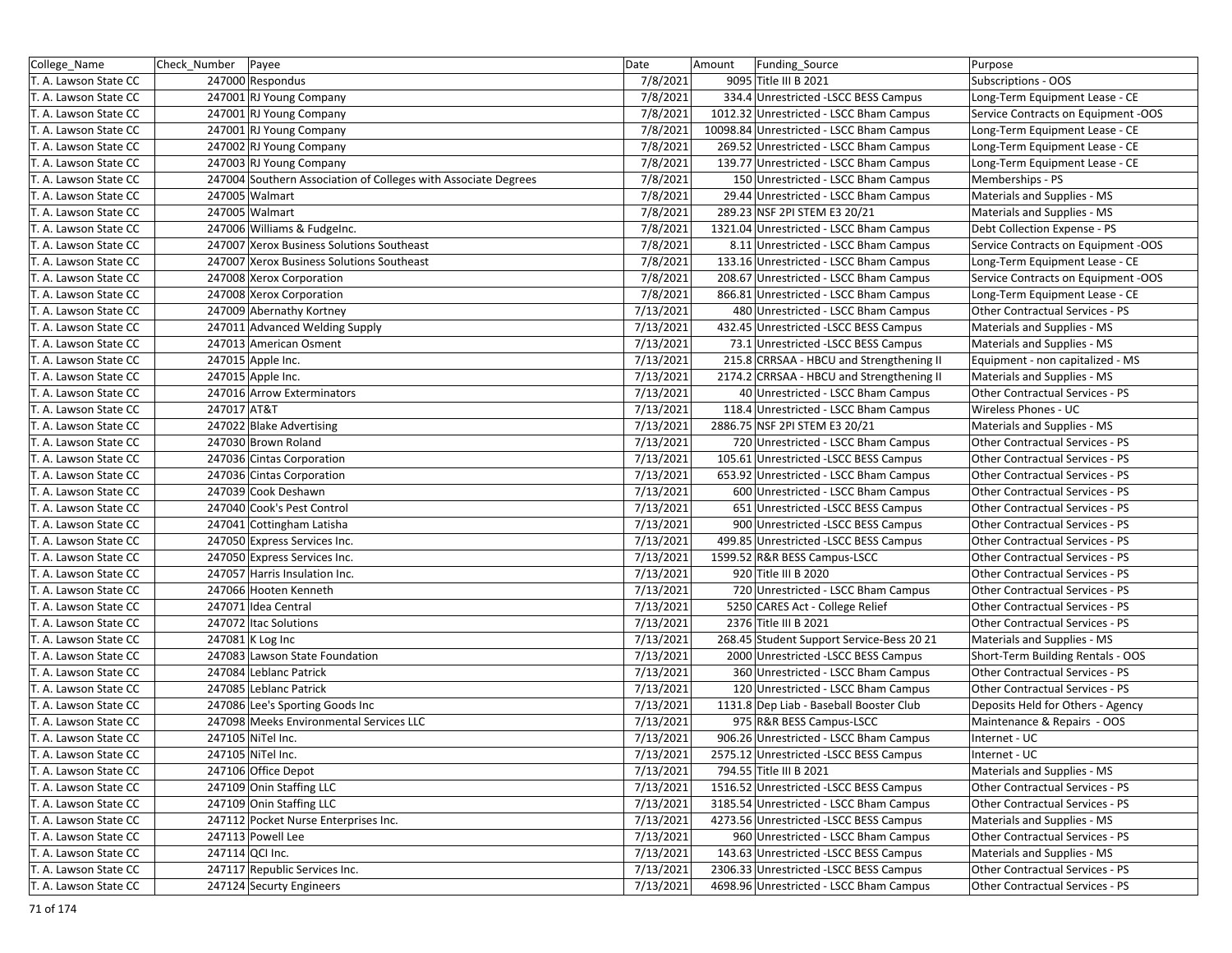| College_Name | Check_Number | Payee | Date | Amount | Funding_Source | Purpose |
|---|---|---|---|---|---|---|
| T. A. Lawson State CC | 247000 | Respondus | 7/8/2021 | 9095 | Title III B 2021 | Subscriptions - OOS |
| T. A. Lawson State CC | 247001 | RJ Young Company | 7/8/2021 | 334.4 | Unrestricted -LSCC BESS Campus | Long-Term Equipment Lease - CE |
| T. A. Lawson State CC | 247001 | RJ Young Company | 7/8/2021 | 1012.32 | Unrestricted - LSCC Bham Campus | Service Contracts on Equipment -OOS |
| T. A. Lawson State CC | 247001 | RJ Young Company | 7/8/2021 | 10098.84 | Unrestricted - LSCC Bham Campus | Long-Term Equipment Lease - CE |
| T. A. Lawson State CC | 247002 | RJ Young Company | 7/8/2021 | 269.52 | Unrestricted - LSCC Bham Campus | Long-Term Equipment Lease - CE |
| T. A. Lawson State CC | 247003 | RJ Young Company | 7/8/2021 | 139.77 | Unrestricted - LSCC Bham Campus | Long-Term Equipment Lease - CE |
| T. A. Lawson State CC | 247004 | Southern Association of Colleges with Associate Degrees | 7/8/2021 | 150 | Unrestricted - LSCC Bham Campus | Memberships - PS |
| T. A. Lawson State CC | 247005 | Walmart | 7/8/2021 | 29.44 | Unrestricted - LSCC Bham Campus | Materials and Supplies - MS |
| T. A. Lawson State CC | 247005 | Walmart | 7/8/2021 | 289.23 | NSF 2PI STEM E3 20/21 | Materials and Supplies - MS |
| T. A. Lawson State CC | 247006 | Williams & FudgeInc. | 7/8/2021 | 1321.04 | Unrestricted - LSCC Bham Campus | Debt Collection Expense - PS |
| T. A. Lawson State CC | 247007 | Xerox Business Solutions Southeast | 7/8/2021 | 8.11 | Unrestricted - LSCC Bham Campus | Service Contracts on Equipment -OOS |
| T. A. Lawson State CC | 247007 | Xerox Business Solutions Southeast | 7/8/2021 | 133.16 | Unrestricted - LSCC Bham Campus | Long-Term Equipment Lease - CE |
| T. A. Lawson State CC | 247008 | Xerox Corporation | 7/8/2021 | 208.67 | Unrestricted - LSCC Bham Campus | Service Contracts on Equipment -OOS |
| T. A. Lawson State CC | 247008 | Xerox Corporation | 7/8/2021 | 866.81 | Unrestricted - LSCC Bham Campus | Long-Term Equipment Lease - CE |
| T. A. Lawson State CC | 247009 | Abernathy Kortney | 7/13/2021 | 480 | Unrestricted - LSCC Bham Campus | Other Contractual Services - PS |
| T. A. Lawson State CC | 247011 | Advanced Welding Supply | 7/13/2021 | 432.45 | Unrestricted -LSCC BESS Campus | Materials and Supplies - MS |
| T. A. Lawson State CC | 247013 | American Osment | 7/13/2021 | 73.1 | Unrestricted -LSCC BESS Campus | Materials and Supplies - MS |
| T. A. Lawson State CC | 247015 | Apple Inc. | 7/13/2021 | 215.8 | CRRSAA - HBCU and Strengthening II | Equipment - non capitalized - MS |
| T. A. Lawson State CC | 247015 | Apple Inc. | 7/13/2021 | 2174.2 | CRRSAA - HBCU and Strengthening II | Materials and Supplies - MS |
| T. A. Lawson State CC | 247016 | Arrow Exterminators | 7/13/2021 | 40 | Unrestricted - LSCC Bham Campus | Other Contractual Services - PS |
| T. A. Lawson State CC | 247017 | AT&T | 7/13/2021 | 118.4 | Unrestricted - LSCC Bham Campus | Wireless Phones - UC |
| T. A. Lawson State CC | 247022 | Blake Advertising | 7/13/2021 | 2886.75 | NSF 2PI STEM E3 20/21 | Materials and Supplies - MS |
| T. A. Lawson State CC | 247030 | Brown Roland | 7/13/2021 | 720 | Unrestricted - LSCC Bham Campus | Other Contractual Services - PS |
| T. A. Lawson State CC | 247036 | Cintas Corporation | 7/13/2021 | 105.61 | Unrestricted -LSCC BESS Campus | Other Contractual Services - PS |
| T. A. Lawson State CC | 247036 | Cintas Corporation | 7/13/2021 | 653.92 | Unrestricted - LSCC Bham Campus | Other Contractual Services - PS |
| T. A. Lawson State CC | 247039 | Cook Deshawn | 7/13/2021 | 600 | Unrestricted - LSCC Bham Campus | Other Contractual Services - PS |
| T. A. Lawson State CC | 247040 | Cook's Pest Control | 7/13/2021 | 651 | Unrestricted -LSCC BESS Campus | Other Contractual Services - PS |
| T. A. Lawson State CC | 247041 | Cottingham Latisha | 7/13/2021 | 900 | Unrestricted -LSCC BESS Campus | Other Contractual Services - PS |
| T. A. Lawson State CC | 247050 | Express Services Inc. | 7/13/2021 | 499.85 | Unrestricted -LSCC BESS Campus | Other Contractual Services - PS |
| T. A. Lawson State CC | 247050 | Express Services Inc. | 7/13/2021 | 1599.52 | R&R BESS Campus-LSCC | Other Contractual Services - PS |
| T. A. Lawson State CC | 247057 | Harris Insulation Inc. | 7/13/2021 | 920 | Title III B 2020 | Other Contractual Services - PS |
| T. A. Lawson State CC | 247066 | Hooten Kenneth | 7/13/2021 | 720 | Unrestricted - LSCC Bham Campus | Other Contractual Services - PS |
| T. A. Lawson State CC | 247071 | Idea Central | 7/13/2021 | 5250 | CARES Act - College Relief | Other Contractual Services - PS |
| T. A. Lawson State CC | 247072 | Itac Solutions | 7/13/2021 | 2376 | Title III B 2021 | Other Contractual Services - PS |
| T. A. Lawson State CC | 247081 | K Log Inc | 7/13/2021 | 268.45 | Student Support Service-Bess 20 21 | Materials and Supplies - MS |
| T. A. Lawson State CC | 247083 | Lawson State Foundation | 7/13/2021 | 2000 | Unrestricted -LSCC BESS Campus | Short-Term Building Rentals - OOS |
| T. A. Lawson State CC | 247084 | Leblanc Patrick | 7/13/2021 | 360 | Unrestricted - LSCC Bham Campus | Other Contractual Services - PS |
| T. A. Lawson State CC | 247085 | Leblanc Patrick | 7/13/2021 | 120 | Unrestricted - LSCC Bham Campus | Other Contractual Services - PS |
| T. A. Lawson State CC | 247086 | Lee's Sporting Goods Inc | 7/13/2021 | 1131.8 | Dep Liab - Baseball Booster Club | Deposits Held for Others - Agency |
| T. A. Lawson State CC | 247098 | Meeks Environmental Services LLC | 7/13/2021 | 975 | R&R BESS Campus-LSCC | Maintenance & Repairs - OOS |
| T. A. Lawson State CC | 247105 | NiTel Inc. | 7/13/2021 | 906.26 | Unrestricted - LSCC Bham Campus | Internet - UC |
| T. A. Lawson State CC | 247105 | NiTel Inc. | 7/13/2021 | 2575.12 | Unrestricted -LSCC BESS Campus | Internet - UC |
| T. A. Lawson State CC | 247106 | Office Depot | 7/13/2021 | 794.55 | Title III B 2021 | Materials and Supplies - MS |
| T. A. Lawson State CC | 247109 | Onin Staffing LLC | 7/13/2021 | 1516.52 | Unrestricted -LSCC BESS Campus | Other Contractual Services - PS |
| T. A. Lawson State CC | 247109 | Onin Staffing LLC | 7/13/2021 | 3185.54 | Unrestricted - LSCC Bham Campus | Other Contractual Services - PS |
| T. A. Lawson State CC | 247112 | Pocket Nurse Enterprises Inc. | 7/13/2021 | 4273.56 | Unrestricted -LSCC BESS Campus | Materials and Supplies - MS |
| T. A. Lawson State CC | 247113 | Powell Lee | 7/13/2021 | 960 | Unrestricted - LSCC Bham Campus | Other Contractual Services - PS |
| T. A. Lawson State CC | 247114 | QCI Inc. | 7/13/2021 | 143.63 | Unrestricted -LSCC BESS Campus | Materials and Supplies - MS |
| T. A. Lawson State CC | 247117 | Republic Services Inc. | 7/13/2021 | 2306.33 | Unrestricted -LSCC BESS Campus | Other Contractual Services - PS |
| T. A. Lawson State CC | 247124 | Securty Engineers | 7/13/2021 | 4698.96 | Unrestricted - LSCC Bham Campus | Other Contractual Services - PS |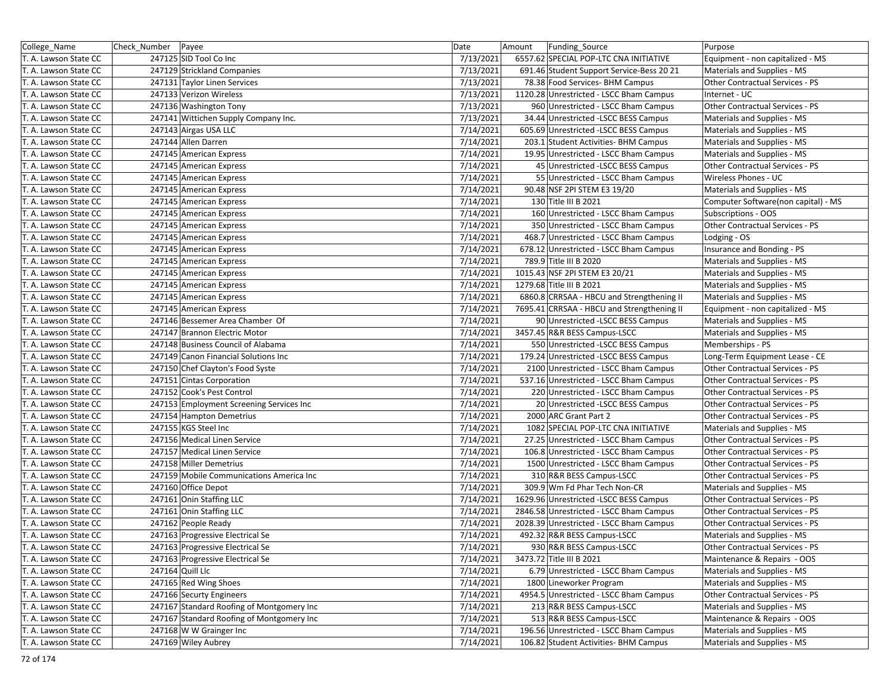| College_Name | Check_Number | Payee | Date | Amount | Funding_Source | Purpose |
|---|---|---|---|---|---|---|
| T. A. Lawson State CC | 247125 | SID Tool Co Inc | 7/13/2021 | 6557.62 | SPECIAL POP-LTC CNA INITIATIVE | Equipment - non capitalized - MS |
| T. A. Lawson State CC | 247129 | Strickland Companies | 7/13/2021 | 691.46 | Student Support Service-Bess 20 21 | Materials and Supplies - MS |
| T. A. Lawson State CC | 247131 | Taylor Linen Services | 7/13/2021 | 78.38 | Food Services- BHM Campus | Other Contractual Services - PS |
| T. A. Lawson State CC | 247133 | Verizon Wireless | 7/13/2021 | 1120.28 | Unrestricted - LSCC Bham Campus | Internet - UC |
| T. A. Lawson State CC | 247136 | Washington Tony | 7/13/2021 | 960 | Unrestricted - LSCC Bham Campus | Other Contractual Services - PS |
| T. A. Lawson State CC | 247141 | Wittichen Supply Company Inc. | 7/13/2021 | 34.44 | Unrestricted -LSCC BESS Campus | Materials and Supplies - MS |
| T. A. Lawson State CC | 247143 | Airgas USA LLC | 7/14/2021 | 605.69 | Unrestricted -LSCC BESS Campus | Materials and Supplies - MS |
| T. A. Lawson State CC | 247144 | Allen Darren | 7/14/2021 | 203.1 | Student Activities- BHM Campus | Materials and Supplies - MS |
| T. A. Lawson State CC | 247145 | American Express | 7/14/2021 | 19.95 | Unrestricted - LSCC Bham Campus | Materials and Supplies - MS |
| T. A. Lawson State CC | 247145 | American Express | 7/14/2021 | 45 | Unrestricted -LSCC BESS Campus | Other Contractual Services - PS |
| T. A. Lawson State CC | 247145 | American Express | 7/14/2021 | 55 | Unrestricted - LSCC Bham Campus | Wireless Phones - UC |
| T. A. Lawson State CC | 247145 | American Express | 7/14/2021 | 90.48 | NSF 2PI STEM E3 19/20 | Materials and Supplies - MS |
| T. A. Lawson State CC | 247145 | American Express | 7/14/2021 | 130 | Title III B 2021 | Computer Software(non capital) - MS |
| T. A. Lawson State CC | 247145 | American Express | 7/14/2021 | 160 | Unrestricted - LSCC Bham Campus | Subscriptions - OOS |
| T. A. Lawson State CC | 247145 | American Express | 7/14/2021 | 350 | Unrestricted - LSCC Bham Campus | Other Contractual Services - PS |
| T. A. Lawson State CC | 247145 | American Express | 7/14/2021 | 468.7 | Unrestricted - LSCC Bham Campus | Lodging - OS |
| T. A. Lawson State CC | 247145 | American Express | 7/14/2021 | 678.12 | Unrestricted - LSCC Bham Campus | Insurance and Bonding - PS |
| T. A. Lawson State CC | 247145 | American Express | 7/14/2021 | 789.9 | Title III B 2020 | Materials and Supplies - MS |
| T. A. Lawson State CC | 247145 | American Express | 7/14/2021 | 1015.43 | NSF 2PI STEM E3 20/21 | Materials and Supplies - MS |
| T. A. Lawson State CC | 247145 | American Express | 7/14/2021 | 1279.68 | Title III B 2021 | Materials and Supplies - MS |
| T. A. Lawson State CC | 247145 | American Express | 7/14/2021 | 6860.8 | CRRSAA - HBCU and Strengthening II | Materials and Supplies - MS |
| T. A. Lawson State CC | 247145 | American Express | 7/14/2021 | 7695.41 | CRRSAA - HBCU and Strengthening II | Equipment - non capitalized - MS |
| T. A. Lawson State CC | 247146 | Bessemer Area Chamber Of | 7/14/2021 | 90 | Unrestricted -LSCC BESS Campus | Materials and Supplies - MS |
| T. A. Lawson State CC | 247147 | Brannon Electric Motor | 7/14/2021 | 3457.45 | R&R BESS Campus-LSCC | Materials and Supplies - MS |
| T. A. Lawson State CC | 247148 | Business Council of Alabama | 7/14/2021 | 550 | Unrestricted -LSCC BESS Campus | Memberships - PS |
| T. A. Lawson State CC | 247149 | Canon Financial Solutions Inc | 7/14/2021 | 179.24 | Unrestricted -LSCC BESS Campus | Long-Term Equipment Lease - CE |
| T. A. Lawson State CC | 247150 | Chef Clayton's Food Syste | 7/14/2021 | 2100 | Unrestricted - LSCC Bham Campus | Other Contractual Services - PS |
| T. A. Lawson State CC | 247151 | Cintas Corporation | 7/14/2021 | 537.16 | Unrestricted - LSCC Bham Campus | Other Contractual Services - PS |
| T. A. Lawson State CC | 247152 | Cook's Pest Control | 7/14/2021 | 220 | Unrestricted - LSCC Bham Campus | Other Contractual Services - PS |
| T. A. Lawson State CC | 247153 | Employment Screening Services Inc | 7/14/2021 | 20 | Unrestricted -LSCC BESS Campus | Other Contractual Services - PS |
| T. A. Lawson State CC | 247154 | Hampton Demetrius | 7/14/2021 | 2000 | ARC Grant Part 2 | Other Contractual Services - PS |
| T. A. Lawson State CC | 247155 | KGS Steel Inc | 7/14/2021 | 1082 | SPECIAL POP-LTC CNA INITIATIVE | Materials and Supplies - MS |
| T. A. Lawson State CC | 247156 | Medical Linen Service | 7/14/2021 | 27.25 | Unrestricted - LSCC Bham Campus | Other Contractual Services - PS |
| T. A. Lawson State CC | 247157 | Medical Linen Service | 7/14/2021 | 106.8 | Unrestricted - LSCC Bham Campus | Other Contractual Services - PS |
| T. A. Lawson State CC | 247158 | Miller Demetrius | 7/14/2021 | 1500 | Unrestricted - LSCC Bham Campus | Other Contractual Services - PS |
| T. A. Lawson State CC | 247159 | Mobile Communications America Inc | 7/14/2021 | 310 | R&R BESS Campus-LSCC | Other Contractual Services - PS |
| T. A. Lawson State CC | 247160 | Office Depot | 7/14/2021 | 309.9 | Wm Fd Phar Tech Non-CR | Materials and Supplies - MS |
| T. A. Lawson State CC | 247161 | Onin Staffing LLC | 7/14/2021 | 1629.96 | Unrestricted -LSCC BESS Campus | Other Contractual Services - PS |
| T. A. Lawson State CC | 247161 | Onin Staffing LLC | 7/14/2021 | 2846.58 | Unrestricted - LSCC Bham Campus | Other Contractual Services - PS |
| T. A. Lawson State CC | 247162 | People Ready | 7/14/2021 | 2028.39 | Unrestricted - LSCC Bham Campus | Other Contractual Services - PS |
| T. A. Lawson State CC | 247163 | Progressive Electrical Se | 7/14/2021 | 492.32 | R&R BESS Campus-LSCC | Materials and Supplies - MS |
| T. A. Lawson State CC | 247163 | Progressive Electrical Se | 7/14/2021 | 930 | R&R BESS Campus-LSCC | Other Contractual Services - PS |
| T. A. Lawson State CC | 247163 | Progressive Electrical Se | 7/14/2021 | 3473.72 | Title III B 2021 | Maintenance & Repairs - OOS |
| T. A. Lawson State CC | 247164 | Quill Llc | 7/14/2021 | 6.79 | Unrestricted - LSCC Bham Campus | Materials and Supplies - MS |
| T. A. Lawson State CC | 247165 | Red Wing Shoes | 7/14/2021 | 1800 | Lineworker Program | Materials and Supplies - MS |
| T. A. Lawson State CC | 247166 | Securty Engineers | 7/14/2021 | 4954.5 | Unrestricted - LSCC Bham Campus | Other Contractual Services - PS |
| T. A. Lawson State CC | 247167 | Standard Roofing of Montgomery Inc | 7/14/2021 | 213 | R&R BESS Campus-LSCC | Materials and Supplies - MS |
| T. A. Lawson State CC | 247167 | Standard Roofing of Montgomery Inc | 7/14/2021 | 513 | R&R BESS Campus-LSCC | Maintenance & Repairs - OOS |
| T. A. Lawson State CC | 247168 | W W Grainger Inc | 7/14/2021 | 196.56 | Unrestricted - LSCC Bham Campus | Materials and Supplies - MS |
| T. A. Lawson State CC | 247169 | Wiley Aubrey | 7/14/2021 | 106.82 | Student Activities- BHM Campus | Materials and Supplies - MS |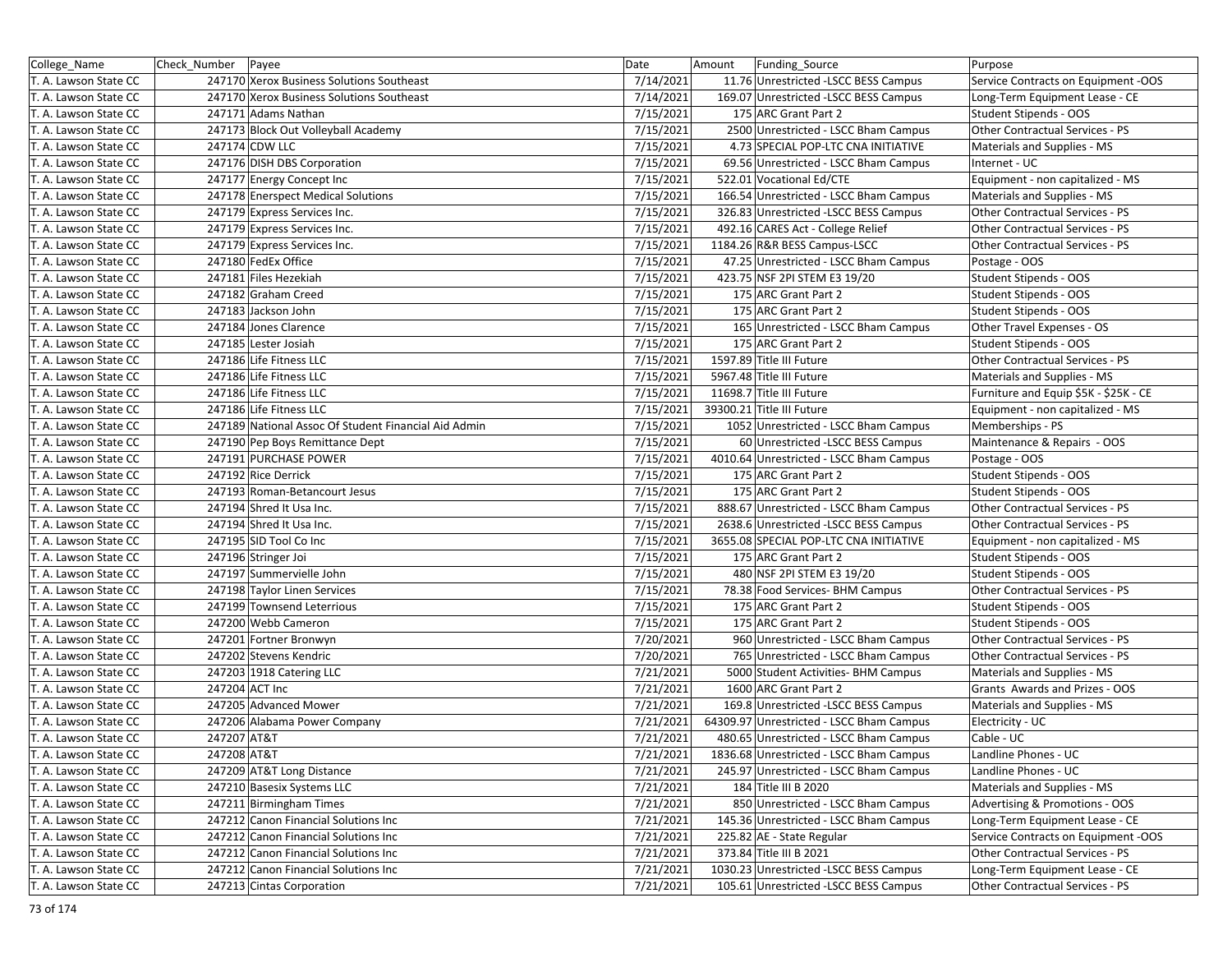| College_Name | Check_Number | Payee | Date | Amount | Funding_Source | Purpose |
|---|---|---|---|---|---|---|
| T. A. Lawson State CC | 247170 | Xerox Business Solutions Southeast | 7/14/2021 | 11.76 | Unrestricted -LSCC BESS Campus | Service Contracts on Equipment -OOS |
| T. A. Lawson State CC | 247170 | Xerox Business Solutions Southeast | 7/14/2021 | 169.07 | Unrestricted -LSCC BESS Campus | Long-Term Equipment Lease - CE |
| T. A. Lawson State CC | 247171 | Adams Nathan | 7/15/2021 | 175 | ARC Grant Part 2 | Student Stipends - OOS |
| T. A. Lawson State CC | 247173 | Block Out Volleyball Academy | 7/15/2021 | 2500 | Unrestricted - LSCC Bham Campus | Other Contractual Services - PS |
| T. A. Lawson State CC | 247174 | CDW LLC | 7/15/2021 | 4.73 | SPECIAL POP-LTC CNA INITIATIVE | Materials and Supplies - MS |
| T. A. Lawson State CC | 247176 | DISH DBS Corporation | 7/15/2021 | 69.56 | Unrestricted - LSCC Bham Campus | Internet - UC |
| T. A. Lawson State CC | 247177 | Energy Concept Inc | 7/15/2021 | 522.01 | Vocational Ed/CTE | Equipment - non capitalized - MS |
| T. A. Lawson State CC | 247178 | Enerspect Medical Solutions | 7/15/2021 | 166.54 | Unrestricted - LSCC Bham Campus | Materials and Supplies - MS |
| T. A. Lawson State CC | 247179 | Express Services Inc. | 7/15/2021 | 326.83 | Unrestricted -LSCC BESS Campus | Other Contractual Services - PS |
| T. A. Lawson State CC | 247179 | Express Services Inc. | 7/15/2021 | 492.16 | CARES Act - College Relief | Other Contractual Services - PS |
| T. A. Lawson State CC | 247179 | Express Services Inc. | 7/15/2021 | 1184.26 | R&R BESS Campus-LSCC | Other Contractual Services - PS |
| T. A. Lawson State CC | 247180 | FedEx Office | 7/15/2021 | 47.25 | Unrestricted - LSCC Bham Campus | Postage - OOS |
| T. A. Lawson State CC | 247181 | Files Hezekiah | 7/15/2021 | 423.75 | NSF 2PI STEM E3 19/20 | Student Stipends - OOS |
| T. A. Lawson State CC | 247182 | Graham Creed | 7/15/2021 | 175 | ARC Grant Part 2 | Student Stipends - OOS |
| T. A. Lawson State CC | 247183 | Jackson John | 7/15/2021 | 175 | ARC Grant Part 2 | Student Stipends - OOS |
| T. A. Lawson State CC | 247184 | Jones Clarence | 7/15/2021 | 165 | Unrestricted - LSCC Bham Campus | Other Travel Expenses - OS |
| T. A. Lawson State CC | 247185 | Lester Josiah | 7/15/2021 | 175 | ARC Grant Part 2 | Student Stipends - OOS |
| T. A. Lawson State CC | 247186 | Life Fitness LLC | 7/15/2021 | 1597.89 | Title III Future | Other Contractual Services - PS |
| T. A. Lawson State CC | 247186 | Life Fitness LLC | 7/15/2021 | 5967.48 | Title III Future | Materials and Supplies - MS |
| T. A. Lawson State CC | 247186 | Life Fitness LLC | 7/15/2021 | 11698.7 | Title III Future | Furniture and Equip $5K - $25K - CE |
| T. A. Lawson State CC | 247186 | Life Fitness LLC | 7/15/2021 | 39300.21 | Title III Future | Equipment - non capitalized - MS |
| T. A. Lawson State CC | 247189 | National Assoc Of Student Financial Aid Admin | 7/15/2021 | 1052 | Unrestricted - LSCC Bham Campus | Memberships - PS |
| T. A. Lawson State CC | 247190 | Pep Boys Remittance Dept | 7/15/2021 | 60 | Unrestricted -LSCC BESS Campus | Maintenance & Repairs - OOS |
| T. A. Lawson State CC | 247191 | PURCHASE POWER | 7/15/2021 | 4010.64 | Unrestricted - LSCC Bham Campus | Postage - OOS |
| T. A. Lawson State CC | 247192 | Rice Derrick | 7/15/2021 | 175 | ARC Grant Part 2 | Student Stipends - OOS |
| T. A. Lawson State CC | 247193 | Roman-Betancourt Jesus | 7/15/2021 | 175 | ARC Grant Part 2 | Student Stipends - OOS |
| T. A. Lawson State CC | 247194 | Shred It Usa Inc. | 7/15/2021 | 888.67 | Unrestricted - LSCC Bham Campus | Other Contractual Services - PS |
| T. A. Lawson State CC | 247194 | Shred It Usa Inc. | 7/15/2021 | 2638.6 | Unrestricted -LSCC BESS Campus | Other Contractual Services - PS |
| T. A. Lawson State CC | 247195 | SID Tool Co Inc | 7/15/2021 | 3655.08 | SPECIAL POP-LTC CNA INITIATIVE | Equipment - non capitalized - MS |
| T. A. Lawson State CC | 247196 | Stringer Joi | 7/15/2021 | 175 | ARC Grant Part 2 | Student Stipends - OOS |
| T. A. Lawson State CC | 247197 | Summervielle John | 7/15/2021 | 480 | NSF 2PI STEM E3 19/20 | Student Stipends - OOS |
| T. A. Lawson State CC | 247198 | Taylor Linen Services | 7/15/2021 | 78.38 | Food Services- BHM Campus | Other Contractual Services - PS |
| T. A. Lawson State CC | 247199 | Townsend Leterrious | 7/15/2021 | 175 | ARC Grant Part 2 | Student Stipends - OOS |
| T. A. Lawson State CC | 247200 | Webb Cameron | 7/15/2021 | 175 | ARC Grant Part 2 | Student Stipends - OOS |
| T. A. Lawson State CC | 247201 | Fortner Bronwyn | 7/20/2021 | 960 | Unrestricted - LSCC Bham Campus | Other Contractual Services - PS |
| T. A. Lawson State CC | 247202 | Stevens Kendric | 7/20/2021 | 765 | Unrestricted - LSCC Bham Campus | Other Contractual Services - PS |
| T. A. Lawson State CC | 247203 | 1918 Catering LLC | 7/21/2021 | 5000 | Student Activities- BHM Campus | Materials and Supplies - MS |
| T. A. Lawson State CC | 247204 | ACT Inc | 7/21/2021 | 1600 | ARC Grant Part 2 | Grants Awards and Prizes - OOS |
| T. A. Lawson State CC | 247205 | Advanced Mower | 7/21/2021 | 169.8 | Unrestricted -LSCC BESS Campus | Materials and Supplies - MS |
| T. A. Lawson State CC | 247206 | Alabama Power Company | 7/21/2021 | 64309.97 | Unrestricted - LSCC Bham Campus | Electricity - UC |
| T. A. Lawson State CC | 247207 | AT&T | 7/21/2021 | 480.65 | Unrestricted - LSCC Bham Campus | Cable - UC |
| T. A. Lawson State CC | 247208 | AT&T | 7/21/2021 | 1836.68 | Unrestricted - LSCC Bham Campus | Landline Phones - UC |
| T. A. Lawson State CC | 247209 | AT&T Long Distance | 7/21/2021 | 245.97 | Unrestricted - LSCC Bham Campus | Landline Phones - UC |
| T. A. Lawson State CC | 247210 | Basesix Systems LLC | 7/21/2021 | 184 | Title III B 2020 | Materials and Supplies - MS |
| T. A. Lawson State CC | 247211 | Birmingham Times | 7/21/2021 | 850 | Unrestricted - LSCC Bham Campus | Advertising & Promotions - OOS |
| T. A. Lawson State CC | 247212 | Canon Financial Solutions Inc | 7/21/2021 | 145.36 | Unrestricted - LSCC Bham Campus | Long-Term Equipment Lease - CE |
| T. A. Lawson State CC | 247212 | Canon Financial Solutions Inc | 7/21/2021 | 225.82 | AE - State Regular | Service Contracts on Equipment -OOS |
| T. A. Lawson State CC | 247212 | Canon Financial Solutions Inc | 7/21/2021 | 373.84 | Title III B 2021 | Other Contractual Services - PS |
| T. A. Lawson State CC | 247212 | Canon Financial Solutions Inc | 7/21/2021 | 1030.23 | Unrestricted -LSCC BESS Campus | Long-Term Equipment Lease - CE |
| T. A. Lawson State CC | 247213 | Cintas Corporation | 7/21/2021 | 105.61 | Unrestricted -LSCC BESS Campus | Other Contractual Services - PS |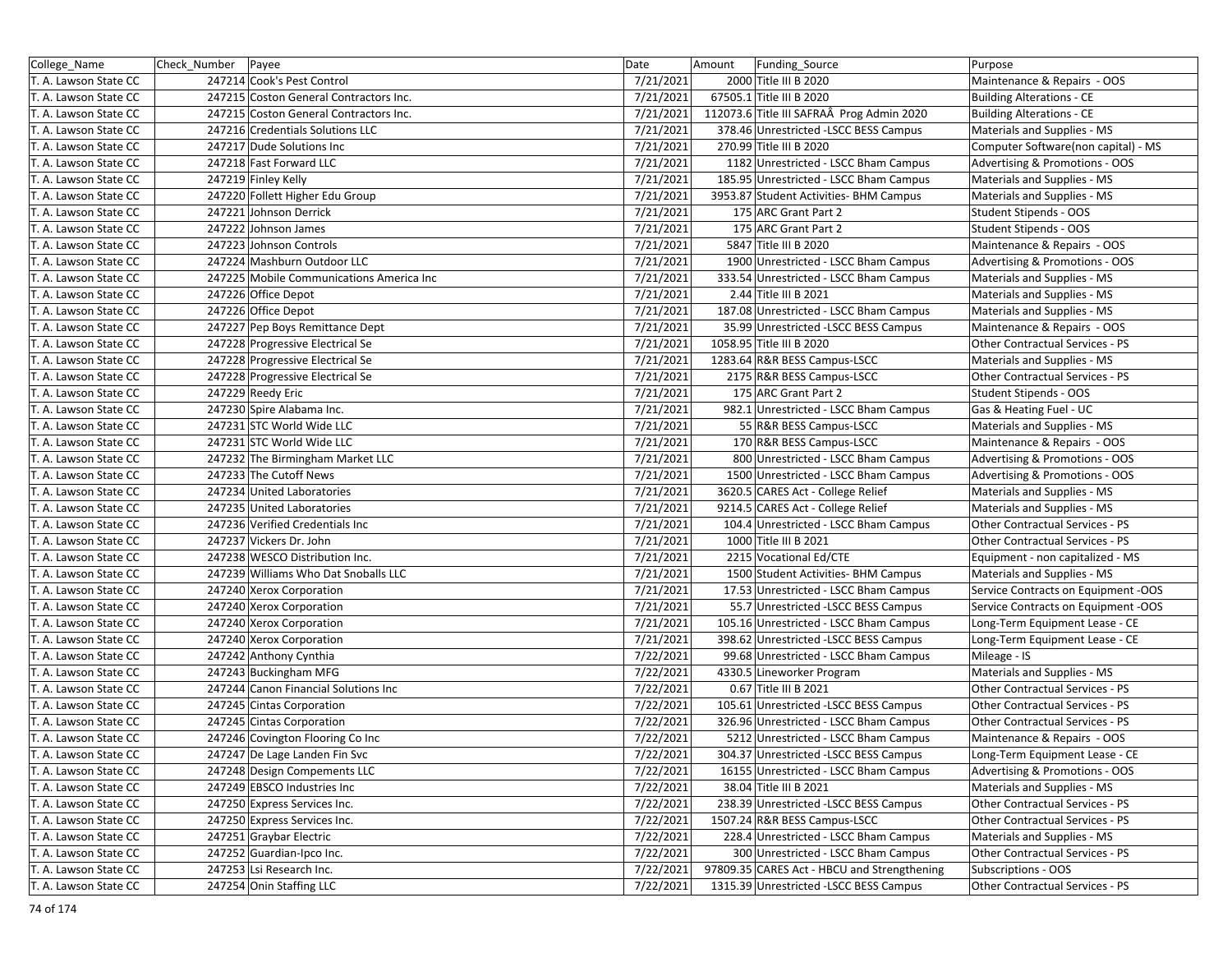| College_Name | Check_Number | Payee | Date | Amount | Funding_Source | Purpose |
|---|---|---|---|---|---|---|
| T. A. Lawson State CC | 247214 | Cook's Pest Control | 7/21/2021 | 2000 | Title III B 2020 | Maintenance & Repairs - OOS |
| T. A. Lawson State CC | 247215 | Coston General Contractors Inc. | 7/21/2021 | 67505.1 | Title III B 2020 | Building Alterations - CE |
| T. A. Lawson State CC | 247215 | Coston General Contractors Inc. | 7/21/2021 | 112073.6 | Title III SAFRAÂ Prog Admin 2020 | Building Alterations - CE |
| T. A. Lawson State CC | 247216 | Credentials Solutions LLC | 7/21/2021 | 378.46 | Unrestricted -LSCC BESS Campus | Materials and Supplies - MS |
| T. A. Lawson State CC | 247217 | Dude Solutions Inc | 7/21/2021 | 270.99 | Title III B 2020 | Computer Software(non capital) - MS |
| T. A. Lawson State CC | 247218 | Fast Forward LLC | 7/21/2021 | 1182 | Unrestricted - LSCC Bham Campus | Advertising & Promotions - OOS |
| T. A. Lawson State CC | 247219 | Finley Kelly | 7/21/2021 | 185.95 | Unrestricted - LSCC Bham Campus | Materials and Supplies - MS |
| T. A. Lawson State CC | 247220 | Follett Higher Edu Group | 7/21/2021 | 3953.87 | Student Activities- BHM Campus | Materials and Supplies - MS |
| T. A. Lawson State CC | 247221 | Johnson Derrick | 7/21/2021 | 175 | ARC Grant Part 2 | Student Stipends - OOS |
| T. A. Lawson State CC | 247222 | Johnson James | 7/21/2021 | 175 | ARC Grant Part 2 | Student Stipends - OOS |
| T. A. Lawson State CC | 247223 | Johnson Controls | 7/21/2021 | 5847 | Title III B 2020 | Maintenance & Repairs - OOS |
| T. A. Lawson State CC | 247224 | Mashburn Outdoor LLC | 7/21/2021 | 1900 | Unrestricted - LSCC Bham Campus | Advertising & Promotions - OOS |
| T. A. Lawson State CC | 247225 | Mobile Communications America Inc | 7/21/2021 | 333.54 | Unrestricted - LSCC Bham Campus | Materials and Supplies - MS |
| T. A. Lawson State CC | 247226 | Office Depot | 7/21/2021 | 2.44 | Title III B 2021 | Materials and Supplies - MS |
| T. A. Lawson State CC | 247226 | Office Depot | 7/21/2021 | 187.08 | Unrestricted - LSCC Bham Campus | Materials and Supplies - MS |
| T. A. Lawson State CC | 247227 | Pep Boys Remittance Dept | 7/21/2021 | 35.99 | Unrestricted -LSCC BESS Campus | Maintenance & Repairs - OOS |
| T. A. Lawson State CC | 247228 | Progressive Electrical Se | 7/21/2021 | 1058.95 | Title III B 2020 | Other Contractual Services - PS |
| T. A. Lawson State CC | 247228 | Progressive Electrical Se | 7/21/2021 | 1283.64 | R&R BESS Campus-LSCC | Materials and Supplies - MS |
| T. A. Lawson State CC | 247228 | Progressive Electrical Se | 7/21/2021 | 2175 | R&R BESS Campus-LSCC | Other Contractual Services - PS |
| T. A. Lawson State CC | 247229 | Reedy Eric | 7/21/2021 | 175 | ARC Grant Part 2 | Student Stipends - OOS |
| T. A. Lawson State CC | 247230 | Spire Alabama Inc. | 7/21/2021 | 982.1 | Unrestricted - LSCC Bham Campus | Gas & Heating Fuel - UC |
| T. A. Lawson State CC | 247231 | STC World Wide LLC | 7/21/2021 | 55 | R&R BESS Campus-LSCC | Materials and Supplies - MS |
| T. A. Lawson State CC | 247231 | STC World Wide LLC | 7/21/2021 | 170 | R&R BESS Campus-LSCC | Maintenance & Repairs - OOS |
| T. A. Lawson State CC | 247232 | The Birmingham Market LLC | 7/21/2021 | 800 | Unrestricted - LSCC Bham Campus | Advertising & Promotions - OOS |
| T. A. Lawson State CC | 247233 | The Cutoff News | 7/21/2021 | 1500 | Unrestricted - LSCC Bham Campus | Advertising & Promotions - OOS |
| T. A. Lawson State CC | 247234 | United Laboratories | 7/21/2021 | 3620.5 | CARES Act - College Relief | Materials and Supplies - MS |
| T. A. Lawson State CC | 247235 | United Laboratories | 7/21/2021 | 9214.5 | CARES Act - College Relief | Materials and Supplies - MS |
| T. A. Lawson State CC | 247236 | Verified Credentials Inc | 7/21/2021 | 104.4 | Unrestricted - LSCC Bham Campus | Other Contractual Services - PS |
| T. A. Lawson State CC | 247237 | Vickers Dr. John | 7/21/2021 | 1000 | Title III B 2021 | Other Contractual Services - PS |
| T. A. Lawson State CC | 247238 | WESCO Distribution Inc. | 7/21/2021 | 2215 | Vocational Ed/CTE | Equipment - non capitalized - MS |
| T. A. Lawson State CC | 247239 | Williams Who Dat Snoballs LLC | 7/21/2021 | 1500 | Student Activities- BHM Campus | Materials and Supplies - MS |
| T. A. Lawson State CC | 247240 | Xerox Corporation | 7/21/2021 | 17.53 | Unrestricted - LSCC Bham Campus | Service Contracts on Equipment -OOS |
| T. A. Lawson State CC | 247240 | Xerox Corporation | 7/21/2021 | 55.7 | Unrestricted -LSCC BESS Campus | Service Contracts on Equipment -OOS |
| T. A. Lawson State CC | 247240 | Xerox Corporation | 7/21/2021 | 105.16 | Unrestricted - LSCC Bham Campus | Long-Term Equipment Lease - CE |
| T. A. Lawson State CC | 247240 | Xerox Corporation | 7/21/2021 | 398.62 | Unrestricted -LSCC BESS Campus | Long-Term Equipment Lease - CE |
| T. A. Lawson State CC | 247242 | Anthony Cynthia | 7/22/2021 | 99.68 | Unrestricted - LSCC Bham Campus | Mileage - IS |
| T. A. Lawson State CC | 247243 | Buckingham MFG | 7/22/2021 | 4330.5 | Lineworker Program | Materials and Supplies - MS |
| T. A. Lawson State CC | 247244 | Canon Financial Solutions Inc | 7/22/2021 | 0.67 | Title III B 2021 | Other Contractual Services - PS |
| T. A. Lawson State CC | 247245 | Cintas Corporation | 7/22/2021 | 105.61 | Unrestricted -LSCC BESS Campus | Other Contractual Services - PS |
| T. A. Lawson State CC | 247245 | Cintas Corporation | 7/22/2021 | 326.96 | Unrestricted - LSCC Bham Campus | Other Contractual Services - PS |
| T. A. Lawson State CC | 247246 | Covington Flooring Co Inc | 7/22/2021 | 5212 | Unrestricted - LSCC Bham Campus | Maintenance & Repairs - OOS |
| T. A. Lawson State CC | 247247 | De Lage Landen Fin Svc | 7/22/2021 | 304.37 | Unrestricted -LSCC BESS Campus | Long-Term Equipment Lease - CE |
| T. A. Lawson State CC | 247248 | Design Compements LLC | 7/22/2021 | 16155 | Unrestricted - LSCC Bham Campus | Advertising & Promotions - OOS |
| T. A. Lawson State CC | 247249 | EBSCO Industries Inc | 7/22/2021 | 38.04 | Title III B 2021 | Materials and Supplies - MS |
| T. A. Lawson State CC | 247250 | Express Services Inc. | 7/22/2021 | 238.39 | Unrestricted -LSCC BESS Campus | Other Contractual Services - PS |
| T. A. Lawson State CC | 247250 | Express Services Inc. | 7/22/2021 | 1507.24 | R&R BESS Campus-LSCC | Other Contractual Services - PS |
| T. A. Lawson State CC | 247251 | Graybar Electric | 7/22/2021 | 228.4 | Unrestricted - LSCC Bham Campus | Materials and Supplies - MS |
| T. A. Lawson State CC | 247252 | Guardian-Ipco Inc. | 7/22/2021 | 300 | Unrestricted - LSCC Bham Campus | Other Contractual Services - PS |
| T. A. Lawson State CC | 247253 | Lsi Research Inc. | 7/22/2021 | 97809.35 | CARES Act - HBCU and Strengthening | Subscriptions - OOS |
| T. A. Lawson State CC | 247254 | Onin Staffing LLC | 7/22/2021 | 1315.39 | Unrestricted -LSCC BESS Campus | Other Contractual Services - PS |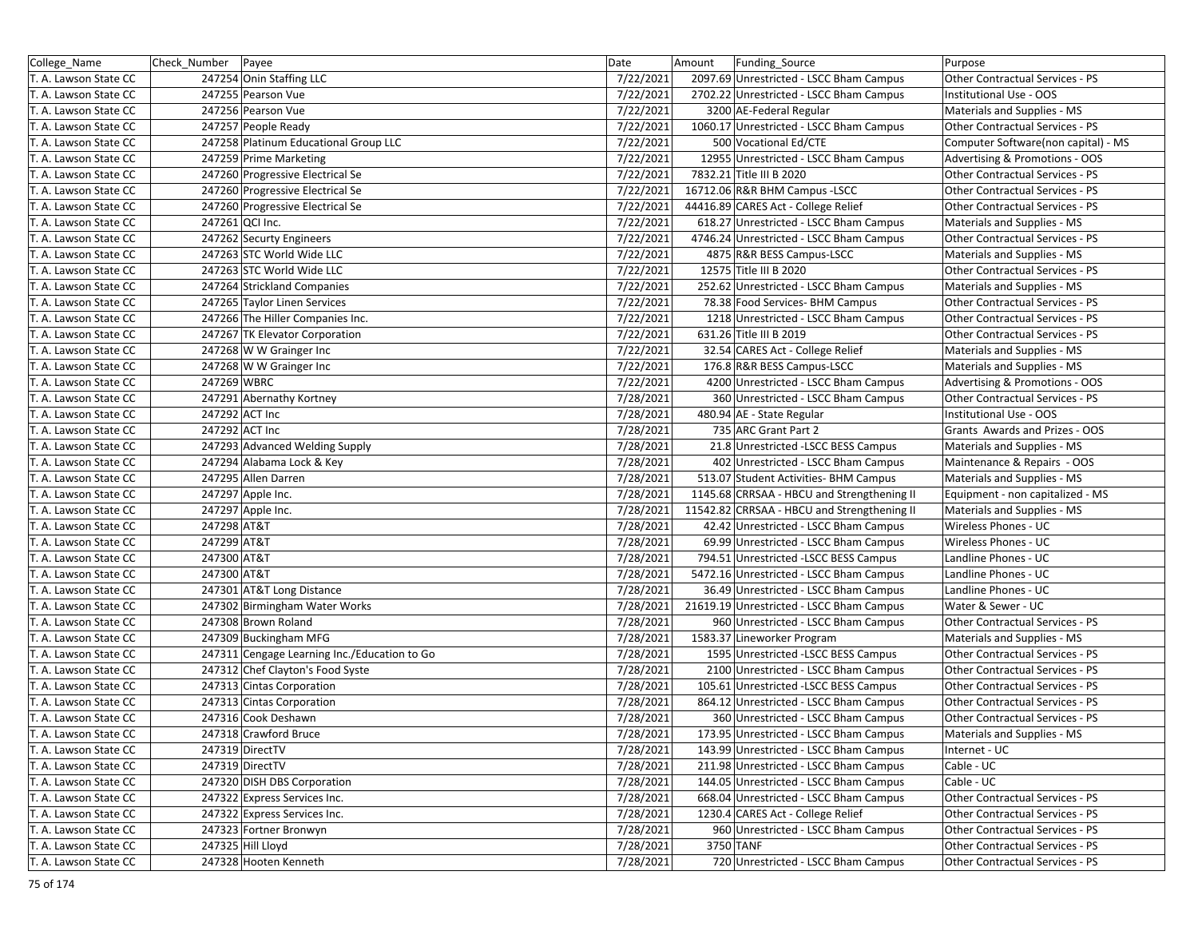| College_Name | Check_Number | Payee | Date | Amount | Funding_Source | Purpose |
|---|---|---|---|---|---|---|
| T. A. Lawson State CC | 247254 | Onin Staffing LLC | 7/22/2021 | 2097.69 | Unrestricted - LSCC Bham Campus | Other Contractual Services - PS |
| T. A. Lawson State CC | 247255 | Pearson Vue | 7/22/2021 | 2702.22 | Unrestricted - LSCC Bham Campus | Institutional Use - OOS |
| T. A. Lawson State CC | 247256 | Pearson Vue | 7/22/2021 | 3200 | AE-Federal Regular | Materials and Supplies - MS |
| T. A. Lawson State CC | 247257 | People Ready | 7/22/2021 | 1060.17 | Unrestricted - LSCC Bham Campus | Other Contractual Services - PS |
| T. A. Lawson State CC | 247258 | Platinum Educational Group LLC | 7/22/2021 | 500 | Vocational Ed/CTE | Computer Software(non capital) - MS |
| T. A. Lawson State CC | 247259 | Prime Marketing | 7/22/2021 | 12955 | Unrestricted - LSCC Bham Campus | Advertising & Promotions - OOS |
| T. A. Lawson State CC | 247260 | Progressive Electrical Se | 7/22/2021 | 7832.21 | Title III B 2020 | Other Contractual Services - PS |
| T. A. Lawson State CC | 247260 | Progressive Electrical Se | 7/22/2021 | 16712.06 | R&R BHM Campus -LSCC | Other Contractual Services - PS |
| T. A. Lawson State CC | 247260 | Progressive Electrical Se | 7/22/2021 | 44416.89 | CARES Act - College Relief | Other Contractual Services - PS |
| T. A. Lawson State CC | 247261 | QCI Inc. | 7/22/2021 | 618.27 | Unrestricted - LSCC Bham Campus | Materials and Supplies - MS |
| T. A. Lawson State CC | 247262 | Securty Engineers | 7/22/2021 | 4746.24 | Unrestricted - LSCC Bham Campus | Other Contractual Services - PS |
| T. A. Lawson State CC | 247263 | STC World Wide LLC | 7/22/2021 | 4875 | R&R BESS Campus-LSCC | Materials and Supplies - MS |
| T. A. Lawson State CC | 247263 | STC World Wide LLC | 7/22/2021 | 12575 | Title III B 2020 | Other Contractual Services - PS |
| T. A. Lawson State CC | 247264 | Strickland Companies | 7/22/2021 | 252.62 | Unrestricted - LSCC Bham Campus | Materials and Supplies - MS |
| T. A. Lawson State CC | 247265 | Taylor Linen Services | 7/22/2021 | 78.38 | Food Services- BHM Campus | Other Contractual Services - PS |
| T. A. Lawson State CC | 247266 | The Hiller Companies Inc. | 7/22/2021 | 1218 | Unrestricted - LSCC Bham Campus | Other Contractual Services - PS |
| T. A. Lawson State CC | 247267 | TK Elevator Corporation | 7/22/2021 | 631.26 | Title III B 2019 | Other Contractual Services - PS |
| T. A. Lawson State CC | 247268 | W W Grainger Inc | 7/22/2021 | 32.54 | CARES Act - College Relief | Materials and Supplies - MS |
| T. A. Lawson State CC | 247268 | W W Grainger Inc | 7/22/2021 | 176.8 | R&R BESS Campus-LSCC | Materials and Supplies - MS |
| T. A. Lawson State CC | 247269 | WBRC | 7/22/2021 | 4200 | Unrestricted - LSCC Bham Campus | Advertising & Promotions - OOS |
| T. A. Lawson State CC | 247291 | Abernathy Kortney | 7/28/2021 | 360 | Unrestricted - LSCC Bham Campus | Other Contractual Services - PS |
| T. A. Lawson State CC | 247292 | ACT Inc | 7/28/2021 | 480.94 | AE - State Regular | Institutional Use - OOS |
| T. A. Lawson State CC | 247292 | ACT Inc | 7/28/2021 | 735 | ARC Grant Part 2 | Grants Awards and Prizes - OOS |
| T. A. Lawson State CC | 247293 | Advanced Welding Supply | 7/28/2021 | 21.8 | Unrestricted -LSCC BESS Campus | Materials and Supplies - MS |
| T. A. Lawson State CC | 247294 | Alabama Lock & Key | 7/28/2021 | 402 | Unrestricted - LSCC Bham Campus | Maintenance & Repairs - OOS |
| T. A. Lawson State CC | 247295 | Allen Darren | 7/28/2021 | 513.07 | Student Activities- BHM Campus | Materials and Supplies - MS |
| T. A. Lawson State CC | 247297 | Apple Inc. | 7/28/2021 | 1145.68 | CRRSAA - HBCU and Strengthening II | Equipment - non capitalized - MS |
| T. A. Lawson State CC | 247297 | Apple Inc. | 7/28/2021 | 11542.82 | CRRSAA - HBCU and Strengthening II | Materials and Supplies - MS |
| T. A. Lawson State CC | 247298 | AT&T | 7/28/2021 | 42.42 | Unrestricted - LSCC Bham Campus | Wireless Phones - UC |
| T. A. Lawson State CC | 247299 | AT&T | 7/28/2021 | 69.99 | Unrestricted - LSCC Bham Campus | Wireless Phones - UC |
| T. A. Lawson State CC | 247300 | AT&T | 7/28/2021 | 794.51 | Unrestricted -LSCC BESS Campus | Landline Phones - UC |
| T. A. Lawson State CC | 247300 | AT&T | 7/28/2021 | 5472.16 | Unrestricted - LSCC Bham Campus | Landline Phones - UC |
| T. A. Lawson State CC | 247301 | AT&T Long Distance | 7/28/2021 | 36.49 | Unrestricted - LSCC Bham Campus | Landline Phones - UC |
| T. A. Lawson State CC | 247302 | Birmingham Water Works | 7/28/2021 | 21619.19 | Unrestricted - LSCC Bham Campus | Water & Sewer - UC |
| T. A. Lawson State CC | 247308 | Brown Roland | 7/28/2021 | 960 | Unrestricted - LSCC Bham Campus | Other Contractual Services - PS |
| T. A. Lawson State CC | 247309 | Buckingham MFG | 7/28/2021 | 1583.37 | Lineworker Program | Materials and Supplies - MS |
| T. A. Lawson State CC | 247311 | Cengage Learning Inc./Education to Go | 7/28/2021 | 1595 | Unrestricted -LSCC BESS Campus | Other Contractual Services - PS |
| T. A. Lawson State CC | 247312 | Chef Clayton's Food Syste | 7/28/2021 | 2100 | Unrestricted - LSCC Bham Campus | Other Contractual Services - PS |
| T. A. Lawson State CC | 247313 | Cintas Corporation | 7/28/2021 | 105.61 | Unrestricted -LSCC BESS Campus | Other Contractual Services - PS |
| T. A. Lawson State CC | 247313 | Cintas Corporation | 7/28/2021 | 864.12 | Unrestricted - LSCC Bham Campus | Other Contractual Services - PS |
| T. A. Lawson State CC | 247316 | Cook Deshawn | 7/28/2021 | 360 | Unrestricted - LSCC Bham Campus | Other Contractual Services - PS |
| T. A. Lawson State CC | 247318 | Crawford Bruce | 7/28/2021 | 173.95 | Unrestricted - LSCC Bham Campus | Materials and Supplies - MS |
| T. A. Lawson State CC | 247319 | DirectTV | 7/28/2021 | 143.99 | Unrestricted - LSCC Bham Campus | Internet - UC |
| T. A. Lawson State CC | 247319 | DirectTV | 7/28/2021 | 211.98 | Unrestricted - LSCC Bham Campus | Cable - UC |
| T. A. Lawson State CC | 247320 | DISH DBS Corporation | 7/28/2021 | 144.05 | Unrestricted - LSCC Bham Campus | Cable - UC |
| T. A. Lawson State CC | 247322 | Express Services Inc. | 7/28/2021 | 668.04 | Unrestricted - LSCC Bham Campus | Other Contractual Services - PS |
| T. A. Lawson State CC | 247322 | Express Services Inc. | 7/28/2021 | 1230.4 | CARES Act - College Relief | Other Contractual Services - PS |
| T. A. Lawson State CC | 247323 | Fortner Bronwyn | 7/28/2021 | 960 | Unrestricted - LSCC Bham Campus | Other Contractual Services - PS |
| T. A. Lawson State CC | 247325 | Hill Lloyd | 7/28/2021 | 3750 | TANF | Other Contractual Services - PS |
| T. A. Lawson State CC | 247328 | Hooten Kenneth | 7/28/2021 | 720 | Unrestricted - LSCC Bham Campus | Other Contractual Services - PS |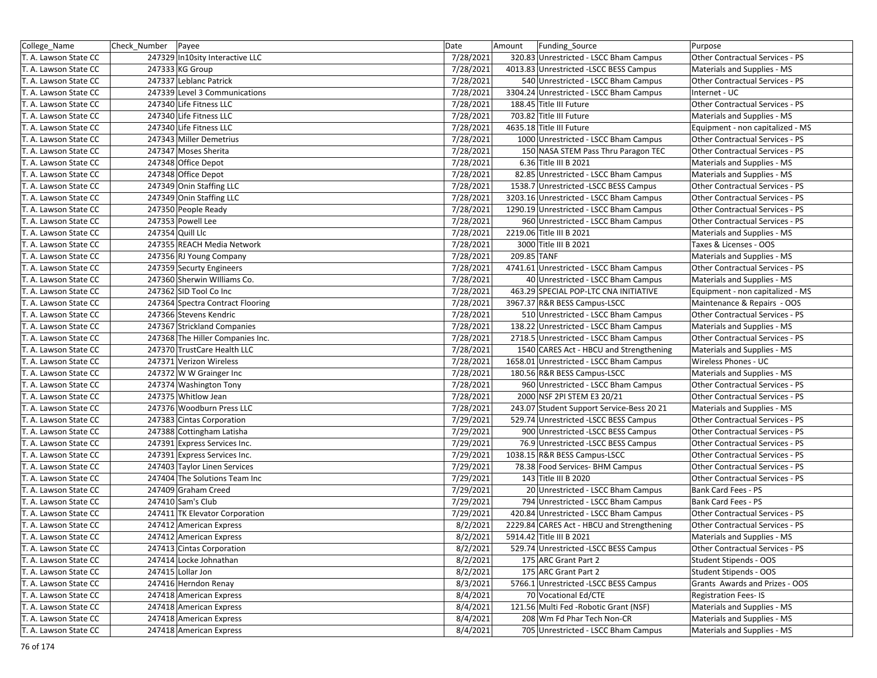| College_Name | Check_Number | Payee | Date | Amount | Funding_Source | Purpose |
|---|---|---|---|---|---|---|
| T. A. Lawson State CC | 247329 | In10sity Interactive LLC | 7/28/2021 | 320.83 | Unrestricted - LSCC Bham Campus | Other Contractual Services - PS |
| T. A. Lawson State CC | 247333 | KG Group | 7/28/2021 | 4013.83 | Unrestricted -LSCC BESS Campus | Materials and Supplies - MS |
| T. A. Lawson State CC | 247337 | Leblanc Patrick | 7/28/2021 | 540 | Unrestricted - LSCC Bham Campus | Other Contractual Services - PS |
| T. A. Lawson State CC | 247339 | Level 3 Communications | 7/28/2021 | 3304.24 | Unrestricted - LSCC Bham Campus | Internet - UC |
| T. A. Lawson State CC | 247340 | Life Fitness LLC | 7/28/2021 | 188.45 | Title III Future | Other Contractual Services - PS |
| T. A. Lawson State CC | 247340 | Life Fitness LLC | 7/28/2021 | 703.82 | Title III Future | Materials and Supplies - MS |
| T. A. Lawson State CC | 247340 | Life Fitness LLC | 7/28/2021 | 4635.18 | Title III Future | Equipment - non capitalized - MS |
| T. A. Lawson State CC | 247343 | Miller Demetrius | 7/28/2021 | 1000 | Unrestricted - LSCC Bham Campus | Other Contractual Services - PS |
| T. A. Lawson State CC | 247347 | Moses Sherita | 7/28/2021 | 150 | NASA STEM Pass Thru Paragon TEC | Other Contractual Services - PS |
| T. A. Lawson State CC | 247348 | Office Depot | 7/28/2021 | 6.36 | Title III B 2021 | Materials and Supplies - MS |
| T. A. Lawson State CC | 247348 | Office Depot | 7/28/2021 | 82.85 | Unrestricted - LSCC Bham Campus | Materials and Supplies - MS |
| T. A. Lawson State CC | 247349 | Onin Staffing LLC | 7/28/2021 | 1538.7 | Unrestricted -LSCC BESS Campus | Other Contractual Services - PS |
| T. A. Lawson State CC | 247349 | Onin Staffing LLC | 7/28/2021 | 3203.16 | Unrestricted - LSCC Bham Campus | Other Contractual Services - PS |
| T. A. Lawson State CC | 247350 | People Ready | 7/28/2021 | 1290.19 | Unrestricted - LSCC Bham Campus | Other Contractual Services - PS |
| T. A. Lawson State CC | 247353 | Powell Lee | 7/28/2021 | 960 | Unrestricted - LSCC Bham Campus | Other Contractual Services - PS |
| T. A. Lawson State CC | 247354 | Quill Llc | 7/28/2021 | 2219.06 | Title III B 2021 | Materials and Supplies - MS |
| T. A. Lawson State CC | 247355 | REACH Media Network | 7/28/2021 | 3000 | Title III B 2021 | Taxes & Licenses - OOS |
| T. A. Lawson State CC | 247356 | RJ Young Company | 7/28/2021 | 209.85 | TANF | Materials and Supplies - MS |
| T. A. Lawson State CC | 247359 | Securty Engineers | 7/28/2021 | 4741.61 | Unrestricted - LSCC Bham Campus | Other Contractual Services - PS |
| T. A. Lawson State CC | 247360 | Sherwin WIlliams Co. | 7/28/2021 | 40 | Unrestricted - LSCC Bham Campus | Materials and Supplies - MS |
| T. A. Lawson State CC | 247362 | SID Tool Co Inc | 7/28/2021 | 463.29 | SPECIAL POP-LTC CNA INITIATIVE | Equipment - non capitalized - MS |
| T. A. Lawson State CC | 247364 | Spectra Contract Flooring | 7/28/2021 | 3967.37 | R&R BESS Campus-LSCC | Maintenance & Repairs - OOS |
| T. A. Lawson State CC | 247366 | Stevens Kendric | 7/28/2021 | 510 | Unrestricted - LSCC Bham Campus | Other Contractual Services - PS |
| T. A. Lawson State CC | 247367 | Strickland Companies | 7/28/2021 | 138.22 | Unrestricted - LSCC Bham Campus | Materials and Supplies - MS |
| T. A. Lawson State CC | 247368 | The Hiller Companies Inc. | 7/28/2021 | 2718.5 | Unrestricted - LSCC Bham Campus | Other Contractual Services - PS |
| T. A. Lawson State CC | 247370 | TrustCare Health LLC | 7/28/2021 | 1540 | CARES Act - HBCU and Strengthening | Materials and Supplies - MS |
| T. A. Lawson State CC | 247371 | Verizon Wireless | 7/28/2021 | 1658.01 | Unrestricted - LSCC Bham Campus | Wireless Phones - UC |
| T. A. Lawson State CC | 247372 | W W Grainger Inc | 7/28/2021 | 180.56 | R&R BESS Campus-LSCC | Materials and Supplies - MS |
| T. A. Lawson State CC | 247374 | Washington Tony | 7/28/2021 | 960 | Unrestricted - LSCC Bham Campus | Other Contractual Services - PS |
| T. A. Lawson State CC | 247375 | Whitlow Jean | 7/28/2021 | 2000 | NSF 2PI STEM E3 20/21 | Other Contractual Services - PS |
| T. A. Lawson State CC | 247376 | Woodburn Press LLC | 7/28/2021 | 243.07 | Student Support Service-Bess 20 21 | Materials and Supplies - MS |
| T. A. Lawson State CC | 247383 | Cintas Corporation | 7/29/2021 | 529.74 | Unrestricted -LSCC BESS Campus | Other Contractual Services - PS |
| T. A. Lawson State CC | 247388 | Cottingham Latisha | 7/29/2021 | 900 | Unrestricted -LSCC BESS Campus | Other Contractual Services - PS |
| T. A. Lawson State CC | 247391 | Express Services Inc. | 7/29/2021 | 76.9 | Unrestricted -LSCC BESS Campus | Other Contractual Services - PS |
| T. A. Lawson State CC | 247391 | Express Services Inc. | 7/29/2021 | 1038.15 | R&R BESS Campus-LSCC | Other Contractual Services - PS |
| T. A. Lawson State CC | 247403 | Taylor Linen Services | 7/29/2021 | 78.38 | Food Services- BHM Campus | Other Contractual Services - PS |
| T. A. Lawson State CC | 247404 | The Solutions Team Inc | 7/29/2021 | 143 | Title III B 2020 | Other Contractual Services - PS |
| T. A. Lawson State CC | 247409 | Graham Creed | 7/29/2021 | 20 | Unrestricted - LSCC Bham Campus | Bank Card Fees - PS |
| T. A. Lawson State CC | 247410 | Sam's Club | 7/29/2021 | 794 | Unrestricted - LSCC Bham Campus | Bank Card Fees - PS |
| T. A. Lawson State CC | 247411 | TK Elevator Corporation | 7/29/2021 | 420.84 | Unrestricted - LSCC Bham Campus | Other Contractual Services - PS |
| T. A. Lawson State CC | 247412 | American Express | 8/2/2021 | 2229.84 | CARES Act - HBCU and Strengthening | Other Contractual Services - PS |
| T. A. Lawson State CC | 247412 | American Express | 8/2/2021 | 5914.42 | Title III B 2021 | Materials and Supplies - MS |
| T. A. Lawson State CC | 247413 | Cintas Corporation | 8/2/2021 | 529.74 | Unrestricted -LSCC BESS Campus | Other Contractual Services - PS |
| T. A. Lawson State CC | 247414 | Locke Johnathan | 8/2/2021 | 175 | ARC Grant Part 2 | Student Stipends - OOS |
| T. A. Lawson State CC | 247415 | Lollar Jon | 8/2/2021 | 175 | ARC Grant Part 2 | Student Stipends - OOS |
| T. A. Lawson State CC | 247416 | Herndon Renay | 8/3/2021 | 5766.1 | Unrestricted -LSCC BESS Campus | Grants Awards and Prizes - OOS |
| T. A. Lawson State CC | 247418 | American Express | 8/4/2021 | 70 | Vocational Ed/CTE | Registration Fees- IS |
| T. A. Lawson State CC | 247418 | American Express | 8/4/2021 | 121.56 | Multi Fed -Robotic Grant (NSF) | Materials and Supplies - MS |
| T. A. Lawson State CC | 247418 | American Express | 8/4/2021 | 208 | Wm Fd Phar Tech Non-CR | Materials and Supplies - MS |
| T. A. Lawson State CC | 247418 | American Express | 8/4/2021 | 705 | Unrestricted - LSCC Bham Campus | Materials and Supplies - MS |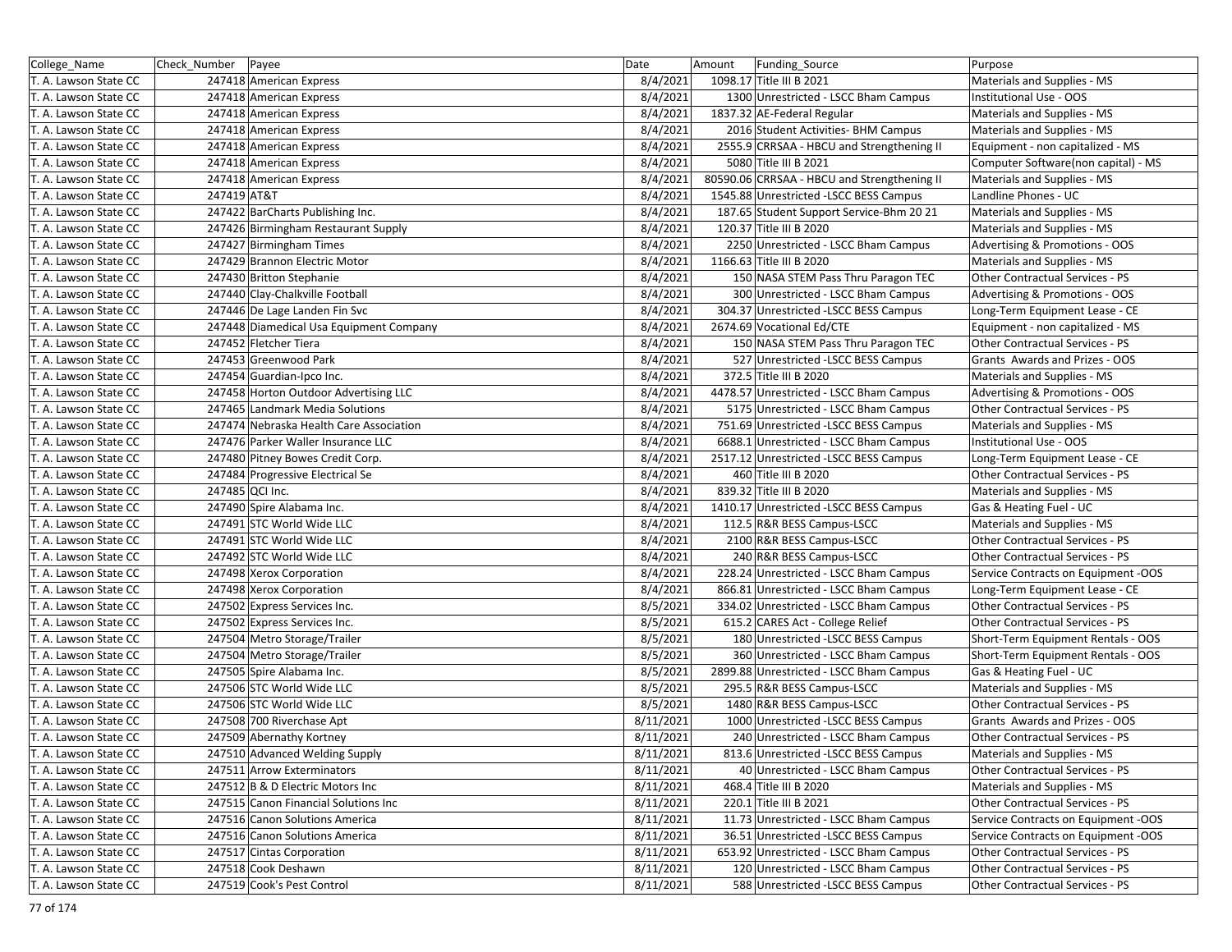| College_Name | Check_Number | Payee | Date | Amount | Funding_Source | Purpose |
|---|---|---|---|---|---|---|
| T. A. Lawson State CC | 247418 | American Express | 8/4/2021 | 1098.17 | Title III B 2021 | Materials and Supplies - MS |
| T. A. Lawson State CC | 247418 | American Express | 8/4/2021 | 1300 | Unrestricted - LSCC Bham Campus | Institutional Use - OOS |
| T. A. Lawson State CC | 247418 | American Express | 8/4/2021 | 1837.32 | AE-Federal Regular | Materials and Supplies - MS |
| T. A. Lawson State CC | 247418 | American Express | 8/4/2021 | 2016 | Student Activities- BHM Campus | Materials and Supplies - MS |
| T. A. Lawson State CC | 247418 | American Express | 8/4/2021 | 2555.9 | CRRSAA - HBCU and Strengthening II | Equipment - non capitalized - MS |
| T. A. Lawson State CC | 247418 | American Express | 8/4/2021 | 5080 | Title III B 2021 | Computer Software(non capital) - MS |
| T. A. Lawson State CC | 247418 | American Express | 8/4/2021 | 80590.06 | CRRSAA - HBCU and Strengthening II | Materials and Supplies - MS |
| T. A. Lawson State CC | 247419 | AT&T | 8/4/2021 | 1545.88 | Unrestricted -LSCC BESS Campus | Landline Phones - UC |
| T. A. Lawson State CC | 247422 | BarCharts Publishing Inc. | 8/4/2021 | 187.65 | Student Support Service-Bhm 20 21 | Materials and Supplies - MS |
| T. A. Lawson State CC | 247426 | Birmingham Restaurant Supply | 8/4/2021 | 120.37 | Title III B 2020 | Materials and Supplies - MS |
| T. A. Lawson State CC | 247427 | Birmingham Times | 8/4/2021 | 2250 | Unrestricted - LSCC Bham Campus | Advertising & Promotions - OOS |
| T. A. Lawson State CC | 247429 | Brannon Electric Motor | 8/4/2021 | 1166.63 | Title III B 2020 | Materials and Supplies - MS |
| T. A. Lawson State CC | 247430 | Britton Stephanie | 8/4/2021 | 150 | NASA STEM Pass Thru Paragon TEC | Other Contractual Services - PS |
| T. A. Lawson State CC | 247440 | Clay-Chalkville Football | 8/4/2021 | 300 | Unrestricted - LSCC Bham Campus | Advertising & Promotions - OOS |
| T. A. Lawson State CC | 247446 | De Lage Landen Fin Svc | 8/4/2021 | 304.37 | Unrestricted -LSCC BESS Campus | Long-Term Equipment Lease - CE |
| T. A. Lawson State CC | 247448 | Diamedical Usa Equipment Company | 8/4/2021 | 2674.69 | Vocational Ed/CTE | Equipment - non capitalized - MS |
| T. A. Lawson State CC | 247452 | Fletcher Tiera | 8/4/2021 | 150 | NASA STEM Pass Thru Paragon TEC | Other Contractual Services - PS |
| T. A. Lawson State CC | 247453 | Greenwood Park | 8/4/2021 | 527 | Unrestricted -LSCC BESS Campus | Grants Awards and Prizes - OOS |
| T. A. Lawson State CC | 247454 | Guardian-Ipco Inc. | 8/4/2021 | 372.5 | Title III B 2020 | Materials and Supplies - MS |
| T. A. Lawson State CC | 247458 | Horton Outdoor Advertising LLC | 8/4/2021 | 4478.57 | Unrestricted - LSCC Bham Campus | Advertising & Promotions - OOS |
| T. A. Lawson State CC | 247465 | Landmark Media Solutions | 8/4/2021 | 5175 | Unrestricted - LSCC Bham Campus | Other Contractual Services - PS |
| T. A. Lawson State CC | 247474 | Nebraska Health Care Association | 8/4/2021 | 751.69 | Unrestricted -LSCC BESS Campus | Materials and Supplies - MS |
| T. A. Lawson State CC | 247476 | Parker Waller Insurance LLC | 8/4/2021 | 6688.1 | Unrestricted - LSCC Bham Campus | Institutional Use - OOS |
| T. A. Lawson State CC | 247480 | Pitney Bowes Credit Corp. | 8/4/2021 | 2517.12 | Unrestricted -LSCC BESS Campus | Long-Term Equipment Lease - CE |
| T. A. Lawson State CC | 247484 | Progressive Electrical Se | 8/4/2021 | 460 | Title III B 2020 | Other Contractual Services - PS |
| T. A. Lawson State CC | 247485 | QCI Inc. | 8/4/2021 | 839.32 | Title III B 2020 | Materials and Supplies - MS |
| T. A. Lawson State CC | 247490 | Spire Alabama Inc. | 8/4/2021 | 1410.17 | Unrestricted -LSCC BESS Campus | Gas & Heating Fuel - UC |
| T. A. Lawson State CC | 247491 | STC World Wide LLC | 8/4/2021 | 112.5 | R&R BESS Campus-LSCC | Materials and Supplies - MS |
| T. A. Lawson State CC | 247491 | STC World Wide LLC | 8/4/2021 | 2100 | R&R BESS Campus-LSCC | Other Contractual Services - PS |
| T. A. Lawson State CC | 247492 | STC World Wide LLC | 8/4/2021 | 240 | R&R BESS Campus-LSCC | Other Contractual Services - PS |
| T. A. Lawson State CC | 247498 | Xerox Corporation | 8/4/2021 | 228.24 | Unrestricted - LSCC Bham Campus | Service Contracts on Equipment -OOS |
| T. A. Lawson State CC | 247498 | Xerox Corporation | 8/4/2021 | 866.81 | Unrestricted - LSCC Bham Campus | Long-Term Equipment Lease - CE |
| T. A. Lawson State CC | 247502 | Express Services Inc. | 8/5/2021 | 334.02 | Unrestricted - LSCC Bham Campus | Other Contractual Services - PS |
| T. A. Lawson State CC | 247502 | Express Services Inc. | 8/5/2021 | 615.2 | CARES Act - College Relief | Other Contractual Services - PS |
| T. A. Lawson State CC | 247504 | Metro Storage/Trailer | 8/5/2021 | 180 | Unrestricted -LSCC BESS Campus | Short-Term Equipment Rentals - OOS |
| T. A. Lawson State CC | 247504 | Metro Storage/Trailer | 8/5/2021 | 360 | Unrestricted - LSCC Bham Campus | Short-Term Equipment Rentals - OOS |
| T. A. Lawson State CC | 247505 | Spire Alabama Inc. | 8/5/2021 | 2899.88 | Unrestricted - LSCC Bham Campus | Gas & Heating Fuel - UC |
| T. A. Lawson State CC | 247506 | STC World Wide LLC | 8/5/2021 | 295.5 | R&R BESS Campus-LSCC | Materials and Supplies - MS |
| T. A. Lawson State CC | 247506 | STC World Wide LLC | 8/5/2021 | 1480 | R&R BESS Campus-LSCC | Other Contractual Services - PS |
| T. A. Lawson State CC | 247508 | 700 Riverchase Apt | 8/11/2021 | 1000 | Unrestricted -LSCC BESS Campus | Grants Awards and Prizes - OOS |
| T. A. Lawson State CC | 247509 | Abernathy Kortney | 8/11/2021 | 240 | Unrestricted - LSCC Bham Campus | Other Contractual Services - PS |
| T. A. Lawson State CC | 247510 | Advanced Welding Supply | 8/11/2021 | 813.6 | Unrestricted -LSCC BESS Campus | Materials and Supplies - MS |
| T. A. Lawson State CC | 247511 | Arrow Exterminators | 8/11/2021 | 40 | Unrestricted - LSCC Bham Campus | Other Contractual Services - PS |
| T. A. Lawson State CC | 247512 | B & D Electric Motors Inc | 8/11/2021 | 468.4 | Title III B 2020 | Materials and Supplies - MS |
| T. A. Lawson State CC | 247515 | Canon Financial Solutions Inc | 8/11/2021 | 220.1 | Title III B 2021 | Other Contractual Services - PS |
| T. A. Lawson State CC | 247516 | Canon Solutions America | 8/11/2021 | 11.73 | Unrestricted - LSCC Bham Campus | Service Contracts on Equipment -OOS |
| T. A. Lawson State CC | 247516 | Canon Solutions America | 8/11/2021 | 36.51 | Unrestricted -LSCC BESS Campus | Service Contracts on Equipment -OOS |
| T. A. Lawson State CC | 247517 | Cintas Corporation | 8/11/2021 | 653.92 | Unrestricted - LSCC Bham Campus | Other Contractual Services - PS |
| T. A. Lawson State CC | 247518 | Cook Deshawn | 8/11/2021 | 120 | Unrestricted - LSCC Bham Campus | Other Contractual Services - PS |
| T. A. Lawson State CC | 247519 | Cook's Pest Control | 8/11/2021 | 588 | Unrestricted -LSCC BESS Campus | Other Contractual Services - PS |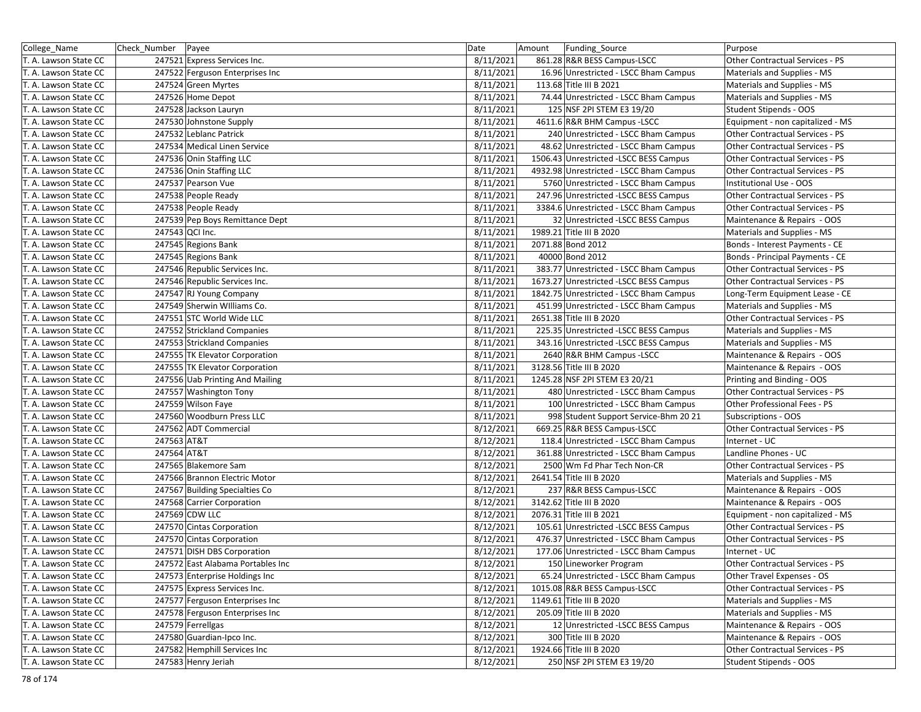| College_Name | Check_Number | Payee | Date | Amount | Funding_Source | Purpose |
|---|---|---|---|---|---|---|
| T. A. Lawson State CC | 247521 | Express Services Inc. | 8/11/2021 | 861.28 | R&R BESS Campus-LSCC | Other Contractual Services - PS |
| T. A. Lawson State CC | 247522 | Ferguson Enterprises Inc | 8/11/2021 | 16.96 | Unrestricted - LSCC Bham Campus | Materials and Supplies - MS |
| T. A. Lawson State CC | 247524 | Green Myrtes | 8/11/2021 | 113.68 | Title III B 2021 | Materials and Supplies - MS |
| T. A. Lawson State CC | 247526 | Home Depot | 8/11/2021 | 74.44 | Unrestricted - LSCC Bham Campus | Materials and Supplies - MS |
| T. A. Lawson State CC | 247528 | Jackson Lauryn | 8/11/2021 | 125 | NSF 2PI STEM E3 19/20 | Student Stipends - OOS |
| T. A. Lawson State CC | 247530 | Johnstone Supply | 8/11/2021 | 4611.6 | R&R BHM Campus -LSCC | Equipment - non capitalized - MS |
| T. A. Lawson State CC | 247532 | Leblanc Patrick | 8/11/2021 | 240 | Unrestricted - LSCC Bham Campus | Other Contractual Services - PS |
| T. A. Lawson State CC | 247534 | Medical Linen Service | 8/11/2021 | 48.62 | Unrestricted - LSCC Bham Campus | Other Contractual Services - PS |
| T. A. Lawson State CC | 247536 | Onin Staffing LLC | 8/11/2021 | 1506.43 | Unrestricted -LSCC BESS Campus | Other Contractual Services - PS |
| T. A. Lawson State CC | 247536 | Onin Staffing LLC | 8/11/2021 | 4932.98 | Unrestricted - LSCC Bham Campus | Other Contractual Services - PS |
| T. A. Lawson State CC | 247537 | Pearson Vue | 8/11/2021 | 5760 | Unrestricted - LSCC Bham Campus | Institutional Use - OOS |
| T. A. Lawson State CC | 247538 | People Ready | 8/11/2021 | 247.96 | Unrestricted -LSCC BESS Campus | Other Contractual Services - PS |
| T. A. Lawson State CC | 247538 | People Ready | 8/11/2021 | 3384.6 | Unrestricted - LSCC Bham Campus | Other Contractual Services - PS |
| T. A. Lawson State CC | 247539 | Pep Boys Remittance Dept | 8/11/2021 | 32 | Unrestricted -LSCC BESS Campus | Maintenance & Repairs - OOS |
| T. A. Lawson State CC | 247543 | QCI Inc. | 8/11/2021 | 1989.21 | Title III B 2020 | Materials and Supplies - MS |
| T. A. Lawson State CC | 247545 | Regions Bank | 8/11/2021 | 2071.88 | Bond 2012 | Bonds - Interest Payments - CE |
| T. A. Lawson State CC | 247545 | Regions Bank | 8/11/2021 | 40000 | Bond 2012 | Bonds - Principal Payments - CE |
| T. A. Lawson State CC | 247546 | Republic Services Inc. | 8/11/2021 | 383.77 | Unrestricted - LSCC Bham Campus | Other Contractual Services - PS |
| T. A. Lawson State CC | 247546 | Republic Services Inc. | 8/11/2021 | 1673.27 | Unrestricted -LSCC BESS Campus | Other Contractual Services - PS |
| T. A. Lawson State CC | 247547 | RJ Young Company | 8/11/2021 | 1842.75 | Unrestricted - LSCC Bham Campus | Long-Term Equipment Lease - CE |
| T. A. Lawson State CC | 247549 | Sherwin WIlliams Co. | 8/11/2021 | 451.99 | Unrestricted - LSCC Bham Campus | Materials and Supplies - MS |
| T. A. Lawson State CC | 247551 | STC World Wide LLC | 8/11/2021 | 2651.38 | Title III B 2020 | Other Contractual Services - PS |
| T. A. Lawson State CC | 247552 | Strickland Companies | 8/11/2021 | 225.35 | Unrestricted -LSCC BESS Campus | Materials and Supplies - MS |
| T. A. Lawson State CC | 247553 | Strickland Companies | 8/11/2021 | 343.16 | Unrestricted -LSCC BESS Campus | Materials and Supplies - MS |
| T. A. Lawson State CC | 247555 | TK Elevator Corporation | 8/11/2021 | 2640 | R&R BHM Campus -LSCC | Maintenance & Repairs - OOS |
| T. A. Lawson State CC | 247555 | TK Elevator Corporation | 8/11/2021 | 3128.56 | Title III B 2020 | Maintenance & Repairs - OOS |
| T. A. Lawson State CC | 247556 | Uab Printing And Mailing | 8/11/2021 | 1245.28 | NSF 2PI STEM E3 20/21 | Printing and Binding - OOS |
| T. A. Lawson State CC | 247557 | Washington Tony | 8/11/2021 | 480 | Unrestricted - LSCC Bham Campus | Other Contractual Services - PS |
| T. A. Lawson State CC | 247559 | Wilson Faye | 8/11/2021 | 100 | Unrestricted - LSCC Bham Campus | Other Professional Fees - PS |
| T. A. Lawson State CC | 247560 | Woodburn Press LLC | 8/11/2021 | 998 | Student Support Service-Bhm 20 21 | Subscriptions - OOS |
| T. A. Lawson State CC | 247562 | ADT Commercial | 8/12/2021 | 669.25 | R&R BESS Campus-LSCC | Other Contractual Services - PS |
| T. A. Lawson State CC | 247563 | AT&T | 8/12/2021 | 118.4 | Unrestricted - LSCC Bham Campus | Internet - UC |
| T. A. Lawson State CC | 247564 | AT&T | 8/12/2021 | 361.88 | Unrestricted - LSCC Bham Campus | Landline Phones - UC |
| T. A. Lawson State CC | 247565 | Blakemore Sam | 8/12/2021 | 2500 | Wm Fd Phar Tech Non-CR | Other Contractual Services - PS |
| T. A. Lawson State CC | 247566 | Brannon Electric Motor | 8/12/2021 | 2641.54 | Title III B 2020 | Materials and Supplies - MS |
| T. A. Lawson State CC | 247567 | Building Specialties Co | 8/12/2021 | 237 | R&R BESS Campus-LSCC | Maintenance & Repairs - OOS |
| T. A. Lawson State CC | 247568 | Carrier Corporation | 8/12/2021 | 3142.62 | Title III B 2020 | Maintenance & Repairs - OOS |
| T. A. Lawson State CC | 247569 | CDW LLC | 8/12/2021 | 2076.31 | Title III B 2021 | Equipment - non capitalized - MS |
| T. A. Lawson State CC | 247570 | Cintas Corporation | 8/12/2021 | 105.61 | Unrestricted -LSCC BESS Campus | Other Contractual Services - PS |
| T. A. Lawson State CC | 247570 | Cintas Corporation | 8/12/2021 | 476.37 | Unrestricted - LSCC Bham Campus | Other Contractual Services - PS |
| T. A. Lawson State CC | 247571 | DISH DBS Corporation | 8/12/2021 | 177.06 | Unrestricted - LSCC Bham Campus | Internet - UC |
| T. A. Lawson State CC | 247572 | East Alabama Portables Inc | 8/12/2021 | 150 | Lineworker Program | Other Contractual Services - PS |
| T. A. Lawson State CC | 247573 | Enterprise Holdings Inc | 8/12/2021 | 65.24 | Unrestricted - LSCC Bham Campus | Other Travel Expenses - OS |
| T. A. Lawson State CC | 247575 | Express Services Inc. | 8/12/2021 | 1015.08 | R&R BESS Campus-LSCC | Other Contractual Services - PS |
| T. A. Lawson State CC | 247577 | Ferguson Enterprises Inc | 8/12/2021 | 1149.61 | Title III B 2020 | Materials and Supplies - MS |
| T. A. Lawson State CC | 247578 | Ferguson Enterprises Inc | 8/12/2021 | 205.09 | Title III B 2020 | Materials and Supplies - MS |
| T. A. Lawson State CC | 247579 | Ferrellgas | 8/12/2021 | 12 | Unrestricted -LSCC BESS Campus | Maintenance & Repairs - OOS |
| T. A. Lawson State CC | 247580 | Guardian-Ipco Inc. | 8/12/2021 | 300 | Title III B 2020 | Maintenance & Repairs - OOS |
| T. A. Lawson State CC | 247582 | Hemphill Services Inc | 8/12/2021 | 1924.66 | Title III B 2020 | Other Contractual Services - PS |
| T. A. Lawson State CC | 247583 | Henry Jeriah | 8/12/2021 | 250 | NSF 2PI STEM E3 19/20 | Student Stipends - OOS |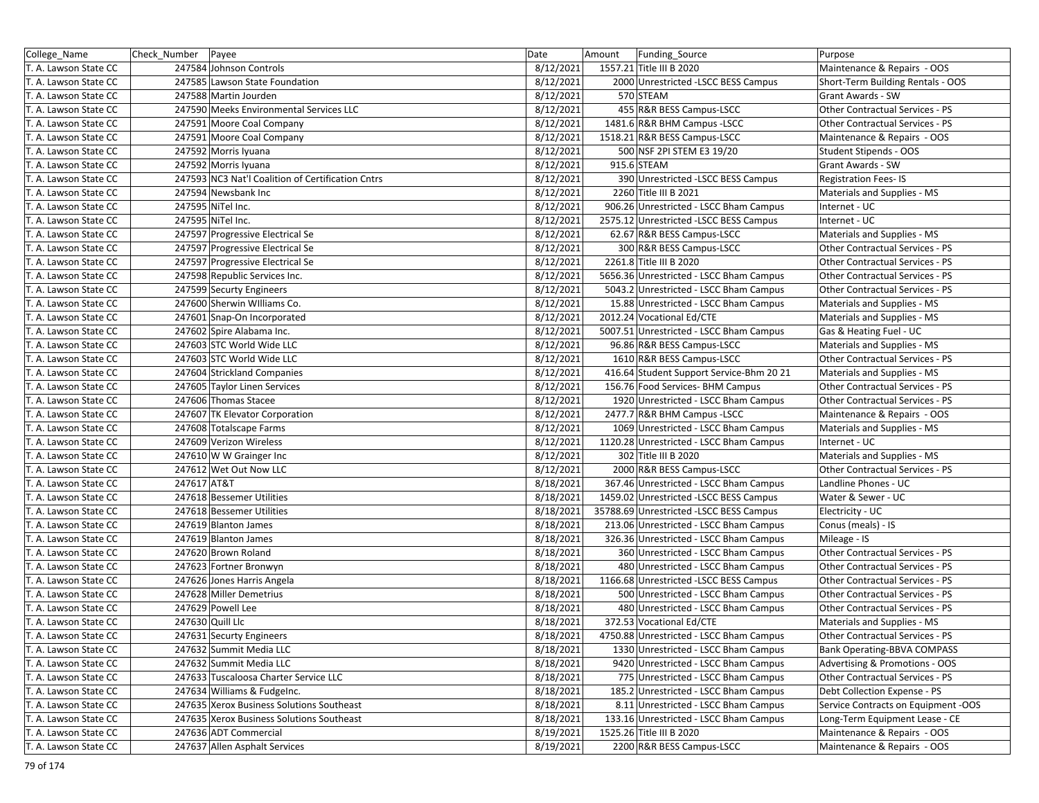| College_Name | Check_Number | Payee | Date | Amount | Funding_Source | Purpose |
|---|---|---|---|---|---|---|
| T. A. Lawson State CC | 247584 | Johnson Controls | 8/12/2021 | 1557.21 | Title III B 2020 | Maintenance & Repairs - OOS |
| T. A. Lawson State CC | 247585 | Lawson State Foundation | 8/12/2021 | 2000 | Unrestricted -LSCC BESS Campus | Short-Term Building Rentals - OOS |
| T. A. Lawson State CC | 247588 | Martin Jourden | 8/12/2021 | 570 | STEAM | Grant Awards - SW |
| T. A. Lawson State CC | 247590 | Meeks Environmental Services LLC | 8/12/2021 | 455 | R&R BESS Campus-LSCC | Other Contractual Services - PS |
| T. A. Lawson State CC | 247591 | Moore Coal Company | 8/12/2021 | 1481.6 | R&R BHM Campus -LSCC | Other Contractual Services - PS |
| T. A. Lawson State CC | 247591 | Moore Coal Company | 8/12/2021 | 1518.21 | R&R BESS Campus-LSCC | Maintenance & Repairs - OOS |
| T. A. Lawson State CC | 247592 | Morris Iyuana | 8/12/2021 | 500 | NSF 2PI STEM E3 19/20 | Student Stipends - OOS |
| T. A. Lawson State CC | 247592 | Morris Iyuana | 8/12/2021 | 915.6 | STEAM | Grant Awards - SW |
| T. A. Lawson State CC | 247593 | NC3 Nat'l Coalition of Certification Cntrs | 8/12/2021 | 390 | Unrestricted -LSCC BESS Campus | Registration Fees- IS |
| T. A. Lawson State CC | 247594 | Newsbank Inc | 8/12/2021 | 2260 | Title III B 2021 | Materials and Supplies - MS |
| T. A. Lawson State CC | 247595 | NiTel Inc. | 8/12/2021 | 906.26 | Unrestricted - LSCC Bham Campus | Internet - UC |
| T. A. Lawson State CC | 247595 | NiTel Inc. | 8/12/2021 | 2575.12 | Unrestricted -LSCC BESS Campus | Internet - UC |
| T. A. Lawson State CC | 247597 | Progressive Electrical Se | 8/12/2021 | 62.67 | R&R BESS Campus-LSCC | Materials and Supplies - MS |
| T. A. Lawson State CC | 247597 | Progressive Electrical Se | 8/12/2021 | 300 | R&R BESS Campus-LSCC | Other Contractual Services - PS |
| T. A. Lawson State CC | 247597 | Progressive Electrical Se | 8/12/2021 | 2261.8 | Title III B 2020 | Other Contractual Services - PS |
| T. A. Lawson State CC | 247598 | Republic Services Inc. | 8/12/2021 | 5656.36 | Unrestricted - LSCC Bham Campus | Other Contractual Services - PS |
| T. A. Lawson State CC | 247599 | Securty Engineers | 8/12/2021 | 5043.2 | Unrestricted - LSCC Bham Campus | Other Contractual Services - PS |
| T. A. Lawson State CC | 247600 | Sherwin WIlliams Co. | 8/12/2021 | 15.88 | Unrestricted - LSCC Bham Campus | Materials and Supplies - MS |
| T. A. Lawson State CC | 247601 | Snap-On Incorporated | 8/12/2021 | 2012.24 | Vocational Ed/CTE | Materials and Supplies - MS |
| T. A. Lawson State CC | 247602 | Spire Alabama Inc. | 8/12/2021 | 5007.51 | Unrestricted - LSCC Bham Campus | Gas & Heating Fuel - UC |
| T. A. Lawson State CC | 247603 | STC World Wide LLC | 8/12/2021 | 96.86 | R&R BESS Campus-LSCC | Materials and Supplies - MS |
| T. A. Lawson State CC | 247603 | STC World Wide LLC | 8/12/2021 | 1610 | R&R BESS Campus-LSCC | Other Contractual Services - PS |
| T. A. Lawson State CC | 247604 | Strickland Companies | 8/12/2021 | 416.64 | Student Support Service-Bhm 20 21 | Materials and Supplies - MS |
| T. A. Lawson State CC | 247605 | Taylor Linen Services | 8/12/2021 | 156.76 | Food Services- BHM Campus | Other Contractual Services - PS |
| T. A. Lawson State CC | 247606 | Thomas Stacee | 8/12/2021 | 1920 | Unrestricted - LSCC Bham Campus | Other Contractual Services - PS |
| T. A. Lawson State CC | 247607 | TK Elevator Corporation | 8/12/2021 | 2477.7 | R&R BHM Campus -LSCC | Maintenance & Repairs - OOS |
| T. A. Lawson State CC | 247608 | Totalscape Farms | 8/12/2021 | 1069 | Unrestricted - LSCC Bham Campus | Materials and Supplies - MS |
| T. A. Lawson State CC | 247609 | Verizon Wireless | 8/12/2021 | 1120.28 | Unrestricted - LSCC Bham Campus | Internet - UC |
| T. A. Lawson State CC | 247610 | W W Grainger Inc | 8/12/2021 | 302 | Title III B 2020 | Materials and Supplies - MS |
| T. A. Lawson State CC | 247612 | Wet Out Now LLC | 8/12/2021 | 2000 | R&R BESS Campus-LSCC | Other Contractual Services - PS |
| T. A. Lawson State CC | 247617 | AT&T | 8/18/2021 | 367.46 | Unrestricted - LSCC Bham Campus | Landline Phones - UC |
| T. A. Lawson State CC | 247618 | Bessemer Utilities | 8/18/2021 | 1459.02 | Unrestricted -LSCC BESS Campus | Water & Sewer - UC |
| T. A. Lawson State CC | 247618 | Bessemer Utilities | 8/18/2021 | 35788.69 | Unrestricted -LSCC BESS Campus | Electricity - UC |
| T. A. Lawson State CC | 247619 | Blanton James | 8/18/2021 | 213.06 | Unrestricted - LSCC Bham Campus | Conus (meals) - IS |
| T. A. Lawson State CC | 247619 | Blanton James | 8/18/2021 | 326.36 | Unrestricted - LSCC Bham Campus | Mileage - IS |
| T. A. Lawson State CC | 247620 | Brown Roland | 8/18/2021 | 360 | Unrestricted - LSCC Bham Campus | Other Contractual Services - PS |
| T. A. Lawson State CC | 247623 | Fortner Bronwyn | 8/18/2021 | 480 | Unrestricted - LSCC Bham Campus | Other Contractual Services - PS |
| T. A. Lawson State CC | 247626 | Jones Harris Angela | 8/18/2021 | 1166.68 | Unrestricted -LSCC BESS Campus | Other Contractual Services - PS |
| T. A. Lawson State CC | 247628 | Miller Demetrius | 8/18/2021 | 500 | Unrestricted - LSCC Bham Campus | Other Contractual Services - PS |
| T. A. Lawson State CC | 247629 | Powell Lee | 8/18/2021 | 480 | Unrestricted - LSCC Bham Campus | Other Contractual Services - PS |
| T. A. Lawson State CC | 247630 | Quill Llc | 8/18/2021 | 372.53 | Vocational Ed/CTE | Materials and Supplies - MS |
| T. A. Lawson State CC | 247631 | Securty Engineers | 8/18/2021 | 4750.88 | Unrestricted - LSCC Bham Campus | Other Contractual Services - PS |
| T. A. Lawson State CC | 247632 | Summit Media LLC | 8/18/2021 | 1330 | Unrestricted - LSCC Bham Campus | Bank Operating-BBVA COMPASS |
| T. A. Lawson State CC | 247632 | Summit Media LLC | 8/18/2021 | 9420 | Unrestricted - LSCC Bham Campus | Advertising & Promotions - OOS |
| T. A. Lawson State CC | 247633 | Tuscaloosa Charter Service LLC | 8/18/2021 | 775 | Unrestricted - LSCC Bham Campus | Other Contractual Services - PS |
| T. A. Lawson State CC | 247634 | Williams & FudgeInc. | 8/18/2021 | 185.2 | Unrestricted - LSCC Bham Campus | Debt Collection Expense - PS |
| T. A. Lawson State CC | 247635 | Xerox Business Solutions Southeast | 8/18/2021 | 8.11 | Unrestricted - LSCC Bham Campus | Service Contracts on Equipment -OOS |
| T. A. Lawson State CC | 247635 | Xerox Business Solutions Southeast | 8/18/2021 | 133.16 | Unrestricted - LSCC Bham Campus | Long-Term Equipment Lease - CE |
| T. A. Lawson State CC | 247636 | ADT Commercial | 8/19/2021 | 1525.26 | Title III B 2020 | Maintenance & Repairs - OOS |
| T. A. Lawson State CC | 247637 | Allen Asphalt Services | 8/19/2021 | 2200 | R&R BESS Campus-LSCC | Maintenance & Repairs - OOS |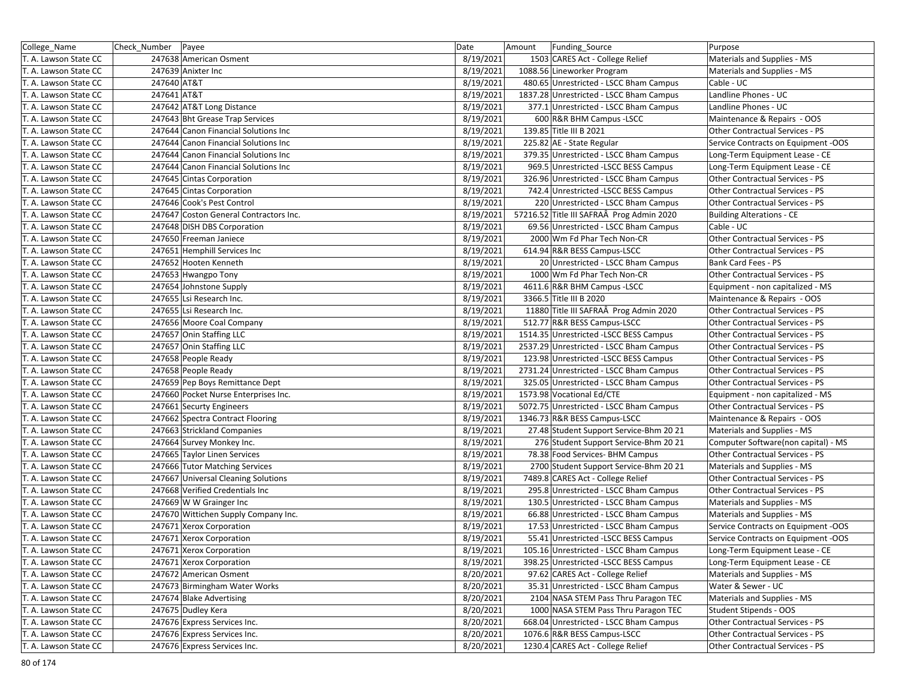| College_Name | Check_Number | Payee | Date | Amount | Funding_Source | Purpose |
|---|---|---|---|---|---|---|
| T. A. Lawson State CC | 247638 | American Osment | 8/19/2021 | 1503 | CARES Act - College Relief | Materials and Supplies - MS |
| T. A. Lawson State CC | 247639 | Anixter Inc | 8/19/2021 | 1088.56 | Lineworker Program | Materials and Supplies - MS |
| T. A. Lawson State CC | 247640 | AT&T | 8/19/2021 | 480.65 | Unrestricted - LSCC Bham Campus | Cable - UC |
| T. A. Lawson State CC | 247641 | AT&T | 8/19/2021 | 1837.28 | Unrestricted - LSCC Bham Campus | Landline Phones - UC |
| T. A. Lawson State CC | 247642 | AT&T Long Distance | 8/19/2021 | 377.1 | Unrestricted - LSCC Bham Campus | Landline Phones - UC |
| T. A. Lawson State CC | 247643 | Bht Grease Trap Services | 8/19/2021 | 600 | R&R BHM Campus -LSCC | Maintenance & Repairs - OOS |
| T. A. Lawson State CC | 247644 | Canon Financial Solutions Inc | 8/19/2021 | 139.85 | Title III B 2021 | Other Contractual Services - PS |
| T. A. Lawson State CC | 247644 | Canon Financial Solutions Inc | 8/19/2021 | 225.82 | AE - State Regular | Service Contracts on Equipment -OOS |
| T. A. Lawson State CC | 247644 | Canon Financial Solutions Inc | 8/19/2021 | 379.35 | Unrestricted - LSCC Bham Campus | Long-Term Equipment Lease - CE |
| T. A. Lawson State CC | 247644 | Canon Financial Solutions Inc | 8/19/2021 | 969.5 | Unrestricted -LSCC BESS Campus | Long-Term Equipment Lease - CE |
| T. A. Lawson State CC | 247645 | Cintas Corporation | 8/19/2021 | 326.96 | Unrestricted - LSCC Bham Campus | Other Contractual Services - PS |
| T. A. Lawson State CC | 247645 | Cintas Corporation | 8/19/2021 | 742.4 | Unrestricted -LSCC BESS Campus | Other Contractual Services - PS |
| T. A. Lawson State CC | 247646 | Cook's Pest Control | 8/19/2021 | 220 | Unrestricted - LSCC Bham Campus | Other Contractual Services - PS |
| T. A. Lawson State CC | 247647 | Coston General Contractors Inc. | 8/19/2021 | 57216.52 | Title III SAFRAÂ Prog Admin 2020 | Building Alterations - CE |
| T. A. Lawson State CC | 247648 | DISH DBS Corporation | 8/19/2021 | 69.56 | Unrestricted - LSCC Bham Campus | Cable - UC |
| T. A. Lawson State CC | 247650 | Freeman Janiece | 8/19/2021 | 2000 | Wm Fd Phar Tech Non-CR | Other Contractual Services - PS |
| T. A. Lawson State CC | 247651 | Hemphill Services Inc | 8/19/2021 | 614.94 | R&R BESS Campus-LSCC | Other Contractual Services - PS |
| T. A. Lawson State CC | 247652 | Hooten Kenneth | 8/19/2021 | 20 | Unrestricted - LSCC Bham Campus | Bank Card Fees - PS |
| T. A. Lawson State CC | 247653 | Hwangpo Tony | 8/19/2021 | 1000 | Wm Fd Phar Tech Non-CR | Other Contractual Services - PS |
| T. A. Lawson State CC | 247654 | Johnstone Supply | 8/19/2021 | 4611.6 | R&R BHM Campus -LSCC | Equipment - non capitalized - MS |
| T. A. Lawson State CC | 247655 | Lsi Research Inc. | 8/19/2021 | 3366.5 | Title III B 2020 | Maintenance & Repairs - OOS |
| T. A. Lawson State CC | 247655 | Lsi Research Inc. | 8/19/2021 | 11880 | Title III SAFRAÂ Prog Admin 2020 | Other Contractual Services - PS |
| T. A. Lawson State CC | 247656 | Moore Coal Company | 8/19/2021 | 512.77 | R&R BESS Campus-LSCC | Other Contractual Services - PS |
| T. A. Lawson State CC | 247657 | Onin Staffing LLC | 8/19/2021 | 1514.35 | Unrestricted -LSCC BESS Campus | Other Contractual Services - PS |
| T. A. Lawson State CC | 247657 | Onin Staffing LLC | 8/19/2021 | 2537.29 | Unrestricted - LSCC Bham Campus | Other Contractual Services - PS |
| T. A. Lawson State CC | 247658 | People Ready | 8/19/2021 | 123.98 | Unrestricted -LSCC BESS Campus | Other Contractual Services - PS |
| T. A. Lawson State CC | 247658 | People Ready | 8/19/2021 | 2731.24 | Unrestricted - LSCC Bham Campus | Other Contractual Services - PS |
| T. A. Lawson State CC | 247659 | Pep Boys Remittance Dept | 8/19/2021 | 325.05 | Unrestricted - LSCC Bham Campus | Other Contractual Services - PS |
| T. A. Lawson State CC | 247660 | Pocket Nurse Enterprises Inc. | 8/19/2021 | 1573.98 | Vocational Ed/CTE | Equipment - non capitalized - MS |
| T. A. Lawson State CC | 247661 | Securty Engineers | 8/19/2021 | 5072.75 | Unrestricted - LSCC Bham Campus | Other Contractual Services - PS |
| T. A. Lawson State CC | 247662 | Spectra Contract Flooring | 8/19/2021 | 1346.73 | R&R BESS Campus-LSCC | Maintenance & Repairs - OOS |
| T. A. Lawson State CC | 247663 | Strickland Companies | 8/19/2021 | 27.48 | Student Support Service-Bhm 20 21 | Materials and Supplies - MS |
| T. A. Lawson State CC | 247664 | Survey Monkey Inc. | 8/19/2021 | 276 | Student Support Service-Bhm 20 21 | Computer Software(non capital) - MS |
| T. A. Lawson State CC | 247665 | Taylor Linen Services | 8/19/2021 | 78.38 | Food Services- BHM Campus | Other Contractual Services - PS |
| T. A. Lawson State CC | 247666 | Tutor Matching Services | 8/19/2021 | 2700 | Student Support Service-Bhm 20 21 | Materials and Supplies - MS |
| T. A. Lawson State CC | 247667 | Universal Cleaning Solutions | 8/19/2021 | 7489.8 | CARES Act - College Relief | Other Contractual Services - PS |
| T. A. Lawson State CC | 247668 | Verified Credentials Inc | 8/19/2021 | 295.8 | Unrestricted - LSCC Bham Campus | Other Contractual Services - PS |
| T. A. Lawson State CC | 247669 | W W Grainger Inc | 8/19/2021 | 130.5 | Unrestricted - LSCC Bham Campus | Materials and Supplies - MS |
| T. A. Lawson State CC | 247670 | Wittichen Supply Company Inc. | 8/19/2021 | 66.88 | Unrestricted - LSCC Bham Campus | Materials and Supplies - MS |
| T. A. Lawson State CC | 247671 | Xerox Corporation | 8/19/2021 | 17.53 | Unrestricted - LSCC Bham Campus | Service Contracts on Equipment -OOS |
| T. A. Lawson State CC | 247671 | Xerox Corporation | 8/19/2021 | 55.41 | Unrestricted -LSCC BESS Campus | Service Contracts on Equipment -OOS |
| T. A. Lawson State CC | 247671 | Xerox Corporation | 8/19/2021 | 105.16 | Unrestricted - LSCC Bham Campus | Long-Term Equipment Lease - CE |
| T. A. Lawson State CC | 247671 | Xerox Corporation | 8/19/2021 | 398.25 | Unrestricted -LSCC BESS Campus | Long-Term Equipment Lease - CE |
| T. A. Lawson State CC | 247672 | American Osment | 8/20/2021 | 97.62 | CARES Act - College Relief | Materials and Supplies - MS |
| T. A. Lawson State CC | 247673 | Birmingham Water Works | 8/20/2021 | 35.31 | Unrestricted - LSCC Bham Campus | Water & Sewer - UC |
| T. A. Lawson State CC | 247674 | Blake Advertising | 8/20/2021 | 2104 | NASA STEM Pass Thru Paragon TEC | Materials and Supplies - MS |
| T. A. Lawson State CC | 247675 | Dudley Kera | 8/20/2021 | 1000 | NASA STEM Pass Thru Paragon TEC | Student Stipends - OOS |
| T. A. Lawson State CC | 247676 | Express Services Inc. | 8/20/2021 | 668.04 | Unrestricted - LSCC Bham Campus | Other Contractual Services - PS |
| T. A. Lawson State CC | 247676 | Express Services Inc. | 8/20/2021 | 1076.6 | R&R BESS Campus-LSCC | Other Contractual Services - PS |
| T. A. Lawson State CC | 247676 | Express Services Inc. | 8/20/2021 | 1230.4 | CARES Act - College Relief | Other Contractual Services - PS |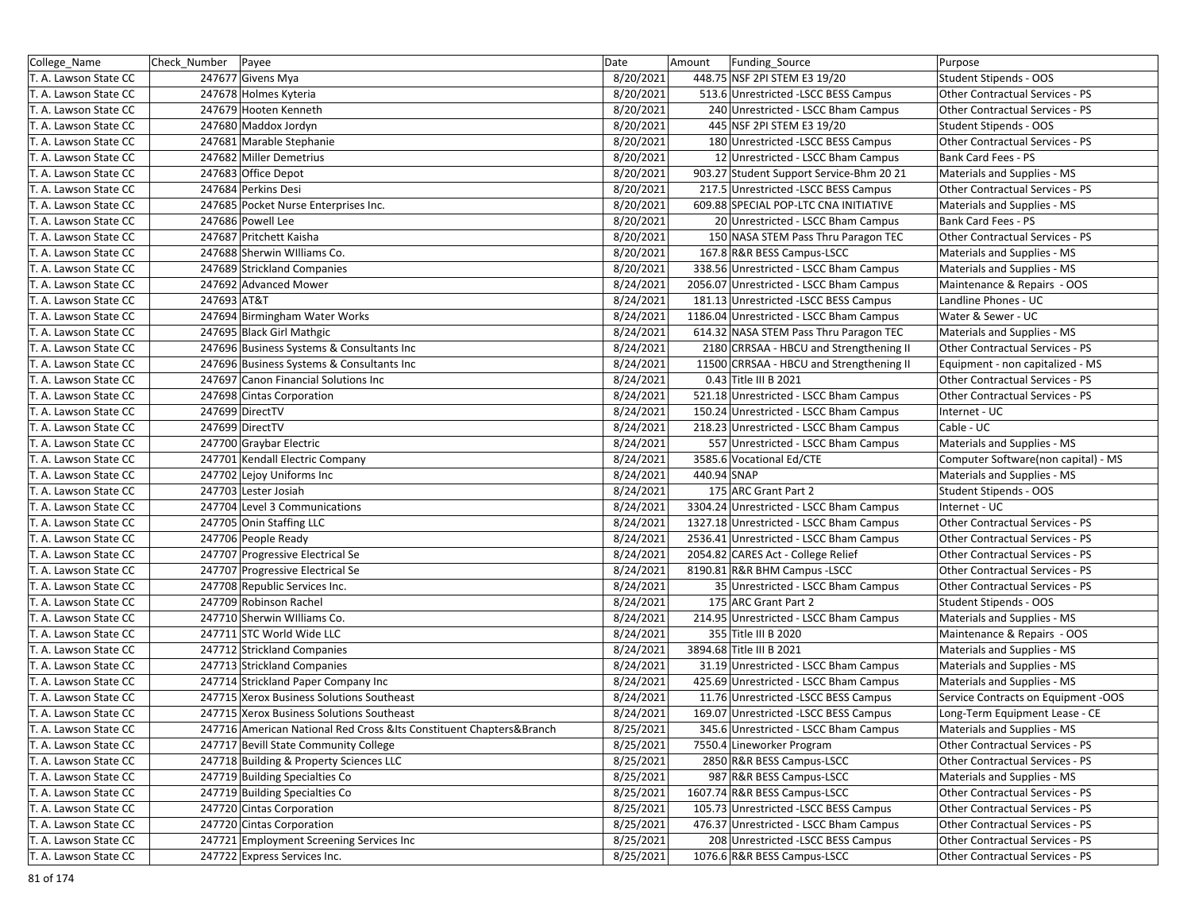| College_Name | Check_Number | Payee | Date | Amount | Funding_Source | Purpose |
|---|---|---|---|---|---|---|
| T. A. Lawson State CC | 247677 | Givens Mya | 8/20/2021 | 448.75 | NSF 2PI STEM E3 19/20 | Student Stipends - OOS |
| T. A. Lawson State CC | 247678 | Holmes Kyteria | 8/20/2021 | 513.6 | Unrestricted -LSCC BESS Campus | Other Contractual Services - PS |
| T. A. Lawson State CC | 247679 | Hooten Kenneth | 8/20/2021 | 240 | Unrestricted - LSCC Bham Campus | Other Contractual Services - PS |
| T. A. Lawson State CC | 247680 | Maddox Jordyn | 8/20/2021 | 445 | NSF 2PI STEM E3 19/20 | Student Stipends - OOS |
| T. A. Lawson State CC | 247681 | Marable Stephanie | 8/20/2021 | 180 | Unrestricted -LSCC BESS Campus | Other Contractual Services - PS |
| T. A. Lawson State CC | 247682 | Miller Demetrius | 8/20/2021 | 12 | Unrestricted - LSCC Bham Campus | Bank Card Fees - PS |
| T. A. Lawson State CC | 247683 | Office Depot | 8/20/2021 | 903.27 | Student Support Service-Bhm 20 21 | Materials and Supplies - MS |
| T. A. Lawson State CC | 247684 | Perkins Desi | 8/20/2021 | 217.5 | Unrestricted -LSCC BESS Campus | Other Contractual Services - PS |
| T. A. Lawson State CC | 247685 | Pocket Nurse Enterprises Inc. | 8/20/2021 | 609.88 | SPECIAL POP-LTC CNA INITIATIVE | Materials and Supplies - MS |
| T. A. Lawson State CC | 247686 | Powell Lee | 8/20/2021 | 20 | Unrestricted - LSCC Bham Campus | Bank Card Fees - PS |
| T. A. Lawson State CC | 247687 | Pritchett Kaisha | 8/20/2021 | 150 | NASA STEM Pass Thru Paragon TEC | Other Contractual Services - PS |
| T. A. Lawson State CC | 247688 | Sherwin WIlliams Co. | 8/20/2021 | 167.8 | R&R BESS Campus-LSCC | Materials and Supplies - MS |
| T. A. Lawson State CC | 247689 | Strickland Companies | 8/20/2021 | 338.56 | Unrestricted - LSCC Bham Campus | Materials and Supplies - MS |
| T. A. Lawson State CC | 247692 | Advanced Mower | 8/24/2021 | 2056.07 | Unrestricted - LSCC Bham Campus | Maintenance & Repairs - OOS |
| T. A. Lawson State CC | 247693 | AT&T | 8/24/2021 | 181.13 | Unrestricted -LSCC BESS Campus | Landline Phones - UC |
| T. A. Lawson State CC | 247694 | Birmingham Water Works | 8/24/2021 | 1186.04 | Unrestricted - LSCC Bham Campus | Water & Sewer - UC |
| T. A. Lawson State CC | 247695 | Black Girl Mathgic | 8/24/2021 | 614.32 | NASA STEM Pass Thru Paragon TEC | Materials and Supplies - MS |
| T. A. Lawson State CC | 247696 | Business Systems & Consultants Inc | 8/24/2021 | 2180 | CRRSAA - HBCU and Strengthening II | Other Contractual Services - PS |
| T. A. Lawson State CC | 247696 | Business Systems & Consultants Inc | 8/24/2021 | 11500 | CRRSAA - HBCU and Strengthening II | Equipment - non capitalized - MS |
| T. A. Lawson State CC | 247697 | Canon Financial Solutions Inc | 8/24/2021 | 0.43 | Title III B 2021 | Other Contractual Services - PS |
| T. A. Lawson State CC | 247698 | Cintas Corporation | 8/24/2021 | 521.18 | Unrestricted - LSCC Bham Campus | Other Contractual Services - PS |
| T. A. Lawson State CC | 247699 | DirectTV | 8/24/2021 | 150.24 | Unrestricted - LSCC Bham Campus | Internet - UC |
| T. A. Lawson State CC | 247699 | DirectTV | 8/24/2021 | 218.23 | Unrestricted - LSCC Bham Campus | Cable - UC |
| T. A. Lawson State CC | 247700 | Graybar Electric | 8/24/2021 | 557 | Unrestricted - LSCC Bham Campus | Materials and Supplies - MS |
| T. A. Lawson State CC | 247701 | Kendall Electric Company | 8/24/2021 | 3585.6 | Vocational Ed/CTE | Computer Software(non capital) - MS |
| T. A. Lawson State CC | 247702 | Lejoy Uniforms Inc | 8/24/2021 | 440.94 | SNAP | Materials and Supplies - MS |
| T. A. Lawson State CC | 247703 | Lester Josiah | 8/24/2021 | 175 | ARC Grant Part 2 | Student Stipends - OOS |
| T. A. Lawson State CC | 247704 | Level 3 Communications | 8/24/2021 | 3304.24 | Unrestricted - LSCC Bham Campus | Internet - UC |
| T. A. Lawson State CC | 247705 | Onin Staffing LLC | 8/24/2021 | 1327.18 | Unrestricted - LSCC Bham Campus | Other Contractual Services - PS |
| T. A. Lawson State CC | 247706 | People Ready | 8/24/2021 | 2536.41 | Unrestricted - LSCC Bham Campus | Other Contractual Services - PS |
| T. A. Lawson State CC | 247707 | Progressive Electrical Se | 8/24/2021 | 2054.82 | CARES Act - College Relief | Other Contractual Services - PS |
| T. A. Lawson State CC | 247707 | Progressive Electrical Se | 8/24/2021 | 8190.81 | R&R BHM Campus -LSCC | Other Contractual Services - PS |
| T. A. Lawson State CC | 247708 | Republic Services Inc. | 8/24/2021 | 35 | Unrestricted - LSCC Bham Campus | Other Contractual Services - PS |
| T. A. Lawson State CC | 247709 | Robinson Rachel | 8/24/2021 | 175 | ARC Grant Part 2 | Student Stipends - OOS |
| T. A. Lawson State CC | 247710 | Sherwin WIlliams Co. | 8/24/2021 | 214.95 | Unrestricted - LSCC Bham Campus | Materials and Supplies - MS |
| T. A. Lawson State CC | 247711 | STC World Wide LLC | 8/24/2021 | 355 | Title III B 2020 | Maintenance & Repairs - OOS |
| T. A. Lawson State CC | 247712 | Strickland Companies | 8/24/2021 | 3894.68 | Title III B 2021 | Materials and Supplies - MS |
| T. A. Lawson State CC | 247713 | Strickland Companies | 8/24/2021 | 31.19 | Unrestricted - LSCC Bham Campus | Materials and Supplies - MS |
| T. A. Lawson State CC | 247714 | Strickland Paper Company Inc | 8/24/2021 | 425.69 | Unrestricted - LSCC Bham Campus | Materials and Supplies - MS |
| T. A. Lawson State CC | 247715 | Xerox Business Solutions Southeast | 8/24/2021 | 11.76 | Unrestricted -LSCC BESS Campus | Service Contracts on Equipment -OOS |
| T. A. Lawson State CC | 247715 | Xerox Business Solutions Southeast | 8/24/2021 | 169.07 | Unrestricted -LSCC BESS Campus | Long-Term Equipment Lease - CE |
| T. A. Lawson State CC | 247716 | American National Red Cross &Its Constituent Chapters&Branch | 8/25/2021 | 345.6 | Unrestricted - LSCC Bham Campus | Materials and Supplies - MS |
| T. A. Lawson State CC | 247717 | Bevill State Community College | 8/25/2021 | 7550.4 | Lineworker Program | Other Contractual Services - PS |
| T. A. Lawson State CC | 247718 | Building & Property Sciences LLC | 8/25/2021 | 2850 | R&R BESS Campus-LSCC | Other Contractual Services - PS |
| T. A. Lawson State CC | 247719 | Building Specialties Co | 8/25/2021 | 987 | R&R BESS Campus-LSCC | Materials and Supplies - MS |
| T. A. Lawson State CC | 247719 | Building Specialties Co | 8/25/2021 | 1607.74 | R&R BESS Campus-LSCC | Other Contractual Services - PS |
| T. A. Lawson State CC | 247720 | Cintas Corporation | 8/25/2021 | 105.73 | Unrestricted -LSCC BESS Campus | Other Contractual Services - PS |
| T. A. Lawson State CC | 247720 | Cintas Corporation | 8/25/2021 | 476.37 | Unrestricted - LSCC Bham Campus | Other Contractual Services - PS |
| T. A. Lawson State CC | 247721 | Employment Screening Services Inc | 8/25/2021 | 208 | Unrestricted -LSCC BESS Campus | Other Contractual Services - PS |
| T. A. Lawson State CC | 247722 | Express Services Inc. | 8/25/2021 | 1076.6 | R&R BESS Campus-LSCC | Other Contractual Services - PS |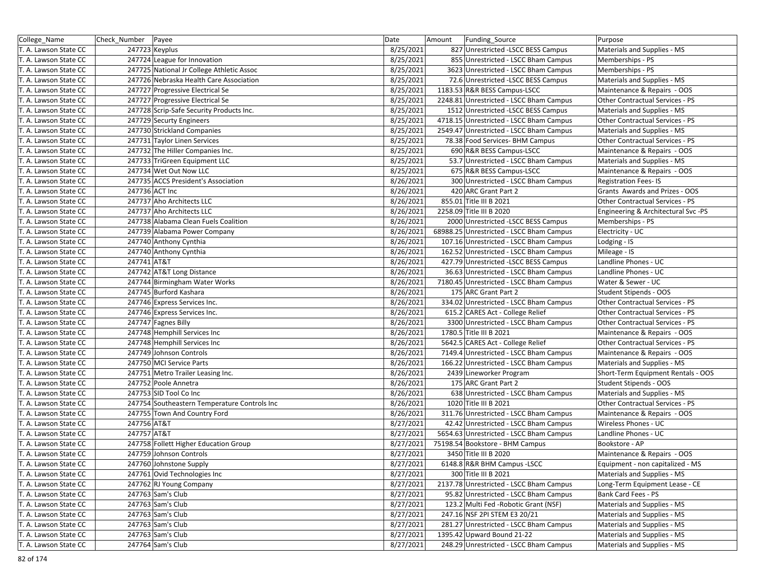| College_Name | Check_Number | Payee | Date | Amount | Funding_Source | Purpose |
|---|---|---|---|---|---|---|
| T. A. Lawson State CC | 247723 | Keyplus | 8/25/2021 | 827 | Unrestricted -LSCC BESS Campus | Materials and Supplies - MS |
| T. A. Lawson State CC | 247724 | League for Innovation | 8/25/2021 | 855 | Unrestricted - LSCC Bham Campus | Memberships - PS |
| T. A. Lawson State CC | 247725 | National Jr College Athletic Assoc | 8/25/2021 | 3623 | Unrestricted - LSCC Bham Campus | Memberships - PS |
| T. A. Lawson State CC | 247726 | Nebraska Health Care Association | 8/25/2021 | 72.6 | Unrestricted -LSCC BESS Campus | Materials and Supplies - MS |
| T. A. Lawson State CC | 247727 | Progressive Electrical Se | 8/25/2021 | 1183.53 | R&R BESS Campus-LSCC | Maintenance & Repairs - OOS |
| T. A. Lawson State CC | 247727 | Progressive Electrical Se | 8/25/2021 | 2248.81 | Unrestricted - LSCC Bham Campus | Other Contractual Services - PS |
| T. A. Lawson State CC | 247728 | Scrip-Safe Security Products Inc. | 8/25/2021 | 1512 | Unrestricted -LSCC BESS Campus | Materials and Supplies - MS |
| T. A. Lawson State CC | 247729 | Securty Engineers | 8/25/2021 | 4718.15 | Unrestricted - LSCC Bham Campus | Other Contractual Services - PS |
| T. A. Lawson State CC | 247730 | Strickland Companies | 8/25/2021 | 2549.47 | Unrestricted - LSCC Bham Campus | Materials and Supplies - MS |
| T. A. Lawson State CC | 247731 | Taylor Linen Services | 8/25/2021 | 78.38 | Food Services- BHM Campus | Other Contractual Services - PS |
| T. A. Lawson State CC | 247732 | The Hiller Companies Inc. | 8/25/2021 | 690 | R&R BESS Campus-LSCC | Maintenance & Repairs - OOS |
| T. A. Lawson State CC | 247733 | TriGreen Equipment LLC | 8/25/2021 | 53.7 | Unrestricted - LSCC Bham Campus | Materials and Supplies - MS |
| T. A. Lawson State CC | 247734 | Wet Out Now LLC | 8/25/2021 | 675 | R&R BESS Campus-LSCC | Maintenance & Repairs - OOS |
| T. A. Lawson State CC | 247735 | ACCS President's Association | 8/26/2021 | 300 | Unrestricted - LSCC Bham Campus | Registration Fees- IS |
| T. A. Lawson State CC | 247736 | ACT Inc | 8/26/2021 | 420 | ARC Grant Part 2 | Grants Awards and Prizes - OOS |
| T. A. Lawson State CC | 247737 | Aho Architects LLC | 8/26/2021 | 855.01 | Title III B 2021 | Other Contractual Services - PS |
| T. A. Lawson State CC | 247737 | Aho Architects LLC | 8/26/2021 | 2258.09 | Title III B 2020 | Engineering & Architectual Svc -PS |
| T. A. Lawson State CC | 247738 | Alabama Clean Fuels Coalition | 8/26/2021 | 2000 | Unrestricted -LSCC BESS Campus | Memberships - PS |
| T. A. Lawson State CC | 247739 | Alabama Power Company | 8/26/2021 | 68988.25 | Unrestricted - LSCC Bham Campus | Electricity - UC |
| T. A. Lawson State CC | 247740 | Anthony Cynthia | 8/26/2021 | 107.16 | Unrestricted - LSCC Bham Campus | Lodging - IS |
| T. A. Lawson State CC | 247740 | Anthony Cynthia | 8/26/2021 | 162.52 | Unrestricted - LSCC Bham Campus | Mileage - IS |
| T. A. Lawson State CC | 247741 | AT&T | 8/26/2021 | 427.79 | Unrestricted -LSCC BESS Campus | Landline Phones - UC |
| T. A. Lawson State CC | 247742 | AT&T Long Distance | 8/26/2021 | 36.63 | Unrestricted - LSCC Bham Campus | Landline Phones - UC |
| T. A. Lawson State CC | 247744 | Birmingham Water Works | 8/26/2021 | 7180.45 | Unrestricted - LSCC Bham Campus | Water & Sewer - UC |
| T. A. Lawson State CC | 247745 | Burford Kashara | 8/26/2021 | 175 | ARC Grant Part 2 | Student Stipends - OOS |
| T. A. Lawson State CC | 247746 | Express Services Inc. | 8/26/2021 | 334.02 | Unrestricted - LSCC Bham Campus | Other Contractual Services - PS |
| T. A. Lawson State CC | 247746 | Express Services Inc. | 8/26/2021 | 615.2 | CARES Act - College Relief | Other Contractual Services - PS |
| T. A. Lawson State CC | 247747 | Fagnes Billy | 8/26/2021 | 3300 | Unrestricted - LSCC Bham Campus | Other Contractual Services - PS |
| T. A. Lawson State CC | 247748 | Hemphill Services Inc | 8/26/2021 | 1780.5 | Title III B 2021 | Maintenance & Repairs - OOS |
| T. A. Lawson State CC | 247748 | Hemphill Services Inc | 8/26/2021 | 5642.5 | CARES Act - College Relief | Other Contractual Services - PS |
| T. A. Lawson State CC | 247749 | Johnson Controls | 8/26/2021 | 7149.4 | Unrestricted - LSCC Bham Campus | Maintenance & Repairs - OOS |
| T. A. Lawson State CC | 247750 | MCI Service Parts | 8/26/2021 | 166.22 | Unrestricted - LSCC Bham Campus | Materials and Supplies - MS |
| T. A. Lawson State CC | 247751 | Metro Trailer Leasing Inc. | 8/26/2021 | 2439 | Lineworker Program | Short-Term Equipment Rentals - OOS |
| T. A. Lawson State CC | 247752 | Poole Annetra | 8/26/2021 | 175 | ARC Grant Part 2 | Student Stipends - OOS |
| T. A. Lawson State CC | 247753 | SID Tool Co Inc | 8/26/2021 | 638 | Unrestricted - LSCC Bham Campus | Materials and Supplies - MS |
| T. A. Lawson State CC | 247754 | Southeastern Temperature Controls Inc | 8/26/2021 | 1020 | Title III B 2021 | Other Contractual Services - PS |
| T. A. Lawson State CC | 247755 | Town And Country Ford | 8/26/2021 | 311.76 | Unrestricted - LSCC Bham Campus | Maintenance & Repairs - OOS |
| T. A. Lawson State CC | 247756 | AT&T | 8/27/2021 | 42.42 | Unrestricted - LSCC Bham Campus | Wireless Phones - UC |
| T. A. Lawson State CC | 247757 | AT&T | 8/27/2021 | 5654.63 | Unrestricted - LSCC Bham Campus | Landline Phones - UC |
| T. A. Lawson State CC | 247758 | Follett Higher Education Group | 8/27/2021 | 75198.54 | Bookstore - BHM Campus | Bookstore - AP |
| T. A. Lawson State CC | 247759 | Johnson Controls | 8/27/2021 | 3450 | Title III B 2020 | Maintenance & Repairs - OOS |
| T. A. Lawson State CC | 247760 | Johnstone Supply | 8/27/2021 | 6148.8 | R&R BHM Campus -LSCC | Equipment - non capitalized - MS |
| T. A. Lawson State CC | 247761 | Ovid Technologies Inc | 8/27/2021 | 300 | Title III B 2021 | Materials and Supplies - MS |
| T. A. Lawson State CC | 247762 | RJ Young Company | 8/27/2021 | 2137.78 | Unrestricted - LSCC Bham Campus | Long-Term Equipment Lease - CE |
| T. A. Lawson State CC | 247763 | Sam's Club | 8/27/2021 | 95.82 | Unrestricted - LSCC Bham Campus | Bank Card Fees - PS |
| T. A. Lawson State CC | 247763 | Sam's Club | 8/27/2021 | 123.2 | Multi Fed -Robotic Grant (NSF) | Materials and Supplies - MS |
| T. A. Lawson State CC | 247763 | Sam's Club | 8/27/2021 | 247.16 | NSF 2PI STEM E3 20/21 | Materials and Supplies - MS |
| T. A. Lawson State CC | 247763 | Sam's Club | 8/27/2021 | 281.27 | Unrestricted - LSCC Bham Campus | Materials and Supplies - MS |
| T. A. Lawson State CC | 247763 | Sam's Club | 8/27/2021 | 1395.42 | Upward Bound 21-22 | Materials and Supplies - MS |
| T. A. Lawson State CC | 247764 | Sam's Club | 8/27/2021 | 248.29 | Unrestricted - LSCC Bham Campus | Materials and Supplies - MS |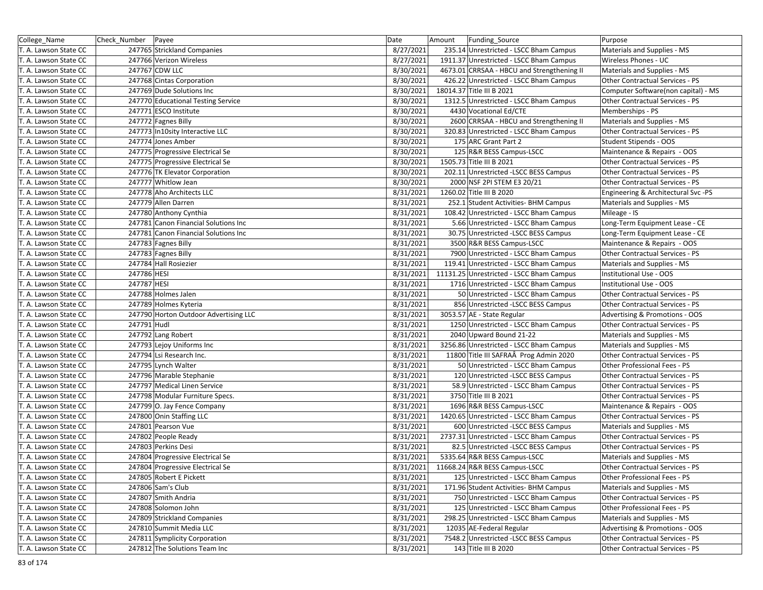| College_Name | Check_Number | Payee | Date | Amount | Funding_Source | Purpose |
|---|---|---|---|---|---|---|
| T. A. Lawson State CC | 247765 | Strickland Companies | 8/27/2021 | 235.14 | Unrestricted - LSCC Bham Campus | Materials and Supplies - MS |
| T. A. Lawson State CC | 247766 | Verizon Wireless | 8/27/2021 | 1911.37 | Unrestricted - LSCC Bham Campus | Wireless Phones - UC |
| T. A. Lawson State CC | 247767 | CDW LLC | 8/30/2021 | 4673.01 | CRRSAA - HBCU and Strengthening II | Materials and Supplies - MS |
| T. A. Lawson State CC | 247768 | Cintas Corporation | 8/30/2021 | 426.22 | Unrestricted - LSCC Bham Campus | Other Contractual Services - PS |
| T. A. Lawson State CC | 247769 | Dude Solutions Inc | 8/30/2021 | 18014.37 | Title III B 2021 | Computer Software(non capital) - MS |
| T. A. Lawson State CC | 247770 | Educational Testing Service | 8/30/2021 | 1312.5 | Unrestricted - LSCC Bham Campus | Other Contractual Services - PS |
| T. A. Lawson State CC | 247771 | ESCO Institute | 8/30/2021 | 4430 | Vocational Ed/CTE | Memberships - PS |
| T. A. Lawson State CC | 247772 | Fagnes Billy | 8/30/2021 | 2600 | CRRSAA - HBCU and Strengthening II | Materials and Supplies - MS |
| T. A. Lawson State CC | 247773 | In10sity Interactive LLC | 8/30/2021 | 320.83 | Unrestricted - LSCC Bham Campus | Other Contractual Services - PS |
| T. A. Lawson State CC | 247774 | Jones Amber | 8/30/2021 | 175 | ARC Grant Part 2 | Student Stipends - OOS |
| T. A. Lawson State CC | 247775 | Progressive Electrical Se | 8/30/2021 | 125 | R&R BESS Campus-LSCC | Maintenance & Repairs - OOS |
| T. A. Lawson State CC | 247775 | Progressive Electrical Se | 8/30/2021 | 1505.73 | Title III B 2021 | Other Contractual Services - PS |
| T. A. Lawson State CC | 247776 | TK Elevator Corporation | 8/30/2021 | 202.11 | Unrestricted -LSCC BESS Campus | Other Contractual Services - PS |
| T. A. Lawson State CC | 247777 | Whitlow Jean | 8/30/2021 | 2000 | NSF 2PI STEM E3 20/21 | Other Contractual Services - PS |
| T. A. Lawson State CC | 247778 | Aho Architects LLC | 8/31/2021 | 1260.02 | Title III B 2020 | Engineering & Architectural Svc -PS |
| T. A. Lawson State CC | 247779 | Allen Darren | 8/31/2021 | 252.1 | Student Activities- BHM Campus | Materials and Supplies - MS |
| T. A. Lawson State CC | 247780 | Anthony Cynthia | 8/31/2021 | 108.42 | Unrestricted - LSCC Bham Campus | Mileage - IS |
| T. A. Lawson State CC | 247781 | Canon Financial Solutions Inc | 8/31/2021 | 5.66 | Unrestricted - LSCC Bham Campus | Long-Term Equipment Lease - CE |
| T. A. Lawson State CC | 247781 | Canon Financial Solutions Inc | 8/31/2021 | 30.75 | Unrestricted -LSCC BESS Campus | Long-Term Equipment Lease - CE |
| T. A. Lawson State CC | 247783 | Fagnes Billy | 8/31/2021 | 3500 | R&R BESS Campus-LSCC | Maintenance & Repairs - OOS |
| T. A. Lawson State CC | 247783 | Fagnes Billy | 8/31/2021 | 7900 | Unrestricted - LSCC Bham Campus | Other Contractual Services - PS |
| T. A. Lawson State CC | 247784 | Hall Rosiezier | 8/31/2021 | 119.41 | Unrestricted - LSCC Bham Campus | Materials and Supplies - MS |
| T. A. Lawson State CC | 247786 | HESI | 8/31/2021 | 11131.25 | Unrestricted - LSCC Bham Campus | Institutional Use - OOS |
| T. A. Lawson State CC | 247787 | HESI | 8/31/2021 | 1716 | Unrestricted - LSCC Bham Campus | Institutional Use - OOS |
| T. A. Lawson State CC | 247788 | Holmes Jalen | 8/31/2021 | 50 | Unrestricted - LSCC Bham Campus | Other Contractual Services - PS |
| T. A. Lawson State CC | 247789 | Holmes Kyteria | 8/31/2021 | 856 | Unrestricted -LSCC BESS Campus | Other Contractual Services - PS |
| T. A. Lawson State CC | 247790 | Horton Outdoor Advertising LLC | 8/31/2021 | 3053.57 | AE - State Regular | Advertising & Promotions - OOS |
| T. A. Lawson State CC | 247791 | Hudl | 8/31/2021 | 1250 | Unrestricted - LSCC Bham Campus | Other Contractual Services - PS |
| T. A. Lawson State CC | 247792 | Lang Robert | 8/31/2021 | 2040 | Upward Bound 21-22 | Materials and Supplies - MS |
| T. A. Lawson State CC | 247793 | Lejoy Uniforms Inc | 8/31/2021 | 3256.86 | Unrestricted - LSCC Bham Campus | Materials and Supplies - MS |
| T. A. Lawson State CC | 247794 | Lsi Research Inc. | 8/31/2021 | 11800 | Title III SAFRAÂ Prog Admin 2020 | Other Contractual Services - PS |
| T. A. Lawson State CC | 247795 | Lynch Walter | 8/31/2021 | 50 | Unrestricted - LSCC Bham Campus | Other Professional Fees - PS |
| T. A. Lawson State CC | 247796 | Marable Stephanie | 8/31/2021 | 120 | Unrestricted -LSCC BESS Campus | Other Contractual Services - PS |
| T. A. Lawson State CC | 247797 | Medical Linen Service | 8/31/2021 | 58.9 | Unrestricted - LSCC Bham Campus | Other Contractual Services - PS |
| T. A. Lawson State CC | 247798 | Modular Furniture Specs. | 8/31/2021 | 3750 | Title III B 2021 | Other Contractual Services - PS |
| T. A. Lawson State CC | 247799 | O. Jay Fence Company | 8/31/2021 | 1696 | R&R BESS Campus-LSCC | Maintenance & Repairs - OOS |
| T. A. Lawson State CC | 247800 | Onin Staffing LLC | 8/31/2021 | 1420.65 | Unrestricted - LSCC Bham Campus | Other Contractual Services - PS |
| T. A. Lawson State CC | 247801 | Pearson Vue | 8/31/2021 | 600 | Unrestricted -LSCC BESS Campus | Materials and Supplies - MS |
| T. A. Lawson State CC | 247802 | People Ready | 8/31/2021 | 2737.31 | Unrestricted - LSCC Bham Campus | Other Contractual Services - PS |
| T. A. Lawson State CC | 247803 | Perkins Desi | 8/31/2021 | 82.5 | Unrestricted -LSCC BESS Campus | Other Contractual Services - PS |
| T. A. Lawson State CC | 247804 | Progressive Electrical Se | 8/31/2021 | 5335.64 | R&R BESS Campus-LSCC | Materials and Supplies - MS |
| T. A. Lawson State CC | 247804 | Progressive Electrical Se | 8/31/2021 | 11668.24 | R&R BESS Campus-LSCC | Other Contractual Services - PS |
| T. A. Lawson State CC | 247805 | Robert E Pickett | 8/31/2021 | 125 | Unrestricted - LSCC Bham Campus | Other Professional Fees - PS |
| T. A. Lawson State CC | 247806 | Sam's Club | 8/31/2021 | 171.96 | Student Activities- BHM Campus | Materials and Supplies - MS |
| T. A. Lawson State CC | 247807 | Smith Andria | 8/31/2021 | 750 | Unrestricted - LSCC Bham Campus | Other Contractual Services - PS |
| T. A. Lawson State CC | 247808 | Solomon John | 8/31/2021 | 125 | Unrestricted - LSCC Bham Campus | Other Professional Fees - PS |
| T. A. Lawson State CC | 247809 | Strickland Companies | 8/31/2021 | 298.25 | Unrestricted - LSCC Bham Campus | Materials and Supplies - MS |
| T. A. Lawson State CC | 247810 | Summit Media LLC | 8/31/2021 | 12035 | AE-Federal Regular | Advertising & Promotions - OOS |
| T. A. Lawson State CC | 247811 | Symplicity Corporation | 8/31/2021 | 7548.2 | Unrestricted -LSCC BESS Campus | Other Contractual Services - PS |
| T. A. Lawson State CC | 247812 | The Solutions Team Inc | 8/31/2021 | 143 | Title III B 2020 | Other Contractual Services - PS |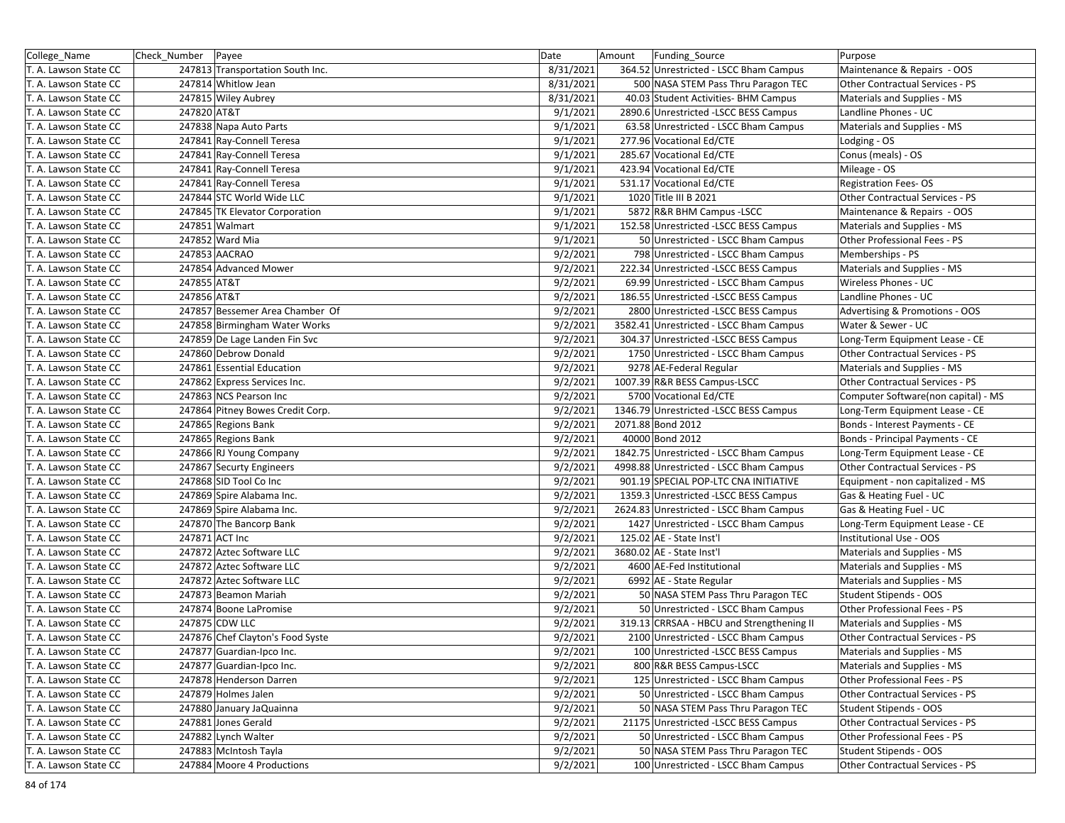| College_Name | Check_Number | Payee | Date | Amount | Funding_Source | Purpose |
|---|---|---|---|---|---|---|
| T. A. Lawson State CC | 247813 | Transportation South Inc. | 8/31/2021 | 364.52 | Unrestricted - LSCC Bham Campus | Maintenance & Repairs - OOS |
| T. A. Lawson State CC | 247814 | Whitlow Jean | 8/31/2021 | 500 | NASA STEM Pass Thru Paragon TEC | Other Contractual Services - PS |
| T. A. Lawson State CC | 247815 | Wiley Aubrey | 8/31/2021 | 40.03 | Student Activities- BHM Campus | Materials and Supplies - MS |
| T. A. Lawson State CC | 247820 | AT&T | 9/1/2021 | 2890.6 | Unrestricted -LSCC BESS Campus | Landline Phones - UC |
| T. A. Lawson State CC | 247838 | Napa Auto Parts | 9/1/2021 | 63.58 | Unrestricted - LSCC Bham Campus | Materials and Supplies - MS |
| T. A. Lawson State CC | 247841 | Ray-Connell Teresa | 9/1/2021 | 277.96 | Vocational Ed/CTE | Lodging - OS |
| T. A. Lawson State CC | 247841 | Ray-Connell Teresa | 9/1/2021 | 285.67 | Vocational Ed/CTE | Conus (meals) - OS |
| T. A. Lawson State CC | 247841 | Ray-Connell Teresa | 9/1/2021 | 423.94 | Vocational Ed/CTE | Mileage - OS |
| T. A. Lawson State CC | 247841 | Ray-Connell Teresa | 9/1/2021 | 531.17 | Vocational Ed/CTE | Registration Fees- OS |
| T. A. Lawson State CC | 247844 | STC World Wide LLC | 9/1/2021 | 1020 | Title III B 2021 | Other Contractual Services - PS |
| T. A. Lawson State CC | 247845 | TK Elevator Corporation | 9/1/2021 | 5872 | R&R BHM Campus -LSCC | Maintenance & Repairs - OOS |
| T. A. Lawson State CC | 247851 | Walmart | 9/1/2021 | 152.58 | Unrestricted -LSCC BESS Campus | Materials and Supplies - MS |
| T. A. Lawson State CC | 247852 | Ward Mia | 9/1/2021 | 50 | Unrestricted - LSCC Bham Campus | Other Professional Fees - PS |
| T. A. Lawson State CC | 247853 | AACRAO | 9/2/2021 | 798 | Unrestricted - LSCC Bham Campus | Memberships - PS |
| T. A. Lawson State CC | 247854 | Advanced Mower | 9/2/2021 | 222.34 | Unrestricted -LSCC BESS Campus | Materials and Supplies - MS |
| T. A. Lawson State CC | 247855 | AT&T | 9/2/2021 | 69.99 | Unrestricted - LSCC Bham Campus | Wireless Phones - UC |
| T. A. Lawson State CC | 247856 | AT&T | 9/2/2021 | 186.55 | Unrestricted -LSCC BESS Campus | Landline Phones - UC |
| T. A. Lawson State CC | 247857 | Bessemer Area Chamber Of | 9/2/2021 | 2800 | Unrestricted -LSCC BESS Campus | Advertising & Promotions - OOS |
| T. A. Lawson State CC | 247858 | Birmingham Water Works | 9/2/2021 | 3582.41 | Unrestricted - LSCC Bham Campus | Water & Sewer - UC |
| T. A. Lawson State CC | 247859 | De Lage Landen Fin Svc | 9/2/2021 | 304.37 | Unrestricted -LSCC BESS Campus | Long-Term Equipment Lease - CE |
| T. A. Lawson State CC | 247860 | Debrow Donald | 9/2/2021 | 1750 | Unrestricted - LSCC Bham Campus | Other Contractual Services - PS |
| T. A. Lawson State CC | 247861 | Essential Education | 9/2/2021 | 9278 | AE-Federal Regular | Materials and Supplies - MS |
| T. A. Lawson State CC | 247862 | Express Services Inc. | 9/2/2021 | 1007.39 | R&R BESS Campus-LSCC | Other Contractual Services - PS |
| T. A. Lawson State CC | 247863 | NCS Pearson Inc | 9/2/2021 | 5700 | Vocational Ed/CTE | Computer Software(non capital) - MS |
| T. A. Lawson State CC | 247864 | Pitney Bowes Credit Corp. | 9/2/2021 | 1346.79 | Unrestricted -LSCC BESS Campus | Long-Term Equipment Lease - CE |
| T. A. Lawson State CC | 247865 | Regions Bank | 9/2/2021 | 2071.88 | Bond 2012 | Bonds - Interest Payments - CE |
| T. A. Lawson State CC | 247865 | Regions Bank | 9/2/2021 | 40000 | Bond 2012 | Bonds - Principal Payments - CE |
| T. A. Lawson State CC | 247866 | RJ Young Company | 9/2/2021 | 1842.75 | Unrestricted - LSCC Bham Campus | Long-Term Equipment Lease - CE |
| T. A. Lawson State CC | 247867 | Securty Engineers | 9/2/2021 | 4998.88 | Unrestricted - LSCC Bham Campus | Other Contractual Services - PS |
| T. A. Lawson State CC | 247868 | SID Tool Co Inc | 9/2/2021 | 901.19 | SPECIAL POP-LTC CNA INITIATIVE | Equipment - non capitalized - MS |
| T. A. Lawson State CC | 247869 | Spire Alabama Inc. | 9/2/2021 | 1359.3 | Unrestricted -LSCC BESS Campus | Gas & Heating Fuel - UC |
| T. A. Lawson State CC | 247869 | Spire Alabama Inc. | 9/2/2021 | 2624.83 | Unrestricted - LSCC Bham Campus | Gas & Heating Fuel - UC |
| T. A. Lawson State CC | 247870 | The Bancorp Bank | 9/2/2021 | 1427 | Unrestricted - LSCC Bham Campus | Long-Term Equipment Lease - CE |
| T. A. Lawson State CC | 247871 | ACT Inc | 9/2/2021 | 125.02 | AE - State Inst'l | Institutional Use - OOS |
| T. A. Lawson State CC | 247872 | Aztec Software LLC | 9/2/2021 | 3680.02 | AE - State Inst'l | Materials and Supplies - MS |
| T. A. Lawson State CC | 247872 | Aztec Software LLC | 9/2/2021 | 4600 | AE-Fed Institutional | Materials and Supplies - MS |
| T. A. Lawson State CC | 247872 | Aztec Software LLC | 9/2/2021 | 6992 | AE - State Regular | Materials and Supplies - MS |
| T. A. Lawson State CC | 247873 | Beamon Mariah | 9/2/2021 | 50 | NASA STEM Pass Thru Paragon TEC | Student Stipends - OOS |
| T. A. Lawson State CC | 247874 | Boone LaPromise | 9/2/2021 | 50 | Unrestricted - LSCC Bham Campus | Other Professional Fees - PS |
| T. A. Lawson State CC | 247875 | CDW LLC | 9/2/2021 | 319.13 | CRRSAA - HBCU and Strengthening II | Materials and Supplies - MS |
| T. A. Lawson State CC | 247876 | Chef Clayton's Food Syste | 9/2/2021 | 2100 | Unrestricted - LSCC Bham Campus | Other Contractual Services - PS |
| T. A. Lawson State CC | 247877 | Guardian-Ipco Inc. | 9/2/2021 | 100 | Unrestricted -LSCC BESS Campus | Materials and Supplies - MS |
| T. A. Lawson State CC | 247877 | Guardian-Ipco Inc. | 9/2/2021 | 800 | R&R BESS Campus-LSCC | Materials and Supplies - MS |
| T. A. Lawson State CC | 247878 | Henderson Darren | 9/2/2021 | 125 | Unrestricted - LSCC Bham Campus | Other Professional Fees - PS |
| T. A. Lawson State CC | 247879 | Holmes Jalen | 9/2/2021 | 50 | Unrestricted - LSCC Bham Campus | Other Contractual Services - PS |
| T. A. Lawson State CC | 247880 | January JaQuainna | 9/2/2021 | 50 | NASA STEM Pass Thru Paragon TEC | Student Stipends - OOS |
| T. A. Lawson State CC | 247881 | Jones Gerald | 9/2/2021 | 21175 | Unrestricted -LSCC BESS Campus | Other Contractual Services - PS |
| T. A. Lawson State CC | 247882 | Lynch Walter | 9/2/2021 | 50 | Unrestricted - LSCC Bham Campus | Other Professional Fees - PS |
| T. A. Lawson State CC | 247883 | McIntosh Tayla | 9/2/2021 | 50 | NASA STEM Pass Thru Paragon TEC | Student Stipends - OOS |
| T. A. Lawson State CC | 247884 | Moore 4 Productions | 9/2/2021 | 100 | Unrestricted - LSCC Bham Campus | Other Contractual Services - PS |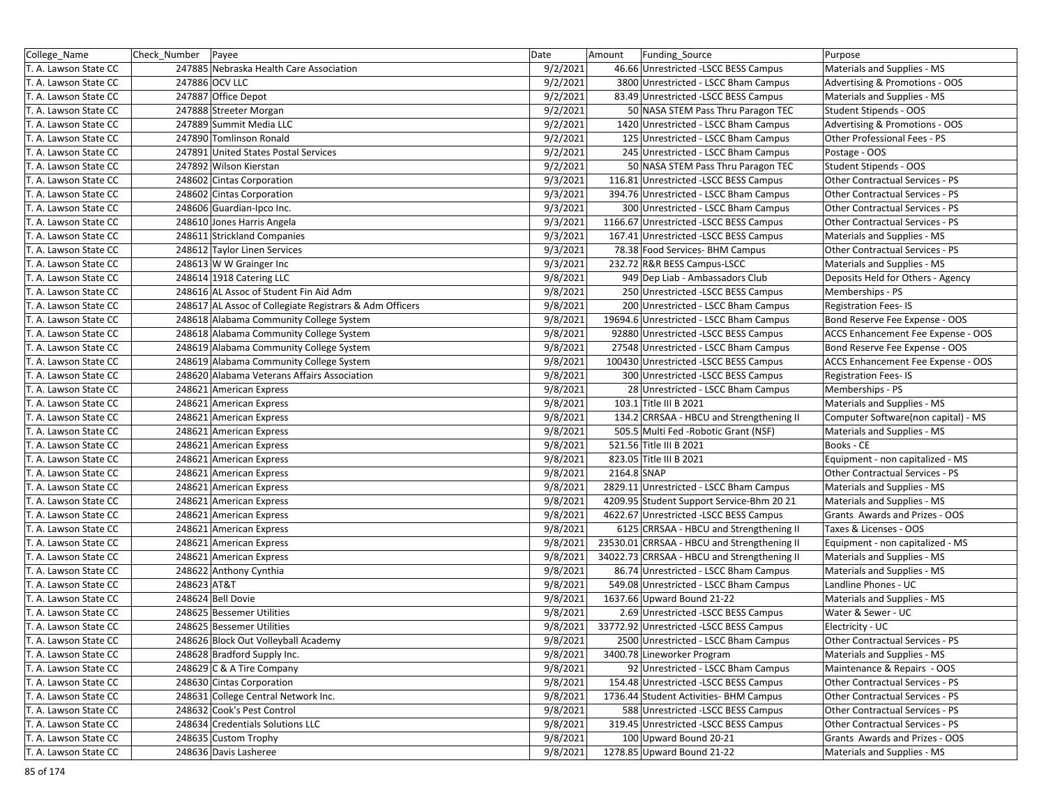| College_Name | Check_Number | Payee | Date | Amount | Funding_Source | Purpose |
|---|---|---|---|---|---|---|
| T. A. Lawson State CC | 247885 | Nebraska Health Care Association | 9/2/2021 | 46.66 | Unrestricted -LSCC BESS Campus | Materials and Supplies - MS |
| T. A. Lawson State CC | 247886 | OCV LLC | 9/2/2021 | 3800 | Unrestricted - LSCC Bham Campus | Advertising & Promotions - OOS |
| T. A. Lawson State CC | 247887 | Office Depot | 9/2/2021 | 83.49 | Unrestricted -LSCC BESS Campus | Materials and Supplies - MS |
| T. A. Lawson State CC | 247888 | Streeter Morgan | 9/2/2021 | 50 | NASA STEM Pass Thru Paragon TEC | Student Stipends - OOS |
| T. A. Lawson State CC | 247889 | Summit Media LLC | 9/2/2021 | 1420 | Unrestricted - LSCC Bham Campus | Advertising & Promotions - OOS |
| T. A. Lawson State CC | 247890 | Tomlinson Ronald | 9/2/2021 | 125 | Unrestricted - LSCC Bham Campus | Other Professional Fees - PS |
| T. A. Lawson State CC | 247891 | United States Postal Services | 9/2/2021 | 245 | Unrestricted - LSCC Bham Campus | Postage - OOS |
| T. A. Lawson State CC | 247892 | Wilson Kierstan | 9/2/2021 | 50 | NASA STEM Pass Thru Paragon TEC | Student Stipends - OOS |
| T. A. Lawson State CC | 248602 | Cintas Corporation | 9/3/2021 | 116.81 | Unrestricted -LSCC BESS Campus | Other Contractual Services - PS |
| T. A. Lawson State CC | 248602 | Cintas Corporation | 9/3/2021 | 394.76 | Unrestricted - LSCC Bham Campus | Other Contractual Services - PS |
| T. A. Lawson State CC | 248606 | Guardian-Ipco Inc. | 9/3/2021 | 300 | Unrestricted - LSCC Bham Campus | Other Contractual Services - PS |
| T. A. Lawson State CC | 248610 | Jones Harris Angela | 9/3/2021 | 1166.67 | Unrestricted -LSCC BESS Campus | Other Contractual Services - PS |
| T. A. Lawson State CC | 248611 | Strickland Companies | 9/3/2021 | 167.41 | Unrestricted -LSCC BESS Campus | Materials and Supplies - MS |
| T. A. Lawson State CC | 248612 | Taylor Linen Services | 9/3/2021 | 78.38 | Food Services- BHM Campus | Other Contractual Services - PS |
| T. A. Lawson State CC | 248613 | W W Grainger Inc | 9/3/2021 | 232.72 | R&R BESS Campus-LSCC | Materials and Supplies - MS |
| T. A. Lawson State CC | 248614 | 1918 Catering LLC | 9/8/2021 | 949 | Dep Liab - Ambassadors Club | Deposits Held for Others - Agency |
| T. A. Lawson State CC | 248616 | AL Assoc of Student Fin Aid Adm | 9/8/2021 | 250 | Unrestricted -LSCC BESS Campus | Memberships - PS |
| T. A. Lawson State CC | 248617 | AL Assoc of Collegiate Registrars & Adm Officers | 9/8/2021 | 200 | Unrestricted - LSCC Bham Campus | Registration Fees- IS |
| T. A. Lawson State CC | 248618 | Alabama Community College System | 9/8/2021 | 19694.6 | Unrestricted - LSCC Bham Campus | Bond Reserve Fee Expense - OOS |
| T. A. Lawson State CC | 248618 | Alabama Community College System | 9/8/2021 | 92880 | Unrestricted -LSCC BESS Campus | ACCS Enhancement Fee Expense - OOS |
| T. A. Lawson State CC | 248619 | Alabama Community College System | 9/8/2021 | 27548 | Unrestricted - LSCC Bham Campus | Bond Reserve Fee Expense - OOS |
| T. A. Lawson State CC | 248619 | Alabama Community College System | 9/8/2021 | 100430 | Unrestricted -LSCC BESS Campus | ACCS Enhancement Fee Expense - OOS |
| T. A. Lawson State CC | 248620 | Alabama Veterans Affairs Association | 9/8/2021 | 300 | Unrestricted -LSCC BESS Campus | Registration Fees- IS |
| T. A. Lawson State CC | 248621 | American Express | 9/8/2021 | 28 | Unrestricted - LSCC Bham Campus | Memberships - PS |
| T. A. Lawson State CC | 248621 | American Express | 9/8/2021 | 103.1 | Title III B 2021 | Materials and Supplies - MS |
| T. A. Lawson State CC | 248621 | American Express | 9/8/2021 | 134.2 | CRRSAA - HBCU and Strengthening II | Computer Software(non capital) - MS |
| T. A. Lawson State CC | 248621 | American Express | 9/8/2021 | 505.5 | Multi Fed -Robotic Grant (NSF) | Materials and Supplies - MS |
| T. A. Lawson State CC | 248621 | American Express | 9/8/2021 | 521.56 | Title III B 2021 | Books - CE |
| T. A. Lawson State CC | 248621 | American Express | 9/8/2021 | 823.05 | Title III B 2021 | Equipment - non capitalized - MS |
| T. A. Lawson State CC | 248621 | American Express | 9/8/2021 | 2164.8 | SNAP | Other Contractual Services - PS |
| T. A. Lawson State CC | 248621 | American Express | 9/8/2021 | 2829.11 | Unrestricted - LSCC Bham Campus | Materials and Supplies - MS |
| T. A. Lawson State CC | 248621 | American Express | 9/8/2021 | 4209.95 | Student Support Service-Bhm 20 21 | Materials and Supplies - MS |
| T. A. Lawson State CC | 248621 | American Express | 9/8/2021 | 4622.67 | Unrestricted -LSCC BESS Campus | Grants Awards and Prizes - OOS |
| T. A. Lawson State CC | 248621 | American Express | 9/8/2021 | 6125 | CRRSAA - HBCU and Strengthening II | Taxes & Licenses - OOS |
| T. A. Lawson State CC | 248621 | American Express | 9/8/2021 | 23530.01 | CRRSAA - HBCU and Strengthening II | Equipment - non capitalized - MS |
| T. A. Lawson State CC | 248621 | American Express | 9/8/2021 | 34022.73 | CRRSAA - HBCU and Strengthening II | Materials and Supplies - MS |
| T. A. Lawson State CC | 248622 | Anthony Cynthia | 9/8/2021 | 86.74 | Unrestricted - LSCC Bham Campus | Materials and Supplies - MS |
| T. A. Lawson State CC | 248623 | AT&T | 9/8/2021 | 549.08 | Unrestricted - LSCC Bham Campus | Landline Phones - UC |
| T. A. Lawson State CC | 248624 | Bell Dovie | 9/8/2021 | 1637.66 | Upward Bound 21-22 | Materials and Supplies - MS |
| T. A. Lawson State CC | 248625 | Bessemer Utilities | 9/8/2021 | 2.69 | Unrestricted -LSCC BESS Campus | Water & Sewer - UC |
| T. A. Lawson State CC | 248625 | Bessemer Utilities | 9/8/2021 | 33772.92 | Unrestricted -LSCC BESS Campus | Electricity - UC |
| T. A. Lawson State CC | 248626 | Block Out Volleyball Academy | 9/8/2021 | 2500 | Unrestricted - LSCC Bham Campus | Other Contractual Services - PS |
| T. A. Lawson State CC | 248628 | Bradford Supply Inc. | 9/8/2021 | 3400.78 | Lineworker Program | Materials and Supplies - MS |
| T. A. Lawson State CC | 248629 | C & A Tire Company | 9/8/2021 | 92 | Unrestricted - LSCC Bham Campus | Maintenance & Repairs - OOS |
| T. A. Lawson State CC | 248630 | Cintas Corporation | 9/8/2021 | 154.48 | Unrestricted -LSCC BESS Campus | Other Contractual Services - PS |
| T. A. Lawson State CC | 248631 | College Central Network Inc. | 9/8/2021 | 1736.44 | Student Activities- BHM Campus | Other Contractual Services - PS |
| T. A. Lawson State CC | 248632 | Cook's Pest Control | 9/8/2021 | 588 | Unrestricted -LSCC BESS Campus | Other Contractual Services - PS |
| T. A. Lawson State CC | 248634 | Credentials Solutions LLC | 9/8/2021 | 319.45 | Unrestricted -LSCC BESS Campus | Other Contractual Services - PS |
| T. A. Lawson State CC | 248635 | Custom Trophy | 9/8/2021 | 100 | Upward Bound 20-21 | Grants Awards and Prizes - OOS |
| T. A. Lawson State CC | 248636 | Davis Lasheree | 9/8/2021 | 1278.85 | Upward Bound 21-22 | Materials and Supplies - MS |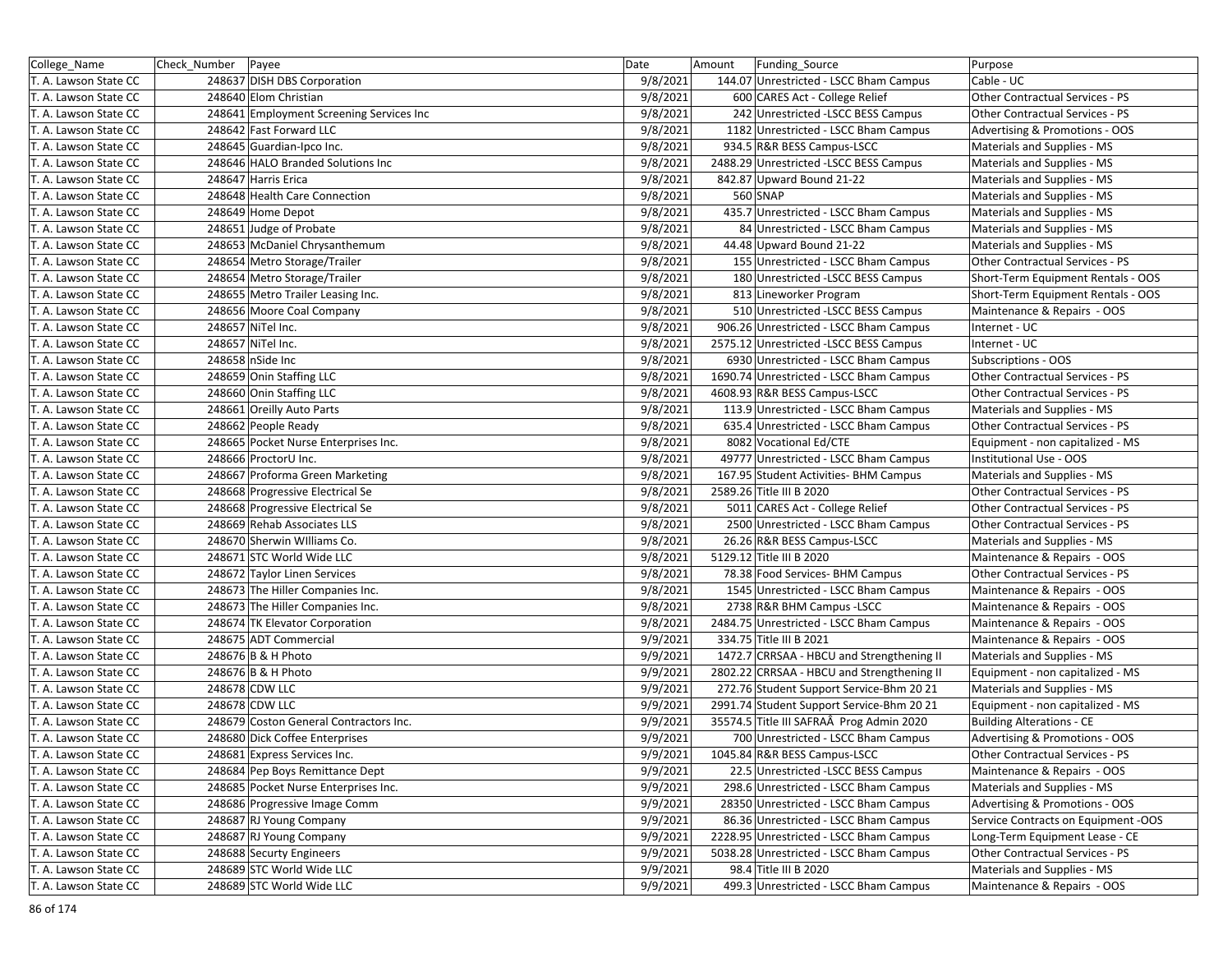| College_Name | Check_Number | Payee | Date | Amount | Funding_Source | Purpose |
|---|---|---|---|---|---|---|
| T. A. Lawson State CC | 248637 | DISH DBS Corporation | 9/8/2021 | 144.07 | Unrestricted - LSCC Bham Campus | Cable - UC |
| T. A. Lawson State CC | 248640 | Elom Christian | 9/8/2021 | 600 | CARES Act - College Relief | Other Contractual Services - PS |
| T. A. Lawson State CC | 248641 | Employment Screening Services Inc | 9/8/2021 | 242 | Unrestricted -LSCC BESS Campus | Other Contractual Services - PS |
| T. A. Lawson State CC | 248642 | Fast Forward LLC | 9/8/2021 | 1182 | Unrestricted - LSCC Bham Campus | Advertising & Promotions - OOS |
| T. A. Lawson State CC | 248645 | Guardian-Ipco Inc. | 9/8/2021 | 934.5 | R&R BESS Campus-LSCC | Materials and Supplies - MS |
| T. A. Lawson State CC | 248646 | HALO Branded Solutions Inc | 9/8/2021 | 2488.29 | Unrestricted -LSCC BESS Campus | Materials and Supplies - MS |
| T. A. Lawson State CC | 248647 | Harris Erica | 9/8/2021 | 842.87 | Upward Bound 21-22 | Materials and Supplies - MS |
| T. A. Lawson State CC | 248648 | Health Care Connection | 9/8/2021 | 560 | SNAP | Materials and Supplies - MS |
| T. A. Lawson State CC | 248649 | Home Depot | 9/8/2021 | 435.7 | Unrestricted - LSCC Bham Campus | Materials and Supplies - MS |
| T. A. Lawson State CC | 248651 | Judge of Probate | 9/8/2021 | 84 | Unrestricted - LSCC Bham Campus | Materials and Supplies - MS |
| T. A. Lawson State CC | 248653 | McDaniel Chrysanthemum | 9/8/2021 | 44.48 | Upward Bound 21-22 | Materials and Supplies - MS |
| T. A. Lawson State CC | 248654 | Metro Storage/Trailer | 9/8/2021 | 155 | Unrestricted - LSCC Bham Campus | Other Contractual Services - PS |
| T. A. Lawson State CC | 248654 | Metro Storage/Trailer | 9/8/2021 | 180 | Unrestricted -LSCC BESS Campus | Short-Term Equipment Rentals - OOS |
| T. A. Lawson State CC | 248655 | Metro Trailer Leasing Inc. | 9/8/2021 | 813 | Lineworker Program | Short-Term Equipment Rentals - OOS |
| T. A. Lawson State CC | 248656 | Moore Coal Company | 9/8/2021 | 510 | Unrestricted -LSCC BESS Campus | Maintenance & Repairs - OOS |
| T. A. Lawson State CC | 248657 | NiTel Inc. | 9/8/2021 | 906.26 | Unrestricted - LSCC Bham Campus | Internet - UC |
| T. A. Lawson State CC | 248657 | NiTel Inc. | 9/8/2021 | 2575.12 | Unrestricted -LSCC BESS Campus | Internet - UC |
| T. A. Lawson State CC | 248658 | nSide Inc | 9/8/2021 | 6930 | Unrestricted - LSCC Bham Campus | Subscriptions - OOS |
| T. A. Lawson State CC | 248659 | Onin Staffing LLC | 9/8/2021 | 1690.74 | Unrestricted - LSCC Bham Campus | Other Contractual Services - PS |
| T. A. Lawson State CC | 248660 | Onin Staffing LLC | 9/8/2021 | 4608.93 | R&R BESS Campus-LSCC | Other Contractual Services - PS |
| T. A. Lawson State CC | 248661 | Oreilly Auto Parts | 9/8/2021 | 113.9 | Unrestricted - LSCC Bham Campus | Materials and Supplies - MS |
| T. A. Lawson State CC | 248662 | People Ready | 9/8/2021 | 635.4 | Unrestricted - LSCC Bham Campus | Other Contractual Services - PS |
| T. A. Lawson State CC | 248665 | Pocket Nurse Enterprises Inc. | 9/8/2021 | 8082 | Vocational Ed/CTE | Equipment - non capitalized - MS |
| T. A. Lawson State CC | 248666 | ProctorU Inc. | 9/8/2021 | 49777 | Unrestricted - LSCC Bham Campus | Institutional Use - OOS |
| T. A. Lawson State CC | 248667 | Proforma Green Marketing | 9/8/2021 | 167.95 | Student Activities- BHM Campus | Materials and Supplies - MS |
| T. A. Lawson State CC | 248668 | Progressive Electrical Se | 9/8/2021 | 2589.26 | Title III B 2020 | Other Contractual Services - PS |
| T. A. Lawson State CC | 248668 | Progressive Electrical Se | 9/8/2021 | 5011 | CARES Act - College Relief | Other Contractual Services - PS |
| T. A. Lawson State CC | 248669 | Rehab Associates LLS | 9/8/2021 | 2500 | Unrestricted - LSCC Bham Campus | Other Contractual Services - PS |
| T. A. Lawson State CC | 248670 | Sherwin WIlliams Co. | 9/8/2021 | 26.26 | R&R BESS Campus-LSCC | Materials and Supplies - MS |
| T. A. Lawson State CC | 248671 | STC World Wide LLC | 9/8/2021 | 5129.12 | Title III B 2020 | Maintenance & Repairs - OOS |
| T. A. Lawson State CC | 248672 | Taylor Linen Services | 9/8/2021 | 78.38 | Food Services- BHM Campus | Other Contractual Services - PS |
| T. A. Lawson State CC | 248673 | The Hiller Companies Inc. | 9/8/2021 | 1545 | Unrestricted - LSCC Bham Campus | Maintenance & Repairs - OOS |
| T. A. Lawson State CC | 248673 | The Hiller Companies Inc. | 9/8/2021 | 2738 | R&R BHM Campus -LSCC | Maintenance & Repairs - OOS |
| T. A. Lawson State CC | 248674 | TK Elevator Corporation | 9/8/2021 | 2484.75 | Unrestricted - LSCC Bham Campus | Maintenance & Repairs - OOS |
| T. A. Lawson State CC | 248675 | ADT Commercial | 9/9/2021 | 334.75 | Title III B 2021 | Maintenance & Repairs - OOS |
| T. A. Lawson State CC | 248676 | B & H Photo | 9/9/2021 | 1472.7 | CRRSAA - HBCU and Strengthening II | Materials and Supplies - MS |
| T. A. Lawson State CC | 248676 | B & H Photo | 9/9/2021 | 2802.22 | CRRSAA - HBCU and Strengthening II | Equipment - non capitalized - MS |
| T. A. Lawson State CC | 248678 | CDW LLC | 9/9/2021 | 272.76 | Student Support Service-Bhm 20 21 | Materials and Supplies - MS |
| T. A. Lawson State CC | 248678 | CDW LLC | 9/9/2021 | 2991.74 | Student Support Service-Bhm 20 21 | Equipment - non capitalized - MS |
| T. A. Lawson State CC | 248679 | Coston General Contractors Inc. | 9/9/2021 | 35574.5 | Title III SAFRAÂ Prog Admin 2020 | Building Alterations - CE |
| T. A. Lawson State CC | 248680 | Dick Coffee Enterprises | 9/9/2021 | 700 | Unrestricted - LSCC Bham Campus | Advertising & Promotions - OOS |
| T. A. Lawson State CC | 248681 | Express Services Inc. | 9/9/2021 | 1045.84 | R&R BESS Campus-LSCC | Other Contractual Services - PS |
| T. A. Lawson State CC | 248684 | Pep Boys Remittance Dept | 9/9/2021 | 22.5 | Unrestricted -LSCC BESS Campus | Maintenance & Repairs - OOS |
| T. A. Lawson State CC | 248685 | Pocket Nurse Enterprises Inc. | 9/9/2021 | 298.6 | Unrestricted - LSCC Bham Campus | Materials and Supplies - MS |
| T. A. Lawson State CC | 248686 | Progressive Image Comm | 9/9/2021 | 28350 | Unrestricted - LSCC Bham Campus | Advertising & Promotions - OOS |
| T. A. Lawson State CC | 248687 | RJ Young Company | 9/9/2021 | 86.36 | Unrestricted - LSCC Bham Campus | Service Contracts on Equipment -OOS |
| T. A. Lawson State CC | 248687 | RJ Young Company | 9/9/2021 | 2228.95 | Unrestricted - LSCC Bham Campus | Long-Term Equipment Lease - CE |
| T. A. Lawson State CC | 248688 | Securty Engineers | 9/9/2021 | 5038.28 | Unrestricted - LSCC Bham Campus | Other Contractual Services - PS |
| T. A. Lawson State CC | 248689 | STC World Wide LLC | 9/9/2021 | 98.4 | Title III B 2020 | Materials and Supplies - MS |
| T. A. Lawson State CC | 248689 | STC World Wide LLC | 9/9/2021 | 499.3 | Unrestricted - LSCC Bham Campus | Maintenance & Repairs - OOS |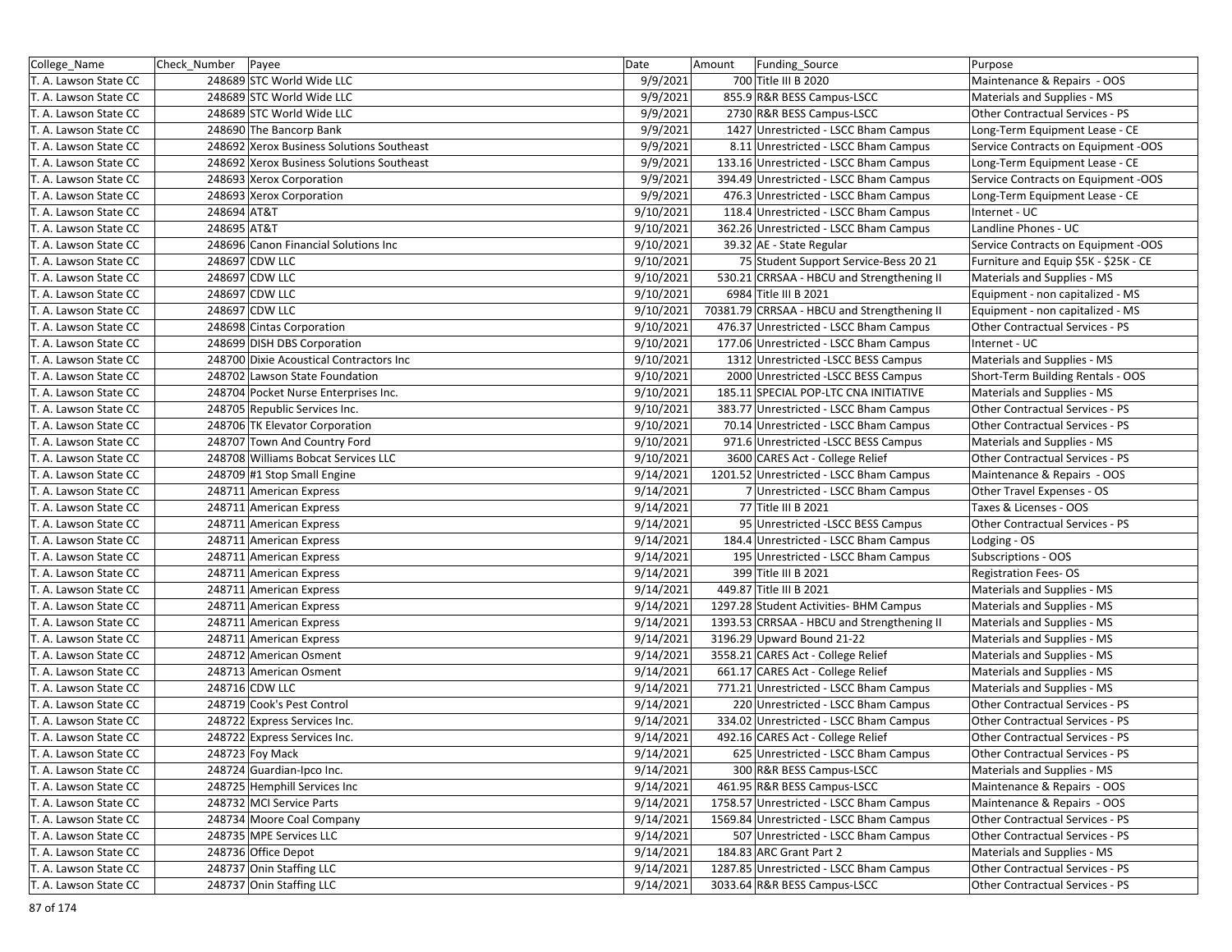| College_Name | Check_Number | Payee | Date | Amount | Funding_Source | Purpose |
|---|---|---|---|---|---|---|
| T. A. Lawson State CC | 248689 | STC World Wide LLC | 9/9/2021 | 700 | Title III B 2020 | Maintenance & Repairs - OOS |
| T. A. Lawson State CC | 248689 | STC World Wide LLC | 9/9/2021 | 855.9 | R&R BESS Campus-LSCC | Materials and Supplies - MS |
| T. A. Lawson State CC | 248689 | STC World Wide LLC | 9/9/2021 | 2730 | R&R BESS Campus-LSCC | Other Contractual Services - PS |
| T. A. Lawson State CC | 248690 | The Bancorp Bank | 9/9/2021 | 1427 | Unrestricted - LSCC Bham Campus | Long-Term Equipment Lease - CE |
| T. A. Lawson State CC | 248692 | Xerox Business Solutions Southeast | 9/9/2021 | 8.11 | Unrestricted - LSCC Bham Campus | Service Contracts on Equipment -OOS |
| T. A. Lawson State CC | 248692 | Xerox Business Solutions Southeast | 9/9/2021 | 133.16 | Unrestricted - LSCC Bham Campus | Long-Term Equipment Lease - CE |
| T. A. Lawson State CC | 248693 | Xerox Corporation | 9/9/2021 | 394.49 | Unrestricted - LSCC Bham Campus | Service Contracts on Equipment -OOS |
| T. A. Lawson State CC | 248693 | Xerox Corporation | 9/9/2021 | 476.3 | Unrestricted - LSCC Bham Campus | Long-Term Equipment Lease - CE |
| T. A. Lawson State CC | 248694 | AT&T | 9/10/2021 | 118.4 | Unrestricted - LSCC Bham Campus | Internet - UC |
| T. A. Lawson State CC | 248695 | AT&T | 9/10/2021 | 362.26 | Unrestricted - LSCC Bham Campus | Landline Phones - UC |
| T. A. Lawson State CC | 248696 | Canon Financial Solutions Inc | 9/10/2021 | 39.32 | AE - State Regular | Service Contracts on Equipment -OOS |
| T. A. Lawson State CC | 248697 | CDW LLC | 9/10/2021 | 75 | Student Support Service-Bess 20 21 | Furniture and Equip $5K - $25K - CE |
| T. A. Lawson State CC | 248697 | CDW LLC | 9/10/2021 | 530.21 | CRRSAA - HBCU and Strengthening II | Materials and Supplies - MS |
| T. A. Lawson State CC | 248697 | CDW LLC | 9/10/2021 | 6984 | Title III B 2021 | Equipment - non capitalized - MS |
| T. A. Lawson State CC | 248697 | CDW LLC | 9/10/2021 | 70381.79 | CRRSAA - HBCU and Strengthening II | Equipment - non capitalized - MS |
| T. A. Lawson State CC | 248698 | Cintas Corporation | 9/10/2021 | 476.37 | Unrestricted - LSCC Bham Campus | Other Contractual Services - PS |
| T. A. Lawson State CC | 248699 | DISH DBS Corporation | 9/10/2021 | 177.06 | Unrestricted - LSCC Bham Campus | Internet - UC |
| T. A. Lawson State CC | 248700 | Dixie Acoustical Contractors Inc | 9/10/2021 | 1312 | Unrestricted -LSCC BESS Campus | Materials and Supplies - MS |
| T. A. Lawson State CC | 248702 | Lawson State Foundation | 9/10/2021 | 2000 | Unrestricted -LSCC BESS Campus | Short-Term Building Rentals - OOS |
| T. A. Lawson State CC | 248704 | Pocket Nurse Enterprises Inc. | 9/10/2021 | 185.11 | SPECIAL POP-LTC CNA INITIATIVE | Materials and Supplies - MS |
| T. A. Lawson State CC | 248705 | Republic Services Inc. | 9/10/2021 | 383.77 | Unrestricted - LSCC Bham Campus | Other Contractual Services - PS |
| T. A. Lawson State CC | 248706 | TK Elevator Corporation | 9/10/2021 | 70.14 | Unrestricted - LSCC Bham Campus | Other Contractual Services - PS |
| T. A. Lawson State CC | 248707 | Town And Country Ford | 9/10/2021 | 971.6 | Unrestricted -LSCC BESS Campus | Materials and Supplies - MS |
| T. A. Lawson State CC | 248708 | Williams Bobcat Services LLC | 9/10/2021 | 3600 | CARES Act - College Relief | Other Contractual Services - PS |
| T. A. Lawson State CC | 248709 | #1 Stop Small Engine | 9/14/2021 | 1201.52 | Unrestricted - LSCC Bham Campus | Maintenance & Repairs - OOS |
| T. A. Lawson State CC | 248711 | American Express | 9/14/2021 | 7 | Unrestricted - LSCC Bham Campus | Other Travel Expenses - OS |
| T. A. Lawson State CC | 248711 | American Express | 9/14/2021 | 77 | Title III B 2021 | Taxes & Licenses - OOS |
| T. A. Lawson State CC | 248711 | American Express | 9/14/2021 | 95 | Unrestricted -LSCC BESS Campus | Other Contractual Services - PS |
| T. A. Lawson State CC | 248711 | American Express | 9/14/2021 | 184.4 | Unrestricted - LSCC Bham Campus | Lodging - OS |
| T. A. Lawson State CC | 248711 | American Express | 9/14/2021 | 195 | Unrestricted - LSCC Bham Campus | Subscriptions - OOS |
| T. A. Lawson State CC | 248711 | American Express | 9/14/2021 | 399 | Title III B 2021 | Registration Fees- OS |
| T. A. Lawson State CC | 248711 | American Express | 9/14/2021 | 449.87 | Title III B 2021 | Materials and Supplies - MS |
| T. A. Lawson State CC | 248711 | American Express | 9/14/2021 | 1297.28 | Student Activities- BHM Campus | Materials and Supplies - MS |
| T. A. Lawson State CC | 248711 | American Express | 9/14/2021 | 1393.53 | CRRSAA - HBCU and Strengthening II | Materials and Supplies - MS |
| T. A. Lawson State CC | 248711 | American Express | 9/14/2021 | 3196.29 | Upward Bound 21-22 | Materials and Supplies - MS |
| T. A. Lawson State CC | 248712 | American Osment | 9/14/2021 | 3558.21 | CARES Act - College Relief | Materials and Supplies - MS |
| T. A. Lawson State CC | 248713 | American Osment | 9/14/2021 | 661.17 | CARES Act - College Relief | Materials and Supplies - MS |
| T. A. Lawson State CC | 248716 | CDW LLC | 9/14/2021 | 771.21 | Unrestricted - LSCC Bham Campus | Materials and Supplies - MS |
| T. A. Lawson State CC | 248719 | Cook's Pest Control | 9/14/2021 | 220 | Unrestricted - LSCC Bham Campus | Other Contractual Services - PS |
| T. A. Lawson State CC | 248722 | Express Services Inc. | 9/14/2021 | 334.02 | Unrestricted - LSCC Bham Campus | Other Contractual Services - PS |
| T. A. Lawson State CC | 248722 | Express Services Inc. | 9/14/2021 | 492.16 | CARES Act - College Relief | Other Contractual Services - PS |
| T. A. Lawson State CC | 248723 | Foy Mack | 9/14/2021 | 625 | Unrestricted - LSCC Bham Campus | Other Contractual Services - PS |
| T. A. Lawson State CC | 248724 | Guardian-Ipco Inc. | 9/14/2021 | 300 | R&R BESS Campus-LSCC | Materials and Supplies - MS |
| T. A. Lawson State CC | 248725 | Hemphill Services Inc | 9/14/2021 | 461.95 | R&R BESS Campus-LSCC | Maintenance & Repairs - OOS |
| T. A. Lawson State CC | 248732 | MCI Service Parts | 9/14/2021 | 1758.57 | Unrestricted - LSCC Bham Campus | Maintenance & Repairs - OOS |
| T. A. Lawson State CC | 248734 | Moore Coal Company | 9/14/2021 | 1569.84 | Unrestricted - LSCC Bham Campus | Other Contractual Services - PS |
| T. A. Lawson State CC | 248735 | MPE Services LLC | 9/14/2021 | 507 | Unrestricted - LSCC Bham Campus | Other Contractual Services - PS |
| T. A. Lawson State CC | 248736 | Office Depot | 9/14/2021 | 184.83 | ARC Grant Part 2 | Materials and Supplies - MS |
| T. A. Lawson State CC | 248737 | Onin Staffing LLC | 9/14/2021 | 1287.85 | Unrestricted - LSCC Bham Campus | Other Contractual Services - PS |
| T. A. Lawson State CC | 248737 | Onin Staffing LLC | 9/14/2021 | 3033.64 | R&R BESS Campus-LSCC | Other Contractual Services - PS |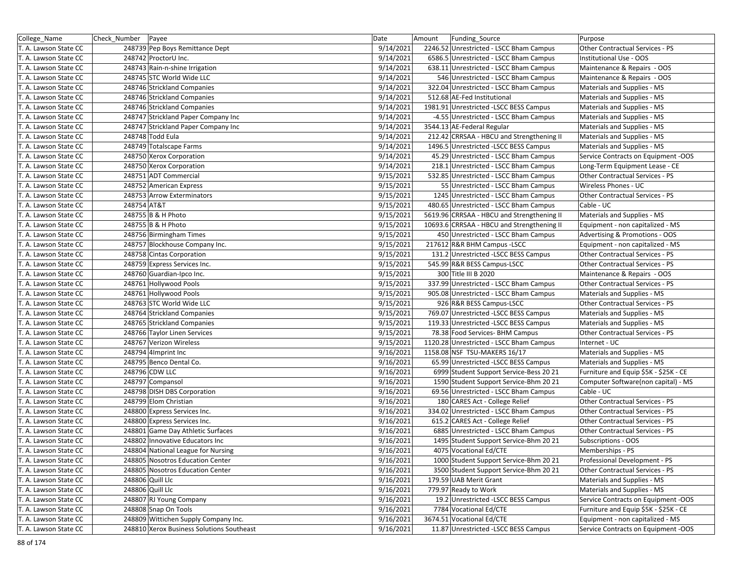| College_Name | Check_Number | Payee | Date | Amount | Funding_Source | Purpose |
|---|---|---|---|---|---|---|
| T. A. Lawson State CC | 248739 | Pep Boys Remittance Dept | 9/14/2021 | 2246.52 | Unrestricted - LSCC Bham Campus | Other Contractual Services - PS |
| T. A. Lawson State CC | 248742 | ProctorU Inc. | 9/14/2021 | 6586.5 | Unrestricted - LSCC Bham Campus | Institutional Use - OOS |
| T. A. Lawson State CC | 248743 | Rain-n-shine Irrigation | 9/14/2021 | 638.11 | Unrestricted - LSCC Bham Campus | Maintenance & Repairs - OOS |
| T. A. Lawson State CC | 248745 | STC World Wide LLC | 9/14/2021 | 546 | Unrestricted - LSCC Bham Campus | Maintenance & Repairs - OOS |
| T. A. Lawson State CC | 248746 | Strickland Companies | 9/14/2021 | 322.04 | Unrestricted - LSCC Bham Campus | Materials and Supplies - MS |
| T. A. Lawson State CC | 248746 | Strickland Companies | 9/14/2021 | 512.68 | AE-Fed Institutional | Materials and Supplies - MS |
| T. A. Lawson State CC | 248746 | Strickland Companies | 9/14/2021 | 1981.91 | Unrestricted -LSCC BESS Campus | Materials and Supplies - MS |
| T. A. Lawson State CC | 248747 | Strickland Paper Company Inc | 9/14/2021 | -4.55 | Unrestricted - LSCC Bham Campus | Materials and Supplies - MS |
| T. A. Lawson State CC | 248747 | Strickland Paper Company Inc | 9/14/2021 | 3544.13 | AE-Federal Regular | Materials and Supplies - MS |
| T. A. Lawson State CC | 248748 | Todd Eula | 9/14/2021 | 212.42 | CRRSAA - HBCU and Strengthening II | Materials and Supplies - MS |
| T. A. Lawson State CC | 248749 | Totalscape Farms | 9/14/2021 | 1496.5 | Unrestricted -LSCC BESS Campus | Materials and Supplies - MS |
| T. A. Lawson State CC | 248750 | Xerox Corporation | 9/14/2021 | 45.29 | Unrestricted - LSCC Bham Campus | Service Contracts on Equipment -OOS |
| T. A. Lawson State CC | 248750 | Xerox Corporation | 9/14/2021 | 218.1 | Unrestricted - LSCC Bham Campus | Long-Term Equipment Lease - CE |
| T. A. Lawson State CC | 248751 | ADT Commercial | 9/15/2021 | 532.85 | Unrestricted - LSCC Bham Campus | Other Contractual Services - PS |
| T. A. Lawson State CC | 248752 | American Express | 9/15/2021 | 55 | Unrestricted - LSCC Bham Campus | Wireless Phones - UC |
| T. A. Lawson State CC | 248753 | Arrow Exterminators | 9/15/2021 | 1245 | Unrestricted - LSCC Bham Campus | Other Contractual Services - PS |
| T. A. Lawson State CC | 248754 | AT&T | 9/15/2021 | 480.65 | Unrestricted - LSCC Bham Campus | Cable - UC |
| T. A. Lawson State CC | 248755 | B & H Photo | 9/15/2021 | 5619.96 | CRRSAA - HBCU and Strengthening II | Materials and Supplies - MS |
| T. A. Lawson State CC | 248755 | B & H Photo | 9/15/2021 | 10693.6 | CRRSAA - HBCU and Strengthening II | Equipment - non capitalized - MS |
| T. A. Lawson State CC | 248756 | Birmingham Times | 9/15/2021 | 450 | Unrestricted - LSCC Bham Campus | Advertising & Promotions - OOS |
| T. A. Lawson State CC | 248757 | Blockhouse Company Inc. | 9/15/2021 | 217612 | R&R BHM Campus -LSCC | Equipment - non capitalized - MS |
| T. A. Lawson State CC | 248758 | Cintas Corporation | 9/15/2021 | 131.2 | Unrestricted -LSCC BESS Campus | Other Contractual Services - PS |
| T. A. Lawson State CC | 248759 | Express Services Inc. | 9/15/2021 | 545.99 | R&R BESS Campus-LSCC | Other Contractual Services - PS |
| T. A. Lawson State CC | 248760 | Guardian-Ipco Inc. | 9/15/2021 | 300 | Title III B 2020 | Maintenance & Repairs - OOS |
| T. A. Lawson State CC | 248761 | Hollywood Pools | 9/15/2021 | 337.99 | Unrestricted - LSCC Bham Campus | Other Contractual Services - PS |
| T. A. Lawson State CC | 248761 | Hollywood Pools | 9/15/2021 | 905.08 | Unrestricted - LSCC Bham Campus | Materials and Supplies - MS |
| T. A. Lawson State CC | 248763 | STC World Wide LLC | 9/15/2021 | 926 | R&R BESS Campus-LSCC | Other Contractual Services - PS |
| T. A. Lawson State CC | 248764 | Strickland Companies | 9/15/2021 | 769.07 | Unrestricted -LSCC BESS Campus | Materials and Supplies - MS |
| T. A. Lawson State CC | 248765 | Strickland Companies | 9/15/2021 | 119.33 | Unrestricted -LSCC BESS Campus | Materials and Supplies - MS |
| T. A. Lawson State CC | 248766 | Taylor Linen Services | 9/15/2021 | 78.38 | Food Services- BHM Campus | Other Contractual Services - PS |
| T. A. Lawson State CC | 248767 | Verizon Wireless | 9/15/2021 | 1120.28 | Unrestricted - LSCC Bham Campus | Internet - UC |
| T. A. Lawson State CC | 248794 | 4Imprint Inc | 9/16/2021 | 1158.08 | NSF TSU-MAKERS 16/17 | Materials and Supplies - MS |
| T. A. Lawson State CC | 248795 | Benco Dental Co. | 9/16/2021 | 65.99 | Unrestricted -LSCC BESS Campus | Materials and Supplies - MS |
| T. A. Lawson State CC | 248796 | CDW LLC | 9/16/2021 | 6999 | Student Support Service-Bess 20 21 | Furniture and Equip $5K - $25K - CE |
| T. A. Lawson State CC | 248797 | Compansol | 9/16/2021 | 1590 | Student Support Service-Bhm 20 21 | Computer Software(non capital) - MS |
| T. A. Lawson State CC | 248798 | DISH DBS Corporation | 9/16/2021 | 69.56 | Unrestricted - LSCC Bham Campus | Cable - UC |
| T. A. Lawson State CC | 248799 | Elom Christian | 9/16/2021 | 180 | CARES Act - College Relief | Other Contractual Services - PS |
| T. A. Lawson State CC | 248800 | Express Services Inc. | 9/16/2021 | 334.02 | Unrestricted - LSCC Bham Campus | Other Contractual Services - PS |
| T. A. Lawson State CC | 248800 | Express Services Inc. | 9/16/2021 | 615.2 | CARES Act - College Relief | Other Contractual Services - PS |
| T. A. Lawson State CC | 248801 | Game Day Athletic Surfaces | 9/16/2021 | 6885 | Unrestricted - LSCC Bham Campus | Other Contractual Services - PS |
| T. A. Lawson State CC | 248802 | Innovative Educators Inc | 9/16/2021 | 1495 | Student Support Service-Bhm 20 21 | Subscriptions - OOS |
| T. A. Lawson State CC | 248804 | National League for Nursing | 9/16/2021 | 4075 | Vocational Ed/CTE | Memberships - PS |
| T. A. Lawson State CC | 248805 | Nosotros Education Center | 9/16/2021 | 1000 | Student Support Service-Bhm 20 21 | Professional Development - PS |
| T. A. Lawson State CC | 248805 | Nosotros Education Center | 9/16/2021 | 3500 | Student Support Service-Bhm 20 21 | Other Contractual Services - PS |
| T. A. Lawson State CC | 248806 | Quill Llc | 9/16/2021 | 179.59 | UAB Merit Grant | Materials and Supplies - MS |
| T. A. Lawson State CC | 248806 | Quill Llc | 9/16/2021 | 779.97 | Ready to Work | Materials and Supplies - MS |
| T. A. Lawson State CC | 248807 | RJ Young Company | 9/16/2021 | 19.2 | Unrestricted -LSCC BESS Campus | Service Contracts on Equipment -OOS |
| T. A. Lawson State CC | 248808 | Snap On Tools | 9/16/2021 | 7784 | Vocational Ed/CTE | Furniture and Equip $5K - $25K - CE |
| T. A. Lawson State CC | 248809 | Wittichen Supply Company Inc. | 9/16/2021 | 3674.51 | Vocational Ed/CTE | Equipment - non capitalized - MS |
| T. A. Lawson State CC | 248810 | Xerox Business Solutions Southeast | 9/16/2021 | 11.87 | Unrestricted -LSCC BESS Campus | Service Contracts on Equipment -OOS |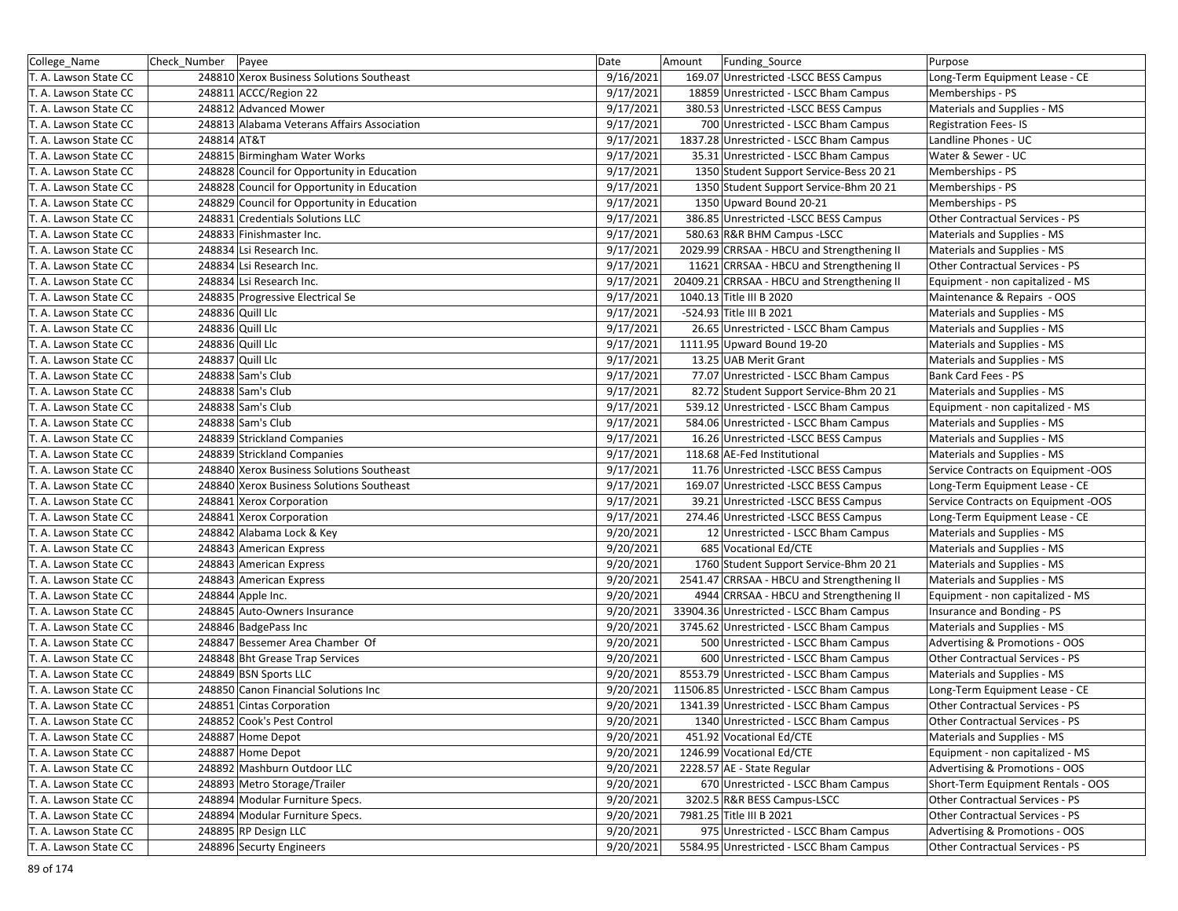| College_Name | Check_Number | Payee | Date | Amount | Funding_Source | Purpose |
| --- | --- | --- | --- | --- | --- | --- |
| T. A. Lawson State CC | 248810 | Xerox Business Solutions Southeast | 9/16/2021 | 169.07 | Unrestricted -LSCC BESS Campus | Long-Term Equipment Lease - CE |
| T. A. Lawson State CC | 248811 | ACCC/Region 22 | 9/17/2021 | 18859 | Unrestricted - LSCC Bham Campus | Memberships - PS |
| T. A. Lawson State CC | 248812 | Advanced Mower | 9/17/2021 | 380.53 | Unrestricted -LSCC BESS Campus | Materials and Supplies - MS |
| T. A. Lawson State CC | 248813 | Alabama Veterans Affairs Association | 9/17/2021 | 700 | Unrestricted - LSCC Bham Campus | Registration Fees- IS |
| T. A. Lawson State CC | 248814 | AT&T | 9/17/2021 | 1837.28 | Unrestricted - LSCC Bham Campus | Landline Phones - UC |
| T. A. Lawson State CC | 248815 | Birmingham Water Works | 9/17/2021 | 35.31 | Unrestricted - LSCC Bham Campus | Water & Sewer - UC |
| T. A. Lawson State CC | 248828 | Council for Opportunity in Education | 9/17/2021 | 1350 | Student Support Service-Bess 20 21 | Memberships - PS |
| T. A. Lawson State CC | 248828 | Council for Opportunity in Education | 9/17/2021 | 1350 | Student Support Service-Bhm 20 21 | Memberships - PS |
| T. A. Lawson State CC | 248829 | Council for Opportunity in Education | 9/17/2021 | 1350 | Upward Bound 20-21 | Memberships - PS |
| T. A. Lawson State CC | 248831 | Credentials Solutions LLC | 9/17/2021 | 386.85 | Unrestricted -LSCC BESS Campus | Other Contractual Services - PS |
| T. A. Lawson State CC | 248833 | Finishmaster Inc. | 9/17/2021 | 580.63 | R&R BHM Campus -LSCC | Materials and Supplies - MS |
| T. A. Lawson State CC | 248834 | Lsi Research Inc. | 9/17/2021 | 2029.99 | CRRSAA - HBCU and Strengthening II | Materials and Supplies - MS |
| T. A. Lawson State CC | 248834 | Lsi Research Inc. | 9/17/2021 | 11621 | CRRSAA - HBCU and Strengthening II | Other Contractual Services - PS |
| T. A. Lawson State CC | 248834 | Lsi Research Inc. | 9/17/2021 | 20409.21 | CRRSAA - HBCU and Strengthening II | Equipment - non capitalized - MS |
| T. A. Lawson State CC | 248835 | Progressive Electrical Se | 9/17/2021 | 1040.13 | Title III B 2020 | Maintenance & Repairs - OOS |
| T. A. Lawson State CC | 248836 | Quill Llc | 9/17/2021 | -524.93 | Title III B 2021 | Materials and Supplies - MS |
| T. A. Lawson State CC | 248836 | Quill Llc | 9/17/2021 | 26.65 | Unrestricted - LSCC Bham Campus | Materials and Supplies - MS |
| T. A. Lawson State CC | 248836 | Quill Llc | 9/17/2021 | 1111.95 | Upward Bound 19-20 | Materials and Supplies - MS |
| T. A. Lawson State CC | 248837 | Quill Llc | 9/17/2021 | 13.25 | UAB Merit Grant | Materials and Supplies - MS |
| T. A. Lawson State CC | 248838 | Sam's Club | 9/17/2021 | 77.07 | Unrestricted - LSCC Bham Campus | Bank Card Fees - PS |
| T. A. Lawson State CC | 248838 | Sam's Club | 9/17/2021 | 82.72 | Student Support Service-Bhm 20 21 | Materials and Supplies - MS |
| T. A. Lawson State CC | 248838 | Sam's Club | 9/17/2021 | 539.12 | Unrestricted - LSCC Bham Campus | Equipment - non capitalized - MS |
| T. A. Lawson State CC | 248838 | Sam's Club | 9/17/2021 | 584.06 | Unrestricted - LSCC Bham Campus | Materials and Supplies - MS |
| T. A. Lawson State CC | 248839 | Strickland Companies | 9/17/2021 | 16.26 | Unrestricted -LSCC BESS Campus | Materials and Supplies - MS |
| T. A. Lawson State CC | 248839 | Strickland Companies | 9/17/2021 | 118.68 | AE-Fed Institutional | Materials and Supplies - MS |
| T. A. Lawson State CC | 248840 | Xerox Business Solutions Southeast | 9/17/2021 | 11.76 | Unrestricted -LSCC BESS Campus | Service Contracts on Equipment -OOS |
| T. A. Lawson State CC | 248840 | Xerox Business Solutions Southeast | 9/17/2021 | 169.07 | Unrestricted -LSCC BESS Campus | Long-Term Equipment Lease - CE |
| T. A. Lawson State CC | 248841 | Xerox Corporation | 9/17/2021 | 39.21 | Unrestricted -LSCC BESS Campus | Service Contracts on Equipment -OOS |
| T. A. Lawson State CC | 248841 | Xerox Corporation | 9/17/2021 | 274.46 | Unrestricted -LSCC BESS Campus | Long-Term Equipment Lease - CE |
| T. A. Lawson State CC | 248842 | Alabama Lock & Key | 9/20/2021 | 12 | Unrestricted - LSCC Bham Campus | Materials and Supplies - MS |
| T. A. Lawson State CC | 248843 | American Express | 9/20/2021 | 685 | Vocational Ed/CTE | Materials and Supplies - MS |
| T. A. Lawson State CC | 248843 | American Express | 9/20/2021 | 1760 | Student Support Service-Bhm 20 21 | Materials and Supplies - MS |
| T. A. Lawson State CC | 248843 | American Express | 9/20/2021 | 2541.47 | CRRSAA - HBCU and Strengthening II | Materials and Supplies - MS |
| T. A. Lawson State CC | 248844 | Apple Inc. | 9/20/2021 | 4944 | CRRSAA - HBCU and Strengthening II | Equipment - non capitalized - MS |
| T. A. Lawson State CC | 248845 | Auto-Owners Insurance | 9/20/2021 | 33904.36 | Unrestricted - LSCC Bham Campus | Insurance and Bonding - PS |
| T. A. Lawson State CC | 248846 | BadgePass Inc | 9/20/2021 | 3745.62 | Unrestricted - LSCC Bham Campus | Materials and Supplies - MS |
| T. A. Lawson State CC | 248847 | Bessemer Area Chamber Of | 9/20/2021 | 500 | Unrestricted - LSCC Bham Campus | Advertising & Promotions - OOS |
| T. A. Lawson State CC | 248848 | Bht Grease Trap Services | 9/20/2021 | 600 | Unrestricted - LSCC Bham Campus | Other Contractual Services - PS |
| T. A. Lawson State CC | 248849 | BSN Sports LLC | 9/20/2021 | 8553.79 | Unrestricted - LSCC Bham Campus | Materials and Supplies - MS |
| T. A. Lawson State CC | 248850 | Canon Financial Solutions Inc | 9/20/2021 | 11506.85 | Unrestricted - LSCC Bham Campus | Long-Term Equipment Lease - CE |
| T. A. Lawson State CC | 248851 | Cintas Corporation | 9/20/2021 | 1341.39 | Unrestricted - LSCC Bham Campus | Other Contractual Services - PS |
| T. A. Lawson State CC | 248852 | Cook's Pest Control | 9/20/2021 | 1340 | Unrestricted - LSCC Bham Campus | Other Contractual Services - PS |
| T. A. Lawson State CC | 248887 | Home Depot | 9/20/2021 | 451.92 | Vocational Ed/CTE | Materials and Supplies - MS |
| T. A. Lawson State CC | 248887 | Home Depot | 9/20/2021 | 1246.99 | Vocational Ed/CTE | Equipment - non capitalized - MS |
| T. A. Lawson State CC | 248892 | Mashburn Outdoor LLC | 9/20/2021 | 2228.57 | AE - State Regular | Advertising & Promotions - OOS |
| T. A. Lawson State CC | 248893 | Metro Storage/Trailer | 9/20/2021 | 670 | Unrestricted - LSCC Bham Campus | Short-Term Equipment Rentals - OOS |
| T. A. Lawson State CC | 248894 | Modular Furniture Specs. | 9/20/2021 | 3202.5 | R&R BESS Campus-LSCC | Other Contractual Services - PS |
| T. A. Lawson State CC | 248894 | Modular Furniture Specs. | 9/20/2021 | 7981.25 | Title III B 2021 | Other Contractual Services - PS |
| T. A. Lawson State CC | 248895 | RP Design LLC | 9/20/2021 | 975 | Unrestricted - LSCC Bham Campus | Advertising & Promotions - OOS |
| T. A. Lawson State CC | 248896 | Securty Engineers | 9/20/2021 | 5584.95 | Unrestricted - LSCC Bham Campus | Other Contractual Services - PS |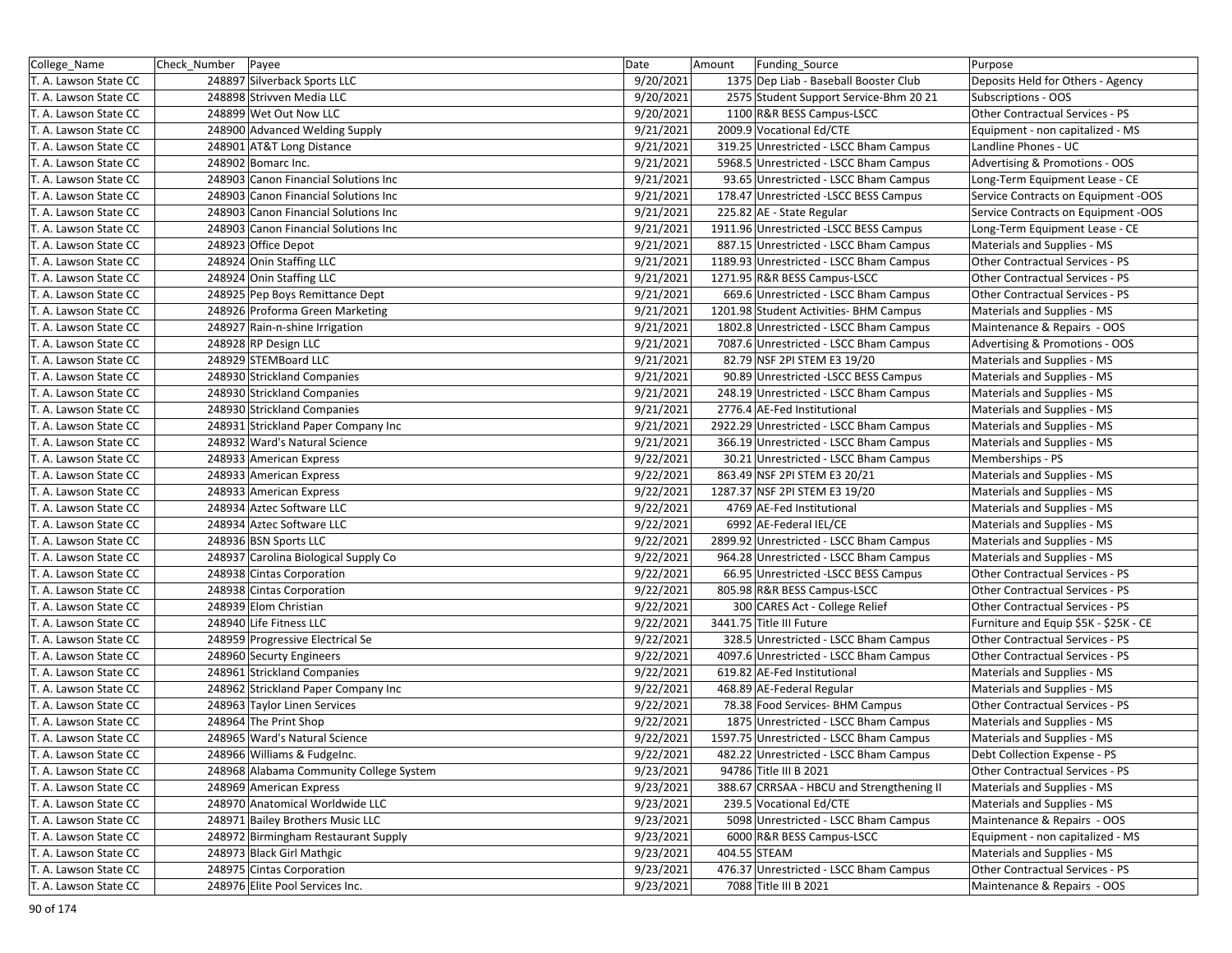| College_Name | Check_Number | Payee | Date | Amount | Funding_Source | Purpose |
|---|---|---|---|---|---|---|
| T. A. Lawson State CC | 248897 | Silverback Sports LLC | 9/20/2021 | 1375 | Dep Liab - Baseball Booster Club | Deposits Held for Others - Agency |
| T. A. Lawson State CC | 248898 | Strivven Media LLC | 9/20/2021 | 2575 | Student Support Service-Bhm 20 21 | Subscriptions - OOS |
| T. A. Lawson State CC | 248899 | Wet Out Now LLC | 9/20/2021 | 1100 | R&R BESS Campus-LSCC | Other Contractual Services - PS |
| T. A. Lawson State CC | 248900 | Advanced Welding Supply | 9/21/2021 | 2009.9 | Vocational Ed/CTE | Equipment - non capitalized - MS |
| T. A. Lawson State CC | 248901 | AT&T Long Distance | 9/21/2021 | 319.25 | Unrestricted - LSCC Bham Campus | Landline Phones - UC |
| T. A. Lawson State CC | 248902 | Bomarc Inc. | 9/21/2021 | 5968.5 | Unrestricted - LSCC Bham Campus | Advertising & Promotions - OOS |
| T. A. Lawson State CC | 248903 | Canon Financial Solutions Inc | 9/21/2021 | 93.65 | Unrestricted - LSCC Bham Campus | Long-Term Equipment Lease - CE |
| T. A. Lawson State CC | 248903 | Canon Financial Solutions Inc | 9/21/2021 | 178.47 | Unrestricted -LSCC BESS Campus | Service Contracts on Equipment -OOS |
| T. A. Lawson State CC | 248903 | Canon Financial Solutions Inc | 9/21/2021 | 225.82 | AE - State Regular | Service Contracts on Equipment -OOS |
| T. A. Lawson State CC | 248903 | Canon Financial Solutions Inc | 9/21/2021 | 1911.96 | Unrestricted -LSCC BESS Campus | Long-Term Equipment Lease - CE |
| T. A. Lawson State CC | 248923 | Office Depot | 9/21/2021 | 887.15 | Unrestricted - LSCC Bham Campus | Materials and Supplies - MS |
| T. A. Lawson State CC | 248924 | Onin Staffing LLC | 9/21/2021 | 1189.93 | Unrestricted - LSCC Bham Campus | Other Contractual Services - PS |
| T. A. Lawson State CC | 248924 | Onin Staffing LLC | 9/21/2021 | 1271.95 | R&R BESS Campus-LSCC | Other Contractual Services - PS |
| T. A. Lawson State CC | 248925 | Pep Boys Remittance Dept | 9/21/2021 | 669.6 | Unrestricted - LSCC Bham Campus | Other Contractual Services - PS |
| T. A. Lawson State CC | 248926 | Proforma Green Marketing | 9/21/2021 | 1201.98 | Student Activities- BHM Campus | Materials and Supplies - MS |
| T. A. Lawson State CC | 248927 | Rain-n-shine Irrigation | 9/21/2021 | 1802.8 | Unrestricted - LSCC Bham Campus | Maintenance & Repairs - OOS |
| T. A. Lawson State CC | 248928 | RP Design LLC | 9/21/2021 | 7087.6 | Unrestricted - LSCC Bham Campus | Advertising & Promotions - OOS |
| T. A. Lawson State CC | 248929 | STEMBoard LLC | 9/21/2021 | 82.79 | NSF 2PI STEM E3 19/20 | Materials and Supplies - MS |
| T. A. Lawson State CC | 248930 | Strickland Companies | 9/21/2021 | 90.89 | Unrestricted -LSCC BESS Campus | Materials and Supplies - MS |
| T. A. Lawson State CC | 248930 | Strickland Companies | 9/21/2021 | 248.19 | Unrestricted - LSCC Bham Campus | Materials and Supplies - MS |
| T. A. Lawson State CC | 248930 | Strickland Companies | 9/21/2021 | 2776.4 | AE-Fed Institutional | Materials and Supplies - MS |
| T. A. Lawson State CC | 248931 | Strickland Paper Company Inc | 9/21/2021 | 2922.29 | Unrestricted - LSCC Bham Campus | Materials and Supplies - MS |
| T. A. Lawson State CC | 248932 | Ward's Natural Science | 9/21/2021 | 366.19 | Unrestricted - LSCC Bham Campus | Materials and Supplies - MS |
| T. A. Lawson State CC | 248933 | American Express | 9/22/2021 | 30.21 | Unrestricted - LSCC Bham Campus | Memberships - PS |
| T. A. Lawson State CC | 248933 | American Express | 9/22/2021 | 863.49 | NSF 2PI STEM E3 20/21 | Materials and Supplies - MS |
| T. A. Lawson State CC | 248933 | American Express | 9/22/2021 | 1287.37 | NSF 2PI STEM E3 19/20 | Materials and Supplies - MS |
| T. A. Lawson State CC | 248934 | Aztec Software LLC | 9/22/2021 | 4769 | AE-Fed Institutional | Materials and Supplies - MS |
| T. A. Lawson State CC | 248934 | Aztec Software LLC | 9/22/2021 | 6992 | AE-Federal IEL/CE | Materials and Supplies - MS |
| T. A. Lawson State CC | 248936 | BSN Sports LLC | 9/22/2021 | 2899.92 | Unrestricted - LSCC Bham Campus | Materials and Supplies - MS |
| T. A. Lawson State CC | 248937 | Carolina Biological Supply Co | 9/22/2021 | 964.28 | Unrestricted - LSCC Bham Campus | Materials and Supplies - MS |
| T. A. Lawson State CC | 248938 | Cintas Corporation | 9/22/2021 | 66.95 | Unrestricted -LSCC BESS Campus | Other Contractual Services - PS |
| T. A. Lawson State CC | 248938 | Cintas Corporation | 9/22/2021 | 805.98 | R&R BESS Campus-LSCC | Other Contractual Services - PS |
| T. A. Lawson State CC | 248939 | Elom Christian | 9/22/2021 | 300 | CARES Act - College Relief | Other Contractual Services - PS |
| T. A. Lawson State CC | 248940 | Life Fitness LLC | 9/22/2021 | 3441.75 | Title III Future | Furniture and Equip $5K - $25K - CE |
| T. A. Lawson State CC | 248959 | Progressive Electrical Se | 9/22/2021 | 328.5 | Unrestricted - LSCC Bham Campus | Other Contractual Services - PS |
| T. A. Lawson State CC | 248960 | Securty Engineers | 9/22/2021 | 4097.6 | Unrestricted - LSCC Bham Campus | Other Contractual Services - PS |
| T. A. Lawson State CC | 248961 | Strickland Companies | 9/22/2021 | 619.82 | AE-Fed Institutional | Materials and Supplies - MS |
| T. A. Lawson State CC | 248962 | Strickland Paper Company Inc | 9/22/2021 | 468.89 | AE-Federal Regular | Materials and Supplies - MS |
| T. A. Lawson State CC | 248963 | Taylor Linen Services | 9/22/2021 | 78.38 | Food Services- BHM Campus | Other Contractual Services - PS |
| T. A. Lawson State CC | 248964 | The Print Shop | 9/22/2021 | 1875 | Unrestricted - LSCC Bham Campus | Materials and Supplies - MS |
| T. A. Lawson State CC | 248965 | Ward's Natural Science | 9/22/2021 | 1597.75 | Unrestricted - LSCC Bham Campus | Materials and Supplies - MS |
| T. A. Lawson State CC | 248966 | Williams & FudgeInc. | 9/22/2021 | 482.22 | Unrestricted - LSCC Bham Campus | Debt Collection Expense - PS |
| T. A. Lawson State CC | 248968 | Alabama Community College System | 9/23/2021 | 94786 | Title III B 2021 | Other Contractual Services - PS |
| T. A. Lawson State CC | 248969 | American Express | 9/23/2021 | 388.67 | CRRSAA - HBCU and Strengthening II | Materials and Supplies - MS |
| T. A. Lawson State CC | 248970 | Anatomical Worldwide LLC | 9/23/2021 | 239.5 | Vocational Ed/CTE | Materials and Supplies - MS |
| T. A. Lawson State CC | 248971 | Bailey Brothers Music LLC | 9/23/2021 | 5098 | Unrestricted - LSCC Bham Campus | Maintenance & Repairs - OOS |
| T. A. Lawson State CC | 248972 | Birmingham Restaurant Supply | 9/23/2021 | 6000 | R&R BESS Campus-LSCC | Equipment - non capitalized - MS |
| T. A. Lawson State CC | 248973 | Black Girl Mathgic | 9/23/2021 | 404.55 | STEAM | Materials and Supplies - MS |
| T. A. Lawson State CC | 248975 | Cintas Corporation | 9/23/2021 | 476.37 | Unrestricted - LSCC Bham Campus | Other Contractual Services - PS |
| T. A. Lawson State CC | 248976 | Elite Pool Services Inc. | 9/23/2021 | 7088 | Title III B 2021 | Maintenance & Repairs - OOS |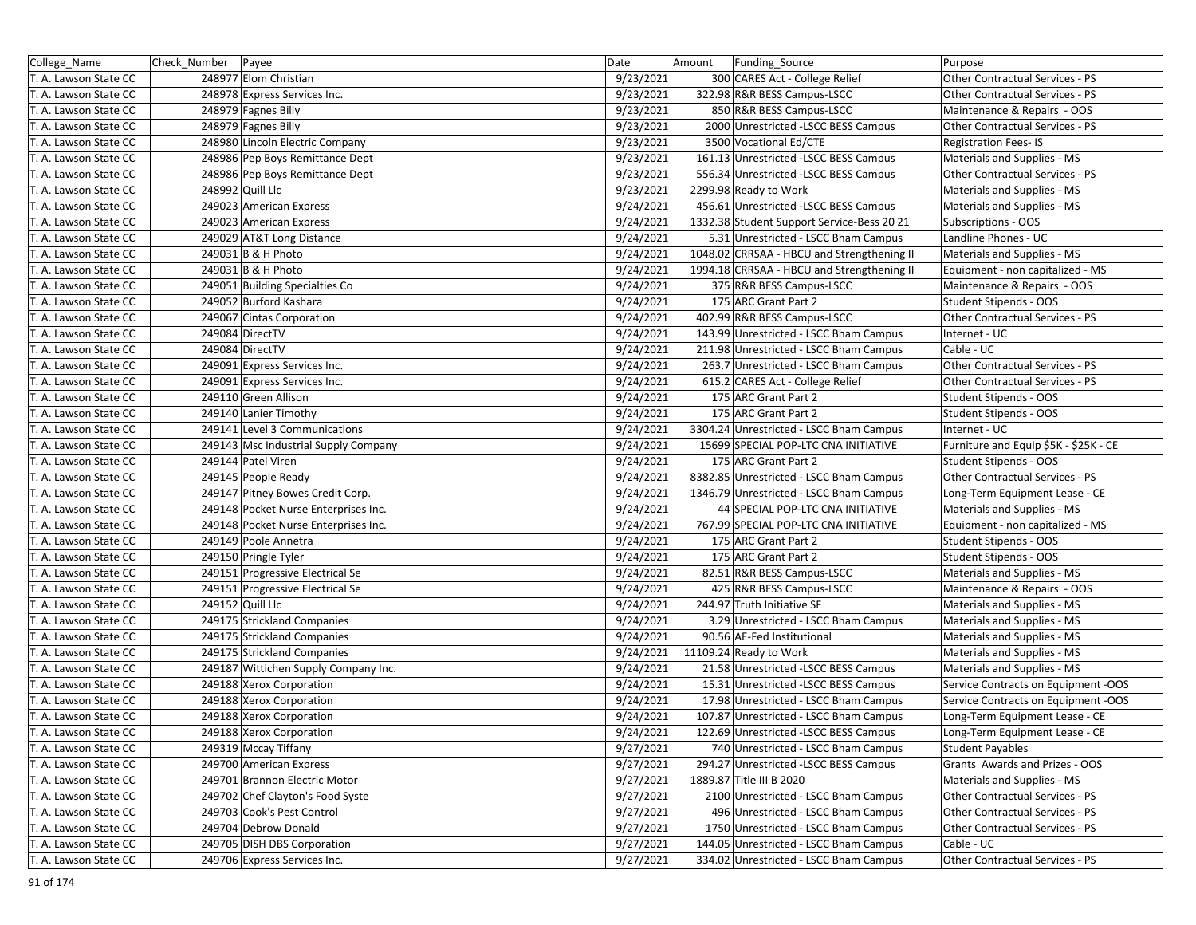| College_Name | Check_Number | Payee | Date | Amount | Funding_Source | Purpose |
|---|---|---|---|---|---|---|
| T. A. Lawson State CC | 248977 | Elom Christian | 9/23/2021 | 300 | CARES Act - College Relief | Other Contractual Services - PS |
| T. A. Lawson State CC | 248978 | Express Services Inc. | 9/23/2021 | 322.98 | R&R BESS Campus-LSCC | Other Contractual Services - PS |
| T. A. Lawson State CC | 248979 | Fagnes Billy | 9/23/2021 | 850 | R&R BESS Campus-LSCC | Maintenance & Repairs - OOS |
| T. A. Lawson State CC | 248979 | Fagnes Billy | 9/23/2021 | 2000 | Unrestricted -LSCC BESS Campus | Other Contractual Services - PS |
| T. A. Lawson State CC | 248980 | Lincoln Electric Company | 9/23/2021 | 3500 | Vocational Ed/CTE | Registration Fees- IS |
| T. A. Lawson State CC | 248986 | Pep Boys Remittance Dept | 9/23/2021 | 161.13 | Unrestricted -LSCC BESS Campus | Materials and Supplies - MS |
| T. A. Lawson State CC | 248986 | Pep Boys Remittance Dept | 9/23/2021 | 556.34 | Unrestricted -LSCC BESS Campus | Other Contractual Services - PS |
| T. A. Lawson State CC | 248992 | Quill Llc | 9/23/2021 | 2299.98 | Ready to Work | Materials and Supplies - MS |
| T. A. Lawson State CC | 249023 | American Express | 9/24/2021 | 456.61 | Unrestricted -LSCC BESS Campus | Materials and Supplies - MS |
| T. A. Lawson State CC | 249023 | American Express | 9/24/2021 | 1332.38 | Student Support Service-Bess 20 21 | Subscriptions - OOS |
| T. A. Lawson State CC | 249029 | AT&T Long Distance | 9/24/2021 | 5.31 | Unrestricted - LSCC Bham Campus | Landline Phones - UC |
| T. A. Lawson State CC | 249031 | B & H Photo | 9/24/2021 | 1048.02 | CRRSAA - HBCU and Strengthening II | Materials and Supplies - MS |
| T. A. Lawson State CC | 249031 | B & H Photo | 9/24/2021 | 1994.18 | CRRSAA - HBCU and Strengthening II | Equipment - non capitalized - MS |
| T. A. Lawson State CC | 249051 | Building Specialties Co | 9/24/2021 | 375 | R&R BESS Campus-LSCC | Maintenance & Repairs - OOS |
| T. A. Lawson State CC | 249052 | Burford Kashara | 9/24/2021 | 175 | ARC Grant Part 2 | Student Stipends - OOS |
| T. A. Lawson State CC | 249067 | Cintas Corporation | 9/24/2021 | 402.99 | R&R BESS Campus-LSCC | Other Contractual Services - PS |
| T. A. Lawson State CC | 249084 | DirectTV | 9/24/2021 | 143.99 | Unrestricted - LSCC Bham Campus | Internet - UC |
| T. A. Lawson State CC | 249084 | DirectTV | 9/24/2021 | 211.98 | Unrestricted - LSCC Bham Campus | Cable - UC |
| T. A. Lawson State CC | 249091 | Express Services Inc. | 9/24/2021 | 263.7 | Unrestricted - LSCC Bham Campus | Other Contractual Services - PS |
| T. A. Lawson State CC | 249091 | Express Services Inc. | 9/24/2021 | 615.2 | CARES Act - College Relief | Other Contractual Services - PS |
| T. A. Lawson State CC | 249110 | Green Allison | 9/24/2021 | 175 | ARC Grant Part 2 | Student Stipends - OOS |
| T. A. Lawson State CC | 249140 | Lanier Timothy | 9/24/2021 | 175 | ARC Grant Part 2 | Student Stipends - OOS |
| T. A. Lawson State CC | 249141 | Level 3 Communications | 9/24/2021 | 3304.24 | Unrestricted - LSCC Bham Campus | Internet - UC |
| T. A. Lawson State CC | 249143 | Msc Industrial Supply Company | 9/24/2021 | 15699 | SPECIAL POP-LTC CNA INITIATIVE | Furniture and Equip $5K - $25K - CE |
| T. A. Lawson State CC | 249144 | Patel Viren | 9/24/2021 | 175 | ARC Grant Part 2 | Student Stipends - OOS |
| T. A. Lawson State CC | 249145 | People Ready | 9/24/2021 | 8382.85 | Unrestricted - LSCC Bham Campus | Other Contractual Services - PS |
| T. A. Lawson State CC | 249147 | Pitney Bowes Credit Corp. | 9/24/2021 | 1346.79 | Unrestricted - LSCC Bham Campus | Long-Term Equipment Lease - CE |
| T. A. Lawson State CC | 249148 | Pocket Nurse Enterprises Inc. | 9/24/2021 | 44 | SPECIAL POP-LTC CNA INITIATIVE | Materials and Supplies - MS |
| T. A. Lawson State CC | 249148 | Pocket Nurse Enterprises Inc. | 9/24/2021 | 767.99 | SPECIAL POP-LTC CNA INITIATIVE | Equipment - non capitalized - MS |
| T. A. Lawson State CC | 249149 | Poole Annetra | 9/24/2021 | 175 | ARC Grant Part 2 | Student Stipends - OOS |
| T. A. Lawson State CC | 249150 | Pringle Tyler | 9/24/2021 | 175 | ARC Grant Part 2 | Student Stipends - OOS |
| T. A. Lawson State CC | 249151 | Progressive Electrical Se | 9/24/2021 | 82.51 | R&R BESS Campus-LSCC | Materials and Supplies - MS |
| T. A. Lawson State CC | 249151 | Progressive Electrical Se | 9/24/2021 | 425 | R&R BESS Campus-LSCC | Maintenance & Repairs - OOS |
| T. A. Lawson State CC | 249152 | Quill Llc | 9/24/2021 | 244.97 | Truth Initiative SF | Materials and Supplies - MS |
| T. A. Lawson State CC | 249175 | Strickland Companies | 9/24/2021 | 3.29 | Unrestricted - LSCC Bham Campus | Materials and Supplies - MS |
| T. A. Lawson State CC | 249175 | Strickland Companies | 9/24/2021 | 90.56 | AE-Fed Institutional | Materials and Supplies - MS |
| T. A. Lawson State CC | 249175 | Strickland Companies | 9/24/2021 | 11109.24 | Ready to Work | Materials and Supplies - MS |
| T. A. Lawson State CC | 249187 | Wittichen Supply Company Inc. | 9/24/2021 | 21.58 | Unrestricted -LSCC BESS Campus | Materials and Supplies - MS |
| T. A. Lawson State CC | 249188 | Xerox Corporation | 9/24/2021 | 15.31 | Unrestricted -LSCC BESS Campus | Service Contracts on Equipment -OOS |
| T. A. Lawson State CC | 249188 | Xerox Corporation | 9/24/2021 | 17.98 | Unrestricted - LSCC Bham Campus | Service Contracts on Equipment -OOS |
| T. A. Lawson State CC | 249188 | Xerox Corporation | 9/24/2021 | 107.87 | Unrestricted - LSCC Bham Campus | Long-Term Equipment Lease - CE |
| T. A. Lawson State CC | 249188 | Xerox Corporation | 9/24/2021 | 122.69 | Unrestricted -LSCC BESS Campus | Long-Term Equipment Lease - CE |
| T. A. Lawson State CC | 249319 | Mccay Tiffany | 9/27/2021 | 740 | Unrestricted - LSCC Bham Campus | Student Payables |
| T. A. Lawson State CC | 249700 | American Express | 9/27/2021 | 294.27 | Unrestricted -LSCC BESS Campus | Grants Awards and Prizes - OOS |
| T. A. Lawson State CC | 249701 | Brannon Electric Motor | 9/27/2021 | 1889.87 | Title III B 2020 | Materials and Supplies - MS |
| T. A. Lawson State CC | 249702 | Chef Clayton's Food Syste | 9/27/2021 | 2100 | Unrestricted - LSCC Bham Campus | Other Contractual Services - PS |
| T. A. Lawson State CC | 249703 | Cook's Pest Control | 9/27/2021 | 496 | Unrestricted - LSCC Bham Campus | Other Contractual Services - PS |
| T. A. Lawson State CC | 249704 | Debrow Donald | 9/27/2021 | 1750 | Unrestricted - LSCC Bham Campus | Other Contractual Services - PS |
| T. A. Lawson State CC | 249705 | DISH DBS Corporation | 9/27/2021 | 144.05 | Unrestricted - LSCC Bham Campus | Cable - UC |
| T. A. Lawson State CC | 249706 | Express Services Inc. | 9/27/2021 | 334.02 | Unrestricted - LSCC Bham Campus | Other Contractual Services - PS |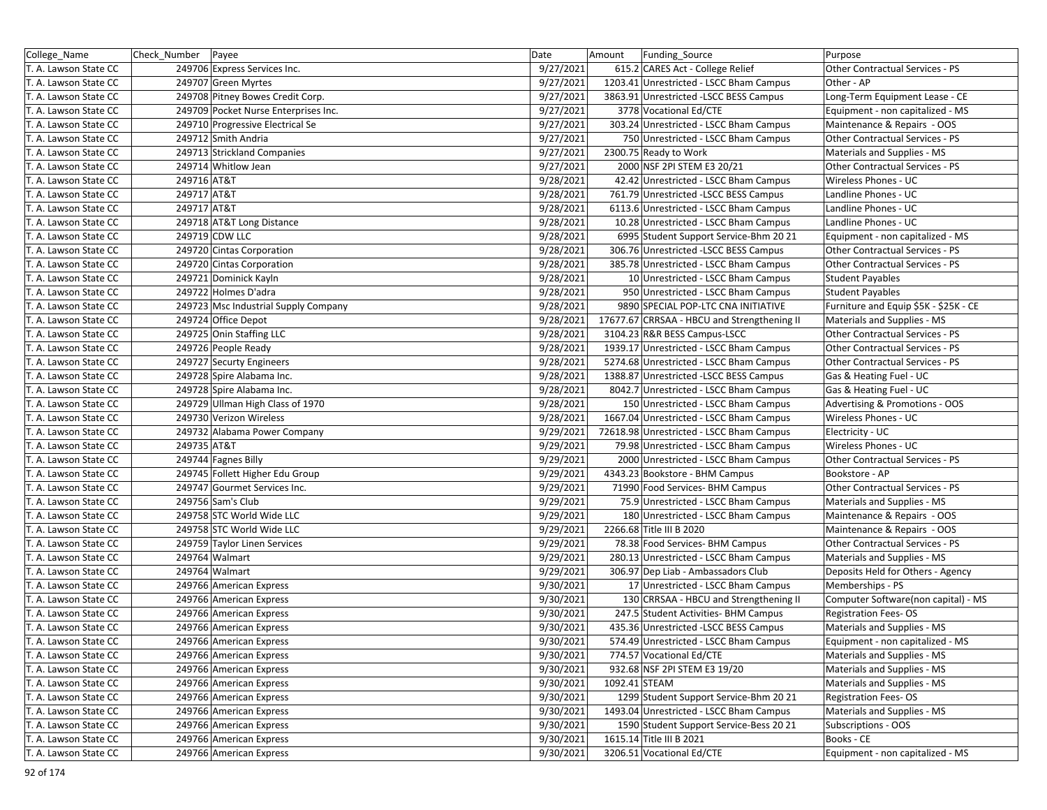| College_Name | Check_Number | Payee | Date | Amount | Funding_Source | Purpose |
|---|---|---|---|---|---|---|
| T. A. Lawson State CC | 249706 | Express Services Inc. | 9/27/2021 | 615.2 | CARES Act - College Relief | Other Contractual Services - PS |
| T. A. Lawson State CC | 249707 | Green Myrtes | 9/27/2021 | 1203.41 | Unrestricted - LSCC Bham Campus | Other - AP |
| T. A. Lawson State CC | 249708 | Pitney Bowes Credit Corp. | 9/27/2021 | 3863.91 | Unrestricted -LSCC BESS Campus | Long-Term Equipment Lease - CE |
| T. A. Lawson State CC | 249709 | Pocket Nurse Enterprises Inc. | 9/27/2021 | 3778 | Vocational Ed/CTE | Equipment - non capitalized - MS |
| T. A. Lawson State CC | 249710 | Progressive Electrical Se | 9/27/2021 | 303.24 | Unrestricted - LSCC Bham Campus | Maintenance & Repairs - OOS |
| T. A. Lawson State CC | 249712 | Smith Andria | 9/27/2021 | 750 | Unrestricted - LSCC Bham Campus | Other Contractual Services - PS |
| T. A. Lawson State CC | 249713 | Strickland Companies | 9/27/2021 | 2300.75 | Ready to Work | Materials and Supplies - MS |
| T. A. Lawson State CC | 249714 | Whitlow Jean | 9/27/2021 | 2000 | NSF 2PI STEM E3 20/21 | Other Contractual Services - PS |
| T. A. Lawson State CC | 249716 | AT&T | 9/28/2021 | 42.42 | Unrestricted - LSCC Bham Campus | Wireless Phones - UC |
| T. A. Lawson State CC | 249717 | AT&T | 9/28/2021 | 761.79 | Unrestricted -LSCC BESS Campus | Landline Phones - UC |
| T. A. Lawson State CC | 249717 | AT&T | 9/28/2021 | 6113.6 | Unrestricted - LSCC Bham Campus | Landline Phones - UC |
| T. A. Lawson State CC | 249718 | AT&T Long Distance | 9/28/2021 | 10.28 | Unrestricted - LSCC Bham Campus | Landline Phones - UC |
| T. A. Lawson State CC | 249719 | CDW LLC | 9/28/2021 | 6995 | Student Support Service-Bhm 20 21 | Equipment - non capitalized - MS |
| T. A. Lawson State CC | 249720 | Cintas Corporation | 9/28/2021 | 306.76 | Unrestricted -LSCC BESS Campus | Other Contractual Services - PS |
| T. A. Lawson State CC | 249720 | Cintas Corporation | 9/28/2021 | 385.78 | Unrestricted - LSCC Bham Campus | Other Contractual Services - PS |
| T. A. Lawson State CC | 249721 | Dominick Kayln | 9/28/2021 | 10 | Unrestricted - LSCC Bham Campus | Student Payables |
| T. A. Lawson State CC | 249722 | Holmes D'adra | 9/28/2021 | 950 | Unrestricted - LSCC Bham Campus | Student Payables |
| T. A. Lawson State CC | 249723 | Msc Industrial Supply Company | 9/28/2021 | 9890 | SPECIAL POP-LTC CNA INITIATIVE | Furniture and Equip $5K - $25K - CE |
| T. A. Lawson State CC | 249724 | Office Depot | 9/28/2021 | 17677.67 | CRRSAA - HBCU and Strengthening II | Materials and Supplies - MS |
| T. A. Lawson State CC | 249725 | Onin Staffing LLC | 9/28/2021 | 3104.23 | R&R BESS Campus-LSCC | Other Contractual Services - PS |
| T. A. Lawson State CC | 249726 | People Ready | 9/28/2021 | 1939.17 | Unrestricted - LSCC Bham Campus | Other Contractual Services - PS |
| T. A. Lawson State CC | 249727 | Securty Engineers | 9/28/2021 | 5274.68 | Unrestricted - LSCC Bham Campus | Other Contractual Services - PS |
| T. A. Lawson State CC | 249728 | Spire Alabama Inc. | 9/28/2021 | 1388.87 | Unrestricted -LSCC BESS Campus | Gas & Heating Fuel - UC |
| T. A. Lawson State CC | 249728 | Spire Alabama Inc. | 9/28/2021 | 8042.7 | Unrestricted - LSCC Bham Campus | Gas & Heating Fuel - UC |
| T. A. Lawson State CC | 249729 | Ullman High Class of 1970 | 9/28/2021 | 150 | Unrestricted - LSCC Bham Campus | Advertising & Promotions - OOS |
| T. A. Lawson State CC | 249730 | Verizon Wireless | 9/28/2021 | 1667.04 | Unrestricted - LSCC Bham Campus | Wireless Phones - UC |
| T. A. Lawson State CC | 249732 | Alabama Power Company | 9/29/2021 | 72618.98 | Unrestricted - LSCC Bham Campus | Electricity - UC |
| T. A. Lawson State CC | 249735 | AT&T | 9/29/2021 | 79.98 | Unrestricted - LSCC Bham Campus | Wireless Phones - UC |
| T. A. Lawson State CC | 249744 | Fagnes Billy | 9/29/2021 | 2000 | Unrestricted - LSCC Bham Campus | Other Contractual Services - PS |
| T. A. Lawson State CC | 249745 | Follett Higher Edu Group | 9/29/2021 | 4343.23 | Bookstore - BHM Campus | Bookstore - AP |
| T. A. Lawson State CC | 249747 | Gourmet Services Inc. | 9/29/2021 | 71990 | Food Services- BHM Campus | Other Contractual Services - PS |
| T. A. Lawson State CC | 249756 | Sam's Club | 9/29/2021 | 75.9 | Unrestricted - LSCC Bham Campus | Materials and Supplies - MS |
| T. A. Lawson State CC | 249758 | STC World Wide LLC | 9/29/2021 | 180 | Unrestricted - LSCC Bham Campus | Maintenance & Repairs - OOS |
| T. A. Lawson State CC | 249758 | STC World Wide LLC | 9/29/2021 | 2266.68 | Title III B 2020 | Maintenance & Repairs - OOS |
| T. A. Lawson State CC | 249759 | Taylor Linen Services | 9/29/2021 | 78.38 | Food Services- BHM Campus | Other Contractual Services - PS |
| T. A. Lawson State CC | 249764 | Walmart | 9/29/2021 | 280.13 | Unrestricted - LSCC Bham Campus | Materials and Supplies - MS |
| T. A. Lawson State CC | 249764 | Walmart | 9/29/2021 | 306.97 | Dep Liab - Ambassadors Club | Deposits Held for Others - Agency |
| T. A. Lawson State CC | 249766 | American Express | 9/30/2021 | 17 | Unrestricted - LSCC Bham Campus | Memberships - PS |
| T. A. Lawson State CC | 249766 | American Express | 9/30/2021 | 130 | CRRSAA - HBCU and Strengthening II | Computer Software(non capital) - MS |
| T. A. Lawson State CC | 249766 | American Express | 9/30/2021 | 247.5 | Student Activities- BHM Campus | Registration Fees- OS |
| T. A. Lawson State CC | 249766 | American Express | 9/30/2021 | 435.36 | Unrestricted -LSCC BESS Campus | Materials and Supplies - MS |
| T. A. Lawson State CC | 249766 | American Express | 9/30/2021 | 574.49 | Unrestricted - LSCC Bham Campus | Equipment - non capitalized - MS |
| T. A. Lawson State CC | 249766 | American Express | 9/30/2021 | 774.57 | Vocational Ed/CTE | Materials and Supplies - MS |
| T. A. Lawson State CC | 249766 | American Express | 9/30/2021 | 932.68 | NSF 2PI STEM E3 19/20 | Materials and Supplies - MS |
| T. A. Lawson State CC | 249766 | American Express | 9/30/2021 | 1092.41 | STEAM | Materials and Supplies - MS |
| T. A. Lawson State CC | 249766 | American Express | 9/30/2021 | 1299 | Student Support Service-Bhm 20 21 | Registration Fees- OS |
| T. A. Lawson State CC | 249766 | American Express | 9/30/2021 | 1493.04 | Unrestricted - LSCC Bham Campus | Materials and Supplies - MS |
| T. A. Lawson State CC | 249766 | American Express | 9/30/2021 | 1590 | Student Support Service-Bess 20 21 | Subscriptions - OOS |
| T. A. Lawson State CC | 249766 | American Express | 9/30/2021 | 1615.14 | Title III B 2021 | Books - CE |
| T. A. Lawson State CC | 249766 | American Express | 9/30/2021 | 3206.51 | Vocational Ed/CTE | Equipment - non capitalized - MS |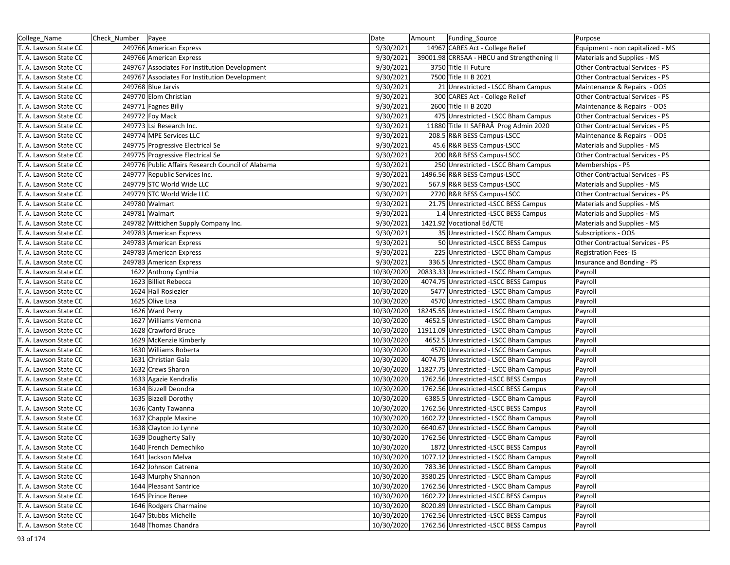| College_Name | Check_Number | Payee | Date | Amount | Funding_Source | Purpose |
|---|---|---|---|---|---|---|
| T. A. Lawson State CC | 249766 | American Express | 9/30/2021 | 14967 | CARES Act - College Relief | Equipment - non capitalized - MS |
| T. A. Lawson State CC | 249766 | American Express | 9/30/2021 | 39001.98 | CRRSAA - HBCU and Strengthening II | Materials and Supplies - MS |
| T. A. Lawson State CC | 249767 | Associates For Institution Development | 9/30/2021 | 3750 | Title III Future | Other Contractual Services - PS |
| T. A. Lawson State CC | 249767 | Associates For Institution Development | 9/30/2021 | 7500 | Title III B 2021 | Other Contractual Services - PS |
| T. A. Lawson State CC | 249768 | Blue Jarvis | 9/30/2021 | 21 | Unrestricted - LSCC Bham Campus | Maintenance & Repairs - OOS |
| T. A. Lawson State CC | 249770 | Elom Christian | 9/30/2021 | 300 | CARES Act - College Relief | Other Contractual Services - PS |
| T. A. Lawson State CC | 249771 | Fagnes Billy | 9/30/2021 | 2600 | Title III B 2020 | Maintenance & Repairs - OOS |
| T. A. Lawson State CC | 249772 | Foy Mack | 9/30/2021 | 475 | Unrestricted - LSCC Bham Campus | Other Contractual Services - PS |
| T. A. Lawson State CC | 249773 | Lsi Research Inc. | 9/30/2021 | 11880 | Title III SAFRAÂ Prog Admin 2020 | Other Contractual Services - PS |
| T. A. Lawson State CC | 249774 | MPE Services LLC | 9/30/2021 | 208.5 | R&R BESS Campus-LSCC | Maintenance & Repairs - OOS |
| T. A. Lawson State CC | 249775 | Progressive Electrical Se | 9/30/2021 | 45.6 | R&R BESS Campus-LSCC | Materials and Supplies - MS |
| T. A. Lawson State CC | 249775 | Progressive Electrical Se | 9/30/2021 | 200 | R&R BESS Campus-LSCC | Other Contractual Services - PS |
| T. A. Lawson State CC | 249776 | Public Affairs Research Council of Alabama | 9/30/2021 | 250 | Unrestricted - LSCC Bham Campus | Memberships - PS |
| T. A. Lawson State CC | 249777 | Republic Services Inc. | 9/30/2021 | 1496.56 | R&R BESS Campus-LSCC | Other Contractual Services - PS |
| T. A. Lawson State CC | 249779 | STC World Wide LLC | 9/30/2021 | 567.9 | R&R BESS Campus-LSCC | Materials and Supplies - MS |
| T. A. Lawson State CC | 249779 | STC World Wide LLC | 9/30/2021 | 2720 | R&R BESS Campus-LSCC | Other Contractual Services - PS |
| T. A. Lawson State CC | 249780 | Walmart | 9/30/2021 | 21.75 | Unrestricted -LSCC BESS Campus | Materials and Supplies - MS |
| T. A. Lawson State CC | 249781 | Walmart | 9/30/2021 | 1.4 | Unrestricted -LSCC BESS Campus | Materials and Supplies - MS |
| T. A. Lawson State CC | 249782 | Wittichen Supply Company Inc. | 9/30/2021 | 1421.92 | Vocational Ed/CTE | Materials and Supplies - MS |
| T. A. Lawson State CC | 249783 | American Express | 9/30/2021 | 35 | Unrestricted - LSCC Bham Campus | Subscriptions - OOS |
| T. A. Lawson State CC | 249783 | American Express | 9/30/2021 | 50 | Unrestricted -LSCC BESS Campus | Other Contractual Services - PS |
| T. A. Lawson State CC | 249783 | American Express | 9/30/2021 | 225 | Unrestricted - LSCC Bham Campus | Registration Fees- IS |
| T. A. Lawson State CC | 249783 | American Express | 9/30/2021 | 336.5 | Unrestricted - LSCC Bham Campus | Insurance and Bonding - PS |
| T. A. Lawson State CC | 1622 | Anthony Cynthia | 10/30/2020 | 20833.33 | Unrestricted - LSCC Bham Campus | Payroll |
| T. A. Lawson State CC | 1623 | Billiet Rebecca | 10/30/2020 | 4074.75 | Unrestricted -LSCC BESS Campus | Payroll |
| T. A. Lawson State CC | 1624 | Hall Rosiezier | 10/30/2020 | 5477 | Unrestricted - LSCC Bham Campus | Payroll |
| T. A. Lawson State CC | 1625 | Olive Lisa | 10/30/2020 | 4570 | Unrestricted - LSCC Bham Campus | Payroll |
| T. A. Lawson State CC | 1626 | Ward Perry | 10/30/2020 | 18245.55 | Unrestricted - LSCC Bham Campus | Payroll |
| T. A. Lawson State CC | 1627 | Williams Vernona | 10/30/2020 | 4652.5 | Unrestricted - LSCC Bham Campus | Payroll |
| T. A. Lawson State CC | 1628 | Crawford Bruce | 10/30/2020 | 11911.09 | Unrestricted - LSCC Bham Campus | Payroll |
| T. A. Lawson State CC | 1629 | McKenzie Kimberly | 10/30/2020 | 4652.5 | Unrestricted - LSCC Bham Campus | Payroll |
| T. A. Lawson State CC | 1630 | Williams Roberta | 10/30/2020 | 4570 | Unrestricted - LSCC Bham Campus | Payroll |
| T. A. Lawson State CC | 1631 | Christian Gala | 10/30/2020 | 4074.75 | Unrestricted - LSCC Bham Campus | Payroll |
| T. A. Lawson State CC | 1632 | Crews Sharon | 10/30/2020 | 11827.75 | Unrestricted - LSCC Bham Campus | Payroll |
| T. A. Lawson State CC | 1633 | Agazie Kendralia | 10/30/2020 | 1762.56 | Unrestricted -LSCC BESS Campus | Payroll |
| T. A. Lawson State CC | 1634 | Bizzell Deondra | 10/30/2020 | 1762.56 | Unrestricted -LSCC BESS Campus | Payroll |
| T. A. Lawson State CC | 1635 | Bizzell Dorothy | 10/30/2020 | 6385.5 | Unrestricted - LSCC Bham Campus | Payroll |
| T. A. Lawson State CC | 1636 | Canty Tawanna | 10/30/2020 | 1762.56 | Unrestricted -LSCC BESS Campus | Payroll |
| T. A. Lawson State CC | 1637 | Chapple Maxine | 10/30/2020 | 1602.72 | Unrestricted - LSCC Bham Campus | Payroll |
| T. A. Lawson State CC | 1638 | Clayton Jo Lynne | 10/30/2020 | 6640.67 | Unrestricted - LSCC Bham Campus | Payroll |
| T. A. Lawson State CC | 1639 | Dougherty Sally | 10/30/2020 | 1762.56 | Unrestricted - LSCC Bham Campus | Payroll |
| T. A. Lawson State CC | 1640 | French Demechiko | 10/30/2020 | 1872 | Unrestricted -LSCC BESS Campus | Payroll |
| T. A. Lawson State CC | 1641 | Jackson Melva | 10/30/2020 | 1077.12 | Unrestricted - LSCC Bham Campus | Payroll |
| T. A. Lawson State CC | 1642 | Johnson Catrena | 10/30/2020 | 783.36 | Unrestricted - LSCC Bham Campus | Payroll |
| T. A. Lawson State CC | 1643 | Murphy Shannon | 10/30/2020 | 3580.25 | Unrestricted - LSCC Bham Campus | Payroll |
| T. A. Lawson State CC | 1644 | Pleasant Santrice | 10/30/2020 | 1762.56 | Unrestricted - LSCC Bham Campus | Payroll |
| T. A. Lawson State CC | 1645 | Prince Renee | 10/30/2020 | 1602.72 | Unrestricted -LSCC BESS Campus | Payroll |
| T. A. Lawson State CC | 1646 | Rodgers Charmaine | 10/30/2020 | 8020.89 | Unrestricted - LSCC Bham Campus | Payroll |
| T. A. Lawson State CC | 1647 | Stubbs Michelle | 10/30/2020 | 1762.56 | Unrestricted -LSCC BESS Campus | Payroll |
| T. A. Lawson State CC | 1648 | Thomas Chandra | 10/30/2020 | 1762.56 | Unrestricted -LSCC BESS Campus | Payroll |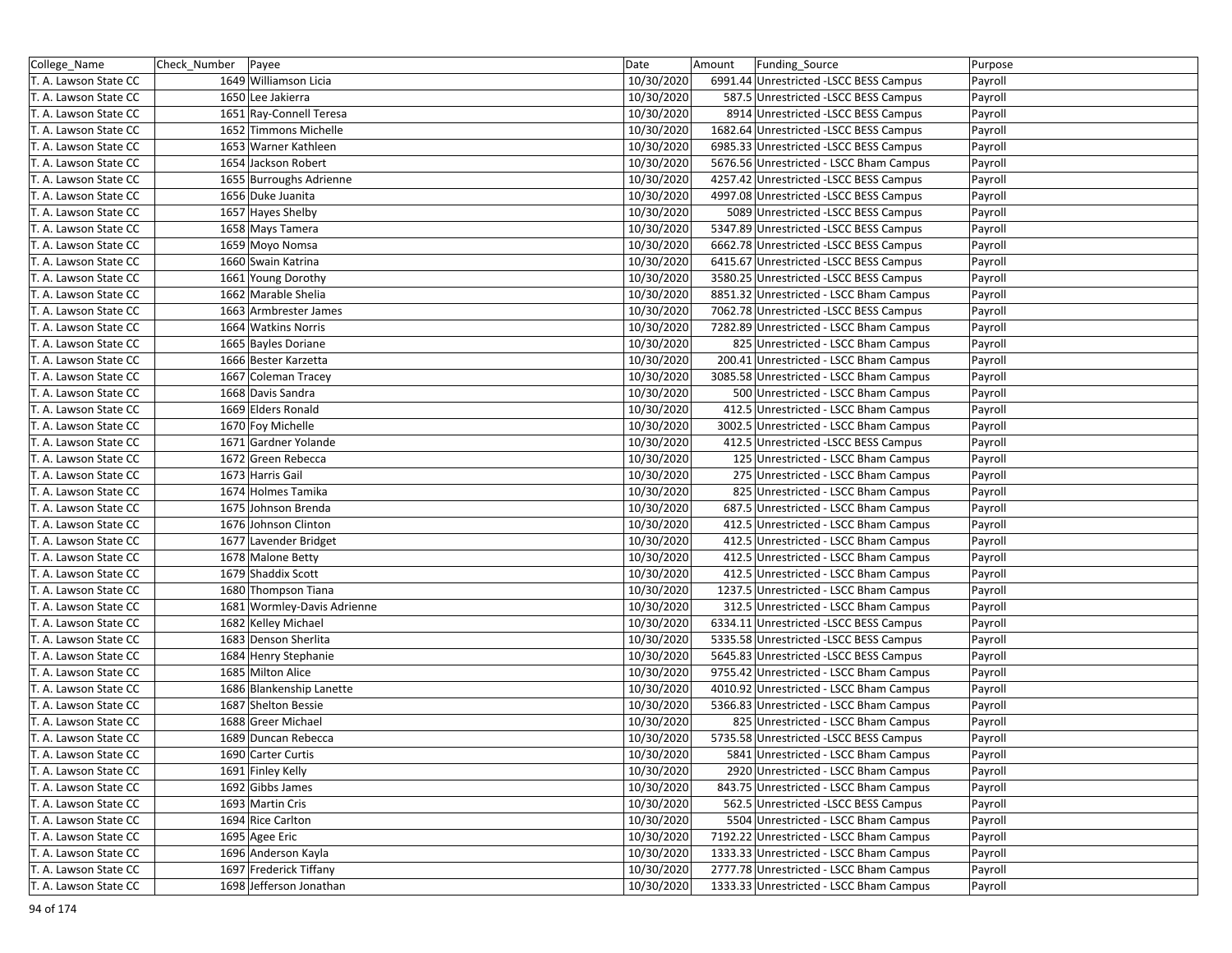| College_Name | Check_Number | Payee | Date | Amount | Funding_Source | Purpose |
|---|---|---|---|---|---|---|
| T. A. Lawson State CC | 1649 | Williamson Licia | 10/30/2020 | 6991.44 | Unrestricted -LSCC BESS Campus | Payroll |
| T. A. Lawson State CC | 1650 | Lee Jakierra | 10/30/2020 | 587.5 | Unrestricted -LSCC BESS Campus | Payroll |
| T. A. Lawson State CC | 1651 | Ray-Connell Teresa | 10/30/2020 | 8914 | Unrestricted -LSCC BESS Campus | Payroll |
| T. A. Lawson State CC | 1652 | Timmons Michelle | 10/30/2020 | 1682.64 | Unrestricted -LSCC BESS Campus | Payroll |
| T. A. Lawson State CC | 1653 | Warner Kathleen | 10/30/2020 | 6985.33 | Unrestricted -LSCC BESS Campus | Payroll |
| T. A. Lawson State CC | 1654 | Jackson Robert | 10/30/2020 | 5676.56 | Unrestricted - LSCC Bham Campus | Payroll |
| T. A. Lawson State CC | 1655 | Burroughs Adrienne | 10/30/2020 | 4257.42 | Unrestricted -LSCC BESS Campus | Payroll |
| T. A. Lawson State CC | 1656 | Duke Juanita | 10/30/2020 | 4997.08 | Unrestricted -LSCC BESS Campus | Payroll |
| T. A. Lawson State CC | 1657 | Hayes Shelby | 10/30/2020 | 5089 | Unrestricted -LSCC BESS Campus | Payroll |
| T. A. Lawson State CC | 1658 | Mays Tamera | 10/30/2020 | 5347.89 | Unrestricted -LSCC BESS Campus | Payroll |
| T. A. Lawson State CC | 1659 | Moyo Nomsa | 10/30/2020 | 6662.78 | Unrestricted -LSCC BESS Campus | Payroll |
| T. A. Lawson State CC | 1660 | Swain Katrina | 10/30/2020 | 6415.67 | Unrestricted -LSCC BESS Campus | Payroll |
| T. A. Lawson State CC | 1661 | Young Dorothy | 10/30/2020 | 3580.25 | Unrestricted -LSCC BESS Campus | Payroll |
| T. A. Lawson State CC | 1662 | Marable Shelia | 10/30/2020 | 8851.32 | Unrestricted - LSCC Bham Campus | Payroll |
| T. A. Lawson State CC | 1663 | Armbrester James | 10/30/2020 | 7062.78 | Unrestricted -LSCC BESS Campus | Payroll |
| T. A. Lawson State CC | 1664 | Watkins Norris | 10/30/2020 | 7282.89 | Unrestricted - LSCC Bham Campus | Payroll |
| T. A. Lawson State CC | 1665 | Bayles Doriane | 10/30/2020 | 825 | Unrestricted - LSCC Bham Campus | Payroll |
| T. A. Lawson State CC | 1666 | Bester Karzetta | 10/30/2020 | 200.41 | Unrestricted - LSCC Bham Campus | Payroll |
| T. A. Lawson State CC | 1667 | Coleman Tracey | 10/30/2020 | 3085.58 | Unrestricted - LSCC Bham Campus | Payroll |
| T. A. Lawson State CC | 1668 | Davis Sandra | 10/30/2020 | 500 | Unrestricted - LSCC Bham Campus | Payroll |
| T. A. Lawson State CC | 1669 | Elders Ronald | 10/30/2020 | 412.5 | Unrestricted - LSCC Bham Campus | Payroll |
| T. A. Lawson State CC | 1670 | Foy Michelle | 10/30/2020 | 3002.5 | Unrestricted - LSCC Bham Campus | Payroll |
| T. A. Lawson State CC | 1671 | Gardner Yolande | 10/30/2020 | 412.5 | Unrestricted -LSCC BESS Campus | Payroll |
| T. A. Lawson State CC | 1672 | Green Rebecca | 10/30/2020 | 125 | Unrestricted - LSCC Bham Campus | Payroll |
| T. A. Lawson State CC | 1673 | Harris Gail | 10/30/2020 | 275 | Unrestricted - LSCC Bham Campus | Payroll |
| T. A. Lawson State CC | 1674 | Holmes Tamika | 10/30/2020 | 825 | Unrestricted - LSCC Bham Campus | Payroll |
| T. A. Lawson State CC | 1675 | Johnson Brenda | 10/30/2020 | 687.5 | Unrestricted - LSCC Bham Campus | Payroll |
| T. A. Lawson State CC | 1676 | Johnson Clinton | 10/30/2020 | 412.5 | Unrestricted - LSCC Bham Campus | Payroll |
| T. A. Lawson State CC | 1677 | Lavender Bridget | 10/30/2020 | 412.5 | Unrestricted - LSCC Bham Campus | Payroll |
| T. A. Lawson State CC | 1678 | Malone Betty | 10/30/2020 | 412.5 | Unrestricted - LSCC Bham Campus | Payroll |
| T. A. Lawson State CC | 1679 | Shaddix Scott | 10/30/2020 | 412.5 | Unrestricted - LSCC Bham Campus | Payroll |
| T. A. Lawson State CC | 1680 | Thompson Tiana | 10/30/2020 | 1237.5 | Unrestricted - LSCC Bham Campus | Payroll |
| T. A. Lawson State CC | 1681 | Wormley-Davis Adrienne | 10/30/2020 | 312.5 | Unrestricted - LSCC Bham Campus | Payroll |
| T. A. Lawson State CC | 1682 | Kelley Michael | 10/30/2020 | 6334.11 | Unrestricted -LSCC BESS Campus | Payroll |
| T. A. Lawson State CC | 1683 | Denson Sherlita | 10/30/2020 | 5335.58 | Unrestricted -LSCC BESS Campus | Payroll |
| T. A. Lawson State CC | 1684 | Henry Stephanie | 10/30/2020 | 5645.83 | Unrestricted -LSCC BESS Campus | Payroll |
| T. A. Lawson State CC | 1685 | Milton Alice | 10/30/2020 | 9755.42 | Unrestricted - LSCC Bham Campus | Payroll |
| T. A. Lawson State CC | 1686 | Blankenship Lanette | 10/30/2020 | 4010.92 | Unrestricted - LSCC Bham Campus | Payroll |
| T. A. Lawson State CC | 1687 | Shelton Bessie | 10/30/2020 | 5366.83 | Unrestricted - LSCC Bham Campus | Payroll |
| T. A. Lawson State CC | 1688 | Greer Michael | 10/30/2020 | 825 | Unrestricted - LSCC Bham Campus | Payroll |
| T. A. Lawson State CC | 1689 | Duncan Rebecca | 10/30/2020 | 5735.58 | Unrestricted -LSCC BESS Campus | Payroll |
| T. A. Lawson State CC | 1690 | Carter Curtis | 10/30/2020 | 5841 | Unrestricted - LSCC Bham Campus | Payroll |
| T. A. Lawson State CC | 1691 | Finley Kelly | 10/30/2020 | 2920 | Unrestricted - LSCC Bham Campus | Payroll |
| T. A. Lawson State CC | 1692 | Gibbs James | 10/30/2020 | 843.75 | Unrestricted - LSCC Bham Campus | Payroll |
| T. A. Lawson State CC | 1693 | Martin Cris | 10/30/2020 | 562.5 | Unrestricted -LSCC BESS Campus | Payroll |
| T. A. Lawson State CC | 1694 | Rice Carlton | 10/30/2020 | 5504 | Unrestricted - LSCC Bham Campus | Payroll |
| T. A. Lawson State CC | 1695 | Agee Eric | 10/30/2020 | 7192.22 | Unrestricted - LSCC Bham Campus | Payroll |
| T. A. Lawson State CC | 1696 | Anderson Kayla | 10/30/2020 | 1333.33 | Unrestricted - LSCC Bham Campus | Payroll |
| T. A. Lawson State CC | 1697 | Frederick Tiffany | 10/30/2020 | 2777.78 | Unrestricted - LSCC Bham Campus | Payroll |
| T. A. Lawson State CC | 1698 | Jefferson Jonathan | 10/30/2020 | 1333.33 | Unrestricted - LSCC Bham Campus | Payroll |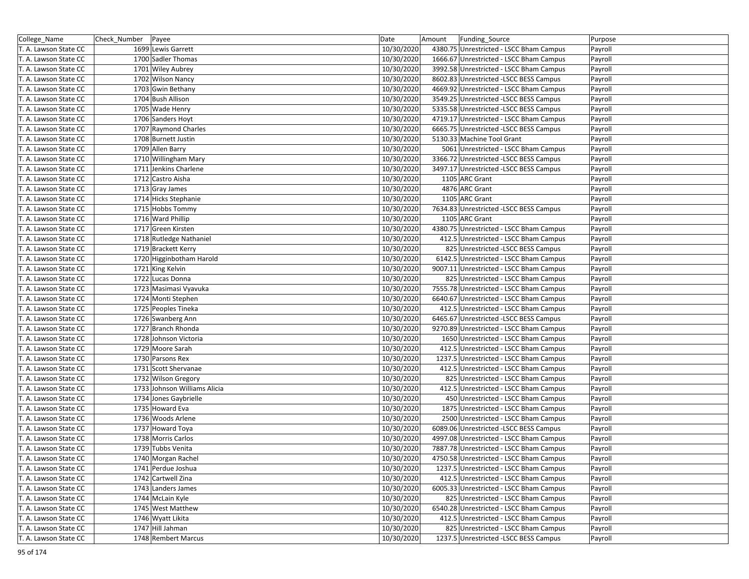| College_Name | Check_Number | Payee | Date | Amount | Funding_Source | Purpose |
|---|---|---|---|---|---|---|
| T. A. Lawson State CC | 1699 | Lewis Garrett | 10/30/2020 | 4380.75 | Unrestricted - LSCC Bham Campus | Payroll |
| T. A. Lawson State CC | 1700 | Sadler Thomas | 10/30/2020 | 1666.67 | Unrestricted - LSCC Bham Campus | Payroll |
| T. A. Lawson State CC | 1701 | Wiley Aubrey | 10/30/2020 | 3992.58 | Unrestricted - LSCC Bham Campus | Payroll |
| T. A. Lawson State CC | 1702 | Wilson Nancy | 10/30/2020 | 8602.83 | Unrestricted -LSCC BESS Campus | Payroll |
| T. A. Lawson State CC | 1703 | Gwin Bethany | 10/30/2020 | 4669.92 | Unrestricted - LSCC Bham Campus | Payroll |
| T. A. Lawson State CC | 1704 | Bush Allison | 10/30/2020 | 3549.25 | Unrestricted -LSCC BESS Campus | Payroll |
| T. A. Lawson State CC | 1705 | Wade Henry | 10/30/2020 | 5335.58 | Unrestricted -LSCC BESS Campus | Payroll |
| T. A. Lawson State CC | 1706 | Sanders Hoyt | 10/30/2020 | 4719.17 | Unrestricted - LSCC Bham Campus | Payroll |
| T. A. Lawson State CC | 1707 | Raymond Charles | 10/30/2020 | 6665.75 | Unrestricted -LSCC BESS Campus | Payroll |
| T. A. Lawson State CC | 1708 | Burnett Justin | 10/30/2020 | 5130.33 | Machine Tool Grant | Payroll |
| T. A. Lawson State CC | 1709 | Allen Barry | 10/30/2020 | 5061 | Unrestricted - LSCC Bham Campus | Payroll |
| T. A. Lawson State CC | 1710 | Willingham Mary | 10/30/2020 | 3366.72 | Unrestricted -LSCC BESS Campus | Payroll |
| T. A. Lawson State CC | 1711 | Jenkins Charlene | 10/30/2020 | 3497.17 | Unrestricted -LSCC BESS Campus | Payroll |
| T. A. Lawson State CC | 1712 | Castro Aisha | 10/30/2020 | 1105 | ARC Grant | Payroll |
| T. A. Lawson State CC | 1713 | Gray James | 10/30/2020 | 4876 | ARC Grant | Payroll |
| T. A. Lawson State CC | 1714 | Hicks Stephanie | 10/30/2020 | 1105 | ARC Grant | Payroll |
| T. A. Lawson State CC | 1715 | Hobbs Tommy | 10/30/2020 | 7634.83 | Unrestricted -LSCC BESS Campus | Payroll |
| T. A. Lawson State CC | 1716 | Ward Phillip | 10/30/2020 | 1105 | ARC Grant | Payroll |
| T. A. Lawson State CC | 1717 | Green Kirsten | 10/30/2020 | 4380.75 | Unrestricted - LSCC Bham Campus | Payroll |
| T. A. Lawson State CC | 1718 | Rutledge Nathaniel | 10/30/2020 | 412.5 | Unrestricted - LSCC Bham Campus | Payroll |
| T. A. Lawson State CC | 1719 | Brackett Kerry | 10/30/2020 | 825 | Unrestricted -LSCC BESS Campus | Payroll |
| T. A. Lawson State CC | 1720 | Higginbotham Harold | 10/30/2020 | 6142.5 | Unrestricted - LSCC Bham Campus | Payroll |
| T. A. Lawson State CC | 1721 | King Kelvin | 10/30/2020 | 9007.11 | Unrestricted - LSCC Bham Campus | Payroll |
| T. A. Lawson State CC | 1722 | Lucas Donna | 10/30/2020 | 825 | Unrestricted - LSCC Bham Campus | Payroll |
| T. A. Lawson State CC | 1723 | Masimasi Vyavuka | 10/30/2020 | 7555.78 | Unrestricted - LSCC Bham Campus | Payroll |
| T. A. Lawson State CC | 1724 | Monti Stephen | 10/30/2020 | 6640.67 | Unrestricted - LSCC Bham Campus | Payroll |
| T. A. Lawson State CC | 1725 | Peoples Tineka | 10/30/2020 | 412.5 | Unrestricted - LSCC Bham Campus | Payroll |
| T. A. Lawson State CC | 1726 | Swanberg Ann | 10/30/2020 | 6465.67 | Unrestricted -LSCC BESS Campus | Payroll |
| T. A. Lawson State CC | 1727 | Branch Rhonda | 10/30/2020 | 9270.89 | Unrestricted - LSCC Bham Campus | Payroll |
| T. A. Lawson State CC | 1728 | Johnson Victoria | 10/30/2020 | 1650 | Unrestricted - LSCC Bham Campus | Payroll |
| T. A. Lawson State CC | 1729 | Moore Sarah | 10/30/2020 | 412.5 | Unrestricted - LSCC Bham Campus | Payroll |
| T. A. Lawson State CC | 1730 | Parsons Rex | 10/30/2020 | 1237.5 | Unrestricted - LSCC Bham Campus | Payroll |
| T. A. Lawson State CC | 1731 | Scott Shervanae | 10/30/2020 | 412.5 | Unrestricted - LSCC Bham Campus | Payroll |
| T. A. Lawson State CC | 1732 | Wilson Gregory | 10/30/2020 | 825 | Unrestricted - LSCC Bham Campus | Payroll |
| T. A. Lawson State CC | 1733 | Johnson Williams Alicia | 10/30/2020 | 412.5 | Unrestricted - LSCC Bham Campus | Payroll |
| T. A. Lawson State CC | 1734 | Jones Gaybrielle | 10/30/2020 | 450 | Unrestricted - LSCC Bham Campus | Payroll |
| T. A. Lawson State CC | 1735 | Howard Eva | 10/30/2020 | 1875 | Unrestricted - LSCC Bham Campus | Payroll |
| T. A. Lawson State CC | 1736 | Woods Arlene | 10/30/2020 | 2500 | Unrestricted - LSCC Bham Campus | Payroll |
| T. A. Lawson State CC | 1737 | Howard Toya | 10/30/2020 | 6089.06 | Unrestricted -LSCC BESS Campus | Payroll |
| T. A. Lawson State CC | 1738 | Morris Carlos | 10/30/2020 | 4997.08 | Unrestricted - LSCC Bham Campus | Payroll |
| T. A. Lawson State CC | 1739 | Tubbs Venita | 10/30/2020 | 7887.78 | Unrestricted - LSCC Bham Campus | Payroll |
| T. A. Lawson State CC | 1740 | Morgan Rachel | 10/30/2020 | 4750.58 | Unrestricted - LSCC Bham Campus | Payroll |
| T. A. Lawson State CC | 1741 | Perdue Joshua | 10/30/2020 | 1237.5 | Unrestricted - LSCC Bham Campus | Payroll |
| T. A. Lawson State CC | 1742 | Cartwell Zina | 10/30/2020 | 412.5 | Unrestricted - LSCC Bham Campus | Payroll |
| T. A. Lawson State CC | 1743 | Landers James | 10/30/2020 | 6005.33 | Unrestricted - LSCC Bham Campus | Payroll |
| T. A. Lawson State CC | 1744 | McLain Kyle | 10/30/2020 | 825 | Unrestricted - LSCC Bham Campus | Payroll |
| T. A. Lawson State CC | 1745 | West Matthew | 10/30/2020 | 6540.28 | Unrestricted - LSCC Bham Campus | Payroll |
| T. A. Lawson State CC | 1746 | Wyatt Likita | 10/30/2020 | 412.5 | Unrestricted - LSCC Bham Campus | Payroll |
| T. A. Lawson State CC | 1747 | Hill Jahman | 10/30/2020 | 825 | Unrestricted - LSCC Bham Campus | Payroll |
| T. A. Lawson State CC | 1748 | Rembert Marcus | 10/30/2020 | 1237.5 | Unrestricted -LSCC BESS Campus | Payroll |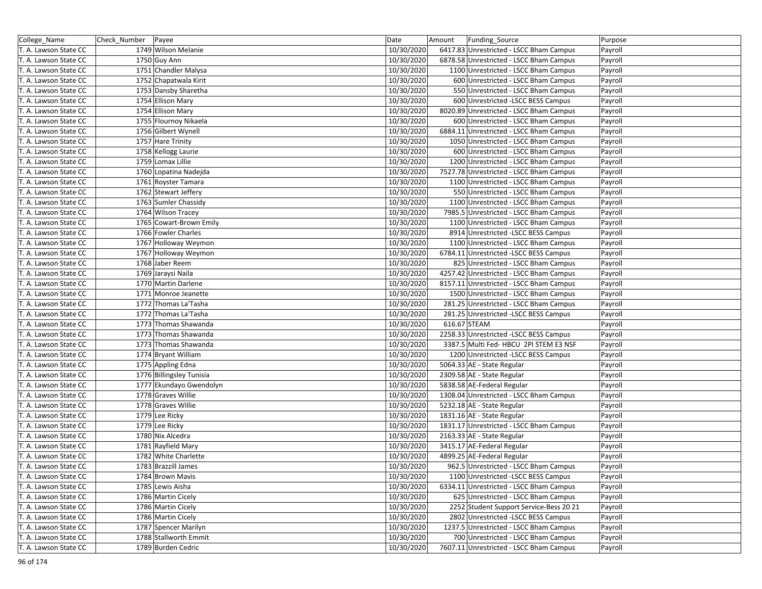| College_Name | Check_Number | Payee | Date | Amount | Funding_Source | Purpose |
|---|---|---|---|---|---|---|
| T. A. Lawson State CC | 1749 | Wilson Melanie | 10/30/2020 | 6417.83 | Unrestricted - LSCC Bham Campus | Payroll |
| T. A. Lawson State CC | 1750 | Guy Ann | 10/30/2020 | 6878.58 | Unrestricted - LSCC Bham Campus | Payroll |
| T. A. Lawson State CC | 1751 | Chandler Malysa | 10/30/2020 | 1100 | Unrestricted - LSCC Bham Campus | Payroll |
| T. A. Lawson State CC | 1752 | Chapatwala Kirit | 10/30/2020 | 600 | Unrestricted - LSCC Bham Campus | Payroll |
| T. A. Lawson State CC | 1753 | Dansby Sharetha | 10/30/2020 | 550 | Unrestricted - LSCC Bham Campus | Payroll |
| T. A. Lawson State CC | 1754 | Ellison Mary | 10/30/2020 | 600 | Unrestricted -LSCC BESS Campus | Payroll |
| T. A. Lawson State CC | 1754 | Ellison Mary | 10/30/2020 | 8020.89 | Unrestricted - LSCC Bham Campus | Payroll |
| T. A. Lawson State CC | 1755 | Flournoy Nikaela | 10/30/2020 | 600 | Unrestricted - LSCC Bham Campus | Payroll |
| T. A. Lawson State CC | 1756 | Gilbert Wynell | 10/30/2020 | 6884.11 | Unrestricted - LSCC Bham Campus | Payroll |
| T. A. Lawson State CC | 1757 | Hare Trinity | 10/30/2020 | 1050 | Unrestricted - LSCC Bham Campus | Payroll |
| T. A. Lawson State CC | 1758 | Kellogg Laurie | 10/30/2020 | 600 | Unrestricted - LSCC Bham Campus | Payroll |
| T. A. Lawson State CC | 1759 | Lomax Lillie | 10/30/2020 | 1200 | Unrestricted - LSCC Bham Campus | Payroll |
| T. A. Lawson State CC | 1760 | Lopatina Nadejda | 10/30/2020 | 7527.78 | Unrestricted - LSCC Bham Campus | Payroll |
| T. A. Lawson State CC | 1761 | Royster Tamara | 10/30/2020 | 1100 | Unrestricted - LSCC Bham Campus | Payroll |
| T. A. Lawson State CC | 1762 | Stewart Jeffery | 10/30/2020 | 550 | Unrestricted - LSCC Bham Campus | Payroll |
| T. A. Lawson State CC | 1763 | Sumler Chassidy | 10/30/2020 | 1100 | Unrestricted - LSCC Bham Campus | Payroll |
| T. A. Lawson State CC | 1764 | Wilson Tracey | 10/30/2020 | 7985.5 | Unrestricted - LSCC Bham Campus | Payroll |
| T. A. Lawson State CC | 1765 | Cowart-Brown Emily | 10/30/2020 | 1100 | Unrestricted - LSCC Bham Campus | Payroll |
| T. A. Lawson State CC | 1766 | Fowler Charles | 10/30/2020 | 8914 | Unrestricted -LSCC BESS Campus | Payroll |
| T. A. Lawson State CC | 1767 | Holloway Weymon | 10/30/2020 | 1100 | Unrestricted - LSCC Bham Campus | Payroll |
| T. A. Lawson State CC | 1767 | Holloway Weymon | 10/30/2020 | 6784.11 | Unrestricted -LSCC BESS Campus | Payroll |
| T. A. Lawson State CC | 1768 | Jaber Reem | 10/30/2020 | 825 | Unrestricted - LSCC Bham Campus | Payroll |
| T. A. Lawson State CC | 1769 | Jaraysi Naila | 10/30/2020 | 4257.42 | Unrestricted - LSCC Bham Campus | Payroll |
| T. A. Lawson State CC | 1770 | Martin Darlene | 10/30/2020 | 8157.11 | Unrestricted - LSCC Bham Campus | Payroll |
| T. A. Lawson State CC | 1771 | Monroe Jeanette | 10/30/2020 | 1500 | Unrestricted - LSCC Bham Campus | Payroll |
| T. A. Lawson State CC | 1772 | Thomas La'Tasha | 10/30/2020 | 281.25 | Unrestricted - LSCC Bham Campus | Payroll |
| T. A. Lawson State CC | 1772 | Thomas La'Tasha | 10/30/2020 | 281.25 | Unrestricted -LSCC BESS Campus | Payroll |
| T. A. Lawson State CC | 1773 | Thomas Shawanda | 10/30/2020 | 616.67 | STEAM | Payroll |
| T. A. Lawson State CC | 1773 | Thomas Shawanda | 10/30/2020 | 2258.33 | Unrestricted -LSCC BESS Campus | Payroll |
| T. A. Lawson State CC | 1773 | Thomas Shawanda | 10/30/2020 | 3387.5 | Multi Fed- HBCU 2PI STEM E3 NSF | Payroll |
| T. A. Lawson State CC | 1774 | Bryant William | 10/30/2020 | 1200 | Unrestricted -LSCC BESS Campus | Payroll |
| T. A. Lawson State CC | 1775 | Appling Edna | 10/30/2020 | 5064.33 | AE - State Regular | Payroll |
| T. A. Lawson State CC | 1776 | Billingsley Tunisia | 10/30/2020 | 2309.58 | AE - State Regular | Payroll |
| T. A. Lawson State CC | 1777 | Ekundayo Gwendolyn | 10/30/2020 | 5838.58 | AE-Federal Regular | Payroll |
| T. A. Lawson State CC | 1778 | Graves Willie | 10/30/2020 | 1308.04 | Unrestricted - LSCC Bham Campus | Payroll |
| T. A. Lawson State CC | 1778 | Graves Willie | 10/30/2020 | 5232.18 | AE - State Regular | Payroll |
| T. A. Lawson State CC | 1779 | Lee Ricky | 10/30/2020 | 1831.16 | AE - State Regular | Payroll |
| T. A. Lawson State CC | 1779 | Lee Ricky | 10/30/2020 | 1831.17 | Unrestricted - LSCC Bham Campus | Payroll |
| T. A. Lawson State CC | 1780 | Nix Alcedra | 10/30/2020 | 2163.33 | AE - State Regular | Payroll |
| T. A. Lawson State CC | 1781 | Rayfield Mary | 10/30/2020 | 3415.17 | AE-Federal Regular | Payroll |
| T. A. Lawson State CC | 1782 | White Charlette | 10/30/2020 | 4899.25 | AE-Federal Regular | Payroll |
| T. A. Lawson State CC | 1783 | Brazzill James | 10/30/2020 | 962.5 | Unrestricted - LSCC Bham Campus | Payroll |
| T. A. Lawson State CC | 1784 | Brown Mavis | 10/30/2020 | 1100 | Unrestricted -LSCC BESS Campus | Payroll |
| T. A. Lawson State CC | 1785 | Lewis Aisha | 10/30/2020 | 6334.11 | Unrestricted - LSCC Bham Campus | Payroll |
| T. A. Lawson State CC | 1786 | Martin Cicely | 10/30/2020 | 625 | Unrestricted - LSCC Bham Campus | Payroll |
| T. A. Lawson State CC | 1786 | Martin Cicely | 10/30/2020 | 2252 | Student Support Service-Bess 20 21 | Payroll |
| T. A. Lawson State CC | 1786 | Martin Cicely | 10/30/2020 | 2802 | Unrestricted -LSCC BESS Campus | Payroll |
| T. A. Lawson State CC | 1787 | Spencer Marilyn | 10/30/2020 | 1237.5 | Unrestricted - LSCC Bham Campus | Payroll |
| T. A. Lawson State CC | 1788 | Stallworth Emmit | 10/30/2020 | 700 | Unrestricted - LSCC Bham Campus | Payroll |
| T. A. Lawson State CC | 1789 | Burden Cedric | 10/30/2020 | 7607.11 | Unrestricted - LSCC Bham Campus | Payroll |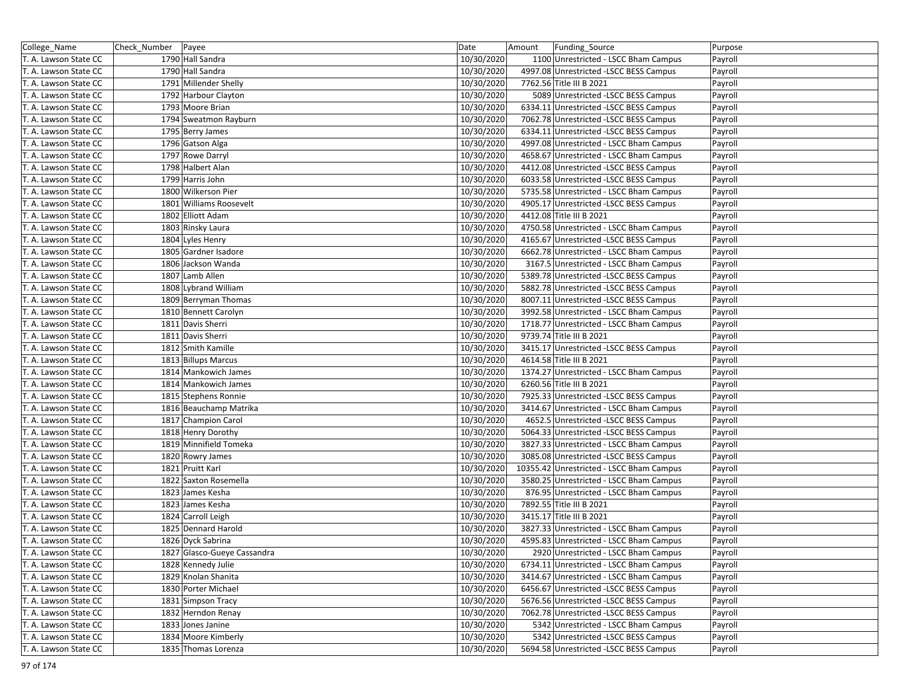| College_Name | Check_Number | Payee | Date | Amount | Funding_Source | Purpose |
|---|---|---|---|---|---|---|
| T. A. Lawson State CC | 1790 | Hall Sandra | 10/30/2020 | 1100 | Unrestricted - LSCC Bham Campus | Payroll |
| T. A. Lawson State CC | 1790 | Hall Sandra | 10/30/2020 | 4997.08 | Unrestricted -LSCC BESS Campus | Payroll |
| T. A. Lawson State CC | 1791 | Millender Shelly | 10/30/2020 | 7762.56 | Title III B 2021 | Payroll |
| T. A. Lawson State CC | 1792 | Harbour Clayton | 10/30/2020 | 5089 | Unrestricted -LSCC BESS Campus | Payroll |
| T. A. Lawson State CC | 1793 | Moore Brian | 10/30/2020 | 6334.11 | Unrestricted -LSCC BESS Campus | Payroll |
| T. A. Lawson State CC | 1794 | Sweatmon Rayburn | 10/30/2020 | 7062.78 | Unrestricted -LSCC BESS Campus | Payroll |
| T. A. Lawson State CC | 1795 | Berry James | 10/30/2020 | 6334.11 | Unrestricted -LSCC BESS Campus | Payroll |
| T. A. Lawson State CC | 1796 | Gatson Alga | 10/30/2020 | 4997.08 | Unrestricted - LSCC Bham Campus | Payroll |
| T. A. Lawson State CC | 1797 | Rowe Darryl | 10/30/2020 | 4658.67 | Unrestricted - LSCC Bham Campus | Payroll |
| T. A. Lawson State CC | 1798 | Halbert Alan | 10/30/2020 | 4412.08 | Unrestricted -LSCC BESS Campus | Payroll |
| T. A. Lawson State CC | 1799 | Harris John | 10/30/2020 | 6033.58 | Unrestricted -LSCC BESS Campus | Payroll |
| T. A. Lawson State CC | 1800 | Wilkerson Pier | 10/30/2020 | 5735.58 | Unrestricted - LSCC Bham Campus | Payroll |
| T. A. Lawson State CC | 1801 | Williams Roosevelt | 10/30/2020 | 4905.17 | Unrestricted -LSCC BESS Campus | Payroll |
| T. A. Lawson State CC | 1802 | Elliott Adam | 10/30/2020 | 4412.08 | Title III B 2021 | Payroll |
| T. A. Lawson State CC | 1803 | Rinsky Laura | 10/30/2020 | 4750.58 | Unrestricted - LSCC Bham Campus | Payroll |
| T. A. Lawson State CC | 1804 | Lyles Henry | 10/30/2020 | 4165.67 | Unrestricted -LSCC BESS Campus | Payroll |
| T. A. Lawson State CC | 1805 | Gardner Isadore | 10/30/2020 | 6662.78 | Unrestricted - LSCC Bham Campus | Payroll |
| T. A. Lawson State CC | 1806 | Jackson Wanda | 10/30/2020 | 3167.5 | Unrestricted - LSCC Bham Campus | Payroll |
| T. A. Lawson State CC | 1807 | Lamb Allen | 10/30/2020 | 5389.78 | Unrestricted -LSCC BESS Campus | Payroll |
| T. A. Lawson State CC | 1808 | Lybrand William | 10/30/2020 | 5882.78 | Unrestricted -LSCC BESS Campus | Payroll |
| T. A. Lawson State CC | 1809 | Berryman Thomas | 10/30/2020 | 8007.11 | Unrestricted -LSCC BESS Campus | Payroll |
| T. A. Lawson State CC | 1810 | Bennett Carolyn | 10/30/2020 | 3992.58 | Unrestricted - LSCC Bham Campus | Payroll |
| T. A. Lawson State CC | 1811 | Davis Sherri | 10/30/2020 | 1718.77 | Unrestricted - LSCC Bham Campus | Payroll |
| T. A. Lawson State CC | 1811 | Davis Sherri | 10/30/2020 | 9739.74 | Title III B 2021 | Payroll |
| T. A. Lawson State CC | 1812 | Smith Kamille | 10/30/2020 | 3415.17 | Unrestricted -LSCC BESS Campus | Payroll |
| T. A. Lawson State CC | 1813 | Billups Marcus | 10/30/2020 | 4614.58 | Title III B 2021 | Payroll |
| T. A. Lawson State CC | 1814 | Mankowich James | 10/30/2020 | 1374.27 | Unrestricted - LSCC Bham Campus | Payroll |
| T. A. Lawson State CC | 1814 | Mankowich James | 10/30/2020 | 6260.56 | Title III B 2021 | Payroll |
| T. A. Lawson State CC | 1815 | Stephens Ronnie | 10/30/2020 | 7925.33 | Unrestricted -LSCC BESS Campus | Payroll |
| T. A. Lawson State CC | 1816 | Beauchamp Matrika | 10/30/2020 | 3414.67 | Unrestricted - LSCC Bham Campus | Payroll |
| T. A. Lawson State CC | 1817 | Champion Carol | 10/30/2020 | 4652.5 | Unrestricted -LSCC BESS Campus | Payroll |
| T. A. Lawson State CC | 1818 | Henry Dorothy | 10/30/2020 | 5064.33 | Unrestricted -LSCC BESS Campus | Payroll |
| T. A. Lawson State CC | 1819 | Minnifield Tomeka | 10/30/2020 | 3827.33 | Unrestricted - LSCC Bham Campus | Payroll |
| T. A. Lawson State CC | 1820 | Rowry James | 10/30/2020 | 3085.08 | Unrestricted -LSCC BESS Campus | Payroll |
| T. A. Lawson State CC | 1821 | Pruitt Karl | 10/30/2020 | 10355.42 | Unrestricted - LSCC Bham Campus | Payroll |
| T. A. Lawson State CC | 1822 | Saxton Rosemella | 10/30/2020 | 3580.25 | Unrestricted - LSCC Bham Campus | Payroll |
| T. A. Lawson State CC | 1823 | James Kesha | 10/30/2020 | 876.95 | Unrestricted - LSCC Bham Campus | Payroll |
| T. A. Lawson State CC | 1823 | James Kesha | 10/30/2020 | 7892.55 | Title III B 2021 | Payroll |
| T. A. Lawson State CC | 1824 | Carroll Leigh | 10/30/2020 | 3415.17 | Title III B 2021 | Payroll |
| T. A. Lawson State CC | 1825 | Dennard Harold | 10/30/2020 | 3827.33 | Unrestricted - LSCC Bham Campus | Payroll |
| T. A. Lawson State CC | 1826 | Dyck Sabrina | 10/30/2020 | 4595.83 | Unrestricted - LSCC Bham Campus | Payroll |
| T. A. Lawson State CC | 1827 | Glasco-Gueye Cassandra | 10/30/2020 | 2920 | Unrestricted - LSCC Bham Campus | Payroll |
| T. A. Lawson State CC | 1828 | Kennedy Julie | 10/30/2020 | 6734.11 | Unrestricted - LSCC Bham Campus | Payroll |
| T. A. Lawson State CC | 1829 | Knolan Shanita | 10/30/2020 | 3414.67 | Unrestricted - LSCC Bham Campus | Payroll |
| T. A. Lawson State CC | 1830 | Porter Michael | 10/30/2020 | 6456.67 | Unrestricted -LSCC BESS Campus | Payroll |
| T. A. Lawson State CC | 1831 | Simpson Tracy | 10/30/2020 | 5676.56 | Unrestricted -LSCC BESS Campus | Payroll |
| T. A. Lawson State CC | 1832 | Herndon Renay | 10/30/2020 | 7062.78 | Unrestricted -LSCC BESS Campus | Payroll |
| T. A. Lawson State CC | 1833 | Jones Janine | 10/30/2020 | 5342 | Unrestricted - LSCC Bham Campus | Payroll |
| T. A. Lawson State CC | 1834 | Moore Kimberly | 10/30/2020 | 5342 | Unrestricted -LSCC BESS Campus | Payroll |
| T. A. Lawson State CC | 1835 | Thomas Lorenza | 10/30/2020 | 5694.58 | Unrestricted -LSCC BESS Campus | Payroll |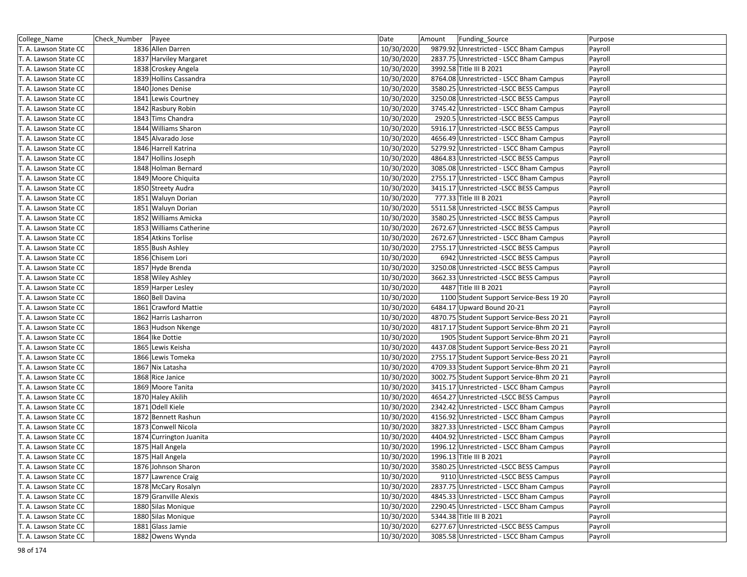| College_Name | Check_Number | Payee | Date | Amount | Funding_Source | Purpose |
|---|---|---|---|---|---|---|
| T. A. Lawson State CC | 1836 | Allen Darren | 10/30/2020 | 9879.92 | Unrestricted - LSCC Bham Campus | Payroll |
| T. A. Lawson State CC | 1837 | Harviley Margaret | 10/30/2020 | 2837.75 | Unrestricted - LSCC Bham Campus | Payroll |
| T. A. Lawson State CC | 1838 | Croskey Angela | 10/30/2020 | 3992.58 | Title III B 2021 | Payroll |
| T. A. Lawson State CC | 1839 | Hollins Cassandra | 10/30/2020 | 8764.08 | Unrestricted - LSCC Bham Campus | Payroll |
| T. A. Lawson State CC | 1840 | Jones Denise | 10/30/2020 | 3580.25 | Unrestricted -LSCC BESS Campus | Payroll |
| T. A. Lawson State CC | 1841 | Lewis Courtney | 10/30/2020 | 3250.08 | Unrestricted -LSCC BESS Campus | Payroll |
| T. A. Lawson State CC | 1842 | Rasbury Robin | 10/30/2020 | 3745.42 | Unrestricted - LSCC Bham Campus | Payroll |
| T. A. Lawson State CC | 1843 | Tims Chandra | 10/30/2020 | 2920.5 | Unrestricted -LSCC BESS Campus | Payroll |
| T. A. Lawson State CC | 1844 | Williams Sharon | 10/30/2020 | 5916.17 | Unrestricted -LSCC BESS Campus | Payroll |
| T. A. Lawson State CC | 1845 | Alvarado Jose | 10/30/2020 | 4656.49 | Unrestricted - LSCC Bham Campus | Payroll |
| T. A. Lawson State CC | 1846 | Harrell Katrina | 10/30/2020 | 5279.92 | Unrestricted - LSCC Bham Campus | Payroll |
| T. A. Lawson State CC | 1847 | Hollins Joseph | 10/30/2020 | 4864.83 | Unrestricted -LSCC BESS Campus | Payroll |
| T. A. Lawson State CC | 1848 | Holman Bernard | 10/30/2020 | 3085.08 | Unrestricted - LSCC Bham Campus | Payroll |
| T. A. Lawson State CC | 1849 | Moore Chiquita | 10/30/2020 | 2755.17 | Unrestricted - LSCC Bham Campus | Payroll |
| T. A. Lawson State CC | 1850 | Streety Audra | 10/30/2020 | 3415.17 | Unrestricted -LSCC BESS Campus | Payroll |
| T. A. Lawson State CC | 1851 | Waluyn Dorian | 10/30/2020 | 777.33 | Title III B 2021 | Payroll |
| T. A. Lawson State CC | 1851 | Waluyn Dorian | 10/30/2020 | 5511.58 | Unrestricted -LSCC BESS Campus | Payroll |
| T. A. Lawson State CC | 1852 | Williams Amicka | 10/30/2020 | 3580.25 | Unrestricted -LSCC BESS Campus | Payroll |
| T. A. Lawson State CC | 1853 | Williams Catherine | 10/30/2020 | 2672.67 | Unrestricted -LSCC BESS Campus | Payroll |
| T. A. Lawson State CC | 1854 | Atkins Torlise | 10/30/2020 | 2672.67 | Unrestricted - LSCC Bham Campus | Payroll |
| T. A. Lawson State CC | 1855 | Bush Ashley | 10/30/2020 | 2755.17 | Unrestricted -LSCC BESS Campus | Payroll |
| T. A. Lawson State CC | 1856 | Chisem Lori | 10/30/2020 | 6942 | Unrestricted -LSCC BESS Campus | Payroll |
| T. A. Lawson State CC | 1857 | Hyde Brenda | 10/30/2020 | 3250.08 | Unrestricted -LSCC BESS Campus | Payroll |
| T. A. Lawson State CC | 1858 | Wiley Ashley | 10/30/2020 | 3662.33 | Unrestricted -LSCC BESS Campus | Payroll |
| T. A. Lawson State CC | 1859 | Harper Lesley | 10/30/2020 | 4487 | Title III B 2021 | Payroll |
| T. A. Lawson State CC | 1860 | Bell Davina | 10/30/2020 | 1100 | Student Support Service-Bess 19 20 | Payroll |
| T. A. Lawson State CC | 1861 | Crawford Mattie | 10/30/2020 | 6484.17 | Upward Bound 20-21 | Payroll |
| T. A. Lawson State CC | 1862 | Harris Lasharron | 10/30/2020 | 4870.75 | Student Support Service-Bess 20 21 | Payroll |
| T. A. Lawson State CC | 1863 | Hudson Nkenge | 10/30/2020 | 4817.17 | Student Support Service-Bhm 20 21 | Payroll |
| T. A. Lawson State CC | 1864 | Ike Dottie | 10/30/2020 | 1905 | Student Support Service-Bhm 20 21 | Payroll |
| T. A. Lawson State CC | 1865 | Lewis Keisha | 10/30/2020 | 4437.08 | Student Support Service-Bess 20 21 | Payroll |
| T. A. Lawson State CC | 1866 | Lewis Tomeka | 10/30/2020 | 2755.17 | Student Support Service-Bess 20 21 | Payroll |
| T. A. Lawson State CC | 1867 | Nix Latasha | 10/30/2020 | 4709.33 | Student Support Service-Bhm 20 21 | Payroll |
| T. A. Lawson State CC | 1868 | Rice Janice | 10/30/2020 | 3002.75 | Student Support Service-Bhm 20 21 | Payroll |
| T. A. Lawson State CC | 1869 | Moore Tanita | 10/30/2020 | 3415.17 | Unrestricted - LSCC Bham Campus | Payroll |
| T. A. Lawson State CC | 1870 | Haley Akilih | 10/30/2020 | 4654.27 | Unrestricted -LSCC BESS Campus | Payroll |
| T. A. Lawson State CC | 1871 | Odell Kiele | 10/30/2020 | 2342.42 | Unrestricted - LSCC Bham Campus | Payroll |
| T. A. Lawson State CC | 1872 | Bennett Rashun | 10/30/2020 | 4156.92 | Unrestricted - LSCC Bham Campus | Payroll |
| T. A. Lawson State CC | 1873 | Conwell Nicola | 10/30/2020 | 3827.33 | Unrestricted - LSCC Bham Campus | Payroll |
| T. A. Lawson State CC | 1874 | Currington Juanita | 10/30/2020 | 4404.92 | Unrestricted - LSCC Bham Campus | Payroll |
| T. A. Lawson State CC | 1875 | Hall Angela | 10/30/2020 | 1996.12 | Unrestricted - LSCC Bham Campus | Payroll |
| T. A. Lawson State CC | 1875 | Hall Angela | 10/30/2020 | 1996.13 | Title III B 2021 | Payroll |
| T. A. Lawson State CC | 1876 | Johnson Sharon | 10/30/2020 | 3580.25 | Unrestricted -LSCC BESS Campus | Payroll |
| T. A. Lawson State CC | 1877 | Lawrence Craig | 10/30/2020 | 9110 | Unrestricted -LSCC BESS Campus | Payroll |
| T. A. Lawson State CC | 1878 | McCary Rosalyn | 10/30/2020 | 2837.75 | Unrestricted - LSCC Bham Campus | Payroll |
| T. A. Lawson State CC | 1879 | Granville Alexis | 10/30/2020 | 4845.33 | Unrestricted - LSCC Bham Campus | Payroll |
| T. A. Lawson State CC | 1880 | Silas Monique | 10/30/2020 | 2290.45 | Unrestricted - LSCC Bham Campus | Payroll |
| T. A. Lawson State CC | 1880 | Silas Monique | 10/30/2020 | 5344.38 | Title III B 2021 | Payroll |
| T. A. Lawson State CC | 1881 | Glass Jamie | 10/30/2020 | 6277.67 | Unrestricted -LSCC BESS Campus | Payroll |
| T. A. Lawson State CC | 1882 | Owens Wynda | 10/30/2020 | 3085.58 | Unrestricted - LSCC Bham Campus | Payroll |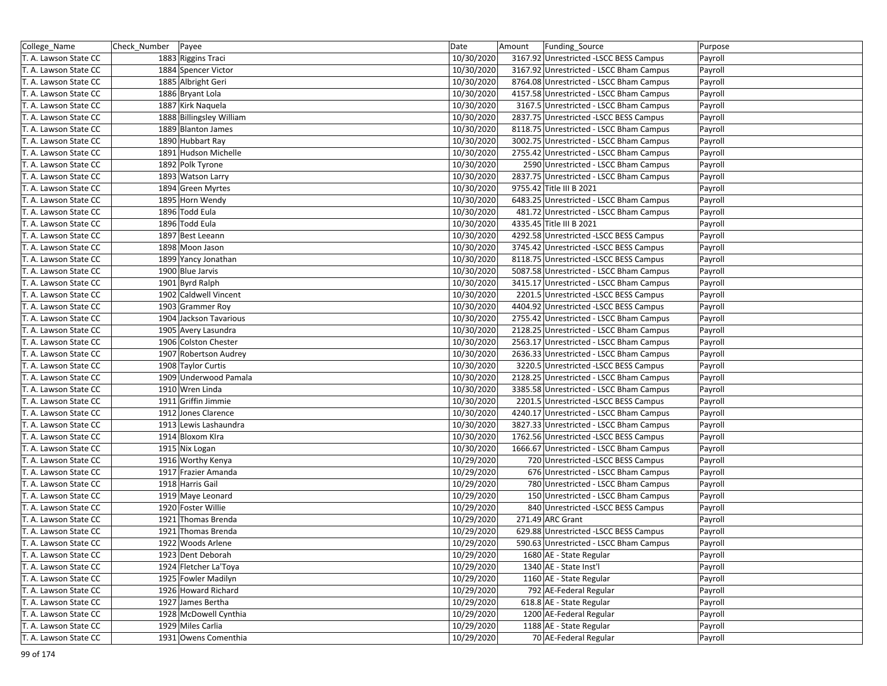| College_Name | Check_Number | Payee | Date | Amount | Funding_Source | Purpose |
|---|---|---|---|---|---|---|
| T. A. Lawson State CC | 1883 | Riggins Traci | 10/30/2020 | 3167.92 | Unrestricted -LSCC BESS Campus | Payroll |
| T. A. Lawson State CC | 1884 | Spencer Victor | 10/30/2020 | 3167.92 | Unrestricted - LSCC Bham Campus | Payroll |
| T. A. Lawson State CC | 1885 | Albright Geri | 10/30/2020 | 8764.08 | Unrestricted - LSCC Bham Campus | Payroll |
| T. A. Lawson State CC | 1886 | Bryant Lola | 10/30/2020 | 4157.58 | Unrestricted - LSCC Bham Campus | Payroll |
| T. A. Lawson State CC | 1887 | Kirk Naquela | 10/30/2020 | 3167.5 | Unrestricted - LSCC Bham Campus | Payroll |
| T. A. Lawson State CC | 1888 | Billingsley William | 10/30/2020 | 2837.75 | Unrestricted -LSCC BESS Campus | Payroll |
| T. A. Lawson State CC | 1889 | Blanton James | 10/30/2020 | 8118.75 | Unrestricted - LSCC Bham Campus | Payroll |
| T. A. Lawson State CC | 1890 | Hubbart Ray | 10/30/2020 | 3002.75 | Unrestricted - LSCC Bham Campus | Payroll |
| T. A. Lawson State CC | 1891 | Hudson Michelle | 10/30/2020 | 2755.42 | Unrestricted - LSCC Bham Campus | Payroll |
| T. A. Lawson State CC | 1892 | Polk Tyrone | 10/30/2020 | 2590 | Unrestricted - LSCC Bham Campus | Payroll |
| T. A. Lawson State CC | 1893 | Watson Larry | 10/30/2020 | 2837.75 | Unrestricted - LSCC Bham Campus | Payroll |
| T. A. Lawson State CC | 1894 | Green Myrtes | 10/30/2020 | 9755.42 | Title III B 2021 | Payroll |
| T. A. Lawson State CC | 1895 | Horn Wendy | 10/30/2020 | 6483.25 | Unrestricted - LSCC Bham Campus | Payroll |
| T. A. Lawson State CC | 1896 | Todd Eula | 10/30/2020 | 481.72 | Unrestricted - LSCC Bham Campus | Payroll |
| T. A. Lawson State CC | 1896 | Todd Eula | 10/30/2020 | 4335.45 | Title III B 2021 | Payroll |
| T. A. Lawson State CC | 1897 | Best Leeann | 10/30/2020 | 4292.58 | Unrestricted -LSCC BESS Campus | Payroll |
| T. A. Lawson State CC | 1898 | Moon Jason | 10/30/2020 | 3745.42 | Unrestricted -LSCC BESS Campus | Payroll |
| T. A. Lawson State CC | 1899 | Yancy Jonathan | 10/30/2020 | 8118.75 | Unrestricted -LSCC BESS Campus | Payroll |
| T. A. Lawson State CC | 1900 | Blue Jarvis | 10/30/2020 | 5087.58 | Unrestricted - LSCC Bham Campus | Payroll |
| T. A. Lawson State CC | 1901 | Byrd Ralph | 10/30/2020 | 3415.17 | Unrestricted - LSCC Bham Campus | Payroll |
| T. A. Lawson State CC | 1902 | Caldwell Vincent | 10/30/2020 | 2201.5 | Unrestricted -LSCC BESS Campus | Payroll |
| T. A. Lawson State CC | 1903 | Grammer Roy | 10/30/2020 | 4404.92 | Unrestricted -LSCC BESS Campus | Payroll |
| T. A. Lawson State CC | 1904 | Jackson Tavarious | 10/30/2020 | 2755.42 | Unrestricted - LSCC Bham Campus | Payroll |
| T. A. Lawson State CC | 1905 | Avery Lasundra | 10/30/2020 | 2128.25 | Unrestricted - LSCC Bham Campus | Payroll |
| T. A. Lawson State CC | 1906 | Colston Chester | 10/30/2020 | 2563.17 | Unrestricted - LSCC Bham Campus | Payroll |
| T. A. Lawson State CC | 1907 | Robertson Audrey | 10/30/2020 | 2636.33 | Unrestricted - LSCC Bham Campus | Payroll |
| T. A. Lawson State CC | 1908 | Taylor Curtis | 10/30/2020 | 3220.5 | Unrestricted -LSCC BESS Campus | Payroll |
| T. A. Lawson State CC | 1909 | Underwood Pamala | 10/30/2020 | 2128.25 | Unrestricted - LSCC Bham Campus | Payroll |
| T. A. Lawson State CC | 1910 | Wren Linda | 10/30/2020 | 3385.58 | Unrestricted - LSCC Bham Campus | Payroll |
| T. A. Lawson State CC | 1911 | Griffin Jimmie | 10/30/2020 | 2201.5 | Unrestricted -LSCC BESS Campus | Payroll |
| T. A. Lawson State CC | 1912 | Jones Clarence | 10/30/2020 | 4240.17 | Unrestricted - LSCC Bham Campus | Payroll |
| T. A. Lawson State CC | 1913 | Lewis Lashaundra | 10/30/2020 | 3827.33 | Unrestricted - LSCC Bham Campus | Payroll |
| T. A. Lawson State CC | 1914 | Bloxom KIra | 10/30/2020 | 1762.56 | Unrestricted -LSCC BESS Campus | Payroll |
| T. A. Lawson State CC | 1915 | Nix Logan | 10/30/2020 | 1666.67 | Unrestricted - LSCC Bham Campus | Payroll |
| T. A. Lawson State CC | 1916 | Worthy Kenya | 10/29/2020 | 720 | Unrestricted -LSCC BESS Campus | Payroll |
| T. A. Lawson State CC | 1917 | Frazier Amanda | 10/29/2020 | 676 | Unrestricted - LSCC Bham Campus | Payroll |
| T. A. Lawson State CC | 1918 | Harris Gail | 10/29/2020 | 780 | Unrestricted - LSCC Bham Campus | Payroll |
| T. A. Lawson State CC | 1919 | Maye Leonard | 10/29/2020 | 150 | Unrestricted - LSCC Bham Campus | Payroll |
| T. A. Lawson State CC | 1920 | Foster Willie | 10/29/2020 | 840 | Unrestricted -LSCC BESS Campus | Payroll |
| T. A. Lawson State CC | 1921 | Thomas Brenda | 10/29/2020 | 271.49 | ARC Grant | Payroll |
| T. A. Lawson State CC | 1921 | Thomas Brenda | 10/29/2020 | 629.88 | Unrestricted -LSCC BESS Campus | Payroll |
| T. A. Lawson State CC | 1922 | Woods Arlene | 10/29/2020 | 590.63 | Unrestricted - LSCC Bham Campus | Payroll |
| T. A. Lawson State CC | 1923 | Dent Deborah | 10/29/2020 | 1680 | AE - State Regular | Payroll |
| T. A. Lawson State CC | 1924 | Fletcher La'Toya | 10/29/2020 | 1340 | AE - State Inst'l | Payroll |
| T. A. Lawson State CC | 1925 | Fowler Madilyn | 10/29/2020 | 1160 | AE - State Regular | Payroll |
| T. A. Lawson State CC | 1926 | Howard Richard | 10/29/2020 | 792 | AE-Federal Regular | Payroll |
| T. A. Lawson State CC | 1927 | James Bertha | 10/29/2020 | 618.8 | AE - State Regular | Payroll |
| T. A. Lawson State CC | 1928 | McDowell Cynthia | 10/29/2020 | 1200 | AE-Federal Regular | Payroll |
| T. A. Lawson State CC | 1929 | Miles Carlia | 10/29/2020 | 1188 | AE - State Regular | Payroll |
| T. A. Lawson State CC | 1931 | Owens Comenthia | 10/29/2020 | 70 | AE-Federal Regular | Payroll |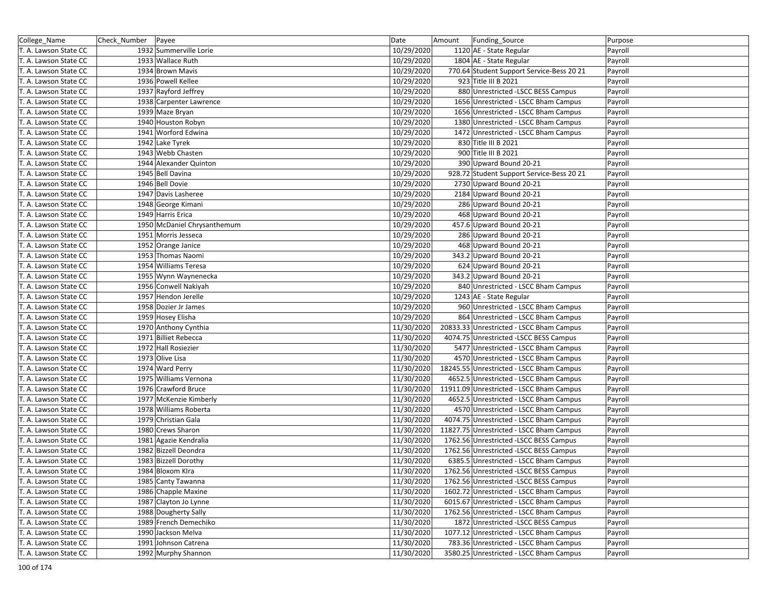| College_Name | Check_Number | Payee | Date | Amount | Funding_Source | Purpose |
|---|---|---|---|---|---|---|
| T. A. Lawson State CC | 1932 | Summerville Lorie | 10/29/2020 | 1120 | AE - State Regular | Payroll |
| T. A. Lawson State CC | 1933 | Wallace Ruth | 10/29/2020 | 1804 | AE - State Regular | Payroll |
| T. A. Lawson State CC | 1934 | Brown Mavis | 10/29/2020 | 770.64 | Student Support Service-Bess 20 21 | Payroll |
| T. A. Lawson State CC | 1936 | Powell Kellee | 10/29/2020 | 923 | Title III B 2021 | Payroll |
| T. A. Lawson State CC | 1937 | Rayford Jeffrey | 10/29/2020 | 880 | Unrestricted -LSCC BESS Campus | Payroll |
| T. A. Lawson State CC | 1938 | Carpenter Lawrence | 10/29/2020 | 1656 | Unrestricted - LSCC Bham Campus | Payroll |
| T. A. Lawson State CC | 1939 | Maze Bryan | 10/29/2020 | 1656 | Unrestricted - LSCC Bham Campus | Payroll |
| T. A. Lawson State CC | 1940 | Houston Robyn | 10/29/2020 | 1380 | Unrestricted - LSCC Bham Campus | Payroll |
| T. A. Lawson State CC | 1941 | Worford Edwina | 10/29/2020 | 1472 | Unrestricted - LSCC Bham Campus | Payroll |
| T. A. Lawson State CC | 1942 | Lake Tyrek | 10/29/2020 | 830 | Title III B 2021 | Payroll |
| T. A. Lawson State CC | 1943 | Webb Chasten | 10/29/2020 | 900 | Title III B 2021 | Payroll |
| T. A. Lawson State CC | 1944 | Alexander Quinton | 10/29/2020 | 390 | Upward Bound 20-21 | Payroll |
| T. A. Lawson State CC | 1945 | Bell Davina | 10/29/2020 | 928.72 | Student Support Service-Bess 20 21 | Payroll |
| T. A. Lawson State CC | 1946 | Bell Dovie | 10/29/2020 | 2730 | Upward Bound 20-21 | Payroll |
| T. A. Lawson State CC | 1947 | Davis Lasheree | 10/29/2020 | 2184 | Upward Bound 20-21 | Payroll |
| T. A. Lawson State CC | 1948 | George Kimani | 10/29/2020 | 286 | Upward Bound 20-21 | Payroll |
| T. A. Lawson State CC | 1949 | Harris Erica | 10/29/2020 | 468 | Upward Bound 20-21 | Payroll |
| T. A. Lawson State CC | 1950 | McDaniel Chrysanthemum | 10/29/2020 | 457.6 | Upward Bound 20-21 | Payroll |
| T. A. Lawson State CC | 1951 | Morris Jesseca | 10/29/2020 | 286 | Upward Bound 20-21 | Payroll |
| T. A. Lawson State CC | 1952 | Orange Janice | 10/29/2020 | 468 | Upward Bound 20-21 | Payroll |
| T. A. Lawson State CC | 1953 | Thomas Naomi | 10/29/2020 | 343.2 | Upward Bound 20-21 | Payroll |
| T. A. Lawson State CC | 1954 | Williams Teresa | 10/29/2020 | 624 | Upward Bound 20-21 | Payroll |
| T. A. Lawson State CC | 1955 | Wynn Waynenecka | 10/29/2020 | 343.2 | Upward Bound 20-21 | Payroll |
| T. A. Lawson State CC | 1956 | Conwell Nakiyah | 10/29/2020 | 840 | Unrestricted - LSCC Bham Campus | Payroll |
| T. A. Lawson State CC | 1957 | Hendon Jerelle | 10/29/2020 | 1243 | AE - State Regular | Payroll |
| T. A. Lawson State CC | 1958 | Dozier Jr James | 10/29/2020 | 960 | Unrestricted - LSCC Bham Campus | Payroll |
| T. A. Lawson State CC | 1959 | Hosey Elisha | 10/29/2020 | 864 | Unrestricted - LSCC Bham Campus | Payroll |
| T. A. Lawson State CC | 1970 | Anthony Cynthia | 11/30/2020 | 20833.33 | Unrestricted - LSCC Bham Campus | Payroll |
| T. A. Lawson State CC | 1971 | Billiet Rebecca | 11/30/2020 | 4074.75 | Unrestricted -LSCC BESS Campus | Payroll |
| T. A. Lawson State CC | 1972 | Hall Rosiezier | 11/30/2020 | 5477 | Unrestricted - LSCC Bham Campus | Payroll |
| T. A. Lawson State CC | 1973 | Olive Lisa | 11/30/2020 | 4570 | Unrestricted - LSCC Bham Campus | Payroll |
| T. A. Lawson State CC | 1974 | Ward Perry | 11/30/2020 | 18245.55 | Unrestricted - LSCC Bham Campus | Payroll |
| T. A. Lawson State CC | 1975 | Williams Vernona | 11/30/2020 | 4652.5 | Unrestricted - LSCC Bham Campus | Payroll |
| T. A. Lawson State CC | 1976 | Crawford Bruce | 11/30/2020 | 11911.09 | Unrestricted - LSCC Bham Campus | Payroll |
| T. A. Lawson State CC | 1977 | McKenzie Kimberly | 11/30/2020 | 4652.5 | Unrestricted - LSCC Bham Campus | Payroll |
| T. A. Lawson State CC | 1978 | Williams Roberta | 11/30/2020 | 4570 | Unrestricted - LSCC Bham Campus | Payroll |
| T. A. Lawson State CC | 1979 | Christian Gala | 11/30/2020 | 4074.75 | Unrestricted - LSCC Bham Campus | Payroll |
| T. A. Lawson State CC | 1980 | Crews Sharon | 11/30/2020 | 11827.75 | Unrestricted - LSCC Bham Campus | Payroll |
| T. A. Lawson State CC | 1981 | Agazie Kendralia | 11/30/2020 | 1762.56 | Unrestricted -LSCC BESS Campus | Payroll |
| T. A. Lawson State CC | 1982 | Bizzell Deondra | 11/30/2020 | 1762.56 | Unrestricted -LSCC BESS Campus | Payroll |
| T. A. Lawson State CC | 1983 | Bizzell Dorothy | 11/30/2020 | 6385.5 | Unrestricted - LSCC Bham Campus | Payroll |
| T. A. Lawson State CC | 1984 | Bloxom Klra | 11/30/2020 | 1762.56 | Unrestricted -LSCC BESS Campus | Payroll |
| T. A. Lawson State CC | 1985 | Canty Tawanna | 11/30/2020 | 1762.56 | Unrestricted -LSCC BESS Campus | Payroll |
| T. A. Lawson State CC | 1986 | Chapple Maxine | 11/30/2020 | 1602.72 | Unrestricted - LSCC Bham Campus | Payroll |
| T. A. Lawson State CC | 1987 | Clayton Jo Lynne | 11/30/2020 | 6015.67 | Unrestricted - LSCC Bham Campus | Payroll |
| T. A. Lawson State CC | 1988 | Dougherty Sally | 11/30/2020 | 1762.56 | Unrestricted - LSCC Bham Campus | Payroll |
| T. A. Lawson State CC | 1989 | French Demechiko | 11/30/2020 | 1872 | Unrestricted -LSCC BESS Campus | Payroll |
| T. A. Lawson State CC | 1990 | Jackson Melva | 11/30/2020 | 1077.12 | Unrestricted - LSCC Bham Campus | Payroll |
| T. A. Lawson State CC | 1991 | Johnson Catrena | 11/30/2020 | 783.36 | Unrestricted - LSCC Bham Campus | Payroll |
| T. A. Lawson State CC | 1992 | Murphy Shannon | 11/30/2020 | 3580.25 | Unrestricted - LSCC Bham Campus | Payroll |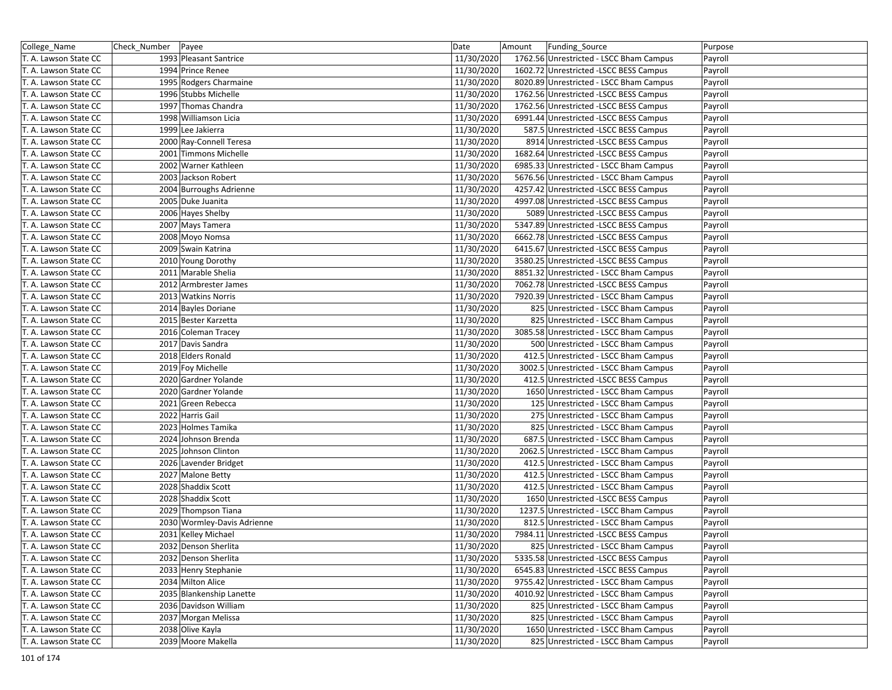| College_Name | Check_Number | Payee | Date | Amount | Funding_Source | Purpose |
|---|---|---|---|---|---|---|
| T. A. Lawson State CC | 1993 | Pleasant Santrice | 11/30/2020 | 1762.56 | Unrestricted - LSCC Bham Campus | Payroll |
| T. A. Lawson State CC | 1994 | Prince Renee | 11/30/2020 | 1602.72 | Unrestricted -LSCC BESS Campus | Payroll |
| T. A. Lawson State CC | 1995 | Rodgers Charmaine | 11/30/2020 | 8020.89 | Unrestricted - LSCC Bham Campus | Payroll |
| T. A. Lawson State CC | 1996 | Stubbs Michelle | 11/30/2020 | 1762.56 | Unrestricted -LSCC BESS Campus | Payroll |
| T. A. Lawson State CC | 1997 | Thomas Chandra | 11/30/2020 | 1762.56 | Unrestricted -LSCC BESS Campus | Payroll |
| T. A. Lawson State CC | 1998 | Williamson Licia | 11/30/2020 | 6991.44 | Unrestricted -LSCC BESS Campus | Payroll |
| T. A. Lawson State CC | 1999 | Lee Jakierra | 11/30/2020 | 587.5 | Unrestricted -LSCC BESS Campus | Payroll |
| T. A. Lawson State CC | 2000 | Ray-Connell Teresa | 11/30/2020 | 8914 | Unrestricted -LSCC BESS Campus | Payroll |
| T. A. Lawson State CC | 2001 | Timmons Michelle | 11/30/2020 | 1682.64 | Unrestricted -LSCC BESS Campus | Payroll |
| T. A. Lawson State CC | 2002 | Warner Kathleen | 11/30/2020 | 6985.33 | Unrestricted - LSCC Bham Campus | Payroll |
| T. A. Lawson State CC | 2003 | Jackson Robert | 11/30/2020 | 5676.56 | Unrestricted - LSCC Bham Campus | Payroll |
| T. A. Lawson State CC | 2004 | Burroughs Adrienne | 11/30/2020 | 4257.42 | Unrestricted -LSCC BESS Campus | Payroll |
| T. A. Lawson State CC | 2005 | Duke Juanita | 11/30/2020 | 4997.08 | Unrestricted -LSCC BESS Campus | Payroll |
| T. A. Lawson State CC | 2006 | Hayes Shelby | 11/30/2020 | 5089 | Unrestricted -LSCC BESS Campus | Payroll |
| T. A. Lawson State CC | 2007 | Mays Tamera | 11/30/2020 | 5347.89 | Unrestricted -LSCC BESS Campus | Payroll |
| T. A. Lawson State CC | 2008 | Moyo Nomsa | 11/30/2020 | 6662.78 | Unrestricted -LSCC BESS Campus | Payroll |
| T. A. Lawson State CC | 2009 | Swain Katrina | 11/30/2020 | 6415.67 | Unrestricted -LSCC BESS Campus | Payroll |
| T. A. Lawson State CC | 2010 | Young Dorothy | 11/30/2020 | 3580.25 | Unrestricted -LSCC BESS Campus | Payroll |
| T. A. Lawson State CC | 2011 | Marable Shelia | 11/30/2020 | 8851.32 | Unrestricted - LSCC Bham Campus | Payroll |
| T. A. Lawson State CC | 2012 | Armbrester James | 11/30/2020 | 7062.78 | Unrestricted -LSCC BESS Campus | Payroll |
| T. A. Lawson State CC | 2013 | Watkins Norris | 11/30/2020 | 7920.39 | Unrestricted - LSCC Bham Campus | Payroll |
| T. A. Lawson State CC | 2014 | Bayles Doriane | 11/30/2020 | 825 | Unrestricted - LSCC Bham Campus | Payroll |
| T. A. Lawson State CC | 2015 | Bester Karzetta | 11/30/2020 | 825 | Unrestricted - LSCC Bham Campus | Payroll |
| T. A. Lawson State CC | 2016 | Coleman Tracey | 11/30/2020 | 3085.58 | Unrestricted - LSCC Bham Campus | Payroll |
| T. A. Lawson State CC | 2017 | Davis Sandra | 11/30/2020 | 500 | Unrestricted - LSCC Bham Campus | Payroll |
| T. A. Lawson State CC | 2018 | Elders Ronald | 11/30/2020 | 412.5 | Unrestricted - LSCC Bham Campus | Payroll |
| T. A. Lawson State CC | 2019 | Foy Michelle | 11/30/2020 | 3002.5 | Unrestricted - LSCC Bham Campus | Payroll |
| T. A. Lawson State CC | 2020 | Gardner Yolande | 11/30/2020 | 412.5 | Unrestricted -LSCC BESS Campus | Payroll |
| T. A. Lawson State CC | 2020 | Gardner Yolande | 11/30/2020 | 1650 | Unrestricted - LSCC Bham Campus | Payroll |
| T. A. Lawson State CC | 2021 | Green Rebecca | 11/30/2020 | 125 | Unrestricted - LSCC Bham Campus | Payroll |
| T. A. Lawson State CC | 2022 | Harris Gail | 11/30/2020 | 275 | Unrestricted - LSCC Bham Campus | Payroll |
| T. A. Lawson State CC | 2023 | Holmes Tamika | 11/30/2020 | 825 | Unrestricted - LSCC Bham Campus | Payroll |
| T. A. Lawson State CC | 2024 | Johnson Brenda | 11/30/2020 | 687.5 | Unrestricted - LSCC Bham Campus | Payroll |
| T. A. Lawson State CC | 2025 | Johnson Clinton | 11/30/2020 | 2062.5 | Unrestricted - LSCC Bham Campus | Payroll |
| T. A. Lawson State CC | 2026 | Lavender Bridget | 11/30/2020 | 412.5 | Unrestricted - LSCC Bham Campus | Payroll |
| T. A. Lawson State CC | 2027 | Malone Betty | 11/30/2020 | 412.5 | Unrestricted - LSCC Bham Campus | Payroll |
| T. A. Lawson State CC | 2028 | Shaddix Scott | 11/30/2020 | 412.5 | Unrestricted - LSCC Bham Campus | Payroll |
| T. A. Lawson State CC | 2028 | Shaddix Scott | 11/30/2020 | 1650 | Unrestricted -LSCC BESS Campus | Payroll |
| T. A. Lawson State CC | 2029 | Thompson Tiana | 11/30/2020 | 1237.5 | Unrestricted - LSCC Bham Campus | Payroll |
| T. A. Lawson State CC | 2030 | Wormley-Davis Adrienne | 11/30/2020 | 812.5 | Unrestricted - LSCC Bham Campus | Payroll |
| T. A. Lawson State CC | 2031 | Kelley Michael | 11/30/2020 | 7984.11 | Unrestricted -LSCC BESS Campus | Payroll |
| T. A. Lawson State CC | 2032 | Denson Sherlita | 11/30/2020 | 825 | Unrestricted - LSCC Bham Campus | Payroll |
| T. A. Lawson State CC | 2032 | Denson Sherlita | 11/30/2020 | 5335.58 | Unrestricted -LSCC BESS Campus | Payroll |
| T. A. Lawson State CC | 2033 | Henry Stephanie | 11/30/2020 | 6545.83 | Unrestricted -LSCC BESS Campus | Payroll |
| T. A. Lawson State CC | 2034 | Milton Alice | 11/30/2020 | 9755.42 | Unrestricted - LSCC Bham Campus | Payroll |
| T. A. Lawson State CC | 2035 | Blankenship Lanette | 11/30/2020 | 4010.92 | Unrestricted - LSCC Bham Campus | Payroll |
| T. A. Lawson State CC | 2036 | Davidson William | 11/30/2020 | 825 | Unrestricted - LSCC Bham Campus | Payroll |
| T. A. Lawson State CC | 2037 | Morgan Melissa | 11/30/2020 | 825 | Unrestricted - LSCC Bham Campus | Payroll |
| T. A. Lawson State CC | 2038 | Olive Kayla | 11/30/2020 | 1650 | Unrestricted - LSCC Bham Campus | Payroll |
| T. A. Lawson State CC | 2039 | Moore Makella | 11/30/2020 | 825 | Unrestricted - LSCC Bham Campus | Payroll |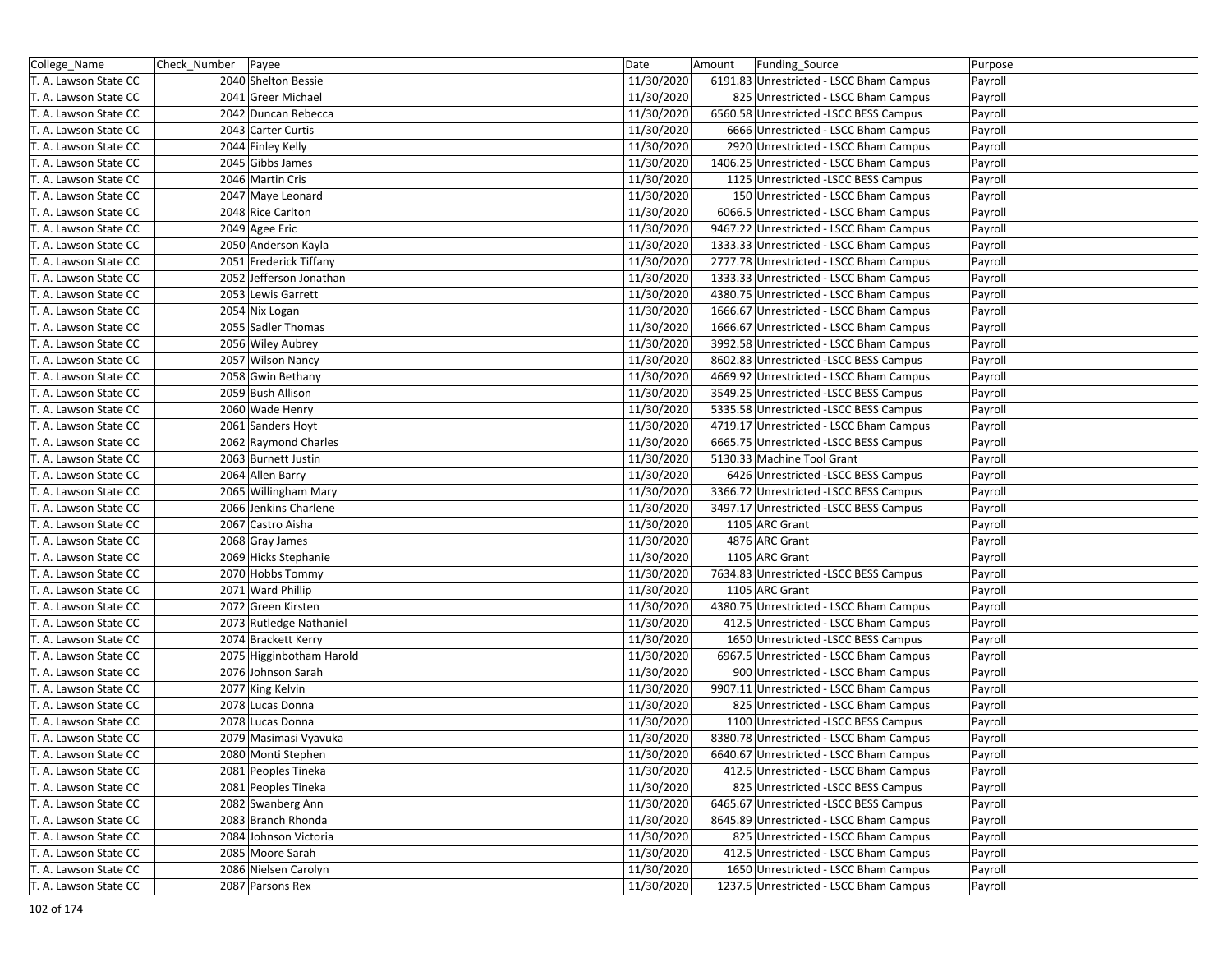| College_Name | Check_Number | Payee | Date | Amount | Funding_Source | Purpose |
|---|---|---|---|---|---|---|
| T. A. Lawson State CC | 2040 | Shelton Bessie | 11/30/2020 | 6191.83 | Unrestricted - LSCC Bham Campus | Payroll |
| T. A. Lawson State CC | 2041 | Greer Michael | 11/30/2020 | 825 | Unrestricted - LSCC Bham Campus | Payroll |
| T. A. Lawson State CC | 2042 | Duncan Rebecca | 11/30/2020 | 6560.58 | Unrestricted -LSCC BESS Campus | Payroll |
| T. A. Lawson State CC | 2043 | Carter Curtis | 11/30/2020 | 6666 | Unrestricted - LSCC Bham Campus | Payroll |
| T. A. Lawson State CC | 2044 | Finley Kelly | 11/30/2020 | 2920 | Unrestricted - LSCC Bham Campus | Payroll |
| T. A. Lawson State CC | 2045 | Gibbs James | 11/30/2020 | 1406.25 | Unrestricted - LSCC Bham Campus | Payroll |
| T. A. Lawson State CC | 2046 | Martin Cris | 11/30/2020 | 1125 | Unrestricted -LSCC BESS Campus | Payroll |
| T. A. Lawson State CC | 2047 | Maye Leonard | 11/30/2020 | 150 | Unrestricted - LSCC Bham Campus | Payroll |
| T. A. Lawson State CC | 2048 | Rice Carlton | 11/30/2020 | 6066.5 | Unrestricted - LSCC Bham Campus | Payroll |
| T. A. Lawson State CC | 2049 | Agee Eric | 11/30/2020 | 9467.22 | Unrestricted - LSCC Bham Campus | Payroll |
| T. A. Lawson State CC | 2050 | Anderson Kayla | 11/30/2020 | 1333.33 | Unrestricted - LSCC Bham Campus | Payroll |
| T. A. Lawson State CC | 2051 | Frederick Tiffany | 11/30/2020 | 2777.78 | Unrestricted - LSCC Bham Campus | Payroll |
| T. A. Lawson State CC | 2052 | Jefferson Jonathan | 11/30/2020 | 1333.33 | Unrestricted - LSCC Bham Campus | Payroll |
| T. A. Lawson State CC | 2053 | Lewis Garrett | 11/30/2020 | 4380.75 | Unrestricted - LSCC Bham Campus | Payroll |
| T. A. Lawson State CC | 2054 | Nix Logan | 11/30/2020 | 1666.67 | Unrestricted - LSCC Bham Campus | Payroll |
| T. A. Lawson State CC | 2055 | Sadler Thomas | 11/30/2020 | 1666.67 | Unrestricted - LSCC Bham Campus | Payroll |
| T. A. Lawson State CC | 2056 | Wiley Aubrey | 11/30/2020 | 3992.58 | Unrestricted - LSCC Bham Campus | Payroll |
| T. A. Lawson State CC | 2057 | Wilson Nancy | 11/30/2020 | 8602.83 | Unrestricted -LSCC BESS Campus | Payroll |
| T. A. Lawson State CC | 2058 | Gwin Bethany | 11/30/2020 | 4669.92 | Unrestricted - LSCC Bham Campus | Payroll |
| T. A. Lawson State CC | 2059 | Bush Allison | 11/30/2020 | 3549.25 | Unrestricted -LSCC BESS Campus | Payroll |
| T. A. Lawson State CC | 2060 | Wade Henry | 11/30/2020 | 5335.58 | Unrestricted -LSCC BESS Campus | Payroll |
| T. A. Lawson State CC | 2061 | Sanders Hoyt | 11/30/2020 | 4719.17 | Unrestricted - LSCC Bham Campus | Payroll |
| T. A. Lawson State CC | 2062 | Raymond Charles | 11/30/2020 | 6665.75 | Unrestricted -LSCC BESS Campus | Payroll |
| T. A. Lawson State CC | 2063 | Burnett Justin | 11/30/2020 | 5130.33 | Machine Tool Grant | Payroll |
| T. A. Lawson State CC | 2064 | Allen Barry | 11/30/2020 | 6426 | Unrestricted -LSCC BESS Campus | Payroll |
| T. A. Lawson State CC | 2065 | Willingham Mary | 11/30/2020 | 3366.72 | Unrestricted -LSCC BESS Campus | Payroll |
| T. A. Lawson State CC | 2066 | Jenkins Charlene | 11/30/2020 | 3497.17 | Unrestricted -LSCC BESS Campus | Payroll |
| T. A. Lawson State CC | 2067 | Castro Aisha | 11/30/2020 | 1105 | ARC Grant | Payroll |
| T. A. Lawson State CC | 2068 | Gray James | 11/30/2020 | 4876 | ARC Grant | Payroll |
| T. A. Lawson State CC | 2069 | Hicks Stephanie | 11/30/2020 | 1105 | ARC Grant | Payroll |
| T. A. Lawson State CC | 2070 | Hobbs Tommy | 11/30/2020 | 7634.83 | Unrestricted -LSCC BESS Campus | Payroll |
| T. A. Lawson State CC | 2071 | Ward Phillip | 11/30/2020 | 1105 | ARC Grant | Payroll |
| T. A. Lawson State CC | 2072 | Green Kirsten | 11/30/2020 | 4380.75 | Unrestricted - LSCC Bham Campus | Payroll |
| T. A. Lawson State CC | 2073 | Rutledge Nathaniel | 11/30/2020 | 412.5 | Unrestricted - LSCC Bham Campus | Payroll |
| T. A. Lawson State CC | 2074 | Brackett Kerry | 11/30/2020 | 1650 | Unrestricted -LSCC BESS Campus | Payroll |
| T. A. Lawson State CC | 2075 | Higginbotham Harold | 11/30/2020 | 6967.5 | Unrestricted - LSCC Bham Campus | Payroll |
| T. A. Lawson State CC | 2076 | Johnson Sarah | 11/30/2020 | 900 | Unrestricted - LSCC Bham Campus | Payroll |
| T. A. Lawson State CC | 2077 | King Kelvin | 11/30/2020 | 9907.11 | Unrestricted - LSCC Bham Campus | Payroll |
| T. A. Lawson State CC | 2078 | Lucas Donna | 11/30/2020 | 825 | Unrestricted - LSCC Bham Campus | Payroll |
| T. A. Lawson State CC | 2078 | Lucas Donna | 11/30/2020 | 1100 | Unrestricted -LSCC BESS Campus | Payroll |
| T. A. Lawson State CC | 2079 | Masimasi Vyavuka | 11/30/2020 | 8380.78 | Unrestricted - LSCC Bham Campus | Payroll |
| T. A. Lawson State CC | 2080 | Monti Stephen | 11/30/2020 | 6640.67 | Unrestricted - LSCC Bham Campus | Payroll |
| T. A. Lawson State CC | 2081 | Peoples Tineka | 11/30/2020 | 412.5 | Unrestricted - LSCC Bham Campus | Payroll |
| T. A. Lawson State CC | 2081 | Peoples Tineka | 11/30/2020 | 825 | Unrestricted -LSCC BESS Campus | Payroll |
| T. A. Lawson State CC | 2082 | Swanberg Ann | 11/30/2020 | 6465.67 | Unrestricted -LSCC BESS Campus | Payroll |
| T. A. Lawson State CC | 2083 | Branch Rhonda | 11/30/2020 | 8645.89 | Unrestricted - LSCC Bham Campus | Payroll |
| T. A. Lawson State CC | 2084 | Johnson Victoria | 11/30/2020 | 825 | Unrestricted - LSCC Bham Campus | Payroll |
| T. A. Lawson State CC | 2085 | Moore Sarah | 11/30/2020 | 412.5 | Unrestricted - LSCC Bham Campus | Payroll |
| T. A. Lawson State CC | 2086 | Nielsen Carolyn | 11/30/2020 | 1650 | Unrestricted - LSCC Bham Campus | Payroll |
| T. A. Lawson State CC | 2087 | Parsons Rex | 11/30/2020 | 1237.5 | Unrestricted - LSCC Bham Campus | Payroll |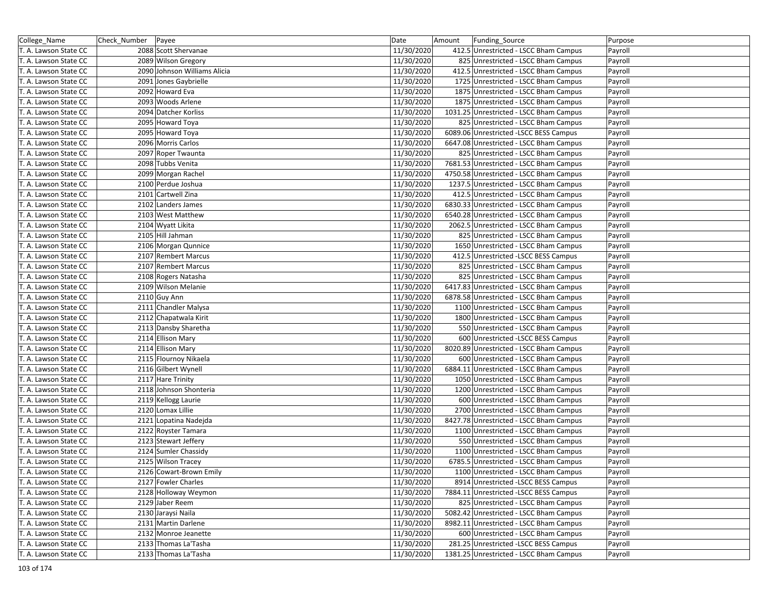| College_Name | Check_Number | Payee | Date | Amount | Funding_Source | Purpose |
|---|---|---|---|---|---|---|
| T. A. Lawson State CC | 2088 | Scott Shervanae | 11/30/2020 | 412.5 | Unrestricted - LSCC Bham Campus | Payroll |
| T. A. Lawson State CC | 2089 | Wilson Gregory | 11/30/2020 | 825 | Unrestricted - LSCC Bham Campus | Payroll |
| T. A. Lawson State CC | 2090 | Johnson Williams Alicia | 11/30/2020 | 412.5 | Unrestricted - LSCC Bham Campus | Payroll |
| T. A. Lawson State CC | 2091 | Jones Gaybrielle | 11/30/2020 | 1725 | Unrestricted - LSCC Bham Campus | Payroll |
| T. A. Lawson State CC | 2092 | Howard Eva | 11/30/2020 | 1875 | Unrestricted - LSCC Bham Campus | Payroll |
| T. A. Lawson State CC | 2093 | Woods Arlene | 11/30/2020 | 1875 | Unrestricted - LSCC Bham Campus | Payroll |
| T. A. Lawson State CC | 2094 | Datcher Korliss | 11/30/2020 | 1031.25 | Unrestricted - LSCC Bham Campus | Payroll |
| T. A. Lawson State CC | 2095 | Howard Toya | 11/30/2020 | 825 | Unrestricted - LSCC Bham Campus | Payroll |
| T. A. Lawson State CC | 2095 | Howard Toya | 11/30/2020 | 6089.06 | Unrestricted -LSCC BESS Campus | Payroll |
| T. A. Lawson State CC | 2096 | Morris Carlos | 11/30/2020 | 6647.08 | Unrestricted - LSCC Bham Campus | Payroll |
| T. A. Lawson State CC | 2097 | Roper Twaunta | 11/30/2020 | 825 | Unrestricted - LSCC Bham Campus | Payroll |
| T. A. Lawson State CC | 2098 | Tubbs Venita | 11/30/2020 | 7681.53 | Unrestricted - LSCC Bham Campus | Payroll |
| T. A. Lawson State CC | 2099 | Morgan Rachel | 11/30/2020 | 4750.58 | Unrestricted - LSCC Bham Campus | Payroll |
| T. A. Lawson State CC | 2100 | Perdue Joshua | 11/30/2020 | 1237.5 | Unrestricted - LSCC Bham Campus | Payroll |
| T. A. Lawson State CC | 2101 | Cartwell Zina | 11/30/2020 | 412.5 | Unrestricted - LSCC Bham Campus | Payroll |
| T. A. Lawson State CC | 2102 | Landers James | 11/30/2020 | 6830.33 | Unrestricted - LSCC Bham Campus | Payroll |
| T. A. Lawson State CC | 2103 | West Matthew | 11/30/2020 | 6540.28 | Unrestricted - LSCC Bham Campus | Payroll |
| T. A. Lawson State CC | 2104 | Wyatt Likita | 11/30/2020 | 2062.5 | Unrestricted - LSCC Bham Campus | Payroll |
| T. A. Lawson State CC | 2105 | Hill Jahman | 11/30/2020 | 825 | Unrestricted - LSCC Bham Campus | Payroll |
| T. A. Lawson State CC | 2106 | Morgan Qunnice | 11/30/2020 | 1650 | Unrestricted - LSCC Bham Campus | Payroll |
| T. A. Lawson State CC | 2107 | Rembert Marcus | 11/30/2020 | 412.5 | Unrestricted -LSCC BESS Campus | Payroll |
| T. A. Lawson State CC | 2107 | Rembert Marcus | 11/30/2020 | 825 | Unrestricted - LSCC Bham Campus | Payroll |
| T. A. Lawson State CC | 2108 | Rogers Natasha | 11/30/2020 | 825 | Unrestricted - LSCC Bham Campus | Payroll |
| T. A. Lawson State CC | 2109 | Wilson Melanie | 11/30/2020 | 6417.83 | Unrestricted - LSCC Bham Campus | Payroll |
| T. A. Lawson State CC | 2110 | Guy Ann | 11/30/2020 | 6878.58 | Unrestricted - LSCC Bham Campus | Payroll |
| T. A. Lawson State CC | 2111 | Chandler Malysa | 11/30/2020 | 1100 | Unrestricted - LSCC Bham Campus | Payroll |
| T. A. Lawson State CC | 2112 | Chapatwala Kirit | 11/30/2020 | 1800 | Unrestricted - LSCC Bham Campus | Payroll |
| T. A. Lawson State CC | 2113 | Dansby Sharetha | 11/30/2020 | 550 | Unrestricted - LSCC Bham Campus | Payroll |
| T. A. Lawson State CC | 2114 | Ellison Mary | 11/30/2020 | 600 | Unrestricted -LSCC BESS Campus | Payroll |
| T. A. Lawson State CC | 2114 | Ellison Mary | 11/30/2020 | 8020.89 | Unrestricted - LSCC Bham Campus | Payroll |
| T. A. Lawson State CC | 2115 | Flournoy Nikaela | 11/30/2020 | 600 | Unrestricted - LSCC Bham Campus | Payroll |
| T. A. Lawson State CC | 2116 | Gilbert Wynell | 11/30/2020 | 6884.11 | Unrestricted - LSCC Bham Campus | Payroll |
| T. A. Lawson State CC | 2117 | Hare Trinity | 11/30/2020 | 1050 | Unrestricted - LSCC Bham Campus | Payroll |
| T. A. Lawson State CC | 2118 | Johnson Shonteria | 11/30/2020 | 1200 | Unrestricted - LSCC Bham Campus | Payroll |
| T. A. Lawson State CC | 2119 | Kellogg Laurie | 11/30/2020 | 600 | Unrestricted - LSCC Bham Campus | Payroll |
| T. A. Lawson State CC | 2120 | Lomax Lillie | 11/30/2020 | 2700 | Unrestricted - LSCC Bham Campus | Payroll |
| T. A. Lawson State CC | 2121 | Lopatina Nadejda | 11/30/2020 | 8427.78 | Unrestricted - LSCC Bham Campus | Payroll |
| T. A. Lawson State CC | 2122 | Royster Tamara | 11/30/2020 | 1100 | Unrestricted - LSCC Bham Campus | Payroll |
| T. A. Lawson State CC | 2123 | Stewart Jeffery | 11/30/2020 | 550 | Unrestricted - LSCC Bham Campus | Payroll |
| T. A. Lawson State CC | 2124 | Sumler Chassidy | 11/30/2020 | 1100 | Unrestricted - LSCC Bham Campus | Payroll |
| T. A. Lawson State CC | 2125 | Wilson Tracey | 11/30/2020 | 6785.5 | Unrestricted - LSCC Bham Campus | Payroll |
| T. A. Lawson State CC | 2126 | Cowart-Brown Emily | 11/30/2020 | 1100 | Unrestricted - LSCC Bham Campus | Payroll |
| T. A. Lawson State CC | 2127 | Fowler Charles | 11/30/2020 | 8914 | Unrestricted -LSCC BESS Campus | Payroll |
| T. A. Lawson State CC | 2128 | Holloway Weymon | 11/30/2020 | 7884.11 | Unrestricted -LSCC BESS Campus | Payroll |
| T. A. Lawson State CC | 2129 | Jaber Reem | 11/30/2020 | 825 | Unrestricted - LSCC Bham Campus | Payroll |
| T. A. Lawson State CC | 2130 | Jaraysi Naila | 11/30/2020 | 5082.42 | Unrestricted - LSCC Bham Campus | Payroll |
| T. A. Lawson State CC | 2131 | Martin Darlene | 11/30/2020 | 8982.11 | Unrestricted - LSCC Bham Campus | Payroll |
| T. A. Lawson State CC | 2132 | Monroe Jeanette | 11/30/2020 | 600 | Unrestricted - LSCC Bham Campus | Payroll |
| T. A. Lawson State CC | 2133 | Thomas La'Tasha | 11/30/2020 | 281.25 | Unrestricted -LSCC BESS Campus | Payroll |
| T. A. Lawson State CC | 2133 | Thomas La'Tasha | 11/30/2020 | 1381.25 | Unrestricted - LSCC Bham Campus | Payroll |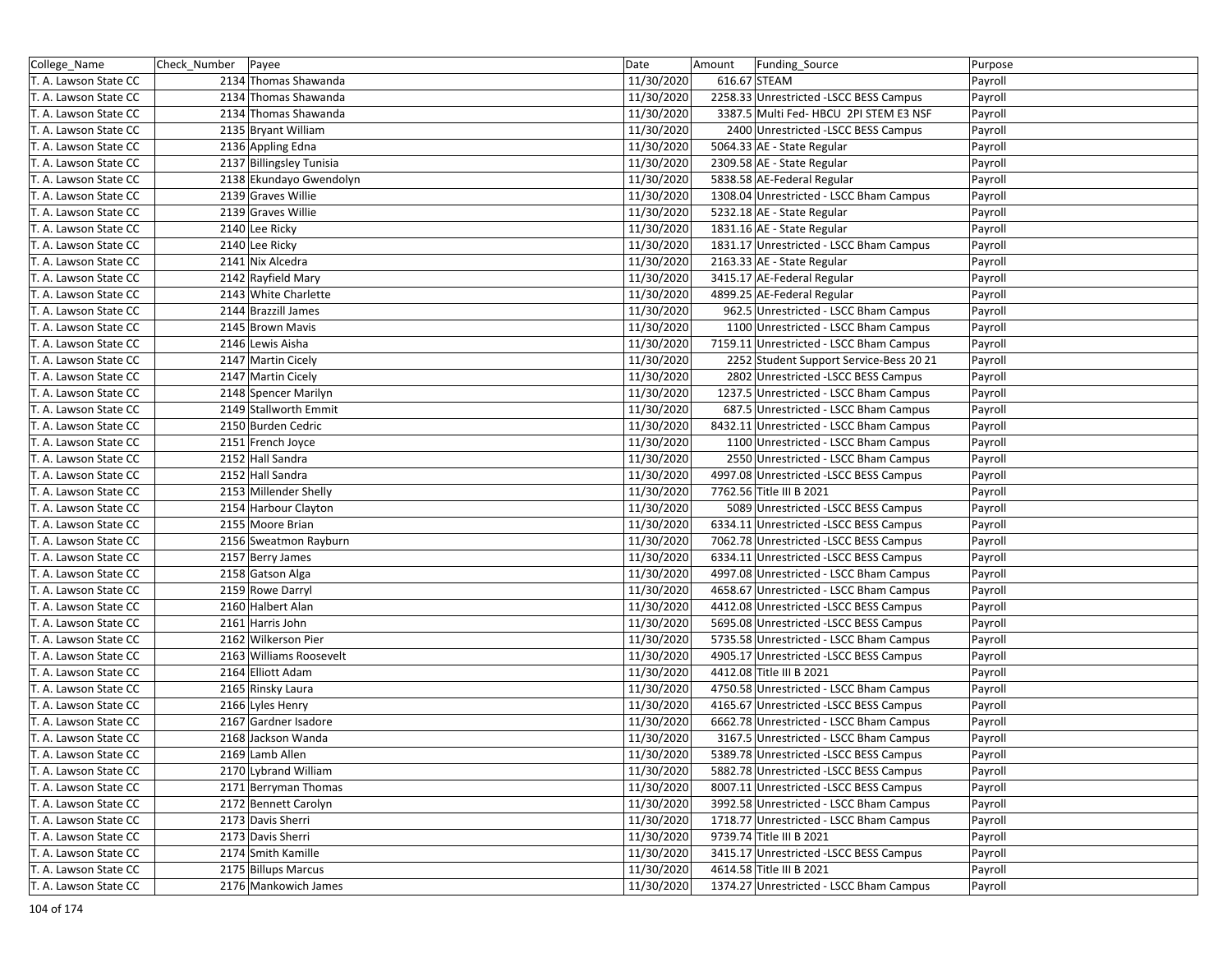| College_Name | Check_Number | Payee | Date | Amount | Funding_Source | Purpose |
|---|---|---|---|---|---|---|
| T. A. Lawson State CC | 2134 | Thomas Shawanda | 11/30/2020 | 616.67 | STEAM | Payroll |
| T. A. Lawson State CC | 2134 | Thomas Shawanda | 11/30/2020 | 2258.33 | Unrestricted -LSCC BESS Campus | Payroll |
| T. A. Lawson State CC | 2134 | Thomas Shawanda | 11/30/2020 | 3387.5 | Multi Fed- HBCU 2PI STEM E3 NSF | Payroll |
| T. A. Lawson State CC | 2135 | Bryant William | 11/30/2020 | 2400 | Unrestricted -LSCC BESS Campus | Payroll |
| T. A. Lawson State CC | 2136 | Appling Edna | 11/30/2020 | 5064.33 | AE - State Regular | Payroll |
| T. A. Lawson State CC | 2137 | Billingsley Tunisia | 11/30/2020 | 2309.58 | AE - State Regular | Payroll |
| T. A. Lawson State CC | 2138 | Ekundayo Gwendolyn | 11/30/2020 | 5838.58 | AE-Federal Regular | Payroll |
| T. A. Lawson State CC | 2139 | Graves Willie | 11/30/2020 | 1308.04 | Unrestricted - LSCC Bham Campus | Payroll |
| T. A. Lawson State CC | 2139 | Graves Willie | 11/30/2020 | 5232.18 | AE - State Regular | Payroll |
| T. A. Lawson State CC | 2140 | Lee Ricky | 11/30/2020 | 1831.16 | AE - State Regular | Payroll |
| T. A. Lawson State CC | 2140 | Lee Ricky | 11/30/2020 | 1831.17 | Unrestricted - LSCC Bham Campus | Payroll |
| T. A. Lawson State CC | 2141 | Nix Alcedra | 11/30/2020 | 2163.33 | AE - State Regular | Payroll |
| T. A. Lawson State CC | 2142 | Rayfield Mary | 11/30/2020 | 3415.17 | AE-Federal Regular | Payroll |
| T. A. Lawson State CC | 2143 | White Charlette | 11/30/2020 | 4899.25 | AE-Federal Regular | Payroll |
| T. A. Lawson State CC | 2144 | Brazzill James | 11/30/2020 | 962.5 | Unrestricted - LSCC Bham Campus | Payroll |
| T. A. Lawson State CC | 2145 | Brown Mavis | 11/30/2020 | 1100 | Unrestricted - LSCC Bham Campus | Payroll |
| T. A. Lawson State CC | 2146 | Lewis Aisha | 11/30/2020 | 7159.11 | Unrestricted - LSCC Bham Campus | Payroll |
| T. A. Lawson State CC | 2147 | Martin Cicely | 11/30/2020 | 2252 | Student Support Service-Bess 20 21 | Payroll |
| T. A. Lawson State CC | 2147 | Martin Cicely | 11/30/2020 | 2802 | Unrestricted -LSCC BESS Campus | Payroll |
| T. A. Lawson State CC | 2148 | Spencer Marilyn | 11/30/2020 | 1237.5 | Unrestricted - LSCC Bham Campus | Payroll |
| T. A. Lawson State CC | 2149 | Stallworth Emmit | 11/30/2020 | 687.5 | Unrestricted - LSCC Bham Campus | Payroll |
| T. A. Lawson State CC | 2150 | Burden Cedric | 11/30/2020 | 8432.11 | Unrestricted - LSCC Bham Campus | Payroll |
| T. A. Lawson State CC | 2151 | French Joyce | 11/30/2020 | 1100 | Unrestricted - LSCC Bham Campus | Payroll |
| T. A. Lawson State CC | 2152 | Hall Sandra | 11/30/2020 | 2550 | Unrestricted - LSCC Bham Campus | Payroll |
| T. A. Lawson State CC | 2152 | Hall Sandra | 11/30/2020 | 4997.08 | Unrestricted -LSCC BESS Campus | Payroll |
| T. A. Lawson State CC | 2153 | Millender Shelly | 11/30/2020 | 7762.56 | Title III B 2021 | Payroll |
| T. A. Lawson State CC | 2154 | Harbour Clayton | 11/30/2020 | 5089 | Unrestricted -LSCC BESS Campus | Payroll |
| T. A. Lawson State CC | 2155 | Moore Brian | 11/30/2020 | 6334.11 | Unrestricted -LSCC BESS Campus | Payroll |
| T. A. Lawson State CC | 2156 | Sweatmon Rayburn | 11/30/2020 | 7062.78 | Unrestricted -LSCC BESS Campus | Payroll |
| T. A. Lawson State CC | 2157 | Berry James | 11/30/2020 | 6334.11 | Unrestricted -LSCC BESS Campus | Payroll |
| T. A. Lawson State CC | 2158 | Gatson Alga | 11/30/2020 | 4997.08 | Unrestricted - LSCC Bham Campus | Payroll |
| T. A. Lawson State CC | 2159 | Rowe Darryl | 11/30/2020 | 4658.67 | Unrestricted - LSCC Bham Campus | Payroll |
| T. A. Lawson State CC | 2160 | Halbert Alan | 11/30/2020 | 4412.08 | Unrestricted -LSCC BESS Campus | Payroll |
| T. A. Lawson State CC | 2161 | Harris John | 11/30/2020 | 5695.08 | Unrestricted -LSCC BESS Campus | Payroll |
| T. A. Lawson State CC | 2162 | Wilkerson Pier | 11/30/2020 | 5735.58 | Unrestricted - LSCC Bham Campus | Payroll |
| T. A. Lawson State CC | 2163 | Williams Roosevelt | 11/30/2020 | 4905.17 | Unrestricted -LSCC BESS Campus | Payroll |
| T. A. Lawson State CC | 2164 | Elliott Adam | 11/30/2020 | 4412.08 | Title III B 2021 | Payroll |
| T. A. Lawson State CC | 2165 | Rinsky Laura | 11/30/2020 | 4750.58 | Unrestricted - LSCC Bham Campus | Payroll |
| T. A. Lawson State CC | 2166 | Lyles Henry | 11/30/2020 | 4165.67 | Unrestricted -LSCC BESS Campus | Payroll |
| T. A. Lawson State CC | 2167 | Gardner Isadore | 11/30/2020 | 6662.78 | Unrestricted - LSCC Bham Campus | Payroll |
| T. A. Lawson State CC | 2168 | Jackson Wanda | 11/30/2020 | 3167.5 | Unrestricted - LSCC Bham Campus | Payroll |
| T. A. Lawson State CC | 2169 | Lamb Allen | 11/30/2020 | 5389.78 | Unrestricted -LSCC BESS Campus | Payroll |
| T. A. Lawson State CC | 2170 | Lybrand William | 11/30/2020 | 5882.78 | Unrestricted -LSCC BESS Campus | Payroll |
| T. A. Lawson State CC | 2171 | Berryman Thomas | 11/30/2020 | 8007.11 | Unrestricted -LSCC BESS Campus | Payroll |
| T. A. Lawson State CC | 2172 | Bennett Carolyn | 11/30/2020 | 3992.58 | Unrestricted - LSCC Bham Campus | Payroll |
| T. A. Lawson State CC | 2173 | Davis Sherri | 11/30/2020 | 1718.77 | Unrestricted - LSCC Bham Campus | Payroll |
| T. A. Lawson State CC | 2173 | Davis Sherri | 11/30/2020 | 9739.74 | Title III B 2021 | Payroll |
| T. A. Lawson State CC | 2174 | Smith Kamille | 11/30/2020 | 3415.17 | Unrestricted -LSCC BESS Campus | Payroll |
| T. A. Lawson State CC | 2175 | Billups Marcus | 11/30/2020 | 4614.58 | Title III B 2021 | Payroll |
| T. A. Lawson State CC | 2176 | Mankowich James | 11/30/2020 | 1374.27 | Unrestricted - LSCC Bham Campus | Payroll |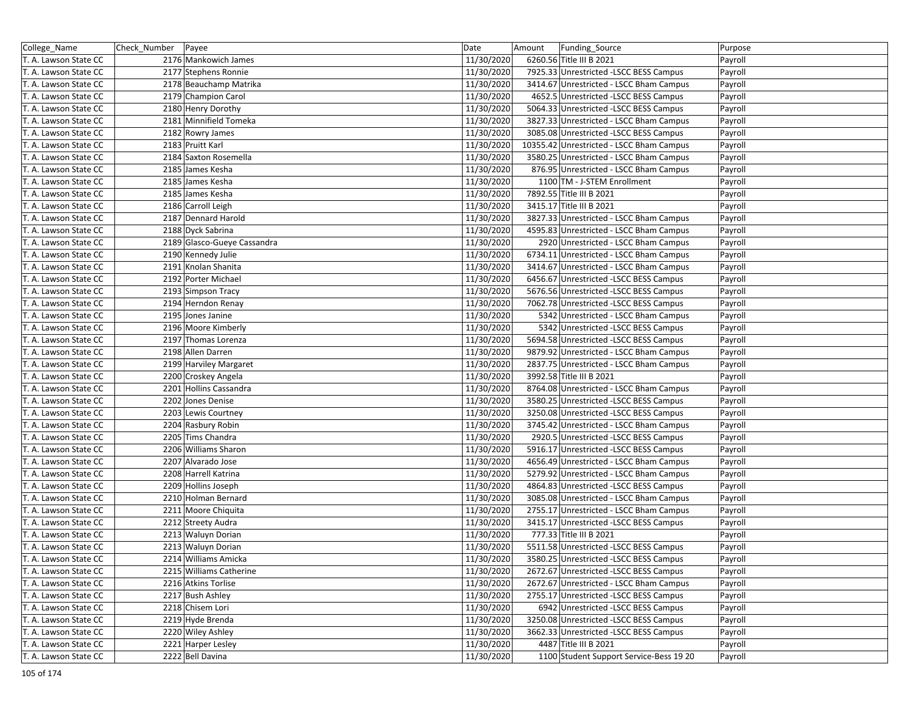| College_Name | Check_Number | Payee | Date | Amount | Funding_Source | Purpose |
|---|---|---|---|---|---|---|
| T. A. Lawson State CC | 2176 | Mankowich James | 11/30/2020 | 6260.56 | Title III B 2021 | Payroll |
| T. A. Lawson State CC | 2177 | Stephens Ronnie | 11/30/2020 | 7925.33 | Unrestricted -LSCC BESS Campus | Payroll |
| T. A. Lawson State CC | 2178 | Beauchamp Matrika | 11/30/2020 | 3414.67 | Unrestricted - LSCC Bham Campus | Payroll |
| T. A. Lawson State CC | 2179 | Champion Carol | 11/30/2020 | 4652.5 | Unrestricted -LSCC BESS Campus | Payroll |
| T. A. Lawson State CC | 2180 | Henry Dorothy | 11/30/2020 | 5064.33 | Unrestricted -LSCC BESS Campus | Payroll |
| T. A. Lawson State CC | 2181 | Minnifield Tomeka | 11/30/2020 | 3827.33 | Unrestricted - LSCC Bham Campus | Payroll |
| T. A. Lawson State CC | 2182 | Rowry James | 11/30/2020 | 3085.08 | Unrestricted -LSCC BESS Campus | Payroll |
| T. A. Lawson State CC | 2183 | Pruitt Karl | 11/30/2020 | 10355.42 | Unrestricted - LSCC Bham Campus | Payroll |
| T. A. Lawson State CC | 2184 | Saxton Rosemella | 11/30/2020 | 3580.25 | Unrestricted - LSCC Bham Campus | Payroll |
| T. A. Lawson State CC | 2185 | James Kesha | 11/30/2020 | 876.95 | Unrestricted - LSCC Bham Campus | Payroll |
| T. A. Lawson State CC | 2185 | James Kesha | 11/30/2020 | 1100 | TM - J-STEM Enrollment | Payroll |
| T. A. Lawson State CC | 2185 | James Kesha | 11/30/2020 | 7892.55 | Title III B 2021 | Payroll |
| T. A. Lawson State CC | 2186 | Carroll Leigh | 11/30/2020 | 3415.17 | Title III B 2021 | Payroll |
| T. A. Lawson State CC | 2187 | Dennard Harold | 11/30/2020 | 3827.33 | Unrestricted - LSCC Bham Campus | Payroll |
| T. A. Lawson State CC | 2188 | Dyck Sabrina | 11/30/2020 | 4595.83 | Unrestricted - LSCC Bham Campus | Payroll |
| T. A. Lawson State CC | 2189 | Glasco-Gueye Cassandra | 11/30/2020 | 2920 | Unrestricted - LSCC Bham Campus | Payroll |
| T. A. Lawson State CC | 2190 | Kennedy Julie | 11/30/2020 | 6734.11 | Unrestricted - LSCC Bham Campus | Payroll |
| T. A. Lawson State CC | 2191 | Knolan Shanita | 11/30/2020 | 3414.67 | Unrestricted - LSCC Bham Campus | Payroll |
| T. A. Lawson State CC | 2192 | Porter Michael | 11/30/2020 | 6456.67 | Unrestricted -LSCC BESS Campus | Payroll |
| T. A. Lawson State CC | 2193 | Simpson Tracy | 11/30/2020 | 5676.56 | Unrestricted -LSCC BESS Campus | Payroll |
| T. A. Lawson State CC | 2194 | Herndon Renay | 11/30/2020 | 7062.78 | Unrestricted -LSCC BESS Campus | Payroll |
| T. A. Lawson State CC | 2195 | Jones Janine | 11/30/2020 | 5342 | Unrestricted - LSCC Bham Campus | Payroll |
| T. A. Lawson State CC | 2196 | Moore Kimberly | 11/30/2020 | 5342 | Unrestricted -LSCC BESS Campus | Payroll |
| T. A. Lawson State CC | 2197 | Thomas Lorenza | 11/30/2020 | 5694.58 | Unrestricted -LSCC BESS Campus | Payroll |
| T. A. Lawson State CC | 2198 | Allen Darren | 11/30/2020 | 9879.92 | Unrestricted - LSCC Bham Campus | Payroll |
| T. A. Lawson State CC | 2199 | Harviley Margaret | 11/30/2020 | 2837.75 | Unrestricted - LSCC Bham Campus | Payroll |
| T. A. Lawson State CC | 2200 | Croskey Angela | 11/30/2020 | 3992.58 | Title III B 2021 | Payroll |
| T. A. Lawson State CC | 2201 | Hollins Cassandra | 11/30/2020 | 8764.08 | Unrestricted - LSCC Bham Campus | Payroll |
| T. A. Lawson State CC | 2202 | Jones Denise | 11/30/2020 | 3580.25 | Unrestricted -LSCC BESS Campus | Payroll |
| T. A. Lawson State CC | 2203 | Lewis Courtney | 11/30/2020 | 3250.08 | Unrestricted -LSCC BESS Campus | Payroll |
| T. A. Lawson State CC | 2204 | Rasbury Robin | 11/30/2020 | 3745.42 | Unrestricted - LSCC Bham Campus | Payroll |
| T. A. Lawson State CC | 2205 | Tims Chandra | 11/30/2020 | 2920.5 | Unrestricted -LSCC BESS Campus | Payroll |
| T. A. Lawson State CC | 2206 | Williams Sharon | 11/30/2020 | 5916.17 | Unrestricted -LSCC BESS Campus | Payroll |
| T. A. Lawson State CC | 2207 | Alvarado Jose | 11/30/2020 | 4656.49 | Unrestricted - LSCC Bham Campus | Payroll |
| T. A. Lawson State CC | 2208 | Harrell Katrina | 11/30/2020 | 5279.92 | Unrestricted - LSCC Bham Campus | Payroll |
| T. A. Lawson State CC | 2209 | Hollins Joseph | 11/30/2020 | 4864.83 | Unrestricted -LSCC BESS Campus | Payroll |
| T. A. Lawson State CC | 2210 | Holman Bernard | 11/30/2020 | 3085.08 | Unrestricted - LSCC Bham Campus | Payroll |
| T. A. Lawson State CC | 2211 | Moore Chiquita | 11/30/2020 | 2755.17 | Unrestricted - LSCC Bham Campus | Payroll |
| T. A. Lawson State CC | 2212 | Streety Audra | 11/30/2020 | 3415.17 | Unrestricted -LSCC BESS Campus | Payroll |
| T. A. Lawson State CC | 2213 | Waluyn Dorian | 11/30/2020 | 777.33 | Title III B 2021 | Payroll |
| T. A. Lawson State CC | 2213 | Waluyn Dorian | 11/30/2020 | 5511.58 | Unrestricted -LSCC BESS Campus | Payroll |
| T. A. Lawson State CC | 2214 | Williams Amicka | 11/30/2020 | 3580.25 | Unrestricted -LSCC BESS Campus | Payroll |
| T. A. Lawson State CC | 2215 | Williams Catherine | 11/30/2020 | 2672.67 | Unrestricted -LSCC BESS Campus | Payroll |
| T. A. Lawson State CC | 2216 | Atkins Torlise | 11/30/2020 | 2672.67 | Unrestricted - LSCC Bham Campus | Payroll |
| T. A. Lawson State CC | 2217 | Bush Ashley | 11/30/2020 | 2755.17 | Unrestricted -LSCC BESS Campus | Payroll |
| T. A. Lawson State CC | 2218 | Chisem Lori | 11/30/2020 | 6942 | Unrestricted -LSCC BESS Campus | Payroll |
| T. A. Lawson State CC | 2219 | Hyde Brenda | 11/30/2020 | 3250.08 | Unrestricted -LSCC BESS Campus | Payroll |
| T. A. Lawson State CC | 2220 | Wiley Ashley | 11/30/2020 | 3662.33 | Unrestricted -LSCC BESS Campus | Payroll |
| T. A. Lawson State CC | 2221 | Harper Lesley | 11/30/2020 | 4487 | Title III B 2021 | Payroll |
| T. A. Lawson State CC | 2222 | Bell Davina | 11/30/2020 | 1100 | Student Support Service-Bess 19 20 | Payroll |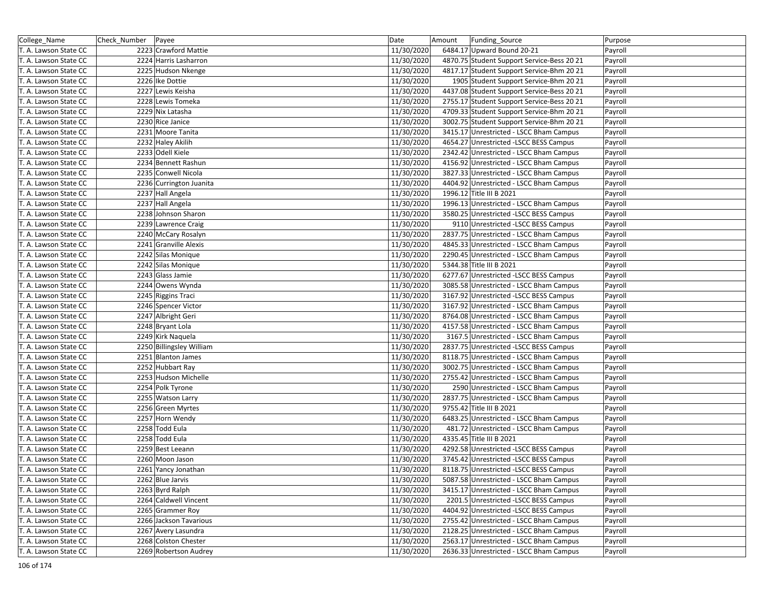| College_Name | Check_Number | Payee | Date | Amount | Funding_Source | Purpose |
|---|---|---|---|---|---|---|
| T. A. Lawson State CC | 2223 | Crawford Mattie | 11/30/2020 | 6484.17 | Upward Bound 20-21 | Payroll |
| T. A. Lawson State CC | 2224 | Harris Lasharron | 11/30/2020 | 4870.75 | Student Support Service-Bess 20 21 | Payroll |
| T. A. Lawson State CC | 2225 | Hudson Nkenge | 11/30/2020 | 4817.17 | Student Support Service-Bhm 20 21 | Payroll |
| T. A. Lawson State CC | 2226 | Ike Dottie | 11/30/2020 | 1905 | Student Support Service-Bhm 20 21 | Payroll |
| T. A. Lawson State CC | 2227 | Lewis Keisha | 11/30/2020 | 4437.08 | Student Support Service-Bess 20 21 | Payroll |
| T. A. Lawson State CC | 2228 | Lewis Tomeka | 11/30/2020 | 2755.17 | Student Support Service-Bess 20 21 | Payroll |
| T. A. Lawson State CC | 2229 | Nix Latasha | 11/30/2020 | 4709.33 | Student Support Service-Bhm 20 21 | Payroll |
| T. A. Lawson State CC | 2230 | Rice Janice | 11/30/2020 | 3002.75 | Student Support Service-Bhm 20 21 | Payroll |
| T. A. Lawson State CC | 2231 | Moore Tanita | 11/30/2020 | 3415.17 | Unrestricted - LSCC Bham Campus | Payroll |
| T. A. Lawson State CC | 2232 | Haley Akilih | 11/30/2020 | 4654.27 | Unrestricted -LSCC BESS Campus | Payroll |
| T. A. Lawson State CC | 2233 | Odell Kiele | 11/30/2020 | 2342.42 | Unrestricted - LSCC Bham Campus | Payroll |
| T. A. Lawson State CC | 2234 | Bennett Rashun | 11/30/2020 | 4156.92 | Unrestricted - LSCC Bham Campus | Payroll |
| T. A. Lawson State CC | 2235 | Conwell Nicola | 11/30/2020 | 3827.33 | Unrestricted - LSCC Bham Campus | Payroll |
| T. A. Lawson State CC | 2236 | Currington Juanita | 11/30/2020 | 4404.92 | Unrestricted - LSCC Bham Campus | Payroll |
| T. A. Lawson State CC | 2237 | Hall Angela | 11/30/2020 | 1996.12 | Title III B 2021 | Payroll |
| T. A. Lawson State CC | 2237 | Hall Angela | 11/30/2020 | 1996.13 | Unrestricted - LSCC Bham Campus | Payroll |
| T. A. Lawson State CC | 2238 | Johnson Sharon | 11/30/2020 | 3580.25 | Unrestricted -LSCC BESS Campus | Payroll |
| T. A. Lawson State CC | 2239 | Lawrence Craig | 11/30/2020 | 9110 | Unrestricted -LSCC BESS Campus | Payroll |
| T. A. Lawson State CC | 2240 | McCary Rosalyn | 11/30/2020 | 2837.75 | Unrestricted - LSCC Bham Campus | Payroll |
| T. A. Lawson State CC | 2241 | Granville Alexis | 11/30/2020 | 4845.33 | Unrestricted - LSCC Bham Campus | Payroll |
| T. A. Lawson State CC | 2242 | Silas Monique | 11/30/2020 | 2290.45 | Unrestricted - LSCC Bham Campus | Payroll |
| T. A. Lawson State CC | 2242 | Silas Monique | 11/30/2020 | 5344.38 | Title III B 2021 | Payroll |
| T. A. Lawson State CC | 2243 | Glass Jamie | 11/30/2020 | 6277.67 | Unrestricted -LSCC BESS Campus | Payroll |
| T. A. Lawson State CC | 2244 | Owens Wynda | 11/30/2020 | 3085.58 | Unrestricted - LSCC Bham Campus | Payroll |
| T. A. Lawson State CC | 2245 | Riggins Traci | 11/30/2020 | 3167.92 | Unrestricted -LSCC BESS Campus | Payroll |
| T. A. Lawson State CC | 2246 | Spencer Victor | 11/30/2020 | 3167.92 | Unrestricted - LSCC Bham Campus | Payroll |
| T. A. Lawson State CC | 2247 | Albright Geri | 11/30/2020 | 8764.08 | Unrestricted - LSCC Bham Campus | Payroll |
| T. A. Lawson State CC | 2248 | Bryant Lola | 11/30/2020 | 4157.58 | Unrestricted - LSCC Bham Campus | Payroll |
| T. A. Lawson State CC | 2249 | Kirk Naquela | 11/30/2020 | 3167.5 | Unrestricted - LSCC Bham Campus | Payroll |
| T. A. Lawson State CC | 2250 | Billingsley William | 11/30/2020 | 2837.75 | Unrestricted -LSCC BESS Campus | Payroll |
| T. A. Lawson State CC | 2251 | Blanton James | 11/30/2020 | 8118.75 | Unrestricted - LSCC Bham Campus | Payroll |
| T. A. Lawson State CC | 2252 | Hubbart Ray | 11/30/2020 | 3002.75 | Unrestricted - LSCC Bham Campus | Payroll |
| T. A. Lawson State CC | 2253 | Hudson Michelle | 11/30/2020 | 2755.42 | Unrestricted - LSCC Bham Campus | Payroll |
| T. A. Lawson State CC | 2254 | Polk Tyrone | 11/30/2020 | 2590 | Unrestricted - LSCC Bham Campus | Payroll |
| T. A. Lawson State CC | 2255 | Watson Larry | 11/30/2020 | 2837.75 | Unrestricted - LSCC Bham Campus | Payroll |
| T. A. Lawson State CC | 2256 | Green Myrtes | 11/30/2020 | 9755.42 | Title III B 2021 | Payroll |
| T. A. Lawson State CC | 2257 | Horn Wendy | 11/30/2020 | 6483.25 | Unrestricted - LSCC Bham Campus | Payroll |
| T. A. Lawson State CC | 2258 | Todd Eula | 11/30/2020 | 481.72 | Unrestricted - LSCC Bham Campus | Payroll |
| T. A. Lawson State CC | 2258 | Todd Eula | 11/30/2020 | 4335.45 | Title III B 2021 | Payroll |
| T. A. Lawson State CC | 2259 | Best Leeann | 11/30/2020 | 4292.58 | Unrestricted -LSCC BESS Campus | Payroll |
| T. A. Lawson State CC | 2260 | Moon Jason | 11/30/2020 | 3745.42 | Unrestricted -LSCC BESS Campus | Payroll |
| T. A. Lawson State CC | 2261 | Yancy Jonathan | 11/30/2020 | 8118.75 | Unrestricted -LSCC BESS Campus | Payroll |
| T. A. Lawson State CC | 2262 | Blue Jarvis | 11/30/2020 | 5087.58 | Unrestricted - LSCC Bham Campus | Payroll |
| T. A. Lawson State CC | 2263 | Byrd Ralph | 11/30/2020 | 3415.17 | Unrestricted - LSCC Bham Campus | Payroll |
| T. A. Lawson State CC | 2264 | Caldwell Vincent | 11/30/2020 | 2201.5 | Unrestricted -LSCC BESS Campus | Payroll |
| T. A. Lawson State CC | 2265 | Grammer Roy | 11/30/2020 | 4404.92 | Unrestricted -LSCC BESS Campus | Payroll |
| T. A. Lawson State CC | 2266 | Jackson Tavarious | 11/30/2020 | 2755.42 | Unrestricted - LSCC Bham Campus | Payroll |
| T. A. Lawson State CC | 2267 | Avery Lasundra | 11/30/2020 | 2128.25 | Unrestricted - LSCC Bham Campus | Payroll |
| T. A. Lawson State CC | 2268 | Colston Chester | 11/30/2020 | 2563.17 | Unrestricted - LSCC Bham Campus | Payroll |
| T. A. Lawson State CC | 2269 | Robertson Audrey | 11/30/2020 | 2636.33 | Unrestricted - LSCC Bham Campus | Payroll |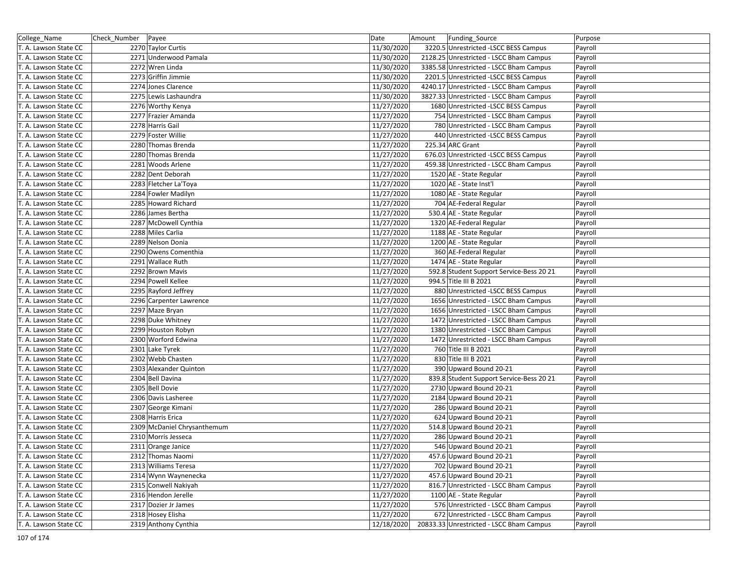| College_Name | Check_Number | Payee | Date | Amount | Funding_Source | Purpose |
|---|---|---|---|---|---|---|
| T. A. Lawson State CC | 2270 | Taylor Curtis | 11/30/2020 | 3220.5 | Unrestricted -LSCC BESS Campus | Payroll |
| T. A. Lawson State CC | 2271 | Underwood Pamala | 11/30/2020 | 2128.25 | Unrestricted - LSCC Bham Campus | Payroll |
| T. A. Lawson State CC | 2272 | Wren Linda | 11/30/2020 | 3385.58 | Unrestricted - LSCC Bham Campus | Payroll |
| T. A. Lawson State CC | 2273 | Griffin Jimmie | 11/30/2020 | 2201.5 | Unrestricted -LSCC BESS Campus | Payroll |
| T. A. Lawson State CC | 2274 | Jones Clarence | 11/30/2020 | 4240.17 | Unrestricted - LSCC Bham Campus | Payroll |
| T. A. Lawson State CC | 2275 | Lewis Lashaundra | 11/30/2020 | 3827.33 | Unrestricted - LSCC Bham Campus | Payroll |
| T. A. Lawson State CC | 2276 | Worthy Kenya | 11/27/2020 | 1680 | Unrestricted -LSCC BESS Campus | Payroll |
| T. A. Lawson State CC | 2277 | Frazier Amanda | 11/27/2020 | 754 | Unrestricted - LSCC Bham Campus | Payroll |
| T. A. Lawson State CC | 2278 | Harris Gail | 11/27/2020 | 780 | Unrestricted - LSCC Bham Campus | Payroll |
| T. A. Lawson State CC | 2279 | Foster Willie | 11/27/2020 | 440 | Unrestricted -LSCC BESS Campus | Payroll |
| T. A. Lawson State CC | 2280 | Thomas Brenda | 11/27/2020 | 225.34 | ARC Grant | Payroll |
| T. A. Lawson State CC | 2280 | Thomas Brenda | 11/27/2020 | 676.03 | Unrestricted -LSCC BESS Campus | Payroll |
| T. A. Lawson State CC | 2281 | Woods Arlene | 11/27/2020 | 459.38 | Unrestricted - LSCC Bham Campus | Payroll |
| T. A. Lawson State CC | 2282 | Dent Deborah | 11/27/2020 | 1520 | AE - State Regular | Payroll |
| T. A. Lawson State CC | 2283 | Fletcher La'Toya | 11/27/2020 | 1020 | AE - State Inst'l | Payroll |
| T. A. Lawson State CC | 2284 | Fowler Madilyn | 11/27/2020 | 1080 | AE - State Regular | Payroll |
| T. A. Lawson State CC | 2285 | Howard Richard | 11/27/2020 | 704 | AE-Federal Regular | Payroll |
| T. A. Lawson State CC | 2286 | James Bertha | 11/27/2020 | 530.4 | AE - State Regular | Payroll |
| T. A. Lawson State CC | 2287 | McDowell Cynthia | 11/27/2020 | 1320 | AE-Federal Regular | Payroll |
| T. A. Lawson State CC | 2288 | Miles Carlia | 11/27/2020 | 1188 | AE - State Regular | Payroll |
| T. A. Lawson State CC | 2289 | Nelson Donia | 11/27/2020 | 1200 | AE - State Regular | Payroll |
| T. A. Lawson State CC | 2290 | Owens Comenthia | 11/27/2020 | 360 | AE-Federal Regular | Payroll |
| T. A. Lawson State CC | 2291 | Wallace Ruth | 11/27/2020 | 1474 | AE - State Regular | Payroll |
| T. A. Lawson State CC | 2292 | Brown Mavis | 11/27/2020 | 592.8 | Student Support Service-Bess 20 21 | Payroll |
| T. A. Lawson State CC | 2294 | Powell Kellee | 11/27/2020 | 994.5 | Title III B 2021 | Payroll |
| T. A. Lawson State CC | 2295 | Rayford Jeffrey | 11/27/2020 | 880 | Unrestricted -LSCC BESS Campus | Payroll |
| T. A. Lawson State CC | 2296 | Carpenter Lawrence | 11/27/2020 | 1656 | Unrestricted - LSCC Bham Campus | Payroll |
| T. A. Lawson State CC | 2297 | Maze Bryan | 11/27/2020 | 1656 | Unrestricted - LSCC Bham Campus | Payroll |
| T. A. Lawson State CC | 2298 | Duke Whitney | 11/27/2020 | 1472 | Unrestricted - LSCC Bham Campus | Payroll |
| T. A. Lawson State CC | 2299 | Houston Robyn | 11/27/2020 | 1380 | Unrestricted - LSCC Bham Campus | Payroll |
| T. A. Lawson State CC | 2300 | Worford Edwina | 11/27/2020 | 1472 | Unrestricted - LSCC Bham Campus | Payroll |
| T. A. Lawson State CC | 2301 | Lake Tyrek | 11/27/2020 | 760 | Title III B 2021 | Payroll |
| T. A. Lawson State CC | 2302 | Webb Chasten | 11/27/2020 | 830 | Title III B 2021 | Payroll |
| T. A. Lawson State CC | 2303 | Alexander Quinton | 11/27/2020 | 390 | Upward Bound 20-21 | Payroll |
| T. A. Lawson State CC | 2304 | Bell Davina | 11/27/2020 | 839.8 | Student Support Service-Bess 20 21 | Payroll |
| T. A. Lawson State CC | 2305 | Bell Dovie | 11/27/2020 | 2730 | Upward Bound 20-21 | Payroll |
| T. A. Lawson State CC | 2306 | Davis Lasheree | 11/27/2020 | 2184 | Upward Bound 20-21 | Payroll |
| T. A. Lawson State CC | 2307 | George Kimani | 11/27/2020 | 286 | Upward Bound 20-21 | Payroll |
| T. A. Lawson State CC | 2308 | Harris Erica | 11/27/2020 | 624 | Upward Bound 20-21 | Payroll |
| T. A. Lawson State CC | 2309 | McDaniel Chrysanthemum | 11/27/2020 | 514.8 | Upward Bound 20-21 | Payroll |
| T. A. Lawson State CC | 2310 | Morris Jesseca | 11/27/2020 | 286 | Upward Bound 20-21 | Payroll |
| T. A. Lawson State CC | 2311 | Orange Janice | 11/27/2020 | 546 | Upward Bound 20-21 | Payroll |
| T. A. Lawson State CC | 2312 | Thomas Naomi | 11/27/2020 | 457.6 | Upward Bound 20-21 | Payroll |
| T. A. Lawson State CC | 2313 | Williams Teresa | 11/27/2020 | 702 | Upward Bound 20-21 | Payroll |
| T. A. Lawson State CC | 2314 | Wynn Waynenecka | 11/27/2020 | 457.6 | Upward Bound 20-21 | Payroll |
| T. A. Lawson State CC | 2315 | Conwell Nakiyah | 11/27/2020 | 816.7 | Unrestricted - LSCC Bham Campus | Payroll |
| T. A. Lawson State CC | 2316 | Hendon Jerelle | 11/27/2020 | 1100 | AE - State Regular | Payroll |
| T. A. Lawson State CC | 2317 | Dozier Jr James | 11/27/2020 | 576 | Unrestricted - LSCC Bham Campus | Payroll |
| T. A. Lawson State CC | 2318 | Hosey Elisha | 11/27/2020 | 672 | Unrestricted - LSCC Bham Campus | Payroll |
| T. A. Lawson State CC | 2319 | Anthony Cynthia | 12/18/2020 | 20833.33 | Unrestricted - LSCC Bham Campus | Payroll |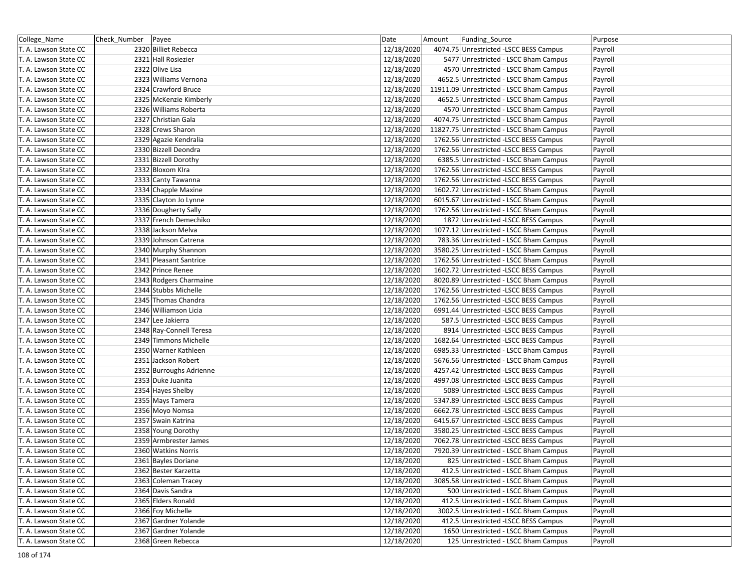| College_Name | Check_Number | Payee | Date | Amount | Funding_Source | Purpose |
|---|---|---|---|---|---|---|
| T. A. Lawson State CC | 2320 | Billiet Rebecca | 12/18/2020 | 4074.75 | Unrestricted -LSCC BESS Campus | Payroll |
| T. A. Lawson State CC | 2321 | Hall Rosiezier | 12/18/2020 | 5477 | Unrestricted - LSCC Bham Campus | Payroll |
| T. A. Lawson State CC | 2322 | Olive Lisa | 12/18/2020 | 4570 | Unrestricted - LSCC Bham Campus | Payroll |
| T. A. Lawson State CC | 2323 | Williams Vernona | 12/18/2020 | 4652.5 | Unrestricted - LSCC Bham Campus | Payroll |
| T. A. Lawson State CC | 2324 | Crawford Bruce | 12/18/2020 | 11911.09 | Unrestricted - LSCC Bham Campus | Payroll |
| T. A. Lawson State CC | 2325 | McKenzie Kimberly | 12/18/2020 | 4652.5 | Unrestricted - LSCC Bham Campus | Payroll |
| T. A. Lawson State CC | 2326 | Williams Roberta | 12/18/2020 | 4570 | Unrestricted - LSCC Bham Campus | Payroll |
| T. A. Lawson State CC | 2327 | Christian Gala | 12/18/2020 | 4074.75 | Unrestricted - LSCC Bham Campus | Payroll |
| T. A. Lawson State CC | 2328 | Crews Sharon | 12/18/2020 | 11827.75 | Unrestricted - LSCC Bham Campus | Payroll |
| T. A. Lawson State CC | 2329 | Agazie Kendralia | 12/18/2020 | 1762.56 | Unrestricted -LSCC BESS Campus | Payroll |
| T. A. Lawson State CC | 2330 | Bizzell Deondra | 12/18/2020 | 1762.56 | Unrestricted -LSCC BESS Campus | Payroll |
| T. A. Lawson State CC | 2331 | Bizzell Dorothy | 12/18/2020 | 6385.5 | Unrestricted - LSCC Bham Campus | Payroll |
| T. A. Lawson State CC | 2332 | Bloxom Klra | 12/18/2020 | 1762.56 | Unrestricted -LSCC BESS Campus | Payroll |
| T. A. Lawson State CC | 2333 | Canty Tawanna | 12/18/2020 | 1762.56 | Unrestricted -LSCC BESS Campus | Payroll |
| T. A. Lawson State CC | 2334 | Chapple Maxine | 12/18/2020 | 1602.72 | Unrestricted - LSCC Bham Campus | Payroll |
| T. A. Lawson State CC | 2335 | Clayton Jo Lynne | 12/18/2020 | 6015.67 | Unrestricted - LSCC Bham Campus | Payroll |
| T. A. Lawson State CC | 2336 | Dougherty Sally | 12/18/2020 | 1762.56 | Unrestricted - LSCC Bham Campus | Payroll |
| T. A. Lawson State CC | 2337 | French Demechiko | 12/18/2020 | 1872 | Unrestricted -LSCC BESS Campus | Payroll |
| T. A. Lawson State CC | 2338 | Jackson Melva | 12/18/2020 | 1077.12 | Unrestricted - LSCC Bham Campus | Payroll |
| T. A. Lawson State CC | 2339 | Johnson Catrena | 12/18/2020 | 783.36 | Unrestricted - LSCC Bham Campus | Payroll |
| T. A. Lawson State CC | 2340 | Murphy Shannon | 12/18/2020 | 3580.25 | Unrestricted - LSCC Bham Campus | Payroll |
| T. A. Lawson State CC | 2341 | Pleasant Santrice | 12/18/2020 | 1762.56 | Unrestricted - LSCC Bham Campus | Payroll |
| T. A. Lawson State CC | 2342 | Prince Renee | 12/18/2020 | 1602.72 | Unrestricted -LSCC BESS Campus | Payroll |
| T. A. Lawson State CC | 2343 | Rodgers Charmaine | 12/18/2020 | 8020.89 | Unrestricted - LSCC Bham Campus | Payroll |
| T. A. Lawson State CC | 2344 | Stubbs Michelle | 12/18/2020 | 1762.56 | Unrestricted -LSCC BESS Campus | Payroll |
| T. A. Lawson State CC | 2345 | Thomas Chandra | 12/18/2020 | 1762.56 | Unrestricted -LSCC BESS Campus | Payroll |
| T. A. Lawson State CC | 2346 | Williamson Licia | 12/18/2020 | 6991.44 | Unrestricted -LSCC BESS Campus | Payroll |
| T. A. Lawson State CC | 2347 | Lee Jakierra | 12/18/2020 | 587.5 | Unrestricted -LSCC BESS Campus | Payroll |
| T. A. Lawson State CC | 2348 | Ray-Connell Teresa | 12/18/2020 | 8914 | Unrestricted -LSCC BESS Campus | Payroll |
| T. A. Lawson State CC | 2349 | Timmons Michelle | 12/18/2020 | 1682.64 | Unrestricted -LSCC BESS Campus | Payroll |
| T. A. Lawson State CC | 2350 | Warner Kathleen | 12/18/2020 | 6985.33 | Unrestricted - LSCC Bham Campus | Payroll |
| T. A. Lawson State CC | 2351 | Jackson Robert | 12/18/2020 | 5676.56 | Unrestricted - LSCC Bham Campus | Payroll |
| T. A. Lawson State CC | 2352 | Burroughs Adrienne | 12/18/2020 | 4257.42 | Unrestricted -LSCC BESS Campus | Payroll |
| T. A. Lawson State CC | 2353 | Duke Juanita | 12/18/2020 | 4997.08 | Unrestricted -LSCC BESS Campus | Payroll |
| T. A. Lawson State CC | 2354 | Hayes Shelby | 12/18/2020 | 5089 | Unrestricted -LSCC BESS Campus | Payroll |
| T. A. Lawson State CC | 2355 | Mays Tamera | 12/18/2020 | 5347.89 | Unrestricted -LSCC BESS Campus | Payroll |
| T. A. Lawson State CC | 2356 | Moyo Nomsa | 12/18/2020 | 6662.78 | Unrestricted -LSCC BESS Campus | Payroll |
| T. A. Lawson State CC | 2357 | Swain Katrina | 12/18/2020 | 6415.67 | Unrestricted -LSCC BESS Campus | Payroll |
| T. A. Lawson State CC | 2358 | Young Dorothy | 12/18/2020 | 3580.25 | Unrestricted -LSCC BESS Campus | Payroll |
| T. A. Lawson State CC | 2359 | Armbrester James | 12/18/2020 | 7062.78 | Unrestricted -LSCC BESS Campus | Payroll |
| T. A. Lawson State CC | 2360 | Watkins Norris | 12/18/2020 | 7920.39 | Unrestricted - LSCC Bham Campus | Payroll |
| T. A. Lawson State CC | 2361 | Bayles Doriane | 12/18/2020 | 825 | Unrestricted - LSCC Bham Campus | Payroll |
| T. A. Lawson State CC | 2362 | Bester Karzetta | 12/18/2020 | 412.5 | Unrestricted - LSCC Bham Campus | Payroll |
| T. A. Lawson State CC | 2363 | Coleman Tracey | 12/18/2020 | 3085.58 | Unrestricted - LSCC Bham Campus | Payroll |
| T. A. Lawson State CC | 2364 | Davis Sandra | 12/18/2020 | 500 | Unrestricted - LSCC Bham Campus | Payroll |
| T. A. Lawson State CC | 2365 | Elders Ronald | 12/18/2020 | 412.5 | Unrestricted - LSCC Bham Campus | Payroll |
| T. A. Lawson State CC | 2366 | Foy Michelle | 12/18/2020 | 3002.5 | Unrestricted - LSCC Bham Campus | Payroll |
| T. A. Lawson State CC | 2367 | Gardner Yolande | 12/18/2020 | 412.5 | Unrestricted -LSCC BESS Campus | Payroll |
| T. A. Lawson State CC | 2367 | Gardner Yolande | 12/18/2020 | 1650 | Unrestricted - LSCC Bham Campus | Payroll |
| T. A. Lawson State CC | 2368 | Green Rebecca | 12/18/2020 | 125 | Unrestricted - LSCC Bham Campus | Payroll |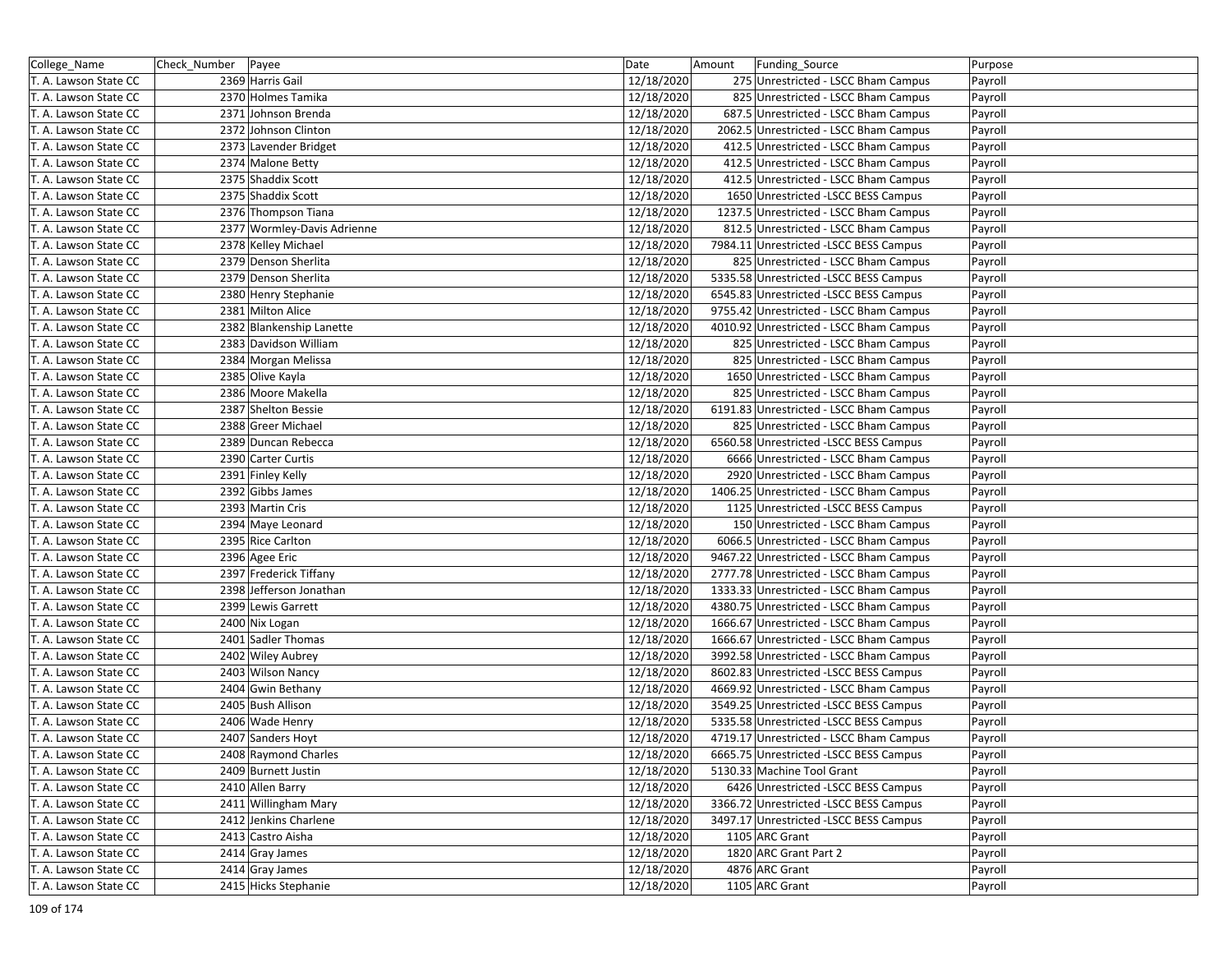| College_Name | Check_Number | Payee | Date | Amount | Funding_Source | Purpose |
|---|---|---|---|---|---|---|
| T. A. Lawson State CC | 2369 | Harris Gail | 12/18/2020 | 275 | Unrestricted - LSCC Bham Campus | Payroll |
| T. A. Lawson State CC | 2370 | Holmes Tamika | 12/18/2020 | 825 | Unrestricted - LSCC Bham Campus | Payroll |
| T. A. Lawson State CC | 2371 | Johnson Brenda | 12/18/2020 | 687.5 | Unrestricted - LSCC Bham Campus | Payroll |
| T. A. Lawson State CC | 2372 | Johnson Clinton | 12/18/2020 | 2062.5 | Unrestricted - LSCC Bham Campus | Payroll |
| T. A. Lawson State CC | 2373 | Lavender Bridget | 12/18/2020 | 412.5 | Unrestricted - LSCC Bham Campus | Payroll |
| T. A. Lawson State CC | 2374 | Malone Betty | 12/18/2020 | 412.5 | Unrestricted - LSCC Bham Campus | Payroll |
| T. A. Lawson State CC | 2375 | Shaddix Scott | 12/18/2020 | 412.5 | Unrestricted - LSCC Bham Campus | Payroll |
| T. A. Lawson State CC | 2375 | Shaddix Scott | 12/18/2020 | 1650 | Unrestricted -LSCC BESS Campus | Payroll |
| T. A. Lawson State CC | 2376 | Thompson Tiana | 12/18/2020 | 1237.5 | Unrestricted - LSCC Bham Campus | Payroll |
| T. A. Lawson State CC | 2377 | Wormley-Davis Adrienne | 12/18/2020 | 812.5 | Unrestricted - LSCC Bham Campus | Payroll |
| T. A. Lawson State CC | 2378 | Kelley Michael | 12/18/2020 | 7984.11 | Unrestricted -LSCC BESS Campus | Payroll |
| T. A. Lawson State CC | 2379 | Denson Sherlita | 12/18/2020 | 825 | Unrestricted - LSCC Bham Campus | Payroll |
| T. A. Lawson State CC | 2379 | Denson Sherlita | 12/18/2020 | 5335.58 | Unrestricted -LSCC BESS Campus | Payroll |
| T. A. Lawson State CC | 2380 | Henry Stephanie | 12/18/2020 | 6545.83 | Unrestricted -LSCC BESS Campus | Payroll |
| T. A. Lawson State CC | 2381 | Milton Alice | 12/18/2020 | 9755.42 | Unrestricted - LSCC Bham Campus | Payroll |
| T. A. Lawson State CC | 2382 | Blankenship Lanette | 12/18/2020 | 4010.92 | Unrestricted - LSCC Bham Campus | Payroll |
| T. A. Lawson State CC | 2383 | Davidson William | 12/18/2020 | 825 | Unrestricted - LSCC Bham Campus | Payroll |
| T. A. Lawson State CC | 2384 | Morgan Melissa | 12/18/2020 | 825 | Unrestricted - LSCC Bham Campus | Payroll |
| T. A. Lawson State CC | 2385 | Olive Kayla | 12/18/2020 | 1650 | Unrestricted - LSCC Bham Campus | Payroll |
| T. A. Lawson State CC | 2386 | Moore Makella | 12/18/2020 | 825 | Unrestricted - LSCC Bham Campus | Payroll |
| T. A. Lawson State CC | 2387 | Shelton Bessie | 12/18/2020 | 6191.83 | Unrestricted - LSCC Bham Campus | Payroll |
| T. A. Lawson State CC | 2388 | Greer Michael | 12/18/2020 | 825 | Unrestricted - LSCC Bham Campus | Payroll |
| T. A. Lawson State CC | 2389 | Duncan Rebecca | 12/18/2020 | 6560.58 | Unrestricted -LSCC BESS Campus | Payroll |
| T. A. Lawson State CC | 2390 | Carter Curtis | 12/18/2020 | 6666 | Unrestricted - LSCC Bham Campus | Payroll |
| T. A. Lawson State CC | 2391 | Finley Kelly | 12/18/2020 | 2920 | Unrestricted - LSCC Bham Campus | Payroll |
| T. A. Lawson State CC | 2392 | Gibbs James | 12/18/2020 | 1406.25 | Unrestricted - LSCC Bham Campus | Payroll |
| T. A. Lawson State CC | 2393 | Martin Cris | 12/18/2020 | 1125 | Unrestricted -LSCC BESS Campus | Payroll |
| T. A. Lawson State CC | 2394 | Maye Leonard | 12/18/2020 | 150 | Unrestricted - LSCC Bham Campus | Payroll |
| T. A. Lawson State CC | 2395 | Rice Carlton | 12/18/2020 | 6066.5 | Unrestricted - LSCC Bham Campus | Payroll |
| T. A. Lawson State CC | 2396 | Agee Eric | 12/18/2020 | 9467.22 | Unrestricted - LSCC Bham Campus | Payroll |
| T. A. Lawson State CC | 2397 | Frederick Tiffany | 12/18/2020 | 2777.78 | Unrestricted - LSCC Bham Campus | Payroll |
| T. A. Lawson State CC | 2398 | Jefferson Jonathan | 12/18/2020 | 1333.33 | Unrestricted - LSCC Bham Campus | Payroll |
| T. A. Lawson State CC | 2399 | Lewis Garrett | 12/18/2020 | 4380.75 | Unrestricted - LSCC Bham Campus | Payroll |
| T. A. Lawson State CC | 2400 | Nix Logan | 12/18/2020 | 1666.67 | Unrestricted - LSCC Bham Campus | Payroll |
| T. A. Lawson State CC | 2401 | Sadler Thomas | 12/18/2020 | 1666.67 | Unrestricted - LSCC Bham Campus | Payroll |
| T. A. Lawson State CC | 2402 | Wiley Aubrey | 12/18/2020 | 3992.58 | Unrestricted - LSCC Bham Campus | Payroll |
| T. A. Lawson State CC | 2403 | Wilson Nancy | 12/18/2020 | 8602.83 | Unrestricted -LSCC BESS Campus | Payroll |
| T. A. Lawson State CC | 2404 | Gwin Bethany | 12/18/2020 | 4669.92 | Unrestricted - LSCC Bham Campus | Payroll |
| T. A. Lawson State CC | 2405 | Bush Allison | 12/18/2020 | 3549.25 | Unrestricted -LSCC BESS Campus | Payroll |
| T. A. Lawson State CC | 2406 | Wade Henry | 12/18/2020 | 5335.58 | Unrestricted -LSCC BESS Campus | Payroll |
| T. A. Lawson State CC | 2407 | Sanders Hoyt | 12/18/2020 | 4719.17 | Unrestricted - LSCC Bham Campus | Payroll |
| T. A. Lawson State CC | 2408 | Raymond Charles | 12/18/2020 | 6665.75 | Unrestricted -LSCC BESS Campus | Payroll |
| T. A. Lawson State CC | 2409 | Burnett Justin | 12/18/2020 | 5130.33 | Machine Tool Grant | Payroll |
| T. A. Lawson State CC | 2410 | Allen Barry | 12/18/2020 | 6426 | Unrestricted -LSCC BESS Campus | Payroll |
| T. A. Lawson State CC | 2411 | Willingham Mary | 12/18/2020 | 3366.72 | Unrestricted -LSCC BESS Campus | Payroll |
| T. A. Lawson State CC | 2412 | Jenkins Charlene | 12/18/2020 | 3497.17 | Unrestricted -LSCC BESS Campus | Payroll |
| T. A. Lawson State CC | 2413 | Castro Aisha | 12/18/2020 | 1105 | ARC Grant | Payroll |
| T. A. Lawson State CC | 2414 | Gray James | 12/18/2020 | 1820 | ARC Grant Part 2 | Payroll |
| T. A. Lawson State CC | 2414 | Gray James | 12/18/2020 | 4876 | ARC Grant | Payroll |
| T. A. Lawson State CC | 2415 | Hicks Stephanie | 12/18/2020 | 1105 | ARC Grant | Payroll |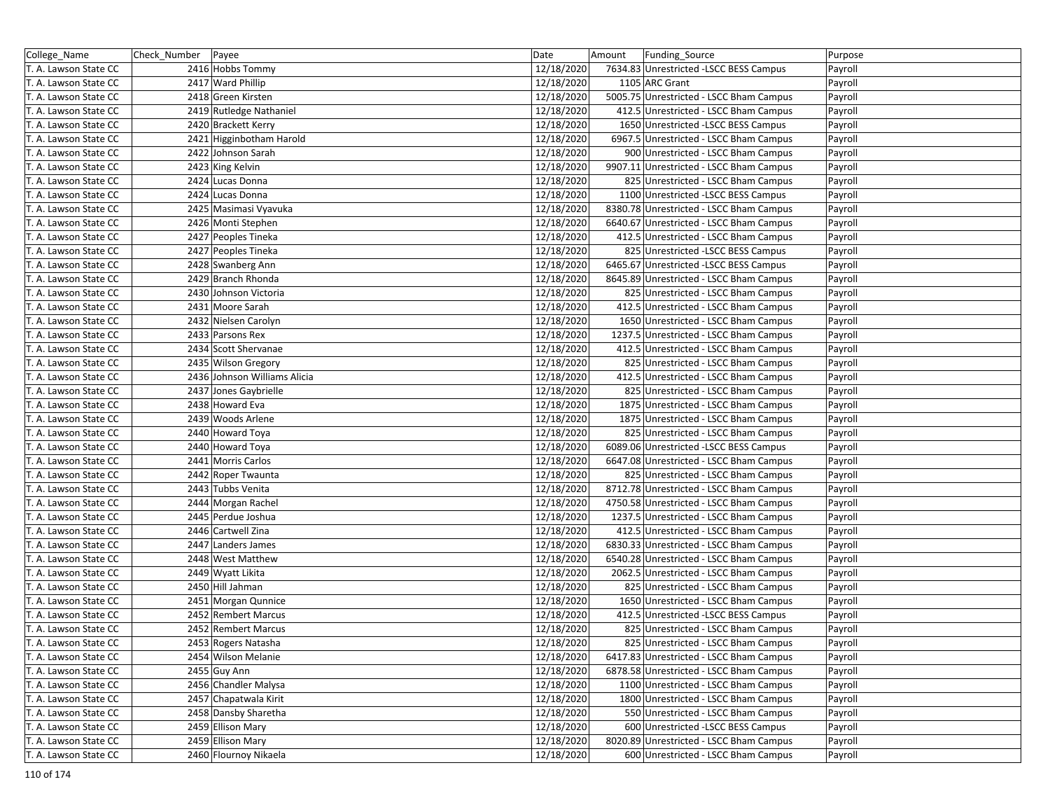| College_Name | Check_Number | Payee | Date | Amount | Funding_Source | Purpose |
|---|---|---|---|---|---|---|
| T. A. Lawson State CC | 2416 | Hobbs Tommy | 12/18/2020 | 7634.83 | Unrestricted -LSCC BESS Campus | Payroll |
| T. A. Lawson State CC | 2417 | Ward Phillip | 12/18/2020 | 1105 | ARC Grant | Payroll |
| T. A. Lawson State CC | 2418 | Green Kirsten | 12/18/2020 | 5005.75 | Unrestricted - LSCC Bham Campus | Payroll |
| T. A. Lawson State CC | 2419 | Rutledge Nathaniel | 12/18/2020 | 412.5 | Unrestricted - LSCC Bham Campus | Payroll |
| T. A. Lawson State CC | 2420 | Brackett Kerry | 12/18/2020 | 1650 | Unrestricted -LSCC BESS Campus | Payroll |
| T. A. Lawson State CC | 2421 | Higginbotham Harold | 12/18/2020 | 6967.5 | Unrestricted - LSCC Bham Campus | Payroll |
| T. A. Lawson State CC | 2422 | Johnson Sarah | 12/18/2020 | 900 | Unrestricted - LSCC Bham Campus | Payroll |
| T. A. Lawson State CC | 2423 | King Kelvin | 12/18/2020 | 9907.11 | Unrestricted - LSCC Bham Campus | Payroll |
| T. A. Lawson State CC | 2424 | Lucas Donna | 12/18/2020 | 825 | Unrestricted - LSCC Bham Campus | Payroll |
| T. A. Lawson State CC | 2424 | Lucas Donna | 12/18/2020 | 1100 | Unrestricted -LSCC BESS Campus | Payroll |
| T. A. Lawson State CC | 2425 | Masimasi Vyavuka | 12/18/2020 | 8380.78 | Unrestricted - LSCC Bham Campus | Payroll |
| T. A. Lawson State CC | 2426 | Monti Stephen | 12/18/2020 | 6640.67 | Unrestricted - LSCC Bham Campus | Payroll |
| T. A. Lawson State CC | 2427 | Peoples Tineka | 12/18/2020 | 412.5 | Unrestricted - LSCC Bham Campus | Payroll |
| T. A. Lawson State CC | 2427 | Peoples Tineka | 12/18/2020 | 825 | Unrestricted -LSCC BESS Campus | Payroll |
| T. A. Lawson State CC | 2428 | Swanberg Ann | 12/18/2020 | 6465.67 | Unrestricted -LSCC BESS Campus | Payroll |
| T. A. Lawson State CC | 2429 | Branch Rhonda | 12/18/2020 | 8645.89 | Unrestricted - LSCC Bham Campus | Payroll |
| T. A. Lawson State CC | 2430 | Johnson Victoria | 12/18/2020 | 825 | Unrestricted - LSCC Bham Campus | Payroll |
| T. A. Lawson State CC | 2431 | Moore Sarah | 12/18/2020 | 412.5 | Unrestricted - LSCC Bham Campus | Payroll |
| T. A. Lawson State CC | 2432 | Nielsen Carolyn | 12/18/2020 | 1650 | Unrestricted - LSCC Bham Campus | Payroll |
| T. A. Lawson State CC | 2433 | Parsons Rex | 12/18/2020 | 1237.5 | Unrestricted - LSCC Bham Campus | Payroll |
| T. A. Lawson State CC | 2434 | Scott Shervanae | 12/18/2020 | 412.5 | Unrestricted - LSCC Bham Campus | Payroll |
| T. A. Lawson State CC | 2435 | Wilson Gregory | 12/18/2020 | 825 | Unrestricted - LSCC Bham Campus | Payroll |
| T. A. Lawson State CC | 2436 | Johnson Williams Alicia | 12/18/2020 | 412.5 | Unrestricted - LSCC Bham Campus | Payroll |
| T. A. Lawson State CC | 2437 | Jones Gaybrielle | 12/18/2020 | 825 | Unrestricted - LSCC Bham Campus | Payroll |
| T. A. Lawson State CC | 2438 | Howard Eva | 12/18/2020 | 1875 | Unrestricted - LSCC Bham Campus | Payroll |
| T. A. Lawson State CC | 2439 | Woods Arlene | 12/18/2020 | 1875 | Unrestricted - LSCC Bham Campus | Payroll |
| T. A. Lawson State CC | 2440 | Howard Toya | 12/18/2020 | 825 | Unrestricted - LSCC Bham Campus | Payroll |
| T. A. Lawson State CC | 2440 | Howard Toya | 12/18/2020 | 6089.06 | Unrestricted -LSCC BESS Campus | Payroll |
| T. A. Lawson State CC | 2441 | Morris Carlos | 12/18/2020 | 6647.08 | Unrestricted - LSCC Bham Campus | Payroll |
| T. A. Lawson State CC | 2442 | Roper Twaunta | 12/18/2020 | 825 | Unrestricted - LSCC Bham Campus | Payroll |
| T. A. Lawson State CC | 2443 | Tubbs Venita | 12/18/2020 | 8712.78 | Unrestricted - LSCC Bham Campus | Payroll |
| T. A. Lawson State CC | 2444 | Morgan Rachel | 12/18/2020 | 4750.58 | Unrestricted - LSCC Bham Campus | Payroll |
| T. A. Lawson State CC | 2445 | Perdue Joshua | 12/18/2020 | 1237.5 | Unrestricted - LSCC Bham Campus | Payroll |
| T. A. Lawson State CC | 2446 | Cartwell Zina | 12/18/2020 | 412.5 | Unrestricted - LSCC Bham Campus | Payroll |
| T. A. Lawson State CC | 2447 | Landers James | 12/18/2020 | 6830.33 | Unrestricted - LSCC Bham Campus | Payroll |
| T. A. Lawson State CC | 2448 | West Matthew | 12/18/2020 | 6540.28 | Unrestricted - LSCC Bham Campus | Payroll |
| T. A. Lawson State CC | 2449 | Wyatt Likita | 12/18/2020 | 2062.5 | Unrestricted - LSCC Bham Campus | Payroll |
| T. A. Lawson State CC | 2450 | Hill Jahman | 12/18/2020 | 825 | Unrestricted - LSCC Bham Campus | Payroll |
| T. A. Lawson State CC | 2451 | Morgan Qunnice | 12/18/2020 | 1650 | Unrestricted - LSCC Bham Campus | Payroll |
| T. A. Lawson State CC | 2452 | Rembert Marcus | 12/18/2020 | 412.5 | Unrestricted -LSCC BESS Campus | Payroll |
| T. A. Lawson State CC | 2452 | Rembert Marcus | 12/18/2020 | 825 | Unrestricted - LSCC Bham Campus | Payroll |
| T. A. Lawson State CC | 2453 | Rogers Natasha | 12/18/2020 | 825 | Unrestricted - LSCC Bham Campus | Payroll |
| T. A. Lawson State CC | 2454 | Wilson Melanie | 12/18/2020 | 6417.83 | Unrestricted - LSCC Bham Campus | Payroll |
| T. A. Lawson State CC | 2455 | Guy Ann | 12/18/2020 | 6878.58 | Unrestricted - LSCC Bham Campus | Payroll |
| T. A. Lawson State CC | 2456 | Chandler Malysa | 12/18/2020 | 1100 | Unrestricted - LSCC Bham Campus | Payroll |
| T. A. Lawson State CC | 2457 | Chapatwala Kirit | 12/18/2020 | 1800 | Unrestricted - LSCC Bham Campus | Payroll |
| T. A. Lawson State CC | 2458 | Dansby Sharetha | 12/18/2020 | 550 | Unrestricted - LSCC Bham Campus | Payroll |
| T. A. Lawson State CC | 2459 | Ellison Mary | 12/18/2020 | 600 | Unrestricted -LSCC BESS Campus | Payroll |
| T. A. Lawson State CC | 2459 | Ellison Mary | 12/18/2020 | 8020.89 | Unrestricted - LSCC Bham Campus | Payroll |
| T. A. Lawson State CC | 2460 | Flournoy Nikaela | 12/18/2020 | 600 | Unrestricted - LSCC Bham Campus | Payroll |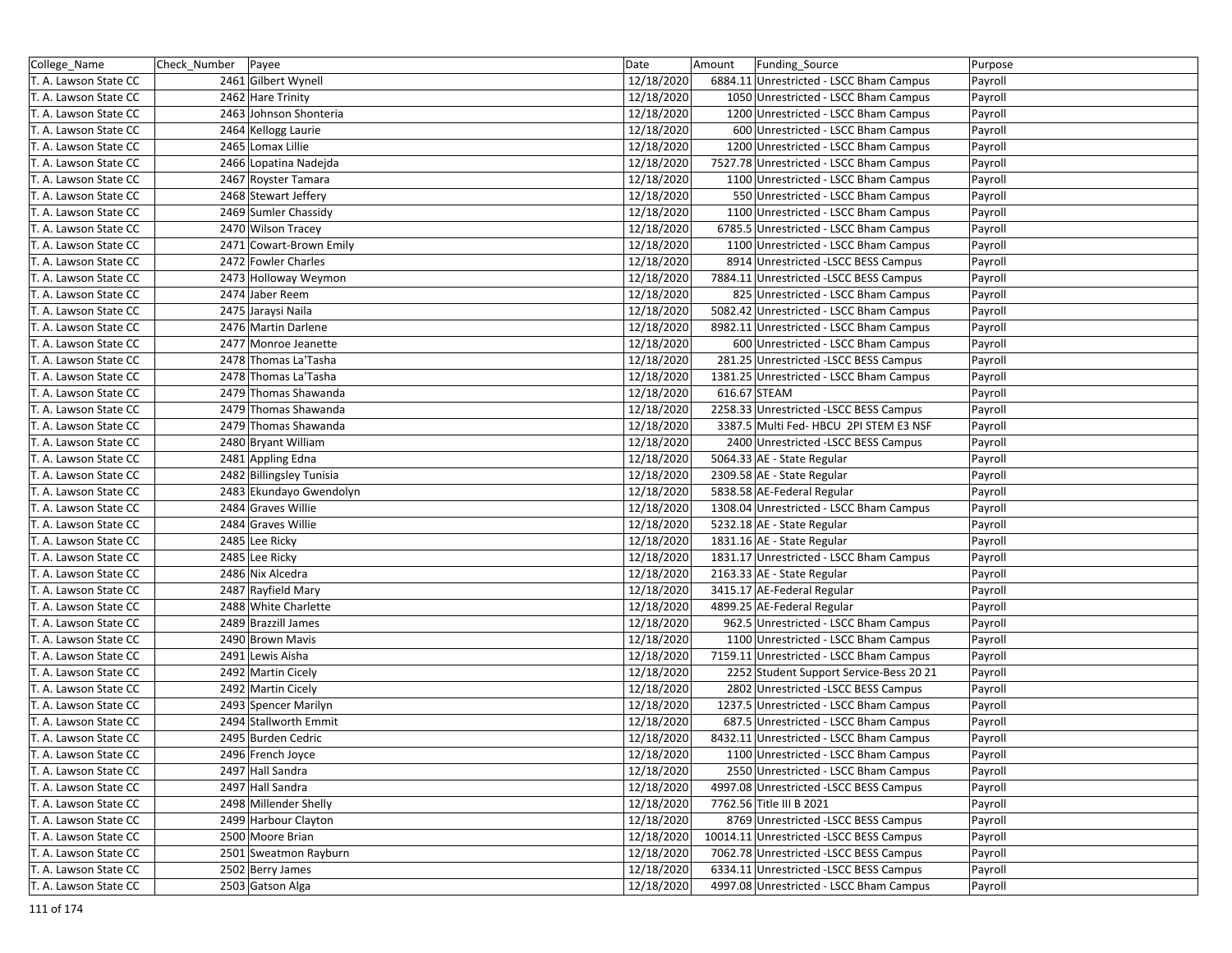| College_Name | Check_Number | Payee | Date | Amount | Funding_Source | Purpose |
|---|---|---|---|---|---|---|
| T. A. Lawson State CC | 2461 | Gilbert Wynell | 12/18/2020 | 6884.11 | Unrestricted - LSCC Bham Campus | Payroll |
| T. A. Lawson State CC | 2462 | Hare Trinity | 12/18/2020 | 1050 | Unrestricted - LSCC Bham Campus | Payroll |
| T. A. Lawson State CC | 2463 | Johnson Shonteria | 12/18/2020 | 1200 | Unrestricted - LSCC Bham Campus | Payroll |
| T. A. Lawson State CC | 2464 | Kellogg Laurie | 12/18/2020 | 600 | Unrestricted - LSCC Bham Campus | Payroll |
| T. A. Lawson State CC | 2465 | Lomax Lillie | 12/18/2020 | 1200 | Unrestricted - LSCC Bham Campus | Payroll |
| T. A. Lawson State CC | 2466 | Lopatina Nadejda | 12/18/2020 | 7527.78 | Unrestricted - LSCC Bham Campus | Payroll |
| T. A. Lawson State CC | 2467 | Royster Tamara | 12/18/2020 | 1100 | Unrestricted - LSCC Bham Campus | Payroll |
| T. A. Lawson State CC | 2468 | Stewart Jeffery | 12/18/2020 | 550 | Unrestricted - LSCC Bham Campus | Payroll |
| T. A. Lawson State CC | 2469 | Sumler Chassidy | 12/18/2020 | 1100 | Unrestricted - LSCC Bham Campus | Payroll |
| T. A. Lawson State CC | 2470 | Wilson Tracey | 12/18/2020 | 6785.5 | Unrestricted - LSCC Bham Campus | Payroll |
| T. A. Lawson State CC | 2471 | Cowart-Brown Emily | 12/18/2020 | 1100 | Unrestricted - LSCC Bham Campus | Payroll |
| T. A. Lawson State CC | 2472 | Fowler Charles | 12/18/2020 | 8914 | Unrestricted -LSCC BESS Campus | Payroll |
| T. A. Lawson State CC | 2473 | Holloway Weymon | 12/18/2020 | 7884.11 | Unrestricted -LSCC BESS Campus | Payroll |
| T. A. Lawson State CC | 2474 | Jaber Reem | 12/18/2020 | 825 | Unrestricted - LSCC Bham Campus | Payroll |
| T. A. Lawson State CC | 2475 | Jaraysi Naila | 12/18/2020 | 5082.42 | Unrestricted - LSCC Bham Campus | Payroll |
| T. A. Lawson State CC | 2476 | Martin Darlene | 12/18/2020 | 8982.11 | Unrestricted - LSCC Bham Campus | Payroll |
| T. A. Lawson State CC | 2477 | Monroe Jeanette | 12/18/2020 | 600 | Unrestricted - LSCC Bham Campus | Payroll |
| T. A. Lawson State CC | 2478 | Thomas La'Tasha | 12/18/2020 | 281.25 | Unrestricted -LSCC BESS Campus | Payroll |
| T. A. Lawson State CC | 2478 | Thomas La'Tasha | 12/18/2020 | 1381.25 | Unrestricted - LSCC Bham Campus | Payroll |
| T. A. Lawson State CC | 2479 | Thomas Shawanda | 12/18/2020 | 616.67 | STEAM | Payroll |
| T. A. Lawson State CC | 2479 | Thomas Shawanda | 12/18/2020 | 2258.33 | Unrestricted -LSCC BESS Campus | Payroll |
| T. A. Lawson State CC | 2479 | Thomas Shawanda | 12/18/2020 | 3387.5 | Multi Fed- HBCU 2PI STEM E3 NSF | Payroll |
| T. A. Lawson State CC | 2480 | Bryant William | 12/18/2020 | 2400 | Unrestricted -LSCC BESS Campus | Payroll |
| T. A. Lawson State CC | 2481 | Appling Edna | 12/18/2020 | 5064.33 | AE - State Regular | Payroll |
| T. A. Lawson State CC | 2482 | Billingsley Tunisia | 12/18/2020 | 2309.58 | AE - State Regular | Payroll |
| T. A. Lawson State CC | 2483 | Ekundayo Gwendolyn | 12/18/2020 | 5838.58 | AE-Federal Regular | Payroll |
| T. A. Lawson State CC | 2484 | Graves Willie | 12/18/2020 | 1308.04 | Unrestricted - LSCC Bham Campus | Payroll |
| T. A. Lawson State CC | 2484 | Graves Willie | 12/18/2020 | 5232.18 | AE - State Regular | Payroll |
| T. A. Lawson State CC | 2485 | Lee Ricky | 12/18/2020 | 1831.16 | AE - State Regular | Payroll |
| T. A. Lawson State CC | 2485 | Lee Ricky | 12/18/2020 | 1831.17 | Unrestricted - LSCC Bham Campus | Payroll |
| T. A. Lawson State CC | 2486 | Nix Alcedra | 12/18/2020 | 2163.33 | AE - State Regular | Payroll |
| T. A. Lawson State CC | 2487 | Rayfield Mary | 12/18/2020 | 3415.17 | AE-Federal Regular | Payroll |
| T. A. Lawson State CC | 2488 | White Charlette | 12/18/2020 | 4899.25 | AE-Federal Regular | Payroll |
| T. A. Lawson State CC | 2489 | Brazzill James | 12/18/2020 | 962.5 | Unrestricted - LSCC Bham Campus | Payroll |
| T. A. Lawson State CC | 2490 | Brown Mavis | 12/18/2020 | 1100 | Unrestricted - LSCC Bham Campus | Payroll |
| T. A. Lawson State CC | 2491 | Lewis Aisha | 12/18/2020 | 7159.11 | Unrestricted - LSCC Bham Campus | Payroll |
| T. A. Lawson State CC | 2492 | Martin Cicely | 12/18/2020 | 2252 | Student Support Service-Bess 20 21 | Payroll |
| T. A. Lawson State CC | 2492 | Martin Cicely | 12/18/2020 | 2802 | Unrestricted -LSCC BESS Campus | Payroll |
| T. A. Lawson State CC | 2493 | Spencer Marilyn | 12/18/2020 | 1237.5 | Unrestricted - LSCC Bham Campus | Payroll |
| T. A. Lawson State CC | 2494 | Stallworth Emmit | 12/18/2020 | 687.5 | Unrestricted - LSCC Bham Campus | Payroll |
| T. A. Lawson State CC | 2495 | Burden Cedric | 12/18/2020 | 8432.11 | Unrestricted - LSCC Bham Campus | Payroll |
| T. A. Lawson State CC | 2496 | French Joyce | 12/18/2020 | 1100 | Unrestricted - LSCC Bham Campus | Payroll |
| T. A. Lawson State CC | 2497 | Hall Sandra | 12/18/2020 | 2550 | Unrestricted - LSCC Bham Campus | Payroll |
| T. A. Lawson State CC | 2497 | Hall Sandra | 12/18/2020 | 4997.08 | Unrestricted -LSCC BESS Campus | Payroll |
| T. A. Lawson State CC | 2498 | Millender Shelly | 12/18/2020 | 7762.56 | Title III B 2021 | Payroll |
| T. A. Lawson State CC | 2499 | Harbour Clayton | 12/18/2020 | 8769 | Unrestricted -LSCC BESS Campus | Payroll |
| T. A. Lawson State CC | 2500 | Moore Brian | 12/18/2020 | 10014.11 | Unrestricted -LSCC BESS Campus | Payroll |
| T. A. Lawson State CC | 2501 | Sweatmon Rayburn | 12/18/2020 | 7062.78 | Unrestricted -LSCC BESS Campus | Payroll |
| T. A. Lawson State CC | 2502 | Berry James | 12/18/2020 | 6334.11 | Unrestricted -LSCC BESS Campus | Payroll |
| T. A. Lawson State CC | 2503 | Gatson Alga | 12/18/2020 | 4997.08 | Unrestricted - LSCC Bham Campus | Payroll |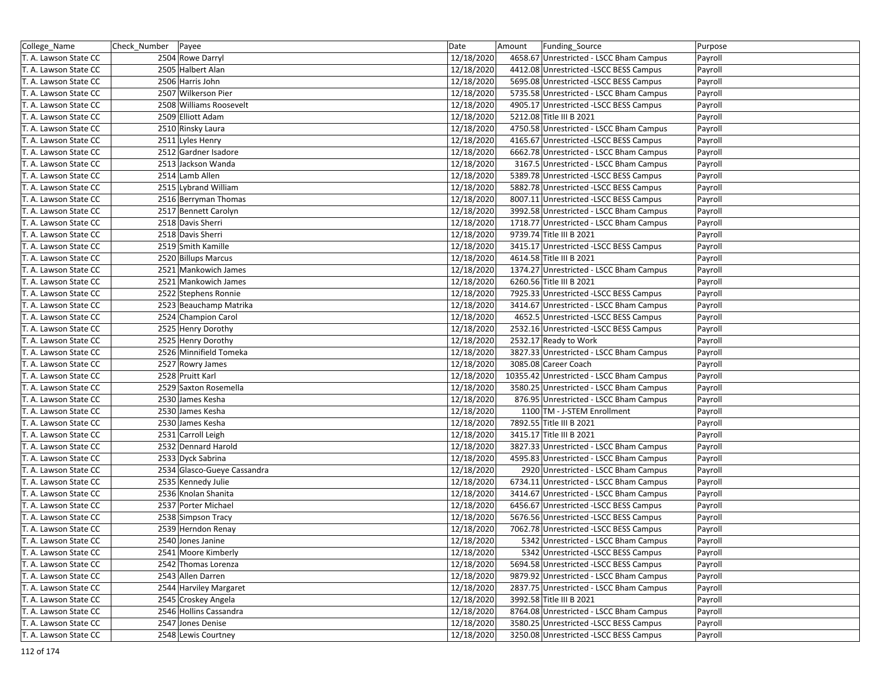| College_Name | Check_Number | Payee | Date | Amount | Funding_Source | Purpose |
|---|---|---|---|---|---|---|
| T. A. Lawson State CC | 2504 | Rowe Darryl | 12/18/2020 | 4658.67 | Unrestricted - LSCC Bham Campus | Payroll |
| T. A. Lawson State CC | 2505 | Halbert Alan | 12/18/2020 | 4412.08 | Unrestricted -LSCC BESS Campus | Payroll |
| T. A. Lawson State CC | 2506 | Harris John | 12/18/2020 | 5695.08 | Unrestricted -LSCC BESS Campus | Payroll |
| T. A. Lawson State CC | 2507 | Wilkerson Pier | 12/18/2020 | 5735.58 | Unrestricted - LSCC Bham Campus | Payroll |
| T. A. Lawson State CC | 2508 | Williams Roosevelt | 12/18/2020 | 4905.17 | Unrestricted -LSCC BESS Campus | Payroll |
| T. A. Lawson State CC | 2509 | Elliott Adam | 12/18/2020 | 5212.08 | Title III B 2021 | Payroll |
| T. A. Lawson State CC | 2510 | Rinsky Laura | 12/18/2020 | 4750.58 | Unrestricted - LSCC Bham Campus | Payroll |
| T. A. Lawson State CC | 2511 | Lyles Henry | 12/18/2020 | 4165.67 | Unrestricted -LSCC BESS Campus | Payroll |
| T. A. Lawson State CC | 2512 | Gardner Isadore | 12/18/2020 | 6662.78 | Unrestricted - LSCC Bham Campus | Payroll |
| T. A. Lawson State CC | 2513 | Jackson Wanda | 12/18/2020 | 3167.5 | Unrestricted - LSCC Bham Campus | Payroll |
| T. A. Lawson State CC | 2514 | Lamb Allen | 12/18/2020 | 5389.78 | Unrestricted -LSCC BESS Campus | Payroll |
| T. A. Lawson State CC | 2515 | Lybrand William | 12/18/2020 | 5882.78 | Unrestricted - LSCC Bham Campus | Payroll |
| T. A. Lawson State CC | 2516 | Berryman Thomas | 12/18/2020 | 8007.11 | Unrestricted -LSCC BESS Campus | Payroll |
| T. A. Lawson State CC | 2517 | Bennett Carolyn | 12/18/2020 | 3992.58 | Unrestricted - LSCC Bham Campus | Payroll |
| T. A. Lawson State CC | 2518 | Davis Sherri | 12/18/2020 | 1718.77 | Unrestricted - LSCC Bham Campus | Payroll |
| T. A. Lawson State CC | 2518 | Davis Sherri | 12/18/2020 | 9739.74 | Title III B 2021 | Payroll |
| T. A. Lawson State CC | 2519 | Smith Kamille | 12/18/2020 | 3415.17 | Unrestricted -LSCC BESS Campus | Payroll |
| T. A. Lawson State CC | 2520 | Billups Marcus | 12/18/2020 | 4614.58 | Title III B 2021 | Payroll |
| T. A. Lawson State CC | 2521 | Mankowich James | 12/18/2020 | 1374.27 | Unrestricted - LSCC Bham Campus | Payroll |
| T. A. Lawson State CC | 2521 | Mankowich James | 12/18/2020 | 6260.56 | Title III B 2021 | Payroll |
| T. A. Lawson State CC | 2522 | Stephens Ronnie | 12/18/2020 | 7925.33 | Unrestricted -LSCC BESS Campus | Payroll |
| T. A. Lawson State CC | 2523 | Beauchamp Matrika | 12/18/2020 | 3414.67 | Unrestricted - LSCC Bham Campus | Payroll |
| T. A. Lawson State CC | 2524 | Champion Carol | 12/18/2020 | 4652.5 | Unrestricted -LSCC BESS Campus | Payroll |
| T. A. Lawson State CC | 2525 | Henry Dorothy | 12/18/2020 | 2532.16 | Unrestricted -LSCC BESS Campus | Payroll |
| T. A. Lawson State CC | 2525 | Henry Dorothy | 12/18/2020 | 2532.17 | Ready to Work | Payroll |
| T. A. Lawson State CC | 2526 | Minnifield Tomeka | 12/18/2020 | 3827.33 | Unrestricted - LSCC Bham Campus | Payroll |
| T. A. Lawson State CC | 2527 | Rowry James | 12/18/2020 | 3085.08 | Career Coach | Payroll |
| T. A. Lawson State CC | 2528 | Pruitt Karl | 12/18/2020 | 10355.42 | Unrestricted - LSCC Bham Campus | Payroll |
| T. A. Lawson State CC | 2529 | Saxton Rosemella | 12/18/2020 | 3580.25 | Unrestricted - LSCC Bham Campus | Payroll |
| T. A. Lawson State CC | 2530 | James Kesha | 12/18/2020 | 876.95 | Unrestricted - LSCC Bham Campus | Payroll |
| T. A. Lawson State CC | 2530 | James Kesha | 12/18/2020 | 1100 | TM - J-STEM Enrollment | Payroll |
| T. A. Lawson State CC | 2530 | James Kesha | 12/18/2020 | 7892.55 | Title III B 2021 | Payroll |
| T. A. Lawson State CC | 2531 | Carroll Leigh | 12/18/2020 | 3415.17 | Title III B 2021 | Payroll |
| T. A. Lawson State CC | 2532 | Dennard Harold | 12/18/2020 | 3827.33 | Unrestricted - LSCC Bham Campus | Payroll |
| T. A. Lawson State CC | 2533 | Dyck Sabrina | 12/18/2020 | 4595.83 | Unrestricted - LSCC Bham Campus | Payroll |
| T. A. Lawson State CC | 2534 | Glasco-Gueye Cassandra | 12/18/2020 | 2920 | Unrestricted - LSCC Bham Campus | Payroll |
| T. A. Lawson State CC | 2535 | Kennedy Julie | 12/18/2020 | 6734.11 | Unrestricted - LSCC Bham Campus | Payroll |
| T. A. Lawson State CC | 2536 | Knolan Shanita | 12/18/2020 | 3414.67 | Unrestricted - LSCC Bham Campus | Payroll |
| T. A. Lawson State CC | 2537 | Porter Michael | 12/18/2020 | 6456.67 | Unrestricted -LSCC BESS Campus | Payroll |
| T. A. Lawson State CC | 2538 | Simpson Tracy | 12/18/2020 | 5676.56 | Unrestricted -LSCC BESS Campus | Payroll |
| T. A. Lawson State CC | 2539 | Herndon Renay | 12/18/2020 | 7062.78 | Unrestricted -LSCC BESS Campus | Payroll |
| T. A. Lawson State CC | 2540 | Jones Janine | 12/18/2020 | 5342 | Unrestricted - LSCC Bham Campus | Payroll |
| T. A. Lawson State CC | 2541 | Moore Kimberly | 12/18/2020 | 5342 | Unrestricted -LSCC BESS Campus | Payroll |
| T. A. Lawson State CC | 2542 | Thomas Lorenza | 12/18/2020 | 5694.58 | Unrestricted -LSCC BESS Campus | Payroll |
| T. A. Lawson State CC | 2543 | Allen Darren | 12/18/2020 | 9879.92 | Unrestricted - LSCC Bham Campus | Payroll |
| T. A. Lawson State CC | 2544 | Harviley Margaret | 12/18/2020 | 2837.75 | Unrestricted - LSCC Bham Campus | Payroll |
| T. A. Lawson State CC | 2545 | Croskey Angela | 12/18/2020 | 3992.58 | Title III B 2021 | Payroll |
| T. A. Lawson State CC | 2546 | Hollins Cassandra | 12/18/2020 | 8764.08 | Unrestricted - LSCC Bham Campus | Payroll |
| T. A. Lawson State CC | 2547 | Jones Denise | 12/18/2020 | 3580.25 | Unrestricted -LSCC BESS Campus | Payroll |
| T. A. Lawson State CC | 2548 | Lewis Courtney | 12/18/2020 | 3250.08 | Unrestricted -LSCC BESS Campus | Payroll |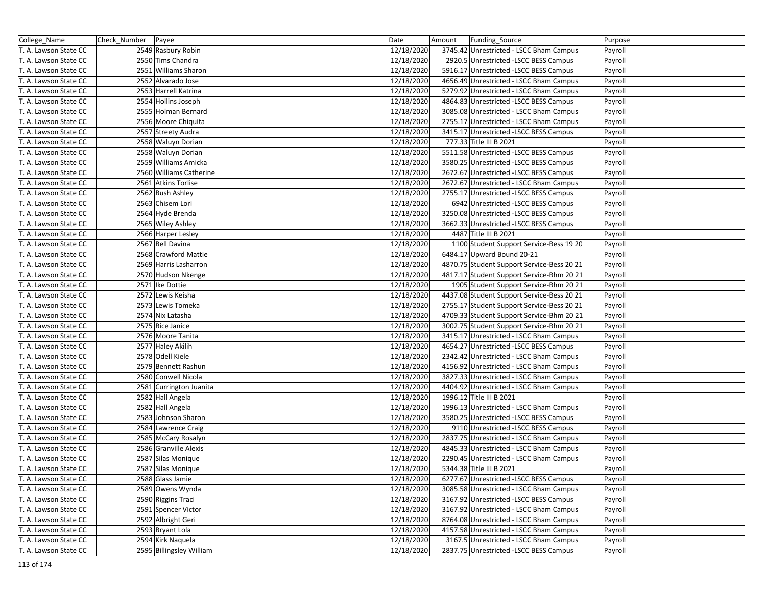| College_Name | Check_Number | Payee | Date | Amount | Funding_Source | Purpose |
|---|---|---|---|---|---|---|
| T. A. Lawson State CC | 2549 | Rasbury Robin | 12/18/2020 | 3745.42 | Unrestricted - LSCC Bham Campus | Payroll |
| T. A. Lawson State CC | 2550 | Tims Chandra | 12/18/2020 | 2920.5 | Unrestricted -LSCC BESS Campus | Payroll |
| T. A. Lawson State CC | 2551 | Williams Sharon | 12/18/2020 | 5916.17 | Unrestricted -LSCC BESS Campus | Payroll |
| T. A. Lawson State CC | 2552 | Alvarado Jose | 12/18/2020 | 4656.49 | Unrestricted - LSCC Bham Campus | Payroll |
| T. A. Lawson State CC | 2553 | Harrell Katrina | 12/18/2020 | 5279.92 | Unrestricted - LSCC Bham Campus | Payroll |
| T. A. Lawson State CC | 2554 | Hollins Joseph | 12/18/2020 | 4864.83 | Unrestricted -LSCC BESS Campus | Payroll |
| T. A. Lawson State CC | 2555 | Holman Bernard | 12/18/2020 | 3085.08 | Unrestricted - LSCC Bham Campus | Payroll |
| T. A. Lawson State CC | 2556 | Moore Chiquita | 12/18/2020 | 2755.17 | Unrestricted - LSCC Bham Campus | Payroll |
| T. A. Lawson State CC | 2557 | Streety Audra | 12/18/2020 | 3415.17 | Unrestricted -LSCC BESS Campus | Payroll |
| T. A. Lawson State CC | 2558 | Waluyn Dorian | 12/18/2020 | 777.33 | Title III B 2021 | Payroll |
| T. A. Lawson State CC | 2558 | Waluyn Dorian | 12/18/2020 | 5511.58 | Unrestricted -LSCC BESS Campus | Payroll |
| T. A. Lawson State CC | 2559 | Williams Amicka | 12/18/2020 | 3580.25 | Unrestricted -LSCC BESS Campus | Payroll |
| T. A. Lawson State CC | 2560 | Williams Catherine | 12/18/2020 | 2672.67 | Unrestricted -LSCC BESS Campus | Payroll |
| T. A. Lawson State CC | 2561 | Atkins Torlise | 12/18/2020 | 2672.67 | Unrestricted - LSCC Bham Campus | Payroll |
| T. A. Lawson State CC | 2562 | Bush Ashley | 12/18/2020 | 2755.17 | Unrestricted -LSCC BESS Campus | Payroll |
| T. A. Lawson State CC | 2563 | Chisem Lori | 12/18/2020 | 6942 | Unrestricted -LSCC BESS Campus | Payroll |
| T. A. Lawson State CC | 2564 | Hyde Brenda | 12/18/2020 | 3250.08 | Unrestricted -LSCC BESS Campus | Payroll |
| T. A. Lawson State CC | 2565 | Wiley Ashley | 12/18/2020 | 3662.33 | Unrestricted -LSCC BESS Campus | Payroll |
| T. A. Lawson State CC | 2566 | Harper Lesley | 12/18/2020 | 4487 | Title III B 2021 | Payroll |
| T. A. Lawson State CC | 2567 | Bell Davina | 12/18/2020 | 1100 | Student Support Service-Bess 19 20 | Payroll |
| T. A. Lawson State CC | 2568 | Crawford Mattie | 12/18/2020 | 6484.17 | Upward Bound 20-21 | Payroll |
| T. A. Lawson State CC | 2569 | Harris Lasharron | 12/18/2020 | 4870.75 | Student Support Service-Bess 20 21 | Payroll |
| T. A. Lawson State CC | 2570 | Hudson Nkenge | 12/18/2020 | 4817.17 | Student Support Service-Bhm 20 21 | Payroll |
| T. A. Lawson State CC | 2571 | Ike Dottie | 12/18/2020 | 1905 | Student Support Service-Bhm 20 21 | Payroll |
| T. A. Lawson State CC | 2572 | Lewis Keisha | 12/18/2020 | 4437.08 | Student Support Service-Bess 20 21 | Payroll |
| T. A. Lawson State CC | 2573 | Lewis Tomeka | 12/18/2020 | 2755.17 | Student Support Service-Bess 20 21 | Payroll |
| T. A. Lawson State CC | 2574 | Nix Latasha | 12/18/2020 | 4709.33 | Student Support Service-Bhm 20 21 | Payroll |
| T. A. Lawson State CC | 2575 | Rice Janice | 12/18/2020 | 3002.75 | Student Support Service-Bhm 20 21 | Payroll |
| T. A. Lawson State CC | 2576 | Moore Tanita | 12/18/2020 | 3415.17 | Unrestricted - LSCC Bham Campus | Payroll |
| T. A. Lawson State CC | 2577 | Haley Akilih | 12/18/2020 | 4654.27 | Unrestricted -LSCC BESS Campus | Payroll |
| T. A. Lawson State CC | 2578 | Odell Kiele | 12/18/2020 | 2342.42 | Unrestricted - LSCC Bham Campus | Payroll |
| T. A. Lawson State CC | 2579 | Bennett Rashun | 12/18/2020 | 4156.92 | Unrestricted - LSCC Bham Campus | Payroll |
| T. A. Lawson State CC | 2580 | Conwell Nicola | 12/18/2020 | 3827.33 | Unrestricted - LSCC Bham Campus | Payroll |
| T. A. Lawson State CC | 2581 | Currington Juanita | 12/18/2020 | 4404.92 | Unrestricted - LSCC Bham Campus | Payroll |
| T. A. Lawson State CC | 2582 | Hall Angela | 12/18/2020 | 1996.12 | Title III B 2021 | Payroll |
| T. A. Lawson State CC | 2582 | Hall Angela | 12/18/2020 | 1996.13 | Unrestricted - LSCC Bham Campus | Payroll |
| T. A. Lawson State CC | 2583 | Johnson Sharon | 12/18/2020 | 3580.25 | Unrestricted -LSCC BESS Campus | Payroll |
| T. A. Lawson State CC | 2584 | Lawrence Craig | 12/18/2020 | 9110 | Unrestricted -LSCC BESS Campus | Payroll |
| T. A. Lawson State CC | 2585 | McCary Rosalyn | 12/18/2020 | 2837.75 | Unrestricted - LSCC Bham Campus | Payroll |
| T. A. Lawson State CC | 2586 | Granville Alexis | 12/18/2020 | 4845.33 | Unrestricted - LSCC Bham Campus | Payroll |
| T. A. Lawson State CC | 2587 | Silas Monique | 12/18/2020 | 2290.45 | Unrestricted - LSCC Bham Campus | Payroll |
| T. A. Lawson State CC | 2587 | Silas Monique | 12/18/2020 | 5344.38 | Title III B 2021 | Payroll |
| T. A. Lawson State CC | 2588 | Glass Jamie | 12/18/2020 | 6277.67 | Unrestricted -LSCC BESS Campus | Payroll |
| T. A. Lawson State CC | 2589 | Owens Wynda | 12/18/2020 | 3085.58 | Unrestricted - LSCC Bham Campus | Payroll |
| T. A. Lawson State CC | 2590 | Riggins Traci | 12/18/2020 | 3167.92 | Unrestricted -LSCC BESS Campus | Payroll |
| T. A. Lawson State CC | 2591 | Spencer Victor | 12/18/2020 | 3167.92 | Unrestricted - LSCC Bham Campus | Payroll |
| T. A. Lawson State CC | 2592 | Albright Geri | 12/18/2020 | 8764.08 | Unrestricted - LSCC Bham Campus | Payroll |
| T. A. Lawson State CC | 2593 | Bryant Lola | 12/18/2020 | 4157.58 | Unrestricted - LSCC Bham Campus | Payroll |
| T. A. Lawson State CC | 2594 | Kirk Naquela | 12/18/2020 | 3167.5 | Unrestricted - LSCC Bham Campus | Payroll |
| T. A. Lawson State CC | 2595 | Billingsley William | 12/18/2020 | 2837.75 | Unrestricted -LSCC BESS Campus | Payroll |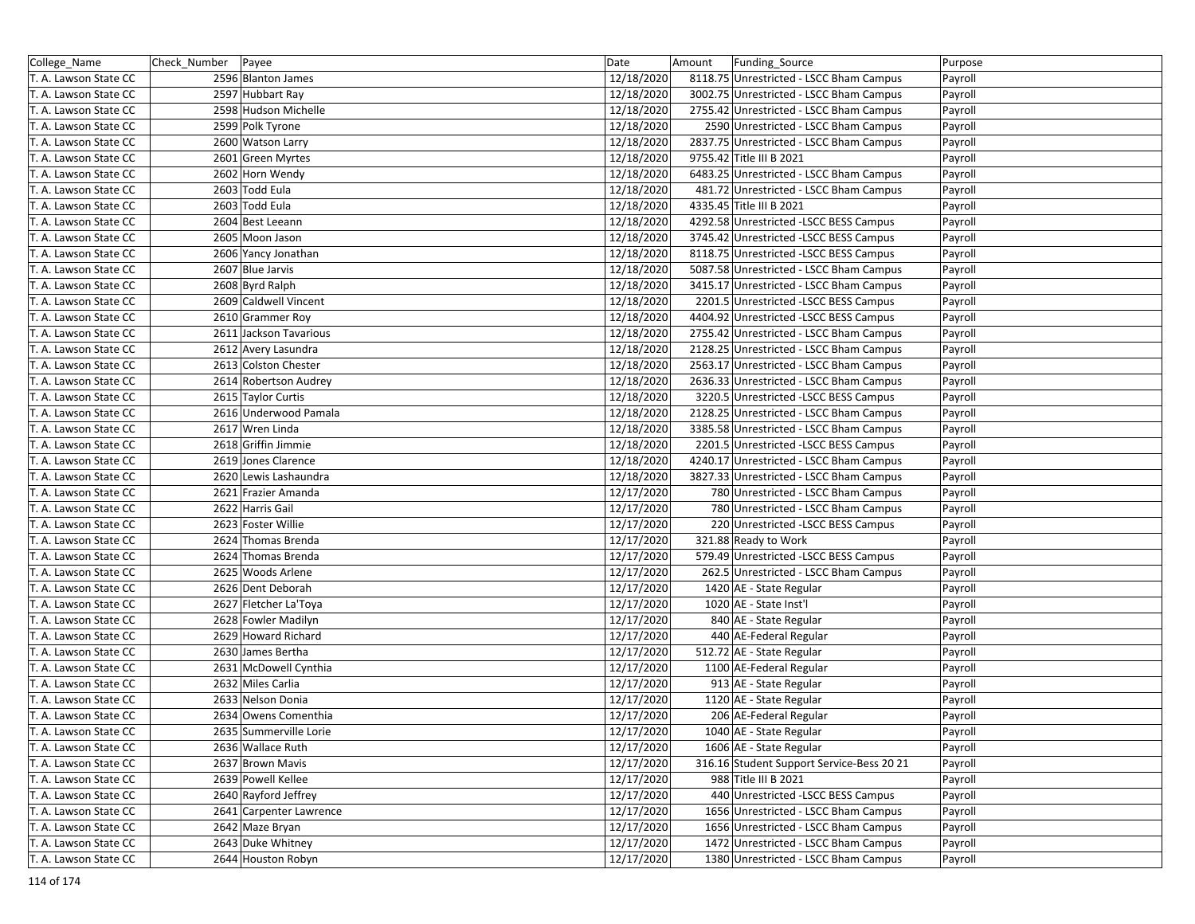| College_Name | Check_Number | Payee | Date | Amount | Funding_Source | Purpose |
|---|---|---|---|---|---|---|
| T. A. Lawson State CC | 2596 | Blanton James | 12/18/2020 | 8118.75 | Unrestricted - LSCC Bham Campus | Payroll |
| T. A. Lawson State CC | 2597 | Hubbart Ray | 12/18/2020 | 3002.75 | Unrestricted - LSCC Bham Campus | Payroll |
| T. A. Lawson State CC | 2598 | Hudson Michelle | 12/18/2020 | 2755.42 | Unrestricted - LSCC Bham Campus | Payroll |
| T. A. Lawson State CC | 2599 | Polk Tyrone | 12/18/2020 | 2590 | Unrestricted - LSCC Bham Campus | Payroll |
| T. A. Lawson State CC | 2600 | Watson Larry | 12/18/2020 | 2837.75 | Unrestricted - LSCC Bham Campus | Payroll |
| T. A. Lawson State CC | 2601 | Green Myrtes | 12/18/2020 | 9755.42 | Title III B 2021 | Payroll |
| T. A. Lawson State CC | 2602 | Horn Wendy | 12/18/2020 | 6483.25 | Unrestricted - LSCC Bham Campus | Payroll |
| T. A. Lawson State CC | 2603 | Todd Eula | 12/18/2020 | 481.72 | Unrestricted - LSCC Bham Campus | Payroll |
| T. A. Lawson State CC | 2603 | Todd Eula | 12/18/2020 | 4335.45 | Title III B 2021 | Payroll |
| T. A. Lawson State CC | 2604 | Best Leeann | 12/18/2020 | 4292.58 | Unrestricted -LSCC BESS Campus | Payroll |
| T. A. Lawson State CC | 2605 | Moon Jason | 12/18/2020 | 3745.42 | Unrestricted -LSCC BESS Campus | Payroll |
| T. A. Lawson State CC | 2606 | Yancy Jonathan | 12/18/2020 | 8118.75 | Unrestricted -LSCC BESS Campus | Payroll |
| T. A. Lawson State CC | 2607 | Blue Jarvis | 12/18/2020 | 5087.58 | Unrestricted - LSCC Bham Campus | Payroll |
| T. A. Lawson State CC | 2608 | Byrd Ralph | 12/18/2020 | 3415.17 | Unrestricted - LSCC Bham Campus | Payroll |
| T. A. Lawson State CC | 2609 | Caldwell Vincent | 12/18/2020 | 2201.5 | Unrestricted -LSCC BESS Campus | Payroll |
| T. A. Lawson State CC | 2610 | Grammer Roy | 12/18/2020 | 4404.92 | Unrestricted -LSCC BESS Campus | Payroll |
| T. A. Lawson State CC | 2611 | Jackson Tavarious | 12/18/2020 | 2755.42 | Unrestricted - LSCC Bham Campus | Payroll |
| T. A. Lawson State CC | 2612 | Avery Lasundra | 12/18/2020 | 2128.25 | Unrestricted - LSCC Bham Campus | Payroll |
| T. A. Lawson State CC | 2613 | Colston Chester | 12/18/2020 | 2563.17 | Unrestricted - LSCC Bham Campus | Payroll |
| T. A. Lawson State CC | 2614 | Robertson Audrey | 12/18/2020 | 2636.33 | Unrestricted - LSCC Bham Campus | Payroll |
| T. A. Lawson State CC | 2615 | Taylor Curtis | 12/18/2020 | 3220.5 | Unrestricted -LSCC BESS Campus | Payroll |
| T. A. Lawson State CC | 2616 | Underwood Pamala | 12/18/2020 | 2128.25 | Unrestricted - LSCC Bham Campus | Payroll |
| T. A. Lawson State CC | 2617 | Wren Linda | 12/18/2020 | 3385.58 | Unrestricted - LSCC Bham Campus | Payroll |
| T. A. Lawson State CC | 2618 | Griffin Jimmie | 12/18/2020 | 2201.5 | Unrestricted -LSCC BESS Campus | Payroll |
| T. A. Lawson State CC | 2619 | Jones Clarence | 12/18/2020 | 4240.17 | Unrestricted - LSCC Bham Campus | Payroll |
| T. A. Lawson State CC | 2620 | Lewis Lashaundra | 12/18/2020 | 3827.33 | Unrestricted - LSCC Bham Campus | Payroll |
| T. A. Lawson State CC | 2621 | Frazier Amanda | 12/17/2020 | 780 | Unrestricted - LSCC Bham Campus | Payroll |
| T. A. Lawson State CC | 2622 | Harris Gail | 12/17/2020 | 780 | Unrestricted - LSCC Bham Campus | Payroll |
| T. A. Lawson State CC | 2623 | Foster Willie | 12/17/2020 | 220 | Unrestricted -LSCC BESS Campus | Payroll |
| T. A. Lawson State CC | 2624 | Thomas Brenda | 12/17/2020 | 321.88 | Ready to Work | Payroll |
| T. A. Lawson State CC | 2624 | Thomas Brenda | 12/17/2020 | 579.49 | Unrestricted -LSCC BESS Campus | Payroll |
| T. A. Lawson State CC | 2625 | Woods Arlene | 12/17/2020 | 262.5 | Unrestricted - LSCC Bham Campus | Payroll |
| T. A. Lawson State CC | 2626 | Dent Deborah | 12/17/2020 | 1420 | AE - State Regular | Payroll |
| T. A. Lawson State CC | 2627 | Fletcher La'Toya | 12/17/2020 | 1020 | AE - State Inst'l | Payroll |
| T. A. Lawson State CC | 2628 | Fowler Madilyn | 12/17/2020 | 840 | AE - State Regular | Payroll |
| T. A. Lawson State CC | 2629 | Howard Richard | 12/17/2020 | 440 | AE-Federal Regular | Payroll |
| T. A. Lawson State CC | 2630 | James Bertha | 12/17/2020 | 512.72 | AE - State Regular | Payroll |
| T. A. Lawson State CC | 2631 | McDowell Cynthia | 12/17/2020 | 1100 | AE-Federal Regular | Payroll |
| T. A. Lawson State CC | 2632 | Miles Carlia | 12/17/2020 | 913 | AE - State Regular | Payroll |
| T. A. Lawson State CC | 2633 | Nelson Donia | 12/17/2020 | 1120 | AE - State Regular | Payroll |
| T. A. Lawson State CC | 2634 | Owens Comenthia | 12/17/2020 | 206 | AE-Federal Regular | Payroll |
| T. A. Lawson State CC | 2635 | Summerville Lorie | 12/17/2020 | 1040 | AE - State Regular | Payroll |
| T. A. Lawson State CC | 2636 | Wallace Ruth | 12/17/2020 | 1606 | AE - State Regular | Payroll |
| T. A. Lawson State CC | 2637 | Brown Mavis | 12/17/2020 | 316.16 | Student Support Service-Bess 20 21 | Payroll |
| T. A. Lawson State CC | 2639 | Powell Kellee | 12/17/2020 | 988 | Title III B 2021 | Payroll |
| T. A. Lawson State CC | 2640 | Rayford Jeffrey | 12/17/2020 | 440 | Unrestricted -LSCC BESS Campus | Payroll |
| T. A. Lawson State CC | 2641 | Carpenter Lawrence | 12/17/2020 | 1656 | Unrestricted - LSCC Bham Campus | Payroll |
| T. A. Lawson State CC | 2642 | Maze Bryan | 12/17/2020 | 1656 | Unrestricted - LSCC Bham Campus | Payroll |
| T. A. Lawson State CC | 2643 | Duke Whitney | 12/17/2020 | 1472 | Unrestricted - LSCC Bham Campus | Payroll |
| T. A. Lawson State CC | 2644 | Houston Robyn | 12/17/2020 | 1380 | Unrestricted - LSCC Bham Campus | Payroll |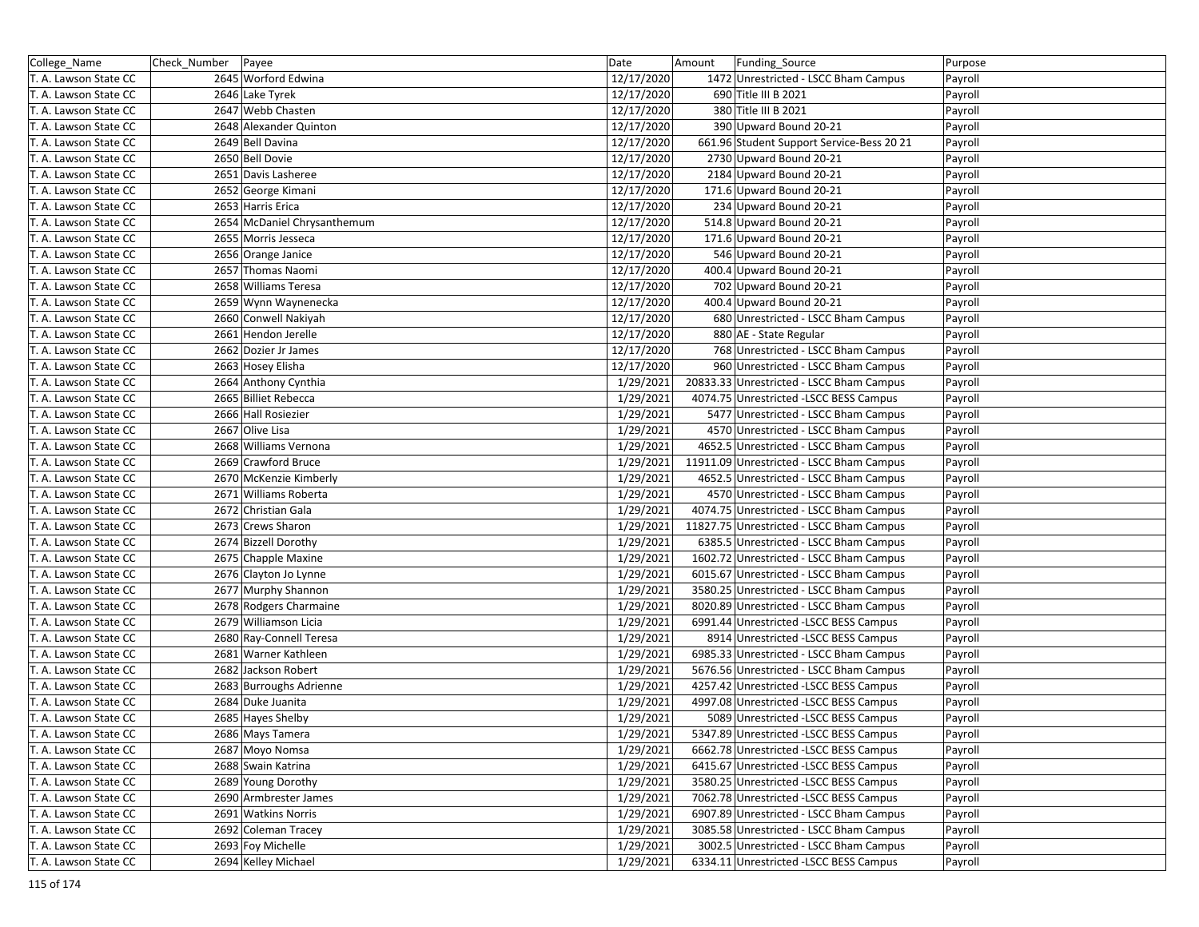| College_Name | Check_Number | Payee | Date | Amount | Funding_Source | Purpose |
|---|---|---|---|---|---|---|
| T. A. Lawson State CC | 2645 | Worford Edwina | 12/17/2020 | 1472 | Unrestricted - LSCC Bham Campus | Payroll |
| T. A. Lawson State CC | 2646 | Lake Tyrek | 12/17/2020 | 690 | Title III B 2021 | Payroll |
| T. A. Lawson State CC | 2647 | Webb Chasten | 12/17/2020 | 380 | Title III B 2021 | Payroll |
| T. A. Lawson State CC | 2648 | Alexander Quinton | 12/17/2020 | 390 | Upward Bound 20-21 | Payroll |
| T. A. Lawson State CC | 2649 | Bell Davina | 12/17/2020 | 661.96 | Student Support Service-Bess 20 21 | Payroll |
| T. A. Lawson State CC | 2650 | Bell Dovie | 12/17/2020 | 2730 | Upward Bound 20-21 | Payroll |
| T. A. Lawson State CC | 2651 | Davis Lasheree | 12/17/2020 | 2184 | Upward Bound 20-21 | Payroll |
| T. A. Lawson State CC | 2652 | George Kimani | 12/17/2020 | 171.6 | Upward Bound 20-21 | Payroll |
| T. A. Lawson State CC | 2653 | Harris Erica | 12/17/2020 | 234 | Upward Bound 20-21 | Payroll |
| T. A. Lawson State CC | 2654 | McDaniel Chrysanthemum | 12/17/2020 | 514.8 | Upward Bound 20-21 | Payroll |
| T. A. Lawson State CC | 2655 | Morris Jesseca | 12/17/2020 | 171.6 | Upward Bound 20-21 | Payroll |
| T. A. Lawson State CC | 2656 | Orange Janice | 12/17/2020 | 546 | Upward Bound 20-21 | Payroll |
| T. A. Lawson State CC | 2657 | Thomas Naomi | 12/17/2020 | 400.4 | Upward Bound 20-21 | Payroll |
| T. A. Lawson State CC | 2658 | Williams Teresa | 12/17/2020 | 702 | Upward Bound 20-21 | Payroll |
| T. A. Lawson State CC | 2659 | Wynn Waynenecka | 12/17/2020 | 400.4 | Upward Bound 20-21 | Payroll |
| T. A. Lawson State CC | 2660 | Conwell Nakiyah | 12/17/2020 | 680 | Unrestricted - LSCC Bham Campus | Payroll |
| T. A. Lawson State CC | 2661 | Hendon Jerelle | 12/17/2020 | 880 | AE - State Regular | Payroll |
| T. A. Lawson State CC | 2662 | Dozier Jr James | 12/17/2020 | 768 | Unrestricted - LSCC Bham Campus | Payroll |
| T. A. Lawson State CC | 2663 | Hosey Elisha | 12/17/2020 | 960 | Unrestricted - LSCC Bham Campus | Payroll |
| T. A. Lawson State CC | 2664 | Anthony Cynthia | 1/29/2021 | 20833.33 | Unrestricted - LSCC Bham Campus | Payroll |
| T. A. Lawson State CC | 2665 | Billiet Rebecca | 1/29/2021 | 4074.75 | Unrestricted -LSCC BESS Campus | Payroll |
| T. A. Lawson State CC | 2666 | Hall Rosiezier | 1/29/2021 | 5477 | Unrestricted - LSCC Bham Campus | Payroll |
| T. A. Lawson State CC | 2667 | Olive Lisa | 1/29/2021 | 4570 | Unrestricted - LSCC Bham Campus | Payroll |
| T. A. Lawson State CC | 2668 | Williams Vernona | 1/29/2021 | 4652.5 | Unrestricted - LSCC Bham Campus | Payroll |
| T. A. Lawson State CC | 2669 | Crawford Bruce | 1/29/2021 | 11911.09 | Unrestricted - LSCC Bham Campus | Payroll |
| T. A. Lawson State CC | 2670 | McKenzie Kimberly | 1/29/2021 | 4652.5 | Unrestricted - LSCC Bham Campus | Payroll |
| T. A. Lawson State CC | 2671 | Williams Roberta | 1/29/2021 | 4570 | Unrestricted - LSCC Bham Campus | Payroll |
| T. A. Lawson State CC | 2672 | Christian Gala | 1/29/2021 | 4074.75 | Unrestricted - LSCC Bham Campus | Payroll |
| T. A. Lawson State CC | 2673 | Crews Sharon | 1/29/2021 | 11827.75 | Unrestricted - LSCC Bham Campus | Payroll |
| T. A. Lawson State CC | 2674 | Bizzell Dorothy | 1/29/2021 | 6385.5 | Unrestricted - LSCC Bham Campus | Payroll |
| T. A. Lawson State CC | 2675 | Chapple Maxine | 1/29/2021 | 1602.72 | Unrestricted - LSCC Bham Campus | Payroll |
| T. A. Lawson State CC | 2676 | Clayton Jo Lynne | 1/29/2021 | 6015.67 | Unrestricted - LSCC Bham Campus | Payroll |
| T. A. Lawson State CC | 2677 | Murphy Shannon | 1/29/2021 | 3580.25 | Unrestricted - LSCC Bham Campus | Payroll |
| T. A. Lawson State CC | 2678 | Rodgers Charmaine | 1/29/2021 | 8020.89 | Unrestricted - LSCC Bham Campus | Payroll |
| T. A. Lawson State CC | 2679 | Williamson Licia | 1/29/2021 | 6991.44 | Unrestricted -LSCC BESS Campus | Payroll |
| T. A. Lawson State CC | 2680 | Ray-Connell Teresa | 1/29/2021 | 8914 | Unrestricted -LSCC BESS Campus | Payroll |
| T. A. Lawson State CC | 2681 | Warner Kathleen | 1/29/2021 | 6985.33 | Unrestricted - LSCC Bham Campus | Payroll |
| T. A. Lawson State CC | 2682 | Jackson Robert | 1/29/2021 | 5676.56 | Unrestricted - LSCC Bham Campus | Payroll |
| T. A. Lawson State CC | 2683 | Burroughs Adrienne | 1/29/2021 | 4257.42 | Unrestricted -LSCC BESS Campus | Payroll |
| T. A. Lawson State CC | 2684 | Duke Juanita | 1/29/2021 | 4997.08 | Unrestricted -LSCC BESS Campus | Payroll |
| T. A. Lawson State CC | 2685 | Hayes Shelby | 1/29/2021 | 5089 | Unrestricted -LSCC BESS Campus | Payroll |
| T. A. Lawson State CC | 2686 | Mays Tamera | 1/29/2021 | 5347.89 | Unrestricted -LSCC BESS Campus | Payroll |
| T. A. Lawson State CC | 2687 | Moyo Nomsa | 1/29/2021 | 6662.78 | Unrestricted -LSCC BESS Campus | Payroll |
| T. A. Lawson State CC | 2688 | Swain Katrina | 1/29/2021 | 6415.67 | Unrestricted -LSCC BESS Campus | Payroll |
| T. A. Lawson State CC | 2689 | Young Dorothy | 1/29/2021 | 3580.25 | Unrestricted -LSCC BESS Campus | Payroll |
| T. A. Lawson State CC | 2690 | Armbrester James | 1/29/2021 | 7062.78 | Unrestricted -LSCC BESS Campus | Payroll |
| T. A. Lawson State CC | 2691 | Watkins Norris | 1/29/2021 | 6907.89 | Unrestricted - LSCC Bham Campus | Payroll |
| T. A. Lawson State CC | 2692 | Coleman Tracey | 1/29/2021 | 3085.58 | Unrestricted - LSCC Bham Campus | Payroll |
| T. A. Lawson State CC | 2693 | Foy Michelle | 1/29/2021 | 3002.5 | Unrestricted - LSCC Bham Campus | Payroll |
| T. A. Lawson State CC | 2694 | Kelley Michael | 1/29/2021 | 6334.11 | Unrestricted -LSCC BESS Campus | Payroll |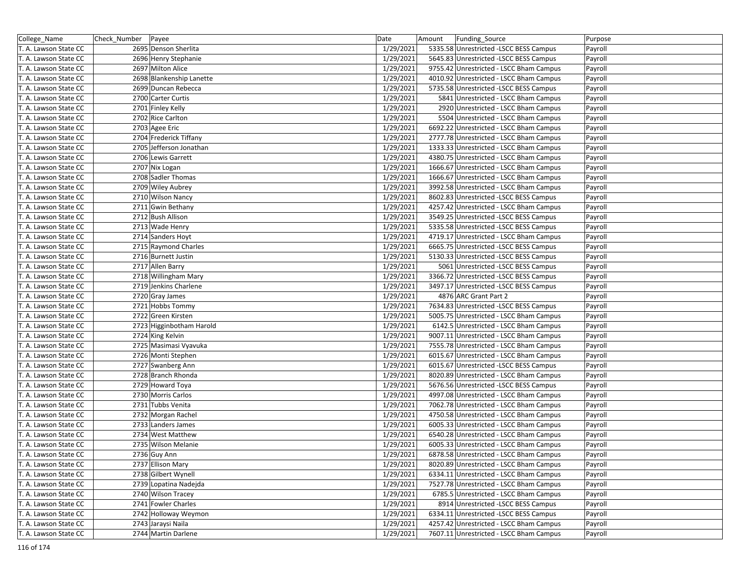| College_Name | Check_Number | Payee | Date | Amount | Funding_Source | Purpose |
|---|---|---|---|---|---|---|
| T. A. Lawson State CC | 2695 | Denson Sherlita | 1/29/2021 | 5335.58 | Unrestricted -LSCC BESS Campus | Payroll |
| T. A. Lawson State CC | 2696 | Henry Stephanie | 1/29/2021 | 5645.83 | Unrestricted -LSCC BESS Campus | Payroll |
| T. A. Lawson State CC | 2697 | Milton Alice | 1/29/2021 | 9755.42 | Unrestricted - LSCC Bham Campus | Payroll |
| T. A. Lawson State CC | 2698 | Blankenship Lanette | 1/29/2021 | 4010.92 | Unrestricted - LSCC Bham Campus | Payroll |
| T. A. Lawson State CC | 2699 | Duncan Rebecca | 1/29/2021 | 5735.58 | Unrestricted -LSCC BESS Campus | Payroll |
| T. A. Lawson State CC | 2700 | Carter Curtis | 1/29/2021 | 5841 | Unrestricted - LSCC Bham Campus | Payroll |
| T. A. Lawson State CC | 2701 | Finley Kelly | 1/29/2021 | 2920 | Unrestricted - LSCC Bham Campus | Payroll |
| T. A. Lawson State CC | 2702 | Rice Carlton | 1/29/2021 | 5504 | Unrestricted - LSCC Bham Campus | Payroll |
| T. A. Lawson State CC | 2703 | Agee Eric | 1/29/2021 | 6692.22 | Unrestricted - LSCC Bham Campus | Payroll |
| T. A. Lawson State CC | 2704 | Frederick Tiffany | 1/29/2021 | 2777.78 | Unrestricted - LSCC Bham Campus | Payroll |
| T. A. Lawson State CC | 2705 | Jefferson Jonathan | 1/29/2021 | 1333.33 | Unrestricted - LSCC Bham Campus | Payroll |
| T. A. Lawson State CC | 2706 | Lewis Garrett | 1/29/2021 | 4380.75 | Unrestricted - LSCC Bham Campus | Payroll |
| T. A. Lawson State CC | 2707 | Nix Logan | 1/29/2021 | 1666.67 | Unrestricted - LSCC Bham Campus | Payroll |
| T. A. Lawson State CC | 2708 | Sadler Thomas | 1/29/2021 | 1666.67 | Unrestricted - LSCC Bham Campus | Payroll |
| T. A. Lawson State CC | 2709 | Wiley Aubrey | 1/29/2021 | 3992.58 | Unrestricted - LSCC Bham Campus | Payroll |
| T. A. Lawson State CC | 2710 | Wilson Nancy | 1/29/2021 | 8602.83 | Unrestricted -LSCC BESS Campus | Payroll |
| T. A. Lawson State CC | 2711 | Gwin Bethany | 1/29/2021 | 4257.42 | Unrestricted - LSCC Bham Campus | Payroll |
| T. A. Lawson State CC | 2712 | Bush Allison | 1/29/2021 | 3549.25 | Unrestricted -LSCC BESS Campus | Payroll |
| T. A. Lawson State CC | 2713 | Wade Henry | 1/29/2021 | 5335.58 | Unrestricted -LSCC BESS Campus | Payroll |
| T. A. Lawson State CC | 2714 | Sanders Hoyt | 1/29/2021 | 4719.17 | Unrestricted - LSCC Bham Campus | Payroll |
| T. A. Lawson State CC | 2715 | Raymond Charles | 1/29/2021 | 6665.75 | Unrestricted -LSCC BESS Campus | Payroll |
| T. A. Lawson State CC | 2716 | Burnett Justin | 1/29/2021 | 5130.33 | Unrestricted -LSCC BESS Campus | Payroll |
| T. A. Lawson State CC | 2717 | Allen Barry | 1/29/2021 | 5061 | Unrestricted -LSCC BESS Campus | Payroll |
| T. A. Lawson State CC | 2718 | Willingham Mary | 1/29/2021 | 3366.72 | Unrestricted -LSCC BESS Campus | Payroll |
| T. A. Lawson State CC | 2719 | Jenkins Charlene | 1/29/2021 | 3497.17 | Unrestricted -LSCC BESS Campus | Payroll |
| T. A. Lawson State CC | 2720 | Gray James | 1/29/2021 | 4876 | ARC Grant Part 2 | Payroll |
| T. A. Lawson State CC | 2721 | Hobbs Tommy | 1/29/2021 | 7634.83 | Unrestricted -LSCC BESS Campus | Payroll |
| T. A. Lawson State CC | 2722 | Green Kirsten | 1/29/2021 | 5005.75 | Unrestricted - LSCC Bham Campus | Payroll |
| T. A. Lawson State CC | 2723 | Higginbotham Harold | 1/29/2021 | 6142.5 | Unrestricted - LSCC Bham Campus | Payroll |
| T. A. Lawson State CC | 2724 | King Kelvin | 1/29/2021 | 9007.11 | Unrestricted - LSCC Bham Campus | Payroll |
| T. A. Lawson State CC | 2725 | Masimasi Vyavuka | 1/29/2021 | 7555.78 | Unrestricted - LSCC Bham Campus | Payroll |
| T. A. Lawson State CC | 2726 | Monti Stephen | 1/29/2021 | 6015.67 | Unrestricted - LSCC Bham Campus | Payroll |
| T. A. Lawson State CC | 2727 | Swanberg Ann | 1/29/2021 | 6015.67 | Unrestricted -LSCC BESS Campus | Payroll |
| T. A. Lawson State CC | 2728 | Branch Rhonda | 1/29/2021 | 8020.89 | Unrestricted - LSCC Bham Campus | Payroll |
| T. A. Lawson State CC | 2729 | Howard Toya | 1/29/2021 | 5676.56 | Unrestricted -LSCC BESS Campus | Payroll |
| T. A. Lawson State CC | 2730 | Morris Carlos | 1/29/2021 | 4997.08 | Unrestricted - LSCC Bham Campus | Payroll |
| T. A. Lawson State CC | 2731 | Tubbs Venita | 1/29/2021 | 7062.78 | Unrestricted - LSCC Bham Campus | Payroll |
| T. A. Lawson State CC | 2732 | Morgan Rachel | 1/29/2021 | 4750.58 | Unrestricted - LSCC Bham Campus | Payroll |
| T. A. Lawson State CC | 2733 | Landers James | 1/29/2021 | 6005.33 | Unrestricted - LSCC Bham Campus | Payroll |
| T. A. Lawson State CC | 2734 | West Matthew | 1/29/2021 | 6540.28 | Unrestricted - LSCC Bham Campus | Payroll |
| T. A. Lawson State CC | 2735 | Wilson Melanie | 1/29/2021 | 6005.33 | Unrestricted - LSCC Bham Campus | Payroll |
| T. A. Lawson State CC | 2736 | Guy Ann | 1/29/2021 | 6878.58 | Unrestricted - LSCC Bham Campus | Payroll |
| T. A. Lawson State CC | 2737 | Ellison Mary | 1/29/2021 | 8020.89 | Unrestricted - LSCC Bham Campus | Payroll |
| T. A. Lawson State CC | 2738 | Gilbert Wynell | 1/29/2021 | 6334.11 | Unrestricted - LSCC Bham Campus | Payroll |
| T. A. Lawson State CC | 2739 | Lopatina Nadejda | 1/29/2021 | 7527.78 | Unrestricted - LSCC Bham Campus | Payroll |
| T. A. Lawson State CC | 2740 | Wilson Tracey | 1/29/2021 | 6785.5 | Unrestricted - LSCC Bham Campus | Payroll |
| T. A. Lawson State CC | 2741 | Fowler Charles | 1/29/2021 | 8914 | Unrestricted -LSCC BESS Campus | Payroll |
| T. A. Lawson State CC | 2742 | Holloway Weymon | 1/29/2021 | 6334.11 | Unrestricted -LSCC BESS Campus | Payroll |
| T. A. Lawson State CC | 2743 | Jaraysi Naila | 1/29/2021 | 4257.42 | Unrestricted - LSCC Bham Campus | Payroll |
| T. A. Lawson State CC | 2744 | Martin Darlene | 1/29/2021 | 7607.11 | Unrestricted - LSCC Bham Campus | Payroll |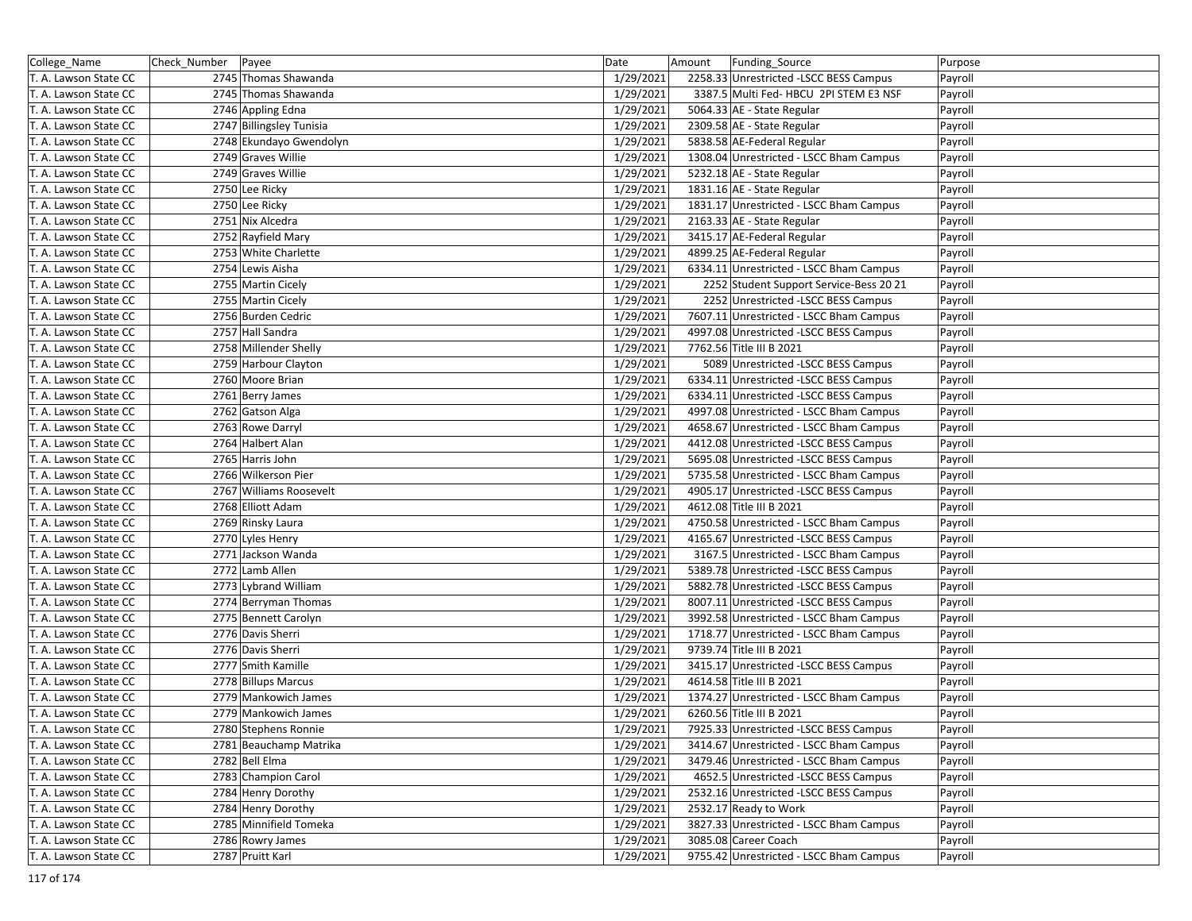| College_Name | Check_Number | Payee | Date | Amount | Funding_Source | Purpose |
|---|---|---|---|---|---|---|
| T. A. Lawson State CC | 2745 | Thomas Shawanda | 1/29/2021 | 2258.33 | Unrestricted -LSCC BESS Campus | Payroll |
| T. A. Lawson State CC | 2745 | Thomas Shawanda | 1/29/2021 | 3387.5 | Multi Fed- HBCU 2PI STEM E3 NSF | Payroll |
| T. A. Lawson State CC | 2746 | Appling Edna | 1/29/2021 | 5064.33 | AE - State Regular | Payroll |
| T. A. Lawson State CC | 2747 | Billingsley Tunisia | 1/29/2021 | 2309.58 | AE - State Regular | Payroll |
| T. A. Lawson State CC | 2748 | Ekundayo Gwendolyn | 1/29/2021 | 5838.58 | AE-Federal Regular | Payroll |
| T. A. Lawson State CC | 2749 | Graves Willie | 1/29/2021 | 1308.04 | Unrestricted - LSCC Bham Campus | Payroll |
| T. A. Lawson State CC | 2749 | Graves Willie | 1/29/2021 | 5232.18 | AE - State Regular | Payroll |
| T. A. Lawson State CC | 2750 | Lee Ricky | 1/29/2021 | 1831.16 | AE - State Regular | Payroll |
| T. A. Lawson State CC | 2750 | Lee Ricky | 1/29/2021 | 1831.17 | Unrestricted - LSCC Bham Campus | Payroll |
| T. A. Lawson State CC | 2751 | Nix Alcedra | 1/29/2021 | 2163.33 | AE - State Regular | Payroll |
| T. A. Lawson State CC | 2752 | Rayfield Mary | 1/29/2021 | 3415.17 | AE-Federal Regular | Payroll |
| T. A. Lawson State CC | 2753 | White Charlette | 1/29/2021 | 4899.25 | AE-Federal Regular | Payroll |
| T. A. Lawson State CC | 2754 | Lewis Aisha | 1/29/2021 | 6334.11 | Unrestricted - LSCC Bham Campus | Payroll |
| T. A. Lawson State CC | 2755 | Martin Cicely | 1/29/2021 | 2252 | Student Support Service-Bess 20 21 | Payroll |
| T. A. Lawson State CC | 2755 | Martin Cicely | 1/29/2021 | 2252 | Unrestricted -LSCC BESS Campus | Payroll |
| T. A. Lawson State CC | 2756 | Burden Cedric | 1/29/2021 | 7607.11 | Unrestricted - LSCC Bham Campus | Payroll |
| T. A. Lawson State CC | 2757 | Hall Sandra | 1/29/2021 | 4997.08 | Unrestricted -LSCC BESS Campus | Payroll |
| T. A. Lawson State CC | 2758 | Millender Shelly | 1/29/2021 | 7762.56 | Title III B 2021 | Payroll |
| T. A. Lawson State CC | 2759 | Harbour Clayton | 1/29/2021 | 5089 | Unrestricted -LSCC BESS Campus | Payroll |
| T. A. Lawson State CC | 2760 | Moore Brian | 1/29/2021 | 6334.11 | Unrestricted -LSCC BESS Campus | Payroll |
| T. A. Lawson State CC | 2761 | Berry James | 1/29/2021 | 6334.11 | Unrestricted -LSCC BESS Campus | Payroll |
| T. A. Lawson State CC | 2762 | Gatson Alga | 1/29/2021 | 4997.08 | Unrestricted - LSCC Bham Campus | Payroll |
| T. A. Lawson State CC | 2763 | Rowe Darryl | 1/29/2021 | 4658.67 | Unrestricted - LSCC Bham Campus | Payroll |
| T. A. Lawson State CC | 2764 | Halbert Alan | 1/29/2021 | 4412.08 | Unrestricted -LSCC BESS Campus | Payroll |
| T. A. Lawson State CC | 2765 | Harris John | 1/29/2021 | 5695.08 | Unrestricted -LSCC BESS Campus | Payroll |
| T. A. Lawson State CC | 2766 | Wilkerson Pier | 1/29/2021 | 5735.58 | Unrestricted - LSCC Bham Campus | Payroll |
| T. A. Lawson State CC | 2767 | Williams Roosevelt | 1/29/2021 | 4905.17 | Unrestricted -LSCC BESS Campus | Payroll |
| T. A. Lawson State CC | 2768 | Elliott Adam | 1/29/2021 | 4612.08 | Title III B 2021 | Payroll |
| T. A. Lawson State CC | 2769 | Rinsky Laura | 1/29/2021 | 4750.58 | Unrestricted - LSCC Bham Campus | Payroll |
| T. A. Lawson State CC | 2770 | Lyles Henry | 1/29/2021 | 4165.67 | Unrestricted -LSCC BESS Campus | Payroll |
| T. A. Lawson State CC | 2771 | Jackson Wanda | 1/29/2021 | 3167.5 | Unrestricted - LSCC Bham Campus | Payroll |
| T. A. Lawson State CC | 2772 | Lamb Allen | 1/29/2021 | 5389.78 | Unrestricted -LSCC BESS Campus | Payroll |
| T. A. Lawson State CC | 2773 | Lybrand William | 1/29/2021 | 5882.78 | Unrestricted -LSCC BESS Campus | Payroll |
| T. A. Lawson State CC | 2774 | Berryman Thomas | 1/29/2021 | 8007.11 | Unrestricted -LSCC BESS Campus | Payroll |
| T. A. Lawson State CC | 2775 | Bennett Carolyn | 1/29/2021 | 3992.58 | Unrestricted - LSCC Bham Campus | Payroll |
| T. A. Lawson State CC | 2776 | Davis Sherri | 1/29/2021 | 1718.77 | Unrestricted - LSCC Bham Campus | Payroll |
| T. A. Lawson State CC | 2776 | Davis Sherri | 1/29/2021 | 9739.74 | Title III B 2021 | Payroll |
| T. A. Lawson State CC | 2777 | Smith Kamille | 1/29/2021 | 3415.17 | Unrestricted -LSCC BESS Campus | Payroll |
| T. A. Lawson State CC | 2778 | Billups Marcus | 1/29/2021 | 4614.58 | Title III B 2021 | Payroll |
| T. A. Lawson State CC | 2779 | Mankowich James | 1/29/2021 | 1374.27 | Unrestricted - LSCC Bham Campus | Payroll |
| T. A. Lawson State CC | 2779 | Mankowich James | 1/29/2021 | 6260.56 | Title III B 2021 | Payroll |
| T. A. Lawson State CC | 2780 | Stephens Ronnie | 1/29/2021 | 7925.33 | Unrestricted -LSCC BESS Campus | Payroll |
| T. A. Lawson State CC | 2781 | Beauchamp Matrika | 1/29/2021 | 3414.67 | Unrestricted - LSCC Bham Campus | Payroll |
| T. A. Lawson State CC | 2782 | Bell Elma | 1/29/2021 | 3479.46 | Unrestricted - LSCC Bham Campus | Payroll |
| T. A. Lawson State CC | 2783 | Champion Carol | 1/29/2021 | 4652.5 | Unrestricted -LSCC BESS Campus | Payroll |
| T. A. Lawson State CC | 2784 | Henry Dorothy | 1/29/2021 | 2532.16 | Unrestricted -LSCC BESS Campus | Payroll |
| T. A. Lawson State CC | 2784 | Henry Dorothy | 1/29/2021 | 2532.17 | Ready to Work | Payroll |
| T. A. Lawson State CC | 2785 | Minnifield Tomeka | 1/29/2021 | 3827.33 | Unrestricted - LSCC Bham Campus | Payroll |
| T. A. Lawson State CC | 2786 | Rowry James | 1/29/2021 | 3085.08 | Career Coach | Payroll |
| T. A. Lawson State CC | 2787 | Pruitt Karl | 1/29/2021 | 9755.42 | Unrestricted - LSCC Bham Campus | Payroll |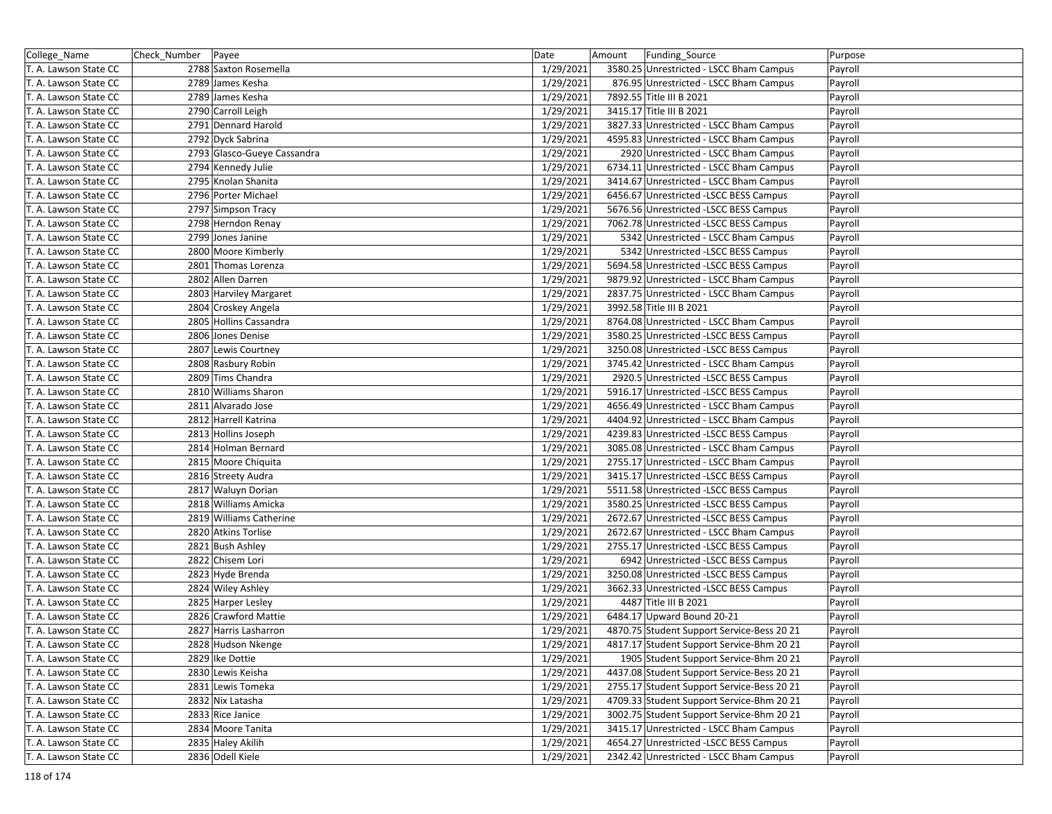| College_Name | Check_Number | Payee | Date | Amount | Funding_Source | Purpose |
|---|---|---|---|---|---|---|
| T. A. Lawson State CC | 2788 | Saxton Rosemella | 1/29/2021 | 3580.25 | Unrestricted - LSCC Bham Campus | Payroll |
| T. A. Lawson State CC | 2789 | James Kesha | 1/29/2021 | 876.95 | Unrestricted - LSCC Bham Campus | Payroll |
| T. A. Lawson State CC | 2789 | James Kesha | 1/29/2021 | 7892.55 | Title III B 2021 | Payroll |
| T. A. Lawson State CC | 2790 | Carroll Leigh | 1/29/2021 | 3415.17 | Title III B 2021 | Payroll |
| T. A. Lawson State CC | 2791 | Dennard Harold | 1/29/2021 | 3827.33 | Unrestricted - LSCC Bham Campus | Payroll |
| T. A. Lawson State CC | 2792 | Dyck Sabrina | 1/29/2021 | 4595.83 | Unrestricted - LSCC Bham Campus | Payroll |
| T. A. Lawson State CC | 2793 | Glasco-Gueye Cassandra | 1/29/2021 | 2920 | Unrestricted - LSCC Bham Campus | Payroll |
| T. A. Lawson State CC | 2794 | Kennedy Julie | 1/29/2021 | 6734.11 | Unrestricted - LSCC Bham Campus | Payroll |
| T. A. Lawson State CC | 2795 | Knolan Shanita | 1/29/2021 | 3414.67 | Unrestricted - LSCC Bham Campus | Payroll |
| T. A. Lawson State CC | 2796 | Porter Michael | 1/29/2021 | 6456.67 | Unrestricted -LSCC BESS Campus | Payroll |
| T. A. Lawson State CC | 2797 | Simpson Tracy | 1/29/2021 | 5676.56 | Unrestricted -LSCC BESS Campus | Payroll |
| T. A. Lawson State CC | 2798 | Herndon Renay | 1/29/2021 | 7062.78 | Unrestricted -LSCC BESS Campus | Payroll |
| T. A. Lawson State CC | 2799 | Jones Janine | 1/29/2021 | 5342 | Unrestricted - LSCC Bham Campus | Payroll |
| T. A. Lawson State CC | 2800 | Moore Kimberly | 1/29/2021 | 5342 | Unrestricted -LSCC BESS Campus | Payroll |
| T. A. Lawson State CC | 2801 | Thomas Lorenza | 1/29/2021 | 5694.58 | Unrestricted -LSCC BESS Campus | Payroll |
| T. A. Lawson State CC | 2802 | Allen Darren | 1/29/2021 | 9879.92 | Unrestricted - LSCC Bham Campus | Payroll |
| T. A. Lawson State CC | 2803 | Harviley Margaret | 1/29/2021 | 2837.75 | Unrestricted - LSCC Bham Campus | Payroll |
| T. A. Lawson State CC | 2804 | Croskey Angela | 1/29/2021 | 3992.58 | Title III B 2021 | Payroll |
| T. A. Lawson State CC | 2805 | Hollins Cassandra | 1/29/2021 | 8764.08 | Unrestricted - LSCC Bham Campus | Payroll |
| T. A. Lawson State CC | 2806 | Jones Denise | 1/29/2021 | 3580.25 | Unrestricted -LSCC BESS Campus | Payroll |
| T. A. Lawson State CC | 2807 | Lewis Courtney | 1/29/2021 | 3250.08 | Unrestricted -LSCC BESS Campus | Payroll |
| T. A. Lawson State CC | 2808 | Rasbury Robin | 1/29/2021 | 3745.42 | Unrestricted - LSCC Bham Campus | Payroll |
| T. A. Lawson State CC | 2809 | Tims Chandra | 1/29/2021 | 2920.5 | Unrestricted -LSCC BESS Campus | Payroll |
| T. A. Lawson State CC | 2810 | Williams Sharon | 1/29/2021 | 5916.17 | Unrestricted -LSCC BESS Campus | Payroll |
| T. A. Lawson State CC | 2811 | Alvarado Jose | 1/29/2021 | 4656.49 | Unrestricted - LSCC Bham Campus | Payroll |
| T. A. Lawson State CC | 2812 | Harrell Katrina | 1/29/2021 | 4404.92 | Unrestricted - LSCC Bham Campus | Payroll |
| T. A. Lawson State CC | 2813 | Hollins Joseph | 1/29/2021 | 4239.83 | Unrestricted -LSCC BESS Campus | Payroll |
| T. A. Lawson State CC | 2814 | Holman Bernard | 1/29/2021 | 3085.08 | Unrestricted - LSCC Bham Campus | Payroll |
| T. A. Lawson State CC | 2815 | Moore Chiquita | 1/29/2021 | 2755.17 | Unrestricted - LSCC Bham Campus | Payroll |
| T. A. Lawson State CC | 2816 | Streety Audra | 1/29/2021 | 3415.17 | Unrestricted -LSCC BESS Campus | Payroll |
| T. A. Lawson State CC | 2817 | Waluyn Dorian | 1/29/2021 | 5511.58 | Unrestricted -LSCC BESS Campus | Payroll |
| T. A. Lawson State CC | 2818 | Williams Amicka | 1/29/2021 | 3580.25 | Unrestricted -LSCC BESS Campus | Payroll |
| T. A. Lawson State CC | 2819 | Williams Catherine | 1/29/2021 | 2672.67 | Unrestricted -LSCC BESS Campus | Payroll |
| T. A. Lawson State CC | 2820 | Atkins Torlise | 1/29/2021 | 2672.67 | Unrestricted - LSCC Bham Campus | Payroll |
| T. A. Lawson State CC | 2821 | Bush Ashley | 1/29/2021 | 2755.17 | Unrestricted -LSCC BESS Campus | Payroll |
| T. A. Lawson State CC | 2822 | Chisem Lori | 1/29/2021 | 6942 | Unrestricted -LSCC BESS Campus | Payroll |
| T. A. Lawson State CC | 2823 | Hyde Brenda | 1/29/2021 | 3250.08 | Unrestricted -LSCC BESS Campus | Payroll |
| T. A. Lawson State CC | 2824 | Wiley Ashley | 1/29/2021 | 3662.33 | Unrestricted -LSCC BESS Campus | Payroll |
| T. A. Lawson State CC | 2825 | Harper Lesley | 1/29/2021 | 4487 | Title III B 2021 | Payroll |
| T. A. Lawson State CC | 2826 | Crawford Mattie | 1/29/2021 | 6484.17 | Upward Bound 20-21 | Payroll |
| T. A. Lawson State CC | 2827 | Harris Lasharron | 1/29/2021 | 4870.75 | Student Support Service-Bess 20 21 | Payroll |
| T. A. Lawson State CC | 2828 | Hudson Nkenge | 1/29/2021 | 4817.17 | Student Support Service-Bhm 20 21 | Payroll |
| T. A. Lawson State CC | 2829 | Ike Dottie | 1/29/2021 | 1905 | Student Support Service-Bhm 20 21 | Payroll |
| T. A. Lawson State CC | 2830 | Lewis Keisha | 1/29/2021 | 4437.08 | Student Support Service-Bess 20 21 | Payroll |
| T. A. Lawson State CC | 2831 | Lewis Tomeka | 1/29/2021 | 2755.17 | Student Support Service-Bess 20 21 | Payroll |
| T. A. Lawson State CC | 2832 | Nix Latasha | 1/29/2021 | 4709.33 | Student Support Service-Bhm 20 21 | Payroll |
| T. A. Lawson State CC | 2833 | Rice Janice | 1/29/2021 | 3002.75 | Student Support Service-Bhm 20 21 | Payroll |
| T. A. Lawson State CC | 2834 | Moore Tanita | 1/29/2021 | 3415.17 | Unrestricted - LSCC Bham Campus | Payroll |
| T. A. Lawson State CC | 2835 | Haley Akilih | 1/29/2021 | 4654.27 | Unrestricted -LSCC BESS Campus | Payroll |
| T. A. Lawson State CC | 2836 | Odell Kiele | 1/29/2021 | 2342.42 | Unrestricted - LSCC Bham Campus | Payroll |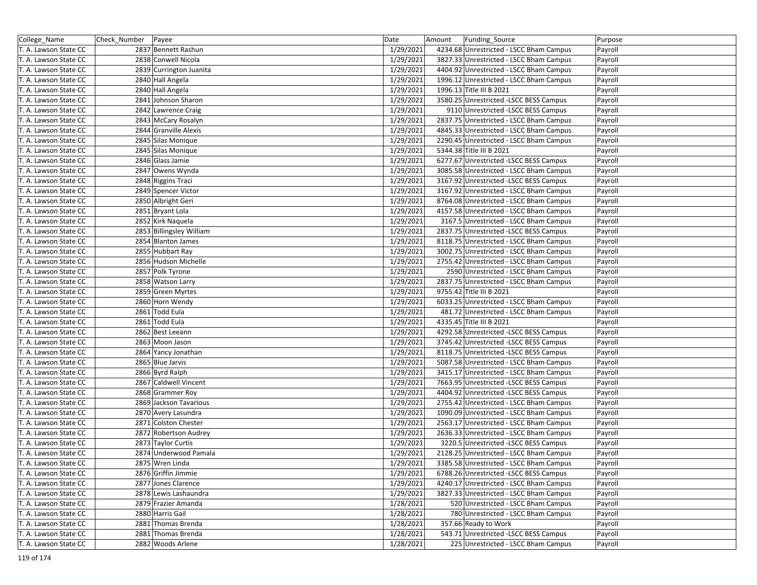| College_Name | Check_Number | Payee | Date | Amount | Funding_Source | Purpose |
|---|---|---|---|---|---|---|
| T. A. Lawson State CC | 2837 | Bennett Rashun | 1/29/2021 | 4234.68 | Unrestricted - LSCC Bham Campus | Payroll |
| T. A. Lawson State CC | 2838 | Conwell Nicola | 1/29/2021 | 3827.33 | Unrestricted - LSCC Bham Campus | Payroll |
| T. A. Lawson State CC | 2839 | Currington Juanita | 1/29/2021 | 4404.92 | Unrestricted - LSCC Bham Campus | Payroll |
| T. A. Lawson State CC | 2840 | Hall Angela | 1/29/2021 | 1996.12 | Unrestricted - LSCC Bham Campus | Payroll |
| T. A. Lawson State CC | 2840 | Hall Angela | 1/29/2021 | 1996.13 | Title III B 2021 | Payroll |
| T. A. Lawson State CC | 2841 | Johnson Sharon | 1/29/2021 | 3580.25 | Unrestricted -LSCC BESS Campus | Payroll |
| T. A. Lawson State CC | 2842 | Lawrence Craig | 1/29/2021 | 9110 | Unrestricted -LSCC BESS Campus | Payroll |
| T. A. Lawson State CC | 2843 | McCary Rosalyn | 1/29/2021 | 2837.75 | Unrestricted - LSCC Bham Campus | Payroll |
| T. A. Lawson State CC | 2844 | Granville Alexis | 1/29/2021 | 4845.33 | Unrestricted - LSCC Bham Campus | Payroll |
| T. A. Lawson State CC | 2845 | Silas Monique | 1/29/2021 | 2290.45 | Unrestricted - LSCC Bham Campus | Payroll |
| T. A. Lawson State CC | 2845 | Silas Monique | 1/29/2021 | 5344.38 | Title III B 2021 | Payroll |
| T. A. Lawson State CC | 2846 | Glass Jamie | 1/29/2021 | 6277.67 | Unrestricted -LSCC BESS Campus | Payroll |
| T. A. Lawson State CC | 2847 | Owens Wynda | 1/29/2021 | 3085.58 | Unrestricted - LSCC Bham Campus | Payroll |
| T. A. Lawson State CC | 2848 | Riggins Traci | 1/29/2021 | 3167.92 | Unrestricted -LSCC BESS Campus | Payroll |
| T. A. Lawson State CC | 2849 | Spencer Victor | 1/29/2021 | 3167.92 | Unrestricted - LSCC Bham Campus | Payroll |
| T. A. Lawson State CC | 2850 | Albright Geri | 1/29/2021 | 8764.08 | Unrestricted - LSCC Bham Campus | Payroll |
| T. A. Lawson State CC | 2851 | Bryant Lola | 1/29/2021 | 4157.58 | Unrestricted - LSCC Bham Campus | Payroll |
| T. A. Lawson State CC | 2852 | Kirk Naquela | 1/29/2021 | 3167.5 | Unrestricted - LSCC Bham Campus | Payroll |
| T. A. Lawson State CC | 2853 | Billingsley William | 1/29/2021 | 2837.75 | Unrestricted -LSCC BESS Campus | Payroll |
| T. A. Lawson State CC | 2854 | Blanton James | 1/29/2021 | 8118.75 | Unrestricted - LSCC Bham Campus | Payroll |
| T. A. Lawson State CC | 2855 | Hubbart Ray | 1/29/2021 | 3002.75 | Unrestricted - LSCC Bham Campus | Payroll |
| T. A. Lawson State CC | 2856 | Hudson Michelle | 1/29/2021 | 2755.42 | Unrestricted - LSCC Bham Campus | Payroll |
| T. A. Lawson State CC | 2857 | Polk Tyrone | 1/29/2021 | 2590 | Unrestricted - LSCC Bham Campus | Payroll |
| T. A. Lawson State CC | 2858 | Watson Larry | 1/29/2021 | 2837.75 | Unrestricted - LSCC Bham Campus | Payroll |
| T. A. Lawson State CC | 2859 | Green Myrtes | 1/29/2021 | 9755.42 | Title III B 2021 | Payroll |
| T. A. Lawson State CC | 2860 | Horn Wendy | 1/29/2021 | 6033.25 | Unrestricted - LSCC Bham Campus | Payroll |
| T. A. Lawson State CC | 2861 | Todd Eula | 1/29/2021 | 481.72 | Unrestricted - LSCC Bham Campus | Payroll |
| T. A. Lawson State CC | 2861 | Todd Eula | 1/29/2021 | 4335.45 | Title III B 2021 | Payroll |
| T. A. Lawson State CC | 2862 | Best Leeann | 1/29/2021 | 4292.58 | Unrestricted -LSCC BESS Campus | Payroll |
| T. A. Lawson State CC | 2863 | Moon Jason | 1/29/2021 | 3745.42 | Unrestricted -LSCC BESS Campus | Payroll |
| T. A. Lawson State CC | 2864 | Yancy Jonathan | 1/29/2021 | 8118.75 | Unrestricted -LSCC BESS Campus | Payroll |
| T. A. Lawson State CC | 2865 | Blue Jarvis | 1/29/2021 | 5087.58 | Unrestricted - LSCC Bham Campus | Payroll |
| T. A. Lawson State CC | 2866 | Byrd Ralph | 1/29/2021 | 3415.17 | Unrestricted - LSCC Bham Campus | Payroll |
| T. A. Lawson State CC | 2867 | Caldwell Vincent | 1/29/2021 | 7663.95 | Unrestricted -LSCC BESS Campus | Payroll |
| T. A. Lawson State CC | 2868 | Grammer Roy | 1/29/2021 | 4404.92 | Unrestricted -LSCC BESS Campus | Payroll |
| T. A. Lawson State CC | 2869 | Jackson Tavarious | 1/29/2021 | 2755.42 | Unrestricted - LSCC Bham Campus | Payroll |
| T. A. Lawson State CC | 2870 | Avery Lasundra | 1/29/2021 | 1090.09 | Unrestricted - LSCC Bham Campus | Payroll |
| T. A. Lawson State CC | 2871 | Colston Chester | 1/29/2021 | 2563.17 | Unrestricted - LSCC Bham Campus | Payroll |
| T. A. Lawson State CC | 2872 | Robertson Audrey | 1/29/2021 | 2636.33 | Unrestricted - LSCC Bham Campus | Payroll |
| T. A. Lawson State CC | 2873 | Taylor Curtis | 1/29/2021 | 3220.5 | Unrestricted -LSCC BESS Campus | Payroll |
| T. A. Lawson State CC | 2874 | Underwood Pamala | 1/29/2021 | 2128.25 | Unrestricted - LSCC Bham Campus | Payroll |
| T. A. Lawson State CC | 2875 | Wren Linda | 1/29/2021 | 3385.58 | Unrestricted - LSCC Bham Campus | Payroll |
| T. A. Lawson State CC | 2876 | Griffin Jimmie | 1/29/2021 | 6788.26 | Unrestricted -LSCC BESS Campus | Payroll |
| T. A. Lawson State CC | 2877 | Jones Clarence | 1/29/2021 | 4240.17 | Unrestricted - LSCC Bham Campus | Payroll |
| T. A. Lawson State CC | 2878 | Lewis Lashaundra | 1/29/2021 | 3827.33 | Unrestricted - LSCC Bham Campus | Payroll |
| T. A. Lawson State CC | 2879 | Frazier Amanda | 1/28/2021 | 520 | Unrestricted - LSCC Bham Campus | Payroll |
| T. A. Lawson State CC | 2880 | Harris Gail | 1/28/2021 | 780 | Unrestricted - LSCC Bham Campus | Payroll |
| T. A. Lawson State CC | 2881 | Thomas Brenda | 1/28/2021 | 357.66 | Ready to Work | Payroll |
| T. A. Lawson State CC | 2881 | Thomas Brenda | 1/28/2021 | 543.71 | Unrestricted -LSCC BESS Campus | Payroll |
| T. A. Lawson State CC | 2882 | Woods Arlene | 1/28/2021 | 225 | Unrestricted - LSCC Bham Campus | Payroll |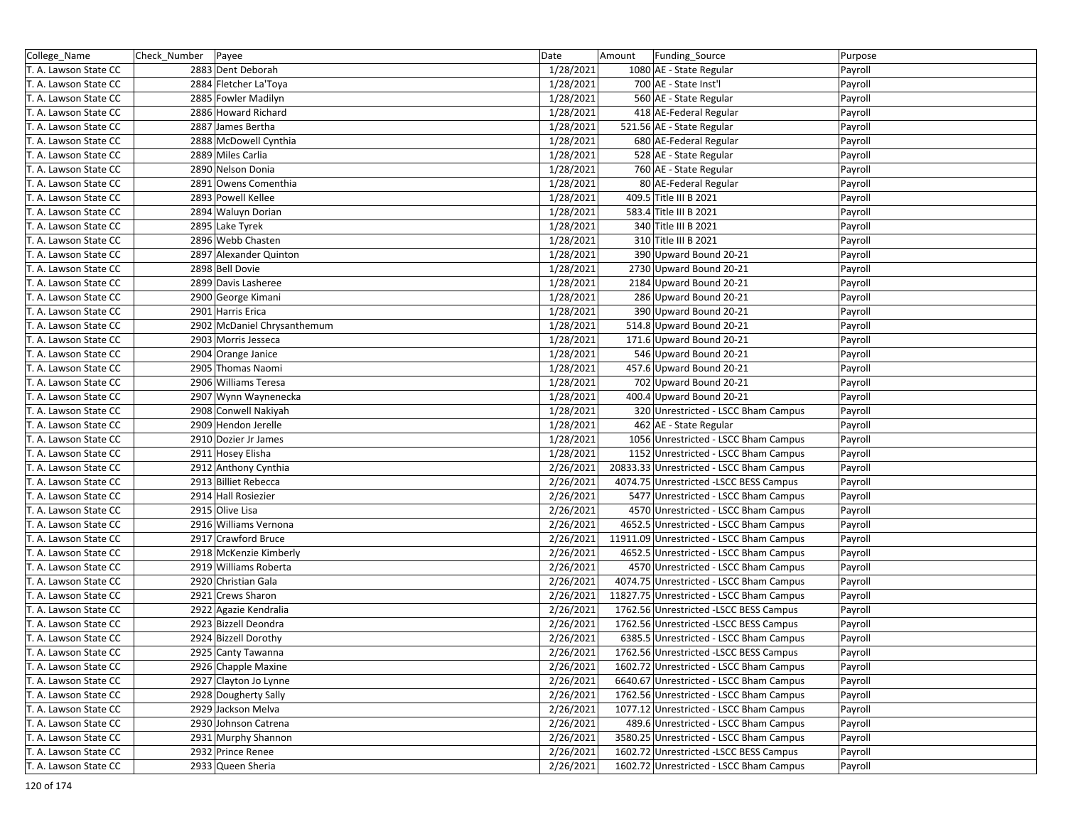| College_Name | Check_Number | Payee | Date | Amount | Funding_Source | Purpose |
|---|---|---|---|---|---|---|
| T. A. Lawson State CC | 2883 | Dent Deborah | 1/28/2021 | 1080 | AE - State Regular | Payroll |
| T. A. Lawson State CC | 2884 | Fletcher La'Toya | 1/28/2021 | 700 | AE - State Inst'l | Payroll |
| T. A. Lawson State CC | 2885 | Fowler Madilyn | 1/28/2021 | 560 | AE - State Regular | Payroll |
| T. A. Lawson State CC | 2886 | Howard Richard | 1/28/2021 | 418 | AE-Federal Regular | Payroll |
| T. A. Lawson State CC | 2887 | James Bertha | 1/28/2021 | 521.56 | AE - State Regular | Payroll |
| T. A. Lawson State CC | 2888 | McDowell Cynthia | 1/28/2021 | 680 | AE-Federal Regular | Payroll |
| T. A. Lawson State CC | 2889 | Miles Carlia | 1/28/2021 | 528 | AE - State Regular | Payroll |
| T. A. Lawson State CC | 2890 | Nelson Donia | 1/28/2021 | 760 | AE - State Regular | Payroll |
| T. A. Lawson State CC | 2891 | Owens Comenthia | 1/28/2021 | 80 | AE-Federal Regular | Payroll |
| T. A. Lawson State CC | 2893 | Powell Kellee | 1/28/2021 | 409.5 | Title III B 2021 | Payroll |
| T. A. Lawson State CC | 2894 | Waluyn Dorian | 1/28/2021 | 583.4 | Title III B 2021 | Payroll |
| T. A. Lawson State CC | 2895 | Lake Tyrek | 1/28/2021 | 340 | Title III B 2021 | Payroll |
| T. A. Lawson State CC | 2896 | Webb Chasten | 1/28/2021 | 310 | Title III B 2021 | Payroll |
| T. A. Lawson State CC | 2897 | Alexander Quinton | 1/28/2021 | 390 | Upward Bound 20-21 | Payroll |
| T. A. Lawson State CC | 2898 | Bell Dovie | 1/28/2021 | 2730 | Upward Bound 20-21 | Payroll |
| T. A. Lawson State CC | 2899 | Davis Lasheree | 1/28/2021 | 2184 | Upward Bound 20-21 | Payroll |
| T. A. Lawson State CC | 2900 | George Kimani | 1/28/2021 | 286 | Upward Bound 20-21 | Payroll |
| T. A. Lawson State CC | 2901 | Harris Erica | 1/28/2021 | 390 | Upward Bound 20-21 | Payroll |
| T. A. Lawson State CC | 2902 | McDaniel Chrysanthemum | 1/28/2021 | 514.8 | Upward Bound 20-21 | Payroll |
| T. A. Lawson State CC | 2903 | Morris Jesseca | 1/28/2021 | 171.6 | Upward Bound 20-21 | Payroll |
| T. A. Lawson State CC | 2904 | Orange Janice | 1/28/2021 | 546 | Upward Bound 20-21 | Payroll |
| T. A. Lawson State CC | 2905 | Thomas Naomi | 1/28/2021 | 457.6 | Upward Bound 20-21 | Payroll |
| T. A. Lawson State CC | 2906 | Williams Teresa | 1/28/2021 | 702 | Upward Bound 20-21 | Payroll |
| T. A. Lawson State CC | 2907 | Wynn Waynenecka | 1/28/2021 | 400.4 | Upward Bound 20-21 | Payroll |
| T. A. Lawson State CC | 2908 | Conwell Nakiyah | 1/28/2021 | 320 | Unrestricted - LSCC Bham Campus | Payroll |
| T. A. Lawson State CC | 2909 | Hendon Jerelle | 1/28/2021 | 462 | AE - State Regular | Payroll |
| T. A. Lawson State CC | 2910 | Dozier Jr James | 1/28/2021 | 1056 | Unrestricted - LSCC Bham Campus | Payroll |
| T. A. Lawson State CC | 2911 | Hosey Elisha | 1/28/2021 | 1152 | Unrestricted - LSCC Bham Campus | Payroll |
| T. A. Lawson State CC | 2912 | Anthony Cynthia | 2/26/2021 | 20833.33 | Unrestricted - LSCC Bham Campus | Payroll |
| T. A. Lawson State CC | 2913 | Billiet Rebecca | 2/26/2021 | 4074.75 | Unrestricted -LSCC BESS Campus | Payroll |
| T. A. Lawson State CC | 2914 | Hall Rosiezier | 2/26/2021 | 5477 | Unrestricted - LSCC Bham Campus | Payroll |
| T. A. Lawson State CC | 2915 | Olive Lisa | 2/26/2021 | 4570 | Unrestricted - LSCC Bham Campus | Payroll |
| T. A. Lawson State CC | 2916 | Williams Vernona | 2/26/2021 | 4652.5 | Unrestricted - LSCC Bham Campus | Payroll |
| T. A. Lawson State CC | 2917 | Crawford Bruce | 2/26/2021 | 11911.09 | Unrestricted - LSCC Bham Campus | Payroll |
| T. A. Lawson State CC | 2918 | McKenzie Kimberly | 2/26/2021 | 4652.5 | Unrestricted - LSCC Bham Campus | Payroll |
| T. A. Lawson State CC | 2919 | Williams Roberta | 2/26/2021 | 4570 | Unrestricted - LSCC Bham Campus | Payroll |
| T. A. Lawson State CC | 2920 | Christian Gala | 2/26/2021 | 4074.75 | Unrestricted - LSCC Bham Campus | Payroll |
| T. A. Lawson State CC | 2921 | Crews Sharon | 2/26/2021 | 11827.75 | Unrestricted - LSCC Bham Campus | Payroll |
| T. A. Lawson State CC | 2922 | Agazie Kendralia | 2/26/2021 | 1762.56 | Unrestricted -LSCC BESS Campus | Payroll |
| T. A. Lawson State CC | 2923 | Bizzell Deondra | 2/26/2021 | 1762.56 | Unrestricted -LSCC BESS Campus | Payroll |
| T. A. Lawson State CC | 2924 | Bizzell Dorothy | 2/26/2021 | 6385.5 | Unrestricted - LSCC Bham Campus | Payroll |
| T. A. Lawson State CC | 2925 | Canty Tawanna | 2/26/2021 | 1762.56 | Unrestricted -LSCC BESS Campus | Payroll |
| T. A. Lawson State CC | 2926 | Chapple Maxine | 2/26/2021 | 1602.72 | Unrestricted - LSCC Bham Campus | Payroll |
| T. A. Lawson State CC | 2927 | Clayton Jo Lynne | 2/26/2021 | 6640.67 | Unrestricted - LSCC Bham Campus | Payroll |
| T. A. Lawson State CC | 2928 | Dougherty Sally | 2/26/2021 | 1762.56 | Unrestricted - LSCC Bham Campus | Payroll |
| T. A. Lawson State CC | 2929 | Jackson Melva | 2/26/2021 | 1077.12 | Unrestricted - LSCC Bham Campus | Payroll |
| T. A. Lawson State CC | 2930 | Johnson Catrena | 2/26/2021 | 489.6 | Unrestricted - LSCC Bham Campus | Payroll |
| T. A. Lawson State CC | 2931 | Murphy Shannon | 2/26/2021 | 3580.25 | Unrestricted - LSCC Bham Campus | Payroll |
| T. A. Lawson State CC | 2932 | Prince Renee | 2/26/2021 | 1602.72 | Unrestricted -LSCC BESS Campus | Payroll |
| T. A. Lawson State CC | 2933 | Queen Sheria | 2/26/2021 | 1602.72 | Unrestricted - LSCC Bham Campus | Payroll |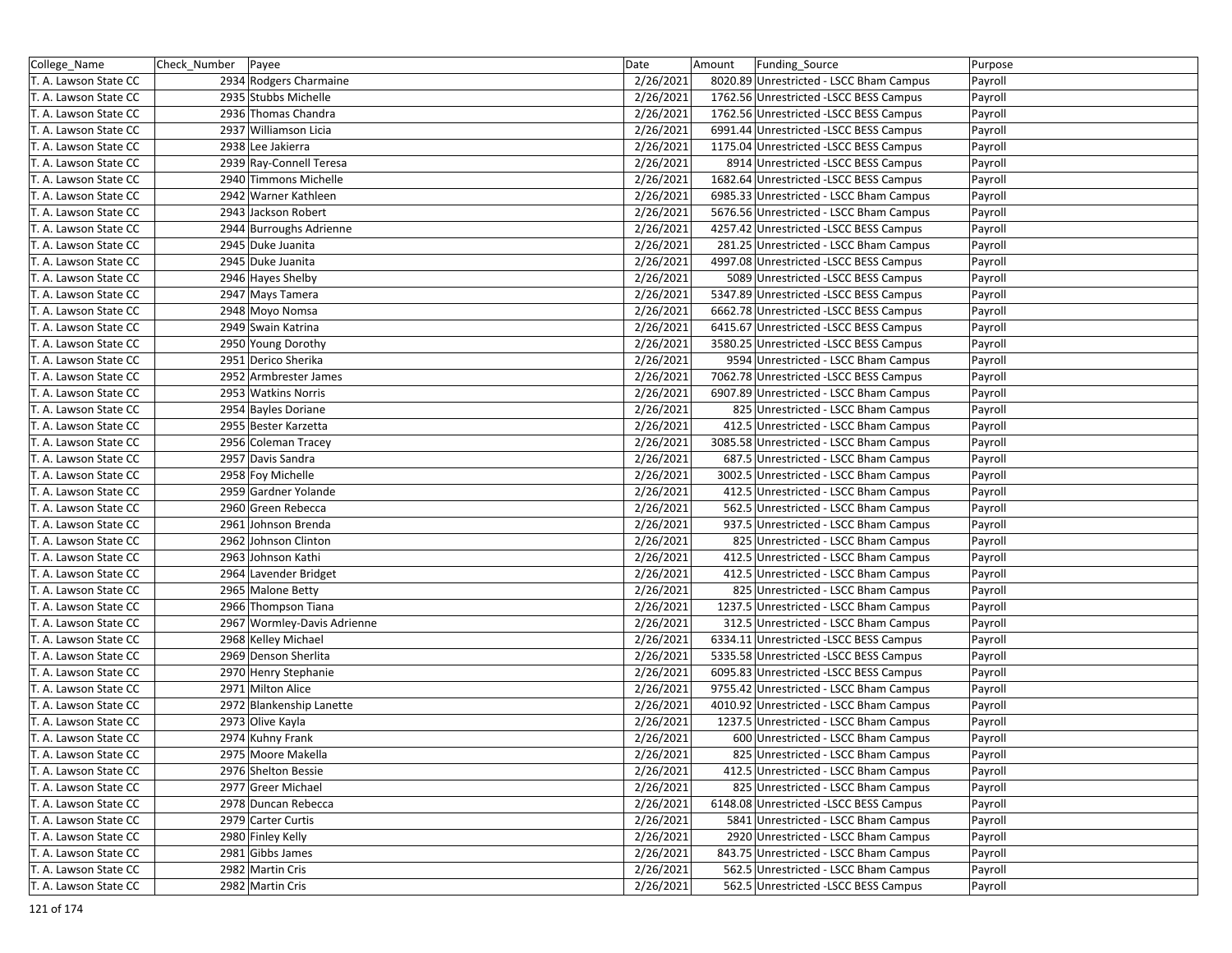| College_Name | Check_Number | Payee | Date | Amount | Funding_Source | Purpose |
|---|---|---|---|---|---|---|
| T. A. Lawson State CC | 2934 | Rodgers Charmaine | 2/26/2021 | 8020.89 | Unrestricted - LSCC Bham Campus | Payroll |
| T. A. Lawson State CC | 2935 | Stubbs Michelle | 2/26/2021 | 1762.56 | Unrestricted -LSCC BESS Campus | Payroll |
| T. A. Lawson State CC | 2936 | Thomas Chandra | 2/26/2021 | 1762.56 | Unrestricted -LSCC BESS Campus | Payroll |
| T. A. Lawson State CC | 2937 | Williamson Licia | 2/26/2021 | 6991.44 | Unrestricted -LSCC BESS Campus | Payroll |
| T. A. Lawson State CC | 2938 | Lee Jakierra | 2/26/2021 | 1175.04 | Unrestricted -LSCC BESS Campus | Payroll |
| T. A. Lawson State CC | 2939 | Ray-Connell Teresa | 2/26/2021 | 8914 | Unrestricted -LSCC BESS Campus | Payroll |
| T. A. Lawson State CC | 2940 | Timmons Michelle | 2/26/2021 | 1682.64 | Unrestricted -LSCC BESS Campus | Payroll |
| T. A. Lawson State CC | 2942 | Warner Kathleen | 2/26/2021 | 6985.33 | Unrestricted - LSCC Bham Campus | Payroll |
| T. A. Lawson State CC | 2943 | Jackson Robert | 2/26/2021 | 5676.56 | Unrestricted - LSCC Bham Campus | Payroll |
| T. A. Lawson State CC | 2944 | Burroughs Adrienne | 2/26/2021 | 4257.42 | Unrestricted -LSCC BESS Campus | Payroll |
| T. A. Lawson State CC | 2945 | Duke Juanita | 2/26/2021 | 281.25 | Unrestricted - LSCC Bham Campus | Payroll |
| T. A. Lawson State CC | 2945 | Duke Juanita | 2/26/2021 | 4997.08 | Unrestricted -LSCC BESS Campus | Payroll |
| T. A. Lawson State CC | 2946 | Hayes Shelby | 2/26/2021 | 5089 | Unrestricted -LSCC BESS Campus | Payroll |
| T. A. Lawson State CC | 2947 | Mays Tamera | 2/26/2021 | 5347.89 | Unrestricted -LSCC BESS Campus | Payroll |
| T. A. Lawson State CC | 2948 | Moyo Nomsa | 2/26/2021 | 6662.78 | Unrestricted -LSCC BESS Campus | Payroll |
| T. A. Lawson State CC | 2949 | Swain Katrina | 2/26/2021 | 6415.67 | Unrestricted -LSCC BESS Campus | Payroll |
| T. A. Lawson State CC | 2950 | Young Dorothy | 2/26/2021 | 3580.25 | Unrestricted -LSCC BESS Campus | Payroll |
| T. A. Lawson State CC | 2951 | Derico Sherika | 2/26/2021 | 9594 | Unrestricted - LSCC Bham Campus | Payroll |
| T. A. Lawson State CC | 2952 | Armbrester James | 2/26/2021 | 7062.78 | Unrestricted -LSCC BESS Campus | Payroll |
| T. A. Lawson State CC | 2953 | Watkins Norris | 2/26/2021 | 6907.89 | Unrestricted - LSCC Bham Campus | Payroll |
| T. A. Lawson State CC | 2954 | Bayles Doriane | 2/26/2021 | 825 | Unrestricted - LSCC Bham Campus | Payroll |
| T. A. Lawson State CC | 2955 | Bester Karzetta | 2/26/2021 | 412.5 | Unrestricted - LSCC Bham Campus | Payroll |
| T. A. Lawson State CC | 2956 | Coleman Tracey | 2/26/2021 | 3085.58 | Unrestricted - LSCC Bham Campus | Payroll |
| T. A. Lawson State CC | 2957 | Davis Sandra | 2/26/2021 | 687.5 | Unrestricted - LSCC Bham Campus | Payroll |
| T. A. Lawson State CC | 2958 | Foy Michelle | 2/26/2021 | 3002.5 | Unrestricted - LSCC Bham Campus | Payroll |
| T. A. Lawson State CC | 2959 | Gardner Yolande | 2/26/2021 | 412.5 | Unrestricted - LSCC Bham Campus | Payroll |
| T. A. Lawson State CC | 2960 | Green Rebecca | 2/26/2021 | 562.5 | Unrestricted - LSCC Bham Campus | Payroll |
| T. A. Lawson State CC | 2961 | Johnson Brenda | 2/26/2021 | 937.5 | Unrestricted - LSCC Bham Campus | Payroll |
| T. A. Lawson State CC | 2962 | Johnson Clinton | 2/26/2021 | 825 | Unrestricted - LSCC Bham Campus | Payroll |
| T. A. Lawson State CC | 2963 | Johnson Kathi | 2/26/2021 | 412.5 | Unrestricted - LSCC Bham Campus | Payroll |
| T. A. Lawson State CC | 2964 | Lavender Bridget | 2/26/2021 | 412.5 | Unrestricted - LSCC Bham Campus | Payroll |
| T. A. Lawson State CC | 2965 | Malone Betty | 2/26/2021 | 825 | Unrestricted - LSCC Bham Campus | Payroll |
| T. A. Lawson State CC | 2966 | Thompson Tiana | 2/26/2021 | 1237.5 | Unrestricted - LSCC Bham Campus | Payroll |
| T. A. Lawson State CC | 2967 | Wormley-Davis Adrienne | 2/26/2021 | 312.5 | Unrestricted - LSCC Bham Campus | Payroll |
| T. A. Lawson State CC | 2968 | Kelley Michael | 2/26/2021 | 6334.11 | Unrestricted -LSCC BESS Campus | Payroll |
| T. A. Lawson State CC | 2969 | Denson Sherlita | 2/26/2021 | 5335.58 | Unrestricted -LSCC BESS Campus | Payroll |
| T. A. Lawson State CC | 2970 | Henry Stephanie | 2/26/2021 | 6095.83 | Unrestricted -LSCC BESS Campus | Payroll |
| T. A. Lawson State CC | 2971 | Milton Alice | 2/26/2021 | 9755.42 | Unrestricted - LSCC Bham Campus | Payroll |
| T. A. Lawson State CC | 2972 | Blankenship Lanette | 2/26/2021 | 4010.92 | Unrestricted - LSCC Bham Campus | Payroll |
| T. A. Lawson State CC | 2973 | Olive Kayla | 2/26/2021 | 1237.5 | Unrestricted - LSCC Bham Campus | Payroll |
| T. A. Lawson State CC | 2974 | Kuhny Frank | 2/26/2021 | 600 | Unrestricted - LSCC Bham Campus | Payroll |
| T. A. Lawson State CC | 2975 | Moore Makella | 2/26/2021 | 825 | Unrestricted - LSCC Bham Campus | Payroll |
| T. A. Lawson State CC | 2976 | Shelton Bessie | 2/26/2021 | 412.5 | Unrestricted - LSCC Bham Campus | Payroll |
| T. A. Lawson State CC | 2977 | Greer Michael | 2/26/2021 | 825 | Unrestricted - LSCC Bham Campus | Payroll |
| T. A. Lawson State CC | 2978 | Duncan Rebecca | 2/26/2021 | 6148.08 | Unrestricted -LSCC BESS Campus | Payroll |
| T. A. Lawson State CC | 2979 | Carter Curtis | 2/26/2021 | 5841 | Unrestricted - LSCC Bham Campus | Payroll |
| T. A. Lawson State CC | 2980 | Finley Kelly | 2/26/2021 | 2920 | Unrestricted - LSCC Bham Campus | Payroll |
| T. A. Lawson State CC | 2981 | Gibbs James | 2/26/2021 | 843.75 | Unrestricted - LSCC Bham Campus | Payroll |
| T. A. Lawson State CC | 2982 | Martin Cris | 2/26/2021 | 562.5 | Unrestricted - LSCC Bham Campus | Payroll |
| T. A. Lawson State CC | 2982 | Martin Cris | 2/26/2021 | 562.5 | Unrestricted -LSCC BESS Campus | Payroll |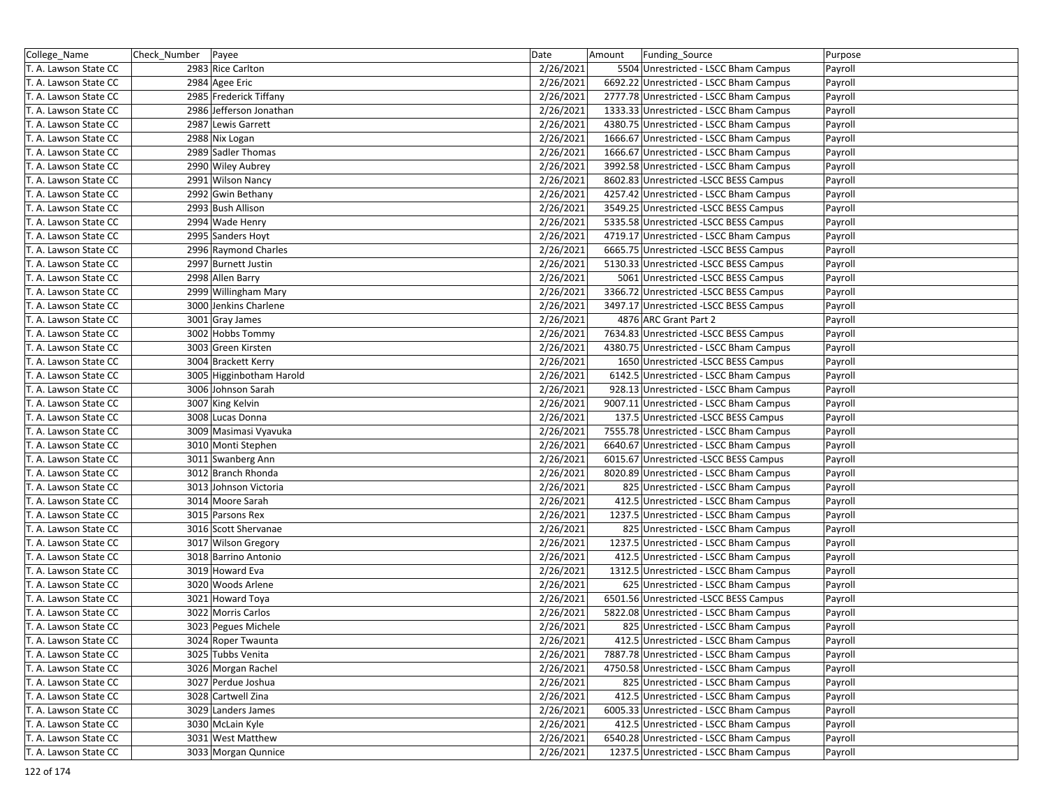| College_Name | Check_Number | Payee | Date | Amount | Funding_Source | Purpose |
|---|---|---|---|---|---|---|
| T. A. Lawson State CC | 2983 | Rice Carlton | 2/26/2021 | 5504 | Unrestricted - LSCC Bham Campus | Payroll |
| T. A. Lawson State CC | 2984 | Agee Eric | 2/26/2021 | 6692.22 | Unrestricted - LSCC Bham Campus | Payroll |
| T. A. Lawson State CC | 2985 | Frederick Tiffany | 2/26/2021 | 2777.78 | Unrestricted - LSCC Bham Campus | Payroll |
| T. A. Lawson State CC | 2986 | Jefferson Jonathan | 2/26/2021 | 1333.33 | Unrestricted - LSCC Bham Campus | Payroll |
| T. A. Lawson State CC | 2987 | Lewis Garrett | 2/26/2021 | 4380.75 | Unrestricted - LSCC Bham Campus | Payroll |
| T. A. Lawson State CC | 2988 | Nix Logan | 2/26/2021 | 1666.67 | Unrestricted - LSCC Bham Campus | Payroll |
| T. A. Lawson State CC | 2989 | Sadler Thomas | 2/26/2021 | 1666.67 | Unrestricted - LSCC Bham Campus | Payroll |
| T. A. Lawson State CC | 2990 | Wiley Aubrey | 2/26/2021 | 3992.58 | Unrestricted - LSCC Bham Campus | Payroll |
| T. A. Lawson State CC | 2991 | Wilson Nancy | 2/26/2021 | 8602.83 | Unrestricted -LSCC BESS Campus | Payroll |
| T. A. Lawson State CC | 2992 | Gwin Bethany | 2/26/2021 | 4257.42 | Unrestricted - LSCC Bham Campus | Payroll |
| T. A. Lawson State CC | 2993 | Bush Allison | 2/26/2021 | 3549.25 | Unrestricted -LSCC BESS Campus | Payroll |
| T. A. Lawson State CC | 2994 | Wade Henry | 2/26/2021 | 5335.58 | Unrestricted -LSCC BESS Campus | Payroll |
| T. A. Lawson State CC | 2995 | Sanders Hoyt | 2/26/2021 | 4719.17 | Unrestricted - LSCC Bham Campus | Payroll |
| T. A. Lawson State CC | 2996 | Raymond Charles | 2/26/2021 | 6665.75 | Unrestricted -LSCC BESS Campus | Payroll |
| T. A. Lawson State CC | 2997 | Burnett Justin | 2/26/2021 | 5130.33 | Unrestricted -LSCC BESS Campus | Payroll |
| T. A. Lawson State CC | 2998 | Allen Barry | 2/26/2021 | 5061 | Unrestricted -LSCC BESS Campus | Payroll |
| T. A. Lawson State CC | 2999 | Willingham Mary | 2/26/2021 | 3366.72 | Unrestricted -LSCC BESS Campus | Payroll |
| T. A. Lawson State CC | 3000 | Jenkins Charlene | 2/26/2021 | 3497.17 | Unrestricted -LSCC BESS Campus | Payroll |
| T. A. Lawson State CC | 3001 | Gray James | 2/26/2021 | 4876 | ARC Grant Part 2 | Payroll |
| T. A. Lawson State CC | 3002 | Hobbs Tommy | 2/26/2021 | 7634.83 | Unrestricted -LSCC BESS Campus | Payroll |
| T. A. Lawson State CC | 3003 | Green Kirsten | 2/26/2021 | 4380.75 | Unrestricted - LSCC Bham Campus | Payroll |
| T. A. Lawson State CC | 3004 | Brackett Kerry | 2/26/2021 | 1650 | Unrestricted -LSCC BESS Campus | Payroll |
| T. A. Lawson State CC | 3005 | Higginbotham Harold | 2/26/2021 | 6142.5 | Unrestricted - LSCC Bham Campus | Payroll |
| T. A. Lawson State CC | 3006 | Johnson Sarah | 2/26/2021 | 928.13 | Unrestricted - LSCC Bham Campus | Payroll |
| T. A. Lawson State CC | 3007 | King Kelvin | 2/26/2021 | 9007.11 | Unrestricted - LSCC Bham Campus | Payroll |
| T. A. Lawson State CC | 3008 | Lucas Donna | 2/26/2021 | 137.5 | Unrestricted -LSCC BESS Campus | Payroll |
| T. A. Lawson State CC | 3009 | Masimasi Vyavuka | 2/26/2021 | 7555.78 | Unrestricted - LSCC Bham Campus | Payroll |
| T. A. Lawson State CC | 3010 | Monti Stephen | 2/26/2021 | 6640.67 | Unrestricted - LSCC Bham Campus | Payroll |
| T. A. Lawson State CC | 3011 | Swanberg Ann | 2/26/2021 | 6015.67 | Unrestricted -LSCC BESS Campus | Payroll |
| T. A. Lawson State CC | 3012 | Branch Rhonda | 2/26/2021 | 8020.89 | Unrestricted - LSCC Bham Campus | Payroll |
| T. A. Lawson State CC | 3013 | Johnson Victoria | 2/26/2021 | 825 | Unrestricted - LSCC Bham Campus | Payroll |
| T. A. Lawson State CC | 3014 | Moore Sarah | 2/26/2021 | 412.5 | Unrestricted - LSCC Bham Campus | Payroll |
| T. A. Lawson State CC | 3015 | Parsons Rex | 2/26/2021 | 1237.5 | Unrestricted - LSCC Bham Campus | Payroll |
| T. A. Lawson State CC | 3016 | Scott Shervanae | 2/26/2021 | 825 | Unrestricted - LSCC Bham Campus | Payroll |
| T. A. Lawson State CC | 3017 | Wilson Gregory | 2/26/2021 | 1237.5 | Unrestricted - LSCC Bham Campus | Payroll |
| T. A. Lawson State CC | 3018 | Barrino Antonio | 2/26/2021 | 412.5 | Unrestricted - LSCC Bham Campus | Payroll |
| T. A. Lawson State CC | 3019 | Howard Eva | 2/26/2021 | 1312.5 | Unrestricted - LSCC Bham Campus | Payroll |
| T. A. Lawson State CC | 3020 | Woods Arlene | 2/26/2021 | 625 | Unrestricted - LSCC Bham Campus | Payroll |
| T. A. Lawson State CC | 3021 | Howard Toya | 2/26/2021 | 6501.56 | Unrestricted -LSCC BESS Campus | Payroll |
| T. A. Lawson State CC | 3022 | Morris Carlos | 2/26/2021 | 5822.08 | Unrestricted - LSCC Bham Campus | Payroll |
| T. A. Lawson State CC | 3023 | Pegues Michele | 2/26/2021 | 825 | Unrestricted - LSCC Bham Campus | Payroll |
| T. A. Lawson State CC | 3024 | Roper Twaunta | 2/26/2021 | 412.5 | Unrestricted - LSCC Bham Campus | Payroll |
| T. A. Lawson State CC | 3025 | Tubbs Venita | 2/26/2021 | 7887.78 | Unrestricted - LSCC Bham Campus | Payroll |
| T. A. Lawson State CC | 3026 | Morgan Rachel | 2/26/2021 | 4750.58 | Unrestricted - LSCC Bham Campus | Payroll |
| T. A. Lawson State CC | 3027 | Perdue Joshua | 2/26/2021 | 825 | Unrestricted - LSCC Bham Campus | Payroll |
| T. A. Lawson State CC | 3028 | Cartwell Zina | 2/26/2021 | 412.5 | Unrestricted - LSCC Bham Campus | Payroll |
| T. A. Lawson State CC | 3029 | Landers James | 2/26/2021 | 6005.33 | Unrestricted - LSCC Bham Campus | Payroll |
| T. A. Lawson State CC | 3030 | McLain Kyle | 2/26/2021 | 412.5 | Unrestricted - LSCC Bham Campus | Payroll |
| T. A. Lawson State CC | 3031 | West Matthew | 2/26/2021 | 6540.28 | Unrestricted - LSCC Bham Campus | Payroll |
| T. A. Lawson State CC | 3033 | Morgan Qunnice | 2/26/2021 | 1237.5 | Unrestricted - LSCC Bham Campus | Payroll |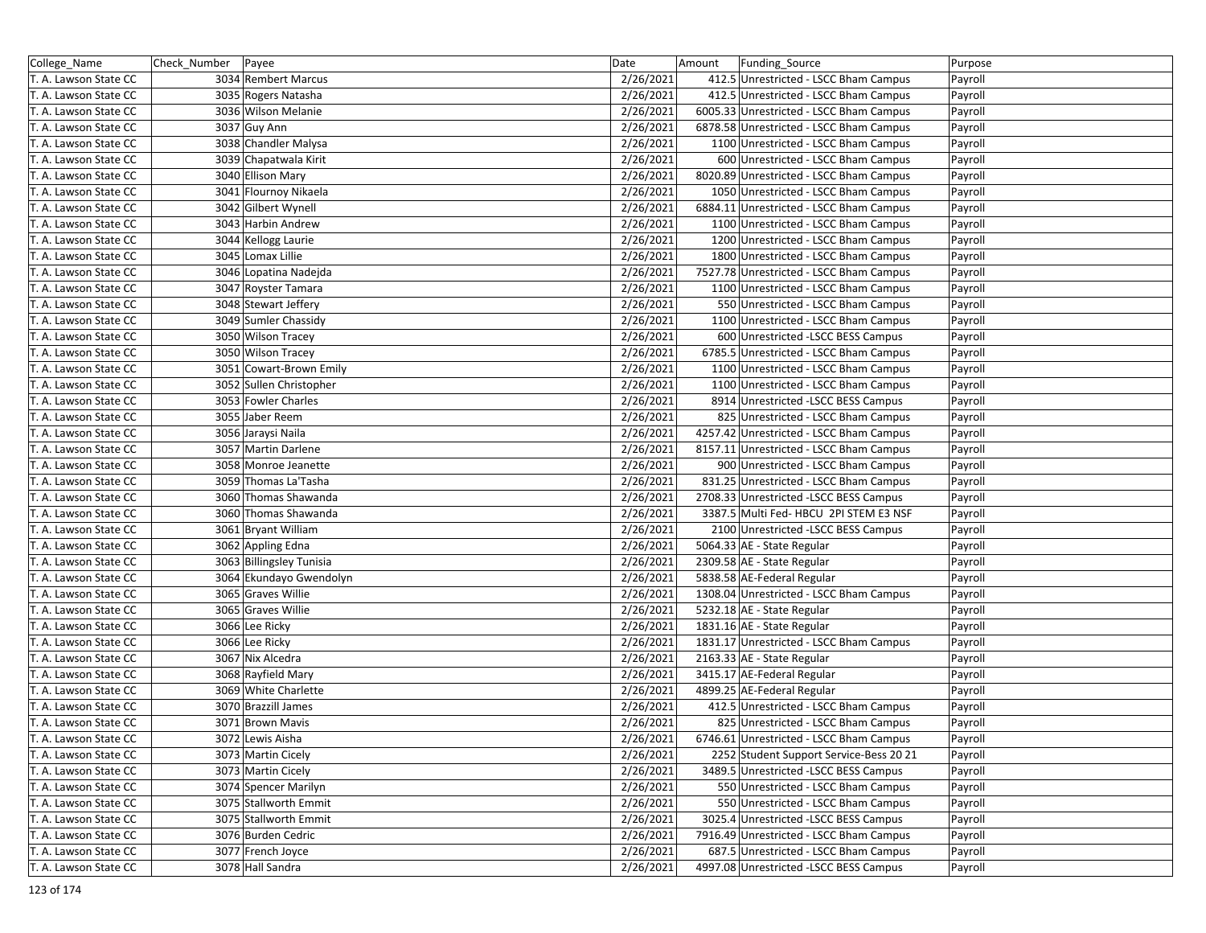| College_Name | Check_Number | Payee | Date | Amount | Funding_Source | Purpose |
|---|---|---|---|---|---|---|
| T. A. Lawson State CC | 3034 | Rembert Marcus | 2/26/2021 | 412.5 | Unrestricted - LSCC Bham Campus | Payroll |
| T. A. Lawson State CC | 3035 | Rogers Natasha | 2/26/2021 | 412.5 | Unrestricted - LSCC Bham Campus | Payroll |
| T. A. Lawson State CC | 3036 | Wilson Melanie | 2/26/2021 | 6005.33 | Unrestricted - LSCC Bham Campus | Payroll |
| T. A. Lawson State CC | 3037 | Guy Ann | 2/26/2021 | 6878.58 | Unrestricted - LSCC Bham Campus | Payroll |
| T. A. Lawson State CC | 3038 | Chandler Malysa | 2/26/2021 | 1100 | Unrestricted - LSCC Bham Campus | Payroll |
| T. A. Lawson State CC | 3039 | Chapatwala Kirit | 2/26/2021 | 600 | Unrestricted - LSCC Bham Campus | Payroll |
| T. A. Lawson State CC | 3040 | Ellison Mary | 2/26/2021 | 8020.89 | Unrestricted - LSCC Bham Campus | Payroll |
| T. A. Lawson State CC | 3041 | Flournoy Nikaela | 2/26/2021 | 1050 | Unrestricted - LSCC Bham Campus | Payroll |
| T. A. Lawson State CC | 3042 | Gilbert Wynell | 2/26/2021 | 6884.11 | Unrestricted - LSCC Bham Campus | Payroll |
| T. A. Lawson State CC | 3043 | Harbin Andrew | 2/26/2021 | 1100 | Unrestricted - LSCC Bham Campus | Payroll |
| T. A. Lawson State CC | 3044 | Kellogg Laurie | 2/26/2021 | 1200 | Unrestricted - LSCC Bham Campus | Payroll |
| T. A. Lawson State CC | 3045 | Lomax Lillie | 2/26/2021 | 1800 | Unrestricted - LSCC Bham Campus | Payroll |
| T. A. Lawson State CC | 3046 | Lopatina Nadejda | 2/26/2021 | 7527.78 | Unrestricted - LSCC Bham Campus | Payroll |
| T. A. Lawson State CC | 3047 | Royster Tamara | 2/26/2021 | 1100 | Unrestricted - LSCC Bham Campus | Payroll |
| T. A. Lawson State CC | 3048 | Stewart Jeffery | 2/26/2021 | 550 | Unrestricted - LSCC Bham Campus | Payroll |
| T. A. Lawson State CC | 3049 | Sumler Chassidy | 2/26/2021 | 1100 | Unrestricted - LSCC Bham Campus | Payroll |
| T. A. Lawson State CC | 3050 | Wilson Tracey | 2/26/2021 | 600 | Unrestricted -LSCC BESS Campus | Payroll |
| T. A. Lawson State CC | 3050 | Wilson Tracey | 2/26/2021 | 6785.5 | Unrestricted - LSCC Bham Campus | Payroll |
| T. A. Lawson State CC | 3051 | Cowart-Brown Emily | 2/26/2021 | 1100 | Unrestricted - LSCC Bham Campus | Payroll |
| T. A. Lawson State CC | 3052 | Sullen Christopher | 2/26/2021 | 1100 | Unrestricted - LSCC Bham Campus | Payroll |
| T. A. Lawson State CC | 3053 | Fowler Charles | 2/26/2021 | 8914 | Unrestricted -LSCC BESS Campus | Payroll |
| T. A. Lawson State CC | 3055 | Jaber Reem | 2/26/2021 | 825 | Unrestricted - LSCC Bham Campus | Payroll |
| T. A. Lawson State CC | 3056 | Jaraysi Naila | 2/26/2021 | 4257.42 | Unrestricted - LSCC Bham Campus | Payroll |
| T. A. Lawson State CC | 3057 | Martin Darlene | 2/26/2021 | 8157.11 | Unrestricted - LSCC Bham Campus | Payroll |
| T. A. Lawson State CC | 3058 | Monroe Jeanette | 2/26/2021 | 900 | Unrestricted - LSCC Bham Campus | Payroll |
| T. A. Lawson State CC | 3059 | Thomas La'Tasha | 2/26/2021 | 831.25 | Unrestricted - LSCC Bham Campus | Payroll |
| T. A. Lawson State CC | 3060 | Thomas Shawanda | 2/26/2021 | 2708.33 | Unrestricted -LSCC BESS Campus | Payroll |
| T. A. Lawson State CC | 3060 | Thomas Shawanda | 2/26/2021 | 3387.5 | Multi Fed- HBCU 2PI STEM E3 NSF | Payroll |
| T. A. Lawson State CC | 3061 | Bryant William | 2/26/2021 | 2100 | Unrestricted -LSCC BESS Campus | Payroll |
| T. A. Lawson State CC | 3062 | Appling Edna | 2/26/2021 | 5064.33 | AE - State Regular | Payroll |
| T. A. Lawson State CC | 3063 | Billingsley Tunisia | 2/26/2021 | 2309.58 | AE - State Regular | Payroll |
| T. A. Lawson State CC | 3064 | Ekundayo Gwendolyn | 2/26/2021 | 5838.58 | AE-Federal Regular | Payroll |
| T. A. Lawson State CC | 3065 | Graves Willie | 2/26/2021 | 1308.04 | Unrestricted - LSCC Bham Campus | Payroll |
| T. A. Lawson State CC | 3065 | Graves Willie | 2/26/2021 | 5232.18 | AE - State Regular | Payroll |
| T. A. Lawson State CC | 3066 | Lee Ricky | 2/26/2021 | 1831.16 | AE - State Regular | Payroll |
| T. A. Lawson State CC | 3066 | Lee Ricky | 2/26/2021 | 1831.17 | Unrestricted - LSCC Bham Campus | Payroll |
| T. A. Lawson State CC | 3067 | Nix Alcedra | 2/26/2021 | 2163.33 | AE - State Regular | Payroll |
| T. A. Lawson State CC | 3068 | Rayfield Mary | 2/26/2021 | 3415.17 | AE-Federal Regular | Payroll |
| T. A. Lawson State CC | 3069 | White Charlette | 2/26/2021 | 4899.25 | AE-Federal Regular | Payroll |
| T. A. Lawson State CC | 3070 | Brazzill James | 2/26/2021 | 412.5 | Unrestricted - LSCC Bham Campus | Payroll |
| T. A. Lawson State CC | 3071 | Brown Mavis | 2/26/2021 | 825 | Unrestricted - LSCC Bham Campus | Payroll |
| T. A. Lawson State CC | 3072 | Lewis Aisha | 2/26/2021 | 6746.61 | Unrestricted - LSCC Bham Campus | Payroll |
| T. A. Lawson State CC | 3073 | Martin Cicely | 2/26/2021 | 2252 | Student Support Service-Bess 20 21 | Payroll |
| T. A. Lawson State CC | 3073 | Martin Cicely | 2/26/2021 | 3489.5 | Unrestricted -LSCC BESS Campus | Payroll |
| T. A. Lawson State CC | 3074 | Spencer Marilyn | 2/26/2021 | 550 | Unrestricted - LSCC Bham Campus | Payroll |
| T. A. Lawson State CC | 3075 | Stallworth Emmit | 2/26/2021 | 550 | Unrestricted - LSCC Bham Campus | Payroll |
| T. A. Lawson State CC | 3075 | Stallworth Emmit | 2/26/2021 | 3025.4 | Unrestricted -LSCC BESS Campus | Payroll |
| T. A. Lawson State CC | 3076 | Burden Cedric | 2/26/2021 | 7916.49 | Unrestricted - LSCC Bham Campus | Payroll |
| T. A. Lawson State CC | 3077 | French Joyce | 2/26/2021 | 687.5 | Unrestricted - LSCC Bham Campus | Payroll |
| T. A. Lawson State CC | 3078 | Hall Sandra | 2/26/2021 | 4997.08 | Unrestricted -LSCC BESS Campus | Payroll |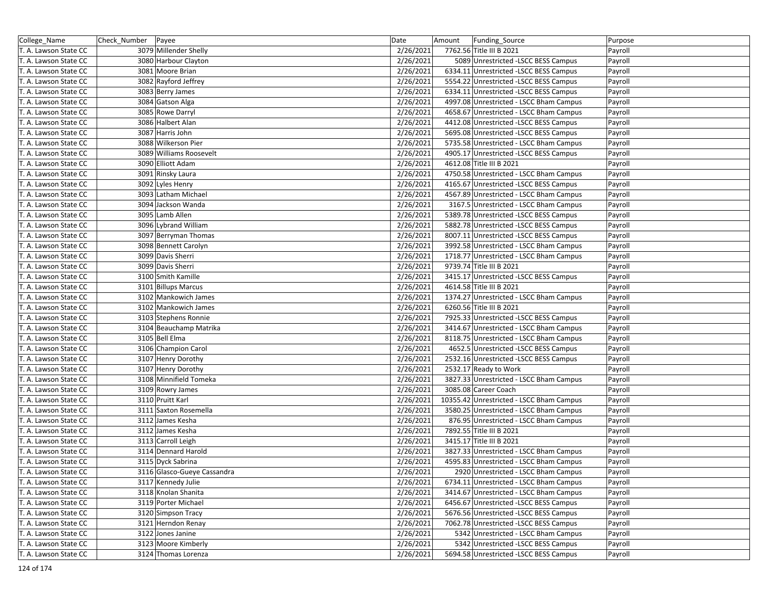| College_Name | Check_Number | Payee | Date | Amount | Funding_Source | Purpose |
|---|---|---|---|---|---|---|
| T. A. Lawson State CC | 3079 | Millender Shelly | 2/26/2021 | 7762.56 | Title III B 2021 | Payroll |
| T. A. Lawson State CC | 3080 | Harbour Clayton | 2/26/2021 | 5089 | Unrestricted -LSCC BESS Campus | Payroll |
| T. A. Lawson State CC | 3081 | Moore Brian | 2/26/2021 | 6334.11 | Unrestricted -LSCC BESS Campus | Payroll |
| T. A. Lawson State CC | 3082 | Rayford Jeffrey | 2/26/2021 | 5554.22 | Unrestricted -LSCC BESS Campus | Payroll |
| T. A. Lawson State CC | 3083 | Berry James | 2/26/2021 | 6334.11 | Unrestricted -LSCC BESS Campus | Payroll |
| T. A. Lawson State CC | 3084 | Gatson Alga | 2/26/2021 | 4997.08 | Unrestricted - LSCC Bham Campus | Payroll |
| T. A. Lawson State CC | 3085 | Rowe Darryl | 2/26/2021 | 4658.67 | Unrestricted - LSCC Bham Campus | Payroll |
| T. A. Lawson State CC | 3086 | Halbert Alan | 2/26/2021 | 4412.08 | Unrestricted -LSCC BESS Campus | Payroll |
| T. A. Lawson State CC | 3087 | Harris John | 2/26/2021 | 5695.08 | Unrestricted -LSCC BESS Campus | Payroll |
| T. A. Lawson State CC | 3088 | Wilkerson Pier | 2/26/2021 | 5735.58 | Unrestricted - LSCC Bham Campus | Payroll |
| T. A. Lawson State CC | 3089 | Williams Roosevelt | 2/26/2021 | 4905.17 | Unrestricted -LSCC BESS Campus | Payroll |
| T. A. Lawson State CC | 3090 | Elliott Adam | 2/26/2021 | 4612.08 | Title III B 2021 | Payroll |
| T. A. Lawson State CC | 3091 | Rinsky Laura | 2/26/2021 | 4750.58 | Unrestricted - LSCC Bham Campus | Payroll |
| T. A. Lawson State CC | 3092 | Lyles Henry | 2/26/2021 | 4165.67 | Unrestricted -LSCC BESS Campus | Payroll |
| T. A. Lawson State CC | 3093 | Latham Michael | 2/26/2021 | 4567.89 | Unrestricted - LSCC Bham Campus | Payroll |
| T. A. Lawson State CC | 3094 | Jackson Wanda | 2/26/2021 | 3167.5 | Unrestricted - LSCC Bham Campus | Payroll |
| T. A. Lawson State CC | 3095 | Lamb Allen | 2/26/2021 | 5389.78 | Unrestricted -LSCC BESS Campus | Payroll |
| T. A. Lawson State CC | 3096 | Lybrand William | 2/26/2021 | 5882.78 | Unrestricted -LSCC BESS Campus | Payroll |
| T. A. Lawson State CC | 3097 | Berryman Thomas | 2/26/2021 | 8007.11 | Unrestricted -LSCC BESS Campus | Payroll |
| T. A. Lawson State CC | 3098 | Bennett Carolyn | 2/26/2021 | 3992.58 | Unrestricted - LSCC Bham Campus | Payroll |
| T. A. Lawson State CC | 3099 | Davis Sherri | 2/26/2021 | 1718.77 | Unrestricted - LSCC Bham Campus | Payroll |
| T. A. Lawson State CC | 3099 | Davis Sherri | 2/26/2021 | 9739.74 | Title III B 2021 | Payroll |
| T. A. Lawson State CC | 3100 | Smith Kamille | 2/26/2021 | 3415.17 | Unrestricted -LSCC BESS Campus | Payroll |
| T. A. Lawson State CC | 3101 | Billups Marcus | 2/26/2021 | 4614.58 | Title III B 2021 | Payroll |
| T. A. Lawson State CC | 3102 | Mankowich James | 2/26/2021 | 1374.27 | Unrestricted - LSCC Bham Campus | Payroll |
| T. A. Lawson State CC | 3102 | Mankowich James | 2/26/2021 | 6260.56 | Title III B 2021 | Payroll |
| T. A. Lawson State CC | 3103 | Stephens Ronnie | 2/26/2021 | 7925.33 | Unrestricted -LSCC BESS Campus | Payroll |
| T. A. Lawson State CC | 3104 | Beauchamp Matrika | 2/26/2021 | 3414.67 | Unrestricted - LSCC Bham Campus | Payroll |
| T. A. Lawson State CC | 3105 | Bell Elma | 2/26/2021 | 8118.75 | Unrestricted - LSCC Bham Campus | Payroll |
| T. A. Lawson State CC | 3106 | Champion Carol | 2/26/2021 | 4652.5 | Unrestricted -LSCC BESS Campus | Payroll |
| T. A. Lawson State CC | 3107 | Henry Dorothy | 2/26/2021 | 2532.16 | Unrestricted -LSCC BESS Campus | Payroll |
| T. A. Lawson State CC | 3107 | Henry Dorothy | 2/26/2021 | 2532.17 | Ready to Work | Payroll |
| T. A. Lawson State CC | 3108 | Minnifield Tomeka | 2/26/2021 | 3827.33 | Unrestricted - LSCC Bham Campus | Payroll |
| T. A. Lawson State CC | 3109 | Rowry James | 2/26/2021 | 3085.08 | Career Coach | Payroll |
| T. A. Lawson State CC | 3110 | Pruitt Karl | 2/26/2021 | 10355.42 | Unrestricted - LSCC Bham Campus | Payroll |
| T. A. Lawson State CC | 3111 | Saxton Rosemella | 2/26/2021 | 3580.25 | Unrestricted - LSCC Bham Campus | Payroll |
| T. A. Lawson State CC | 3112 | James Kesha | 2/26/2021 | 876.95 | Unrestricted - LSCC Bham Campus | Payroll |
| T. A. Lawson State CC | 3112 | James Kesha | 2/26/2021 | 7892.55 | Title III B 2021 | Payroll |
| T. A. Lawson State CC | 3113 | Carroll Leigh | 2/26/2021 | 3415.17 | Title III B 2021 | Payroll |
| T. A. Lawson State CC | 3114 | Dennard Harold | 2/26/2021 | 3827.33 | Unrestricted - LSCC Bham Campus | Payroll |
| T. A. Lawson State CC | 3115 | Dyck Sabrina | 2/26/2021 | 4595.83 | Unrestricted - LSCC Bham Campus | Payroll |
| T. A. Lawson State CC | 3116 | Glasco-Gueye Cassandra | 2/26/2021 | 2920 | Unrestricted - LSCC Bham Campus | Payroll |
| T. A. Lawson State CC | 3117 | Kennedy Julie | 2/26/2021 | 6734.11 | Unrestricted - LSCC Bham Campus | Payroll |
| T. A. Lawson State CC | 3118 | Knolan Shanita | 2/26/2021 | 3414.67 | Unrestricted - LSCC Bham Campus | Payroll |
| T. A. Lawson State CC | 3119 | Porter Michael | 2/26/2021 | 6456.67 | Unrestricted -LSCC BESS Campus | Payroll |
| T. A. Lawson State CC | 3120 | Simpson Tracy | 2/26/2021 | 5676.56 | Unrestricted -LSCC BESS Campus | Payroll |
| T. A. Lawson State CC | 3121 | Herndon Renay | 2/26/2021 | 7062.78 | Unrestricted -LSCC BESS Campus | Payroll |
| T. A. Lawson State CC | 3122 | Jones Janine | 2/26/2021 | 5342 | Unrestricted - LSCC Bham Campus | Payroll |
| T. A. Lawson State CC | 3123 | Moore Kimberly | 2/26/2021 | 5342 | Unrestricted -LSCC BESS Campus | Payroll |
| T. A. Lawson State CC | 3124 | Thomas Lorenza | 2/26/2021 | 5694.58 | Unrestricted -LSCC BESS Campus | Payroll |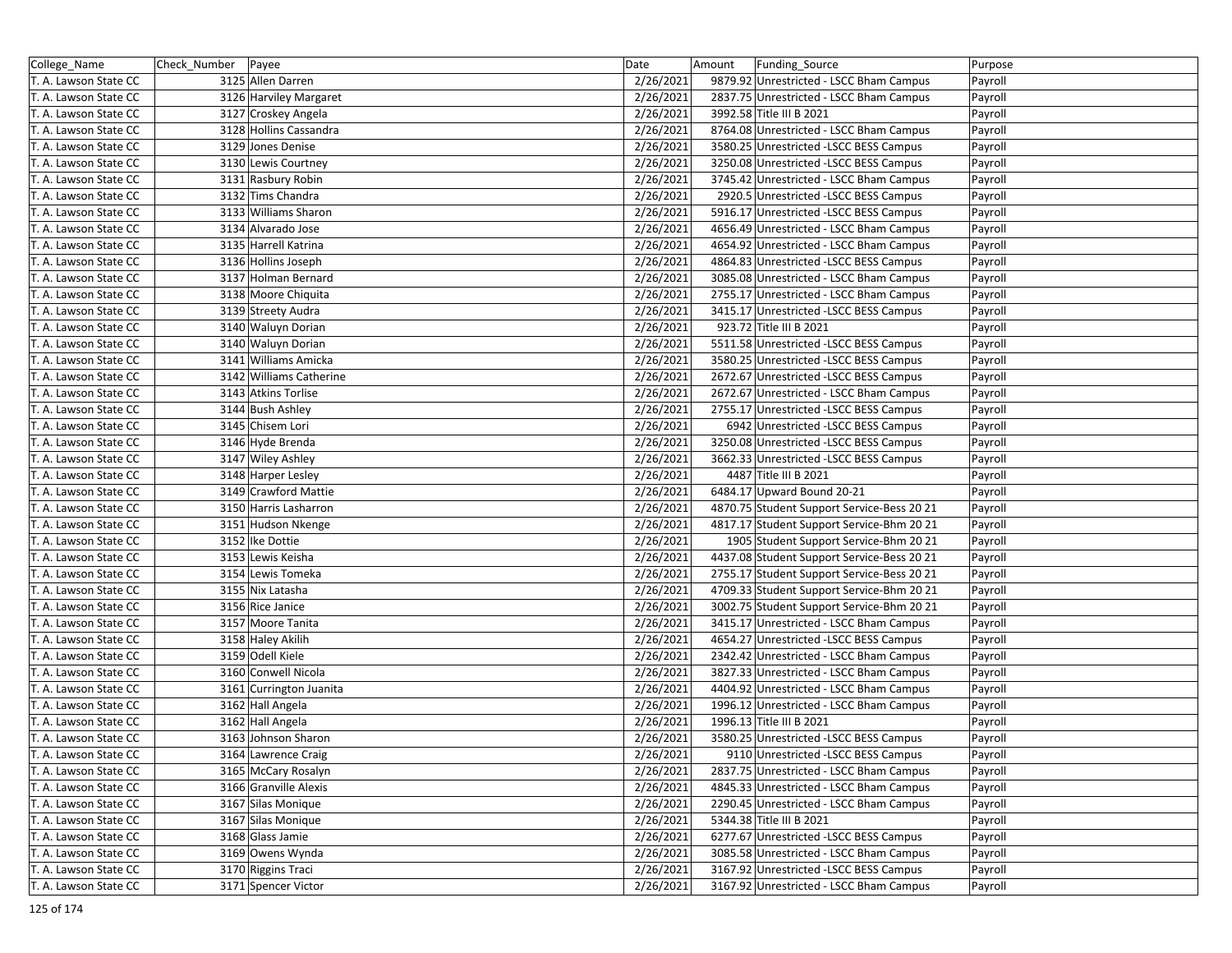| College_Name | Check_Number | Payee | Date | Amount | Funding_Source | Purpose |
|---|---|---|---|---|---|---|
| T. A. Lawson State CC | 3125 | Allen Darren | 2/26/2021 | 9879.92 | Unrestricted - LSCC Bham Campus | Payroll |
| T. A. Lawson State CC | 3126 | Harviley Margaret | 2/26/2021 | 2837.75 | Unrestricted - LSCC Bham Campus | Payroll |
| T. A. Lawson State CC | 3127 | Croskey Angela | 2/26/2021 | 3992.58 | Title III B 2021 | Payroll |
| T. A. Lawson State CC | 3128 | Hollins Cassandra | 2/26/2021 | 8764.08 | Unrestricted - LSCC Bham Campus | Payroll |
| T. A. Lawson State CC | 3129 | Jones Denise | 2/26/2021 | 3580.25 | Unrestricted -LSCC BESS Campus | Payroll |
| T. A. Lawson State CC | 3130 | Lewis Courtney | 2/26/2021 | 3250.08 | Unrestricted -LSCC BESS Campus | Payroll |
| T. A. Lawson State CC | 3131 | Rasbury Robin | 2/26/2021 | 3745.42 | Unrestricted - LSCC Bham Campus | Payroll |
| T. A. Lawson State CC | 3132 | Tims Chandra | 2/26/2021 | 2920.5 | Unrestricted -LSCC BESS Campus | Payroll |
| T. A. Lawson State CC | 3133 | Williams Sharon | 2/26/2021 | 5916.17 | Unrestricted -LSCC BESS Campus | Payroll |
| T. A. Lawson State CC | 3134 | Alvarado Jose | 2/26/2021 | 4656.49 | Unrestricted - LSCC Bham Campus | Payroll |
| T. A. Lawson State CC | 3135 | Harrell Katrina | 2/26/2021 | 4654.92 | Unrestricted - LSCC Bham Campus | Payroll |
| T. A. Lawson State CC | 3136 | Hollins Joseph | 2/26/2021 | 4864.83 | Unrestricted -LSCC BESS Campus | Payroll |
| T. A. Lawson State CC | 3137 | Holman Bernard | 2/26/2021 | 3085.08 | Unrestricted - LSCC Bham Campus | Payroll |
| T. A. Lawson State CC | 3138 | Moore Chiquita | 2/26/2021 | 2755.17 | Unrestricted - LSCC Bham Campus | Payroll |
| T. A. Lawson State CC | 3139 | Streety Audra | 2/26/2021 | 3415.17 | Unrestricted -LSCC BESS Campus | Payroll |
| T. A. Lawson State CC | 3140 | Waluyn Dorian | 2/26/2021 | 923.72 | Title III B 2021 | Payroll |
| T. A. Lawson State CC | 3140 | Waluyn Dorian | 2/26/2021 | 5511.58 | Unrestricted -LSCC BESS Campus | Payroll |
| T. A. Lawson State CC | 3141 | Williams Amicka | 2/26/2021 | 3580.25 | Unrestricted -LSCC BESS Campus | Payroll |
| T. A. Lawson State CC | 3142 | Williams Catherine | 2/26/2021 | 2672.67 | Unrestricted -LSCC BESS Campus | Payroll |
| T. A. Lawson State CC | 3143 | Atkins Torlise | 2/26/2021 | 2672.67 | Unrestricted - LSCC Bham Campus | Payroll |
| T. A. Lawson State CC | 3144 | Bush Ashley | 2/26/2021 | 2755.17 | Unrestricted -LSCC BESS Campus | Payroll |
| T. A. Lawson State CC | 3145 | Chisem Lori | 2/26/2021 | 6942 | Unrestricted -LSCC BESS Campus | Payroll |
| T. A. Lawson State CC | 3146 | Hyde Brenda | 2/26/2021 | 3250.08 | Unrestricted -LSCC BESS Campus | Payroll |
| T. A. Lawson State CC | 3147 | Wiley Ashley | 2/26/2021 | 3662.33 | Unrestricted -LSCC BESS Campus | Payroll |
| T. A. Lawson State CC | 3148 | Harper Lesley | 2/26/2021 | 4487 | Title III B 2021 | Payroll |
| T. A. Lawson State CC | 3149 | Crawford Mattie | 2/26/2021 | 6484.17 | Upward Bound 20-21 | Payroll |
| T. A. Lawson State CC | 3150 | Harris Lasharron | 2/26/2021 | 4870.75 | Student Support Service-Bess 20 21 | Payroll |
| T. A. Lawson State CC | 3151 | Hudson Nkenge | 2/26/2021 | 4817.17 | Student Support Service-Bhm 20 21 | Payroll |
| T. A. Lawson State CC | 3152 | Ike Dottie | 2/26/2021 | 1905 | Student Support Service-Bhm 20 21 | Payroll |
| T. A. Lawson State CC | 3153 | Lewis Keisha | 2/26/2021 | 4437.08 | Student Support Service-Bess 20 21 | Payroll |
| T. A. Lawson State CC | 3154 | Lewis Tomeka | 2/26/2021 | 2755.17 | Student Support Service-Bess 20 21 | Payroll |
| T. A. Lawson State CC | 3155 | Nix Latasha | 2/26/2021 | 4709.33 | Student Support Service-Bhm 20 21 | Payroll |
| T. A. Lawson State CC | 3156 | Rice Janice | 2/26/2021 | 3002.75 | Student Support Service-Bhm 20 21 | Payroll |
| T. A. Lawson State CC | 3157 | Moore Tanita | 2/26/2021 | 3415.17 | Unrestricted - LSCC Bham Campus | Payroll |
| T. A. Lawson State CC | 3158 | Haley Akilih | 2/26/2021 | 4654.27 | Unrestricted -LSCC BESS Campus | Payroll |
| T. A. Lawson State CC | 3159 | Odell Kiele | 2/26/2021 | 2342.42 | Unrestricted - LSCC Bham Campus | Payroll |
| T. A. Lawson State CC | 3160 | Conwell Nicola | 2/26/2021 | 3827.33 | Unrestricted - LSCC Bham Campus | Payroll |
| T. A. Lawson State CC | 3161 | Currington Juanita | 2/26/2021 | 4404.92 | Unrestricted - LSCC Bham Campus | Payroll |
| T. A. Lawson State CC | 3162 | Hall Angela | 2/26/2021 | 1996.12 | Unrestricted - LSCC Bham Campus | Payroll |
| T. A. Lawson State CC | 3162 | Hall Angela | 2/26/2021 | 1996.13 | Title III B 2021 | Payroll |
| T. A. Lawson State CC | 3163 | Johnson Sharon | 2/26/2021 | 3580.25 | Unrestricted -LSCC BESS Campus | Payroll |
| T. A. Lawson State CC | 3164 | Lawrence Craig | 2/26/2021 | 9110 | Unrestricted -LSCC BESS Campus | Payroll |
| T. A. Lawson State CC | 3165 | McCary Rosalyn | 2/26/2021 | 2837.75 | Unrestricted - LSCC Bham Campus | Payroll |
| T. A. Lawson State CC | 3166 | Granville Alexis | 2/26/2021 | 4845.33 | Unrestricted - LSCC Bham Campus | Payroll |
| T. A. Lawson State CC | 3167 | Silas Monique | 2/26/2021 | 2290.45 | Unrestricted - LSCC Bham Campus | Payroll |
| T. A. Lawson State CC | 3167 | Silas Monique | 2/26/2021 | 5344.38 | Title III B 2021 | Payroll |
| T. A. Lawson State CC | 3168 | Glass Jamie | 2/26/2021 | 6277.67 | Unrestricted -LSCC BESS Campus | Payroll |
| T. A. Lawson State CC | 3169 | Owens Wynda | 2/26/2021 | 3085.58 | Unrestricted - LSCC Bham Campus | Payroll |
| T. A. Lawson State CC | 3170 | Riggins Traci | 2/26/2021 | 3167.92 | Unrestricted -LSCC BESS Campus | Payroll |
| T. A. Lawson State CC | 3171 | Spencer Victor | 2/26/2021 | 3167.92 | Unrestricted - LSCC Bham Campus | Payroll |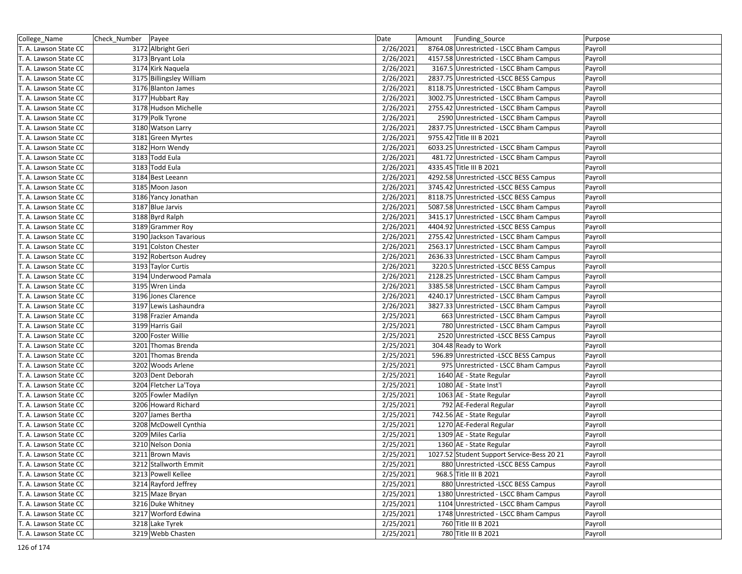| College_Name | Check_Number | Payee | Date | Amount | Funding_Source | Purpose |
|---|---|---|---|---|---|---|
| T. A. Lawson State CC | 3172 | Albright Geri | 2/26/2021 | 8764.08 | Unrestricted - LSCC Bham Campus | Payroll |
| T. A. Lawson State CC | 3173 | Bryant Lola | 2/26/2021 | 4157.58 | Unrestricted - LSCC Bham Campus | Payroll |
| T. A. Lawson State CC | 3174 | Kirk Naquela | 2/26/2021 | 3167.5 | Unrestricted - LSCC Bham Campus | Payroll |
| T. A. Lawson State CC | 3175 | Billingsley William | 2/26/2021 | 2837.75 | Unrestricted -LSCC BESS Campus | Payroll |
| T. A. Lawson State CC | 3176 | Blanton James | 2/26/2021 | 8118.75 | Unrestricted - LSCC Bham Campus | Payroll |
| T. A. Lawson State CC | 3177 | Hubbart Ray | 2/26/2021 | 3002.75 | Unrestricted - LSCC Bham Campus | Payroll |
| T. A. Lawson State CC | 3178 | Hudson Michelle | 2/26/2021 | 2755.42 | Unrestricted - LSCC Bham Campus | Payroll |
| T. A. Lawson State CC | 3179 | Polk Tyrone | 2/26/2021 | 2590 | Unrestricted - LSCC Bham Campus | Payroll |
| T. A. Lawson State CC | 3180 | Watson Larry | 2/26/2021 | 2837.75 | Unrestricted - LSCC Bham Campus | Payroll |
| T. A. Lawson State CC | 3181 | Green Myrtes | 2/26/2021 | 9755.42 | Title III B 2021 | Payroll |
| T. A. Lawson State CC | 3182 | Horn Wendy | 2/26/2021 | 6033.25 | Unrestricted - LSCC Bham Campus | Payroll |
| T. A. Lawson State CC | 3183 | Todd Eula | 2/26/2021 | 481.72 | Unrestricted - LSCC Bham Campus | Payroll |
| T. A. Lawson State CC | 3183 | Todd Eula | 2/26/2021 | 4335.45 | Title III B 2021 | Payroll |
| T. A. Lawson State CC | 3184 | Best Leeann | 2/26/2021 | 4292.58 | Unrestricted -LSCC BESS Campus | Payroll |
| T. A. Lawson State CC | 3185 | Moon Jason | 2/26/2021 | 3745.42 | Unrestricted -LSCC BESS Campus | Payroll |
| T. A. Lawson State CC | 3186 | Yancy Jonathan | 2/26/2021 | 8118.75 | Unrestricted -LSCC BESS Campus | Payroll |
| T. A. Lawson State CC | 3187 | Blue Jarvis | 2/26/2021 | 5087.58 | Unrestricted - LSCC Bham Campus | Payroll |
| T. A. Lawson State CC | 3188 | Byrd Ralph | 2/26/2021 | 3415.17 | Unrestricted - LSCC Bham Campus | Payroll |
| T. A. Lawson State CC | 3189 | Grammer Roy | 2/26/2021 | 4404.92 | Unrestricted -LSCC BESS Campus | Payroll |
| T. A. Lawson State CC | 3190 | Jackson Tavarious | 2/26/2021 | 2755.42 | Unrestricted - LSCC Bham Campus | Payroll |
| T. A. Lawson State CC | 3191 | Colston Chester | 2/26/2021 | 2563.17 | Unrestricted - LSCC Bham Campus | Payroll |
| T. A. Lawson State CC | 3192 | Robertson Audrey | 2/26/2021 | 2636.33 | Unrestricted - LSCC Bham Campus | Payroll |
| T. A. Lawson State CC | 3193 | Taylor Curtis | 2/26/2021 | 3220.5 | Unrestricted -LSCC BESS Campus | Payroll |
| T. A. Lawson State CC | 3194 | Underwood Pamala | 2/26/2021 | 2128.25 | Unrestricted - LSCC Bham Campus | Payroll |
| T. A. Lawson State CC | 3195 | Wren Linda | 2/26/2021 | 3385.58 | Unrestricted - LSCC Bham Campus | Payroll |
| T. A. Lawson State CC | 3196 | Jones Clarence | 2/26/2021 | 4240.17 | Unrestricted - LSCC Bham Campus | Payroll |
| T. A. Lawson State CC | 3197 | Lewis Lashaundra | 2/26/2021 | 3827.33 | Unrestricted - LSCC Bham Campus | Payroll |
| T. A. Lawson State CC | 3198 | Frazier Amanda | 2/25/2021 | 663 | Unrestricted - LSCC Bham Campus | Payroll |
| T. A. Lawson State CC | 3199 | Harris Gail | 2/25/2021 | 780 | Unrestricted - LSCC Bham Campus | Payroll |
| T. A. Lawson State CC | 3200 | Foster Willie | 2/25/2021 | 2520 | Unrestricted -LSCC BESS Campus | Payroll |
| T. A. Lawson State CC | 3201 | Thomas Brenda | 2/25/2021 | 304.48 | Ready to Work | Payroll |
| T. A. Lawson State CC | 3201 | Thomas Brenda | 2/25/2021 | 596.89 | Unrestricted -LSCC BESS Campus | Payroll |
| T. A. Lawson State CC | 3202 | Woods Arlene | 2/25/2021 | 975 | Unrestricted - LSCC Bham Campus | Payroll |
| T. A. Lawson State CC | 3203 | Dent Deborah | 2/25/2021 | 1640 | AE - State Regular | Payroll |
| T. A. Lawson State CC | 3204 | Fletcher La'Toya | 2/25/2021 | 1080 | AE - State Inst'l | Payroll |
| T. A. Lawson State CC | 3205 | Fowler Madilyn | 2/25/2021 | 1063 | AE - State Regular | Payroll |
| T. A. Lawson State CC | 3206 | Howard Richard | 2/25/2021 | 792 | AE-Federal Regular | Payroll |
| T. A. Lawson State CC | 3207 | James Bertha | 2/25/2021 | 742.56 | AE - State Regular | Payroll |
| T. A. Lawson State CC | 3208 | McDowell Cynthia | 2/25/2021 | 1270 | AE-Federal Regular | Payroll |
| T. A. Lawson State CC | 3209 | Miles Carlia | 2/25/2021 | 1309 | AE - State Regular | Payroll |
| T. A. Lawson State CC | 3210 | Nelson Donia | 2/25/2021 | 1360 | AE - State Regular | Payroll |
| T. A. Lawson State CC | 3211 | Brown Mavis | 2/25/2021 | 1027.52 | Student Support Service-Bess 20 21 | Payroll |
| T. A. Lawson State CC | 3212 | Stallworth Emmit | 2/25/2021 | 880 | Unrestricted -LSCC BESS Campus | Payroll |
| T. A. Lawson State CC | 3213 | Powell Kellee | 2/25/2021 | 968.5 | Title III B 2021 | Payroll |
| T. A. Lawson State CC | 3214 | Rayford Jeffrey | 2/25/2021 | 880 | Unrestricted -LSCC BESS Campus | Payroll |
| T. A. Lawson State CC | 3215 | Maze Bryan | 2/25/2021 | 1380 | Unrestricted - LSCC Bham Campus | Payroll |
| T. A. Lawson State CC | 3216 | Duke Whitney | 2/25/2021 | 1104 | Unrestricted - LSCC Bham Campus | Payroll |
| T. A. Lawson State CC | 3217 | Worford Edwina | 2/25/2021 | 1748 | Unrestricted - LSCC Bham Campus | Payroll |
| T. A. Lawson State CC | 3218 | Lake Tyrek | 2/25/2021 | 760 | Title III B 2021 | Payroll |
| T. A. Lawson State CC | 3219 | Webb Chasten | 2/25/2021 | 780 | Title III B 2021 | Payroll |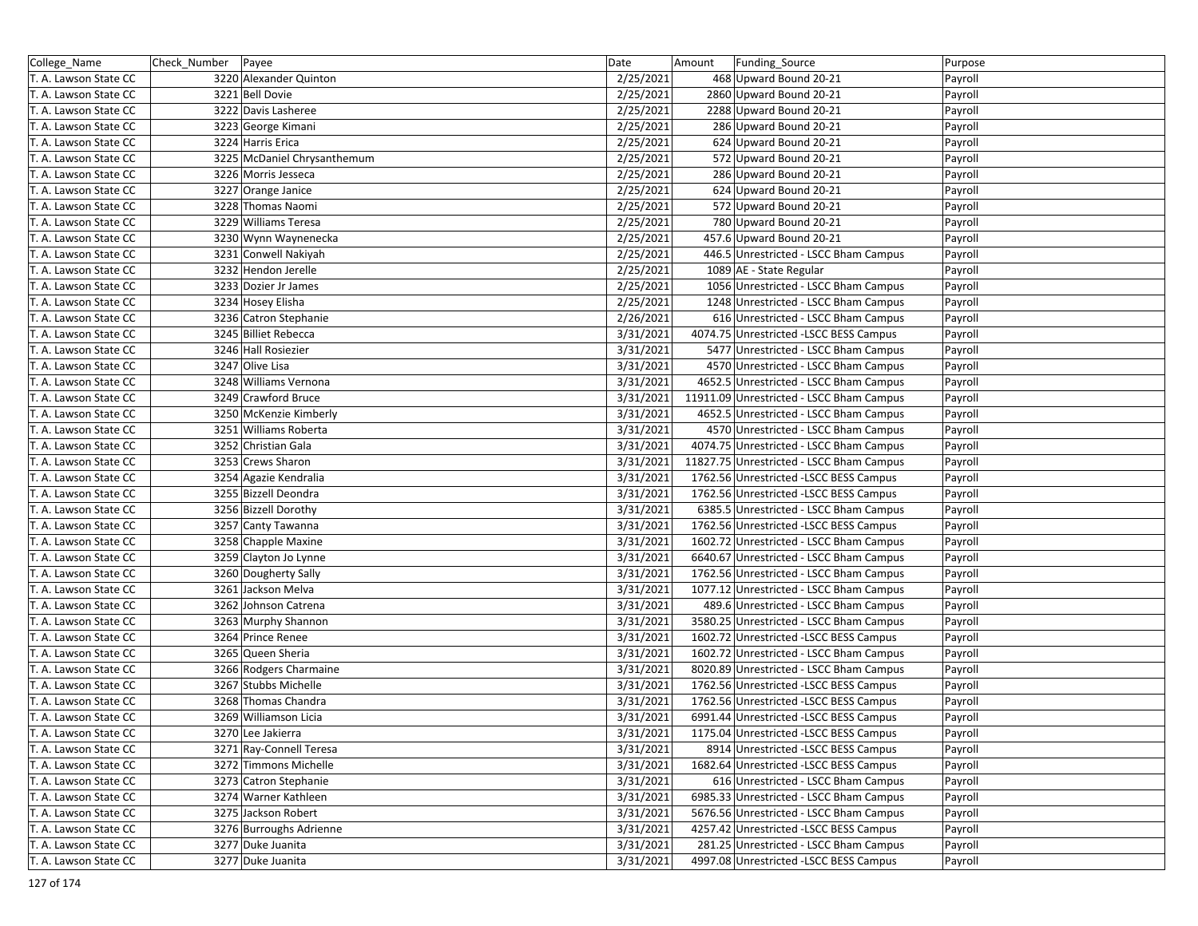| College_Name | Check_Number | Payee | Date | Amount | Funding_Source | Purpose |
|---|---|---|---|---|---|---|
| T. A. Lawson State CC | 3220 | Alexander Quinton | 2/25/2021 | 468 | Upward Bound 20-21 | Payroll |
| T. A. Lawson State CC | 3221 | Bell Dovie | 2/25/2021 | 2860 | Upward Bound 20-21 | Payroll |
| T. A. Lawson State CC | 3222 | Davis Lasheree | 2/25/2021 | 2288 | Upward Bound 20-21 | Payroll |
| T. A. Lawson State CC | 3223 | George Kimani | 2/25/2021 | 286 | Upward Bound 20-21 | Payroll |
| T. A. Lawson State CC | 3224 | Harris Erica | 2/25/2021 | 624 | Upward Bound 20-21 | Payroll |
| T. A. Lawson State CC | 3225 | McDaniel Chrysanthemum | 2/25/2021 | 572 | Upward Bound 20-21 | Payroll |
| T. A. Lawson State CC | 3226 | Morris Jesseca | 2/25/2021 | 286 | Upward Bound 20-21 | Payroll |
| T. A. Lawson State CC | 3227 | Orange Janice | 2/25/2021 | 624 | Upward Bound 20-21 | Payroll |
| T. A. Lawson State CC | 3228 | Thomas Naomi | 2/25/2021 | 572 | Upward Bound 20-21 | Payroll |
| T. A. Lawson State CC | 3229 | Williams Teresa | 2/25/2021 | 780 | Upward Bound 20-21 | Payroll |
| T. A. Lawson State CC | 3230 | Wynn Waynenecka | 2/25/2021 | 457.6 | Upward Bound 20-21 | Payroll |
| T. A. Lawson State CC | 3231 | Conwell Nakiyah | 2/25/2021 | 446.5 | Unrestricted - LSCC Bham Campus | Payroll |
| T. A. Lawson State CC | 3232 | Hendon Jerelle | 2/25/2021 | 1089 | AE - State Regular | Payroll |
| T. A. Lawson State CC | 3233 | Dozier Jr James | 2/25/2021 | 1056 | Unrestricted - LSCC Bham Campus | Payroll |
| T. A. Lawson State CC | 3234 | Hosey Elisha | 2/25/2021 | 1248 | Unrestricted - LSCC Bham Campus | Payroll |
| T. A. Lawson State CC | 3236 | Catron Stephanie | 2/26/2021 | 616 | Unrestricted - LSCC Bham Campus | Payroll |
| T. A. Lawson State CC | 3245 | Billiet Rebecca | 3/31/2021 | 4074.75 | Unrestricted -LSCC BESS Campus | Payroll |
| T. A. Lawson State CC | 3246 | Hall Rosiezier | 3/31/2021 | 5477 | Unrestricted - LSCC Bham Campus | Payroll |
| T. A. Lawson State CC | 3247 | Olive Lisa | 3/31/2021 | 4570 | Unrestricted - LSCC Bham Campus | Payroll |
| T. A. Lawson State CC | 3248 | Williams Vernona | 3/31/2021 | 4652.5 | Unrestricted - LSCC Bham Campus | Payroll |
| T. A. Lawson State CC | 3249 | Crawford Bruce | 3/31/2021 | 11911.09 | Unrestricted - LSCC Bham Campus | Payroll |
| T. A. Lawson State CC | 3250 | McKenzie Kimberly | 3/31/2021 | 4652.5 | Unrestricted - LSCC Bham Campus | Payroll |
| T. A. Lawson State CC | 3251 | Williams Roberta | 3/31/2021 | 4570 | Unrestricted - LSCC Bham Campus | Payroll |
| T. A. Lawson State CC | 3252 | Christian Gala | 3/31/2021 | 4074.75 | Unrestricted - LSCC Bham Campus | Payroll |
| T. A. Lawson State CC | 3253 | Crews Sharon | 3/31/2021 | 11827.75 | Unrestricted - LSCC Bham Campus | Payroll |
| T. A. Lawson State CC | 3254 | Agazie Kendralia | 3/31/2021 | 1762.56 | Unrestricted -LSCC BESS Campus | Payroll |
| T. A. Lawson State CC | 3255 | Bizzell Deondra | 3/31/2021 | 1762.56 | Unrestricted -LSCC BESS Campus | Payroll |
| T. A. Lawson State CC | 3256 | Bizzell Dorothy | 3/31/2021 | 6385.5 | Unrestricted - LSCC Bham Campus | Payroll |
| T. A. Lawson State CC | 3257 | Canty Tawanna | 3/31/2021 | 1762.56 | Unrestricted -LSCC BESS Campus | Payroll |
| T. A. Lawson State CC | 3258 | Chapple Maxine | 3/31/2021 | 1602.72 | Unrestricted - LSCC Bham Campus | Payroll |
| T. A. Lawson State CC | 3259 | Clayton Jo Lynne | 3/31/2021 | 6640.67 | Unrestricted - LSCC Bham Campus | Payroll |
| T. A. Lawson State CC | 3260 | Dougherty Sally | 3/31/2021 | 1762.56 | Unrestricted - LSCC Bham Campus | Payroll |
| T. A. Lawson State CC | 3261 | Jackson Melva | 3/31/2021 | 1077.12 | Unrestricted - LSCC Bham Campus | Payroll |
| T. A. Lawson State CC | 3262 | Johnson Catrena | 3/31/2021 | 489.6 | Unrestricted - LSCC Bham Campus | Payroll |
| T. A. Lawson State CC | 3263 | Murphy Shannon | 3/31/2021 | 3580.25 | Unrestricted - LSCC Bham Campus | Payroll |
| T. A. Lawson State CC | 3264 | Prince Renee | 3/31/2021 | 1602.72 | Unrestricted -LSCC BESS Campus | Payroll |
| T. A. Lawson State CC | 3265 | Queen Sheria | 3/31/2021 | 1602.72 | Unrestricted - LSCC Bham Campus | Payroll |
| T. A. Lawson State CC | 3266 | Rodgers Charmaine | 3/31/2021 | 8020.89 | Unrestricted - LSCC Bham Campus | Payroll |
| T. A. Lawson State CC | 3267 | Stubbs Michelle | 3/31/2021 | 1762.56 | Unrestricted -LSCC BESS Campus | Payroll |
| T. A. Lawson State CC | 3268 | Thomas Chandra | 3/31/2021 | 1762.56 | Unrestricted -LSCC BESS Campus | Payroll |
| T. A. Lawson State CC | 3269 | Williamson Licia | 3/31/2021 | 6991.44 | Unrestricted -LSCC BESS Campus | Payroll |
| T. A. Lawson State CC | 3270 | Lee Jakierra | 3/31/2021 | 1175.04 | Unrestricted -LSCC BESS Campus | Payroll |
| T. A. Lawson State CC | 3271 | Ray-Connell Teresa | 3/31/2021 | 8914 | Unrestricted -LSCC BESS Campus | Payroll |
| T. A. Lawson State CC | 3272 | Timmons Michelle | 3/31/2021 | 1682.64 | Unrestricted -LSCC BESS Campus | Payroll |
| T. A. Lawson State CC | 3273 | Catron Stephanie | 3/31/2021 | 616 | Unrestricted - LSCC Bham Campus | Payroll |
| T. A. Lawson State CC | 3274 | Warner Kathleen | 3/31/2021 | 6985.33 | Unrestricted - LSCC Bham Campus | Payroll |
| T. A. Lawson State CC | 3275 | Jackson Robert | 3/31/2021 | 5676.56 | Unrestricted - LSCC Bham Campus | Payroll |
| T. A. Lawson State CC | 3276 | Burroughs Adrienne | 3/31/2021 | 4257.42 | Unrestricted -LSCC BESS Campus | Payroll |
| T. A. Lawson State CC | 3277 | Duke Juanita | 3/31/2021 | 281.25 | Unrestricted - LSCC Bham Campus | Payroll |
| T. A. Lawson State CC | 3277 | Duke Juanita | 3/31/2021 | 4997.08 | Unrestricted -LSCC BESS Campus | Payroll |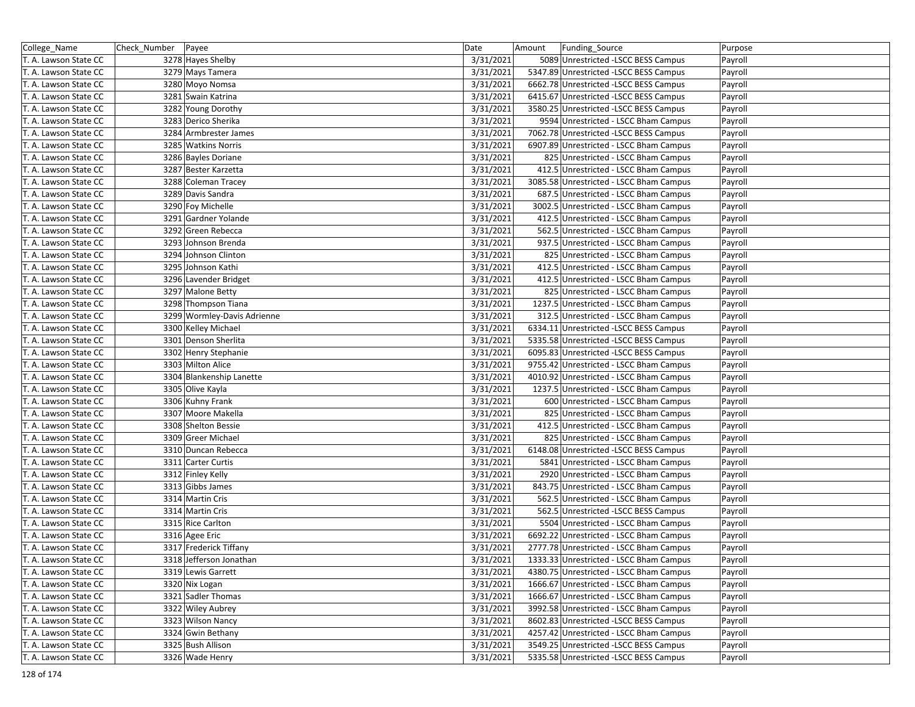| College_Name | Check_Number | Payee | Date | Amount | Funding_Source | Purpose |
|---|---|---|---|---|---|---|
| T. A. Lawson State CC | 3278 | Hayes Shelby | 3/31/2021 | 5089 | Unrestricted -LSCC BESS Campus | Payroll |
| T. A. Lawson State CC | 3279 | Mays Tamera | 3/31/2021 | 5347.89 | Unrestricted -LSCC BESS Campus | Payroll |
| T. A. Lawson State CC | 3280 | Moyo Nomsa | 3/31/2021 | 6662.78 | Unrestricted -LSCC BESS Campus | Payroll |
| T. A. Lawson State CC | 3281 | Swain Katrina | 3/31/2021 | 6415.67 | Unrestricted -LSCC BESS Campus | Payroll |
| T. A. Lawson State CC | 3282 | Young Dorothy | 3/31/2021 | 3580.25 | Unrestricted -LSCC BESS Campus | Payroll |
| T. A. Lawson State CC | 3283 | Derico Sherika | 3/31/2021 | 9594 | Unrestricted - LSCC Bham Campus | Payroll |
| T. A. Lawson State CC | 3284 | Armbrester James | 3/31/2021 | 7062.78 | Unrestricted -LSCC BESS Campus | Payroll |
| T. A. Lawson State CC | 3285 | Watkins Norris | 3/31/2021 | 6907.89 | Unrestricted - LSCC Bham Campus | Payroll |
| T. A. Lawson State CC | 3286 | Bayles Doriane | 3/31/2021 | 825 | Unrestricted - LSCC Bham Campus | Payroll |
| T. A. Lawson State CC | 3287 | Bester Karzetta | 3/31/2021 | 412.5 | Unrestricted - LSCC Bham Campus | Payroll |
| T. A. Lawson State CC | 3288 | Coleman Tracey | 3/31/2021 | 3085.58 | Unrestricted - LSCC Bham Campus | Payroll |
| T. A. Lawson State CC | 3289 | Davis Sandra | 3/31/2021 | 687.5 | Unrestricted - LSCC Bham Campus | Payroll |
| T. A. Lawson State CC | 3290 | Foy Michelle | 3/31/2021 | 3002.5 | Unrestricted - LSCC Bham Campus | Payroll |
| T. A. Lawson State CC | 3291 | Gardner Yolande | 3/31/2021 | 412.5 | Unrestricted - LSCC Bham Campus | Payroll |
| T. A. Lawson State CC | 3292 | Green Rebecca | 3/31/2021 | 562.5 | Unrestricted - LSCC Bham Campus | Payroll |
| T. A. Lawson State CC | 3293 | Johnson Brenda | 3/31/2021 | 937.5 | Unrestricted - LSCC Bham Campus | Payroll |
| T. A. Lawson State CC | 3294 | Johnson Clinton | 3/31/2021 | 825 | Unrestricted - LSCC Bham Campus | Payroll |
| T. A. Lawson State CC | 3295 | Johnson Kathi | 3/31/2021 | 412.5 | Unrestricted - LSCC Bham Campus | Payroll |
| T. A. Lawson State CC | 3296 | Lavender Bridget | 3/31/2021 | 412.5 | Unrestricted - LSCC Bham Campus | Payroll |
| T. A. Lawson State CC | 3297 | Malone Betty | 3/31/2021 | 825 | Unrestricted - LSCC Bham Campus | Payroll |
| T. A. Lawson State CC | 3298 | Thompson Tiana | 3/31/2021 | 1237.5 | Unrestricted - LSCC Bham Campus | Payroll |
| T. A. Lawson State CC | 3299 | Wormley-Davis Adrienne | 3/31/2021 | 312.5 | Unrestricted - LSCC Bham Campus | Payroll |
| T. A. Lawson State CC | 3300 | Kelley Michael | 3/31/2021 | 6334.11 | Unrestricted -LSCC BESS Campus | Payroll |
| T. A. Lawson State CC | 3301 | Denson Sherlita | 3/31/2021 | 5335.58 | Unrestricted -LSCC BESS Campus | Payroll |
| T. A. Lawson State CC | 3302 | Henry Stephanie | 3/31/2021 | 6095.83 | Unrestricted -LSCC BESS Campus | Payroll |
| T. A. Lawson State CC | 3303 | Milton Alice | 3/31/2021 | 9755.42 | Unrestricted - LSCC Bham Campus | Payroll |
| T. A. Lawson State CC | 3304 | Blankenship Lanette | 3/31/2021 | 4010.92 | Unrestricted - LSCC Bham Campus | Payroll |
| T. A. Lawson State CC | 3305 | Olive Kayla | 3/31/2021 | 1237.5 | Unrestricted - LSCC Bham Campus | Payroll |
| T. A. Lawson State CC | 3306 | Kuhny Frank | 3/31/2021 | 600 | Unrestricted - LSCC Bham Campus | Payroll |
| T. A. Lawson State CC | 3307 | Moore Makella | 3/31/2021 | 825 | Unrestricted - LSCC Bham Campus | Payroll |
| T. A. Lawson State CC | 3308 | Shelton Bessie | 3/31/2021 | 412.5 | Unrestricted - LSCC Bham Campus | Payroll |
| T. A. Lawson State CC | 3309 | Greer Michael | 3/31/2021 | 825 | Unrestricted - LSCC Bham Campus | Payroll |
| T. A. Lawson State CC | 3310 | Duncan Rebecca | 3/31/2021 | 6148.08 | Unrestricted -LSCC BESS Campus | Payroll |
| T. A. Lawson State CC | 3311 | Carter Curtis | 3/31/2021 | 5841 | Unrestricted - LSCC Bham Campus | Payroll |
| T. A. Lawson State CC | 3312 | Finley Kelly | 3/31/2021 | 2920 | Unrestricted - LSCC Bham Campus | Payroll |
| T. A. Lawson State CC | 3313 | Gibbs James | 3/31/2021 | 843.75 | Unrestricted - LSCC Bham Campus | Payroll |
| T. A. Lawson State CC | 3314 | Martin Cris | 3/31/2021 | 562.5 | Unrestricted - LSCC Bham Campus | Payroll |
| T. A. Lawson State CC | 3314 | Martin Cris | 3/31/2021 | 562.5 | Unrestricted -LSCC BESS Campus | Payroll |
| T. A. Lawson State CC | 3315 | Rice Carlton | 3/31/2021 | 5504 | Unrestricted - LSCC Bham Campus | Payroll |
| T. A. Lawson State CC | 3316 | Agee Eric | 3/31/2021 | 6692.22 | Unrestricted - LSCC Bham Campus | Payroll |
| T. A. Lawson State CC | 3317 | Frederick Tiffany | 3/31/2021 | 2777.78 | Unrestricted - LSCC Bham Campus | Payroll |
| T. A. Lawson State CC | 3318 | Jefferson Jonathan | 3/31/2021 | 1333.33 | Unrestricted - LSCC Bham Campus | Payroll |
| T. A. Lawson State CC | 3319 | Lewis Garrett | 3/31/2021 | 4380.75 | Unrestricted - LSCC Bham Campus | Payroll |
| T. A. Lawson State CC | 3320 | Nix Logan | 3/31/2021 | 1666.67 | Unrestricted - LSCC Bham Campus | Payroll |
| T. A. Lawson State CC | 3321 | Sadler Thomas | 3/31/2021 | 1666.67 | Unrestricted - LSCC Bham Campus | Payroll |
| T. A. Lawson State CC | 3322 | Wiley Aubrey | 3/31/2021 | 3992.58 | Unrestricted - LSCC Bham Campus | Payroll |
| T. A. Lawson State CC | 3323 | Wilson Nancy | 3/31/2021 | 8602.83 | Unrestricted -LSCC BESS Campus | Payroll |
| T. A. Lawson State CC | 3324 | Gwin Bethany | 3/31/2021 | 4257.42 | Unrestricted - LSCC Bham Campus | Payroll |
| T. A. Lawson State CC | 3325 | Bush Allison | 3/31/2021 | 3549.25 | Unrestricted -LSCC BESS Campus | Payroll |
| T. A. Lawson State CC | 3326 | Wade Henry | 3/31/2021 | 5335.58 | Unrestricted -LSCC BESS Campus | Payroll |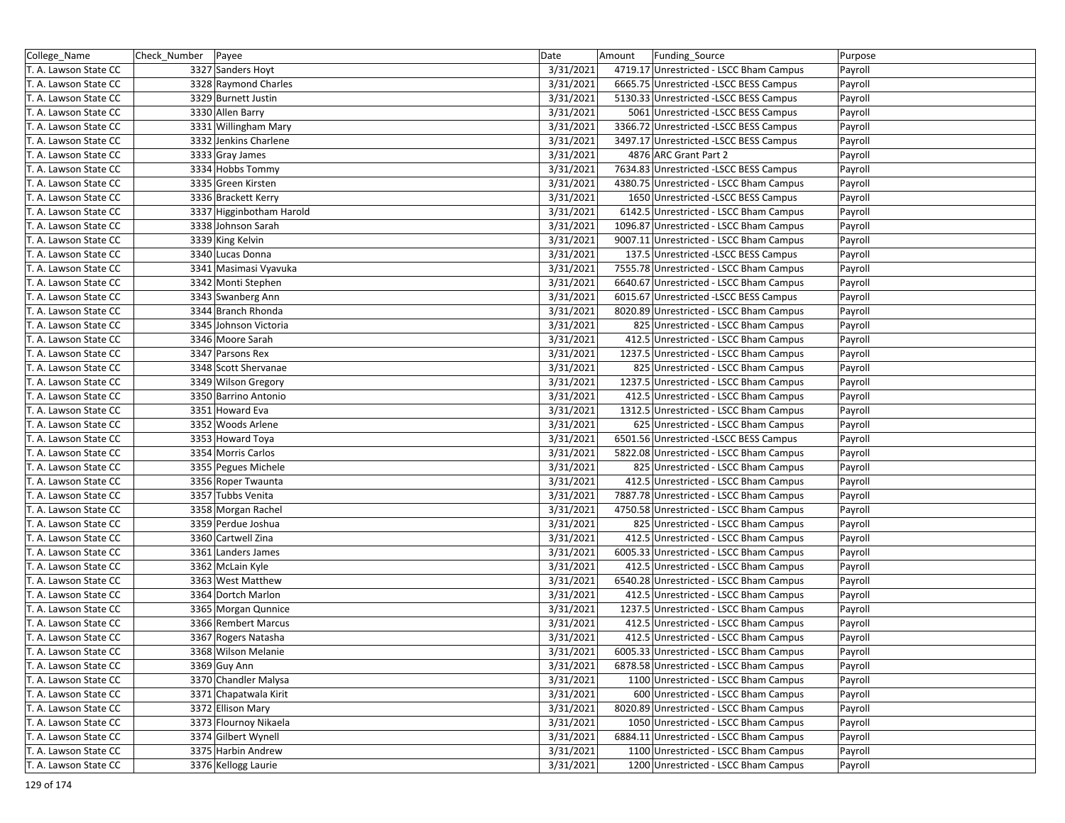| College_Name | Check_Number | Payee | Date | Amount | Funding_Source | Purpose |
|---|---|---|---|---|---|---|
| T. A. Lawson State CC | 3327 | Sanders Hoyt | 3/31/2021 | 4719.17 | Unrestricted - LSCC Bham Campus | Payroll |
| T. A. Lawson State CC | 3328 | Raymond Charles | 3/31/2021 | 6665.75 | Unrestricted -LSCC BESS Campus | Payroll |
| T. A. Lawson State CC | 3329 | Burnett Justin | 3/31/2021 | 5130.33 | Unrestricted -LSCC BESS Campus | Payroll |
| T. A. Lawson State CC | 3330 | Allen Barry | 3/31/2021 | 5061 | Unrestricted -LSCC BESS Campus | Payroll |
| T. A. Lawson State CC | 3331 | Willingham Mary | 3/31/2021 | 3366.72 | Unrestricted -LSCC BESS Campus | Payroll |
| T. A. Lawson State CC | 3332 | Jenkins Charlene | 3/31/2021 | 3497.17 | Unrestricted -LSCC BESS Campus | Payroll |
| T. A. Lawson State CC | 3333 | Gray James | 3/31/2021 | 4876 | ARC Grant Part 2 | Payroll |
| T. A. Lawson State CC | 3334 | Hobbs Tommy | 3/31/2021 | 7634.83 | Unrestricted -LSCC BESS Campus | Payroll |
| T. A. Lawson State CC | 3335 | Green Kirsten | 3/31/2021 | 4380.75 | Unrestricted - LSCC Bham Campus | Payroll |
| T. A. Lawson State CC | 3336 | Brackett Kerry | 3/31/2021 | 1650 | Unrestricted -LSCC BESS Campus | Payroll |
| T. A. Lawson State CC | 3337 | Higginbotham Harold | 3/31/2021 | 6142.5 | Unrestricted - LSCC Bham Campus | Payroll |
| T. A. Lawson State CC | 3338 | Johnson Sarah | 3/31/2021 | 1096.87 | Unrestricted - LSCC Bham Campus | Payroll |
| T. A. Lawson State CC | 3339 | King Kelvin | 3/31/2021 | 9007.11 | Unrestricted - LSCC Bham Campus | Payroll |
| T. A. Lawson State CC | 3340 | Lucas Donna | 3/31/2021 | 137.5 | Unrestricted -LSCC BESS Campus | Payroll |
| T. A. Lawson State CC | 3341 | Masimasi Vyavuka | 3/31/2021 | 7555.78 | Unrestricted - LSCC Bham Campus | Payroll |
| T. A. Lawson State CC | 3342 | Monti Stephen | 3/31/2021 | 6640.67 | Unrestricted - LSCC Bham Campus | Payroll |
| T. A. Lawson State CC | 3343 | Swanberg Ann | 3/31/2021 | 6015.67 | Unrestricted -LSCC BESS Campus | Payroll |
| T. A. Lawson State CC | 3344 | Branch Rhonda | 3/31/2021 | 8020.89 | Unrestricted - LSCC Bham Campus | Payroll |
| T. A. Lawson State CC | 3345 | Johnson Victoria | 3/31/2021 | 825 | Unrestricted - LSCC Bham Campus | Payroll |
| T. A. Lawson State CC | 3346 | Moore Sarah | 3/31/2021 | 412.5 | Unrestricted - LSCC Bham Campus | Payroll |
| T. A. Lawson State CC | 3347 | Parsons Rex | 3/31/2021 | 1237.5 | Unrestricted - LSCC Bham Campus | Payroll |
| T. A. Lawson State CC | 3348 | Scott Shervanae | 3/31/2021 | 825 | Unrestricted - LSCC Bham Campus | Payroll |
| T. A. Lawson State CC | 3349 | Wilson Gregory | 3/31/2021 | 1237.5 | Unrestricted - LSCC Bham Campus | Payroll |
| T. A. Lawson State CC | 3350 | Barrino Antonio | 3/31/2021 | 412.5 | Unrestricted - LSCC Bham Campus | Payroll |
| T. A. Lawson State CC | 3351 | Howard Eva | 3/31/2021 | 1312.5 | Unrestricted - LSCC Bham Campus | Payroll |
| T. A. Lawson State CC | 3352 | Woods Arlene | 3/31/2021 | 625 | Unrestricted - LSCC Bham Campus | Payroll |
| T. A. Lawson State CC | 3353 | Howard Toya | 3/31/2021 | 6501.56 | Unrestricted -LSCC BESS Campus | Payroll |
| T. A. Lawson State CC | 3354 | Morris Carlos | 3/31/2021 | 5822.08 | Unrestricted - LSCC Bham Campus | Payroll |
| T. A. Lawson State CC | 3355 | Pegues Michele | 3/31/2021 | 825 | Unrestricted - LSCC Bham Campus | Payroll |
| T. A. Lawson State CC | 3356 | Roper Twaunta | 3/31/2021 | 412.5 | Unrestricted - LSCC Bham Campus | Payroll |
| T. A. Lawson State CC | 3357 | Tubbs Venita | 3/31/2021 | 7887.78 | Unrestricted - LSCC Bham Campus | Payroll |
| T. A. Lawson State CC | 3358 | Morgan Rachel | 3/31/2021 | 4750.58 | Unrestricted - LSCC Bham Campus | Payroll |
| T. A. Lawson State CC | 3359 | Perdue Joshua | 3/31/2021 | 825 | Unrestricted - LSCC Bham Campus | Payroll |
| T. A. Lawson State CC | 3360 | Cartwell Zina | 3/31/2021 | 412.5 | Unrestricted - LSCC Bham Campus | Payroll |
| T. A. Lawson State CC | 3361 | Landers James | 3/31/2021 | 6005.33 | Unrestricted - LSCC Bham Campus | Payroll |
| T. A. Lawson State CC | 3362 | McLain Kyle | 3/31/2021 | 412.5 | Unrestricted - LSCC Bham Campus | Payroll |
| T. A. Lawson State CC | 3363 | West Matthew | 3/31/2021 | 6540.28 | Unrestricted - LSCC Bham Campus | Payroll |
| T. A. Lawson State CC | 3364 | Dortch Marlon | 3/31/2021 | 412.5 | Unrestricted - LSCC Bham Campus | Payroll |
| T. A. Lawson State CC | 3365 | Morgan Qunnice | 3/31/2021 | 1237.5 | Unrestricted - LSCC Bham Campus | Payroll |
| T. A. Lawson State CC | 3366 | Rembert Marcus | 3/31/2021 | 412.5 | Unrestricted - LSCC Bham Campus | Payroll |
| T. A. Lawson State CC | 3367 | Rogers Natasha | 3/31/2021 | 412.5 | Unrestricted - LSCC Bham Campus | Payroll |
| T. A. Lawson State CC | 3368 | Wilson Melanie | 3/31/2021 | 6005.33 | Unrestricted - LSCC Bham Campus | Payroll |
| T. A. Lawson State CC | 3369 | Guy Ann | 3/31/2021 | 6878.58 | Unrestricted - LSCC Bham Campus | Payroll |
| T. A. Lawson State CC | 3370 | Chandler Malysa | 3/31/2021 | 1100 | Unrestricted - LSCC Bham Campus | Payroll |
| T. A. Lawson State CC | 3371 | Chapatwala Kirit | 3/31/2021 | 600 | Unrestricted - LSCC Bham Campus | Payroll |
| T. A. Lawson State CC | 3372 | Ellison Mary | 3/31/2021 | 8020.89 | Unrestricted - LSCC Bham Campus | Payroll |
| T. A. Lawson State CC | 3373 | Flournoy Nikaela | 3/31/2021 | 1050 | Unrestricted - LSCC Bham Campus | Payroll |
| T. A. Lawson State CC | 3374 | Gilbert Wynell | 3/31/2021 | 6884.11 | Unrestricted - LSCC Bham Campus | Payroll |
| T. A. Lawson State CC | 3375 | Harbin Andrew | 3/31/2021 | 1100 | Unrestricted - LSCC Bham Campus | Payroll |
| T. A. Lawson State CC | 3376 | Kellogg Laurie | 3/31/2021 | 1200 | Unrestricted - LSCC Bham Campus | Payroll |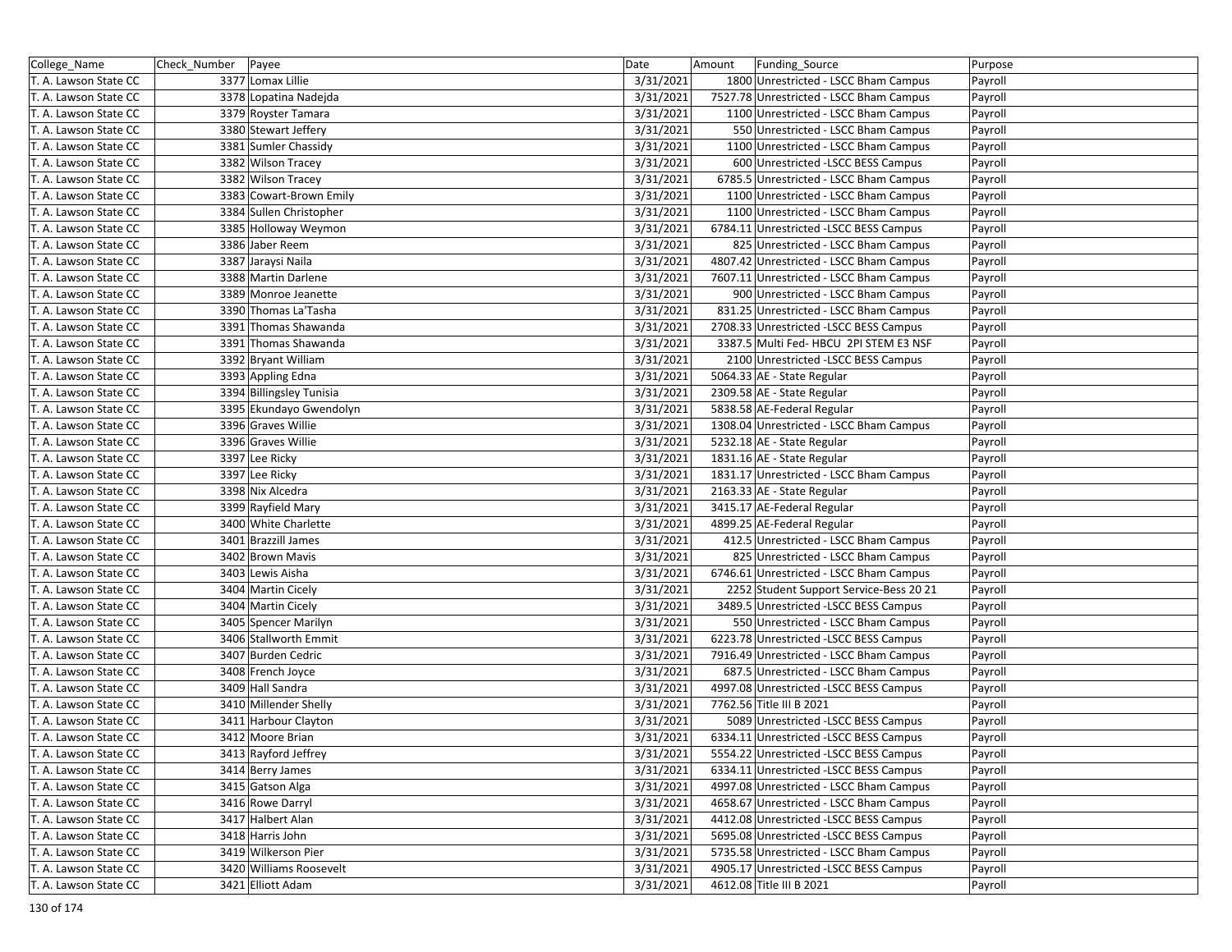| College_Name | Check_Number | Payee | Date | Amount | Funding_Source | Purpose |
|---|---|---|---|---|---|---|
| T. A. Lawson State CC | 3377 | Lomax Lillie | 3/31/2021 | 1800 | Unrestricted - LSCC Bham Campus | Payroll |
| T. A. Lawson State CC | 3378 | Lopatina Nadejda | 3/31/2021 | 7527.78 | Unrestricted - LSCC Bham Campus | Payroll |
| T. A. Lawson State CC | 3379 | Royster Tamara | 3/31/2021 | 1100 | Unrestricted - LSCC Bham Campus | Payroll |
| T. A. Lawson State CC | 3380 | Stewart Jeffery | 3/31/2021 | 550 | Unrestricted - LSCC Bham Campus | Payroll |
| T. A. Lawson State CC | 3381 | Sumler Chassidy | 3/31/2021 | 1100 | Unrestricted - LSCC Bham Campus | Payroll |
| T. A. Lawson State CC | 3382 | Wilson Tracey | 3/31/2021 | 600 | Unrestricted -LSCC BESS Campus | Payroll |
| T. A. Lawson State CC | 3382 | Wilson Tracey | 3/31/2021 | 6785.5 | Unrestricted - LSCC Bham Campus | Payroll |
| T. A. Lawson State CC | 3383 | Cowart-Brown Emily | 3/31/2021 | 1100 | Unrestricted - LSCC Bham Campus | Payroll |
| T. A. Lawson State CC | 3384 | Sullen Christopher | 3/31/2021 | 1100 | Unrestricted - LSCC Bham Campus | Payroll |
| T. A. Lawson State CC | 3385 | Holloway Weymon | 3/31/2021 | 6784.11 | Unrestricted -LSCC BESS Campus | Payroll |
| T. A. Lawson State CC | 3386 | Jaber Reem | 3/31/2021 | 825 | Unrestricted - LSCC Bham Campus | Payroll |
| T. A. Lawson State CC | 3387 | Jaraysi Naila | 3/31/2021 | 4807.42 | Unrestricted - LSCC Bham Campus | Payroll |
| T. A. Lawson State CC | 3388 | Martin Darlene | 3/31/2021 | 7607.11 | Unrestricted - LSCC Bham Campus | Payroll |
| T. A. Lawson State CC | 3389 | Monroe Jeanette | 3/31/2021 | 900 | Unrestricted - LSCC Bham Campus | Payroll |
| T. A. Lawson State CC | 3390 | Thomas La'Tasha | 3/31/2021 | 831.25 | Unrestricted - LSCC Bham Campus | Payroll |
| T. A. Lawson State CC | 3391 | Thomas Shawanda | 3/31/2021 | 2708.33 | Unrestricted -LSCC BESS Campus | Payroll |
| T. A. Lawson State CC | 3391 | Thomas Shawanda | 3/31/2021 | 3387.5 | Multi Fed- HBCU 2PI STEM E3 NSF | Payroll |
| T. A. Lawson State CC | 3392 | Bryant William | 3/31/2021 | 2100 | Unrestricted -LSCC BESS Campus | Payroll |
| T. A. Lawson State CC | 3393 | Appling Edna | 3/31/2021 | 5064.33 | AE - State Regular | Payroll |
| T. A. Lawson State CC | 3394 | Billingsley Tunisia | 3/31/2021 | 2309.58 | AE - State Regular | Payroll |
| T. A. Lawson State CC | 3395 | Ekundayo Gwendolyn | 3/31/2021 | 5838.58 | AE-Federal Regular | Payroll |
| T. A. Lawson State CC | 3396 | Graves Willie | 3/31/2021 | 1308.04 | Unrestricted - LSCC Bham Campus | Payroll |
| T. A. Lawson State CC | 3396 | Graves Willie | 3/31/2021 | 5232.18 | AE - State Regular | Payroll |
| T. A. Lawson State CC | 3397 | Lee Ricky | 3/31/2021 | 1831.16 | AE - State Regular | Payroll |
| T. A. Lawson State CC | 3397 | Lee Ricky | 3/31/2021 | 1831.17 | Unrestricted - LSCC Bham Campus | Payroll |
| T. A. Lawson State CC | 3398 | Nix Alcedra | 3/31/2021 | 2163.33 | AE - State Regular | Payroll |
| T. A. Lawson State CC | 3399 | Rayfield Mary | 3/31/2021 | 3415.17 | AE-Federal Regular | Payroll |
| T. A. Lawson State CC | 3400 | White Charlette | 3/31/2021 | 4899.25 | AE-Federal Regular | Payroll |
| T. A. Lawson State CC | 3401 | Brazzill James | 3/31/2021 | 412.5 | Unrestricted - LSCC Bham Campus | Payroll |
| T. A. Lawson State CC | 3402 | Brown Mavis | 3/31/2021 | 825 | Unrestricted - LSCC Bham Campus | Payroll |
| T. A. Lawson State CC | 3403 | Lewis Aisha | 3/31/2021 | 6746.61 | Unrestricted - LSCC Bham Campus | Payroll |
| T. A. Lawson State CC | 3404 | Martin Cicely | 3/31/2021 | 2252 | Student Support Service-Bess 20 21 | Payroll |
| T. A. Lawson State CC | 3404 | Martin Cicely | 3/31/2021 | 3489.5 | Unrestricted -LSCC BESS Campus | Payroll |
| T. A. Lawson State CC | 3405 | Spencer Marilyn | 3/31/2021 | 550 | Unrestricted - LSCC Bham Campus | Payroll |
| T. A. Lawson State CC | 3406 | Stallworth Emmit | 3/31/2021 | 6223.78 | Unrestricted -LSCC BESS Campus | Payroll |
| T. A. Lawson State CC | 3407 | Burden Cedric | 3/31/2021 | 7916.49 | Unrestricted - LSCC Bham Campus | Payroll |
| T. A. Lawson State CC | 3408 | French Joyce | 3/31/2021 | 687.5 | Unrestricted - LSCC Bham Campus | Payroll |
| T. A. Lawson State CC | 3409 | Hall Sandra | 3/31/2021 | 4997.08 | Unrestricted -LSCC BESS Campus | Payroll |
| T. A. Lawson State CC | 3410 | Millender Shelly | 3/31/2021 | 7762.56 | Title III B 2021 | Payroll |
| T. A. Lawson State CC | 3411 | Harbour Clayton | 3/31/2021 | 5089 | Unrestricted -LSCC BESS Campus | Payroll |
| T. A. Lawson State CC | 3412 | Moore Brian | 3/31/2021 | 6334.11 | Unrestricted -LSCC BESS Campus | Payroll |
| T. A. Lawson State CC | 3413 | Rayford Jeffrey | 3/31/2021 | 5554.22 | Unrestricted -LSCC BESS Campus | Payroll |
| T. A. Lawson State CC | 3414 | Berry James | 3/31/2021 | 6334.11 | Unrestricted -LSCC BESS Campus | Payroll |
| T. A. Lawson State CC | 3415 | Gatson Alga | 3/31/2021 | 4997.08 | Unrestricted - LSCC Bham Campus | Payroll |
| T. A. Lawson State CC | 3416 | Rowe Darryl | 3/31/2021 | 4658.67 | Unrestricted - LSCC Bham Campus | Payroll |
| T. A. Lawson State CC | 3417 | Halbert Alan | 3/31/2021 | 4412.08 | Unrestricted -LSCC BESS Campus | Payroll |
| T. A. Lawson State CC | 3418 | Harris John | 3/31/2021 | 5695.08 | Unrestricted -LSCC BESS Campus | Payroll |
| T. A. Lawson State CC | 3419 | Wilkerson Pier | 3/31/2021 | 5735.58 | Unrestricted - LSCC Bham Campus | Payroll |
| T. A. Lawson State CC | 3420 | Williams Roosevelt | 3/31/2021 | 4905.17 | Unrestricted -LSCC BESS Campus | Payroll |
| T. A. Lawson State CC | 3421 | Elliott Adam | 3/31/2021 | 4612.08 | Title III B 2021 | Payroll |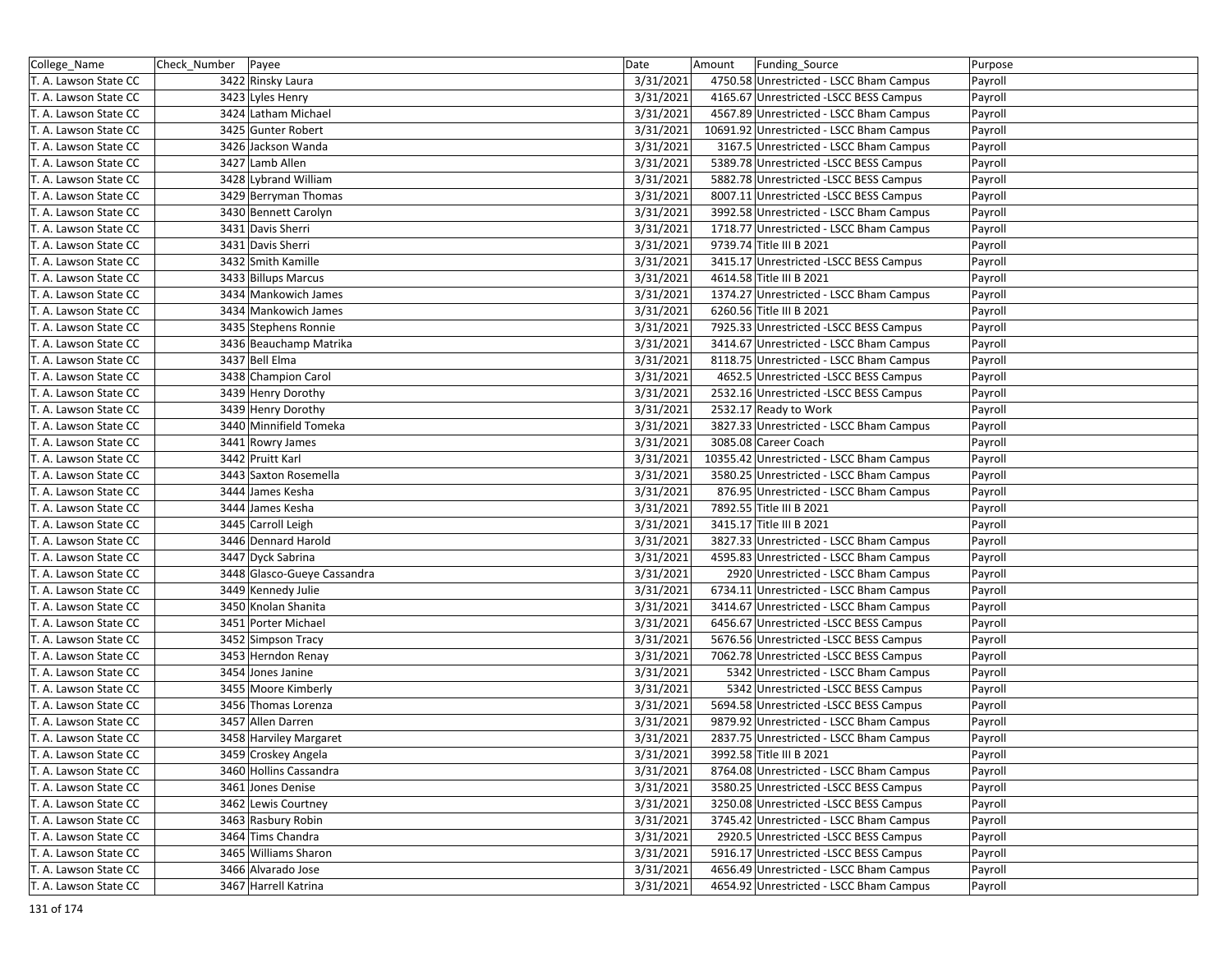| College_Name | Check_Number | Payee | Date | Amount | Funding_Source | Purpose |
|---|---|---|---|---|---|---|
| T. A. Lawson State CC | 3422 | Rinsky Laura | 3/31/2021 | 4750.58 | Unrestricted - LSCC Bham Campus | Payroll |
| T. A. Lawson State CC | 3423 | Lyles Henry | 3/31/2021 | 4165.67 | Unrestricted -LSCC BESS Campus | Payroll |
| T. A. Lawson State CC | 3424 | Latham Michael | 3/31/2021 | 4567.89 | Unrestricted - LSCC Bham Campus | Payroll |
| T. A. Lawson State CC | 3425 | Gunter Robert | 3/31/2021 | 10691.92 | Unrestricted - LSCC Bham Campus | Payroll |
| T. A. Lawson State CC | 3426 | Jackson Wanda | 3/31/2021 | 3167.5 | Unrestricted - LSCC Bham Campus | Payroll |
| T. A. Lawson State CC | 3427 | Lamb Allen | 3/31/2021 | 5389.78 | Unrestricted -LSCC BESS Campus | Payroll |
| T. A. Lawson State CC | 3428 | Lybrand William | 3/31/2021 | 5882.78 | Unrestricted -LSCC BESS Campus | Payroll |
| T. A. Lawson State CC | 3429 | Berryman Thomas | 3/31/2021 | 8007.11 | Unrestricted -LSCC BESS Campus | Payroll |
| T. A. Lawson State CC | 3430 | Bennett Carolyn | 3/31/2021 | 3992.58 | Unrestricted - LSCC Bham Campus | Payroll |
| T. A. Lawson State CC | 3431 | Davis Sherri | 3/31/2021 | 1718.77 | Unrestricted - LSCC Bham Campus | Payroll |
| T. A. Lawson State CC | 3431 | Davis Sherri | 3/31/2021 | 9739.74 | Title III B 2021 | Payroll |
| T. A. Lawson State CC | 3432 | Smith Kamille | 3/31/2021 | 3415.17 | Unrestricted -LSCC BESS Campus | Payroll |
| T. A. Lawson State CC | 3433 | Billups Marcus | 3/31/2021 | 4614.58 | Title III B 2021 | Payroll |
| T. A. Lawson State CC | 3434 | Mankowich James | 3/31/2021 | 1374.27 | Unrestricted - LSCC Bham Campus | Payroll |
| T. A. Lawson State CC | 3434 | Mankowich James | 3/31/2021 | 6260.56 | Title III B 2021 | Payroll |
| T. A. Lawson State CC | 3435 | Stephens Ronnie | 3/31/2021 | 7925.33 | Unrestricted -LSCC BESS Campus | Payroll |
| T. A. Lawson State CC | 3436 | Beauchamp Matrika | 3/31/2021 | 3414.67 | Unrestricted - LSCC Bham Campus | Payroll |
| T. A. Lawson State CC | 3437 | Bell Elma | 3/31/2021 | 8118.75 | Unrestricted - LSCC Bham Campus | Payroll |
| T. A. Lawson State CC | 3438 | Champion Carol | 3/31/2021 | 4652.5 | Unrestricted -LSCC BESS Campus | Payroll |
| T. A. Lawson State CC | 3439 | Henry Dorothy | 3/31/2021 | 2532.16 | Unrestricted -LSCC BESS Campus | Payroll |
| T. A. Lawson State CC | 3439 | Henry Dorothy | 3/31/2021 | 2532.17 | Ready to Work | Payroll |
| T. A. Lawson State CC | 3440 | Minnifield Tomeka | 3/31/2021 | 3827.33 | Unrestricted - LSCC Bham Campus | Payroll |
| T. A. Lawson State CC | 3441 | Rowry James | 3/31/2021 | 3085.08 | Career Coach | Payroll |
| T. A. Lawson State CC | 3442 | Pruitt Karl | 3/31/2021 | 10355.42 | Unrestricted - LSCC Bham Campus | Payroll |
| T. A. Lawson State CC | 3443 | Saxton Rosemella | 3/31/2021 | 3580.25 | Unrestricted - LSCC Bham Campus | Payroll |
| T. A. Lawson State CC | 3444 | James Kesha | 3/31/2021 | 876.95 | Unrestricted - LSCC Bham Campus | Payroll |
| T. A. Lawson State CC | 3444 | James Kesha | 3/31/2021 | 7892.55 | Title III B 2021 | Payroll |
| T. A. Lawson State CC | 3445 | Carroll Leigh | 3/31/2021 | 3415.17 | Title III B 2021 | Payroll |
| T. A. Lawson State CC | 3446 | Dennard Harold | 3/31/2021 | 3827.33 | Unrestricted - LSCC Bham Campus | Payroll |
| T. A. Lawson State CC | 3447 | Dyck Sabrina | 3/31/2021 | 4595.83 | Unrestricted - LSCC Bham Campus | Payroll |
| T. A. Lawson State CC | 3448 | Glasco-Gueye Cassandra | 3/31/2021 | 2920 | Unrestricted - LSCC Bham Campus | Payroll |
| T. A. Lawson State CC | 3449 | Kennedy Julie | 3/31/2021 | 6734.11 | Unrestricted - LSCC Bham Campus | Payroll |
| T. A. Lawson State CC | 3450 | Knolan Shanita | 3/31/2021 | 3414.67 | Unrestricted - LSCC Bham Campus | Payroll |
| T. A. Lawson State CC | 3451 | Porter Michael | 3/31/2021 | 6456.67 | Unrestricted -LSCC BESS Campus | Payroll |
| T. A. Lawson State CC | 3452 | Simpson Tracy | 3/31/2021 | 5676.56 | Unrestricted -LSCC BESS Campus | Payroll |
| T. A. Lawson State CC | 3453 | Herndon Renay | 3/31/2021 | 7062.78 | Unrestricted -LSCC BESS Campus | Payroll |
| T. A. Lawson State CC | 3454 | Jones Janine | 3/31/2021 | 5342 | Unrestricted - LSCC Bham Campus | Payroll |
| T. A. Lawson State CC | 3455 | Moore Kimberly | 3/31/2021 | 5342 | Unrestricted -LSCC BESS Campus | Payroll |
| T. A. Lawson State CC | 3456 | Thomas Lorenza | 3/31/2021 | 5694.58 | Unrestricted -LSCC BESS Campus | Payroll |
| T. A. Lawson State CC | 3457 | Allen Darren | 3/31/2021 | 9879.92 | Unrestricted - LSCC Bham Campus | Payroll |
| T. A. Lawson State CC | 3458 | Harviley Margaret | 3/31/2021 | 2837.75 | Unrestricted - LSCC Bham Campus | Payroll |
| T. A. Lawson State CC | 3459 | Croskey Angela | 3/31/2021 | 3992.58 | Title III B 2021 | Payroll |
| T. A. Lawson State CC | 3460 | Hollins Cassandra | 3/31/2021 | 8764.08 | Unrestricted - LSCC Bham Campus | Payroll |
| T. A. Lawson State CC | 3461 | Jones Denise | 3/31/2021 | 3580.25 | Unrestricted -LSCC BESS Campus | Payroll |
| T. A. Lawson State CC | 3462 | Lewis Courtney | 3/31/2021 | 3250.08 | Unrestricted -LSCC BESS Campus | Payroll |
| T. A. Lawson State CC | 3463 | Rasbury Robin | 3/31/2021 | 3745.42 | Unrestricted - LSCC Bham Campus | Payroll |
| T. A. Lawson State CC | 3464 | Tims Chandra | 3/31/2021 | 2920.5 | Unrestricted -LSCC BESS Campus | Payroll |
| T. A. Lawson State CC | 3465 | Williams Sharon | 3/31/2021 | 5916.17 | Unrestricted -LSCC BESS Campus | Payroll |
| T. A. Lawson State CC | 3466 | Alvarado Jose | 3/31/2021 | 4656.49 | Unrestricted - LSCC Bham Campus | Payroll |
| T. A. Lawson State CC | 3467 | Harrell Katrina | 3/31/2021 | 4654.92 | Unrestricted - LSCC Bham Campus | Payroll |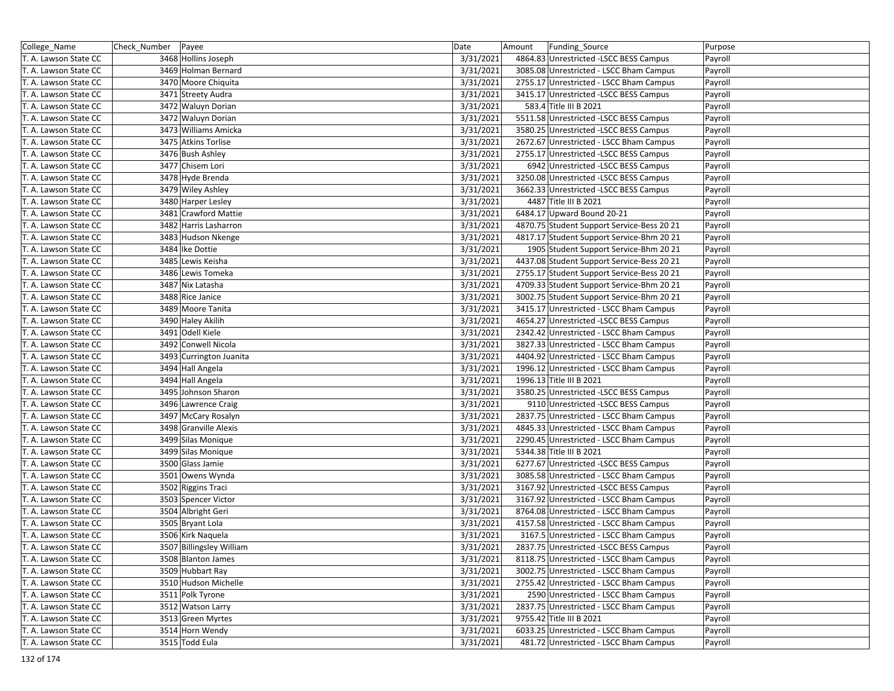| College_Name | Check_Number | Payee | Date | Amount | Funding_Source | Purpose |
|---|---|---|---|---|---|---|
| T. A. Lawson State CC | 3468 | Hollins Joseph | 3/31/2021 | 4864.83 | Unrestricted -LSCC BESS Campus | Payroll |
| T. A. Lawson State CC | 3469 | Holman Bernard | 3/31/2021 | 3085.08 | Unrestricted - LSCC Bham Campus | Payroll |
| T. A. Lawson State CC | 3470 | Moore Chiquita | 3/31/2021 | 2755.17 | Unrestricted - LSCC Bham Campus | Payroll |
| T. A. Lawson State CC | 3471 | Streety Audra | 3/31/2021 | 3415.17 | Unrestricted -LSCC BESS Campus | Payroll |
| T. A. Lawson State CC | 3472 | Waluyn Dorian | 3/31/2021 | 583.4 | Title III B 2021 | Payroll |
| T. A. Lawson State CC | 3472 | Waluyn Dorian | 3/31/2021 | 5511.58 | Unrestricted -LSCC BESS Campus | Payroll |
| T. A. Lawson State CC | 3473 | Williams Amicka | 3/31/2021 | 3580.25 | Unrestricted -LSCC BESS Campus | Payroll |
| T. A. Lawson State CC | 3475 | Atkins Torlise | 3/31/2021 | 2672.67 | Unrestricted - LSCC Bham Campus | Payroll |
| T. A. Lawson State CC | 3476 | Bush Ashley | 3/31/2021 | 2755.17 | Unrestricted -LSCC BESS Campus | Payroll |
| T. A. Lawson State CC | 3477 | Chisem Lori | 3/31/2021 | 6942 | Unrestricted -LSCC BESS Campus | Payroll |
| T. A. Lawson State CC | 3478 | Hyde Brenda | 3/31/2021 | 3250.08 | Unrestricted -LSCC BESS Campus | Payroll |
| T. A. Lawson State CC | 3479 | Wiley Ashley | 3/31/2021 | 3662.33 | Unrestricted -LSCC BESS Campus | Payroll |
| T. A. Lawson State CC | 3480 | Harper Lesley | 3/31/2021 | 4487 | Title III B 2021 | Payroll |
| T. A. Lawson State CC | 3481 | Crawford Mattie | 3/31/2021 | 6484.17 | Upward Bound 20-21 | Payroll |
| T. A. Lawson State CC | 3482 | Harris Lasharron | 3/31/2021 | 4870.75 | Student Support Service-Bess 20 21 | Payroll |
| T. A. Lawson State CC | 3483 | Hudson Nkenge | 3/31/2021 | 4817.17 | Student Support Service-Bhm 20 21 | Payroll |
| T. A. Lawson State CC | 3484 | Ike Dottie | 3/31/2021 | 1905 | Student Support Service-Bhm 20 21 | Payroll |
| T. A. Lawson State CC | 3485 | Lewis Keisha | 3/31/2021 | 4437.08 | Student Support Service-Bess 20 21 | Payroll |
| T. A. Lawson State CC | 3486 | Lewis Tomeka | 3/31/2021 | 2755.17 | Student Support Service-Bess 20 21 | Payroll |
| T. A. Lawson State CC | 3487 | Nix Latasha | 3/31/2021 | 4709.33 | Student Support Service-Bhm 20 21 | Payroll |
| T. A. Lawson State CC | 3488 | Rice Janice | 3/31/2021 | 3002.75 | Student Support Service-Bhm 20 21 | Payroll |
| T. A. Lawson State CC | 3489 | Moore Tanita | 3/31/2021 | 3415.17 | Unrestricted - LSCC Bham Campus | Payroll |
| T. A. Lawson State CC | 3490 | Haley Akilih | 3/31/2021 | 4654.27 | Unrestricted -LSCC BESS Campus | Payroll |
| T. A. Lawson State CC | 3491 | Odell Kiele | 3/31/2021 | 2342.42 | Unrestricted - LSCC Bham Campus | Payroll |
| T. A. Lawson State CC | 3492 | Conwell Nicola | 3/31/2021 | 3827.33 | Unrestricted - LSCC Bham Campus | Payroll |
| T. A. Lawson State CC | 3493 | Currington Juanita | 3/31/2021 | 4404.92 | Unrestricted - LSCC Bham Campus | Payroll |
| T. A. Lawson State CC | 3494 | Hall Angela | 3/31/2021 | 1996.12 | Unrestricted - LSCC Bham Campus | Payroll |
| T. A. Lawson State CC | 3494 | Hall Angela | 3/31/2021 | 1996.13 | Title III B 2021 | Payroll |
| T. A. Lawson State CC | 3495 | Johnson Sharon | 3/31/2021 | 3580.25 | Unrestricted -LSCC BESS Campus | Payroll |
| T. A. Lawson State CC | 3496 | Lawrence Craig | 3/31/2021 | 9110 | Unrestricted -LSCC BESS Campus | Payroll |
| T. A. Lawson State CC | 3497 | McCary Rosalyn | 3/31/2021 | 2837.75 | Unrestricted - LSCC Bham Campus | Payroll |
| T. A. Lawson State CC | 3498 | Granville Alexis | 3/31/2021 | 4845.33 | Unrestricted - LSCC Bham Campus | Payroll |
| T. A. Lawson State CC | 3499 | Silas Monique | 3/31/2021 | 2290.45 | Unrestricted - LSCC Bham Campus | Payroll |
| T. A. Lawson State CC | 3499 | Silas Monique | 3/31/2021 | 5344.38 | Title III B 2021 | Payroll |
| T. A. Lawson State CC | 3500 | Glass Jamie | 3/31/2021 | 6277.67 | Unrestricted -LSCC BESS Campus | Payroll |
| T. A. Lawson State CC | 3501 | Owens Wynda | 3/31/2021 | 3085.58 | Unrestricted - LSCC Bham Campus | Payroll |
| T. A. Lawson State CC | 3502 | Riggins Traci | 3/31/2021 | 3167.92 | Unrestricted -LSCC BESS Campus | Payroll |
| T. A. Lawson State CC | 3503 | Spencer Victor | 3/31/2021 | 3167.92 | Unrestricted - LSCC Bham Campus | Payroll |
| T. A. Lawson State CC | 3504 | Albright Geri | 3/31/2021 | 8764.08 | Unrestricted - LSCC Bham Campus | Payroll |
| T. A. Lawson State CC | 3505 | Bryant Lola | 3/31/2021 | 4157.58 | Unrestricted - LSCC Bham Campus | Payroll |
| T. A. Lawson State CC | 3506 | Kirk Naquela | 3/31/2021 | 3167.5 | Unrestricted - LSCC Bham Campus | Payroll |
| T. A. Lawson State CC | 3507 | Billingsley William | 3/31/2021 | 2837.75 | Unrestricted -LSCC BESS Campus | Payroll |
| T. A. Lawson State CC | 3508 | Blanton James | 3/31/2021 | 8118.75 | Unrestricted - LSCC Bham Campus | Payroll |
| T. A. Lawson State CC | 3509 | Hubbart Ray | 3/31/2021 | 3002.75 | Unrestricted - LSCC Bham Campus | Payroll |
| T. A. Lawson State CC | 3510 | Hudson Michelle | 3/31/2021 | 2755.42 | Unrestricted - LSCC Bham Campus | Payroll |
| T. A. Lawson State CC | 3511 | Polk Tyrone | 3/31/2021 | 2590 | Unrestricted - LSCC Bham Campus | Payroll |
| T. A. Lawson State CC | 3512 | Watson Larry | 3/31/2021 | 2837.75 | Unrestricted - LSCC Bham Campus | Payroll |
| T. A. Lawson State CC | 3513 | Green Myrtes | 3/31/2021 | 9755.42 | Title III B 2021 | Payroll |
| T. A. Lawson State CC | 3514 | Horn Wendy | 3/31/2021 | 6033.25 | Unrestricted - LSCC Bham Campus | Payroll |
| T. A. Lawson State CC | 3515 | Todd Eula | 3/31/2021 | 481.72 | Unrestricted - LSCC Bham Campus | Payroll |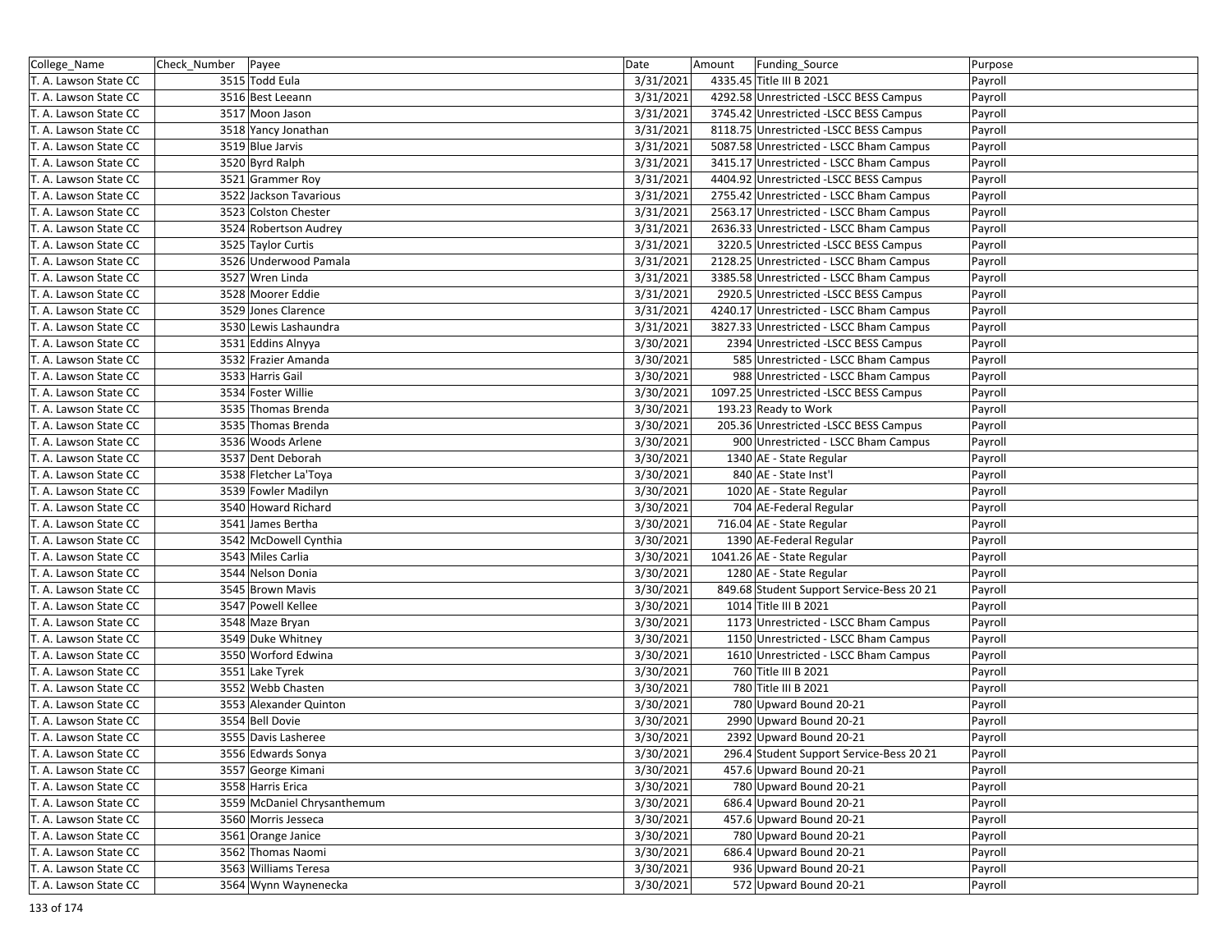| College_Name | Check_Number | Payee | Date | Amount | Funding_Source | Purpose |
|---|---|---|---|---|---|---|
| T. A. Lawson State CC | 3515 | Todd Eula | 3/31/2021 | 4335.45 | Title III B 2021 | Payroll |
| T. A. Lawson State CC | 3516 | Best Leeann | 3/31/2021 | 4292.58 | Unrestricted -LSCC BESS Campus | Payroll |
| T. A. Lawson State CC | 3517 | Moon Jason | 3/31/2021 | 3745.42 | Unrestricted -LSCC BESS Campus | Payroll |
| T. A. Lawson State CC | 3518 | Yancy Jonathan | 3/31/2021 | 8118.75 | Unrestricted -LSCC BESS Campus | Payroll |
| T. A. Lawson State CC | 3519 | Blue Jarvis | 3/31/2021 | 5087.58 | Unrestricted - LSCC Bham Campus | Payroll |
| T. A. Lawson State CC | 3520 | Byrd Ralph | 3/31/2021 | 3415.17 | Unrestricted - LSCC Bham Campus | Payroll |
| T. A. Lawson State CC | 3521 | Grammer Roy | 3/31/2021 | 4404.92 | Unrestricted -LSCC BESS Campus | Payroll |
| T. A. Lawson State CC | 3522 | Jackson Tavarious | 3/31/2021 | 2755.42 | Unrestricted - LSCC Bham Campus | Payroll |
| T. A. Lawson State CC | 3523 | Colston Chester | 3/31/2021 | 2563.17 | Unrestricted - LSCC Bham Campus | Payroll |
| T. A. Lawson State CC | 3524 | Robertson Audrey | 3/31/2021 | 2636.33 | Unrestricted - LSCC Bham Campus | Payroll |
| T. A. Lawson State CC | 3525 | Taylor Curtis | 3/31/2021 | 3220.5 | Unrestricted -LSCC BESS Campus | Payroll |
| T. A. Lawson State CC | 3526 | Underwood Pamala | 3/31/2021 | 2128.25 | Unrestricted - LSCC Bham Campus | Payroll |
| T. A. Lawson State CC | 3527 | Wren Linda | 3/31/2021 | 3385.58 | Unrestricted - LSCC Bham Campus | Payroll |
| T. A. Lawson State CC | 3528 | Moorer Eddie | 3/31/2021 | 2920.5 | Unrestricted -LSCC BESS Campus | Payroll |
| T. A. Lawson State CC | 3529 | Jones Clarence | 3/31/2021 | 4240.17 | Unrestricted - LSCC Bham Campus | Payroll |
| T. A. Lawson State CC | 3530 | Lewis Lashaundra | 3/31/2021 | 3827.33 | Unrestricted - LSCC Bham Campus | Payroll |
| T. A. Lawson State CC | 3531 | Eddins Alnyya | 3/30/2021 | 2394 | Unrestricted -LSCC BESS Campus | Payroll |
| T. A. Lawson State CC | 3532 | Frazier Amanda | 3/30/2021 | 585 | Unrestricted - LSCC Bham Campus | Payroll |
| T. A. Lawson State CC | 3533 | Harris Gail | 3/30/2021 | 988 | Unrestricted - LSCC Bham Campus | Payroll |
| T. A. Lawson State CC | 3534 | Foster Willie | 3/30/2021 | 1097.25 | Unrestricted -LSCC BESS Campus | Payroll |
| T. A. Lawson State CC | 3535 | Thomas Brenda | 3/30/2021 | 193.23 | Ready to Work | Payroll |
| T. A. Lawson State CC | 3535 | Thomas Brenda | 3/30/2021 | 205.36 | Unrestricted -LSCC BESS Campus | Payroll |
| T. A. Lawson State CC | 3536 | Woods Arlene | 3/30/2021 | 900 | Unrestricted - LSCC Bham Campus | Payroll |
| T. A. Lawson State CC | 3537 | Dent Deborah | 3/30/2021 | 1340 | AE - State Regular | Payroll |
| T. A. Lawson State CC | 3538 | Fletcher La'Toya | 3/30/2021 | 840 | AE - State Inst'l | Payroll |
| T. A. Lawson State CC | 3539 | Fowler Madilyn | 3/30/2021 | 1020 | AE - State Regular | Payroll |
| T. A. Lawson State CC | 3540 | Howard Richard | 3/30/2021 | 704 | AE-Federal Regular | Payroll |
| T. A. Lawson State CC | 3541 | James Bertha | 3/30/2021 | 716.04 | AE - State Regular | Payroll |
| T. A. Lawson State CC | 3542 | McDowell Cynthia | 3/30/2021 | 1390 | AE-Federal Regular | Payroll |
| T. A. Lawson State CC | 3543 | Miles Carlia | 3/30/2021 | 1041.26 | AE - State Regular | Payroll |
| T. A. Lawson State CC | 3544 | Nelson Donia | 3/30/2021 | 1280 | AE - State Regular | Payroll |
| T. A. Lawson State CC | 3545 | Brown Mavis | 3/30/2021 | 849.68 | Student Support Service-Bess 20 21 | Payroll |
| T. A. Lawson State CC | 3547 | Powell Kellee | 3/30/2021 | 1014 | Title III B 2021 | Payroll |
| T. A. Lawson State CC | 3548 | Maze Bryan | 3/30/2021 | 1173 | Unrestricted - LSCC Bham Campus | Payroll |
| T. A. Lawson State CC | 3549 | Duke Whitney | 3/30/2021 | 1150 | Unrestricted - LSCC Bham Campus | Payroll |
| T. A. Lawson State CC | 3550 | Worford Edwina | 3/30/2021 | 1610 | Unrestricted - LSCC Bham Campus | Payroll |
| T. A. Lawson State CC | 3551 | Lake Tyrek | 3/30/2021 | 760 | Title III B 2021 | Payroll |
| T. A. Lawson State CC | 3552 | Webb Chasten | 3/30/2021 | 780 | Title III B 2021 | Payroll |
| T. A. Lawson State CC | 3553 | Alexander Quinton | 3/30/2021 | 780 | Upward Bound 20-21 | Payroll |
| T. A. Lawson State CC | 3554 | Bell Dovie | 3/30/2021 | 2990 | Upward Bound 20-21 | Payroll |
| T. A. Lawson State CC | 3555 | Davis Lasheree | 3/30/2021 | 2392 | Upward Bound 20-21 | Payroll |
| T. A. Lawson State CC | 3556 | Edwards Sonya | 3/30/2021 | 296.4 | Student Support Service-Bess 20 21 | Payroll |
| T. A. Lawson State CC | 3557 | George Kimani | 3/30/2021 | 457.6 | Upward Bound 20-21 | Payroll |
| T. A. Lawson State CC | 3558 | Harris Erica | 3/30/2021 | 780 | Upward Bound 20-21 | Payroll |
| T. A. Lawson State CC | 3559 | McDaniel Chrysanthemum | 3/30/2021 | 686.4 | Upward Bound 20-21 | Payroll |
| T. A. Lawson State CC | 3560 | Morris Jesseca | 3/30/2021 | 457.6 | Upward Bound 20-21 | Payroll |
| T. A. Lawson State CC | 3561 | Orange Janice | 3/30/2021 | 780 | Upward Bound 20-21 | Payroll |
| T. A. Lawson State CC | 3562 | Thomas Naomi | 3/30/2021 | 686.4 | Upward Bound 20-21 | Payroll |
| T. A. Lawson State CC | 3563 | Williams Teresa | 3/30/2021 | 936 | Upward Bound 20-21 | Payroll |
| T. A. Lawson State CC | 3564 | Wynn Waynenecka | 3/30/2021 | 572 | Upward Bound 20-21 | Payroll |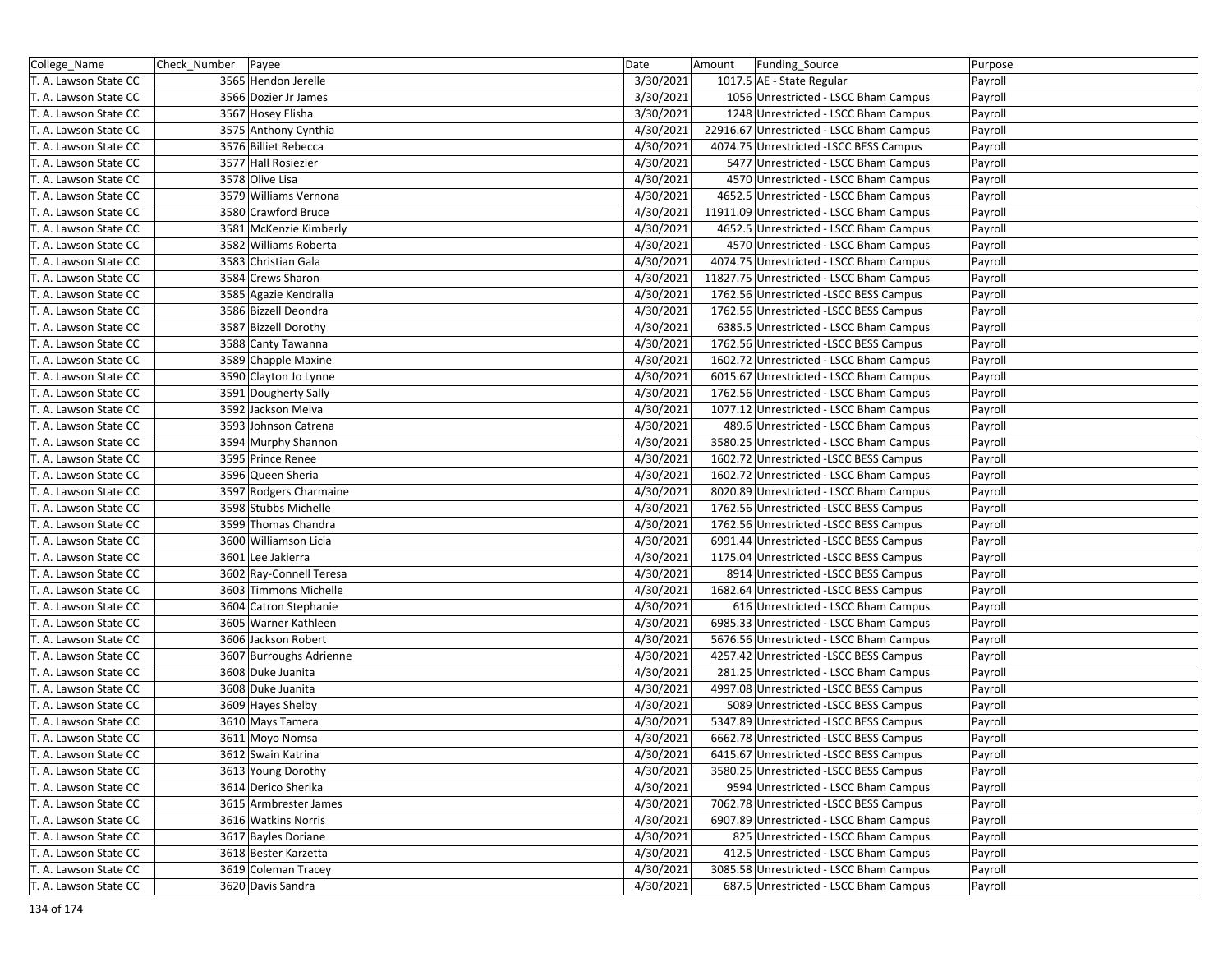| College_Name | Check_Number | Payee | Date | Amount | Funding_Source | Purpose |
|---|---|---|---|---|---|---|
| T. A. Lawson State CC | 3565 | Hendon Jerelle | 3/30/2021 | 1017.5 | AE - State Regular | Payroll |
| T. A. Lawson State CC | 3566 | Dozier Jr James | 3/30/2021 | 1056 | Unrestricted - LSCC Bham Campus | Payroll |
| T. A. Lawson State CC | 3567 | Hosey Elisha | 3/30/2021 | 1248 | Unrestricted - LSCC Bham Campus | Payroll |
| T. A. Lawson State CC | 3575 | Anthony Cynthia | 4/30/2021 | 22916.67 | Unrestricted - LSCC Bham Campus | Payroll |
| T. A. Lawson State CC | 3576 | Billiet Rebecca | 4/30/2021 | 4074.75 | Unrestricted -LSCC BESS Campus | Payroll |
| T. A. Lawson State CC | 3577 | Hall Rosiezier | 4/30/2021 | 5477 | Unrestricted - LSCC Bham Campus | Payroll |
| T. A. Lawson State CC | 3578 | Olive Lisa | 4/30/2021 | 4570 | Unrestricted - LSCC Bham Campus | Payroll |
| T. A. Lawson State CC | 3579 | Williams Vernona | 4/30/2021 | 4652.5 | Unrestricted - LSCC Bham Campus | Payroll |
| T. A. Lawson State CC | 3580 | Crawford Bruce | 4/30/2021 | 11911.09 | Unrestricted - LSCC Bham Campus | Payroll |
| T. A. Lawson State CC | 3581 | McKenzie Kimberly | 4/30/2021 | 4652.5 | Unrestricted - LSCC Bham Campus | Payroll |
| T. A. Lawson State CC | 3582 | Williams Roberta | 4/30/2021 | 4570 | Unrestricted - LSCC Bham Campus | Payroll |
| T. A. Lawson State CC | 3583 | Christian Gala | 4/30/2021 | 4074.75 | Unrestricted - LSCC Bham Campus | Payroll |
| T. A. Lawson State CC | 3584 | Crews Sharon | 4/30/2021 | 11827.75 | Unrestricted - LSCC Bham Campus | Payroll |
| T. A. Lawson State CC | 3585 | Agazie Kendralia | 4/30/2021 | 1762.56 | Unrestricted -LSCC BESS Campus | Payroll |
| T. A. Lawson State CC | 3586 | Bizzell Deondra | 4/30/2021 | 1762.56 | Unrestricted -LSCC BESS Campus | Payroll |
| T. A. Lawson State CC | 3587 | Bizzell Dorothy | 4/30/2021 | 6385.5 | Unrestricted - LSCC Bham Campus | Payroll |
| T. A. Lawson State CC | 3588 | Canty Tawanna | 4/30/2021 | 1762.56 | Unrestricted -LSCC BESS Campus | Payroll |
| T. A. Lawson State CC | 3589 | Chapple Maxine | 4/30/2021 | 1602.72 | Unrestricted - LSCC Bham Campus | Payroll |
| T. A. Lawson State CC | 3590 | Clayton Jo Lynne | 4/30/2021 | 6015.67 | Unrestricted - LSCC Bham Campus | Payroll |
| T. A. Lawson State CC | 3591 | Dougherty Sally | 4/30/2021 | 1762.56 | Unrestricted - LSCC Bham Campus | Payroll |
| T. A. Lawson State CC | 3592 | Jackson Melva | 4/30/2021 | 1077.12 | Unrestricted - LSCC Bham Campus | Payroll |
| T. A. Lawson State CC | 3593 | Johnson Catrena | 4/30/2021 | 489.6 | Unrestricted - LSCC Bham Campus | Payroll |
| T. A. Lawson State CC | 3594 | Murphy Shannon | 4/30/2021 | 3580.25 | Unrestricted - LSCC Bham Campus | Payroll |
| T. A. Lawson State CC | 3595 | Prince Renee | 4/30/2021 | 1602.72 | Unrestricted -LSCC BESS Campus | Payroll |
| T. A. Lawson State CC | 3596 | Queen Sheria | 4/30/2021 | 1602.72 | Unrestricted - LSCC Bham Campus | Payroll |
| T. A. Lawson State CC | 3597 | Rodgers Charmaine | 4/30/2021 | 8020.89 | Unrestricted - LSCC Bham Campus | Payroll |
| T. A. Lawson State CC | 3598 | Stubbs Michelle | 4/30/2021 | 1762.56 | Unrestricted -LSCC BESS Campus | Payroll |
| T. A. Lawson State CC | 3599 | Thomas Chandra | 4/30/2021 | 1762.56 | Unrestricted -LSCC BESS Campus | Payroll |
| T. A. Lawson State CC | 3600 | Williamson Licia | 4/30/2021 | 6991.44 | Unrestricted -LSCC BESS Campus | Payroll |
| T. A. Lawson State CC | 3601 | Lee Jakierra | 4/30/2021 | 1175.04 | Unrestricted -LSCC BESS Campus | Payroll |
| T. A. Lawson State CC | 3602 | Ray-Connell Teresa | 4/30/2021 | 8914 | Unrestricted -LSCC BESS Campus | Payroll |
| T. A. Lawson State CC | 3603 | Timmons Michelle | 4/30/2021 | 1682.64 | Unrestricted -LSCC BESS Campus | Payroll |
| T. A. Lawson State CC | 3604 | Catron Stephanie | 4/30/2021 | 616 | Unrestricted - LSCC Bham Campus | Payroll |
| T. A. Lawson State CC | 3605 | Warner Kathleen | 4/30/2021 | 6985.33 | Unrestricted - LSCC Bham Campus | Payroll |
| T. A. Lawson State CC | 3606 | Jackson Robert | 4/30/2021 | 5676.56 | Unrestricted - LSCC Bham Campus | Payroll |
| T. A. Lawson State CC | 3607 | Burroughs Adrienne | 4/30/2021 | 4257.42 | Unrestricted -LSCC BESS Campus | Payroll |
| T. A. Lawson State CC | 3608 | Duke Juanita | 4/30/2021 | 281.25 | Unrestricted - LSCC Bham Campus | Payroll |
| T. A. Lawson State CC | 3608 | Duke Juanita | 4/30/2021 | 4997.08 | Unrestricted -LSCC BESS Campus | Payroll |
| T. A. Lawson State CC | 3609 | Hayes Shelby | 4/30/2021 | 5089 | Unrestricted -LSCC BESS Campus | Payroll |
| T. A. Lawson State CC | 3610 | Mays Tamera | 4/30/2021 | 5347.89 | Unrestricted -LSCC BESS Campus | Payroll |
| T. A. Lawson State CC | 3611 | Moyo Nomsa | 4/30/2021 | 6662.78 | Unrestricted -LSCC BESS Campus | Payroll |
| T. A. Lawson State CC | 3612 | Swain Katrina | 4/30/2021 | 6415.67 | Unrestricted -LSCC BESS Campus | Payroll |
| T. A. Lawson State CC | 3613 | Young Dorothy | 4/30/2021 | 3580.25 | Unrestricted -LSCC BESS Campus | Payroll |
| T. A. Lawson State CC | 3614 | Derico Sherika | 4/30/2021 | 9594 | Unrestricted - LSCC Bham Campus | Payroll |
| T. A. Lawson State CC | 3615 | Armbrester James | 4/30/2021 | 7062.78 | Unrestricted -LSCC BESS Campus | Payroll |
| T. A. Lawson State CC | 3616 | Watkins Norris | 4/30/2021 | 6907.89 | Unrestricted - LSCC Bham Campus | Payroll |
| T. A. Lawson State CC | 3617 | Bayles Doriane | 4/30/2021 | 825 | Unrestricted - LSCC Bham Campus | Payroll |
| T. A. Lawson State CC | 3618 | Bester Karzetta | 4/30/2021 | 412.5 | Unrestricted - LSCC Bham Campus | Payroll |
| T. A. Lawson State CC | 3619 | Coleman Tracey | 4/30/2021 | 3085.58 | Unrestricted - LSCC Bham Campus | Payroll |
| T. A. Lawson State CC | 3620 | Davis Sandra | 4/30/2021 | 687.5 | Unrestricted - LSCC Bham Campus | Payroll |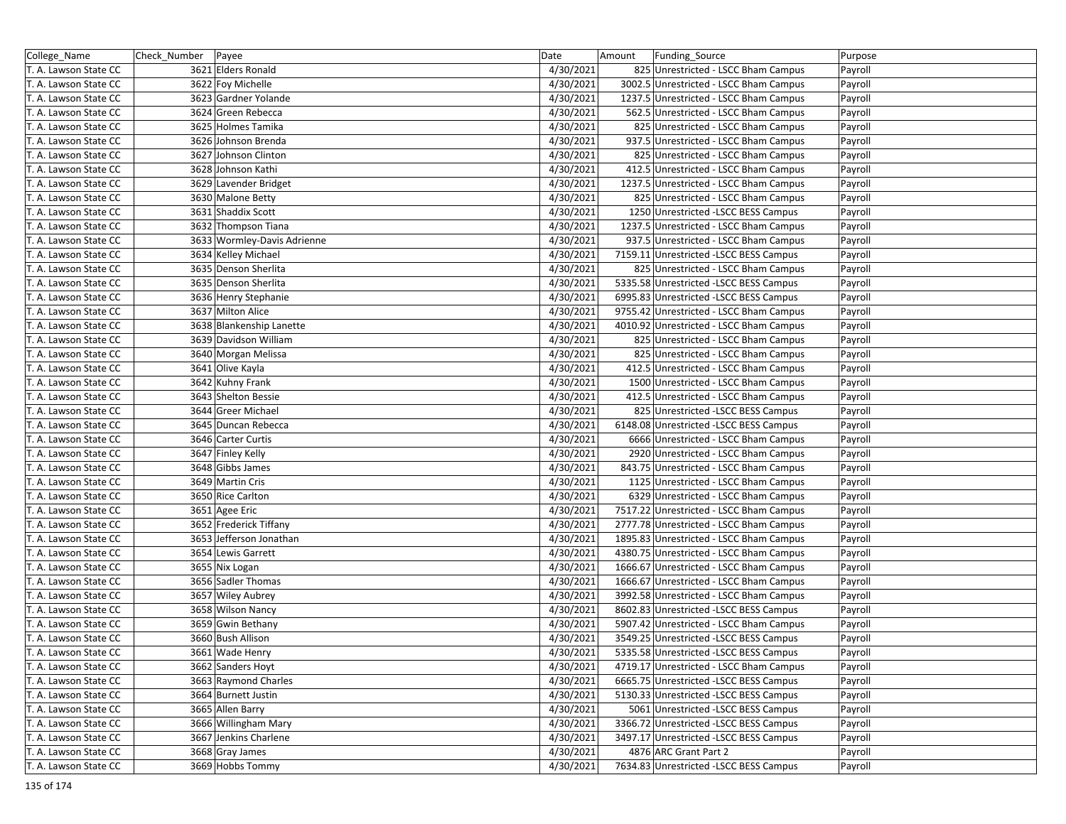| College_Name | Check_Number | Payee | Date | Amount | Funding_Source | Purpose |
|---|---|---|---|---|---|---|
| T. A. Lawson State CC | 3621 | Elders Ronald | 4/30/2021 | 825 | Unrestricted - LSCC Bham Campus | Payroll |
| T. A. Lawson State CC | 3622 | Foy Michelle | 4/30/2021 | 3002.5 | Unrestricted - LSCC Bham Campus | Payroll |
| T. A. Lawson State CC | 3623 | Gardner Yolande | 4/30/2021 | 1237.5 | Unrestricted - LSCC Bham Campus | Payroll |
| T. A. Lawson State CC | 3624 | Green Rebecca | 4/30/2021 | 562.5 | Unrestricted - LSCC Bham Campus | Payroll |
| T. A. Lawson State CC | 3625 | Holmes Tamika | 4/30/2021 | 825 | Unrestricted - LSCC Bham Campus | Payroll |
| T. A. Lawson State CC | 3626 | Johnson Brenda | 4/30/2021 | 937.5 | Unrestricted - LSCC Bham Campus | Payroll |
| T. A. Lawson State CC | 3627 | Johnson Clinton | 4/30/2021 | 825 | Unrestricted - LSCC Bham Campus | Payroll |
| T. A. Lawson State CC | 3628 | Johnson Kathi | 4/30/2021 | 412.5 | Unrestricted - LSCC Bham Campus | Payroll |
| T. A. Lawson State CC | 3629 | Lavender Bridget | 4/30/2021 | 1237.5 | Unrestricted - LSCC Bham Campus | Payroll |
| T. A. Lawson State CC | 3630 | Malone Betty | 4/30/2021 | 825 | Unrestricted - LSCC Bham Campus | Payroll |
| T. A. Lawson State CC | 3631 | Shaddix Scott | 4/30/2021 | 1250 | Unrestricted -LSCC BESS Campus | Payroll |
| T. A. Lawson State CC | 3632 | Thompson Tiana | 4/30/2021 | 1237.5 | Unrestricted - LSCC Bham Campus | Payroll |
| T. A. Lawson State CC | 3633 | Wormley-Davis Adrienne | 4/30/2021 | 937.5 | Unrestricted - LSCC Bham Campus | Payroll |
| T. A. Lawson State CC | 3634 | Kelley Michael | 4/30/2021 | 7159.11 | Unrestricted -LSCC BESS Campus | Payroll |
| T. A. Lawson State CC | 3635 | Denson Sherlita | 4/30/2021 | 825 | Unrestricted - LSCC Bham Campus | Payroll |
| T. A. Lawson State CC | 3635 | Denson Sherlita | 4/30/2021 | 5335.58 | Unrestricted -LSCC BESS Campus | Payroll |
| T. A. Lawson State CC | 3636 | Henry Stephanie | 4/30/2021 | 6995.83 | Unrestricted -LSCC BESS Campus | Payroll |
| T. A. Lawson State CC | 3637 | Milton Alice | 4/30/2021 | 9755.42 | Unrestricted - LSCC Bham Campus | Payroll |
| T. A. Lawson State CC | 3638 | Blankenship Lanette | 4/30/2021 | 4010.92 | Unrestricted - LSCC Bham Campus | Payroll |
| T. A. Lawson State CC | 3639 | Davidson William | 4/30/2021 | 825 | Unrestricted - LSCC Bham Campus | Payroll |
| T. A. Lawson State CC | 3640 | Morgan Melissa | 4/30/2021 | 825 | Unrestricted - LSCC Bham Campus | Payroll |
| T. A. Lawson State CC | 3641 | Olive Kayla | 4/30/2021 | 412.5 | Unrestricted - LSCC Bham Campus | Payroll |
| T. A. Lawson State CC | 3642 | Kuhny Frank | 4/30/2021 | 1500 | Unrestricted - LSCC Bham Campus | Payroll |
| T. A. Lawson State CC | 3643 | Shelton Bessie | 4/30/2021 | 412.5 | Unrestricted - LSCC Bham Campus | Payroll |
| T. A. Lawson State CC | 3644 | Greer Michael | 4/30/2021 | 825 | Unrestricted -LSCC BESS Campus | Payroll |
| T. A. Lawson State CC | 3645 | Duncan Rebecca | 4/30/2021 | 6148.08 | Unrestricted -LSCC BESS Campus | Payroll |
| T. A. Lawson State CC | 3646 | Carter Curtis | 4/30/2021 | 6666 | Unrestricted - LSCC Bham Campus | Payroll |
| T. A. Lawson State CC | 3647 | Finley Kelly | 4/30/2021 | 2920 | Unrestricted - LSCC Bham Campus | Payroll |
| T. A. Lawson State CC | 3648 | Gibbs James | 4/30/2021 | 843.75 | Unrestricted - LSCC Bham Campus | Payroll |
| T. A. Lawson State CC | 3649 | Martin Cris | 4/30/2021 | 1125 | Unrestricted - LSCC Bham Campus | Payroll |
| T. A. Lawson State CC | 3650 | Rice Carlton | 4/30/2021 | 6329 | Unrestricted - LSCC Bham Campus | Payroll |
| T. A. Lawson State CC | 3651 | Agee Eric | 4/30/2021 | 7517.22 | Unrestricted - LSCC Bham Campus | Payroll |
| T. A. Lawson State CC | 3652 | Frederick Tiffany | 4/30/2021 | 2777.78 | Unrestricted - LSCC Bham Campus | Payroll |
| T. A. Lawson State CC | 3653 | Jefferson Jonathan | 4/30/2021 | 1895.83 | Unrestricted - LSCC Bham Campus | Payroll |
| T. A. Lawson State CC | 3654 | Lewis Garrett | 4/30/2021 | 4380.75 | Unrestricted - LSCC Bham Campus | Payroll |
| T. A. Lawson State CC | 3655 | Nix Logan | 4/30/2021 | 1666.67 | Unrestricted - LSCC Bham Campus | Payroll |
| T. A. Lawson State CC | 3656 | Sadler Thomas | 4/30/2021 | 1666.67 | Unrestricted - LSCC Bham Campus | Payroll |
| T. A. Lawson State CC | 3657 | Wiley Aubrey | 4/30/2021 | 3992.58 | Unrestricted - LSCC Bham Campus | Payroll |
| T. A. Lawson State CC | 3658 | Wilson Nancy | 4/30/2021 | 8602.83 | Unrestricted -LSCC BESS Campus | Payroll |
| T. A. Lawson State CC | 3659 | Gwin Bethany | 4/30/2021 | 5907.42 | Unrestricted - LSCC Bham Campus | Payroll |
| T. A. Lawson State CC | 3660 | Bush Allison | 4/30/2021 | 3549.25 | Unrestricted -LSCC BESS Campus | Payroll |
| T. A. Lawson State CC | 3661 | Wade Henry | 4/30/2021 | 5335.58 | Unrestricted -LSCC BESS Campus | Payroll |
| T. A. Lawson State CC | 3662 | Sanders Hoyt | 4/30/2021 | 4719.17 | Unrestricted - LSCC Bham Campus | Payroll |
| T. A. Lawson State CC | 3663 | Raymond Charles | 4/30/2021 | 6665.75 | Unrestricted -LSCC BESS Campus | Payroll |
| T. A. Lawson State CC | 3664 | Burnett Justin | 4/30/2021 | 5130.33 | Unrestricted -LSCC BESS Campus | Payroll |
| T. A. Lawson State CC | 3665 | Allen Barry | 4/30/2021 | 5061 | Unrestricted -LSCC BESS Campus | Payroll |
| T. A. Lawson State CC | 3666 | Willingham Mary | 4/30/2021 | 3366.72 | Unrestricted -LSCC BESS Campus | Payroll |
| T. A. Lawson State CC | 3667 | Jenkins Charlene | 4/30/2021 | 3497.17 | Unrestricted -LSCC BESS Campus | Payroll |
| T. A. Lawson State CC | 3668 | Gray James | 4/30/2021 | 4876 | ARC Grant Part 2 | Payroll |
| T. A. Lawson State CC | 3669 | Hobbs Tommy | 4/30/2021 | 7634.83 | Unrestricted -LSCC BESS Campus | Payroll |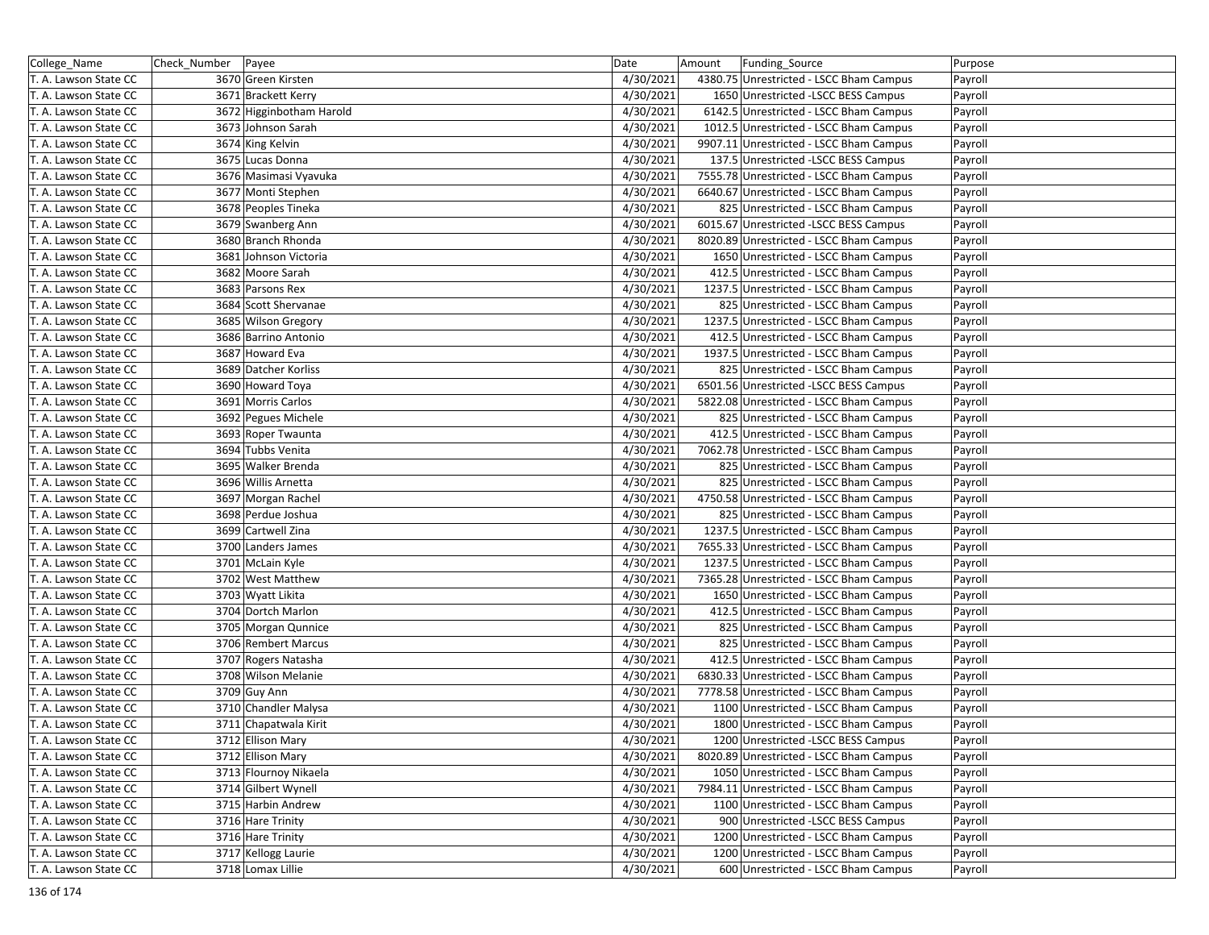| College_Name | Check_Number | Payee | Date | Amount | Funding_Source | Purpose |
|---|---|---|---|---|---|---|
| T. A. Lawson State CC | 3670 | Green Kirsten | 4/30/2021 | 4380.75 | Unrestricted - LSCC Bham Campus | Payroll |
| T. A. Lawson State CC | 3671 | Brackett Kerry | 4/30/2021 | 1650 | Unrestricted -LSCC BESS Campus | Payroll |
| T. A. Lawson State CC | 3672 | Higginbotham Harold | 4/30/2021 | 6142.5 | Unrestricted - LSCC Bham Campus | Payroll |
| T. A. Lawson State CC | 3673 | Johnson Sarah | 4/30/2021 | 1012.5 | Unrestricted - LSCC Bham Campus | Payroll |
| T. A. Lawson State CC | 3674 | King Kelvin | 4/30/2021 | 9907.11 | Unrestricted - LSCC Bham Campus | Payroll |
| T. A. Lawson State CC | 3675 | Lucas Donna | 4/30/2021 | 137.5 | Unrestricted -LSCC BESS Campus | Payroll |
| T. A. Lawson State CC | 3676 | Masimasi Vyavuka | 4/30/2021 | 7555.78 | Unrestricted - LSCC Bham Campus | Payroll |
| T. A. Lawson State CC | 3677 | Monti Stephen | 4/30/2021 | 6640.67 | Unrestricted - LSCC Bham Campus | Payroll |
| T. A. Lawson State CC | 3678 | Peoples Tineka | 4/30/2021 | 825 | Unrestricted - LSCC Bham Campus | Payroll |
| T. A. Lawson State CC | 3679 | Swanberg Ann | 4/30/2021 | 6015.67 | Unrestricted -LSCC BESS Campus | Payroll |
| T. A. Lawson State CC | 3680 | Branch Rhonda | 4/30/2021 | 8020.89 | Unrestricted - LSCC Bham Campus | Payroll |
| T. A. Lawson State CC | 3681 | Johnson Victoria | 4/30/2021 | 1650 | Unrestricted - LSCC Bham Campus | Payroll |
| T. A. Lawson State CC | 3682 | Moore Sarah | 4/30/2021 | 412.5 | Unrestricted - LSCC Bham Campus | Payroll |
| T. A. Lawson State CC | 3683 | Parsons Rex | 4/30/2021 | 1237.5 | Unrestricted - LSCC Bham Campus | Payroll |
| T. A. Lawson State CC | 3684 | Scott Shervanae | 4/30/2021 | 825 | Unrestricted - LSCC Bham Campus | Payroll |
| T. A. Lawson State CC | 3685 | Wilson Gregory | 4/30/2021 | 1237.5 | Unrestricted - LSCC Bham Campus | Payroll |
| T. A. Lawson State CC | 3686 | Barrino Antonio | 4/30/2021 | 412.5 | Unrestricted - LSCC Bham Campus | Payroll |
| T. A. Lawson State CC | 3687 | Howard Eva | 4/30/2021 | 1937.5 | Unrestricted - LSCC Bham Campus | Payroll |
| T. A. Lawson State CC | 3689 | Datcher Korliss | 4/30/2021 | 825 | Unrestricted - LSCC Bham Campus | Payroll |
| T. A. Lawson State CC | 3690 | Howard Toya | 4/30/2021 | 6501.56 | Unrestricted -LSCC BESS Campus | Payroll |
| T. A. Lawson State CC | 3691 | Morris Carlos | 4/30/2021 | 5822.08 | Unrestricted - LSCC Bham Campus | Payroll |
| T. A. Lawson State CC | 3692 | Pegues Michele | 4/30/2021 | 825 | Unrestricted - LSCC Bham Campus | Payroll |
| T. A. Lawson State CC | 3693 | Roper Twaunta | 4/30/2021 | 412.5 | Unrestricted - LSCC Bham Campus | Payroll |
| T. A. Lawson State CC | 3694 | Tubbs Venita | 4/30/2021 | 7062.78 | Unrestricted - LSCC Bham Campus | Payroll |
| T. A. Lawson State CC | 3695 | Walker Brenda | 4/30/2021 | 825 | Unrestricted - LSCC Bham Campus | Payroll |
| T. A. Lawson State CC | 3696 | Willis Arnetta | 4/30/2021 | 825 | Unrestricted - LSCC Bham Campus | Payroll |
| T. A. Lawson State CC | 3697 | Morgan Rachel | 4/30/2021 | 4750.58 | Unrestricted - LSCC Bham Campus | Payroll |
| T. A. Lawson State CC | 3698 | Perdue Joshua | 4/30/2021 | 825 | Unrestricted - LSCC Bham Campus | Payroll |
| T. A. Lawson State CC | 3699 | Cartwell Zina | 4/30/2021 | 1237.5 | Unrestricted - LSCC Bham Campus | Payroll |
| T. A. Lawson State CC | 3700 | Landers James | 4/30/2021 | 7655.33 | Unrestricted - LSCC Bham Campus | Payroll |
| T. A. Lawson State CC | 3701 | McLain Kyle | 4/30/2021 | 1237.5 | Unrestricted - LSCC Bham Campus | Payroll |
| T. A. Lawson State CC | 3702 | West Matthew | 4/30/2021 | 7365.28 | Unrestricted - LSCC Bham Campus | Payroll |
| T. A. Lawson State CC | 3703 | Wyatt Likita | 4/30/2021 | 1650 | Unrestricted - LSCC Bham Campus | Payroll |
| T. A. Lawson State CC | 3704 | Dortch Marlon | 4/30/2021 | 412.5 | Unrestricted - LSCC Bham Campus | Payroll |
| T. A. Lawson State CC | 3705 | Morgan Qunnice | 4/30/2021 | 825 | Unrestricted - LSCC Bham Campus | Payroll |
| T. A. Lawson State CC | 3706 | Rembert Marcus | 4/30/2021 | 825 | Unrestricted - LSCC Bham Campus | Payroll |
| T. A. Lawson State CC | 3707 | Rogers Natasha | 4/30/2021 | 412.5 | Unrestricted - LSCC Bham Campus | Payroll |
| T. A. Lawson State CC | 3708 | Wilson Melanie | 4/30/2021 | 6830.33 | Unrestricted - LSCC Bham Campus | Payroll |
| T. A. Lawson State CC | 3709 | Guy Ann | 4/30/2021 | 7778.58 | Unrestricted - LSCC Bham Campus | Payroll |
| T. A. Lawson State CC | 3710 | Chandler Malysa | 4/30/2021 | 1100 | Unrestricted - LSCC Bham Campus | Payroll |
| T. A. Lawson State CC | 3711 | Chapatwala Kirit | 4/30/2021 | 1800 | Unrestricted - LSCC Bham Campus | Payroll |
| T. A. Lawson State CC | 3712 | Ellison Mary | 4/30/2021 | 1200 | Unrestricted -LSCC BESS Campus | Payroll |
| T. A. Lawson State CC | 3712 | Ellison Mary | 4/30/2021 | 8020.89 | Unrestricted - LSCC Bham Campus | Payroll |
| T. A. Lawson State CC | 3713 | Flournoy Nikaela | 4/30/2021 | 1050 | Unrestricted - LSCC Bham Campus | Payroll |
| T. A. Lawson State CC | 3714 | Gilbert Wynell | 4/30/2021 | 7984.11 | Unrestricted - LSCC Bham Campus | Payroll |
| T. A. Lawson State CC | 3715 | Harbin Andrew | 4/30/2021 | 1100 | Unrestricted - LSCC Bham Campus | Payroll |
| T. A. Lawson State CC | 3716 | Hare Trinity | 4/30/2021 | 900 | Unrestricted -LSCC BESS Campus | Payroll |
| T. A. Lawson State CC | 3716 | Hare Trinity | 4/30/2021 | 1200 | Unrestricted - LSCC Bham Campus | Payroll |
| T. A. Lawson State CC | 3717 | Kellogg Laurie | 4/30/2021 | 1200 | Unrestricted - LSCC Bham Campus | Payroll |
| T. A. Lawson State CC | 3718 | Lomax Lillie | 4/30/2021 | 600 | Unrestricted - LSCC Bham Campus | Payroll |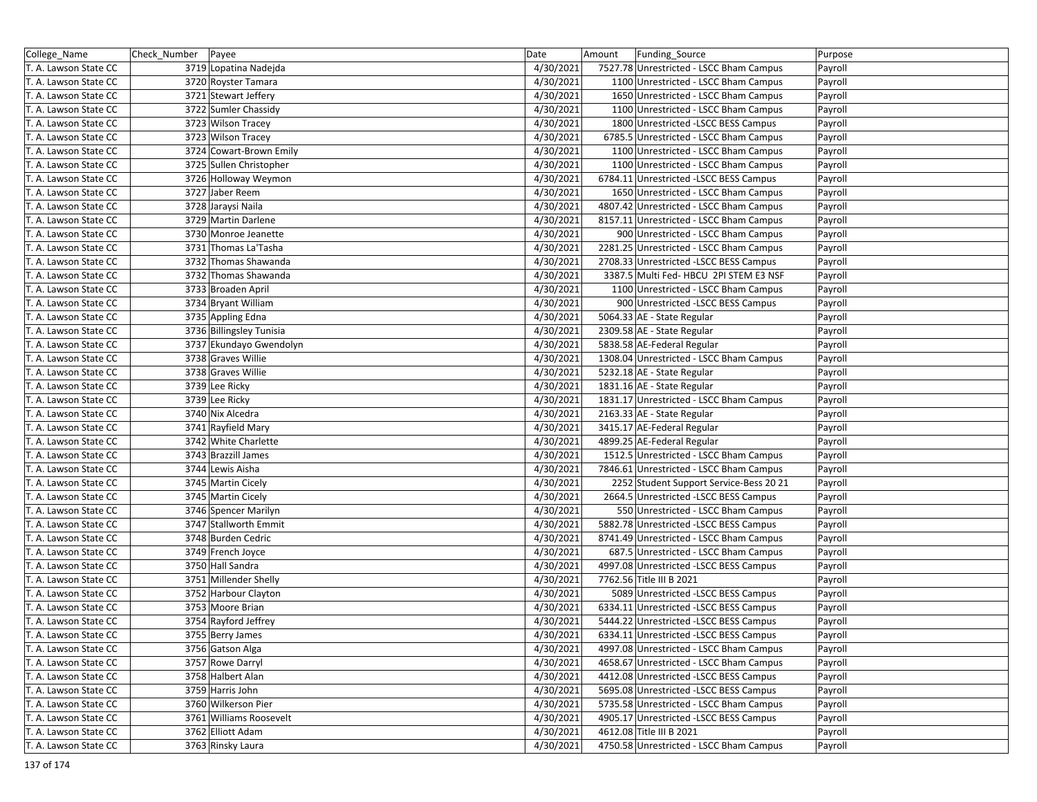| College_Name | Check_Number | Payee | Date | Amount | Funding_Source | Purpose |
|---|---|---|---|---|---|---|
| T. A. Lawson State CC | 3719 | Lopatina Nadejda | 4/30/2021 | 7527.78 | Unrestricted - LSCC Bham Campus | Payroll |
| T. A. Lawson State CC | 3720 | Royster Tamara | 4/30/2021 | 1100 | Unrestricted - LSCC Bham Campus | Payroll |
| T. A. Lawson State CC | 3721 | Stewart Jeffery | 4/30/2021 | 1650 | Unrestricted - LSCC Bham Campus | Payroll |
| T. A. Lawson State CC | 3722 | Sumler Chassidy | 4/30/2021 | 1100 | Unrestricted - LSCC Bham Campus | Payroll |
| T. A. Lawson State CC | 3723 | Wilson Tracey | 4/30/2021 | 1800 | Unrestricted -LSCC BESS Campus | Payroll |
| T. A. Lawson State CC | 3723 | Wilson Tracey | 4/30/2021 | 6785.5 | Unrestricted - LSCC Bham Campus | Payroll |
| T. A. Lawson State CC | 3724 | Cowart-Brown Emily | 4/30/2021 | 1100 | Unrestricted - LSCC Bham Campus | Payroll |
| T. A. Lawson State CC | 3725 | Sullen Christopher | 4/30/2021 | 1100 | Unrestricted - LSCC Bham Campus | Payroll |
| T. A. Lawson State CC | 3726 | Holloway Weymon | 4/30/2021 | 6784.11 | Unrestricted -LSCC BESS Campus | Payroll |
| T. A. Lawson State CC | 3727 | Jaber Reem | 4/30/2021 | 1650 | Unrestricted - LSCC Bham Campus | Payroll |
| T. A. Lawson State CC | 3728 | Jaraysi Naila | 4/30/2021 | 4807.42 | Unrestricted - LSCC Bham Campus | Payroll |
| T. A. Lawson State CC | 3729 | Martin Darlene | 4/30/2021 | 8157.11 | Unrestricted - LSCC Bham Campus | Payroll |
| T. A. Lawson State CC | 3730 | Monroe Jeanette | 4/30/2021 | 900 | Unrestricted - LSCC Bham Campus | Payroll |
| T. A. Lawson State CC | 3731 | Thomas La'Tasha | 4/30/2021 | 2281.25 | Unrestricted - LSCC Bham Campus | Payroll |
| T. A. Lawson State CC | 3732 | Thomas Shawanda | 4/30/2021 | 2708.33 | Unrestricted -LSCC BESS Campus | Payroll |
| T. A. Lawson State CC | 3732 | Thomas Shawanda | 4/30/2021 | 3387.5 | Multi Fed- HBCU 2PI STEM E3 NSF | Payroll |
| T. A. Lawson State CC | 3733 | Broaden April | 4/30/2021 | 1100 | Unrestricted - LSCC Bham Campus | Payroll |
| T. A. Lawson State CC | 3734 | Bryant William | 4/30/2021 | 900 | Unrestricted -LSCC BESS Campus | Payroll |
| T. A. Lawson State CC | 3735 | Appling Edna | 4/30/2021 | 5064.33 | AE - State Regular | Payroll |
| T. A. Lawson State CC | 3736 | Billingsley Tunisia | 4/30/2021 | 2309.58 | AE - State Regular | Payroll |
| T. A. Lawson State CC | 3737 | Ekundayo Gwendolyn | 4/30/2021 | 5838.58 | AE-Federal Regular | Payroll |
| T. A. Lawson State CC | 3738 | Graves Willie | 4/30/2021 | 1308.04 | Unrestricted - LSCC Bham Campus | Payroll |
| T. A. Lawson State CC | 3738 | Graves Willie | 4/30/2021 | 5232.18 | AE - State Regular | Payroll |
| T. A. Lawson State CC | 3739 | Lee Ricky | 4/30/2021 | 1831.16 | AE - State Regular | Payroll |
| T. A. Lawson State CC | 3739 | Lee Ricky | 4/30/2021 | 1831.17 | Unrestricted - LSCC Bham Campus | Payroll |
| T. A. Lawson State CC | 3740 | Nix Alcedra | 4/30/2021 | 2163.33 | AE - State Regular | Payroll |
| T. A. Lawson State CC | 3741 | Rayfield Mary | 4/30/2021 | 3415.17 | AE-Federal Regular | Payroll |
| T. A. Lawson State CC | 3742 | White Charlette | 4/30/2021 | 4899.25 | AE-Federal Regular | Payroll |
| T. A. Lawson State CC | 3743 | Brazzill James | 4/30/2021 | 1512.5 | Unrestricted - LSCC Bham Campus | Payroll |
| T. A. Lawson State CC | 3744 | Lewis Aisha | 4/30/2021 | 7846.61 | Unrestricted - LSCC Bham Campus | Payroll |
| T. A. Lawson State CC | 3745 | Martin Cicely | 4/30/2021 | 2252 | Student Support Service-Bess 20 21 | Payroll |
| T. A. Lawson State CC | 3745 | Martin Cicely | 4/30/2021 | 2664.5 | Unrestricted -LSCC BESS Campus | Payroll |
| T. A. Lawson State CC | 3746 | Spencer Marilyn | 4/30/2021 | 550 | Unrestricted - LSCC Bham Campus | Payroll |
| T. A. Lawson State CC | 3747 | Stallworth Emmit | 4/30/2021 | 5882.78 | Unrestricted -LSCC BESS Campus | Payroll |
| T. A. Lawson State CC | 3748 | Burden Cedric | 4/30/2021 | 8741.49 | Unrestricted - LSCC Bham Campus | Payroll |
| T. A. Lawson State CC | 3749 | French Joyce | 4/30/2021 | 687.5 | Unrestricted - LSCC Bham Campus | Payroll |
| T. A. Lawson State CC | 3750 | Hall Sandra | 4/30/2021 | 4997.08 | Unrestricted -LSCC BESS Campus | Payroll |
| T. A. Lawson State CC | 3751 | Millender Shelly | 4/30/2021 | 7762.56 | Title III B 2021 | Payroll |
| T. A. Lawson State CC | 3752 | Harbour Clayton | 4/30/2021 | 5089 | Unrestricted -LSCC BESS Campus | Payroll |
| T. A. Lawson State CC | 3753 | Moore Brian | 4/30/2021 | 6334.11 | Unrestricted -LSCC BESS Campus | Payroll |
| T. A. Lawson State CC | 3754 | Rayford Jeffrey | 4/30/2021 | 5444.22 | Unrestricted -LSCC BESS Campus | Payroll |
| T. A. Lawson State CC | 3755 | Berry James | 4/30/2021 | 6334.11 | Unrestricted -LSCC BESS Campus | Payroll |
| T. A. Lawson State CC | 3756 | Gatson Alga | 4/30/2021 | 4997.08 | Unrestricted - LSCC Bham Campus | Payroll |
| T. A. Lawson State CC | 3757 | Rowe Darryl | 4/30/2021 | 4658.67 | Unrestricted - LSCC Bham Campus | Payroll |
| T. A. Lawson State CC | 3758 | Halbert Alan | 4/30/2021 | 4412.08 | Unrestricted -LSCC BESS Campus | Payroll |
| T. A. Lawson State CC | 3759 | Harris John | 4/30/2021 | 5695.08 | Unrestricted -LSCC BESS Campus | Payroll |
| T. A. Lawson State CC | 3760 | Wilkerson Pier | 4/30/2021 | 5735.58 | Unrestricted - LSCC Bham Campus | Payroll |
| T. A. Lawson State CC | 3761 | Williams Roosevelt | 4/30/2021 | 4905.17 | Unrestricted -LSCC BESS Campus | Payroll |
| T. A. Lawson State CC | 3762 | Elliott Adam | 4/30/2021 | 4612.08 | Title III B 2021 | Payroll |
| T. A. Lawson State CC | 3763 | Rinsky Laura | 4/30/2021 | 4750.58 | Unrestricted - LSCC Bham Campus | Payroll |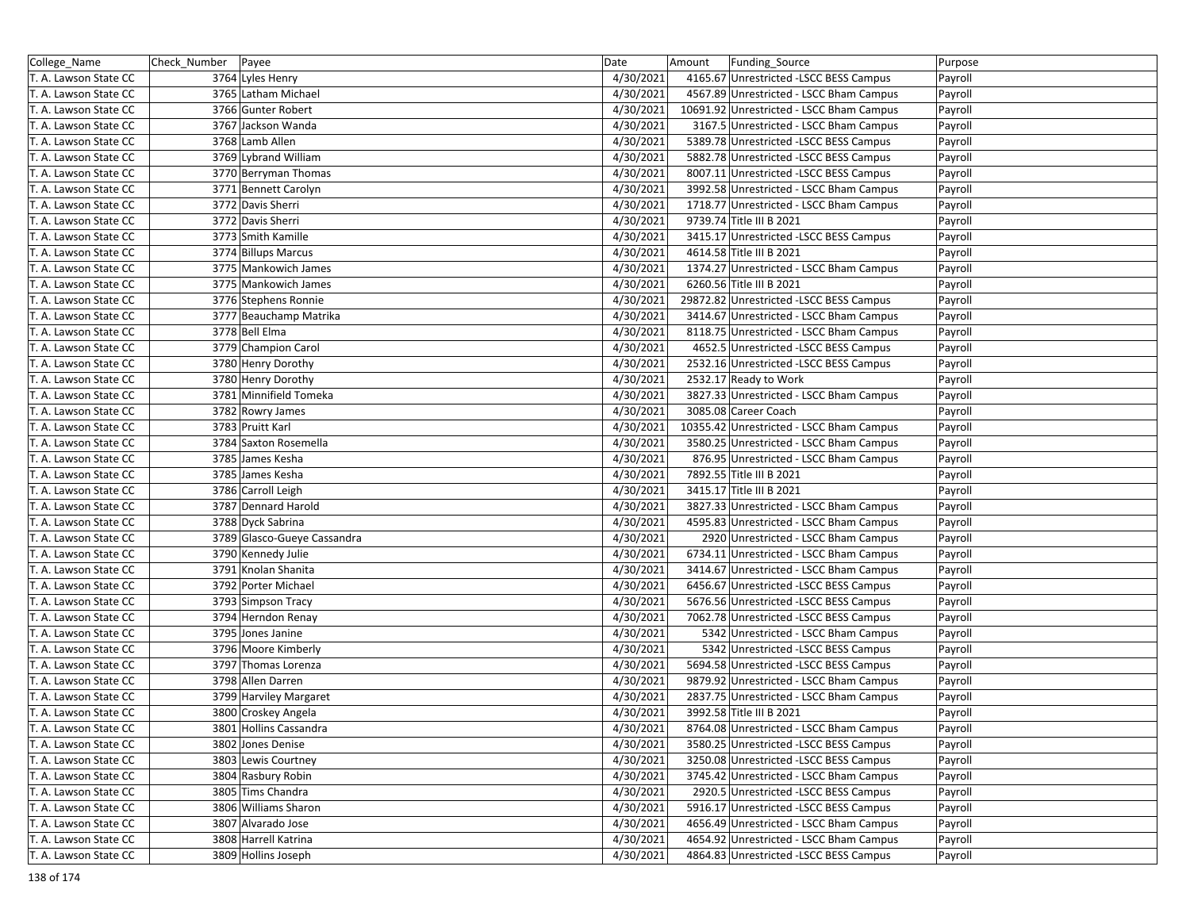| College_Name | Check_Number | Payee | Date | Amount | Funding_Source | Purpose |
|---|---|---|---|---|---|---|
| T. A. Lawson State CC | 3764 | Lyles Henry | 4/30/2021 | 4165.67 | Unrestricted -LSCC BESS Campus | Payroll |
| T. A. Lawson State CC | 3765 | Latham Michael | 4/30/2021 | 4567.89 | Unrestricted - LSCC Bham Campus | Payroll |
| T. A. Lawson State CC | 3766 | Gunter Robert | 4/30/2021 | 10691.92 | Unrestricted - LSCC Bham Campus | Payroll |
| T. A. Lawson State CC | 3767 | Jackson Wanda | 4/30/2021 | 3167.5 | Unrestricted - LSCC Bham Campus | Payroll |
| T. A. Lawson State CC | 3768 | Lamb Allen | 4/30/2021 | 5389.78 | Unrestricted -LSCC BESS Campus | Payroll |
| T. A. Lawson State CC | 3769 | Lybrand William | 4/30/2021 | 5882.78 | Unrestricted -LSCC BESS Campus | Payroll |
| T. A. Lawson State CC | 3770 | Berryman Thomas | 4/30/2021 | 8007.11 | Unrestricted -LSCC BESS Campus | Payroll |
| T. A. Lawson State CC | 3771 | Bennett Carolyn | 4/30/2021 | 3992.58 | Unrestricted - LSCC Bham Campus | Payroll |
| T. A. Lawson State CC | 3772 | Davis Sherri | 4/30/2021 | 1718.77 | Unrestricted - LSCC Bham Campus | Payroll |
| T. A. Lawson State CC | 3772 | Davis Sherri | 4/30/2021 | 9739.74 | Title III B 2021 | Payroll |
| T. A. Lawson State CC | 3773 | Smith Kamille | 4/30/2021 | 3415.17 | Unrestricted -LSCC BESS Campus | Payroll |
| T. A. Lawson State CC | 3774 | Billups Marcus | 4/30/2021 | 4614.58 | Title III B 2021 | Payroll |
| T. A. Lawson State CC | 3775 | Mankowich James | 4/30/2021 | 1374.27 | Unrestricted - LSCC Bham Campus | Payroll |
| T. A. Lawson State CC | 3775 | Mankowich James | 4/30/2021 | 6260.56 | Title III B 2021 | Payroll |
| T. A. Lawson State CC | 3776 | Stephens Ronnie | 4/30/2021 | 29872.82 | Unrestricted -LSCC BESS Campus | Payroll |
| T. A. Lawson State CC | 3777 | Beauchamp Matrika | 4/30/2021 | 3414.67 | Unrestricted - LSCC Bham Campus | Payroll |
| T. A. Lawson State CC | 3778 | Bell Elma | 4/30/2021 | 8118.75 | Unrestricted - LSCC Bham Campus | Payroll |
| T. A. Lawson State CC | 3779 | Champion Carol | 4/30/2021 | 4652.5 | Unrestricted -LSCC BESS Campus | Payroll |
| T. A. Lawson State CC | 3780 | Henry Dorothy | 4/30/2021 | 2532.16 | Unrestricted -LSCC BESS Campus | Payroll |
| T. A. Lawson State CC | 3780 | Henry Dorothy | 4/30/2021 | 2532.17 | Ready to Work | Payroll |
| T. A. Lawson State CC | 3781 | Minnifield Tomeka | 4/30/2021 | 3827.33 | Unrestricted - LSCC Bham Campus | Payroll |
| T. A. Lawson State CC | 3782 | Rowry James | 4/30/2021 | 3085.08 | Career Coach | Payroll |
| T. A. Lawson State CC | 3783 | Pruitt Karl | 4/30/2021 | 10355.42 | Unrestricted - LSCC Bham Campus | Payroll |
| T. A. Lawson State CC | 3784 | Saxton Rosemella | 4/30/2021 | 3580.25 | Unrestricted - LSCC Bham Campus | Payroll |
| T. A. Lawson State CC | 3785 | James Kesha | 4/30/2021 | 876.95 | Unrestricted - LSCC Bham Campus | Payroll |
| T. A. Lawson State CC | 3785 | James Kesha | 4/30/2021 | 7892.55 | Title III B 2021 | Payroll |
| T. A. Lawson State CC | 3786 | Carroll Leigh | 4/30/2021 | 3415.17 | Title III B 2021 | Payroll |
| T. A. Lawson State CC | 3787 | Dennard Harold | 4/30/2021 | 3827.33 | Unrestricted - LSCC Bham Campus | Payroll |
| T. A. Lawson State CC | 3788 | Dyck Sabrina | 4/30/2021 | 4595.83 | Unrestricted - LSCC Bham Campus | Payroll |
| T. A. Lawson State CC | 3789 | Glasco-Gueye Cassandra | 4/30/2021 | 2920 | Unrestricted - LSCC Bham Campus | Payroll |
| T. A. Lawson State CC | 3790 | Kennedy Julie | 4/30/2021 | 6734.11 | Unrestricted - LSCC Bham Campus | Payroll |
| T. A. Lawson State CC | 3791 | Knolan Shanita | 4/30/2021 | 3414.67 | Unrestricted - LSCC Bham Campus | Payroll |
| T. A. Lawson State CC | 3792 | Porter Michael | 4/30/2021 | 6456.67 | Unrestricted -LSCC BESS Campus | Payroll |
| T. A. Lawson State CC | 3793 | Simpson Tracy | 4/30/2021 | 5676.56 | Unrestricted -LSCC BESS Campus | Payroll |
| T. A. Lawson State CC | 3794 | Herndon Renay | 4/30/2021 | 7062.78 | Unrestricted -LSCC BESS Campus | Payroll |
| T. A. Lawson State CC | 3795 | Jones Janine | 4/30/2021 | 5342 | Unrestricted - LSCC Bham Campus | Payroll |
| T. A. Lawson State CC | 3796 | Moore Kimberly | 4/30/2021 | 5342 | Unrestricted -LSCC BESS Campus | Payroll |
| T. A. Lawson State CC | 3797 | Thomas Lorenza | 4/30/2021 | 5694.58 | Unrestricted -LSCC BESS Campus | Payroll |
| T. A. Lawson State CC | 3798 | Allen Darren | 4/30/2021 | 9879.92 | Unrestricted - LSCC Bham Campus | Payroll |
| T. A. Lawson State CC | 3799 | Harviley Margaret | 4/30/2021 | 2837.75 | Unrestricted - LSCC Bham Campus | Payroll |
| T. A. Lawson State CC | 3800 | Croskey Angela | 4/30/2021 | 3992.58 | Title III B 2021 | Payroll |
| T. A. Lawson State CC | 3801 | Hollins Cassandra | 4/30/2021 | 8764.08 | Unrestricted - LSCC Bham Campus | Payroll |
| T. A. Lawson State CC | 3802 | Jones Denise | 4/30/2021 | 3580.25 | Unrestricted -LSCC BESS Campus | Payroll |
| T. A. Lawson State CC | 3803 | Lewis Courtney | 4/30/2021 | 3250.08 | Unrestricted -LSCC BESS Campus | Payroll |
| T. A. Lawson State CC | 3804 | Rasbury Robin | 4/30/2021 | 3745.42 | Unrestricted - LSCC Bham Campus | Payroll |
| T. A. Lawson State CC | 3805 | Tims Chandra | 4/30/2021 | 2920.5 | Unrestricted -LSCC BESS Campus | Payroll |
| T. A. Lawson State CC | 3806 | Williams Sharon | 4/30/2021 | 5916.17 | Unrestricted -LSCC BESS Campus | Payroll |
| T. A. Lawson State CC | 3807 | Alvarado Jose | 4/30/2021 | 4656.49 | Unrestricted - LSCC Bham Campus | Payroll |
| T. A. Lawson State CC | 3808 | Harrell Katrina | 4/30/2021 | 4654.92 | Unrestricted - LSCC Bham Campus | Payroll |
| T. A. Lawson State CC | 3809 | Hollins Joseph | 4/30/2021 | 4864.83 | Unrestricted -LSCC BESS Campus | Payroll |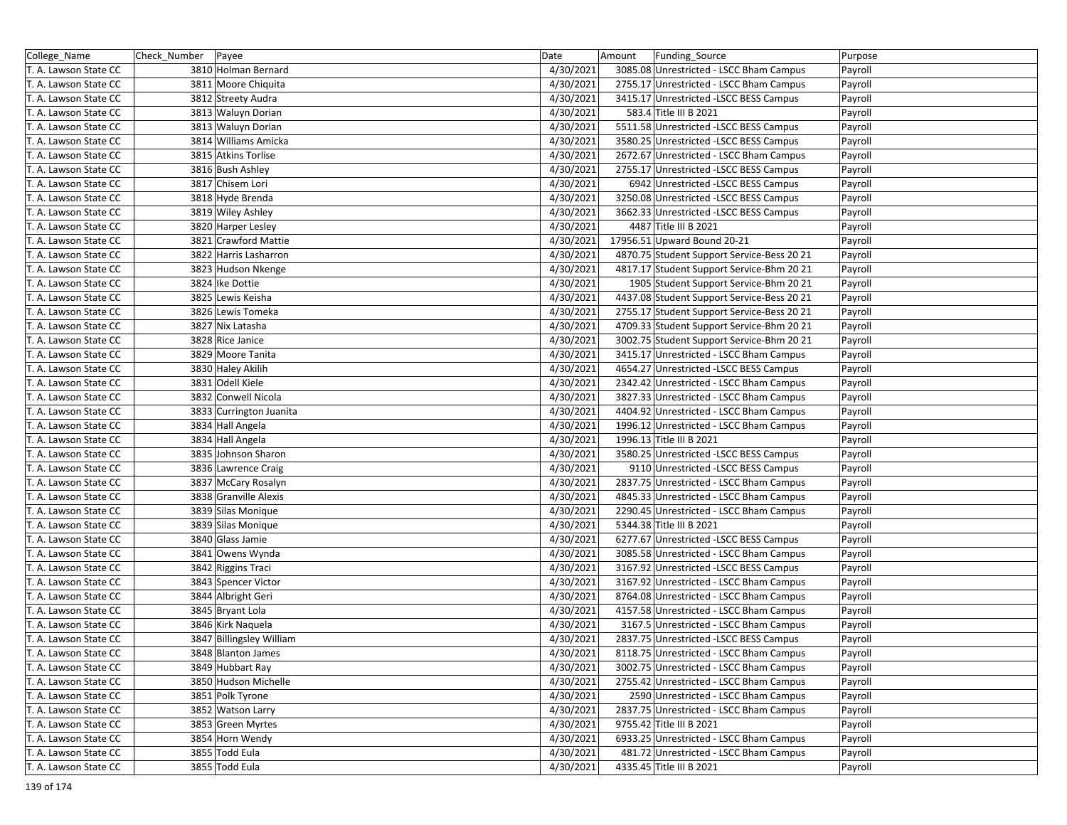| College_Name | Check_Number | Payee | Date | Amount | Funding_Source | Purpose |
|---|---|---|---|---|---|---|
| T. A. Lawson State CC | 3810 | Holman Bernard | 4/30/2021 | 3085.08 | Unrestricted - LSCC Bham Campus | Payroll |
| T. A. Lawson State CC | 3811 | Moore Chiquita | 4/30/2021 | 2755.17 | Unrestricted - LSCC Bham Campus | Payroll |
| T. A. Lawson State CC | 3812 | Streety Audra | 4/30/2021 | 3415.17 | Unrestricted -LSCC BESS Campus | Payroll |
| T. A. Lawson State CC | 3813 | Waluyn Dorian | 4/30/2021 | 583.4 | Title III B 2021 | Payroll |
| T. A. Lawson State CC | 3813 | Waluyn Dorian | 4/30/2021 | 5511.58 | Unrestricted -LSCC BESS Campus | Payroll |
| T. A. Lawson State CC | 3814 | Williams Amicka | 4/30/2021 | 3580.25 | Unrestricted -LSCC BESS Campus | Payroll |
| T. A. Lawson State CC | 3815 | Atkins Torlise | 4/30/2021 | 2672.67 | Unrestricted - LSCC Bham Campus | Payroll |
| T. A. Lawson State CC | 3816 | Bush Ashley | 4/30/2021 | 2755.17 | Unrestricted -LSCC BESS Campus | Payroll |
| T. A. Lawson State CC | 3817 | Chisem Lori | 4/30/2021 | 6942 | Unrestricted -LSCC BESS Campus | Payroll |
| T. A. Lawson State CC | 3818 | Hyde Brenda | 4/30/2021 | 3250.08 | Unrestricted -LSCC BESS Campus | Payroll |
| T. A. Lawson State CC | 3819 | Wiley Ashley | 4/30/2021 | 3662.33 | Unrestricted -LSCC BESS Campus | Payroll |
| T. A. Lawson State CC | 3820 | Harper Lesley | 4/30/2021 | 4487 | Title III B 2021 | Payroll |
| T. A. Lawson State CC | 3821 | Crawford Mattie | 4/30/2021 | 17956.51 | Upward Bound 20-21 | Payroll |
| T. A. Lawson State CC | 3822 | Harris Lasharron | 4/30/2021 | 4870.75 | Student Support Service-Bess 20 21 | Payroll |
| T. A. Lawson State CC | 3823 | Hudson Nkenge | 4/30/2021 | 4817.17 | Student Support Service-Bhm 20 21 | Payroll |
| T. A. Lawson State CC | 3824 | Ike Dottie | 4/30/2021 | 1905 | Student Support Service-Bhm 20 21 | Payroll |
| T. A. Lawson State CC | 3825 | Lewis Keisha | 4/30/2021 | 4437.08 | Student Support Service-Bess 20 21 | Payroll |
| T. A. Lawson State CC | 3826 | Lewis Tomeka | 4/30/2021 | 2755.17 | Student Support Service-Bess 20 21 | Payroll |
| T. A. Lawson State CC | 3827 | Nix Latasha | 4/30/2021 | 4709.33 | Student Support Service-Bhm 20 21 | Payroll |
| T. A. Lawson State CC | 3828 | Rice Janice | 4/30/2021 | 3002.75 | Student Support Service-Bhm 20 21 | Payroll |
| T. A. Lawson State CC | 3829 | Moore Tanita | 4/30/2021 | 3415.17 | Unrestricted - LSCC Bham Campus | Payroll |
| T. A. Lawson State CC | 3830 | Haley Akilih | 4/30/2021 | 4654.27 | Unrestricted -LSCC BESS Campus | Payroll |
| T. A. Lawson State CC | 3831 | Odell Kiele | 4/30/2021 | 2342.42 | Unrestricted - LSCC Bham Campus | Payroll |
| T. A. Lawson State CC | 3832 | Conwell Nicola | 4/30/2021 | 3827.33 | Unrestricted - LSCC Bham Campus | Payroll |
| T. A. Lawson State CC | 3833 | Currington Juanita | 4/30/2021 | 4404.92 | Unrestricted - LSCC Bham Campus | Payroll |
| T. A. Lawson State CC | 3834 | Hall Angela | 4/30/2021 | 1996.12 | Unrestricted - LSCC Bham Campus | Payroll |
| T. A. Lawson State CC | 3834 | Hall Angela | 4/30/2021 | 1996.13 | Title III B 2021 | Payroll |
| T. A. Lawson State CC | 3835 | Johnson Sharon | 4/30/2021 | 3580.25 | Unrestricted -LSCC BESS Campus | Payroll |
| T. A. Lawson State CC | 3836 | Lawrence Craig | 4/30/2021 | 9110 | Unrestricted -LSCC BESS Campus | Payroll |
| T. A. Lawson State CC | 3837 | McCary Rosalyn | 4/30/2021 | 2837.75 | Unrestricted - LSCC Bham Campus | Payroll |
| T. A. Lawson State CC | 3838 | Granville Alexis | 4/30/2021 | 4845.33 | Unrestricted - LSCC Bham Campus | Payroll |
| T. A. Lawson State CC | 3839 | Silas Monique | 4/30/2021 | 2290.45 | Unrestricted - LSCC Bham Campus | Payroll |
| T. A. Lawson State CC | 3839 | Silas Monique | 4/30/2021 | 5344.38 | Title III B 2021 | Payroll |
| T. A. Lawson State CC | 3840 | Glass Jamie | 4/30/2021 | 6277.67 | Unrestricted -LSCC BESS Campus | Payroll |
| T. A. Lawson State CC | 3841 | Owens Wynda | 4/30/2021 | 3085.58 | Unrestricted - LSCC Bham Campus | Payroll |
| T. A. Lawson State CC | 3842 | Riggins Traci | 4/30/2021 | 3167.92 | Unrestricted -LSCC BESS Campus | Payroll |
| T. A. Lawson State CC | 3843 | Spencer Victor | 4/30/2021 | 3167.92 | Unrestricted - LSCC Bham Campus | Payroll |
| T. A. Lawson State CC | 3844 | Albright Geri | 4/30/2021 | 8764.08 | Unrestricted - LSCC Bham Campus | Payroll |
| T. A. Lawson State CC | 3845 | Bryant Lola | 4/30/2021 | 4157.58 | Unrestricted - LSCC Bham Campus | Payroll |
| T. A. Lawson State CC | 3846 | Kirk Naquela | 4/30/2021 | 3167.5 | Unrestricted - LSCC Bham Campus | Payroll |
| T. A. Lawson State CC | 3847 | Billingsley William | 4/30/2021 | 2837.75 | Unrestricted -LSCC BESS Campus | Payroll |
| T. A. Lawson State CC | 3848 | Blanton James | 4/30/2021 | 8118.75 | Unrestricted - LSCC Bham Campus | Payroll |
| T. A. Lawson State CC | 3849 | Hubbart Ray | 4/30/2021 | 3002.75 | Unrestricted - LSCC Bham Campus | Payroll |
| T. A. Lawson State CC | 3850 | Hudson Michelle | 4/30/2021 | 2755.42 | Unrestricted - LSCC Bham Campus | Payroll |
| T. A. Lawson State CC | 3851 | Polk Tyrone | 4/30/2021 | 2590 | Unrestricted - LSCC Bham Campus | Payroll |
| T. A. Lawson State CC | 3852 | Watson Larry | 4/30/2021 | 2837.75 | Unrestricted - LSCC Bham Campus | Payroll |
| T. A. Lawson State CC | 3853 | Green Myrtes | 4/30/2021 | 9755.42 | Title III B 2021 | Payroll |
| T. A. Lawson State CC | 3854 | Horn Wendy | 4/30/2021 | 6933.25 | Unrestricted - LSCC Bham Campus | Payroll |
| T. A. Lawson State CC | 3855 | Todd Eula | 4/30/2021 | 481.72 | Unrestricted - LSCC Bham Campus | Payroll |
| T. A. Lawson State CC | 3855 | Todd Eula | 4/30/2021 | 4335.45 | Title III B 2021 | Payroll |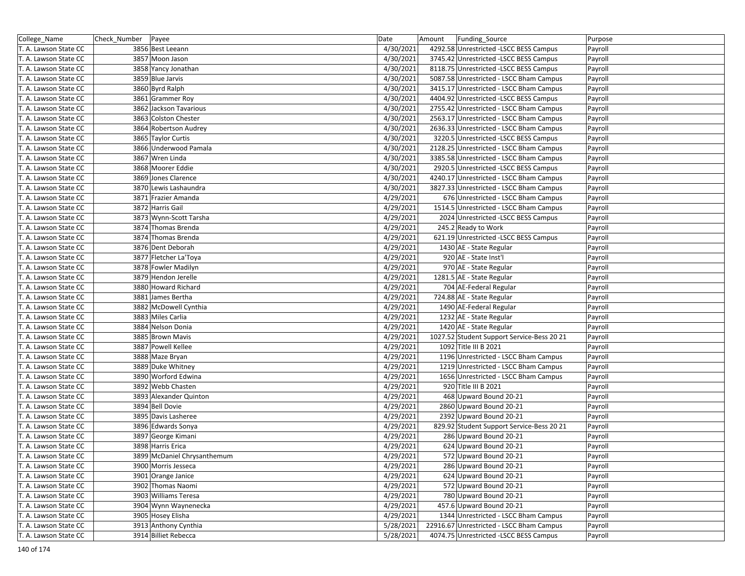| College_Name | Check_Number | Payee | Date | Amount | Funding_Source | Purpose |
|---|---|---|---|---|---|---|
| T. A. Lawson State CC | 3856 | Best Leeann | 4/30/2021 | 4292.58 | Unrestricted -LSCC BESS Campus | Payroll |
| T. A. Lawson State CC | 3857 | Moon Jason | 4/30/2021 | 3745.42 | Unrestricted -LSCC BESS Campus | Payroll |
| T. A. Lawson State CC | 3858 | Yancy Jonathan | 4/30/2021 | 8118.75 | Unrestricted -LSCC BESS Campus | Payroll |
| T. A. Lawson State CC | 3859 | Blue Jarvis | 4/30/2021 | 5087.58 | Unrestricted - LSCC Bham Campus | Payroll |
| T. A. Lawson State CC | 3860 | Byrd Ralph | 4/30/2021 | 3415.17 | Unrestricted - LSCC Bham Campus | Payroll |
| T. A. Lawson State CC | 3861 | Grammer Roy | 4/30/2021 | 4404.92 | Unrestricted -LSCC BESS Campus | Payroll |
| T. A. Lawson State CC | 3862 | Jackson Tavarious | 4/30/2021 | 2755.42 | Unrestricted - LSCC Bham Campus | Payroll |
| T. A. Lawson State CC | 3863 | Colston Chester | 4/30/2021 | 2563.17 | Unrestricted - LSCC Bham Campus | Payroll |
| T. A. Lawson State CC | 3864 | Robertson Audrey | 4/30/2021 | 2636.33 | Unrestricted - LSCC Bham Campus | Payroll |
| T. A. Lawson State CC | 3865 | Taylor Curtis | 4/30/2021 | 3220.5 | Unrestricted -LSCC BESS Campus | Payroll |
| T. A. Lawson State CC | 3866 | Underwood Pamala | 4/30/2021 | 2128.25 | Unrestricted - LSCC Bham Campus | Payroll |
| T. A. Lawson State CC | 3867 | Wren Linda | 4/30/2021 | 3385.58 | Unrestricted - LSCC Bham Campus | Payroll |
| T. A. Lawson State CC | 3868 | Moorer Eddie | 4/30/2021 | 2920.5 | Unrestricted -LSCC BESS Campus | Payroll |
| T. A. Lawson State CC | 3869 | Jones Clarence | 4/30/2021 | 4240.17 | Unrestricted - LSCC Bham Campus | Payroll |
| T. A. Lawson State CC | 3870 | Lewis Lashaundra | 4/30/2021 | 3827.33 | Unrestricted - LSCC Bham Campus | Payroll |
| T. A. Lawson State CC | 3871 | Frazier Amanda | 4/29/2021 | 676 | Unrestricted - LSCC Bham Campus | Payroll |
| T. A. Lawson State CC | 3872 | Harris Gail | 4/29/2021 | 1514.5 | Unrestricted - LSCC Bham Campus | Payroll |
| T. A. Lawson State CC | 3873 | Wynn-Scott Tarsha | 4/29/2021 | 2024 | Unrestricted -LSCC BESS Campus | Payroll |
| T. A. Lawson State CC | 3874 | Thomas Brenda | 4/29/2021 | 245.2 | Ready to Work | Payroll |
| T. A. Lawson State CC | 3874 | Thomas Brenda | 4/29/2021 | 621.19 | Unrestricted -LSCC BESS Campus | Payroll |
| T. A. Lawson State CC | 3876 | Dent Deborah | 4/29/2021 | 1430 | AE - State Regular | Payroll |
| T. A. Lawson State CC | 3877 | Fletcher La'Toya | 4/29/2021 | 920 | AE - State Inst'l | Payroll |
| T. A. Lawson State CC | 3878 | Fowler Madilyn | 4/29/2021 | 970 | AE - State Regular | Payroll |
| T. A. Lawson State CC | 3879 | Hendon Jerelle | 4/29/2021 | 1281.5 | AE - State Regular | Payroll |
| T. A. Lawson State CC | 3880 | Howard Richard | 4/29/2021 | 704 | AE-Federal Regular | Payroll |
| T. A. Lawson State CC | 3881 | James Bertha | 4/29/2021 | 724.88 | AE - State Regular | Payroll |
| T. A. Lawson State CC | 3882 | McDowell Cynthia | 4/29/2021 | 1490 | AE-Federal Regular | Payroll |
| T. A. Lawson State CC | 3883 | Miles Carlia | 4/29/2021 | 1232 | AE - State Regular | Payroll |
| T. A. Lawson State CC | 3884 | Nelson Donia | 4/29/2021 | 1420 | AE - State Regular | Payroll |
| T. A. Lawson State CC | 3885 | Brown Mavis | 4/29/2021 | 1027.52 | Student Support Service-Bess 20 21 | Payroll |
| T. A. Lawson State CC | 3887 | Powell Kellee | 4/29/2021 | 1092 | Title III B 2021 | Payroll |
| T. A. Lawson State CC | 3888 | Maze Bryan | 4/29/2021 | 1196 | Unrestricted - LSCC Bham Campus | Payroll |
| T. A. Lawson State CC | 3889 | Duke Whitney | 4/29/2021 | 1219 | Unrestricted - LSCC Bham Campus | Payroll |
| T. A. Lawson State CC | 3890 | Worford Edwina | 4/29/2021 | 1656 | Unrestricted - LSCC Bham Campus | Payroll |
| T. A. Lawson State CC | 3892 | Webb Chasten | 4/29/2021 | 920 | Title III B 2021 | Payroll |
| T. A. Lawson State CC | 3893 | Alexander Quinton | 4/29/2021 | 468 | Upward Bound 20-21 | Payroll |
| T. A. Lawson State CC | 3894 | Bell Dovie | 4/29/2021 | 2860 | Upward Bound 20-21 | Payroll |
| T. A. Lawson State CC | 3895 | Davis Lasheree | 4/29/2021 | 2392 | Upward Bound 20-21 | Payroll |
| T. A. Lawson State CC | 3896 | Edwards Sonya | 4/29/2021 | 829.92 | Student Support Service-Bess 20 21 | Payroll |
| T. A. Lawson State CC | 3897 | George Kimani | 4/29/2021 | 286 | Upward Bound 20-21 | Payroll |
| T. A. Lawson State CC | 3898 | Harris Erica | 4/29/2021 | 624 | Upward Bound 20-21 | Payroll |
| T. A. Lawson State CC | 3899 | McDaniel Chrysanthemum | 4/29/2021 | 572 | Upward Bound 20-21 | Payroll |
| T. A. Lawson State CC | 3900 | Morris Jesseca | 4/29/2021 | 286 | Upward Bound 20-21 | Payroll |
| T. A. Lawson State CC | 3901 | Orange Janice | 4/29/2021 | 624 | Upward Bound 20-21 | Payroll |
| T. A. Lawson State CC | 3902 | Thomas Naomi | 4/29/2021 | 572 | Upward Bound 20-21 | Payroll |
| T. A. Lawson State CC | 3903 | Williams Teresa | 4/29/2021 | 780 | Upward Bound 20-21 | Payroll |
| T. A. Lawson State CC | 3904 | Wynn Waynenecka | 4/29/2021 | 457.6 | Upward Bound 20-21 | Payroll |
| T. A. Lawson State CC | 3905 | Hosey Elisha | 4/29/2021 | 1344 | Unrestricted - LSCC Bham Campus | Payroll |
| T. A. Lawson State CC | 3913 | Anthony Cynthia | 5/28/2021 | 22916.67 | Unrestricted - LSCC Bham Campus | Payroll |
| T. A. Lawson State CC | 3914 | Billiet Rebecca | 5/28/2021 | 4074.75 | Unrestricted -LSCC BESS Campus | Payroll |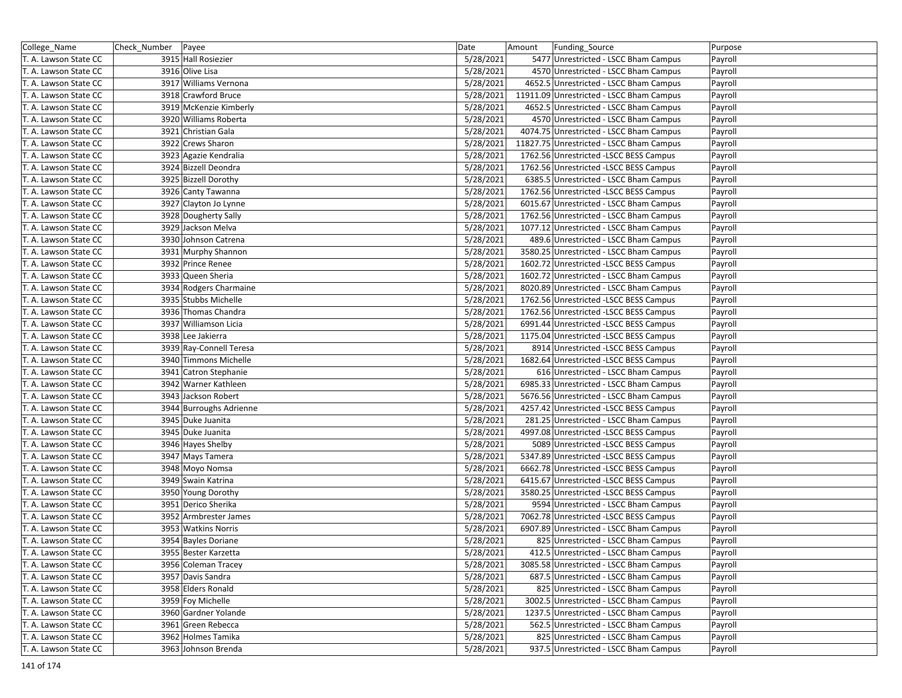| College_Name | Check_Number | Payee | Date | Amount | Funding_Source | Purpose |
|---|---|---|---|---|---|---|
| T. A. Lawson State CC | 3915 | Hall Rosiezier | 5/28/2021 | 5477 | Unrestricted - LSCC Bham Campus | Payroll |
| T. A. Lawson State CC | 3916 | Olive Lisa | 5/28/2021 | 4570 | Unrestricted - LSCC Bham Campus | Payroll |
| T. A. Lawson State CC | 3917 | Williams Vernona | 5/28/2021 | 4652.5 | Unrestricted - LSCC Bham Campus | Payroll |
| T. A. Lawson State CC | 3918 | Crawford Bruce | 5/28/2021 | 11911.09 | Unrestricted - LSCC Bham Campus | Payroll |
| T. A. Lawson State CC | 3919 | McKenzie Kimberly | 5/28/2021 | 4652.5 | Unrestricted - LSCC Bham Campus | Payroll |
| T. A. Lawson State CC | 3920 | Williams Roberta | 5/28/2021 | 4570 | Unrestricted - LSCC Bham Campus | Payroll |
| T. A. Lawson State CC | 3921 | Christian Gala | 5/28/2021 | 4074.75 | Unrestricted - LSCC Bham Campus | Payroll |
| T. A. Lawson State CC | 3922 | Crews Sharon | 5/28/2021 | 11827.75 | Unrestricted - LSCC Bham Campus | Payroll |
| T. A. Lawson State CC | 3923 | Agazie Kendralia | 5/28/2021 | 1762.56 | Unrestricted -LSCC BESS Campus | Payroll |
| T. A. Lawson State CC | 3924 | Bizzell Deondra | 5/28/2021 | 1762.56 | Unrestricted -LSCC BESS Campus | Payroll |
| T. A. Lawson State CC | 3925 | Bizzell Dorothy | 5/28/2021 | 6385.5 | Unrestricted - LSCC Bham Campus | Payroll |
| T. A. Lawson State CC | 3926 | Canty Tawanna | 5/28/2021 | 1762.56 | Unrestricted -LSCC BESS Campus | Payroll |
| T. A. Lawson State CC | 3927 | Clayton Jo Lynne | 5/28/2021 | 6015.67 | Unrestricted - LSCC Bham Campus | Payroll |
| T. A. Lawson State CC | 3928 | Dougherty Sally | 5/28/2021 | 1762.56 | Unrestricted - LSCC Bham Campus | Payroll |
| T. A. Lawson State CC | 3929 | Jackson Melva | 5/28/2021 | 1077.12 | Unrestricted - LSCC Bham Campus | Payroll |
| T. A. Lawson State CC | 3930 | Johnson Catrena | 5/28/2021 | 489.6 | Unrestricted - LSCC Bham Campus | Payroll |
| T. A. Lawson State CC | 3931 | Murphy Shannon | 5/28/2021 | 3580.25 | Unrestricted - LSCC Bham Campus | Payroll |
| T. A. Lawson State CC | 3932 | Prince Renee | 5/28/2021 | 1602.72 | Unrestricted -LSCC BESS Campus | Payroll |
| T. A. Lawson State CC | 3933 | Queen Sheria | 5/28/2021 | 1602.72 | Unrestricted - LSCC Bham Campus | Payroll |
| T. A. Lawson State CC | 3934 | Rodgers Charmaine | 5/28/2021 | 8020.89 | Unrestricted - LSCC Bham Campus | Payroll |
| T. A. Lawson State CC | 3935 | Stubbs Michelle | 5/28/2021 | 1762.56 | Unrestricted -LSCC BESS Campus | Payroll |
| T. A. Lawson State CC | 3936 | Thomas Chandra | 5/28/2021 | 1762.56 | Unrestricted -LSCC BESS Campus | Payroll |
| T. A. Lawson State CC | 3937 | Williamson Licia | 5/28/2021 | 6991.44 | Unrestricted -LSCC BESS Campus | Payroll |
| T. A. Lawson State CC | 3938 | Lee Jakierra | 5/28/2021 | 1175.04 | Unrestricted -LSCC BESS Campus | Payroll |
| T. A. Lawson State CC | 3939 | Ray-Connell Teresa | 5/28/2021 | 8914 | Unrestricted -LSCC BESS Campus | Payroll |
| T. A. Lawson State CC | 3940 | Timmons Michelle | 5/28/2021 | 1682.64 | Unrestricted -LSCC BESS Campus | Payroll |
| T. A. Lawson State CC | 3941 | Catron Stephanie | 5/28/2021 | 616 | Unrestricted - LSCC Bham Campus | Payroll |
| T. A. Lawson State CC | 3942 | Warner Kathleen | 5/28/2021 | 6985.33 | Unrestricted - LSCC Bham Campus | Payroll |
| T. A. Lawson State CC | 3943 | Jackson Robert | 5/28/2021 | 5676.56 | Unrestricted - LSCC Bham Campus | Payroll |
| T. A. Lawson State CC | 3944 | Burroughs Adrienne | 5/28/2021 | 4257.42 | Unrestricted -LSCC BESS Campus | Payroll |
| T. A. Lawson State CC | 3945 | Duke Juanita | 5/28/2021 | 281.25 | Unrestricted - LSCC Bham Campus | Payroll |
| T. A. Lawson State CC | 3945 | Duke Juanita | 5/28/2021 | 4997.08 | Unrestricted -LSCC BESS Campus | Payroll |
| T. A. Lawson State CC | 3946 | Hayes Shelby | 5/28/2021 | 5089 | Unrestricted -LSCC BESS Campus | Payroll |
| T. A. Lawson State CC | 3947 | Mays Tamera | 5/28/2021 | 5347.89 | Unrestricted -LSCC BESS Campus | Payroll |
| T. A. Lawson State CC | 3948 | Moyo Nomsa | 5/28/2021 | 6662.78 | Unrestricted -LSCC BESS Campus | Payroll |
| T. A. Lawson State CC | 3949 | Swain Katrina | 5/28/2021 | 6415.67 | Unrestricted -LSCC BESS Campus | Payroll |
| T. A. Lawson State CC | 3950 | Young Dorothy | 5/28/2021 | 3580.25 | Unrestricted -LSCC BESS Campus | Payroll |
| T. A. Lawson State CC | 3951 | Derico Sherika | 5/28/2021 | 9594 | Unrestricted - LSCC Bham Campus | Payroll |
| T. A. Lawson State CC | 3952 | Armbrester James | 5/28/2021 | 7062.78 | Unrestricted -LSCC BESS Campus | Payroll |
| T. A. Lawson State CC | 3953 | Watkins Norris | 5/28/2021 | 6907.89 | Unrestricted - LSCC Bham Campus | Payroll |
| T. A. Lawson State CC | 3954 | Bayles Doriane | 5/28/2021 | 825 | Unrestricted - LSCC Bham Campus | Payroll |
| T. A. Lawson State CC | 3955 | Bester Karzetta | 5/28/2021 | 412.5 | Unrestricted - LSCC Bham Campus | Payroll |
| T. A. Lawson State CC | 3956 | Coleman Tracey | 5/28/2021 | 3085.58 | Unrestricted - LSCC Bham Campus | Payroll |
| T. A. Lawson State CC | 3957 | Davis Sandra | 5/28/2021 | 687.5 | Unrestricted - LSCC Bham Campus | Payroll |
| T. A. Lawson State CC | 3958 | Elders Ronald | 5/28/2021 | 825 | Unrestricted - LSCC Bham Campus | Payroll |
| T. A. Lawson State CC | 3959 | Foy Michelle | 5/28/2021 | 3002.5 | Unrestricted - LSCC Bham Campus | Payroll |
| T. A. Lawson State CC | 3960 | Gardner Yolande | 5/28/2021 | 1237.5 | Unrestricted - LSCC Bham Campus | Payroll |
| T. A. Lawson State CC | 3961 | Green Rebecca | 5/28/2021 | 562.5 | Unrestricted - LSCC Bham Campus | Payroll |
| T. A. Lawson State CC | 3962 | Holmes Tamika | 5/28/2021 | 825 | Unrestricted - LSCC Bham Campus | Payroll |
| T. A. Lawson State CC | 3963 | Johnson Brenda | 5/28/2021 | 937.5 | Unrestricted - LSCC Bham Campus | Payroll |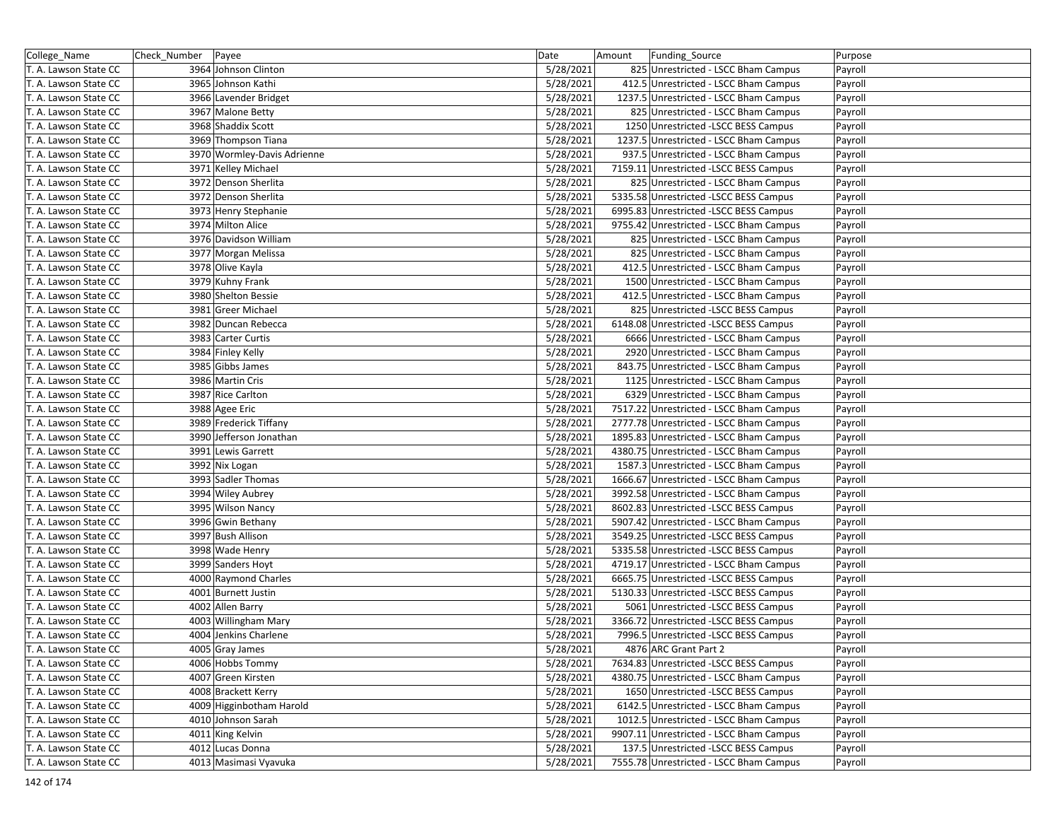| College_Name | Check_Number | Payee | Date | Amount | Funding_Source | Purpose |
|---|---|---|---|---|---|---|
| T. A. Lawson State CC | 3964 | Johnson Clinton | 5/28/2021 | 825 | Unrestricted - LSCC Bham Campus | Payroll |
| T. A. Lawson State CC | 3965 | Johnson Kathi | 5/28/2021 | 412.5 | Unrestricted - LSCC Bham Campus | Payroll |
| T. A. Lawson State CC | 3966 | Lavender Bridget | 5/28/2021 | 1237.5 | Unrestricted - LSCC Bham Campus | Payroll |
| T. A. Lawson State CC | 3967 | Malone Betty | 5/28/2021 | 825 | Unrestricted - LSCC Bham Campus | Payroll |
| T. A. Lawson State CC | 3968 | Shaddix Scott | 5/28/2021 | 1250 | Unrestricted -LSCC BESS Campus | Payroll |
| T. A. Lawson State CC | 3969 | Thompson Tiana | 5/28/2021 | 1237.5 | Unrestricted - LSCC Bham Campus | Payroll |
| T. A. Lawson State CC | 3970 | Wormley-Davis Adrienne | 5/28/2021 | 937.5 | Unrestricted - LSCC Bham Campus | Payroll |
| T. A. Lawson State CC | 3971 | Kelley Michael | 5/28/2021 | 7159.11 | Unrestricted -LSCC BESS Campus | Payroll |
| T. A. Lawson State CC | 3972 | Denson Sherlita | 5/28/2021 | 825 | Unrestricted - LSCC Bham Campus | Payroll |
| T. A. Lawson State CC | 3972 | Denson Sherlita | 5/28/2021 | 5335.58 | Unrestricted -LSCC BESS Campus | Payroll |
| T. A. Lawson State CC | 3973 | Henry Stephanie | 5/28/2021 | 6995.83 | Unrestricted -LSCC BESS Campus | Payroll |
| T. A. Lawson State CC | 3974 | Milton Alice | 5/28/2021 | 9755.42 | Unrestricted - LSCC Bham Campus | Payroll |
| T. A. Lawson State CC | 3976 | Davidson William | 5/28/2021 | 825 | Unrestricted - LSCC Bham Campus | Payroll |
| T. A. Lawson State CC | 3977 | Morgan Melissa | 5/28/2021 | 825 | Unrestricted - LSCC Bham Campus | Payroll |
| T. A. Lawson State CC | 3978 | Olive Kayla | 5/28/2021 | 412.5 | Unrestricted - LSCC Bham Campus | Payroll |
| T. A. Lawson State CC | 3979 | Kuhny Frank | 5/28/2021 | 1500 | Unrestricted - LSCC Bham Campus | Payroll |
| T. A. Lawson State CC | 3980 | Shelton Bessie | 5/28/2021 | 412.5 | Unrestricted - LSCC Bham Campus | Payroll |
| T. A. Lawson State CC | 3981 | Greer Michael | 5/28/2021 | 825 | Unrestricted -LSCC BESS Campus | Payroll |
| T. A. Lawson State CC | 3982 | Duncan Rebecca | 5/28/2021 | 6148.08 | Unrestricted -LSCC BESS Campus | Payroll |
| T. A. Lawson State CC | 3983 | Carter Curtis | 5/28/2021 | 6666 | Unrestricted - LSCC Bham Campus | Payroll |
| T. A. Lawson State CC | 3984 | Finley Kelly | 5/28/2021 | 2920 | Unrestricted - LSCC Bham Campus | Payroll |
| T. A. Lawson State CC | 3985 | Gibbs James | 5/28/2021 | 843.75 | Unrestricted - LSCC Bham Campus | Payroll |
| T. A. Lawson State CC | 3986 | Martin Cris | 5/28/2021 | 1125 | Unrestricted - LSCC Bham Campus | Payroll |
| T. A. Lawson State CC | 3987 | Rice Carlton | 5/28/2021 | 6329 | Unrestricted - LSCC Bham Campus | Payroll |
| T. A. Lawson State CC | 3988 | Agee Eric | 5/28/2021 | 7517.22 | Unrestricted - LSCC Bham Campus | Payroll |
| T. A. Lawson State CC | 3989 | Frederick Tiffany | 5/28/2021 | 2777.78 | Unrestricted - LSCC Bham Campus | Payroll |
| T. A. Lawson State CC | 3990 | Jefferson Jonathan | 5/28/2021 | 1895.83 | Unrestricted - LSCC Bham Campus | Payroll |
| T. A. Lawson State CC | 3991 | Lewis Garrett | 5/28/2021 | 4380.75 | Unrestricted - LSCC Bham Campus | Payroll |
| T. A. Lawson State CC | 3992 | Nix Logan | 5/28/2021 | 1587.3 | Unrestricted - LSCC Bham Campus | Payroll |
| T. A. Lawson State CC | 3993 | Sadler Thomas | 5/28/2021 | 1666.67 | Unrestricted - LSCC Bham Campus | Payroll |
| T. A. Lawson State CC | 3994 | Wiley Aubrey | 5/28/2021 | 3992.58 | Unrestricted - LSCC Bham Campus | Payroll |
| T. A. Lawson State CC | 3995 | Wilson Nancy | 5/28/2021 | 8602.83 | Unrestricted -LSCC BESS Campus | Payroll |
| T. A. Lawson State CC | 3996 | Gwin Bethany | 5/28/2021 | 5907.42 | Unrestricted - LSCC Bham Campus | Payroll |
| T. A. Lawson State CC | 3997 | Bush Allison | 5/28/2021 | 3549.25 | Unrestricted -LSCC BESS Campus | Payroll |
| T. A. Lawson State CC | 3998 | Wade Henry | 5/28/2021 | 5335.58 | Unrestricted -LSCC BESS Campus | Payroll |
| T. A. Lawson State CC | 3999 | Sanders Hoyt | 5/28/2021 | 4719.17 | Unrestricted - LSCC Bham Campus | Payroll |
| T. A. Lawson State CC | 4000 | Raymond Charles | 5/28/2021 | 6665.75 | Unrestricted -LSCC BESS Campus | Payroll |
| T. A. Lawson State CC | 4001 | Burnett Justin | 5/28/2021 | 5130.33 | Unrestricted -LSCC BESS Campus | Payroll |
| T. A. Lawson State CC | 4002 | Allen Barry | 5/28/2021 | 5061 | Unrestricted -LSCC BESS Campus | Payroll |
| T. A. Lawson State CC | 4003 | Willingham Mary | 5/28/2021 | 3366.72 | Unrestricted -LSCC BESS Campus | Payroll |
| T. A. Lawson State CC | 4004 | Jenkins Charlene | 5/28/2021 | 7996.5 | Unrestricted -LSCC BESS Campus | Payroll |
| T. A. Lawson State CC | 4005 | Gray James | 5/28/2021 | 4876 | ARC Grant Part 2 | Payroll |
| T. A. Lawson State CC | 4006 | Hobbs Tommy | 5/28/2021 | 7634.83 | Unrestricted -LSCC BESS Campus | Payroll |
| T. A. Lawson State CC | 4007 | Green Kirsten | 5/28/2021 | 4380.75 | Unrestricted - LSCC Bham Campus | Payroll |
| T. A. Lawson State CC | 4008 | Brackett Kerry | 5/28/2021 | 1650 | Unrestricted -LSCC BESS Campus | Payroll |
| T. A. Lawson State CC | 4009 | Higginbotham Harold | 5/28/2021 | 6142.5 | Unrestricted - LSCC Bham Campus | Payroll |
| T. A. Lawson State CC | 4010 | Johnson Sarah | 5/28/2021 | 1012.5 | Unrestricted - LSCC Bham Campus | Payroll |
| T. A. Lawson State CC | 4011 | King Kelvin | 5/28/2021 | 9907.11 | Unrestricted - LSCC Bham Campus | Payroll |
| T. A. Lawson State CC | 4012 | Lucas Donna | 5/28/2021 | 137.5 | Unrestricted -LSCC BESS Campus | Payroll |
| T. A. Lawson State CC | 4013 | Masimasi Vyavuka | 5/28/2021 | 7555.78 | Unrestricted - LSCC Bham Campus | Payroll |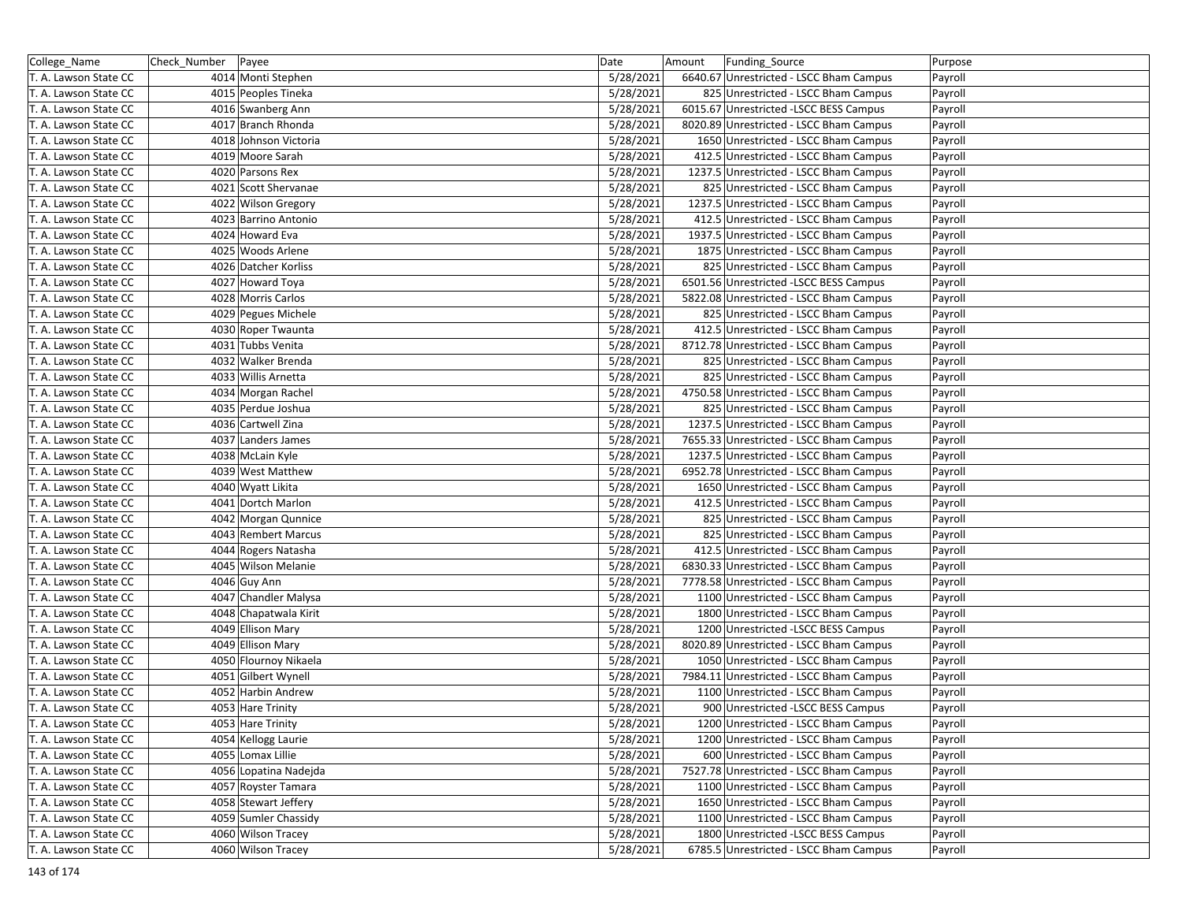| College_Name | Check_Number | Payee | Date | Amount | Funding_Source | Purpose |
|---|---|---|---|---|---|---|
| T. A. Lawson State CC | 4014 | Monti Stephen | 5/28/2021 | 6640.67 | Unrestricted - LSCC Bham Campus | Payroll |
| T. A. Lawson State CC | 4015 | Peoples Tineka | 5/28/2021 | 825 | Unrestricted - LSCC Bham Campus | Payroll |
| T. A. Lawson State CC | 4016 | Swanberg Ann | 5/28/2021 | 6015.67 | Unrestricted -LSCC BESS Campus | Payroll |
| T. A. Lawson State CC | 4017 | Branch Rhonda | 5/28/2021 | 8020.89 | Unrestricted - LSCC Bham Campus | Payroll |
| T. A. Lawson State CC | 4018 | Johnson Victoria | 5/28/2021 | 1650 | Unrestricted - LSCC Bham Campus | Payroll |
| T. A. Lawson State CC | 4019 | Moore Sarah | 5/28/2021 | 412.5 | Unrestricted - LSCC Bham Campus | Payroll |
| T. A. Lawson State CC | 4020 | Parsons Rex | 5/28/2021 | 1237.5 | Unrestricted - LSCC Bham Campus | Payroll |
| T. A. Lawson State CC | 4021 | Scott Shervanae | 5/28/2021 | 825 | Unrestricted - LSCC Bham Campus | Payroll |
| T. A. Lawson State CC | 4022 | Wilson Gregory | 5/28/2021 | 1237.5 | Unrestricted - LSCC Bham Campus | Payroll |
| T. A. Lawson State CC | 4023 | Barrino Antonio | 5/28/2021 | 412.5 | Unrestricted - LSCC Bham Campus | Payroll |
| T. A. Lawson State CC | 4024 | Howard Eva | 5/28/2021 | 1937.5 | Unrestricted - LSCC Bham Campus | Payroll |
| T. A. Lawson State CC | 4025 | Woods Arlene | 5/28/2021 | 1875 | Unrestricted - LSCC Bham Campus | Payroll |
| T. A. Lawson State CC | 4026 | Datcher Korliss | 5/28/2021 | 825 | Unrestricted - LSCC Bham Campus | Payroll |
| T. A. Lawson State CC | 4027 | Howard Toya | 5/28/2021 | 6501.56 | Unrestricted -LSCC BESS Campus | Payroll |
| T. A. Lawson State CC | 4028 | Morris Carlos | 5/28/2021 | 5822.08 | Unrestricted - LSCC Bham Campus | Payroll |
| T. A. Lawson State CC | 4029 | Pegues Michele | 5/28/2021 | 825 | Unrestricted - LSCC Bham Campus | Payroll |
| T. A. Lawson State CC | 4030 | Roper Twaunta | 5/28/2021 | 412.5 | Unrestricted - LSCC Bham Campus | Payroll |
| T. A. Lawson State CC | 4031 | Tubbs Venita | 5/28/2021 | 8712.78 | Unrestricted - LSCC Bham Campus | Payroll |
| T. A. Lawson State CC | 4032 | Walker Brenda | 5/28/2021 | 825 | Unrestricted - LSCC Bham Campus | Payroll |
| T. A. Lawson State CC | 4033 | Willis Arnetta | 5/28/2021 | 825 | Unrestricted - LSCC Bham Campus | Payroll |
| T. A. Lawson State CC | 4034 | Morgan Rachel | 5/28/2021 | 4750.58 | Unrestricted - LSCC Bham Campus | Payroll |
| T. A. Lawson State CC | 4035 | Perdue Joshua | 5/28/2021 | 825 | Unrestricted - LSCC Bham Campus | Payroll |
| T. A. Lawson State CC | 4036 | Cartwell Zina | 5/28/2021 | 1237.5 | Unrestricted - LSCC Bham Campus | Payroll |
| T. A. Lawson State CC | 4037 | Landers James | 5/28/2021 | 7655.33 | Unrestricted - LSCC Bham Campus | Payroll |
| T. A. Lawson State CC | 4038 | McLain Kyle | 5/28/2021 | 1237.5 | Unrestricted - LSCC Bham Campus | Payroll |
| T. A. Lawson State CC | 4039 | West Matthew | 5/28/2021 | 6952.78 | Unrestricted - LSCC Bham Campus | Payroll |
| T. A. Lawson State CC | 4040 | Wyatt Likita | 5/28/2021 | 1650 | Unrestricted - LSCC Bham Campus | Payroll |
| T. A. Lawson State CC | 4041 | Dortch Marlon | 5/28/2021 | 412.5 | Unrestricted - LSCC Bham Campus | Payroll |
| T. A. Lawson State CC | 4042 | Morgan Qunnice | 5/28/2021 | 825 | Unrestricted - LSCC Bham Campus | Payroll |
| T. A. Lawson State CC | 4043 | Rembert Marcus | 5/28/2021 | 825 | Unrestricted - LSCC Bham Campus | Payroll |
| T. A. Lawson State CC | 4044 | Rogers Natasha | 5/28/2021 | 412.5 | Unrestricted - LSCC Bham Campus | Payroll |
| T. A. Lawson State CC | 4045 | Wilson Melanie | 5/28/2021 | 6830.33 | Unrestricted - LSCC Bham Campus | Payroll |
| T. A. Lawson State CC | 4046 | Guy Ann | 5/28/2021 | 7778.58 | Unrestricted - LSCC Bham Campus | Payroll |
| T. A. Lawson State CC | 4047 | Chandler Malysa | 5/28/2021 | 1100 | Unrestricted - LSCC Bham Campus | Payroll |
| T. A. Lawson State CC | 4048 | Chapatwala Kirit | 5/28/2021 | 1800 | Unrestricted - LSCC Bham Campus | Payroll |
| T. A. Lawson State CC | 4049 | Ellison Mary | 5/28/2021 | 1200 | Unrestricted -LSCC BESS Campus | Payroll |
| T. A. Lawson State CC | 4049 | Ellison Mary | 5/28/2021 | 8020.89 | Unrestricted - LSCC Bham Campus | Payroll |
| T. A. Lawson State CC | 4050 | Flournoy Nikaela | 5/28/2021 | 1050 | Unrestricted - LSCC Bham Campus | Payroll |
| T. A. Lawson State CC | 4051 | Gilbert Wynell | 5/28/2021 | 7984.11 | Unrestricted - LSCC Bham Campus | Payroll |
| T. A. Lawson State CC | 4052 | Harbin Andrew | 5/28/2021 | 1100 | Unrestricted - LSCC Bham Campus | Payroll |
| T. A. Lawson State CC | 4053 | Hare Trinity | 5/28/2021 | 900 | Unrestricted -LSCC BESS Campus | Payroll |
| T. A. Lawson State CC | 4053 | Hare Trinity | 5/28/2021 | 1200 | Unrestricted - LSCC Bham Campus | Payroll |
| T. A. Lawson State CC | 4054 | Kellogg Laurie | 5/28/2021 | 1200 | Unrestricted - LSCC Bham Campus | Payroll |
| T. A. Lawson State CC | 4055 | Lomax Lillie | 5/28/2021 | 600 | Unrestricted - LSCC Bham Campus | Payroll |
| T. A. Lawson State CC | 4056 | Lopatina Nadejda | 5/28/2021 | 7527.78 | Unrestricted - LSCC Bham Campus | Payroll |
| T. A. Lawson State CC | 4057 | Royster Tamara | 5/28/2021 | 1100 | Unrestricted - LSCC Bham Campus | Payroll |
| T. A. Lawson State CC | 4058 | Stewart Jeffery | 5/28/2021 | 1650 | Unrestricted - LSCC Bham Campus | Payroll |
| T. A. Lawson State CC | 4059 | Sumler Chassidy | 5/28/2021 | 1100 | Unrestricted - LSCC Bham Campus | Payroll |
| T. A. Lawson State CC | 4060 | Wilson Tracey | 5/28/2021 | 1800 | Unrestricted -LSCC BESS Campus | Payroll |
| T. A. Lawson State CC | 4060 | Wilson Tracey | 5/28/2021 | 6785.5 | Unrestricted - LSCC Bham Campus | Payroll |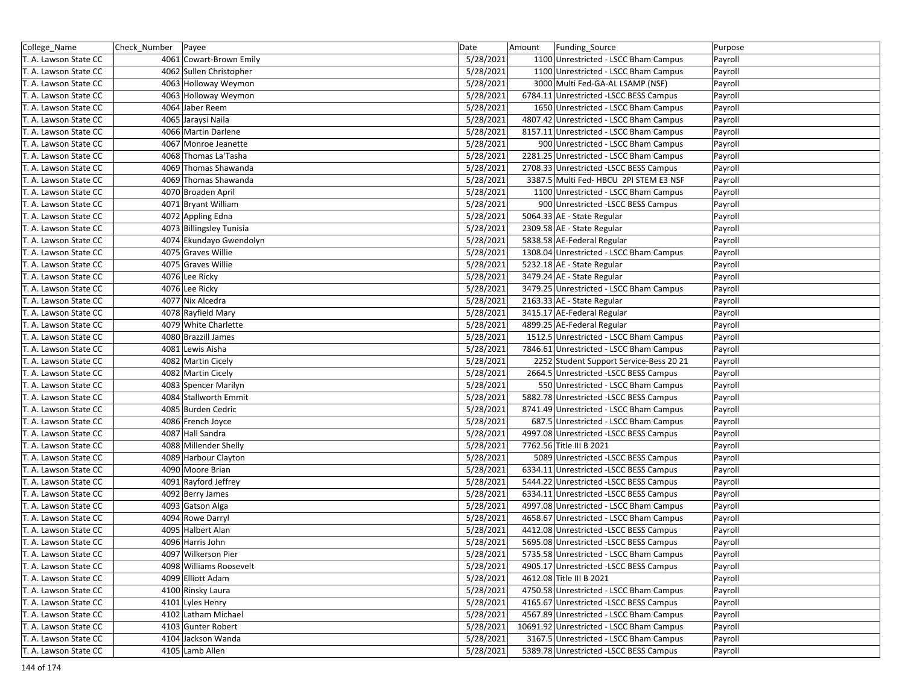| College_Name | Check_Number | Payee | Date | Amount | Funding_Source | Purpose |
|---|---|---|---|---|---|---|
| T. A. Lawson State CC | 4061 | Cowart-Brown Emily | 5/28/2021 | 1100 | Unrestricted - LSCC Bham Campus | Payroll |
| T. A. Lawson State CC | 4062 | Sullen Christopher | 5/28/2021 | 1100 | Unrestricted - LSCC Bham Campus | Payroll |
| T. A. Lawson State CC | 4063 | Holloway Weymon | 5/28/2021 | 3000 | Multi Fed-GA-AL LSAMP (NSF) | Payroll |
| T. A. Lawson State CC | 4063 | Holloway Weymon | 5/28/2021 | 6784.11 | Unrestricted -LSCC BESS Campus | Payroll |
| T. A. Lawson State CC | 4064 | Jaber Reem | 5/28/2021 | 1650 | Unrestricted - LSCC Bham Campus | Payroll |
| T. A. Lawson State CC | 4065 | Jaraysi Naila | 5/28/2021 | 4807.42 | Unrestricted - LSCC Bham Campus | Payroll |
| T. A. Lawson State CC | 4066 | Martin Darlene | 5/28/2021 | 8157.11 | Unrestricted - LSCC Bham Campus | Payroll |
| T. A. Lawson State CC | 4067 | Monroe Jeanette | 5/28/2021 | 900 | Unrestricted - LSCC Bham Campus | Payroll |
| T. A. Lawson State CC | 4068 | Thomas La'Tasha | 5/28/2021 | 2281.25 | Unrestricted - LSCC Bham Campus | Payroll |
| T. A. Lawson State CC | 4069 | Thomas Shawanda | 5/28/2021 | 2708.33 | Unrestricted -LSCC BESS Campus | Payroll |
| T. A. Lawson State CC | 4069 | Thomas Shawanda | 5/28/2021 | 3387.5 | Multi Fed- HBCU 2PI STEM E3 NSF | Payroll |
| T. A. Lawson State CC | 4070 | Broaden April | 5/28/2021 | 1100 | Unrestricted - LSCC Bham Campus | Payroll |
| T. A. Lawson State CC | 4071 | Bryant William | 5/28/2021 | 900 | Unrestricted -LSCC BESS Campus | Payroll |
| T. A. Lawson State CC | 4072 | Appling Edna | 5/28/2021 | 5064.33 | AE - State Regular | Payroll |
| T. A. Lawson State CC | 4073 | Billingsley Tunisia | 5/28/2021 | 2309.58 | AE - State Regular | Payroll |
| T. A. Lawson State CC | 4074 | Ekundayo Gwendolyn | 5/28/2021 | 5838.58 | AE-Federal Regular | Payroll |
| T. A. Lawson State CC | 4075 | Graves Willie | 5/28/2021 | 1308.04 | Unrestricted - LSCC Bham Campus | Payroll |
| T. A. Lawson State CC | 4075 | Graves Willie | 5/28/2021 | 5232.18 | AE - State Regular | Payroll |
| T. A. Lawson State CC | 4076 | Lee Ricky | 5/28/2021 | 3479.24 | AE - State Regular | Payroll |
| T. A. Lawson State CC | 4076 | Lee Ricky | 5/28/2021 | 3479.25 | Unrestricted - LSCC Bham Campus | Payroll |
| T. A. Lawson State CC | 4077 | Nix Alcedra | 5/28/2021 | 2163.33 | AE - State Regular | Payroll |
| T. A. Lawson State CC | 4078 | Rayfield Mary | 5/28/2021 | 3415.17 | AE-Federal Regular | Payroll |
| T. A. Lawson State CC | 4079 | White Charlette | 5/28/2021 | 4899.25 | AE-Federal Regular | Payroll |
| T. A. Lawson State CC | 4080 | Brazzill James | 5/28/2021 | 1512.5 | Unrestricted - LSCC Bham Campus | Payroll |
| T. A. Lawson State CC | 4081 | Lewis Aisha | 5/28/2021 | 7846.61 | Unrestricted - LSCC Bham Campus | Payroll |
| T. A. Lawson State CC | 4082 | Martin Cicely | 5/28/2021 | 2252 | Student Support Service-Bess 20 21 | Payroll |
| T. A. Lawson State CC | 4082 | Martin Cicely | 5/28/2021 | 2664.5 | Unrestricted -LSCC BESS Campus | Payroll |
| T. A. Lawson State CC | 4083 | Spencer Marilyn | 5/28/2021 | 550 | Unrestricted - LSCC Bham Campus | Payroll |
| T. A. Lawson State CC | 4084 | Stallworth Emmit | 5/28/2021 | 5882.78 | Unrestricted -LSCC BESS Campus | Payroll |
| T. A. Lawson State CC | 4085 | Burden Cedric | 5/28/2021 | 8741.49 | Unrestricted - LSCC Bham Campus | Payroll |
| T. A. Lawson State CC | 4086 | French Joyce | 5/28/2021 | 687.5 | Unrestricted - LSCC Bham Campus | Payroll |
| T. A. Lawson State CC | 4087 | Hall Sandra | 5/28/2021 | 4997.08 | Unrestricted -LSCC BESS Campus | Payroll |
| T. A. Lawson State CC | 4088 | Millender Shelly | 5/28/2021 | 7762.56 | Title III B 2021 | Payroll |
| T. A. Lawson State CC | 4089 | Harbour Clayton | 5/28/2021 | 5089 | Unrestricted -LSCC BESS Campus | Payroll |
| T. A. Lawson State CC | 4090 | Moore Brian | 5/28/2021 | 6334.11 | Unrestricted -LSCC BESS Campus | Payroll |
| T. A. Lawson State CC | 4091 | Rayford Jeffrey | 5/28/2021 | 5444.22 | Unrestricted -LSCC BESS Campus | Payroll |
| T. A. Lawson State CC | 4092 | Berry James | 5/28/2021 | 6334.11 | Unrestricted -LSCC BESS Campus | Payroll |
| T. A. Lawson State CC | 4093 | Gatson Alga | 5/28/2021 | 4997.08 | Unrestricted - LSCC Bham Campus | Payroll |
| T. A. Lawson State CC | 4094 | Rowe Darryl | 5/28/2021 | 4658.67 | Unrestricted - LSCC Bham Campus | Payroll |
| T. A. Lawson State CC | 4095 | Halbert Alan | 5/28/2021 | 4412.08 | Unrestricted -LSCC BESS Campus | Payroll |
| T. A. Lawson State CC | 4096 | Harris John | 5/28/2021 | 5695.08 | Unrestricted -LSCC BESS Campus | Payroll |
| T. A. Lawson State CC | 4097 | Wilkerson Pier | 5/28/2021 | 5735.58 | Unrestricted - LSCC Bham Campus | Payroll |
| T. A. Lawson State CC | 4098 | Williams Roosevelt | 5/28/2021 | 4905.17 | Unrestricted -LSCC BESS Campus | Payroll |
| T. A. Lawson State CC | 4099 | Elliott Adam | 5/28/2021 | 4612.08 | Title III B 2021 | Payroll |
| T. A. Lawson State CC | 4100 | Rinsky Laura | 5/28/2021 | 4750.58 | Unrestricted - LSCC Bham Campus | Payroll |
| T. A. Lawson State CC | 4101 | Lyles Henry | 5/28/2021 | 4165.67 | Unrestricted -LSCC BESS Campus | Payroll |
| T. A. Lawson State CC | 4102 | Latham Michael | 5/28/2021 | 4567.89 | Unrestricted - LSCC Bham Campus | Payroll |
| T. A. Lawson State CC | 4103 | Gunter Robert | 5/28/2021 | 10691.92 | Unrestricted - LSCC Bham Campus | Payroll |
| T. A. Lawson State CC | 4104 | Jackson Wanda | 5/28/2021 | 3167.5 | Unrestricted - LSCC Bham Campus | Payroll |
| T. A. Lawson State CC | 4105 | Lamb Allen | 5/28/2021 | 5389.78 | Unrestricted -LSCC BESS Campus | Payroll |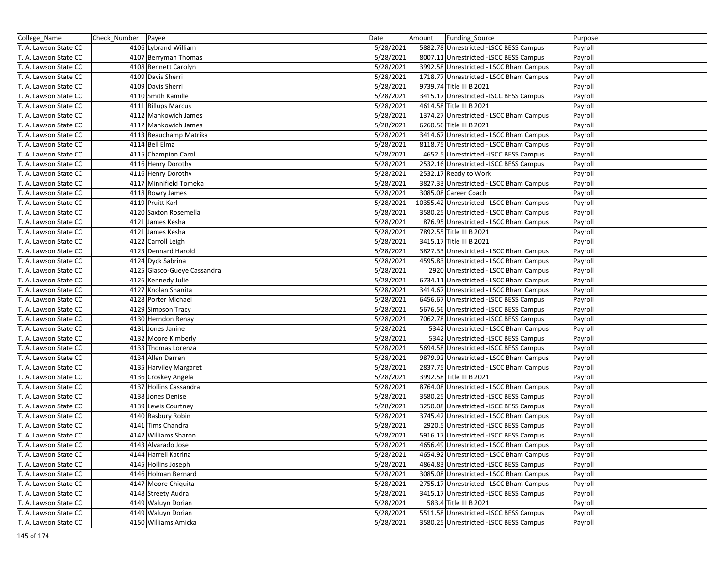| College_Name | Check_Number | Payee | Date | Amount | Funding_Source | Purpose |
|---|---|---|---|---|---|---|
| T. A. Lawson State CC | 4106 | Lybrand William | 5/28/2021 | 5882.78 | Unrestricted -LSCC BESS Campus | Payroll |
| T. A. Lawson State CC | 4107 | Berryman Thomas | 5/28/2021 | 8007.11 | Unrestricted -LSCC BESS Campus | Payroll |
| T. A. Lawson State CC | 4108 | Bennett Carolyn | 5/28/2021 | 3992.58 | Unrestricted - LSCC Bham Campus | Payroll |
| T. A. Lawson State CC | 4109 | Davis Sherri | 5/28/2021 | 1718.77 | Unrestricted - LSCC Bham Campus | Payroll |
| T. A. Lawson State CC | 4109 | Davis Sherri | 5/28/2021 | 9739.74 | Title III B 2021 | Payroll |
| T. A. Lawson State CC | 4110 | Smith Kamille | 5/28/2021 | 3415.17 | Unrestricted -LSCC BESS Campus | Payroll |
| T. A. Lawson State CC | 4111 | Billups Marcus | 5/28/2021 | 4614.58 | Title III B 2021 | Payroll |
| T. A. Lawson State CC | 4112 | Mankowich James | 5/28/2021 | 1374.27 | Unrestricted - LSCC Bham Campus | Payroll |
| T. A. Lawson State CC | 4112 | Mankowich James | 5/28/2021 | 6260.56 | Title III B 2021 | Payroll |
| T. A. Lawson State CC | 4113 | Beauchamp Matrika | 5/28/2021 | 3414.67 | Unrestricted - LSCC Bham Campus | Payroll |
| T. A. Lawson State CC | 4114 | Bell Elma | 5/28/2021 | 8118.75 | Unrestricted - LSCC Bham Campus | Payroll |
| T. A. Lawson State CC | 4115 | Champion Carol | 5/28/2021 | 4652.5 | Unrestricted -LSCC BESS Campus | Payroll |
| T. A. Lawson State CC | 4116 | Henry Dorothy | 5/28/2021 | 2532.16 | Unrestricted -LSCC BESS Campus | Payroll |
| T. A. Lawson State CC | 4116 | Henry Dorothy | 5/28/2021 | 2532.17 | Ready to Work | Payroll |
| T. A. Lawson State CC | 4117 | Minnifield Tomeka | 5/28/2021 | 3827.33 | Unrestricted - LSCC Bham Campus | Payroll |
| T. A. Lawson State CC | 4118 | Rowry James | 5/28/2021 | 3085.08 | Career Coach | Payroll |
| T. A. Lawson State CC | 4119 | Pruitt Karl | 5/28/2021 | 10355.42 | Unrestricted - LSCC Bham Campus | Payroll |
| T. A. Lawson State CC | 4120 | Saxton Rosemella | 5/28/2021 | 3580.25 | Unrestricted - LSCC Bham Campus | Payroll |
| T. A. Lawson State CC | 4121 | James Kesha | 5/28/2021 | 876.95 | Unrestricted - LSCC Bham Campus | Payroll |
| T. A. Lawson State CC | 4121 | James Kesha | 5/28/2021 | 7892.55 | Title III B 2021 | Payroll |
| T. A. Lawson State CC | 4122 | Carroll Leigh | 5/28/2021 | 3415.17 | Title III B 2021 | Payroll |
| T. A. Lawson State CC | 4123 | Dennard Harold | 5/28/2021 | 3827.33 | Unrestricted - LSCC Bham Campus | Payroll |
| T. A. Lawson State CC | 4124 | Dyck Sabrina | 5/28/2021 | 4595.83 | Unrestricted - LSCC Bham Campus | Payroll |
| T. A. Lawson State CC | 4125 | Glasco-Gueye Cassandra | 5/28/2021 | 2920 | Unrestricted - LSCC Bham Campus | Payroll |
| T. A. Lawson State CC | 4126 | Kennedy Julie | 5/28/2021 | 6734.11 | Unrestricted - LSCC Bham Campus | Payroll |
| T. A. Lawson State CC | 4127 | Knolan Shanita | 5/28/2021 | 3414.67 | Unrestricted - LSCC Bham Campus | Payroll |
| T. A. Lawson State CC | 4128 | Porter Michael | 5/28/2021 | 6456.67 | Unrestricted -LSCC BESS Campus | Payroll |
| T. A. Lawson State CC | 4129 | Simpson Tracy | 5/28/2021 | 5676.56 | Unrestricted -LSCC BESS Campus | Payroll |
| T. A. Lawson State CC | 4130 | Herndon Renay | 5/28/2021 | 7062.78 | Unrestricted -LSCC BESS Campus | Payroll |
| T. A. Lawson State CC | 4131 | Jones Janine | 5/28/2021 | 5342 | Unrestricted - LSCC Bham Campus | Payroll |
| T. A. Lawson State CC | 4132 | Moore Kimberly | 5/28/2021 | 5342 | Unrestricted -LSCC BESS Campus | Payroll |
| T. A. Lawson State CC | 4133 | Thomas Lorenza | 5/28/2021 | 5694.58 | Unrestricted -LSCC BESS Campus | Payroll |
| T. A. Lawson State CC | 4134 | Allen Darren | 5/28/2021 | 9879.92 | Unrestricted - LSCC Bham Campus | Payroll |
| T. A. Lawson State CC | 4135 | Harviley Margaret | 5/28/2021 | 2837.75 | Unrestricted - LSCC Bham Campus | Payroll |
| T. A. Lawson State CC | 4136 | Croskey Angela | 5/28/2021 | 3992.58 | Title III B 2021 | Payroll |
| T. A. Lawson State CC | 4137 | Hollins Cassandra | 5/28/2021 | 8764.08 | Unrestricted - LSCC Bham Campus | Payroll |
| T. A. Lawson State CC | 4138 | Jones Denise | 5/28/2021 | 3580.25 | Unrestricted -LSCC BESS Campus | Payroll |
| T. A. Lawson State CC | 4139 | Lewis Courtney | 5/28/2021 | 3250.08 | Unrestricted -LSCC BESS Campus | Payroll |
| T. A. Lawson State CC | 4140 | Rasbury Robin | 5/28/2021 | 3745.42 | Unrestricted - LSCC Bham Campus | Payroll |
| T. A. Lawson State CC | 4141 | Tims Chandra | 5/28/2021 | 2920.5 | Unrestricted -LSCC BESS Campus | Payroll |
| T. A. Lawson State CC | 4142 | Williams Sharon | 5/28/2021 | 5916.17 | Unrestricted -LSCC BESS Campus | Payroll |
| T. A. Lawson State CC | 4143 | Alvarado Jose | 5/28/2021 | 4656.49 | Unrestricted - LSCC Bham Campus | Payroll |
| T. A. Lawson State CC | 4144 | Harrell Katrina | 5/28/2021 | 4654.92 | Unrestricted - LSCC Bham Campus | Payroll |
| T. A. Lawson State CC | 4145 | Hollins Joseph | 5/28/2021 | 4864.83 | Unrestricted -LSCC BESS Campus | Payroll |
| T. A. Lawson State CC | 4146 | Holman Bernard | 5/28/2021 | 3085.08 | Unrestricted - LSCC Bham Campus | Payroll |
| T. A. Lawson State CC | 4147 | Moore Chiquita | 5/28/2021 | 2755.17 | Unrestricted - LSCC Bham Campus | Payroll |
| T. A. Lawson State CC | 4148 | Streety Audra | 5/28/2021 | 3415.17 | Unrestricted -LSCC BESS Campus | Payroll |
| T. A. Lawson State CC | 4149 | Waluyn Dorian | 5/28/2021 | 583.4 | Title III B 2021 | Payroll |
| T. A. Lawson State CC | 4149 | Waluyn Dorian | 5/28/2021 | 5511.58 | Unrestricted -LSCC BESS Campus | Payroll |
| T. A. Lawson State CC | 4150 | Williams Amicka | 5/28/2021 | 3580.25 | Unrestricted -LSCC BESS Campus | Payroll |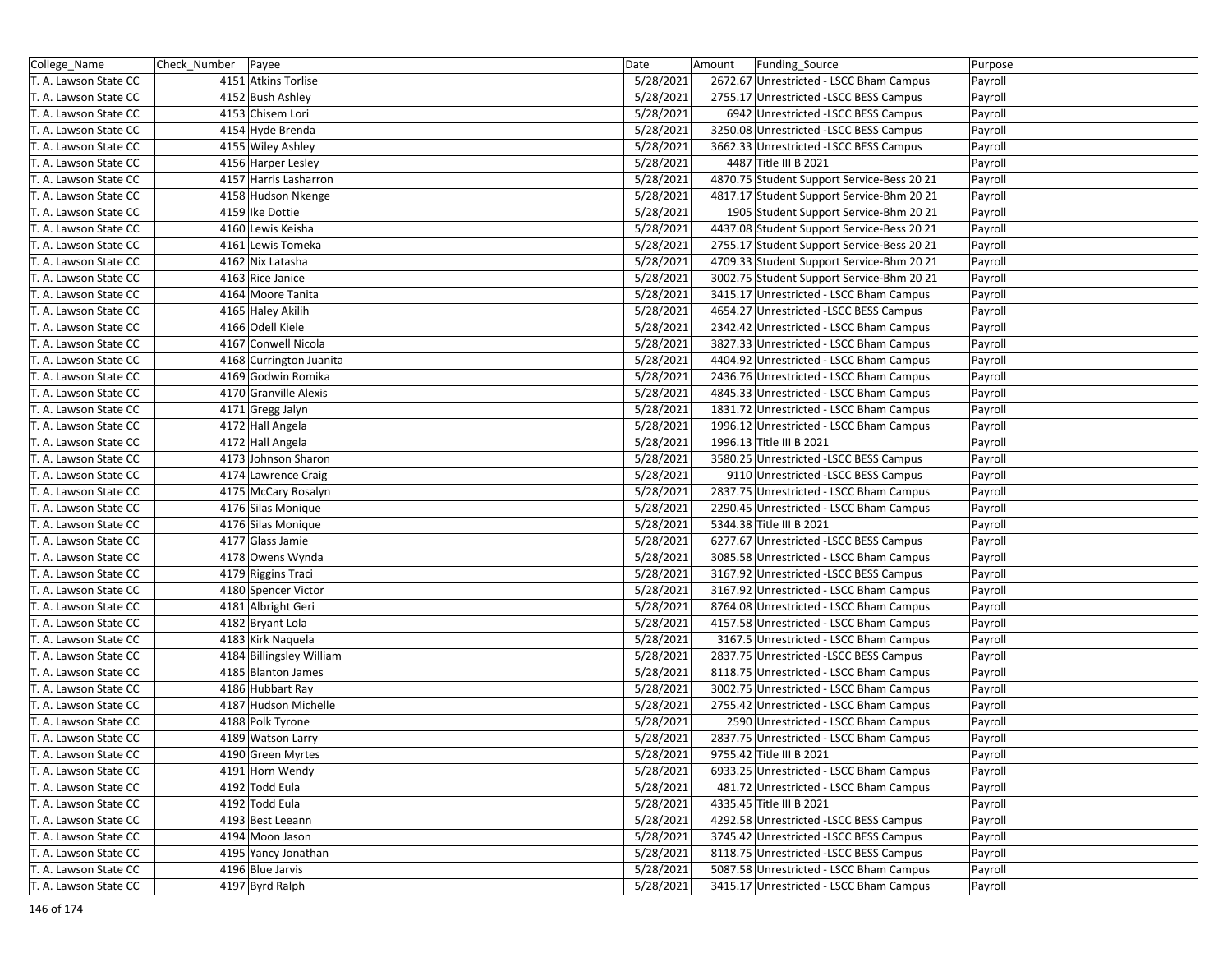| College_Name | Check_Number | Payee | Date | Amount | Funding_Source | Purpose |
|---|---|---|---|---|---|---|
| T. A. Lawson State CC | 4151 | Atkins Torlise | 5/28/2021 | 2672.67 | Unrestricted - LSCC Bham Campus | Payroll |
| T. A. Lawson State CC | 4152 | Bush Ashley | 5/28/2021 | 2755.17 | Unrestricted -LSCC BESS Campus | Payroll |
| T. A. Lawson State CC | 4153 | Chisem Lori | 5/28/2021 | 6942 | Unrestricted -LSCC BESS Campus | Payroll |
| T. A. Lawson State CC | 4154 | Hyde Brenda | 5/28/2021 | 3250.08 | Unrestricted -LSCC BESS Campus | Payroll |
| T. A. Lawson State CC | 4155 | Wiley Ashley | 5/28/2021 | 3662.33 | Unrestricted -LSCC BESS Campus | Payroll |
| T. A. Lawson State CC | 4156 | Harper Lesley | 5/28/2021 | 4487 | Title III B 2021 | Payroll |
| T. A. Lawson State CC | 4157 | Harris Lasharron | 5/28/2021 | 4870.75 | Student Support Service-Bess 20 21 | Payroll |
| T. A. Lawson State CC | 4158 | Hudson Nkenge | 5/28/2021 | 4817.17 | Student Support Service-Bhm 20 21 | Payroll |
| T. A. Lawson State CC | 4159 | Ike Dottie | 5/28/2021 | 1905 | Student Support Service-Bhm 20 21 | Payroll |
| T. A. Lawson State CC | 4160 | Lewis Keisha | 5/28/2021 | 4437.08 | Student Support Service-Bess 20 21 | Payroll |
| T. A. Lawson State CC | 4161 | Lewis Tomeka | 5/28/2021 | 2755.17 | Student Support Service-Bess 20 21 | Payroll |
| T. A. Lawson State CC | 4162 | Nix Latasha | 5/28/2021 | 4709.33 | Student Support Service-Bhm 20 21 | Payroll |
| T. A. Lawson State CC | 4163 | Rice Janice | 5/28/2021 | 3002.75 | Student Support Service-Bhm 20 21 | Payroll |
| T. A. Lawson State CC | 4164 | Moore Tanita | 5/28/2021 | 3415.17 | Unrestricted - LSCC Bham Campus | Payroll |
| T. A. Lawson State CC | 4165 | Haley Akilih | 5/28/2021 | 4654.27 | Unrestricted -LSCC BESS Campus | Payroll |
| T. A. Lawson State CC | 4166 | Odell Kiele | 5/28/2021 | 2342.42 | Unrestricted - LSCC Bham Campus | Payroll |
| T. A. Lawson State CC | 4167 | Conwell Nicola | 5/28/2021 | 3827.33 | Unrestricted - LSCC Bham Campus | Payroll |
| T. A. Lawson State CC | 4168 | Currington Juanita | 5/28/2021 | 4404.92 | Unrestricted - LSCC Bham Campus | Payroll |
| T. A. Lawson State CC | 4169 | Godwin Romika | 5/28/2021 | 2436.76 | Unrestricted - LSCC Bham Campus | Payroll |
| T. A. Lawson State CC | 4170 | Granville Alexis | 5/28/2021 | 4845.33 | Unrestricted - LSCC Bham Campus | Payroll |
| T. A. Lawson State CC | 4171 | Gregg Jalyn | 5/28/2021 | 1831.72 | Unrestricted - LSCC Bham Campus | Payroll |
| T. A. Lawson State CC | 4172 | Hall Angela | 5/28/2021 | 1996.12 | Unrestricted - LSCC Bham Campus | Payroll |
| T. A. Lawson State CC | 4172 | Hall Angela | 5/28/2021 | 1996.13 | Title III B 2021 | Payroll |
| T. A. Lawson State CC | 4173 | Johnson Sharon | 5/28/2021 | 3580.25 | Unrestricted -LSCC BESS Campus | Payroll |
| T. A. Lawson State CC | 4174 | Lawrence Craig | 5/28/2021 | 9110 | Unrestricted -LSCC BESS Campus | Payroll |
| T. A. Lawson State CC | 4175 | McCary Rosalyn | 5/28/2021 | 2837.75 | Unrestricted - LSCC Bham Campus | Payroll |
| T. A. Lawson State CC | 4176 | Silas Monique | 5/28/2021 | 2290.45 | Unrestricted - LSCC Bham Campus | Payroll |
| T. A. Lawson State CC | 4176 | Silas Monique | 5/28/2021 | 5344.38 | Title III B 2021 | Payroll |
| T. A. Lawson State CC | 4177 | Glass Jamie | 5/28/2021 | 6277.67 | Unrestricted -LSCC BESS Campus | Payroll |
| T. A. Lawson State CC | 4178 | Owens Wynda | 5/28/2021 | 3085.58 | Unrestricted - LSCC Bham Campus | Payroll |
| T. A. Lawson State CC | 4179 | Riggins Traci | 5/28/2021 | 3167.92 | Unrestricted -LSCC BESS Campus | Payroll |
| T. A. Lawson State CC | 4180 | Spencer Victor | 5/28/2021 | 3167.92 | Unrestricted - LSCC Bham Campus | Payroll |
| T. A. Lawson State CC | 4181 | Albright Geri | 5/28/2021 | 8764.08 | Unrestricted - LSCC Bham Campus | Payroll |
| T. A. Lawson State CC | 4182 | Bryant Lola | 5/28/2021 | 4157.58 | Unrestricted - LSCC Bham Campus | Payroll |
| T. A. Lawson State CC | 4183 | Kirk Naquela | 5/28/2021 | 3167.5 | Unrestricted - LSCC Bham Campus | Payroll |
| T. A. Lawson State CC | 4184 | Billingsley William | 5/28/2021 | 2837.75 | Unrestricted -LSCC BESS Campus | Payroll |
| T. A. Lawson State CC | 4185 | Blanton James | 5/28/2021 | 8118.75 | Unrestricted - LSCC Bham Campus | Payroll |
| T. A. Lawson State CC | 4186 | Hubbart Ray | 5/28/2021 | 3002.75 | Unrestricted - LSCC Bham Campus | Payroll |
| T. A. Lawson State CC | 4187 | Hudson Michelle | 5/28/2021 | 2755.42 | Unrestricted - LSCC Bham Campus | Payroll |
| T. A. Lawson State CC | 4188 | Polk Tyrone | 5/28/2021 | 2590 | Unrestricted - LSCC Bham Campus | Payroll |
| T. A. Lawson State CC | 4189 | Watson Larry | 5/28/2021 | 2837.75 | Unrestricted - LSCC Bham Campus | Payroll |
| T. A. Lawson State CC | 4190 | Green Myrtes | 5/28/2021 | 9755.42 | Title III B 2021 | Payroll |
| T. A. Lawson State CC | 4191 | Horn Wendy | 5/28/2021 | 6933.25 | Unrestricted - LSCC Bham Campus | Payroll |
| T. A. Lawson State CC | 4192 | Todd Eula | 5/28/2021 | 481.72 | Unrestricted - LSCC Bham Campus | Payroll |
| T. A. Lawson State CC | 4192 | Todd Eula | 5/28/2021 | 4335.45 | Title III B 2021 | Payroll |
| T. A. Lawson State CC | 4193 | Best Leeann | 5/28/2021 | 4292.58 | Unrestricted -LSCC BESS Campus | Payroll |
| T. A. Lawson State CC | 4194 | Moon Jason | 5/28/2021 | 3745.42 | Unrestricted -LSCC BESS Campus | Payroll |
| T. A. Lawson State CC | 4195 | Yancy Jonathan | 5/28/2021 | 8118.75 | Unrestricted -LSCC BESS Campus | Payroll |
| T. A. Lawson State CC | 4196 | Blue Jarvis | 5/28/2021 | 5087.58 | Unrestricted - LSCC Bham Campus | Payroll |
| T. A. Lawson State CC | 4197 | Byrd Ralph | 5/28/2021 | 3415.17 | Unrestricted - LSCC Bham Campus | Payroll |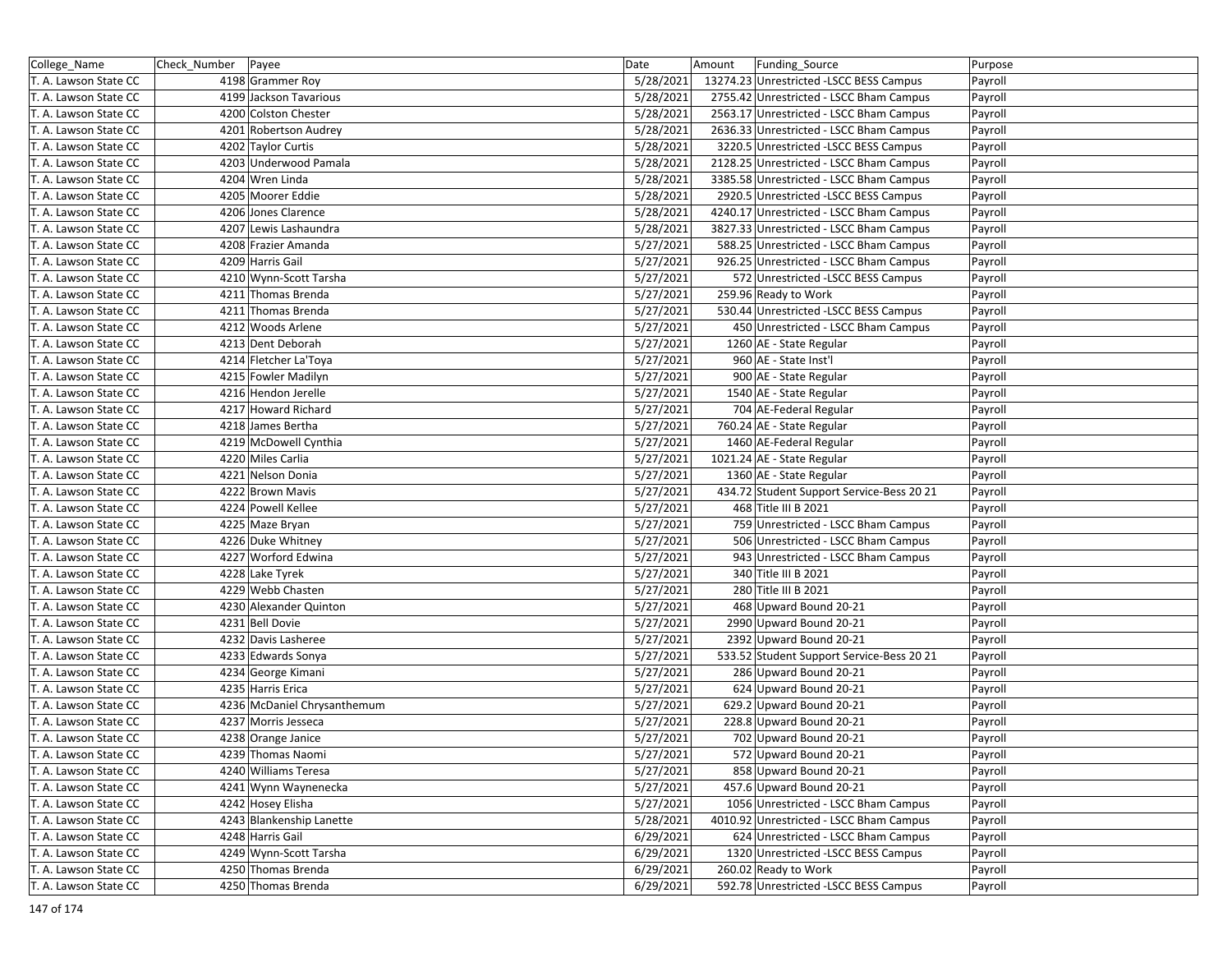| College_Name | Check_Number | Payee | Date | Amount | Funding_Source | Purpose |
|---|---|---|---|---|---|---|
| T. A. Lawson State CC | 4198 | Grammer Roy | 5/28/2021 | 13274.23 | Unrestricted -LSCC BESS Campus | Payroll |
| T. A. Lawson State CC | 4199 | Jackson Tavarious | 5/28/2021 | 2755.42 | Unrestricted - LSCC Bham Campus | Payroll |
| T. A. Lawson State CC | 4200 | Colston Chester | 5/28/2021 | 2563.17 | Unrestricted - LSCC Bham Campus | Payroll |
| T. A. Lawson State CC | 4201 | Robertson Audrey | 5/28/2021 | 2636.33 | Unrestricted - LSCC Bham Campus | Payroll |
| T. A. Lawson State CC | 4202 | Taylor Curtis | 5/28/2021 | 3220.5 | Unrestricted -LSCC BESS Campus | Payroll |
| T. A. Lawson State CC | 4203 | Underwood Pamala | 5/28/2021 | 2128.25 | Unrestricted - LSCC Bham Campus | Payroll |
| T. A. Lawson State CC | 4204 | Wren Linda | 5/28/2021 | 3385.58 | Unrestricted - LSCC Bham Campus | Payroll |
| T. A. Lawson State CC | 4205 | Moorer Eddie | 5/28/2021 | 2920.5 | Unrestricted -LSCC BESS Campus | Payroll |
| T. A. Lawson State CC | 4206 | Jones Clarence | 5/28/2021 | 4240.17 | Unrestricted - LSCC Bham Campus | Payroll |
| T. A. Lawson State CC | 4207 | Lewis Lashaundra | 5/28/2021 | 3827.33 | Unrestricted - LSCC Bham Campus | Payroll |
| T. A. Lawson State CC | 4208 | Frazier Amanda | 5/27/2021 | 588.25 | Unrestricted - LSCC Bham Campus | Payroll |
| T. A. Lawson State CC | 4209 | Harris Gail | 5/27/2021 | 926.25 | Unrestricted - LSCC Bham Campus | Payroll |
| T. A. Lawson State CC | 4210 | Wynn-Scott Tarsha | 5/27/2021 | 572 | Unrestricted -LSCC BESS Campus | Payroll |
| T. A. Lawson State CC | 4211 | Thomas Brenda | 5/27/2021 | 259.96 | Ready to Work | Payroll |
| T. A. Lawson State CC | 4211 | Thomas Brenda | 5/27/2021 | 530.44 | Unrestricted -LSCC BESS Campus | Payroll |
| T. A. Lawson State CC | 4212 | Woods Arlene | 5/27/2021 | 450 | Unrestricted - LSCC Bham Campus | Payroll |
| T. A. Lawson State CC | 4213 | Dent Deborah | 5/27/2021 | 1260 | AE - State Regular | Payroll |
| T. A. Lawson State CC | 4214 | Fletcher La'Toya | 5/27/2021 | 960 | AE - State Inst'l | Payroll |
| T. A. Lawson State CC | 4215 | Fowler Madilyn | 5/27/2021 | 900 | AE - State Regular | Payroll |
| T. A. Lawson State CC | 4216 | Hendon Jerelle | 5/27/2021 | 1540 | AE - State Regular | Payroll |
| T. A. Lawson State CC | 4217 | Howard Richard | 5/27/2021 | 704 | AE-Federal Regular | Payroll |
| T. A. Lawson State CC | 4218 | James Bertha | 5/27/2021 | 760.24 | AE - State Regular | Payroll |
| T. A. Lawson State CC | 4219 | McDowell Cynthia | 5/27/2021 | 1460 | AE-Federal Regular | Payroll |
| T. A. Lawson State CC | 4220 | Miles Carlia | 5/27/2021 | 1021.24 | AE - State Regular | Payroll |
| T. A. Lawson State CC | 4221 | Nelson Donia | 5/27/2021 | 1360 | AE - State Regular | Payroll |
| T. A. Lawson State CC | 4222 | Brown Mavis | 5/27/2021 | 434.72 | Student Support Service-Bess 20 21 | Payroll |
| T. A. Lawson State CC | 4224 | Powell Kellee | 5/27/2021 | 468 | Title III B 2021 | Payroll |
| T. A. Lawson State CC | 4225 | Maze Bryan | 5/27/2021 | 759 | Unrestricted - LSCC Bham Campus | Payroll |
| T. A. Lawson State CC | 4226 | Duke Whitney | 5/27/2021 | 506 | Unrestricted - LSCC Bham Campus | Payroll |
| T. A. Lawson State CC | 4227 | Worford Edwina | 5/27/2021 | 943 | Unrestricted - LSCC Bham Campus | Payroll |
| T. A. Lawson State CC | 4228 | Lake Tyrek | 5/27/2021 | 340 | Title III B 2021 | Payroll |
| T. A. Lawson State CC | 4229 | Webb Chasten | 5/27/2021 | 280 | Title III B 2021 | Payroll |
| T. A. Lawson State CC | 4230 | Alexander Quinton | 5/27/2021 | 468 | Upward Bound 20-21 | Payroll |
| T. A. Lawson State CC | 4231 | Bell Dovie | 5/27/2021 | 2990 | Upward Bound 20-21 | Payroll |
| T. A. Lawson State CC | 4232 | Davis Lasheree | 5/27/2021 | 2392 | Upward Bound 20-21 | Payroll |
| T. A. Lawson State CC | 4233 | Edwards Sonya | 5/27/2021 | 533.52 | Student Support Service-Bess 20 21 | Payroll |
| T. A. Lawson State CC | 4234 | George Kimani | 5/27/2021 | 286 | Upward Bound 20-21 | Payroll |
| T. A. Lawson State CC | 4235 | Harris Erica | 5/27/2021 | 624 | Upward Bound 20-21 | Payroll |
| T. A. Lawson State CC | 4236 | McDaniel Chrysanthemum | 5/27/2021 | 629.2 | Upward Bound 20-21 | Payroll |
| T. A. Lawson State CC | 4237 | Morris Jesseca | 5/27/2021 | 228.8 | Upward Bound 20-21 | Payroll |
| T. A. Lawson State CC | 4238 | Orange Janice | 5/27/2021 | 702 | Upward Bound 20-21 | Payroll |
| T. A. Lawson State CC | 4239 | Thomas Naomi | 5/27/2021 | 572 | Upward Bound 20-21 | Payroll |
| T. A. Lawson State CC | 4240 | Williams Teresa | 5/27/2021 | 858 | Upward Bound 20-21 | Payroll |
| T. A. Lawson State CC | 4241 | Wynn Waynenecka | 5/27/2021 | 457.6 | Upward Bound 20-21 | Payroll |
| T. A. Lawson State CC | 4242 | Hosey Elisha | 5/27/2021 | 1056 | Unrestricted - LSCC Bham Campus | Payroll |
| T. A. Lawson State CC | 4243 | Blankenship Lanette | 5/28/2021 | 4010.92 | Unrestricted - LSCC Bham Campus | Payroll |
| T. A. Lawson State CC | 4248 | Harris Gail | 6/29/2021 | 624 | Unrestricted - LSCC Bham Campus | Payroll |
| T. A. Lawson State CC | 4249 | Wynn-Scott Tarsha | 6/29/2021 | 1320 | Unrestricted -LSCC BESS Campus | Payroll |
| T. A. Lawson State CC | 4250 | Thomas Brenda | 6/29/2021 | 260.02 | Ready to Work | Payroll |
| T. A. Lawson State CC | 4250 | Thomas Brenda | 6/29/2021 | 592.78 | Unrestricted -LSCC BESS Campus | Payroll |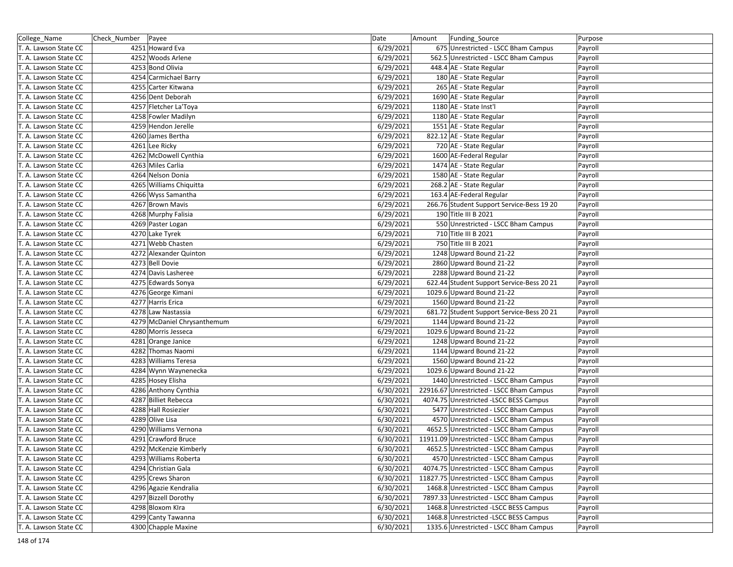| College_Name | Check_Number | Payee | Date | Amount | Funding_Source | Purpose |
|---|---|---|---|---|---|---|
| T. A. Lawson State CC | 4251 | Howard Eva | 6/29/2021 | 675 | Unrestricted - LSCC Bham Campus | Payroll |
| T. A. Lawson State CC | 4252 | Woods Arlene | 6/29/2021 | 562.5 | Unrestricted - LSCC Bham Campus | Payroll |
| T. A. Lawson State CC | 4253 | Bond Olivia | 6/29/2021 | 448.4 | AE - State Regular | Payroll |
| T. A. Lawson State CC | 4254 | Carmichael Barry | 6/29/2021 | 180 | AE - State Regular | Payroll |
| T. A. Lawson State CC | 4255 | Carter Kitwana | 6/29/2021 | 265 | AE - State Regular | Payroll |
| T. A. Lawson State CC | 4256 | Dent Deborah | 6/29/2021 | 1690 | AE - State Regular | Payroll |
| T. A. Lawson State CC | 4257 | Fletcher La'Toya | 6/29/2021 | 1180 | AE - State Inst'l | Payroll |
| T. A. Lawson State CC | 4258 | Fowler Madilyn | 6/29/2021 | 1180 | AE - State Regular | Payroll |
| T. A. Lawson State CC | 4259 | Hendon Jerelle | 6/29/2021 | 1551 | AE - State Regular | Payroll |
| T. A. Lawson State CC | 4260 | James Bertha | 6/29/2021 | 822.12 | AE - State Regular | Payroll |
| T. A. Lawson State CC | 4261 | Lee Ricky | 6/29/2021 | 720 | AE - State Regular | Payroll |
| T. A. Lawson State CC | 4262 | McDowell Cynthia | 6/29/2021 | 1600 | AE-Federal Regular | Payroll |
| T. A. Lawson State CC | 4263 | Miles Carlia | 6/29/2021 | 1474 | AE - State Regular | Payroll |
| T. A. Lawson State CC | 4264 | Nelson Donia | 6/29/2021 | 1580 | AE - State Regular | Payroll |
| T. A. Lawson State CC | 4265 | Williams Chiquitta | 6/29/2021 | 268.2 | AE - State Regular | Payroll |
| T. A. Lawson State CC | 4266 | Wyss Samantha | 6/29/2021 | 163.4 | AE-Federal Regular | Payroll |
| T. A. Lawson State CC | 4267 | Brown Mavis | 6/29/2021 | 266.76 | Student Support Service-Bess 19 20 | Payroll |
| T. A. Lawson State CC | 4268 | Murphy Falisia | 6/29/2021 | 190 | Title III B 2021 | Payroll |
| T. A. Lawson State CC | 4269 | Paster Logan | 6/29/2021 | 550 | Unrestricted - LSCC Bham Campus | Payroll |
| T. A. Lawson State CC | 4270 | Lake Tyrek | 6/29/2021 | 710 | Title III B 2021 | Payroll |
| T. A. Lawson State CC | 4271 | Webb Chasten | 6/29/2021 | 750 | Title III B 2021 | Payroll |
| T. A. Lawson State CC | 4272 | Alexander Quinton | 6/29/2021 | 1248 | Upward Bound 21-22 | Payroll |
| T. A. Lawson State CC | 4273 | Bell Dovie | 6/29/2021 | 2860 | Upward Bound 21-22 | Payroll |
| T. A. Lawson State CC | 4274 | Davis Lasheree | 6/29/2021 | 2288 | Upward Bound 21-22 | Payroll |
| T. A. Lawson State CC | 4275 | Edwards Sonya | 6/29/2021 | 622.44 | Student Support Service-Bess 20 21 | Payroll |
| T. A. Lawson State CC | 4276 | George Kimani | 6/29/2021 | 1029.6 | Upward Bound 21-22 | Payroll |
| T. A. Lawson State CC | 4277 | Harris Erica | 6/29/2021 | 1560 | Upward Bound 21-22 | Payroll |
| T. A. Lawson State CC | 4278 | Law Nastassia | 6/29/2021 | 681.72 | Student Support Service-Bess 20 21 | Payroll |
| T. A. Lawson State CC | 4279 | McDaniel Chrysanthemum | 6/29/2021 | 1144 | Upward Bound 21-22 | Payroll |
| T. A. Lawson State CC | 4280 | Morris Jesseca | 6/29/2021 | 1029.6 | Upward Bound 21-22 | Payroll |
| T. A. Lawson State CC | 4281 | Orange Janice | 6/29/2021 | 1248 | Upward Bound 21-22 | Payroll |
| T. A. Lawson State CC | 4282 | Thomas Naomi | 6/29/2021 | 1144 | Upward Bound 21-22 | Payroll |
| T. A. Lawson State CC | 4283 | Williams Teresa | 6/29/2021 | 1560 | Upward Bound 21-22 | Payroll |
| T. A. Lawson State CC | 4284 | Wynn Waynenecka | 6/29/2021 | 1029.6 | Upward Bound 21-22 | Payroll |
| T. A. Lawson State CC | 4285 | Hosey Elisha | 6/29/2021 | 1440 | Unrestricted - LSCC Bham Campus | Payroll |
| T. A. Lawson State CC | 4286 | Anthony Cynthia | 6/30/2021 | 22916.67 | Unrestricted - LSCC Bham Campus | Payroll |
| T. A. Lawson State CC | 4287 | Billiet Rebecca | 6/30/2021 | 4074.75 | Unrestricted -LSCC BESS Campus | Payroll |
| T. A. Lawson State CC | 4288 | Hall Rosiezier | 6/30/2021 | 5477 | Unrestricted - LSCC Bham Campus | Payroll |
| T. A. Lawson State CC | 4289 | Olive Lisa | 6/30/2021 | 4570 | Unrestricted - LSCC Bham Campus | Payroll |
| T. A. Lawson State CC | 4290 | Williams Vernona | 6/30/2021 | 4652.5 | Unrestricted - LSCC Bham Campus | Payroll |
| T. A. Lawson State CC | 4291 | Crawford Bruce | 6/30/2021 | 11911.09 | Unrestricted - LSCC Bham Campus | Payroll |
| T. A. Lawson State CC | 4292 | McKenzie Kimberly | 6/30/2021 | 4652.5 | Unrestricted - LSCC Bham Campus | Payroll |
| T. A. Lawson State CC | 4293 | Williams Roberta | 6/30/2021 | 4570 | Unrestricted - LSCC Bham Campus | Payroll |
| T. A. Lawson State CC | 4294 | Christian Gala | 6/30/2021 | 4074.75 | Unrestricted - LSCC Bham Campus | Payroll |
| T. A. Lawson State CC | 4295 | Crews Sharon | 6/30/2021 | 11827.75 | Unrestricted - LSCC Bham Campus | Payroll |
| T. A. Lawson State CC | 4296 | Agazie Kendralia | 6/30/2021 | 1468.8 | Unrestricted - LSCC Bham Campus | Payroll |
| T. A. Lawson State CC | 4297 | Bizzell Dorothy | 6/30/2021 | 7897.33 | Unrestricted - LSCC Bham Campus | Payroll |
| T. A. Lawson State CC | 4298 | Bloxom Klra | 6/30/2021 | 1468.8 | Unrestricted -LSCC BESS Campus | Payroll |
| T. A. Lawson State CC | 4299 | Canty Tawanna | 6/30/2021 | 1468.8 | Unrestricted -LSCC BESS Campus | Payroll |
| T. A. Lawson State CC | 4300 | Chapple Maxine | 6/30/2021 | 1335.6 | Unrestricted - LSCC Bham Campus | Payroll |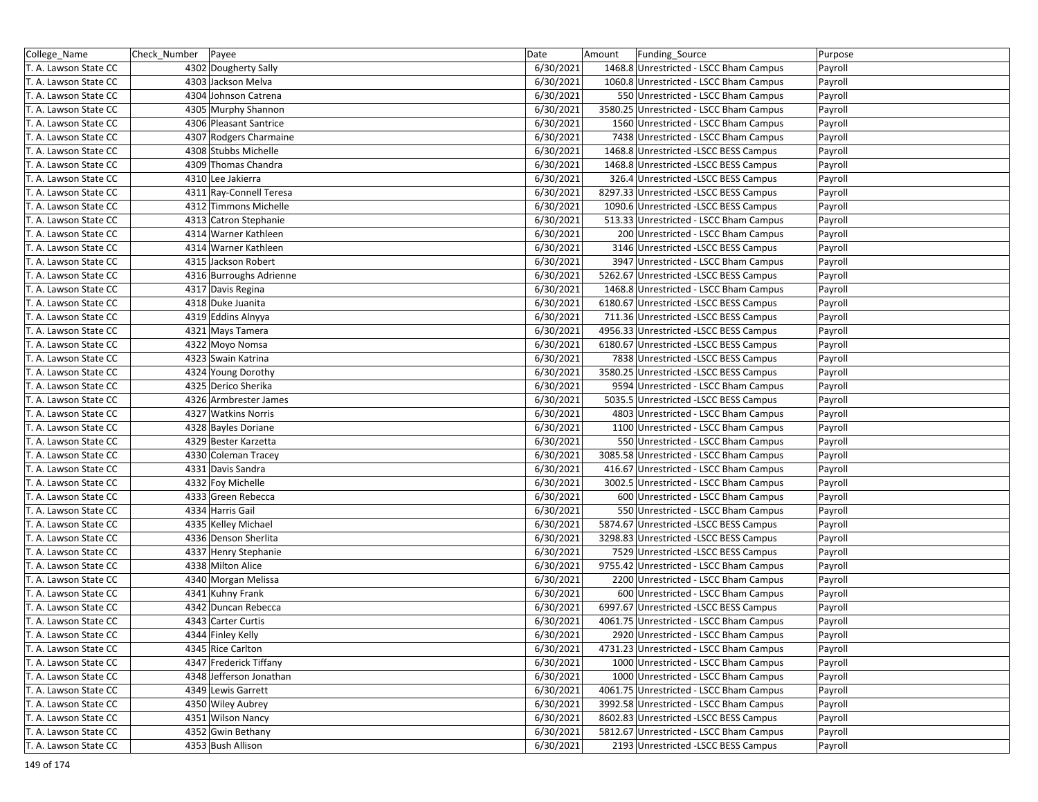| College_Name | Check_Number | Payee | Date | Amount | Funding_Source | Purpose |
|---|---|---|---|---|---|---|
| T. A. Lawson State CC | 4302 | Dougherty Sally | 6/30/2021 | 1468.8 | Unrestricted - LSCC Bham Campus | Payroll |
| T. A. Lawson State CC | 4303 | Jackson Melva | 6/30/2021 | 1060.8 | Unrestricted - LSCC Bham Campus | Payroll |
| T. A. Lawson State CC | 4304 | Johnson Catrena | 6/30/2021 | 550 | Unrestricted - LSCC Bham Campus | Payroll |
| T. A. Lawson State CC | 4305 | Murphy Shannon | 6/30/2021 | 3580.25 | Unrestricted - LSCC Bham Campus | Payroll |
| T. A. Lawson State CC | 4306 | Pleasant Santrice | 6/30/2021 | 1560 | Unrestricted - LSCC Bham Campus | Payroll |
| T. A. Lawson State CC | 4307 | Rodgers Charmaine | 6/30/2021 | 7438 | Unrestricted - LSCC Bham Campus | Payroll |
| T. A. Lawson State CC | 4308 | Stubbs Michelle | 6/30/2021 | 1468.8 | Unrestricted -LSCC BESS Campus | Payroll |
| T. A. Lawson State CC | 4309 | Thomas Chandra | 6/30/2021 | 1468.8 | Unrestricted -LSCC BESS Campus | Payroll |
| T. A. Lawson State CC | 4310 | Lee Jakierra | 6/30/2021 | 326.4 | Unrestricted -LSCC BESS Campus | Payroll |
| T. A. Lawson State CC | 4311 | Ray-Connell Teresa | 6/30/2021 | 8297.33 | Unrestricted -LSCC BESS Campus | Payroll |
| T. A. Lawson State CC | 4312 | Timmons Michelle | 6/30/2021 | 1090.6 | Unrestricted -LSCC BESS Campus | Payroll |
| T. A. Lawson State CC | 4313 | Catron Stephanie | 6/30/2021 | 513.33 | Unrestricted - LSCC Bham Campus | Payroll |
| T. A. Lawson State CC | 4314 | Warner Kathleen | 6/30/2021 | 200 | Unrestricted - LSCC Bham Campus | Payroll |
| T. A. Lawson State CC | 4314 | Warner Kathleen | 6/30/2021 | 3146 | Unrestricted -LSCC BESS Campus | Payroll |
| T. A. Lawson State CC | 4315 | Jackson Robert | 6/30/2021 | 3947 | Unrestricted - LSCC Bham Campus | Payroll |
| T. A. Lawson State CC | 4316 | Burroughs Adrienne | 6/30/2021 | 5262.67 | Unrestricted -LSCC BESS Campus | Payroll |
| T. A. Lawson State CC | 4317 | Davis Regina | 6/30/2021 | 1468.8 | Unrestricted - LSCC Bham Campus | Payroll |
| T. A. Lawson State CC | 4318 | Duke Juanita | 6/30/2021 | 6180.67 | Unrestricted -LSCC BESS Campus | Payroll |
| T. A. Lawson State CC | 4319 | Eddins Alnyya | 6/30/2021 | 711.36 | Unrestricted -LSCC BESS Campus | Payroll |
| T. A. Lawson State CC | 4321 | Mays Tamera | 6/30/2021 | 4956.33 | Unrestricted -LSCC BESS Campus | Payroll |
| T. A. Lawson State CC | 4322 | Moyo Nomsa | 6/30/2021 | 6180.67 | Unrestricted -LSCC BESS Campus | Payroll |
| T. A. Lawson State CC | 4323 | Swain Katrina | 6/30/2021 | 7838 | Unrestricted -LSCC BESS Campus | Payroll |
| T. A. Lawson State CC | 4324 | Young Dorothy | 6/30/2021 | 3580.25 | Unrestricted -LSCC BESS Campus | Payroll |
| T. A. Lawson State CC | 4325 | Derico Sherika | 6/30/2021 | 9594 | Unrestricted - LSCC Bham Campus | Payroll |
| T. A. Lawson State CC | 4326 | Armbrester James | 6/30/2021 | 5035.5 | Unrestricted -LSCC BESS Campus | Payroll |
| T. A. Lawson State CC | 4327 | Watkins Norris | 6/30/2021 | 4803 | Unrestricted - LSCC Bham Campus | Payroll |
| T. A. Lawson State CC | 4328 | Bayles Doriane | 6/30/2021 | 1100 | Unrestricted - LSCC Bham Campus | Payroll |
| T. A. Lawson State CC | 4329 | Bester Karzetta | 6/30/2021 | 550 | Unrestricted - LSCC Bham Campus | Payroll |
| T. A. Lawson State CC | 4330 | Coleman Tracey | 6/30/2021 | 3085.58 | Unrestricted - LSCC Bham Campus | Payroll |
| T. A. Lawson State CC | 4331 | Davis Sandra | 6/30/2021 | 416.67 | Unrestricted - LSCC Bham Campus | Payroll |
| T. A. Lawson State CC | 4332 | Foy Michelle | 6/30/2021 | 3002.5 | Unrestricted - LSCC Bham Campus | Payroll |
| T. A. Lawson State CC | 4333 | Green Rebecca | 6/30/2021 | 600 | Unrestricted - LSCC Bham Campus | Payroll |
| T. A. Lawson State CC | 4334 | Harris Gail | 6/30/2021 | 550 | Unrestricted - LSCC Bham Campus | Payroll |
| T. A. Lawson State CC | 4335 | Kelley Michael | 6/30/2021 | 5874.67 | Unrestricted -LSCC BESS Campus | Payroll |
| T. A. Lawson State CC | 4336 | Denson Sherlita | 6/30/2021 | 3298.83 | Unrestricted -LSCC BESS Campus | Payroll |
| T. A. Lawson State CC | 4337 | Henry Stephanie | 6/30/2021 | 7529 | Unrestricted -LSCC BESS Campus | Payroll |
| T. A. Lawson State CC | 4338 | Milton Alice | 6/30/2021 | 9755.42 | Unrestricted - LSCC Bham Campus | Payroll |
| T. A. Lawson State CC | 4340 | Morgan Melissa | 6/30/2021 | 2200 | Unrestricted - LSCC Bham Campus | Payroll |
| T. A. Lawson State CC | 4341 | Kuhny Frank | 6/30/2021 | 600 | Unrestricted - LSCC Bham Campus | Payroll |
| T. A. Lawson State CC | 4342 | Duncan Rebecca | 6/30/2021 | 6997.67 | Unrestricted -LSCC BESS Campus | Payroll |
| T. A. Lawson State CC | 4343 | Carter Curtis | 6/30/2021 | 4061.75 | Unrestricted - LSCC Bham Campus | Payroll |
| T. A. Lawson State CC | 4344 | Finley Kelly | 6/30/2021 | 2920 | Unrestricted - LSCC Bham Campus | Payroll |
| T. A. Lawson State CC | 4345 | Rice Carlton | 6/30/2021 | 4731.23 | Unrestricted - LSCC Bham Campus | Payroll |
| T. A. Lawson State CC | 4347 | Frederick Tiffany | 6/30/2021 | 1000 | Unrestricted - LSCC Bham Campus | Payroll |
| T. A. Lawson State CC | 4348 | Jefferson Jonathan | 6/30/2021 | 1000 | Unrestricted - LSCC Bham Campus | Payroll |
| T. A. Lawson State CC | 4349 | Lewis Garrett | 6/30/2021 | 4061.75 | Unrestricted - LSCC Bham Campus | Payroll |
| T. A. Lawson State CC | 4350 | Wiley Aubrey | 6/30/2021 | 3992.58 | Unrestricted - LSCC Bham Campus | Payroll |
| T. A. Lawson State CC | 4351 | Wilson Nancy | 6/30/2021 | 8602.83 | Unrestricted -LSCC BESS Campus | Payroll |
| T. A. Lawson State CC | 4352 | Gwin Bethany | 6/30/2021 | 5812.67 | Unrestricted - LSCC Bham Campus | Payroll |
| T. A. Lawson State CC | 4353 | Bush Allison | 6/30/2021 | 2193 | Unrestricted -LSCC BESS Campus | Payroll |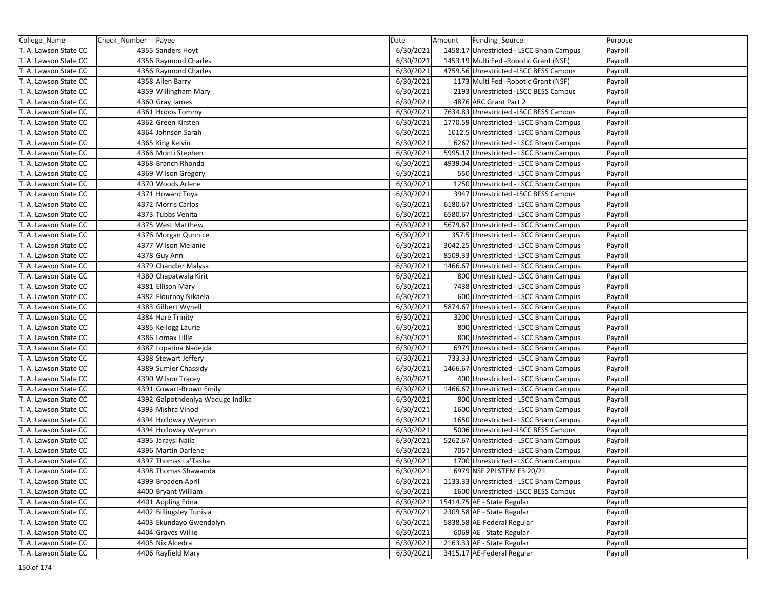| College_Name | Check_Number | Payee | Date | Amount | Funding_Source | Purpose |
|---|---|---|---|---|---|---|
| T. A. Lawson State CC | 4355 | Sanders Hoyt | 6/30/2021 | 1458.17 | Unrestricted - LSCC Bham Campus | Payroll |
| T. A. Lawson State CC | 4356 | Raymond Charles | 6/30/2021 | 1453.19 | Multi Fed -Robotic Grant (NSF) | Payroll |
| T. A. Lawson State CC | 4356 | Raymond Charles | 6/30/2021 | 4759.56 | Unrestricted -LSCC BESS Campus | Payroll |
| T. A. Lawson State CC | 4358 | Allen Barry | 6/30/2021 | 1173 | Multi Fed -Robotic Grant (NSF) | Payroll |
| T. A. Lawson State CC | 4359 | Willingham Mary | 6/30/2021 | 2193 | Unrestricted -LSCC BESS Campus | Payroll |
| T. A. Lawson State CC | 4360 | Gray James | 6/30/2021 | 4876 | ARC Grant Part 2 | Payroll |
| T. A. Lawson State CC | 4361 | Hobbs Tommy | 6/30/2021 | 7634.83 | Unrestricted -LSCC BESS Campus | Payroll |
| T. A. Lawson State CC | 4362 | Green Kirsten | 6/30/2021 | 1770.59 | Unrestricted - LSCC Bham Campus | Payroll |
| T. A. Lawson State CC | 4364 | Johnson Sarah | 6/30/2021 | 1012.5 | Unrestricted - LSCC Bham Campus | Payroll |
| T. A. Lawson State CC | 4365 | King Kelvin | 6/30/2021 | 6267 | Unrestricted - LSCC Bham Campus | Payroll |
| T. A. Lawson State CC | 4366 | Monti Stephen | 6/30/2021 | 5995.17 | Unrestricted - LSCC Bham Campus | Payroll |
| T. A. Lawson State CC | 4368 | Branch Rhonda | 6/30/2021 | 4939.04 | Unrestricted - LSCC Bham Campus | Payroll |
| T. A. Lawson State CC | 4369 | Wilson Gregory | 6/30/2021 | 550 | Unrestricted - LSCC Bham Campus | Payroll |
| T. A. Lawson State CC | 4370 | Woods Arlene | 6/30/2021 | 1250 | Unrestricted - LSCC Bham Campus | Payroll |
| T. A. Lawson State CC | 4371 | Howard Toya | 6/30/2021 | 3947 | Unrestricted -LSCC BESS Campus | Payroll |
| T. A. Lawson State CC | 4372 | Morris Carlos | 6/30/2021 | 6180.67 | Unrestricted - LSCC Bham Campus | Payroll |
| T. A. Lawson State CC | 4373 | Tubbs Venita | 6/30/2021 | 6580.67 | Unrestricted - LSCC Bham Campus | Payroll |
| T. A. Lawson State CC | 4375 | West Matthew | 6/30/2021 | 5679.67 | Unrestricted - LSCC Bham Campus | Payroll |
| T. A. Lawson State CC | 4376 | Morgan Qunnice | 6/30/2021 | 357.5 | Unrestricted - LSCC Bham Campus | Payroll |
| T. A. Lawson State CC | 4377 | Wilson Melanie | 6/30/2021 | 3042.25 | Unrestricted - LSCC Bham Campus | Payroll |
| T. A. Lawson State CC | 4378 | Guy Ann | 6/30/2021 | 8509.33 | Unrestricted - LSCC Bham Campus | Payroll |
| T. A. Lawson State CC | 4379 | Chandler Malysa | 6/30/2021 | 1466.67 | Unrestricted - LSCC Bham Campus | Payroll |
| T. A. Lawson State CC | 4380 | Chapatwala Kirit | 6/30/2021 | 800 | Unrestricted - LSCC Bham Campus | Payroll |
| T. A. Lawson State CC | 4381 | Ellison Mary | 6/30/2021 | 7438 | Unrestricted - LSCC Bham Campus | Payroll |
| T. A. Lawson State CC | 4382 | Flournoy Nikaela | 6/30/2021 | 600 | Unrestricted - LSCC Bham Campus | Payroll |
| T. A. Lawson State CC | 4383 | Gilbert Wynell | 6/30/2021 | 5874.67 | Unrestricted - LSCC Bham Campus | Payroll |
| T. A. Lawson State CC | 4384 | Hare Trinity | 6/30/2021 | 3200 | Unrestricted - LSCC Bham Campus | Payroll |
| T. A. Lawson State CC | 4385 | Kellogg Laurie | 6/30/2021 | 800 | Unrestricted - LSCC Bham Campus | Payroll |
| T. A. Lawson State CC | 4386 | Lomax Lillie | 6/30/2021 | 800 | Unrestricted - LSCC Bham Campus | Payroll |
| T. A. Lawson State CC | 4387 | Lopatina Nadejda | 6/30/2021 | 6979 | Unrestricted - LSCC Bham Campus | Payroll |
| T. A. Lawson State CC | 4388 | Stewart Jeffery | 6/30/2021 | 733.33 | Unrestricted - LSCC Bham Campus | Payroll |
| T. A. Lawson State CC | 4389 | Sumler Chassidy | 6/30/2021 | 1466.67 | Unrestricted - LSCC Bham Campus | Payroll |
| T. A. Lawson State CC | 4390 | Wilson Tracey | 6/30/2021 | 400 | Unrestricted - LSCC Bham Campus | Payroll |
| T. A. Lawson State CC | 4391 | Cowart-Brown Emily | 6/30/2021 | 1466.67 | Unrestricted - LSCC Bham Campus | Payroll |
| T. A. Lawson State CC | 4392 | Galpothdeniya Waduge Indika | 6/30/2021 | 800 | Unrestricted - LSCC Bham Campus | Payroll |
| T. A. Lawson State CC | 4393 | Mishra Vinod | 6/30/2021 | 1600 | Unrestricted - LSCC Bham Campus | Payroll |
| T. A. Lawson State CC | 4394 | Holloway Weymon | 6/30/2021 | 1650 | Unrestricted - LSCC Bham Campus | Payroll |
| T. A. Lawson State CC | 4394 | Holloway Weymon | 6/30/2021 | 5006 | Unrestricted -LSCC BESS Campus | Payroll |
| T. A. Lawson State CC | 4395 | Jaraysi Naila | 6/30/2021 | 5262.67 | Unrestricted - LSCC Bham Campus | Payroll |
| T. A. Lawson State CC | 4396 | Martin Darlene | 6/30/2021 | 7057 | Unrestricted - LSCC Bham Campus | Payroll |
| T. A. Lawson State CC | 4397 | Thomas La'Tasha | 6/30/2021 | 1700 | Unrestricted - LSCC Bham Campus | Payroll |
| T. A. Lawson State CC | 4398 | Thomas Shawanda | 6/30/2021 | 6979 | NSF 2PI STEM E3 20/21 | Payroll |
| T. A. Lawson State CC | 4399 | Broaden April | 6/30/2021 | 1133.33 | Unrestricted - LSCC Bham Campus | Payroll |
| T. A. Lawson State CC | 4400 | Bryant William | 6/30/2021 | 1600 | Unrestricted -LSCC BESS Campus | Payroll |
| T. A. Lawson State CC | 4401 | Appling Edna | 6/30/2021 | 15414.75 | AE - State Regular | Payroll |
| T. A. Lawson State CC | 4402 | Billingsley Tunisia | 6/30/2021 | 2309.58 | AE - State Regular | Payroll |
| T. A. Lawson State CC | 4403 | Ekundayo Gwendolyn | 6/30/2021 | 5838.58 | AE-Federal Regular | Payroll |
| T. A. Lawson State CC | 4404 | Graves Willie | 6/30/2021 | 6069 | AE - State Regular | Payroll |
| T. A. Lawson State CC | 4405 | Nix Alcedra | 6/30/2021 | 2163.33 | AE - State Regular | Payroll |
| T. A. Lawson State CC | 4406 | Rayfield Mary | 6/30/2021 | 3415.17 | AE-Federal Regular | Payroll |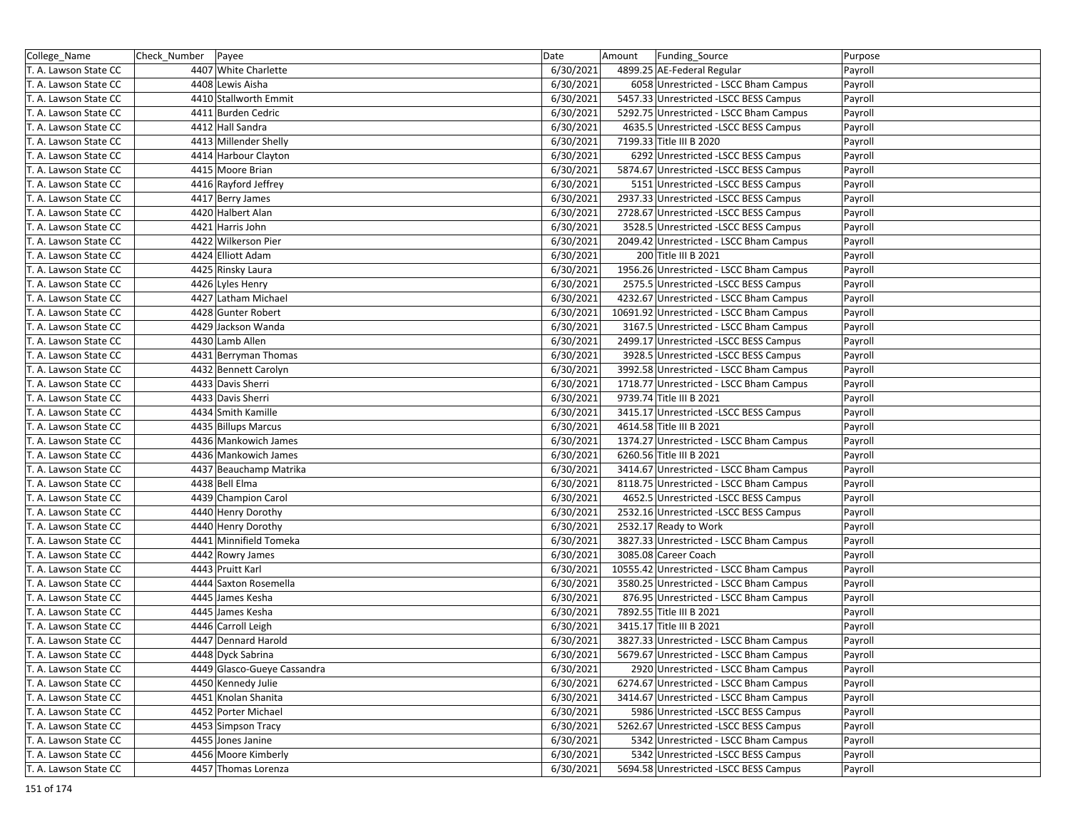| College_Name | Check_Number | Payee | Date | Amount | Funding_Source | Purpose |
|---|---|---|---|---|---|---|
| T. A. Lawson State CC | 4407 | White Charlette | 6/30/2021 | 4899.25 | AE-Federal Regular | Payroll |
| T. A. Lawson State CC | 4408 | Lewis Aisha | 6/30/2021 | 6058 | Unrestricted - LSCC Bham Campus | Payroll |
| T. A. Lawson State CC | 4410 | Stallworth Emmit | 6/30/2021 | 5457.33 | Unrestricted -LSCC BESS Campus | Payroll |
| T. A. Lawson State CC | 4411 | Burden Cedric | 6/30/2021 | 5292.75 | Unrestricted - LSCC Bham Campus | Payroll |
| T. A. Lawson State CC | 4412 | Hall Sandra | 6/30/2021 | 4635.5 | Unrestricted -LSCC BESS Campus | Payroll |
| T. A. Lawson State CC | 4413 | Millender Shelly | 6/30/2021 | 7199.33 | Title III B 2020 | Payroll |
| T. A. Lawson State CC | 4414 | Harbour Clayton | 6/30/2021 | 6292 | Unrestricted -LSCC BESS Campus | Payroll |
| T. A. Lawson State CC | 4415 | Moore Brian | 6/30/2021 | 5874.67 | Unrestricted -LSCC BESS Campus | Payroll |
| T. A. Lawson State CC | 4416 | Rayford Jeffrey | 6/30/2021 | 5151 | Unrestricted -LSCC BESS Campus | Payroll |
| T. A. Lawson State CC | 4417 | Berry James | 6/30/2021 | 2937.33 | Unrestricted -LSCC BESS Campus | Payroll |
| T. A. Lawson State CC | 4420 | Halbert Alan | 6/30/2021 | 2728.67 | Unrestricted -LSCC BESS Campus | Payroll |
| T. A. Lawson State CC | 4421 | Harris John | 6/30/2021 | 3528.5 | Unrestricted -LSCC BESS Campus | Payroll |
| T. A. Lawson State CC | 4422 | Wilkerson Pier | 6/30/2021 | 2049.42 | Unrestricted - LSCC Bham Campus | Payroll |
| T. A. Lawson State CC | 4424 | Elliott Adam | 6/30/2021 | 200 | Title III B 2021 | Payroll |
| T. A. Lawson State CC | 4425 | Rinsky Laura | 6/30/2021 | 1956.26 | Unrestricted - LSCC Bham Campus | Payroll |
| T. A. Lawson State CC | 4426 | Lyles Henry | 6/30/2021 | 2575.5 | Unrestricted -LSCC BESS Campus | Payroll |
| T. A. Lawson State CC | 4427 | Latham Michael | 6/30/2021 | 4232.67 | Unrestricted - LSCC Bham Campus | Payroll |
| T. A. Lawson State CC | 4428 | Gunter Robert | 6/30/2021 | 10691.92 | Unrestricted - LSCC Bham Campus | Payroll |
| T. A. Lawson State CC | 4429 | Jackson Wanda | 6/30/2021 | 3167.5 | Unrestricted - LSCC Bham Campus | Payroll |
| T. A. Lawson State CC | 4430 | Lamb Allen | 6/30/2021 | 2499.17 | Unrestricted -LSCC BESS Campus | Payroll |
| T. A. Lawson State CC | 4431 | Berryman Thomas | 6/30/2021 | 3928.5 | Unrestricted -LSCC BESS Campus | Payroll |
| T. A. Lawson State CC | 4432 | Bennett Carolyn | 6/30/2021 | 3992.58 | Unrestricted - LSCC Bham Campus | Payroll |
| T. A. Lawson State CC | 4433 | Davis Sherri | 6/30/2021 | 1718.77 | Unrestricted - LSCC Bham Campus | Payroll |
| T. A. Lawson State CC | 4433 | Davis Sherri | 6/30/2021 | 9739.74 | Title III B 2021 | Payroll |
| T. A. Lawson State CC | 4434 | Smith Kamille | 6/30/2021 | 3415.17 | Unrestricted -LSCC BESS Campus | Payroll |
| T. A. Lawson State CC | 4435 | Billups Marcus | 6/30/2021 | 4614.58 | Title III B 2021 | Payroll |
| T. A. Lawson State CC | 4436 | Mankowich James | 6/30/2021 | 1374.27 | Unrestricted - LSCC Bham Campus | Payroll |
| T. A. Lawson State CC | 4436 | Mankowich James | 6/30/2021 | 6260.56 | Title III B 2021 | Payroll |
| T. A. Lawson State CC | 4437 | Beauchamp Matrika | 6/30/2021 | 3414.67 | Unrestricted - LSCC Bham Campus | Payroll |
| T. A. Lawson State CC | 4438 | Bell Elma | 6/30/2021 | 8118.75 | Unrestricted - LSCC Bham Campus | Payroll |
| T. A. Lawson State CC | 4439 | Champion Carol | 6/30/2021 | 4652.5 | Unrestricted -LSCC BESS Campus | Payroll |
| T. A. Lawson State CC | 4440 | Henry Dorothy | 6/30/2021 | 2532.16 | Unrestricted -LSCC BESS Campus | Payroll |
| T. A. Lawson State CC | 4440 | Henry Dorothy | 6/30/2021 | 2532.17 | Ready to Work | Payroll |
| T. A. Lawson State CC | 4441 | Minnifield Tomeka | 6/30/2021 | 3827.33 | Unrestricted - LSCC Bham Campus | Payroll |
| T. A. Lawson State CC | 4442 | Rowry James | 6/30/2021 | 3085.08 | Career Coach | Payroll |
| T. A. Lawson State CC | 4443 | Pruitt Karl | 6/30/2021 | 10555.42 | Unrestricted - LSCC Bham Campus | Payroll |
| T. A. Lawson State CC | 4444 | Saxton Rosemella | 6/30/2021 | 3580.25 | Unrestricted - LSCC Bham Campus | Payroll |
| T. A. Lawson State CC | 4445 | James Kesha | 6/30/2021 | 876.95 | Unrestricted - LSCC Bham Campus | Payroll |
| T. A. Lawson State CC | 4445 | James Kesha | 6/30/2021 | 7892.55 | Title III B 2021 | Payroll |
| T. A. Lawson State CC | 4446 | Carroll Leigh | 6/30/2021 | 3415.17 | Title III B 2021 | Payroll |
| T. A. Lawson State CC | 4447 | Dennard Harold | 6/30/2021 | 3827.33 | Unrestricted - LSCC Bham Campus | Payroll |
| T. A. Lawson State CC | 4448 | Dyck Sabrina | 6/30/2021 | 5679.67 | Unrestricted - LSCC Bham Campus | Payroll |
| T. A. Lawson State CC | 4449 | Glasco-Gueye Cassandra | 6/30/2021 | 2920 | Unrestricted - LSCC Bham Campus | Payroll |
| T. A. Lawson State CC | 4450 | Kennedy Julie | 6/30/2021 | 6274.67 | Unrestricted - LSCC Bham Campus | Payroll |
| T. A. Lawson State CC | 4451 | Knolan Shanita | 6/30/2021 | 3414.67 | Unrestricted - LSCC Bham Campus | Payroll |
| T. A. Lawson State CC | 4452 | Porter Michael | 6/30/2021 | 5986 | Unrestricted -LSCC BESS Campus | Payroll |
| T. A. Lawson State CC | 4453 | Simpson Tracy | 6/30/2021 | 5262.67 | Unrestricted -LSCC BESS Campus | Payroll |
| T. A. Lawson State CC | 4455 | Jones Janine | 6/30/2021 | 5342 | Unrestricted - LSCC Bham Campus | Payroll |
| T. A. Lawson State CC | 4456 | Moore Kimberly | 6/30/2021 | 5342 | Unrestricted -LSCC BESS Campus | Payroll |
| T. A. Lawson State CC | 4457 | Thomas Lorenza | 6/30/2021 | 5694.58 | Unrestricted -LSCC BESS Campus | Payroll |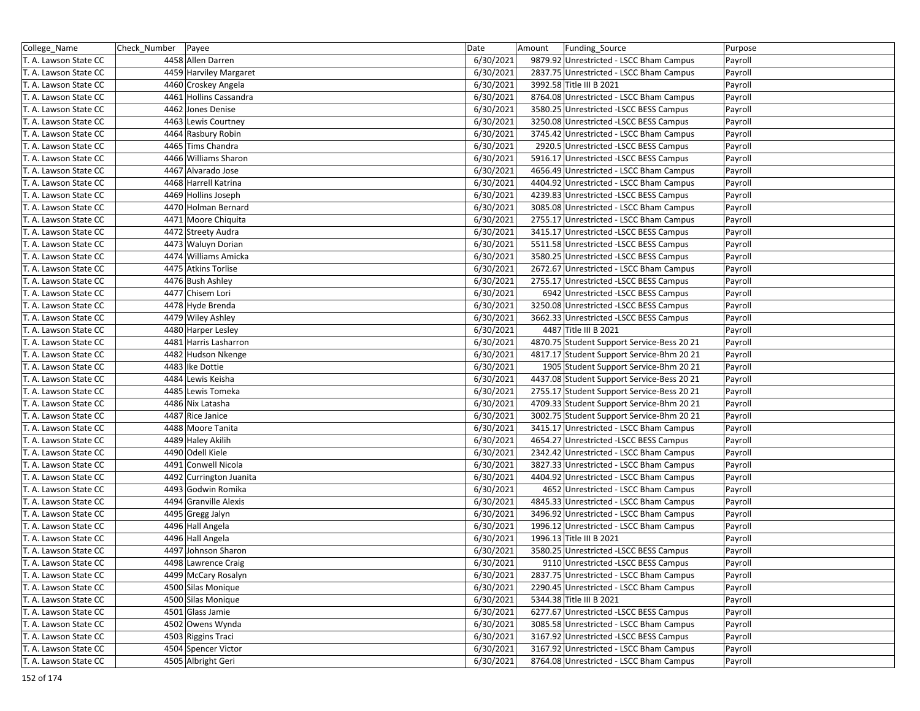| College_Name | Check_Number | Payee | Date | Amount | Funding_Source | Purpose |
|---|---|---|---|---|---|---|
| T. A. Lawson State CC | 4458 | Allen Darren | 6/30/2021 | 9879.92 | Unrestricted - LSCC Bham Campus | Payroll |
| T. A. Lawson State CC | 4459 | Harviley Margaret | 6/30/2021 | 2837.75 | Unrestricted - LSCC Bham Campus | Payroll |
| T. A. Lawson State CC | 4460 | Croskey Angela | 6/30/2021 | 3992.58 | Title III B 2021 | Payroll |
| T. A. Lawson State CC | 4461 | Hollins Cassandra | 6/30/2021 | 8764.08 | Unrestricted - LSCC Bham Campus | Payroll |
| T. A. Lawson State CC | 4462 | Jones Denise | 6/30/2021 | 3580.25 | Unrestricted -LSCC BESS Campus | Payroll |
| T. A. Lawson State CC | 4463 | Lewis Courtney | 6/30/2021 | 3250.08 | Unrestricted -LSCC BESS Campus | Payroll |
| T. A. Lawson State CC | 4464 | Rasbury Robin | 6/30/2021 | 3745.42 | Unrestricted - LSCC Bham Campus | Payroll |
| T. A. Lawson State CC | 4465 | Tims Chandra | 6/30/2021 | 2920.5 | Unrestricted -LSCC BESS Campus | Payroll |
| T. A. Lawson State CC | 4466 | Williams Sharon | 6/30/2021 | 5916.17 | Unrestricted -LSCC BESS Campus | Payroll |
| T. A. Lawson State CC | 4467 | Alvarado Jose | 6/30/2021 | 4656.49 | Unrestricted - LSCC Bham Campus | Payroll |
| T. A. Lawson State CC | 4468 | Harrell Katrina | 6/30/2021 | 4404.92 | Unrestricted - LSCC Bham Campus | Payroll |
| T. A. Lawson State CC | 4469 | Hollins Joseph | 6/30/2021 | 4239.83 | Unrestricted -LSCC BESS Campus | Payroll |
| T. A. Lawson State CC | 4470 | Holman Bernard | 6/30/2021 | 3085.08 | Unrestricted - LSCC Bham Campus | Payroll |
| T. A. Lawson State CC | 4471 | Moore Chiquita | 6/30/2021 | 2755.17 | Unrestricted - LSCC Bham Campus | Payroll |
| T. A. Lawson State CC | 4472 | Streety Audra | 6/30/2021 | 3415.17 | Unrestricted -LSCC BESS Campus | Payroll |
| T. A. Lawson State CC | 4473 | Waluyn Dorian | 6/30/2021 | 5511.58 | Unrestricted -LSCC BESS Campus | Payroll |
| T. A. Lawson State CC | 4474 | Williams Amicka | 6/30/2021 | 3580.25 | Unrestricted -LSCC BESS Campus | Payroll |
| T. A. Lawson State CC | 4475 | Atkins Torlise | 6/30/2021 | 2672.67 | Unrestricted - LSCC Bham Campus | Payroll |
| T. A. Lawson State CC | 4476 | Bush Ashley | 6/30/2021 | 2755.17 | Unrestricted -LSCC BESS Campus | Payroll |
| T. A. Lawson State CC | 4477 | Chisem Lori | 6/30/2021 | 6942 | Unrestricted -LSCC BESS Campus | Payroll |
| T. A. Lawson State CC | 4478 | Hyde Brenda | 6/30/2021 | 3250.08 | Unrestricted -LSCC BESS Campus | Payroll |
| T. A. Lawson State CC | 4479 | Wiley Ashley | 6/30/2021 | 3662.33 | Unrestricted -LSCC BESS Campus | Payroll |
| T. A. Lawson State CC | 4480 | Harper Lesley | 6/30/2021 | 4487 | Title III B 2021 | Payroll |
| T. A. Lawson State CC | 4481 | Harris Lasharron | 6/30/2021 | 4870.75 | Student Support Service-Bess 20 21 | Payroll |
| T. A. Lawson State CC | 4482 | Hudson Nkenge | 6/30/2021 | 4817.17 | Student Support Service-Bhm 20 21 | Payroll |
| T. A. Lawson State CC | 4483 | Ike Dottie | 6/30/2021 | 1905 | Student Support Service-Bhm 20 21 | Payroll |
| T. A. Lawson State CC | 4484 | Lewis Keisha | 6/30/2021 | 4437.08 | Student Support Service-Bess 20 21 | Payroll |
| T. A. Lawson State CC | 4485 | Lewis Tomeka | 6/30/2021 | 2755.17 | Student Support Service-Bess 20 21 | Payroll |
| T. A. Lawson State CC | 4486 | Nix Latasha | 6/30/2021 | 4709.33 | Student Support Service-Bhm 20 21 | Payroll |
| T. A. Lawson State CC | 4487 | Rice Janice | 6/30/2021 | 3002.75 | Student Support Service-Bhm 20 21 | Payroll |
| T. A. Lawson State CC | 4488 | Moore Tanita | 6/30/2021 | 3415.17 | Unrestricted - LSCC Bham Campus | Payroll |
| T. A. Lawson State CC | 4489 | Haley Akilih | 6/30/2021 | 4654.27 | Unrestricted -LSCC BESS Campus | Payroll |
| T. A. Lawson State CC | 4490 | Odell Kiele | 6/30/2021 | 2342.42 | Unrestricted - LSCC Bham Campus | Payroll |
| T. A. Lawson State CC | 4491 | Conwell Nicola | 6/30/2021 | 3827.33 | Unrestricted - LSCC Bham Campus | Payroll |
| T. A. Lawson State CC | 4492 | Currington Juanita | 6/30/2021 | 4404.92 | Unrestricted - LSCC Bham Campus | Payroll |
| T. A. Lawson State CC | 4493 | Godwin Romika | 6/30/2021 | 4652 | Unrestricted - LSCC Bham Campus | Payroll |
| T. A. Lawson State CC | 4494 | Granville Alexis | 6/30/2021 | 4845.33 | Unrestricted - LSCC Bham Campus | Payroll |
| T. A. Lawson State CC | 4495 | Gregg Jalyn | 6/30/2021 | 3496.92 | Unrestricted - LSCC Bham Campus | Payroll |
| T. A. Lawson State CC | 4496 | Hall Angela | 6/30/2021 | 1996.12 | Unrestricted - LSCC Bham Campus | Payroll |
| T. A. Lawson State CC | 4496 | Hall Angela | 6/30/2021 | 1996.13 | Title III B 2021 | Payroll |
| T. A. Lawson State CC | 4497 | Johnson Sharon | 6/30/2021 | 3580.25 | Unrestricted -LSCC BESS Campus | Payroll |
| T. A. Lawson State CC | 4498 | Lawrence Craig | 6/30/2021 | 9110 | Unrestricted -LSCC BESS Campus | Payroll |
| T. A. Lawson State CC | 4499 | McCary Rosalyn | 6/30/2021 | 2837.75 | Unrestricted - LSCC Bham Campus | Payroll |
| T. A. Lawson State CC | 4500 | Silas Monique | 6/30/2021 | 2290.45 | Unrestricted - LSCC Bham Campus | Payroll |
| T. A. Lawson State CC | 4500 | Silas Monique | 6/30/2021 | 5344.38 | Title III B 2021 | Payroll |
| T. A. Lawson State CC | 4501 | Glass Jamie | 6/30/2021 | 6277.67 | Unrestricted -LSCC BESS Campus | Payroll |
| T. A. Lawson State CC | 4502 | Owens Wynda | 6/30/2021 | 3085.58 | Unrestricted - LSCC Bham Campus | Payroll |
| T. A. Lawson State CC | 4503 | Riggins Traci | 6/30/2021 | 3167.92 | Unrestricted -LSCC BESS Campus | Payroll |
| T. A. Lawson State CC | 4504 | Spencer Victor | 6/30/2021 | 3167.92 | Unrestricted - LSCC Bham Campus | Payroll |
| T. A. Lawson State CC | 4505 | Albright Geri | 6/30/2021 | 8764.08 | Unrestricted - LSCC Bham Campus | Payroll |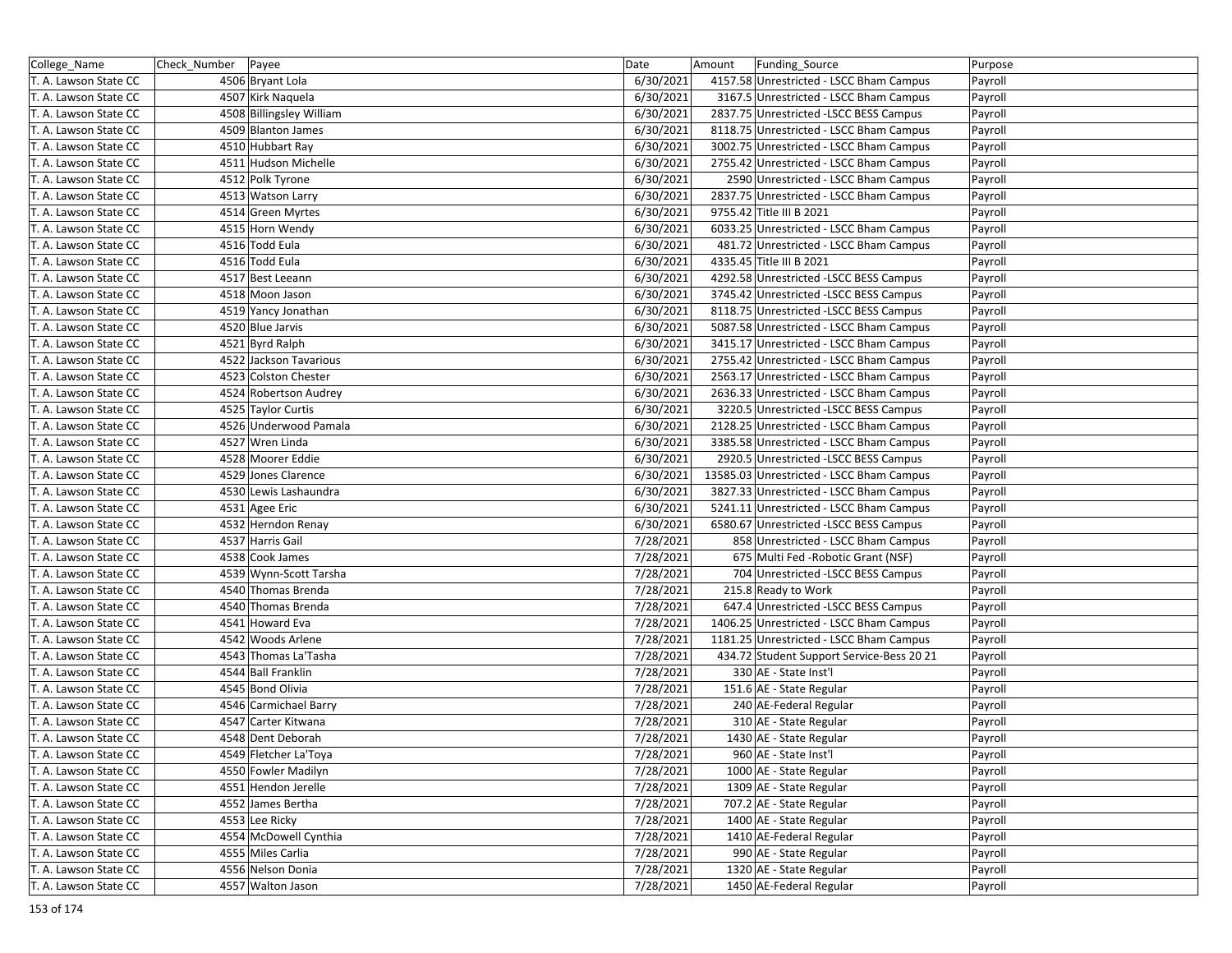| College_Name | Check_Number | Payee | Date | Amount | Funding_Source | Purpose |
|---|---|---|---|---|---|---|
| T. A. Lawson State CC | 4506 | Bryant Lola | 6/30/2021 | 4157.58 | Unrestricted - LSCC Bham Campus | Payroll |
| T. A. Lawson State CC | 4507 | Kirk Naquela | 6/30/2021 | 3167.5 | Unrestricted - LSCC Bham Campus | Payroll |
| T. A. Lawson State CC | 4508 | Billingsley William | 6/30/2021 | 2837.75 | Unrestricted -LSCC BESS Campus | Payroll |
| T. A. Lawson State CC | 4509 | Blanton James | 6/30/2021 | 8118.75 | Unrestricted - LSCC Bham Campus | Payroll |
| T. A. Lawson State CC | 4510 | Hubbart Ray | 6/30/2021 | 3002.75 | Unrestricted - LSCC Bham Campus | Payroll |
| T. A. Lawson State CC | 4511 | Hudson Michelle | 6/30/2021 | 2755.42 | Unrestricted - LSCC Bham Campus | Payroll |
| T. A. Lawson State CC | 4512 | Polk Tyrone | 6/30/2021 | 2590 | Unrestricted - LSCC Bham Campus | Payroll |
| T. A. Lawson State CC | 4513 | Watson Larry | 6/30/2021 | 2837.75 | Unrestricted - LSCC Bham Campus | Payroll |
| T. A. Lawson State CC | 4514 | Green Myrtes | 6/30/2021 | 9755.42 | Title III B 2021 | Payroll |
| T. A. Lawson State CC | 4515 | Horn Wendy | 6/30/2021 | 6033.25 | Unrestricted - LSCC Bham Campus | Payroll |
| T. A. Lawson State CC | 4516 | Todd Eula | 6/30/2021 | 481.72 | Unrestricted - LSCC Bham Campus | Payroll |
| T. A. Lawson State CC | 4516 | Todd Eula | 6/30/2021 | 4335.45 | Title III B 2021 | Payroll |
| T. A. Lawson State CC | 4517 | Best Leeann | 6/30/2021 | 4292.58 | Unrestricted -LSCC BESS Campus | Payroll |
| T. A. Lawson State CC | 4518 | Moon Jason | 6/30/2021 | 3745.42 | Unrestricted -LSCC BESS Campus | Payroll |
| T. A. Lawson State CC | 4519 | Yancy Jonathan | 6/30/2021 | 8118.75 | Unrestricted -LSCC BESS Campus | Payroll |
| T. A. Lawson State CC | 4520 | Blue Jarvis | 6/30/2021 | 5087.58 | Unrestricted - LSCC Bham Campus | Payroll |
| T. A. Lawson State CC | 4521 | Byrd Ralph | 6/30/2021 | 3415.17 | Unrestricted - LSCC Bham Campus | Payroll |
| T. A. Lawson State CC | 4522 | Jackson Tavarious | 6/30/2021 | 2755.42 | Unrestricted - LSCC Bham Campus | Payroll |
| T. A. Lawson State CC | 4523 | Colston Chester | 6/30/2021 | 2563.17 | Unrestricted - LSCC Bham Campus | Payroll |
| T. A. Lawson State CC | 4524 | Robertson Audrey | 6/30/2021 | 2636.33 | Unrestricted - LSCC Bham Campus | Payroll |
| T. A. Lawson State CC | 4525 | Taylor Curtis | 6/30/2021 | 3220.5 | Unrestricted -LSCC BESS Campus | Payroll |
| T. A. Lawson State CC | 4526 | Underwood Pamala | 6/30/2021 | 2128.25 | Unrestricted - LSCC Bham Campus | Payroll |
| T. A. Lawson State CC | 4527 | Wren Linda | 6/30/2021 | 3385.58 | Unrestricted - LSCC Bham Campus | Payroll |
| T. A. Lawson State CC | 4528 | Moorer Eddie | 6/30/2021 | 2920.5 | Unrestricted -LSCC BESS Campus | Payroll |
| T. A. Lawson State CC | 4529 | Jones Clarence | 6/30/2021 | 13585.03 | Unrestricted - LSCC Bham Campus | Payroll |
| T. A. Lawson State CC | 4530 | Lewis Lashaundra | 6/30/2021 | 3827.33 | Unrestricted - LSCC Bham Campus | Payroll |
| T. A. Lawson State CC | 4531 | Agee Eric | 6/30/2021 | 5241.11 | Unrestricted - LSCC Bham Campus | Payroll |
| T. A. Lawson State CC | 4532 | Herndon Renay | 6/30/2021 | 6580.67 | Unrestricted -LSCC BESS Campus | Payroll |
| T. A. Lawson State CC | 4537 | Harris Gail | 7/28/2021 | 858 | Unrestricted - LSCC Bham Campus | Payroll |
| T. A. Lawson State CC | 4538 | Cook James | 7/28/2021 | 675 | Multi Fed -Robotic Grant (NSF) | Payroll |
| T. A. Lawson State CC | 4539 | Wynn-Scott Tarsha | 7/28/2021 | 704 | Unrestricted -LSCC BESS Campus | Payroll |
| T. A. Lawson State CC | 4540 | Thomas Brenda | 7/28/2021 | 215.8 | Ready to Work | Payroll |
| T. A. Lawson State CC | 4540 | Thomas Brenda | 7/28/2021 | 647.4 | Unrestricted -LSCC BESS Campus | Payroll |
| T. A. Lawson State CC | 4541 | Howard Eva | 7/28/2021 | 1406.25 | Unrestricted - LSCC Bham Campus | Payroll |
| T. A. Lawson State CC | 4542 | Woods Arlene | 7/28/2021 | 1181.25 | Unrestricted - LSCC Bham Campus | Payroll |
| T. A. Lawson State CC | 4543 | Thomas La'Tasha | 7/28/2021 | 434.72 | Student Support Service-Bess 20 21 | Payroll |
| T. A. Lawson State CC | 4544 | Ball Franklin | 7/28/2021 | 330 | AE - State Inst'l | Payroll |
| T. A. Lawson State CC | 4545 | Bond Olivia | 7/28/2021 | 151.6 | AE - State Regular | Payroll |
| T. A. Lawson State CC | 4546 | Carmichael Barry | 7/28/2021 | 240 | AE-Federal Regular | Payroll |
| T. A. Lawson State CC | 4547 | Carter Kitwana | 7/28/2021 | 310 | AE - State Regular | Payroll |
| T. A. Lawson State CC | 4548 | Dent Deborah | 7/28/2021 | 1430 | AE - State Regular | Payroll |
| T. A. Lawson State CC | 4549 | Fletcher La'Toya | 7/28/2021 | 960 | AE - State Inst'l | Payroll |
| T. A. Lawson State CC | 4550 | Fowler Madilyn | 7/28/2021 | 1000 | AE - State Regular | Payroll |
| T. A. Lawson State CC | 4551 | Hendon Jerelle | 7/28/2021 | 1309 | AE - State Regular | Payroll |
| T. A. Lawson State CC | 4552 | James Bertha | 7/28/2021 | 707.2 | AE - State Regular | Payroll |
| T. A. Lawson State CC | 4553 | Lee Ricky | 7/28/2021 | 1400 | AE - State Regular | Payroll |
| T. A. Lawson State CC | 4554 | McDowell Cynthia | 7/28/2021 | 1410 | AE-Federal Regular | Payroll |
| T. A. Lawson State CC | 4555 | Miles Carlia | 7/28/2021 | 990 | AE - State Regular | Payroll |
| T. A. Lawson State CC | 4556 | Nelson Donia | 7/28/2021 | 1320 | AE - State Regular | Payroll |
| T. A. Lawson State CC | 4557 | Walton Jason | 7/28/2021 | 1450 | AE-Federal Regular | Payroll |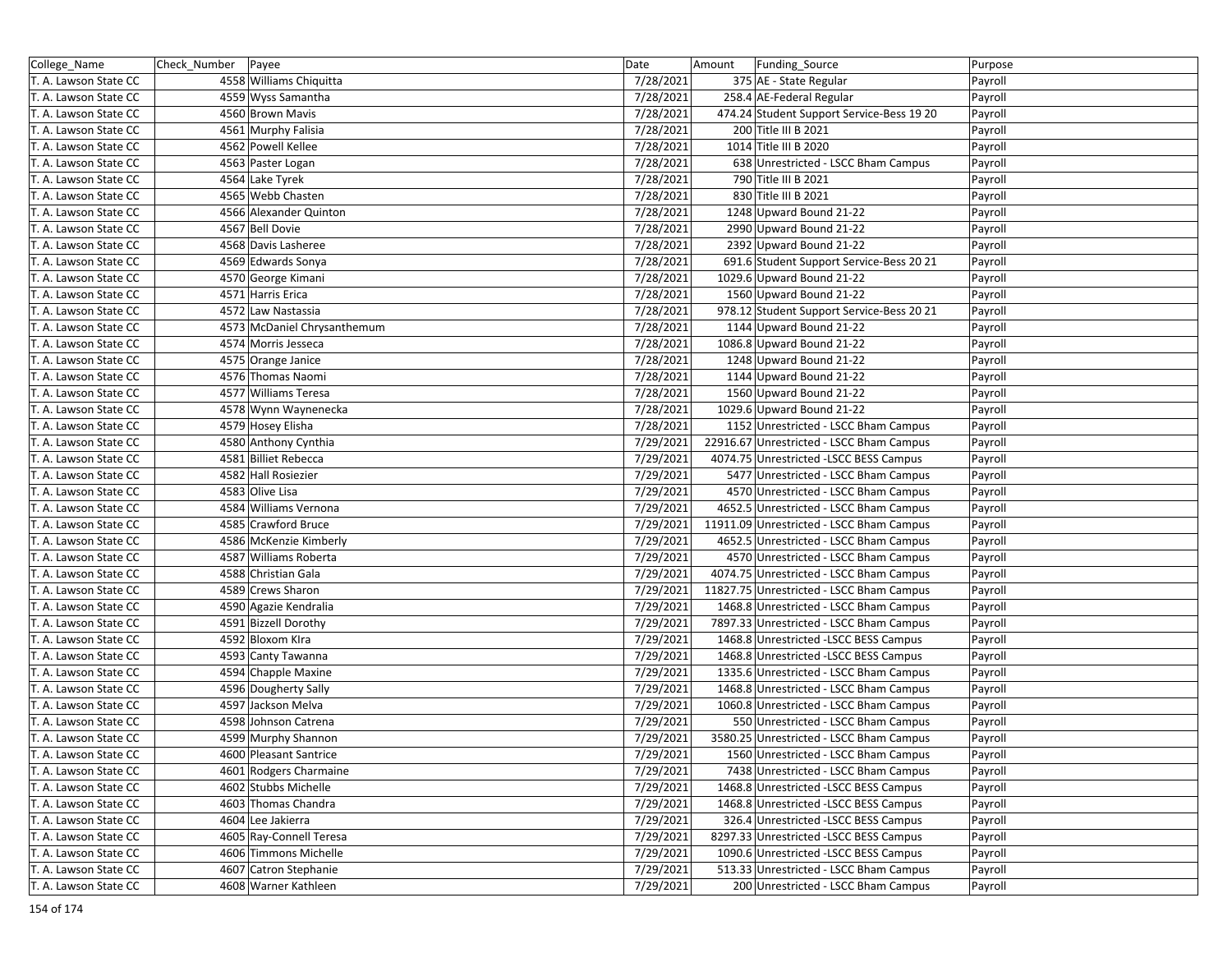| College_Name | Check_Number | Payee | Date | Amount | Funding_Source | Purpose |
|---|---|---|---|---|---|---|
| T. A. Lawson State CC | 4558 | Williams Chiquitta | 7/28/2021 | 375 | AE - State Regular | Payroll |
| T. A. Lawson State CC | 4559 | Wyss Samantha | 7/28/2021 | 258.4 | AE-Federal Regular | Payroll |
| T. A. Lawson State CC | 4560 | Brown Mavis | 7/28/2021 | 474.24 | Student Support Service-Bess 19 20 | Payroll |
| T. A. Lawson State CC | 4561 | Murphy Falisia | 7/28/2021 | 200 | Title III B 2021 | Payroll |
| T. A. Lawson State CC | 4562 | Powell Kellee | 7/28/2021 | 1014 | Title III B 2020 | Payroll |
| T. A. Lawson State CC | 4563 | Paster Logan | 7/28/2021 | 638 | Unrestricted - LSCC Bham Campus | Payroll |
| T. A. Lawson State CC | 4564 | Lake Tyrek | 7/28/2021 | 790 | Title III B 2021 | Payroll |
| T. A. Lawson State CC | 4565 | Webb Chasten | 7/28/2021 | 830 | Title III B 2021 | Payroll |
| T. A. Lawson State CC | 4566 | Alexander Quinton | 7/28/2021 | 1248 | Upward Bound 21-22 | Payroll |
| T. A. Lawson State CC | 4567 | Bell Dovie | 7/28/2021 | 2990 | Upward Bound 21-22 | Payroll |
| T. A. Lawson State CC | 4568 | Davis Lasheree | 7/28/2021 | 2392 | Upward Bound 21-22 | Payroll |
| T. A. Lawson State CC | 4569 | Edwards Sonya | 7/28/2021 | 691.6 | Student Support Service-Bess 20 21 | Payroll |
| T. A. Lawson State CC | 4570 | George Kimani | 7/28/2021 | 1029.6 | Upward Bound 21-22 | Payroll |
| T. A. Lawson State CC | 4571 | Harris Erica | 7/28/2021 | 1560 | Upward Bound 21-22 | Payroll |
| T. A. Lawson State CC | 4572 | Law Nastassia | 7/28/2021 | 978.12 | Student Support Service-Bess 20 21 | Payroll |
| T. A. Lawson State CC | 4573 | McDaniel Chrysanthemum | 7/28/2021 | 1144 | Upward Bound 21-22 | Payroll |
| T. A. Lawson State CC | 4574 | Morris Jesseca | 7/28/2021 | 1086.8 | Upward Bound 21-22 | Payroll |
| T. A. Lawson State CC | 4575 | Orange Janice | 7/28/2021 | 1248 | Upward Bound 21-22 | Payroll |
| T. A. Lawson State CC | 4576 | Thomas Naomi | 7/28/2021 | 1144 | Upward Bound 21-22 | Payroll |
| T. A. Lawson State CC | 4577 | Williams Teresa | 7/28/2021 | 1560 | Upward Bound 21-22 | Payroll |
| T. A. Lawson State CC | 4578 | Wynn Waynenecka | 7/28/2021 | 1029.6 | Upward Bound 21-22 | Payroll |
| T. A. Lawson State CC | 4579 | Hosey Elisha | 7/28/2021 | 1152 | Unrestricted - LSCC Bham Campus | Payroll |
| T. A. Lawson State CC | 4580 | Anthony Cynthia | 7/29/2021 | 22916.67 | Unrestricted - LSCC Bham Campus | Payroll |
| T. A. Lawson State CC | 4581 | Billiet Rebecca | 7/29/2021 | 4074.75 | Unrestricted -LSCC BESS Campus | Payroll |
| T. A. Lawson State CC | 4582 | Hall Rosiezier | 7/29/2021 | 5477 | Unrestricted - LSCC Bham Campus | Payroll |
| T. A. Lawson State CC | 4583 | Olive Lisa | 7/29/2021 | 4570 | Unrestricted - LSCC Bham Campus | Payroll |
| T. A. Lawson State CC | 4584 | Williams Vernona | 7/29/2021 | 4652.5 | Unrestricted - LSCC Bham Campus | Payroll |
| T. A. Lawson State CC | 4585 | Crawford Bruce | 7/29/2021 | 11911.09 | Unrestricted - LSCC Bham Campus | Payroll |
| T. A. Lawson State CC | 4586 | McKenzie Kimberly | 7/29/2021 | 4652.5 | Unrestricted - LSCC Bham Campus | Payroll |
| T. A. Lawson State CC | 4587 | Williams Roberta | 7/29/2021 | 4570 | Unrestricted - LSCC Bham Campus | Payroll |
| T. A. Lawson State CC | 4588 | Christian Gala | 7/29/2021 | 4074.75 | Unrestricted - LSCC Bham Campus | Payroll |
| T. A. Lawson State CC | 4589 | Crews Sharon | 7/29/2021 | 11827.75 | Unrestricted - LSCC Bham Campus | Payroll |
| T. A. Lawson State CC | 4590 | Agazie Kendralia | 7/29/2021 | 1468.8 | Unrestricted - LSCC Bham Campus | Payroll |
| T. A. Lawson State CC | 4591 | Bizzell Dorothy | 7/29/2021 | 7897.33 | Unrestricted - LSCC Bham Campus | Payroll |
| T. A. Lawson State CC | 4592 | Bloxom Klra | 7/29/2021 | 1468.8 | Unrestricted -LSCC BESS Campus | Payroll |
| T. A. Lawson State CC | 4593 | Canty Tawanna | 7/29/2021 | 1468.8 | Unrestricted -LSCC BESS Campus | Payroll |
| T. A. Lawson State CC | 4594 | Chapple Maxine | 7/29/2021 | 1335.6 | Unrestricted - LSCC Bham Campus | Payroll |
| T. A. Lawson State CC | 4596 | Dougherty Sally | 7/29/2021 | 1468.8 | Unrestricted - LSCC Bham Campus | Payroll |
| T. A. Lawson State CC | 4597 | Jackson Melva | 7/29/2021 | 1060.8 | Unrestricted - LSCC Bham Campus | Payroll |
| T. A. Lawson State CC | 4598 | Johnson Catrena | 7/29/2021 | 550 | Unrestricted - LSCC Bham Campus | Payroll |
| T. A. Lawson State CC | 4599 | Murphy Shannon | 7/29/2021 | 3580.25 | Unrestricted - LSCC Bham Campus | Payroll |
| T. A. Lawson State CC | 4600 | Pleasant Santrice | 7/29/2021 | 1560 | Unrestricted - LSCC Bham Campus | Payroll |
| T. A. Lawson State CC | 4601 | Rodgers Charmaine | 7/29/2021 | 7438 | Unrestricted - LSCC Bham Campus | Payroll |
| T. A. Lawson State CC | 4602 | Stubbs Michelle | 7/29/2021 | 1468.8 | Unrestricted -LSCC BESS Campus | Payroll |
| T. A. Lawson State CC | 4603 | Thomas Chandra | 7/29/2021 | 1468.8 | Unrestricted -LSCC BESS Campus | Payroll |
| T. A. Lawson State CC | 4604 | Lee Jakierra | 7/29/2021 | 326.4 | Unrestricted -LSCC BESS Campus | Payroll |
| T. A. Lawson State CC | 4605 | Ray-Connell Teresa | 7/29/2021 | 8297.33 | Unrestricted -LSCC BESS Campus | Payroll |
| T. A. Lawson State CC | 4606 | Timmons Michelle | 7/29/2021 | 1090.6 | Unrestricted -LSCC BESS Campus | Payroll |
| T. A. Lawson State CC | 4607 | Catron Stephanie | 7/29/2021 | 513.33 | Unrestricted - LSCC Bham Campus | Payroll |
| T. A. Lawson State CC | 4608 | Warner Kathleen | 7/29/2021 | 200 | Unrestricted - LSCC Bham Campus | Payroll |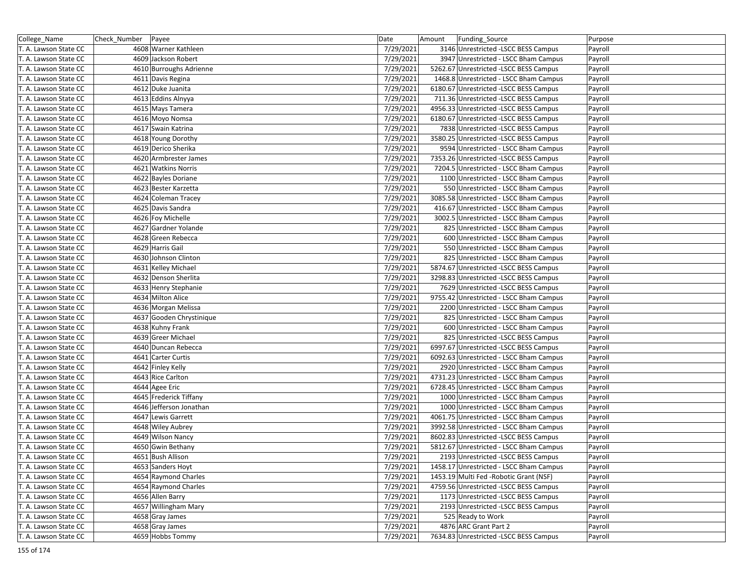| College_Name | Check_Number | Payee | Date | Amount | Funding_Source | Purpose |
|---|---|---|---|---|---|---|
| T. A. Lawson State CC | 4608 | Warner Kathleen | 7/29/2021 | 3146 | Unrestricted -LSCC BESS Campus | Payroll |
| T. A. Lawson State CC | 4609 | Jackson Robert | 7/29/2021 | 3947 | Unrestricted - LSCC Bham Campus | Payroll |
| T. A. Lawson State CC | 4610 | Burroughs Adrienne | 7/29/2021 | 5262.67 | Unrestricted -LSCC BESS Campus | Payroll |
| T. A. Lawson State CC | 4611 | Davis Regina | 7/29/2021 | 1468.8 | Unrestricted - LSCC Bham Campus | Payroll |
| T. A. Lawson State CC | 4612 | Duke Juanita | 7/29/2021 | 6180.67 | Unrestricted -LSCC BESS Campus | Payroll |
| T. A. Lawson State CC | 4613 | Eddins Alnyya | 7/29/2021 | 711.36 | Unrestricted -LSCC BESS Campus | Payroll |
| T. A. Lawson State CC | 4615 | Mays Tamera | 7/29/2021 | 4956.33 | Unrestricted -LSCC BESS Campus | Payroll |
| T. A. Lawson State CC | 4616 | Moyo Nomsa | 7/29/2021 | 6180.67 | Unrestricted -LSCC BESS Campus | Payroll |
| T. A. Lawson State CC | 4617 | Swain Katrina | 7/29/2021 | 7838 | Unrestricted -LSCC BESS Campus | Payroll |
| T. A. Lawson State CC | 4618 | Young Dorothy | 7/29/2021 | 3580.25 | Unrestricted -LSCC BESS Campus | Payroll |
| T. A. Lawson State CC | 4619 | Derico Sherika | 7/29/2021 | 9594 | Unrestricted - LSCC Bham Campus | Payroll |
| T. A. Lawson State CC | 4620 | Armbrester James | 7/29/2021 | 7353.26 | Unrestricted -LSCC BESS Campus | Payroll |
| T. A. Lawson State CC | 4621 | Watkins Norris | 7/29/2021 | 7204.5 | Unrestricted - LSCC Bham Campus | Payroll |
| T. A. Lawson State CC | 4622 | Bayles Doriane | 7/29/2021 | 1100 | Unrestricted - LSCC Bham Campus | Payroll |
| T. A. Lawson State CC | 4623 | Bester Karzetta | 7/29/2021 | 550 | Unrestricted - LSCC Bham Campus | Payroll |
| T. A. Lawson State CC | 4624 | Coleman Tracey | 7/29/2021 | 3085.58 | Unrestricted - LSCC Bham Campus | Payroll |
| T. A. Lawson State CC | 4625 | Davis Sandra | 7/29/2021 | 416.67 | Unrestricted - LSCC Bham Campus | Payroll |
| T. A. Lawson State CC | 4626 | Foy Michelle | 7/29/2021 | 3002.5 | Unrestricted - LSCC Bham Campus | Payroll |
| T. A. Lawson State CC | 4627 | Gardner Yolande | 7/29/2021 | 825 | Unrestricted - LSCC Bham Campus | Payroll |
| T. A. Lawson State CC | 4628 | Green Rebecca | 7/29/2021 | 600 | Unrestricted - LSCC Bham Campus | Payroll |
| T. A. Lawson State CC | 4629 | Harris Gail | 7/29/2021 | 550 | Unrestricted - LSCC Bham Campus | Payroll |
| T. A. Lawson State CC | 4630 | Johnson Clinton | 7/29/2021 | 825 | Unrestricted - LSCC Bham Campus | Payroll |
| T. A. Lawson State CC | 4631 | Kelley Michael | 7/29/2021 | 5874.67 | Unrestricted -LSCC BESS Campus | Payroll |
| T. A. Lawson State CC | 4632 | Denson Sherlita | 7/29/2021 | 3298.83 | Unrestricted -LSCC BESS Campus | Payroll |
| T. A. Lawson State CC | 4633 | Henry Stephanie | 7/29/2021 | 7629 | Unrestricted -LSCC BESS Campus | Payroll |
| T. A. Lawson State CC | 4634 | Milton Alice | 7/29/2021 | 9755.42 | Unrestricted - LSCC Bham Campus | Payroll |
| T. A. Lawson State CC | 4636 | Morgan Melissa | 7/29/2021 | 2200 | Unrestricted - LSCC Bham Campus | Payroll |
| T. A. Lawson State CC | 4637 | Gooden Chrystinique | 7/29/2021 | 825 | Unrestricted - LSCC Bham Campus | Payroll |
| T. A. Lawson State CC | 4638 | Kuhny Frank | 7/29/2021 | 600 | Unrestricted - LSCC Bham Campus | Payroll |
| T. A. Lawson State CC | 4639 | Greer Michael | 7/29/2021 | 825 | Unrestricted -LSCC BESS Campus | Payroll |
| T. A. Lawson State CC | 4640 | Duncan Rebecca | 7/29/2021 | 6997.67 | Unrestricted -LSCC BESS Campus | Payroll |
| T. A. Lawson State CC | 4641 | Carter Curtis | 7/29/2021 | 6092.63 | Unrestricted - LSCC Bham Campus | Payroll |
| T. A. Lawson State CC | 4642 | Finley Kelly | 7/29/2021 | 2920 | Unrestricted - LSCC Bham Campus | Payroll |
| T. A. Lawson State CC | 4643 | Rice Carlton | 7/29/2021 | 4731.23 | Unrestricted - LSCC Bham Campus | Payroll |
| T. A. Lawson State CC | 4644 | Agee Eric | 7/29/2021 | 6728.45 | Unrestricted - LSCC Bham Campus | Payroll |
| T. A. Lawson State CC | 4645 | Frederick Tiffany | 7/29/2021 | 1000 | Unrestricted - LSCC Bham Campus | Payroll |
| T. A. Lawson State CC | 4646 | Jefferson Jonathan | 7/29/2021 | 1000 | Unrestricted - LSCC Bham Campus | Payroll |
| T. A. Lawson State CC | 4647 | Lewis Garrett | 7/29/2021 | 4061.75 | Unrestricted - LSCC Bham Campus | Payroll |
| T. A. Lawson State CC | 4648 | Wiley Aubrey | 7/29/2021 | 3992.58 | Unrestricted - LSCC Bham Campus | Payroll |
| T. A. Lawson State CC | 4649 | Wilson Nancy | 7/29/2021 | 8602.83 | Unrestricted -LSCC BESS Campus | Payroll |
| T. A. Lawson State CC | 4650 | Gwin Bethany | 7/29/2021 | 5812.67 | Unrestricted - LSCC Bham Campus | Payroll |
| T. A. Lawson State CC | 4651 | Bush Allison | 7/29/2021 | 2193 | Unrestricted -LSCC BESS Campus | Payroll |
| T. A. Lawson State CC | 4653 | Sanders Hoyt | 7/29/2021 | 1458.17 | Unrestricted - LSCC Bham Campus | Payroll |
| T. A. Lawson State CC | 4654 | Raymond Charles | 7/29/2021 | 1453.19 | Multi Fed -Robotic Grant (NSF) | Payroll |
| T. A. Lawson State CC | 4654 | Raymond Charles | 7/29/2021 | 4759.56 | Unrestricted -LSCC BESS Campus | Payroll |
| T. A. Lawson State CC | 4656 | Allen Barry | 7/29/2021 | 1173 | Unrestricted -LSCC BESS Campus | Payroll |
| T. A. Lawson State CC | 4657 | Willingham Mary | 7/29/2021 | 2193 | Unrestricted -LSCC BESS Campus | Payroll |
| T. A. Lawson State CC | 4658 | Gray James | 7/29/2021 | 525 | Ready to Work | Payroll |
| T. A. Lawson State CC | 4658 | Gray James | 7/29/2021 | 4876 | ARC Grant Part 2 | Payroll |
| T. A. Lawson State CC | 4659 | Hobbs Tommy | 7/29/2021 | 7634.83 | Unrestricted -LSCC BESS Campus | Payroll |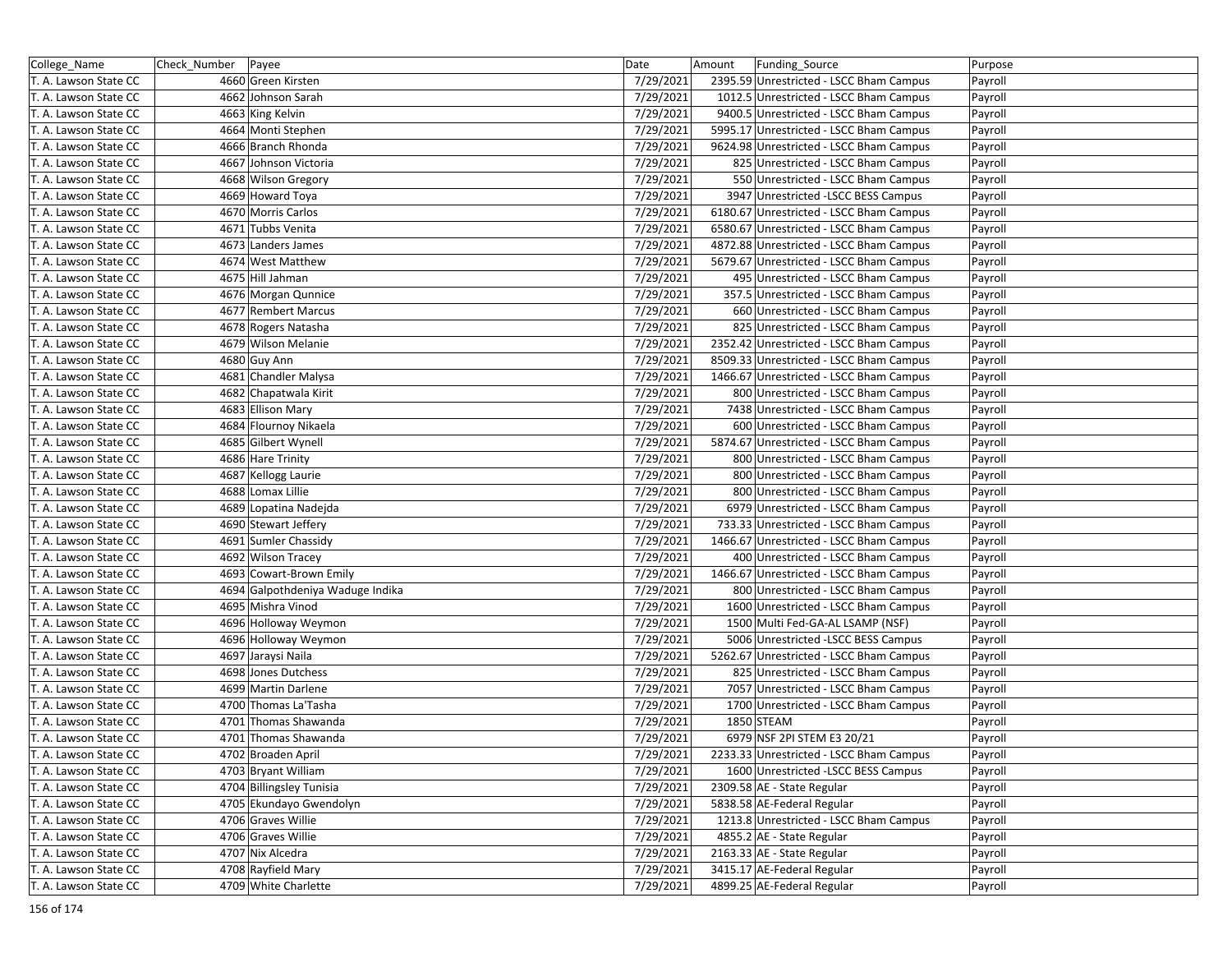| College_Name | Check_Number | Payee | Date | Amount | Funding_Source | Purpose |
|---|---|---|---|---|---|---|
| T. A. Lawson State CC | 4660 | Green Kirsten | 7/29/2021 | 2395.59 | Unrestricted - LSCC Bham Campus | Payroll |
| T. A. Lawson State CC | 4662 | Johnson Sarah | 7/29/2021 | 1012.5 | Unrestricted - LSCC Bham Campus | Payroll |
| T. A. Lawson State CC | 4663 | King Kelvin | 7/29/2021 | 9400.5 | Unrestricted - LSCC Bham Campus | Payroll |
| T. A. Lawson State CC | 4664 | Monti Stephen | 7/29/2021 | 5995.17 | Unrestricted - LSCC Bham Campus | Payroll |
| T. A. Lawson State CC | 4666 | Branch Rhonda | 7/29/2021 | 9624.98 | Unrestricted - LSCC Bham Campus | Payroll |
| T. A. Lawson State CC | 4667 | Johnson Victoria | 7/29/2021 | 825 | Unrestricted - LSCC Bham Campus | Payroll |
| T. A. Lawson State CC | 4668 | Wilson Gregory | 7/29/2021 | 550 | Unrestricted - LSCC Bham Campus | Payroll |
| T. A. Lawson State CC | 4669 | Howard Toya | 7/29/2021 | 3947 | Unrestricted -LSCC BESS Campus | Payroll |
| T. A. Lawson State CC | 4670 | Morris Carlos | 7/29/2021 | 6180.67 | Unrestricted - LSCC Bham Campus | Payroll |
| T. A. Lawson State CC | 4671 | Tubbs Venita | 7/29/2021 | 6580.67 | Unrestricted - LSCC Bham Campus | Payroll |
| T. A. Lawson State CC | 4673 | Landers James | 7/29/2021 | 4872.88 | Unrestricted - LSCC Bham Campus | Payroll |
| T. A. Lawson State CC | 4674 | West Matthew | 7/29/2021 | 5679.67 | Unrestricted - LSCC Bham Campus | Payroll |
| T. A. Lawson State CC | 4675 | Hill Jahman | 7/29/2021 | 495 | Unrestricted - LSCC Bham Campus | Payroll |
| T. A. Lawson State CC | 4676 | Morgan Qunnice | 7/29/2021 | 357.5 | Unrestricted - LSCC Bham Campus | Payroll |
| T. A. Lawson State CC | 4677 | Rembert Marcus | 7/29/2021 | 660 | Unrestricted - LSCC Bham Campus | Payroll |
| T. A. Lawson State CC | 4678 | Rogers Natasha | 7/29/2021 | 825 | Unrestricted - LSCC Bham Campus | Payroll |
| T. A. Lawson State CC | 4679 | Wilson Melanie | 7/29/2021 | 2352.42 | Unrestricted - LSCC Bham Campus | Payroll |
| T. A. Lawson State CC | 4680 | Guy Ann | 7/29/2021 | 8509.33 | Unrestricted - LSCC Bham Campus | Payroll |
| T. A. Lawson State CC | 4681 | Chandler Malysa | 7/29/2021 | 1466.67 | Unrestricted - LSCC Bham Campus | Payroll |
| T. A. Lawson State CC | 4682 | Chapatwala Kirit | 7/29/2021 | 800 | Unrestricted - LSCC Bham Campus | Payroll |
| T. A. Lawson State CC | 4683 | Ellison Mary | 7/29/2021 | 7438 | Unrestricted - LSCC Bham Campus | Payroll |
| T. A. Lawson State CC | 4684 | Flournoy Nikaela | 7/29/2021 | 600 | Unrestricted - LSCC Bham Campus | Payroll |
| T. A. Lawson State CC | 4685 | Gilbert Wynell | 7/29/2021 | 5874.67 | Unrestricted - LSCC Bham Campus | Payroll |
| T. A. Lawson State CC | 4686 | Hare Trinity | 7/29/2021 | 800 | Unrestricted - LSCC Bham Campus | Payroll |
| T. A. Lawson State CC | 4687 | Kellogg Laurie | 7/29/2021 | 800 | Unrestricted - LSCC Bham Campus | Payroll |
| T. A. Lawson State CC | 4688 | Lomax Lillie | 7/29/2021 | 800 | Unrestricted - LSCC Bham Campus | Payroll |
| T. A. Lawson State CC | 4689 | Lopatina Nadejda | 7/29/2021 | 6979 | Unrestricted - LSCC Bham Campus | Payroll |
| T. A. Lawson State CC | 4690 | Stewart Jeffery | 7/29/2021 | 733.33 | Unrestricted - LSCC Bham Campus | Payroll |
| T. A. Lawson State CC | 4691 | Sumler Chassidy | 7/29/2021 | 1466.67 | Unrestricted - LSCC Bham Campus | Payroll |
| T. A. Lawson State CC | 4692 | Wilson Tracey | 7/29/2021 | 400 | Unrestricted - LSCC Bham Campus | Payroll |
| T. A. Lawson State CC | 4693 | Cowart-Brown Emily | 7/29/2021 | 1466.67 | Unrestricted - LSCC Bham Campus | Payroll |
| T. A. Lawson State CC | 4694 | Galpothdeniya Waduge Indika | 7/29/2021 | 800 | Unrestricted - LSCC Bham Campus | Payroll |
| T. A. Lawson State CC | 4695 | Mishra Vinod | 7/29/2021 | 1600 | Unrestricted - LSCC Bham Campus | Payroll |
| T. A. Lawson State CC | 4696 | Holloway Weymon | 7/29/2021 | 1500 | Multi Fed-GA-AL LSAMP (NSF) | Payroll |
| T. A. Lawson State CC | 4696 | Holloway Weymon | 7/29/2021 | 5006 | Unrestricted -LSCC BESS Campus | Payroll |
| T. A. Lawson State CC | 4697 | Jaraysi Naila | 7/29/2021 | 5262.67 | Unrestricted - LSCC Bham Campus | Payroll |
| T. A. Lawson State CC | 4698 | Jones Dutchess | 7/29/2021 | 825 | Unrestricted - LSCC Bham Campus | Payroll |
| T. A. Lawson State CC | 4699 | Martin Darlene | 7/29/2021 | 7057 | Unrestricted - LSCC Bham Campus | Payroll |
| T. A. Lawson State CC | 4700 | Thomas La'Tasha | 7/29/2021 | 1700 | Unrestricted - LSCC Bham Campus | Payroll |
| T. A. Lawson State CC | 4701 | Thomas Shawanda | 7/29/2021 | 1850 | STEAM | Payroll |
| T. A. Lawson State CC | 4701 | Thomas Shawanda | 7/29/2021 | 6979 | NSF 2PI STEM E3 20/21 | Payroll |
| T. A. Lawson State CC | 4702 | Broaden April | 7/29/2021 | 2233.33 | Unrestricted - LSCC Bham Campus | Payroll |
| T. A. Lawson State CC | 4703 | Bryant William | 7/29/2021 | 1600 | Unrestricted -LSCC BESS Campus | Payroll |
| T. A. Lawson State CC | 4704 | Billingsley Tunisia | 7/29/2021 | 2309.58 | AE - State Regular | Payroll |
| T. A. Lawson State CC | 4705 | Ekundayo Gwendolyn | 7/29/2021 | 5838.58 | AE-Federal Regular | Payroll |
| T. A. Lawson State CC | 4706 | Graves Willie | 7/29/2021 | 1213.8 | Unrestricted - LSCC Bham Campus | Payroll |
| T. A. Lawson State CC | 4706 | Graves Willie | 7/29/2021 | 4855.2 | AE - State Regular | Payroll |
| T. A. Lawson State CC | 4707 | Nix Alcedra | 7/29/2021 | 2163.33 | AE - State Regular | Payroll |
| T. A. Lawson State CC | 4708 | Rayfield Mary | 7/29/2021 | 3415.17 | AE-Federal Regular | Payroll |
| T. A. Lawson State CC | 4709 | White Charlette | 7/29/2021 | 4899.25 | AE-Federal Regular | Payroll |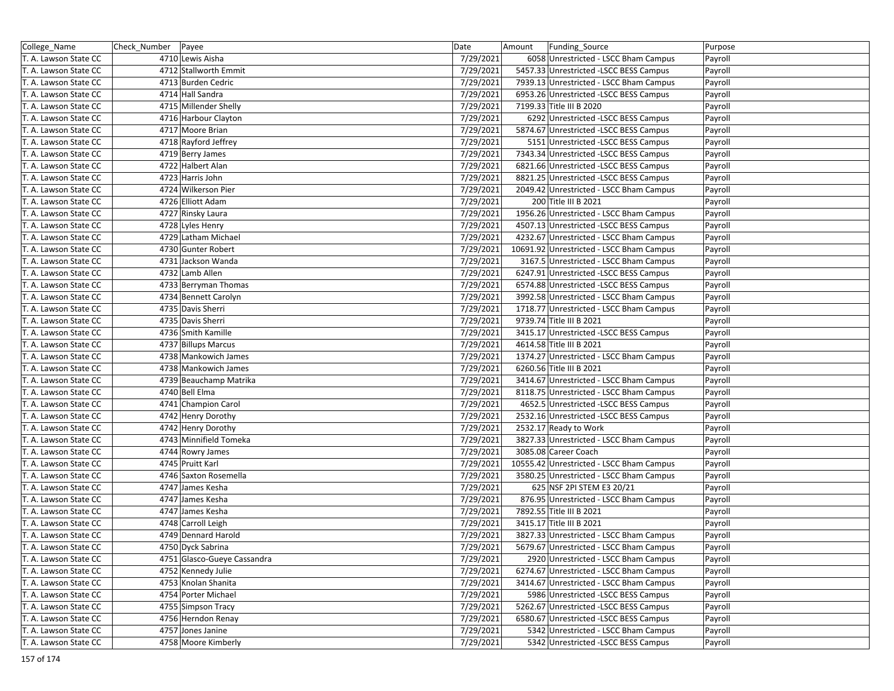| College_Name | Check_Number | Payee | Date | Amount | Funding_Source | Purpose |
|---|---|---|---|---|---|---|
| T. A. Lawson State CC | 4710 | Lewis Aisha | 7/29/2021 | 6058 | Unrestricted - LSCC Bham Campus | Payroll |
| T. A. Lawson State CC | 4712 | Stallworth Emmit | 7/29/2021 | 5457.33 | Unrestricted -LSCC BESS Campus | Payroll |
| T. A. Lawson State CC | 4713 | Burden Cedric | 7/29/2021 | 7939.13 | Unrestricted - LSCC Bham Campus | Payroll |
| T. A. Lawson State CC | 4714 | Hall Sandra | 7/29/2021 | 6953.26 | Unrestricted -LSCC BESS Campus | Payroll |
| T. A. Lawson State CC | 4715 | Millender Shelly | 7/29/2021 | 7199.33 | Title III B 2020 | Payroll |
| T. A. Lawson State CC | 4716 | Harbour Clayton | 7/29/2021 | 6292 | Unrestricted -LSCC BESS Campus | Payroll |
| T. A. Lawson State CC | 4717 | Moore Brian | 7/29/2021 | 5874.67 | Unrestricted -LSCC BESS Campus | Payroll |
| T. A. Lawson State CC | 4718 | Rayford Jeffrey | 7/29/2021 | 5151 | Unrestricted -LSCC BESS Campus | Payroll |
| T. A. Lawson State CC | 4719 | Berry James | 7/29/2021 | 7343.34 | Unrestricted -LSCC BESS Campus | Payroll |
| T. A. Lawson State CC | 4722 | Halbert Alan | 7/29/2021 | 6821.66 | Unrestricted -LSCC BESS Campus | Payroll |
| T. A. Lawson State CC | 4723 | Harris John | 7/29/2021 | 8821.25 | Unrestricted -LSCC BESS Campus | Payroll |
| T. A. Lawson State CC | 4724 | Wilkerson Pier | 7/29/2021 | 2049.42 | Unrestricted - LSCC Bham Campus | Payroll |
| T. A. Lawson State CC | 4726 | Elliott Adam | 7/29/2021 | 200 | Title III B 2021 | Payroll |
| T. A. Lawson State CC | 4727 | Rinsky Laura | 7/29/2021 | 1956.26 | Unrestricted - LSCC Bham Campus | Payroll |
| T. A. Lawson State CC | 4728 | Lyles Henry | 7/29/2021 | 4507.13 | Unrestricted -LSCC BESS Campus | Payroll |
| T. A. Lawson State CC | 4729 | Latham Michael | 7/29/2021 | 4232.67 | Unrestricted - LSCC Bham Campus | Payroll |
| T. A. Lawson State CC | 4730 | Gunter Robert | 7/29/2021 | 10691.92 | Unrestricted - LSCC Bham Campus | Payroll |
| T. A. Lawson State CC | 4731 | Jackson Wanda | 7/29/2021 | 3167.5 | Unrestricted - LSCC Bham Campus | Payroll |
| T. A. Lawson State CC | 4732 | Lamb Allen | 7/29/2021 | 6247.91 | Unrestricted -LSCC BESS Campus | Payroll |
| T. A. Lawson State CC | 4733 | Berryman Thomas | 7/29/2021 | 6574.88 | Unrestricted -LSCC BESS Campus | Payroll |
| T. A. Lawson State CC | 4734 | Bennett Carolyn | 7/29/2021 | 3992.58 | Unrestricted - LSCC Bham Campus | Payroll |
| T. A. Lawson State CC | 4735 | Davis Sherri | 7/29/2021 | 1718.77 | Unrestricted - LSCC Bham Campus | Payroll |
| T. A. Lawson State CC | 4735 | Davis Sherri | 7/29/2021 | 9739.74 | Title III B 2021 | Payroll |
| T. A. Lawson State CC | 4736 | Smith Kamille | 7/29/2021 | 3415.17 | Unrestricted -LSCC BESS Campus | Payroll |
| T. A. Lawson State CC | 4737 | Billups Marcus | 7/29/2021 | 4614.58 | Title III B 2021 | Payroll |
| T. A. Lawson State CC | 4738 | Mankowich James | 7/29/2021 | 1374.27 | Unrestricted - LSCC Bham Campus | Payroll |
| T. A. Lawson State CC | 4738 | Mankowich James | 7/29/2021 | 6260.56 | Title III B 2021 | Payroll |
| T. A. Lawson State CC | 4739 | Beauchamp Matrika | 7/29/2021 | 3414.67 | Unrestricted - LSCC Bham Campus | Payroll |
| T. A. Lawson State CC | 4740 | Bell Elma | 7/29/2021 | 8118.75 | Unrestricted - LSCC Bham Campus | Payroll |
| T. A. Lawson State CC | 4741 | Champion Carol | 7/29/2021 | 4652.5 | Unrestricted -LSCC BESS Campus | Payroll |
| T. A. Lawson State CC | 4742 | Henry Dorothy | 7/29/2021 | 2532.16 | Unrestricted -LSCC BESS Campus | Payroll |
| T. A. Lawson State CC | 4742 | Henry Dorothy | 7/29/2021 | 2532.17 | Ready to Work | Payroll |
| T. A. Lawson State CC | 4743 | Minnifield Tomeka | 7/29/2021 | 3827.33 | Unrestricted - LSCC Bham Campus | Payroll |
| T. A. Lawson State CC | 4744 | Rowry James | 7/29/2021 | 3085.08 | Career Coach | Payroll |
| T. A. Lawson State CC | 4745 | Pruitt Karl | 7/29/2021 | 10555.42 | Unrestricted - LSCC Bham Campus | Payroll |
| T. A. Lawson State CC | 4746 | Saxton Rosemella | 7/29/2021 | 3580.25 | Unrestricted - LSCC Bham Campus | Payroll |
| T. A. Lawson State CC | 4747 | James Kesha | 7/29/2021 | 625 | NSF 2PI STEM E3 20/21 | Payroll |
| T. A. Lawson State CC | 4747 | James Kesha | 7/29/2021 | 876.95 | Unrestricted - LSCC Bham Campus | Payroll |
| T. A. Lawson State CC | 4747 | James Kesha | 7/29/2021 | 7892.55 | Title III B 2021 | Payroll |
| T. A. Lawson State CC | 4748 | Carroll Leigh | 7/29/2021 | 3415.17 | Title III B 2021 | Payroll |
| T. A. Lawson State CC | 4749 | Dennard Harold | 7/29/2021 | 3827.33 | Unrestricted - LSCC Bham Campus | Payroll |
| T. A. Lawson State CC | 4750 | Dyck Sabrina | 7/29/2021 | 5679.67 | Unrestricted - LSCC Bham Campus | Payroll |
| T. A. Lawson State CC | 4751 | Glasco-Gueye Cassandra | 7/29/2021 | 2920 | Unrestricted - LSCC Bham Campus | Payroll |
| T. A. Lawson State CC | 4752 | Kennedy Julie | 7/29/2021 | 6274.67 | Unrestricted - LSCC Bham Campus | Payroll |
| T. A. Lawson State CC | 4753 | Knolan Shanita | 7/29/2021 | 3414.67 | Unrestricted - LSCC Bham Campus | Payroll |
| T. A. Lawson State CC | 4754 | Porter Michael | 7/29/2021 | 5986 | Unrestricted -LSCC BESS Campus | Payroll |
| T. A. Lawson State CC | 4755 | Simpson Tracy | 7/29/2021 | 5262.67 | Unrestricted -LSCC BESS Campus | Payroll |
| T. A. Lawson State CC | 4756 | Herndon Renay | 7/29/2021 | 6580.67 | Unrestricted -LSCC BESS Campus | Payroll |
| T. A. Lawson State CC | 4757 | Jones Janine | 7/29/2021 | 5342 | Unrestricted - LSCC Bham Campus | Payroll |
| T. A. Lawson State CC | 4758 | Moore Kimberly | 7/29/2021 | 5342 | Unrestricted -LSCC BESS Campus | Payroll |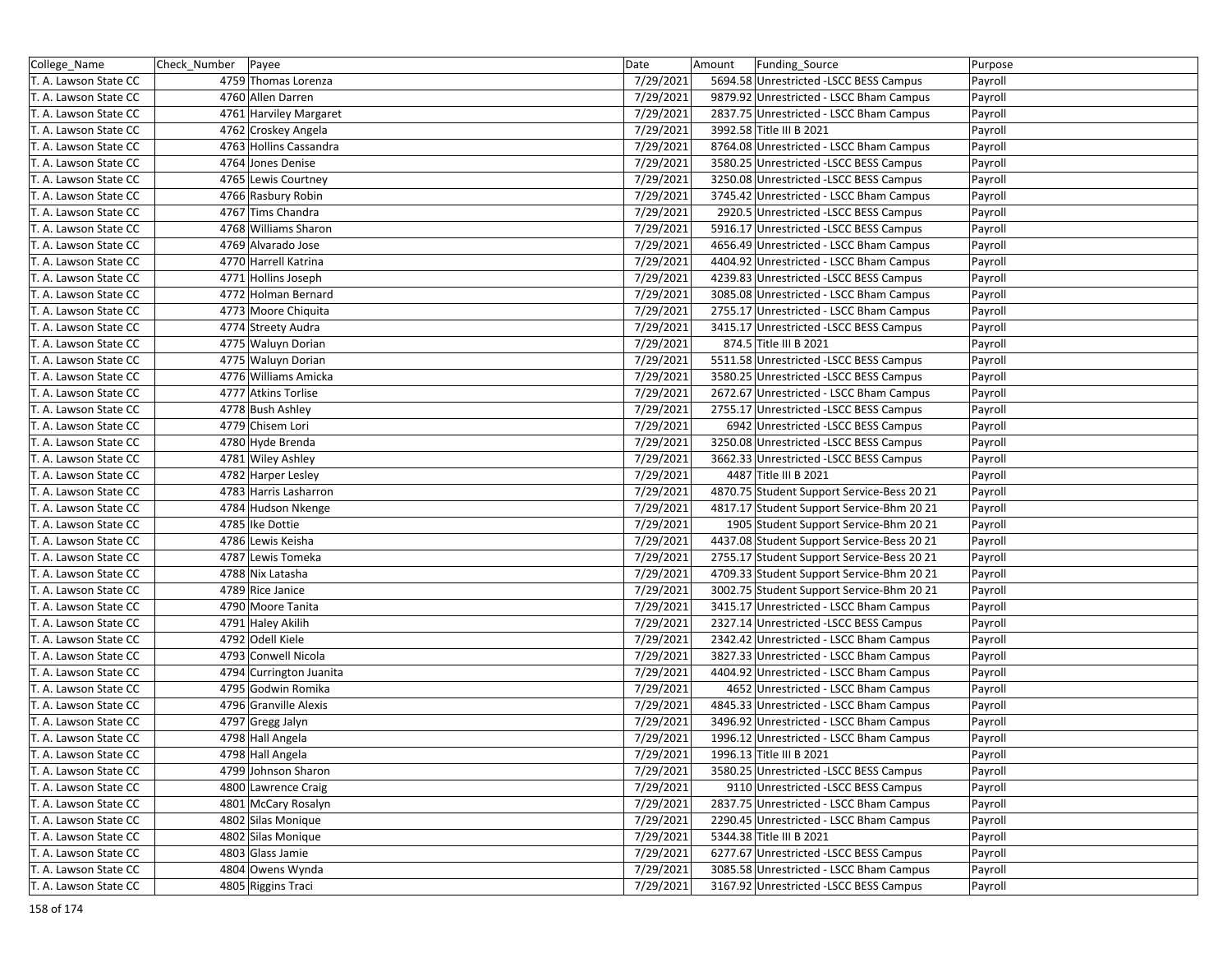| College_Name | Check_Number | Payee | Date | Amount | Funding_Source | Purpose |
|---|---|---|---|---|---|---|
| T. A. Lawson State CC | 4759 | Thomas Lorenza | 7/29/2021 | 5694.58 | Unrestricted -LSCC BESS Campus | Payroll |
| T. A. Lawson State CC | 4760 | Allen Darren | 7/29/2021 | 9879.92 | Unrestricted - LSCC Bham Campus | Payroll |
| T. A. Lawson State CC | 4761 | Harviley Margaret | 7/29/2021 | 2837.75 | Unrestricted - LSCC Bham Campus | Payroll |
| T. A. Lawson State CC | 4762 | Croskey Angela | 7/29/2021 | 3992.58 | Title III B 2021 | Payroll |
| T. A. Lawson State CC | 4763 | Hollins Cassandra | 7/29/2021 | 8764.08 | Unrestricted - LSCC Bham Campus | Payroll |
| T. A. Lawson State CC | 4764 | Jones Denise | 7/29/2021 | 3580.25 | Unrestricted -LSCC BESS Campus | Payroll |
| T. A. Lawson State CC | 4765 | Lewis Courtney | 7/29/2021 | 3250.08 | Unrestricted -LSCC BESS Campus | Payroll |
| T. A. Lawson State CC | 4766 | Rasbury Robin | 7/29/2021 | 3745.42 | Unrestricted - LSCC Bham Campus | Payroll |
| T. A. Lawson State CC | 4767 | Tims Chandra | 7/29/2021 | 2920.5 | Unrestricted -LSCC BESS Campus | Payroll |
| T. A. Lawson State CC | 4768 | Williams Sharon | 7/29/2021 | 5916.17 | Unrestricted -LSCC BESS Campus | Payroll |
| T. A. Lawson State CC | 4769 | Alvarado Jose | 7/29/2021 | 4656.49 | Unrestricted - LSCC Bham Campus | Payroll |
| T. A. Lawson State CC | 4770 | Harrell Katrina | 7/29/2021 | 4404.92 | Unrestricted - LSCC Bham Campus | Payroll |
| T. A. Lawson State CC | 4771 | Hollins Joseph | 7/29/2021 | 4239.83 | Unrestricted -LSCC BESS Campus | Payroll |
| T. A. Lawson State CC | 4772 | Holman Bernard | 7/29/2021 | 3085.08 | Unrestricted - LSCC Bham Campus | Payroll |
| T. A. Lawson State CC | 4773 | Moore Chiquita | 7/29/2021 | 2755.17 | Unrestricted - LSCC Bham Campus | Payroll |
| T. A. Lawson State CC | 4774 | Streety Audra | 7/29/2021 | 3415.17 | Unrestricted -LSCC BESS Campus | Payroll |
| T. A. Lawson State CC | 4775 | Waluyn Dorian | 7/29/2021 | 874.5 | Title III B 2021 | Payroll |
| T. A. Lawson State CC | 4775 | Waluyn Dorian | 7/29/2021 | 5511.58 | Unrestricted -LSCC BESS Campus | Payroll |
| T. A. Lawson State CC | 4776 | Williams Amicka | 7/29/2021 | 3580.25 | Unrestricted -LSCC BESS Campus | Payroll |
| T. A. Lawson State CC | 4777 | Atkins Torlise | 7/29/2021 | 2672.67 | Unrestricted - LSCC Bham Campus | Payroll |
| T. A. Lawson State CC | 4778 | Bush Ashley | 7/29/2021 | 2755.17 | Unrestricted -LSCC BESS Campus | Payroll |
| T. A. Lawson State CC | 4779 | Chisem Lori | 7/29/2021 | 6942 | Unrestricted -LSCC BESS Campus | Payroll |
| T. A. Lawson State CC | 4780 | Hyde Brenda | 7/29/2021 | 3250.08 | Unrestricted -LSCC BESS Campus | Payroll |
| T. A. Lawson State CC | 4781 | Wiley Ashley | 7/29/2021 | 3662.33 | Unrestricted -LSCC BESS Campus | Payroll |
| T. A. Lawson State CC | 4782 | Harper Lesley | 7/29/2021 | 4487 | Title III B 2021 | Payroll |
| T. A. Lawson State CC | 4783 | Harris Lasharron | 7/29/2021 | 4870.75 | Student Support Service-Bess 20 21 | Payroll |
| T. A. Lawson State CC | 4784 | Hudson Nkenge | 7/29/2021 | 4817.17 | Student Support Service-Bhm 20 21 | Payroll |
| T. A. Lawson State CC | 4785 | Ike Dottie | 7/29/2021 | 1905 | Student Support Service-Bhm 20 21 | Payroll |
| T. A. Lawson State CC | 4786 | Lewis Keisha | 7/29/2021 | 4437.08 | Student Support Service-Bess 20 21 | Payroll |
| T. A. Lawson State CC | 4787 | Lewis Tomeka | 7/29/2021 | 2755.17 | Student Support Service-Bess 20 21 | Payroll |
| T. A. Lawson State CC | 4788 | Nix Latasha | 7/29/2021 | 4709.33 | Student Support Service-Bhm 20 21 | Payroll |
| T. A. Lawson State CC | 4789 | Rice Janice | 7/29/2021 | 3002.75 | Student Support Service-Bhm 20 21 | Payroll |
| T. A. Lawson State CC | 4790 | Moore Tanita | 7/29/2021 | 3415.17 | Unrestricted - LSCC Bham Campus | Payroll |
| T. A. Lawson State CC | 4791 | Haley Akilih | 7/29/2021 | 2327.14 | Unrestricted -LSCC BESS Campus | Payroll |
| T. A. Lawson State CC | 4792 | Odell Kiele | 7/29/2021 | 2342.42 | Unrestricted - LSCC Bham Campus | Payroll |
| T. A. Lawson State CC | 4793 | Conwell Nicola | 7/29/2021 | 3827.33 | Unrestricted - LSCC Bham Campus | Payroll |
| T. A. Lawson State CC | 4794 | Currington Juanita | 7/29/2021 | 4404.92 | Unrestricted - LSCC Bham Campus | Payroll |
| T. A. Lawson State CC | 4795 | Godwin Romika | 7/29/2021 | 4652 | Unrestricted - LSCC Bham Campus | Payroll |
| T. A. Lawson State CC | 4796 | Granville Alexis | 7/29/2021 | 4845.33 | Unrestricted - LSCC Bham Campus | Payroll |
| T. A. Lawson State CC | 4797 | Gregg Jalyn | 7/29/2021 | 3496.92 | Unrestricted - LSCC Bham Campus | Payroll |
| T. A. Lawson State CC | 4798 | Hall Angela | 7/29/2021 | 1996.12 | Unrestricted - LSCC Bham Campus | Payroll |
| T. A. Lawson State CC | 4798 | Hall Angela | 7/29/2021 | 1996.13 | Title III B 2021 | Payroll |
| T. A. Lawson State CC | 4799 | Johnson Sharon | 7/29/2021 | 3580.25 | Unrestricted -LSCC BESS Campus | Payroll |
| T. A. Lawson State CC | 4800 | Lawrence Craig | 7/29/2021 | 9110 | Unrestricted -LSCC BESS Campus | Payroll |
| T. A. Lawson State CC | 4801 | McCary Rosalyn | 7/29/2021 | 2837.75 | Unrestricted - LSCC Bham Campus | Payroll |
| T. A. Lawson State CC | 4802 | Silas Monique | 7/29/2021 | 2290.45 | Unrestricted - LSCC Bham Campus | Payroll |
| T. A. Lawson State CC | 4802 | Silas Monique | 7/29/2021 | 5344.38 | Title III B 2021 | Payroll |
| T. A. Lawson State CC | 4803 | Glass Jamie | 7/29/2021 | 6277.67 | Unrestricted -LSCC BESS Campus | Payroll |
| T. A. Lawson State CC | 4804 | Owens Wynda | 7/29/2021 | 3085.58 | Unrestricted - LSCC Bham Campus | Payroll |
| T. A. Lawson State CC | 4805 | Riggins Traci | 7/29/2021 | 3167.92 | Unrestricted -LSCC BESS Campus | Payroll |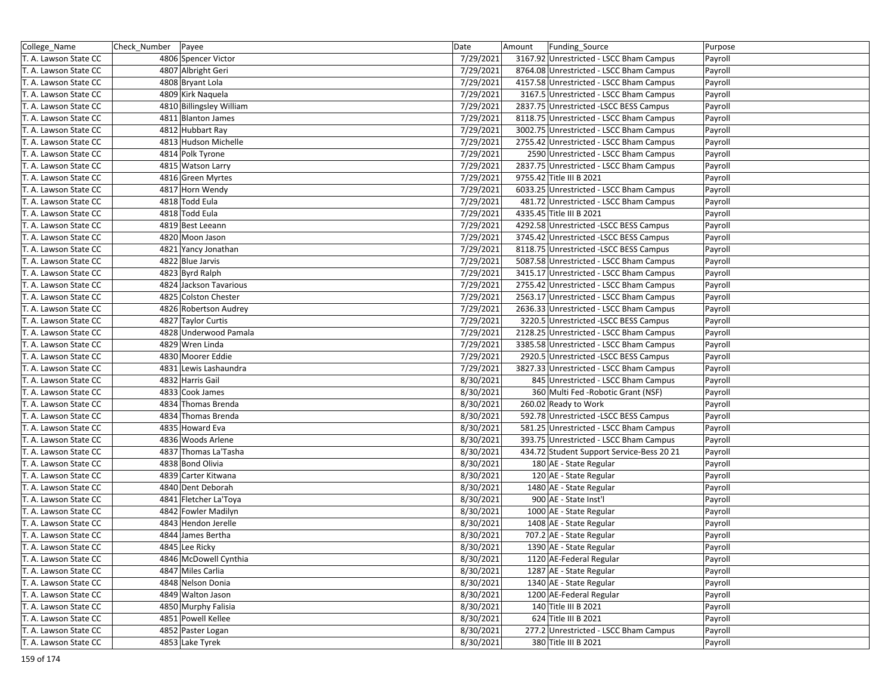| College_Name | Check_Number | Payee | Date | Amount | Funding_Source | Purpose |
|---|---|---|---|---|---|---|
| T. A. Lawson State CC | 4806 | Spencer Victor | 7/29/2021 | 3167.92 | Unrestricted - LSCC Bham Campus | Payroll |
| T. A. Lawson State CC | 4807 | Albright Geri | 7/29/2021 | 8764.08 | Unrestricted - LSCC Bham Campus | Payroll |
| T. A. Lawson State CC | 4808 | Bryant Lola | 7/29/2021 | 4157.58 | Unrestricted - LSCC Bham Campus | Payroll |
| T. A. Lawson State CC | 4809 | Kirk Naquela | 7/29/2021 | 3167.5 | Unrestricted - LSCC Bham Campus | Payroll |
| T. A. Lawson State CC | 4810 | Billingsley William | 7/29/2021 | 2837.75 | Unrestricted -LSCC BESS Campus | Payroll |
| T. A. Lawson State CC | 4811 | Blanton James | 7/29/2021 | 8118.75 | Unrestricted - LSCC Bham Campus | Payroll |
| T. A. Lawson State CC | 4812 | Hubbart Ray | 7/29/2021 | 3002.75 | Unrestricted - LSCC Bham Campus | Payroll |
| T. A. Lawson State CC | 4813 | Hudson Michelle | 7/29/2021 | 2755.42 | Unrestricted - LSCC Bham Campus | Payroll |
| T. A. Lawson State CC | 4814 | Polk Tyrone | 7/29/2021 | 2590 | Unrestricted - LSCC Bham Campus | Payroll |
| T. A. Lawson State CC | 4815 | Watson Larry | 7/29/2021 | 2837.75 | Unrestricted - LSCC Bham Campus | Payroll |
| T. A. Lawson State CC | 4816 | Green Myrtes | 7/29/2021 | 9755.42 | Title III B 2021 | Payroll |
| T. A. Lawson State CC | 4817 | Horn Wendy | 7/29/2021 | 6033.25 | Unrestricted - LSCC Bham Campus | Payroll |
| T. A. Lawson State CC | 4818 | Todd Eula | 7/29/2021 | 481.72 | Unrestricted - LSCC Bham Campus | Payroll |
| T. A. Lawson State CC | 4818 | Todd Eula | 7/29/2021 | 4335.45 | Title III B 2021 | Payroll |
| T. A. Lawson State CC | 4819 | Best Leeann | 7/29/2021 | 4292.58 | Unrestricted -LSCC BESS Campus | Payroll |
| T. A. Lawson State CC | 4820 | Moon Jason | 7/29/2021 | 3745.42 | Unrestricted -LSCC BESS Campus | Payroll |
| T. A. Lawson State CC | 4821 | Yancy Jonathan | 7/29/2021 | 8118.75 | Unrestricted -LSCC BESS Campus | Payroll |
| T. A. Lawson State CC | 4822 | Blue Jarvis | 7/29/2021 | 5087.58 | Unrestricted - LSCC Bham Campus | Payroll |
| T. A. Lawson State CC | 4823 | Byrd Ralph | 7/29/2021 | 3415.17 | Unrestricted - LSCC Bham Campus | Payroll |
| T. A. Lawson State CC | 4824 | Jackson Tavarious | 7/29/2021 | 2755.42 | Unrestricted - LSCC Bham Campus | Payroll |
| T. A. Lawson State CC | 4825 | Colston Chester | 7/29/2021 | 2563.17 | Unrestricted - LSCC Bham Campus | Payroll |
| T. A. Lawson State CC | 4826 | Robertson Audrey | 7/29/2021 | 2636.33 | Unrestricted - LSCC Bham Campus | Payroll |
| T. A. Lawson State CC | 4827 | Taylor Curtis | 7/29/2021 | 3220.5 | Unrestricted -LSCC BESS Campus | Payroll |
| T. A. Lawson State CC | 4828 | Underwood Pamala | 7/29/2021 | 2128.25 | Unrestricted - LSCC Bham Campus | Payroll |
| T. A. Lawson State CC | 4829 | Wren Linda | 7/29/2021 | 3385.58 | Unrestricted - LSCC Bham Campus | Payroll |
| T. A. Lawson State CC | 4830 | Moorer Eddie | 7/29/2021 | 2920.5 | Unrestricted -LSCC BESS Campus | Payroll |
| T. A. Lawson State CC | 4831 | Lewis Lashaundra | 7/29/2021 | 3827.33 | Unrestricted - LSCC Bham Campus | Payroll |
| T. A. Lawson State CC | 4832 | Harris Gail | 8/30/2021 | 845 | Unrestricted - LSCC Bham Campus | Payroll |
| T. A. Lawson State CC | 4833 | Cook James | 8/30/2021 | 360 | Multi Fed -Robotic Grant (NSF) | Payroll |
| T. A. Lawson State CC | 4834 | Thomas Brenda | 8/30/2021 | 260.02 | Ready to Work | Payroll |
| T. A. Lawson State CC | 4834 | Thomas Brenda | 8/30/2021 | 592.78 | Unrestricted -LSCC BESS Campus | Payroll |
| T. A. Lawson State CC | 4835 | Howard Eva | 8/30/2021 | 581.25 | Unrestricted - LSCC Bham Campus | Payroll |
| T. A. Lawson State CC | 4836 | Woods Arlene | 8/30/2021 | 393.75 | Unrestricted - LSCC Bham Campus | Payroll |
| T. A. Lawson State CC | 4837 | Thomas La'Tasha | 8/30/2021 | 434.72 | Student Support Service-Bess 20 21 | Payroll |
| T. A. Lawson State CC | 4838 | Bond Olivia | 8/30/2021 | 180 | AE - State Regular | Payroll |
| T. A. Lawson State CC | 4839 | Carter Kitwana | 8/30/2021 | 120 | AE - State Regular | Payroll |
| T. A. Lawson State CC | 4840 | Dent Deborah | 8/30/2021 | 1480 | AE - State Regular | Payroll |
| T. A. Lawson State CC | 4841 | Fletcher La'Toya | 8/30/2021 | 900 | AE - State Inst'l | Payroll |
| T. A. Lawson State CC | 4842 | Fowler Madilyn | 8/30/2021 | 1000 | AE - State Regular | Payroll |
| T. A. Lawson State CC | 4843 | Hendon Jerelle | 8/30/2021 | 1408 | AE - State Regular | Payroll |
| T. A. Lawson State CC | 4844 | James Bertha | 8/30/2021 | 707.2 | AE - State Regular | Payroll |
| T. A. Lawson State CC | 4845 | Lee Ricky | 8/30/2021 | 1390 | AE - State Regular | Payroll |
| T. A. Lawson State CC | 4846 | McDowell Cynthia | 8/30/2021 | 1120 | AE-Federal Regular | Payroll |
| T. A. Lawson State CC | 4847 | Miles Carlia | 8/30/2021 | 1287 | AE - State Regular | Payroll |
| T. A. Lawson State CC | 4848 | Nelson Donia | 8/30/2021 | 1340 | AE - State Regular | Payroll |
| T. A. Lawson State CC | 4849 | Walton Jason | 8/30/2021 | 1200 | AE-Federal Regular | Payroll |
| T. A. Lawson State CC | 4850 | Murphy Falisia | 8/30/2021 | 140 | Title III B 2021 | Payroll |
| T. A. Lawson State CC | 4851 | Powell Kellee | 8/30/2021 | 624 | Title III B 2021 | Payroll |
| T. A. Lawson State CC | 4852 | Paster Logan | 8/30/2021 | 277.2 | Unrestricted - LSCC Bham Campus | Payroll |
| T. A. Lawson State CC | 4853 | Lake Tyrek | 8/30/2021 | 380 | Title III B 2021 | Payroll |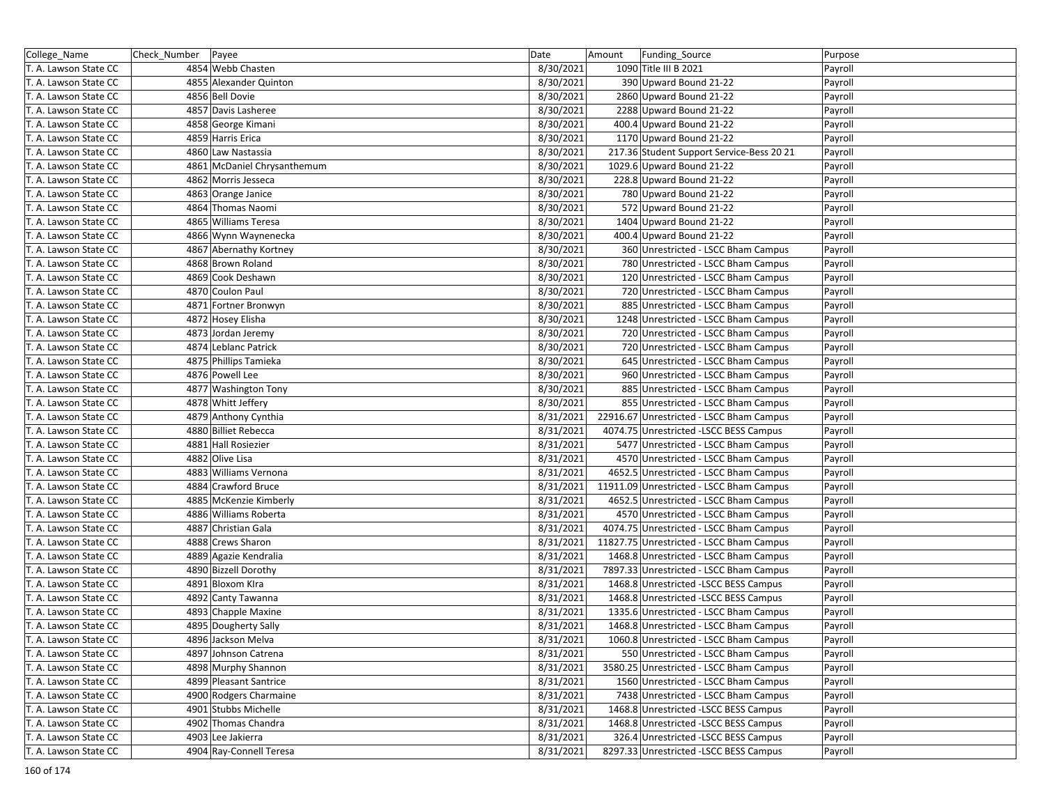| College_Name | Check_Number | Payee | Date | Amount | Funding_Source | Purpose |
|---|---|---|---|---|---|---|
| T. A. Lawson State CC | 4854 | Webb Chasten | 8/30/2021 | 1090 | Title III B 2021 | Payroll |
| T. A. Lawson State CC | 4855 | Alexander Quinton | 8/30/2021 | 390 | Upward Bound 21-22 | Payroll |
| T. A. Lawson State CC | 4856 | Bell Dovie | 8/30/2021 | 2860 | Upward Bound 21-22 | Payroll |
| T. A. Lawson State CC | 4857 | Davis Lasheree | 8/30/2021 | 2288 | Upward Bound 21-22 | Payroll |
| T. A. Lawson State CC | 4858 | George Kimani | 8/30/2021 | 400.4 | Upward Bound 21-22 | Payroll |
| T. A. Lawson State CC | 4859 | Harris Erica | 8/30/2021 | 1170 | Upward Bound 21-22 | Payroll |
| T. A. Lawson State CC | 4860 | Law Nastassia | 8/30/2021 | 217.36 | Student Support Service-Bess 20 21 | Payroll |
| T. A. Lawson State CC | 4861 | McDaniel Chrysanthemum | 8/30/2021 | 1029.6 | Upward Bound 21-22 | Payroll |
| T. A. Lawson State CC | 4862 | Morris Jesseca | 8/30/2021 | 228.8 | Upward Bound 21-22 | Payroll |
| T. A. Lawson State CC | 4863 | Orange Janice | 8/30/2021 | 780 | Upward Bound 21-22 | Payroll |
| T. A. Lawson State CC | 4864 | Thomas Naomi | 8/30/2021 | 572 | Upward Bound 21-22 | Payroll |
| T. A. Lawson State CC | 4865 | Williams Teresa | 8/30/2021 | 1404 | Upward Bound 21-22 | Payroll |
| T. A. Lawson State CC | 4866 | Wynn Waynenecka | 8/30/2021 | 400.4 | Upward Bound 21-22 | Payroll |
| T. A. Lawson State CC | 4867 | Abernathy Kortney | 8/30/2021 | 360 | Unrestricted - LSCC Bham Campus | Payroll |
| T. A. Lawson State CC | 4868 | Brown Roland | 8/30/2021 | 780 | Unrestricted - LSCC Bham Campus | Payroll |
| T. A. Lawson State CC | 4869 | Cook Deshawn | 8/30/2021 | 120 | Unrestricted - LSCC Bham Campus | Payroll |
| T. A. Lawson State CC | 4870 | Coulon Paul | 8/30/2021 | 720 | Unrestricted - LSCC Bham Campus | Payroll |
| T. A. Lawson State CC | 4871 | Fortner Bronwyn | 8/30/2021 | 885 | Unrestricted - LSCC Bham Campus | Payroll |
| T. A. Lawson State CC | 4872 | Hosey Elisha | 8/30/2021 | 1248 | Unrestricted - LSCC Bham Campus | Payroll |
| T. A. Lawson State CC | 4873 | Jordan Jeremy | 8/30/2021 | 720 | Unrestricted - LSCC Bham Campus | Payroll |
| T. A. Lawson State CC | 4874 | Leblanc Patrick | 8/30/2021 | 720 | Unrestricted - LSCC Bham Campus | Payroll |
| T. A. Lawson State CC | 4875 | Phillips Tamieka | 8/30/2021 | 645 | Unrestricted - LSCC Bham Campus | Payroll |
| T. A. Lawson State CC | 4876 | Powell Lee | 8/30/2021 | 960 | Unrestricted - LSCC Bham Campus | Payroll |
| T. A. Lawson State CC | 4877 | Washington Tony | 8/30/2021 | 885 | Unrestricted - LSCC Bham Campus | Payroll |
| T. A. Lawson State CC | 4878 | Whitt Jeffery | 8/30/2021 | 855 | Unrestricted - LSCC Bham Campus | Payroll |
| T. A. Lawson State CC | 4879 | Anthony Cynthia | 8/31/2021 | 22916.67 | Unrestricted - LSCC Bham Campus | Payroll |
| T. A. Lawson State CC | 4880 | Billiet Rebecca | 8/31/2021 | 4074.75 | Unrestricted -LSCC BESS Campus | Payroll |
| T. A. Lawson State CC | 4881 | Hall Rosiezier | 8/31/2021 | 5477 | Unrestricted - LSCC Bham Campus | Payroll |
| T. A. Lawson State CC | 4882 | Olive Lisa | 8/31/2021 | 4570 | Unrestricted - LSCC Bham Campus | Payroll |
| T. A. Lawson State CC | 4883 | Williams Vernona | 8/31/2021 | 4652.5 | Unrestricted - LSCC Bham Campus | Payroll |
| T. A. Lawson State CC | 4884 | Crawford Bruce | 8/31/2021 | 11911.09 | Unrestricted - LSCC Bham Campus | Payroll |
| T. A. Lawson State CC | 4885 | McKenzie Kimberly | 8/31/2021 | 4652.5 | Unrestricted - LSCC Bham Campus | Payroll |
| T. A. Lawson State CC | 4886 | Williams Roberta | 8/31/2021 | 4570 | Unrestricted - LSCC Bham Campus | Payroll |
| T. A. Lawson State CC | 4887 | Christian Gala | 8/31/2021 | 4074.75 | Unrestricted - LSCC Bham Campus | Payroll |
| T. A. Lawson State CC | 4888 | Crews Sharon | 8/31/2021 | 11827.75 | Unrestricted - LSCC Bham Campus | Payroll |
| T. A. Lawson State CC | 4889 | Agazie Kendralia | 8/31/2021 | 1468.8 | Unrestricted - LSCC Bham Campus | Payroll |
| T. A. Lawson State CC | 4890 | Bizzell Dorothy | 8/31/2021 | 7897.33 | Unrestricted - LSCC Bham Campus | Payroll |
| T. A. Lawson State CC | 4891 | Bloxom Klra | 8/31/2021 | 1468.8 | Unrestricted -LSCC BESS Campus | Payroll |
| T. A. Lawson State CC | 4892 | Canty Tawanna | 8/31/2021 | 1468.8 | Unrestricted -LSCC BESS Campus | Payroll |
| T. A. Lawson State CC | 4893 | Chapple Maxine | 8/31/2021 | 1335.6 | Unrestricted - LSCC Bham Campus | Payroll |
| T. A. Lawson State CC | 4895 | Dougherty Sally | 8/31/2021 | 1468.8 | Unrestricted - LSCC Bham Campus | Payroll |
| T. A. Lawson State CC | 4896 | Jackson Melva | 8/31/2021 | 1060.8 | Unrestricted - LSCC Bham Campus | Payroll |
| T. A. Lawson State CC | 4897 | Johnson Catrena | 8/31/2021 | 550 | Unrestricted - LSCC Bham Campus | Payroll |
| T. A. Lawson State CC | 4898 | Murphy Shannon | 8/31/2021 | 3580.25 | Unrestricted - LSCC Bham Campus | Payroll |
| T. A. Lawson State CC | 4899 | Pleasant Santrice | 8/31/2021 | 1560 | Unrestricted - LSCC Bham Campus | Payroll |
| T. A. Lawson State CC | 4900 | Rodgers Charmaine | 8/31/2021 | 7438 | Unrestricted - LSCC Bham Campus | Payroll |
| T. A. Lawson State CC | 4901 | Stubbs Michelle | 8/31/2021 | 1468.8 | Unrestricted -LSCC BESS Campus | Payroll |
| T. A. Lawson State CC | 4902 | Thomas Chandra | 8/31/2021 | 1468.8 | Unrestricted -LSCC BESS Campus | Payroll |
| T. A. Lawson State CC | 4903 | Lee Jakierra | 8/31/2021 | 326.4 | Unrestricted -LSCC BESS Campus | Payroll |
| T. A. Lawson State CC | 4904 | Ray-Connell Teresa | 8/31/2021 | 8297.33 | Unrestricted -LSCC BESS Campus | Payroll |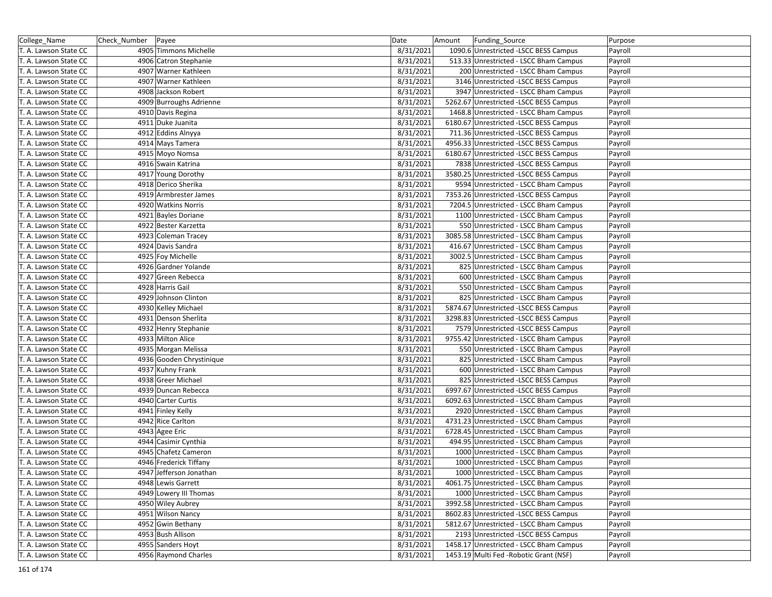| College_Name | Check_Number | Payee | Date | Amount | Funding_Source | Purpose |
|---|---|---|---|---|---|---|
| T. A. Lawson State CC | 4905 | Timmons Michelle | 8/31/2021 | 1090.6 | Unrestricted -LSCC BESS Campus | Payroll |
| T. A. Lawson State CC | 4906 | Catron Stephanie | 8/31/2021 | 513.33 | Unrestricted - LSCC Bham Campus | Payroll |
| T. A. Lawson State CC | 4907 | Warner Kathleen | 8/31/2021 | 200 | Unrestricted - LSCC Bham Campus | Payroll |
| T. A. Lawson State CC | 4907 | Warner Kathleen | 8/31/2021 | 3146 | Unrestricted -LSCC BESS Campus | Payroll |
| T. A. Lawson State CC | 4908 | Jackson Robert | 8/31/2021 | 3947 | Unrestricted - LSCC Bham Campus | Payroll |
| T. A. Lawson State CC | 4909 | Burroughs Adrienne | 8/31/2021 | 5262.67 | Unrestricted -LSCC BESS Campus | Payroll |
| T. A. Lawson State CC | 4910 | Davis Regina | 8/31/2021 | 1468.8 | Unrestricted - LSCC Bham Campus | Payroll |
| T. A. Lawson State CC | 4911 | Duke Juanita | 8/31/2021 | 6180.67 | Unrestricted -LSCC BESS Campus | Payroll |
| T. A. Lawson State CC | 4912 | Eddins Alnyya | 8/31/2021 | 711.36 | Unrestricted -LSCC BESS Campus | Payroll |
| T. A. Lawson State CC | 4914 | Mays Tamera | 8/31/2021 | 4956.33 | Unrestricted -LSCC BESS Campus | Payroll |
| T. A. Lawson State CC | 4915 | Moyo Nomsa | 8/31/2021 | 6180.67 | Unrestricted -LSCC BESS Campus | Payroll |
| T. A. Lawson State CC | 4916 | Swain Katrina | 8/31/2021 | 7838 | Unrestricted -LSCC BESS Campus | Payroll |
| T. A. Lawson State CC | 4917 | Young Dorothy | 8/31/2021 | 3580.25 | Unrestricted -LSCC BESS Campus | Payroll |
| T. A. Lawson State CC | 4918 | Derico Sherika | 8/31/2021 | 9594 | Unrestricted - LSCC Bham Campus | Payroll |
| T. A. Lawson State CC | 4919 | Armbrester James | 8/31/2021 | 7353.26 | Unrestricted -LSCC BESS Campus | Payroll |
| T. A. Lawson State CC | 4920 | Watkins Norris | 8/31/2021 | 7204.5 | Unrestricted - LSCC Bham Campus | Payroll |
| T. A. Lawson State CC | 4921 | Bayles Doriane | 8/31/2021 | 1100 | Unrestricted - LSCC Bham Campus | Payroll |
| T. A. Lawson State CC | 4922 | Bester Karzetta | 8/31/2021 | 550 | Unrestricted - LSCC Bham Campus | Payroll |
| T. A. Lawson State CC | 4923 | Coleman Tracey | 8/31/2021 | 3085.58 | Unrestricted - LSCC Bham Campus | Payroll |
| T. A. Lawson State CC | 4924 | Davis Sandra | 8/31/2021 | 416.67 | Unrestricted - LSCC Bham Campus | Payroll |
| T. A. Lawson State CC | 4925 | Foy Michelle | 8/31/2021 | 3002.5 | Unrestricted - LSCC Bham Campus | Payroll |
| T. A. Lawson State CC | 4926 | Gardner Yolande | 8/31/2021 | 825 | Unrestricted - LSCC Bham Campus | Payroll |
| T. A. Lawson State CC | 4927 | Green Rebecca | 8/31/2021 | 600 | Unrestricted - LSCC Bham Campus | Payroll |
| T. A. Lawson State CC | 4928 | Harris Gail | 8/31/2021 | 550 | Unrestricted - LSCC Bham Campus | Payroll |
| T. A. Lawson State CC | 4929 | Johnson Clinton | 8/31/2021 | 825 | Unrestricted - LSCC Bham Campus | Payroll |
| T. A. Lawson State CC | 4930 | Kelley Michael | 8/31/2021 | 5874.67 | Unrestricted -LSCC BESS Campus | Payroll |
| T. A. Lawson State CC | 4931 | Denson Sherlita | 8/31/2021 | 3298.83 | Unrestricted -LSCC BESS Campus | Payroll |
| T. A. Lawson State CC | 4932 | Henry Stephanie | 8/31/2021 | 7579 | Unrestricted -LSCC BESS Campus | Payroll |
| T. A. Lawson State CC | 4933 | Milton Alice | 8/31/2021 | 9755.42 | Unrestricted - LSCC Bham Campus | Payroll |
| T. A. Lawson State CC | 4935 | Morgan Melissa | 8/31/2021 | 550 | Unrestricted - LSCC Bham Campus | Payroll |
| T. A. Lawson State CC | 4936 | Gooden Chrystinique | 8/31/2021 | 825 | Unrestricted - LSCC Bham Campus | Payroll |
| T. A. Lawson State CC | 4937 | Kuhny Frank | 8/31/2021 | 600 | Unrestricted - LSCC Bham Campus | Payroll |
| T. A. Lawson State CC | 4938 | Greer Michael | 8/31/2021 | 825 | Unrestricted -LSCC BESS Campus | Payroll |
| T. A. Lawson State CC | 4939 | Duncan Rebecca | 8/31/2021 | 6997.67 | Unrestricted -LSCC BESS Campus | Payroll |
| T. A. Lawson State CC | 4940 | Carter Curtis | 8/31/2021 | 6092.63 | Unrestricted - LSCC Bham Campus | Payroll |
| T. A. Lawson State CC | 4941 | Finley Kelly | 8/31/2021 | 2920 | Unrestricted - LSCC Bham Campus | Payroll |
| T. A. Lawson State CC | 4942 | Rice Carlton | 8/31/2021 | 4731.23 | Unrestricted - LSCC Bham Campus | Payroll |
| T. A. Lawson State CC | 4943 | Agee Eric | 8/31/2021 | 6728.45 | Unrestricted - LSCC Bham Campus | Payroll |
| T. A. Lawson State CC | 4944 | Casimir Cynthia | 8/31/2021 | 494.95 | Unrestricted - LSCC Bham Campus | Payroll |
| T. A. Lawson State CC | 4945 | Chafetz Cameron | 8/31/2021 | 1000 | Unrestricted - LSCC Bham Campus | Payroll |
| T. A. Lawson State CC | 4946 | Frederick Tiffany | 8/31/2021 | 1000 | Unrestricted - LSCC Bham Campus | Payroll |
| T. A. Lawson State CC | 4947 | Jefferson Jonathan | 8/31/2021 | 1000 | Unrestricted - LSCC Bham Campus | Payroll |
| T. A. Lawson State CC | 4948 | Lewis Garrett | 8/31/2021 | 4061.75 | Unrestricted - LSCC Bham Campus | Payroll |
| T. A. Lawson State CC | 4949 | Lowery III Thomas | 8/31/2021 | 1000 | Unrestricted - LSCC Bham Campus | Payroll |
| T. A. Lawson State CC | 4950 | Wiley Aubrey | 8/31/2021 | 3992.58 | Unrestricted - LSCC Bham Campus | Payroll |
| T. A. Lawson State CC | 4951 | Wilson Nancy | 8/31/2021 | 8602.83 | Unrestricted -LSCC BESS Campus | Payroll |
| T. A. Lawson State CC | 4952 | Gwin Bethany | 8/31/2021 | 5812.67 | Unrestricted - LSCC Bham Campus | Payroll |
| T. A. Lawson State CC | 4953 | Bush Allison | 8/31/2021 | 2193 | Unrestricted -LSCC BESS Campus | Payroll |
| T. A. Lawson State CC | 4955 | Sanders Hoyt | 8/31/2021 | 1458.17 | Unrestricted - LSCC Bham Campus | Payroll |
| T. A. Lawson State CC | 4956 | Raymond Charles | 8/31/2021 | 1453.19 | Multi Fed -Robotic Grant (NSF) | Payroll |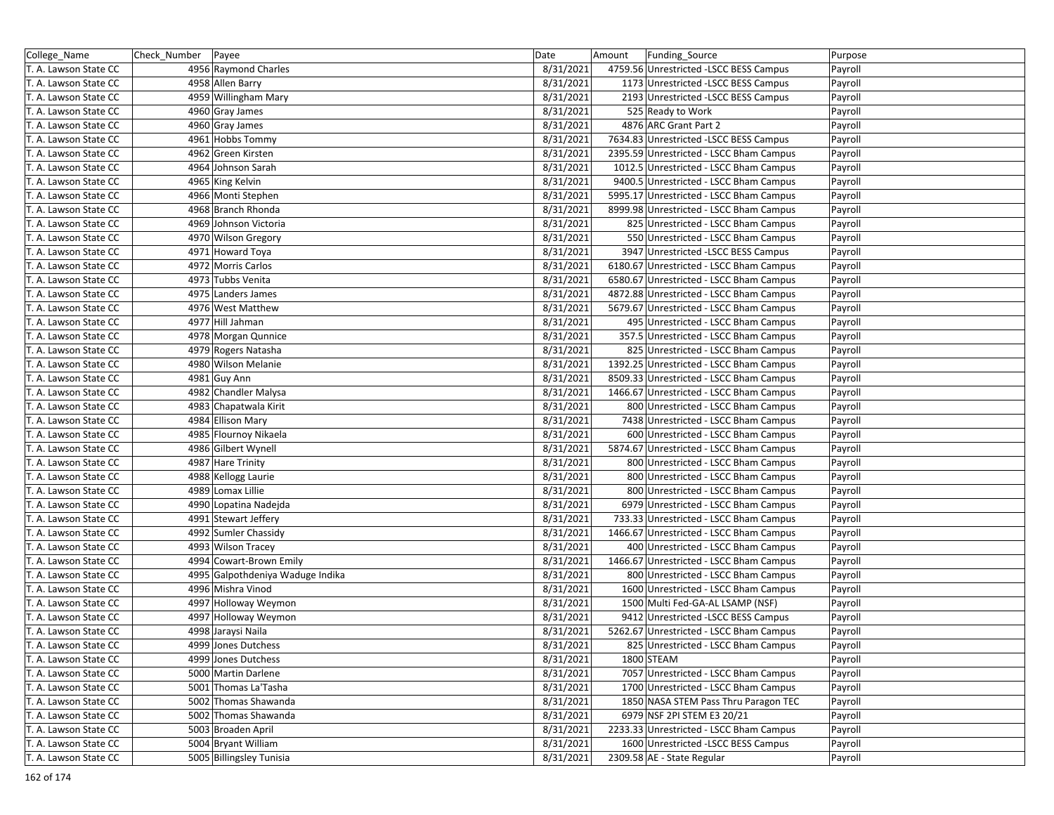| College_Name | Check_Number | Payee | Date | Amount | Funding_Source | Purpose |
|---|---|---|---|---|---|---|
| T. A. Lawson State CC | 4956 | Raymond Charles | 8/31/2021 | 4759.56 | Unrestricted -LSCC BESS Campus | Payroll |
| T. A. Lawson State CC | 4958 | Allen Barry | 8/31/2021 | 1173 | Unrestricted -LSCC BESS Campus | Payroll |
| T. A. Lawson State CC | 4959 | Willingham Mary | 8/31/2021 | 2193 | Unrestricted -LSCC BESS Campus | Payroll |
| T. A. Lawson State CC | 4960 | Gray James | 8/31/2021 | 525 | Ready to Work | Payroll |
| T. A. Lawson State CC | 4960 | Gray James | 8/31/2021 | 4876 | ARC Grant Part 2 | Payroll |
| T. A. Lawson State CC | 4961 | Hobbs Tommy | 8/31/2021 | 7634.83 | Unrestricted -LSCC BESS Campus | Payroll |
| T. A. Lawson State CC | 4962 | Green Kirsten | 8/31/2021 | 2395.59 | Unrestricted - LSCC Bham Campus | Payroll |
| T. A. Lawson State CC | 4964 | Johnson Sarah | 8/31/2021 | 1012.5 | Unrestricted - LSCC Bham Campus | Payroll |
| T. A. Lawson State CC | 4965 | King Kelvin | 8/31/2021 | 9400.5 | Unrestricted - LSCC Bham Campus | Payroll |
| T. A. Lawson State CC | 4966 | Monti Stephen | 8/31/2021 | 5995.17 | Unrestricted - LSCC Bham Campus | Payroll |
| T. A. Lawson State CC | 4968 | Branch Rhonda | 8/31/2021 | 8999.98 | Unrestricted - LSCC Bham Campus | Payroll |
| T. A. Lawson State CC | 4969 | Johnson Victoria | 8/31/2021 | 825 | Unrestricted - LSCC Bham Campus | Payroll |
| T. A. Lawson State CC | 4970 | Wilson Gregory | 8/31/2021 | 550 | Unrestricted - LSCC Bham Campus | Payroll |
| T. A. Lawson State CC | 4971 | Howard Toya | 8/31/2021 | 3947 | Unrestricted -LSCC BESS Campus | Payroll |
| T. A. Lawson State CC | 4972 | Morris Carlos | 8/31/2021 | 6180.67 | Unrestricted - LSCC Bham Campus | Payroll |
| T. A. Lawson State CC | 4973 | Tubbs Venita | 8/31/2021 | 6580.67 | Unrestricted - LSCC Bham Campus | Payroll |
| T. A. Lawson State CC | 4975 | Landers James | 8/31/2021 | 4872.88 | Unrestricted - LSCC Bham Campus | Payroll |
| T. A. Lawson State CC | 4976 | West Matthew | 8/31/2021 | 5679.67 | Unrestricted - LSCC Bham Campus | Payroll |
| T. A. Lawson State CC | 4977 | Hill Jahman | 8/31/2021 | 495 | Unrestricted - LSCC Bham Campus | Payroll |
| T. A. Lawson State CC | 4978 | Morgan Qunnice | 8/31/2021 | 357.5 | Unrestricted - LSCC Bham Campus | Payroll |
| T. A. Lawson State CC | 4979 | Rogers Natasha | 8/31/2021 | 825 | Unrestricted - LSCC Bham Campus | Payroll |
| T. A. Lawson State CC | 4980 | Wilson Melanie | 8/31/2021 | 1392.25 | Unrestricted - LSCC Bham Campus | Payroll |
| T. A. Lawson State CC | 4981 | Guy Ann | 8/31/2021 | 8509.33 | Unrestricted - LSCC Bham Campus | Payroll |
| T. A. Lawson State CC | 4982 | Chandler Malysa | 8/31/2021 | 1466.67 | Unrestricted - LSCC Bham Campus | Payroll |
| T. A. Lawson State CC | 4983 | Chapatwala Kirit | 8/31/2021 | 800 | Unrestricted - LSCC Bham Campus | Payroll |
| T. A. Lawson State CC | 4984 | Ellison Mary | 8/31/2021 | 7438 | Unrestricted - LSCC Bham Campus | Payroll |
| T. A. Lawson State CC | 4985 | Flournoy Nikaela | 8/31/2021 | 600 | Unrestricted - LSCC Bham Campus | Payroll |
| T. A. Lawson State CC | 4986 | Gilbert Wynell | 8/31/2021 | 5874.67 | Unrestricted - LSCC Bham Campus | Payroll |
| T. A. Lawson State CC | 4987 | Hare Trinity | 8/31/2021 | 800 | Unrestricted - LSCC Bham Campus | Payroll |
| T. A. Lawson State CC | 4988 | Kellogg Laurie | 8/31/2021 | 800 | Unrestricted - LSCC Bham Campus | Payroll |
| T. A. Lawson State CC | 4989 | Lomax Lillie | 8/31/2021 | 800 | Unrestricted - LSCC Bham Campus | Payroll |
| T. A. Lawson State CC | 4990 | Lopatina Nadejda | 8/31/2021 | 6979 | Unrestricted - LSCC Bham Campus | Payroll |
| T. A. Lawson State CC | 4991 | Stewart Jeffery | 8/31/2021 | 733.33 | Unrestricted - LSCC Bham Campus | Payroll |
| T. A. Lawson State CC | 4992 | Sumler Chassidy | 8/31/2021 | 1466.67 | Unrestricted - LSCC Bham Campus | Payroll |
| T. A. Lawson State CC | 4993 | Wilson Tracey | 8/31/2021 | 400 | Unrestricted - LSCC Bham Campus | Payroll |
| T. A. Lawson State CC | 4994 | Cowart-Brown Emily | 8/31/2021 | 1466.67 | Unrestricted - LSCC Bham Campus | Payroll |
| T. A. Lawson State CC | 4995 | Galpothdeniya Waduge Indika | 8/31/2021 | 800 | Unrestricted - LSCC Bham Campus | Payroll |
| T. A. Lawson State CC | 4996 | Mishra Vinod | 8/31/2021 | 1600 | Unrestricted - LSCC Bham Campus | Payroll |
| T. A. Lawson State CC | 4997 | Holloway Weymon | 8/31/2021 | 1500 | Multi Fed-GA-AL LSAMP (NSF) | Payroll |
| T. A. Lawson State CC | 4997 | Holloway Weymon | 8/31/2021 | 9412 | Unrestricted -LSCC BESS Campus | Payroll |
| T. A. Lawson State CC | 4998 | Jaraysi Naila | 8/31/2021 | 5262.67 | Unrestricted - LSCC Bham Campus | Payroll |
| T. A. Lawson State CC | 4999 | Jones Dutchess | 8/31/2021 | 825 | Unrestricted - LSCC Bham Campus | Payroll |
| T. A. Lawson State CC | 4999 | Jones Dutchess | 8/31/2021 | 1800 | STEAM | Payroll |
| T. A. Lawson State CC | 5000 | Martin Darlene | 8/31/2021 | 7057 | Unrestricted - LSCC Bham Campus | Payroll |
| T. A. Lawson State CC | 5001 | Thomas La'Tasha | 8/31/2021 | 1700 | Unrestricted - LSCC Bham Campus | Payroll |
| T. A. Lawson State CC | 5002 | Thomas Shawanda | 8/31/2021 | 1850 | NASA STEM Pass Thru Paragon TEC | Payroll |
| T. A. Lawson State CC | 5002 | Thomas Shawanda | 8/31/2021 | 6979 | NSF 2PI STEM E3 20/21 | Payroll |
| T. A. Lawson State CC | 5003 | Broaden April | 8/31/2021 | 2233.33 | Unrestricted - LSCC Bham Campus | Payroll |
| T. A. Lawson State CC | 5004 | Bryant William | 8/31/2021 | 1600 | Unrestricted -LSCC BESS Campus | Payroll |
| T. A. Lawson State CC | 5005 | Billingsley Tunisia | 8/31/2021 | 2309.58 | AE - State Regular | Payroll |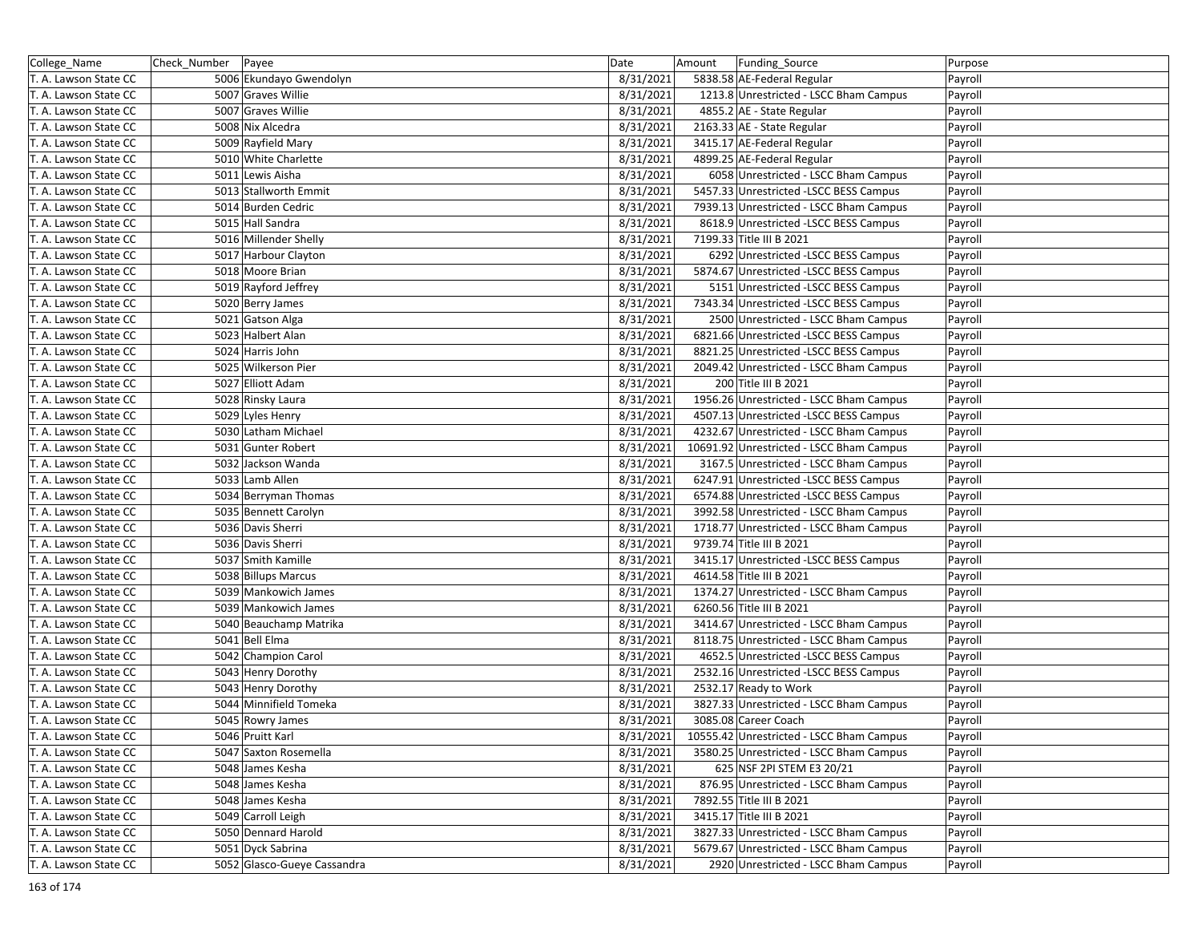| College_Name | Check_Number | Payee | Date | Amount | Funding_Source | Purpose |
|---|---|---|---|---|---|---|
| T. A. Lawson State CC | 5006 | Ekundayo Gwendolyn | 8/31/2021 | 5838.58 | AE-Federal Regular | Payroll |
| T. A. Lawson State CC | 5007 | Graves Willie | 8/31/2021 | 1213.8 | Unrestricted - LSCC Bham Campus | Payroll |
| T. A. Lawson State CC | 5007 | Graves Willie | 8/31/2021 | 4855.2 | AE - State Regular | Payroll |
| T. A. Lawson State CC | 5008 | Nix Alcedra | 8/31/2021 | 2163.33 | AE - State Regular | Payroll |
| T. A. Lawson State CC | 5009 | Rayfield Mary | 8/31/2021 | 3415.17 | AE-Federal Regular | Payroll |
| T. A. Lawson State CC | 5010 | White Charlette | 8/31/2021 | 4899.25 | AE-Federal Regular | Payroll |
| T. A. Lawson State CC | 5011 | Lewis Aisha | 8/31/2021 | 6058 | Unrestricted - LSCC Bham Campus | Payroll |
| T. A. Lawson State CC | 5013 | Stallworth Emmit | 8/31/2021 | 5457.33 | Unrestricted -LSCC BESS Campus | Payroll |
| T. A. Lawson State CC | 5014 | Burden Cedric | 8/31/2021 | 7939.13 | Unrestricted - LSCC Bham Campus | Payroll |
| T. A. Lawson State CC | 5015 | Hall Sandra | 8/31/2021 | 8618.9 | Unrestricted -LSCC BESS Campus | Payroll |
| T. A. Lawson State CC | 5016 | Millender Shelly | 8/31/2021 | 7199.33 | Title III B 2021 | Payroll |
| T. A. Lawson State CC | 5017 | Harbour Clayton | 8/31/2021 | 6292 | Unrestricted -LSCC BESS Campus | Payroll |
| T. A. Lawson State CC | 5018 | Moore Brian | 8/31/2021 | 5874.67 | Unrestricted -LSCC BESS Campus | Payroll |
| T. A. Lawson State CC | 5019 | Rayford Jeffrey | 8/31/2021 | 5151 | Unrestricted -LSCC BESS Campus | Payroll |
| T. A. Lawson State CC | 5020 | Berry James | 8/31/2021 | 7343.34 | Unrestricted -LSCC BESS Campus | Payroll |
| T. A. Lawson State CC | 5021 | Gatson Alga | 8/31/2021 | 2500 | Unrestricted - LSCC Bham Campus | Payroll |
| T. A. Lawson State CC | 5023 | Halbert Alan | 8/31/2021 | 6821.66 | Unrestricted -LSCC BESS Campus | Payroll |
| T. A. Lawson State CC | 5024 | Harris John | 8/31/2021 | 8821.25 | Unrestricted -LSCC BESS Campus | Payroll |
| T. A. Lawson State CC | 5025 | Wilkerson Pier | 8/31/2021 | 2049.42 | Unrestricted - LSCC Bham Campus | Payroll |
| T. A. Lawson State CC | 5027 | Elliott Adam | 8/31/2021 | 200 | Title III B 2021 | Payroll |
| T. A. Lawson State CC | 5028 | Rinsky Laura | 8/31/2021 | 1956.26 | Unrestricted - LSCC Bham Campus | Payroll |
| T. A. Lawson State CC | 5029 | Lyles Henry | 8/31/2021 | 4507.13 | Unrestricted -LSCC BESS Campus | Payroll |
| T. A. Lawson State CC | 5030 | Latham Michael | 8/31/2021 | 4232.67 | Unrestricted - LSCC Bham Campus | Payroll |
| T. A. Lawson State CC | 5031 | Gunter Robert | 8/31/2021 | 10691.92 | Unrestricted - LSCC Bham Campus | Payroll |
| T. A. Lawson State CC | 5032 | Jackson Wanda | 8/31/2021 | 3167.5 | Unrestricted - LSCC Bham Campus | Payroll |
| T. A. Lawson State CC | 5033 | Lamb Allen | 8/31/2021 | 6247.91 | Unrestricted -LSCC BESS Campus | Payroll |
| T. A. Lawson State CC | 5034 | Berryman Thomas | 8/31/2021 | 6574.88 | Unrestricted -LSCC BESS Campus | Payroll |
| T. A. Lawson State CC | 5035 | Bennett Carolyn | 8/31/2021 | 3992.58 | Unrestricted - LSCC Bham Campus | Payroll |
| T. A. Lawson State CC | 5036 | Davis Sherri | 8/31/2021 | 1718.77 | Unrestricted - LSCC Bham Campus | Payroll |
| T. A. Lawson State CC | 5036 | Davis Sherri | 8/31/2021 | 9739.74 | Title III B 2021 | Payroll |
| T. A. Lawson State CC | 5037 | Smith Kamille | 8/31/2021 | 3415.17 | Unrestricted -LSCC BESS Campus | Payroll |
| T. A. Lawson State CC | 5038 | Billups Marcus | 8/31/2021 | 4614.58 | Title III B 2021 | Payroll |
| T. A. Lawson State CC | 5039 | Mankowich James | 8/31/2021 | 1374.27 | Unrestricted - LSCC Bham Campus | Payroll |
| T. A. Lawson State CC | 5039 | Mankowich James | 8/31/2021 | 6260.56 | Title III B 2021 | Payroll |
| T. A. Lawson State CC | 5040 | Beauchamp Matrika | 8/31/2021 | 3414.67 | Unrestricted - LSCC Bham Campus | Payroll |
| T. A. Lawson State CC | 5041 | Bell Elma | 8/31/2021 | 8118.75 | Unrestricted - LSCC Bham Campus | Payroll |
| T. A. Lawson State CC | 5042 | Champion Carol | 8/31/2021 | 4652.5 | Unrestricted -LSCC BESS Campus | Payroll |
| T. A. Lawson State CC | 5043 | Henry Dorothy | 8/31/2021 | 2532.16 | Unrestricted -LSCC BESS Campus | Payroll |
| T. A. Lawson State CC | 5043 | Henry Dorothy | 8/31/2021 | 2532.17 | Ready to Work | Payroll |
| T. A. Lawson State CC | 5044 | Minnifield Tomeka | 8/31/2021 | 3827.33 | Unrestricted - LSCC Bham Campus | Payroll |
| T. A. Lawson State CC | 5045 | Rowry James | 8/31/2021 | 3085.08 | Career Coach | Payroll |
| T. A. Lawson State CC | 5046 | Pruitt Karl | 8/31/2021 | 10555.42 | Unrestricted - LSCC Bham Campus | Payroll |
| T. A. Lawson State CC | 5047 | Saxton Rosemella | 8/31/2021 | 3580.25 | Unrestricted - LSCC Bham Campus | Payroll |
| T. A. Lawson State CC | 5048 | James Kesha | 8/31/2021 | 625 | NSF 2PI STEM E3 20/21 | Payroll |
| T. A. Lawson State CC | 5048 | James Kesha | 8/31/2021 | 876.95 | Unrestricted - LSCC Bham Campus | Payroll |
| T. A. Lawson State CC | 5048 | James Kesha | 8/31/2021 | 7892.55 | Title III B 2021 | Payroll |
| T. A. Lawson State CC | 5049 | Carroll Leigh | 8/31/2021 | 3415.17 | Title III B 2021 | Payroll |
| T. A. Lawson State CC | 5050 | Dennard Harold | 8/31/2021 | 3827.33 | Unrestricted - LSCC Bham Campus | Payroll |
| T. A. Lawson State CC | 5051 | Dyck Sabrina | 8/31/2021 | 5679.67 | Unrestricted - LSCC Bham Campus | Payroll |
| T. A. Lawson State CC | 5052 | Glasco-Gueye Cassandra | 8/31/2021 | 2920 | Unrestricted - LSCC Bham Campus | Payroll |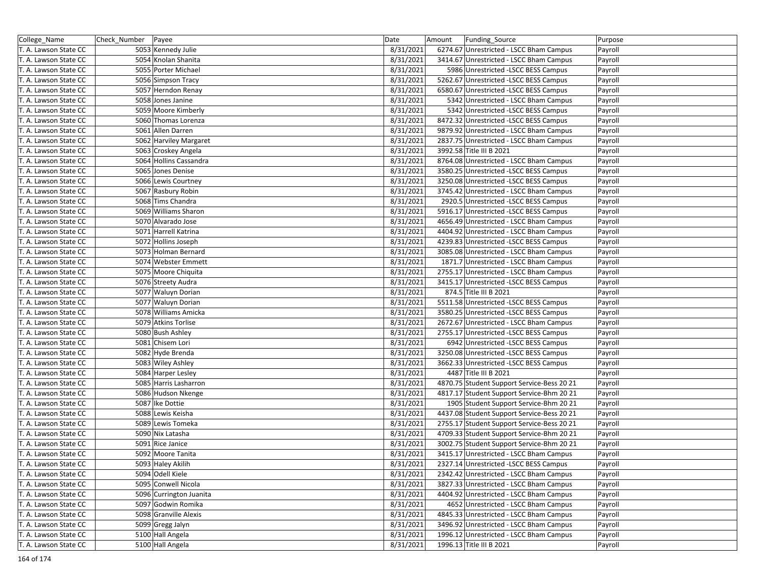| College_Name | Check_Number | Payee | Date | Amount | Funding_Source | Purpose |
|---|---|---|---|---|---|---|
| T. A. Lawson State CC | 5053 | Kennedy Julie | 8/31/2021 | 6274.67 | Unrestricted - LSCC Bham Campus | Payroll |
| T. A. Lawson State CC | 5054 | Knolan Shanita | 8/31/2021 | 3414.67 | Unrestricted - LSCC Bham Campus | Payroll |
| T. A. Lawson State CC | 5055 | Porter Michael | 8/31/2021 | 5986 | Unrestricted -LSCC BESS Campus | Payroll |
| T. A. Lawson State CC | 5056 | Simpson Tracy | 8/31/2021 | 5262.67 | Unrestricted -LSCC BESS Campus | Payroll |
| T. A. Lawson State CC | 5057 | Herndon Renay | 8/31/2021 | 6580.67 | Unrestricted -LSCC BESS Campus | Payroll |
| T. A. Lawson State CC | 5058 | Jones Janine | 8/31/2021 | 5342 | Unrestricted - LSCC Bham Campus | Payroll |
| T. A. Lawson State CC | 5059 | Moore Kimberly | 8/31/2021 | 5342 | Unrestricted -LSCC BESS Campus | Payroll |
| T. A. Lawson State CC | 5060 | Thomas Lorenza | 8/31/2021 | 8472.32 | Unrestricted -LSCC BESS Campus | Payroll |
| T. A. Lawson State CC | 5061 | Allen Darren | 8/31/2021 | 9879.92 | Unrestricted - LSCC Bham Campus | Payroll |
| T. A. Lawson State CC | 5062 | Harviley Margaret | 8/31/2021 | 2837.75 | Unrestricted - LSCC Bham Campus | Payroll |
| T. A. Lawson State CC | 5063 | Croskey Angela | 8/31/2021 | 3992.58 | Title III B 2021 | Payroll |
| T. A. Lawson State CC | 5064 | Hollins Cassandra | 8/31/2021 | 8764.08 | Unrestricted - LSCC Bham Campus | Payroll |
| T. A. Lawson State CC | 5065 | Jones Denise | 8/31/2021 | 3580.25 | Unrestricted -LSCC BESS Campus | Payroll |
| T. A. Lawson State CC | 5066 | Lewis Courtney | 8/31/2021 | 3250.08 | Unrestricted -LSCC BESS Campus | Payroll |
| T. A. Lawson State CC | 5067 | Rasbury Robin | 8/31/2021 | 3745.42 | Unrestricted - LSCC Bham Campus | Payroll |
| T. A. Lawson State CC | 5068 | Tims Chandra | 8/31/2021 | 2920.5 | Unrestricted -LSCC BESS Campus | Payroll |
| T. A. Lawson State CC | 5069 | Williams Sharon | 8/31/2021 | 5916.17 | Unrestricted -LSCC BESS Campus | Payroll |
| T. A. Lawson State CC | 5070 | Alvarado Jose | 8/31/2021 | 4656.49 | Unrestricted - LSCC Bham Campus | Payroll |
| T. A. Lawson State CC | 5071 | Harrell Katrina | 8/31/2021 | 4404.92 | Unrestricted - LSCC Bham Campus | Payroll |
| T. A. Lawson State CC | 5072 | Hollins Joseph | 8/31/2021 | 4239.83 | Unrestricted -LSCC BESS Campus | Payroll |
| T. A. Lawson State CC | 5073 | Holman Bernard | 8/31/2021 | 3085.08 | Unrestricted - LSCC Bham Campus | Payroll |
| T. A. Lawson State CC | 5074 | Webster Emmett | 8/31/2021 | 1871.7 | Unrestricted - LSCC Bham Campus | Payroll |
| T. A. Lawson State CC | 5075 | Moore Chiquita | 8/31/2021 | 2755.17 | Unrestricted - LSCC Bham Campus | Payroll |
| T. A. Lawson State CC | 5076 | Streety Audra | 8/31/2021 | 3415.17 | Unrestricted -LSCC BESS Campus | Payroll |
| T. A. Lawson State CC | 5077 | Waluyn Dorian | 8/31/2021 | 874.5 | Title III B 2021 | Payroll |
| T. A. Lawson State CC | 5077 | Waluyn Dorian | 8/31/2021 | 5511.58 | Unrestricted -LSCC BESS Campus | Payroll |
| T. A. Lawson State CC | 5078 | Williams Amicka | 8/31/2021 | 3580.25 | Unrestricted -LSCC BESS Campus | Payroll |
| T. A. Lawson State CC | 5079 | Atkins Torlise | 8/31/2021 | 2672.67 | Unrestricted - LSCC Bham Campus | Payroll |
| T. A. Lawson State CC | 5080 | Bush Ashley | 8/31/2021 | 2755.17 | Unrestricted -LSCC BESS Campus | Payroll |
| T. A. Lawson State CC | 5081 | Chisem Lori | 8/31/2021 | 6942 | Unrestricted -LSCC BESS Campus | Payroll |
| T. A. Lawson State CC | 5082 | Hyde Brenda | 8/31/2021 | 3250.08 | Unrestricted -LSCC BESS Campus | Payroll |
| T. A. Lawson State CC | 5083 | Wiley Ashley | 8/31/2021 | 3662.33 | Unrestricted -LSCC BESS Campus | Payroll |
| T. A. Lawson State CC | 5084 | Harper Lesley | 8/31/2021 | 4487 | Title III B 2021 | Payroll |
| T. A. Lawson State CC | 5085 | Harris Lasharron | 8/31/2021 | 4870.75 | Student Support Service-Bess 20 21 | Payroll |
| T. A. Lawson State CC | 5086 | Hudson Nkenge | 8/31/2021 | 4817.17 | Student Support Service-Bhm 20 21 | Payroll |
| T. A. Lawson State CC | 5087 | Ike Dottie | 8/31/2021 | 1905 | Student Support Service-Bhm 20 21 | Payroll |
| T. A. Lawson State CC | 5088 | Lewis Keisha | 8/31/2021 | 4437.08 | Student Support Service-Bess 20 21 | Payroll |
| T. A. Lawson State CC | 5089 | Lewis Tomeka | 8/31/2021 | 2755.17 | Student Support Service-Bess 20 21 | Payroll |
| T. A. Lawson State CC | 5090 | Nix Latasha | 8/31/2021 | 4709.33 | Student Support Service-Bhm 20 21 | Payroll |
| T. A. Lawson State CC | 5091 | Rice Janice | 8/31/2021 | 3002.75 | Student Support Service-Bhm 20 21 | Payroll |
| T. A. Lawson State CC | 5092 | Moore Tanita | 8/31/2021 | 3415.17 | Unrestricted - LSCC Bham Campus | Payroll |
| T. A. Lawson State CC | 5093 | Haley Akilih | 8/31/2021 | 2327.14 | Unrestricted -LSCC BESS Campus | Payroll |
| T. A. Lawson State CC | 5094 | Odell Kiele | 8/31/2021 | 2342.42 | Unrestricted - LSCC Bham Campus | Payroll |
| T. A. Lawson State CC | 5095 | Conwell Nicola | 8/31/2021 | 3827.33 | Unrestricted - LSCC Bham Campus | Payroll |
| T. A. Lawson State CC | 5096 | Currington Juanita | 8/31/2021 | 4404.92 | Unrestricted - LSCC Bham Campus | Payroll |
| T. A. Lawson State CC | 5097 | Godwin Romika | 8/31/2021 | 4652 | Unrestricted - LSCC Bham Campus | Payroll |
| T. A. Lawson State CC | 5098 | Granville Alexis | 8/31/2021 | 4845.33 | Unrestricted - LSCC Bham Campus | Payroll |
| T. A. Lawson State CC | 5099 | Gregg Jalyn | 8/31/2021 | 3496.92 | Unrestricted - LSCC Bham Campus | Payroll |
| T. A. Lawson State CC | 5100 | Hall Angela | 8/31/2021 | 1996.12 | Unrestricted - LSCC Bham Campus | Payroll |
| T. A. Lawson State CC | 5100 | Hall Angela | 8/31/2021 | 1996.13 | Title III B 2021 | Payroll |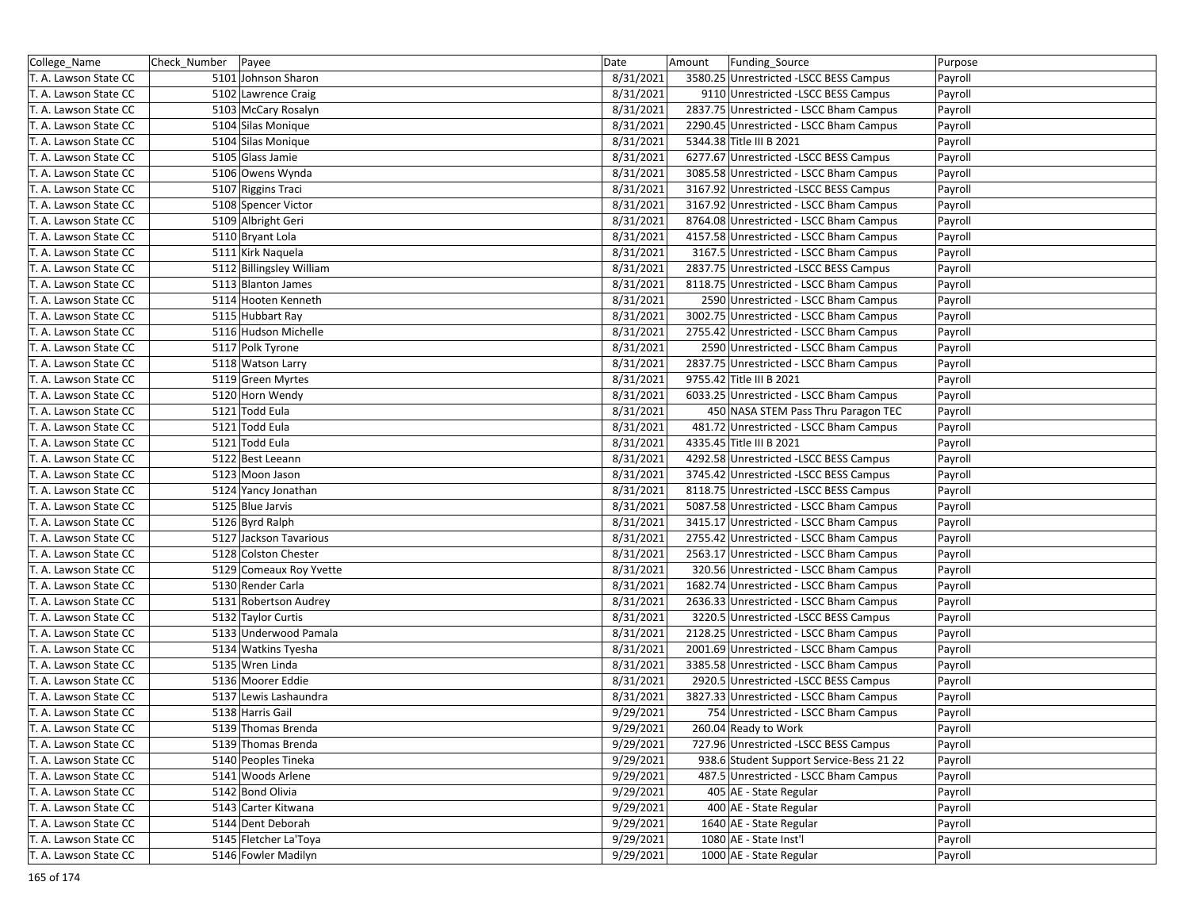| College_Name | Check_Number | Payee | Date | Amount | Funding_Source | Purpose |
|---|---|---|---|---|---|---|
| T. A. Lawson State CC | 5101 | Johnson Sharon | 8/31/2021 | 3580.25 | Unrestricted -LSCC BESS Campus | Payroll |
| T. A. Lawson State CC | 5102 | Lawrence Craig | 8/31/2021 | 9110 | Unrestricted -LSCC BESS Campus | Payroll |
| T. A. Lawson State CC | 5103 | McCary Rosalyn | 8/31/2021 | 2837.75 | Unrestricted - LSCC Bham Campus | Payroll |
| T. A. Lawson State CC | 5104 | Silas Monique | 8/31/2021 | 2290.45 | Unrestricted - LSCC Bham Campus | Payroll |
| T. A. Lawson State CC | 5104 | Silas Monique | 8/31/2021 | 5344.38 | Title III B 2021 | Payroll |
| T. A. Lawson State CC | 5105 | Glass Jamie | 8/31/2021 | 6277.67 | Unrestricted -LSCC BESS Campus | Payroll |
| T. A. Lawson State CC | 5106 | Owens Wynda | 8/31/2021 | 3085.58 | Unrestricted - LSCC Bham Campus | Payroll |
| T. A. Lawson State CC | 5107 | Riggins Traci | 8/31/2021 | 3167.92 | Unrestricted -LSCC BESS Campus | Payroll |
| T. A. Lawson State CC | 5108 | Spencer Victor | 8/31/2021 | 3167.92 | Unrestricted - LSCC Bham Campus | Payroll |
| T. A. Lawson State CC | 5109 | Albright Geri | 8/31/2021 | 8764.08 | Unrestricted - LSCC Bham Campus | Payroll |
| T. A. Lawson State CC | 5110 | Bryant Lola | 8/31/2021 | 4157.58 | Unrestricted - LSCC Bham Campus | Payroll |
| T. A. Lawson State CC | 5111 | Kirk Naquela | 8/31/2021 | 3167.5 | Unrestricted - LSCC Bham Campus | Payroll |
| T. A. Lawson State CC | 5112 | Billingsley William | 8/31/2021 | 2837.75 | Unrestricted -LSCC BESS Campus | Payroll |
| T. A. Lawson State CC | 5113 | Blanton James | 8/31/2021 | 8118.75 | Unrestricted - LSCC Bham Campus | Payroll |
| T. A. Lawson State CC | 5114 | Hooten Kenneth | 8/31/2021 | 2590 | Unrestricted - LSCC Bham Campus | Payroll |
| T. A. Lawson State CC | 5115 | Hubbart Ray | 8/31/2021 | 3002.75 | Unrestricted - LSCC Bham Campus | Payroll |
| T. A. Lawson State CC | 5116 | Hudson Michelle | 8/31/2021 | 2755.42 | Unrestricted - LSCC Bham Campus | Payroll |
| T. A. Lawson State CC | 5117 | Polk Tyrone | 8/31/2021 | 2590 | Unrestricted - LSCC Bham Campus | Payroll |
| T. A. Lawson State CC | 5118 | Watson Larry | 8/31/2021 | 2837.75 | Unrestricted - LSCC Bham Campus | Payroll |
| T. A. Lawson State CC | 5119 | Green Myrtes | 8/31/2021 | 9755.42 | Title III B 2021 | Payroll |
| T. A. Lawson State CC | 5120 | Horn Wendy | 8/31/2021 | 6033.25 | Unrestricted - LSCC Bham Campus | Payroll |
| T. A. Lawson State CC | 5121 | Todd Eula | 8/31/2021 | 450 | NASA STEM Pass Thru Paragon TEC | Payroll |
| T. A. Lawson State CC | 5121 | Todd Eula | 8/31/2021 | 481.72 | Unrestricted - LSCC Bham Campus | Payroll |
| T. A. Lawson State CC | 5121 | Todd Eula | 8/31/2021 | 4335.45 | Title III B 2021 | Payroll |
| T. A. Lawson State CC | 5122 | Best Leeann | 8/31/2021 | 4292.58 | Unrestricted -LSCC BESS Campus | Payroll |
| T. A. Lawson State CC | 5123 | Moon Jason | 8/31/2021 | 3745.42 | Unrestricted -LSCC BESS Campus | Payroll |
| T. A. Lawson State CC | 5124 | Yancy Jonathan | 8/31/2021 | 8118.75 | Unrestricted -LSCC BESS Campus | Payroll |
| T. A. Lawson State CC | 5125 | Blue Jarvis | 8/31/2021 | 5087.58 | Unrestricted - LSCC Bham Campus | Payroll |
| T. A. Lawson State CC | 5126 | Byrd Ralph | 8/31/2021 | 3415.17 | Unrestricted - LSCC Bham Campus | Payroll |
| T. A. Lawson State CC | 5127 | Jackson Tavarious | 8/31/2021 | 2755.42 | Unrestricted - LSCC Bham Campus | Payroll |
| T. A. Lawson State CC | 5128 | Colston Chester | 8/31/2021 | 2563.17 | Unrestricted - LSCC Bham Campus | Payroll |
| T. A. Lawson State CC | 5129 | Comeaux Roy Yvette | 8/31/2021 | 320.56 | Unrestricted - LSCC Bham Campus | Payroll |
| T. A. Lawson State CC | 5130 | Render Carla | 8/31/2021 | 1682.74 | Unrestricted - LSCC Bham Campus | Payroll |
| T. A. Lawson State CC | 5131 | Robertson Audrey | 8/31/2021 | 2636.33 | Unrestricted - LSCC Bham Campus | Payroll |
| T. A. Lawson State CC | 5132 | Taylor Curtis | 8/31/2021 | 3220.5 | Unrestricted -LSCC BESS Campus | Payroll |
| T. A. Lawson State CC | 5133 | Underwood Pamala | 8/31/2021 | 2128.25 | Unrestricted - LSCC Bham Campus | Payroll |
| T. A. Lawson State CC | 5134 | Watkins Tyesha | 8/31/2021 | 2001.69 | Unrestricted - LSCC Bham Campus | Payroll |
| T. A. Lawson State CC | 5135 | Wren Linda | 8/31/2021 | 3385.58 | Unrestricted - LSCC Bham Campus | Payroll |
| T. A. Lawson State CC | 5136 | Moorer Eddie | 8/31/2021 | 2920.5 | Unrestricted -LSCC BESS Campus | Payroll |
| T. A. Lawson State CC | 5137 | Lewis Lashaundra | 8/31/2021 | 3827.33 | Unrestricted - LSCC Bham Campus | Payroll |
| T. A. Lawson State CC | 5138 | Harris Gail | 9/29/2021 | 754 | Unrestricted - LSCC Bham Campus | Payroll |
| T. A. Lawson State CC | 5139 | Thomas Brenda | 9/29/2021 | 260.04 | Ready to Work | Payroll |
| T. A. Lawson State CC | 5139 | Thomas Brenda | 9/29/2021 | 727.96 | Unrestricted -LSCC BESS Campus | Payroll |
| T. A. Lawson State CC | 5140 | Peoples Tineka | 9/29/2021 | 938.6 | Student Support Service-Bess 21 22 | Payroll |
| T. A. Lawson State CC | 5141 | Woods Arlene | 9/29/2021 | 487.5 | Unrestricted - LSCC Bham Campus | Payroll |
| T. A. Lawson State CC | 5142 | Bond Olivia | 9/29/2021 | 405 | AE - State Regular | Payroll |
| T. A. Lawson State CC | 5143 | Carter Kitwana | 9/29/2021 | 400 | AE - State Regular | Payroll |
| T. A. Lawson State CC | 5144 | Dent Deborah | 9/29/2021 | 1640 | AE - State Regular | Payroll |
| T. A. Lawson State CC | 5145 | Fletcher La'Toya | 9/29/2021 | 1080 | AE - State Inst'l | Payroll |
| T. A. Lawson State CC | 5146 | Fowler Madilyn | 9/29/2021 | 1000 | AE - State Regular | Payroll |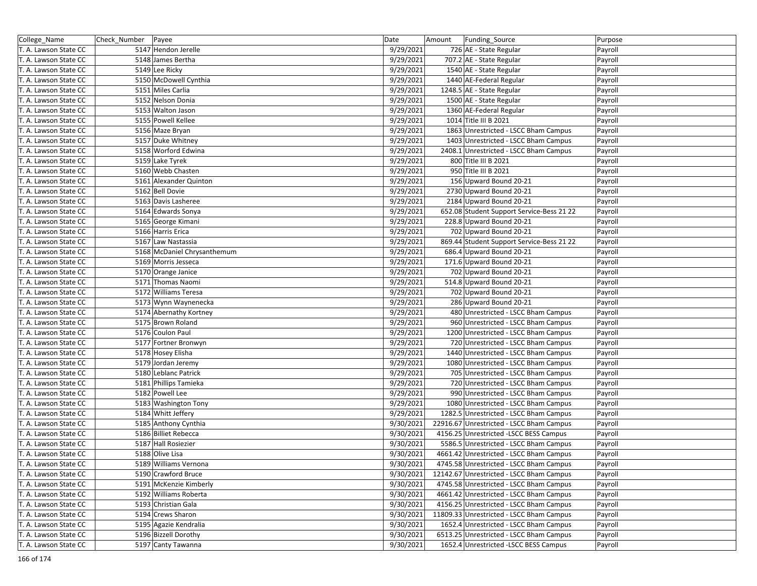| College_Name | Check_Number | Payee | Date | Amount | Funding_Source | Purpose |
|---|---|---|---|---|---|---|
| T. A. Lawson State CC | 5147 | Hendon Jerelle | 9/29/2021 | 726 | AE - State Regular | Payroll |
| T. A. Lawson State CC | 5148 | James Bertha | 9/29/2021 | 707.2 | AE - State Regular | Payroll |
| T. A. Lawson State CC | 5149 | Lee Ricky | 9/29/2021 | 1540 | AE - State Regular | Payroll |
| T. A. Lawson State CC | 5150 | McDowell Cynthia | 9/29/2021 | 1440 | AE-Federal Regular | Payroll |
| T. A. Lawson State CC | 5151 | Miles Carlia | 9/29/2021 | 1248.5 | AE - State Regular | Payroll |
| T. A. Lawson State CC | 5152 | Nelson Donia | 9/29/2021 | 1500 | AE - State Regular | Payroll |
| T. A. Lawson State CC | 5153 | Walton Jason | 9/29/2021 | 1360 | AE-Federal Regular | Payroll |
| T. A. Lawson State CC | 5155 | Powell Kellee | 9/29/2021 | 1014 | Title III B 2021 | Payroll |
| T. A. Lawson State CC | 5156 | Maze Bryan | 9/29/2021 | 1863 | Unrestricted - LSCC Bham Campus | Payroll |
| T. A. Lawson State CC | 5157 | Duke Whitney | 9/29/2021 | 1403 | Unrestricted - LSCC Bham Campus | Payroll |
| T. A. Lawson State CC | 5158 | Worford Edwina | 9/29/2021 | 2408.1 | Unrestricted - LSCC Bham Campus | Payroll |
| T. A. Lawson State CC | 5159 | Lake Tyrek | 9/29/2021 | 800 | Title III B 2021 | Payroll |
| T. A. Lawson State CC | 5160 | Webb Chasten | 9/29/2021 | 950 | Title III B 2021 | Payroll |
| T. A. Lawson State CC | 5161 | Alexander Quinton | 9/29/2021 | 156 | Upward Bound 20-21 | Payroll |
| T. A. Lawson State CC | 5162 | Bell Dovie | 9/29/2021 | 2730 | Upward Bound 20-21 | Payroll |
| T. A. Lawson State CC | 5163 | Davis Lasheree | 9/29/2021 | 2184 | Upward Bound 20-21 | Payroll |
| T. A. Lawson State CC | 5164 | Edwards Sonya | 9/29/2021 | 652.08 | Student Support Service-Bess 21 22 | Payroll |
| T. A. Lawson State CC | 5165 | George Kimani | 9/29/2021 | 228.8 | Upward Bound 20-21 | Payroll |
| T. A. Lawson State CC | 5166 | Harris Erica | 9/29/2021 | 702 | Upward Bound 20-21 | Payroll |
| T. A. Lawson State CC | 5167 | Law Nastassia | 9/29/2021 | 869.44 | Student Support Service-Bess 21 22 | Payroll |
| T. A. Lawson State CC | 5168 | McDaniel Chrysanthemum | 9/29/2021 | 686.4 | Upward Bound 20-21 | Payroll |
| T. A. Lawson State CC | 5169 | Morris Jesseca | 9/29/2021 | 171.6 | Upward Bound 20-21 | Payroll |
| T. A. Lawson State CC | 5170 | Orange Janice | 9/29/2021 | 702 | Upward Bound 20-21 | Payroll |
| T. A. Lawson State CC | 5171 | Thomas Naomi | 9/29/2021 | 514.8 | Upward Bound 20-21 | Payroll |
| T. A. Lawson State CC | 5172 | Williams Teresa | 9/29/2021 | 702 | Upward Bound 20-21 | Payroll |
| T. A. Lawson State CC | 5173 | Wynn Waynenecka | 9/29/2021 | 286 | Upward Bound 20-21 | Payroll |
| T. A. Lawson State CC | 5174 | Abernathy Kortney | 9/29/2021 | 480 | Unrestricted - LSCC Bham Campus | Payroll |
| T. A. Lawson State CC | 5175 | Brown Roland | 9/29/2021 | 960 | Unrestricted - LSCC Bham Campus | Payroll |
| T. A. Lawson State CC | 5176 | Coulon Paul | 9/29/2021 | 1200 | Unrestricted - LSCC Bham Campus | Payroll |
| T. A. Lawson State CC | 5177 | Fortner Bronwyn | 9/29/2021 | 720 | Unrestricted - LSCC Bham Campus | Payroll |
| T. A. Lawson State CC | 5178 | Hosey Elisha | 9/29/2021 | 1440 | Unrestricted - LSCC Bham Campus | Payroll |
| T. A. Lawson State CC | 5179 | Jordan Jeremy | 9/29/2021 | 1080 | Unrestricted - LSCC Bham Campus | Payroll |
| T. A. Lawson State CC | 5180 | Leblanc Patrick | 9/29/2021 | 705 | Unrestricted - LSCC Bham Campus | Payroll |
| T. A. Lawson State CC | 5181 | Phillips Tamieka | 9/29/2021 | 720 | Unrestricted - LSCC Bham Campus | Payroll |
| T. A. Lawson State CC | 5182 | Powell Lee | 9/29/2021 | 990 | Unrestricted - LSCC Bham Campus | Payroll |
| T. A. Lawson State CC | 5183 | Washington Tony | 9/29/2021 | 1080 | Unrestricted - LSCC Bham Campus | Payroll |
| T. A. Lawson State CC | 5184 | Whitt Jeffery | 9/29/2021 | 1282.5 | Unrestricted - LSCC Bham Campus | Payroll |
| T. A. Lawson State CC | 5185 | Anthony Cynthia | 9/30/2021 | 22916.67 | Unrestricted - LSCC Bham Campus | Payroll |
| T. A. Lawson State CC | 5186 | Billiet Rebecca | 9/30/2021 | 4156.25 | Unrestricted -LSCC BESS Campus | Payroll |
| T. A. Lawson State CC | 5187 | Hall Rosiezier | 9/30/2021 | 5586.5 | Unrestricted - LSCC Bham Campus | Payroll |
| T. A. Lawson State CC | 5188 | Olive Lisa | 9/30/2021 | 4661.42 | Unrestricted - LSCC Bham Campus | Payroll |
| T. A. Lawson State CC | 5189 | Williams Vernona | 9/30/2021 | 4745.58 | Unrestricted - LSCC Bham Campus | Payroll |
| T. A. Lawson State CC | 5190 | Crawford Bruce | 9/30/2021 | 12142.67 | Unrestricted - LSCC Bham Campus | Payroll |
| T. A. Lawson State CC | 5191 | McKenzie Kimberly | 9/30/2021 | 4745.58 | Unrestricted - LSCC Bham Campus | Payroll |
| T. A. Lawson State CC | 5192 | Williams Roberta | 9/30/2021 | 4661.42 | Unrestricted - LSCC Bham Campus | Payroll |
| T. A. Lawson State CC | 5193 | Christian Gala | 9/30/2021 | 4156.25 | Unrestricted - LSCC Bham Campus | Payroll |
| T. A. Lawson State CC | 5194 | Crews Sharon | 9/30/2021 | 11809.33 | Unrestricted - LSCC Bham Campus | Payroll |
| T. A. Lawson State CC | 5195 | Agazie Kendralia | 9/30/2021 | 1652.4 | Unrestricted - LSCC Bham Campus | Payroll |
| T. A. Lawson State CC | 5196 | Bizzell Dorothy | 9/30/2021 | 6513.25 | Unrestricted - LSCC Bham Campus | Payroll |
| T. A. Lawson State CC | 5197 | Canty Tawanna | 9/30/2021 | 1652.4 | Unrestricted -LSCC BESS Campus | Payroll |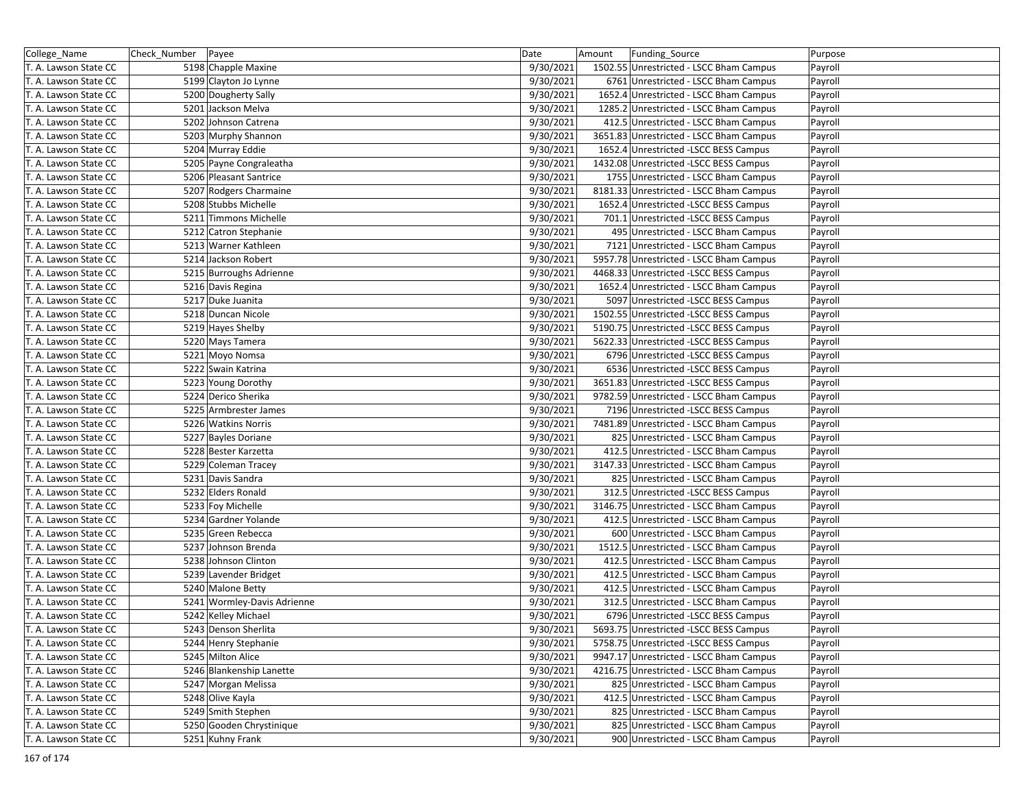| College_Name | Check_Number | Payee | Date | Amount | Funding_Source | Purpose |
|---|---|---|---|---|---|---|
| T. A. Lawson State CC | 5198 | Chapple Maxine | 9/30/2021 | 1502.55 | Unrestricted - LSCC Bham Campus | Payroll |
| T. A. Lawson State CC | 5199 | Clayton Jo Lynne | 9/30/2021 | 6761 | Unrestricted - LSCC Bham Campus | Payroll |
| T. A. Lawson State CC | 5200 | Dougherty Sally | 9/30/2021 | 1652.4 | Unrestricted - LSCC Bham Campus | Payroll |
| T. A. Lawson State CC | 5201 | Jackson Melva | 9/30/2021 | 1285.2 | Unrestricted - LSCC Bham Campus | Payroll |
| T. A. Lawson State CC | 5202 | Johnson Catrena | 9/30/2021 | 412.5 | Unrestricted - LSCC Bham Campus | Payroll |
| T. A. Lawson State CC | 5203 | Murphy Shannon | 9/30/2021 | 3651.83 | Unrestricted - LSCC Bham Campus | Payroll |
| T. A. Lawson State CC | 5204 | Murray Eddie | 9/30/2021 | 1652.4 | Unrestricted -LSCC BESS Campus | Payroll |
| T. A. Lawson State CC | 5205 | Payne Congraleatha | 9/30/2021 | 1432.08 | Unrestricted -LSCC BESS Campus | Payroll |
| T. A. Lawson State CC | 5206 | Pleasant Santrice | 9/30/2021 | 1755 | Unrestricted - LSCC Bham Campus | Payroll |
| T. A. Lawson State CC | 5207 | Rodgers Charmaine | 9/30/2021 | 8181.33 | Unrestricted - LSCC Bham Campus | Payroll |
| T. A. Lawson State CC | 5208 | Stubbs Michelle | 9/30/2021 | 1652.4 | Unrestricted -LSCC BESS Campus | Payroll |
| T. A. Lawson State CC | 5211 | Timmons Michelle | 9/30/2021 | 701.1 | Unrestricted -LSCC BESS Campus | Payroll |
| T. A. Lawson State CC | 5212 | Catron Stephanie | 9/30/2021 | 495 | Unrestricted - LSCC Bham Campus | Payroll |
| T. A. Lawson State CC | 5213 | Warner Kathleen | 9/30/2021 | 7121 | Unrestricted - LSCC Bham Campus | Payroll |
| T. A. Lawson State CC | 5214 | Jackson Robert | 9/30/2021 | 5957.78 | Unrestricted - LSCC Bham Campus | Payroll |
| T. A. Lawson State CC | 5215 | Burroughs Adrienne | 9/30/2021 | 4468.33 | Unrestricted -LSCC BESS Campus | Payroll |
| T. A. Lawson State CC | 5216 | Davis Regina | 9/30/2021 | 1652.4 | Unrestricted - LSCC Bham Campus | Payroll |
| T. A. Lawson State CC | 5217 | Duke Juanita | 9/30/2021 | 5097 | Unrestricted -LSCC BESS Campus | Payroll |
| T. A. Lawson State CC | 5218 | Duncan Nicole | 9/30/2021 | 1502.55 | Unrestricted -LSCC BESS Campus | Payroll |
| T. A. Lawson State CC | 5219 | Hayes Shelby | 9/30/2021 | 5190.75 | Unrestricted -LSCC BESS Campus | Payroll |
| T. A. Lawson State CC | 5220 | Mays Tamera | 9/30/2021 | 5622.33 | Unrestricted -LSCC BESS Campus | Payroll |
| T. A. Lawson State CC | 5221 | Moyo Nomsa | 9/30/2021 | 6796 | Unrestricted -LSCC BESS Campus | Payroll |
| T. A. Lawson State CC | 5222 | Swain Katrina | 9/30/2021 | 6536 | Unrestricted -LSCC BESS Campus | Payroll |
| T. A. Lawson State CC | 5223 | Young Dorothy | 9/30/2021 | 3651.83 | Unrestricted -LSCC BESS Campus | Payroll |
| T. A. Lawson State CC | 5224 | Derico Sherika | 9/30/2021 | 9782.59 | Unrestricted - LSCC Bham Campus | Payroll |
| T. A. Lawson State CC | 5225 | Armbrester James | 9/30/2021 | 7196 | Unrestricted -LSCC BESS Campus | Payroll |
| T. A. Lawson State CC | 5226 | Watkins Norris | 9/30/2021 | 7481.89 | Unrestricted - LSCC Bham Campus | Payroll |
| T. A. Lawson State CC | 5227 | Bayles Doriane | 9/30/2021 | 825 | Unrestricted - LSCC Bham Campus | Payroll |
| T. A. Lawson State CC | 5228 | Bester Karzetta | 9/30/2021 | 412.5 | Unrestricted - LSCC Bham Campus | Payroll |
| T. A. Lawson State CC | 5229 | Coleman Tracey | 9/30/2021 | 3147.33 | Unrestricted - LSCC Bham Campus | Payroll |
| T. A. Lawson State CC | 5231 | Davis Sandra | 9/30/2021 | 825 | Unrestricted - LSCC Bham Campus | Payroll |
| T. A. Lawson State CC | 5232 | Elders Ronald | 9/30/2021 | 312.5 | Unrestricted -LSCC BESS Campus | Payroll |
| T. A. Lawson State CC | 5233 | Foy Michelle | 9/30/2021 | 3146.75 | Unrestricted - LSCC Bham Campus | Payroll |
| T. A. Lawson State CC | 5234 | Gardner Yolande | 9/30/2021 | 412.5 | Unrestricted - LSCC Bham Campus | Payroll |
| T. A. Lawson State CC | 5235 | Green Rebecca | 9/30/2021 | 600 | Unrestricted - LSCC Bham Campus | Payroll |
| T. A. Lawson State CC | 5237 | Johnson Brenda | 9/30/2021 | 1512.5 | Unrestricted - LSCC Bham Campus | Payroll |
| T. A. Lawson State CC | 5238 | Johnson Clinton | 9/30/2021 | 412.5 | Unrestricted - LSCC Bham Campus | Payroll |
| T. A. Lawson State CC | 5239 | Lavender Bridget | 9/30/2021 | 412.5 | Unrestricted - LSCC Bham Campus | Payroll |
| T. A. Lawson State CC | 5240 | Malone Betty | 9/30/2021 | 412.5 | Unrestricted - LSCC Bham Campus | Payroll |
| T. A. Lawson State CC | 5241 | Wormley-Davis Adrienne | 9/30/2021 | 312.5 | Unrestricted - LSCC Bham Campus | Payroll |
| T. A. Lawson State CC | 5242 | Kelley Michael | 9/30/2021 | 6796 | Unrestricted -LSCC BESS Campus | Payroll |
| T. A. Lawson State CC | 5243 | Denson Sherlita | 9/30/2021 | 5693.75 | Unrestricted -LSCC BESS Campus | Payroll |
| T. A. Lawson State CC | 5244 | Henry Stephanie | 9/30/2021 | 5758.75 | Unrestricted -LSCC BESS Campus | Payroll |
| T. A. Lawson State CC | 5245 | Milton Alice | 9/30/2021 | 9947.17 | Unrestricted - LSCC Bham Campus | Payroll |
| T. A. Lawson State CC | 5246 | Blankenship Lanette | 9/30/2021 | 4216.75 | Unrestricted - LSCC Bham Campus | Payroll |
| T. A. Lawson State CC | 5247 | Morgan Melissa | 9/30/2021 | 825 | Unrestricted - LSCC Bham Campus | Payroll |
| T. A. Lawson State CC | 5248 | Olive Kayla | 9/30/2021 | 412.5 | Unrestricted - LSCC Bham Campus | Payroll |
| T. A. Lawson State CC | 5249 | Smith Stephen | 9/30/2021 | 825 | Unrestricted - LSCC Bham Campus | Payroll |
| T. A. Lawson State CC | 5250 | Gooden Chrystinique | 9/30/2021 | 825 | Unrestricted - LSCC Bham Campus | Payroll |
| T. A. Lawson State CC | 5251 | Kuhny Frank | 9/30/2021 | 900 | Unrestricted - LSCC Bham Campus | Payroll |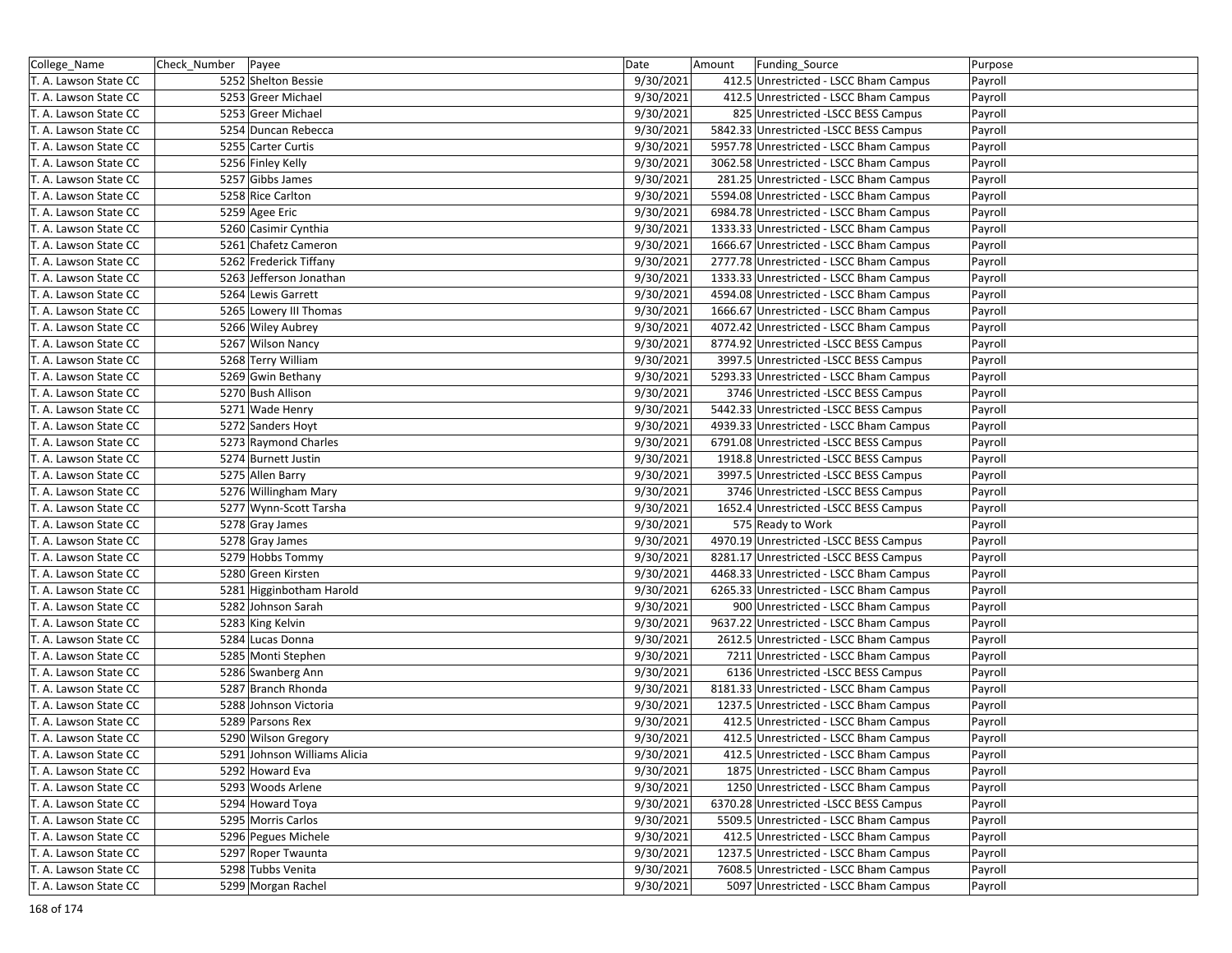| College_Name | Check_Number | Payee | Date | Amount | Funding_Source | Purpose |
|---|---|---|---|---|---|---|
| T. A. Lawson State CC | 5252 | Shelton Bessie | 9/30/2021 | 412.5 | Unrestricted - LSCC Bham Campus | Payroll |
| T. A. Lawson State CC | 5253 | Greer Michael | 9/30/2021 | 412.5 | Unrestricted - LSCC Bham Campus | Payroll |
| T. A. Lawson State CC | 5253 | Greer Michael | 9/30/2021 | 825 | Unrestricted -LSCC BESS Campus | Payroll |
| T. A. Lawson State CC | 5254 | Duncan Rebecca | 9/30/2021 | 5842.33 | Unrestricted -LSCC BESS Campus | Payroll |
| T. A. Lawson State CC | 5255 | Carter Curtis | 9/30/2021 | 5957.78 | Unrestricted - LSCC Bham Campus | Payroll |
| T. A. Lawson State CC | 5256 | Finley Kelly | 9/30/2021 | 3062.58 | Unrestricted - LSCC Bham Campus | Payroll |
| T. A. Lawson State CC | 5257 | Gibbs James | 9/30/2021 | 281.25 | Unrestricted - LSCC Bham Campus | Payroll |
| T. A. Lawson State CC | 5258 | Rice Carlton | 9/30/2021 | 5594.08 | Unrestricted - LSCC Bham Campus | Payroll |
| T. A. Lawson State CC | 5259 | Agee Eric | 9/30/2021 | 6984.78 | Unrestricted - LSCC Bham Campus | Payroll |
| T. A. Lawson State CC | 5260 | Casimir Cynthia | 9/30/2021 | 1333.33 | Unrestricted - LSCC Bham Campus | Payroll |
| T. A. Lawson State CC | 5261 | Chafetz Cameron | 9/30/2021 | 1666.67 | Unrestricted - LSCC Bham Campus | Payroll |
| T. A. Lawson State CC | 5262 | Frederick Tiffany | 9/30/2021 | 2777.78 | Unrestricted - LSCC Bham Campus | Payroll |
| T. A. Lawson State CC | 5263 | Jefferson Jonathan | 9/30/2021 | 1333.33 | Unrestricted - LSCC Bham Campus | Payroll |
| T. A. Lawson State CC | 5264 | Lewis Garrett | 9/30/2021 | 4594.08 | Unrestricted - LSCC Bham Campus | Payroll |
| T. A. Lawson State CC | 5265 | Lowery III Thomas | 9/30/2021 | 1666.67 | Unrestricted - LSCC Bham Campus | Payroll |
| T. A. Lawson State CC | 5266 | Wiley Aubrey | 9/30/2021 | 4072.42 | Unrestricted - LSCC Bham Campus | Payroll |
| T. A. Lawson State CC | 5267 | Wilson Nancy | 9/30/2021 | 8774.92 | Unrestricted -LSCC BESS Campus | Payroll |
| T. A. Lawson State CC | 5268 | Terry William | 9/30/2021 | 3997.5 | Unrestricted -LSCC BESS Campus | Payroll |
| T. A. Lawson State CC | 5269 | Gwin Bethany | 9/30/2021 | 5293.33 | Unrestricted - LSCC Bham Campus | Payroll |
| T. A. Lawson State CC | 5270 | Bush Allison | 9/30/2021 | 3746 | Unrestricted -LSCC BESS Campus | Payroll |
| T. A. Lawson State CC | 5271 | Wade Henry | 9/30/2021 | 5442.33 | Unrestricted -LSCC BESS Campus | Payroll |
| T. A. Lawson State CC | 5272 | Sanders Hoyt | 9/30/2021 | 4939.33 | Unrestricted - LSCC Bham Campus | Payroll |
| T. A. Lawson State CC | 5273 | Raymond Charles | 9/30/2021 | 6791.08 | Unrestricted -LSCC BESS Campus | Payroll |
| T. A. Lawson State CC | 5274 | Burnett Justin | 9/30/2021 | 1918.8 | Unrestricted -LSCC BESS Campus | Payroll |
| T. A. Lawson State CC | 5275 | Allen Barry | 9/30/2021 | 3997.5 | Unrestricted -LSCC BESS Campus | Payroll |
| T. A. Lawson State CC | 5276 | Willingham Mary | 9/30/2021 | 3746 | Unrestricted -LSCC BESS Campus | Payroll |
| T. A. Lawson State CC | 5277 | Wynn-Scott Tarsha | 9/30/2021 | 1652.4 | Unrestricted -LSCC BESS Campus | Payroll |
| T. A. Lawson State CC | 5278 | Gray James | 9/30/2021 | 575 | Ready to Work | Payroll |
| T. A. Lawson State CC | 5278 | Gray James | 9/30/2021 | 4970.19 | Unrestricted -LSCC BESS Campus | Payroll |
| T. A. Lawson State CC | 5279 | Hobbs Tommy | 9/30/2021 | 8281.17 | Unrestricted -LSCC BESS Campus | Payroll |
| T. A. Lawson State CC | 5280 | Green Kirsten | 9/30/2021 | 4468.33 | Unrestricted - LSCC Bham Campus | Payroll |
| T. A. Lawson State CC | 5281 | Higginbotham Harold | 9/30/2021 | 6265.33 | Unrestricted - LSCC Bham Campus | Payroll |
| T. A. Lawson State CC | 5282 | Johnson Sarah | 9/30/2021 | 900 | Unrestricted - LSCC Bham Campus | Payroll |
| T. A. Lawson State CC | 5283 | King Kelvin | 9/30/2021 | 9637.22 | Unrestricted - LSCC Bham Campus | Payroll |
| T. A. Lawson State CC | 5284 | Lucas Donna | 9/30/2021 | 2612.5 | Unrestricted - LSCC Bham Campus | Payroll |
| T. A. Lawson State CC | 5285 | Monti Stephen | 9/30/2021 | 7211 | Unrestricted - LSCC Bham Campus | Payroll |
| T. A. Lawson State CC | 5286 | Swanberg Ann | 9/30/2021 | 6136 | Unrestricted -LSCC BESS Campus | Payroll |
| T. A. Lawson State CC | 5287 | Branch Rhonda | 9/30/2021 | 8181.33 | Unrestricted - LSCC Bham Campus | Payroll |
| T. A. Lawson State CC | 5288 | Johnson Victoria | 9/30/2021 | 1237.5 | Unrestricted - LSCC Bham Campus | Payroll |
| T. A. Lawson State CC | 5289 | Parsons Rex | 9/30/2021 | 412.5 | Unrestricted - LSCC Bham Campus | Payroll |
| T. A. Lawson State CC | 5290 | Wilson Gregory | 9/30/2021 | 412.5 | Unrestricted - LSCC Bham Campus | Payroll |
| T. A. Lawson State CC | 5291 | Johnson Williams Alicia | 9/30/2021 | 412.5 | Unrestricted - LSCC Bham Campus | Payroll |
| T. A. Lawson State CC | 5292 | Howard Eva | 9/30/2021 | 1875 | Unrestricted - LSCC Bham Campus | Payroll |
| T. A. Lawson State CC | 5293 | Woods Arlene | 9/30/2021 | 1250 | Unrestricted - LSCC Bham Campus | Payroll |
| T. A. Lawson State CC | 5294 | Howard Toya | 9/30/2021 | 6370.28 | Unrestricted -LSCC BESS Campus | Payroll |
| T. A. Lawson State CC | 5295 | Morris Carlos | 9/30/2021 | 5509.5 | Unrestricted - LSCC Bham Campus | Payroll |
| T. A. Lawson State CC | 5296 | Pegues Michele | 9/30/2021 | 412.5 | Unrestricted - LSCC Bham Campus | Payroll |
| T. A. Lawson State CC | 5297 | Roper Twaunta | 9/30/2021 | 1237.5 | Unrestricted - LSCC Bham Campus | Payroll |
| T. A. Lawson State CC | 5298 | Tubbs Venita | 9/30/2021 | 7608.5 | Unrestricted - LSCC Bham Campus | Payroll |
| T. A. Lawson State CC | 5299 | Morgan Rachel | 9/30/2021 | 5097 | Unrestricted - LSCC Bham Campus | Payroll |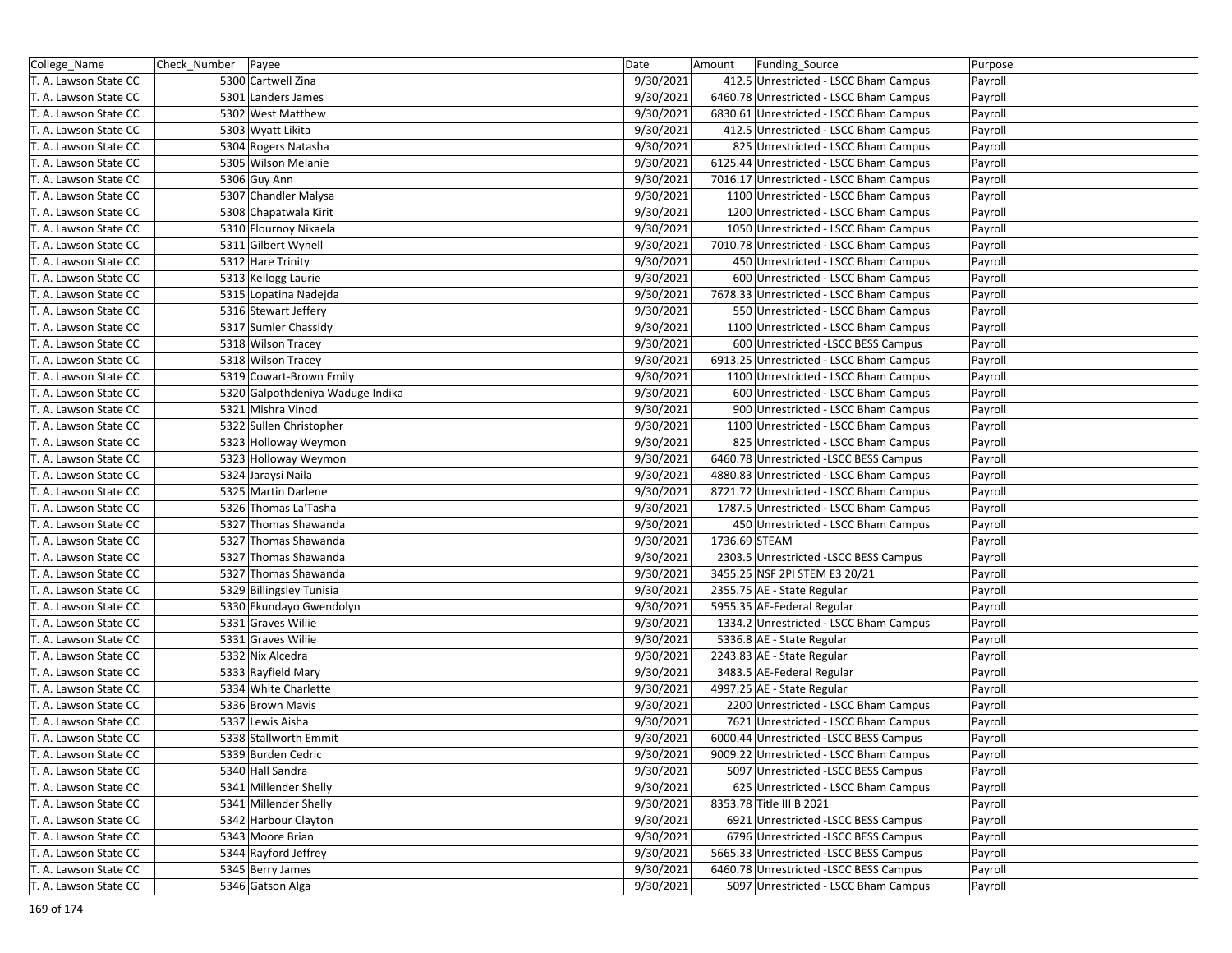| College_Name | Check_Number | Payee | Date | Amount | Funding_Source | Purpose |
|---|---|---|---|---|---|---|
| T. A. Lawson State CC | 5300 | Cartwell Zina | 9/30/2021 | 412.5 | Unrestricted - LSCC Bham Campus | Payroll |
| T. A. Lawson State CC | 5301 | Landers James | 9/30/2021 | 6460.78 | Unrestricted - LSCC Bham Campus | Payroll |
| T. A. Lawson State CC | 5302 | West Matthew | 9/30/2021 | 6830.61 | Unrestricted - LSCC Bham Campus | Payroll |
| T. A. Lawson State CC | 5303 | Wyatt Likita | 9/30/2021 | 412.5 | Unrestricted - LSCC Bham Campus | Payroll |
| T. A. Lawson State CC | 5304 | Rogers Natasha | 9/30/2021 | 825 | Unrestricted - LSCC Bham Campus | Payroll |
| T. A. Lawson State CC | 5305 | Wilson Melanie | 9/30/2021 | 6125.44 | Unrestricted - LSCC Bham Campus | Payroll |
| T. A. Lawson State CC | 5306 | Guy Ann | 9/30/2021 | 7016.17 | Unrestricted - LSCC Bham Campus | Payroll |
| T. A. Lawson State CC | 5307 | Chandler Malysa | 9/30/2021 | 1100 | Unrestricted - LSCC Bham Campus | Payroll |
| T. A. Lawson State CC | 5308 | Chapatwala Kirit | 9/30/2021 | 1200 | Unrestricted - LSCC Bham Campus | Payroll |
| T. A. Lawson State CC | 5310 | Flournoy Nikaela | 9/30/2021 | 1050 | Unrestricted - LSCC Bham Campus | Payroll |
| T. A. Lawson State CC | 5311 | Gilbert Wynell | 9/30/2021 | 7010.78 | Unrestricted - LSCC Bham Campus | Payroll |
| T. A. Lawson State CC | 5312 | Hare Trinity | 9/30/2021 | 450 | Unrestricted - LSCC Bham Campus | Payroll |
| T. A. Lawson State CC | 5313 | Kellogg Laurie | 9/30/2021 | 600 | Unrestricted - LSCC Bham Campus | Payroll |
| T. A. Lawson State CC | 5315 | Lopatina Nadejda | 9/30/2021 | 7678.33 | Unrestricted - LSCC Bham Campus | Payroll |
| T. A. Lawson State CC | 5316 | Stewart Jeffery | 9/30/2021 | 550 | Unrestricted - LSCC Bham Campus | Payroll |
| T. A. Lawson State CC | 5317 | Sumler Chassidy | 9/30/2021 | 1100 | Unrestricted - LSCC Bham Campus | Payroll |
| T. A. Lawson State CC | 5318 | Wilson Tracey | 9/30/2021 | 600 | Unrestricted -LSCC BESS Campus | Payroll |
| T. A. Lawson State CC | 5318 | Wilson Tracey | 9/30/2021 | 6913.25 | Unrestricted - LSCC Bham Campus | Payroll |
| T. A. Lawson State CC | 5319 | Cowart-Brown Emily | 9/30/2021 | 1100 | Unrestricted - LSCC Bham Campus | Payroll |
| T. A. Lawson State CC | 5320 | Galpothdeniya Waduge Indika | 9/30/2021 | 600 | Unrestricted - LSCC Bham Campus | Payroll |
| T. A. Lawson State CC | 5321 | Mishra Vinod | 9/30/2021 | 900 | Unrestricted - LSCC Bham Campus | Payroll |
| T. A. Lawson State CC | 5322 | Sullen Christopher | 9/30/2021 | 1100 | Unrestricted - LSCC Bham Campus | Payroll |
| T. A. Lawson State CC | 5323 | Holloway Weymon | 9/30/2021 | 825 | Unrestricted - LSCC Bham Campus | Payroll |
| T. A. Lawson State CC | 5323 | Holloway Weymon | 9/30/2021 | 6460.78 | Unrestricted -LSCC BESS Campus | Payroll |
| T. A. Lawson State CC | 5324 | Jaraysi Naila | 9/30/2021 | 4880.83 | Unrestricted - LSCC Bham Campus | Payroll |
| T. A. Lawson State CC | 5325 | Martin Darlene | 9/30/2021 | 8721.72 | Unrestricted - LSCC Bham Campus | Payroll |
| T. A. Lawson State CC | 5326 | Thomas La'Tasha | 9/30/2021 | 1787.5 | Unrestricted - LSCC Bham Campus | Payroll |
| T. A. Lawson State CC | 5327 | Thomas Shawanda | 9/30/2021 | 450 | Unrestricted - LSCC Bham Campus | Payroll |
| T. A. Lawson State CC | 5327 | Thomas Shawanda | 9/30/2021 | 1736.69 | STEAM | Payroll |
| T. A. Lawson State CC | 5327 | Thomas Shawanda | 9/30/2021 | 2303.5 | Unrestricted -LSCC BESS Campus | Payroll |
| T. A. Lawson State CC | 5327 | Thomas Shawanda | 9/30/2021 | 3455.25 | NSF 2PI STEM E3 20/21 | Payroll |
| T. A. Lawson State CC | 5329 | Billingsley Tunisia | 9/30/2021 | 2355.75 | AE - State Regular | Payroll |
| T. A. Lawson State CC | 5330 | Ekundayo Gwendolyn | 9/30/2021 | 5955.35 | AE-Federal Regular | Payroll |
| T. A. Lawson State CC | 5331 | Graves Willie | 9/30/2021 | 1334.2 | Unrestricted - LSCC Bham Campus | Payroll |
| T. A. Lawson State CC | 5331 | Graves Willie | 9/30/2021 | 5336.8 | AE - State Regular | Payroll |
| T. A. Lawson State CC | 5332 | Nix Alcedra | 9/30/2021 | 2243.83 | AE - State Regular | Payroll |
| T. A. Lawson State CC | 5333 | Rayfield Mary | 9/30/2021 | 3483.5 | AE-Federal Regular | Payroll |
| T. A. Lawson State CC | 5334 | White Charlette | 9/30/2021 | 4997.25 | AE - State Regular | Payroll |
| T. A. Lawson State CC | 5336 | Brown Mavis | 9/30/2021 | 2200 | Unrestricted - LSCC Bham Campus | Payroll |
| T. A. Lawson State CC | 5337 | Lewis Aisha | 9/30/2021 | 7621 | Unrestricted - LSCC Bham Campus | Payroll |
| T. A. Lawson State CC | 5338 | Stallworth Emmit | 9/30/2021 | 6000.44 | Unrestricted -LSCC BESS Campus | Payroll |
| T. A. Lawson State CC | 5339 | Burden Cedric | 9/30/2021 | 9009.22 | Unrestricted - LSCC Bham Campus | Payroll |
| T. A. Lawson State CC | 5340 | Hall Sandra | 9/30/2021 | 5097 | Unrestricted -LSCC BESS Campus | Payroll |
| T. A. Lawson State CC | 5341 | Millender Shelly | 9/30/2021 | 625 | Unrestricted - LSCC Bham Campus | Payroll |
| T. A. Lawson State CC | 5341 | Millender Shelly | 9/30/2021 | 8353.78 | Title III B 2021 | Payroll |
| T. A. Lawson State CC | 5342 | Harbour Clayton | 9/30/2021 | 6921 | Unrestricted -LSCC BESS Campus | Payroll |
| T. A. Lawson State CC | 5343 | Moore Brian | 9/30/2021 | 6796 | Unrestricted -LSCC BESS Campus | Payroll |
| T. A. Lawson State CC | 5344 | Rayford Jeffrey | 9/30/2021 | 5665.33 | Unrestricted -LSCC BESS Campus | Payroll |
| T. A. Lawson State CC | 5345 | Berry James | 9/30/2021 | 6460.78 | Unrestricted -LSCC BESS Campus | Payroll |
| T. A. Lawson State CC | 5346 | Gatson Alga | 9/30/2021 | 5097 | Unrestricted - LSCC Bham Campus | Payroll |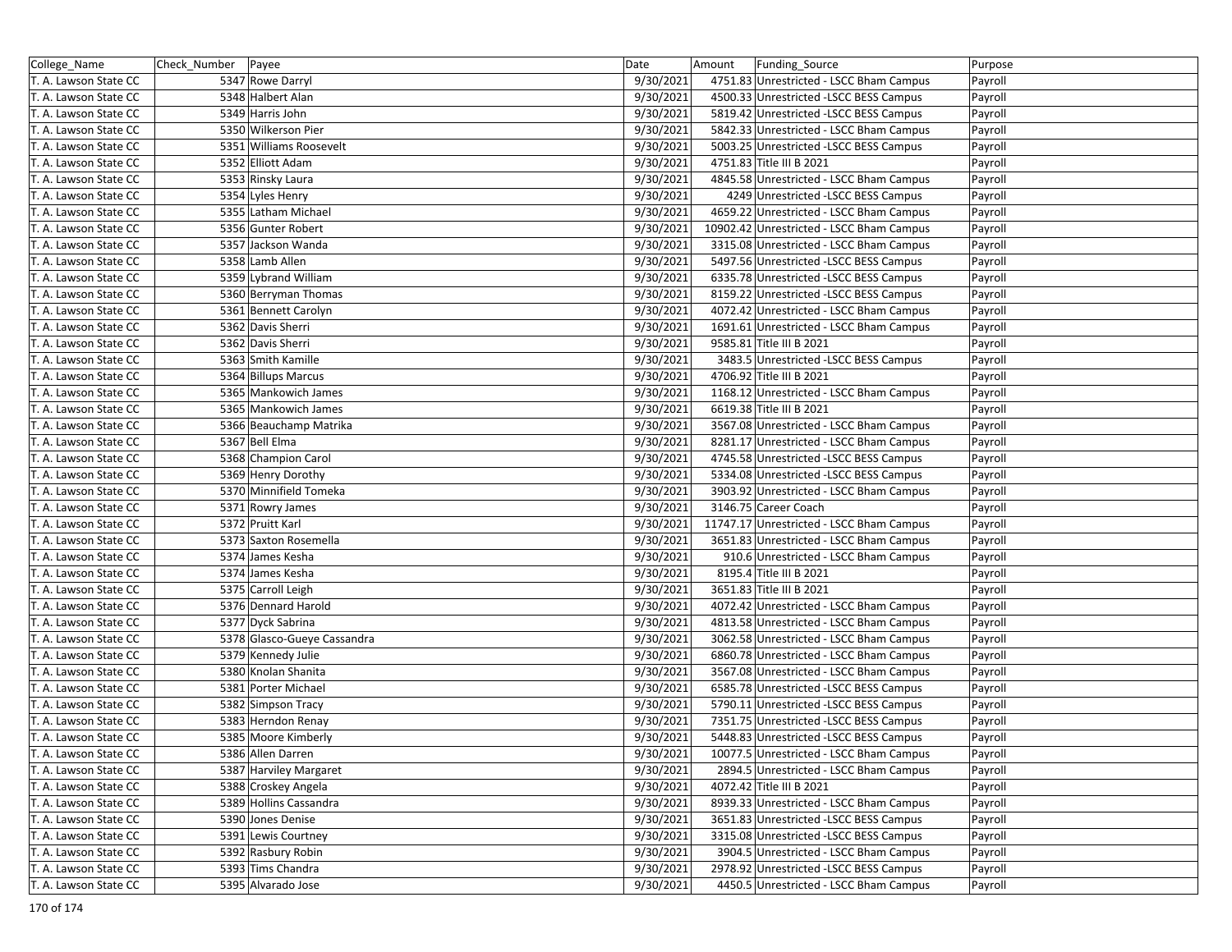| College_Name | Check_Number | Payee | Date | Amount | Funding_Source | Purpose |
|---|---|---|---|---|---|---|
| T. A. Lawson State CC | 5347 | Rowe Darryl | 9/30/2021 | 4751.83 | Unrestricted - LSCC Bham Campus | Payroll |
| T. A. Lawson State CC | 5348 | Halbert Alan | 9/30/2021 | 4500.33 | Unrestricted -LSCC BESS Campus | Payroll |
| T. A. Lawson State CC | 5349 | Harris John | 9/30/2021 | 5819.42 | Unrestricted -LSCC BESS Campus | Payroll |
| T. A. Lawson State CC | 5350 | Wilkerson Pier | 9/30/2021 | 5842.33 | Unrestricted - LSCC Bham Campus | Payroll |
| T. A. Lawson State CC | 5351 | Williams Roosevelt | 9/30/2021 | 5003.25 | Unrestricted -LSCC BESS Campus | Payroll |
| T. A. Lawson State CC | 5352 | Elliott Adam | 9/30/2021 | 4751.83 | Title III B 2021 | Payroll |
| T. A. Lawson State CC | 5353 | Rinsky Laura | 9/30/2021 | 4845.58 | Unrestricted - LSCC Bham Campus | Payroll |
| T. A. Lawson State CC | 5354 | Lyles Henry | 9/30/2021 | 4249 | Unrestricted -LSCC BESS Campus | Payroll |
| T. A. Lawson State CC | 5355 | Latham Michael | 9/30/2021 | 4659.22 | Unrestricted - LSCC Bham Campus | Payroll |
| T. A. Lawson State CC | 5356 | Gunter Robert | 9/30/2021 | 10902.42 | Unrestricted - LSCC Bham Campus | Payroll |
| T. A. Lawson State CC | 5357 | Jackson Wanda | 9/30/2021 | 3315.08 | Unrestricted - LSCC Bham Campus | Payroll |
| T. A. Lawson State CC | 5358 | Lamb Allen | 9/30/2021 | 5497.56 | Unrestricted -LSCC BESS Campus | Payroll |
| T. A. Lawson State CC | 5359 | Lybrand William | 9/30/2021 | 6335.78 | Unrestricted -LSCC BESS Campus | Payroll |
| T. A. Lawson State CC | 5360 | Berryman Thomas | 9/30/2021 | 8159.22 | Unrestricted -LSCC BESS Campus | Payroll |
| T. A. Lawson State CC | 5361 | Bennett Carolyn | 9/30/2021 | 4072.42 | Unrestricted - LSCC Bham Campus | Payroll |
| T. A. Lawson State CC | 5362 | Davis Sherri | 9/30/2021 | 1691.61 | Unrestricted - LSCC Bham Campus | Payroll |
| T. A. Lawson State CC | 5362 | Davis Sherri | 9/30/2021 | 9585.81 | Title III B 2021 | Payroll |
| T. A. Lawson State CC | 5363 | Smith Kamille | 9/30/2021 | 3483.5 | Unrestricted -LSCC BESS Campus | Payroll |
| T. A. Lawson State CC | 5364 | Billups Marcus | 9/30/2021 | 4706.92 | Title III B 2021 | Payroll |
| T. A. Lawson State CC | 5365 | Mankowich James | 9/30/2021 | 1168.12 | Unrestricted - LSCC Bham Campus | Payroll |
| T. A. Lawson State CC | 5365 | Mankowich James | 9/30/2021 | 6619.38 | Title III B 2021 | Payroll |
| T. A. Lawson State CC | 5366 | Beauchamp Matrika | 9/30/2021 | 3567.08 | Unrestricted - LSCC Bham Campus | Payroll |
| T. A. Lawson State CC | 5367 | Bell Elma | 9/30/2021 | 8281.17 | Unrestricted - LSCC Bham Campus | Payroll |
| T. A. Lawson State CC | 5368 | Champion Carol | 9/30/2021 | 4745.58 | Unrestricted -LSCC BESS Campus | Payroll |
| T. A. Lawson State CC | 5369 | Henry Dorothy | 9/30/2021 | 5334.08 | Unrestricted -LSCC BESS Campus | Payroll |
| T. A. Lawson State CC | 5370 | Minnifield Tomeka | 9/30/2021 | 3903.92 | Unrestricted - LSCC Bham Campus | Payroll |
| T. A. Lawson State CC | 5371 | Rowry James | 9/30/2021 | 3146.75 | Career Coach | Payroll |
| T. A. Lawson State CC | 5372 | Pruitt Karl | 9/30/2021 | 11747.17 | Unrestricted - LSCC Bham Campus | Payroll |
| T. A. Lawson State CC | 5373 | Saxton Rosemella | 9/30/2021 | 3651.83 | Unrestricted - LSCC Bham Campus | Payroll |
| T. A. Lawson State CC | 5374 | James Kesha | 9/30/2021 | 910.6 | Unrestricted - LSCC Bham Campus | Payroll |
| T. A. Lawson State CC | 5374 | James Kesha | 9/30/2021 | 8195.4 | Title III B 2021 | Payroll |
| T. A. Lawson State CC | 5375 | Carroll Leigh | 9/30/2021 | 3651.83 | Title III B 2021 | Payroll |
| T. A. Lawson State CC | 5376 | Dennard Harold | 9/30/2021 | 4072.42 | Unrestricted - LSCC Bham Campus | Payroll |
| T. A. Lawson State CC | 5377 | Dyck Sabrina | 9/30/2021 | 4813.58 | Unrestricted - LSCC Bham Campus | Payroll |
| T. A. Lawson State CC | 5378 | Glasco-Gueye Cassandra | 9/30/2021 | 3062.58 | Unrestricted - LSCC Bham Campus | Payroll |
| T. A. Lawson State CC | 5379 | Kennedy Julie | 9/30/2021 | 6860.78 | Unrestricted - LSCC Bham Campus | Payroll |
| T. A. Lawson State CC | 5380 | Knolan Shanita | 9/30/2021 | 3567.08 | Unrestricted - LSCC Bham Campus | Payroll |
| T. A. Lawson State CC | 5381 | Porter Michael | 9/30/2021 | 6585.78 | Unrestricted -LSCC BESS Campus | Payroll |
| T. A. Lawson State CC | 5382 | Simpson Tracy | 9/30/2021 | 5790.11 | Unrestricted -LSCC BESS Campus | Payroll |
| T. A. Lawson State CC | 5383 | Herndon Renay | 9/30/2021 | 7351.75 | Unrestricted -LSCC BESS Campus | Payroll |
| T. A. Lawson State CC | 5385 | Moore Kimberly | 9/30/2021 | 5448.83 | Unrestricted -LSCC BESS Campus | Payroll |
| T. A. Lawson State CC | 5386 | Allen Darren | 9/30/2021 | 10077.5 | Unrestricted - LSCC Bham Campus | Payroll |
| T. A. Lawson State CC | 5387 | Harviley Margaret | 9/30/2021 | 2894.5 | Unrestricted - LSCC Bham Campus | Payroll |
| T. A. Lawson State CC | 5388 | Croskey Angela | 9/30/2021 | 4072.42 | Title III B 2021 | Payroll |
| T. A. Lawson State CC | 5389 | Hollins Cassandra | 9/30/2021 | 8939.33 | Unrestricted - LSCC Bham Campus | Payroll |
| T. A. Lawson State CC | 5390 | Jones Denise | 9/30/2021 | 3651.83 | Unrestricted -LSCC BESS Campus | Payroll |
| T. A. Lawson State CC | 5391 | Lewis Courtney | 9/30/2021 | 3315.08 | Unrestricted -LSCC BESS Campus | Payroll |
| T. A. Lawson State CC | 5392 | Rasbury Robin | 9/30/2021 | 3904.5 | Unrestricted - LSCC Bham Campus | Payroll |
| T. A. Lawson State CC | 5393 | Tims Chandra | 9/30/2021 | 2978.92 | Unrestricted -LSCC BESS Campus | Payroll |
| T. A. Lawson State CC | 5395 | Alvarado Jose | 9/30/2021 | 4450.5 | Unrestricted - LSCC Bham Campus | Payroll |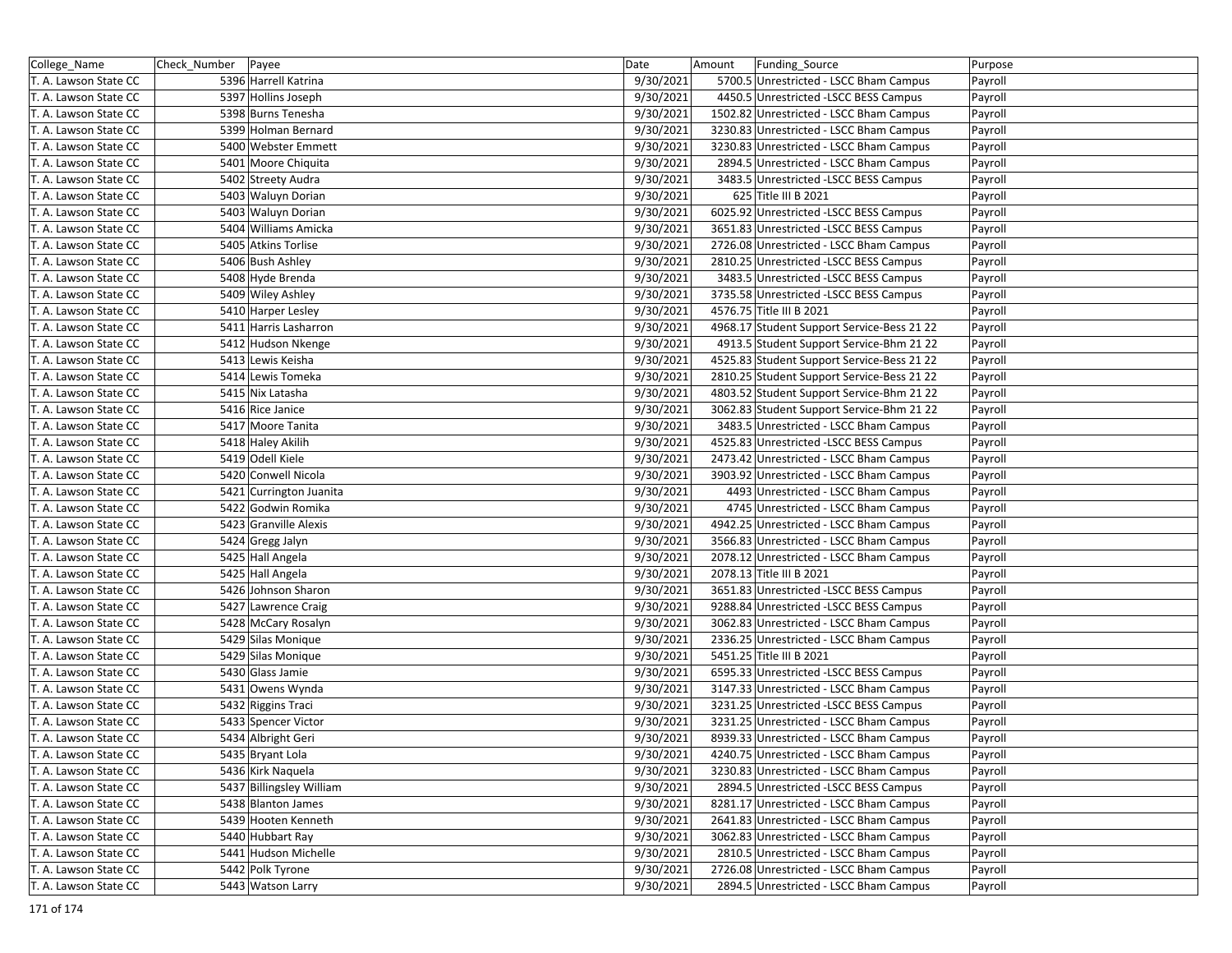| College_Name | Check_Number | Payee | Date | Amount | Funding_Source | Purpose |
|---|---|---|---|---|---|---|
| T. A. Lawson State CC | 5396 | Harrell Katrina | 9/30/2021 | 5700.5 | Unrestricted - LSCC Bham Campus | Payroll |
| T. A. Lawson State CC | 5397 | Hollins Joseph | 9/30/2021 | 4450.5 | Unrestricted -LSCC BESS Campus | Payroll |
| T. A. Lawson State CC | 5398 | Burns Tenesha | 9/30/2021 | 1502.82 | Unrestricted - LSCC Bham Campus | Payroll |
| T. A. Lawson State CC | 5399 | Holman Bernard | 9/30/2021 | 3230.83 | Unrestricted - LSCC Bham Campus | Payroll |
| T. A. Lawson State CC | 5400 | Webster Emmett | 9/30/2021 | 3230.83 | Unrestricted - LSCC Bham Campus | Payroll |
| T. A. Lawson State CC | 5401 | Moore Chiquita | 9/30/2021 | 2894.5 | Unrestricted - LSCC Bham Campus | Payroll |
| T. A. Lawson State CC | 5402 | Streety Audra | 9/30/2021 | 3483.5 | Unrestricted -LSCC BESS Campus | Payroll |
| T. A. Lawson State CC | 5403 | Waluyn Dorian | 9/30/2021 | 625 | Title III B 2021 | Payroll |
| T. A. Lawson State CC | 5403 | Waluyn Dorian | 9/30/2021 | 6025.92 | Unrestricted -LSCC BESS Campus | Payroll |
| T. A. Lawson State CC | 5404 | Williams Amicka | 9/30/2021 | 3651.83 | Unrestricted -LSCC BESS Campus | Payroll |
| T. A. Lawson State CC | 5405 | Atkins Torlise | 9/30/2021 | 2726.08 | Unrestricted - LSCC Bham Campus | Payroll |
| T. A. Lawson State CC | 5406 | Bush Ashley | 9/30/2021 | 2810.25 | Unrestricted -LSCC BESS Campus | Payroll |
| T. A. Lawson State CC | 5408 | Hyde Brenda | 9/30/2021 | 3483.5 | Unrestricted -LSCC BESS Campus | Payroll |
| T. A. Lawson State CC | 5409 | Wiley Ashley | 9/30/2021 | 3735.58 | Unrestricted -LSCC BESS Campus | Payroll |
| T. A. Lawson State CC | 5410 | Harper Lesley | 9/30/2021 | 4576.75 | Title III B 2021 | Payroll |
| T. A. Lawson State CC | 5411 | Harris Lasharron | 9/30/2021 | 4968.17 | Student Support Service-Bess 21 22 | Payroll |
| T. A. Lawson State CC | 5412 | Hudson Nkenge | 9/30/2021 | 4913.5 | Student Support Service-Bhm 21 22 | Payroll |
| T. A. Lawson State CC | 5413 | Lewis Keisha | 9/30/2021 | 4525.83 | Student Support Service-Bess 21 22 | Payroll |
| T. A. Lawson State CC | 5414 | Lewis Tomeka | 9/30/2021 | 2810.25 | Student Support Service-Bess 21 22 | Payroll |
| T. A. Lawson State CC | 5415 | Nix Latasha | 9/30/2021 | 4803.52 | Student Support Service-Bhm 21 22 | Payroll |
| T. A. Lawson State CC | 5416 | Rice Janice | 9/30/2021 | 3062.83 | Student Support Service-Bhm 21 22 | Payroll |
| T. A. Lawson State CC | 5417 | Moore Tanita | 9/30/2021 | 3483.5 | Unrestricted - LSCC Bham Campus | Payroll |
| T. A. Lawson State CC | 5418 | Haley Akilih | 9/30/2021 | 4525.83 | Unrestricted -LSCC BESS Campus | Payroll |
| T. A. Lawson State CC | 5419 | Odell Kiele | 9/30/2021 | 2473.42 | Unrestricted - LSCC Bham Campus | Payroll |
| T. A. Lawson State CC | 5420 | Conwell Nicola | 9/30/2021 | 3903.92 | Unrestricted - LSCC Bham Campus | Payroll |
| T. A. Lawson State CC | 5421 | Currington Juanita | 9/30/2021 | 4493 | Unrestricted - LSCC Bham Campus | Payroll |
| T. A. Lawson State CC | 5422 | Godwin Romika | 9/30/2021 | 4745 | Unrestricted - LSCC Bham Campus | Payroll |
| T. A. Lawson State CC | 5423 | Granville Alexis | 9/30/2021 | 4942.25 | Unrestricted - LSCC Bham Campus | Payroll |
| T. A. Lawson State CC | 5424 | Gregg Jalyn | 9/30/2021 | 3566.83 | Unrestricted - LSCC Bham Campus | Payroll |
| T. A. Lawson State CC | 5425 | Hall Angela | 9/30/2021 | 2078.12 | Unrestricted - LSCC Bham Campus | Payroll |
| T. A. Lawson State CC | 5425 | Hall Angela | 9/30/2021 | 2078.13 | Title III B 2021 | Payroll |
| T. A. Lawson State CC | 5426 | Johnson Sharon | 9/30/2021 | 3651.83 | Unrestricted -LSCC BESS Campus | Payroll |
| T. A. Lawson State CC | 5427 | Lawrence Craig | 9/30/2021 | 9288.84 | Unrestricted -LSCC BESS Campus | Payroll |
| T. A. Lawson State CC | 5428 | McCary Rosalyn | 9/30/2021 | 3062.83 | Unrestricted - LSCC Bham Campus | Payroll |
| T. A. Lawson State CC | 5429 | Silas Monique | 9/30/2021 | 2336.25 | Unrestricted - LSCC Bham Campus | Payroll |
| T. A. Lawson State CC | 5429 | Silas Monique | 9/30/2021 | 5451.25 | Title III B 2021 | Payroll |
| T. A. Lawson State CC | 5430 | Glass Jamie | 9/30/2021 | 6595.33 | Unrestricted -LSCC BESS Campus | Payroll |
| T. A. Lawson State CC | 5431 | Owens Wynda | 9/30/2021 | 3147.33 | Unrestricted - LSCC Bham Campus | Payroll |
| T. A. Lawson State CC | 5432 | Riggins Traci | 9/30/2021 | 3231.25 | Unrestricted -LSCC BESS Campus | Payroll |
| T. A. Lawson State CC | 5433 | Spencer Victor | 9/30/2021 | 3231.25 | Unrestricted - LSCC Bham Campus | Payroll |
| T. A. Lawson State CC | 5434 | Albright Geri | 9/30/2021 | 8939.33 | Unrestricted - LSCC Bham Campus | Payroll |
| T. A. Lawson State CC | 5435 | Bryant Lola | 9/30/2021 | 4240.75 | Unrestricted - LSCC Bham Campus | Payroll |
| T. A. Lawson State CC | 5436 | Kirk Naquela | 9/30/2021 | 3230.83 | Unrestricted - LSCC Bham Campus | Payroll |
| T. A. Lawson State CC | 5437 | Billingsley William | 9/30/2021 | 2894.5 | Unrestricted -LSCC BESS Campus | Payroll |
| T. A. Lawson State CC | 5438 | Blanton James | 9/30/2021 | 8281.17 | Unrestricted - LSCC Bham Campus | Payroll |
| T. A. Lawson State CC | 5439 | Hooten Kenneth | 9/30/2021 | 2641.83 | Unrestricted - LSCC Bham Campus | Payroll |
| T. A. Lawson State CC | 5440 | Hubbart Ray | 9/30/2021 | 3062.83 | Unrestricted - LSCC Bham Campus | Payroll |
| T. A. Lawson State CC | 5441 | Hudson Michelle | 9/30/2021 | 2810.5 | Unrestricted - LSCC Bham Campus | Payroll |
| T. A. Lawson State CC | 5442 | Polk Tyrone | 9/30/2021 | 2726.08 | Unrestricted - LSCC Bham Campus | Payroll |
| T. A. Lawson State CC | 5443 | Watson Larry | 9/30/2021 | 2894.5 | Unrestricted - LSCC Bham Campus | Payroll |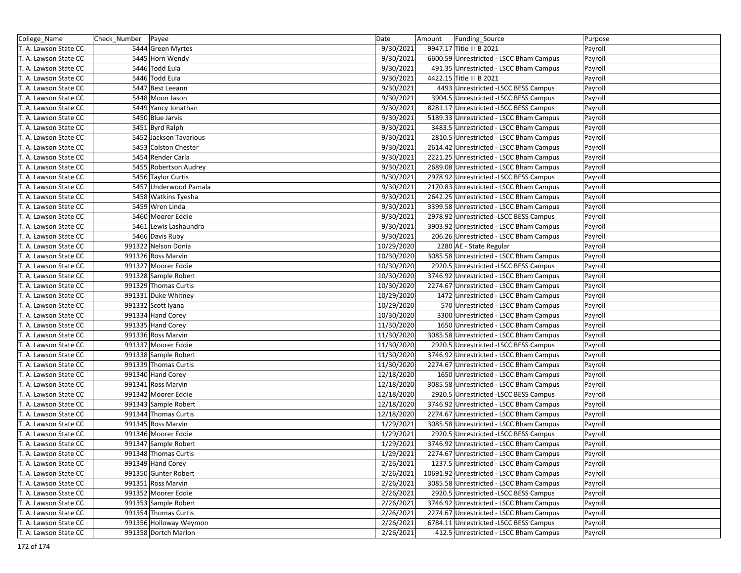| College_Name | Check_Number | Payee | Date | Amount | Funding_Source | Purpose |
|---|---|---|---|---|---|---|
| T. A. Lawson State CC | 5444 | Green Myrtes | 9/30/2021 | 9947.17 | Title III B 2021 | Payroll |
| T. A. Lawson State CC | 5445 | Horn Wendy | 9/30/2021 | 6600.59 | Unrestricted - LSCC Bham Campus | Payroll |
| T. A. Lawson State CC | 5446 | Todd Eula | 9/30/2021 | 491.35 | Unrestricted - LSCC Bham Campus | Payroll |
| T. A. Lawson State CC | 5446 | Todd Eula | 9/30/2021 | 4422.15 | Title III B 2021 | Payroll |
| T. A. Lawson State CC | 5447 | Best Leeann | 9/30/2021 | 4493 | Unrestricted -LSCC BESS Campus | Payroll |
| T. A. Lawson State CC | 5448 | Moon Jason | 9/30/2021 | 3904.5 | Unrestricted -LSCC BESS Campus | Payroll |
| T. A. Lawson State CC | 5449 | Yancy Jonathan | 9/30/2021 | 8281.17 | Unrestricted -LSCC BESS Campus | Payroll |
| T. A. Lawson State CC | 5450 | Blue Jarvis | 9/30/2021 | 5189.33 | Unrestricted - LSCC Bham Campus | Payroll |
| T. A. Lawson State CC | 5451 | Byrd Ralph | 9/30/2021 | 3483.5 | Unrestricted - LSCC Bham Campus | Payroll |
| T. A. Lawson State CC | 5452 | Jackson Tavarious | 9/30/2021 | 2810.5 | Unrestricted - LSCC Bham Campus | Payroll |
| T. A. Lawson State CC | 5453 | Colston Chester | 9/30/2021 | 2614.42 | Unrestricted - LSCC Bham Campus | Payroll |
| T. A. Lawson State CC | 5454 | Render Carla | 9/30/2021 | 2221.25 | Unrestricted - LSCC Bham Campus | Payroll |
| T. A. Lawson State CC | 5455 | Robertson Audrey | 9/30/2021 | 2689.08 | Unrestricted - LSCC Bham Campus | Payroll |
| T. A. Lawson State CC | 5456 | Taylor Curtis | 9/30/2021 | 2978.92 | Unrestricted -LSCC BESS Campus | Payroll |
| T. A. Lawson State CC | 5457 | Underwood Pamala | 9/30/2021 | 2170.83 | Unrestricted - LSCC Bham Campus | Payroll |
| T. A. Lawson State CC | 5458 | Watkins Tyesha | 9/30/2021 | 2642.25 | Unrestricted - LSCC Bham Campus | Payroll |
| T. A. Lawson State CC | 5459 | Wren Linda | 9/30/2021 | 3399.58 | Unrestricted - LSCC Bham Campus | Payroll |
| T. A. Lawson State CC | 5460 | Moorer Eddie | 9/30/2021 | 2978.92 | Unrestricted -LSCC BESS Campus | Payroll |
| T. A. Lawson State CC | 5461 | Lewis Lashaundra | 9/30/2021 | 3903.92 | Unrestricted - LSCC Bham Campus | Payroll |
| T. A. Lawson State CC | 5466 | Davis Ruby | 9/30/2021 | 206.26 | Unrestricted - LSCC Bham Campus | Payroll |
| T. A. Lawson State CC | 991322 | Nelson Donia | 10/29/2020 | 2280 | AE - State Regular | Payroll |
| T. A. Lawson State CC | 991326 | Ross Marvin | 10/30/2020 | 3085.58 | Unrestricted - LSCC Bham Campus | Payroll |
| T. A. Lawson State CC | 991327 | Moorer Eddie | 10/30/2020 | 2920.5 | Unrestricted -LSCC BESS Campus | Payroll |
| T. A. Lawson State CC | 991328 | Sample Robert | 10/30/2020 | 3746.92 | Unrestricted - LSCC Bham Campus | Payroll |
| T. A. Lawson State CC | 991329 | Thomas Curtis | 10/30/2020 | 2274.67 | Unrestricted - LSCC Bham Campus | Payroll |
| T. A. Lawson State CC | 991331 | Duke Whitney | 10/29/2020 | 1472 | Unrestricted - LSCC Bham Campus | Payroll |
| T. A. Lawson State CC | 991332 | Scott Iyana | 10/29/2020 | 570 | Unrestricted - LSCC Bham Campus | Payroll |
| T. A. Lawson State CC | 991334 | Hand Corey | 10/30/2020 | 3300 | Unrestricted - LSCC Bham Campus | Payroll |
| T. A. Lawson State CC | 991335 | Hand Corey | 11/30/2020 | 1650 | Unrestricted - LSCC Bham Campus | Payroll |
| T. A. Lawson State CC | 991336 | Ross Marvin | 11/30/2020 | 3085.58 | Unrestricted - LSCC Bham Campus | Payroll |
| T. A. Lawson State CC | 991337 | Moorer Eddie | 11/30/2020 | 2920.5 | Unrestricted -LSCC BESS Campus | Payroll |
| T. A. Lawson State CC | 991338 | Sample Robert | 11/30/2020 | 3746.92 | Unrestricted - LSCC Bham Campus | Payroll |
| T. A. Lawson State CC | 991339 | Thomas Curtis | 11/30/2020 | 2274.67 | Unrestricted - LSCC Bham Campus | Payroll |
| T. A. Lawson State CC | 991340 | Hand Corey | 12/18/2020 | 1650 | Unrestricted - LSCC Bham Campus | Payroll |
| T. A. Lawson State CC | 991341 | Ross Marvin | 12/18/2020 | 3085.58 | Unrestricted - LSCC Bham Campus | Payroll |
| T. A. Lawson State CC | 991342 | Moorer Eddie | 12/18/2020 | 2920.5 | Unrestricted -LSCC BESS Campus | Payroll |
| T. A. Lawson State CC | 991343 | Sample Robert | 12/18/2020 | 3746.92 | Unrestricted - LSCC Bham Campus | Payroll |
| T. A. Lawson State CC | 991344 | Thomas Curtis | 12/18/2020 | 2274.67 | Unrestricted - LSCC Bham Campus | Payroll |
| T. A. Lawson State CC | 991345 | Ross Marvin | 1/29/2021 | 3085.58 | Unrestricted - LSCC Bham Campus | Payroll |
| T. A. Lawson State CC | 991346 | Moorer Eddie | 1/29/2021 | 2920.5 | Unrestricted -LSCC BESS Campus | Payroll |
| T. A. Lawson State CC | 991347 | Sample Robert | 1/29/2021 | 3746.92 | Unrestricted - LSCC Bham Campus | Payroll |
| T. A. Lawson State CC | 991348 | Thomas Curtis | 1/29/2021 | 2274.67 | Unrestricted - LSCC Bham Campus | Payroll |
| T. A. Lawson State CC | 991349 | Hand Corey | 2/26/2021 | 1237.5 | Unrestricted - LSCC Bham Campus | Payroll |
| T. A. Lawson State CC | 991350 | Gunter Robert | 2/26/2021 | 10691.92 | Unrestricted - LSCC Bham Campus | Payroll |
| T. A. Lawson State CC | 991351 | Ross Marvin | 2/26/2021 | 3085.58 | Unrestricted - LSCC Bham Campus | Payroll |
| T. A. Lawson State CC | 991352 | Moorer Eddie | 2/26/2021 | 2920.5 | Unrestricted -LSCC BESS Campus | Payroll |
| T. A. Lawson State CC | 991353 | Sample Robert | 2/26/2021 | 3746.92 | Unrestricted - LSCC Bham Campus | Payroll |
| T. A. Lawson State CC | 991354 | Thomas Curtis | 2/26/2021 | 2274.67 | Unrestricted - LSCC Bham Campus | Payroll |
| T. A. Lawson State CC | 991356 | Holloway Weymon | 2/26/2021 | 6784.11 | Unrestricted -LSCC BESS Campus | Payroll |
| T. A. Lawson State CC | 991358 | Dortch Marlon | 2/26/2021 | 412.5 | Unrestricted - LSCC Bham Campus | Payroll |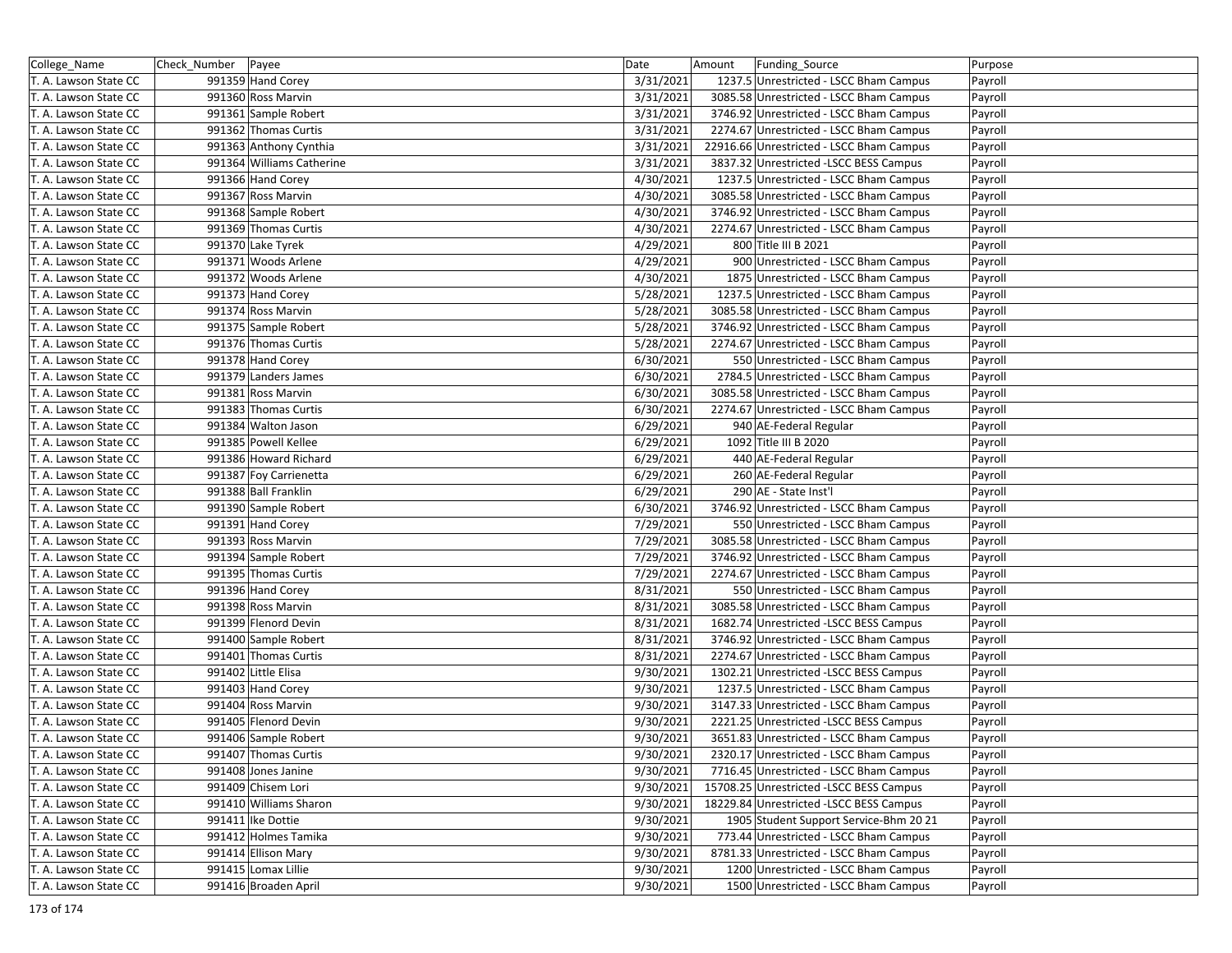| College_Name | Check_Number | Payee | Date | Amount | Funding_Source | Purpose |
|---|---|---|---|---|---|---|
| T. A. Lawson State CC | 991359 | Hand Corey | 3/31/2021 | 1237.5 | Unrestricted - LSCC Bham Campus | Payroll |
| T. A. Lawson State CC | 991360 | Ross Marvin | 3/31/2021 | 3085.58 | Unrestricted - LSCC Bham Campus | Payroll |
| T. A. Lawson State CC | 991361 | Sample Robert | 3/31/2021 | 3746.92 | Unrestricted - LSCC Bham Campus | Payroll |
| T. A. Lawson State CC | 991362 | Thomas Curtis | 3/31/2021 | 2274.67 | Unrestricted - LSCC Bham Campus | Payroll |
| T. A. Lawson State CC | 991363 | Anthony Cynthia | 3/31/2021 | 22916.66 | Unrestricted - LSCC Bham Campus | Payroll |
| T. A. Lawson State CC | 991364 | Williams Catherine | 3/31/2021 | 3837.32 | Unrestricted -LSCC BESS Campus | Payroll |
| T. A. Lawson State CC | 991366 | Hand Corey | 4/30/2021 | 1237.5 | Unrestricted - LSCC Bham Campus | Payroll |
| T. A. Lawson State CC | 991367 | Ross Marvin | 4/30/2021 | 3085.58 | Unrestricted - LSCC Bham Campus | Payroll |
| T. A. Lawson State CC | 991368 | Sample Robert | 4/30/2021 | 3746.92 | Unrestricted - LSCC Bham Campus | Payroll |
| T. A. Lawson State CC | 991369 | Thomas Curtis | 4/30/2021 | 2274.67 | Unrestricted - LSCC Bham Campus | Payroll |
| T. A. Lawson State CC | 991370 | Lake Tyrek | 4/29/2021 | 800 | Title III B 2021 | Payroll |
| T. A. Lawson State CC | 991371 | Woods Arlene | 4/29/2021 | 900 | Unrestricted - LSCC Bham Campus | Payroll |
| T. A. Lawson State CC | 991372 | Woods Arlene | 4/30/2021 | 1875 | Unrestricted - LSCC Bham Campus | Payroll |
| T. A. Lawson State CC | 991373 | Hand Corey | 5/28/2021 | 1237.5 | Unrestricted - LSCC Bham Campus | Payroll |
| T. A. Lawson State CC | 991374 | Ross Marvin | 5/28/2021 | 3085.58 | Unrestricted - LSCC Bham Campus | Payroll |
| T. A. Lawson State CC | 991375 | Sample Robert | 5/28/2021 | 3746.92 | Unrestricted - LSCC Bham Campus | Payroll |
| T. A. Lawson State CC | 991376 | Thomas Curtis | 5/28/2021 | 2274.67 | Unrestricted - LSCC Bham Campus | Payroll |
| T. A. Lawson State CC | 991378 | Hand Corey | 6/30/2021 | 550 | Unrestricted - LSCC Bham Campus | Payroll |
| T. A. Lawson State CC | 991379 | Landers James | 6/30/2021 | 2784.5 | Unrestricted - LSCC Bham Campus | Payroll |
| T. A. Lawson State CC | 991381 | Ross Marvin | 6/30/2021 | 3085.58 | Unrestricted - LSCC Bham Campus | Payroll |
| T. A. Lawson State CC | 991383 | Thomas Curtis | 6/30/2021 | 2274.67 | Unrestricted - LSCC Bham Campus | Payroll |
| T. A. Lawson State CC | 991384 | Walton Jason | 6/29/2021 | 940 | AE-Federal Regular | Payroll |
| T. A. Lawson State CC | 991385 | Powell Kellee | 6/29/2021 | 1092 | Title III B 2020 | Payroll |
| T. A. Lawson State CC | 991386 | Howard Richard | 6/29/2021 | 440 | AE-Federal Regular | Payroll |
| T. A. Lawson State CC | 991387 | Foy Carrienetta | 6/29/2021 | 260 | AE-Federal Regular | Payroll |
| T. A. Lawson State CC | 991388 | Ball Franklin | 6/29/2021 | 290 | AE - State Inst'l | Payroll |
| T. A. Lawson State CC | 991390 | Sample Robert | 6/30/2021 | 3746.92 | Unrestricted - LSCC Bham Campus | Payroll |
| T. A. Lawson State CC | 991391 | Hand Corey | 7/29/2021 | 550 | Unrestricted - LSCC Bham Campus | Payroll |
| T. A. Lawson State CC | 991393 | Ross Marvin | 7/29/2021 | 3085.58 | Unrestricted - LSCC Bham Campus | Payroll |
| T. A. Lawson State CC | 991394 | Sample Robert | 7/29/2021 | 3746.92 | Unrestricted - LSCC Bham Campus | Payroll |
| T. A. Lawson State CC | 991395 | Thomas Curtis | 7/29/2021 | 2274.67 | Unrestricted - LSCC Bham Campus | Payroll |
| T. A. Lawson State CC | 991396 | Hand Corey | 8/31/2021 | 550 | Unrestricted - LSCC Bham Campus | Payroll |
| T. A. Lawson State CC | 991398 | Ross Marvin | 8/31/2021 | 3085.58 | Unrestricted - LSCC Bham Campus | Payroll |
| T. A. Lawson State CC | 991399 | Flenord Devin | 8/31/2021 | 1682.74 | Unrestricted -LSCC BESS Campus | Payroll |
| T. A. Lawson State CC | 991400 | Sample Robert | 8/31/2021 | 3746.92 | Unrestricted - LSCC Bham Campus | Payroll |
| T. A. Lawson State CC | 991401 | Thomas Curtis | 8/31/2021 | 2274.67 | Unrestricted - LSCC Bham Campus | Payroll |
| T. A. Lawson State CC | 991402 | Little Elisa | 9/30/2021 | 1302.21 | Unrestricted -LSCC BESS Campus | Payroll |
| T. A. Lawson State CC | 991403 | Hand Corey | 9/30/2021 | 1237.5 | Unrestricted - LSCC Bham Campus | Payroll |
| T. A. Lawson State CC | 991404 | Ross Marvin | 9/30/2021 | 3147.33 | Unrestricted - LSCC Bham Campus | Payroll |
| T. A. Lawson State CC | 991405 | Flenord Devin | 9/30/2021 | 2221.25 | Unrestricted -LSCC BESS Campus | Payroll |
| T. A. Lawson State CC | 991406 | Sample Robert | 9/30/2021 | 3651.83 | Unrestricted - LSCC Bham Campus | Payroll |
| T. A. Lawson State CC | 991407 | Thomas Curtis | 9/30/2021 | 2320.17 | Unrestricted - LSCC Bham Campus | Payroll |
| T. A. Lawson State CC | 991408 | Jones Janine | 9/30/2021 | 7716.45 | Unrestricted - LSCC Bham Campus | Payroll |
| T. A. Lawson State CC | 991409 | Chisem Lori | 9/30/2021 | 15708.25 | Unrestricted -LSCC BESS Campus | Payroll |
| T. A. Lawson State CC | 991410 | Williams Sharon | 9/30/2021 | 18229.84 | Unrestricted -LSCC BESS Campus | Payroll |
| T. A. Lawson State CC | 991411 | Ike Dottie | 9/30/2021 | 1905 | Student Support Service-Bhm 20 21 | Payroll |
| T. A. Lawson State CC | 991412 | Holmes Tamika | 9/30/2021 | 773.44 | Unrestricted - LSCC Bham Campus | Payroll |
| T. A. Lawson State CC | 991414 | Ellison Mary | 9/30/2021 | 8781.33 | Unrestricted - LSCC Bham Campus | Payroll |
| T. A. Lawson State CC | 991415 | Lomax Lillie | 9/30/2021 | 1200 | Unrestricted - LSCC Bham Campus | Payroll |
| T. A. Lawson State CC | 991416 | Broaden April | 9/30/2021 | 1500 | Unrestricted - LSCC Bham Campus | Payroll |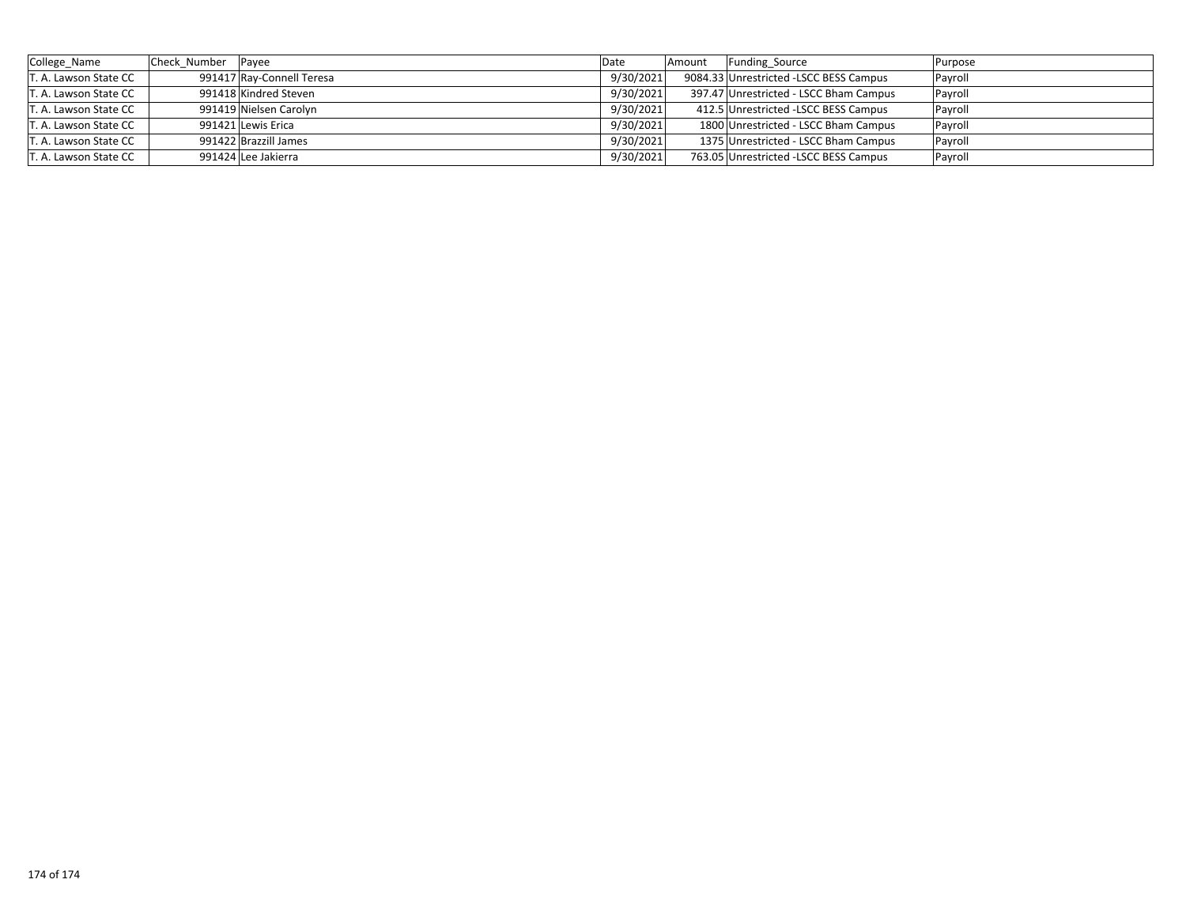| College_Name | Check_Number | Payee | Date | Amount | Funding_Source | Purpose |
|---|---|---|---|---|---|---|
| T. A. Lawson State CC | 991417 | Ray-Connell Teresa | 9/30/2021 | 9084.33 | Unrestricted -LSCC BESS Campus | Payroll |
| T. A. Lawson State CC | 991418 | Kindred Steven | 9/30/2021 | 397.47 | Unrestricted - LSCC Bham Campus | Payroll |
| T. A. Lawson State CC | 991419 | Nielsen Carolyn | 9/30/2021 | 412.5 | Unrestricted -LSCC BESS Campus | Payroll |
| T. A. Lawson State CC | 991421 | Lewis Erica | 9/30/2021 | 1800 | Unrestricted - LSCC Bham Campus | Payroll |
| T. A. Lawson State CC | 991422 | Brazzill James | 9/30/2021 | 1375 | Unrestricted - LSCC Bham Campus | Payroll |
| T. A. Lawson State CC | 991424 | Lee Jakierra | 9/30/2021 | 763.05 | Unrestricted -LSCC BESS Campus | Payroll |